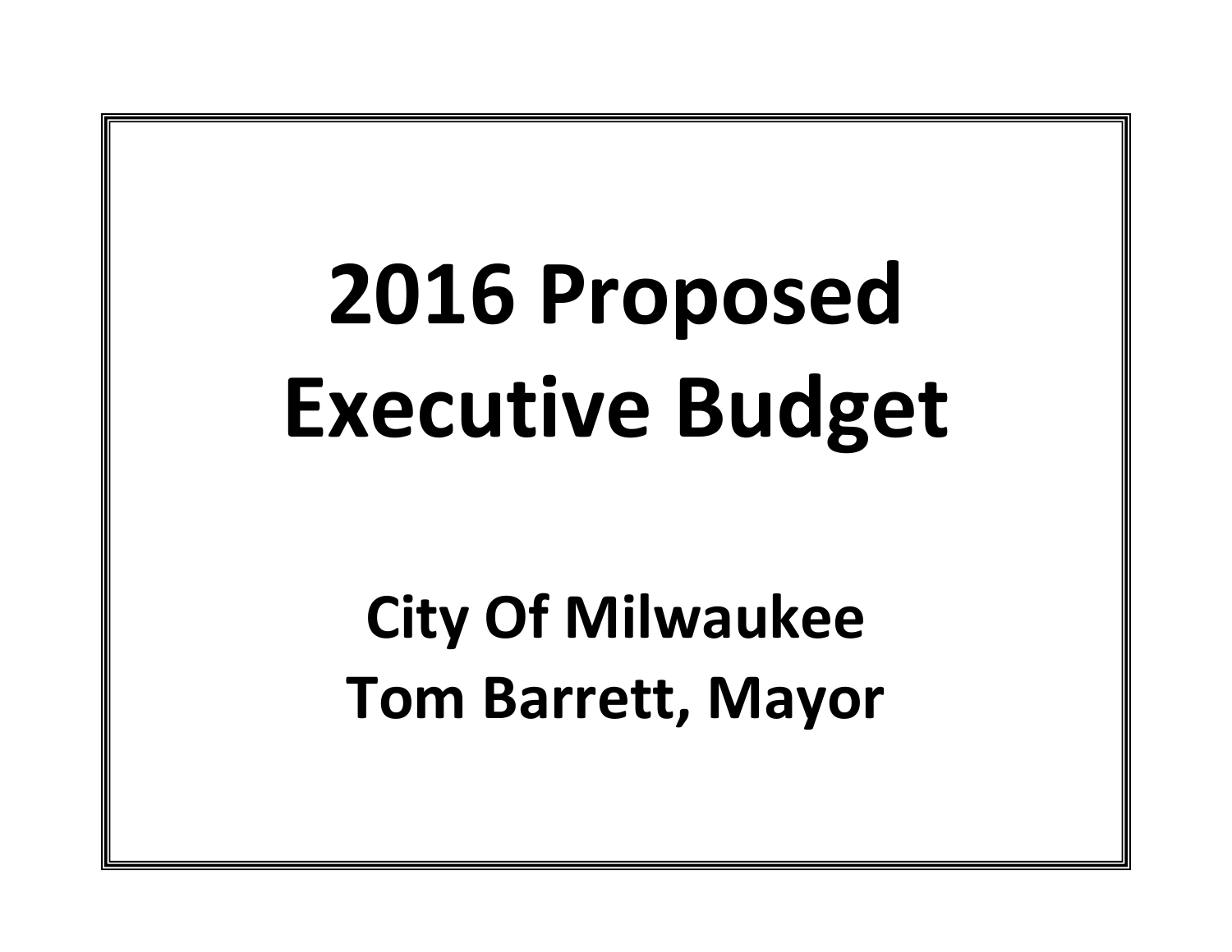# 2016 Proposed Executive Budget

## City Of Milwaukee
## Tom Barrett, Mayor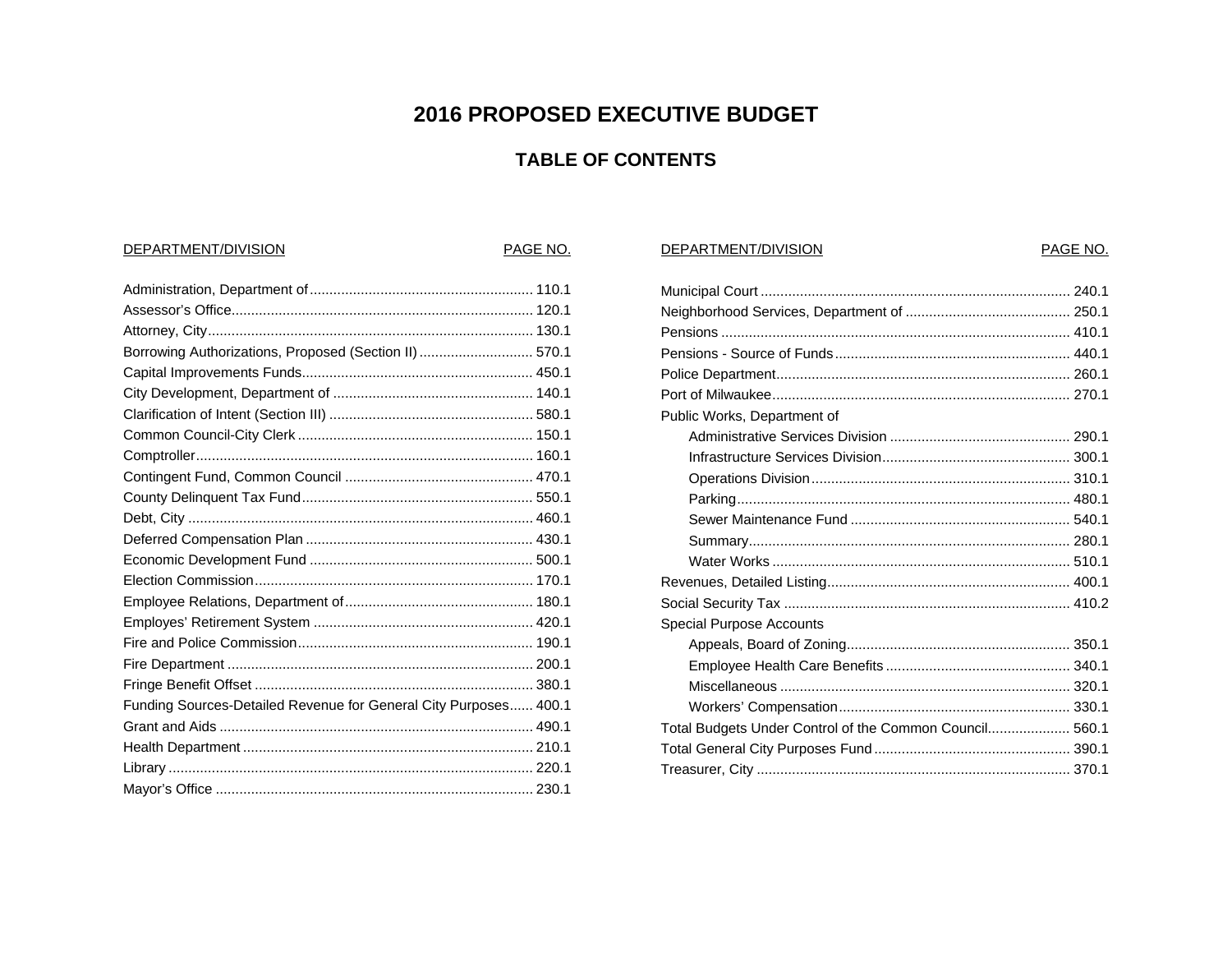# 2016 PROPOSED EXECUTIVE BUDGET

## TABLE OF CONTENTS

| DEPARTMENT/DIVISION | PAGE NO. |
|---|---|
| Administration, Department of | 110.1 |
| Assessor's Office | 120.1 |
| Attorney, City | 130.1 |
| Borrowing Authorizations, Proposed (Section II) | 570.1 |
| Capital Improvements Funds | 450.1 |
| City Development, Department of | 140.1 |
| Clarification of Intent (Section III) | 580.1 |
| Common Council-City Clerk | 150.1 |
| Comptroller | 160.1 |
| Contingent Fund, Common Council | 470.1 |
| County Delinquent Tax Fund | 550.1 |
| Debt, City | 460.1 |
| Deferred Compensation Plan | 430.1 |
| Economic Development Fund | 500.1 |
| Election Commission | 170.1 |
| Employee Relations, Department of | 180.1 |
| Employes' Retirement System | 420.1 |
| Fire and Police Commission | 190.1 |
| Fire Department | 200.1 |
| Fringe Benefit Offset | 380.1 |
| Funding Sources-Detailed Revenue for General City Purposes | 400.1 |
| Grant and Aids | 490.1 |
| Health Department | 210.1 |
| Library | 220.1 |
| Mayor's Office | 230.1 |
| Municipal Court | 240.1 |
| Neighborhood Services, Department of | 250.1 |
| Pensions | 410.1 |
| Pensions - Source of Funds | 440.1 |
| Police Department | 260.1 |
| Port of Milwaukee | 270.1 |
| Public Works, Department of | |
| Administrative Services Division | 290.1 |
| Infrastructure Services Division | 300.1 |
| Operations Division | 310.1 |
| Parking | 480.1 |
| Sewer Maintenance Fund | 540.1 |
| Summary | 280.1 |
| Water Works | 510.1 |
| Revenues, Detailed Listing | 400.1 |
| Social Security Tax | 410.2 |
| Special Purpose Accounts | |
| Appeals, Board of Zoning | 350.1 |
| Employee Health Care Benefits | 340.1 |
| Miscellaneous | 320.1 |
| Workers' Compensation | 330.1 |
| Total Budgets Under Control of the Common Council | 560.1 |
| Total General City Purposes Fund | 390.1 |
| Treasurer, City | 370.1 |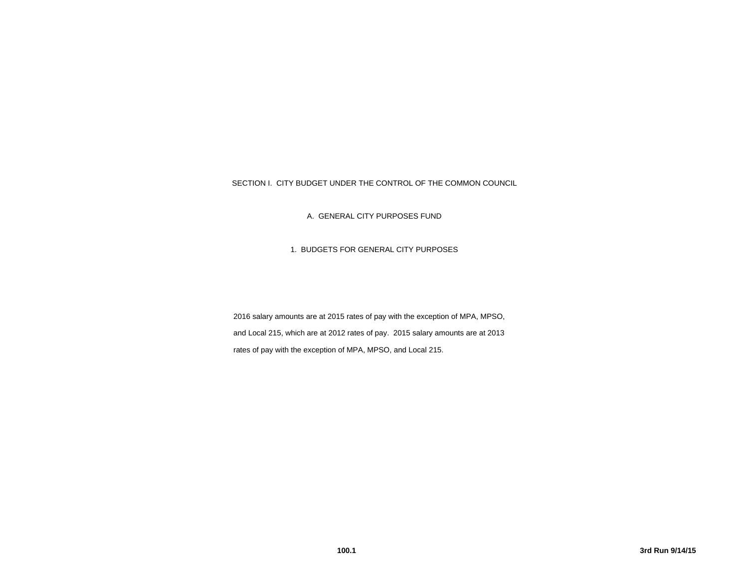# SECTION I. CITY BUDGET UNDER THE CONTROL OF THE COMMON COUNCIL

## A. GENERAL CITY PURPOSES FUND

### 1. BUDGETS FOR GENERAL CITY PURPOSES

2016 salary amounts are at 2015 rates of pay with the exception of MPA, MPSO, and Local 215, which are at 2012 rates of pay. 2015 salary amounts are at 2013 rates of pay with the exception of MPA, MPSO, and Local 215.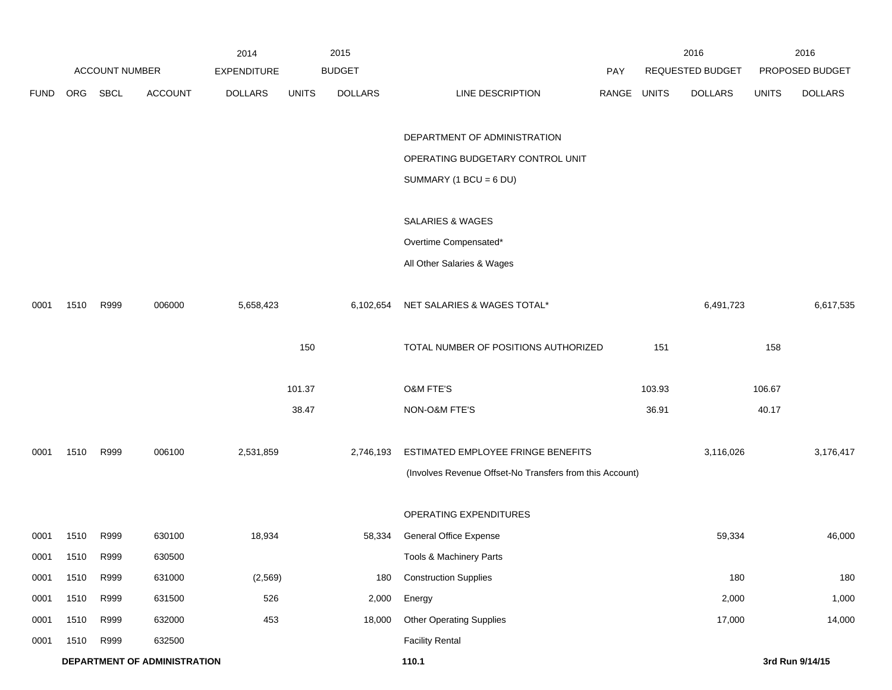| FUND | ORG | SBCL | ACCOUNT | 2014 EXPENDITURE DOLLARS | 2015 BUDGET UNITS | 2015 BUDGET DOLLARS | LINE DESCRIPTION | PAY RANGE | 2016 REQUESTED BUDGET UNITS | 2016 REQUESTED BUDGET DOLLARS | 2016 PROPOSED BUDGET UNITS | 2016 PROPOSED BUDGET DOLLARS |
|---|---|---|---|---|---|---|---|---|---|---|---|---|
| | | | | | | | DEPARTMENT OF ADMINISTRATION | | | | | |
| | | | | | | | OPERATING BUDGETARY CONTROL UNIT | | | | | |
| | | | | | | | SUMMARY (1 BCU = 6 DU) | | | | | |
| | | | | | | | SALARIES & WAGES | | | | | |
| | | | | | | | Overtime Compensated* | | | | | |
| | | | | | | | All Other Salaries & Wages | | | | | |
| 0001 | 1510 | R999 | 006000 | 5,658,423 | | 6,102,654 | NET SALARIES & WAGES TOTAL* | | | 6,491,723 | | 6,617,535 |
| | | | | | 150 | | TOTAL NUMBER OF POSITIONS AUTHORIZED | | 151 | | 158 | |
| | | | | | 101.37 | | O&M FTE'S | | 103.93 | | 106.67 | |
| | | | | | 38.47 | | NON-O&M FTE'S | | 36.91 | | 40.17 | |
| 0001 | 1510 | R999 | 006100 | 2,531,859 | | 2,746,193 | ESTIMATED EMPLOYEE FRINGE BENEFITS | | | 3,116,026 | | 3,176,417 |
| | | | | | | | (Involves Revenue Offset-No Transfers from this Account) | | | | | |
| | | | | | | | OPERATING EXPENDITURES | | | | | |
| 0001 | 1510 | R999 | 630100 | 18,934 | | 58,334 | General Office Expense | | | 59,334 | | 46,000 |
| 0001 | 1510 | R999 | 630500 | | | | Tools & Machinery Parts | | | | | |
| 0001 | 1510 | R999 | 631000 | (2,569) | | 180 | Construction Supplies | | | 180 | | 180 |
| 0001 | 1510 | R999 | 631500 | 526 | | 2,000 | Energy | | | 2,000 | | 1,000 |
| 0001 | 1510 | R999 | 632000 | 453 | | 18,000 | Other Operating Supplies | | | 17,000 | | 14,000 |
| 0001 | 1510 | R999 | 632500 | | | | Facility Rental | | | | | |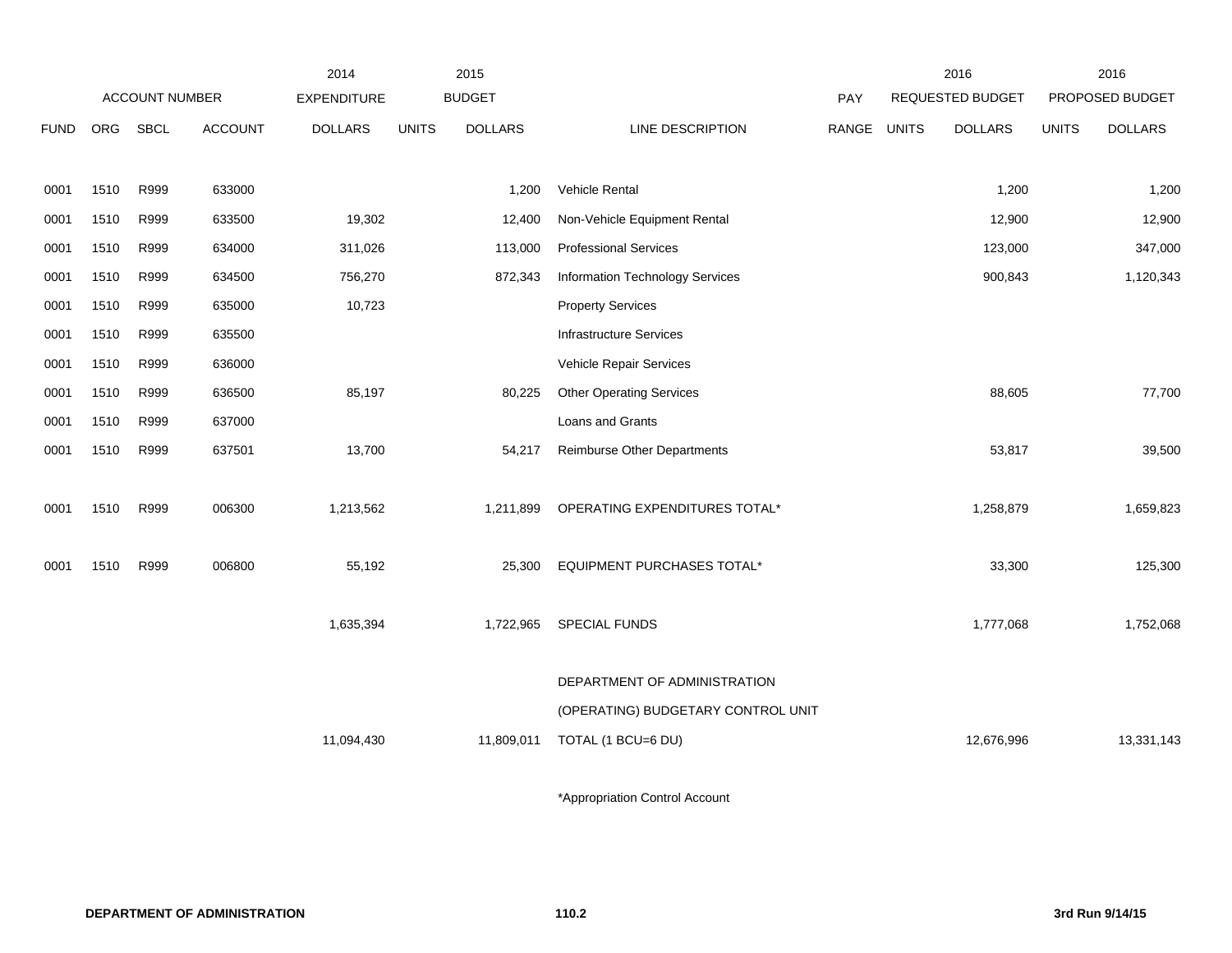| FUND | ORG | SBCL | ACCOUNT | 2014 EXPENDITURE DOLLARS | 2015 BUDGET UNITS | 2015 BUDGET DOLLARS | LINE DESCRIPTION | PAY RANGE | 2016 REQUESTED BUDGET UNITS | 2016 REQUESTED BUDGET DOLLARS | 2016 PROPOSED BUDGET UNITS | 2016 PROPOSED BUDGET DOLLARS |
|---|---|---|---|---|---|---|---|---|---|---|---|---|
| 0001 | 1510 | R999 | 633000 | | | 1,200 | Vehicle Rental | | | 1,200 | | 1,200 |
| 0001 | 1510 | R999 | 633500 | 19,302 | | 12,400 | Non-Vehicle Equipment Rental | | | 12,900 | | 12,900 |
| 0001 | 1510 | R999 | 634000 | 311,026 | | 113,000 | Professional Services | | | 123,000 | | 347,000 |
| 0001 | 1510 | R999 | 634500 | 756,270 | | 872,343 | Information Technology Services | | | 900,843 | | 1,120,343 |
| 0001 | 1510 | R999 | 635000 | 10,723 | | | Property Services | | | | | |
| 0001 | 1510 | R999 | 635500 | | | | Infrastructure Services | | | | | |
| 0001 | 1510 | R999 | 636000 | | | | Vehicle Repair Services | | | | | |
| 0001 | 1510 | R999 | 636500 | 85,197 | | 80,225 | Other Operating Services | | | 88,605 | | 77,700 |
| 0001 | 1510 | R999 | 637000 | | | | Loans and Grants | | | | | |
| 0001 | 1510 | R999 | 637501 | 13,700 | | 54,217 | Reimburse Other Departments | | | 53,817 | | 39,500 |
| 0001 | 1510 | R999 | 006300 | 1,213,562 | | 1,211,899 | OPERATING EXPENDITURES TOTAL* | | | 1,258,879 | | 1,659,823 |
| 0001 | 1510 | R999 | 006800 | 55,192 | | 25,300 | EQUIPMENT PURCHASES TOTAL* | | | 33,300 | | 125,300 |
| | | | | 1,635,394 | | 1,722,965 | SPECIAL FUNDS | | | 1,777,068 | | 1,752,068 |
| | | | | 11,094,430 | | 11,809,011 | DEPARTMENT OF ADMINISTRATION (OPERATING) BUDGETARY CONTROL UNIT TOTAL (1 BCU=6 DU) | | | 12,676,996 | | 13,331,143 |

*Appropriation Control Account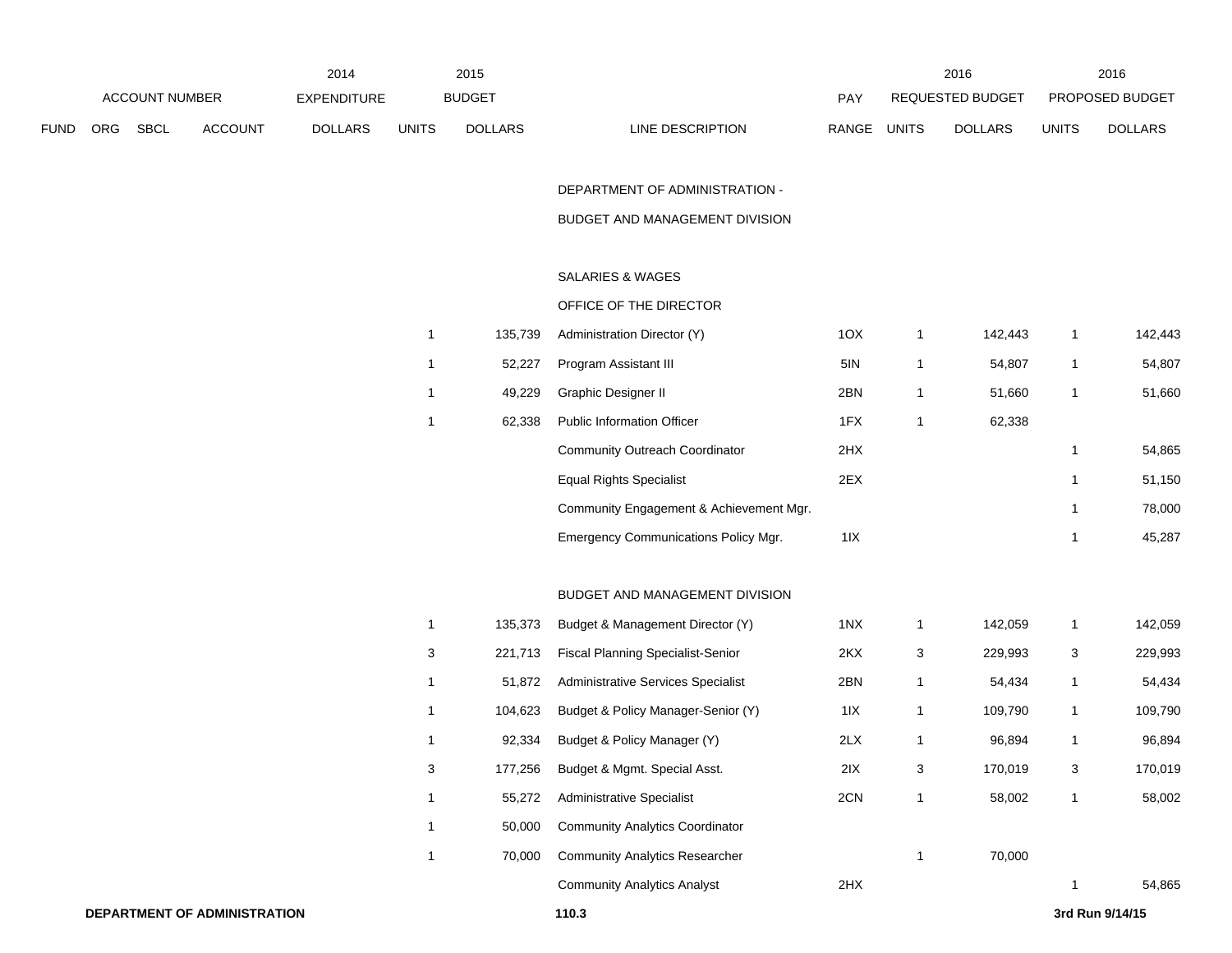| ACCOUNT NUMBER | | | | 2014 EXPENDITURE | 2015 BUDGET | | | | 2016 REQUESTED BUDGET | | 2016 PROPOSED BUDGET | |
|---|---|---|---|---|---|---|---|---|---|---|---|---|
| FUND | ORG | SBCL | ACCOUNT | DOLLARS | UNITS | DOLLARS | LINE DESCRIPTION | PAY RANGE | UNITS | DOLLARS | UNITS | DOLLARS |
| | | | | | | | DEPARTMENT OF ADMINISTRATION - | | | | | |
| | | | | | | | BUDGET AND MANAGEMENT DIVISION | | | | | |
| | | | | | | | SALARIES & WAGES | | | | | |
| | | | | | | | OFFICE OF THE DIRECTOR | | | | | |
| | | | | | 1 | 135,739 | Administration Director (Y) | 1OX | 1 | 142,443 | 1 | 142,443 |
| | | | | | 1 | 52,227 | Program Assistant III | 5IN | 1 | 54,807 | 1 | 54,807 |
| | | | | | 1 | 49,229 | Graphic Designer II | 2BN | 1 | 51,660 | 1 | 51,660 |
| | | | | | 1 | 62,338 | Public Information Officer | 1FX | 1 | 62,338 | | |
| | | | | | | | Community Outreach Coordinator | 2HX | | | 1 | 54,865 |
| | | | | | | | Equal Rights Specialist | 2EX | | | 1 | 51,150 |
| | | | | | | | Community Engagement & Achievement Mgr. | | | | 1 | 78,000 |
| | | | | | | | Emergency Communications Policy Mgr. | 1IX | | | 1 | 45,287 |
| | | | | | | | BUDGET AND MANAGEMENT DIVISION | | | | | |
| | | | | | 1 | 135,373 | Budget & Management Director (Y) | 1NX | 1 | 142,059 | 1 | 142,059 |
| | | | | | 3 | 221,713 | Fiscal Planning Specialist-Senior | 2KX | 3 | 229,993 | 3 | 229,993 |
| | | | | | 1 | 51,872 | Administrative Services Specialist | 2BN | 1 | 54,434 | 1 | 54,434 |
| | | | | | 1 | 104,623 | Budget & Policy Manager-Senior (Y) | 1IX | 1 | 109,790 | 1 | 109,790 |
| | | | | | 1 | 92,334 | Budget & Policy Manager (Y) | 2LX | 1 | 96,894 | 1 | 96,894 |
| | | | | | 3 | 177,256 | Budget & Mgmt. Special Asst. | 2IX | 3 | 170,019 | 3 | 170,019 |
| | | | | | 1 | 55,272 | Administrative Specialist | 2CN | 1 | 58,002 | 1 | 58,002 |
| | | | | | 1 | 50,000 | Community Analytics Coordinator | | | | | |
| | | | | | 1 | 70,000 | Community Analytics Researcher | | 1 | 70,000 | | |
| | | | | | | | Community Analytics Analyst | 2HX | | | 1 | 54,865 |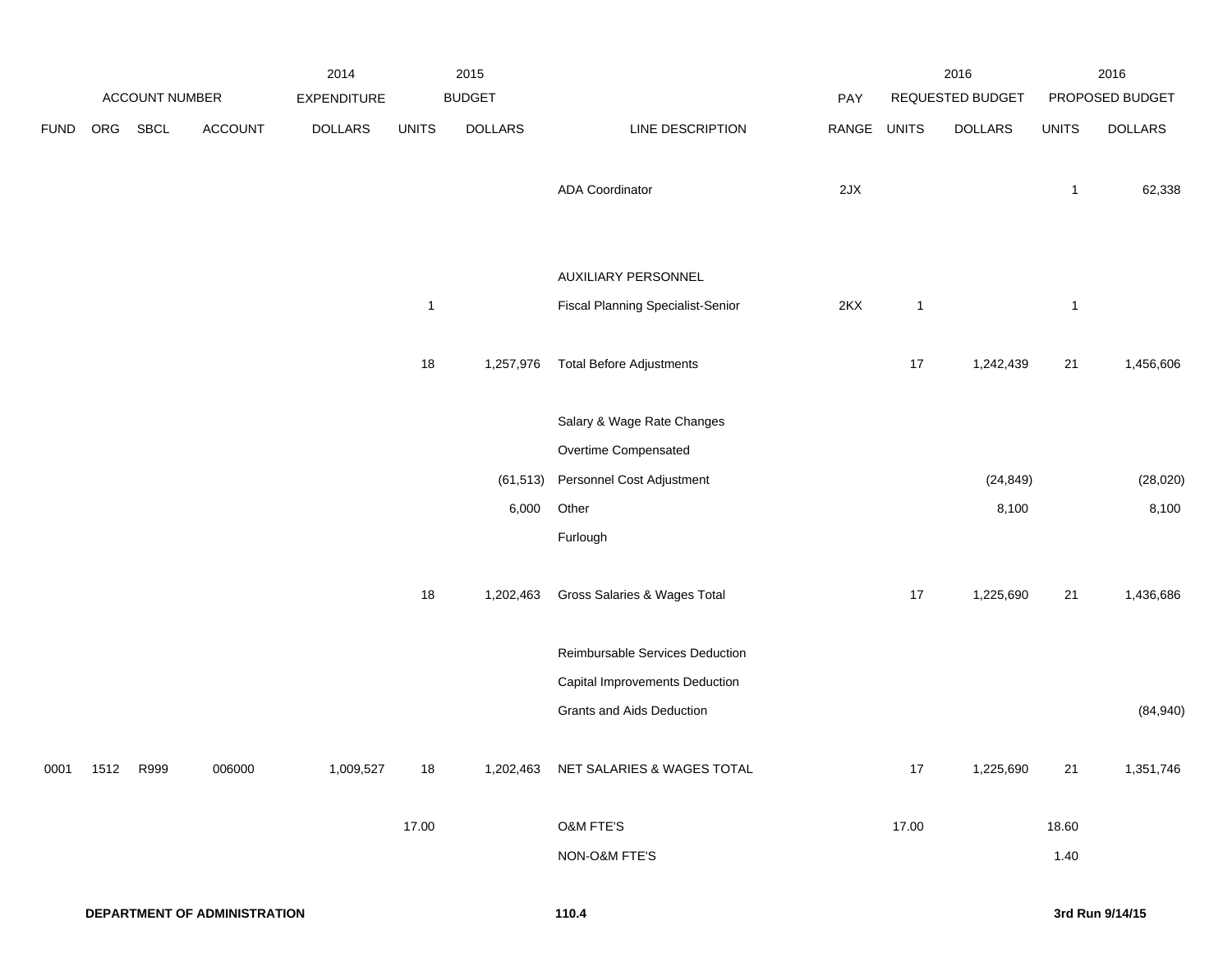| ACCOUNT NUMBER | | | | 2014 EXPENDITURE | 2015 BUDGET | | | PAY | 2016 REQUESTED BUDGET | | 2016 PROPOSED BUDGET | |
|---|---|---|---|---|---|---|---|---|---|---|---|---|
| FUND | ORG | SBCL | ACCOUNT | DOLLARS | UNITS | DOLLARS | LINE DESCRIPTION | RANGE | UNITS | DOLLARS | UNITS | DOLLARS |
| | | | | | | | ADA Coordinator | 2JX | | | 1 | 62,338 |
| | | | | | | | AUXILIARY PERSONNEL | | | | | |
| | | | | | 1 | | Fiscal Planning Specialist-Senior | 2KX | 1 | | 1 | |
| | | | | | 18 | 1,257,976 | Total Before Adjustments | | 17 | 1,242,439 | 21 | 1,456,606 |
| | | | | | | | Salary & Wage Rate Changes | | | | | |
| | | | | | | | Overtime Compensated | | | | | |
| | | | | | | (61,513) | Personnel Cost Adjustment | | | (24,849) | | (28,020) |
| | | | | | | 6,000 | Other | | | 8,100 | | 8,100 |
| | | | | | | | Furlough | | | | | |
| | | | | | 18 | 1,202,463 | Gross Salaries & Wages Total | | 17 | 1,225,690 | 21 | 1,436,686 |
| | | | | | | | Reimbursable Services Deduction | | | | | |
| | | | | | | | Capital Improvements Deduction | | | | | |
| | | | | | | | Grants and Aids Deduction | | | | | (84,940) |
| 0001 | 1512 | R999 | 006000 | 1,009,527 | 18 | 1,202,463 | NET SALARIES & WAGES TOTAL | | 17 | 1,225,690 | 21 | 1,351,746 |
| | | | | | 17.00 | | O&M FTE'S | | 17.00 | | 18.60 | |
| | | | | | | | NON-O&M FTE'S | | | | 1.40 | |

**DEPARTMENT OF ADMINISTRATION** **110.4** **3rd Run 9/14/15**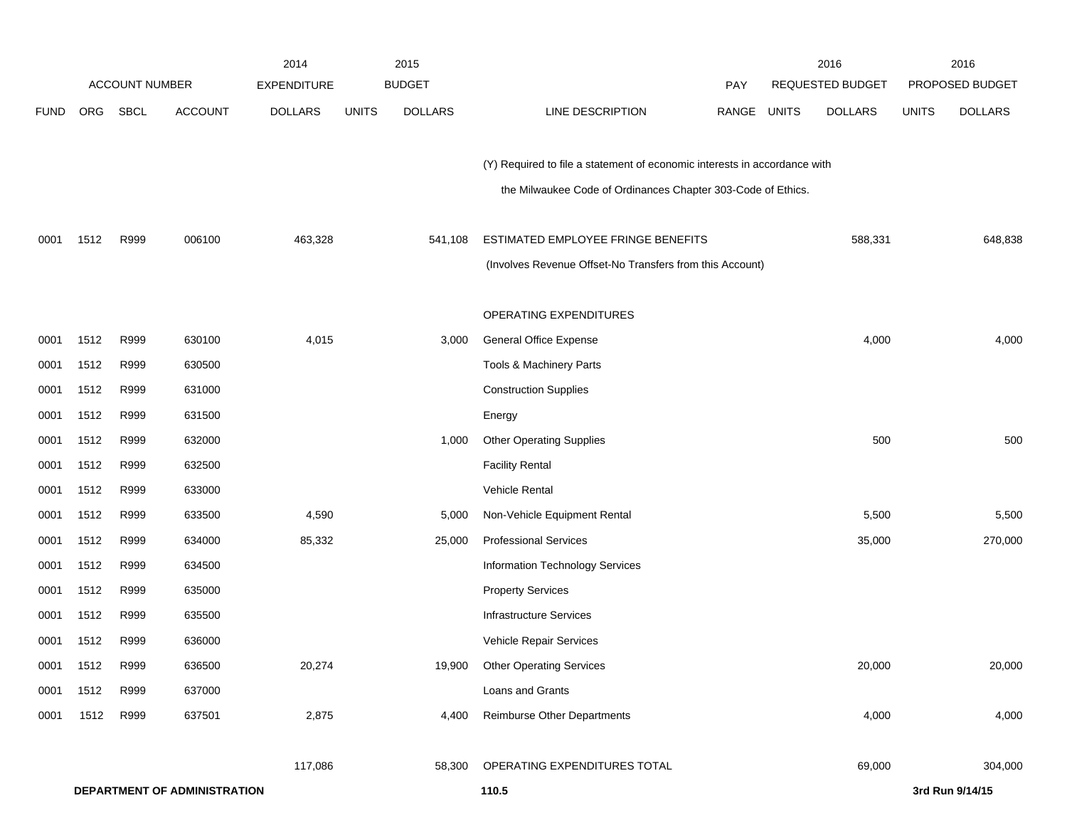| FUND | ORG | SBCL | ACCOUNT | 2014 EXPENDITURE DOLLARS | 2015 BUDGET UNITS | 2015 BUDGET DOLLARS | LINE DESCRIPTION | PAY RANGE | 2016 REQUESTED BUDGET UNITS | 2016 REQUESTED BUDGET DOLLARS | 2016 PROPOSED BUDGET UNITS | 2016 PROPOSED BUDGET DOLLARS |
|---|---|---|---|---|---|---|---|---|---|---|---|---|
| | | | | | | | (Y) Required to file a statement of economic interests in accordance with the Milwaukee Code of Ordinances Chapter 303-Code of Ethics. | | | | | |
| 0001 | 1512 | R999 | 006100 | 463,328 | | 541,108 | ESTIMATED EMPLOYEE FRINGE BENEFITS | | | 588,331 | | 648,838 |
| | | | | | | | (Involves Revenue Offset-No Transfers from this Account) | | | | | |
| | | | | | | | OPERATING EXPENDITURES | | | | | |
| 0001 | 1512 | R999 | 630100 | 4,015 | | 3,000 | General Office Expense | | | 4,000 | | 4,000 |
| 0001 | 1512 | R999 | 630500 | | | | Tools & Machinery Parts | | | | | |
| 0001 | 1512 | R999 | 631000 | | | | Construction Supplies | | | | | |
| 0001 | 1512 | R999 | 631500 | | | | Energy | | | | | |
| 0001 | 1512 | R999 | 632000 | | | 1,000 | Other Operating Supplies | | | 500 | | 500 |
| 0001 | 1512 | R999 | 632500 | | | | Facility Rental | | | | | |
| 0001 | 1512 | R999 | 633000 | | | | Vehicle Rental | | | | | |
| 0001 | 1512 | R999 | 633500 | 4,590 | | 5,000 | Non-Vehicle Equipment Rental | | | 5,500 | | 5,500 |
| 0001 | 1512 | R999 | 634000 | 85,332 | | 25,000 | Professional Services | | | 35,000 | | 270,000 |
| 0001 | 1512 | R999 | 634500 | | | | Information Technology Services | | | | | |
| 0001 | 1512 | R999 | 635000 | | | | Property Services | | | | | |
| 0001 | 1512 | R999 | 635500 | | | | Infrastructure Services | | | | | |
| 0001 | 1512 | R999 | 636000 | | | | Vehicle Repair Services | | | | | |
| 0001 | 1512 | R999 | 636500 | 20,274 | | 19,900 | Other Operating Services | | | 20,000 | | 20,000 |
| 0001 | 1512 | R999 | 637000 | | | | Loans and Grants | | | | | |
| 0001 | 1512 | R999 | 637501 | 2,875 | | 4,400 | Reimburse Other Departments | | | 4,000 | | 4,000 |
| | | | | 117,086 | | 58,300 | OPERATING EXPENDITURES TOTAL | | | 69,000 | | 304,000 |

**DEPARTMENT OF ADMINISTRATION** 110.5 **3rd Run 9/14/15**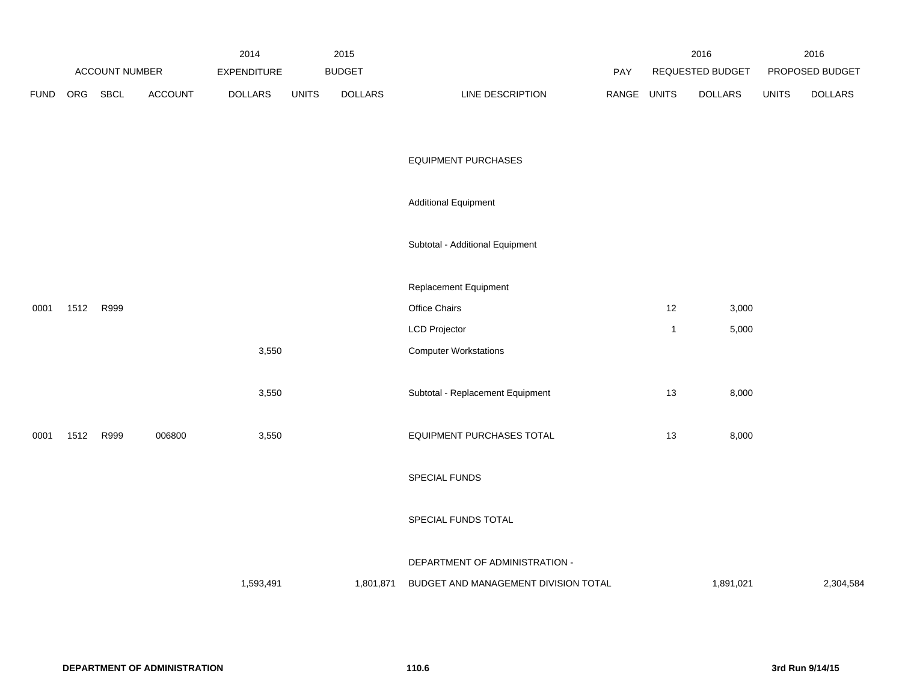| FUND | ORG | SBCL | ACCOUNT | 2014 EXPENDITURE DOLLARS | 2015 BUDGET UNITS | 2015 BUDGET DOLLARS | LINE DESCRIPTION | PAY RANGE | 2016 REQUESTED BUDGET UNITS | 2016 REQUESTED BUDGET DOLLARS | 2016 PROPOSED BUDGET UNITS | 2016 PROPOSED BUDGET DOLLARS |
|---|---|---|---|---|---|---|---|---|---|---|---|---|
| | | | | | | | EQUIPMENT PURCHASES | | | | | |
| | | | | | | | Additional Equipment | | | | | |
| | | | | | | | Subtotal - Additional Equipment | | | | | |
| | | | | | | | Replacement Equipment | | | | | |
| 0001 | 1512 | R999 | | | | | Office Chairs | | 12 | 3,000 | | |
| | | | | | | | LCD Projector | | 1 | 5,000 | | |
| | | | | 3,550 | | | Computer Workstations | | | | | |
| | | | | 3,550 | | | Subtotal - Replacement Equipment | | 13 | 8,000 | | |
| 0001 | 1512 | R999 | 006800 | 3,550 | | | EQUIPMENT PURCHASES TOTAL | | 13 | 8,000 | | |
| | | | | | | | SPECIAL FUNDS | | | | | |
| | | | | | | | SPECIAL FUNDS TOTAL | | | | | |
| | | | | 1,593,491 | | 1,801,871 | DEPARTMENT OF ADMINISTRATION - BUDGET AND MANAGEMENT DIVISION TOTAL | | | 1,891,021 | | 2,304,584 |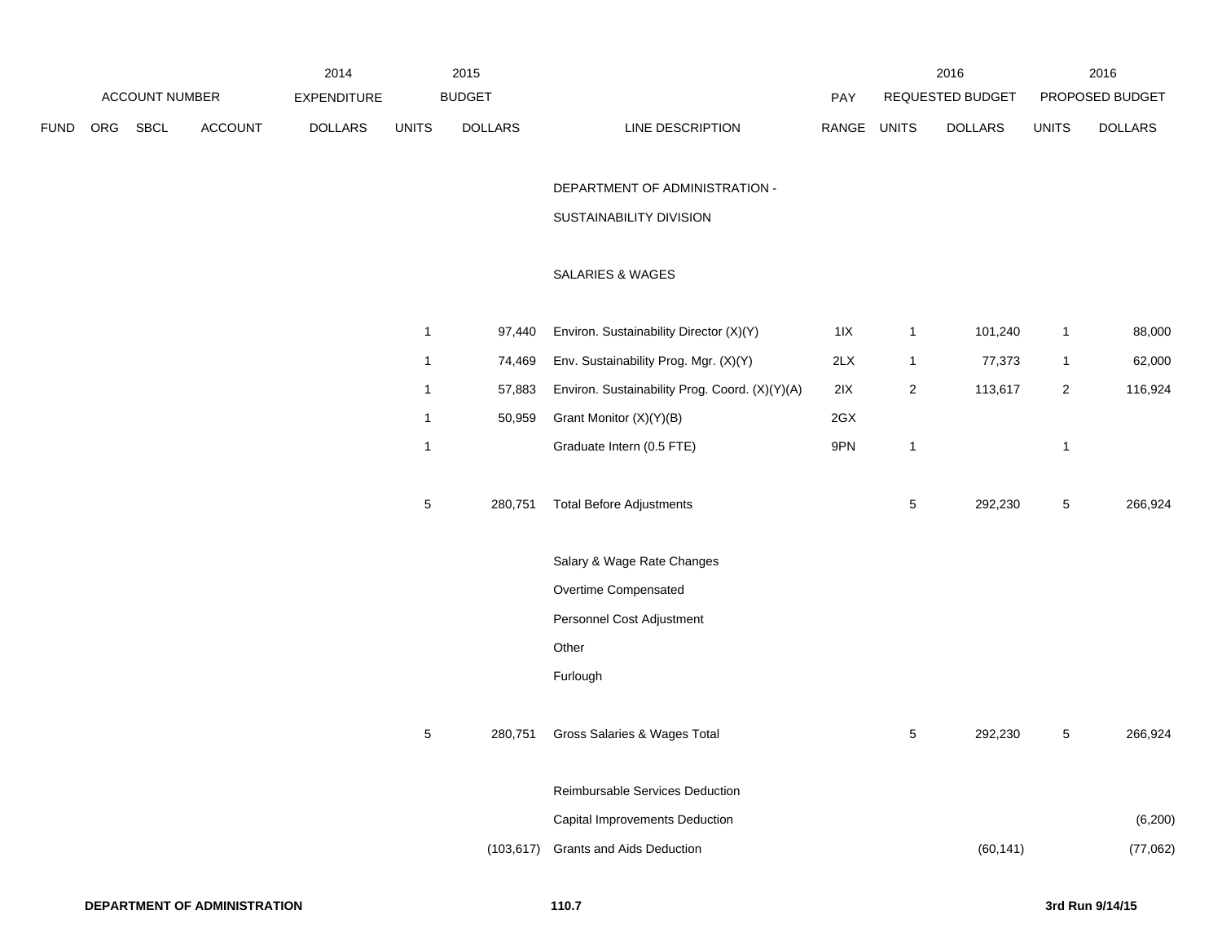| ACCOUNT NUMBER | | | | 2014 EXPENDITURE | 2015 BUDGET | | | PAY | 2016 REQUESTED BUDGET | | 2016 PROPOSED BUDGET | |
|---|---|---|---|---|---|---|---|---|---|---|---|---|
| FUND | ORG | SBCL | ACCOUNT | DOLLARS | UNITS | DOLLARS | LINE DESCRIPTION | RANGE | UNITS | DOLLARS | UNITS | DOLLARS |
| | | | | | | | DEPARTMENT OF ADMINISTRATION - SUSTAINABILITY DIVISION | | | | | |
| | | | | | | | SALARIES & WAGES | | | | | |
| | | | | | 1 | 97,440 | Environ. Sustainability Director (X)(Y) | 1IX | 1 | 101,240 | 1 | 88,000 |
| | | | | | 1 | 74,469 | Env. Sustainability Prog. Mgr. (X)(Y) | 2LX | 1 | 77,373 | 1 | 62,000 |
| | | | | | 1 | 57,883 | Environ. Sustainability Prog. Coord. (X)(Y)(A) | 2IX | 2 | 113,617 | 2 | 116,924 |
| | | | | | 1 | 50,959 | Grant Monitor (X)(Y)(B) | 2GX | | | | |
| | | | | | 1 | | Graduate Intern (0.5 FTE) | 9PN | 1 | | 1 | |
| | | | | | 5 | 280,751 | Total Before Adjustments | | 5 | 292,230 | 5 | 266,924 |
| | | | | | | | Salary & Wage Rate Changes | | | | | |
| | | | | | | | Overtime Compensated | | | | | |
| | | | | | | | Personnel Cost Adjustment | | | | | |
| | | | | | | | Other | | | | | |
| | | | | | | | Furlough | | | | | |
| | | | | | 5 | 280,751 | Gross Salaries & Wages Total | | 5 | 292,230 | 5 | 266,924 |
| | | | | | | | Reimbursable Services Deduction | | | | | |
| | | | | | | | Capital Improvements Deduction | | | | | (6,200) |
| | | | | | | (103,617) | Grants and Aids Deduction | | | (60,141) | | (77,062) |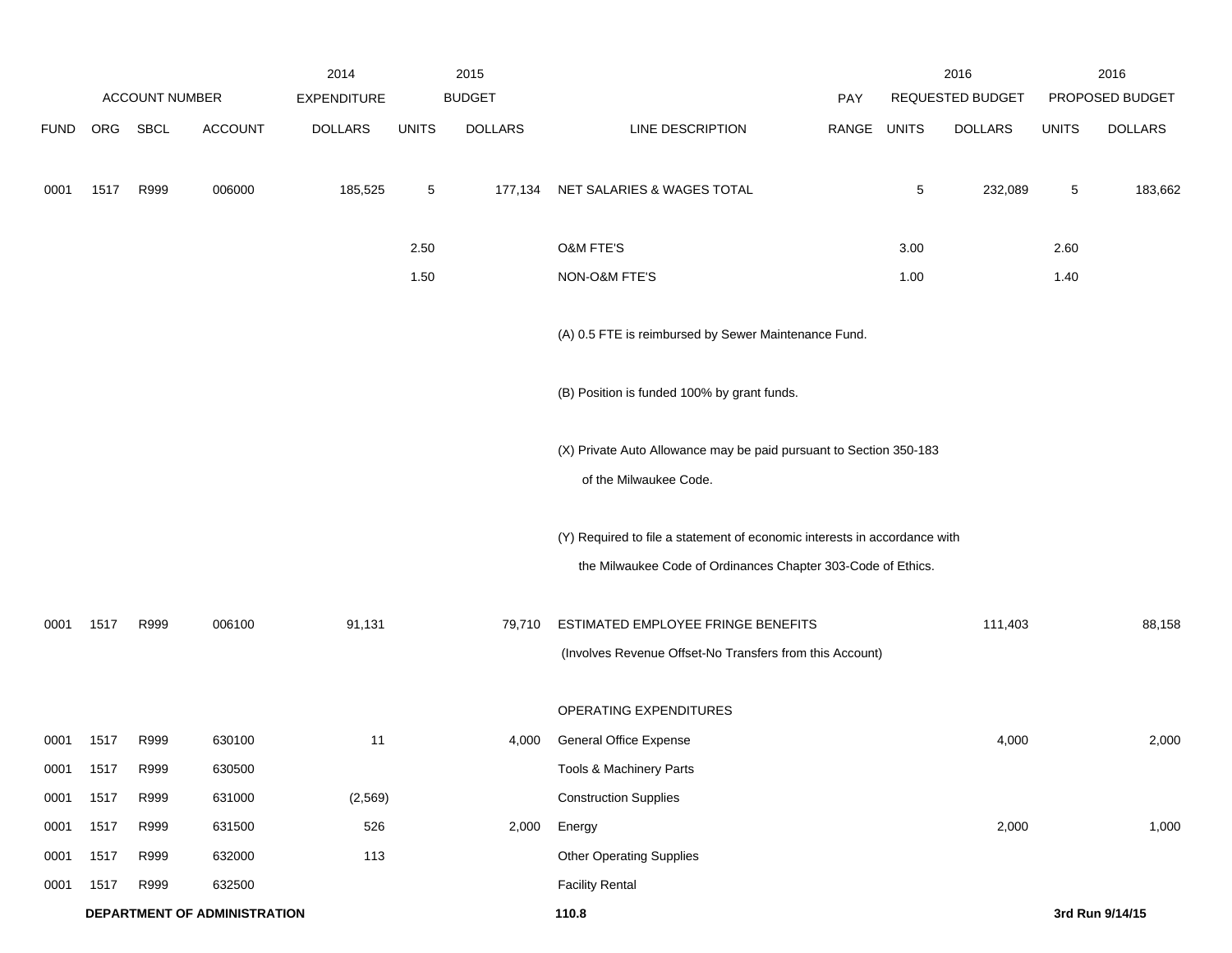| FUND | ORG | SBCL | ACCOUNT | 2014 EXPENDITURE DOLLARS | 2015 BUDGET UNITS | 2015 BUDGET DOLLARS | LINE DESCRIPTION | PAY RANGE | 2016 REQUESTED BUDGET UNITS | 2016 REQUESTED BUDGET DOLLARS | 2016 PROPOSED BUDGET UNITS | 2016 PROPOSED BUDGET DOLLARS |
|---|---|---|---|---|---|---|---|---|---|---|---|---|
| 0001 | 1517 | R999 | 006000 | 185,525 | 5 | 177,134 | NET SALARIES & WAGES TOTAL | | 5 | 232,089 | 5 | 183,662 |
| | | | | | 2.50 | | O&M FTE'S | | 3.00 | | 2.60 | |
| | | | | | 1.50 | | NON-O&M FTE'S | | 1.00 | | 1.40 | |
| | | | | | | | (A) 0.5 FTE is reimbursed by Sewer Maintenance Fund. | | | | | |
| | | | | | | | (B) Position is funded 100% by grant funds. | | | | | |
| | | | | | | | (X) Private Auto Allowance may be paid pursuant to Section 350-183 of the Milwaukee Code. | | | | | |
| | | | | | | | (Y) Required to file a statement of economic interests in accordance with the Milwaukee Code of Ordinances Chapter 303-Code of Ethics. | | | | | |
| 0001 | 1517 | R999 | 006100 | 91,131 | | 79,710 | ESTIMATED EMPLOYEE FRINGE BENEFITS (Involves Revenue Offset-No Transfers from this Account) | | | 111,403 | | 88,158 |
| | | | | | | | OPERATING EXPENDITURES | | | | | |
| 0001 | 1517 | R999 | 630100 | 11 | | 4,000 | General Office Expense | | | 4,000 | | 2,000 |
| 0001 | 1517 | R999 | 630500 | | | | Tools & Machinery Parts | | | | | |
| 0001 | 1517 | R999 | 631000 | (2,569) | | | Construction Supplies | | | | | |
| 0001 | 1517 | R999 | 631500 | 526 | | 2,000 | Energy | | | 2,000 | | 1,000 |
| 0001 | 1517 | R999 | 632000 | 113 | | | Other Operating Supplies | | | | | |
| 0001 | 1517 | R999 | 632500 | | | | Facility Rental | | | | | |

**DEPARTMENT OF ADMINISTRATION** 110.8 **3rd Run 9/14/15**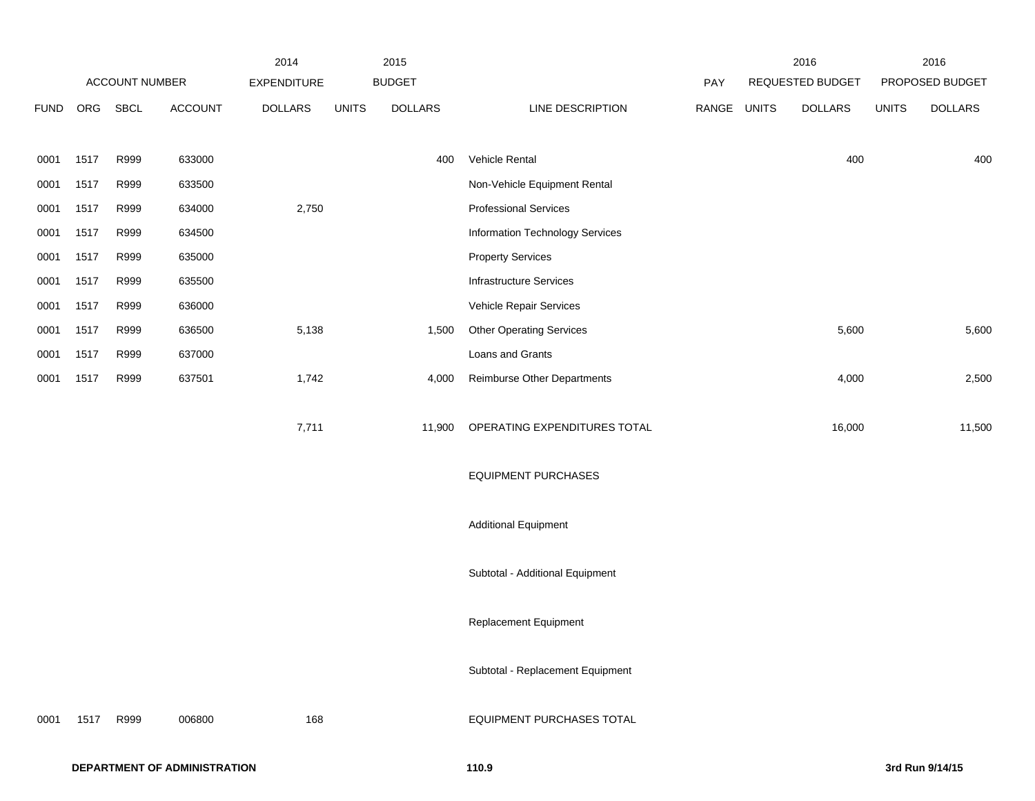| ACCOUNT NUMBER | | | | 2014 EXPENDITURE | 2015 BUDGET | | | PAY | 2016 REQUESTED BUDGET | | 2016 PROPOSED BUDGET | |
|---|---|---|---|---|---|---|---|---|---|---|---|---|
| FUND | ORG | SBCL | ACCOUNT | DOLLARS | UNITS | DOLLARS | LINE DESCRIPTION | RANGE | UNITS | DOLLARS | UNITS | DOLLARS |
| 0001 | 1517 | R999 | 633000 | | | 400 | Vehicle Rental | | | 400 | | 400 |
| 0001 | 1517 | R999 | 633500 | | | | Non-Vehicle Equipment Rental | | | | | |
| 0001 | 1517 | R999 | 634000 | 2,750 | | | Professional Services | | | | | |
| 0001 | 1517 | R999 | 634500 | | | | Information Technology Services | | | | | |
| 0001 | 1517 | R999 | 635000 | | | | Property Services | | | | | |
| 0001 | 1517 | R999 | 635500 | | | | Infrastructure Services | | | | | |
| 0001 | 1517 | R999 | 636000 | | | | Vehicle Repair Services | | | | | |
| 0001 | 1517 | R999 | 636500 | 5,138 | | 1,500 | Other Operating Services | | | 5,600 | | 5,600 |
| 0001 | 1517 | R999 | 637000 | | | | Loans and Grants | | | | | |
| 0001 | 1517 | R999 | 637501 | 1,742 | | 4,000 | Reimburse Other Departments | | | 4,000 | | 2,500 |
| | | | | 7,711 | | 11,900 | OPERATING EXPENDITURES TOTAL | | | 16,000 | | 11,500 |
| | | | | | | | EQUIPMENT PURCHASES | | | | | |
| | | | | | | | Additional Equipment | | | | | |
| | | | | | | | Subtotal - Additional Equipment | | | | | |
| | | | | | | | Replacement Equipment | | | | | |
| | | | | | | | Subtotal - Replacement Equipment | | | | | |
| 0001 | 1517 | R999 | 006800 | 168 | | | EQUIPMENT PURCHASES TOTAL | | | | | |

**DEPARTMENT OF ADMINISTRATION** **110.9** **3rd Run 9/14/15**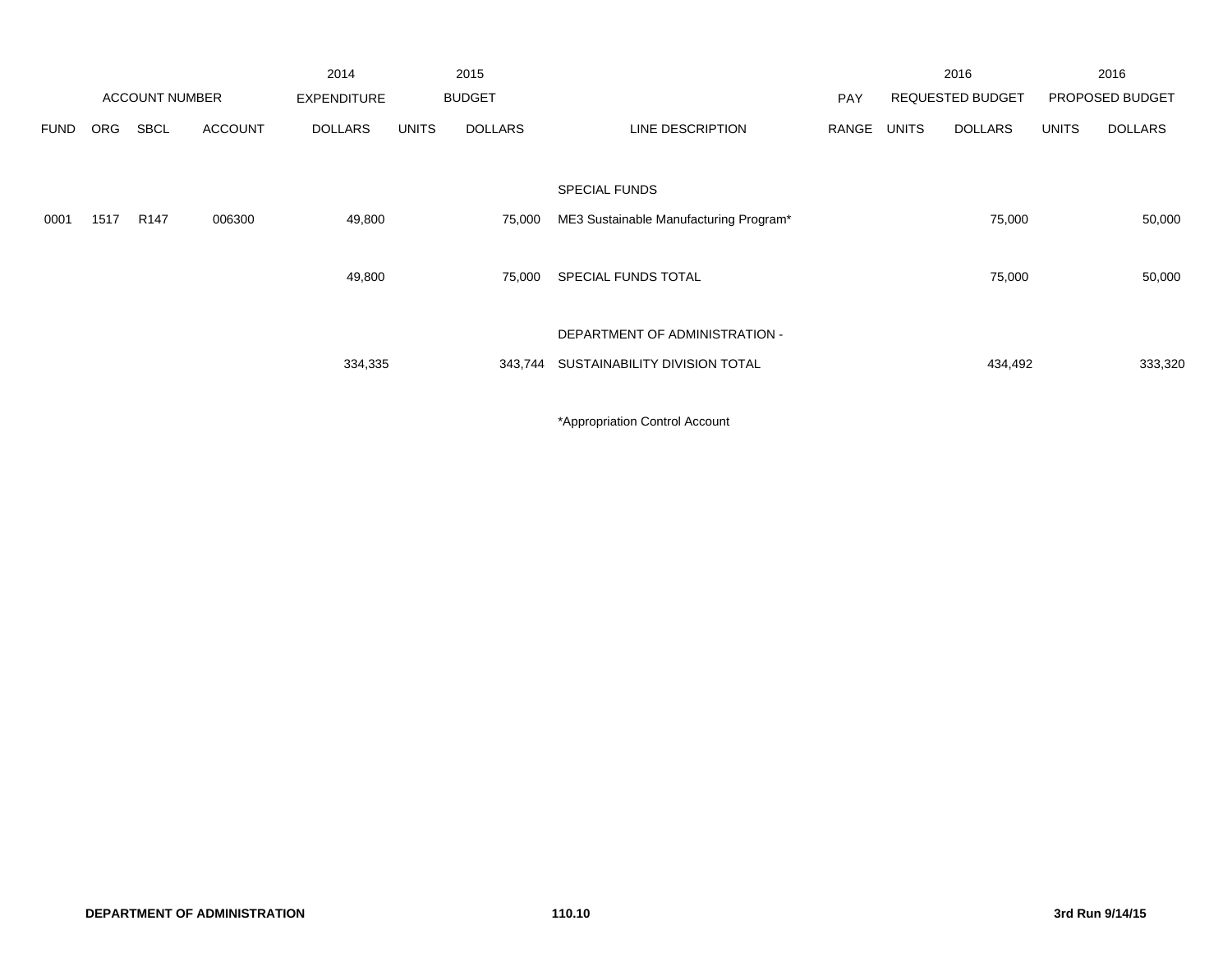| ACCOUNT NUMBER | | | | 2014 EXPENDITURE | 2015 BUDGET | | | PAY | 2016 REQUESTED BUDGET | | 2016 PROPOSED BUDGET | |
|---|---|---|---|---|---|---|---|---|---|---|---|---|
| FUND | ORG | SBCL | ACCOUNT | DOLLARS | UNITS | DOLLARS | LINE DESCRIPTION | RANGE | UNITS | DOLLARS | UNITS | DOLLARS |
| | | | | | | | SPECIAL FUNDS | | | | | |
| 0001 | 1517 | R147 | 006300 | 49,800 | | 75,000 | ME3 Sustainable Manufacturing Program* | | | 75,000 | | 50,000 |
| | | | | 49,800 | | 75,000 | SPECIAL FUNDS TOTAL | | | 75,000 | | 50,000 |
| | | | | 334,335 | | 343,744 | DEPARTMENT OF ADMINISTRATION - SUSTAINABILITY DIVISION TOTAL | | | 434,492 | | 333,320 |

*Appropriation Control Account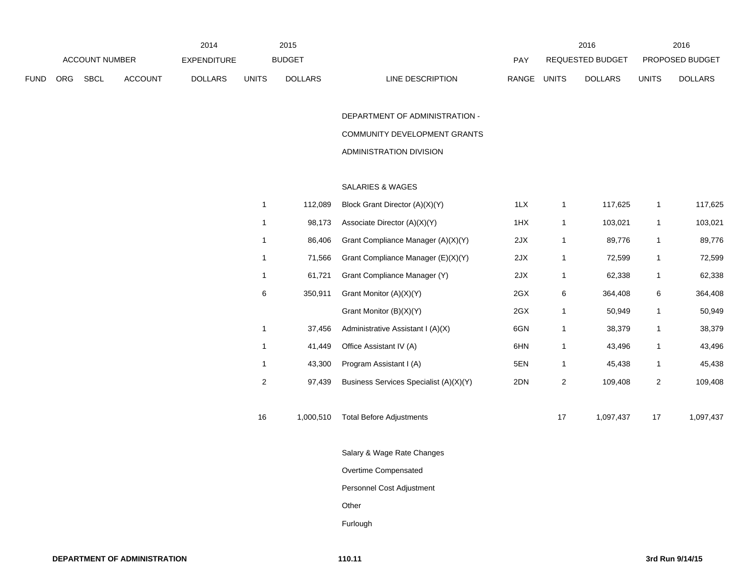| ACCOUNT NUMBER | | | | 2014 EXPENDITURE | 2015 BUDGET | | | | 2016 REQUESTED BUDGET | | 2016 PROPOSED BUDGET | |
|---|---|---|---|---|---|---|---|---|---|---|---|---|
| FUND | ORG | SBCL | ACCOUNT | DOLLARS | UNITS | DOLLARS | LINE DESCRIPTION | PAY RANGE | UNITS | DOLLARS | UNITS | DOLLARS |
| | | | | | | | DEPARTMENT OF ADMINISTRATION - COMMUNITY DEVELOPMENT GRANTS ADMINISTRATION DIVISION | | | | | |
| | | | | | | | SALARIES & WAGES | | | | | |
| | | | | | 1 | 112,089 | Block Grant Director (A)(X)(Y) | 1LX | 1 | 117,625 | 1 | 117,625 |
| | | | | | 1 | 98,173 | Associate Director (A)(X)(Y) | 1HX | 1 | 103,021 | 1 | 103,021 |
| | | | | | 1 | 86,406 | Grant Compliance Manager (A)(X)(Y) | 2JX | 1 | 89,776 | 1 | 89,776 |
| | | | | | 1 | 71,566 | Grant Compliance Manager (E)(X)(Y) | 2JX | 1 | 72,599 | 1 | 72,599 |
| | | | | | 1 | 61,721 | Grant Compliance Manager (Y) | 2JX | 1 | 62,338 | 1 | 62,338 |
| | | | | | 6 | 350,911 | Grant Monitor (A)(X)(Y) | 2GX | 6 | 364,408 | 6 | 364,408 |
| | | | | | | | Grant Monitor (B)(X)(Y) | 2GX | 1 | 50,949 | 1 | 50,949 |
| | | | | | 1 | 37,456 | Administrative Assistant I (A)(X) | 6GN | 1 | 38,379 | 1 | 38,379 |
| | | | | | 1 | 41,449 | Office Assistant IV (A) | 6HN | 1 | 43,496 | 1 | 43,496 |
| | | | | | 1 | 43,300 | Program Assistant I (A) | 5EN | 1 | 45,438 | 1 | 45,438 |
| | | | | | 2 | 97,439 | Business Services Specialist (A)(X)(Y) | 2DN | 2 | 109,408 | 2 | 109,408 |
| | | | | | 16 | 1,000,510 | Total Before Adjustments | | 17 | 1,097,437 | 17 | 1,097,437 |
| | | | | | | | Salary & Wage Rate Changes | | | | | |
| | | | | | | | Overtime Compensated | | | | | |
| | | | | | | | Personnel Cost Adjustment | | | | | |
| | | | | | | | Other | | | | | |
| | | | | | | | Furlough | | | | | |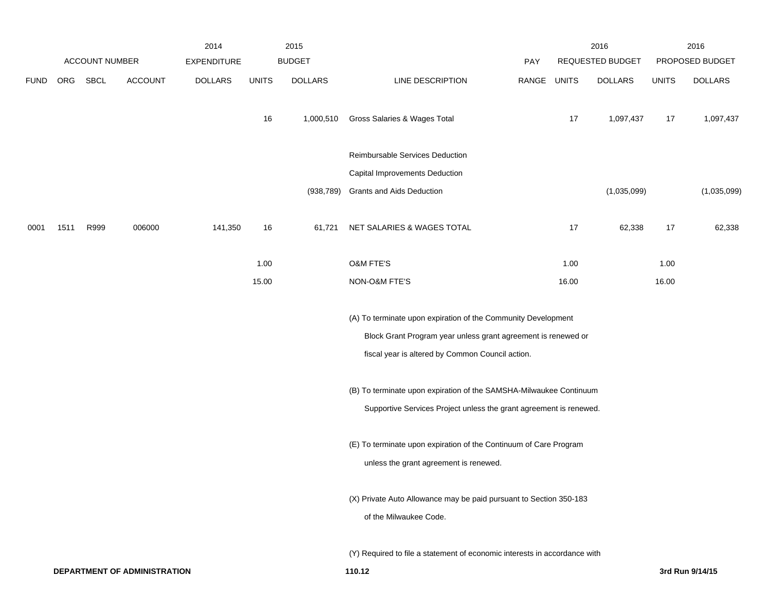| | ACCOUNT NUMBER | | | 2014 EXPENDITURE | | 2015 BUDGET | | PAY | 2016 REQUESTED BUDGET | | 2016 PROPOSED BUDGET | |
|---|---|---|---|---|---|---|---|---|---|---|---|---|
| FUND | ORG | SBCL | ACCOUNT | DOLLARS | UNITS | DOLLARS | LINE DESCRIPTION | RANGE | UNITS | DOLLARS | UNITS | DOLLARS |
| | | | | | 16 | 1,000,510 | Gross Salaries & Wages Total | | 17 | 1,097,437 | 17 | 1,097,437 |
| | | | | | | | Reimbursable Services Deduction | | | | | |
| | | | | | | | Capital Improvements Deduction | | | | | |
| | | | | | | (938,789) | Grants and Aids Deduction | | | (1,035,099) | | (1,035,099) |
| 0001 | 1511 | R999 | 006000 | 141,350 | 16 | 61,721 | NET SALARIES & WAGES TOTAL | | 17 | 62,338 | 17 | 62,338 |
| | | | | | 1.00 | | O&M FTE'S | | 1.00 | | 1.00 | |
| | | | | | 15.00 | | NON-O&M FTE'S | | 16.00 | | 16.00 | |

(A) To terminate upon expiration of the Community Development Block Grant Program year unless grant agreement is renewed or fiscal year is altered by Common Council action.

(B) To terminate upon expiration of the SAMSHA-Milwaukee Continuum Supportive Services Project unless the grant agreement is renewed.

(E) To terminate upon expiration of the Continuum of Care Program unless the grant agreement is renewed.

(X) Private Auto Allowance may be paid pursuant to Section 350-183 of the Milwaukee Code.

(Y) Required to file a statement of economic interests in accordance with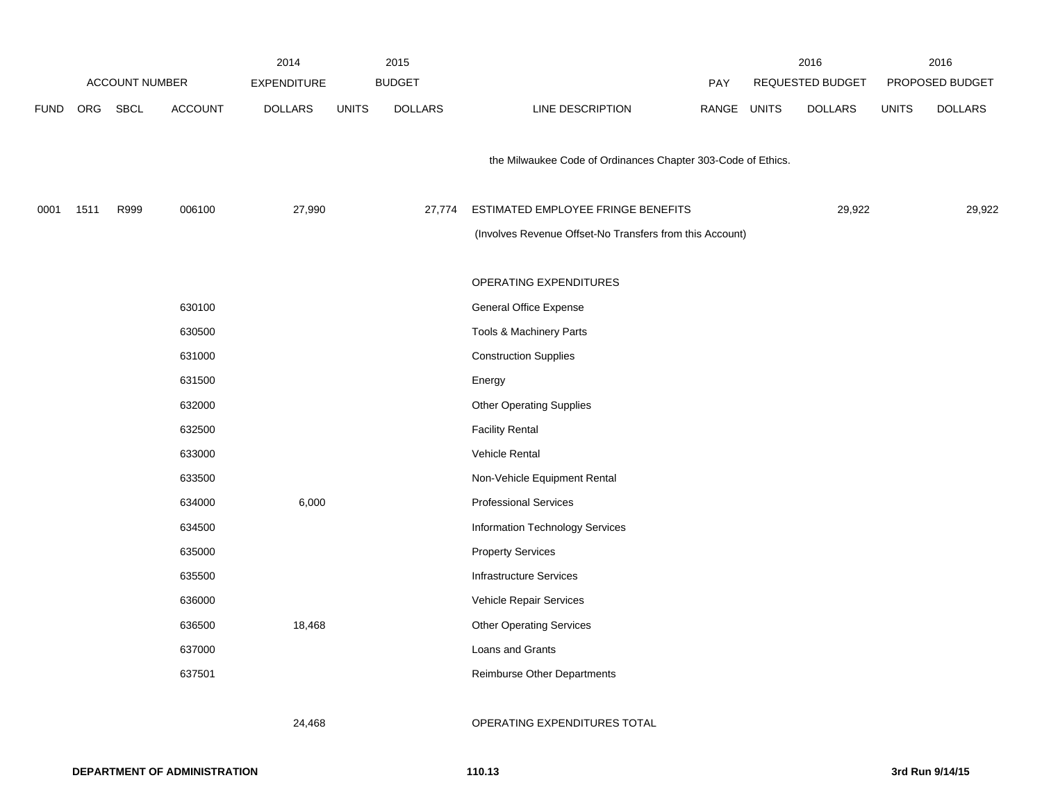| ACCOUNT NUMBER | | | | 2014 EXPENDITURE | 2015 BUDGET | | | PAY | 2016 REQUESTED BUDGET | | 2016 PROPOSED BUDGET | |
|---|---|---|---|---|---|---|---|---|---|---|---|---|
| FUND | ORG | SBCL | ACCOUNT | DOLLARS | UNITS | DOLLARS | LINE DESCRIPTION | RANGE | UNITS | DOLLARS | UNITS | DOLLARS |
| | | | | | | | the Milwaukee Code of Ordinances Chapter 303-Code of Ethics. | | | | | |
| 0001 | 1511 | R999 | 006100 | 27,990 | | 27,774 | ESTIMATED EMPLOYEE FRINGE BENEFITS | | | 29,922 | | 29,922 |
| | | | | | | | (Involves Revenue Offset-No Transfers from this Account) | | | | | |
| | | | | | | | OPERATING EXPENDITURES | | | | | |
| | | | 630100 | | | | General Office Expense | | | | | |
| | | | 630500 | | | | Tools & Machinery Parts | | | | | |
| | | | 631000 | | | | Construction Supplies | | | | | |
| | | | 631500 | | | | Energy | | | | | |
| | | | 632000 | | | | Other Operating Supplies | | | | | |
| | | | 632500 | | | | Facility Rental | | | | | |
| | | | 633000 | | | | Vehicle Rental | | | | | |
| | | | 633500 | | | | Non-Vehicle Equipment Rental | | | | | |
| | | | 634000 | 6,000 | | | Professional Services | | | | | |
| | | | 634500 | | | | Information Technology Services | | | | | |
| | | | 635000 | | | | Property Services | | | | | |
| | | | 635500 | | | | Infrastructure Services | | | | | |
| | | | 636000 | | | | Vehicle Repair Services | | | | | |
| | | | 636500 | 18,468 | | | Other Operating Services | | | | | |
| | | | 637000 | | | | Loans and Grants | | | | | |
| | | | 637501 | | | | Reimburse Other Departments | | | | | |
| | | | | 24,468 | | | OPERATING EXPENDITURES TOTAL | | | | | |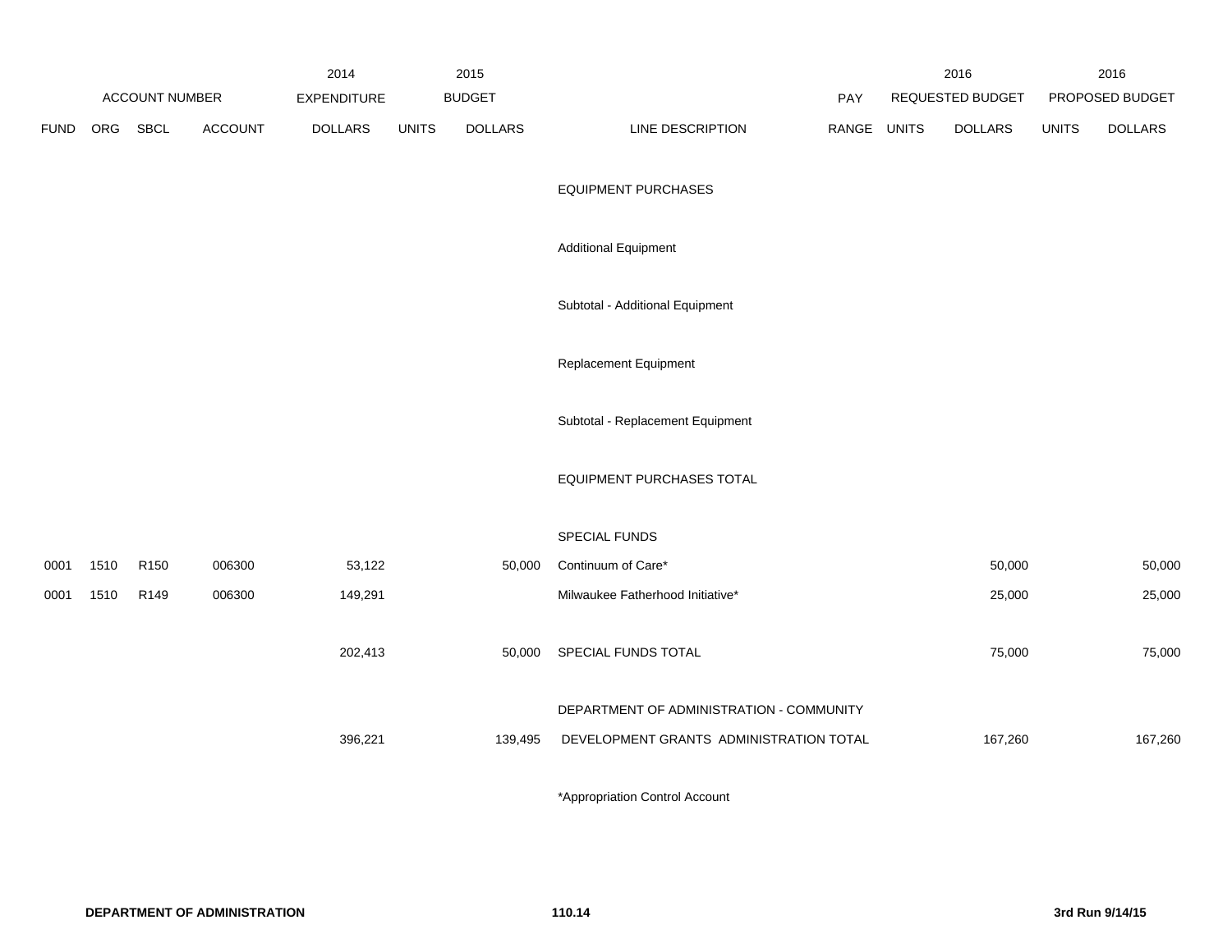| ACCOUNT NUMBER | | | | 2014 EXPENDITURE | 2015 BUDGET | | | PAY | 2016 REQUESTED BUDGET | | 2016 PROPOSED BUDGET | |
|---|---|---|---|---|---|---|---|---|---|---|---|---|
| FUND | ORG | SBCL | ACCOUNT | DOLLARS | UNITS | DOLLARS | LINE DESCRIPTION | RANGE | UNITS | DOLLARS | UNITS | DOLLARS |
| | | | | | | | EQUIPMENT PURCHASES | | | | | |
| | | | | | | | Additional Equipment | | | | | |
| | | | | | | | Subtotal - Additional Equipment | | | | | |
| | | | | | | | Replacement Equipment | | | | | |
| | | | | | | | Subtotal - Replacement Equipment | | | | | |
| | | | | | | | EQUIPMENT PURCHASES TOTAL | | | | | |
| | | | | | | | SPECIAL FUNDS | | | | | |
| 0001 | 1510 | R150 | 006300 | 53,122 | | 50,000 | Continuum of Care* | | | 50,000 | | 50,000 |
| 0001 | 1510 | R149 | 006300 | 149,291 | | | Milwaukee Fatherhood Initiative* | | | 25,000 | | 25,000 |
| | | | | 202,413 | | 50,000 | SPECIAL FUNDS TOTAL | | | 75,000 | | 75,000 |
| | | | | 396,221 | | 139,495 | DEPARTMENT OF ADMINISTRATION - COMMUNITY DEVELOPMENT GRANTS ADMINISTRATION TOTAL | | | 167,260 | | 167,260 |

*Appropriation Control Account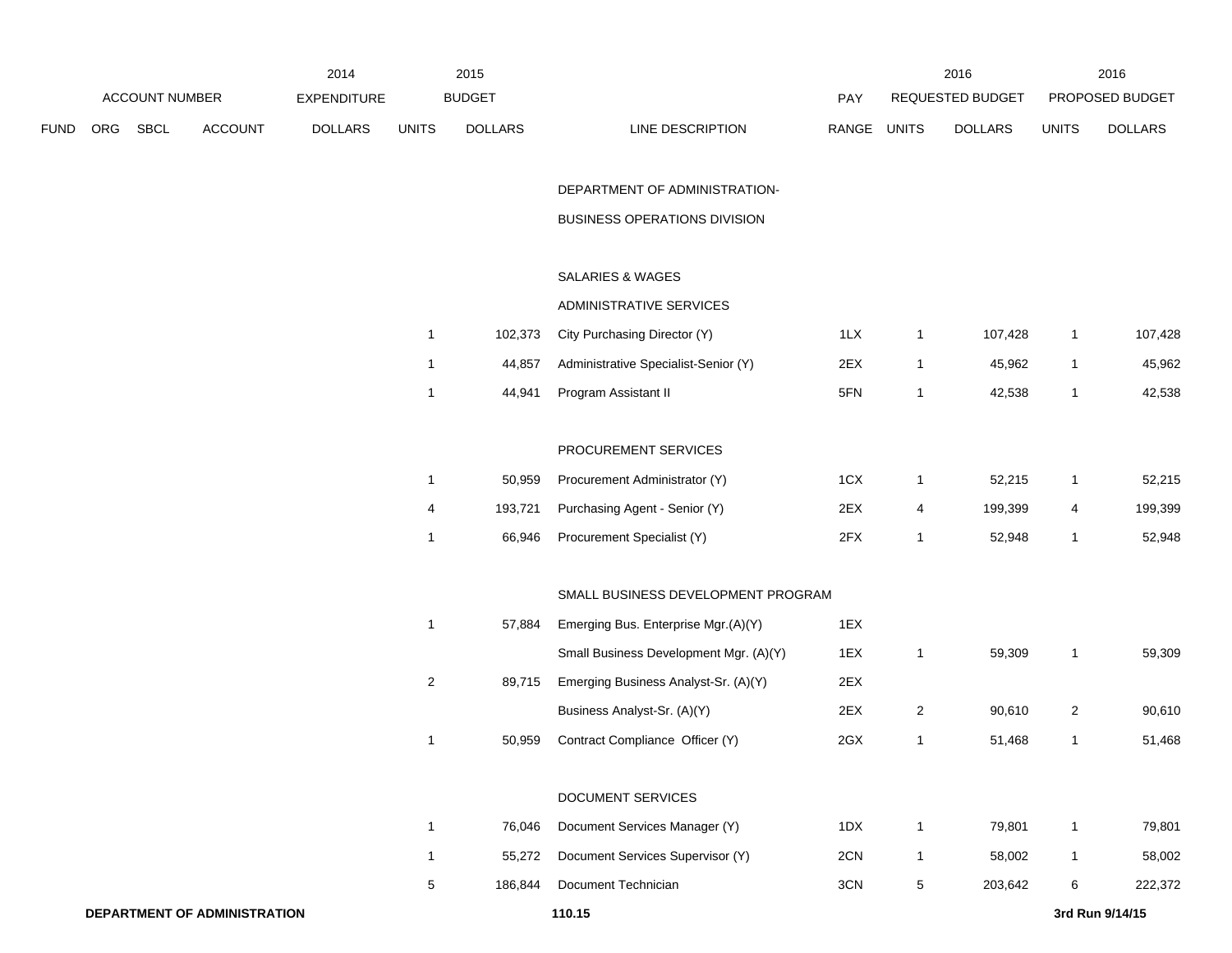| ACCOUNT NUMBER | | | | 2014 EXPENDITURE | 2015 BUDGET | | | | 2016 REQUESTED BUDGET | | 2016 PROPOSED BUDGET | |
|---|---|---|---|---|---|---|---|---|---|---|---|---|
| FUND | ORG | SBCL | ACCOUNT | DOLLARS | UNITS | DOLLARS | LINE DESCRIPTION | PAY RANGE | UNITS | DOLLARS | UNITS | DOLLARS |
| | | | | | | | DEPARTMENT OF ADMINISTRATION- | | | | | |
| | | | | | | | BUSINESS OPERATIONS DIVISION | | | | | |
| | | | | | | | SALARIES & WAGES | | | | | |
| | | | | | | | ADMINISTRATIVE SERVICES | | | | | |
| | | | | | 1 | 102,373 | City Purchasing Director (Y) | 1LX | 1 | 107,428 | 1 | 107,428 |
| | | | | | 1 | 44,857 | Administrative Specialist-Senior (Y) | 2EX | 1 | 45,962 | 1 | 45,962 |
| | | | | | 1 | 44,941 | Program Assistant II | 5FN | 1 | 42,538 | 1 | 42,538 |
| | | | | | | | PROCUREMENT SERVICES | | | | | |
| | | | | | 1 | 50,959 | Procurement Administrator (Y) | 1CX | 1 | 52,215 | 1 | 52,215 |
| | | | | | 4 | 193,721 | Purchasing Agent - Senior (Y) | 2EX | 4 | 199,399 | 4 | 199,399 |
| | | | | | 1 | 66,946 | Procurement Specialist (Y) | 2FX | 1 | 52,948 | 1 | 52,948 |
| | | | | | | | SMALL BUSINESS DEVELOPMENT PROGRAM | | | | | |
| | | | | | 1 | 57,884 | Emerging Bus. Enterprise Mgr.(A)(Y) | 1EX | | | | |
| | | | | | | | Small Business Development Mgr. (A)(Y) | 1EX | 1 | 59,309 | 1 | 59,309 |
| | | | | | 2 | 89,715 | Emerging Business Analyst-Sr. (A)(Y) | 2EX | | | | |
| | | | | | | | Business Analyst-Sr. (A)(Y) | 2EX | 2 | 90,610 | 2 | 90,610 |
| | | | | | 1 | 50,959 | Contract Compliance Officer (Y) | 2GX | 1 | 51,468 | 1 | 51,468 |
| | | | | | | | DOCUMENT SERVICES | | | | | |
| | | | | | 1 | 76,046 | Document Services Manager (Y) | 1DX | 1 | 79,801 | 1 | 79,801 |
| | | | | | 1 | 55,272 | Document Services Supervisor (Y) | 2CN | 1 | 58,002 | 1 | 58,002 |
| | | | | | 5 | 186,844 | Document Technician | 3CN | 5 | 203,642 | 6 | 222,372 |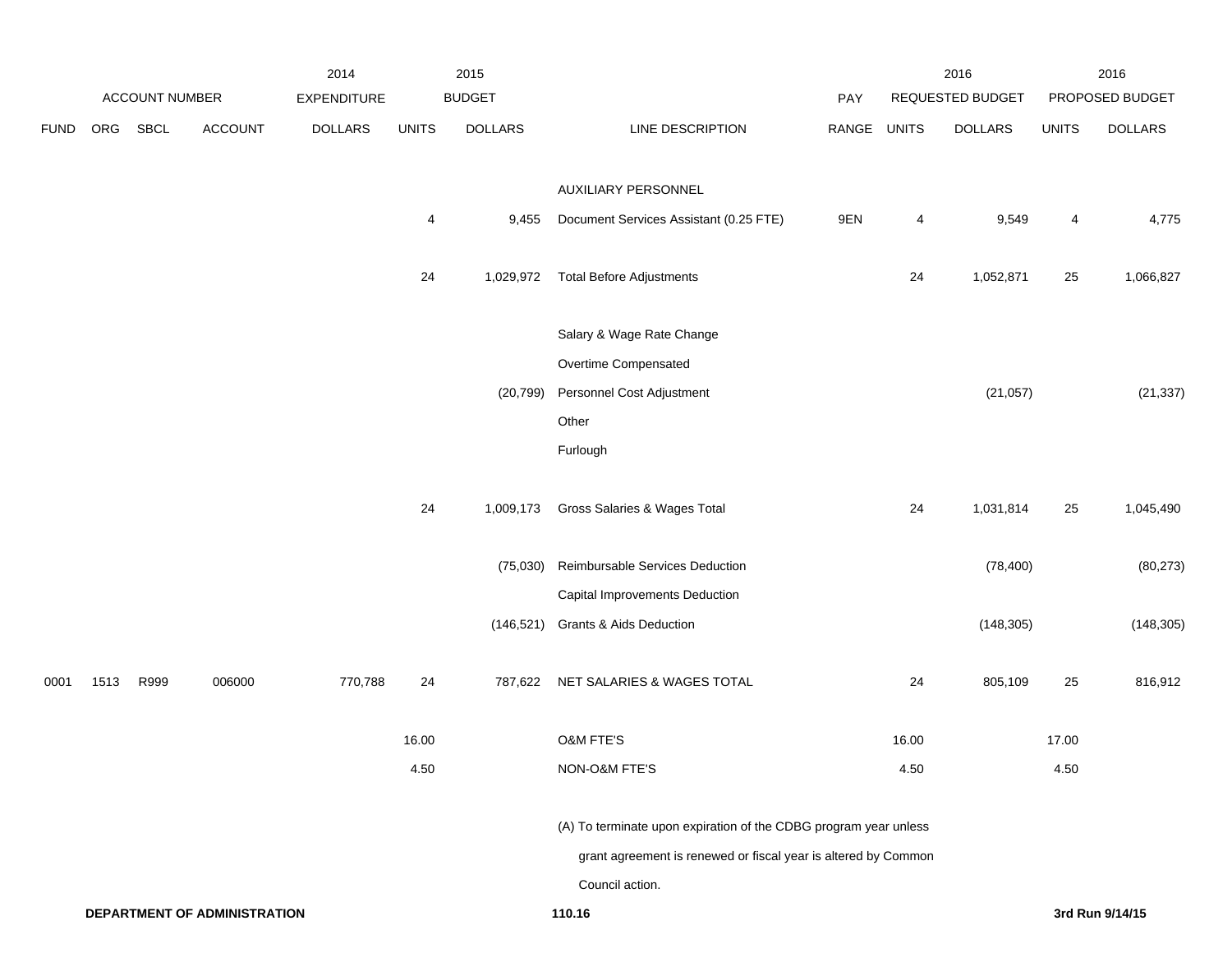| | ACCOUNT NUMBER | | | 2014 EXPENDITURE | 2015 BUDGET | | | PAY | 2016 REQUESTED BUDGET | | 2016 PROPOSED BUDGET | |
|---|---|---|---|---|---|---|---|---|---|---|---|---|
| FUND | ORG | SBCL | ACCOUNT | DOLLARS | UNITS | DOLLARS | LINE DESCRIPTION | RANGE | UNITS | DOLLARS | UNITS | DOLLARS |
| | | | | | | | AUXILIARY PERSONNEL | | | | | |
| | | | | | 4 | 9,455 | Document Services Assistant (0.25 FTE) | 9EN | 4 | 9,549 | 4 | 4,775 |
| | | | | | 24 | 1,029,972 | Total Before Adjustments | | 24 | 1,052,871 | 25 | 1,066,827 |
| | | | | | | | Salary & Wage Rate Change | | | | | |
| | | | | | | | Overtime Compensated | | | | | |
| | | | | | | (20,799) | Personnel Cost Adjustment | | | (21,057) | | (21,337) |
| | | | | | | | Other | | | | | |
| | | | | | | | Furlough | | | | | |
| | | | | | 24 | 1,009,173 | Gross Salaries & Wages Total | | 24 | 1,031,814 | 25 | 1,045,490 |
| | | | | | | (75,030) | Reimbursable Services Deduction | | | (78,400) | | (80,273) |
| | | | | | | | Capital Improvements Deduction | | | | | |
| | | | | | | (146,521) | Grants & Aids Deduction | | | (148,305) | | (148,305) |
| 0001 | 1513 | R999 | 006000 | 770,788 | 24 | 787,622 | NET SALARIES & WAGES TOTAL | | 24 | 805,109 | 25 | 816,912 |
| | | | | | 16.00 | | O&M FTE'S | | 16.00 | | 17.00 | |
| | | | | | 4.50 | | NON-O&M FTE'S | | 4.50 | | 4.50 | |

(A) To terminate upon expiration of the CDBG program year unless grant agreement is renewed or fiscal year is altered by Common Council action.

**DEPARTMENT OF ADMINISTRATION**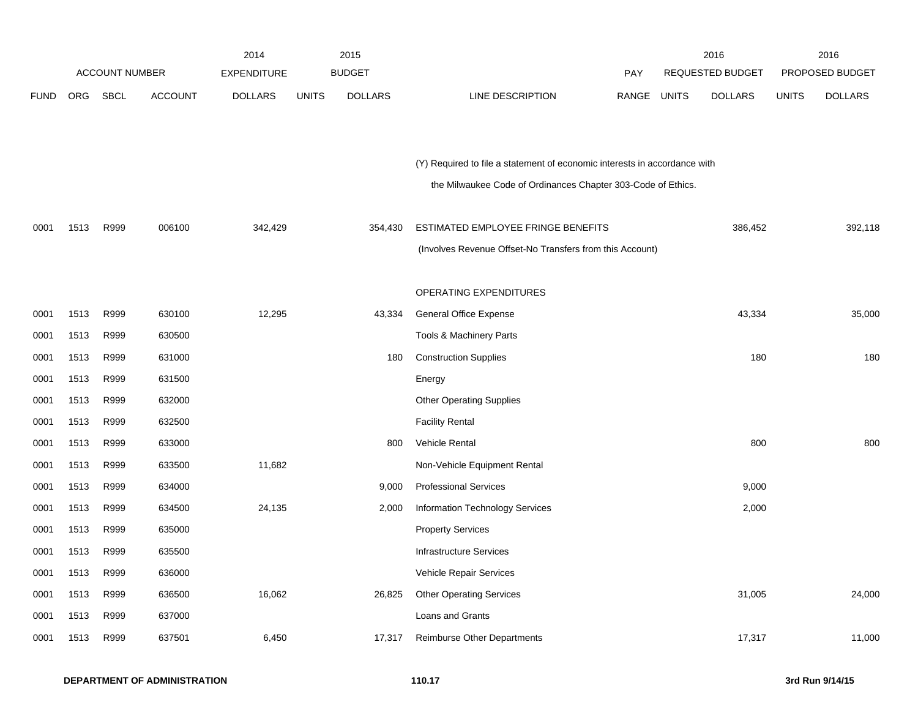| ACCOUNT NUMBER | | | | 2014 EXPENDITURE | 2015 BUDGET | | | PAY | 2016 REQUESTED BUDGET | | 2016 PROPOSED BUDGET | |
|---|---|---|---|---|---|---|---|---|---|---|---|---|
| FUND | ORG | SBCL | ACCOUNT | DOLLARS | UNITS | DOLLARS | LINE DESCRIPTION | RANGE | UNITS | DOLLARS | UNITS | DOLLARS |
| | | | | | | | (Y) Required to file a statement of economic interests in accordance with the Milwaukee Code of Ordinances Chapter 303-Code of Ethics. | | | | | |
| 0001 | 1513 | R999 | 006100 | 342,429 | | 354,430 | ESTIMATED EMPLOYEE FRINGE BENEFITS | | | 386,452 | | 392,118 |
| | | | | | | | (Involves Revenue Offset-No Transfers from this Account) | | | | | |
| | | | | | | | OPERATING EXPENDITURES | | | | | |
| 0001 | 1513 | R999 | 630100 | 12,295 | | 43,334 | General Office Expense | | | 43,334 | | 35,000 |
| 0001 | 1513 | R999 | 630500 | | | | Tools & Machinery Parts | | | | | |
| 0001 | 1513 | R999 | 631000 | | | 180 | Construction Supplies | | | 180 | | 180 |
| 0001 | 1513 | R999 | 631500 | | | | Energy | | | | | |
| 0001 | 1513 | R999 | 632000 | | | | Other Operating Supplies | | | | | |
| 0001 | 1513 | R999 | 632500 | | | | Facility Rental | | | | | |
| 0001 | 1513 | R999 | 633000 | | | 800 | Vehicle Rental | | | 800 | | 800 |
| 0001 | 1513 | R999 | 633500 | 11,682 | | | Non-Vehicle Equipment Rental | | | | | |
| 0001 | 1513 | R999 | 634000 | | | 9,000 | Professional Services | | | 9,000 | | |
| 0001 | 1513 | R999 | 634500 | 24,135 | | 2,000 | Information Technology Services | | | 2,000 | | |
| 0001 | 1513 | R999 | 635000 | | | | Property Services | | | | | |
| 0001 | 1513 | R999 | 635500 | | | | Infrastructure Services | | | | | |
| 0001 | 1513 | R999 | 636000 | | | | Vehicle Repair Services | | | | | |
| 0001 | 1513 | R999 | 636500 | 16,062 | | 26,825 | Other Operating Services | | | 31,005 | | 24,000 |
| 0001 | 1513 | R999 | 637000 | | | | Loans and Grants | | | | | |
| 0001 | 1513 | R999 | 637501 | 6,450 | | 17,317 | Reimburse Other Departments | | | 17,317 | | 11,000 |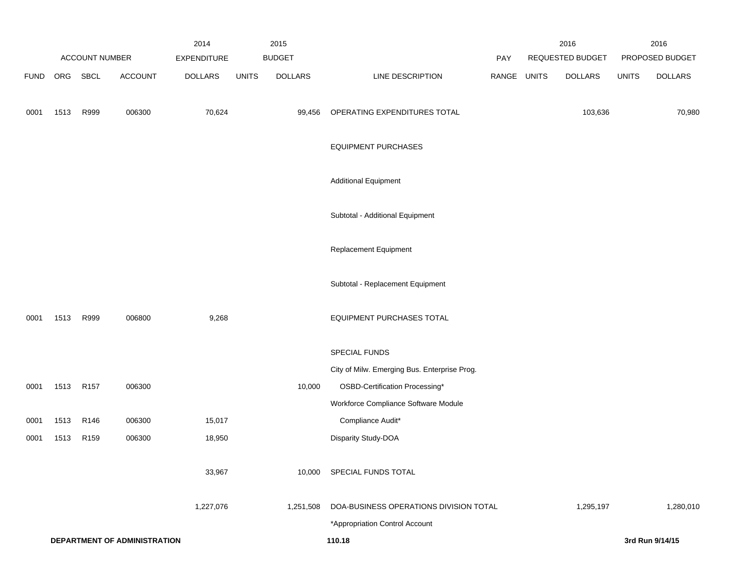| | ACCOUNT NUMBER | | | 2014 EXPENDITURE | | 2015 BUDGET | | PAY | 2016 REQUESTED BUDGET | | 2016 PROPOSED BUDGET | |
|---|---|---|---|---|---|---|---|---|---|---|---|---|
| FUND | ORG | SBCL | ACCOUNT | DOLLARS | UNITS | DOLLARS | LINE DESCRIPTION | RANGE | UNITS | DOLLARS | UNITS | DOLLARS |
| 0001 | 1513 | R999 | 006300 | 70,624 | | 99,456 | OPERATING EXPENDITURES TOTAL | | | 103,636 | | 70,980 |
| | | | | | | | EQUIPMENT PURCHASES | | | | | |
| | | | | | | | Additional Equipment | | | | | |
| | | | | | | | Subtotal - Additional Equipment | | | | | |
| | | | | | | | Replacement Equipment | | | | | |
| | | | | | | | Subtotal - Replacement Equipment | | | | | |
| 0001 | 1513 | R999 | 006800 | 9,268 | | | EQUIPMENT PURCHASES TOTAL | | | | | |
| | | | | | | | SPECIAL FUNDS | | | | | |
| | | | | | | | City of Milw. Emerging Bus. Enterprise Prog. | | | | | |
| 0001 | 1513 | R157 | 006300 | | | 10,000 | OSBD-Certification Processing* | | | | | |
| | | | | | | | Workforce Compliance Software Module | | | | | |
| 0001 | 1513 | R146 | 006300 | 15,017 | | | Compliance Audit* | | | | | |
| 0001 | 1513 | R159 | 006300 | 18,950 | | | Disparity Study-DOA | | | | | |
| | | | | 33,967 | | 10,000 | SPECIAL FUNDS TOTAL | | | | | |
| | | | | 1,227,076 | | 1,251,508 | DOA-BUSINESS OPERATIONS DIVISION TOTAL | | | 1,295,197 | | 1,280,010 |

*Appropriation Control Account

DEPARTMENT OF ADMINISTRATION 110.18 3rd Run 9/14/15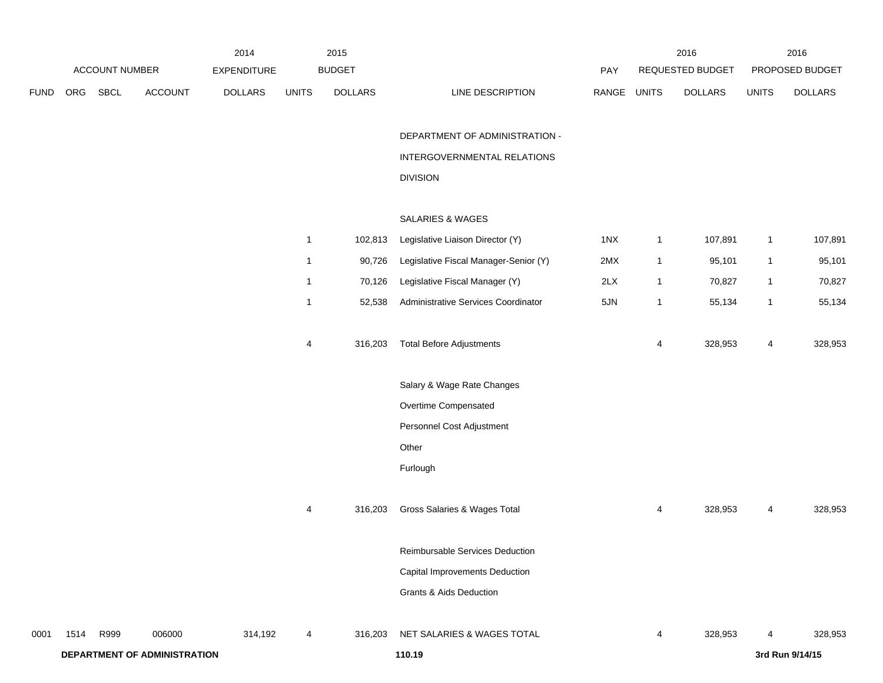| ACCOUNT NUMBER | | | | 2014 EXPENDITURE | 2015 BUDGET | | | PAY | 2016 REQUESTED BUDGET | | 2016 PROPOSED BUDGET | |
|---|---|---|---|---|---|---|---|---|---|---|---|---|
| FUND | ORG | SBCL | ACCOUNT | DOLLARS | UNITS | DOLLARS | LINE DESCRIPTION | RANGE | UNITS | DOLLARS | UNITS | DOLLARS |
| | | | | | | | DEPARTMENT OF ADMINISTRATION - INTERGOVERNMENTAL RELATIONS DIVISION | | | | | |
| | | | | | | | SALARIES & WAGES | | | | | |
| | | | | | 1 | 102,813 | Legislative Liaison Director (Y) | 1NX | 1 | 107,891 | 1 | 107,891 |
| | | | | | 1 | 90,726 | Legislative Fiscal Manager-Senior (Y) | 2MX | 1 | 95,101 | 1 | 95,101 |
| | | | | | 1 | 70,126 | Legislative Fiscal Manager (Y) | 2LX | 1 | 70,827 | 1 | 70,827 |
| | | | | | 1 | 52,538 | Administrative Services Coordinator | 5JN | 1 | 55,134 | 1 | 55,134 |
| | | | | | 4 | 316,203 | Total Before Adjustments | | 4 | 328,953 | 4 | 328,953 |
| | | | | | | | Salary & Wage Rate Changes | | | | | |
| | | | | | | | Overtime Compensated | | | | | |
| | | | | | | | Personnel Cost Adjustment | | | | | |
| | | | | | | | Other | | | | | |
| | | | | | | | Furlough | | | | | |
| | | | | | 4 | 316,203 | Gross Salaries & Wages Total | | 4 | 328,953 | 4 | 328,953 |
| | | | | | | | Reimbursable Services Deduction | | | | | |
| | | | | | | | Capital Improvements Deduction | | | | | |
| | | | | | | | Grants & Aids Deduction | | | | | |
| 0001 | 1514 | R999 | 006000 | 314,192 | 4 | 316,203 | NET SALARIES & WAGES TOTAL | | 4 | 328,953 | 4 | 328,953 |

**DEPARTMENT OF ADMINISTRATION** **110.19** **3rd Run 9/14/15**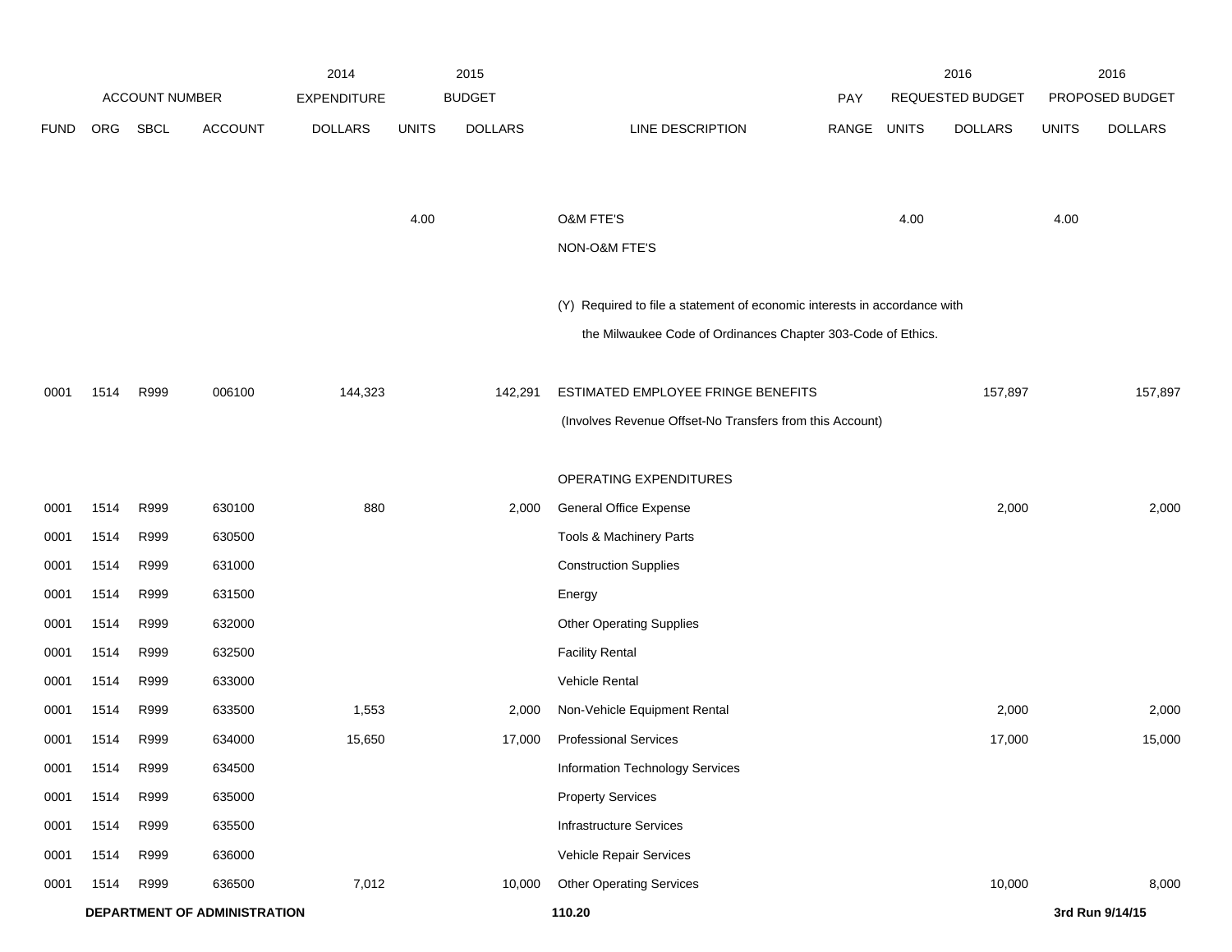| ACCOUNT NUMBER | | | | 2014 EXPENDITURE | 2015 BUDGET | | | PAY | 2016 REQUESTED BUDGET | | 2016 PROPOSED BUDGET | |
|---|---|---|---|---|---|---|---|---|---|---|---|---|
| FUND | ORG | SBCL | ACCOUNT | DOLLARS | UNITS | DOLLARS | LINE DESCRIPTION | RANGE | UNITS | DOLLARS | UNITS | DOLLARS |
| | | | | | 4.00 | | O&M FTE'S | | 4.00 | | 4.00 | |
| | | | | | | | NON-O&M FTE'S | | | | | |
| | | | | | | | (Y) Required to file a statement of economic interests in accordance with the Milwaukee Code of Ordinances Chapter 303-Code of Ethics. | | | | | |
| 0001 | 1514 | R999 | 006100 | 144,323 | | 142,291 | ESTIMATED EMPLOYEE FRINGE BENEFITS (Involves Revenue Offset-No Transfers from this Account) | | | 157,897 | | 157,897 |
| | | | | | | | OPERATING EXPENDITURES | | | | | |
| 0001 | 1514 | R999 | 630100 | 880 | | 2,000 | General Office Expense | | | 2,000 | | 2,000 |
| 0001 | 1514 | R999 | 630500 | | | | Tools & Machinery Parts | | | | | |
| 0001 | 1514 | R999 | 631000 | | | | Construction Supplies | | | | | |
| 0001 | 1514 | R999 | 631500 | | | | Energy | | | | | |
| 0001 | 1514 | R999 | 632000 | | | | Other Operating Supplies | | | | | |
| 0001 | 1514 | R999 | 632500 | | | | Facility Rental | | | | | |
| 0001 | 1514 | R999 | 633000 | | | | Vehicle Rental | | | | | |
| 0001 | 1514 | R999 | 633500 | 1,553 | | 2,000 | Non-Vehicle Equipment Rental | | | 2,000 | | 2,000 |
| 0001 | 1514 | R999 | 634000 | 15,650 | | 17,000 | Professional Services | | | 17,000 | | 15,000 |
| 0001 | 1514 | R999 | 634500 | | | | Information Technology Services | | | | | |
| 0001 | 1514 | R999 | 635000 | | | | Property Services | | | | | |
| 0001 | 1514 | R999 | 635500 | | | | Infrastructure Services | | | | | |
| 0001 | 1514 | R999 | 636000 | | | | Vehicle Repair Services | | | | | |
| 0001 | 1514 | R999 | 636500 | 7,012 | | 10,000 | Other Operating Services | | | 10,000 | | 8,000 |

**DEPARTMENT OF ADMINISTRATION** **110.20** **3rd Run 9/14/15**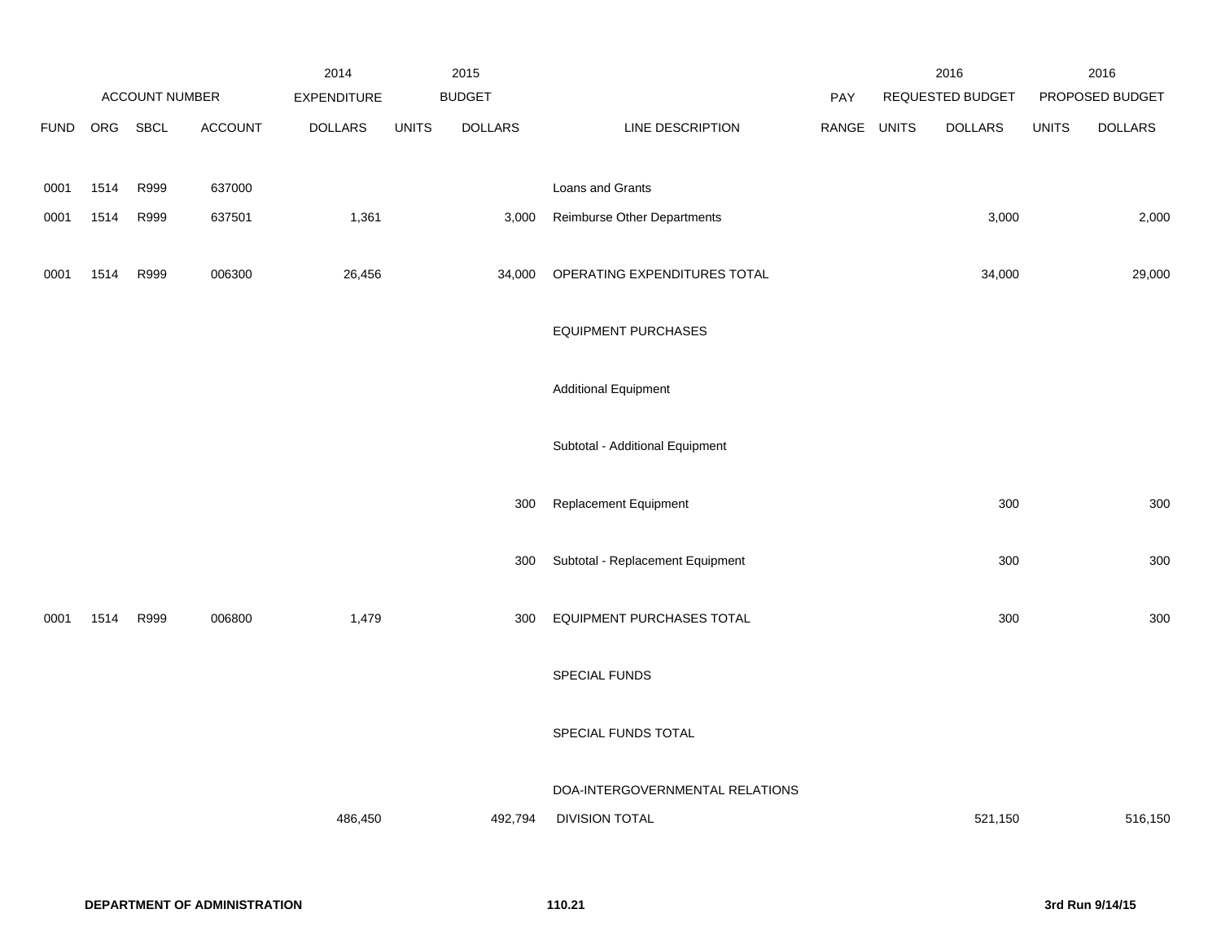| FUND | ORG | SBCL | ACCOUNT | 2014 EXPENDITURE DOLLARS | 2015 BUDGET UNITS | 2015 BUDGET DOLLARS | LINE DESCRIPTION | PAY RANGE | 2016 REQUESTED BUDGET UNITS | 2016 REQUESTED BUDGET DOLLARS | 2016 PROPOSED BUDGET UNITS | 2016 PROPOSED BUDGET DOLLARS |
|---|---|---|---|---|---|---|---|---|---|---|---|---|
| 0001 | 1514 | R999 | 637000 | | | | Loans and Grants | | | | | |
| 0001 | 1514 | R999 | 637501 | 1,361 | | 3,000 | Reimburse Other Departments | | | 3,000 | | 2,000 |
| 0001 | 1514 | R999 | 006300 | 26,456 | | 34,000 | OPERATING EXPENDITURES TOTAL | | | 34,000 | | 29,000 |
| | | | | | | | EQUIPMENT PURCHASES | | | | | |
| | | | | | | | Additional Equipment | | | | | |
| | | | | | | | Subtotal - Additional Equipment | | | | | |
| | | | | | | 300 | Replacement Equipment | | | 300 | | 300 |
| | | | | | | 300 | Subtotal - Replacement Equipment | | | 300 | | 300 |
| 0001 | 1514 | R999 | 006800 | 1,479 | | 300 | EQUIPMENT PURCHASES TOTAL | | | 300 | | 300 |
| | | | | | | | SPECIAL FUNDS | | | | | |
| | | | | | | | SPECIAL FUNDS TOTAL | | | | | |
| | | | | | | | DOA-INTERGOVERNMENTAL RELATIONS | | | | | |
| | | | | 486,450 | | 492,794 | DIVISION TOTAL | | | 521,150 | | 516,150 |

**DEPARTMENT OF ADMINISTRATION** **110.21** **3rd Run 9/14/15**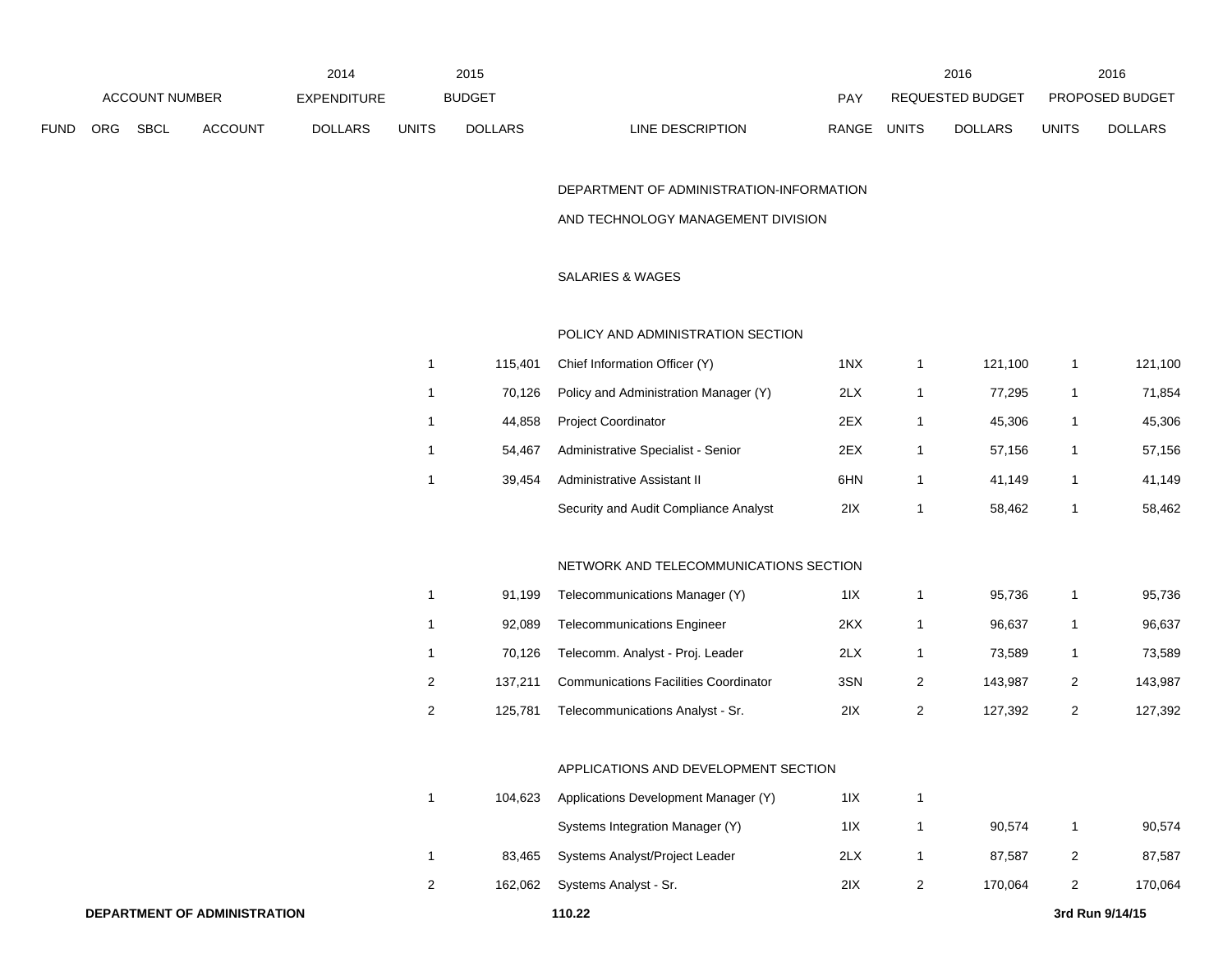| ACCOUNT NUMBER | | | | 2014 EXPENDITURE | 2015 BUDGET | | | PAY | 2016 REQUESTED BUDGET | | 2016 PROPOSED BUDGET | |
|---|---|---|---|---|---|---|---|---|---|---|---|---|
| FUND | ORG | SBCL | ACCOUNT | DOLLARS | UNITS | DOLLARS | LINE DESCRIPTION | RANGE | UNITS | DOLLARS | UNITS | DOLLARS |
| | | | | | | | DEPARTMENT OF ADMINISTRATION-INFORMATION AND TECHNOLOGY MANAGEMENT DIVISION | | | | | |
| | | | | | | | SALARIES & WAGES | | | | | |
| | | | | | | | POLICY AND ADMINISTRATION SECTION | | | | | |
| | | | | | 1 | 115,401 | Chief Information Officer (Y) | 1NX | 1 | 121,100 | 1 | 121,100 |
| | | | | | 1 | 70,126 | Policy and Administration Manager (Y) | 2LX | 1 | 77,295 | 1 | 71,854 |
| | | | | | 1 | 44,858 | Project Coordinator | 2EX | 1 | 45,306 | 1 | 45,306 |
| | | | | | 1 | 54,467 | Administrative Specialist - Senior | 2EX | 1 | 57,156 | 1 | 57,156 |
| | | | | | 1 | 39,454 | Administrative Assistant II | 6HN | 1 | 41,149 | 1 | 41,149 |
| | | | | | | | Security and Audit Compliance Analyst | 2IX | 1 | 58,462 | 1 | 58,462 |
| | | | | | | | NETWORK AND TELECOMMUNICATIONS SECTION | | | | | |
| | | | | | 1 | 91,199 | Telecommunications Manager (Y) | 1IX | 1 | 95,736 | 1 | 95,736 |
| | | | | | 1 | 92,089 | Telecommunications Engineer | 2KX | 1 | 96,637 | 1 | 96,637 |
| | | | | | 1 | 70,126 | Telecomm. Analyst - Proj. Leader | 2LX | 1 | 73,589 | 1 | 73,589 |
| | | | | | 2 | 137,211 | Communications Facilities Coordinator | 3SN | 2 | 143,987 | 2 | 143,987 |
| | | | | | 2 | 125,781 | Telecommunications Analyst - Sr. | 2IX | 2 | 127,392 | 2 | 127,392 |
| | | | | | | | APPLICATIONS AND DEVELOPMENT SECTION | | | | | |
| | | | | | 1 | 104,623 | Applications Development Manager (Y) | 1IX | 1 | | | |
| | | | | | | | Systems Integration Manager (Y) | 1IX | 1 | 90,574 | 1 | 90,574 |
| | | | | | 1 | 83,465 | Systems Analyst/Project Leader | 2LX | 1 | 87,587 | 2 | 87,587 |
| | | | | | 2 | 162,062 | Systems Analyst - Sr. | 2IX | 2 | 170,064 | 2 | 170,064 |

**DEPARTMENT OF ADMINISTRATION** 110.22 3rd Run 9/14/15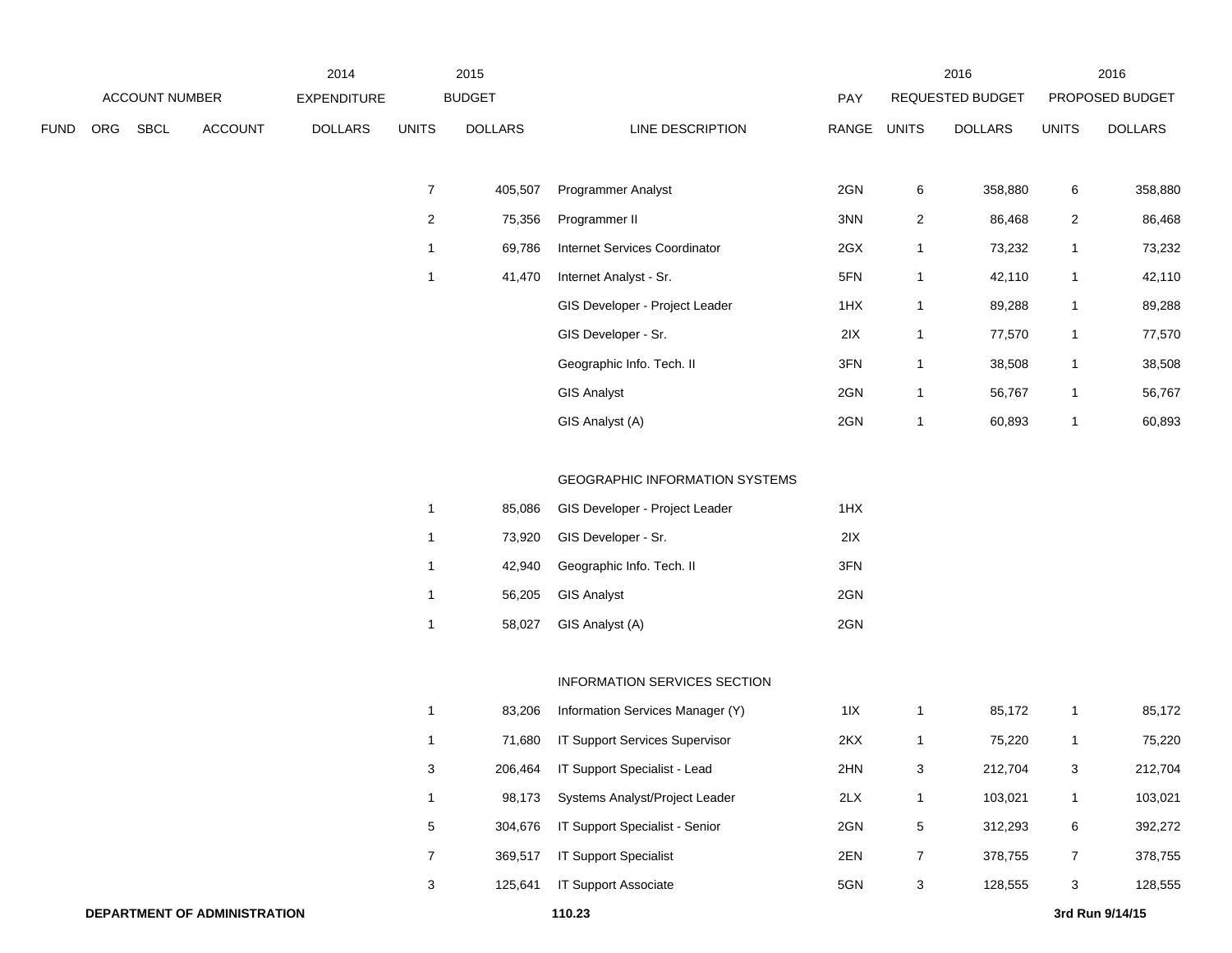| ACCOUNT NUMBER | | | | 2014 EXPENDITURE | 2015 BUDGET | | | PAY | 2016 REQUESTED BUDGET | | 2016 PROPOSED BUDGET | |
|---|---|---|---|---|---|---|---|---|---|---|---|---|
| FUND | ORG | SBCL | ACCOUNT | DOLLARS | UNITS | DOLLARS | LINE DESCRIPTION | RANGE | UNITS | DOLLARS | UNITS | DOLLARS |
| | | | | | 7 | 405,507 | Programmer Analyst | 2GN | 6 | 358,880 | 6 | 358,880 |
| | | | | | 2 | 75,356 | Programmer II | 3NN | 2 | 86,468 | 2 | 86,468 |
| | | | | | 1 | 69,786 | Internet Services Coordinator | 2GX | 1 | 73,232 | 1 | 73,232 |
| | | | | | 1 | 41,470 | Internet Analyst - Sr. | 5FN | 1 | 42,110 | 1 | 42,110 |
| | | | | | | | GIS Developer - Project Leader | 1HX | 1 | 89,288 | 1 | 89,288 |
| | | | | | | | GIS Developer - Sr. | 2IX | 1 | 77,570 | 1 | 77,570 |
| | | | | | | | Geographic Info. Tech. II | 3FN | 1 | 38,508 | 1 | 38,508 |
| | | | | | | | GIS Analyst | 2GN | 1 | 56,767 | 1 | 56,767 |
| | | | | | | | GIS Analyst (A) | 2GN | 1 | 60,893 | 1 | 60,893 |
| | | | | | | | GEOGRAPHIC INFORMATION SYSTEMS | | | | | |
| | | | | | 1 | 85,086 | GIS Developer - Project Leader | 1HX | | | | |
| | | | | | 1 | 73,920 | GIS Developer - Sr. | 2IX | | | | |
| | | | | | 1 | 42,940 | Geographic Info. Tech. II | 3FN | | | | |
| | | | | | 1 | 56,205 | GIS Analyst | 2GN | | | | |
| | | | | | 1 | 58,027 | GIS Analyst (A) | 2GN | | | | |
| | | | | | | | INFORMATION SERVICES SECTION | | | | | |
| | | | | | 1 | 83,206 | Information Services Manager (Y) | 1IX | 1 | 85,172 | 1 | 85,172 |
| | | | | | 1 | 71,680 | IT Support Services Supervisor | 2KX | 1 | 75,220 | 1 | 75,220 |
| | | | | | 3 | 206,464 | IT Support Specialist - Lead | 2HN | 3 | 212,704 | 3 | 212,704 |
| | | | | | 1 | 98,173 | Systems Analyst/Project Leader | 2LX | 1 | 103,021 | 1 | 103,021 |
| | | | | | 5 | 304,676 | IT Support Specialist - Senior | 2GN | 5 | 312,293 | 6 | 392,272 |
| | | | | | 7 | 369,517 | IT Support Specialist | 2EN | 7 | 378,755 | 7 | 378,755 |
| | | | | | 3 | 125,641 | IT Support Associate | 5GN | 3 | 128,555 | 3 | 128,555 |

**DEPARTMENT OF ADMINISTRATION** 110.23 3rd Run 9/14/15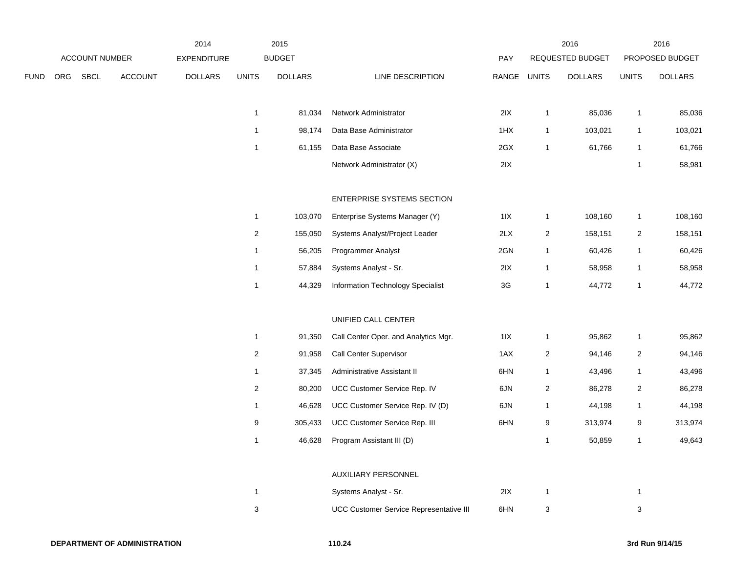| ACCOUNT NUMBER | | | | 2014 EXPENDITURE | 2015 BUDGET | | | PAY | 2016 REQUESTED BUDGET | | 2016 PROPOSED BUDGET | |
|---|---|---|---|---|---|---|---|---|---|---|---|---|
| FUND | ORG | SBCL | ACCOUNT | DOLLARS | UNITS | DOLLARS | LINE DESCRIPTION | RANGE | UNITS | DOLLARS | UNITS | DOLLARS |
| | | | | | 1 | 81,034 | Network Administrator | 2IX | 1 | 85,036 | 1 | 85,036 |
| | | | | | 1 | 98,174 | Data Base Administrator | 1HX | 1 | 103,021 | 1 | 103,021 |
| | | | | | 1 | 61,155 | Data Base Associate | 2GX | 1 | 61,766 | 1 | 61,766 |
| | | | | | | | Network Administrator (X) | 2IX | | | 1 | 58,981 |
| | | | | | | | ENTERPRISE SYSTEMS SECTION | | | | | |
| | | | | | 1 | 103,070 | Enterprise Systems Manager (Y) | 1IX | 1 | 108,160 | 1 | 108,160 |
| | | | | | 2 | 155,050 | Systems Analyst/Project Leader | 2LX | 2 | 158,151 | 2 | 158,151 |
| | | | | | 1 | 56,205 | Programmer Analyst | 2GN | 1 | 60,426 | 1 | 60,426 |
| | | | | | 1 | 57,884 | Systems Analyst - Sr. | 2IX | 1 | 58,958 | 1 | 58,958 |
| | | | | | 1 | 44,329 | Information Technology Specialist | 3G | 1 | 44,772 | 1 | 44,772 |
| | | | | | | | UNIFIED CALL CENTER | | | | | |
| | | | | | 1 | 91,350 | Call Center Oper. and Analytics Mgr. | 1IX | 1 | 95,862 | 1 | 95,862 |
| | | | | | 2 | 91,958 | Call Center Supervisor | 1AX | 2 | 94,146 | 2 | 94,146 |
| | | | | | 1 | 37,345 | Administrative Assistant II | 6HN | 1 | 43,496 | 1 | 43,496 |
| | | | | | 2 | 80,200 | UCC Customer Service Rep. IV | 6JN | 2 | 86,278 | 2 | 86,278 |
| | | | | | 1 | 46,628 | UCC Customer Service Rep. IV (D) | 6JN | 1 | 44,198 | 1 | 44,198 |
| | | | | | 9 | 305,433 | UCC Customer Service Rep. III | 6HN | 9 | 313,974 | 9 | 313,974 |
| | | | | | 1 | 46,628 | Program Assistant III (D) | | 1 | 50,859 | 1 | 49,643 |
| | | | | | | | AUXILIARY PERSONNEL | | | | | |
| | | | | | 1 | | Systems Analyst - Sr. | 2IX | 1 | | 1 | |
| | | | | | 3 | | UCC Customer Service Representative III | 6HN | 3 | | 3 | |

**DEPARTMENT OF ADMINISTRATION** 110.24 **3rd Run 9/14/15**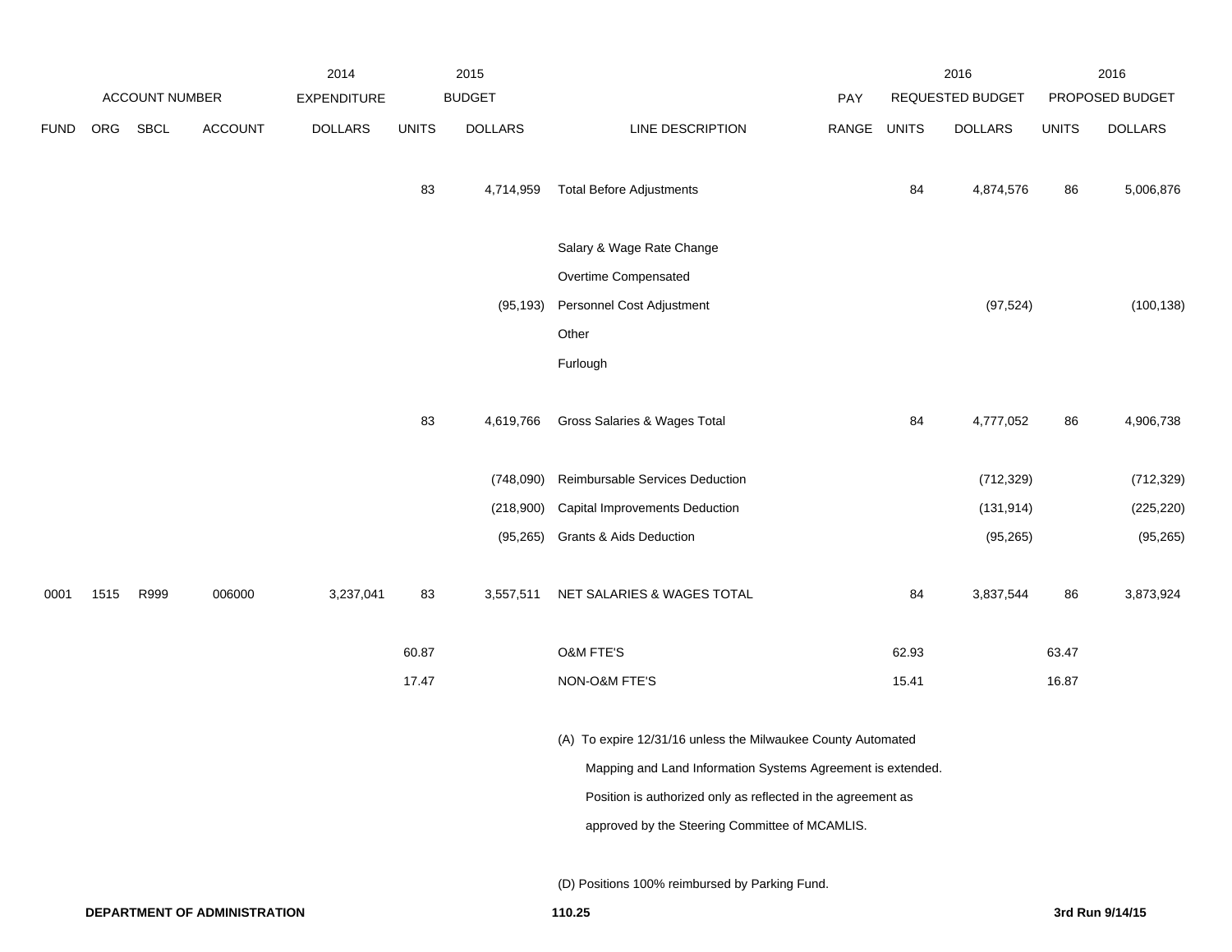| | ACCOUNT NUMBER | | | 2014 EXPENDITURE | 2015 BUDGET | | | PAY | 2016 REQUESTED BUDGET | | 2016 PROPOSED BUDGET | |
|---|---|---|---|---|---|---|---|---|---|---|---|---|
| FUND | ORG | SBCL | ACCOUNT | DOLLARS | UNITS | DOLLARS | LINE DESCRIPTION | RANGE | UNITS | DOLLARS | UNITS | DOLLARS |
| | | | | | 83 | 4,714,959 | Total Before Adjustments | | 84 | 4,874,576 | 86 | 5,006,876 |
| | | | | | | | Salary & Wage Rate Change | | | | | |
| | | | | | | | Overtime Compensated | | | | | |
| | | | | | | (95,193) | Personnel Cost Adjustment | | | (97,524) | | (100,138) |
| | | | | | | | Other | | | | | |
| | | | | | | | Furlough | | | | | |
| | | | | | 83 | 4,619,766 | Gross Salaries & Wages Total | | 84 | 4,777,052 | 86 | 4,906,738 |
| | | | | | | (748,090) | Reimbursable Services Deduction | | | (712,329) | | (712,329) |
| | | | | | | (218,900) | Capital Improvements Deduction | | | (131,914) | | (225,220) |
| | | | | | | (95,265) | Grants & Aids Deduction | | | (95,265) | | (95,265) |
| 0001 | 1515 | R999 | 006000 | 3,237,041 | 83 | 3,557,511 | NET SALARIES & WAGES TOTAL | | 84 | 3,837,544 | 86 | 3,873,924 |
| | | | | | 60.87 | | O&M FTE'S | | 62.93 | | 63.47 | |
| | | | | | 17.47 | | NON-O&M FTE'S | | 15.41 | | 16.87 | |

(A) To expire 12/31/16 unless the Milwaukee County Automated Mapping and Land Information Systems Agreement is extended. Position is authorized only as reflected in the agreement as approved by the Steering Committee of MCAMLIS.

(D) Positions 100% reimbursed by Parking Fund.

**DEPARTMENT OF ADMINISTRATION** 110.25 **3rd Run 9/14/15**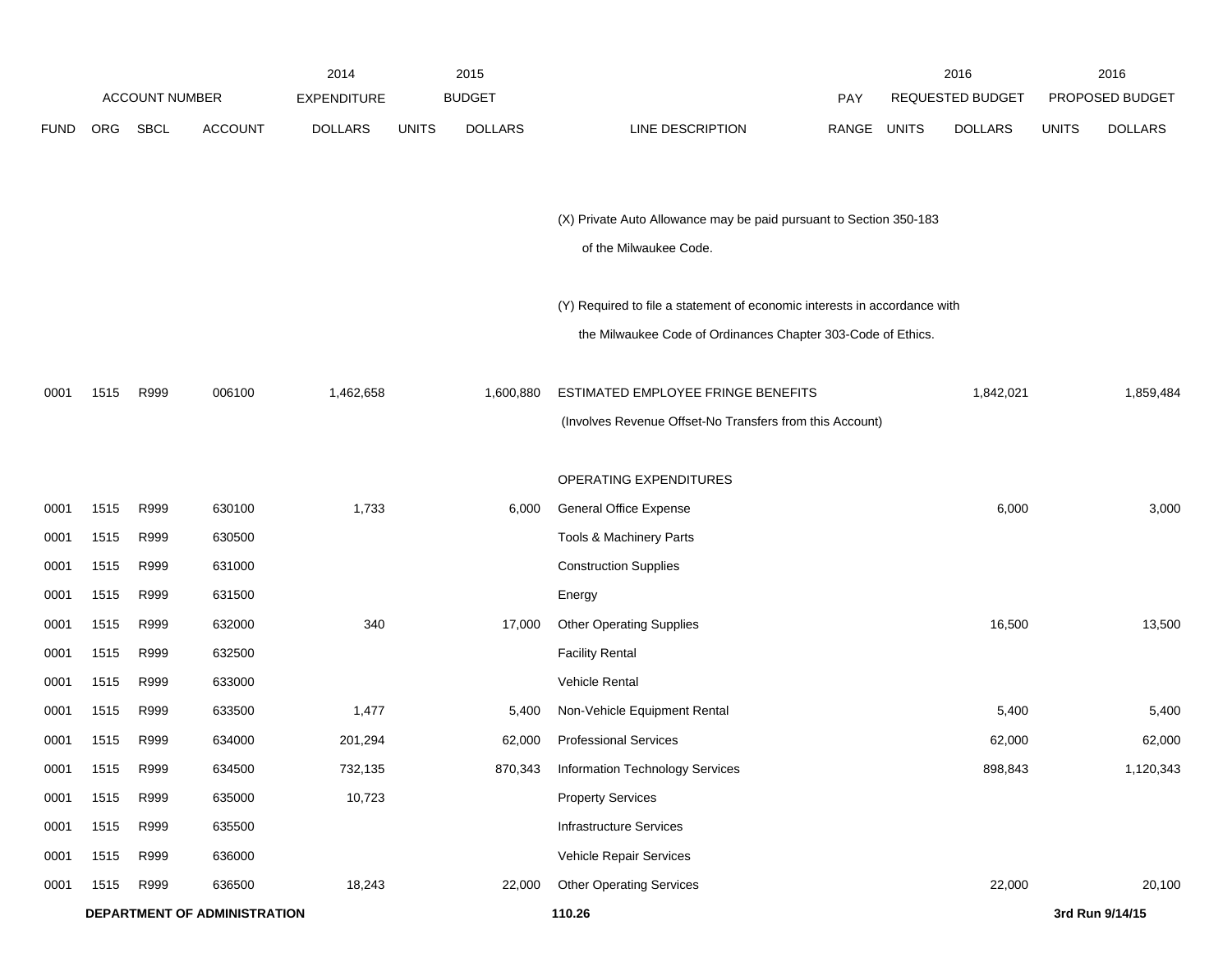| FUND | ORG | SBCL | ACCOUNT | 2014 EXPENDITURE DOLLARS | 2015 BUDGET UNITS | 2015 BUDGET DOLLARS | LINE DESCRIPTION | PAY RANGE | 2016 REQUESTED BUDGET UNITS | 2016 REQUESTED BUDGET DOLLARS | 2016 PROPOSED BUDGET UNITS | 2016 PROPOSED BUDGET DOLLARS |
|---|---|---|---|---|---|---|---|---|---|---|---|---|
| | | | | | | | (X) Private Auto Allowance may be paid pursuant to Section 350-183 of the Milwaukee Code. | | | | | |
| | | | | | | | (Y) Required to file a statement of economic interests in accordance with the Milwaukee Code of Ordinances Chapter 303-Code of Ethics. | | | | | |
| 0001 | 1515 | R999 | 006100 | 1,462,658 | | 1,600,880 | ESTIMATED EMPLOYEE FRINGE BENEFITS (Involves Revenue Offset-No Transfers from this Account) | | | 1,842,021 | | 1,859,484 |
| | | | | | | | OPERATING EXPENDITURES | | | | | |
| 0001 | 1515 | R999 | 630100 | 1,733 | | 6,000 | General Office Expense | | | 6,000 | | 3,000 |
| 0001 | 1515 | R999 | 630500 | | | | Tools & Machinery Parts | | | | | |
| 0001 | 1515 | R999 | 631000 | | | | Construction Supplies | | | | | |
| 0001 | 1515 | R999 | 631500 | | | | Energy | | | | | |
| 0001 | 1515 | R999 | 632000 | 340 | | 17,000 | Other Operating Supplies | | | 16,500 | | 13,500 |
| 0001 | 1515 | R999 | 632500 | | | | Facility Rental | | | | | |
| 0001 | 1515 | R999 | 633000 | | | | Vehicle Rental | | | | | |
| 0001 | 1515 | R999 | 633500 | 1,477 | | 5,400 | Non-Vehicle Equipment Rental | | | 5,400 | | 5,400 |
| 0001 | 1515 | R999 | 634000 | 201,294 | | 62,000 | Professional Services | | | 62,000 | | 62,000 |
| 0001 | 1515 | R999 | 634500 | 732,135 | | 870,343 | Information Technology Services | | | 898,843 | | 1,120,343 |
| 0001 | 1515 | R999 | 635000 | 10,723 | | | Property Services | | | | | |
| 0001 | 1515 | R999 | 635500 | | | | Infrastructure Services | | | | | |
| 0001 | 1515 | R999 | 636000 | | | | Vehicle Repair Services | | | | | |
| 0001 | 1515 | R999 | 636500 | 18,243 | | 22,000 | Other Operating Services | | | 22,000 | | 20,100 |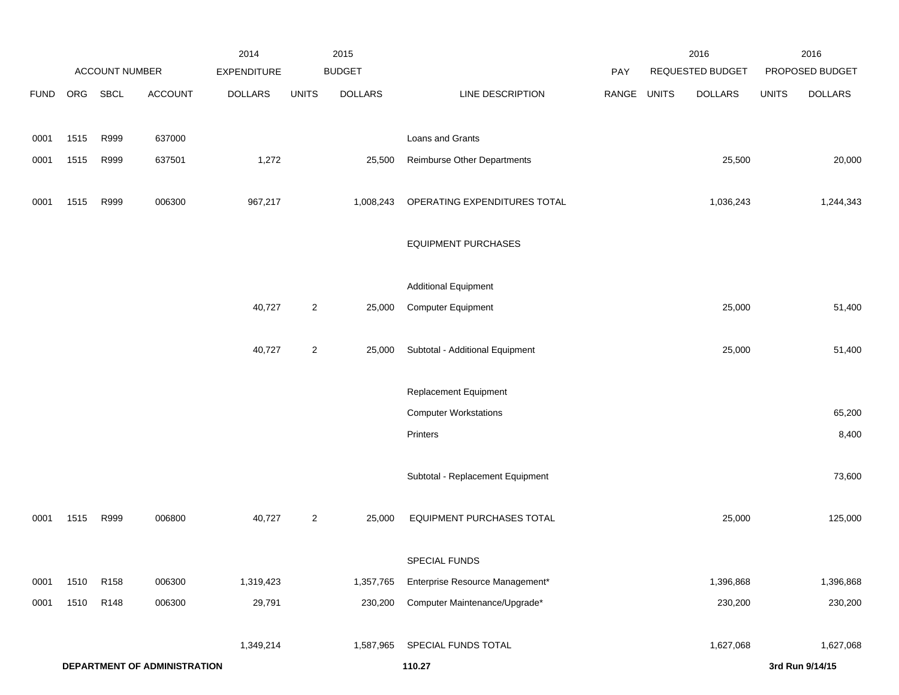| | ACCOUNT NUMBER | | | 2014 EXPENDITURE | 2015 BUDGET | | | PAY | 2016 REQUESTED BUDGET | | 2016 PROPOSED BUDGET | |
|---|---|---|---|---|---|---|---|---|---|---|---|---|
| FUND | ORG | SBCL | ACCOUNT | DOLLARS | UNITS | DOLLARS | LINE DESCRIPTION | RANGE | UNITS | DOLLARS | UNITS | DOLLARS |
| 0001 | 1515 | R999 | 637000 | | | | Loans and Grants | | | | | |
| 0001 | 1515 | R999 | 637501 | 1,272 | | 25,500 | Reimburse Other Departments | | | 25,500 | | 20,000 |
| 0001 | 1515 | R999 | 006300 | 967,217 | | 1,008,243 | OPERATING EXPENDITURES TOTAL | | | 1,036,243 | | 1,244,343 |
| | | | | | | | EQUIPMENT PURCHASES | | | | | |
| | | | | | | | Additional Equipment | | | | | |
| | | | | 40,727 | 2 | 25,000 | Computer Equipment | | | 25,000 | | 51,400 |
| | | | | 40,727 | 2 | 25,000 | Subtotal - Additional Equipment | | | 25,000 | | 51,400 |
| | | | | | | | Replacement Equipment | | | | | |
| | | | | | | | Computer Workstations | | | | | 65,200 |
| | | | | | | | Printers | | | | | 8,400 |
| | | | | | | | Subtotal - Replacement Equipment | | | | | 73,600 |
| 0001 | 1515 | R999 | 006800 | 40,727 | 2 | 25,000 | EQUIPMENT PURCHASES TOTAL | | | 25,000 | | 125,000 |
| | | | | | | | SPECIAL FUNDS | | | | | |
| 0001 | 1510 | R158 | 006300 | 1,319,423 | | 1,357,765 | Enterprise Resource Management* | | | 1,396,868 | | 1,396,868 |
| 0001 | 1510 | R148 | 006300 | 29,791 | | 230,200 | Computer Maintenance/Upgrade* | | | 230,200 | | 230,200 |
| | | | | 1,349,214 | | 1,587,965 | SPECIAL FUNDS TOTAL | | | 1,627,068 | | 1,627,068 |

**DEPARTMENT OF ADMINISTRATION** **110.27** **3rd Run 9/14/15**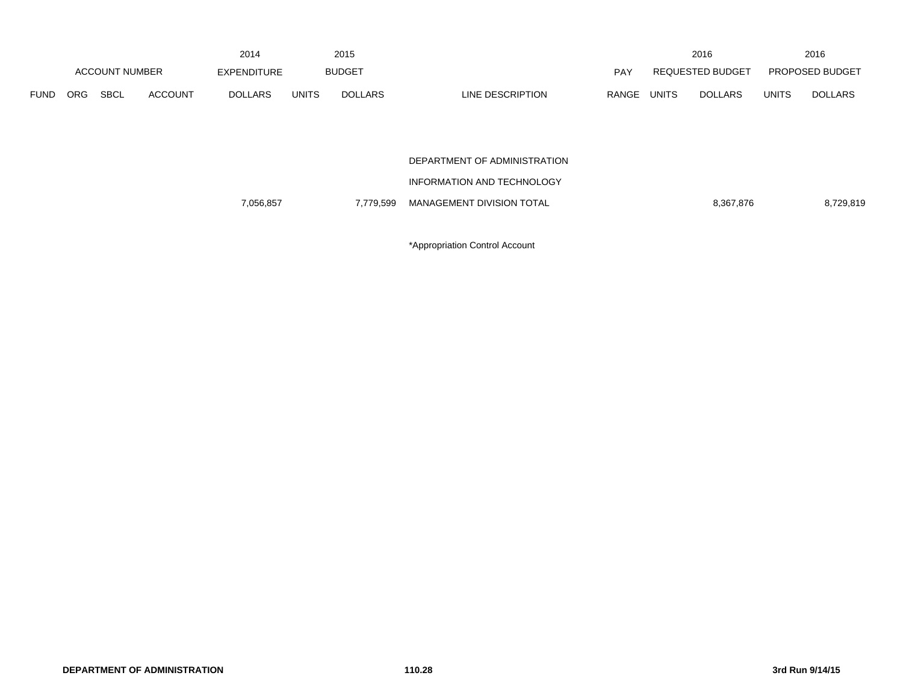| ACCOUNT NUMBER | | | | 2014 EXPENDITURE | 2015 BUDGET | | | PAY | 2016 REQUESTED BUDGET | | 2016 PROPOSED BUDGET | |
|---|---|---|---|---|---|---|---|---|---|---|---|---|
| FUND | ORG | SBCL | ACCOUNT | DOLLARS | UNITS | DOLLARS | LINE DESCRIPTION | RANGE | UNITS | DOLLARS | UNITS | DOLLARS |
| | | | | | | | DEPARTMENT OF ADMINISTRATION | | | | | |
| | | | | | | | INFORMATION AND TECHNOLOGY | | | | | |
| | | | | 7,056,857 | | 7,779,599 | MANAGEMENT DIVISION TOTAL | | | 8,367,876 | | 8,729,819 |

*Appropriation Control Account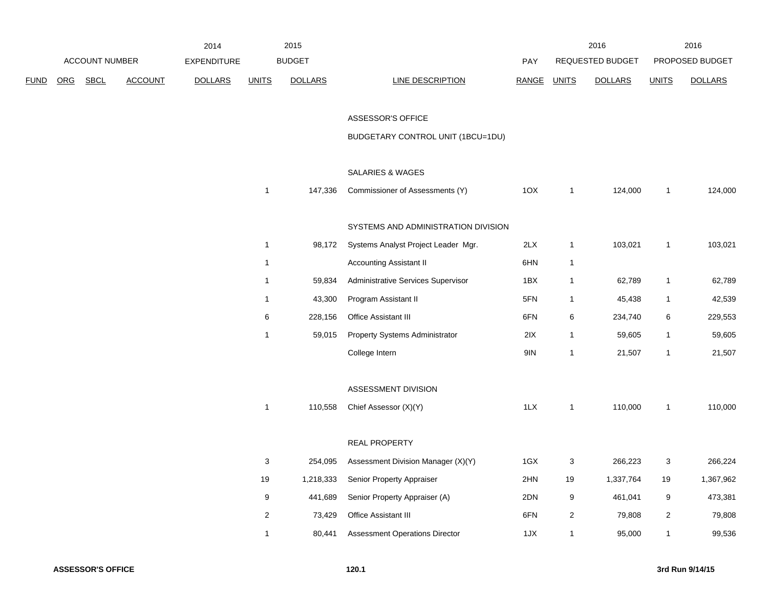| ACCOUNT NUMBER | | | | 2014 EXPENDITURE | 2015 BUDGET | | | PAY | 2016 REQUESTED BUDGET | | 2016 PROPOSED BUDGET | |
|---|---|---|---|---|---|---|---|---|---|---|---|---|
| FUND | ORG | SBCL | ACCOUNT | DOLLARS | UNITS | DOLLARS | LINE DESCRIPTION | RANGE | UNITS | DOLLARS | UNITS | DOLLARS |
| | | | | | | | ASSESSOR'S OFFICE | | | | | |
| | | | | | | | BUDGETARY CONTROL UNIT (1BCU=1DU) | | | | | |
| | | | | | | | SALARIES & WAGES | | | | | |
| | | | | | 1 | 147,336 | Commissioner of Assessments (Y) | 1OX | 1 | 124,000 | 1 | 124,000 |
| | | | | | | | SYSTEMS AND ADMINISTRATION DIVISION | | | | | |
| | | | | | 1 | 98,172 | Systems Analyst Project Leader Mgr. | 2LX | 1 | 103,021 | 1 | 103,021 |
| | | | | | 1 | | Accounting Assistant II | 6HN | 1 | | | |
| | | | | | 1 | 59,834 | Administrative Services Supervisor | 1BX | 1 | 62,789 | 1 | 62,789 |
| | | | | | 1 | 43,300 | Program Assistant II | 5FN | 1 | 45,438 | 1 | 42,539 |
| | | | | | 6 | 228,156 | Office Assistant III | 6FN | 6 | 234,740 | 6 | 229,553 |
| | | | | | 1 | 59,015 | Property Systems Administrator | 2IX | 1 | 59,605 | 1 | 59,605 |
| | | | | | | | College Intern | 9IN | 1 | 21,507 | 1 | 21,507 |
| | | | | | | | ASSESSMENT DIVISION | | | | | |
| | | | | | 1 | 110,558 | Chief Assessor (X)(Y) | 1LX | 1 | 110,000 | 1 | 110,000 |
| | | | | | | | REAL PROPERTY | | | | | |
| | | | | | 3 | 254,095 | Assessment Division Manager (X)(Y) | 1GX | 3 | 266,223 | 3 | 266,224 |
| | | | | | 19 | 1,218,333 | Senior Property Appraiser | 2HN | 19 | 1,337,764 | 19 | 1,367,962 |
| | | | | | 9 | 441,689 | Senior Property Appraiser (A) | 2DN | 9 | 461,041 | 9 | 473,381 |
| | | | | | 2 | 73,429 | Office Assistant III | 6FN | 2 | 79,808 | 2 | 79,808 |
| | | | | | 1 | 80,441 | Assessment Operations Director | 1JX | 1 | 95,000 | 1 | 99,536 |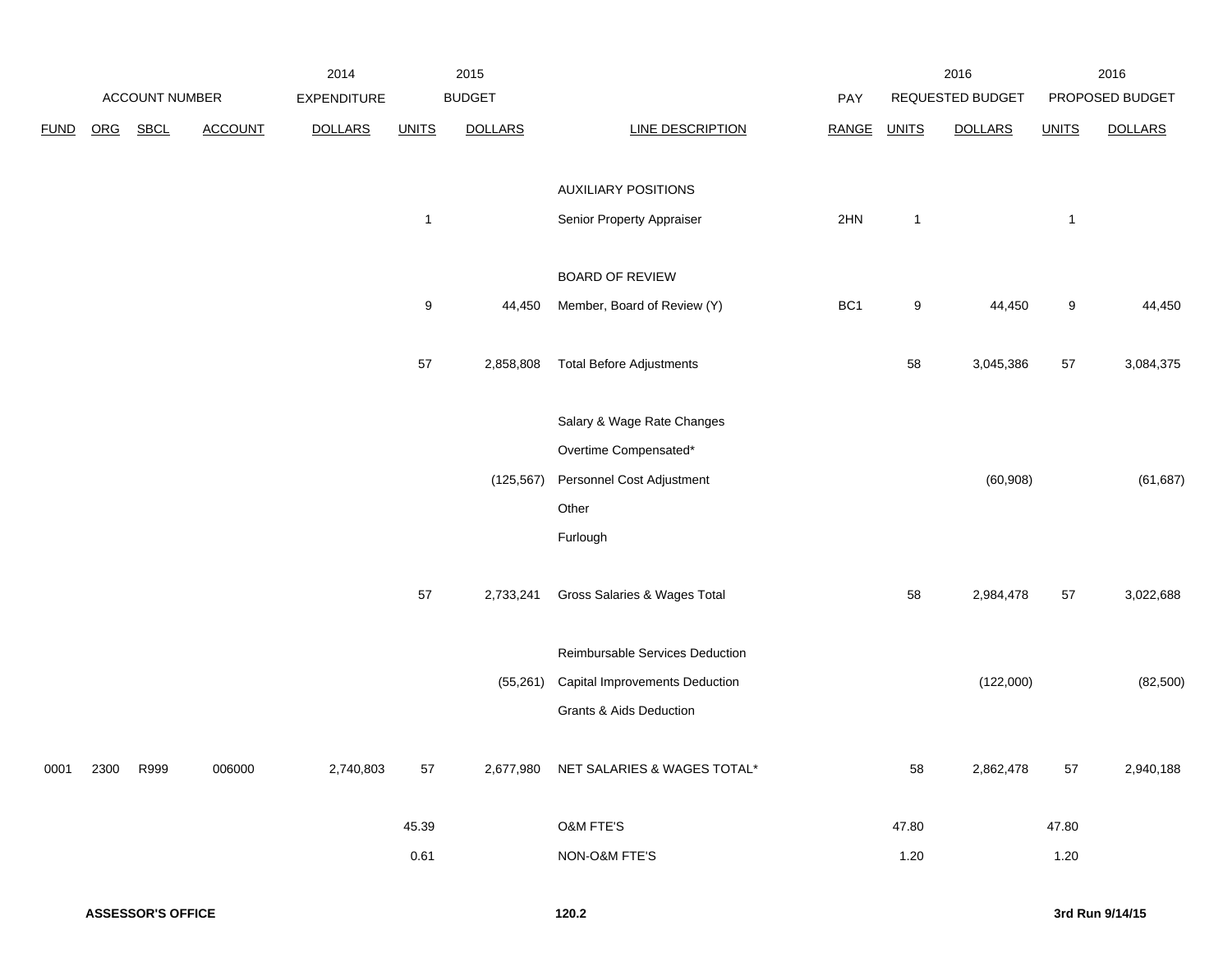| | ACCOUNT NUMBER | | | 2014 EXPENDITURE | 2015 BUDGET | | | PAY | 2016 REQUESTED BUDGET | | 2016 PROPOSED BUDGET | |
|---|---|---|---|---|---|---|---|---|---|---|---|---|
| FUND | ORG | SBCL | ACCOUNT | DOLLARS | UNITS | DOLLARS | LINE DESCRIPTION | RANGE | UNITS | DOLLARS | UNITS | DOLLARS |
| | | | | | | | AUXILIARY POSITIONS | | | | | |
| | | | | | 1 | | Senior Property Appraiser | 2HN | 1 | | 1 | |
| | | | | | | | BOARD OF REVIEW | | | | | |
| | | | | | 9 | 44,450 | Member, Board of Review (Y) | BC1 | 9 | 44,450 | 9 | 44,450 |
| | | | | | 57 | 2,858,808 | Total Before Adjustments | | 58 | 3,045,386 | 57 | 3,084,375 |
| | | | | | | | Salary & Wage Rate Changes | | | | | |
| | | | | | | | Overtime Compensated* | | | | | |
| | | | | | | (125,567) | Personnel Cost Adjustment | | | (60,908) | | (61,687) |
| | | | | | | | Other | | | | | |
| | | | | | | | Furlough | | | | | |
| | | | | | 57 | 2,733,241 | Gross Salaries & Wages Total | | 58 | 2,984,478 | 57 | 3,022,688 |
| | | | | | | | Reimbursable Services Deduction | | | | | |
| | | | | | | (55,261) | Capital Improvements Deduction | | | (122,000) | | (82,500) |
| | | | | | | | Grants & Aids Deduction | | | | | |
| 0001 | 2300 | R999 | 006000 | 2,740,803 | 57 | 2,677,980 | NET SALARIES & WAGES TOTAL* | | 58 | 2,862,478 | 57 | 2,940,188 |
| | | | | | 45.39 | | O&M FTE'S | | 47.80 | | 47.80 | |
| | | | | | 0.61 | | NON-O&M FTE'S | | 1.20 | | 1.20 | |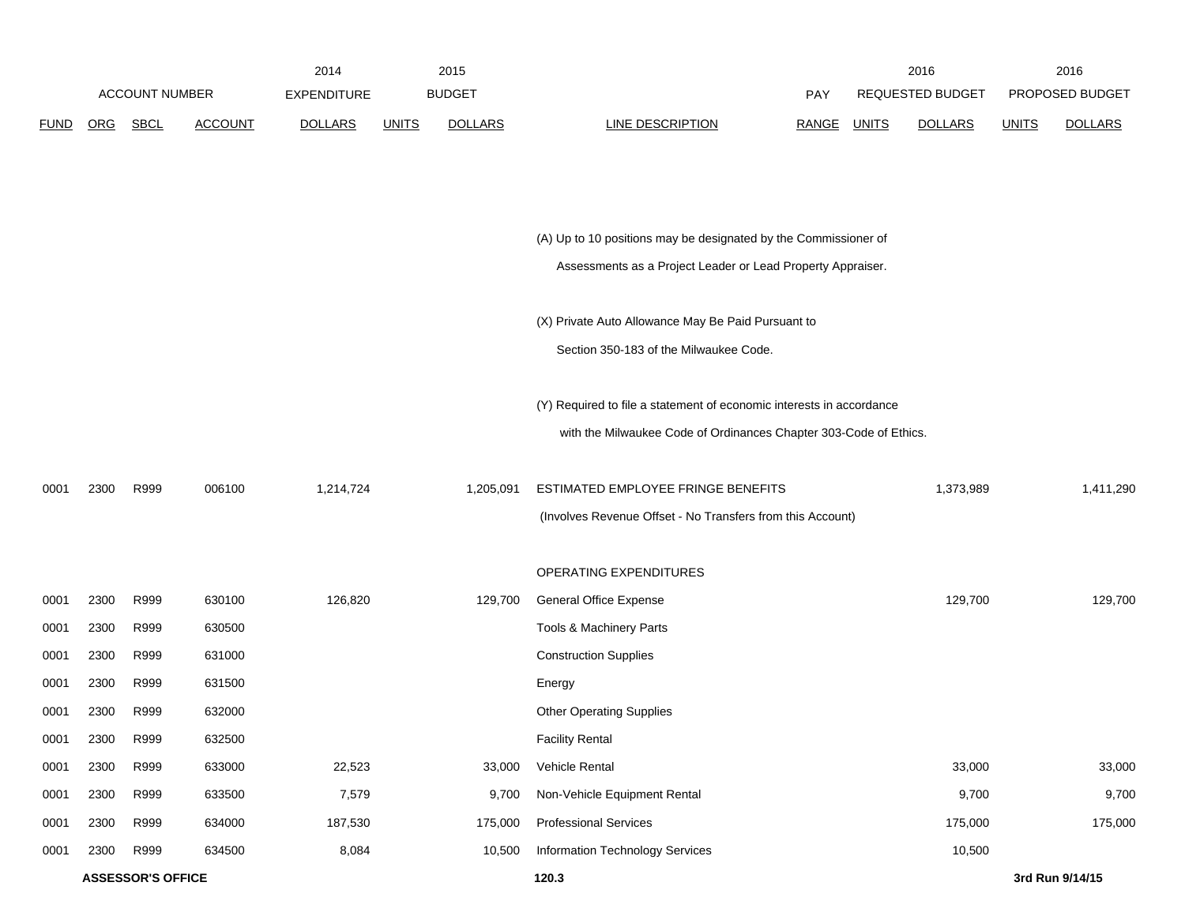| FUND | ORG | SBCL | ACCOUNT | 2014 EXPENDITURE DOLLARS | 2015 BUDGET UNITS | 2015 BUDGET DOLLARS | LINE DESCRIPTION | PAY RANGE | 2016 REQUESTED BUDGET UNITS | 2016 REQUESTED BUDGET DOLLARS | 2016 PROPOSED BUDGET UNITS | 2016 PROPOSED BUDGET DOLLARS |
|---|---|---|---|---|---|---|---|---|---|---|---|---|
| | | | | | | | (A) Up to 10 positions may be designated by the Commissioner of Assessments as a Project Leader or Lead Property Appraiser. | | | | | |
| | | | | | | | (X) Private Auto Allowance May Be Paid Pursuant to Section 350-183 of the Milwaukee Code. | | | | | |
| | | | | | | | (Y) Required to file a statement of economic interests in accordance with the Milwaukee Code of Ordinances Chapter 303-Code of Ethics. | | | | | |
| 0001 | 2300 | R999 | 006100 | 1,214,724 | | 1,205,091 | ESTIMATED EMPLOYEE FRINGE BENEFITS | | | 1,373,989 | | 1,411,290 |
| | | | | | | | (Involves Revenue Offset - No Transfers from this Account) | | | | | |
| | | | | | | | OPERATING EXPENDITURES | | | | | |
| 0001 | 2300 | R999 | 630100 | 126,820 | | 129,700 | General Office Expense | | | 129,700 | | 129,700 |
| 0001 | 2300 | R999 | 630500 | | | | Tools & Machinery Parts | | | | | |
| 0001 | 2300 | R999 | 631000 | | | | Construction Supplies | | | | | |
| 0001 | 2300 | R999 | 631500 | | | | Energy | | | | | |
| 0001 | 2300 | R999 | 632000 | | | | Other Operating Supplies | | | | | |
| 0001 | 2300 | R999 | 632500 | | | | Facility Rental | | | | | |
| 0001 | 2300 | R999 | 633000 | 22,523 | | 33,000 | Vehicle Rental | | | 33,000 | | 33,000 |
| 0001 | 2300 | R999 | 633500 | 7,579 | | 9,700 | Non-Vehicle Equipment Rental | | | 9,700 | | 9,700 |
| 0001 | 2300 | R999 | 634000 | 187,530 | | 175,000 | Professional Services | | | 175,000 | | 175,000 |
| 0001 | 2300 | R999 | 634500 | 8,084 | | 10,500 | Information Technology Services | | | 10,500 | | |

**ASSESSOR'S OFFICE** 120.3 **3rd Run 9/14/15**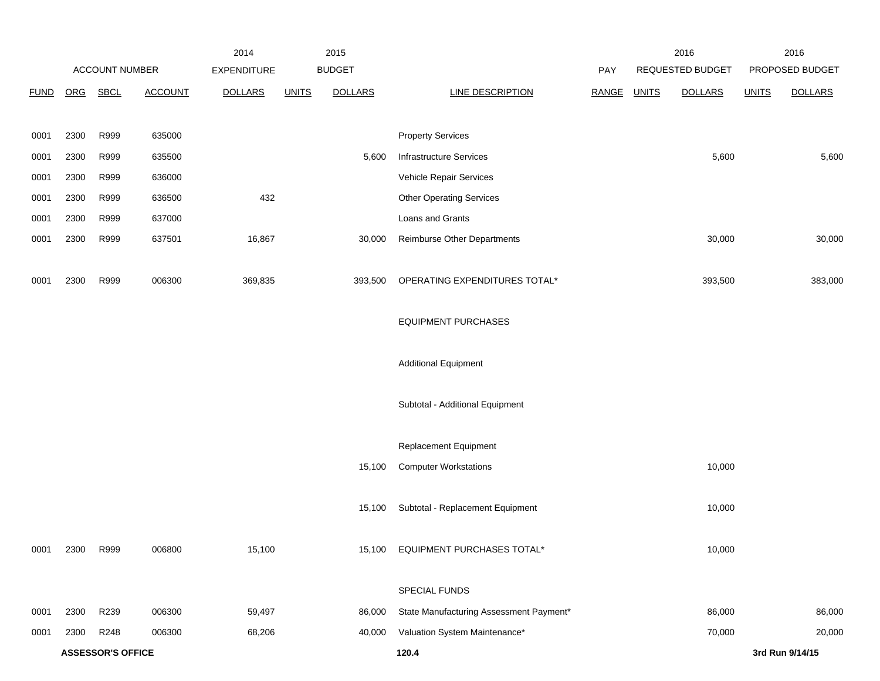| FUND | ORG | SBCL | ACCOUNT | 2014 EXPENDITURE DOLLARS | 2015 BUDGET UNITS | 2015 BUDGET DOLLARS | LINE DESCRIPTION | PAY RANGE | 2016 REQUESTED BUDGET UNITS | 2016 REQUESTED BUDGET DOLLARS | 2016 PROPOSED BUDGET UNITS | 2016 PROPOSED BUDGET DOLLARS |
|---|---|---|---|---|---|---|---|---|---|---|---|---|
| 0001 | 2300 | R999 | 635000 | | | | Property Services | | | | | |
| 0001 | 2300 | R999 | 635500 | | | 5,600 | Infrastructure Services | | | 5,600 | | 5,600 |
| 0001 | 2300 | R999 | 636000 | | | | Vehicle Repair Services | | | | | |
| 0001 | 2300 | R999 | 636500 | 432 | | | Other Operating Services | | | | | |
| 0001 | 2300 | R999 | 637000 | | | | Loans and Grants | | | | | |
| 0001 | 2300 | R999 | 637501 | 16,867 | | 30,000 | Reimburse Other Departments | | | 30,000 | | 30,000 |
| 0001 | 2300 | R999 | 006300 | 369,835 | | 393,500 | OPERATING EXPENDITURES TOTAL* | | | 393,500 | | 383,000 |
| | | | | | | | EQUIPMENT PURCHASES | | | | | |
| | | | | | | | Additional Equipment | | | | | |
| | | | | | | | Subtotal - Additional Equipment | | | | | |
| | | | | | | | Replacement Equipment | | | | | |
| | | | | | | 15,100 | Computer Workstations | | | 10,000 | | |
| | | | | | | 15,100 | Subtotal - Replacement Equipment | | | 10,000 | | |
| 0001 | 2300 | R999 | 006800 | 15,100 | | 15,100 | EQUIPMENT PURCHASES TOTAL* | | | 10,000 | | |
| | | | | | | | SPECIAL FUNDS | | | | | |
| 0001 | 2300 | R239 | 006300 | 59,497 | | 86,000 | State Manufacturing Assessment Payment* | | | 86,000 | | 86,000 |
| 0001 | 2300 | R248 | 006300 | 68,206 | | 40,000 | Valuation System Maintenance* | | | 70,000 | | 20,000 |

**ASSESSOR'S OFFICE** **120.4** **3rd Run 9/14/15**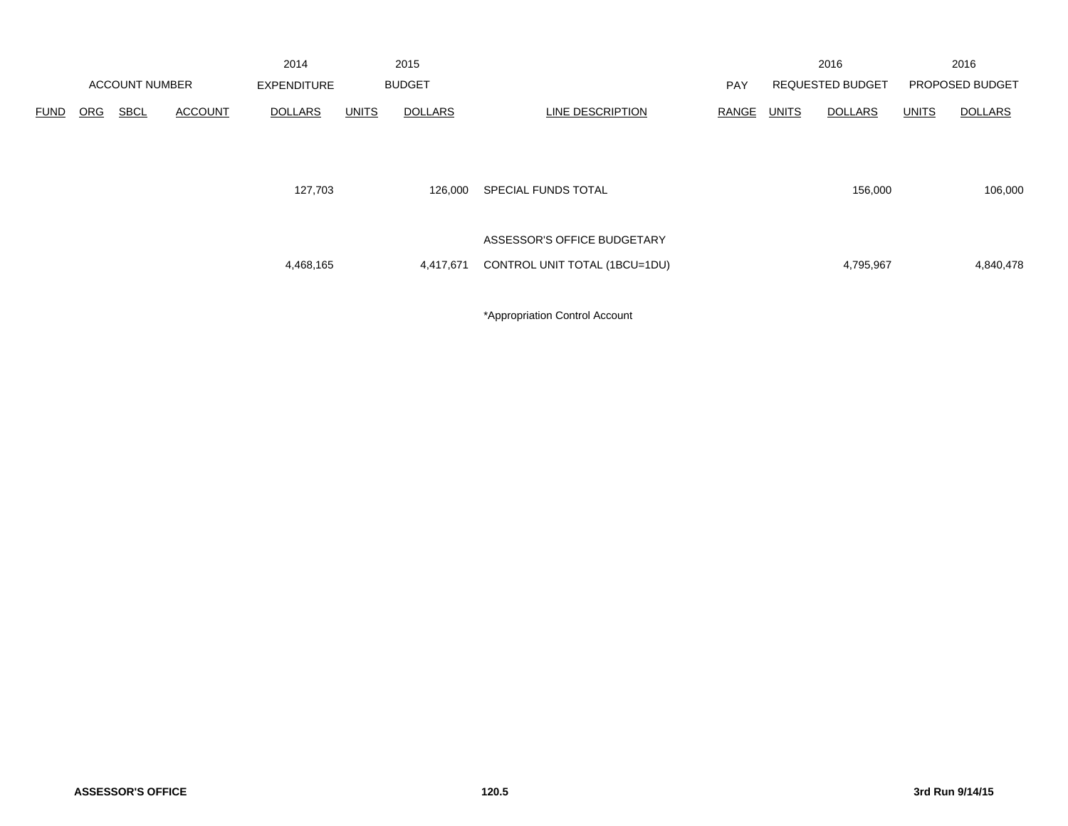| ACCOUNT NUMBER | | | | 2014 EXPENDITURE | 2015 BUDGET | | | PAY | 2016 REQUESTED BUDGET | | 2016 PROPOSED BUDGET | |
|---|---|---|---|---|---|---|---|---|---|---|---|---|
| FUND | ORG | SBCL | ACCOUNT | DOLLARS | UNITS | DOLLARS | LINE DESCRIPTION | RANGE | UNITS | DOLLARS | UNITS | DOLLARS |
| | | | | 127,703 | | 126,000 | SPECIAL FUNDS TOTAL | | | 156,000 | | 106,000 |
| | | | | 4,468,165 | | 4,417,671 | ASSESSOR'S OFFICE BUDGETARY CONTROL UNIT TOTAL (1BCU=1DU) | | | 4,795,967 | | 4,840,478 |

*Appropriation Control Account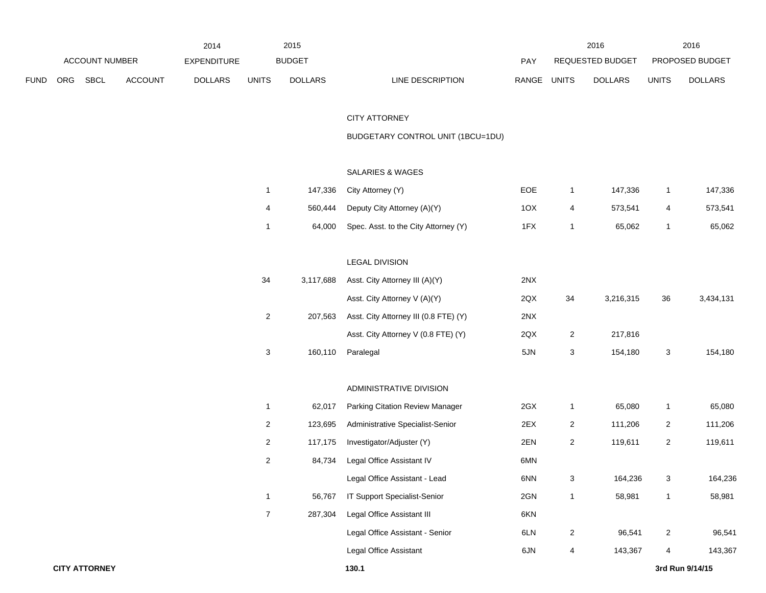| ACCOUNT NUMBER | | | | 2014 EXPENDITURE | 2015 BUDGET | | | PAY | 2016 REQUESTED BUDGET | | 2016 PROPOSED BUDGET | |
|---|---|---|---|---|---|---|---|---|---|---|---|---|
| FUND | ORG | SBCL | ACCOUNT | DOLLARS | UNITS | DOLLARS | LINE DESCRIPTION | RANGE | UNITS | DOLLARS | UNITS | DOLLARS |
| | | | | | | | CITY ATTORNEY | | | | | |
| | | | | | | | BUDGETARY CONTROL UNIT (1BCU=1DU) | | | | | |
| | | | | | | | SALARIES & WAGES | | | | | |
| | | | | | 1 | 147,336 | City Attorney (Y) | EOE | 1 | 147,336 | 1 | 147,336 |
| | | | | | 4 | 560,444 | Deputy City Attorney (A)(Y) | 1OX | 4 | 573,541 | 4 | 573,541 |
| | | | | | 1 | 64,000 | Spec. Asst. to the City Attorney (Y) | 1FX | 1 | 65,062 | 1 | 65,062 |
| | | | | | | | LEGAL DIVISION | | | | | |
| | | | | | 34 | 3,117,688 | Asst. City Attorney III (A)(Y) | 2NX | | | | |
| | | | | | | | Asst. City Attorney V (A)(Y) | 2QX | 34 | 3,216,315 | 36 | 3,434,131 |
| | | | | | 2 | 207,563 | Asst. City Attorney III (0.8 FTE) (Y) | 2NX | | | | |
| | | | | | | | Asst. City Attorney V (0.8 FTE) (Y) | 2QX | 2 | 217,816 | | |
| | | | | | 3 | 160,110 | Paralegal | 5JN | 3 | 154,180 | 3 | 154,180 |
| | | | | | | | ADMINISTRATIVE DIVISION | | | | | |
| | | | | | 1 | 62,017 | Parking Citation Review Manager | 2GX | 1 | 65,080 | 1 | 65,080 |
| | | | | | 2 | 123,695 | Administrative Specialist-Senior | 2EX | 2 | 111,206 | 2 | 111,206 |
| | | | | | 2 | 117,175 | Investigator/Adjuster (Y) | 2EN | 2 | 119,611 | 2 | 119,611 |
| | | | | | 2 | 84,734 | Legal Office Assistant IV | 6MN | | | | |
| | | | | | | | Legal Office Assistant - Lead | 6NN | 3 | 164,236 | 3 | 164,236 |
| | | | | | 1 | 56,767 | IT Support Specialist-Senior | 2GN | 1 | 58,981 | 1 | 58,981 |
| | | | | | 7 | 287,304 | Legal Office Assistant III | 6KN | | | | |
| | | | | | | | Legal Office Assistant - Senior | 6LN | 2 | 96,541 | 2 | 96,541 |
| | | | | | | | Legal Office Assistant | 6JN | 4 | 143,367 | 4 | 143,367 |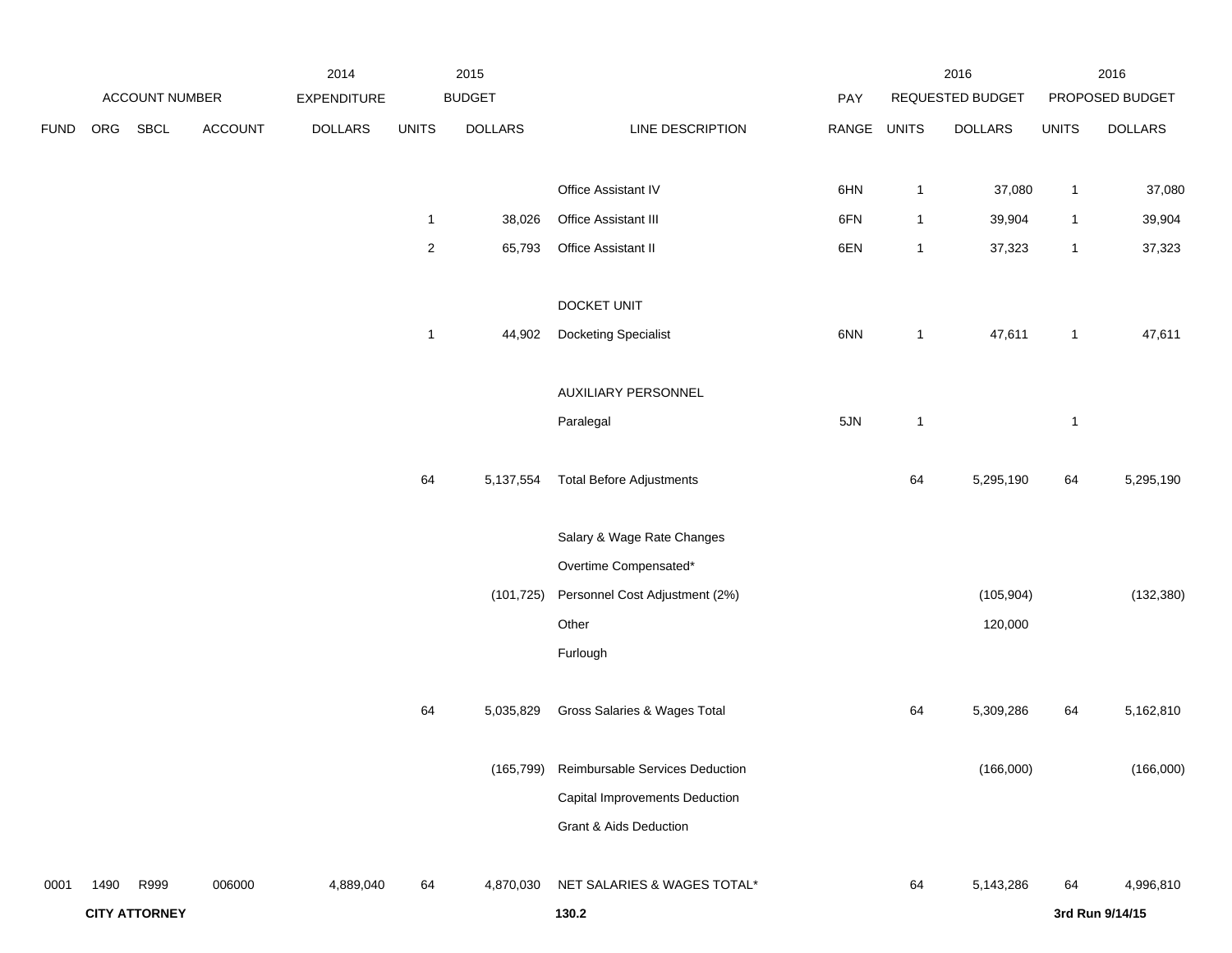| | ACCOUNT NUMBER | | | 2014 EXPENDITURE | 2015 BUDGET | | | PAY | 2016 REQUESTED BUDGET | | 2016 PROPOSED BUDGET | |
|---|---|---|---|---|---|---|---|---|---|---|---|---|
| FUND | ORG | SBCL | ACCOUNT | DOLLARS | UNITS | DOLLARS | LINE DESCRIPTION | RANGE | UNITS | DOLLARS | UNITS | DOLLARS |
| | | | | | | | Office Assistant IV | 6HN | 1 | 37,080 | 1 | 37,080 |
| | | | | | 1 | 38,026 | Office Assistant III | 6FN | 1 | 39,904 | 1 | 39,904 |
| | | | | | 2 | 65,793 | Office Assistant II | 6EN | 1 | 37,323 | 1 | 37,323 |
| | | | | | | | DOCKET UNIT | | | | | |
| | | | | | 1 | 44,902 | Docketing Specialist | 6NN | 1 | 47,611 | 1 | 47,611 |
| | | | | | | | AUXILIARY PERSONNEL | | | | | |
| | | | | | | | Paralegal | 5JN | 1 | | 1 | |
| | | | | | 64 | 5,137,554 | Total Before Adjustments | | 64 | 5,295,190 | 64 | 5,295,190 |
| | | | | | | | Salary & Wage Rate Changes | | | | | |
| | | | | | | | Overtime Compensated* | | | | | |
| | | | | | | (101,725) | Personnel Cost Adjustment (2%) | | | (105,904) | | (132,380) |
| | | | | | | | Other | | | 120,000 | | |
| | | | | | | | Furlough | | | | | |
| | | | | | 64 | 5,035,829 | Gross Salaries & Wages Total | | 64 | 5,309,286 | 64 | 5,162,810 |
| | | | | | | (165,799) | Reimbursable Services Deduction | | | (166,000) | | (166,000) |
| | | | | | | | Capital Improvements Deduction | | | | | |
| | | | | | | | Grant & Aids Deduction | | | | | |
| 0001 | 1490 | R999 | 006000 | 4,889,040 | 64 | 4,870,030 | NET SALARIES & WAGES TOTAL* | | 64 | 5,143,286 | 64 | 4,996,810 |

**CITY ATTORNEY**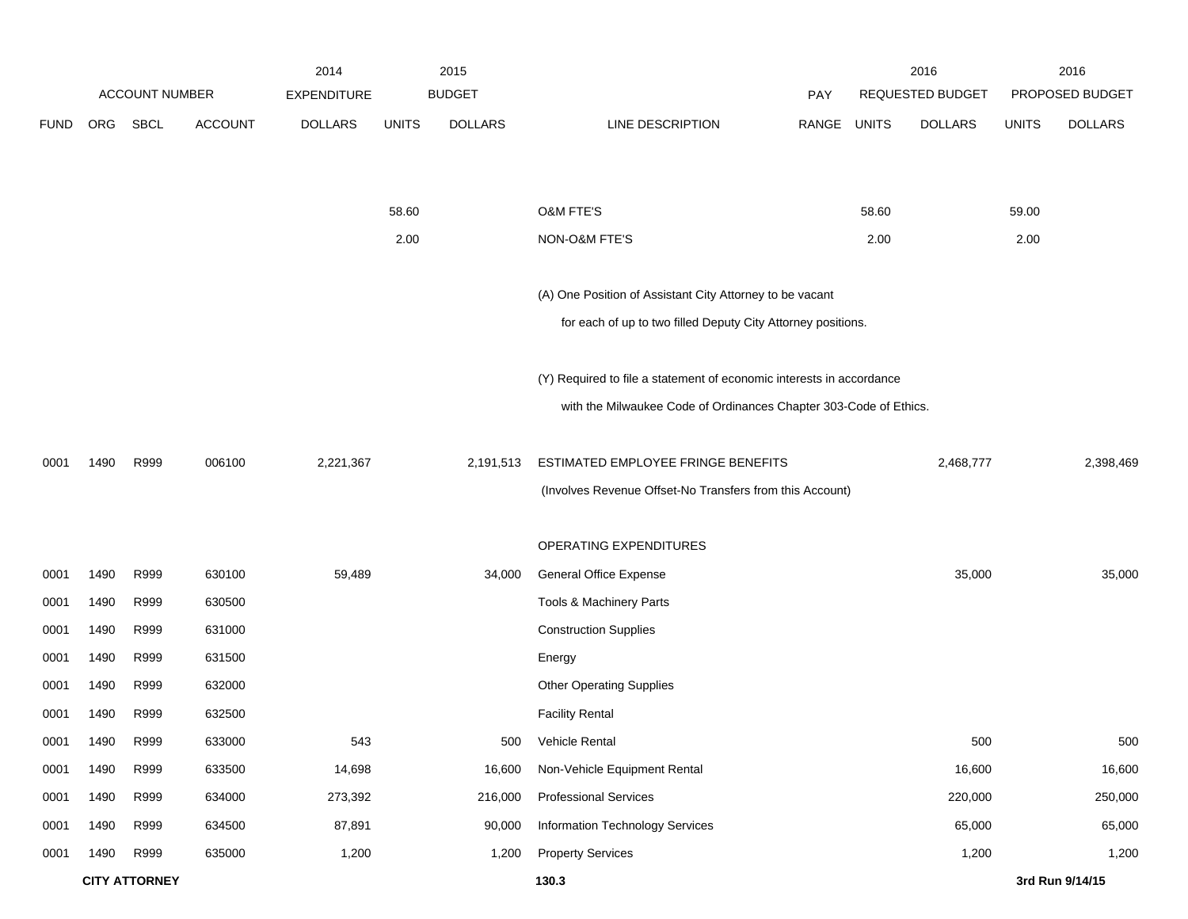| ACCOUNT NUMBER | | | | 2014 EXPENDITURE | 2015 BUDGET | | | | 2016 REQUESTED BUDGET | | 2016 PROPOSED BUDGET | |
|---|---|---|---|---|---|---|---|---|---|---|---|---|
| FUND | ORG | SBCL | ACCOUNT | DOLLARS | UNITS | DOLLARS | LINE DESCRIPTION | PAY RANGE | UNITS | DOLLARS | UNITS | DOLLARS |
| | | | | | 58.60 | | O&M FTE'S | | 58.60 | | 59.00 | |
| | | | | | 2.00 | | NON-O&M FTE'S | | 2.00 | | 2.00 | |
| | | | | | | | (A) One Position of Assistant City Attorney to be vacant for each of up to two filled Deputy City Attorney positions. | | | | | |
| | | | | | | | (Y) Required to file a statement of economic interests in accordance with the Milwaukee Code of Ordinances Chapter 303-Code of Ethics. | | | | | |
| 0001 | 1490 | R999 | 006100 | 2,221,367 | | 2,191,513 | ESTIMATED EMPLOYEE FRINGE BENEFITS (Involves Revenue Offset-No Transfers from this Account) | | | 2,468,777 | | 2,398,469 |
| | | | | | | | OPERATING EXPENDITURES | | | | | |
| 0001 | 1490 | R999 | 630100 | 59,489 | | 34,000 | General Office Expense | | | 35,000 | | 35,000 |
| 0001 | 1490 | R999 | 630500 | | | | Tools & Machinery Parts | | | | | |
| 0001 | 1490 | R999 | 631000 | | | | Construction Supplies | | | | | |
| 0001 | 1490 | R999 | 631500 | | | | Energy | | | | | |
| 0001 | 1490 | R999 | 632000 | | | | Other Operating Supplies | | | | | |
| 0001 | 1490 | R999 | 632500 | | | | Facility Rental | | | | | |
| 0001 | 1490 | R999 | 633000 | 543 | | 500 | Vehicle Rental | | | 500 | | 500 |
| 0001 | 1490 | R999 | 633500 | 14,698 | | 16,600 | Non-Vehicle Equipment Rental | | | 16,600 | | 16,600 |
| 0001 | 1490 | R999 | 634000 | 273,392 | | 216,000 | Professional Services | | | 220,000 | | 250,000 |
| 0001 | 1490 | R999 | 634500 | 87,891 | | 90,000 | Information Technology Services | | | 65,000 | | 65,000 |
| 0001 | 1490 | R999 | 635000 | 1,200 | | 1,200 | Property Services | | | 1,200 | | 1,200 |

**CITY ATTORNEY** 130.3 3rd Run 9/14/15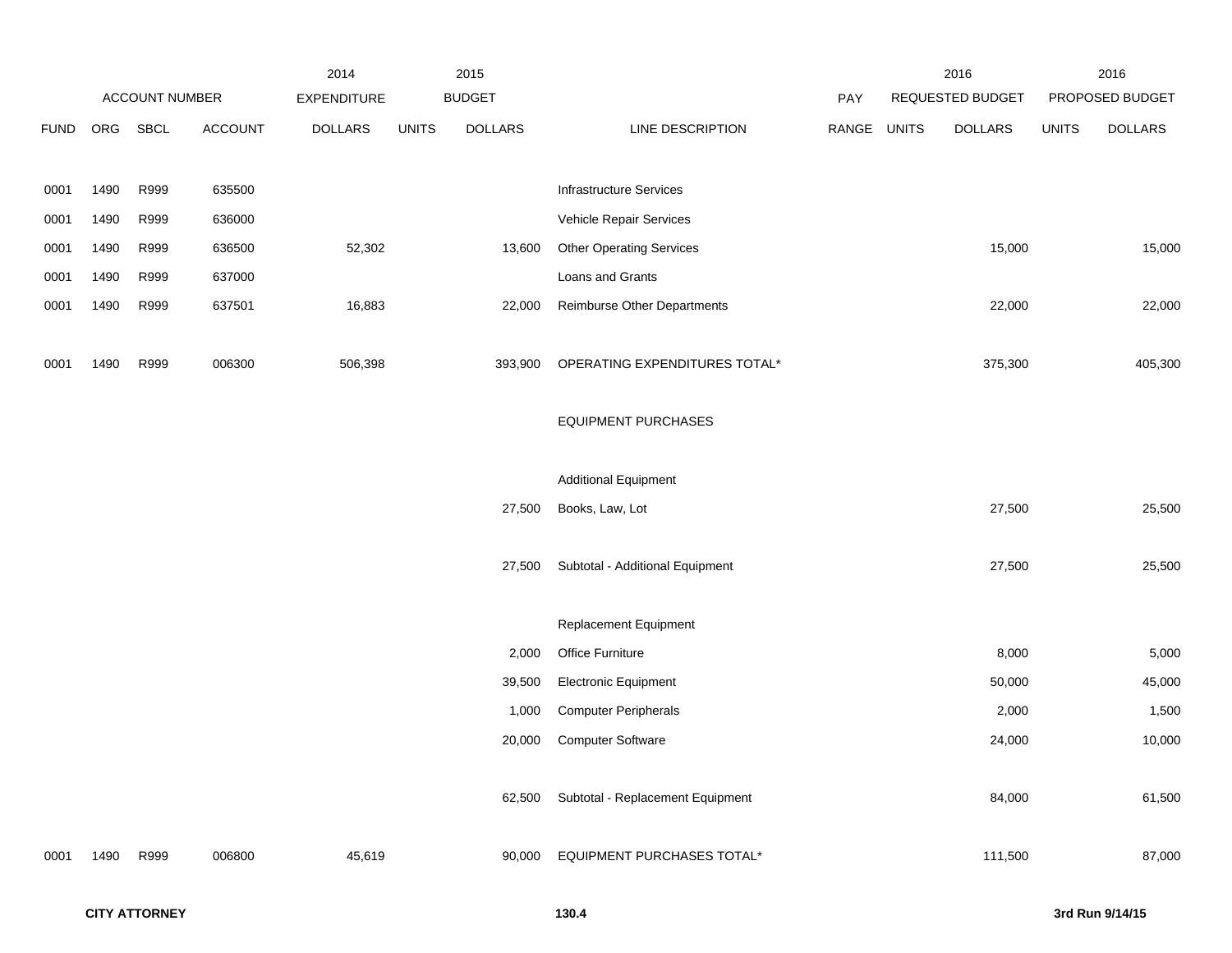| ACCOUNT NUMBER | | | | 2014 EXPENDITURE | 2015 BUDGET | | | PAY | 2016 REQUESTED BUDGET | | 2016 PROPOSED BUDGET | |
|---|---|---|---|---|---|---|---|---|---|---|---|---|
| FUND | ORG | SBCL | ACCOUNT | DOLLARS | UNITS | DOLLARS | LINE DESCRIPTION | RANGE | UNITS | DOLLARS | UNITS | DOLLARS |
| 0001 | 1490 | R999 | 635500 | | | | Infrastructure Services | | | | | |
| 0001 | 1490 | R999 | 636000 | | | | Vehicle Repair Services | | | | | |
| 0001 | 1490 | R999 | 636500 | 52,302 | | 13,600 | Other Operating Services | | | 15,000 | | 15,000 |
| 0001 | 1490 | R999 | 637000 | | | | Loans and Grants | | | | | |
| 0001 | 1490 | R999 | 637501 | 16,883 | | 22,000 | Reimburse Other Departments | | | 22,000 | | 22,000 |
| 0001 | 1490 | R999 | 006300 | 506,398 | | 393,900 | OPERATING EXPENDITURES TOTAL* | | | 375,300 | | 405,300 |
| | | | | | | | EQUIPMENT PURCHASES | | | | | |
| | | | | | | | Additional Equipment | | | | | |
| | | | | | | 27,500 | Books, Law, Lot | | | 27,500 | | 25,500 |
| | | | | | | 27,500 | Subtotal - Additional Equipment | | | 27,500 | | 25,500 |
| | | | | | | | Replacement Equipment | | | | | |
| | | | | | | 2,000 | Office Furniture | | | 8,000 | | 5,000 |
| | | | | | | 39,500 | Electronic Equipment | | | 50,000 | | 45,000 |
| | | | | | | 1,000 | Computer Peripherals | | | 2,000 | | 1,500 |
| | | | | | | 20,000 | Computer Software | | | 24,000 | | 10,000 |
| | | | | | | 62,500 | Subtotal - Replacement Equipment | | | 84,000 | | 61,500 |
| 0001 | 1490 | R999 | 006800 | 45,619 | | 90,000 | EQUIPMENT PURCHASES TOTAL* | | | 111,500 | | 87,000 |

**CITY ATTORNEY** 130.4 **3rd Run 9/14/15**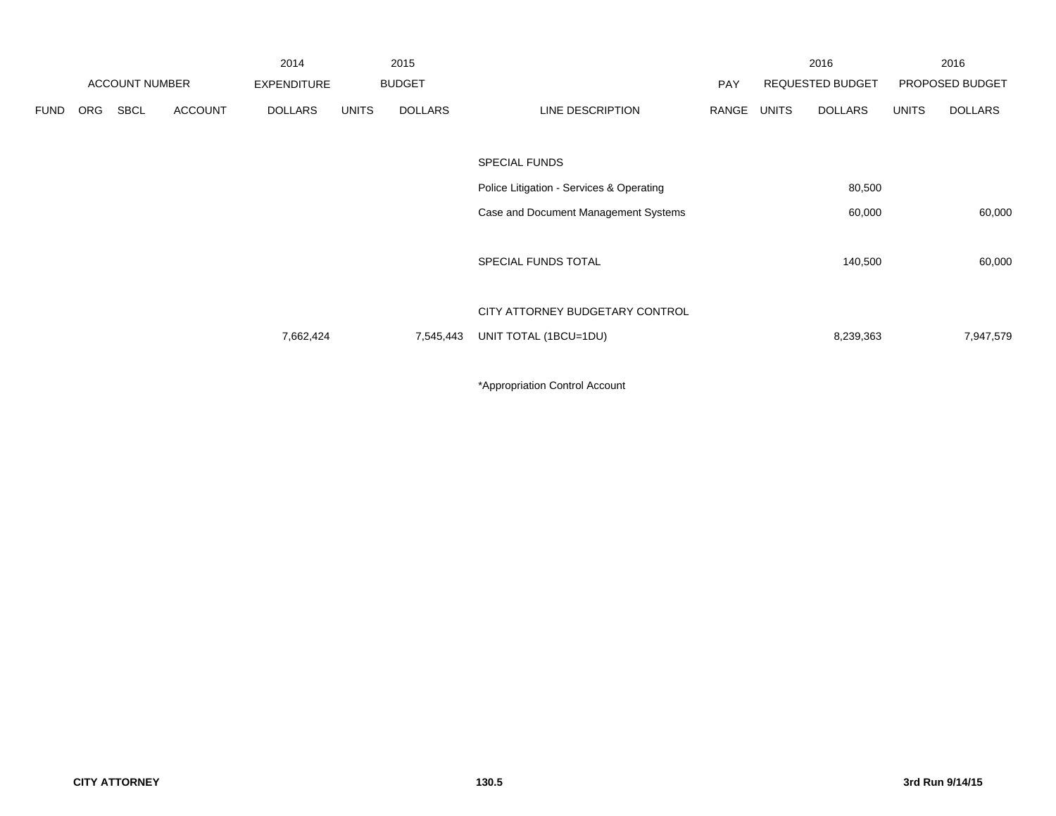| | ACCOUNT NUMBER | | | 2014 EXPENDITURE | 2015 BUDGET | | | PAY | 2016 REQUESTED BUDGET | | 2016 PROPOSED BUDGET | |
|---|---|---|---|---|---|---|---|---|---|---|---|---|
| FUND | ORG | SBCL | ACCOUNT | DOLLARS | UNITS | DOLLARS | LINE DESCRIPTION | RANGE | UNITS | DOLLARS | UNITS | DOLLARS |
| | | | | | | | SPECIAL FUNDS | | | | | |
| | | | | | | | Police Litigation - Services & Operating | | | 80,500 | | |
| | | | | | | | Case and Document Management Systems | | | 60,000 | | 60,000 |
| | | | | | | | SPECIAL FUNDS TOTAL | | | 140,500 | | 60,000 |
| | | | | | | | CITY ATTORNEY BUDGETARY CONTROL | | | | | |
| | | | | 7,662,424 | | 7,545,443 | UNIT TOTAL (1BCU=1DU) | | | 8,239,363 | | 7,947,579 |

*Appropriation Control Account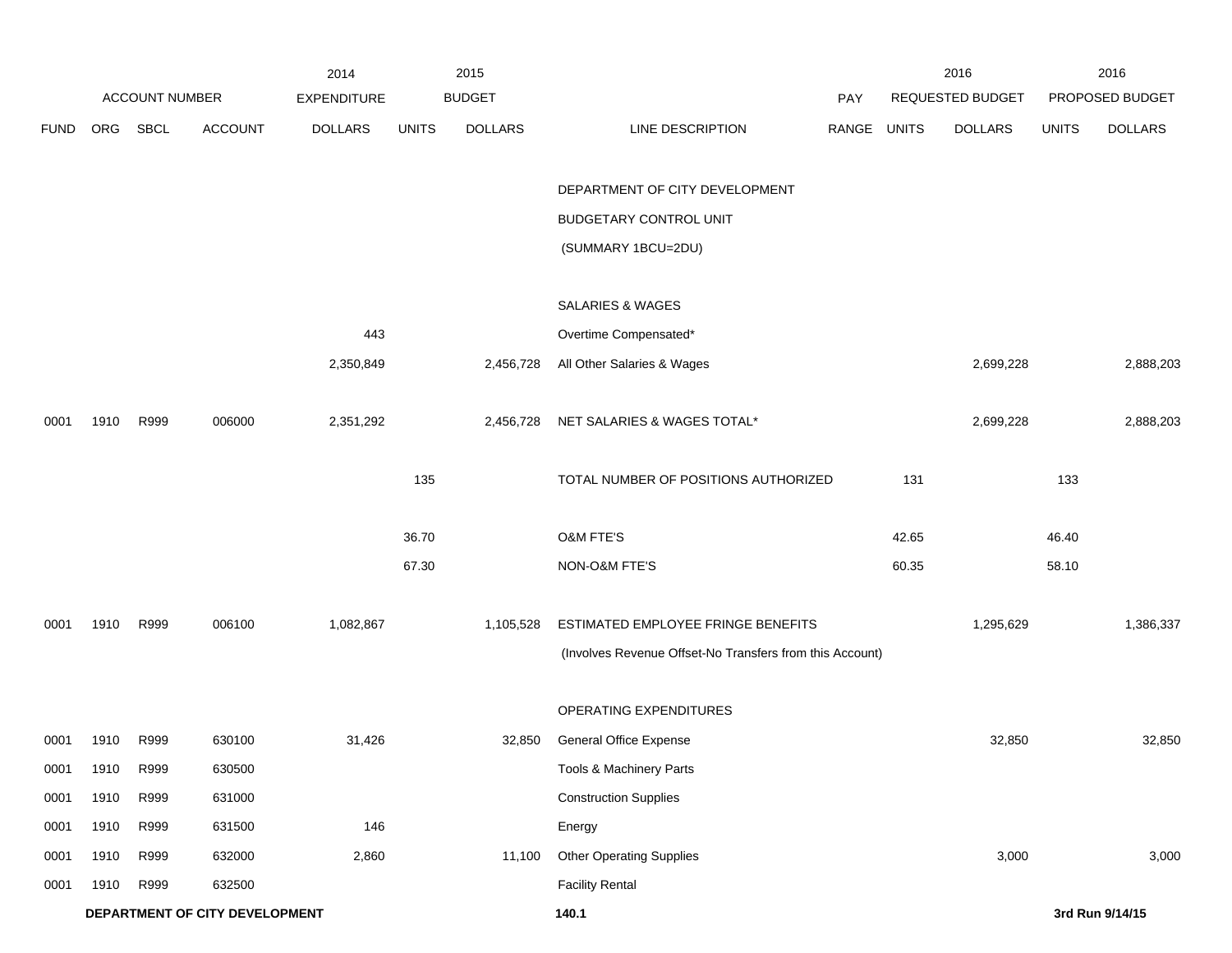| ACCOUNT NUMBER | | | | 2014 EXPENDITURE | 2015 BUDGET | | | | 2016 REQUESTED BUDGET | | 2016 PROPOSED BUDGET | |
|---|---|---|---|---|---|---|---|---|---|---|---|---|
| FUND | ORG | SBCL | ACCOUNT | DOLLARS | UNITS | DOLLARS | LINE DESCRIPTION | PAY RANGE | UNITS | DOLLARS | UNITS | DOLLARS |
| | | | | | | | DEPARTMENT OF CITY DEVELOPMENT | | | | | |
| | | | | | | | BUDGETARY CONTROL UNIT | | | | | |
| | | | | | | | (SUMMARY 1BCU=2DU) | | | | | |
| | | | | | | | SALARIES & WAGES | | | | | |
| | | | | 443 | | | Overtime Compensated* | | | | | |
| | | | | 2,350,849 | | 2,456,728 | All Other Salaries & Wages | | | 2,699,228 | | 2,888,203 |
| 0001 | 1910 | R999 | 006000 | 2,351,292 | | 2,456,728 | NET SALARIES & WAGES TOTAL* | | | 2,699,228 | | 2,888,203 |
| | | | | | 135 | | TOTAL NUMBER OF POSITIONS AUTHORIZED | | 131 | | 133 | |
| | | | | | 36.70 | | O&M FTE'S | | 42.65 | | 46.40 | |
| | | | | | 67.30 | | NON-O&M FTE'S | | 60.35 | | 58.10 | |
| 0001 | 1910 | R999 | 006100 | 1,082,867 | | 1,105,528 | ESTIMATED EMPLOYEE FRINGE BENEFITS | | | 1,295,629 | | 1,386,337 |
| | | | | | | | (Involves Revenue Offset-No Transfers from this Account) | | | | | |
| | | | | | | | OPERATING EXPENDITURES | | | | | |
| 0001 | 1910 | R999 | 630100 | 31,426 | | 32,850 | General Office Expense | | | 32,850 | | 32,850 |
| 0001 | 1910 | R999 | 630500 | | | | Tools & Machinery Parts | | | | | |
| 0001 | 1910 | R999 | 631000 | | | | Construction Supplies | | | | | |
| 0001 | 1910 | R999 | 631500 | 146 | | | Energy | | | | | |
| 0001 | 1910 | R999 | 632000 | 2,860 | | 11,100 | Other Operating Supplies | | | 3,000 | | 3,000 |
| 0001 | 1910 | R999 | 632500 | | | | Facility Rental | | | | | |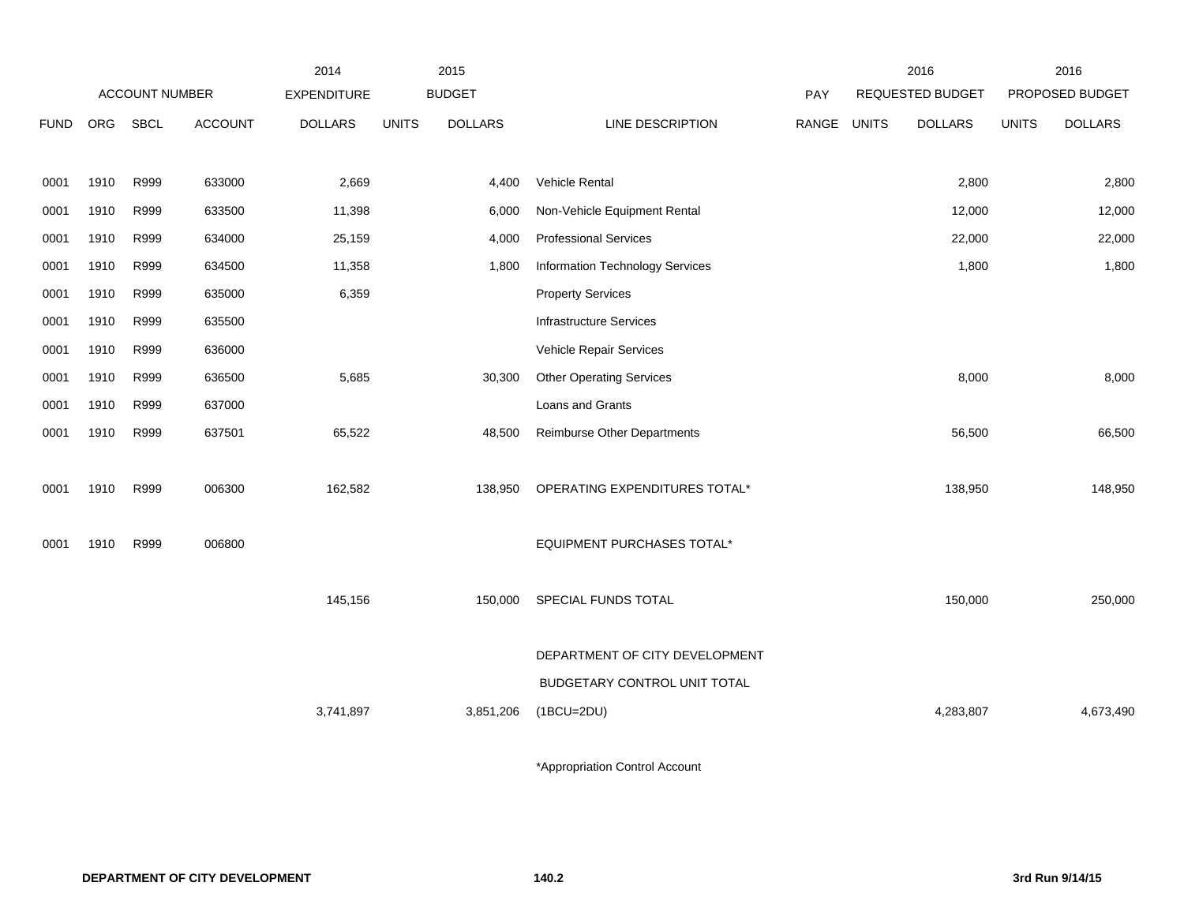| ACCOUNT NUMBER | | | | 2014 EXPENDITURE | 2015 BUDGET | | | PAY | 2016 REQUESTED BUDGET | | 2016 PROPOSED BUDGET | |
|---|---|---|---|---|---|---|---|---|---|---|---|---|
| FUND | ORG | SBCL | ACCOUNT | DOLLARS | UNITS | DOLLARS | LINE DESCRIPTION | RANGE | UNITS | DOLLARS | UNITS | DOLLARS |
| 0001 | 1910 | R999 | 633000 | 2,669 | | 4,400 | Vehicle Rental | | | 2,800 | | 2,800 |
| 0001 | 1910 | R999 | 633500 | 11,398 | | 6,000 | Non-Vehicle Equipment Rental | | | 12,000 | | 12,000 |
| 0001 | 1910 | R999 | 634000 | 25,159 | | 4,000 | Professional Services | | | 22,000 | | 22,000 |
| 0001 | 1910 | R999 | 634500 | 11,358 | | 1,800 | Information Technology Services | | | 1,800 | | 1,800 |
| 0001 | 1910 | R999 | 635000 | 6,359 | | | Property Services | | | | | |
| 0001 | 1910 | R999 | 635500 | | | | Infrastructure Services | | | | | |
| 0001 | 1910 | R999 | 636000 | | | | Vehicle Repair Services | | | | | |
| 0001 | 1910 | R999 | 636500 | 5,685 | | 30,300 | Other Operating Services | | | 8,000 | | 8,000 |
| 0001 | 1910 | R999 | 637000 | | | | Loans and Grants | | | | | |
| 0001 | 1910 | R999 | 637501 | 65,522 | | 48,500 | Reimburse Other Departments | | | 56,500 | | 66,500 |
| 0001 | 1910 | R999 | 006300 | 162,582 | | 138,950 | OPERATING EXPENDITURES TOTAL* | | | 138,950 | | 148,950 |
| 0001 | 1910 | R999 | 006800 | | | | EQUIPMENT PURCHASES TOTAL* | | | | | |
| | | | | 145,156 | | 150,000 | SPECIAL FUNDS TOTAL | | | 150,000 | | 250,000 |
| | | | | 3,741,897 | | 3,851,206 | DEPARTMENT OF CITY DEVELOPMENT BUDGETARY CONTROL UNIT TOTAL (1BCU=2DU) | | | 4,283,807 | | 4,673,490 |

*Appropriation Control Account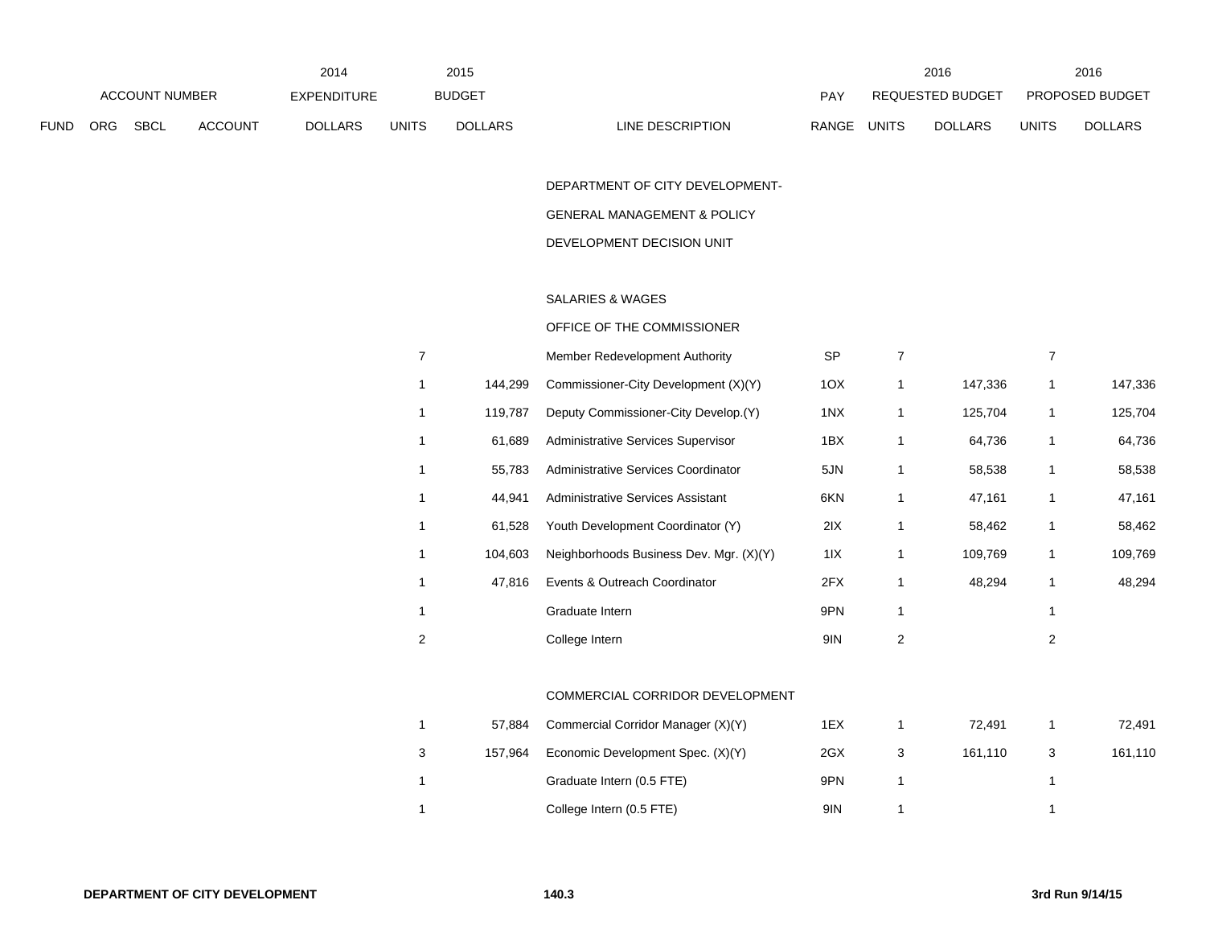| FUND | ORG | SBCL | ACCOUNT | 2014 EXPENDITURE DOLLARS | 2015 BUDGET UNITS | 2015 BUDGET DOLLARS | LINE DESCRIPTION | PAY RANGE | 2016 REQUESTED BUDGET UNITS | 2016 REQUESTED BUDGET DOLLARS | 2016 PROPOSED BUDGET UNITS | 2016 PROPOSED BUDGET DOLLARS |
|---|---|---|---|---|---|---|---|---|---|---|---|---|
| | | | | | | | DEPARTMENT OF CITY DEVELOPMENT- | | | | | |
| | | | | | | | GENERAL MANAGEMENT & POLICY | | | | | |
| | | | | | | | DEVELOPMENT DECISION UNIT | | | | | |
| | | | | | | | SALARIES & WAGES | | | | | |
| | | | | | | | OFFICE OF THE COMMISSIONER | | | | | |
| | | | | | 7 | | Member Redevelopment Authority | SP | 7 | | 7 | |
| | | | | | 1 | 144,299 | Commissioner-City Development (X)(Y) | 1OX | 1 | 147,336 | 1 | 147,336 |
| | | | | | 1 | 119,787 | Deputy Commissioner-City Develop.(Y) | 1NX | 1 | 125,704 | 1 | 125,704 |
| | | | | | 1 | 61,689 | Administrative Services Supervisor | 1BX | 1 | 64,736 | 1 | 64,736 |
| | | | | | 1 | 55,783 | Administrative Services Coordinator | 5JN | 1 | 58,538 | 1 | 58,538 |
| | | | | | 1 | 44,941 | Administrative Services Assistant | 6KN | 1 | 47,161 | 1 | 47,161 |
| | | | | | 1 | 61,528 | Youth Development Coordinator (Y) | 2IX | 1 | 58,462 | 1 | 58,462 |
| | | | | | 1 | 104,603 | Neighborhoods Business Dev. Mgr. (X)(Y) | 1IX | 1 | 109,769 | 1 | 109,769 |
| | | | | | 1 | 47,816 | Events & Outreach Coordinator | 2FX | 1 | 48,294 | 1 | 48,294 |
| | | | | | 1 | | Graduate Intern | 9PN | 1 | | 1 | |
| | | | | | 2 | | College Intern | 9IN | 2 | | 2 | |
| | | | | | | | COMMERCIAL CORRIDOR DEVELOPMENT | | | | | |
| | | | | | 1 | 57,884 | Commercial Corridor Manager (X)(Y) | 1EX | 1 | 72,491 | 1 | 72,491 |
| | | | | | 3 | 157,964 | Economic Development Spec. (X)(Y) | 2GX | 3 | 161,110 | 3 | 161,110 |
| | | | | | 1 | | Graduate Intern (0.5 FTE) | 9PN | 1 | | 1 | |
| | | | | | 1 | | College Intern (0.5 FTE) | 9IN | 1 | | 1 | |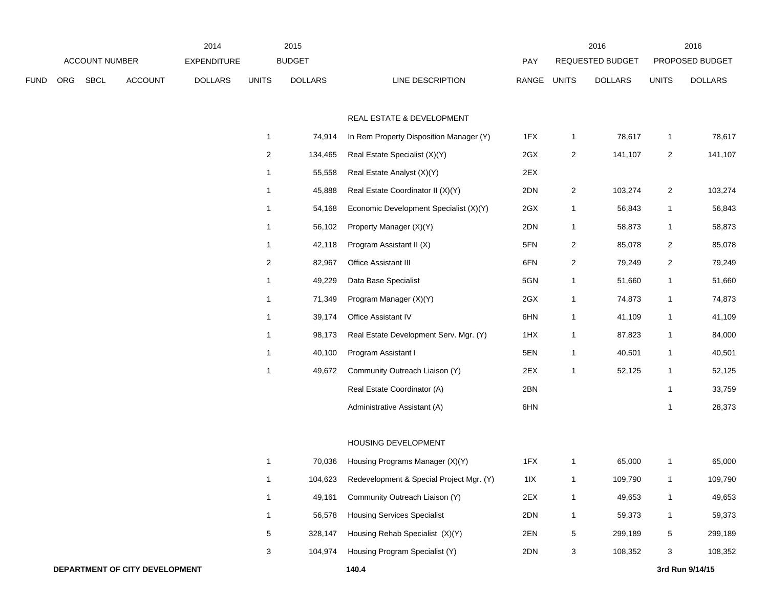| | | ACCOUNT NUMBER | | 2014 EXPENDITURE | 2015 BUDGET | | | PAY | 2016 REQUESTED BUDGET | | 2016 PROPOSED BUDGET | |
|---|---|---|---|---|---|---|---|---|---|---|---|---|
| FUND | ORG | SBCL | ACCOUNT | DOLLARS | UNITS | DOLLARS | LINE DESCRIPTION | RANGE | UNITS | DOLLARS | UNITS | DOLLARS |
| | | | | | | | REAL ESTATE & DEVELOPMENT | | | | | |
| | | | | | 1 | 74,914 | In Rem Property Disposition Manager (Y) | 1FX | 1 | 78,617 | 1 | 78,617 |
| | | | | | 2 | 134,465 | Real Estate Specialist (X)(Y) | 2GX | 2 | 141,107 | 2 | 141,107 |
| | | | | | 1 | 55,558 | Real Estate Analyst (X)(Y) | 2EX | | | | |
| | | | | | 1 | 45,888 | Real Estate Coordinator II (X)(Y) | 2DN | 2 | 103,274 | 2 | 103,274 |
| | | | | | 1 | 54,168 | Economic Development Specialist (X)(Y) | 2GX | 1 | 56,843 | 1 | 56,843 |
| | | | | | 1 | 56,102 | Property Manager (X)(Y) | 2DN | 1 | 58,873 | 1 | 58,873 |
| | | | | | 1 | 42,118 | Program Assistant II (X) | 5FN | 2 | 85,078 | 2 | 85,078 |
| | | | | | 2 | 82,967 | Office Assistant III | 6FN | 2 | 79,249 | 2 | 79,249 |
| | | | | | 1 | 49,229 | Data Base Specialist | 5GN | 1 | 51,660 | 1 | 51,660 |
| | | | | | 1 | 71,349 | Program Manager (X)(Y) | 2GX | 1 | 74,873 | 1 | 74,873 |
| | | | | | 1 | 39,174 | Office Assistant IV | 6HN | 1 | 41,109 | 1 | 41,109 |
| | | | | | 1 | 98,173 | Real Estate Development Serv. Mgr. (Y) | 1HX | 1 | 87,823 | 1 | 84,000 |
| | | | | | 1 | 40,100 | Program Assistant I | 5EN | 1 | 40,501 | 1 | 40,501 |
| | | | | | 1 | 49,672 | Community Outreach Liaison (Y) | 2EX | 1 | 52,125 | 1 | 52,125 |
| | | | | | | | Real Estate Coordinator (A) | 2BN | | | 1 | 33,759 |
| | | | | | | | Administrative Assistant (A) | 6HN | | | 1 | 28,373 |
| | | | | | | | HOUSING DEVELOPMENT | | | | | |
| | | | | | 1 | 70,036 | Housing Programs Manager (X)(Y) | 1FX | 1 | 65,000 | 1 | 65,000 |
| | | | | | 1 | 104,623 | Redevelopment & Special Project Mgr. (Y) | 1IX | 1 | 109,790 | 1 | 109,790 |
| | | | | | 1 | 49,161 | Community Outreach Liaison (Y) | 2EX | 1 | 49,653 | 1 | 49,653 |
| | | | | | 1 | 56,578 | Housing Services Specialist | 2DN | 1 | 59,373 | 1 | 59,373 |
| | | | | | 5 | 328,147 | Housing Rehab Specialist (X)(Y) | 2EN | 5 | 299,189 | 5 | 299,189 |
| | | | | | 3 | 104,974 | Housing Program Specialist (Y) | 2DN | 3 | 108,352 | 3 | 108,352 |

**DEPARTMENT OF CITY DEVELOPMENT** **140.4** **3rd Run 9/14/15**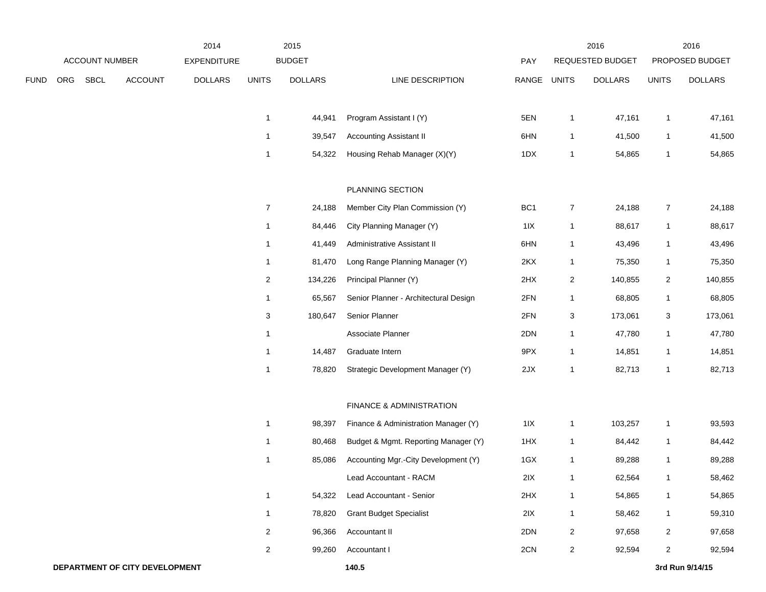| ACCOUNT NUMBER | | | | 2014 EXPENDITURE | 2015 BUDGET | | | PAY | 2016 REQUESTED BUDGET | | 2016 PROPOSED BUDGET | |
|---|---|---|---|---|---|---|---|---|---|---|---|---|
| FUND | ORG | SBCL | ACCOUNT | DOLLARS | UNITS | DOLLARS | LINE DESCRIPTION | RANGE | UNITS | DOLLARS | UNITS | DOLLARS |
| | | | | | 1 | 44,941 | Program Assistant I (Y) | 5EN | 1 | 47,161 | 1 | 47,161 |
| | | | | | 1 | 39,547 | Accounting Assistant II | 6HN | 1 | 41,500 | 1 | 41,500 |
| | | | | | 1 | 54,322 | Housing Rehab Manager (X)(Y) | 1DX | 1 | 54,865 | 1 | 54,865 |
| | | | | | | | PLANNING SECTION | | | | | |
| | | | | | 7 | 24,188 | Member City Plan Commission (Y) | BC1 | 7 | 24,188 | 7 | 24,188 |
| | | | | | 1 | 84,446 | City Planning Manager (Y) | 1IX | 1 | 88,617 | 1 | 88,617 |
| | | | | | 1 | 41,449 | Administrative Assistant II | 6HN | 1 | 43,496 | 1 | 43,496 |
| | | | | | 1 | 81,470 | Long Range Planning Manager (Y) | 2KX | 1 | 75,350 | 1 | 75,350 |
| | | | | | 2 | 134,226 | Principal Planner (Y) | 2HX | 2 | 140,855 | 2 | 140,855 |
| | | | | | 1 | 65,567 | Senior Planner - Architectural Design | 2FN | 1 | 68,805 | 1 | 68,805 |
| | | | | | 3 | 180,647 | Senior Planner | 2FN | 3 | 173,061 | 3 | 173,061 |
| | | | | | 1 | | Associate Planner | 2DN | 1 | 47,780 | 1 | 47,780 |
| | | | | | 1 | 14,487 | Graduate Intern | 9PX | 1 | 14,851 | 1 | 14,851 |
| | | | | | 1 | 78,820 | Strategic Development Manager (Y) | 2JX | 1 | 82,713 | 1 | 82,713 |
| | | | | | | | FINANCE & ADMINISTRATION | | | | | |
| | | | | | 1 | 98,397 | Finance & Administration Manager (Y) | 1IX | 1 | 103,257 | 1 | 93,593 |
| | | | | | 1 | 80,468 | Budget & Mgmt. Reporting Manager (Y) | 1HX | 1 | 84,442 | 1 | 84,442 |
| | | | | | 1 | 85,086 | Accounting Mgr.-City Development (Y) | 1GX | 1 | 89,288 | 1 | 89,288 |
| | | | | | | | Lead Accountant - RACM | 2IX | 1 | 62,564 | 1 | 58,462 |
| | | | | | 1 | 54,322 | Lead Accountant - Senior | 2HX | 1 | 54,865 | 1 | 54,865 |
| | | | | | 1 | 78,820 | Grant Budget Specialist | 2IX | 1 | 58,462 | 1 | 59,310 |
| | | | | | 2 | 96,366 | Accountant II | 2DN | 2 | 97,658 | 2 | 97,658 |
| | | | | | 2 | 99,260 | Accountant I | 2CN | 2 | 92,594 | 2 | 92,594 |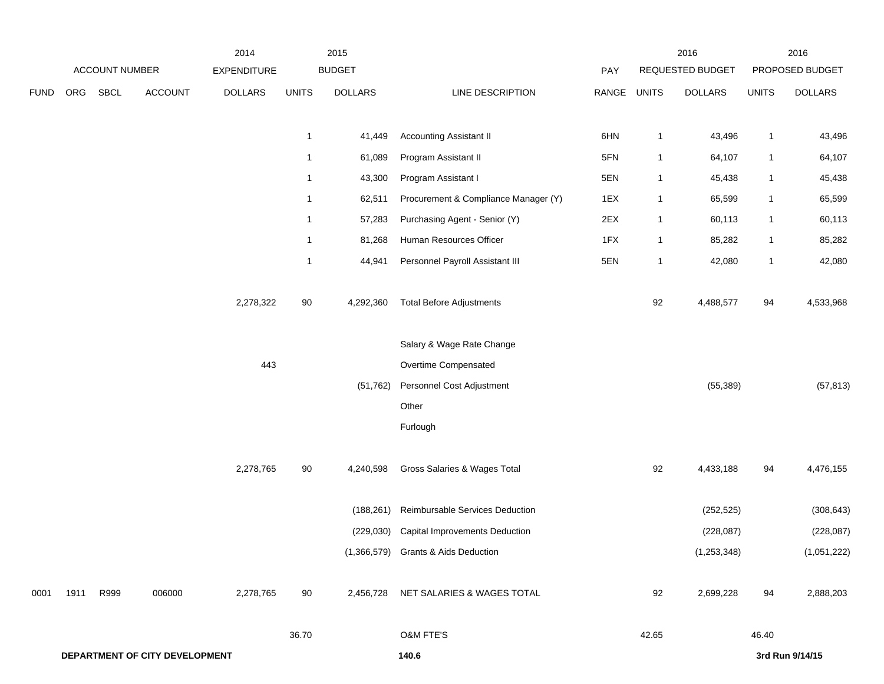| | ACCOUNT NUMBER | | | 2014 EXPENDITURE | | 2015 BUDGET | | PAY | | 2016 REQUESTED BUDGET | | 2016 PROPOSED BUDGET |
|---|---|---|---|---|---|---|---|---|---|---|---|---|
| FUND | ORG | SBCL | ACCOUNT | DOLLARS | UNITS | DOLLARS | LINE DESCRIPTION | RANGE | UNITS | DOLLARS | UNITS | DOLLARS |
| | | | | | 1 | 41,449 | Accounting Assistant II | 6HN | 1 | 43,496 | 1 | 43,496 |
| | | | | | 1 | 61,089 | Program Assistant II | 5FN | 1 | 64,107 | 1 | 64,107 |
| | | | | | 1 | 43,300 | Program Assistant I | 5EN | 1 | 45,438 | 1 | 45,438 |
| | | | | | 1 | 62,511 | Procurement & Compliance Manager (Y) | 1EX | 1 | 65,599 | 1 | 65,599 |
| | | | | | 1 | 57,283 | Purchasing Agent - Senior (Y) | 2EX | 1 | 60,113 | 1 | 60,113 |
| | | | | | 1 | 81,268 | Human Resources Officer | 1FX | 1 | 85,282 | 1 | 85,282 |
| | | | | | 1 | 44,941 | Personnel Payroll Assistant III | 5EN | 1 | 42,080 | 1 | 42,080 |
| | | | | 2,278,322 | 90 | 4,292,360 | Total Before Adjustments | | 92 | 4,488,577 | 94 | 4,533,968 |
| | | | | | | | Salary & Wage Rate Change | | | | | |
| | | | | 443 | | | Overtime Compensated | | | | | |
| | | | | | | (51,762) | Personnel Cost Adjustment | | | (55,389) | | (57,813) |
| | | | | | | | Other | | | | | |
| | | | | | | | Furlough | | | | | |
| | | | | 2,278,765 | 90 | 4,240,598 | Gross Salaries & Wages Total | | 92 | 4,433,188 | 94 | 4,476,155 |
| | | | | | | (188,261) | Reimbursable Services Deduction | | | (252,525) | | (308,643) |
| | | | | | | (229,030) | Capital Improvements Deduction | | | (228,087) | | (228,087) |
| | | | | | | (1,366,579) | Grants & Aids Deduction | | | (1,253,348) | | (1,051,222) |
| 0001 | 1911 | R999 | 006000 | 2,278,765 | 90 | 2,456,728 | NET SALARIES & WAGES TOTAL | | 92 | 2,699,228 | 94 | 2,888,203 |
| | | | | | 36.70 | | O&M FTE'S | | 42.65 | | 46.40 | |

**DEPARTMENT OF CITY DEVELOPMENT** **140.6** **3rd Run 9/14/15**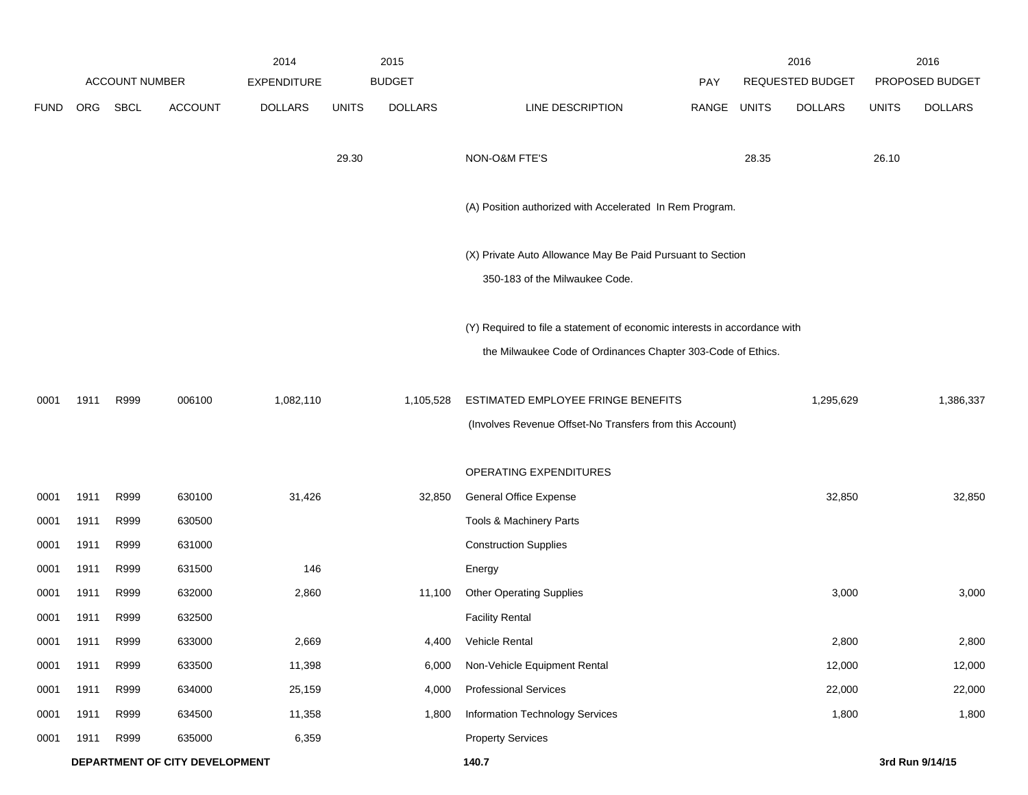| FUND | ORG | SBCL | ACCOUNT | 2014 EXPENDITURE DOLLARS | 2015 BUDGET UNITS | 2015 BUDGET DOLLARS | LINE DESCRIPTION | PAY RANGE | 2016 REQUESTED BUDGET UNITS | 2016 REQUESTED BUDGET DOLLARS | 2016 PROPOSED BUDGET UNITS | 2016 PROPOSED BUDGET DOLLARS |
|---|---|---|---|---|---|---|---|---|---|---|---|---|
| | | | | | 29.30 | | NON-O&M FTE'S | | 28.35 | | 26.10 | |
| | | | | | | | (A) Position authorized with Accelerated In Rem Program. | | | | | |
| | | | | | | | (X) Private Auto Allowance May Be Paid Pursuant to Section 350-183 of the Milwaukee Code. | | | | | |
| | | | | | | | (Y) Required to file a statement of economic interests in accordance with the Milwaukee Code of Ordinances Chapter 303-Code of Ethics. | | | | | |
| 0001 | 1911 | R999 | 006100 | 1,082,110 | | 1,105,528 | ESTIMATED EMPLOYEE FRINGE BENEFITS (Involves Revenue Offset-No Transfers from this Account) | | | 1,295,629 | | 1,386,337 |
| | | | | | | | OPERATING EXPENDITURES | | | | | |
| 0001 | 1911 | R999 | 630100 | 31,426 | | 32,850 | General Office Expense | | | 32,850 | | 32,850 |
| 0001 | 1911 | R999 | 630500 | | | | Tools & Machinery Parts | | | | | |
| 0001 | 1911 | R999 | 631000 | | | | Construction Supplies | | | | | |
| 0001 | 1911 | R999 | 631500 | 146 | | | Energy | | | | | |
| 0001 | 1911 | R999 | 632000 | 2,860 | | 11,100 | Other Operating Supplies | | | 3,000 | | 3,000 |
| 0001 | 1911 | R999 | 632500 | | | | Facility Rental | | | | | |
| 0001 | 1911 | R999 | 633000 | 2,669 | | 4,400 | Vehicle Rental | | | 2,800 | | 2,800 |
| 0001 | 1911 | R999 | 633500 | 11,398 | | 6,000 | Non-Vehicle Equipment Rental | | | 12,000 | | 12,000 |
| 0001 | 1911 | R999 | 634000 | 25,159 | | 4,000 | Professional Services | | | 22,000 | | 22,000 |
| 0001 | 1911 | R999 | 634500 | 11,358 | | 1,800 | Information Technology Services | | | 1,800 | | 1,800 |
| 0001 | 1911 | R999 | 635000 | 6,359 | | | Property Services | | | | | |

DEPARTMENT OF CITY DEVELOPMENT 140.7 3rd Run 9/14/15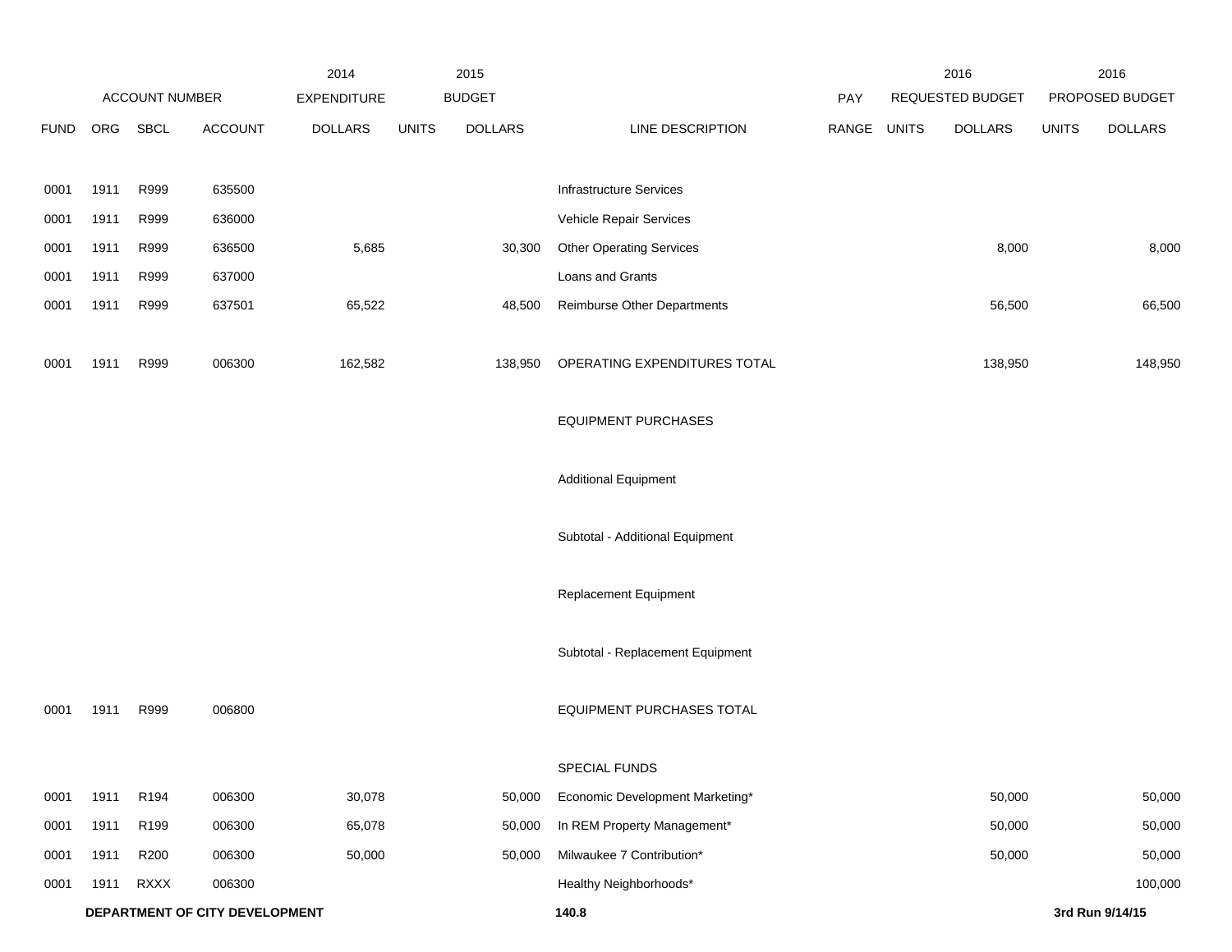| ACCOUNT NUMBER | | | | 2014 EXPENDITURE | 2015 BUDGET | | | PAY | 2016 REQUESTED BUDGET | | 2016 PROPOSED BUDGET | |
|---|---|---|---|---|---|---|---|---|---|---|---|---|
| FUND | ORG | SBCL | ACCOUNT | DOLLARS | UNITS | DOLLARS | LINE DESCRIPTION | RANGE | UNITS | DOLLARS | UNITS | DOLLARS |
| 0001 | 1911 | R999 | 635500 | | | | Infrastructure Services | | | | | |
| 0001 | 1911 | R999 | 636000 | | | | Vehicle Repair Services | | | | | |
| 0001 | 1911 | R999 | 636500 | 5,685 | | 30,300 | Other Operating Services | | | 8,000 | | 8,000 |
| 0001 | 1911 | R999 | 637000 | | | | Loans and Grants | | | | | |
| 0001 | 1911 | R999 | 637501 | 65,522 | | 48,500 | Reimburse Other Departments | | | 56,500 | | 66,500 |
| 0001 | 1911 | R999 | 006300 | 162,582 | | 138,950 | OPERATING EXPENDITURES TOTAL | | | 138,950 | | 148,950 |
| | | | | | | | EQUIPMENT PURCHASES | | | | | |
| | | | | | | | Additional Equipment | | | | | |
| | | | | | | | Subtotal - Additional Equipment | | | | | |
| | | | | | | | Replacement Equipment | | | | | |
| | | | | | | | Subtotal - Replacement Equipment | | | | | |
| 0001 | 1911 | R999 | 006800 | | | | EQUIPMENT PURCHASES TOTAL | | | | | |
| | | | | | | | SPECIAL FUNDS | | | | | |
| 0001 | 1911 | R194 | 006300 | 30,078 | | 50,000 | Economic Development Marketing* | | | 50,000 | | 50,000 |
| 0001 | 1911 | R199 | 006300 | 65,078 | | 50,000 | In REM Property Management* | | | 50,000 | | 50,000 |
| 0001 | 1911 | R200 | 006300 | 50,000 | | 50,000 | Milwaukee 7 Contribution* | | | 50,000 | | 50,000 |
| 0001 | 1911 | RXXX | 006300 | | | | Healthy Neighborhoods* | | | | | 100,000 |

**DEPARTMENT OF CITY DEVELOPMENT** **140.8** **3rd Run 9/14/15**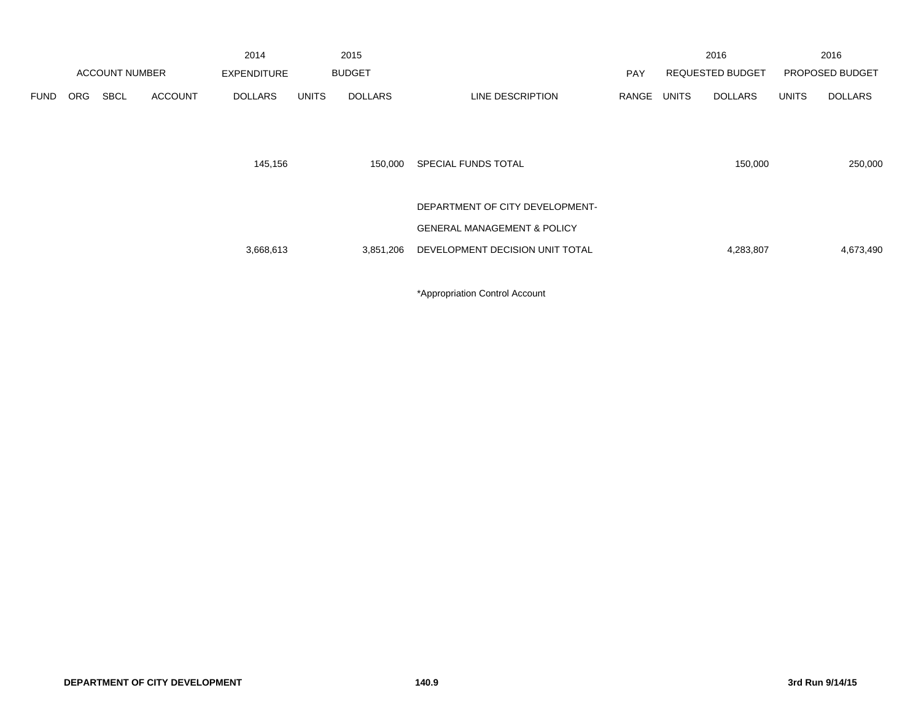| ACCOUNT NUMBER | | | | 2014 EXPENDITURE | 2015 BUDGET | | | PAY | 2016 REQUESTED BUDGET | | 2016 PROPOSED BUDGET | |
|---|---|---|---|---|---|---|---|---|---|---|---|---|
| FUND | ORG | SBCL | ACCOUNT | DOLLARS | UNITS | DOLLARS | LINE DESCRIPTION | RANGE | UNITS | DOLLARS | UNITS | DOLLARS |
| | | | | 145,156 | | 150,000 | SPECIAL FUNDS TOTAL | | | 150,000 | | 250,000 |
| | | | | | | | DEPARTMENT OF CITY DEVELOPMENT- | | | | | |
| | | | | | | | GENERAL MANAGEMENT & POLICY | | | | | |
| | | | | 3,668,613 | | 3,851,206 | DEVELOPMENT DECISION UNIT TOTAL | | | 4,283,807 | | 4,673,490 |

*Appropriation Control Account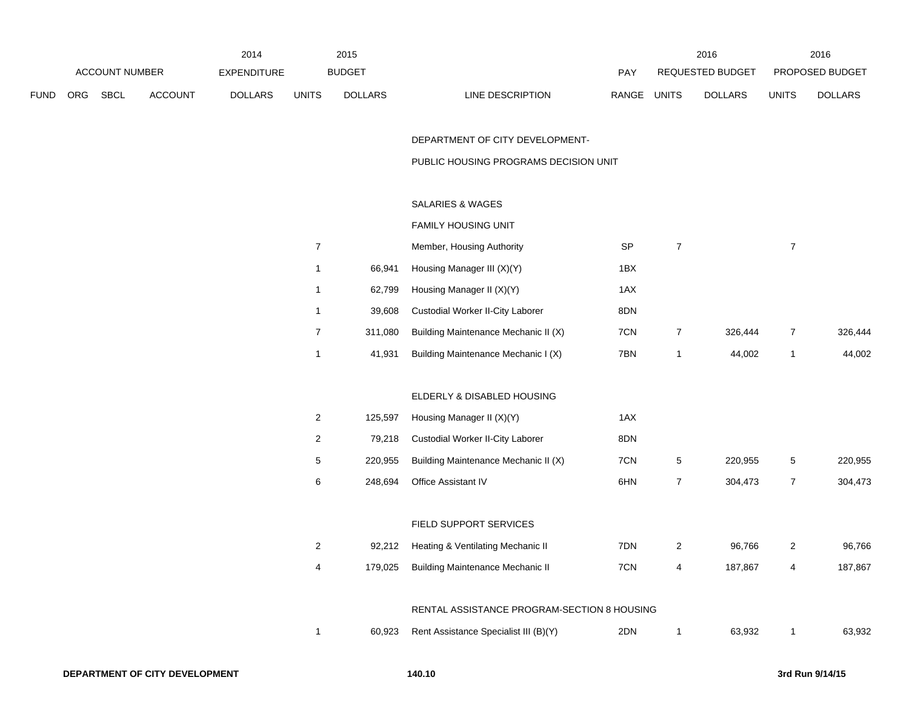| ACCOUNT NUMBER | | | | 2014 EXPENDITURE | 2015 BUDGET | | | PAY | 2016 REQUESTED BUDGET | | 2016 PROPOSED BUDGET | |
|---|---|---|---|---|---|---|---|---|---|---|---|---|
| FUND | ORG | SBCL | ACCOUNT | DOLLARS | UNITS | DOLLARS | LINE DESCRIPTION | RANGE | UNITS | DOLLARS | UNITS | DOLLARS |
| | | | | | | | DEPARTMENT OF CITY DEVELOPMENT- | | | | | |
| | | | | | | | PUBLIC HOUSING PROGRAMS DECISION UNIT | | | | | |
| | | | | | | | SALARIES & WAGES | | | | | |
| | | | | | | | FAMILY HOUSING UNIT | | | | | |
| | | | | | 7 | | Member, Housing Authority | SP | 7 | | 7 | |
| | | | | | 1 | 66,941 | Housing Manager III (X)(Y) | 1BX | | | | |
| | | | | | 1 | 62,799 | Housing Manager II (X)(Y) | 1AX | | | | |
| | | | | | 1 | 39,608 | Custodial Worker II-City Laborer | 8DN | | | | |
| | | | | | 7 | 311,080 | Building Maintenance Mechanic II (X) | 7CN | 7 | 326,444 | 7 | 326,444 |
| | | | | | 1 | 41,931 | Building Maintenance Mechanic I (X) | 7BN | 1 | 44,002 | 1 | 44,002 |
| | | | | | | | ELDERLY & DISABLED HOUSING | | | | | |
| | | | | | 2 | 125,597 | Housing Manager II (X)(Y) | 1AX | | | | |
| | | | | | 2 | 79,218 | Custodial Worker II-City Laborer | 8DN | | | | |
| | | | | | 5 | 220,955 | Building Maintenance Mechanic II (X) | 7CN | 5 | 220,955 | 5 | 220,955 |
| | | | | | 6 | 248,694 | Office Assistant IV | 6HN | 7 | 304,473 | 7 | 304,473 |
| | | | | | | | FIELD SUPPORT SERVICES | | | | | |
| | | | | | 2 | 92,212 | Heating & Ventilating Mechanic II | 7DN | 2 | 96,766 | 2 | 96,766 |
| | | | | | 4 | 179,025 | Building Maintenance Mechanic II | 7CN | 4 | 187,867 | 4 | 187,867 |
| | | | | | | | RENTAL ASSISTANCE PROGRAM-SECTION 8 HOUSING | | | | | |
| | | | | | 1 | 60,923 | Rent Assistance Specialist III (B)(Y) | 2DN | 1 | 63,932 | 1 | 63,932 |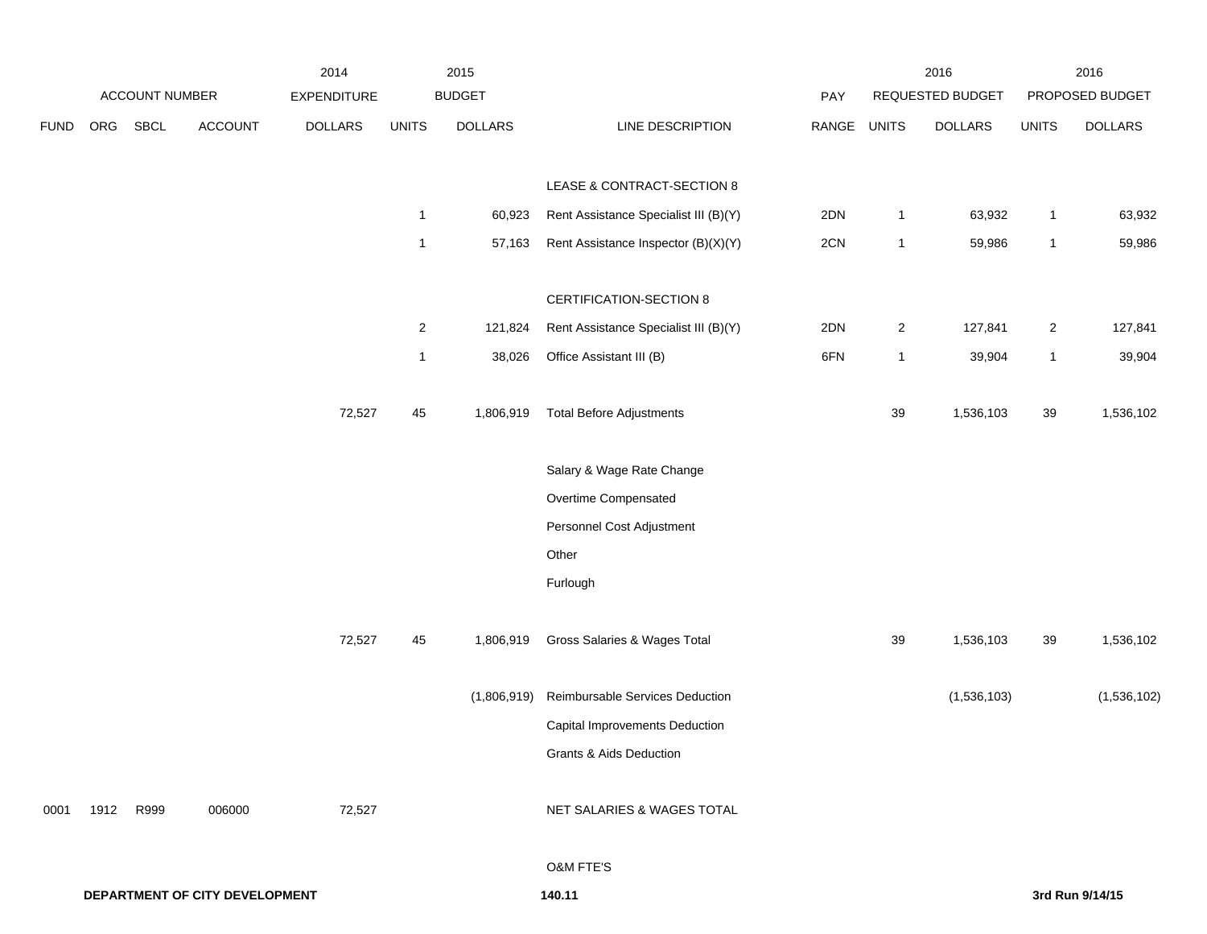| | ACCOUNT NUMBER | | | 2014 EXPENDITURE | 2015 BUDGET | | | PAY | 2016 REQUESTED BUDGET | | 2016 PROPOSED BUDGET | |
|---|---|---|---|---|---|---|---|---|---|---|---|---|
| FUND | ORG | SBCL | ACCOUNT | DOLLARS | UNITS | DOLLARS | LINE DESCRIPTION | RANGE | UNITS | DOLLARS | UNITS | DOLLARS |
| | | | | | | | LEASE & CONTRACT-SECTION 8 | | | | | |
| | | | | | 1 | 60,923 | Rent Assistance Specialist III (B)(Y) | 2DN | 1 | 63,932 | 1 | 63,932 |
| | | | | | 1 | 57,163 | Rent Assistance Inspector (B)(X)(Y) | 2CN | 1 | 59,986 | 1 | 59,986 |
| | | | | | | | CERTIFICATION-SECTION 8 | | | | | |
| | | | | | 2 | 121,824 | Rent Assistance Specialist III (B)(Y) | 2DN | 2 | 127,841 | 2 | 127,841 |
| | | | | | 1 | 38,026 | Office Assistant III (B) | 6FN | 1 | 39,904 | 1 | 39,904 |
| | | | | 72,527 | 45 | 1,806,919 | Total Before Adjustments | | 39 | 1,536,103 | 39 | 1,536,102 |
| | | | | | | | Salary & Wage Rate Change | | | | | |
| | | | | | | | Overtime Compensated | | | | | |
| | | | | | | | Personnel Cost Adjustment | | | | | |
| | | | | | | | Other | | | | | |
| | | | | | | | Furlough | | | | | |
| | | | | 72,527 | 45 | 1,806,919 | Gross Salaries & Wages Total | | 39 | 1,536,103 | 39 | 1,536,102 |
| | | | | | | (1,806,919) | Reimbursable Services Deduction | | | (1,536,103) | | (1,536,102) |
| | | | | | | | Capital Improvements Deduction | | | | | |
| | | | | | | | Grants & Aids Deduction | | | | | |
| 0001 | 1912 | R999 | 006000 | 72,527 | | | NET SALARIES & WAGES TOTAL | | | | | |
| | | | | | | | O&M FTE'S | | | | | |

**DEPARTMENT OF CITY DEVELOPMENT** **140.11** **3rd Run 9/14/15**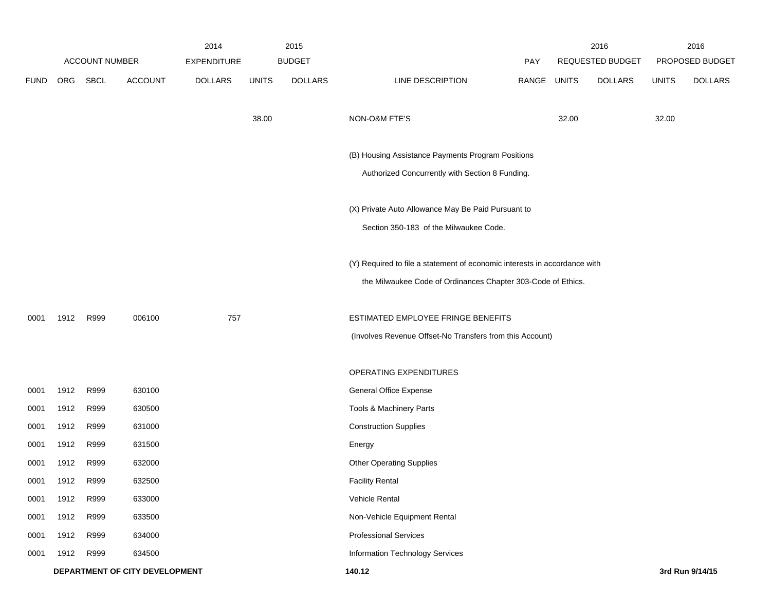| ACCOUNT NUMBER | | | | 2014 EXPENDITURE | 2015 BUDGET | | | | 2016 REQUESTED BUDGET | | 2016 PROPOSED BUDGET | |
|---|---|---|---|---|---|---|---|---|---|---|---|---|
| FUND | ORG | SBCL | ACCOUNT | DOLLARS | UNITS | DOLLARS | LINE DESCRIPTION | PAY RANGE | UNITS | DOLLARS | UNITS | DOLLARS |
| | | | | | 38.00 | | NON-O&M FTE'S | | 32.00 | | 32.00 | |
| | | | | | | | (B) Housing Assistance Payments Program Positions Authorized Concurrently with Section 8 Funding. | | | | | |
| | | | | | | | (X) Private Auto Allowance May Be Paid Pursuant to Section 350-183 of the Milwaukee Code. | | | | | |
| | | | | | | | (Y) Required to file a statement of economic interests in accordance with the Milwaukee Code of Ordinances Chapter 303-Code of Ethics. | | | | | |
| 0001 | 1912 | R999 | 006100 | 757 | | | ESTIMATED EMPLOYEE FRINGE BENEFITS (Involves Revenue Offset-No Transfers from this Account) | | | | | |
| | | | | | | | OPERATING EXPENDITURES | | | | | |
| 0001 | 1912 | R999 | 630100 | | | | General Office Expense | | | | | |
| 0001 | 1912 | R999 | 630500 | | | | Tools & Machinery Parts | | | | | |
| 0001 | 1912 | R999 | 631000 | | | | Construction Supplies | | | | | |
| 0001 | 1912 | R999 | 631500 | | | | Energy | | | | | |
| 0001 | 1912 | R999 | 632000 | | | | Other Operating Supplies | | | | | |
| 0001 | 1912 | R999 | 632500 | | | | Facility Rental | | | | | |
| 0001 | 1912 | R999 | 633000 | | | | Vehicle Rental | | | | | |
| 0001 | 1912 | R999 | 633500 | | | | Non-Vehicle Equipment Rental | | | | | |
| 0001 | 1912 | R999 | 634000 | | | | Professional Services | | | | | |
| 0001 | 1912 | R999 | 634500 | | | | Information Technology Services | | | | | |

**DEPARTMENT OF CITY DEVELOPMENT** **140.12** **3rd Run 9/14/15**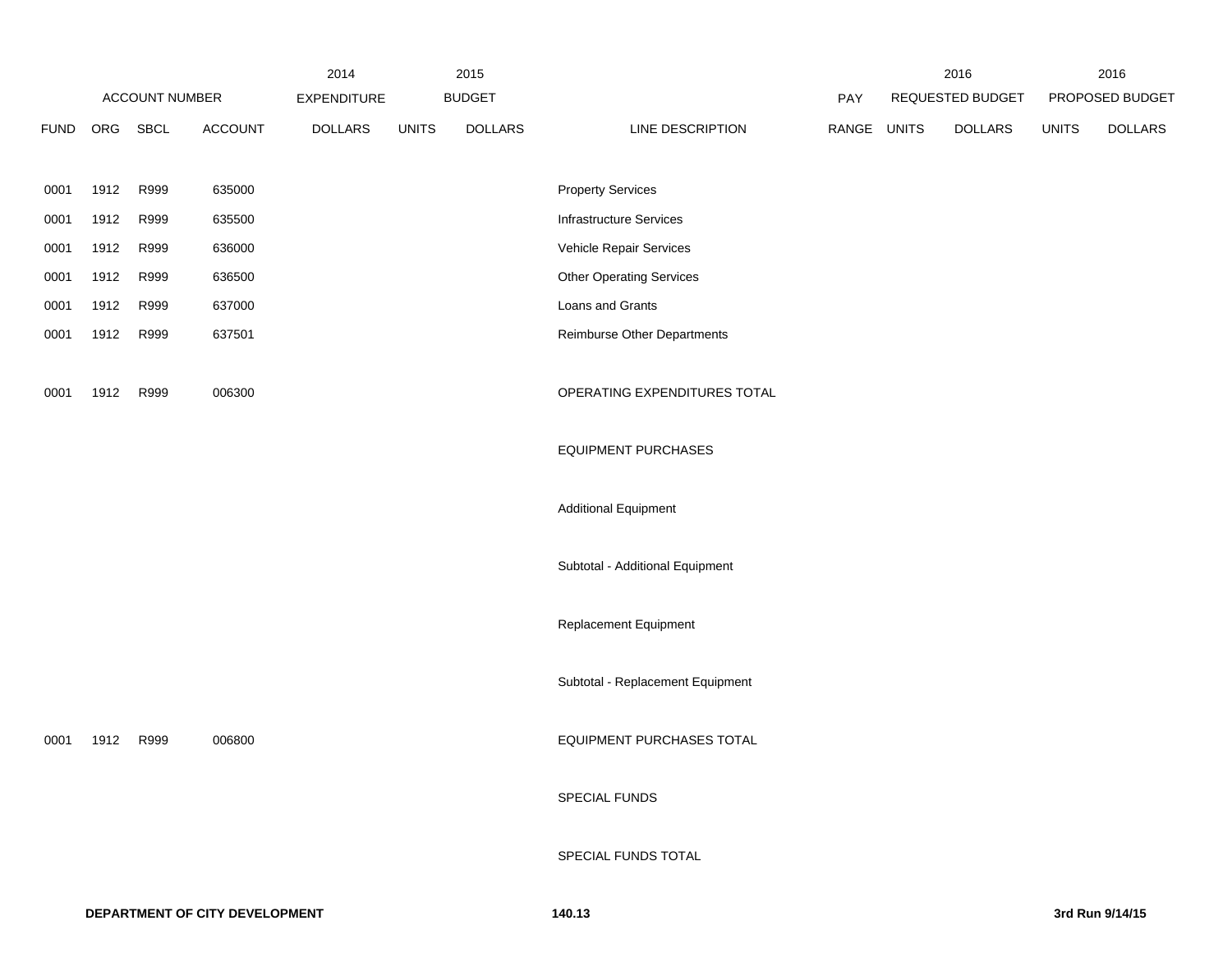| ACCOUNT NUMBER | | | | 2014 EXPENDITURE | 2015 BUDGET | | | PAY | 2016 REQUESTED BUDGET | | 2016 PROPOSED BUDGET | |
|---|---|---|---|---|---|---|---|---|---|---|---|---|
| FUND | ORG | SBCL | ACCOUNT | DOLLARS | UNITS | DOLLARS | LINE DESCRIPTION | RANGE | UNITS | DOLLARS | UNITS | DOLLARS |
| 0001 | 1912 | R999 | 635000 | | | | Property Services | | | | | |
| 0001 | 1912 | R999 | 635500 | | | | Infrastructure Services | | | | | |
| 0001 | 1912 | R999 | 636000 | | | | Vehicle Repair Services | | | | | |
| 0001 | 1912 | R999 | 636500 | | | | Other Operating Services | | | | | |
| 0001 | 1912 | R999 | 637000 | | | | Loans and Grants | | | | | |
| 0001 | 1912 | R999 | 637501 | | | | Reimburse Other Departments | | | | | |
| 0001 | 1912 | R999 | 006300 | | | | OPERATING EXPENDITURES TOTAL | | | | | |
| | | | | | | | EQUIPMENT PURCHASES | | | | | |
| | | | | | | | Additional Equipment | | | | | |
| | | | | | | | Subtotal - Additional Equipment | | | | | |
| | | | | | | | Replacement Equipment | | | | | |
| | | | | | | | Subtotal - Replacement Equipment | | | | | |
| 0001 | 1912 | R999 | 006800 | | | | EQUIPMENT PURCHASES TOTAL | | | | | |
| | | | | | | | SPECIAL FUNDS | | | | | |
| | | | | | | | SPECIAL FUNDS TOTAL | | | | | |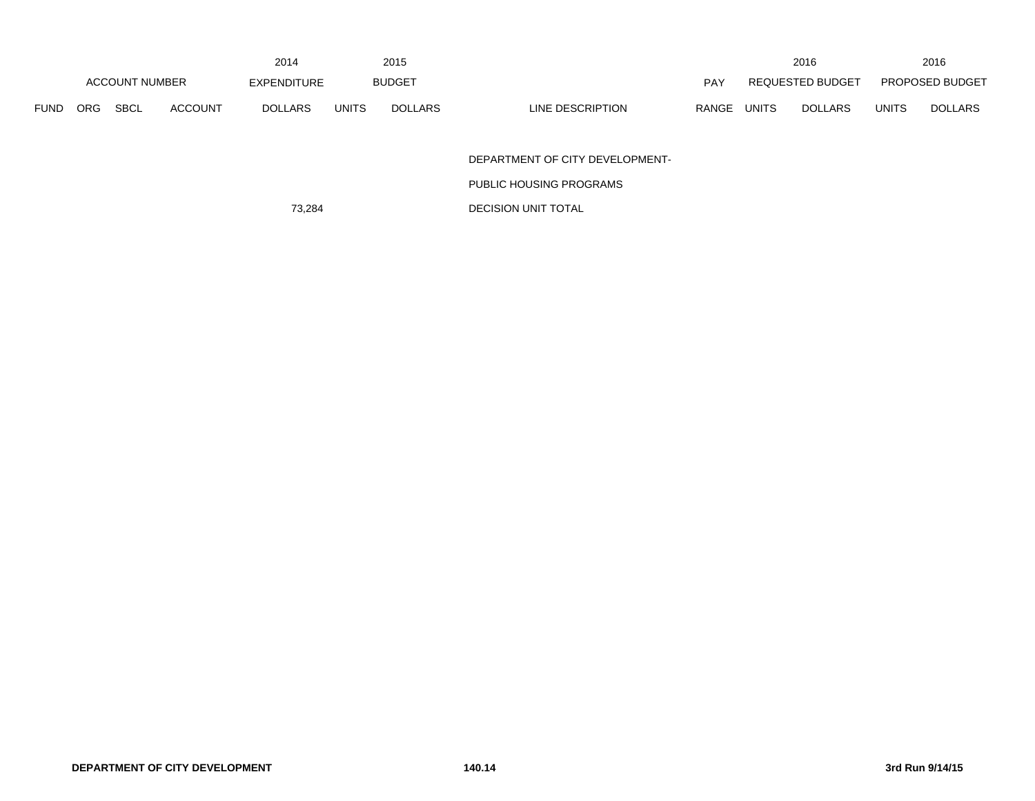| ACCOUNT NUMBER | | | | 2014 EXPENDITURE | 2015 BUDGET | | | | 2016 REQUESTED BUDGET | | 2016 PROPOSED BUDGET | |
|---|---|---|---|---|---|---|---|---|---|---|---|---|
| FUND | ORG | SBCL | ACCOUNT | DOLLARS | UNITS | DOLLARS | LINE DESCRIPTION | PAY RANGE | UNITS | DOLLARS | UNITS | DOLLARS |
| | | | | | | | DEPARTMENT OF CITY DEVELOPMENT- | | | | | |
| | | | | | | | PUBLIC HOUSING PROGRAMS | | | | | |
| | | | | 73,284 | | | DECISION UNIT TOTAL | | | | | |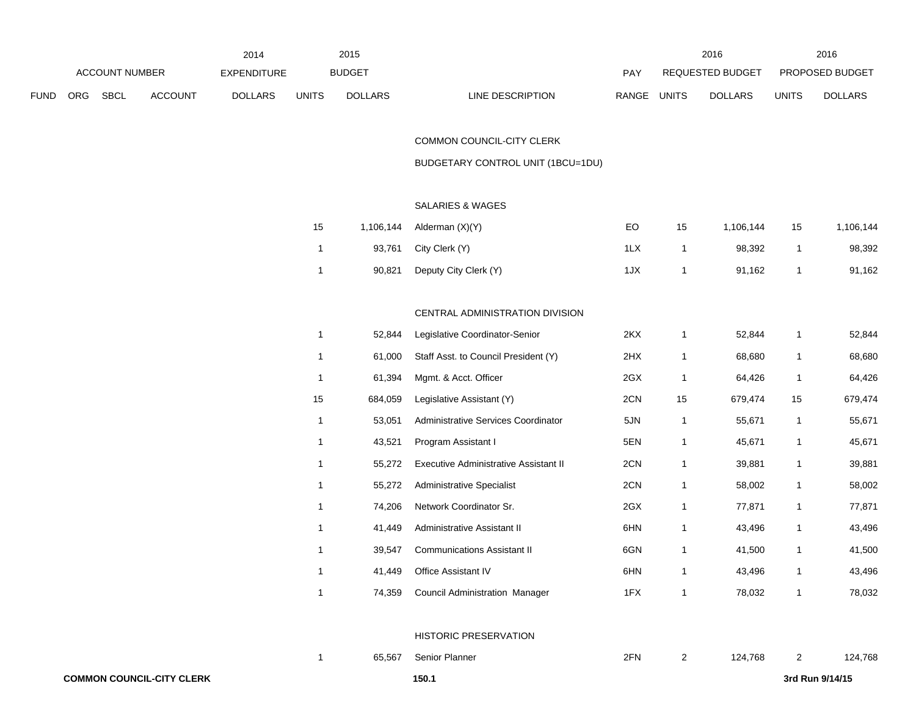| ACCOUNT NUMBER | | | | 2014 EXPENDITURE | 2015 BUDGET | | | PAY | 2016 REQUESTED BUDGET | | 2016 PROPOSED BUDGET | |
|---|---|---|---|---|---|---|---|---|---|---|---|---|
| FUND | ORG | SBCL | ACCOUNT | DOLLARS | UNITS | DOLLARS | LINE DESCRIPTION | RANGE | UNITS | DOLLARS | UNITS | DOLLARS |
| | | | | | | | COMMON COUNCIL-CITY CLERK | | | | | |
| | | | | | | | BUDGETARY CONTROL UNIT (1BCU=1DU) | | | | | |
| | | | | | | | SALARIES & WAGES | | | | | |
| | | | | | 15 | 1,106,144 | Alderman (X)(Y) | EO | 15 | 1,106,144 | 15 | 1,106,144 |
| | | | | | 1 | 93,761 | City Clerk (Y) | 1LX | 1 | 98,392 | 1 | 98,392 |
| | | | | | 1 | 90,821 | Deputy City Clerk (Y) | 1JX | 1 | 91,162 | 1 | 91,162 |
| | | | | | | | CENTRAL ADMINISTRATION DIVISION | | | | | |
| | | | | | 1 | 52,844 | Legislative Coordinator-Senior | 2KX | 1 | 52,844 | 1 | 52,844 |
| | | | | | 1 | 61,000 | Staff Asst. to Council President (Y) | 2HX | 1 | 68,680 | 1 | 68,680 |
| | | | | | 1 | 61,394 | Mgmt. & Acct. Officer | 2GX | 1 | 64,426 | 1 | 64,426 |
| | | | | | 15 | 684,059 | Legislative Assistant (Y) | 2CN | 15 | 679,474 | 15 | 679,474 |
| | | | | | 1 | 53,051 | Administrative Services Coordinator | 5JN | 1 | 55,671 | 1 | 55,671 |
| | | | | | 1 | 43,521 | Program Assistant I | 5EN | 1 | 45,671 | 1 | 45,671 |
| | | | | | 1 | 55,272 | Executive Administrative Assistant II | 2CN | 1 | 39,881 | 1 | 39,881 |
| | | | | | 1 | 55,272 | Administrative Specialist | 2CN | 1 | 58,002 | 1 | 58,002 |
| | | | | | 1 | 74,206 | Network Coordinator Sr. | 2GX | 1 | 77,871 | 1 | 77,871 |
| | | | | | 1 | 41,449 | Administrative Assistant II | 6HN | 1 | 43,496 | 1 | 43,496 |
| | | | | | 1 | 39,547 | Communications Assistant II | 6GN | 1 | 41,500 | 1 | 41,500 |
| | | | | | 1 | 41,449 | Office Assistant IV | 6HN | 1 | 43,496 | 1 | 43,496 |
| | | | | | 1 | 74,359 | Council Administration Manager | 1FX | 1 | 78,032 | 1 | 78,032 |
| | | | | | | | HISTORIC PRESERVATION | | | | | |
| | | | | | 1 | 65,567 | Senior Planner | 2FN | 2 | 124,768 | 2 | 124,768 |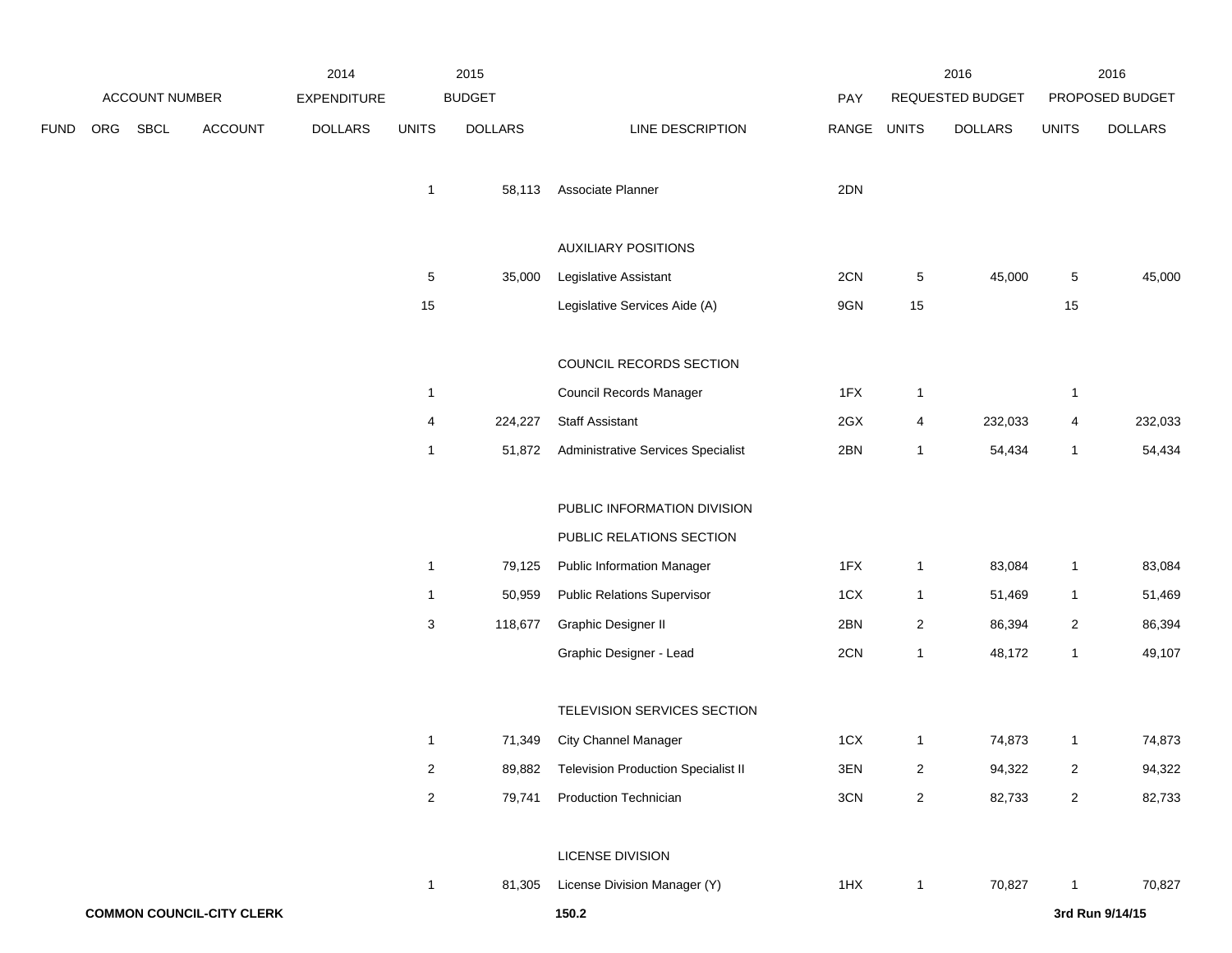| ACCOUNT NUMBER | | | | 2014 EXPENDITURE | 2015 BUDGET | | | PAY | 2016 REQUESTED BUDGET | | 2016 PROPOSED BUDGET | |
|---|---|---|---|---|---|---|---|---|---|---|---|---|
| FUND | ORG | SBCL | ACCOUNT | DOLLARS | UNITS | DOLLARS | LINE DESCRIPTION | RANGE | UNITS | DOLLARS | UNITS | DOLLARS |
| | | | | | 1 | 58,113 | Associate Planner | 2DN | | | | |
| | | | | | | | AUXILIARY POSITIONS | | | | | |
| | | | | | 5 | 35,000 | Legislative Assistant | 2CN | 5 | 45,000 | 5 | 45,000 |
| | | | | | 15 | | Legislative Services Aide (A) | 9GN | 15 | | 15 | |
| | | | | | | | COUNCIL RECORDS SECTION | | | | | |
| | | | | | 1 | | Council Records Manager | 1FX | 1 | | 1 | |
| | | | | | 4 | 224,227 | Staff Assistant | 2GX | 4 | 232,033 | 4 | 232,033 |
| | | | | | 1 | 51,872 | Administrative Services Specialist | 2BN | 1 | 54,434 | 1 | 54,434 |
| | | | | | | | PUBLIC INFORMATION DIVISION | | | | | |
| | | | | | | | PUBLIC RELATIONS SECTION | | | | | |
| | | | | | 1 | 79,125 | Public Information Manager | 1FX | 1 | 83,084 | 1 | 83,084 |
| | | | | | 1 | 50,959 | Public Relations Supervisor | 1CX | 1 | 51,469 | 1 | 51,469 |
| | | | | | 3 | 118,677 | Graphic Designer II | 2BN | 2 | 86,394 | 2 | 86,394 |
| | | | | | | | Graphic Designer - Lead | 2CN | 1 | 48,172 | 1 | 49,107 |
| | | | | | | | TELEVISION SERVICES SECTION | | | | | |
| | | | | | 1 | 71,349 | City Channel Manager | 1CX | 1 | 74,873 | 1 | 74,873 |
| | | | | | 2 | 89,882 | Television Production Specialist II | 3EN | 2 | 94,322 | 2 | 94,322 |
| | | | | | 2 | 79,741 | Production Technician | 3CN | 2 | 82,733 | 2 | 82,733 |
| | | | | | | | LICENSE DIVISION | | | | | |
| | | | | | 1 | 81,305 | License Division Manager (Y) | 1HX | 1 | 70,827 | 1 | 70,827 |

**COMMON COUNCIL-CITY CLERK** **150.2** **3rd Run 9/14/15**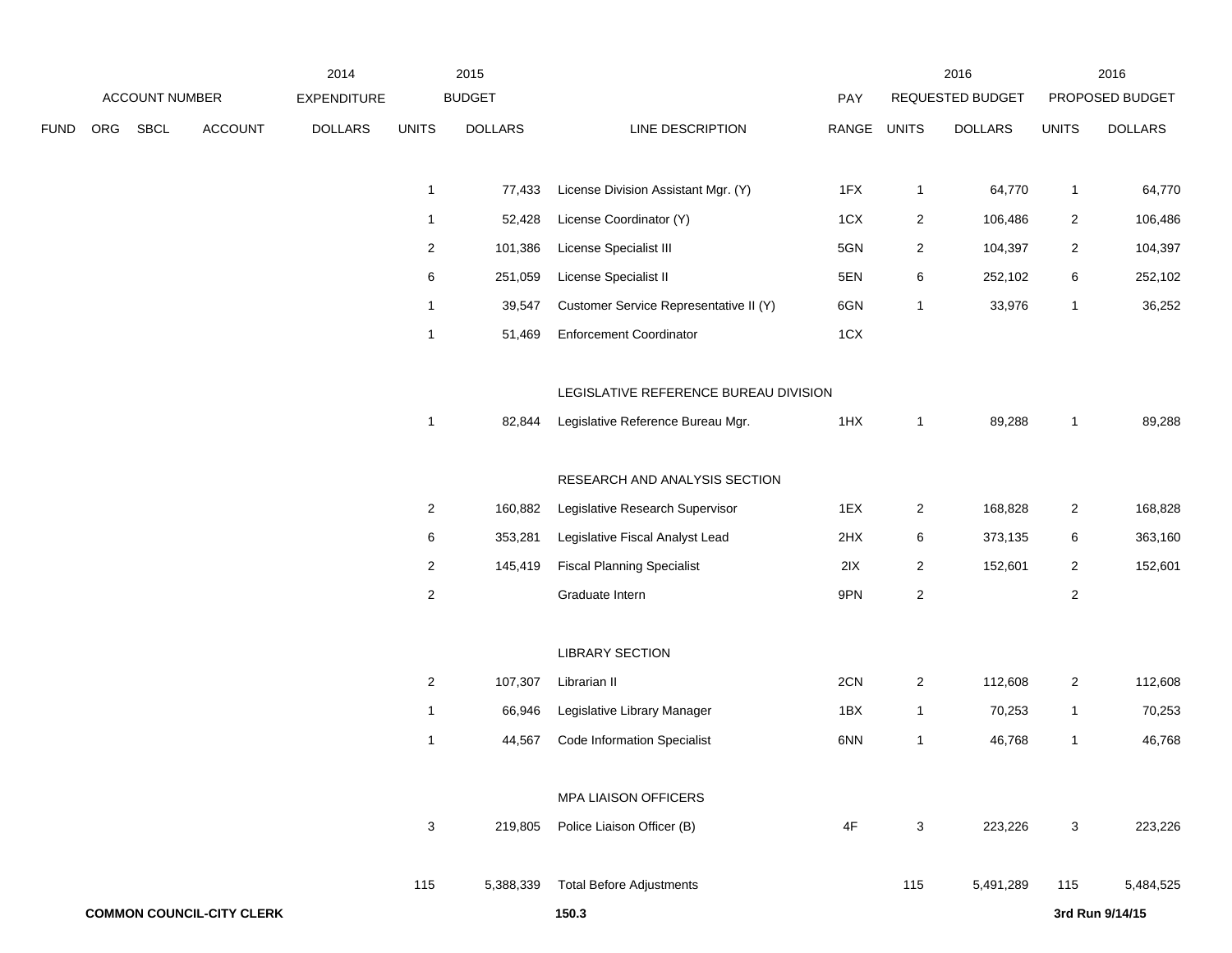| ACCOUNT NUMBER | | | | 2014 EXPENDITURE | 2015 BUDGET | | | PAY | 2016 REQUESTED BUDGET | | 2016 PROPOSED BUDGET | |
|---|---|---|---|---|---|---|---|---|---|---|---|---|
| FUND | ORG | SBCL | ACCOUNT | DOLLARS | UNITS | DOLLARS | LINE DESCRIPTION | RANGE | UNITS | DOLLARS | UNITS | DOLLARS |
| | | | | | 1 | 77,433 | License Division Assistant Mgr. (Y) | 1FX | 1 | 64,770 | 1 | 64,770 |
| | | | | | 1 | 52,428 | License Coordinator (Y) | 1CX | 2 | 106,486 | 2 | 106,486 |
| | | | | | 2 | 101,386 | License Specialist III | 5GN | 2 | 104,397 | 2 | 104,397 |
| | | | | | 6 | 251,059 | License Specialist II | 5EN | 6 | 252,102 | 6 | 252,102 |
| | | | | | 1 | 39,547 | Customer Service Representative II (Y) | 6GN | 1 | 33,976 | 1 | 36,252 |
| | | | | | 1 | 51,469 | Enforcement Coordinator | 1CX | | | | |
| | | | | | | | LEGISLATIVE REFERENCE BUREAU DIVISION | | | | | |
| | | | | | 1 | 82,844 | Legislative Reference Bureau Mgr. | 1HX | 1 | 89,288 | 1 | 89,288 |
| | | | | | | | RESEARCH AND ANALYSIS SECTION | | | | | |
| | | | | | 2 | 160,882 | Legislative Research Supervisor | 1EX | 2 | 168,828 | 2 | 168,828 |
| | | | | | 6 | 353,281 | Legislative Fiscal Analyst Lead | 2HX | 6 | 373,135 | 6 | 363,160 |
| | | | | | 2 | 145,419 | Fiscal Planning Specialist | 2IX | 2 | 152,601 | 2 | 152,601 |
| | | | | | 2 | | Graduate Intern | 9PN | 2 | | 2 | |
| | | | | | | | LIBRARY SECTION | | | | | |
| | | | | | 2 | 107,307 | Librarian II | 2CN | 2 | 112,608 | 2 | 112,608 |
| | | | | | 1 | 66,946 | Legislative Library Manager | 1BX | 1 | 70,253 | 1 | 70,253 |
| | | | | | 1 | 44,567 | Code Information Specialist | 6NN | 1 | 46,768 | 1 | 46,768 |
| | | | | | | | MPA LIAISON OFFICERS | | | | | |
| | | | | | 3 | 219,805 | Police Liaison Officer (B) | 4F | 3 | 223,226 | 3 | 223,226 |
| | | | | | 115 | 5,388,339 | Total Before Adjustments | | 115 | 5,491,289 | 115 | 5,484,525 |

**COMMON COUNCIL-CITY CLERK** **150.3** **3rd Run 9/14/15**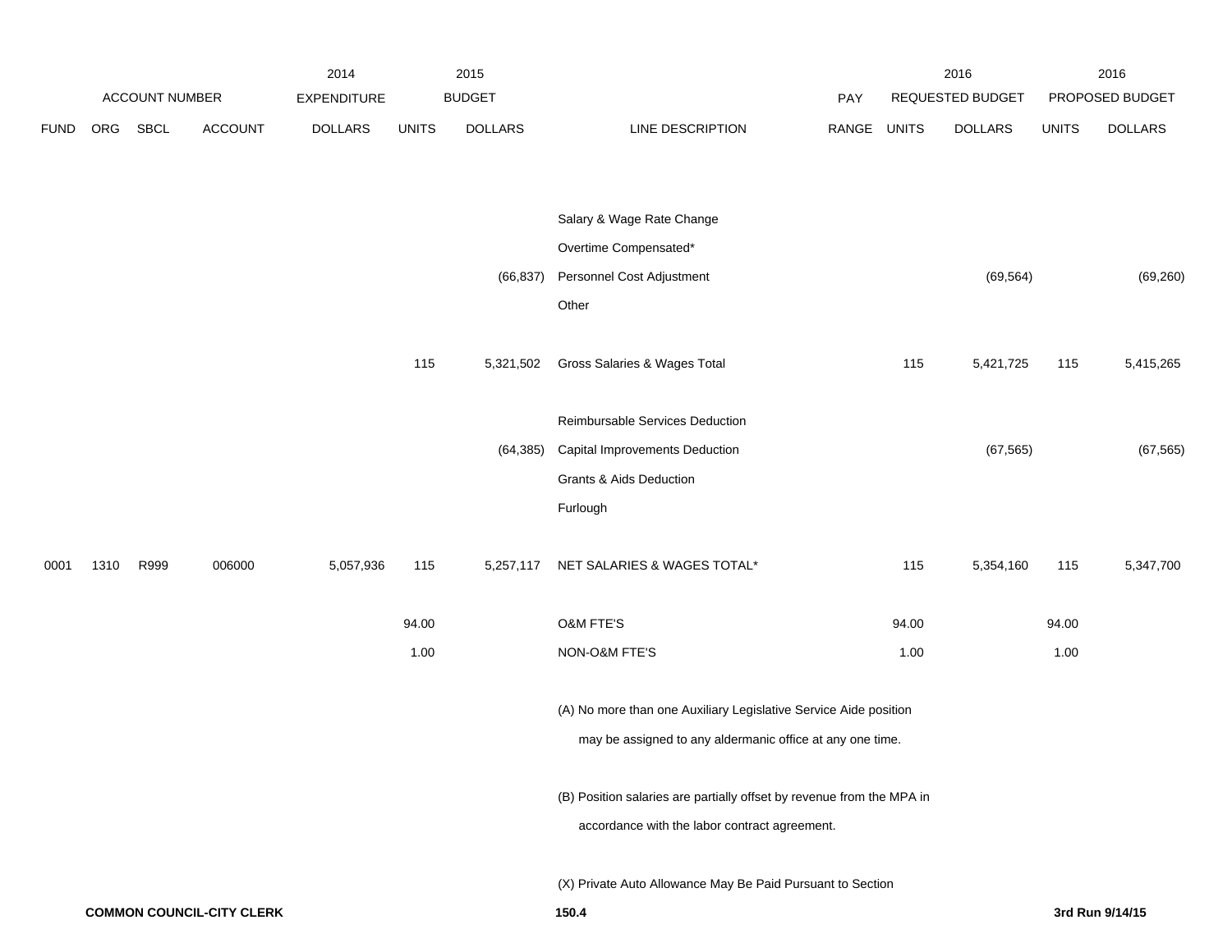| ACCOUNT NUMBER | | | | 2014 EXPENDITURE | 2015 BUDGET | | | PAY | 2016 REQUESTED BUDGET | | 2016 PROPOSED BUDGET | |
|---|---|---|---|---|---|---|---|---|---|---|---|---|
| FUND | ORG | SBCL | ACCOUNT | DOLLARS | UNITS | DOLLARS | LINE DESCRIPTION | RANGE | UNITS | DOLLARS | UNITS | DOLLARS |
| | | | | | | | Salary & Wage Rate Change | | | | | |
| | | | | | | | Overtime Compensated* | | | | | |
| | | | | | | (66,837) | Personnel Cost Adjustment | | | (69,564) | | (69,260) |
| | | | | | | | Other | | | | | |
| | | | | | 115 | 5,321,502 | Gross Salaries & Wages Total | | 115 | 5,421,725 | 115 | 5,415,265 |
| | | | | | | | Reimbursable Services Deduction | | | | | |
| | | | | | | (64,385) | Capital Improvements Deduction | | | (67,565) | | (67,565) |
| | | | | | | | Grants & Aids Deduction | | | | | |
| | | | | | | | Furlough | | | | | |
| 0001 | 1310 | R999 | 006000 | 5,057,936 | 115 | 5,257,117 | NET SALARIES & WAGES TOTAL* | | 115 | 5,354,160 | 115 | 5,347,700 |
| | | | | | 94.00 | | O&M FTE'S | | 94.00 | | 94.00 | |
| | | | | | 1.00 | | NON-O&M FTE'S | | 1.00 | | 1.00 | |

(A) No more than one Auxiliary Legislative Service Aide position may be assigned to any aldermanic office at any one time.

(B) Position salaries are partially offset by revenue from the MPA in accordance with the labor contract agreement.

(X) Private Auto Allowance May Be Paid Pursuant to Section

COMMON COUNCIL-CITY CLERK | 150.4 | 3rd Run 9/14/15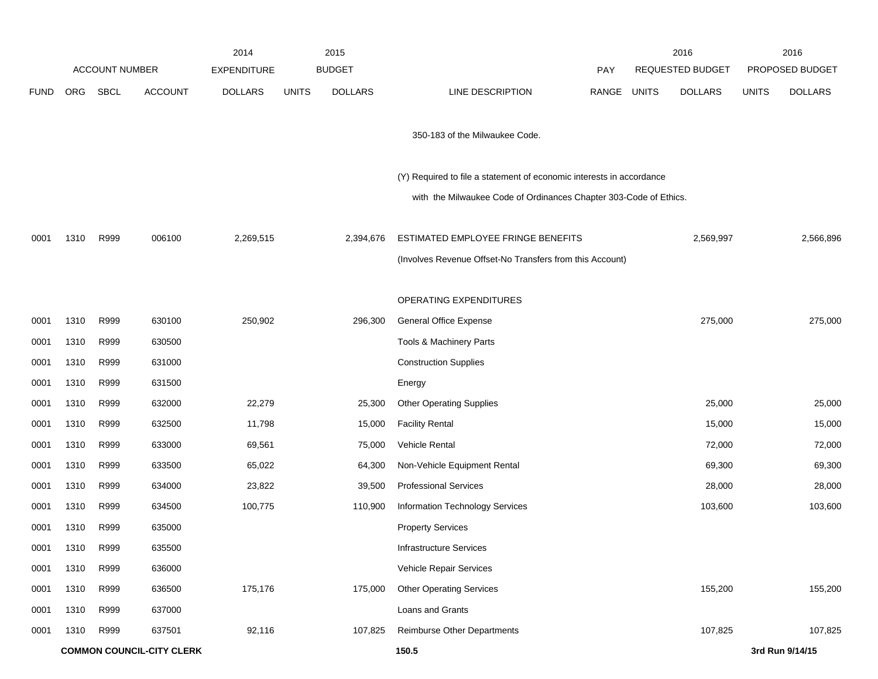| FUND | ORG | SBCL | ACCOUNT | 2014 EXPENDITURE DOLLARS | 2015 BUDGET UNITS | 2015 BUDGET DOLLARS | LINE DESCRIPTION | PAY RANGE | 2016 REQUESTED BUDGET UNITS | 2016 REQUESTED BUDGET DOLLARS | 2016 PROPOSED BUDGET UNITS | 2016 PROPOSED BUDGET DOLLARS |
|---|---|---|---|---|---|---|---|---|---|---|---|---|
| | | | | | | | 350-183 of the Milwaukee Code. | | | | | |
| | | | | | | | (Y) Required to file a statement of economic interests in accordance with the Milwaukee Code of Ordinances Chapter 303-Code of Ethics. | | | | | |
| 0001 | 1310 | R999 | 006100 | 2,269,515 | | 2,394,676 | ESTIMATED EMPLOYEE FRINGE BENEFITS | | | 2,569,997 | | 2,566,896 |
| | | | | | | | (Involves Revenue Offset-No Transfers from this Account) | | | | | |
| | | | | | | | OPERATING EXPENDITURES | | | | | |
| 0001 | 1310 | R999 | 630100 | 250,902 | | 296,300 | General Office Expense | | | 275,000 | | 275,000 |
| 0001 | 1310 | R999 | 630500 | | | | Tools & Machinery Parts | | | | | |
| 0001 | 1310 | R999 | 631000 | | | | Construction Supplies | | | | | |
| 0001 | 1310 | R999 | 631500 | | | | Energy | | | | | |
| 0001 | 1310 | R999 | 632000 | 22,279 | | 25,300 | Other Operating Supplies | | | 25,000 | | 25,000 |
| 0001 | 1310 | R999 | 632500 | 11,798 | | 15,000 | Facility Rental | | | 15,000 | | 15,000 |
| 0001 | 1310 | R999 | 633000 | 69,561 | | 75,000 | Vehicle Rental | | | 72,000 | | 72,000 |
| 0001 | 1310 | R999 | 633500 | 65,022 | | 64,300 | Non-Vehicle Equipment Rental | | | 69,300 | | 69,300 |
| 0001 | 1310 | R999 | 634000 | 23,822 | | 39,500 | Professional Services | | | 28,000 | | 28,000 |
| 0001 | 1310 | R999 | 634500 | 100,775 | | 110,900 | Information Technology Services | | | 103,600 | | 103,600 |
| 0001 | 1310 | R999 | 635000 | | | | Property Services | | | | | |
| 0001 | 1310 | R999 | 635500 | | | | Infrastructure Services | | | | | |
| 0001 | 1310 | R999 | 636000 | | | | Vehicle Repair Services | | | | | |
| 0001 | 1310 | R999 | 636500 | 175,176 | | 175,000 | Other Operating Services | | | 155,200 | | 155,200 |
| 0001 | 1310 | R999 | 637000 | | | | Loans and Grants | | | | | |
| 0001 | 1310 | R999 | 637501 | 92,116 | | 107,825 | Reimburse Other Departments | | | 107,825 | | 107,825 |

**COMMON COUNCIL-CITY CLERK** 150.5 3rd Run 9/14/15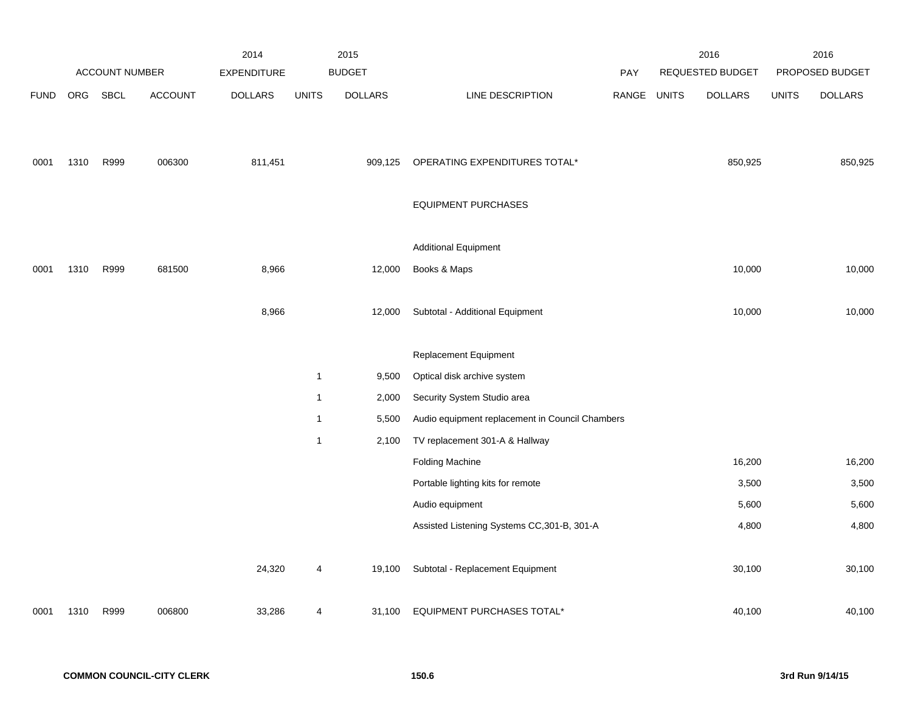| ACCOUNT NUMBER | | | | 2014 EXPENDITURE | 2015 BUDGET | | | PAY | 2016 REQUESTED BUDGET | | 2016 PROPOSED BUDGET | |
|---|---|---|---|---|---|---|---|---|---|---|---|---|
| FUND | ORG | SBCL | ACCOUNT | DOLLARS | UNITS | DOLLARS | LINE DESCRIPTION | RANGE | UNITS | DOLLARS | UNITS | DOLLARS |
| 0001 | 1310 | R999 | 006300 | 811,451 | | 909,125 | OPERATING EXPENDITURES TOTAL* | | | 850,925 | | 850,925 |
| | | | | | | | EQUIPMENT PURCHASES | | | | | |
| | | | | | | | Additional Equipment | | | | | |
| 0001 | 1310 | R999 | 681500 | 8,966 | | 12,000 | Books & Maps | | | 10,000 | | 10,000 |
| | | | | 8,966 | | 12,000 | Subtotal - Additional Equipment | | | 10,000 | | 10,000 |
| | | | | | | | Replacement Equipment | | | | | |
| | | | | | 1 | 9,500 | Optical disk archive system | | | | | |
| | | | | | 1 | 2,000 | Security System Studio area | | | | | |
| | | | | | 1 | 5,500 | Audio equipment replacement in Council Chambers | | | | | |
| | | | | | 1 | 2,100 | TV replacement 301-A & Hallway | | | | | |
| | | | | | | | Folding Machine | | | 16,200 | | 16,200 |
| | | | | | | | Portable lighting kits for remote | | | 3,500 | | 3,500 |
| | | | | | | | Audio equipment | | | 5,600 | | 5,600 |
| | | | | | | | Assisted Listening Systems CC,301-B, 301-A | | | 4,800 | | 4,800 |
| | | | | 24,320 | 4 | 19,100 | Subtotal - Replacement Equipment | | | 30,100 | | 30,100 |
| 0001 | 1310 | R999 | 006800 | 33,286 | 4 | 31,100 | EQUIPMENT PURCHASES TOTAL* | | | 40,100 | | 40,100 |

**COMMON COUNCIL-CITY CLERK** 150.6 3rd Run 9/14/15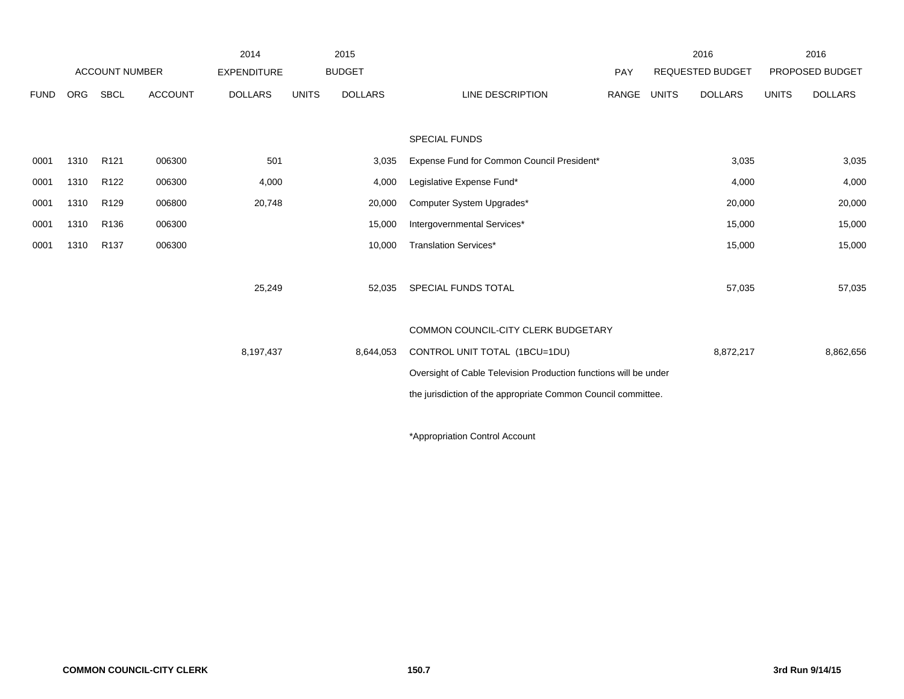| FUND | ORG | SBCL | ACCOUNT | 2014 EXPENDITURE DOLLARS | 2015 BUDGET UNITS | 2015 BUDGET DOLLARS | LINE DESCRIPTION | PAY RANGE | 2016 REQUESTED BUDGET UNITS | 2016 REQUESTED BUDGET DOLLARS | 2016 PROPOSED BUDGET UNITS | 2016 PROPOSED BUDGET DOLLARS |
|---|---|---|---|---|---|---|---|---|---|---|---|---|
| | | | | | | | SPECIAL FUNDS | | | | | |
| 0001 | 1310 | R121 | 006300 | 501 | | 3,035 | Expense Fund for Common Council President* | | | 3,035 | | 3,035 |
| 0001 | 1310 | R122 | 006300 | 4,000 | | 4,000 | Legislative Expense Fund* | | | 4,000 | | 4,000 |
| 0001 | 1310 | R129 | 006800 | 20,748 | | 20,000 | Computer System Upgrades* | | | 20,000 | | 20,000 |
| 0001 | 1310 | R136 | 006300 | | | 15,000 | Intergovernmental Services* | | | 15,000 | | 15,000 |
| 0001 | 1310 | R137 | 006300 | | | 10,000 | Translation Services* | | | 15,000 | | 15,000 |
| | | | | 25,249 | | 52,035 | SPECIAL FUNDS TOTAL | | | 57,035 | | 57,035 |
| | | | | | | | COMMON COUNCIL-CITY CLERK BUDGETARY | | | | | |
| | | | | 8,197,437 | | 8,644,053 | CONTROL UNIT TOTAL (1BCU=1DU) | | | 8,872,217 | | 8,862,656 |

Oversight of Cable Television Production functions will be under the jurisdiction of the appropriate Common Council committee.

*Appropriation Control Account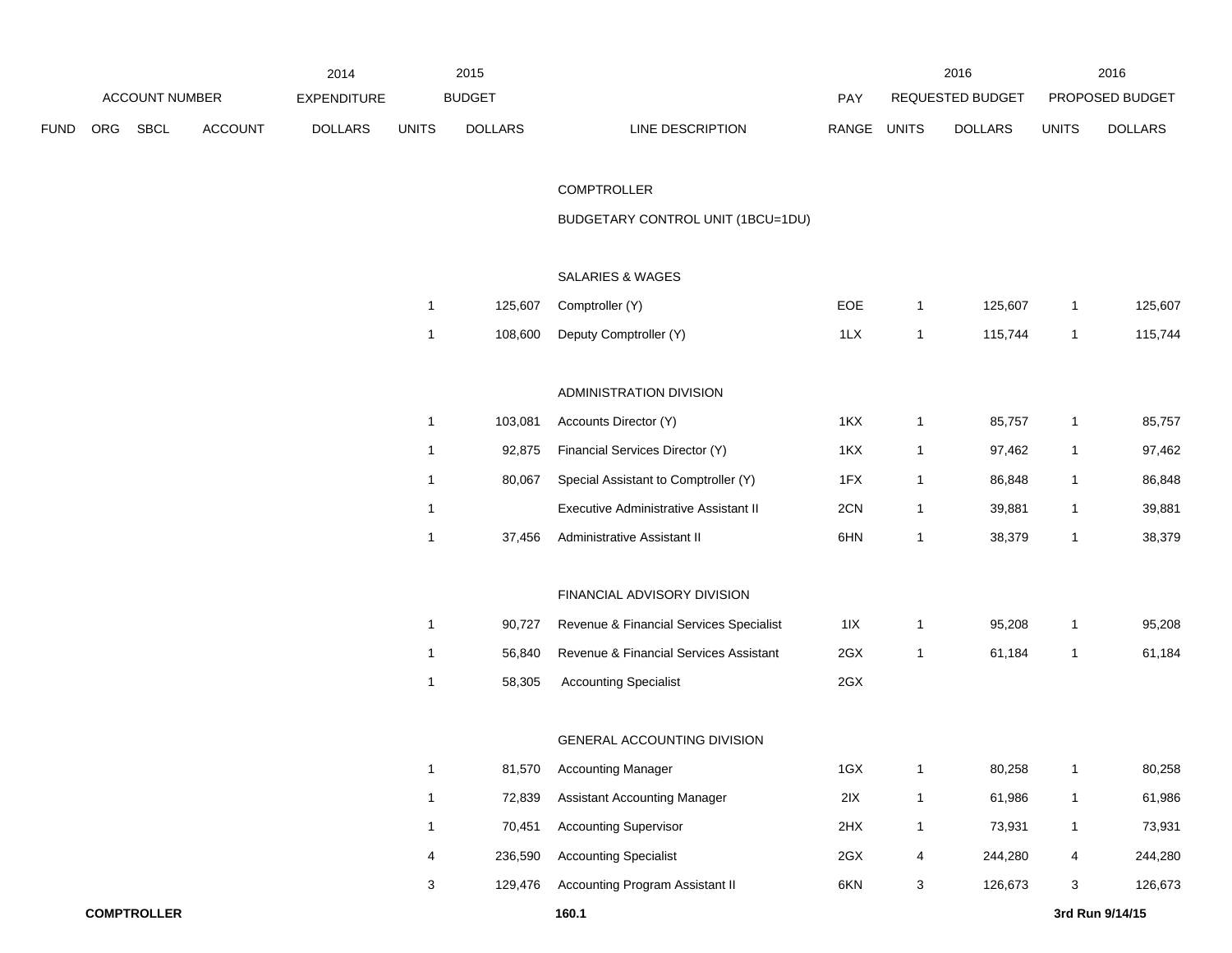| | ACCOUNT NUMBER | | | 2014 EXPENDITURE | 2015 BUDGET | | | | 2016 REQUESTED BUDGET | | 2016 PROPOSED BUDGET | |
|---|---|---|---|---|---|---|---|---|---|---|---|---|
| FUND | ORG | SBCL | ACCOUNT | DOLLARS | UNITS | DOLLARS | LINE DESCRIPTION | PAY RANGE | UNITS | DOLLARS | UNITS | DOLLARS |
| | | | | | | | COMPTROLLER | | | | | |
| | | | | | | | BUDGETARY CONTROL UNIT (1BCU=1DU) | | | | | |
| | | | | | | | SALARIES & WAGES | | | | | |
| | | | | | 1 | 125,607 | Comptroller (Y) | EOE | 1 | 125,607 | 1 | 125,607 |
| | | | | | 1 | 108,600 | Deputy Comptroller (Y) | 1LX | 1 | 115,744 | 1 | 115,744 |
| | | | | | | | ADMINISTRATION DIVISION | | | | | |
| | | | | | 1 | 103,081 | Accounts Director (Y) | 1KX | 1 | 85,757 | 1 | 85,757 |
| | | | | | 1 | 92,875 | Financial Services Director (Y) | 1KX | 1 | 97,462 | 1 | 97,462 |
| | | | | | 1 | 80,067 | Special Assistant to Comptroller (Y) | 1FX | 1 | 86,848 | 1 | 86,848 |
| | | | | | 1 | | Executive Administrative Assistant II | 2CN | 1 | 39,881 | 1 | 39,881 |
| | | | | | 1 | 37,456 | Administrative Assistant II | 6HN | 1 | 38,379 | 1 | 38,379 |
| | | | | | | | FINANCIAL ADVISORY DIVISION | | | | | |
| | | | | | 1 | 90,727 | Revenue & Financial Services Specialist | 1IX | 1 | 95,208 | 1 | 95,208 |
| | | | | | 1 | 56,840 | Revenue & Financial Services Assistant | 2GX | 1 | 61,184 | 1 | 61,184 |
| | | | | | 1 | 58,305 | Accounting Specialist | 2GX | | | | |
| | | | | | | | GENERAL ACCOUNTING DIVISION | | | | | |
| | | | | | 1 | 81,570 | Accounting Manager | 1GX | 1 | 80,258 | 1 | 80,258 |
| | | | | | 1 | 72,839 | Assistant Accounting Manager | 2IX | 1 | 61,986 | 1 | 61,986 |
| | | | | | 1 | 70,451 | Accounting Supervisor | 2HX | 1 | 73,931 | 1 | 73,931 |
| | | | | | 4 | 236,590 | Accounting Specialist | 2GX | 4 | 244,280 | 4 | 244,280 |
| | | | | | 3 | 129,476 | Accounting Program Assistant II | 6KN | 3 | 126,673 | 3 | 126,673 |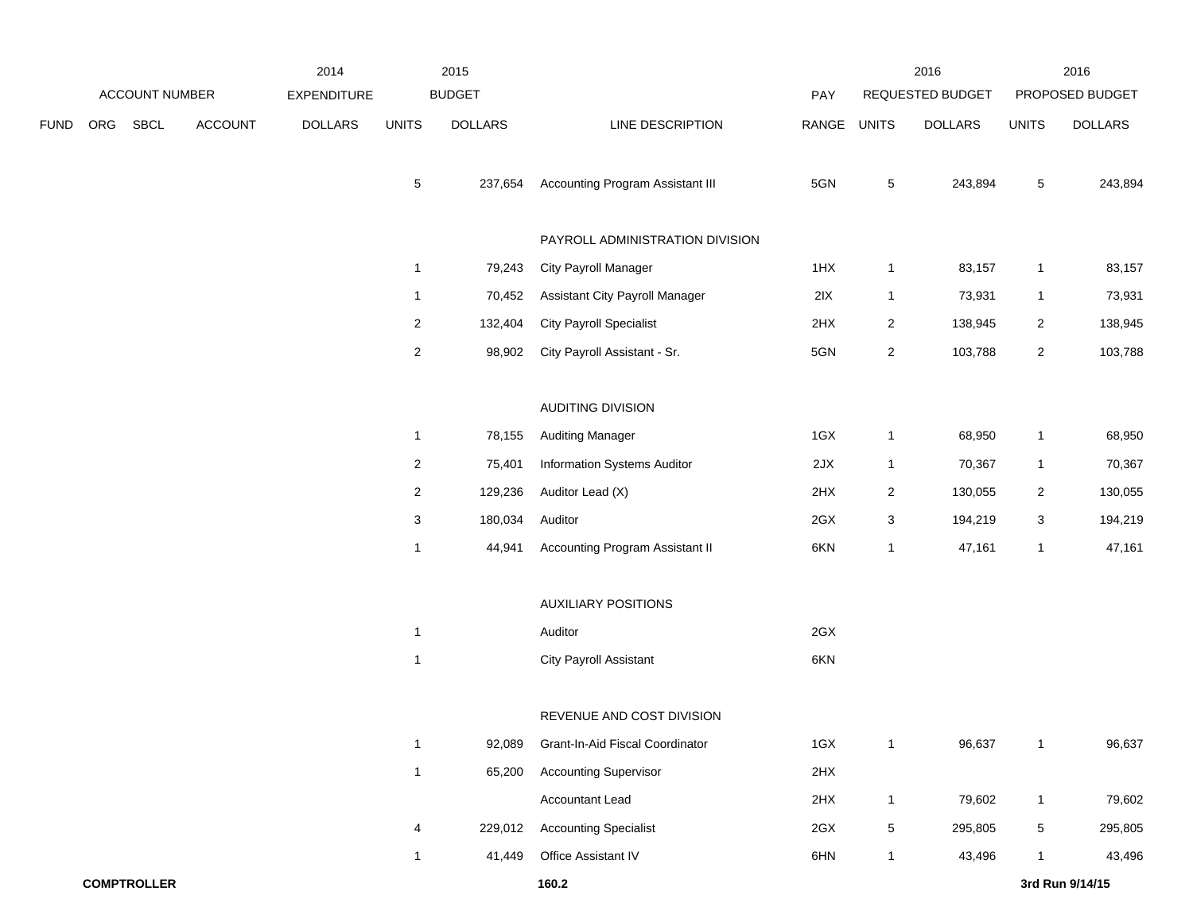| FUND | ORG | SBCL | ACCOUNT | 2014 EXPENDITURE DOLLARS | 2015 BUDGET UNITS | 2015 BUDGET DOLLARS | LINE DESCRIPTION | PAY RANGE | 2016 REQUESTED BUDGET UNITS | 2016 REQUESTED BUDGET DOLLARS | 2016 PROPOSED BUDGET UNITS | 2016 PROPOSED BUDGET DOLLARS |
|---|---|---|---|---|---|---|---|---|---|---|---|---|
| | | | | | 5 | 237,654 | Accounting Program Assistant III | 5GN | 5 | 243,894 | 5 | 243,894 |
| | | | | | | | PAYROLL ADMINISTRATION DIVISION | | | | | |
| | | | | | 1 | 79,243 | City Payroll Manager | 1HX | 1 | 83,157 | 1 | 83,157 |
| | | | | | 1 | 70,452 | Assistant City Payroll Manager | 2IX | 1 | 73,931 | 1 | 73,931 |
| | | | | | 2 | 132,404 | City Payroll Specialist | 2HX | 2 | 138,945 | 2 | 138,945 |
| | | | | | 2 | 98,902 | City Payroll Assistant - Sr. | 5GN | 2 | 103,788 | 2 | 103,788 |
| | | | | | | | AUDITING DIVISION | | | | | |
| | | | | | 1 | 78,155 | Auditing Manager | 1GX | 1 | 68,950 | 1 | 68,950 |
| | | | | | 2 | 75,401 | Information Systems Auditor | 2JX | 1 | 70,367 | 1 | 70,367 |
| | | | | | 2 | 129,236 | Auditor Lead (X) | 2HX | 2 | 130,055 | 2 | 130,055 |
| | | | | | 3 | 180,034 | Auditor | 2GX | 3 | 194,219 | 3 | 194,219 |
| | | | | | 1 | 44,941 | Accounting Program Assistant II | 6KN | 1 | 47,161 | 1 | 47,161 |
| | | | | | | | AUXILIARY POSITIONS | | | | | |
| | | | | | 1 | | Auditor | 2GX | | | | |
| | | | | | 1 | | City Payroll Assistant | 6KN | | | | |
| | | | | | | | REVENUE AND COST DIVISION | | | | | |
| | | | | | 1 | 92,089 | Grant-In-Aid Fiscal Coordinator | 1GX | 1 | 96,637 | 1 | 96,637 |
| | | | | | 1 | 65,200 | Accounting Supervisor | 2HX | | | | |
| | | | | | | | Accountant Lead | 2HX | 1 | 79,602 | 1 | 79,602 |
| | | | | | 4 | 229,012 | Accounting Specialist | 2GX | 5 | 295,805 | 5 | 295,805 |
| | | | | | 1 | 41,449 | Office Assistant IV | 6HN | 1 | 43,496 | 1 | 43,496 |

**COMPTROLLER** **160.2** **3rd Run 9/14/15**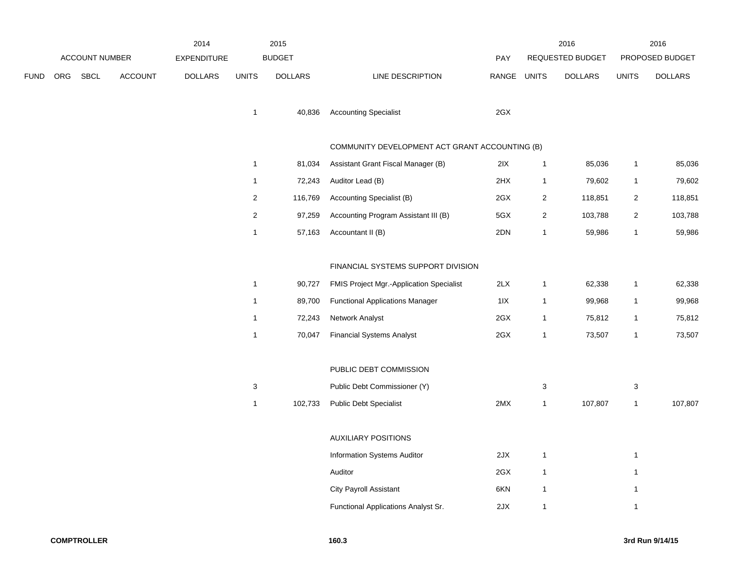| FUND | ORG | SBCL | ACCOUNT | 2014 EXPENDITURE DOLLARS | 2015 BUDGET UNITS | 2015 BUDGET DOLLARS | LINE DESCRIPTION | PAY RANGE | 2016 REQUESTED BUDGET UNITS | 2016 REQUESTED BUDGET DOLLARS | 2016 PROPOSED BUDGET UNITS | 2016 PROPOSED BUDGET DOLLARS |
|---|---|---|---|---|---|---|---|---|---|---|---|---|
| | | | | | 1 | 40,836 | Accounting Specialist | 2GX | | | | |
| | | | | | | | COMMUNITY DEVELOPMENT ACT GRANT ACCOUNTING (B) | | | | | |
| | | | | | 1 | 81,034 | Assistant Grant Fiscal Manager (B) | 2IX | 1 | 85,036 | 1 | 85,036 |
| | | | | | 1 | 72,243 | Auditor Lead (B) | 2HX | 1 | 79,602 | 1 | 79,602 |
| | | | | | 2 | 116,769 | Accounting Specialist (B) | 2GX | 2 | 118,851 | 2 | 118,851 |
| | | | | | 2 | 97,259 | Accounting Program Assistant III (B) | 5GX | 2 | 103,788 | 2 | 103,788 |
| | | | | | 1 | 57,163 | Accountant II (B) | 2DN | 1 | 59,986 | 1 | 59,986 |
| | | | | | | | FINANCIAL SYSTEMS SUPPORT DIVISION | | | | | |
| | | | | | 1 | 90,727 | FMIS Project Mgr.-Application Specialist | 2LX | 1 | 62,338 | 1 | 62,338 |
| | | | | | 1 | 89,700 | Functional Applications Manager | 1IX | 1 | 99,968 | 1 | 99,968 |
| | | | | | 1 | 72,243 | Network Analyst | 2GX | 1 | 75,812 | 1 | 75,812 |
| | | | | | 1 | 70,047 | Financial Systems Analyst | 2GX | 1 | 73,507 | 1 | 73,507 |
| | | | | | | | PUBLIC DEBT COMMISSION | | | | | |
| | | | | | 3 | | Public Debt Commissioner (Y) | | 3 | | 3 | |
| | | | | | 1 | 102,733 | Public Debt Specialist | 2MX | 1 | 107,807 | 1 | 107,807 |
| | | | | | | | AUXILIARY POSITIONS | | | | | |
| | | | | | | | Information Systems Auditor | 2JX | 1 | | 1 | |
| | | | | | | | Auditor | 2GX | 1 | | 1 | |
| | | | | | | | City Payroll Assistant | 6KN | 1 | | 1 | |
| | | | | | | | Functional Applications Analyst Sr. | 2JX | 1 | | 1 | |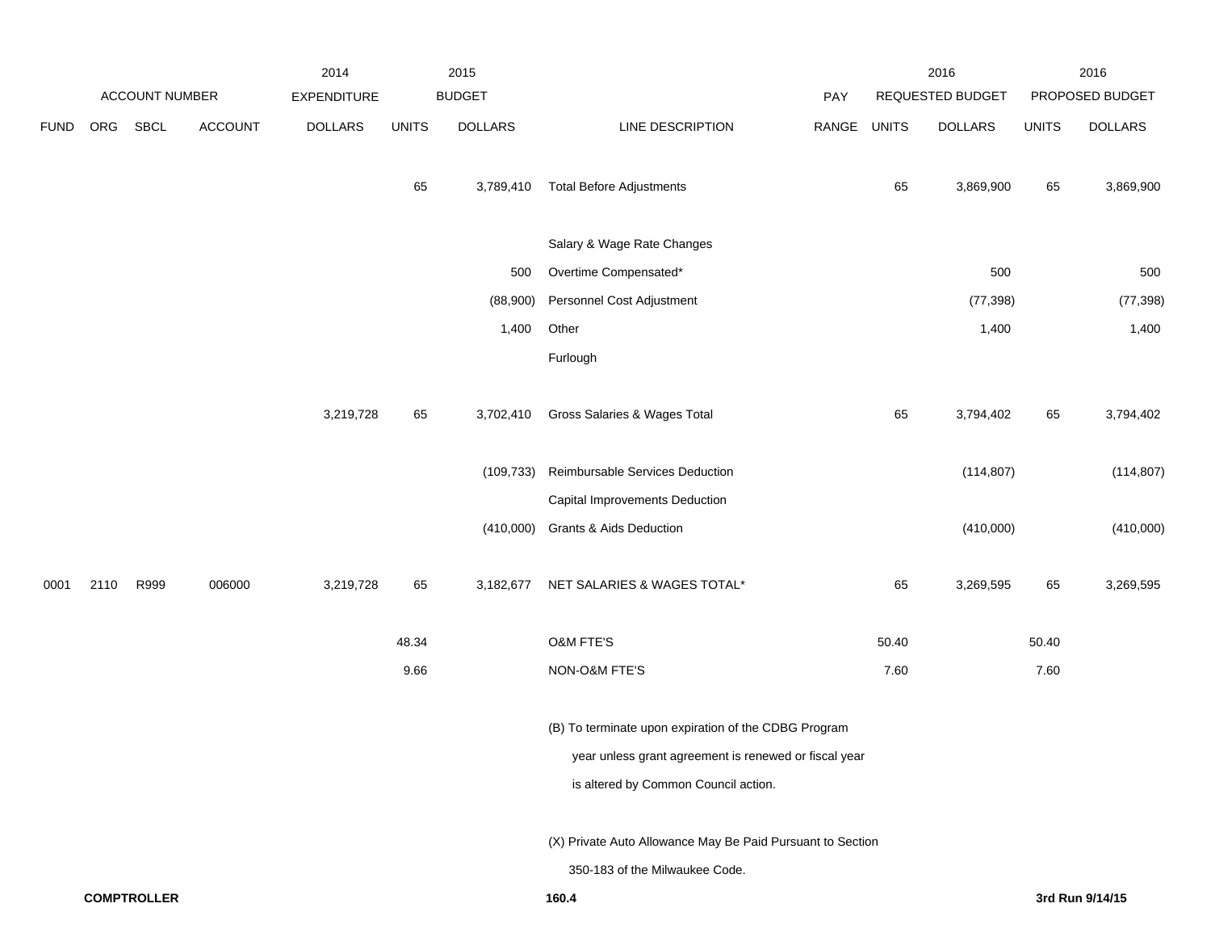| | ACCOUNT NUMBER | | | 2014 EXPENDITURE | 2015 BUDGET | | | PAY | 2016 REQUESTED BUDGET | | 2016 PROPOSED BUDGET | |
|---|---|---|---|---|---|---|---|---|---|---|---|---|
| FUND | ORG | SBCL | ACCOUNT | DOLLARS | UNITS | DOLLARS | LINE DESCRIPTION | RANGE | UNITS | DOLLARS | UNITS | DOLLARS |
| | | | | | 65 | 3,789,410 | Total Before Adjustments | | 65 | 3,869,900 | 65 | 3,869,900 |
| | | | | | | | Salary & Wage Rate Changes | | | | | |
| | | | | | | 500 | Overtime Compensated* | | | 500 | | 500 |
| | | | | | | (88,900) | Personnel Cost Adjustment | | | (77,398) | | (77,398) |
| | | | | | | 1,400 | Other | | | 1,400 | | 1,400 |
| | | | | | | | Furlough | | | | | |
| | | | | 3,219,728 | 65 | 3,702,410 | Gross Salaries & Wages Total | | 65 | 3,794,402 | 65 | 3,794,402 |
| | | | | | | (109,733) | Reimbursable Services Deduction | | | (114,807) | | (114,807) |
| | | | | | | | Capital Improvements Deduction | | | | | |
| | | | | | | (410,000) | Grants & Aids Deduction | | | (410,000) | | (410,000) |
| 0001 | 2110 | R999 | 006000 | 3,219,728 | 65 | 3,182,677 | NET SALARIES & WAGES TOTAL* | | 65 | 3,269,595 | 65 | 3,269,595 |
| | | | | | 48.34 | | O&M FTE'S | | 50.40 | | 50.40 | |
| | | | | | 9.66 | | NON-O&M FTE'S | | 7.60 | | 7.60 | |

(B) To terminate upon expiration of the CDBG Program year unless grant agreement is renewed or fiscal year is altered by Common Council action.

(X) Private Auto Allowance May Be Paid Pursuant to Section 350-183 of the Milwaukee Code.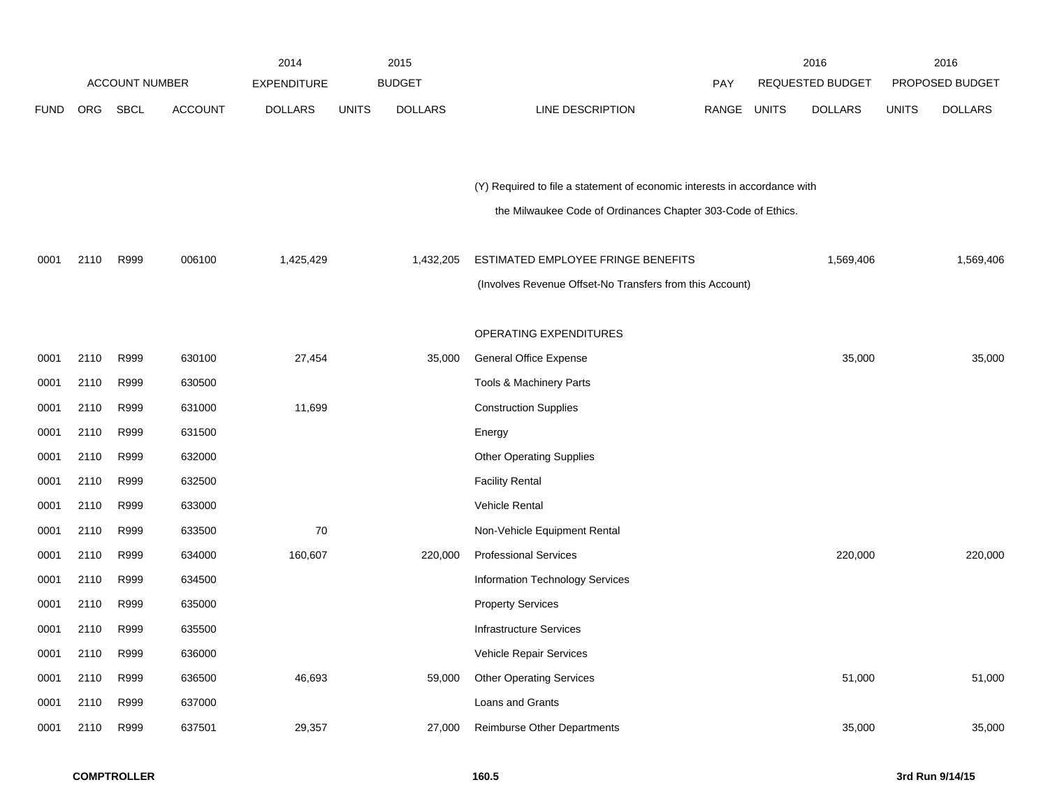| FUND | ORG | SBCL | ACCOUNT | 2014 EXPENDITURE DOLLARS | 2015 BUDGET UNITS | 2015 BUDGET DOLLARS | LINE DESCRIPTION | PAY RANGE | 2016 REQUESTED BUDGET UNITS | 2016 REQUESTED BUDGET DOLLARS | 2016 PROPOSED BUDGET UNITS | 2016 PROPOSED BUDGET DOLLARS |
|---|---|---|---|---|---|---|---|---|---|---|---|---|
| | | | | | | | (Y) Required to file a statement of economic interests in accordance with the Milwaukee Code of Ordinances Chapter 303-Code of Ethics. | | | | | |
| 0001 | 2110 | R999 | 006100 | 1,425,429 | | 1,432,205 | ESTIMATED EMPLOYEE FRINGE BENEFITS | | | 1,569,406 | | 1,569,406 |
| | | | | | | | (Involves Revenue Offset-No Transfers from this Account) | | | | | |
| | | | | | | | OPERATING EXPENDITURES | | | | | |
| 0001 | 2110 | R999 | 630100 | 27,454 | | 35,000 | General Office Expense | | | 35,000 | | 35,000 |
| 0001 | 2110 | R999 | 630500 | | | | Tools & Machinery Parts | | | | | |
| 0001 | 2110 | R999 | 631000 | 11,699 | | | Construction Supplies | | | | | |
| 0001 | 2110 | R999 | 631500 | | | | Energy | | | | | |
| 0001 | 2110 | R999 | 632000 | | | | Other Operating Supplies | | | | | |
| 0001 | 2110 | R999 | 632500 | | | | Facility Rental | | | | | |
| 0001 | 2110 | R999 | 633000 | | | | Vehicle Rental | | | | | |
| 0001 | 2110 | R999 | 633500 | 70 | | | Non-Vehicle Equipment Rental | | | | | |
| 0001 | 2110 | R999 | 634000 | 160,607 | | 220,000 | Professional Services | | | 220,000 | | 220,000 |
| 0001 | 2110 | R999 | 634500 | | | | Information Technology Services | | | | | |
| 0001 | 2110 | R999 | 635000 | | | | Property Services | | | | | |
| 0001 | 2110 | R999 | 635500 | | | | Infrastructure Services | | | | | |
| 0001 | 2110 | R999 | 636000 | | | | Vehicle Repair Services | | | | | |
| 0001 | 2110 | R999 | 636500 | 46,693 | | 59,000 | Other Operating Services | | | 51,000 | | 51,000 |
| 0001 | 2110 | R999 | 637000 | | | | Loans and Grants | | | | | |
| 0001 | 2110 | R999 | 637501 | 29,357 | | 27,000 | Reimburse Other Departments | | | 35,000 | | 35,000 |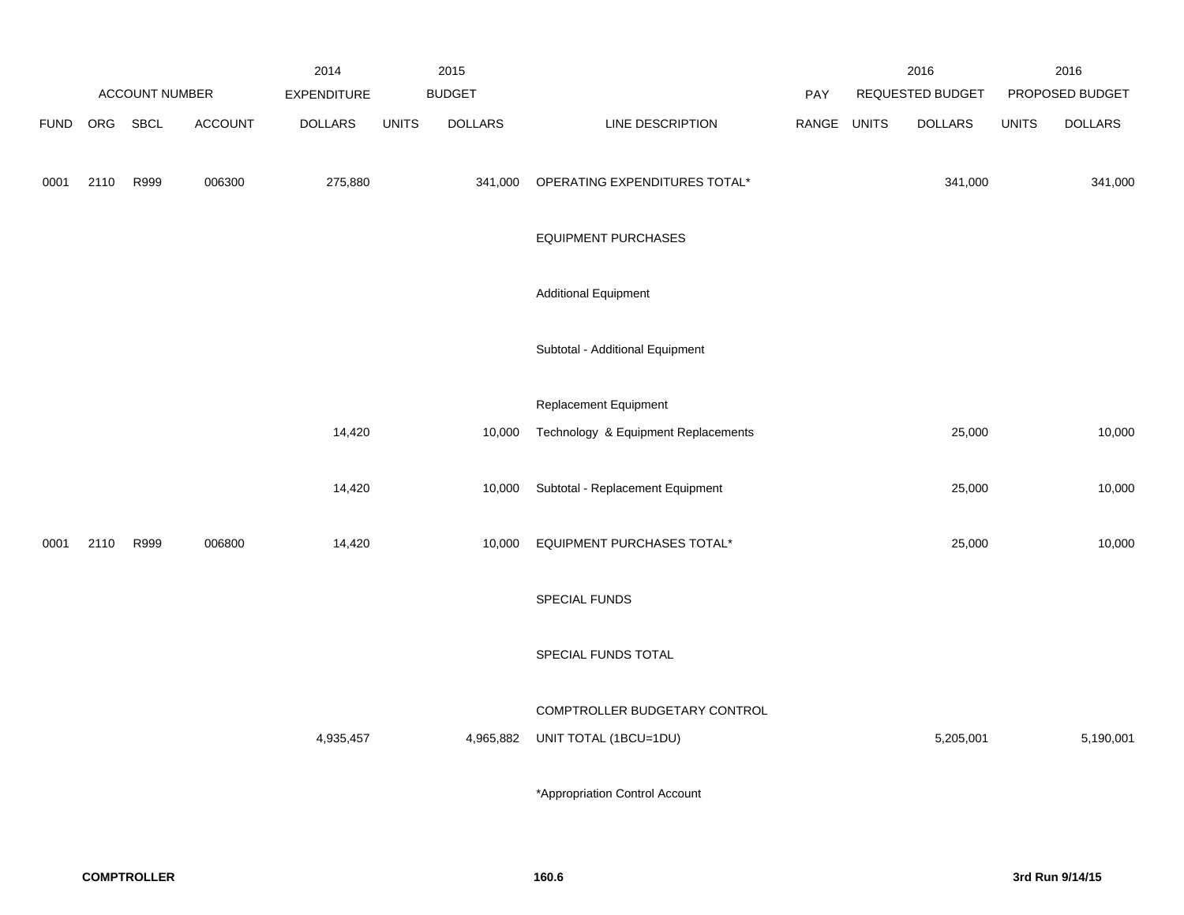| | ACCOUNT NUMBER | | | 2014 EXPENDITURE | 2015 BUDGET | | | PAY | 2016 REQUESTED BUDGET | | 2016 PROPOSED BUDGET | |
|---|---|---|---|---|---|---|---|---|---|---|---|---|
| FUND | ORG | SBCL | ACCOUNT | DOLLARS | UNITS | DOLLARS | LINE DESCRIPTION | RANGE | UNITS | DOLLARS | UNITS | DOLLARS |
| 0001 | 2110 | R999 | 006300 | 275,880 | | 341,000 | OPERATING EXPENDITURES TOTAL* | | | 341,000 | | 341,000 |
| | | | | | | | EQUIPMENT PURCHASES | | | | | |
| | | | | | | | Additional Equipment | | | | | |
| | | | | | | | Subtotal - Additional Equipment | | | | | |
| | | | | | | | Replacement Equipment | | | | | |
| | | | | 14,420 | | 10,000 | Technology & Equipment Replacements | | | 25,000 | | 10,000 |
| | | | | 14,420 | | 10,000 | Subtotal - Replacement Equipment | | | 25,000 | | 10,000 |
| 0001 | 2110 | R999 | 006800 | 14,420 | | 10,000 | EQUIPMENT PURCHASES TOTAL* | | | 25,000 | | 10,000 |
| | | | | | | | SPECIAL FUNDS | | | | | |
| | | | | | | | SPECIAL FUNDS TOTAL | | | | | |
| | | | | | | | COMPTROLLER BUDGETARY CONTROL | | | | | |
| | | | | 4,935,457 | | 4,965,882 | UNIT TOTAL (1BCU=1DU) | | | 5,205,001 | | 5,190,001 |

*Appropriation Control Account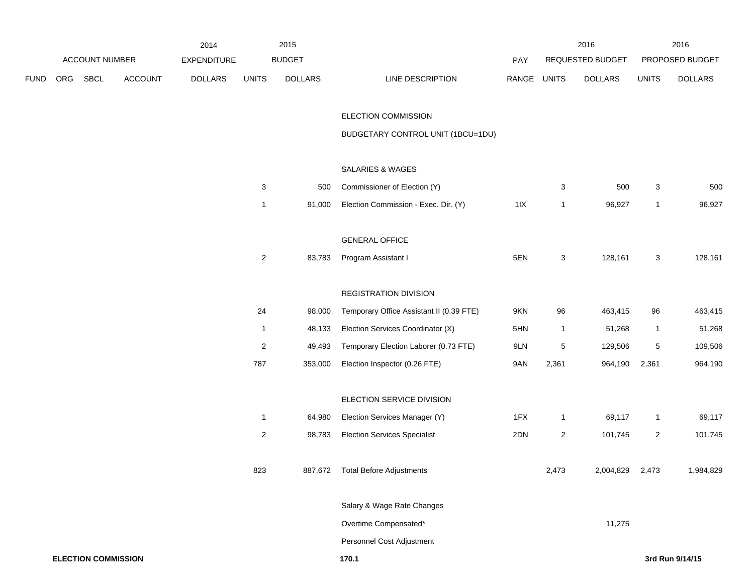| FUND | ORG | SBCL | ACCOUNT | 2014 EXPENDITURE DOLLARS | 2015 BUDGET UNITS | 2015 BUDGET DOLLARS | LINE DESCRIPTION | PAY RANGE | 2016 REQUESTED BUDGET UNITS | 2016 REQUESTED BUDGET DOLLARS | 2016 PROPOSED BUDGET UNITS | 2016 PROPOSED BUDGET DOLLARS |
|---|---|---|---|---|---|---|---|---|---|---|---|---|
| | | | | | | | ELECTION COMMISSION | | | | | |
| | | | | | | | BUDGETARY CONTROL UNIT (1BCU=1DU) | | | | | |
| | | | | | | | SALARIES & WAGES | | | | | |
| | | | | | 3 | 500 | Commissioner of Election (Y) | | 3 | 500 | 3 | 500 |
| | | | | | 1 | 91,000 | Election Commission - Exec. Dir. (Y) | 1IX | 1 | 96,927 | 1 | 96,927 |
| | | | | | | | GENERAL OFFICE | | | | | |
| | | | | | 2 | 83,783 | Program Assistant I | 5EN | 3 | 128,161 | 3 | 128,161 |
| | | | | | | | REGISTRATION DIVISION | | | | | |
| | | | | | 24 | 98,000 | Temporary Office Assistant II (0.39 FTE) | 9KN | 96 | 463,415 | 96 | 463,415 |
| | | | | | 1 | 48,133 | Election Services Coordinator (X) | 5HN | 1 | 51,268 | 1 | 51,268 |
| | | | | | 2 | 49,493 | Temporary Election Laborer (0.73 FTE) | 9LN | 5 | 129,506 | 5 | 109,506 |
| | | | | | 787 | 353,000 | Election Inspector (0.26 FTE) | 9AN | 2,361 | 964,190 | 2,361 | 964,190 |
| | | | | | | | ELECTION SERVICE DIVISION | | | | | |
| | | | | | 1 | 64,980 | Election Services Manager (Y) | 1FX | 1 | 69,117 | 1 | 69,117 |
| | | | | | 2 | 98,783 | Election Services Specialist | 2DN | 2 | 101,745 | 2 | 101,745 |
| | | | | | 823 | 887,672 | Total Before Adjustments | | 2,473 | 2,004,829 | 2,473 | 1,984,829 |
| | | | | | | | Salary & Wage Rate Changes | | | | | |
| | | | | | | | Overtime Compensated* | | | 11,275 | | |
| | | | | | | | Personnel Cost Adjustment | | | | | |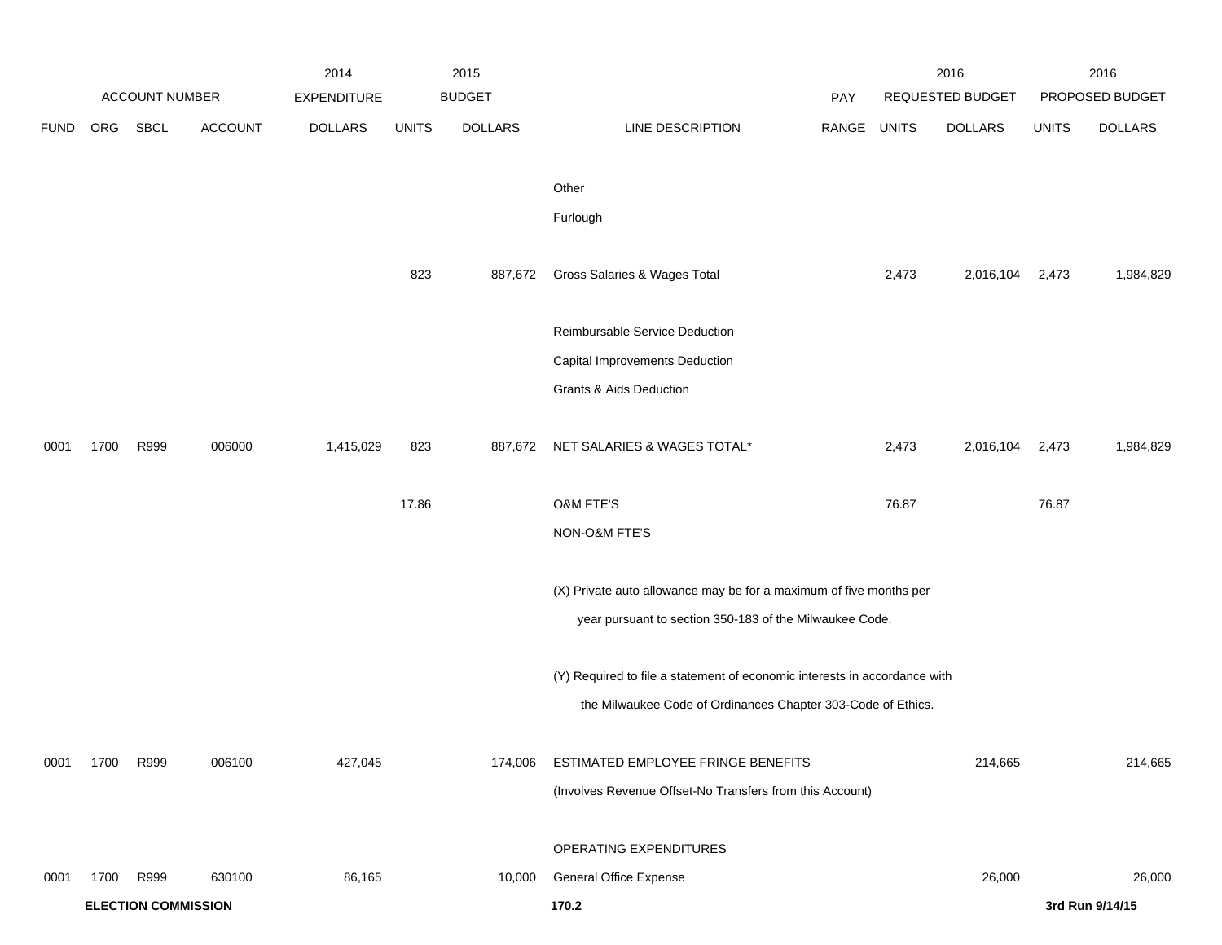| ACCOUNT NUMBER | | | | 2014 EXPENDITURE | 2015 BUDGET | | | PAY | 2016 REQUESTED BUDGET | | 2016 PROPOSED BUDGET | |
|---|---|---|---|---|---|---|---|---|---|---|---|---|
| FUND | ORG | SBCL | ACCOUNT | DOLLARS | UNITS | DOLLARS | LINE DESCRIPTION | RANGE | UNITS | DOLLARS | UNITS | DOLLARS |
| | | | | | | | Other | | | | | |
| | | | | | | | Furlough | | | | | |
| | | | | | 823 | 887,672 | Gross Salaries & Wages Total | | 2,473 | 2,016,104 | 2,473 | 1,984,829 |
| | | | | | | | Reimbursable Service Deduction | | | | | |
| | | | | | | | Capital Improvements Deduction | | | | | |
| | | | | | | | Grants & Aids Deduction | | | | | |
| 0001 | 1700 | R999 | 006000 | 1,415,029 | 823 | 887,672 | NET SALARIES & WAGES TOTAL* | | 2,473 | 2,016,104 | 2,473 | 1,984,829 |
| | | | | | 17.86 | | O&M FTE'S | | 76.87 | | 76.87 | |
| | | | | | | | NON-O&M FTE'S | | | | | |
| | | | | | | | (X) Private auto allowance may be for a maximum of five months per year pursuant to section 350-183 of the Milwaukee Code. | | | | | |
| | | | | | | | (Y) Required to file a statement of economic interests in accordance with the Milwaukee Code of Ordinances Chapter 303-Code of Ethics. | | | | | |
| 0001 | 1700 | R999 | 006100 | 427,045 | | 174,006 | ESTIMATED EMPLOYEE FRINGE BENEFITS | | | 214,665 | | 214,665 |
| | | | | | | | (Involves Revenue Offset-No Transfers from this Account) | | | | | |
| | | | | | | | OPERATING EXPENDITURES | | | | | |
| 0001 | 1700 | R999 | 630100 | 86,165 | | 10,000 | General Office Expense | | | 26,000 | | 26,000 |

**ELECTION COMMISSION** 170.2 **3rd Run 9/14/15**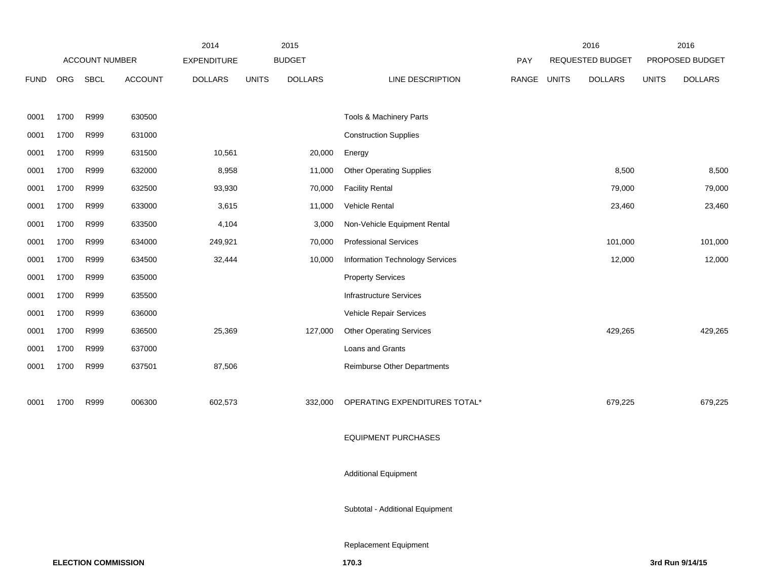| ACCOUNT NUMBER | | | | 2014 EXPENDITURE | 2015 BUDGET | | | PAY | 2016 REQUESTED BUDGET | | 2016 PROPOSED BUDGET | |
|---|---|---|---|---|---|---|---|---|---|---|---|---|
| FUND | ORG | SBCL | ACCOUNT | DOLLARS | UNITS | DOLLARS | LINE DESCRIPTION | RANGE | UNITS | DOLLARS | UNITS | DOLLARS |
| 0001 | 1700 | R999 | 630500 | | | | Tools & Machinery Parts | | | | | |
| 0001 | 1700 | R999 | 631000 | | | | Construction Supplies | | | | | |
| 0001 | 1700 | R999 | 631500 | 10,561 | | 20,000 | Energy | | | | | |
| 0001 | 1700 | R999 | 632000 | 8,958 | | 11,000 | Other Operating Supplies | | | 8,500 | | 8,500 |
| 0001 | 1700 | R999 | 632500 | 93,930 | | 70,000 | Facility Rental | | | 79,000 | | 79,000 |
| 0001 | 1700 | R999 | 633000 | 3,615 | | 11,000 | Vehicle Rental | | | 23,460 | | 23,460 |
| 0001 | 1700 | R999 | 633500 | 4,104 | | 3,000 | Non-Vehicle Equipment Rental | | | | | |
| 0001 | 1700 | R999 | 634000 | 249,921 | | 70,000 | Professional Services | | | 101,000 | | 101,000 |
| 0001 | 1700 | R999 | 634500 | 32,444 | | 10,000 | Information Technology Services | | | 12,000 | | 12,000 |
| 0001 | 1700 | R999 | 635000 | | | | Property Services | | | | | |
| 0001 | 1700 | R999 | 635500 | | | | Infrastructure Services | | | | | |
| 0001 | 1700 | R999 | 636000 | | | | Vehicle Repair Services | | | | | |
| 0001 | 1700 | R999 | 636500 | 25,369 | | 127,000 | Other Operating Services | | | 429,265 | | 429,265 |
| 0001 | 1700 | R999 | 637000 | | | | Loans and Grants | | | | | |
| 0001 | 1700 | R999 | 637501 | 87,506 | | | Reimburse Other Departments | | | | | |
| 0001 | 1700 | R999 | 006300 | 602,573 | | 332,000 | OPERATING EXPENDITURES TOTAL* | | | 679,225 | | 679,225 |
| | | | | | | | EQUIPMENT PURCHASES | | | | | |
| | | | | | | | Additional Equipment | | | | | |
| | | | | | | | Subtotal - Additional Equipment | | | | | |
| | | | | | | | Replacement Equipment | | | | | |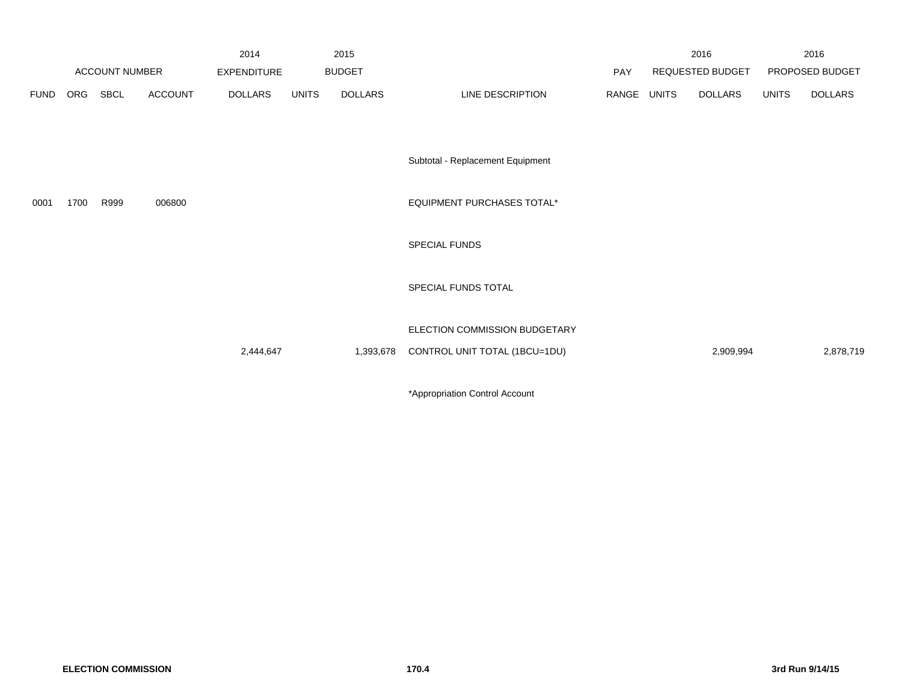| ACCOUNT NUMBER | | | | 2014 EXPENDITURE | 2015 BUDGET | | | PAY | 2016 REQUESTED BUDGET | | 2016 PROPOSED BUDGET | |
|---|---|---|---|---|---|---|---|---|---|---|---|---|
| FUND | ORG | SBCL | ACCOUNT | DOLLARS | UNITS | DOLLARS | LINE DESCRIPTION | RANGE | UNITS | DOLLARS | UNITS | DOLLARS |
| | | | | | | | Subtotal - Replacement Equipment | | | | | |
| 0001 | 1700 | R999 | 006800 | | | | EQUIPMENT PURCHASES TOTAL* | | | | | |
| | | | | | | | SPECIAL FUNDS | | | | | |
| | | | | | | | SPECIAL FUNDS TOTAL | | | | | |
| | | | | 2,444,647 | | 1,393,678 | ELECTION COMMISSION BUDGETARY CONTROL UNIT TOTAL (1BCU=1DU) | | | 2,909,994 | | 2,878,719 |

*Appropriation Control Account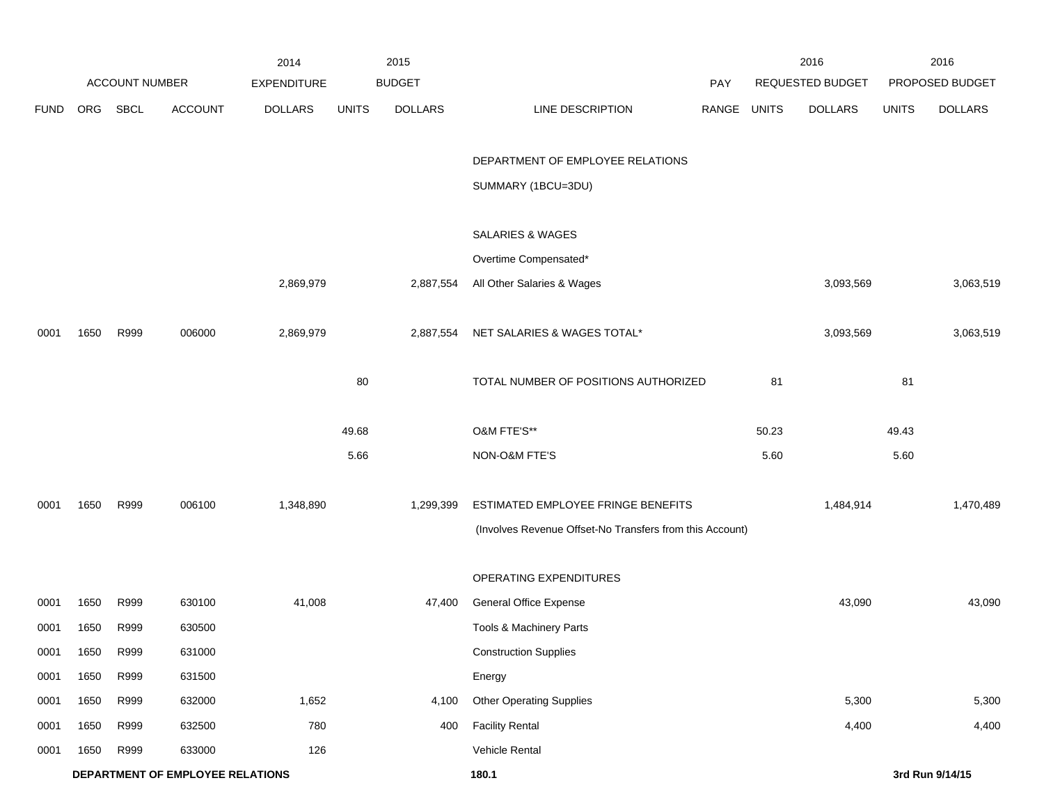| ACCOUNT NUMBER | | | | 2014 EXPENDITURE | 2015 BUDGET | | | PAY | 2016 REQUESTED BUDGET | | 2016 PROPOSED BUDGET | |
|---|---|---|---|---|---|---|---|---|---|---|---|---|
| FUND | ORG | SBCL | ACCOUNT | DOLLARS | UNITS | DOLLARS | LINE DESCRIPTION | RANGE | UNITS | DOLLARS | UNITS | DOLLARS |
| | | | | | | | DEPARTMENT OF EMPLOYEE RELATIONS | | | | | |
| | | | | | | | SUMMARY (1BCU=3DU) | | | | | |
| | | | | | | | SALARIES & WAGES | | | | | |
| | | | | | | | Overtime Compensated* | | | | | |
| | | | | 2,869,979 | | 2,887,554 | All Other Salaries & Wages | | | 3,093,569 | | 3,063,519 |
| 0001 | 1650 | R999 | 006000 | 2,869,979 | | 2,887,554 | NET SALARIES & WAGES TOTAL* | | | 3,093,569 | | 3,063,519 |
| | | | | | 80 | | TOTAL NUMBER OF POSITIONS AUTHORIZED | | 81 | | 81 | |
| | | | | | 49.68 | | O&M FTE'S** | | 50.23 | | 49.43 | |
| | | | | | 5.66 | | NON-O&M FTE'S | | 5.60 | | 5.60 | |
| 0001 | 1650 | R999 | 006100 | 1,348,890 | | 1,299,399 | ESTIMATED EMPLOYEE FRINGE BENEFITS | | | 1,484,914 | | 1,470,489 |
| | | | | | | | (Involves Revenue Offset-No Transfers from this Account) | | | | | |
| | | | | | | | OPERATING EXPENDITURES | | | | | |
| 0001 | 1650 | R999 | 630100 | 41,008 | | 47,400 | General Office Expense | | | 43,090 | | 43,090 |
| 0001 | 1650 | R999 | 630500 | | | | Tools & Machinery Parts | | | | | |
| 0001 | 1650 | R999 | 631000 | | | | Construction Supplies | | | | | |
| 0001 | 1650 | R999 | 631500 | | | | Energy | | | | | |
| 0001 | 1650 | R999 | 632000 | 1,652 | | 4,100 | Other Operating Supplies | | | 5,300 | | 5,300 |
| 0001 | 1650 | R999 | 632500 | 780 | | 400 | Facility Rental | | | 4,400 | | 4,400 |
| 0001 | 1650 | R999 | 633000 | 126 | | | Vehicle Rental | | | | | |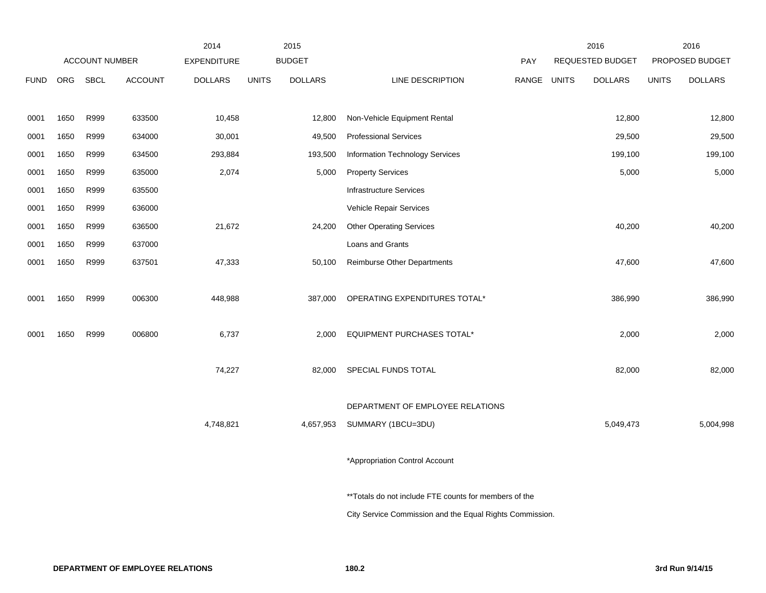| ACCOUNT NUMBER | | | | 2014 EXPENDITURE | 2015 BUDGET | | | PAY | 2016 REQUESTED BUDGET | | 2016 PROPOSED BUDGET | |
|---|---|---|---|---|---|---|---|---|---|---|---|---|
| FUND | ORG | SBCL | ACCOUNT | DOLLARS | UNITS | DOLLARS | LINE DESCRIPTION | RANGE | UNITS | DOLLARS | UNITS | DOLLARS |
| 0001 | 1650 | R999 | 633500 | 10,458 | | 12,800 | Non-Vehicle Equipment Rental | | | 12,800 | | 12,800 |
| 0001 | 1650 | R999 | 634000 | 30,001 | | 49,500 | Professional Services | | | 29,500 | | 29,500 |
| 0001 | 1650 | R999 | 634500 | 293,884 | | 193,500 | Information Technology Services | | | 199,100 | | 199,100 |
| 0001 | 1650 | R999 | 635000 | 2,074 | | 5,000 | Property Services | | | 5,000 | | 5,000 |
| 0001 | 1650 | R999 | 635500 | | | | Infrastructure Services | | | | | |
| 0001 | 1650 | R999 | 636000 | | | | Vehicle Repair Services | | | | | |
| 0001 | 1650 | R999 | 636500 | 21,672 | | 24,200 | Other Operating Services | | | 40,200 | | 40,200 |
| 0001 | 1650 | R999 | 637000 | | | | Loans and Grants | | | | | |
| 0001 | 1650 | R999 | 637501 | 47,333 | | 50,100 | Reimburse Other Departments | | | 47,600 | | 47,600 |
| 0001 | 1650 | R999 | 006300 | 448,988 | | 387,000 | OPERATING EXPENDITURES TOTAL* | | | 386,990 | | 386,990 |
| 0001 | 1650 | R999 | 006800 | 6,737 | | 2,000 | EQUIPMENT PURCHASES TOTAL* | | | 2,000 | | 2,000 |
| | | | | 74,227 | | 82,000 | SPECIAL FUNDS TOTAL | | | 82,000 | | 82,000 |
| | | | | 4,748,821 | | 4,657,953 | DEPARTMENT OF EMPLOYEE RELATIONS SUMMARY (1BCU=3DU) | | | 5,049,473 | | 5,004,998 |

*Appropriation Control Account

**Totals do not include FTE counts for members of the City Service Commission and the Equal Rights Commission.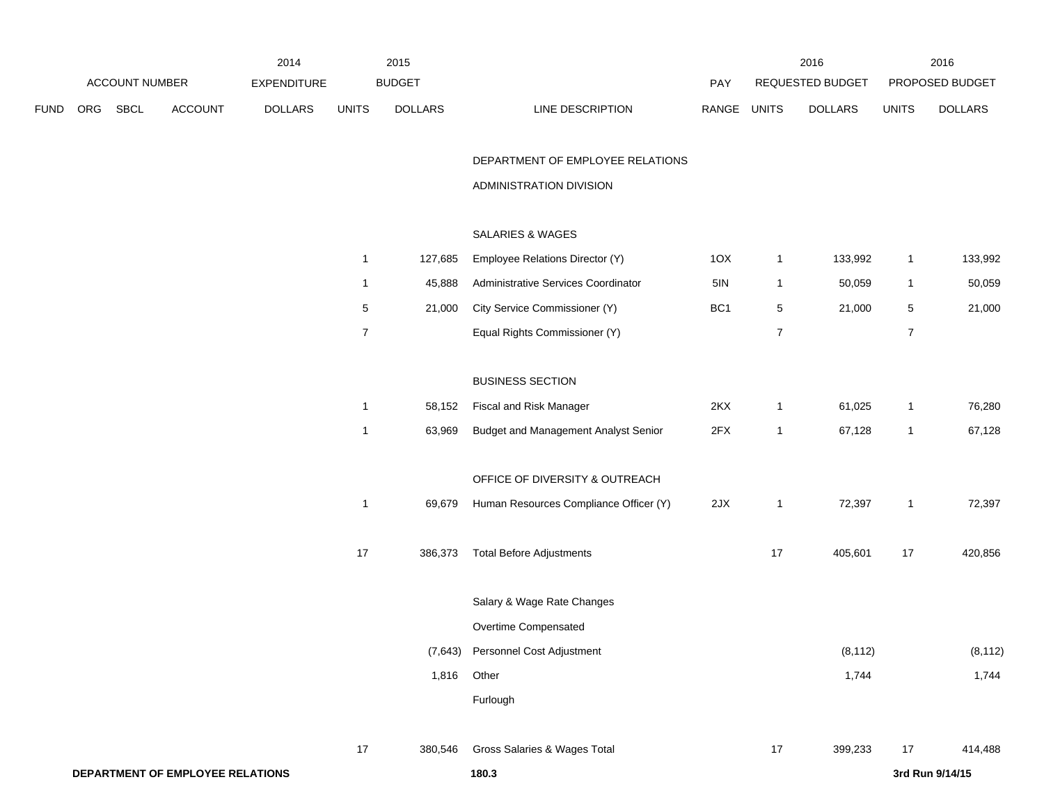| ACCOUNT NUMBER | | | | 2014 EXPENDITURE | 2015 BUDGET | | | PAY | 2016 REQUESTED BUDGET | | 2016 PROPOSED BUDGET | |
|---|---|---|---|---|---|---|---|---|---|---|---|---|
| FUND | ORG | SBCL | ACCOUNT | DOLLARS | UNITS | DOLLARS | LINE DESCRIPTION | RANGE | UNITS | DOLLARS | UNITS | DOLLARS |
| | | | | | | | DEPARTMENT OF EMPLOYEE RELATIONS | | | | | |
| | | | | | | | ADMINISTRATION DIVISION | | | | | |
| | | | | | | | SALARIES & WAGES | | | | | |
| | | | | | 1 | 127,685 | Employee Relations Director (Y) | 1OX | 1 | 133,992 | 1 | 133,992 |
| | | | | | 1 | 45,888 | Administrative Services Coordinator | 5IN | 1 | 50,059 | 1 | 50,059 |
| | | | | | 5 | 21,000 | City Service Commissioner (Y) | BC1 | 5 | 21,000 | 5 | 21,000 |
| | | | | | 7 | | Equal Rights Commissioner (Y) | | 7 | | 7 | |
| | | | | | | | BUSINESS SECTION | | | | | |
| | | | | | 1 | 58,152 | Fiscal and Risk Manager | 2KX | 1 | 61,025 | 1 | 76,280 |
| | | | | | 1 | 63,969 | Budget and Management Analyst Senior | 2FX | 1 | 67,128 | 1 | 67,128 |
| | | | | | | | OFFICE OF DIVERSITY & OUTREACH | | | | | |
| | | | | | 1 | 69,679 | Human Resources Compliance Officer (Y) | 2JX | 1 | 72,397 | 1 | 72,397 |
| | | | | | 17 | 386,373 | Total Before Adjustments | | 17 | 405,601 | 17 | 420,856 |
| | | | | | | | Salary & Wage Rate Changes | | | | | |
| | | | | | | | Overtime Compensated | | | | | |
| | | | | | | (7,643) | Personnel Cost Adjustment | | | (8,112) | | (8,112) |
| | | | | | | 1,816 | Other | | | 1,744 | | 1,744 |
| | | | | | | | Furlough | | | | | |
| | | | | | 17 | 380,546 | Gross Salaries & Wages Total | | 17 | 399,233 | 17 | 414,488 |

**DEPARTMENT OF EMPLOYEE RELATIONS** **180.3** **3rd Run 9/14/15**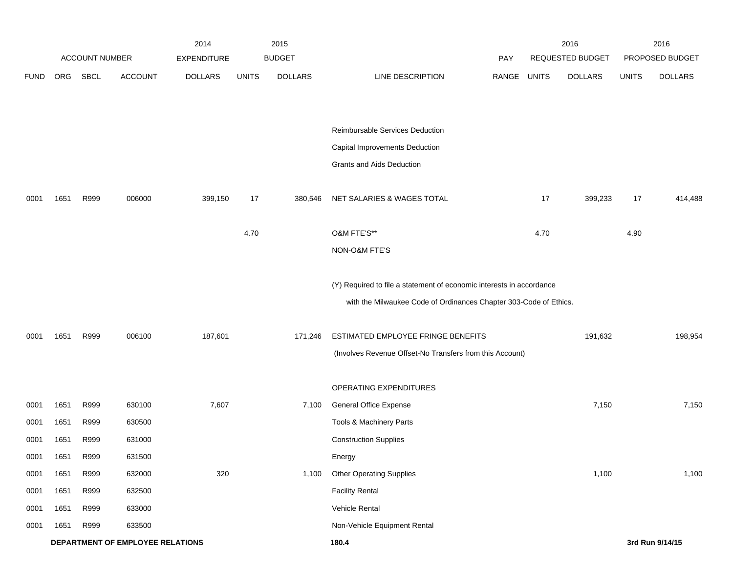| | ACCOUNT NUMBER | | | 2014 EXPENDITURE | 2015 BUDGET | | | PAY | 2016 REQUESTED BUDGET | | 2016 PROPOSED BUDGET | |
|---|---|---|---|---|---|---|---|---|---|---|---|---|
| FUND | ORG | SBCL | ACCOUNT | DOLLARS | UNITS | DOLLARS | LINE DESCRIPTION | RANGE | UNITS | DOLLARS | UNITS | DOLLARS |
| | | | | | | | Reimbursable Services Deduction | | | | | |
| | | | | | | | Capital Improvements Deduction | | | | | |
| | | | | | | | Grants and Aids Deduction | | | | | |
| 0001 | 1651 | R999 | 006000 | 399,150 | 17 | 380,546 | NET SALARIES & WAGES TOTAL | | 17 | 399,233 | 17 | 414,488 |
| | | | | | 4.70 | | O&M FTE'S** | | 4.70 | | 4.90 | |
| | | | | | | | NON-O&M FTE'S | | | | | |
| | | | | | | | (Y) Required to file a statement of economic interests in accordance with the Milwaukee Code of Ordinances Chapter 303-Code of Ethics. | | | | | |
| 0001 | 1651 | R999 | 006100 | 187,601 | | 171,246 | ESTIMATED EMPLOYEE FRINGE BENEFITS (Involves Revenue Offset-No Transfers from this Account) | | | 191,632 | | 198,954 |
| | | | | | | | OPERATING EXPENDITURES | | | | | |
| 0001 | 1651 | R999 | 630100 | 7,607 | | 7,100 | General Office Expense | | | 7,150 | | 7,150 |
| 0001 | 1651 | R999 | 630500 | | | | Tools & Machinery Parts | | | | | |
| 0001 | 1651 | R999 | 631000 | | | | Construction Supplies | | | | | |
| 0001 | 1651 | R999 | 631500 | | | | Energy | | | | | |
| 0001 | 1651 | R999 | 632000 | 320 | | 1,100 | Other Operating Supplies | | | 1,100 | | 1,100 |
| 0001 | 1651 | R999 | 632500 | | | | Facility Rental | | | | | |
| 0001 | 1651 | R999 | 633000 | | | | Vehicle Rental | | | | | |
| 0001 | 1651 | R999 | 633500 | | | | Non-Vehicle Equipment Rental | | | | | |

**DEPARTMENT OF EMPLOYEE RELATIONS** **180.4** **3rd Run 9/14/15**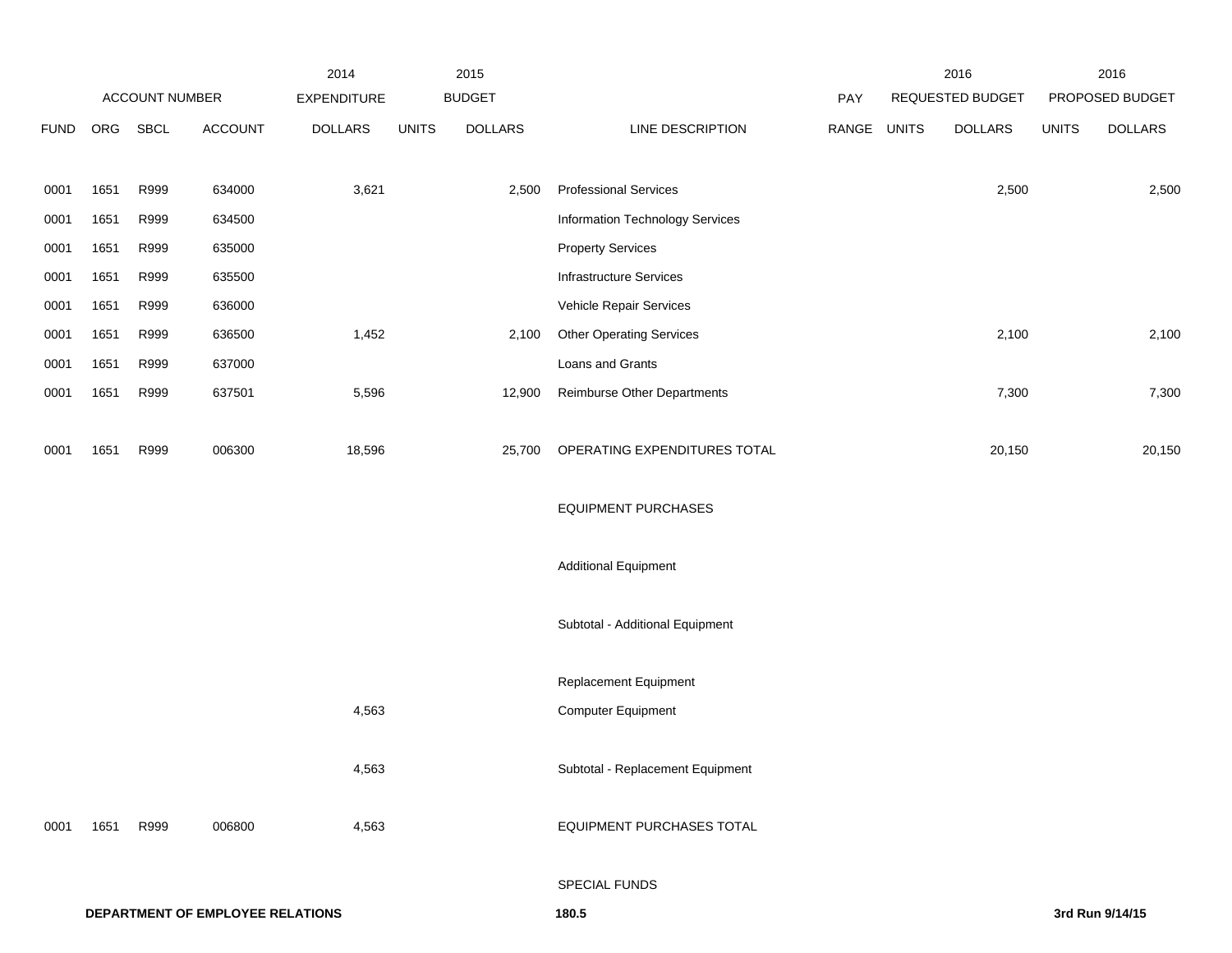| | ACCOUNT NUMBER | | | 2014 EXPENDITURE | 2015 BUDGET | | | PAY | 2016 REQUESTED BUDGET | | 2016 PROPOSED BUDGET | |
|---|---|---|---|---|---|---|---|---|---|---|---|---|
| FUND | ORG | SBCL | ACCOUNT | DOLLARS | UNITS | DOLLARS | LINE DESCRIPTION | RANGE | UNITS | DOLLARS | UNITS | DOLLARS |
| 0001 | 1651 | R999 | 634000 | 3,621 | | 2,500 | Professional Services | | | 2,500 | | 2,500 |
| 0001 | 1651 | R999 | 634500 | | | | Information Technology Services | | | | | |
| 0001 | 1651 | R999 | 635000 | | | | Property Services | | | | | |
| 0001 | 1651 | R999 | 635500 | | | | Infrastructure Services | | | | | |
| 0001 | 1651 | R999 | 636000 | | | | Vehicle Repair Services | | | | | |
| 0001 | 1651 | R999 | 636500 | 1,452 | | 2,100 | Other Operating Services | | | 2,100 | | 2,100 |
| 0001 | 1651 | R999 | 637000 | | | | Loans and Grants | | | | | |
| 0001 | 1651 | R999 | 637501 | 5,596 | | 12,900 | Reimburse Other Departments | | | 7,300 | | 7,300 |
| 0001 | 1651 | R999 | 006300 | 18,596 | | 25,700 | OPERATING EXPENDITURES TOTAL | | | 20,150 | | 20,150 |
| | | | | | | | EQUIPMENT PURCHASES | | | | | |
| | | | | | | | Additional Equipment | | | | | |
| | | | | | | | Subtotal - Additional Equipment | | | | | |
| | | | | | | | Replacement Equipment | | | | | |
| | | | | 4,563 | | | Computer Equipment | | | | | |
| | | | | 4,563 | | | Subtotal - Replacement Equipment | | | | | |
| 0001 | 1651 | R999 | 006800 | 4,563 | | | EQUIPMENT PURCHASES TOTAL | | | | | |
| | | | | | | | SPECIAL FUNDS | | | | | |

**DEPARTMENT OF EMPLOYEE RELATIONS** **180.5** **3rd Run 9/14/15**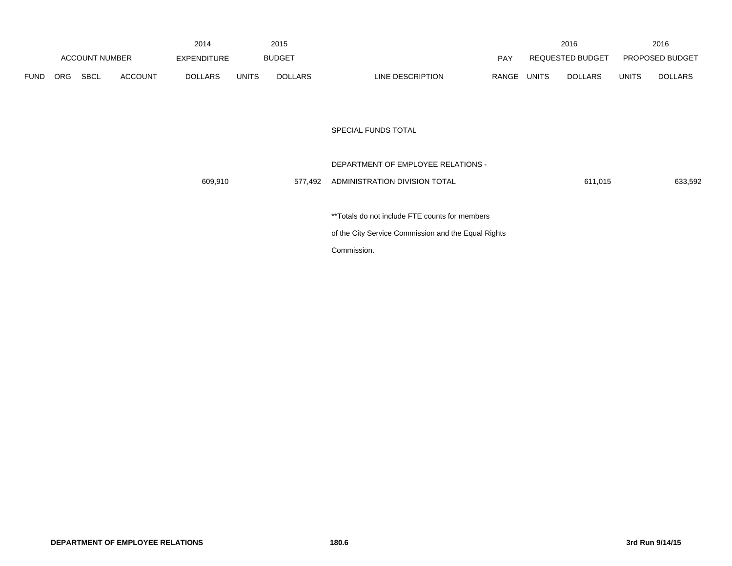| ACCOUNT NUMBER | | | | 2014 EXPENDITURE | 2015 BUDGET | | | PAY | 2016 REQUESTED BUDGET | | 2016 PROPOSED BUDGET | |
|---|---|---|---|---|---|---|---|---|---|---|---|---|
| FUND | ORG | SBCL | ACCOUNT | DOLLARS | UNITS | DOLLARS | LINE DESCRIPTION | RANGE | UNITS | DOLLARS | UNITS | DOLLARS |
| | | | | | | | SPECIAL FUNDS TOTAL | | | | | |
| | | | | | | | DEPARTMENT OF EMPLOYEE RELATIONS - | | | | | |
| | | | | 609,910 | | 577,492 | ADMINISTRATION DIVISION TOTAL | | | 611,015 | | 633,592 |

**Totals do not include FTE counts for members of the City Service Commission and the Equal Rights Commission.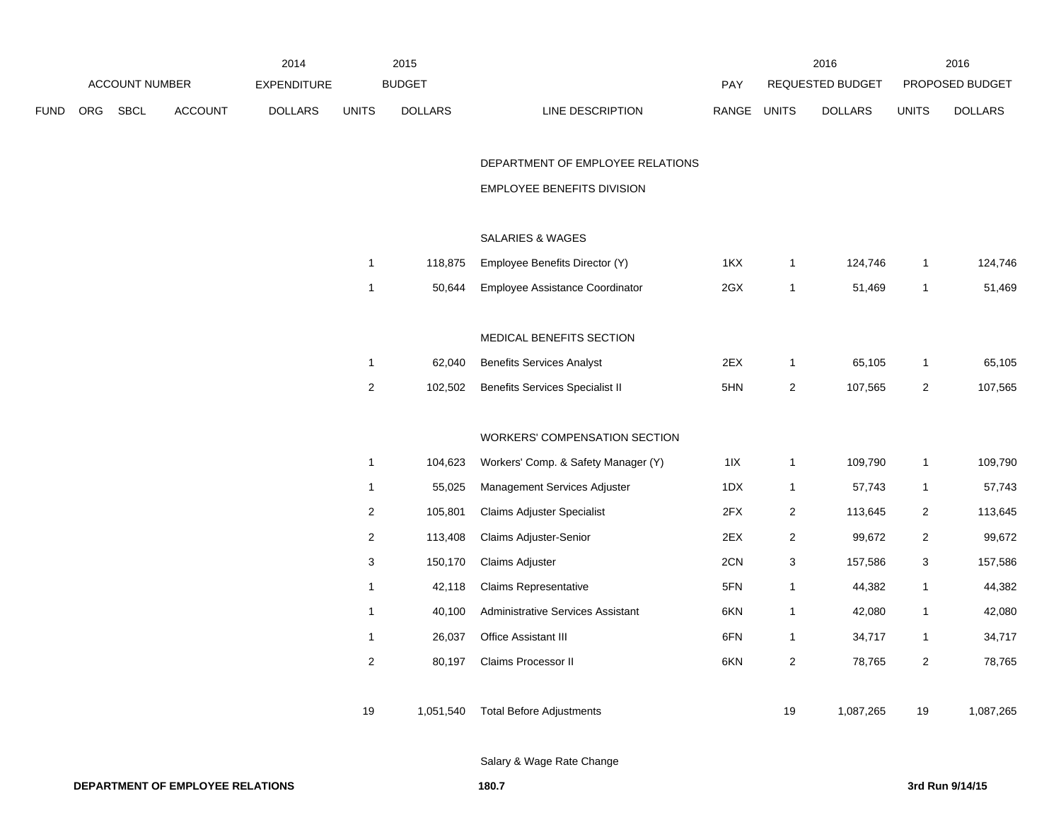| ACCOUNT NUMBER | | | | 2014 EXPENDITURE | 2015 BUDGET | | | PAY | 2016 REQUESTED BUDGET | | 2016 PROPOSED BUDGET | |
|---|---|---|---|---|---|---|---|---|---|---|---|---|
| FUND | ORG | SBCL | ACCOUNT | DOLLARS | UNITS | DOLLARS | LINE DESCRIPTION | RANGE | UNITS | DOLLARS | UNITS | DOLLARS |
| | | | | | | | DEPARTMENT OF EMPLOYEE RELATIONS | | | | | |
| | | | | | | | EMPLOYEE BENEFITS DIVISION | | | | | |
| | | | | | | | SALARIES & WAGES | | | | | |
| | | | | | 1 | 118,875 | Employee Benefits Director (Y) | 1KX | 1 | 124,746 | 1 | 124,746 |
| | | | | | 1 | 50,644 | Employee Assistance Coordinator | 2GX | 1 | 51,469 | 1 | 51,469 |
| | | | | | | | MEDICAL BENEFITS SECTION | | | | | |
| | | | | | 1 | 62,040 | Benefits Services Analyst | 2EX | 1 | 65,105 | 1 | 65,105 |
| | | | | | 2 | 102,502 | Benefits Services Specialist II | 5HN | 2 | 107,565 | 2 | 107,565 |
| | | | | | | | WORKERS' COMPENSATION SECTION | | | | | |
| | | | | | 1 | 104,623 | Workers' Comp. & Safety Manager (Y) | 1IX | 1 | 109,790 | 1 | 109,790 |
| | | | | | 1 | 55,025 | Management Services Adjuster | 1DX | 1 | 57,743 | 1 | 57,743 |
| | | | | | 2 | 105,801 | Claims Adjuster Specialist | 2FX | 2 | 113,645 | 2 | 113,645 |
| | | | | | 2 | 113,408 | Claims Adjuster-Senior | 2EX | 2 | 99,672 | 2 | 99,672 |
| | | | | | 3 | 150,170 | Claims Adjuster | 2CN | 3 | 157,586 | 3 | 157,586 |
| | | | | | 1 | 42,118 | Claims Representative | 5FN | 1 | 44,382 | 1 | 44,382 |
| | | | | | 1 | 40,100 | Administrative Services Assistant | 6KN | 1 | 42,080 | 1 | 42,080 |
| | | | | | 1 | 26,037 | Office Assistant III | 6FN | 1 | 34,717 | 1 | 34,717 |
| | | | | | 2 | 80,197 | Claims Processor II | 6KN | 2 | 78,765 | 2 | 78,765 |
| | | | | | 19 | 1,051,540 | Total Before Adjustments | | 19 | 1,087,265 | 19 | 1,087,265 |
| | | | | | | | Salary & Wage Rate Change | | | | | |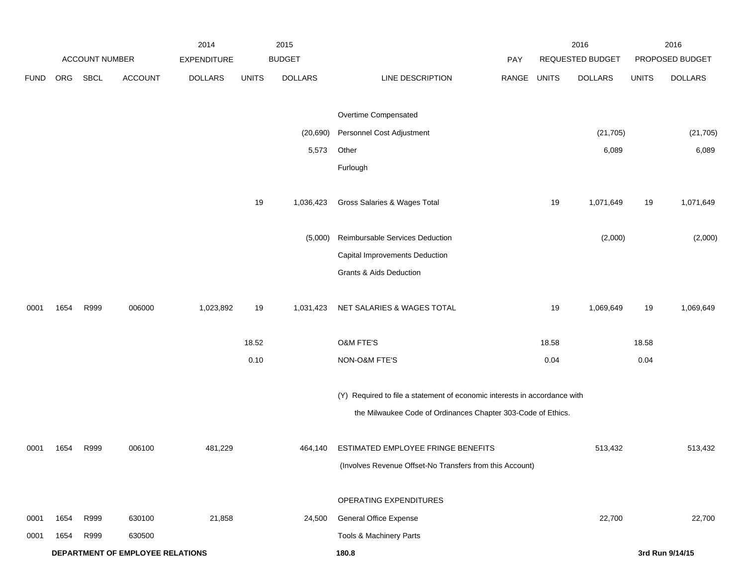| FUND | ORG | SBCL | ACCOUNT | 2014 EXPENDITURE DOLLARS | 2015 BUDGET UNITS | 2015 BUDGET DOLLARS | LINE DESCRIPTION | PAY RANGE | 2016 REQUESTED BUDGET UNITS | 2016 REQUESTED BUDGET DOLLARS | 2016 PROPOSED BUDGET UNITS | 2016 PROPOSED BUDGET DOLLARS |
|---|---|---|---|---|---|---|---|---|---|---|---|---|
| | | | | | | | Overtime Compensated | | | | | |
| | | | | | | (20,690) | Personnel Cost Adjustment | | | (21,705) | | (21,705) |
| | | | | | | 5,573 | Other | | | 6,089 | | 6,089 |
| | | | | | | | Furlough | | | | | |
| | | | | | 19 | 1,036,423 | Gross Salaries & Wages Total | | 19 | 1,071,649 | 19 | 1,071,649 |
| | | | | | | (5,000) | Reimbursable Services Deduction | | | (2,000) | | (2,000) |
| | | | | | | | Capital Improvements Deduction | | | | | |
| | | | | | | | Grants & Aids Deduction | | | | | |
| 0001 | 1654 | R999 | 006000 | 1,023,892 | 19 | 1,031,423 | NET SALARIES & WAGES TOTAL | | 19 | 1,069,649 | 19 | 1,069,649 |
| | | | | | 18.52 | | O&M FTE'S | | 18.58 | | 18.58 | |
| | | | | | 0.10 | | NON-O&M FTE'S | | 0.04 | | 0.04 | |
| | | | | | | | (Y) Required to file a statement of economic interests in accordance with the Milwaukee Code of Ordinances Chapter 303-Code of Ethics. | | | | | |
| 0001 | 1654 | R999 | 006100 | 481,229 | | 464,140 | ESTIMATED EMPLOYEE FRINGE BENEFITS (Involves Revenue Offset-No Transfers from this Account) | | | 513,432 | | 513,432 |
| | | | | | | | OPERATING EXPENDITURES | | | | | |
| 0001 | 1654 | R999 | 630100 | 21,858 | | 24,500 | General Office Expense | | | 22,700 | | 22,700 |
| 0001 | 1654 | R999 | 630500 | | | | Tools & Machinery Parts | | | | | |

**DEPARTMENT OF EMPLOYEE RELATIONS**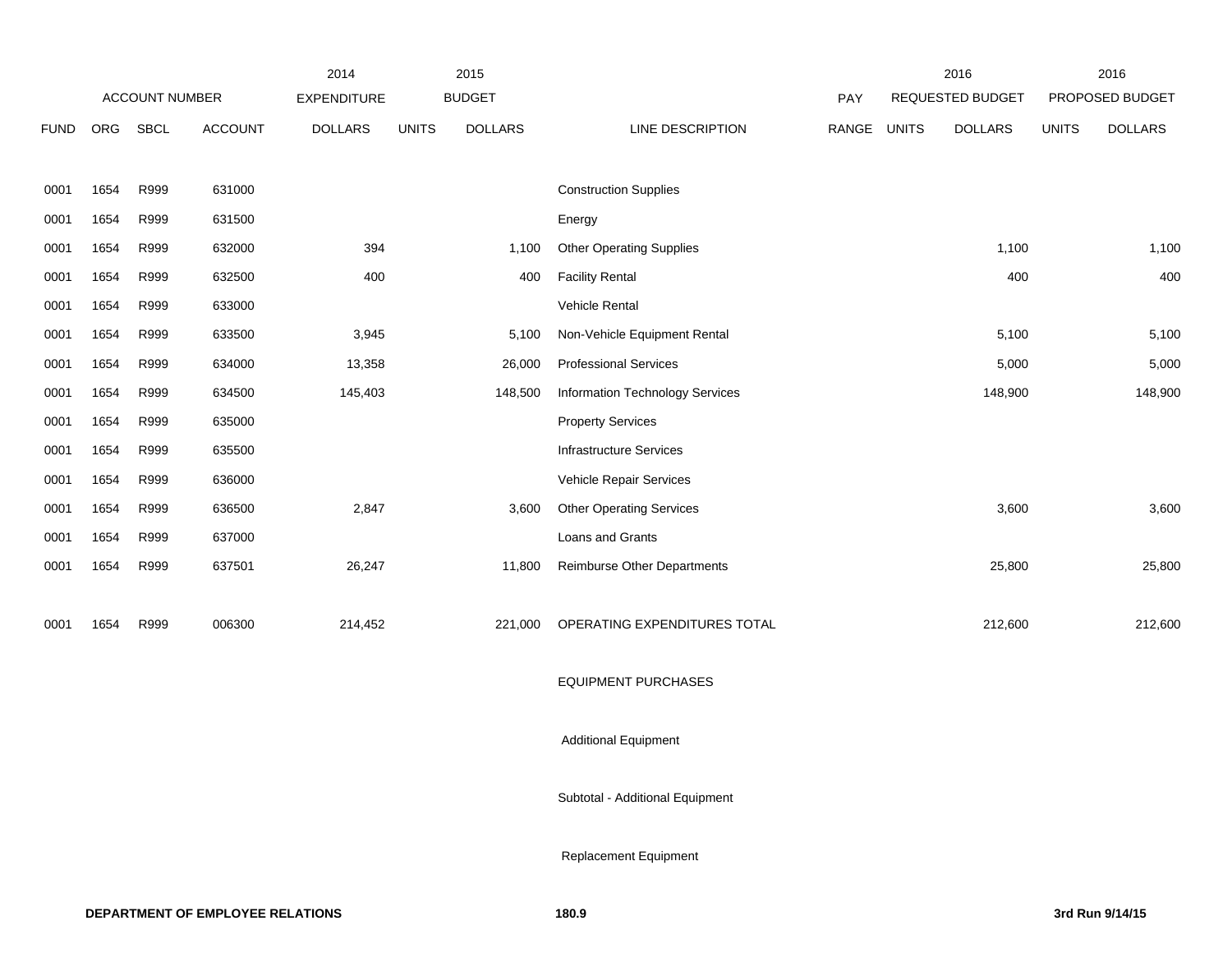| FUND | ORG | SBCL | ACCOUNT | 2014 EXPENDITURE DOLLARS | 2015 BUDGET UNITS | 2015 BUDGET DOLLARS | LINE DESCRIPTION | PAY RANGE | 2016 REQUESTED BUDGET UNITS | 2016 REQUESTED BUDGET DOLLARS | 2016 PROPOSED BUDGET UNITS | 2016 PROPOSED BUDGET DOLLARS |
|---|---|---|---|---|---|---|---|---|---|---|---|---|
| 0001 | 1654 | R999 | 631000 | | | | Construction Supplies | | | | | |
| 0001 | 1654 | R999 | 631500 | | | | Energy | | | | | |
| 0001 | 1654 | R999 | 632000 | 394 | | 1,100 | Other Operating Supplies | | | 1,100 | | 1,100 |
| 0001 | 1654 | R999 | 632500 | 400 | | 400 | Facility Rental | | | 400 | | 400 |
| 0001 | 1654 | R999 | 633000 | | | | Vehicle Rental | | | | | |
| 0001 | 1654 | R999 | 633500 | 3,945 | | 5,100 | Non-Vehicle Equipment Rental | | | 5,100 | | 5,100 |
| 0001 | 1654 | R999 | 634000 | 13,358 | | 26,000 | Professional Services | | | 5,000 | | 5,000 |
| 0001 | 1654 | R999 | 634500 | 145,403 | | 148,500 | Information Technology Services | | | 148,900 | | 148,900 |
| 0001 | 1654 | R999 | 635000 | | | | Property Services | | | | | |
| 0001 | 1654 | R999 | 635500 | | | | Infrastructure Services | | | | | |
| 0001 | 1654 | R999 | 636000 | | | | Vehicle Repair Services | | | | | |
| 0001 | 1654 | R999 | 636500 | 2,847 | | 3,600 | Other Operating Services | | | 3,600 | | 3,600 |
| 0001 | 1654 | R999 | 637000 | | | | Loans and Grants | | | | | |
| 0001 | 1654 | R999 | 637501 | 26,247 | | 11,800 | Reimburse Other Departments | | | 25,800 | | 25,800 |
| 0001 | 1654 | R999 | 006300 | 214,452 | | 221,000 | OPERATING EXPENDITURES TOTAL | | | 212,600 | | 212,600 |
| | | | | | | | EQUIPMENT PURCHASES | | | | | |
| | | | | | | | Additional Equipment | | | | | |
| | | | | | | | Subtotal - Additional Equipment | | | | | |
| | | | | | | | Replacement Equipment | | | | | |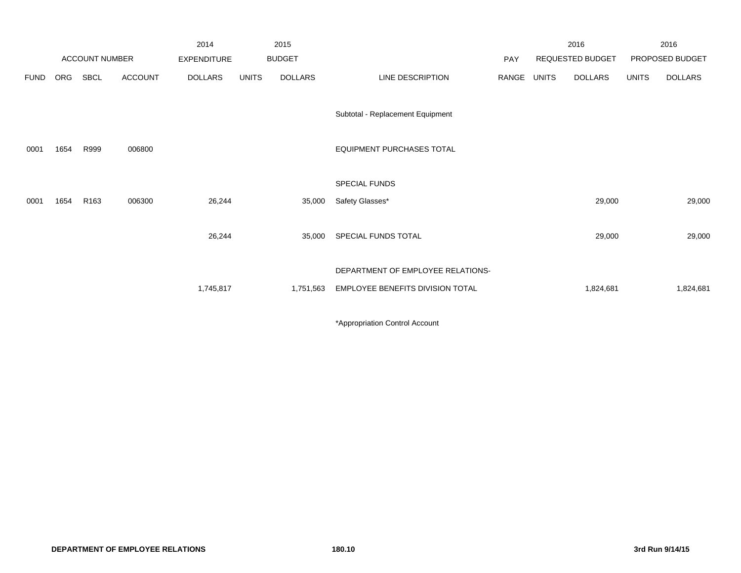| ACCOUNT NUMBER | | | | 2014 EXPENDITURE | 2015 BUDGET | | | PAY | 2016 REQUESTED BUDGET | | 2016 PROPOSED BUDGET | |
|---|---|---|---|---|---|---|---|---|---|---|---|---|
| FUND | ORG | SBCL | ACCOUNT | DOLLARS | UNITS | DOLLARS | LINE DESCRIPTION | RANGE | UNITS | DOLLARS | UNITS | DOLLARS |
| | | | | | | | Subtotal - Replacement Equipment | | | | | |
| 0001 | 1654 | R999 | 006800 | | | | EQUIPMENT PURCHASES TOTAL | | | | | |
| | | | | | | | SPECIAL FUNDS | | | | | |
| 0001 | 1654 | R163 | 006300 | 26,244 | | 35,000 | Safety Glasses* | | | 29,000 | | 29,000 |
| | | | | 26,244 | | 35,000 | SPECIAL FUNDS TOTAL | | | 29,000 | | 29,000 |
| | | | | | | | DEPARTMENT OF EMPLOYEE RELATIONS- | | | | | |
| | | | | 1,745,817 | | 1,751,563 | EMPLOYEE BENEFITS DIVISION TOTAL | | | 1,824,681 | | 1,824,681 |

*Appropriation Control Account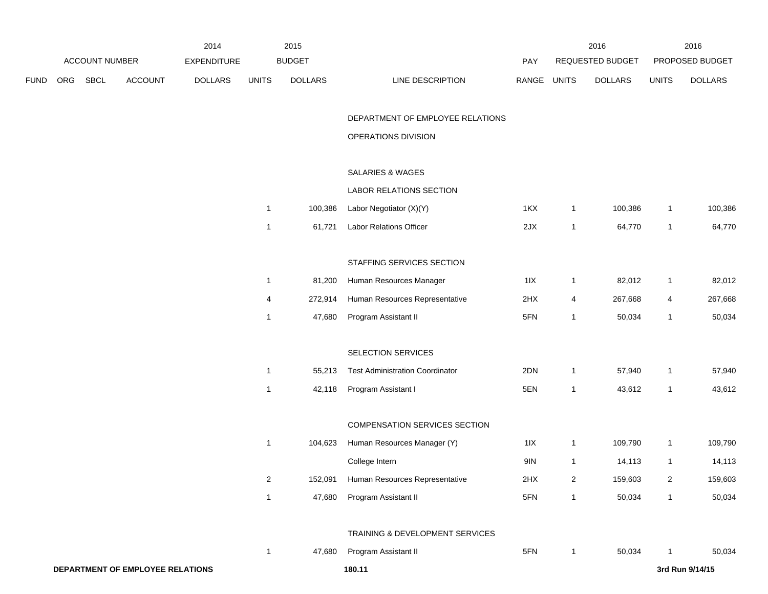| | ACCOUNT NUMBER | | | 2014 EXPENDITURE | 2015 BUDGET | | | PAY | 2016 REQUESTED BUDGET | | 2016 PROPOSED BUDGET | |
|---|---|---|---|---|---|---|---|---|---|---|---|---|
| FUND | ORG | SBCL | ACCOUNT | DOLLARS | UNITS | DOLLARS | LINE DESCRIPTION | RANGE | UNITS | DOLLARS | UNITS | DOLLARS |
| | | | | | | | DEPARTMENT OF EMPLOYEE RELATIONS | | | | | |
| | | | | | | | OPERATIONS DIVISION | | | | | |
| | | | | | | | SALARIES & WAGES | | | | | |
| | | | | | | | LABOR RELATIONS SECTION | | | | | |
| | | | | | 1 | 100,386 | Labor Negotiator (X)(Y) | 1KX | 1 | 100,386 | 1 | 100,386 |
| | | | | | 1 | 61,721 | Labor Relations Officer | 2JX | 1 | 64,770 | 1 | 64,770 |
| | | | | | | | STAFFING SERVICES SECTION | | | | | |
| | | | | | 1 | 81,200 | Human Resources Manager | 1IX | 1 | 82,012 | 1 | 82,012 |
| | | | | | 4 | 272,914 | Human Resources Representative | 2HX | 4 | 267,668 | 4 | 267,668 |
| | | | | | 1 | 47,680 | Program Assistant II | 5FN | 1 | 50,034 | 1 | 50,034 |
| | | | | | | | SELECTION SERVICES | | | | | |
| | | | | | 1 | 55,213 | Test Administration Coordinator | 2DN | 1 | 57,940 | 1 | 57,940 |
| | | | | | 1 | 42,118 | Program Assistant I | 5EN | 1 | 43,612 | 1 | 43,612 |
| | | | | | | | COMPENSATION SERVICES SECTION | | | | | |
| | | | | | 1 | 104,623 | Human Resources Manager (Y) | 1IX | 1 | 109,790 | 1 | 109,790 |
| | | | | | | | College Intern | 9IN | 1 | 14,113 | 1 | 14,113 |
| | | | | | 2 | 152,091 | Human Resources Representative | 2HX | 2 | 159,603 | 2 | 159,603 |
| | | | | | 1 | 47,680 | Program Assistant II | 5FN | 1 | 50,034 | 1 | 50,034 |
| | | | | | | | TRAINING & DEVELOPMENT SERVICES | | | | | |
| | | | | | 1 | 47,680 | Program Assistant II | 5FN | 1 | 50,034 | 1 | 50,034 |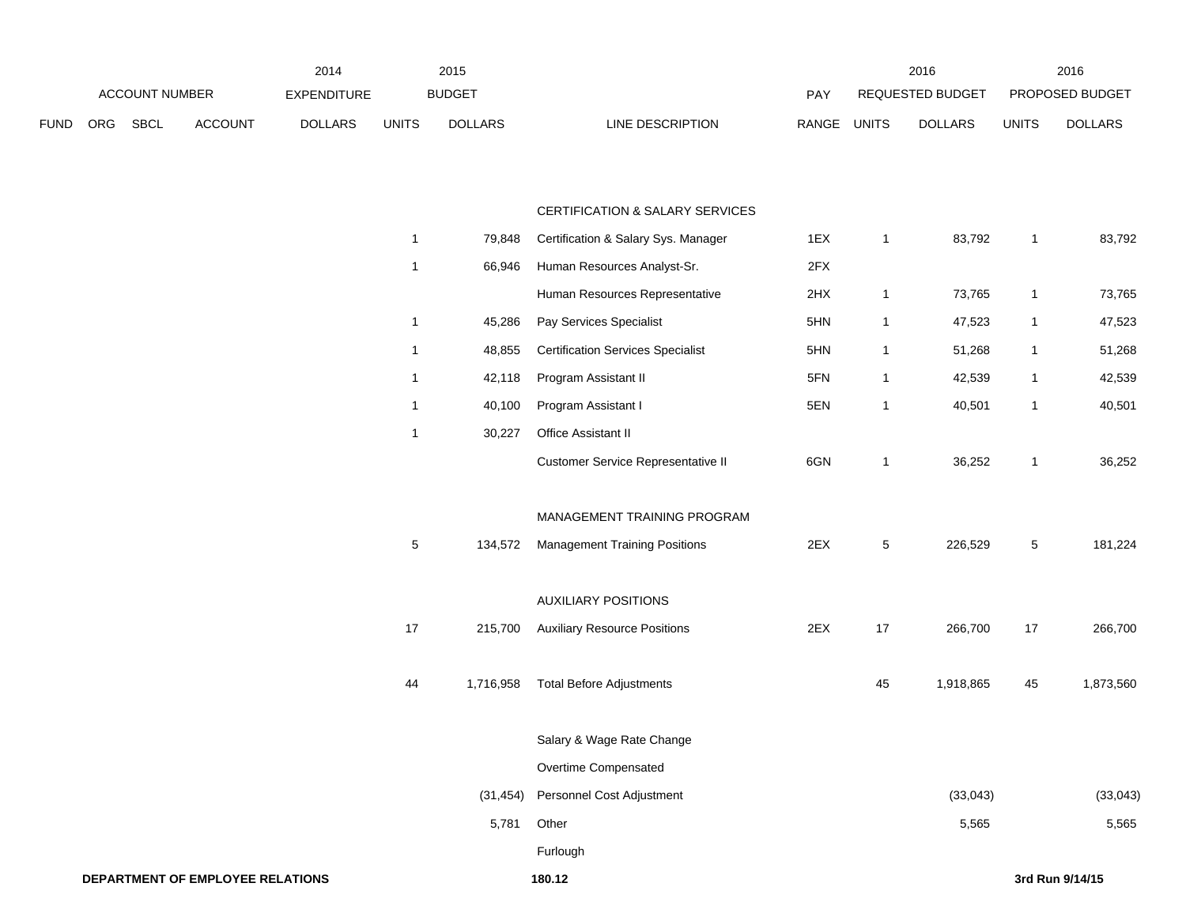| ACCOUNT NUMBER | | | | 2014 EXPENDITURE | 2015 BUDGET | | | PAY | 2016 REQUESTED BUDGET | | 2016 PROPOSED BUDGET | |
|---|---|---|---|---|---|---|---|---|---|---|---|---|
| FUND | ORG | SBCL | ACCOUNT | DOLLARS | UNITS | DOLLARS | LINE DESCRIPTION | RANGE | UNITS | DOLLARS | UNITS | DOLLARS |
| | | | | | | | CERTIFICATION & SALARY SERVICES | | | | | |
| | | | | | 1 | 79,848 | Certification & Salary Sys. Manager | 1EX | 1 | 83,792 | 1 | 83,792 |
| | | | | | 1 | 66,946 | Human Resources Analyst-Sr. | 2FX | | | | |
| | | | | | | | Human Resources Representative | 2HX | 1 | 73,765 | 1 | 73,765 |
| | | | | | 1 | 45,286 | Pay Services Specialist | 5HN | 1 | 47,523 | 1 | 47,523 |
| | | | | | 1 | 48,855 | Certification Services Specialist | 5HN | 1 | 51,268 | 1 | 51,268 |
| | | | | | 1 | 42,118 | Program Assistant II | 5FN | 1 | 42,539 | 1 | 42,539 |
| | | | | | 1 | 40,100 | Program Assistant I | 5EN | 1 | 40,501 | 1 | 40,501 |
| | | | | | 1 | 30,227 | Office Assistant II | | | | | |
| | | | | | | | Customer Service Representative II | 6GN | 1 | 36,252 | 1 | 36,252 |
| | | | | | | | MANAGEMENT TRAINING PROGRAM | | | | | |
| | | | | | 5 | 134,572 | Management Training Positions | 2EX | 5 | 226,529 | 5 | 181,224 |
| | | | | | | | AUXILIARY POSITIONS | | | | | |
| | | | | | 17 | 215,700 | Auxiliary Resource Positions | 2EX | 17 | 266,700 | 17 | 266,700 |
| | | | | | 44 | 1,716,958 | Total Before Adjustments | | 45 | 1,918,865 | 45 | 1,873,560 |
| | | | | | | | Salary & Wage Rate Change | | | | | |
| | | | | | | | Overtime Compensated | | | | | |
| | | | | | | (31,454) | Personnel Cost Adjustment | | | (33,043) | | (33,043) |
| | | | | | | 5,781 | Other | | | 5,565 | | 5,565 |
| | | | | | | | Furlough | | | | | |

**DEPARTMENT OF EMPLOYEE RELATIONS** 180.12 **3rd Run 9/14/15**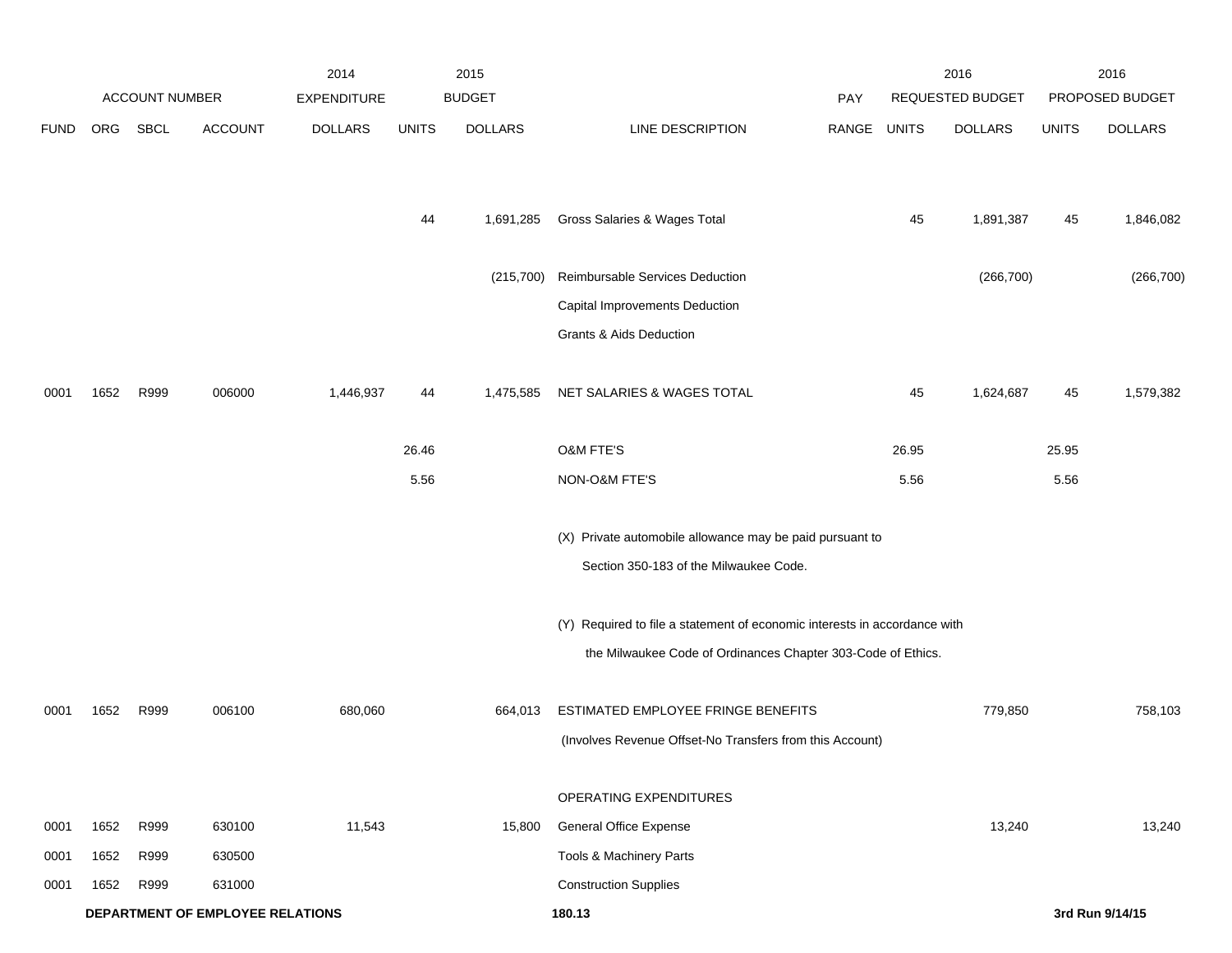| FUND | ORG | SBCL | ACCOUNT | 2014 EXPENDITURE DOLLARS | 2015 BUDGET UNITS | 2015 BUDGET DOLLARS | LINE DESCRIPTION | PAY RANGE | 2016 REQUESTED BUDGET UNITS | 2016 REQUESTED BUDGET DOLLARS | 2016 PROPOSED BUDGET UNITS | 2016 PROPOSED BUDGET DOLLARS |
|---|---|---|---|---|---|---|---|---|---|---|---|---|
| | | | | | 44 | 1,691,285 | Gross Salaries & Wages Total | | 45 | 1,891,387 | 45 | 1,846,082 |
| | | | | | | (215,700) | Reimbursable Services Deduction | | | (266,700) | | (266,700) |
| | | | | | | | Capital Improvements Deduction | | | | | |
| | | | | | | | Grants & Aids Deduction | | | | | |
| 0001 | 1652 | R999 | 006000 | 1,446,937 | 44 | 1,475,585 | NET SALARIES & WAGES TOTAL | | 45 | 1,624,687 | 45 | 1,579,382 |
| | | | | | 26.46 | | O&M FTE'S | | 26.95 | | 25.95 | |
| | | | | | 5.56 | | NON-O&M FTE'S | | 5.56 | | 5.56 | |
| | | | | | | | (X) Private automobile allowance may be paid pursuant to Section 350-183 of the Milwaukee Code. | | | | | |
| | | | | | | | (Y) Required to file a statement of economic interests in accordance with the Milwaukee Code of Ordinances Chapter 303-Code of Ethics. | | | | | |
| 0001 | 1652 | R999 | 006100 | 680,060 | | 664,013 | ESTIMATED EMPLOYEE FRINGE BENEFITS (Involves Revenue Offset-No Transfers from this Account) | | | 779,850 | | 758,103 |
| | | | | | | | OPERATING EXPENDITURES | | | | | |
| 0001 | 1652 | R999 | 630100 | 11,543 | | 15,800 | General Office Expense | | | 13,240 | | 13,240 |
| 0001 | 1652 | R999 | 630500 | | | | Tools & Machinery Parts | | | | | |
| 0001 | 1652 | R999 | 631000 | | | | Construction Supplies | | | | | |

**DEPARTMENT OF EMPLOYEE RELATIONS** 180.13 **3rd Run 9/14/15**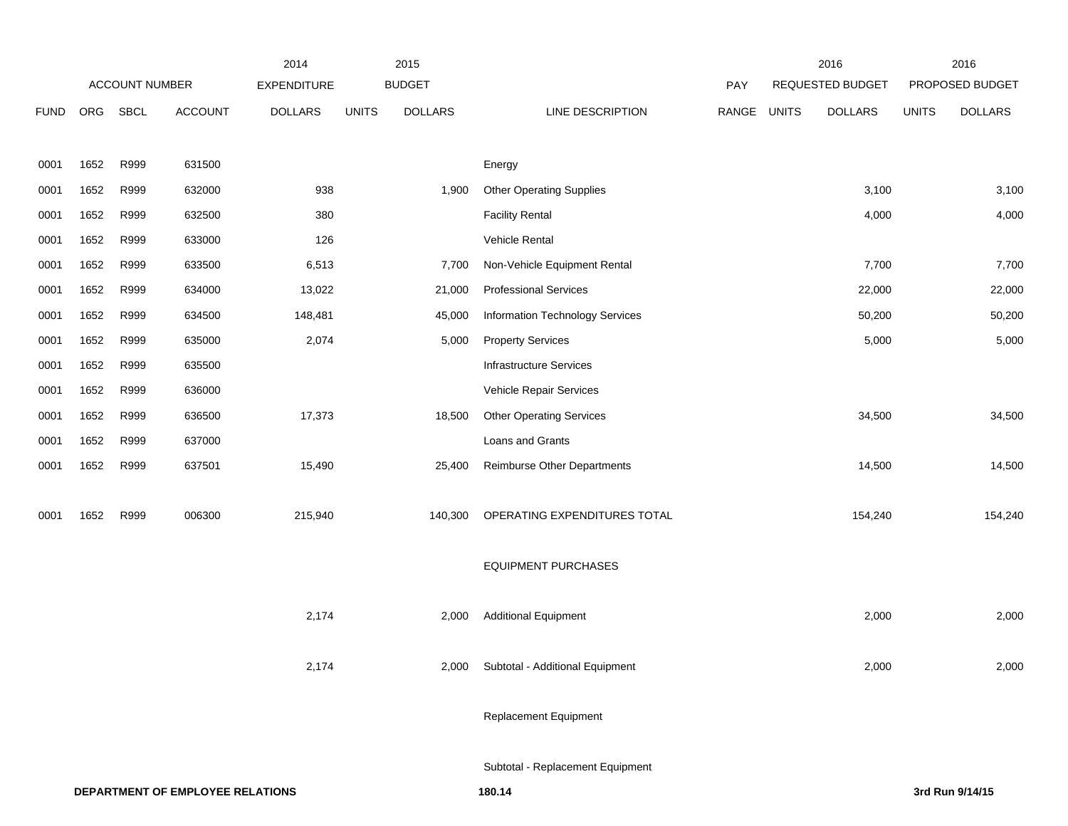| ACCOUNT NUMBER | | | | 2014 EXPENDITURE | 2015 BUDGET | | | PAY | 2016 REQUESTED BUDGET | | 2016 PROPOSED BUDGET | |
|---|---|---|---|---|---|---|---|---|---|---|---|---|
| FUND | ORG | SBCL | ACCOUNT | DOLLARS | UNITS | DOLLARS | LINE DESCRIPTION | RANGE | UNITS | DOLLARS | UNITS | DOLLARS |
| 0001 | 1652 | R999 | 631500 | | | | Energy | | | | | |
| 0001 | 1652 | R999 | 632000 | 938 | | 1,900 | Other Operating Supplies | | | 3,100 | | 3,100 |
| 0001 | 1652 | R999 | 632500 | 380 | | | Facility Rental | | | 4,000 | | 4,000 |
| 0001 | 1652 | R999 | 633000 | 126 | | | Vehicle Rental | | | | | |
| 0001 | 1652 | R999 | 633500 | 6,513 | | 7,700 | Non-Vehicle Equipment Rental | | | 7,700 | | 7,700 |
| 0001 | 1652 | R999 | 634000 | 13,022 | | 21,000 | Professional Services | | | 22,000 | | 22,000 |
| 0001 | 1652 | R999 | 634500 | 148,481 | | 45,000 | Information Technology Services | | | 50,200 | | 50,200 |
| 0001 | 1652 | R999 | 635000 | 2,074 | | 5,000 | Property Services | | | 5,000 | | 5,000 |
| 0001 | 1652 | R999 | 635500 | | | | Infrastructure Services | | | | | |
| 0001 | 1652 | R999 | 636000 | | | | Vehicle Repair Services | | | | | |
| 0001 | 1652 | R999 | 636500 | 17,373 | | 18,500 | Other Operating Services | | | 34,500 | | 34,500 |
| 0001 | 1652 | R999 | 637000 | | | | Loans and Grants | | | | | |
| 0001 | 1652 | R999 | 637501 | 15,490 | | 25,400 | Reimburse Other Departments | | | 14,500 | | 14,500 |
| 0001 | 1652 | R999 | 006300 | 215,940 | | 140,300 | OPERATING EXPENDITURES TOTAL | | | 154,240 | | 154,240 |
| | | | | | | | EQUIPMENT PURCHASES | | | | | |
| | | | | 2,174 | | 2,000 | Additional Equipment | | | 2,000 | | 2,000 |
| | | | | 2,174 | | 2,000 | Subtotal - Additional Equipment | | | 2,000 | | 2,000 |
| | | | | | | | Replacement Equipment | | | | | |
| | | | | | | | Subtotal - Replacement Equipment | | | | | |

DEPARTMENT OF EMPLOYEE RELATIONS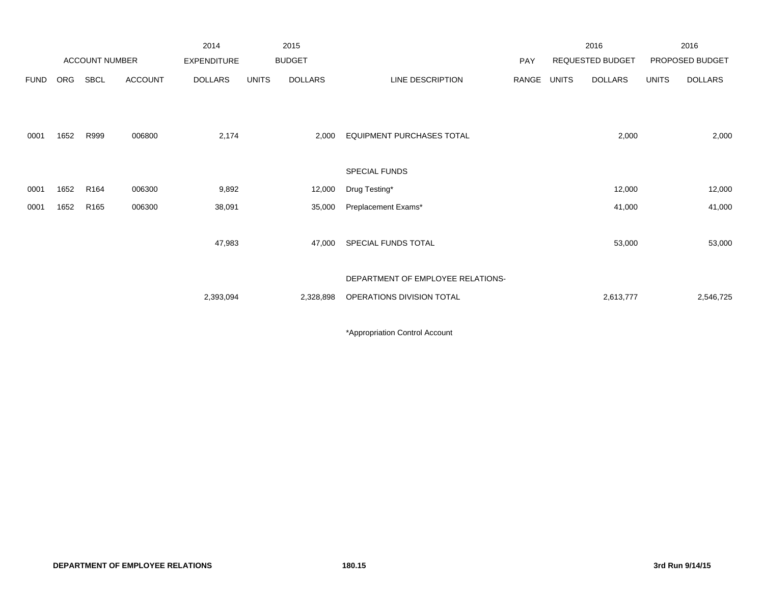| FUND | ORG | SBCL | ACCOUNT | 2014 EXPENDITURE DOLLARS | 2015 BUDGET UNITS | 2015 BUDGET DOLLARS | LINE DESCRIPTION | PAY RANGE | 2016 REQUESTED BUDGET UNITS | 2016 REQUESTED BUDGET DOLLARS | 2016 PROPOSED BUDGET UNITS | 2016 PROPOSED BUDGET DOLLARS |
|---|---|---|---|---|---|---|---|---|---|---|---|---|
| 0001 | 1652 | R999 | 006800 | 2,174 | | 2,000 | EQUIPMENT PURCHASES TOTAL | | | 2,000 | | 2,000 |
| | | | | | | | SPECIAL FUNDS | | | | | |
| 0001 | 1652 | R164 | 006300 | 9,892 | | 12,000 | Drug Testing* | | | 12,000 | | 12,000 |
| 0001 | 1652 | R165 | 006300 | 38,091 | | 35,000 | Preplacement Exams* | | | 41,000 | | 41,000 |
| | | | | 47,983 | | 47,000 | SPECIAL FUNDS TOTAL | | | 53,000 | | 53,000 |
| | | | | 2,393,094 | | 2,328,898 | DEPARTMENT OF EMPLOYEE RELATIONS- OPERATIONS DIVISION TOTAL | | | 2,613,777 | | 2,546,725 |

*Appropriation Control Account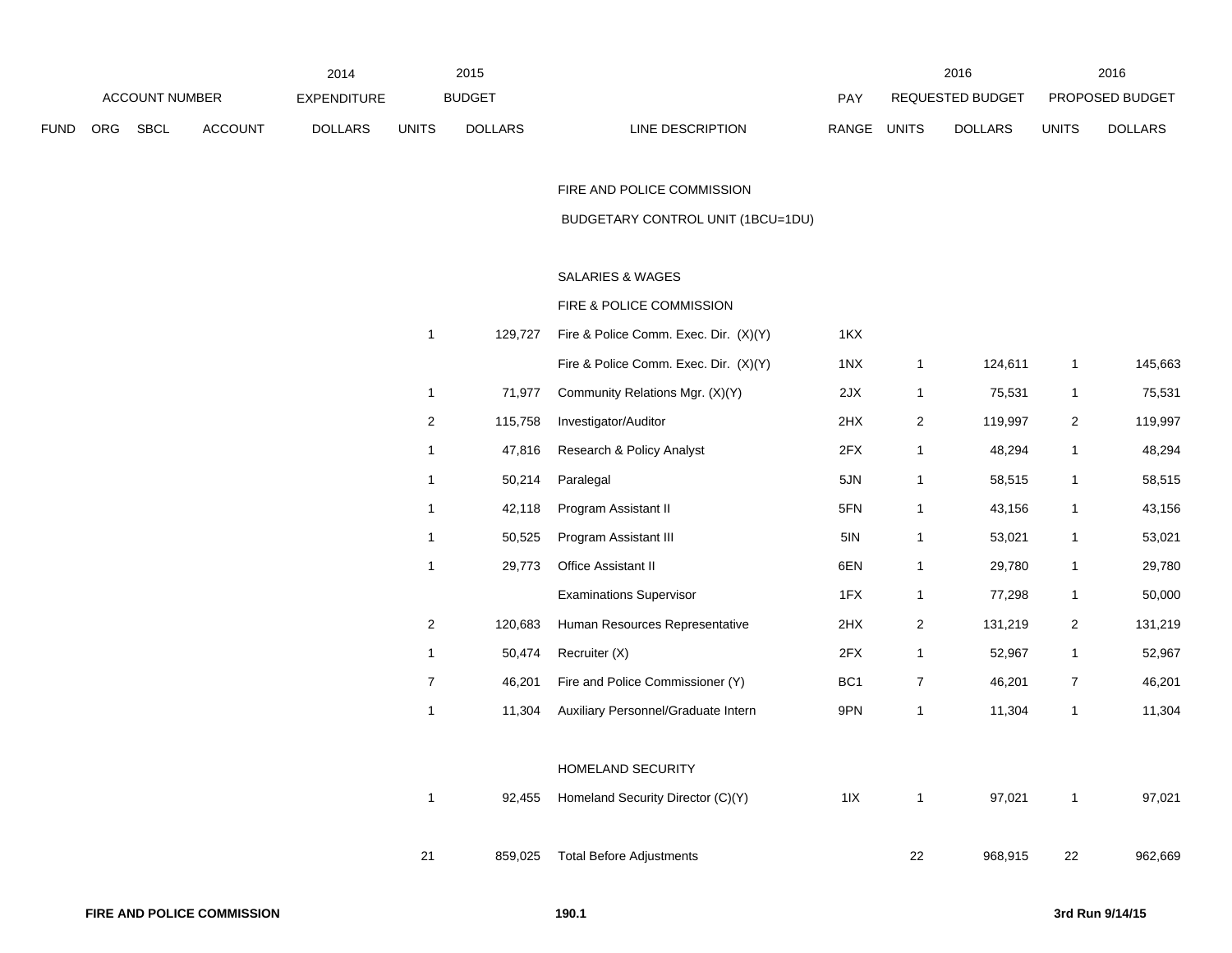| ACCOUNT NUMBER | | | | 2014 EXPENDITURE | 2015 BUDGET | | | PAY | 2016 REQUESTED BUDGET | | 2016 PROPOSED BUDGET | |
|---|---|---|---|---|---|---|---|---|---|---|---|---|
| FUND | ORG | SBCL | ACCOUNT | DOLLARS | UNITS | DOLLARS | LINE DESCRIPTION | RANGE | UNITS | DOLLARS | UNITS | DOLLARS |
| | | | | | | | FIRE AND POLICE COMMISSION | | | | | |
| | | | | | | | BUDGETARY CONTROL UNIT (1BCU=1DU) | | | | | |
| | | | | | | | SALARIES & WAGES | | | | | |
| | | | | | | | FIRE & POLICE COMMISSION | | | | | |
| | | | | | 1 | 129,727 | Fire & Police Comm. Exec. Dir. (X)(Y) | 1KX | | | | |
| | | | | | | | Fire & Police Comm. Exec. Dir. (X)(Y) | 1NX | 1 | 124,611 | 1 | 145,663 |
| | | | | | 1 | 71,977 | Community Relations Mgr. (X)(Y) | 2JX | 1 | 75,531 | 1 | 75,531 |
| | | | | | 2 | 115,758 | Investigator/Auditor | 2HX | 2 | 119,997 | 2 | 119,997 |
| | | | | | 1 | 47,816 | Research & Policy Analyst | 2FX | 1 | 48,294 | 1 | 48,294 |
| | | | | | 1 | 50,214 | Paralegal | 5JN | 1 | 58,515 | 1 | 58,515 |
| | | | | | 1 | 42,118 | Program Assistant II | 5FN | 1 | 43,156 | 1 | 43,156 |
| | | | | | 1 | 50,525 | Program Assistant III | 5IN | 1 | 53,021 | 1 | 53,021 |
| | | | | | 1 | 29,773 | Office Assistant II | 6EN | 1 | 29,780 | 1 | 29,780 |
| | | | | | | | Examinations Supervisor | 1FX | 1 | 77,298 | 1 | 50,000 |
| | | | | | 2 | 120,683 | Human Resources Representative | 2HX | 2 | 131,219 | 2 | 131,219 |
| | | | | | 1 | 50,474 | Recruiter (X) | 2FX | 1 | 52,967 | 1 | 52,967 |
| | | | | | 7 | 46,201 | Fire and Police Commissioner (Y) | BC1 | 7 | 46,201 | 7 | 46,201 |
| | | | | | 1 | 11,304 | Auxiliary Personnel/Graduate Intern | 9PN | 1 | 11,304 | 1 | 11,304 |
| | | | | | | | HOMELAND SECURITY | | | | | |
| | | | | | 1 | 92,455 | Homeland Security Director (C)(Y) | 1IX | 1 | 97,021 | 1 | 97,021 |
| | | | | | 21 | 859,025 | Total Before Adjustments | | 22 | 968,915 | 22 | 962,669 |

**FIRE AND POLICE COMMISSION** 190.1 **3rd Run 9/14/15**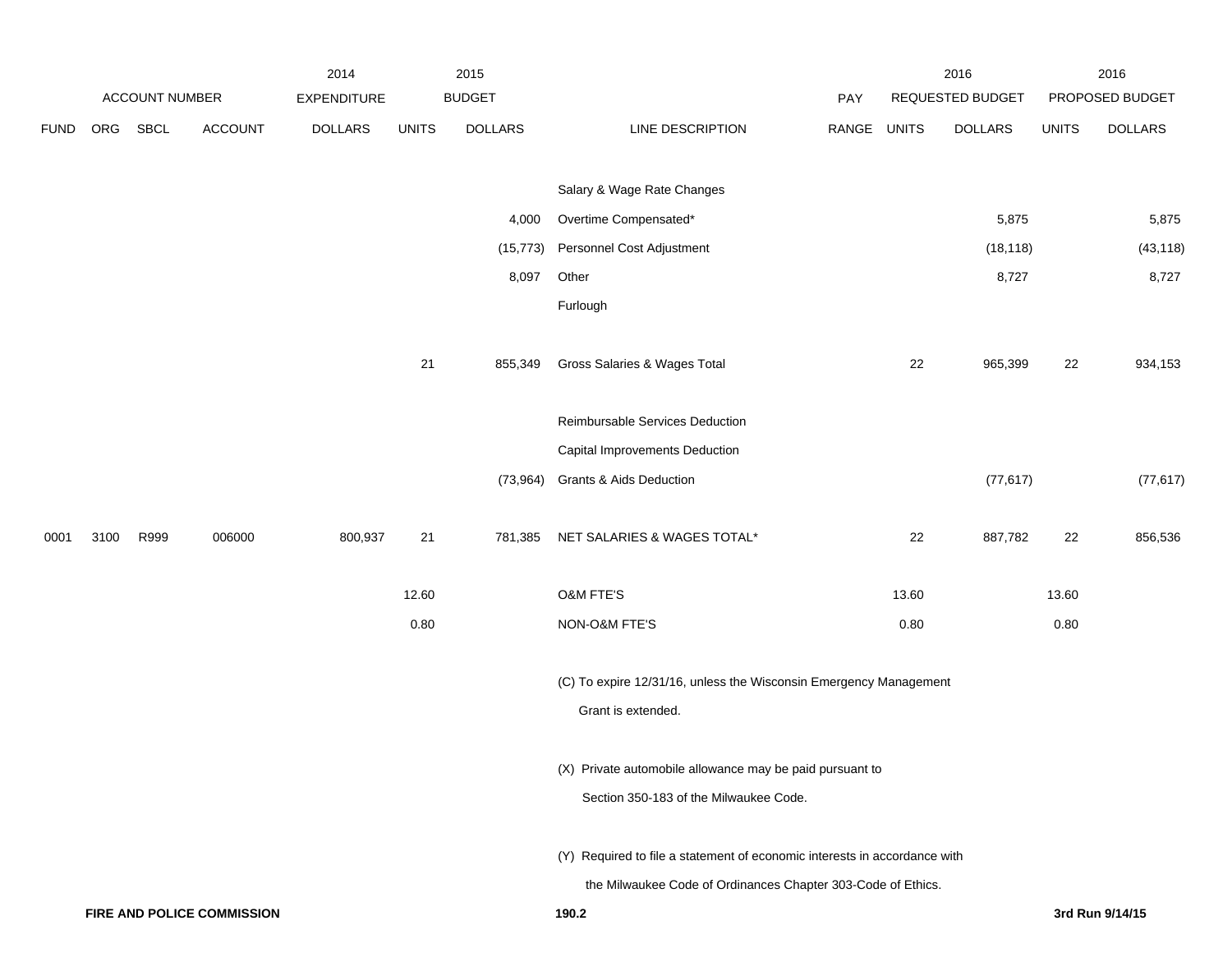| | ACCOUNT NUMBER | | | 2014 EXPENDITURE | 2015 BUDGET | | | PAY | 2016 REQUESTED BUDGET | | 2016 PROPOSED BUDGET | |
|---|---|---|---|---|---|---|---|---|---|---|---|---|
| FUND | ORG | SBCL | ACCOUNT | DOLLARS | UNITS | DOLLARS | LINE DESCRIPTION | RANGE | UNITS | DOLLARS | UNITS | DOLLARS |
| | | | | | | | Salary & Wage Rate Changes | | | | | |
| | | | | | | 4,000 | Overtime Compensated* | | | 5,875 | | 5,875 |
| | | | | | | (15,773) | Personnel Cost Adjustment | | | (18,118) | | (43,118) |
| | | | | | | 8,097 | Other | | | 8,727 | | 8,727 |
| | | | | | | | Furlough | | | | | |
| | | | | | 21 | 855,349 | Gross Salaries & Wages Total | | 22 | 965,399 | 22 | 934,153 |
| | | | | | | | Reimbursable Services Deduction | | | | | |
| | | | | | | | Capital Improvements Deduction | | | | | |
| | | | | | | (73,964) | Grants & Aids Deduction | | | (77,617) | | (77,617) |
| 0001 | 3100 | R999 | 006000 | 800,937 | 21 | 781,385 | NET SALARIES & WAGES TOTAL* | | 22 | 887,782 | 22 | 856,536 |
| | | | | | 12.60 | | O&M FTE'S | | 13.60 | | 13.60 | |
| | | | | | 0.80 | | NON-O&M FTE'S | | 0.80 | | 0.80 | |

(C) To expire 12/31/16, unless the Wisconsin Emergency Management Grant is extended.

(X) Private automobile allowance may be paid pursuant to Section 350-183 of the Milwaukee Code.

(Y) Required to file a statement of economic interests in accordance with the Milwaukee Code of Ordinances Chapter 303-Code of Ethics.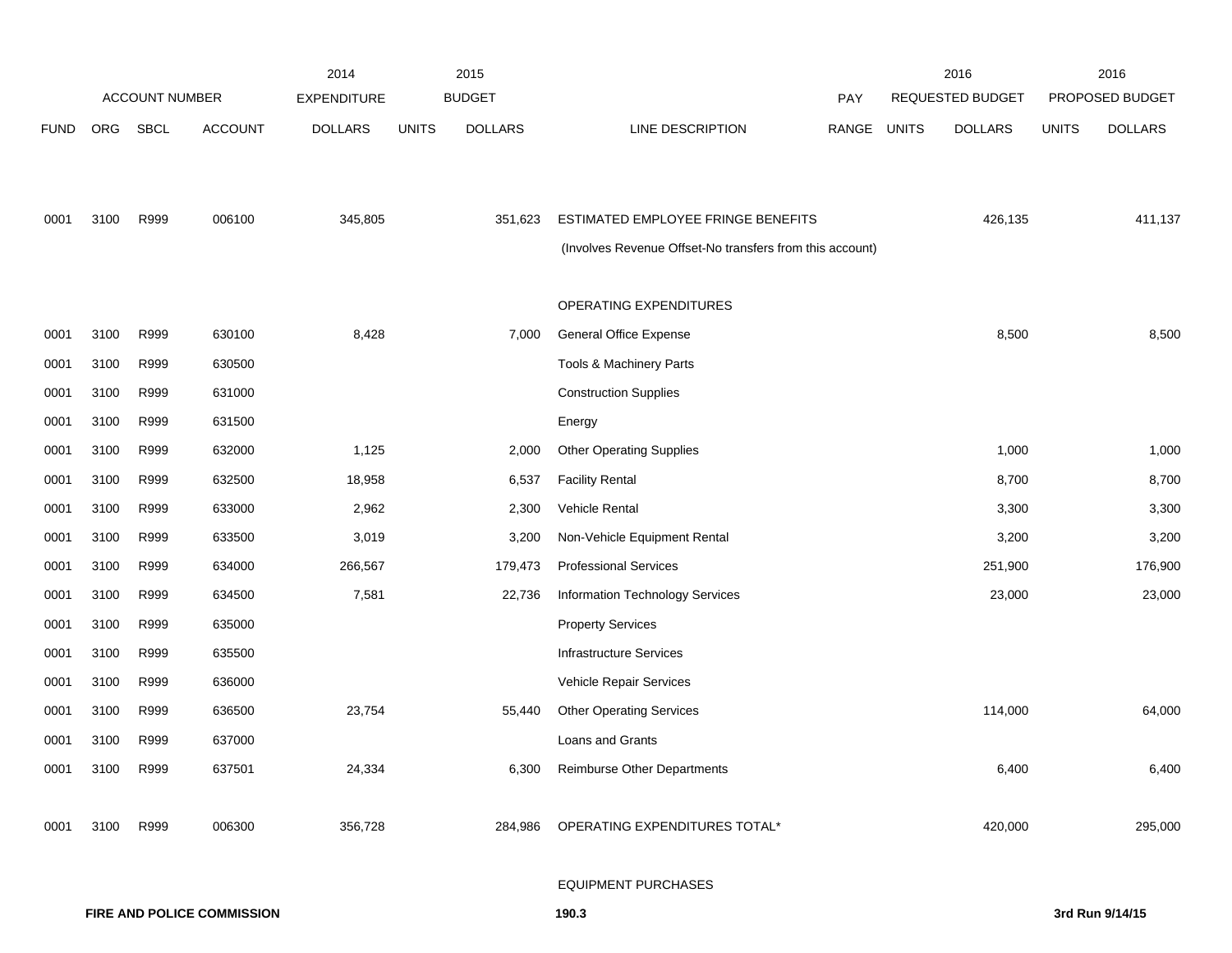| FUND | ORG | SBCL | ACCOUNT | 2014 EXPENDITURE DOLLARS | 2015 BUDGET UNITS | 2015 BUDGET DOLLARS | LINE DESCRIPTION | PAY RANGE | 2016 REQUESTED BUDGET UNITS | 2016 REQUESTED BUDGET DOLLARS | 2016 PROPOSED BUDGET UNITS | 2016 PROPOSED BUDGET DOLLARS |
|---|---|---|---|---|---|---|---|---|---|---|---|---|
| 0001 | 3100 | R999 | 006100 | 345,805 | | 351,623 | ESTIMATED EMPLOYEE FRINGE BENEFITS | | | 426,135 | | 411,137 |
| | | | | | | | (Involves Revenue Offset-No transfers from this account) | | | | | |
| | | | | | | | OPERATING EXPENDITURES | | | | | |
| 0001 | 3100 | R999 | 630100 | 8,428 | | 7,000 | General Office Expense | | | 8,500 | | 8,500 |
| 0001 | 3100 | R999 | 630500 | | | | Tools & Machinery Parts | | | | | |
| 0001 | 3100 | R999 | 631000 | | | | Construction Supplies | | | | | |
| 0001 | 3100 | R999 | 631500 | | | | Energy | | | | | |
| 0001 | 3100 | R999 | 632000 | 1,125 | | 2,000 | Other Operating Supplies | | | 1,000 | | 1,000 |
| 0001 | 3100 | R999 | 632500 | 18,958 | | 6,537 | Facility Rental | | | 8,700 | | 8,700 |
| 0001 | 3100 | R999 | 633000 | 2,962 | | 2,300 | Vehicle Rental | | | 3,300 | | 3,300 |
| 0001 | 3100 | R999 | 633500 | 3,019 | | 3,200 | Non-Vehicle Equipment Rental | | | 3,200 | | 3,200 |
| 0001 | 3100 | R999 | 634000 | 266,567 | | 179,473 | Professional Services | | | 251,900 | | 176,900 |
| 0001 | 3100 | R999 | 634500 | 7,581 | | 22,736 | Information Technology Services | | | 23,000 | | 23,000 |
| 0001 | 3100 | R999 | 635000 | | | | Property Services | | | | | |
| 0001 | 3100 | R999 | 635500 | | | | Infrastructure Services | | | | | |
| 0001 | 3100 | R999 | 636000 | | | | Vehicle Repair Services | | | | | |
| 0001 | 3100 | R999 | 636500 | 23,754 | | 55,440 | Other Operating Services | | | 114,000 | | 64,000 |
| 0001 | 3100 | R999 | 637000 | | | | Loans and Grants | | | | | |
| 0001 | 3100 | R999 | 637501 | 24,334 | | 6,300 | Reimburse Other Departments | | | 6,400 | | 6,400 |
| 0001 | 3100 | R999 | 006300 | 356,728 | | 284,986 | OPERATING EXPENDITURES TOTAL* | | | 420,000 | | 295,000 |
| | | | | | | | EQUIPMENT PURCHASES | | | | | |

**FIRE AND POLICE COMMISSION** 190.3 **3rd Run 9/14/15**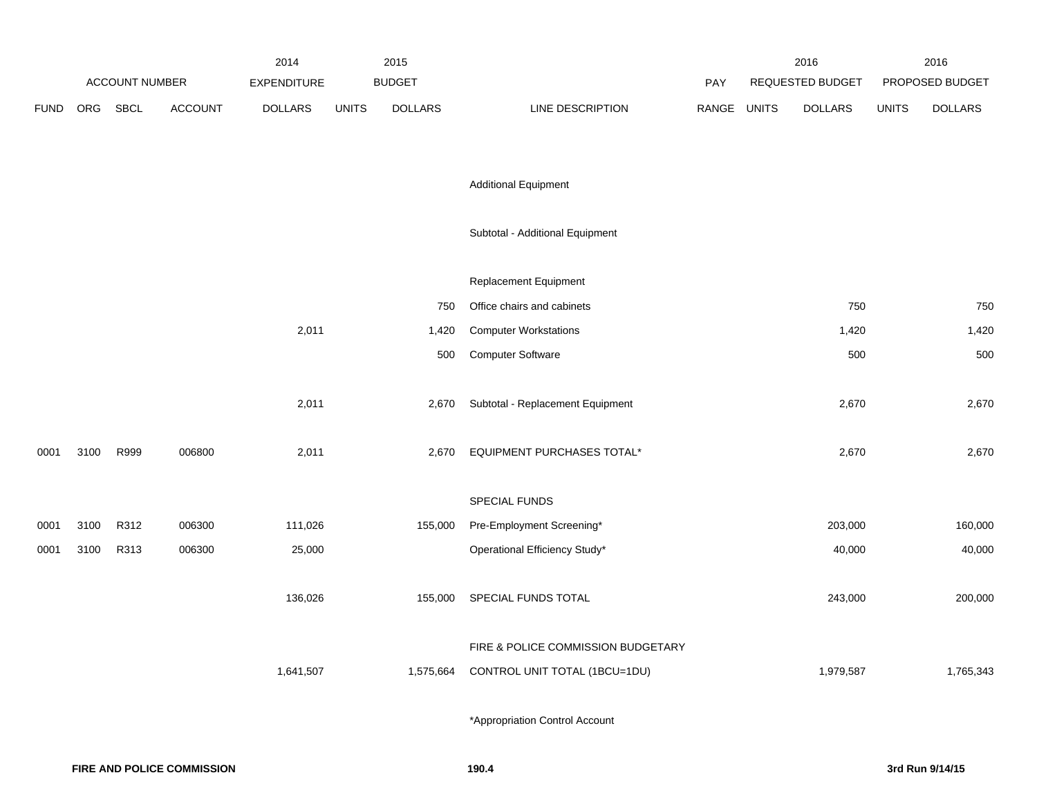| FUND | ORG | SBCL | ACCOUNT | 2014 EXPENDITURE DOLLARS | 2015 BUDGET UNITS | 2015 BUDGET DOLLARS | LINE DESCRIPTION | PAY RANGE | 2016 REQUESTED BUDGET UNITS | 2016 REQUESTED BUDGET DOLLARS | 2016 PROPOSED BUDGET UNITS | 2016 PROPOSED BUDGET DOLLARS |
|---|---|---|---|---|---|---|---|---|---|---|---|---|
| | | | | | | | Additional Equipment | | | | | |
| | | | | | | | Subtotal - Additional Equipment | | | | | |
| | | | | | | | Replacement Equipment | | | | | |
| | | | | | | 750 | Office chairs and cabinets | | | 750 | | 750 |
| | | | | 2,011 | | 1,420 | Computer Workstations | | | 1,420 | | 1,420 |
| | | | | | | 500 | Computer Software | | | 500 | | 500 |
| | | | | 2,011 | | 2,670 | Subtotal - Replacement Equipment | | | 2,670 | | 2,670 |
| 0001 | 3100 | R999 | 006800 | 2,011 | | 2,670 | EQUIPMENT PURCHASES TOTAL* | | | 2,670 | | 2,670 |
| | | | | | | | SPECIAL FUNDS | | | | | |
| 0001 | 3100 | R312 | 006300 | 111,026 | | 155,000 | Pre-Employment Screening* | | | 203,000 | | 160,000 |
| 0001 | 3100 | R313 | 006300 | 25,000 | | | Operational Efficiency Study* | | | 40,000 | | 40,000 |
| | | | | 136,026 | | 155,000 | SPECIAL FUNDS TOTAL | | | 243,000 | | 200,000 |
| | | | | 1,641,507 | | 1,575,664 | FIRE & POLICE COMMISSION BUDGETARY CONTROL UNIT TOTAL (1BCU=1DU) | | | 1,979,587 | | 1,765,343 |

*Appropriation Control Account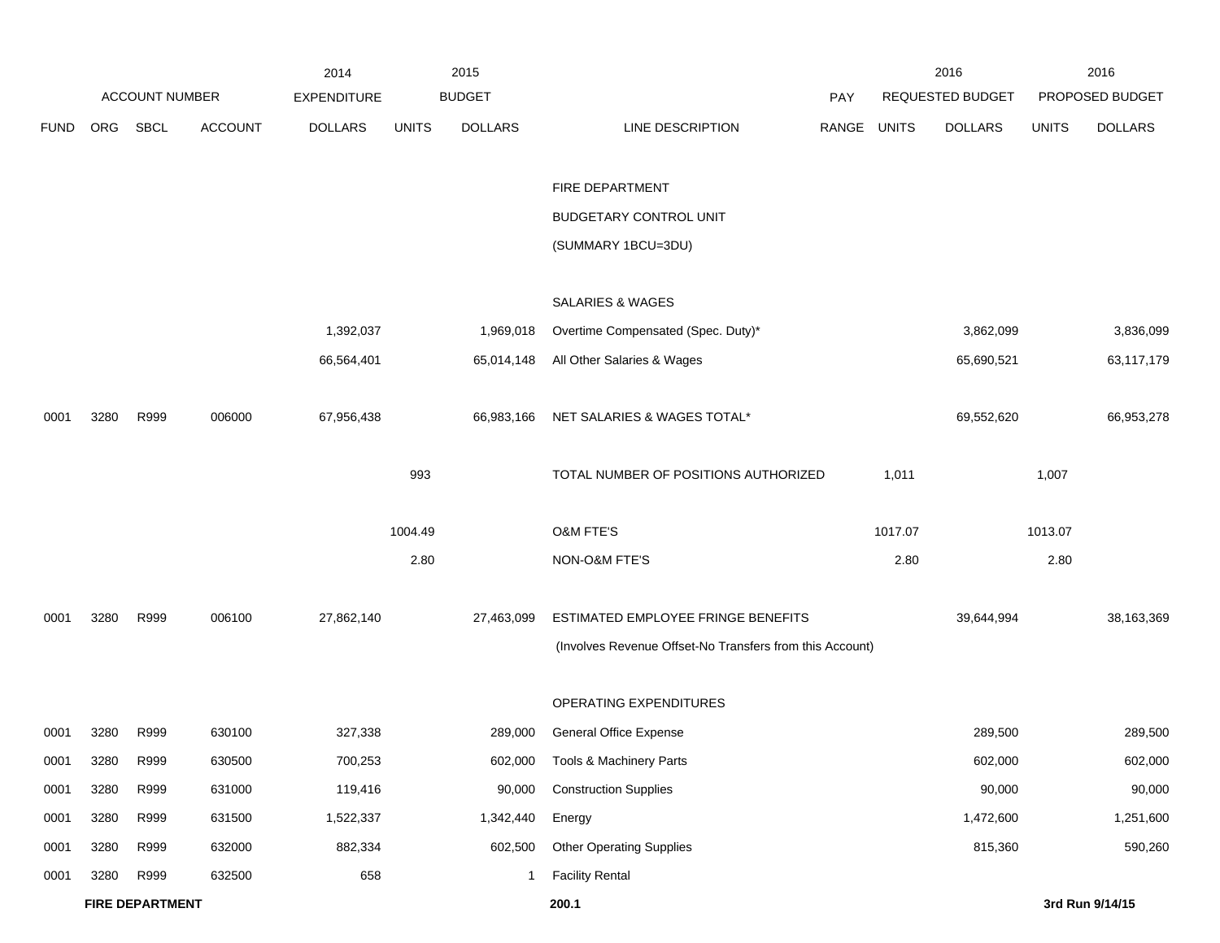| ACCOUNT NUMBER | | | | 2014 EXPENDITURE | 2015 BUDGET | | | PAY | 2016 REQUESTED BUDGET | | 2016 PROPOSED BUDGET | |
|---|---|---|---|---|---|---|---|---|---|---|---|---|
| FUND | ORG | SBCL | ACCOUNT | DOLLARS | UNITS | DOLLARS | LINE DESCRIPTION | RANGE | UNITS | DOLLARS | UNITS | DOLLARS |
| | | | | | | | FIRE DEPARTMENT | | | | | |
| | | | | | | | BUDGETARY CONTROL UNIT | | | | | |
| | | | | | | | (SUMMARY 1BCU=3DU) | | | | | |
| | | | | | | | SALARIES & WAGES | | | | | |
| | | | | 1,392,037 | | 1,969,018 | Overtime Compensated (Spec. Duty)* | | | 3,862,099 | | 3,836,099 |
| | | | | 66,564,401 | | 65,014,148 | All Other Salaries & Wages | | | 65,690,521 | | 63,117,179 |
| 0001 | 3280 | R999 | 006000 | 67,956,438 | | 66,983,166 | NET SALARIES & WAGES TOTAL* | | | 69,552,620 | | 66,953,278 |
| | | | | | 993 | | TOTAL NUMBER OF POSITIONS AUTHORIZED | | 1,011 | | 1,007 | |
| | | | | | 1004.49 | | O&M FTE'S | | 1017.07 | | 1013.07 | |
| | | | | | 2.80 | | NON-O&M FTE'S | | 2.80 | | 2.80 | |
| 0001 | 3280 | R999 | 006100 | 27,862,140 | | 27,463,099 | ESTIMATED EMPLOYEE FRINGE BENEFITS | | | 39,644,994 | | 38,163,369 |
| | | | | | | | (Involves Revenue Offset-No Transfers from this Account) | | | | | |
| | | | | | | | OPERATING EXPENDITURES | | | | | |
| 0001 | 3280 | R999 | 630100 | 327,338 | | 289,000 | General Office Expense | | | 289,500 | | 289,500 |
| 0001 | 3280 | R999 | 630500 | 700,253 | | 602,000 | Tools & Machinery Parts | | | 602,000 | | 602,000 |
| 0001 | 3280 | R999 | 631000 | 119,416 | | 90,000 | Construction Supplies | | | 90,000 | | 90,000 |
| 0001 | 3280 | R999 | 631500 | 1,522,337 | | 1,342,440 | Energy | | | 1,472,600 | | 1,251,600 |
| 0001 | 3280 | R999 | 632000 | 882,334 | | 602,500 | Other Operating Supplies | | | 815,360 | | 590,260 |
| 0001 | 3280 | R999 | 632500 | 658 | | 1 | Facility Rental | | | | | |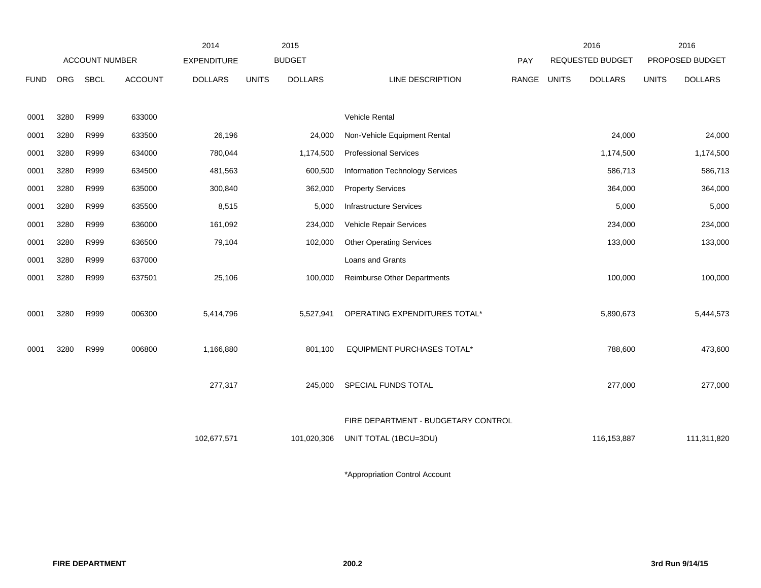| FUND | ORG | SBCL | ACCOUNT | 2014 EXPENDITURE DOLLARS | 2015 BUDGET UNITS | 2015 BUDGET DOLLARS | LINE DESCRIPTION | PAY RANGE | 2016 REQUESTED BUDGET UNITS | 2016 REQUESTED BUDGET DOLLARS | 2016 PROPOSED BUDGET UNITS | 2016 PROPOSED BUDGET DOLLARS |
|---|---|---|---|---|---|---|---|---|---|---|---|---|
| 0001 | 3280 | R999 | 633000 | | | | Vehicle Rental | | | | | |
| 0001 | 3280 | R999 | 633500 | 26,196 | | 24,000 | Non-Vehicle Equipment Rental | | | 24,000 | | 24,000 |
| 0001 | 3280 | R999 | 634000 | 780,044 | | 1,174,500 | Professional Services | | | 1,174,500 | | 1,174,500 |
| 0001 | 3280 | R999 | 634500 | 481,563 | | 600,500 | Information Technology Services | | | 586,713 | | 586,713 |
| 0001 | 3280 | R999 | 635000 | 300,840 | | 362,000 | Property Services | | | 364,000 | | 364,000 |
| 0001 | 3280 | R999 | 635500 | 8,515 | | 5,000 | Infrastructure Services | | | 5,000 | | 5,000 |
| 0001 | 3280 | R999 | 636000 | 161,092 | | 234,000 | Vehicle Repair Services | | | 234,000 | | 234,000 |
| 0001 | 3280 | R999 | 636500 | 79,104 | | 102,000 | Other Operating Services | | | 133,000 | | 133,000 |
| 0001 | 3280 | R999 | 637000 | | | | Loans and Grants | | | | | |
| 0001 | 3280 | R999 | 637501 | 25,106 | | 100,000 | Reimburse Other Departments | | | 100,000 | | 100,000 |
| 0001 | 3280 | R999 | 006300 | 5,414,796 | | 5,527,941 | OPERATING EXPENDITURES TOTAL* | | | 5,890,673 | | 5,444,573 |
| 0001 | 3280 | R999 | 006800 | 1,166,880 | | 801,100 | EQUIPMENT PURCHASES TOTAL* | | | 788,600 | | 473,600 |
| | | | | 277,317 | | 245,000 | SPECIAL FUNDS TOTAL | | | 277,000 | | 277,000 |
| | | | | 102,677,571 | | 101,020,306 | FIRE DEPARTMENT - BUDGETARY CONTROL UNIT TOTAL (1BCU=3DU) | | | 116,153,887 | | 111,311,820 |

*Appropriation Control Account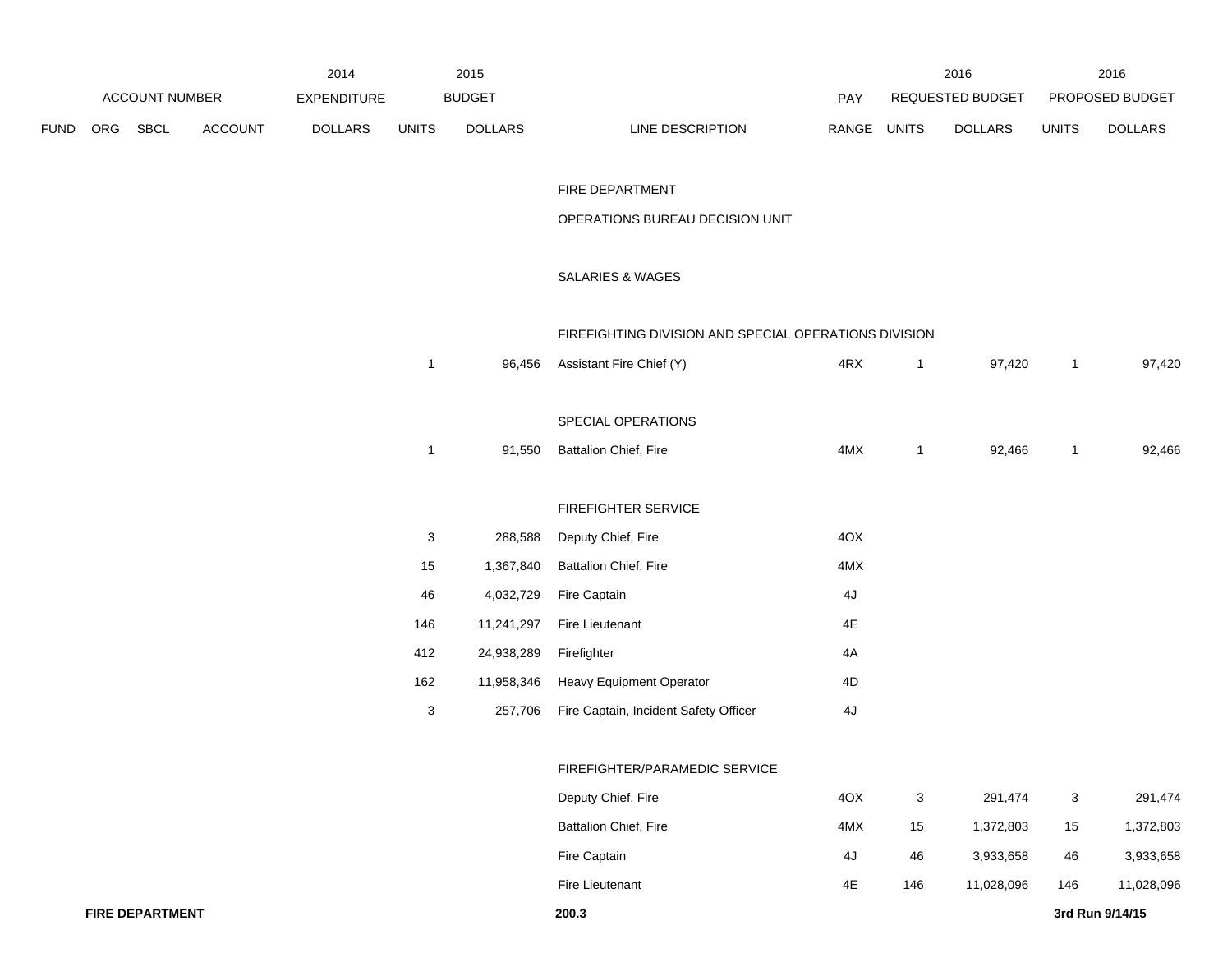| ACCOUNT NUMBER | | | | 2014 EXPENDITURE | 2015 BUDGET | | | PAY | 2016 REQUESTED BUDGET | | 2016 PROPOSED BUDGET | |
|---|---|---|---|---|---|---|---|---|---|---|---|---|
| FUND | ORG | SBCL | ACCOUNT | DOLLARS | UNITS | DOLLARS | LINE DESCRIPTION | RANGE | UNITS | DOLLARS | UNITS | DOLLARS |
| | | | | | | | FIRE DEPARTMENT | | | | | |
| | | | | | | | OPERATIONS BUREAU DECISION UNIT | | | | | |
| | | | | | | | SALARIES & WAGES | | | | | |
| | | | | | | | FIREFIGHTING DIVISION AND SPECIAL OPERATIONS DIVISION | | | | | |
| | | | | | 1 | 96,456 | Assistant Fire Chief (Y) | 4RX | 1 | 97,420 | 1 | 97,420 |
| | | | | | | | SPECIAL OPERATIONS | | | | | |
| | | | | | 1 | 91,550 | Battalion Chief, Fire | 4MX | 1 | 92,466 | 1 | 92,466 |
| | | | | | | | FIREFIGHTER SERVICE | | | | | |
| | | | | | 3 | 288,588 | Deputy Chief, Fire | 4OX | | | | |
| | | | | | 15 | 1,367,840 | Battalion Chief, Fire | 4MX | | | | |
| | | | | | 46 | 4,032,729 | Fire Captain | 4J | | | | |
| | | | | | 146 | 11,241,297 | Fire Lieutenant | 4E | | | | |
| | | | | | 412 | 24,938,289 | Firefighter | 4A | | | | |
| | | | | | 162 | 11,958,346 | Heavy Equipment Operator | 4D | | | | |
| | | | | | 3 | 257,706 | Fire Captain, Incident Safety Officer | 4J | | | | |
| | | | | | | | FIREFIGHTER/PARAMEDIC SERVICE | | | | | |
| | | | | | | | Deputy Chief, Fire | 4OX | 3 | 291,474 | 3 | 291,474 |
| | | | | | | | Battalion Chief, Fire | 4MX | 15 | 1,372,803 | 15 | 1,372,803 |
| | | | | | | | Fire Captain | 4J | 46 | 3,933,658 | 46 | 3,933,658 |
| | | | | | | | Fire Lieutenant | 4E | 146 | 11,028,096 | 146 | 11,028,096 |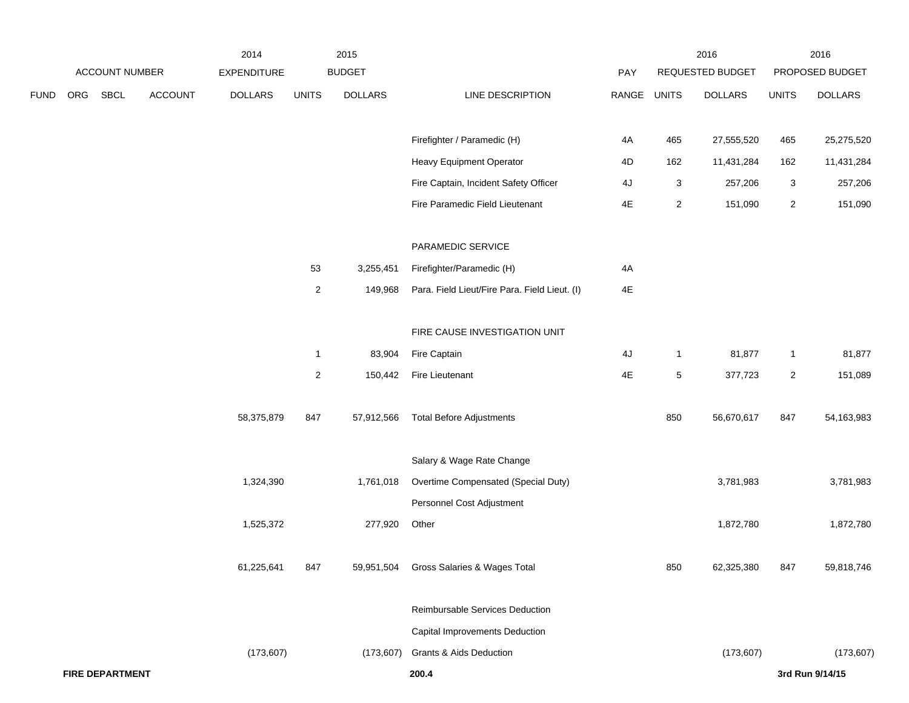| ACCOUNT NUMBER | | | | 2014 EXPENDITURE | 2015 BUDGET | | | PAY | 2016 REQUESTED BUDGET | | 2016 PROPOSED BUDGET | |
|---|---|---|---|---|---|---|---|---|---|---|---|---|
| FUND | ORG | SBCL | ACCOUNT | DOLLARS | UNITS | DOLLARS | LINE DESCRIPTION | RANGE | UNITS | DOLLARS | UNITS | DOLLARS |
| | | | | | | | Firefighter / Paramedic (H) | 4A | 465 | 27,555,520 | 465 | 25,275,520 |
| | | | | | | | Heavy Equipment Operator | 4D | 162 | 11,431,284 | 162 | 11,431,284 |
| | | | | | | | Fire Captain, Incident Safety Officer | 4J | 3 | 257,206 | 3 | 257,206 |
| | | | | | | | Fire Paramedic Field Lieutenant | 4E | 2 | 151,090 | 2 | 151,090 |
| | | | | | | | PARAMEDIC SERVICE | | | | | |
| | | | | | 53 | 3,255,451 | Firefighter/Paramedic (H) | 4A | | | | |
| | | | | | 2 | 149,968 | Para. Field Lieut/Fire Para. Field Lieut. (I) | 4E | | | | |
| | | | | | | | FIRE CAUSE INVESTIGATION UNIT | | | | | |
| | | | | | 1 | 83,904 | Fire Captain | 4J | 1 | 81,877 | 1 | 81,877 |
| | | | | | 2 | 150,442 | Fire Lieutenant | 4E | 5 | 377,723 | 2 | 151,089 |
| | | | | 58,375,879 | 847 | 57,912,566 | Total Before Adjustments | | 850 | 56,670,617 | 847 | 54,163,983 |
| | | | | | | | Salary & Wage Rate Change | | | | | |
| | | | | 1,324,390 | | 1,761,018 | Overtime Compensated (Special Duty) | | | 3,781,983 | | 3,781,983 |
| | | | | | | | Personnel Cost Adjustment | | | | | |
| | | | | 1,525,372 | | 277,920 | Other | | | 1,872,780 | | 1,872,780 |
| | | | | 61,225,641 | 847 | 59,951,504 | Gross Salaries & Wages Total | | 850 | 62,325,380 | 847 | 59,818,746 |
| | | | | | | | Reimbursable Services Deduction | | | | | |
| | | | | | | | Capital Improvements Deduction | | | | | |
| | | | | (173,607) | | (173,607) | Grants & Aids Deduction | | | (173,607) | | (173,607) |

**FIRE DEPARTMENT** **200.4** **3rd Run 9/14/15**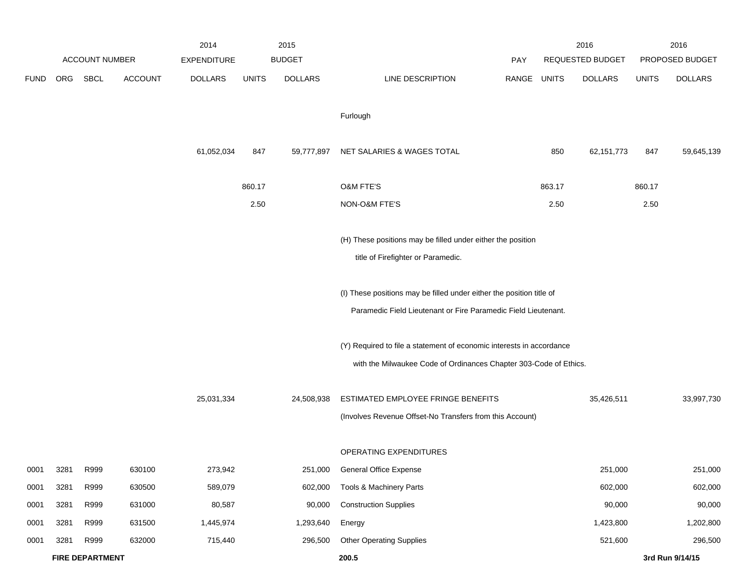| FUND | ORG | SBCL | ACCOUNT | 2014 EXPENDITURE DOLLARS | 2015 BUDGET UNITS | 2015 BUDGET DOLLARS | LINE DESCRIPTION | PAY RANGE | 2016 REQUESTED BUDGET UNITS | 2016 REQUESTED BUDGET DOLLARS | 2016 PROPOSED BUDGET UNITS | 2016 PROPOSED BUDGET DOLLARS |
|---|---|---|---|---|---|---|---|---|---|---|---|---|
| | | | | | | | Furlough | | | | | |
| | | | | 61,052,034 | 847 | 59,777,897 | NET SALARIES & WAGES TOTAL | | 850 | 62,151,773 | 847 | 59,645,139 |
| | | | | | 860.17 | | O&M FTE'S | | 863.17 | | 860.17 | |
| | | | | | 2.50 | | NON-O&M FTE'S | | 2.50 | | 2.50 | |
| | | | | | | | (H) These positions may be filled under either the position title of Firefighter or Paramedic. | | | | | |
| | | | | | | | (I) These positions may be filled under either the position title of Paramedic Field Lieutenant or Fire Paramedic Field Lieutenant. | | | | | |
| | | | | | | | (Y) Required to file a statement of economic interests in accordance with the Milwaukee Code of Ordinances Chapter 303-Code of Ethics. | | | | | |
| | | | | 25,031,334 | | 24,508,938 | ESTIMATED EMPLOYEE FRINGE BENEFITS (Involves Revenue Offset-No Transfers from this Account) | | | 35,426,511 | | 33,997,730 |
| | | | | | | | OPERATING EXPENDITURES | | | | | |
| 0001 | 3281 | R999 | 630100 | 273,942 | | 251,000 | General Office Expense | | | 251,000 | | 251,000 |
| 0001 | 3281 | R999 | 630500 | 589,079 | | 602,000 | Tools & Machinery Parts | | | 602,000 | | 602,000 |
| 0001 | 3281 | R999 | 631000 | 80,587 | | 90,000 | Construction Supplies | | | 90,000 | | 90,000 |
| 0001 | 3281 | R999 | 631500 | 1,445,974 | | 1,293,640 | Energy | | | 1,423,800 | | 1,202,800 |
| 0001 | 3281 | R999 | 632000 | 715,440 | | 296,500 | Other Operating Supplies | | | 521,600 | | 296,500 |

**FIRE DEPARTMENT** 200.5 3rd Run 9/14/15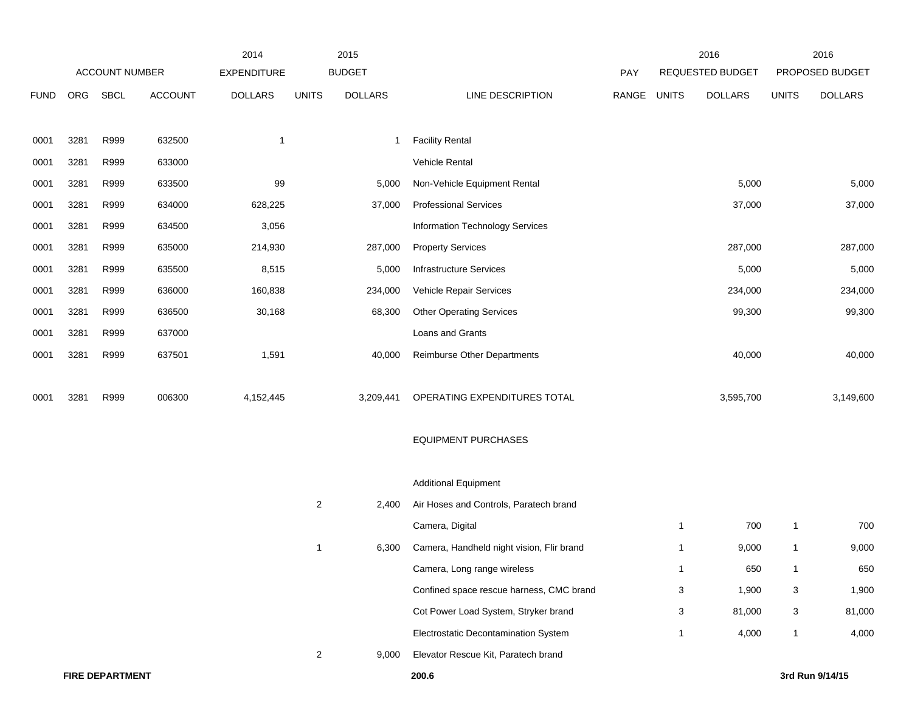| ACCOUNT NUMBER | | | | 2014 EXPENDITURE | 2015 BUDGET | | | PAY | 2016 REQUESTED BUDGET | | 2016 PROPOSED BUDGET | |
|---|---|---|---|---|---|---|---|---|---|---|---|---|
| FUND | ORG | SBCL | ACCOUNT | DOLLARS | UNITS | DOLLARS | LINE DESCRIPTION | RANGE | UNITS | DOLLARS | UNITS | DOLLARS |
| 0001 | 3281 | R999 | 632500 | 1 | | 1 | Facility Rental | | | | | |
| 0001 | 3281 | R999 | 633000 | | | | Vehicle Rental | | | | | |
| 0001 | 3281 | R999 | 633500 | 99 | | 5,000 | Non-Vehicle Equipment Rental | | | 5,000 | | 5,000 |
| 0001 | 3281 | R999 | 634000 | 628,225 | | 37,000 | Professional Services | | | 37,000 | | 37,000 |
| 0001 | 3281 | R999 | 634500 | 3,056 | | | Information Technology Services | | | | | |
| 0001 | 3281 | R999 | 635000 | 214,930 | | 287,000 | Property Services | | | 287,000 | | 287,000 |
| 0001 | 3281 | R999 | 635500 | 8,515 | | 5,000 | Infrastructure Services | | | 5,000 | | 5,000 |
| 0001 | 3281 | R999 | 636000 | 160,838 | | 234,000 | Vehicle Repair Services | | | 234,000 | | 234,000 |
| 0001 | 3281 | R999 | 636500 | 30,168 | | 68,300 | Other Operating Services | | | 99,300 | | 99,300 |
| 0001 | 3281 | R999 | 637000 | | | | Loans and Grants | | | | | |
| 0001 | 3281 | R999 | 637501 | 1,591 | | 40,000 | Reimburse Other Departments | | | 40,000 | | 40,000 |
| 0001 | 3281 | R999 | 006300 | 4,152,445 | | 3,209,441 | OPERATING EXPENDITURES TOTAL | | | 3,595,700 | | 3,149,600 |
| | | | | | | | EQUIPMENT PURCHASES | | | | | |
| | | | | | | | Additional Equipment | | | | | |
| | | | | | 2 | 2,400 | Air Hoses and Controls, Paratech brand | | | | | |
| | | | | | | | Camera, Digital | | 1 | 700 | 1 | 700 |
| | | | | | 1 | 6,300 | Camera, Handheld night vision, Flir brand | | 1 | 9,000 | 1 | 9,000 |
| | | | | | | | Camera, Long range wireless | | 1 | 650 | 1 | 650 |
| | | | | | | | Confined space rescue harness, CMC brand | | 3 | 1,900 | 3 | 1,900 |
| | | | | | | | Cot Power Load System, Stryker brand | | 3 | 81,000 | 3 | 81,000 |
| | | | | | | | Electrostatic Decontamination System | | 1 | 4,000 | 1 | 4,000 |
| | | | | | 2 | 9,000 | Elevator Rescue Kit, Paratech brand | | | | | |

**FIRE DEPARTMENT** 200.6 **3rd Run 9/14/15**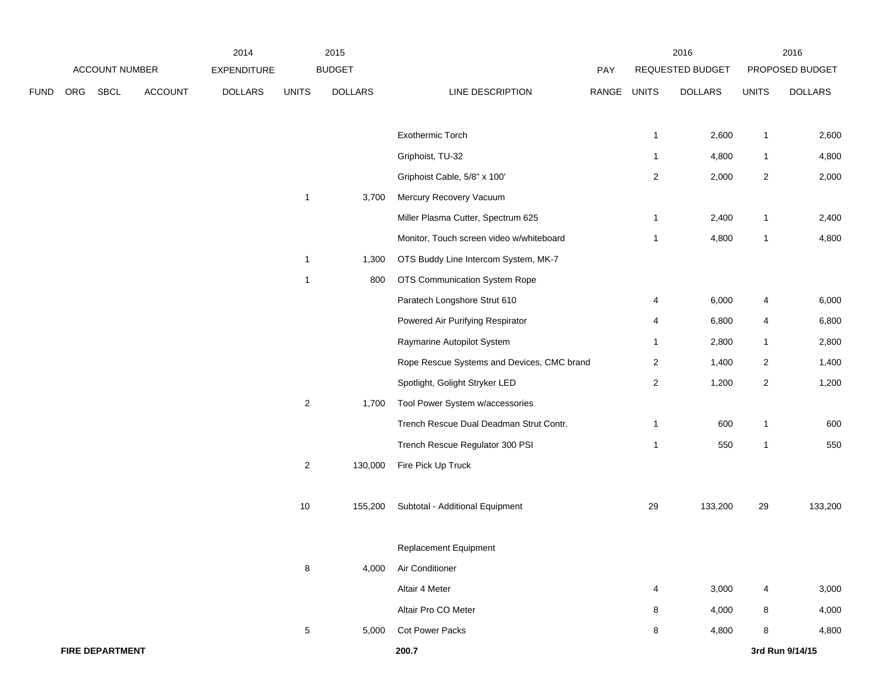| | | | | 2014 | 2015 | | | | 2016 | | 2016 | |
|---|---|---|---|---|---|---|---|---|---|---|---|---|
| | ACCOUNT NUMBER | | | EXPENDITURE | | BUDGET | | PAY | REQUESTED BUDGET | | PROPOSED BUDGET | |
| FUND | ORG | SBCL | ACCOUNT | DOLLARS | UNITS | DOLLARS | LINE DESCRIPTION | RANGE | UNITS | DOLLARS | UNITS | DOLLARS |
| | | | | | | | Exothermic Torch | | 1 | 2,600 | 1 | 2,600 |
| | | | | | | | Griphoist, TU-32 | | 1 | 4,800 | 1 | 4,800 |
| | | | | | | | Griphoist Cable, 5/8" x 100' | | 2 | 2,000 | 2 | 2,000 |
| | | | | | 1 | 3,700 | Mercury Recovery Vacuum | | | | | |
| | | | | | | | Miller Plasma Cutter, Spectrum 625 | | 1 | 2,400 | 1 | 2,400 |
| | | | | | | | Monitor, Touch screen video w/whiteboard | | 1 | 4,800 | 1 | 4,800 |
| | | | | | 1 | 1,300 | OTS Buddy Line Intercom System, MK-7 | | | | | |
| | | | | | 1 | 800 | OTS Communication System Rope | | | | | |
| | | | | | | | Paratech Longshore Strut 610 | | 4 | 6,000 | 4 | 6,000 |
| | | | | | | | Powered Air Purifying Respirator | | 4 | 6,800 | 4 | 6,800 |
| | | | | | | | Raymarine Autopilot System | | 1 | 2,800 | 1 | 2,800 |
| | | | | | | | Rope Rescue Systems and Devices, CMC brand | | 2 | 1,400 | 2 | 1,400 |
| | | | | | | | Spotlight, Golight Stryker LED | | 2 | 1,200 | 2 | 1,200 |
| | | | | | 2 | 1,700 | Tool Power System w/accessories | | | | | |
| | | | | | | | Trench Rescue Dual Deadman Strut Contr. | | 1 | 600 | 1 | 600 |
| | | | | | | | Trench Rescue Regulator 300 PSI | | 1 | 550 | 1 | 550 |
| | | | | | 2 | 130,000 | Fire Pick Up Truck | | | | | |
| | | | | | 10 | 155,200 | Subtotal - Additional Equipment | | 29 | 133,200 | 29 | 133,200 |
| | | | | | | | Replacement Equipment | | | | | |
| | | | | | 8 | 4,000 | Air Conditioner | | | | | |
| | | | | | | | Altair 4 Meter | | 4 | 3,000 | 4 | 3,000 |
| | | | | | | | Altair Pro CO Meter | | 8 | 4,000 | 8 | 4,000 |
| | | | | | 5 | 5,000 | Cot Power Packs | | 8 | 4,800 | 8 | 4,800 |

**FIRE DEPARTMENT** 200.7 3rd Run 9/14/15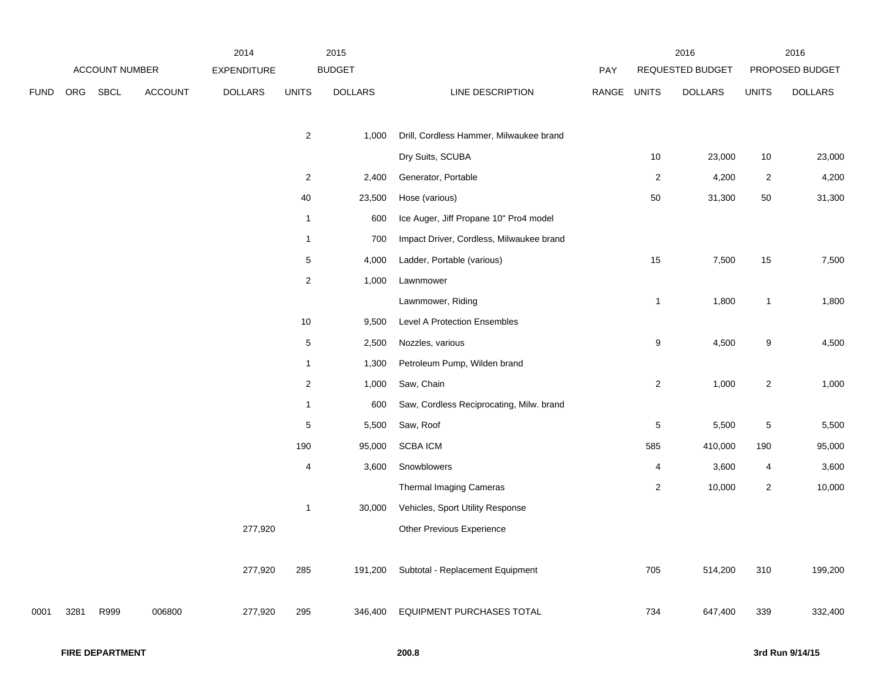| | ACCOUNT NUMBER | | | 2014 EXPENDITURE | 2015 BUDGET | | | PAY | 2016 REQUESTED BUDGET | | 2016 PROPOSED BUDGET | |
|---|---|---|---|---|---|---|---|---|---|---|---|---|
| FUND | ORG | SBCL | ACCOUNT | DOLLARS | UNITS | DOLLARS | LINE DESCRIPTION | RANGE | UNITS | DOLLARS | UNITS | DOLLARS |
| | | | | | 2 | 1,000 | Drill, Cordless Hammer, Milwaukee brand | | | | | |
| | | | | | | | Dry Suits, SCUBA | | 10 | 23,000 | 10 | 23,000 |
| | | | | | 2 | 2,400 | Generator, Portable | | 2 | 4,200 | 2 | 4,200 |
| | | | | | 40 | 23,500 | Hose (various) | | 50 | 31,300 | 50 | 31,300 |
| | | | | | 1 | 600 | Ice Auger, Jiff Propane 10" Pro4 model | | | | | |
| | | | | | 1 | 700 | Impact Driver, Cordless, Milwaukee brand | | | | | |
| | | | | | 5 | 4,000 | Ladder, Portable (various) | | 15 | 7,500 | 15 | 7,500 |
| | | | | | 2 | 1,000 | Lawnmower | | | | | |
| | | | | | | | Lawnmower, Riding | | 1 | 1,800 | 1 | 1,800 |
| | | | | | 10 | 9,500 | Level A Protection Ensembles | | | | | |
| | | | | | 5 | 2,500 | Nozzles, various | | 9 | 4,500 | 9 | 4,500 |
| | | | | | 1 | 1,300 | Petroleum Pump, Wilden brand | | | | | |
| | | | | | 2 | 1,000 | Saw, Chain | | 2 | 1,000 | 2 | 1,000 |
| | | | | | 1 | 600 | Saw, Cordless Reciprocating, Milw. brand | | | | | |
| | | | | | 5 | 5,500 | Saw, Roof | | 5 | 5,500 | 5 | 5,500 |
| | | | | | 190 | 95,000 | SCBA ICM | | 585 | 410,000 | 190 | 95,000 |
| | | | | | 4 | 3,600 | Snowblowers | | 4 | 3,600 | 4 | 3,600 |
| | | | | | | | Thermal Imaging Cameras | | 2 | 10,000 | 2 | 10,000 |
| | | | | | 1 | 30,000 | Vehicles, Sport Utility Response | | | | | |
| | | | | 277,920 | | | Other Previous Experience | | | | | |
| | | | | 277,920 | 285 | 191,200 | Subtotal - Replacement Equipment | | 705 | 514,200 | 310 | 199,200 |
| 0001 | 3281 | R999 | 006800 | 277,920 | 295 | 346,400 | EQUIPMENT PURCHASES TOTAL | | 734 | 647,400 | 339 | 332,400 |

**FIRE DEPARTMENT** 200.8 **3rd Run 9/14/15**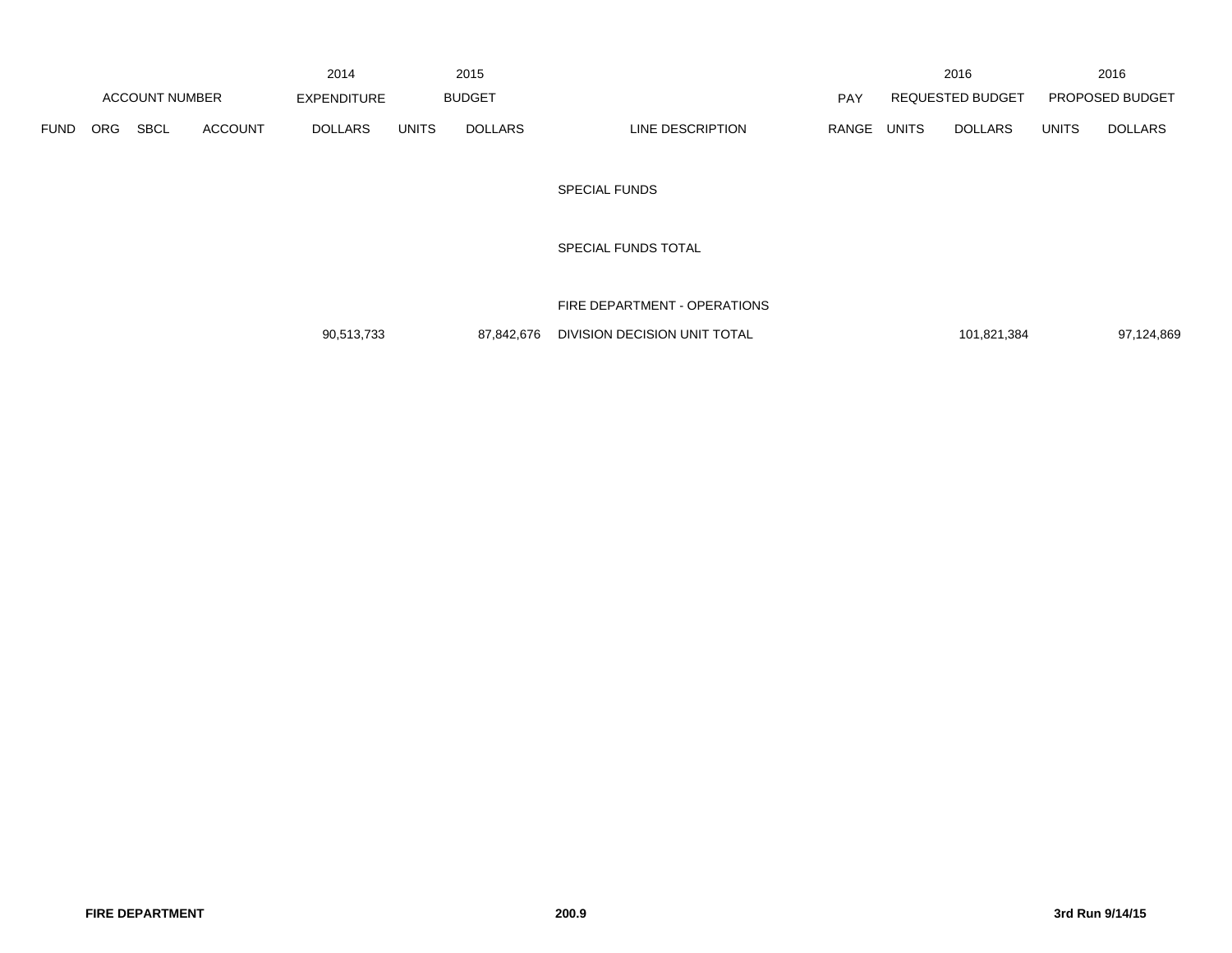| ACCOUNT NUMBER | | | | 2014 EXPENDITURE | 2015 BUDGET | | | PAY | 2016 REQUESTED BUDGET | | 2016 PROPOSED BUDGET | |
|---|---|---|---|---|---|---|---|---|---|---|---|---|
| FUND | ORG | SBCL | ACCOUNT | DOLLARS | UNITS | DOLLARS | LINE DESCRIPTION | RANGE | UNITS | DOLLARS | UNITS | DOLLARS |
| | | | | | | | SPECIAL FUNDS | | | | | |
| | | | | | | | SPECIAL FUNDS TOTAL | | | | | |
| | | | | | | | FIRE DEPARTMENT - OPERATIONS | | | | | |
| | | | | 90,513,733 | | 87,842,676 | DIVISION DECISION UNIT TOTAL | | | 101,821,384 | | 97,124,869 |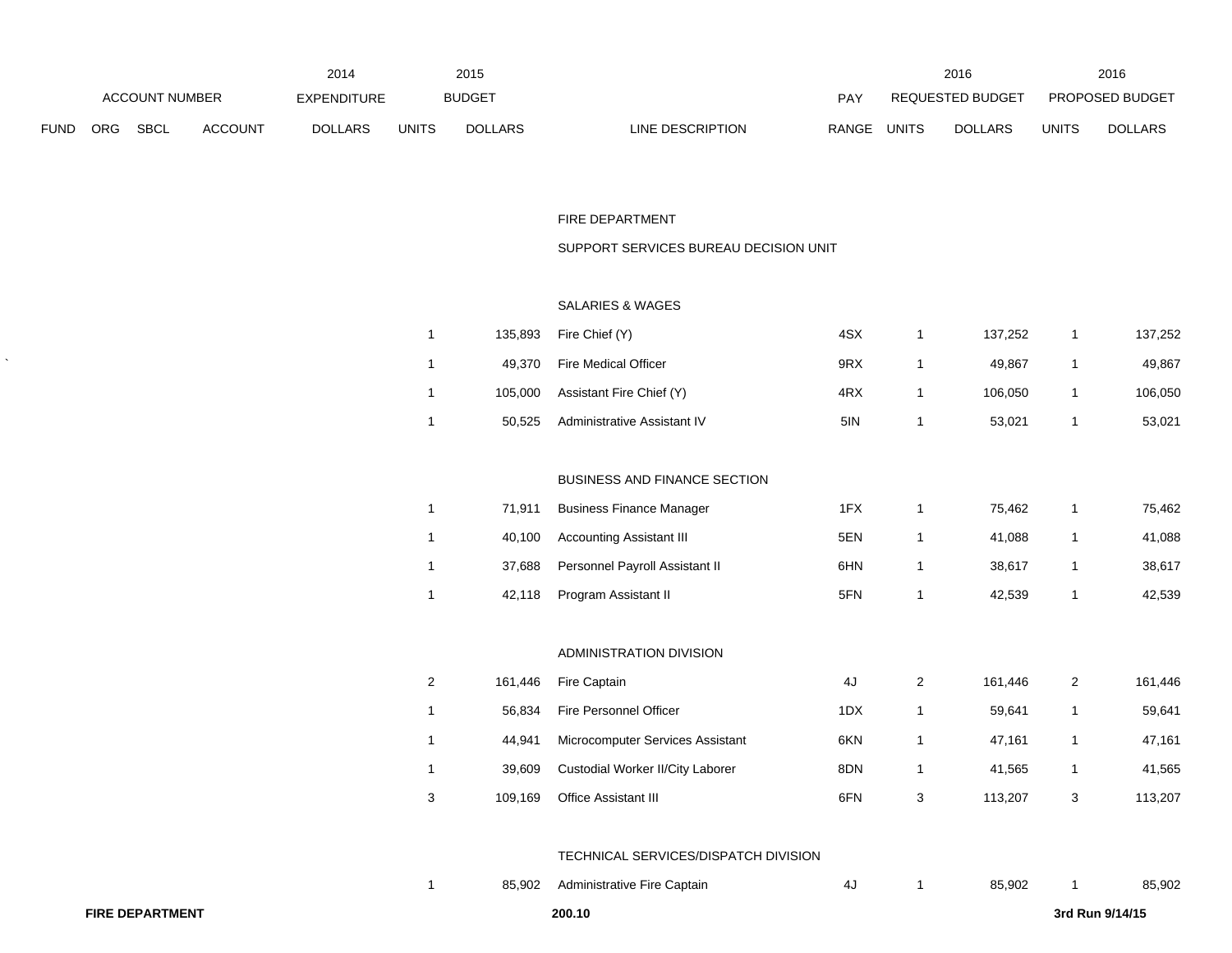| ACCOUNT NUMBER | | | | 2014 EXPENDITURE | 2015 BUDGET | | | PAY | 2016 REQUESTED BUDGET | | 2016 PROPOSED BUDGET | |
|---|---|---|---|---|---|---|---|---|---|---|---|---|
| FUND | ORG | SBCL | ACCOUNT | DOLLARS | UNITS | DOLLARS | LINE DESCRIPTION | RANGE | UNITS | DOLLARS | UNITS | DOLLARS |
| | | | | | | | FIRE DEPARTMENT | | | | | |
| | | | | | | | SUPPORT SERVICES BUREAU DECISION UNIT | | | | | |
| | | | | | | | SALARIES & WAGES | | | | | |
| | | | | | 1 | 135,893 | Fire Chief (Y) | 4SX | 1 | 137,252 | 1 | 137,252 |
| | | | | | 1 | 49,370 | Fire Medical Officer | 9RX | 1 | 49,867 | 1 | 49,867 |
| | | | | | 1 | 105,000 | Assistant Fire Chief (Y) | 4RX | 1 | 106,050 | 1 | 106,050 |
| | | | | | 1 | 50,525 | Administrative Assistant IV | 5IN | 1 | 53,021 | 1 | 53,021 |
| | | | | | | | BUSINESS AND FINANCE SECTION | | | | | |
| | | | | | 1 | 71,911 | Business Finance Manager | 1FX | 1 | 75,462 | 1 | 75,462 |
| | | | | | 1 | 40,100 | Accounting Assistant III | 5EN | 1 | 41,088 | 1 | 41,088 |
| | | | | | 1 | 37,688 | Personnel Payroll Assistant II | 6HN | 1 | 38,617 | 1 | 38,617 |
| | | | | | 1 | 42,118 | Program Assistant II | 5FN | 1 | 42,539 | 1 | 42,539 |
| | | | | | | | ADMINISTRATION DIVISION | | | | | |
| | | | | | 2 | 161,446 | Fire Captain | 4J | 2 | 161,446 | 2 | 161,446 |
| | | | | | 1 | 56,834 | Fire Personnel Officer | 1DX | 1 | 59,641 | 1 | 59,641 |
| | | | | | 1 | 44,941 | Microcomputer Services Assistant | 6KN | 1 | 47,161 | 1 | 47,161 |
| | | | | | 1 | 39,609 | Custodial Worker II/City Laborer | 8DN | 1 | 41,565 | 1 | 41,565 |
| | | | | | 3 | 109,169 | Office Assistant III | 6FN | 3 | 113,207 | 3 | 113,207 |
| | | | | | | | TECHNICAL SERVICES/DISPATCH DIVISION | | | | | |
| | | | | | 1 | 85,902 | Administrative Fire Captain | 4J | 1 | 85,902 | 1 | 85,902 |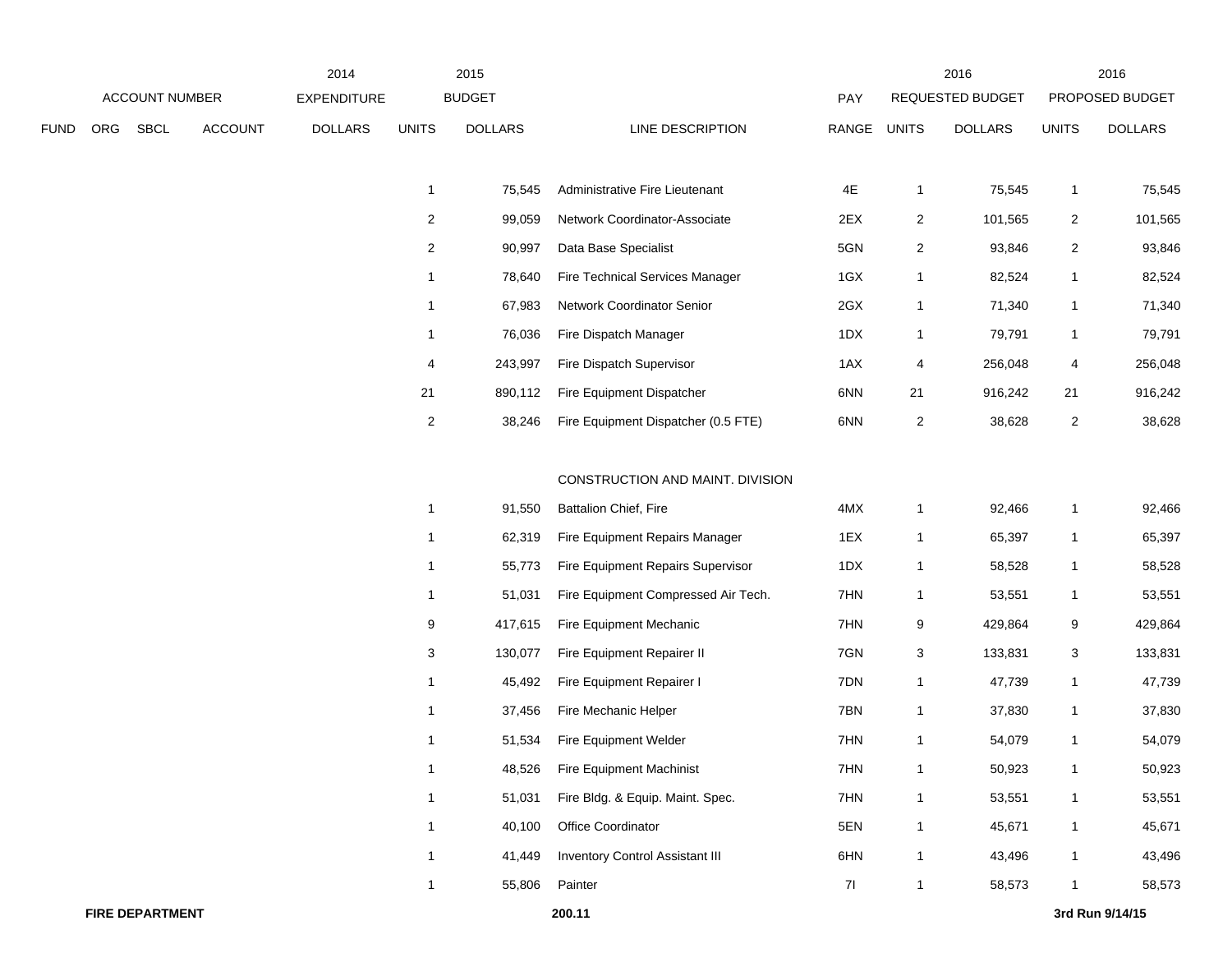| FUND | ORG | SBCL | ACCOUNT | 2014 EXPENDITURE DOLLARS | 2015 BUDGET UNITS | 2015 BUDGET DOLLARS | LINE DESCRIPTION | PAY RANGE | 2016 REQUESTED BUDGET UNITS | 2016 REQUESTED BUDGET DOLLARS | 2016 PROPOSED BUDGET UNITS | 2016 PROPOSED BUDGET DOLLARS |
|---|---|---|---|---|---|---|---|---|---|---|---|---|
| | | | | | 1 | 75,545 | Administrative Fire Lieutenant | 4E | 1 | 75,545 | 1 | 75,545 |
| | | | | | 2 | 99,059 | Network Coordinator-Associate | 2EX | 2 | 101,565 | 2 | 101,565 |
| | | | | | 2 | 90,997 | Data Base Specialist | 5GN | 2 | 93,846 | 2 | 93,846 |
| | | | | | 1 | 78,640 | Fire Technical Services Manager | 1GX | 1 | 82,524 | 1 | 82,524 |
| | | | | | 1 | 67,983 | Network Coordinator Senior | 2GX | 1 | 71,340 | 1 | 71,340 |
| | | | | | 1 | 76,036 | Fire Dispatch Manager | 1DX | 1 | 79,791 | 1 | 79,791 |
| | | | | | 4 | 243,997 | Fire Dispatch Supervisor | 1AX | 4 | 256,048 | 4 | 256,048 |
| | | | | | 21 | 890,112 | Fire Equipment Dispatcher | 6NN | 21 | 916,242 | 21 | 916,242 |
| | | | | | 2 | 38,246 | Fire Equipment Dispatcher (0.5 FTE) | 6NN | 2 | 38,628 | 2 | 38,628 |
| | | | | | | | CONSTRUCTION AND MAINT. DIVISION | | | | | |
| | | | | | 1 | 91,550 | Battalion Chief, Fire | 4MX | 1 | 92,466 | 1 | 92,466 |
| | | | | | 1 | 62,319 | Fire Equipment Repairs Manager | 1EX | 1 | 65,397 | 1 | 65,397 |
| | | | | | 1 | 55,773 | Fire Equipment Repairs Supervisor | 1DX | 1 | 58,528 | 1 | 58,528 |
| | | | | | 1 | 51,031 | Fire Equipment Compressed Air Tech. | 7HN | 1 | 53,551 | 1 | 53,551 |
| | | | | | 9 | 417,615 | Fire Equipment Mechanic | 7HN | 9 | 429,864 | 9 | 429,864 |
| | | | | | 3 | 130,077 | Fire Equipment Repairer II | 7GN | 3 | 133,831 | 3 | 133,831 |
| | | | | | 1 | 45,492 | Fire Equipment Repairer I | 7DN | 1 | 47,739 | 1 | 47,739 |
| | | | | | 1 | 37,456 | Fire Mechanic Helper | 7BN | 1 | 37,830 | 1 | 37,830 |
| | | | | | 1 | 51,534 | Fire Equipment Welder | 7HN | 1 | 54,079 | 1 | 54,079 |
| | | | | | 1 | 48,526 | Fire Equipment Machinist | 7HN | 1 | 50,923 | 1 | 50,923 |
| | | | | | 1 | 51,031 | Fire Bldg. & Equip. Maint. Spec. | 7HN | 1 | 53,551 | 1 | 53,551 |
| | | | | | 1 | 40,100 | Office Coordinator | 5EN | 1 | 45,671 | 1 | 45,671 |
| | | | | | 1 | 41,449 | Inventory Control Assistant III | 6HN | 1 | 43,496 | 1 | 43,496 |
| | | | | | 1 | 55,806 | Painter | 7I | 1 | 58,573 | 1 | 58,573 |

**FIRE DEPARTMENT** 200.11 **3rd Run 9/14/15**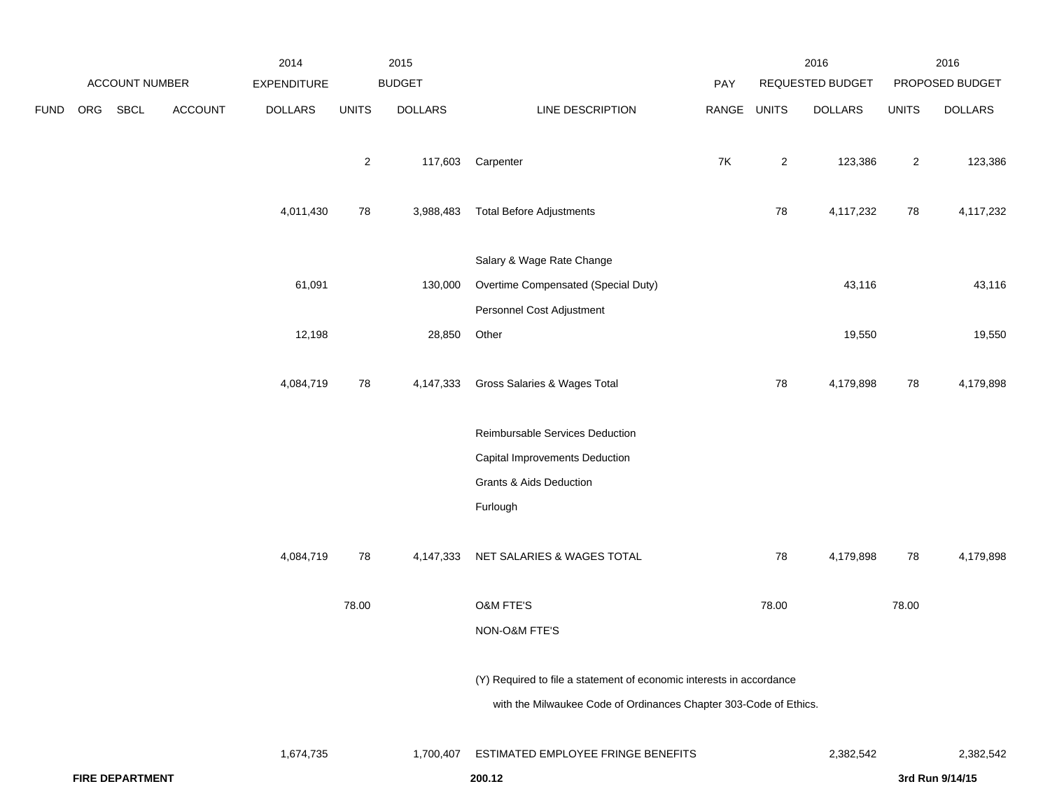| FUND | ORG | SBCL | ACCOUNT | 2014 EXPENDITURE DOLLARS | 2015 BUDGET UNITS | 2015 BUDGET DOLLARS | LINE DESCRIPTION | PAY RANGE | 2016 REQUESTED BUDGET UNITS | 2016 REQUESTED BUDGET DOLLARS | 2016 PROPOSED BUDGET UNITS | 2016 PROPOSED BUDGET DOLLARS |
|---|---|---|---|---|---|---|---|---|---|---|---|---|
| | | | | | 2 | 117,603 | Carpenter | 7K | 2 | 123,386 | 2 | 123,386 |
| | | | | 4,011,430 | 78 | 3,988,483 | Total Before Adjustments | | 78 | 4,117,232 | 78 | 4,117,232 |
| | | | | | | | Salary & Wage Rate Change | | | | | |
| | | | | 61,091 | | 130,000 | Overtime Compensated (Special Duty) | | | 43,116 | | 43,116 |
| | | | | | | | Personnel Cost Adjustment | | | | | |
| | | | | 12,198 | | 28,850 | Other | | | 19,550 | | 19,550 |
| | | | | 4,084,719 | 78 | 4,147,333 | Gross Salaries & Wages Total | | 78 | 4,179,898 | 78 | 4,179,898 |
| | | | | | | | Reimbursable Services Deduction | | | | | |
| | | | | | | | Capital Improvements Deduction | | | | | |
| | | | | | | | Grants & Aids Deduction | | | | | |
| | | | | | | | Furlough | | | | | |
| | | | | 4,084,719 | 78 | 4,147,333 | NET SALARIES & WAGES TOTAL | | 78 | 4,179,898 | 78 | 4,179,898 |
| | | | | | 78.00 | | O&M FTE'S | | 78.00 | | 78.00 | |
| | | | | | | | NON-O&M FTE'S | | | | | |
| | | | | 1,674,735 | | 1,700,407 | ESTIMATED EMPLOYEE FRINGE BENEFITS | | | 2,382,542 | | 2,382,542 |

(Y) Required to file a statement of economic interests in accordance with the Milwaukee Code of Ordinances Chapter 303-Code of Ethics.

**FIRE DEPARTMENT** **200.12** **3rd Run 9/14/15**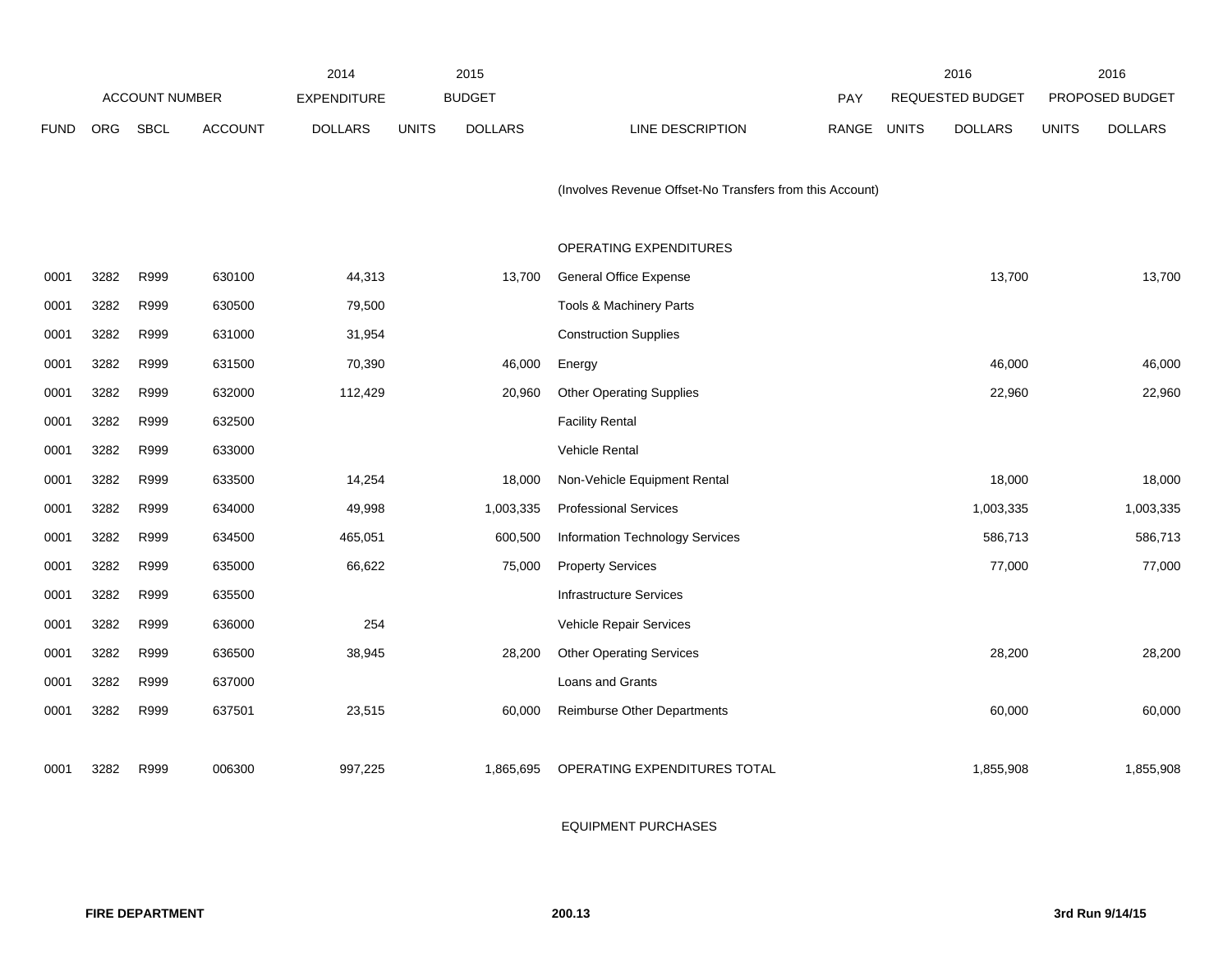| FUND | ORG | SBCL | ACCOUNT | 2014 EXPENDITURE DOLLARS | 2015 BUDGET UNITS | 2015 BUDGET DOLLARS | LINE DESCRIPTION | PAY RANGE | 2016 REQUESTED BUDGET UNITS | 2016 REQUESTED BUDGET DOLLARS | 2016 PROPOSED BUDGET UNITS | 2016 PROPOSED BUDGET DOLLARS |
|---|---|---|---|---|---|---|---|---|---|---|---|---|
| | | | | | | | (Involves Revenue Offset-No Transfers from this Account) | | | | | |
| | | | | | | | OPERATING EXPENDITURES | | | | | |
| 0001 | 3282 | R999 | 630100 | 44,313 | | 13,700 | General Office Expense | | | 13,700 | | 13,700 |
| 0001 | 3282 | R999 | 630500 | 79,500 | | | Tools & Machinery Parts | | | | | |
| 0001 | 3282 | R999 | 631000 | 31,954 | | | Construction Supplies | | | | | |
| 0001 | 3282 | R999 | 631500 | 70,390 | | 46,000 | Energy | | | 46,000 | | 46,000 |
| 0001 | 3282 | R999 | 632000 | 112,429 | | 20,960 | Other Operating Supplies | | | 22,960 | | 22,960 |
| 0001 | 3282 | R999 | 632500 | | | | Facility Rental | | | | | |
| 0001 | 3282 | R999 | 633000 | | | | Vehicle Rental | | | | | |
| 0001 | 3282 | R999 | 633500 | 14,254 | | 18,000 | Non-Vehicle Equipment Rental | | | 18,000 | | 18,000 |
| 0001 | 3282 | R999 | 634000 | 49,998 | | 1,003,335 | Professional Services | | | 1,003,335 | | 1,003,335 |
| 0001 | 3282 | R999 | 634500 | 465,051 | | 600,500 | Information Technology Services | | | 586,713 | | 586,713 |
| 0001 | 3282 | R999 | 635000 | 66,622 | | 75,000 | Property Services | | | 77,000 | | 77,000 |
| 0001 | 3282 | R999 | 635500 | | | | Infrastructure Services | | | | | |
| 0001 | 3282 | R999 | 636000 | 254 | | | Vehicle Repair Services | | | | | |
| 0001 | 3282 | R999 | 636500 | 38,945 | | 28,200 | Other Operating Services | | | 28,200 | | 28,200 |
| 0001 | 3282 | R999 | 637000 | | | | Loans and Grants | | | | | |
| 0001 | 3282 | R999 | 637501 | 23,515 | | 60,000 | Reimburse Other Departments | | | 60,000 | | 60,000 |
| 0001 | 3282 | R999 | 006300 | 997,225 | | 1,865,695 | OPERATING EXPENDITURES TOTAL | | | 1,855,908 | | 1,855,908 |
| | | | | | | | EQUIPMENT PURCHASES | | | | | |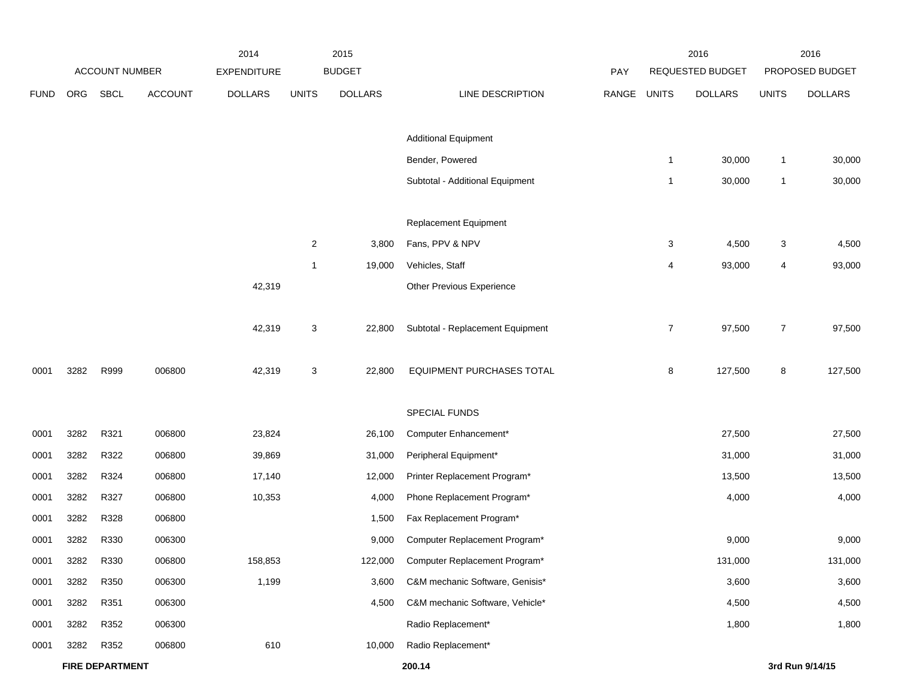| ACCOUNT NUMBER | | | | 2014 EXPENDITURE | 2015 BUDGET | | | PAY | 2016 REQUESTED BUDGET | | 2016 PROPOSED BUDGET | |
|---|---|---|---|---|---|---|---|---|---|---|---|---|
| FUND | ORG | SBCL | ACCOUNT | DOLLARS | UNITS | DOLLARS | LINE DESCRIPTION | RANGE | UNITS | DOLLARS | UNITS | DOLLARS |
| | | | | | | | Additional Equipment | | | | | |
| | | | | | | | Bender, Powered | | 1 | 30,000 | 1 | 30,000 |
| | | | | | | | Subtotal - Additional Equipment | | 1 | 30,000 | 1 | 30,000 |
| | | | | | | | Replacement Equipment | | | | | |
| | | | | | 2 | 3,800 | Fans, PPV & NPV | | 3 | 4,500 | 3 | 4,500 |
| | | | | | 1 | 19,000 | Vehicles, Staff | | 4 | 93,000 | 4 | 93,000 |
| | | | | 42,319 | | | Other Previous Experience | | | | | |
| | | | | 42,319 | 3 | 22,800 | Subtotal - Replacement Equipment | | 7 | 97,500 | 7 | 97,500 |
| 0001 | 3282 | R999 | 006800 | 42,319 | 3 | 22,800 | EQUIPMENT PURCHASES TOTAL | | 8 | 127,500 | 8 | 127,500 |
| | | | | | | | SPECIAL FUNDS | | | | | |
| 0001 | 3282 | R321 | 006800 | 23,824 | | 26,100 | Computer Enhancement* | | | 27,500 | | 27,500 |
| 0001 | 3282 | R322 | 006800 | 39,869 | | 31,000 | Peripheral Equipment* | | | 31,000 | | 31,000 |
| 0001 | 3282 | R324 | 006800 | 17,140 | | 12,000 | Printer Replacement Program* | | | 13,500 | | 13,500 |
| 0001 | 3282 | R327 | 006800 | 10,353 | | 4,000 | Phone Replacement Program* | | | 4,000 | | 4,000 |
| 0001 | 3282 | R328 | 006800 | | | 1,500 | Fax Replacement Program* | | | | | |
| 0001 | 3282 | R330 | 006300 | | | 9,000 | Computer Replacement Program* | | | 9,000 | | 9,000 |
| 0001 | 3282 | R330 | 006800 | 158,853 | | 122,000 | Computer Replacement Program* | | | 131,000 | | 131,000 |
| 0001 | 3282 | R350 | 006300 | 1,199 | | 3,600 | C&M mechanic Software, Genisis* | | | 3,600 | | 3,600 |
| 0001 | 3282 | R351 | 006300 | | | 4,500 | C&M mechanic Software, Vehicle* | | | 4,500 | | 4,500 |
| 0001 | 3282 | R352 | 006300 | | | | Radio Replacement* | | | 1,800 | | 1,800 |
| 0001 | 3282 | R352 | 006800 | 610 | | 10,000 | Radio Replacement* | | | | | |

**FIRE DEPARTMENT** 200.14 **3rd Run 9/14/15**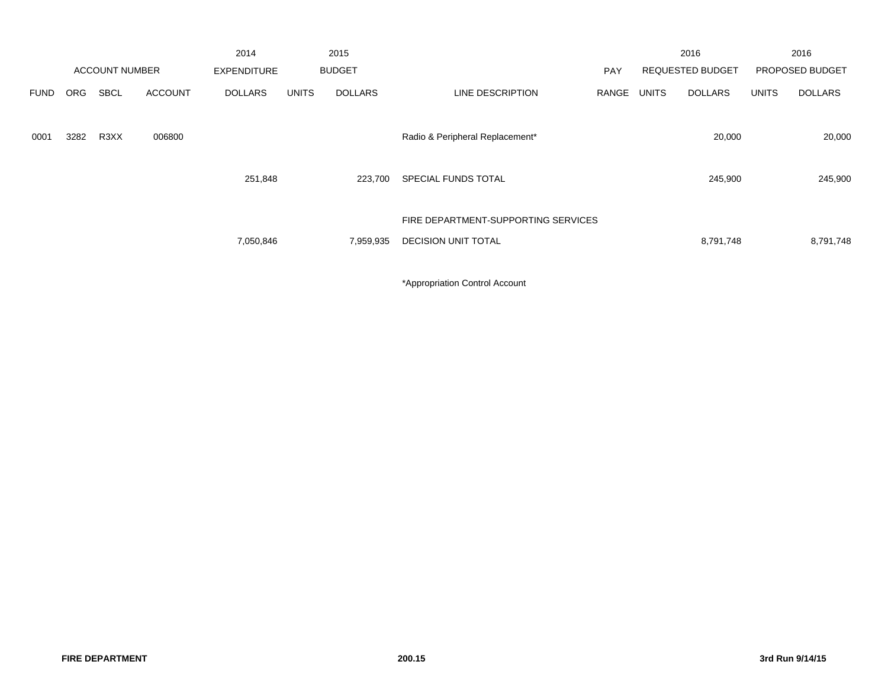| | | | | 2014 | | 2015 | | | | 2016 | | 2016 |
|---|---|---|---|---|---|---|---|---|---|---|---|---|
| | ACCOUNT NUMBER | | | EXPENDITURE | | BUDGET | | PAY | | REQUESTED BUDGET | | PROPOSED BUDGET |
| FUND | ORG | SBCL | ACCOUNT | DOLLARS | UNITS | DOLLARS | LINE DESCRIPTION | RANGE | UNITS | DOLLARS | UNITS | DOLLARS |
| 0001 | 3282 | R3XX | 006800 | | | | Radio & Peripheral Replacement* | | | 20,000 | | 20,000 |
| | | | | 251,848 | | 223,700 | SPECIAL FUNDS TOTAL | | | 245,900 | | 245,900 |
| | | | | | | | FIRE DEPARTMENT-SUPPORTING SERVICES | | | | | |
| | | | | 7,050,846 | | 7,959,935 | DECISION UNIT TOTAL | | | 8,791,748 | | 8,791,748 |

*Appropriation Control Account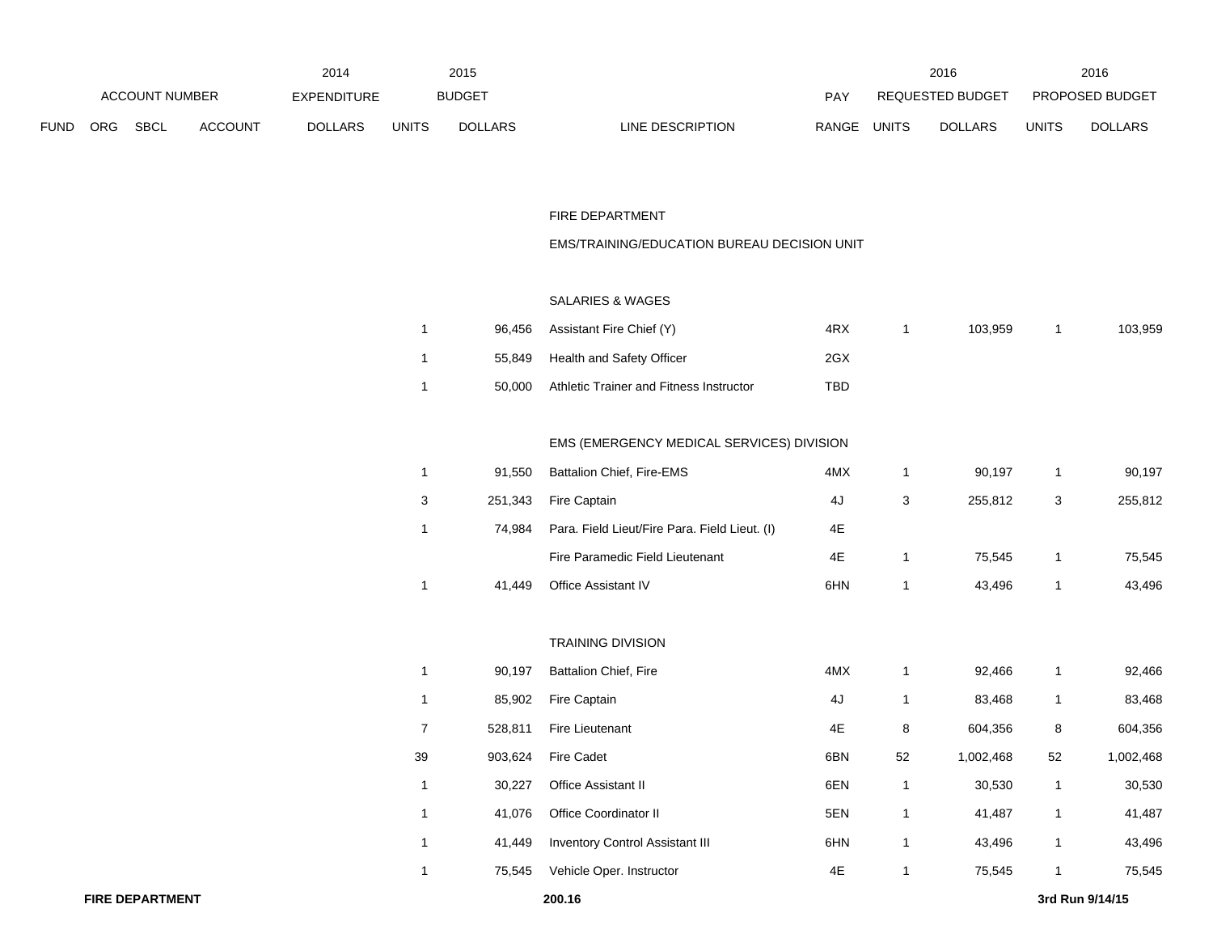| ACCOUNT NUMBER | | | | 2014 EXPENDITURE | 2015 BUDGET | | | PAY | 2016 REQUESTED BUDGET | | 2016 PROPOSED BUDGET | |
|---|---|---|---|---|---|---|---|---|---|---|---|---|
| FUND | ORG | SBCL | ACCOUNT | DOLLARS | UNITS | DOLLARS | LINE DESCRIPTION | RANGE | UNITS | DOLLARS | UNITS | DOLLARS |
| | | | | | | | FIRE DEPARTMENT | | | | | |
| | | | | | | | EMS/TRAINING/EDUCATION BUREAU DECISION UNIT | | | | | |
| | | | | | | | SALARIES & WAGES | | | | | |
| | | | | | 1 | 96,456 | Assistant Fire Chief (Y) | 4RX | 1 | 103,959 | 1 | 103,959 |
| | | | | | 1 | 55,849 | Health and Safety Officer | 2GX | | | | |
| | | | | | 1 | 50,000 | Athletic Trainer and Fitness Instructor | TBD | | | | |
| | | | | | | | EMS (EMERGENCY MEDICAL SERVICES) DIVISION | | | | | |
| | | | | | 1 | 91,550 | Battalion Chief, Fire-EMS | 4MX | 1 | 90,197 | 1 | 90,197 |
| | | | | | 3 | 251,343 | Fire Captain | 4J | 3 | 255,812 | 3 | 255,812 |
| | | | | | 1 | 74,984 | Para. Field Lieut/Fire Para. Field Lieut. (I) | 4E | | | | |
| | | | | | | | Fire Paramedic Field Lieutenant | 4E | 1 | 75,545 | 1 | 75,545 |
| | | | | | 1 | 41,449 | Office Assistant IV | 6HN | 1 | 43,496 | 1 | 43,496 |
| | | | | | | | TRAINING DIVISION | | | | | |
| | | | | | 1 | 90,197 | Battalion Chief, Fire | 4MX | 1 | 92,466 | 1 | 92,466 |
| | | | | | 1 | 85,902 | Fire Captain | 4J | 1 | 83,468 | 1 | 83,468 |
| | | | | | 7 | 528,811 | Fire Lieutenant | 4E | 8 | 604,356 | 8 | 604,356 |
| | | | | | 39 | 903,624 | Fire Cadet | 6BN | 52 | 1,002,468 | 52 | 1,002,468 |
| | | | | | 1 | 30,227 | Office Assistant II | 6EN | 1 | 30,530 | 1 | 30,530 |
| | | | | | 1 | 41,076 | Office Coordinator II | 5EN | 1 | 41,487 | 1 | 41,487 |
| | | | | | 1 | 41,449 | Inventory Control Assistant III | 6HN | 1 | 43,496 | 1 | 43,496 |
| | | | | | 1 | 75,545 | Vehicle Oper. Instructor | 4E | 1 | 75,545 | 1 | 75,545 |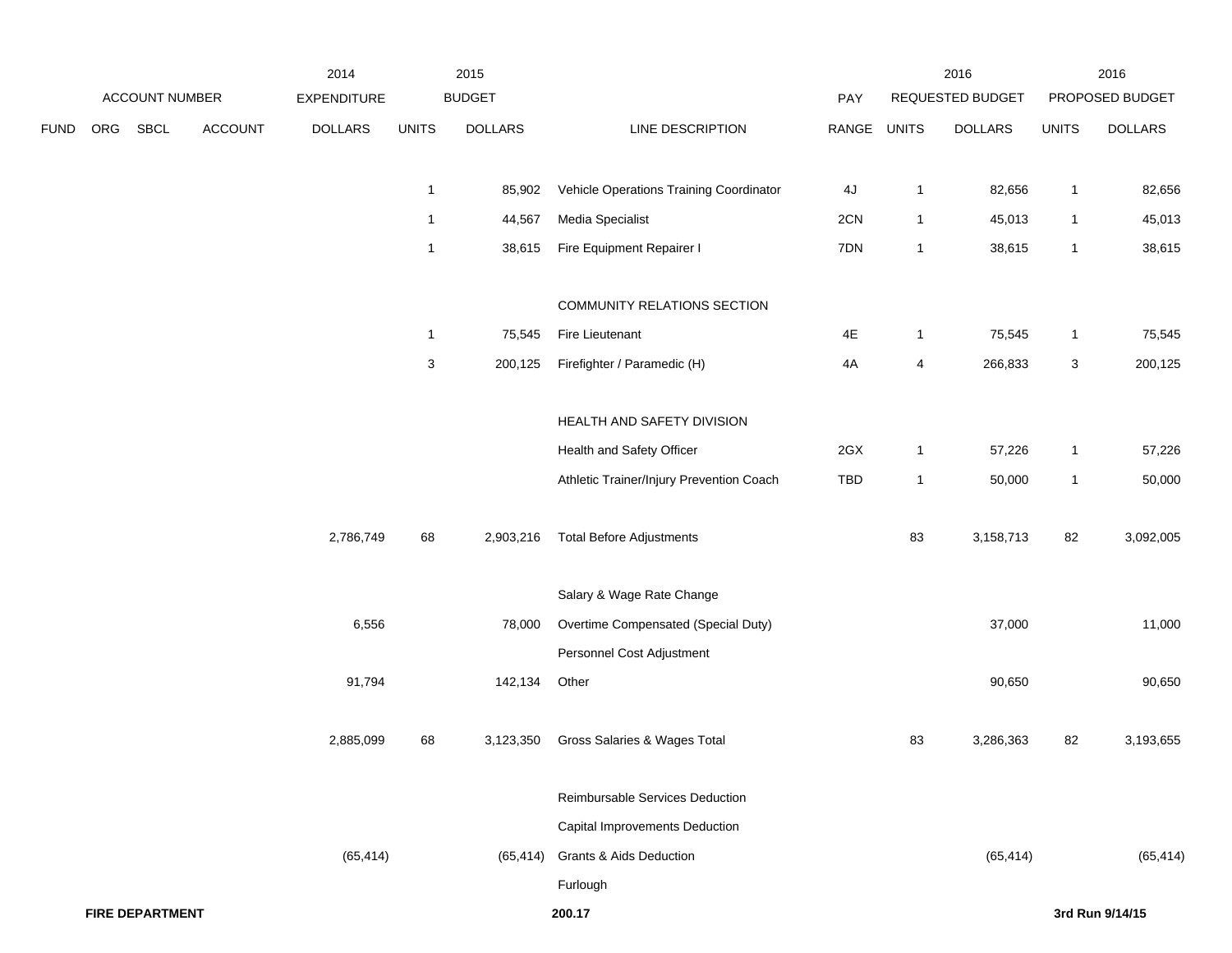| ACCOUNT NUMBER | | | | 2014 EXPENDITURE | 2015 BUDGET | | | PAY | 2016 REQUESTED BUDGET | | 2016 PROPOSED BUDGET | |
|---|---|---|---|---|---|---|---|---|---|---|---|---|
| FUND | ORG | SBCL | ACCOUNT | DOLLARS | UNITS | DOLLARS | LINE DESCRIPTION | RANGE | UNITS | DOLLARS | UNITS | DOLLARS |
| | | | | | 1 | 85,902 | Vehicle Operations Training Coordinator | 4J | 1 | 82,656 | 1 | 82,656 |
| | | | | | 1 | 44,567 | Media Specialist | 2CN | 1 | 45,013 | 1 | 45,013 |
| | | | | | 1 | 38,615 | Fire Equipment Repairer I | 7DN | 1 | 38,615 | 1 | 38,615 |
| | | | | | | | COMMUNITY RELATIONS SECTION | | | | | |
| | | | | | 1 | 75,545 | Fire Lieutenant | 4E | 1 | 75,545 | 1 | 75,545 |
| | | | | | 3 | 200,125 | Firefighter / Paramedic (H) | 4A | 4 | 266,833 | 3 | 200,125 |
| | | | | | | | HEALTH AND SAFETY DIVISION | | | | | |
| | | | | | | | Health and Safety Officer | 2GX | 1 | 57,226 | 1 | 57,226 |
| | | | | | | | Athletic Trainer/Injury Prevention Coach | TBD | 1 | 50,000 | 1 | 50,000 |
| | | | | 2,786,749 | 68 | 2,903,216 | Total Before Adjustments | | 83 | 3,158,713 | 82 | 3,092,005 |
| | | | | | | | Salary & Wage Rate Change | | | | | |
| | | | | 6,556 | | 78,000 | Overtime Compensated (Special Duty) | | | 37,000 | | 11,000 |
| | | | | | | | Personnel Cost Adjustment | | | | | |
| | | | | 91,794 | | 142,134 | Other | | | 90,650 | | 90,650 |
| | | | | 2,885,099 | 68 | 3,123,350 | Gross Salaries & Wages Total | | 83 | 3,286,363 | 82 | 3,193,655 |
| | | | | | | | Reimbursable Services Deduction | | | | | |
| | | | | | | | Capital Improvements Deduction | | | | | |
| | | | | (65,414) | | (65,414) | Grants & Aids Deduction | | | (65,414) | | (65,414) |
| | | | | | | | Furlough | | | | | |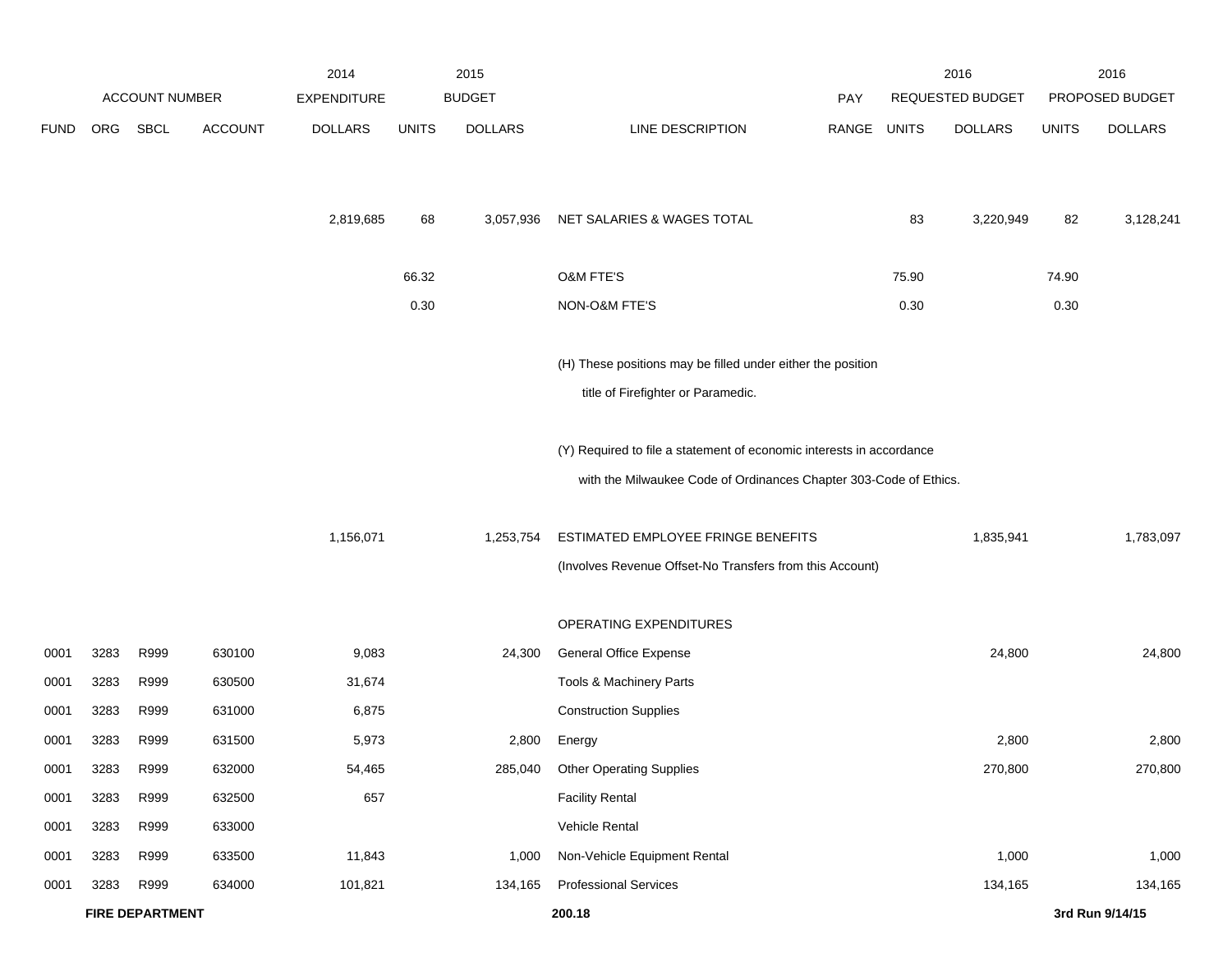| FUND | ORG | SBCL | ACCOUNT | 2014 EXPENDITURE DOLLARS | 2015 BUDGET UNITS | 2015 BUDGET DOLLARS | LINE DESCRIPTION | PAY RANGE | 2016 REQUESTED BUDGET UNITS | 2016 REQUESTED BUDGET DOLLARS | 2016 PROPOSED BUDGET UNITS | 2016 PROPOSED BUDGET DOLLARS |
|---|---|---|---|---|---|---|---|---|---|---|---|---|
| | | | | 2,819,685 | 68 | 3,057,936 | NET SALARIES & WAGES TOTAL | | 83 | 3,220,949 | 82 | 3,128,241 |
| | | | | | 66.32 | | O&M FTE'S | | 75.90 | | 74.90 | |
| | | | | | 0.30 | | NON-O&M FTE'S | | 0.30 | | 0.30 | |
| | | | | | | | (H) These positions may be filled under either the position title of Firefighter or Paramedic. | | | | | |
| | | | | | | | (Y) Required to file a statement of economic interests in accordance with the Milwaukee Code of Ordinances Chapter 303-Code of Ethics. | | | | | |
| | | | | 1,156,071 | | 1,253,754 | ESTIMATED EMPLOYEE FRINGE BENEFITS (Involves Revenue Offset-No Transfers from this Account) | | | 1,835,941 | | 1,783,097 |
| | | | | | | | OPERATING EXPENDITURES | | | | | |
| 0001 | 3283 | R999 | 630100 | 9,083 | | 24,300 | General Office Expense | | | 24,800 | | 24,800 |
| 0001 | 3283 | R999 | 630500 | 31,674 | | | Tools & Machinery Parts | | | | | |
| 0001 | 3283 | R999 | 631000 | 6,875 | | | Construction Supplies | | | | | |
| 0001 | 3283 | R999 | 631500 | 5,973 | | 2,800 | Energy | | | 2,800 | | 2,800 |
| 0001 | 3283 | R999 | 632000 | 54,465 | | 285,040 | Other Operating Supplies | | | 270,800 | | 270,800 |
| 0001 | 3283 | R999 | 632500 | 657 | | | Facility Rental | | | | | |
| 0001 | 3283 | R999 | 633000 | | | | Vehicle Rental | | | | | |
| 0001 | 3283 | R999 | 633500 | 11,843 | | 1,000 | Non-Vehicle Equipment Rental | | | 1,000 | | 1,000 |
| 0001 | 3283 | R999 | 634000 | 101,821 | | 134,165 | Professional Services | | | 134,165 | | 134,165 |

**FIRE DEPARTMENT** 200.18 3rd Run 9/14/15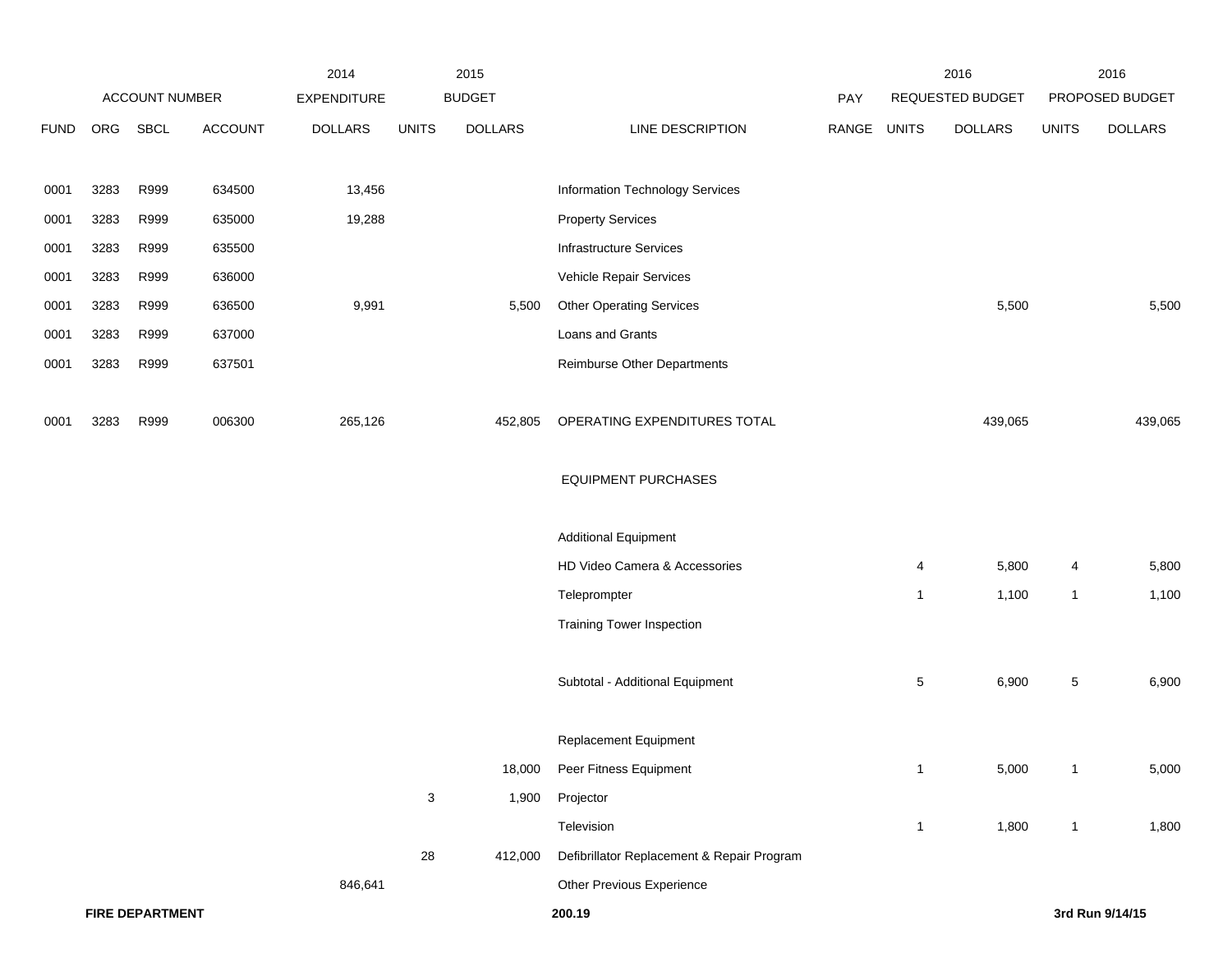| FUND | ORG | SBCL | ACCOUNT | 2014 EXPENDITURE DOLLARS | 2015 BUDGET UNITS | 2015 BUDGET DOLLARS | LINE DESCRIPTION | PAY RANGE | 2016 REQUESTED BUDGET UNITS | 2016 REQUESTED BUDGET DOLLARS | 2016 PROPOSED BUDGET UNITS | 2016 PROPOSED BUDGET DOLLARS |
|---|---|---|---|---|---|---|---|---|---|---|---|---|
| 0001 | 3283 | R999 | 634500 | 13,456 | | | Information Technology Services | | | | | |
| 0001 | 3283 | R999 | 635000 | 19,288 | | | Property Services | | | | | |
| 0001 | 3283 | R999 | 635500 | | | | Infrastructure Services | | | | | |
| 0001 | 3283 | R999 | 636000 | | | | Vehicle Repair Services | | | | | |
| 0001 | 3283 | R999 | 636500 | 9,991 | | 5,500 | Other Operating Services | | | 5,500 | | 5,500 |
| 0001 | 3283 | R999 | 637000 | | | | Loans and Grants | | | | | |
| 0001 | 3283 | R999 | 637501 | | | | Reimburse Other Departments | | | | | |
| 0001 | 3283 | R999 | 006300 | 265,126 | | 452,805 | OPERATING EXPENDITURES TOTAL | | | 439,065 | | 439,065 |
| | | | | | | | EQUIPMENT PURCHASES | | | | | |
| | | | | | | | Additional Equipment | | | | | |
| | | | | | | | HD Video Camera & Accessories | | 4 | 5,800 | 4 | 5,800 |
| | | | | | | | Teleprompter | | 1 | 1,100 | 1 | 1,100 |
| | | | | | | | Training Tower Inspection | | | | | |
| | | | | | | | Subtotal - Additional Equipment | | 5 | 6,900 | 5 | 6,900 |
| | | | | | | | Replacement Equipment | | | | | |
| | | | | | | 18,000 | Peer Fitness Equipment | | 1 | 5,000 | 1 | 5,000 |
| | | | | | 3 | 1,900 | Projector | | | | | |
| | | | | | | | Television | | 1 | 1,800 | 1 | 1,800 |
| | | | | | 28 | 412,000 | Defibrillator Replacement & Repair Program | | | | | |
| | | | | 846,641 | | | Other Previous Experience | | | | | |

**FIRE DEPARTMENT** **200.19** **3rd Run 9/14/15**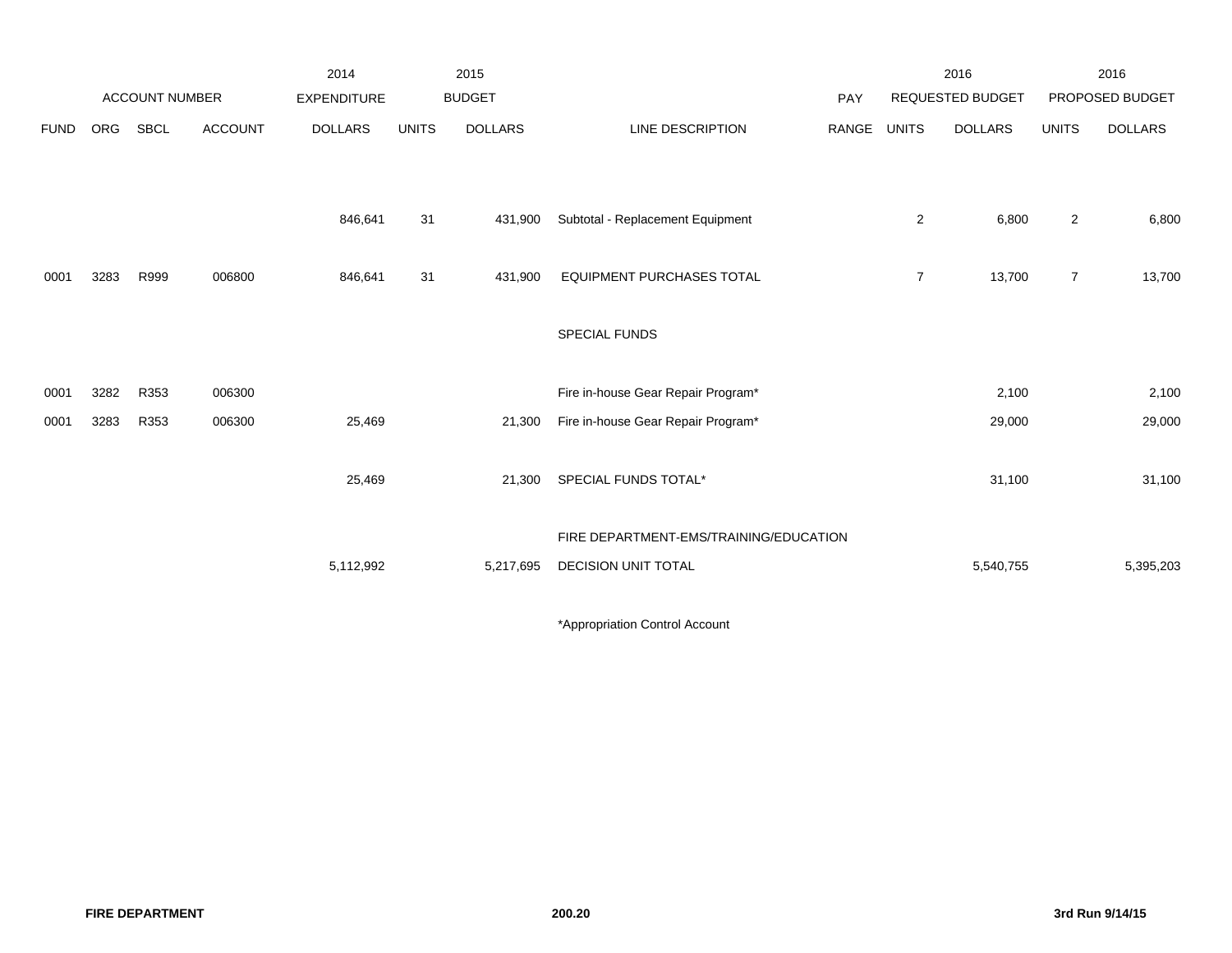| ACCOUNT NUMBER | | | | 2014 EXPENDITURE | 2015 BUDGET | | | PAY | 2016 REQUESTED BUDGET | | 2016 PROPOSED BUDGET | |
|---|---|---|---|---|---|---|---|---|---|---|---|---|
| FUND | ORG | SBCL | ACCOUNT | DOLLARS | UNITS | DOLLARS | LINE DESCRIPTION | RANGE | UNITS | DOLLARS | UNITS | DOLLARS |
| | | | | 846,641 | 31 | 431,900 | Subtotal - Replacement Equipment | | 2 | 6,800 | 2 | 6,800 |
| 0001 | 3283 | R999 | 006800 | 846,641 | 31 | 431,900 | EQUIPMENT PURCHASES TOTAL | | 7 | 13,700 | 7 | 13,700 |
| | | | | | | | SPECIAL FUNDS | | | | | |
| 0001 | 3282 | R353 | 006300 | | | | Fire in-house Gear Repair Program* | | | 2,100 | | 2,100 |
| 0001 | 3283 | R353 | 006300 | 25,469 | | 21,300 | Fire in-house Gear Repair Program* | | | 29,000 | | 29,000 |
| | | | | 25,469 | | 21,300 | SPECIAL FUNDS TOTAL* | | | 31,100 | | 31,100 |
| | | | | 5,112,992 | | 5,217,695 | FIRE DEPARTMENT-EMS/TRAINING/EDUCATION DECISION UNIT TOTAL | | | 5,540,755 | | 5,395,203 |

*Appropriation Control Account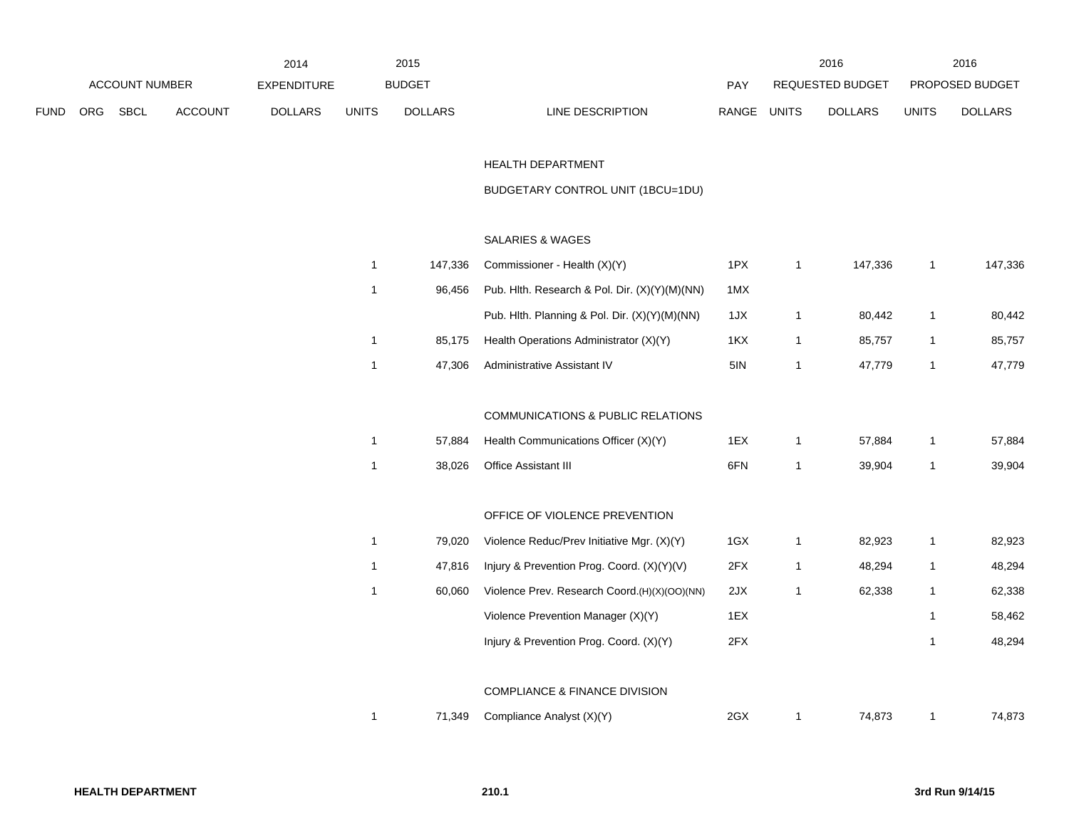| ACCOUNT NUMBER | | | | 2014 EXPENDITURE | 2015 BUDGET | | | PAY | 2016 REQUESTED BUDGET | | 2016 PROPOSED BUDGET | |
|---|---|---|---|---|---|---|---|---|---|---|---|---|
| FUND | ORG | SBCL | ACCOUNT | DOLLARS | UNITS | DOLLARS | LINE DESCRIPTION | RANGE | UNITS | DOLLARS | UNITS | DOLLARS |
| | | | | | | | HEALTH DEPARTMENT | | | | | |
| | | | | | | | BUDGETARY CONTROL UNIT (1BCU=1DU) | | | | | |
| | | | | | | | SALARIES & WAGES | | | | | |
| | | | | | 1 | 147,336 | Commissioner - Health (X)(Y) | 1PX | 1 | 147,336 | 1 | 147,336 |
| | | | | | 1 | 96,456 | Pub. Hlth. Research & Pol. Dir. (X)(Y)(M)(NN) | 1MX | | | | |
| | | | | | | | Pub. Hlth. Planning & Pol. Dir. (X)(Y)(M)(NN) | 1JX | 1 | 80,442 | 1 | 80,442 |
| | | | | | 1 | 85,175 | Health Operations Administrator (X)(Y) | 1KX | 1 | 85,757 | 1 | 85,757 |
| | | | | | 1 | 47,306 | Administrative Assistant IV | 5IN | 1 | 47,779 | 1 | 47,779 |
| | | | | | | | COMMUNICATIONS & PUBLIC RELATIONS | | | | | |
| | | | | | 1 | 57,884 | Health Communications Officer (X)(Y) | 1EX | 1 | 57,884 | 1 | 57,884 |
| | | | | | 1 | 38,026 | Office Assistant III | 6FN | 1 | 39,904 | 1 | 39,904 |
| | | | | | | | OFFICE OF VIOLENCE PREVENTION | | | | | |
| | | | | | 1 | 79,020 | Violence Reduc/Prev Initiative Mgr. (X)(Y) | 1GX | 1 | 82,923 | 1 | 82,923 |
| | | | | | 1 | 47,816 | Injury & Prevention Prog. Coord. (X)(Y)(V) | 2FX | 1 | 48,294 | 1 | 48,294 |
| | | | | | 1 | 60,060 | Violence Prev. Research Coord.(H)(X)(OO)(NN) | 2JX | 1 | 62,338 | 1 | 62,338 |
| | | | | | | | Violence Prevention Manager (X)(Y) | 1EX | | | 1 | 58,462 |
| | | | | | | | Injury & Prevention Prog. Coord. (X)(Y) | 2FX | | | 1 | 48,294 |
| | | | | | | | COMPLIANCE & FINANCE DIVISION | | | | | |
| | | | | | 1 | 71,349 | Compliance Analyst (X)(Y) | 2GX | 1 | 74,873 | 1 | 74,873 |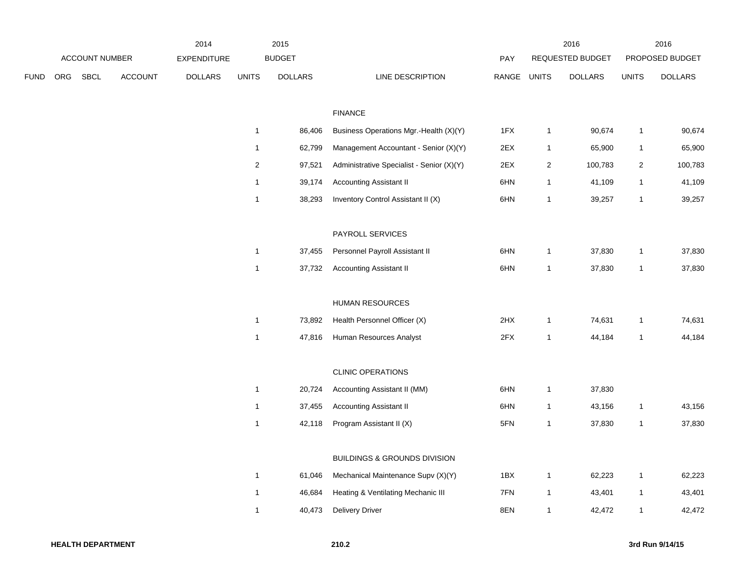| ACCOUNT NUMBER | | | | 2014 EXPENDITURE | 2015 BUDGET | | | PAY | 2016 REQUESTED BUDGET | | 2016 PROPOSED BUDGET | |
|---|---|---|---|---|---|---|---|---|---|---|---|---|
| FUND | ORG | SBCL | ACCOUNT | DOLLARS | UNITS | DOLLARS | LINE DESCRIPTION | RANGE | UNITS | DOLLARS | UNITS | DOLLARS |
| | | | | | | | FINANCE | | | | | |
| | | | | | 1 | 86,406 | Business Operations Mgr.-Health (X)(Y) | 1FX | 1 | 90,674 | 1 | 90,674 |
| | | | | | 1 | 62,799 | Management Accountant - Senior (X)(Y) | 2EX | 1 | 65,900 | 1 | 65,900 |
| | | | | | 2 | 97,521 | Administrative Specialist - Senior (X)(Y) | 2EX | 2 | 100,783 | 2 | 100,783 |
| | | | | | 1 | 39,174 | Accounting Assistant II | 6HN | 1 | 41,109 | 1 | 41,109 |
| | | | | | 1 | 38,293 | Inventory Control Assistant II (X) | 6HN | 1 | 39,257 | 1 | 39,257 |
| | | | | | | | PAYROLL SERVICES | | | | | |
| | | | | | 1 | 37,455 | Personnel Payroll Assistant II | 6HN | 1 | 37,830 | 1 | 37,830 |
| | | | | | 1 | 37,732 | Accounting Assistant II | 6HN | 1 | 37,830 | 1 | 37,830 |
| | | | | | | | HUMAN RESOURCES | | | | | |
| | | | | | 1 | 73,892 | Health Personnel Officer (X) | 2HX | 1 | 74,631 | 1 | 74,631 |
| | | | | | 1 | 47,816 | Human Resources Analyst | 2FX | 1 | 44,184 | 1 | 44,184 |
| | | | | | | | CLINIC OPERATIONS | | | | | |
| | | | | | 1 | 20,724 | Accounting Assistant II (MM) | 6HN | 1 | 37,830 | | |
| | | | | | 1 | 37,455 | Accounting Assistant II | 6HN | 1 | 43,156 | 1 | 43,156 |
| | | | | | 1 | 42,118 | Program Assistant II (X) | 5FN | 1 | 37,830 | 1 | 37,830 |
| | | | | | | | BUILDINGS & GROUNDS DIVISION | | | | | |
| | | | | | 1 | 61,046 | Mechanical Maintenance Supv (X)(Y) | 1BX | 1 | 62,223 | 1 | 62,223 |
| | | | | | 1 | 46,684 | Heating & Ventilating Mechanic III | 7FN | 1 | 43,401 | 1 | 43,401 |
| | | | | | 1 | 40,473 | Delivery Driver | 8EN | 1 | 42,472 | 1 | 42,472 |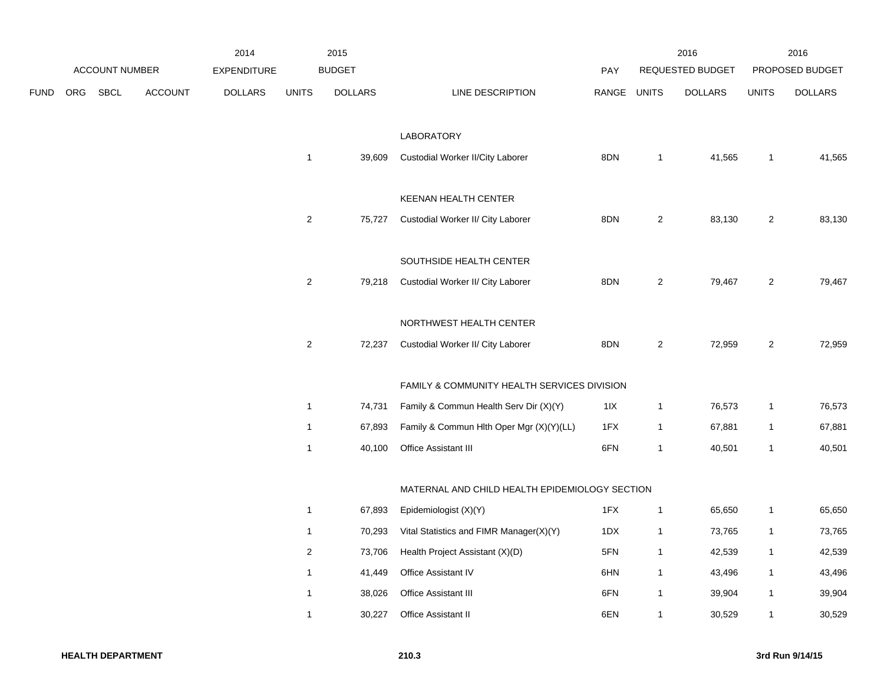| | ACCOUNT NUMBER | | | 2014 EXPENDITURE | 2015 BUDGET | | | PAY | 2016 REQUESTED BUDGET | | 2016 PROPOSED BUDGET | |
|---|---|---|---|---|---|---|---|---|---|---|---|---|
| FUND | ORG | SBCL | ACCOUNT | DOLLARS | UNITS | DOLLARS | LINE DESCRIPTION | RANGE | UNITS | DOLLARS | UNITS | DOLLARS |
| | | | | | | | LABORATORY | | | | | |
| | | | | | 1 | 39,609 | Custodial Worker II/City Laborer | 8DN | 1 | 41,565 | 1 | 41,565 |
| | | | | | | | KEENAN HEALTH CENTER | | | | | |
| | | | | | 2 | 75,727 | Custodial Worker II/ City Laborer | 8DN | 2 | 83,130 | 2 | 83,130 |
| | | | | | | | SOUTHSIDE HEALTH CENTER | | | | | |
| | | | | | 2 | 79,218 | Custodial Worker II/ City Laborer | 8DN | 2 | 79,467 | 2 | 79,467 |
| | | | | | | | NORTHWEST HEALTH CENTER | | | | | |
| | | | | | 2 | 72,237 | Custodial Worker II/ City Laborer | 8DN | 2 | 72,959 | 2 | 72,959 |
| | | | | | | | FAMILY & COMMUNITY HEALTH SERVICES DIVISION | | | | | |
| | | | | | 1 | 74,731 | Family & Commun Health Serv Dir (X)(Y) | 1IX | 1 | 76,573 | 1 | 76,573 |
| | | | | | 1 | 67,893 | Family & Commun Hlth Oper Mgr (X)(Y)(LL) | 1FX | 1 | 67,881 | 1 | 67,881 |
| | | | | | 1 | 40,100 | Office Assistant III | 6FN | 1 | 40,501 | 1 | 40,501 |
| | | | | | | | MATERNAL AND CHILD HEALTH EPIDEMIOLOGY SECTION | | | | | |
| | | | | | 1 | 67,893 | Epidemiologist (X)(Y) | 1FX | 1 | 65,650 | 1 | 65,650 |
| | | | | | 1 | 70,293 | Vital Statistics and FIMR Manager(X)(Y) | 1DX | 1 | 73,765 | 1 | 73,765 |
| | | | | | 2 | 73,706 | Health Project Assistant (X)(D) | 5FN | 1 | 42,539 | 1 | 42,539 |
| | | | | | 1 | 41,449 | Office Assistant IV | 6HN | 1 | 43,496 | 1 | 43,496 |
| | | | | | 1 | 38,026 | Office Assistant III | 6FN | 1 | 39,904 | 1 | 39,904 |
| | | | | | 1 | 30,227 | Office Assistant II | 6EN | 1 | 30,529 | 1 | 30,529 |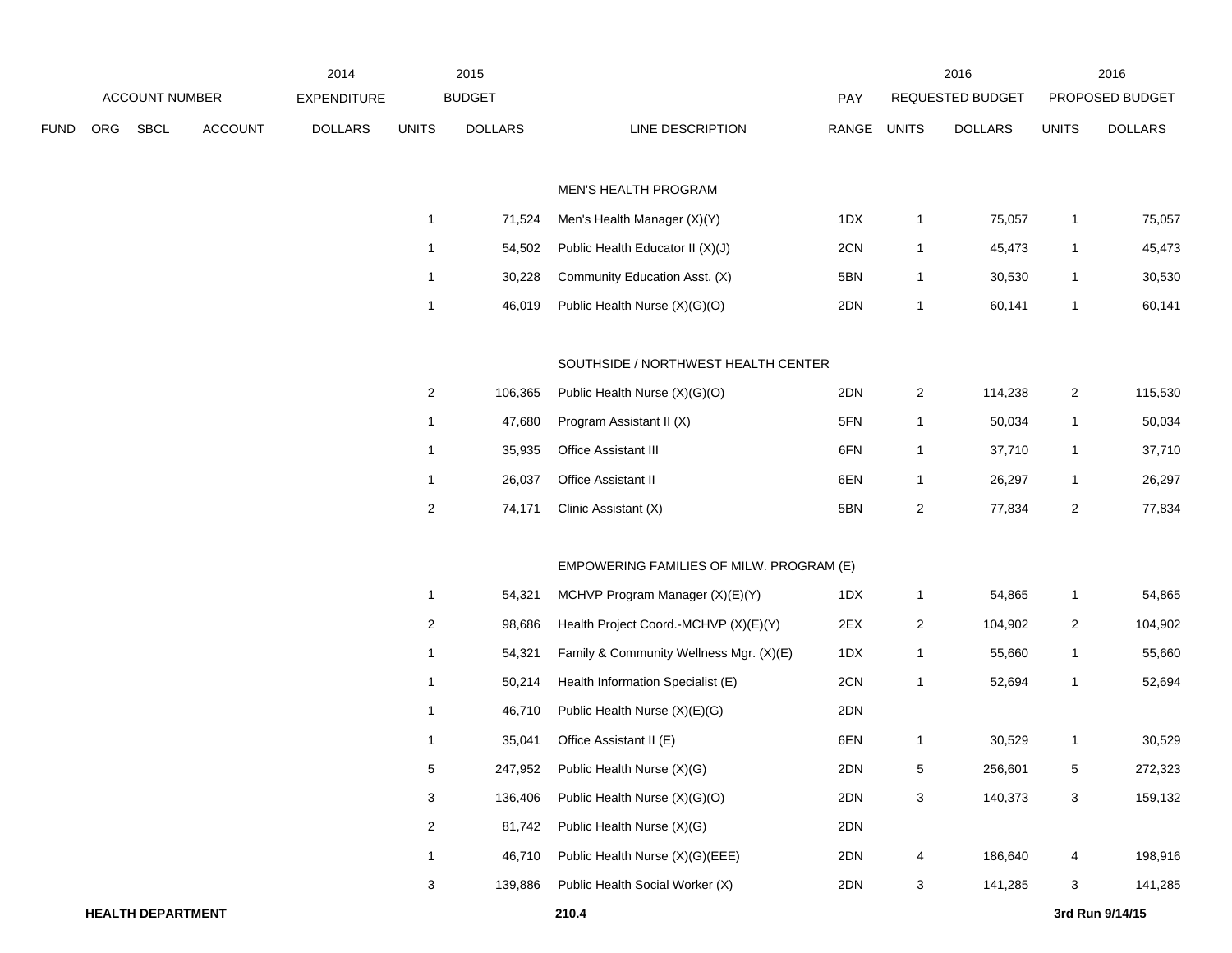| | ACCOUNT NUMBER | | | 2014 EXPENDITURE | 2015 BUDGET | | | PAY | 2016 REQUESTED BUDGET | | 2016 PROPOSED BUDGET | |
|---|---|---|---|---|---|---|---|---|---|---|---|---|
| FUND | ORG | SBCL | ACCOUNT | DOLLARS | UNITS | DOLLARS | LINE DESCRIPTION | RANGE | UNITS | DOLLARS | UNITS | DOLLARS |
| | | | | | | | MEN'S HEALTH PROGRAM | | | | | |
| | | | | | 1 | 71,524 | Men's Health Manager (X)(Y) | 1DX | 1 | 75,057 | 1 | 75,057 |
| | | | | | 1 | 54,502 | Public Health Educator II (X)(J) | 2CN | 1 | 45,473 | 1 | 45,473 |
| | | | | | 1 | 30,228 | Community Education Asst. (X) | 5BN | 1 | 30,530 | 1 | 30,530 |
| | | | | | 1 | 46,019 | Public Health Nurse (X)(G)(O) | 2DN | 1 | 60,141 | 1 | 60,141 |
| | | | | | | | SOUTHSIDE / NORTHWEST HEALTH CENTER | | | | | |
| | | | | | 2 | 106,365 | Public Health Nurse (X)(G)(O) | 2DN | 2 | 114,238 | 2 | 115,530 |
| | | | | | 1 | 47,680 | Program Assistant II (X) | 5FN | 1 | 50,034 | 1 | 50,034 |
| | | | | | 1 | 35,935 | Office Assistant III | 6FN | 1 | 37,710 | 1 | 37,710 |
| | | | | | 1 | 26,037 | Office Assistant II | 6EN | 1 | 26,297 | 1 | 26,297 |
| | | | | | 2 | 74,171 | Clinic Assistant (X) | 5BN | 2 | 77,834 | 2 | 77,834 |
| | | | | | | | EMPOWERING FAMILIES OF MILW. PROGRAM (E) | | | | | |
| | | | | | 1 | 54,321 | MCHVP Program Manager (X)(E)(Y) | 1DX | 1 | 54,865 | 1 | 54,865 |
| | | | | | 2 | 98,686 | Health Project Coord.-MCHVP (X)(E)(Y) | 2EX | 2 | 104,902 | 2 | 104,902 |
| | | | | | 1 | 54,321 | Family & Community Wellness Mgr. (X)(E) | 1DX | 1 | 55,660 | 1 | 55,660 |
| | | | | | 1 | 50,214 | Health Information Specialist (E) | 2CN | 1 | 52,694 | 1 | 52,694 |
| | | | | | 1 | 46,710 | Public Health Nurse (X)(E)(G) | 2DN | | | | |
| | | | | | 1 | 35,041 | Office Assistant II (E) | 6EN | 1 | 30,529 | 1 | 30,529 |
| | | | | | 5 | 247,952 | Public Health Nurse (X)(G) | 2DN | 5 | 256,601 | 5 | 272,323 |
| | | | | | 3 | 136,406 | Public Health Nurse (X)(G)(O) | 2DN | 3 | 140,373 | 3 | 159,132 |
| | | | | | 2 | 81,742 | Public Health Nurse (X)(G) | 2DN | | | | |
| | | | | | 1 | 46,710 | Public Health Nurse (X)(G)(EEE) | 2DN | 4 | 186,640 | 4 | 198,916 |
| | | | | | 3 | 139,886 | Public Health Social Worker (X) | 2DN | 3 | 141,285 | 3 | 141,285 |

**HEALTH DEPARTMENT**

**3rd Run 9/14/15**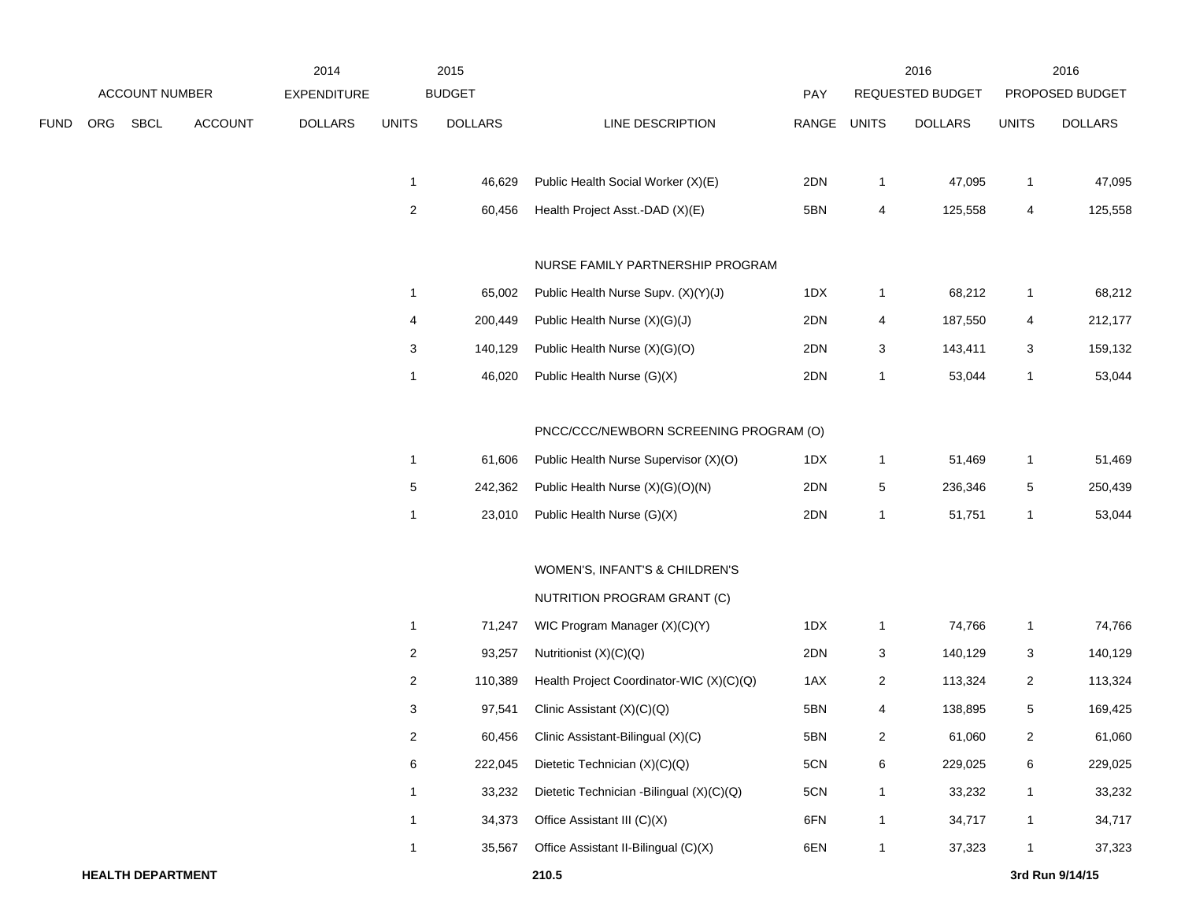| ACCOUNT NUMBER | | | | 2014 EXPENDITURE | 2015 BUDGET | | | PAY | 2016 REQUESTED BUDGET | | 2016 PROPOSED BUDGET | |
|---|---|---|---|---|---|---|---|---|---|---|---|---|
| FUND | ORG | SBCL | ACCOUNT | DOLLARS | UNITS | DOLLARS | LINE DESCRIPTION | RANGE | UNITS | DOLLARS | UNITS | DOLLARS |
| | | | | | 1 | 46,629 | Public Health Social Worker (X)(E) | 2DN | 1 | 47,095 | 1 | 47,095 |
| | | | | | 2 | 60,456 | Health Project Asst.-DAD (X)(E) | 5BN | 4 | 125,558 | 4 | 125,558 |
| | | | | | | | NURSE FAMILY PARTNERSHIP PROGRAM | | | | | |
| | | | | | 1 | 65,002 | Public Health Nurse Supv. (X)(Y)(J) | 1DX | 1 | 68,212 | 1 | 68,212 |
| | | | | | 4 | 200,449 | Public Health Nurse (X)(G)(J) | 2DN | 4 | 187,550 | 4 | 212,177 |
| | | | | | 3 | 140,129 | Public Health Nurse (X)(G)(O) | 2DN | 3 | 143,411 | 3 | 159,132 |
| | | | | | 1 | 46,020 | Public Health Nurse (G)(X) | 2DN | 1 | 53,044 | 1 | 53,044 |
| | | | | | | | PNCC/CCC/NEWBORN SCREENING PROGRAM (O) | | | | | |
| | | | | | 1 | 61,606 | Public Health Nurse Supervisor (X)(O) | 1DX | 1 | 51,469 | 1 | 51,469 |
| | | | | | 5 | 242,362 | Public Health Nurse (X)(G)(O)(N) | 2DN | 5 | 236,346 | 5 | 250,439 |
| | | | | | 1 | 23,010 | Public Health Nurse (G)(X) | 2DN | 1 | 51,751 | 1 | 53,044 |
| | | | | | | | WOMEN'S, INFANT'S & CHILDREN'S NUTRITION PROGRAM GRANT (C) | | | | | |
| | | | | | 1 | 71,247 | WIC Program Manager (X)(C)(Y) | 1DX | 1 | 74,766 | 1 | 74,766 |
| | | | | | 2 | 93,257 | Nutritionist (X)(C)(Q) | 2DN | 3 | 140,129 | 3 | 140,129 |
| | | | | | 2 | 110,389 | Health Project Coordinator-WIC (X)(C)(Q) | 1AX | 2 | 113,324 | 2 | 113,324 |
| | | | | | 3 | 97,541 | Clinic Assistant (X)(C)(Q) | 5BN | 4 | 138,895 | 5 | 169,425 |
| | | | | | 2 | 60,456 | Clinic Assistant-Bilingual (X)(C) | 5BN | 2 | 61,060 | 2 | 61,060 |
| | | | | | 6 | 222,045 | Dietetic Technician (X)(C)(Q) | 5CN | 6 | 229,025 | 6 | 229,025 |
| | | | | | 1 | 33,232 | Dietetic Technician -Bilingual (X)(C)(Q) | 5CN | 1 | 33,232 | 1 | 33,232 |
| | | | | | 1 | 34,373 | Office Assistant III (C)(X) | 6FN | 1 | 34,717 | 1 | 34,717 |
| | | | | | 1 | 35,567 | Office Assistant II-Bilingual (C)(X) | 6EN | 1 | 37,323 | 1 | 37,323 |

**HEALTH DEPARTMENT** **210.5** **3rd Run 9/14/15**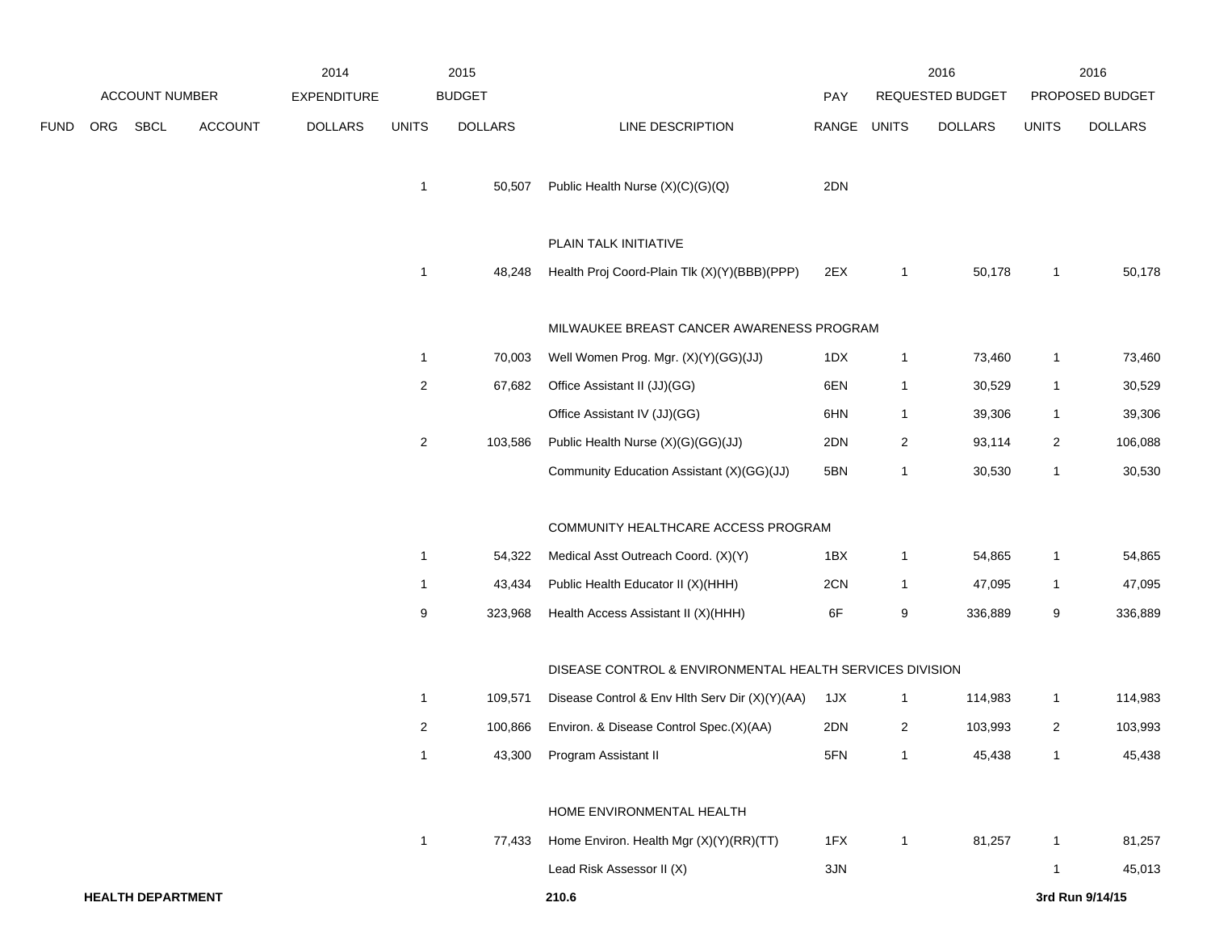| ACCOUNT NUMBER | | | | 2014 EXPENDITURE | 2015 BUDGET | | | PAY | 2016 REQUESTED BUDGET | | 2016 PROPOSED BUDGET | |
|---|---|---|---|---|---|---|---|---|---|---|---|---|
| FUND | ORG | SBCL | ACCOUNT | DOLLARS | UNITS | DOLLARS | LINE DESCRIPTION | RANGE | UNITS | DOLLARS | UNITS | DOLLARS |
| | | | | | 1 | 50,507 | Public Health Nurse (X)(C)(G)(Q) | 2DN | | | | |
| | | | | | | | PLAIN TALK INITIATIVE | | | | | |
| | | | | | 1 | 48,248 | Health Proj Coord-Plain Tlk (X)(Y)(BBB)(PPP) | 2EX | 1 | 50,178 | 1 | 50,178 |
| | | | | | | | MILWAUKEE BREAST CANCER AWARENESS PROGRAM | | | | | |
| | | | | | 1 | 70,003 | Well Women Prog. Mgr. (X)(Y)(GG)(JJ) | 1DX | 1 | 73,460 | 1 | 73,460 |
| | | | | | 2 | 67,682 | Office Assistant II (JJ)(GG) | 6EN | 1 | 30,529 | 1 | 30,529 |
| | | | | | | | Office Assistant IV (JJ)(GG) | 6HN | 1 | 39,306 | 1 | 39,306 |
| | | | | | 2 | 103,586 | Public Health Nurse (X)(G)(GG)(JJ) | 2DN | 2 | 93,114 | 2 | 106,088 |
| | | | | | | | Community Education Assistant (X)(GG)(JJ) | 5BN | 1 | 30,530 | 1 | 30,530 |
| | | | | | | | COMMUNITY HEALTHCARE ACCESS PROGRAM | | | | | |
| | | | | | 1 | 54,322 | Medical Asst Outreach Coord. (X)(Y) | 1BX | 1 | 54,865 | 1 | 54,865 |
| | | | | | 1 | 43,434 | Public Health Educator II (X)(HHH) | 2CN | 1 | 47,095 | 1 | 47,095 |
| | | | | | 9 | 323,968 | Health Access Assistant II (X)(HHH) | 6F | 9 | 336,889 | 9 | 336,889 |
| | | | | | | | DISEASE CONTROL & ENVIRONMENTAL HEALTH SERVICES DIVISION | | | | | |
| | | | | | 1 | 109,571 | Disease Control & Env Hlth Serv Dir (X)(Y)(AA) | 1JX | 1 | 114,983 | 1 | 114,983 |
| | | | | | 2 | 100,866 | Environ. & Disease Control Spec.(X)(AA) | 2DN | 2 | 103,993 | 2 | 103,993 |
| | | | | | 1 | 43,300 | Program Assistant II | 5FN | 1 | 45,438 | 1 | 45,438 |
| | | | | | | | HOME ENVIRONMENTAL HEALTH | | | | | |
| | | | | | 1 | 77,433 | Home Environ. Health Mgr (X)(Y)(RR)(TT) | 1FX | 1 | 81,257 | 1 | 81,257 |
| | | | | | | | Lead Risk Assessor II (X) | 3JN | | | 1 | 45,013 |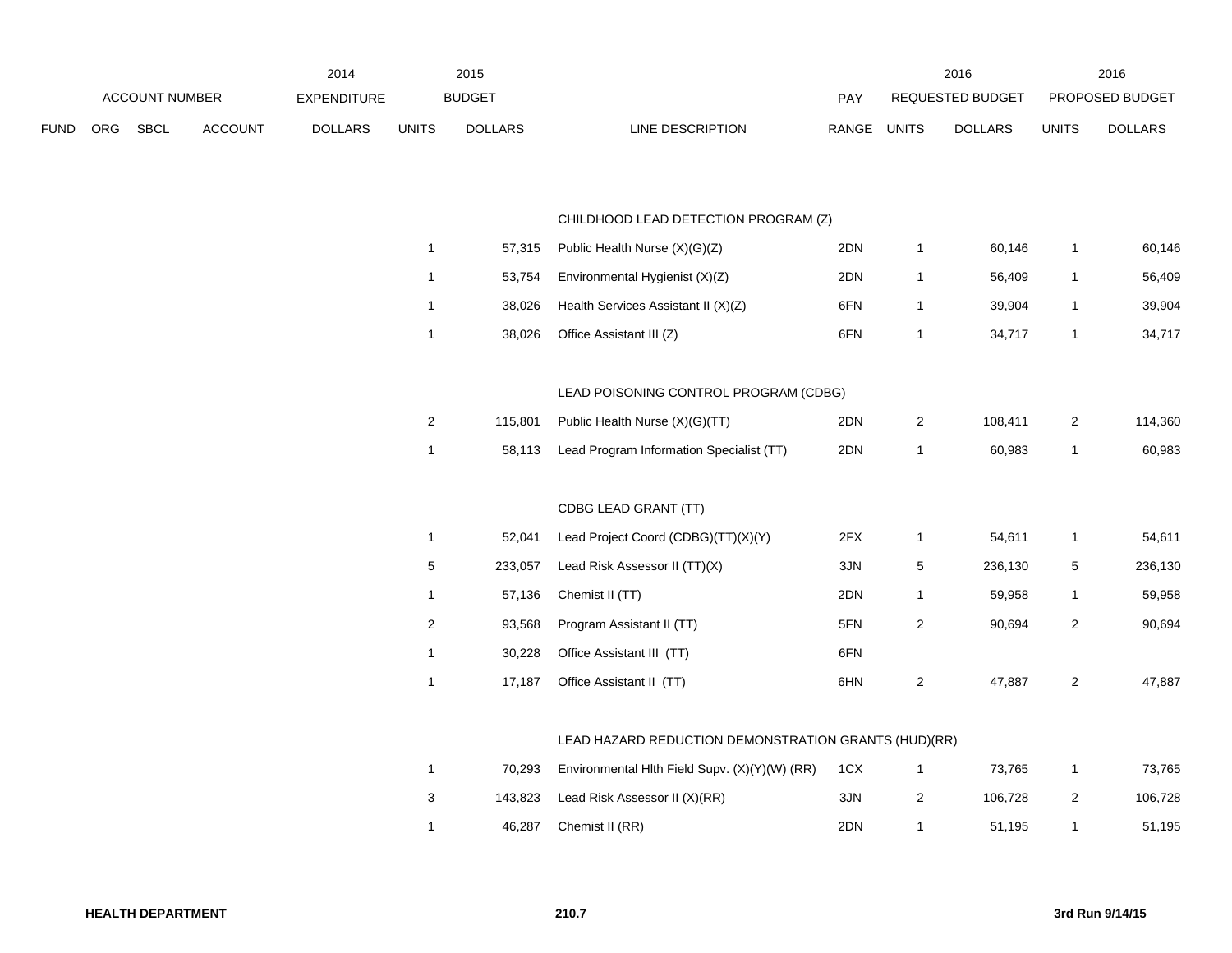| FUND | ORG | SBCL | ACCOUNT | 2014 EXPENDITURE DOLLARS | 2015 BUDGET UNITS | 2015 BUDGET DOLLARS | LINE DESCRIPTION | PAY RANGE | 2016 REQUESTED BUDGET UNITS | 2016 REQUESTED BUDGET DOLLARS | 2016 PROPOSED BUDGET UNITS | 2016 PROPOSED BUDGET DOLLARS |
|---|---|---|---|---|---|---|---|---|---|---|---|---|
| | | | | | | | CHILDHOOD LEAD DETECTION PROGRAM (Z) | | | | | |
| | | | | | 1 | 57,315 | Public Health Nurse (X)(G)(Z) | 2DN | 1 | 60,146 | 1 | 60,146 |
| | | | | | 1 | 53,754 | Environmental Hygienist (X)(Z) | 2DN | 1 | 56,409 | 1 | 56,409 |
| | | | | | 1 | 38,026 | Health Services Assistant II (X)(Z) | 6FN | 1 | 39,904 | 1 | 39,904 |
| | | | | | 1 | 38,026 | Office Assistant III (Z) | 6FN | 1 | 34,717 | 1 | 34,717 |
| | | | | | | | LEAD POISONING CONTROL PROGRAM (CDBG) | | | | | |
| | | | | | 2 | 115,801 | Public Health Nurse (X)(G)(TT) | 2DN | 2 | 108,411 | 2 | 114,360 |
| | | | | | 1 | 58,113 | Lead Program Information Specialist (TT) | 2DN | 1 | 60,983 | 1 | 60,983 |
| | | | | | | | CDBG LEAD GRANT (TT) | | | | | |
| | | | | | 1 | 52,041 | Lead Project Coord (CDBG)(TT)(X)(Y) | 2FX | 1 | 54,611 | 1 | 54,611 |
| | | | | | 5 | 233,057 | Lead Risk Assessor II (TT)(X) | 3JN | 5 | 236,130 | 5 | 236,130 |
| | | | | | 1 | 57,136 | Chemist II (TT) | 2DN | 1 | 59,958 | 1 | 59,958 |
| | | | | | 2 | 93,568 | Program Assistant II (TT) | 5FN | 2 | 90,694 | 2 | 90,694 |
| | | | | | 1 | 30,228 | Office Assistant III (TT) | 6FN | | | | |
| | | | | | 1 | 17,187 | Office Assistant II (TT) | 6HN | 2 | 47,887 | 2 | 47,887 |
| | | | | | | | LEAD HAZARD REDUCTION DEMONSTRATION GRANTS (HUD)(RR) | | | | | |
| | | | | | 1 | 70,293 | Environmental Hlth Field Supv. (X)(Y)(W) (RR) | 1CX | 1 | 73,765 | 1 | 73,765 |
| | | | | | 3 | 143,823 | Lead Risk Assessor II (X)(RR) | 3JN | 2 | 106,728 | 2 | 106,728 |
| | | | | | 1 | 46,287 | Chemist II (RR) | 2DN | 1 | 51,195 | 1 | 51,195 |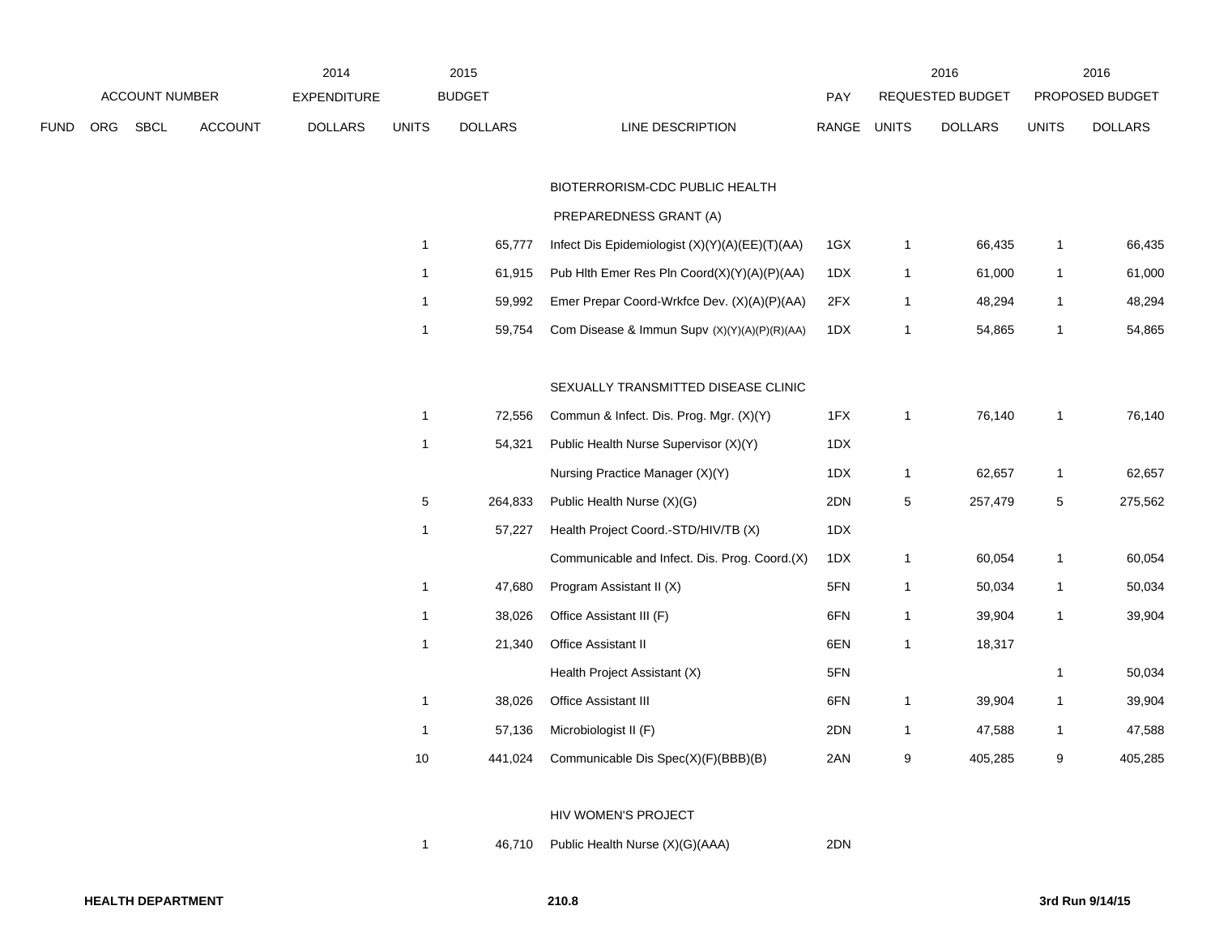| ACCOUNT NUMBER | | | | 2014 EXPENDITURE | 2015 BUDGET | | | PAY | 2016 REQUESTED BUDGET | | 2016 PROPOSED BUDGET | |
|---|---|---|---|---|---|---|---|---|---|---|---|---|
| FUND | ORG | SBCL | ACCOUNT | DOLLARS | UNITS | DOLLARS | LINE DESCRIPTION | RANGE | UNITS | DOLLARS | UNITS | DOLLARS |
| | | | | | | | BIOTERRORISM-CDC PUBLIC HEALTH | | | | | |
| | | | | | | | PREPAREDNESS GRANT (A) | | | | | |
| | | | | | 1 | 65,777 | Infect Dis Epidemiologist (X)(Y)(A)(EE)(T)(AA) | 1GX | 1 | 66,435 | 1 | 66,435 |
| | | | | | 1 | 61,915 | Pub Hlth Emer Res Pln Coord(X)(Y)(A)(P)(AA) | 1DX | 1 | 61,000 | 1 | 61,000 |
| | | | | | 1 | 59,992 | Emer Prepar Coord-Wrkfce Dev. (X)(A)(P)(AA) | 2FX | 1 | 48,294 | 1 | 48,294 |
| | | | | | 1 | 59,754 | Com Disease & Immun Supv (X)(Y)(A)(P)(R)(AA) | 1DX | 1 | 54,865 | 1 | 54,865 |
| | | | | | | | SEXUALLY TRANSMITTED DISEASE CLINIC | | | | | |
| | | | | | 1 | 72,556 | Commun & Infect. Dis. Prog. Mgr. (X)(Y) | 1FX | 1 | 76,140 | 1 | 76,140 |
| | | | | | 1 | 54,321 | Public Health Nurse Supervisor (X)(Y) | 1DX | | | | |
| | | | | | | | Nursing Practice Manager (X)(Y) | 1DX | 1 | 62,657 | 1 | 62,657 |
| | | | | | 5 | 264,833 | Public Health Nurse (X)(G) | 2DN | 5 | 257,479 | 5 | 275,562 |
| | | | | | 1 | 57,227 | Health Project Coord.-STD/HIV/TB (X) | 1DX | | | | |
| | | | | | | | Communicable and Infect. Dis. Prog. Coord.(X) | 1DX | 1 | 60,054 | 1 | 60,054 |
| | | | | | 1 | 47,680 | Program Assistant II (X) | 5FN | 1 | 50,034 | 1 | 50,034 |
| | | | | | 1 | 38,026 | Office Assistant III (F) | 6FN | 1 | 39,904 | 1 | 39,904 |
| | | | | | 1 | 21,340 | Office Assistant II | 6EN | 1 | 18,317 | | |
| | | | | | | | Health Project Assistant (X) | 5FN | | | 1 | 50,034 |
| | | | | | 1 | 38,026 | Office Assistant III | 6FN | 1 | 39,904 | 1 | 39,904 |
| | | | | | 1 | 57,136 | Microbiologist II (F) | 2DN | 1 | 47,588 | 1 | 47,588 |
| | | | | | 10 | 441,024 | Communicable Dis Spec(X)(F)(BBB)(B) | 2AN | 9 | 405,285 | 9 | 405,285 |
| | | | | | | | HIV WOMEN'S PROJECT | | | | | |
| | | | | | 1 | 46,710 | Public Health Nurse (X)(G)(AAA) | 2DN | | | | |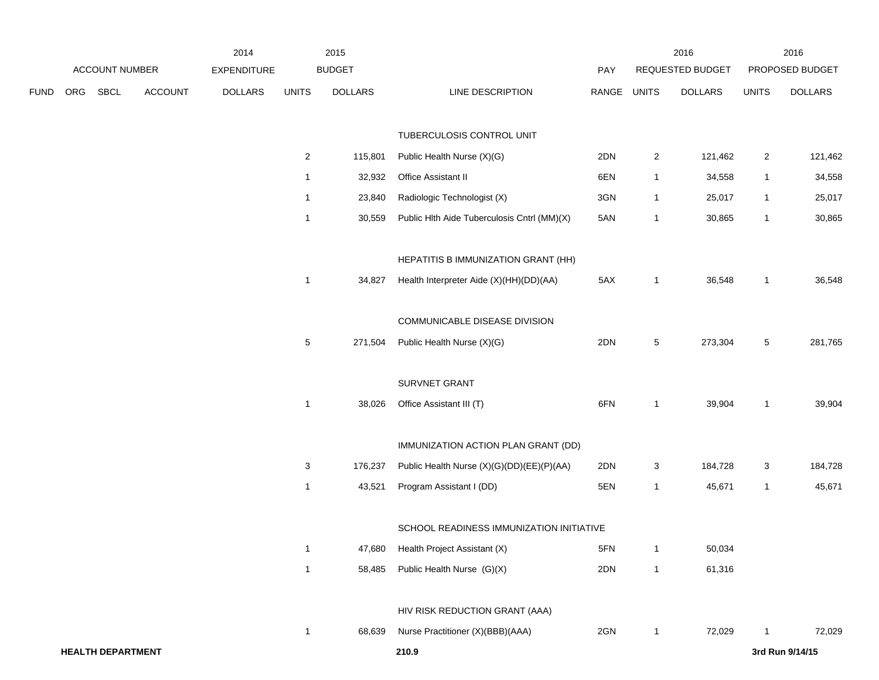| ACCOUNT NUMBER | | | | 2014 EXPENDITURE | 2015 BUDGET | | | PAY | 2016 REQUESTED BUDGET | | 2016 PROPOSED BUDGET | |
|---|---|---|---|---|---|---|---|---|---|---|---|---|
| FUND | ORG | SBCL | ACCOUNT | DOLLARS | UNITS | DOLLARS | LINE DESCRIPTION | RANGE | UNITS | DOLLARS | UNITS | DOLLARS |
| | | | | | | | TUBERCULOSIS CONTROL UNIT | | | | | |
| | | | | | 2 | 115,801 | Public Health Nurse (X)(G) | 2DN | 2 | 121,462 | 2 | 121,462 |
| | | | | | 1 | 32,932 | Office Assistant II | 6EN | 1 | 34,558 | 1 | 34,558 |
| | | | | | 1 | 23,840 | Radiologic Technologist (X) | 3GN | 1 | 25,017 | 1 | 25,017 |
| | | | | | 1 | 30,559 | Public Hlth Aide Tuberculosis Cntrl (MM)(X) | 5AN | 1 | 30,865 | 1 | 30,865 |
| | | | | | | | HEPATITIS B IMMUNIZATION GRANT (HH) | | | | | |
| | | | | | 1 | 34,827 | Health Interpreter Aide (X)(HH)(DD)(AA) | 5AX | 1 | 36,548 | 1 | 36,548 |
| | | | | | | | COMMUNICABLE DISEASE DIVISION | | | | | |
| | | | | | 5 | 271,504 | Public Health Nurse (X)(G) | 2DN | 5 | 273,304 | 5 | 281,765 |
| | | | | | | | SURVNET GRANT | | | | | |
| | | | | | 1 | 38,026 | Office Assistant III (T) | 6FN | 1 | 39,904 | 1 | 39,904 |
| | | | | | | | IMMUNIZATION ACTION PLAN GRANT (DD) | | | | | |
| | | | | | 3 | 176,237 | Public Health Nurse (X)(G)(DD)(EE)(P)(AA) | 2DN | 3 | 184,728 | 3 | 184,728 |
| | | | | | 1 | 43,521 | Program Assistant I (DD) | 5EN | 1 | 45,671 | 1 | 45,671 |
| | | | | | | | SCHOOL READINESS IMMUNIZATION INITIATIVE | | | | | |
| | | | | | 1 | 47,680 | Health Project Assistant (X) | 5FN | 1 | 50,034 | | |
| | | | | | 1 | 58,485 | Public Health Nurse (G)(X) | 2DN | 1 | 61,316 | | |
| | | | | | | | HIV RISK REDUCTION GRANT (AAA) | | | | | |
| | | | | | 1 | 68,639 | Nurse Practitioner (X)(BBB)(AAA) | 2GN | 1 | 72,029 | 1 | 72,029 |

**HEALTH DEPARTMENT** **210.9** **3rd Run 9/14/15**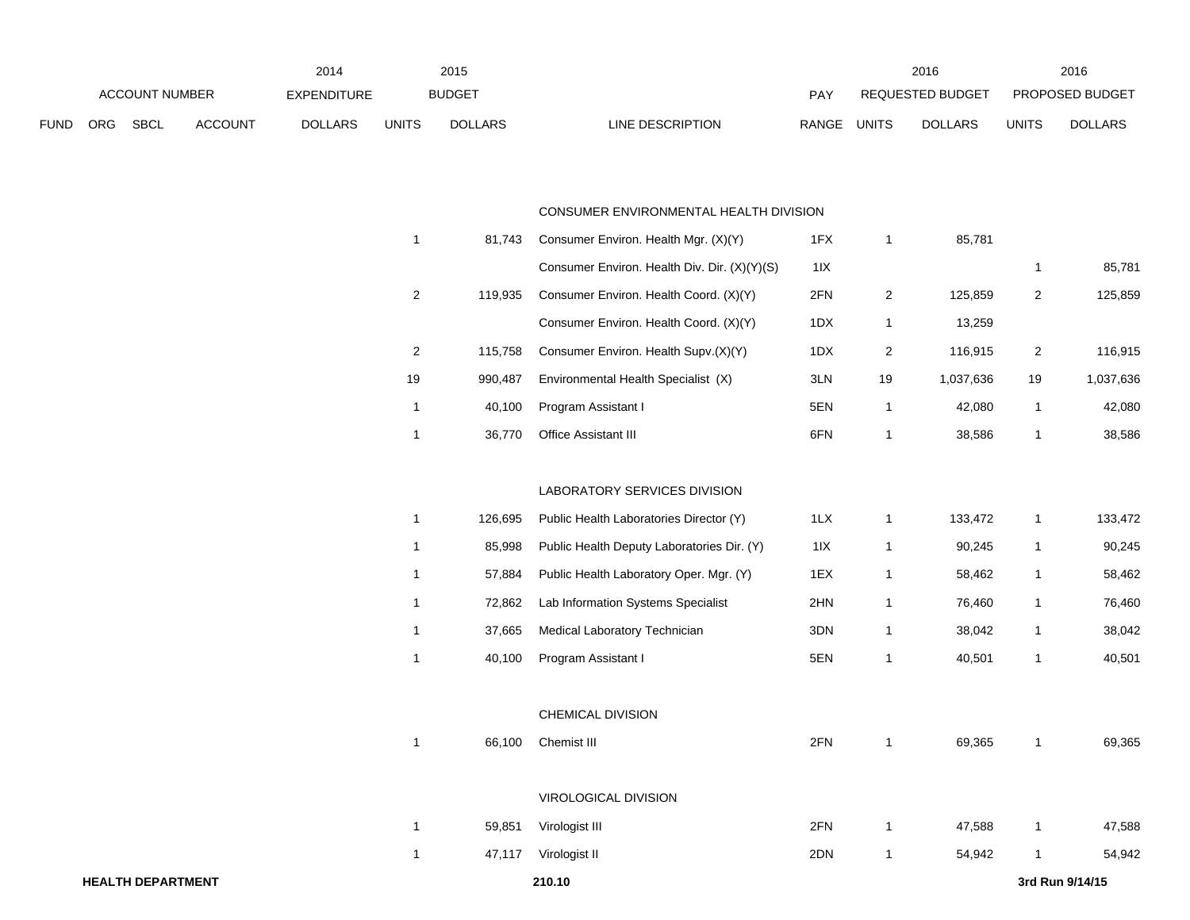| ACCOUNT NUMBER | | | | 2014 EXPENDITURE | 2015 BUDGET | | | PAY | 2016 REQUESTED BUDGET | | 2016 PROPOSED BUDGET | |
|---|---|---|---|---|---|---|---|---|---|---|---|---|
| FUND | ORG | SBCL | ACCOUNT | DOLLARS | UNITS | DOLLARS | LINE DESCRIPTION | RANGE | UNITS | DOLLARS | UNITS | DOLLARS |
| | | | | | | | CONSUMER ENVIRONMENTAL HEALTH DIVISION | | | | | |
| | | | | | 1 | 81,743 | Consumer Environ. Health Mgr. (X)(Y) | 1FX | 1 | 85,781 | | |
| | | | | | | | Consumer Environ. Health Div. Dir. (X)(Y)(S) | 1IX | | | 1 | 85,781 |
| | | | | | 2 | 119,935 | Consumer Environ. Health Coord. (X)(Y) | 2FN | 2 | 125,859 | 2 | 125,859 |
| | | | | | | | Consumer Environ. Health Coord. (X)(Y) | 1DX | 1 | 13,259 | | |
| | | | | | 2 | 115,758 | Consumer Environ. Health Supv.(X)(Y) | 1DX | 2 | 116,915 | 2 | 116,915 |
| | | | | | 19 | 990,487 | Environmental Health Specialist (X) | 3LN | 19 | 1,037,636 | 19 | 1,037,636 |
| | | | | | 1 | 40,100 | Program Assistant I | 5EN | 1 | 42,080 | 1 | 42,080 |
| | | | | | 1 | 36,770 | Office Assistant III | 6FN | 1 | 38,586 | 1 | 38,586 |
| | | | | | | | LABORATORY SERVICES DIVISION | | | | | |
| | | | | | 1 | 126,695 | Public Health Laboratories Director (Y) | 1LX | 1 | 133,472 | 1 | 133,472 |
| | | | | | 1 | 85,998 | Public Health Deputy Laboratories Dir. (Y) | 1IX | 1 | 90,245 | 1 | 90,245 |
| | | | | | 1 | 57,884 | Public Health Laboratory Oper. Mgr. (Y) | 1EX | 1 | 58,462 | 1 | 58,462 |
| | | | | | 1 | 72,862 | Lab Information Systems Specialist | 2HN | 1 | 76,460 | 1 | 76,460 |
| | | | | | 1 | 37,665 | Medical Laboratory Technician | 3DN | 1 | 38,042 | 1 | 38,042 |
| | | | | | 1 | 40,100 | Program Assistant I | 5EN | 1 | 40,501 | 1 | 40,501 |
| | | | | | | | CHEMICAL DIVISION | | | | | |
| | | | | | 1 | 66,100 | Chemist III | 2FN | 1 | 69,365 | 1 | 69,365 |
| | | | | | | | VIROLOGICAL DIVISION | | | | | |
| | | | | | 1 | 59,851 | Virologist III | 2FN | 1 | 47,588 | 1 | 47,588 |
| | | | | | 1 | 47,117 | Virologist II | 2DN | 1 | 54,942 | 1 | 54,942 |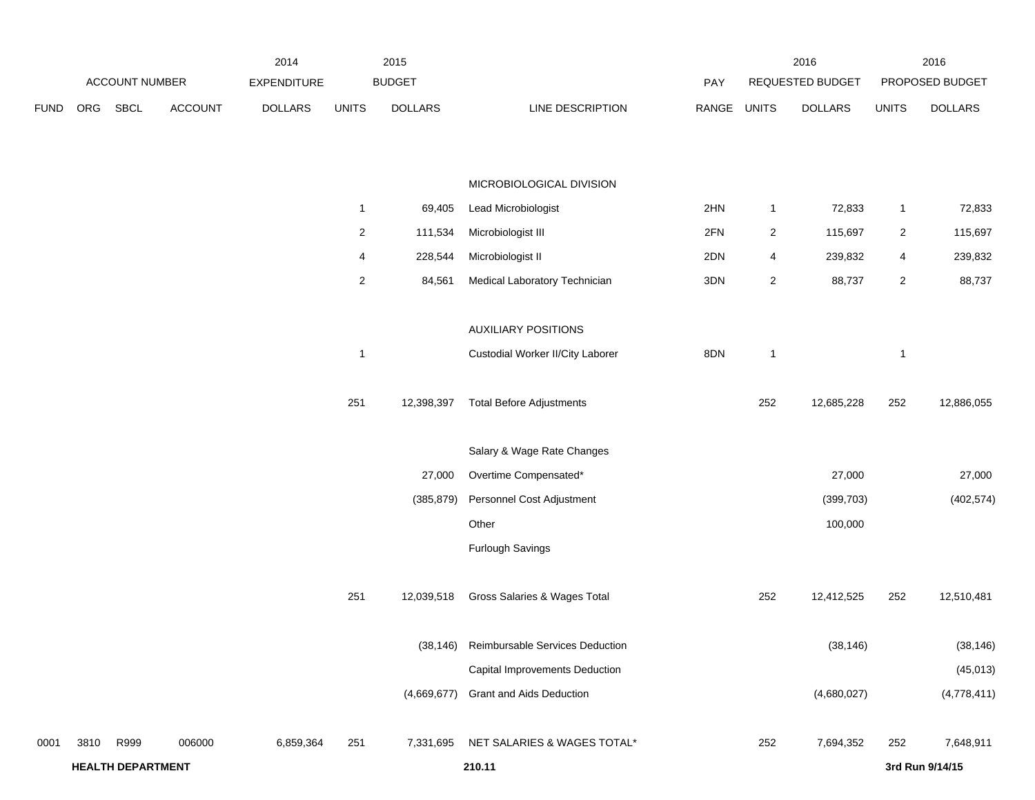| FUND | ORG | SBCL | ACCOUNT | 2014 EXPENDITURE DOLLARS | 2015 BUDGET UNITS | 2015 BUDGET DOLLARS | LINE DESCRIPTION | PAY RANGE | 2016 REQUESTED BUDGET UNITS | 2016 REQUESTED BUDGET DOLLARS | 2016 PROPOSED BUDGET UNITS | 2016 PROPOSED BUDGET DOLLARS |
|---|---|---|---|---|---|---|---|---|---|---|---|---|
| | | | | | | | MICROBIOLOGICAL DIVISION | | | | | |
| | | | | | 1 | 69,405 | Lead Microbiologist | 2HN | 1 | 72,833 | 1 | 72,833 |
| | | | | | 2 | 111,534 | Microbiologist III | 2FN | 2 | 115,697 | 2 | 115,697 |
| | | | | | 4 | 228,544 | Microbiologist II | 2DN | 4 | 239,832 | 4 | 239,832 |
| | | | | | 2 | 84,561 | Medical Laboratory Technician | 3DN | 2 | 88,737 | 2 | 88,737 |
| | | | | | | | AUXILIARY POSITIONS | | | | | |
| | | | | | 1 | | Custodial Worker II/City Laborer | 8DN | 1 | | 1 | |
| | | | | | 251 | 12,398,397 | Total Before Adjustments | | 252 | 12,685,228 | 252 | 12,886,055 |
| | | | | | | | Salary & Wage Rate Changes | | | | | |
| | | | | | | 27,000 | Overtime Compensated* | | | 27,000 | | 27,000 |
| | | | | | | (385,879) | Personnel Cost Adjustment | | | (399,703) | | (402,574) |
| | | | | | | | Other | | | 100,000 | | |
| | | | | | | | Furlough Savings | | | | | |
| | | | | | 251 | 12,039,518 | Gross Salaries & Wages Total | | 252 | 12,412,525 | 252 | 12,510,481 |
| | | | | | | (38,146) | Reimbursable Services Deduction | | | (38,146) | | (38,146) |
| | | | | | | | Capital Improvements Deduction | | | | | (45,013) |
| | | | | | | (4,669,677) | Grant and Aids Deduction | | | (4,680,027) | | (4,778,411) |
| 0001 | 3810 | R999 | 006000 | 6,859,364 | 251 | 7,331,695 | NET SALARIES & WAGES TOTAL* | | 252 | 7,694,352 | 252 | 7,648,911 |

**HEALTH DEPARTMENT** **210.11** **3rd Run 9/14/15**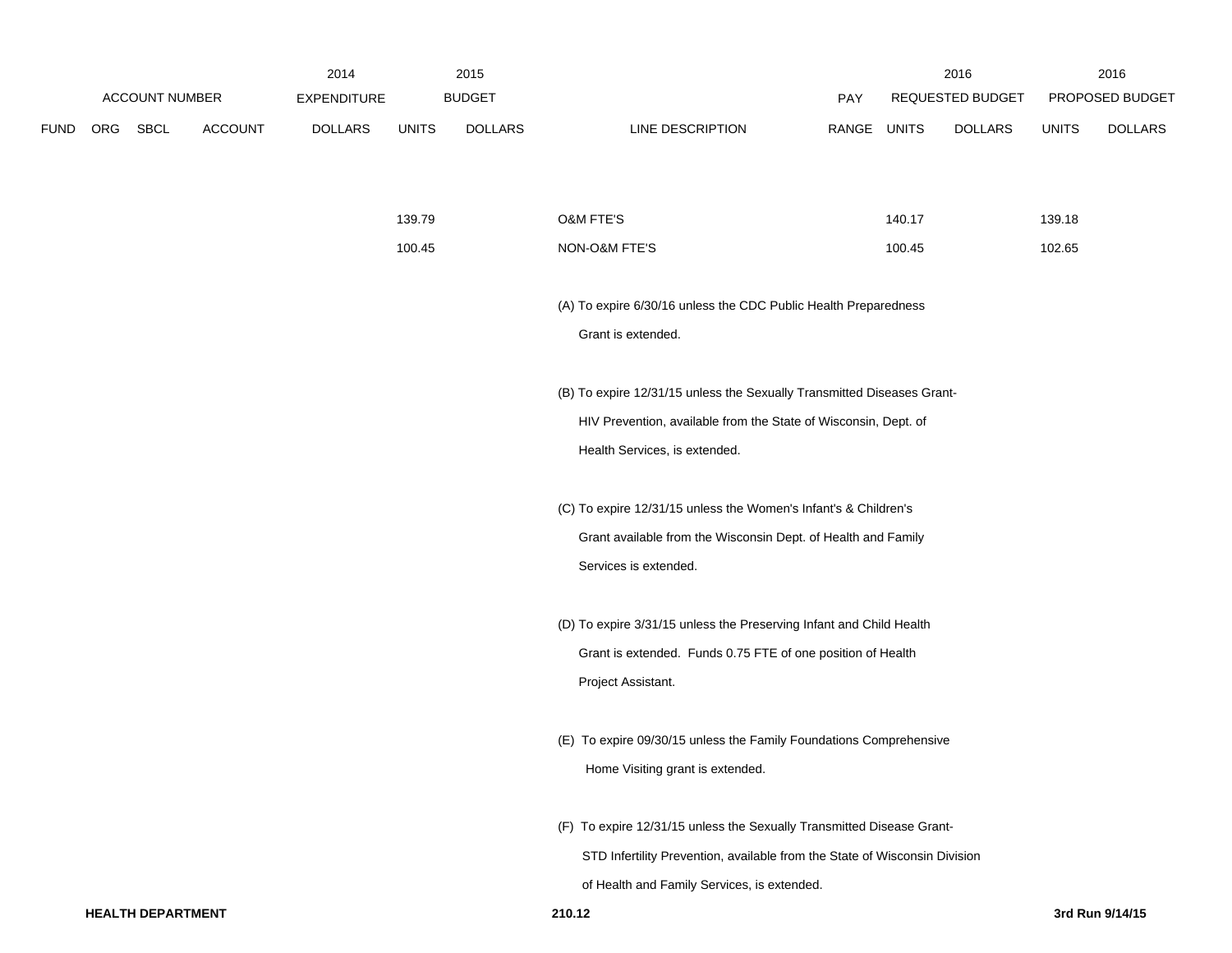| | | | | 2014 | | 2015 | | | | 2016 | | 2016 |
|---|---|---|---|---|---|---|---|---|---|---|---|---|
| | ACCOUNT NUMBER | | | EXPENDITURE | | BUDGET | | PAY | | REQUESTED BUDGET | | PROPOSED BUDGET |
| FUND | ORG | SBCL | ACCOUNT | DOLLARS | UNITS | DOLLARS | LINE DESCRIPTION | RANGE | UNITS | DOLLARS | UNITS | DOLLARS |
| | | | | | 139.79 | | O&M FTE'S | | 140.17 | | 139.18 | |
| | | | | | 100.45 | | NON-O&M FTE'S | | 100.45 | | 102.65 | |

(A) To expire 6/30/16 unless the CDC Public Health Preparedness Grant is extended.

(B) To expire 12/31/15 unless the Sexually Transmitted Diseases Grant-HIV Prevention, available from the State of Wisconsin, Dept. of Health Services, is extended.

(C) To expire 12/31/15 unless the Women's Infant's & Children's Grant available from the Wisconsin Dept. of Health and Family Services is extended.

(D) To expire 3/31/15 unless the Preserving Infant and Child Health Grant is extended. Funds 0.75 FTE of one position of Health Project Assistant.

(E) To expire 09/30/15 unless the Family Foundations Comprehensive Home Visiting grant is extended.

(F) To expire 12/31/15 unless the Sexually Transmitted Disease Grant-STD Infertility Prevention, available from the State of Wisconsin Division of Health and Family Services, is extended.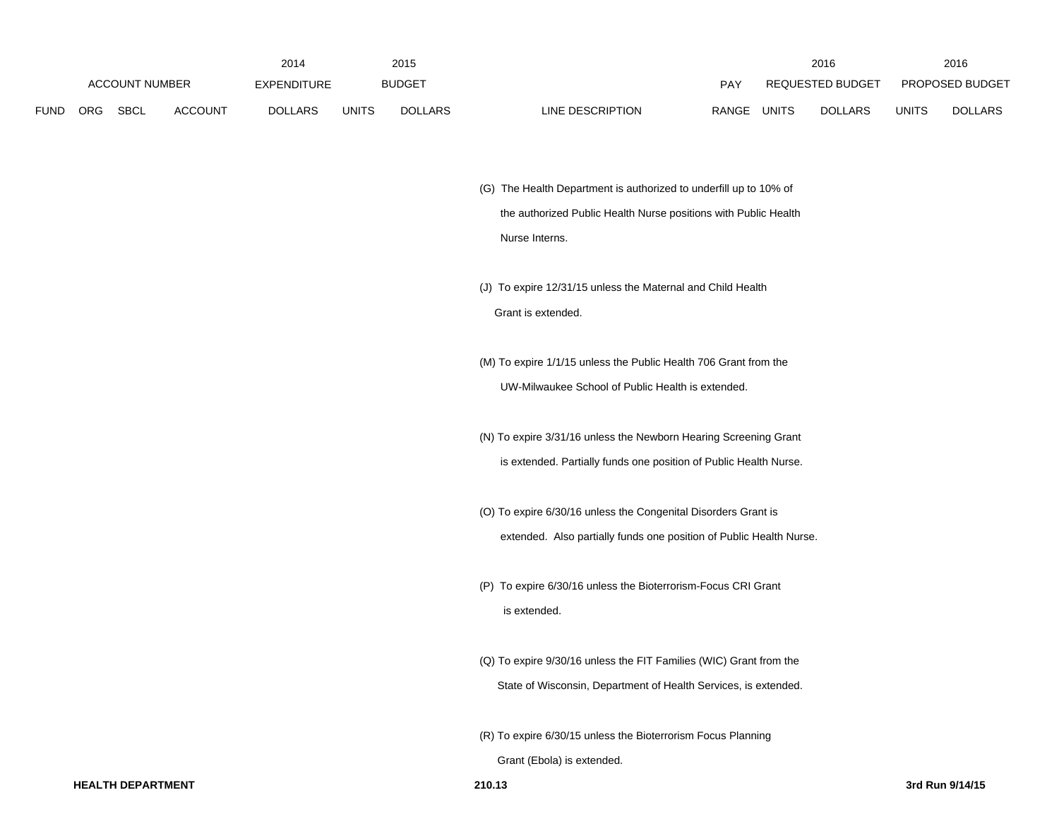| ACCOUNT NUMBER | | | | 2014 EXPENDITURE | 2015 BUDGET | | | PAY | 2016 REQUESTED BUDGET | | 2016 PROPOSED BUDGET | |
|---|---|---|---|---|---|---|---|---|---|---|---|---|
| FUND | ORG | SBCL | ACCOUNT | DOLLARS | UNITS | DOLLARS | LINE DESCRIPTION | RANGE | UNITS | DOLLARS | UNITS | DOLLARS |

(G) The Health Department is authorized to underfill up to 10% of the authorized Public Health Nurse positions with Public Health Nurse Interns.

(J) To expire 12/31/15 unless the Maternal and Child Health Grant is extended.

(M) To expire 1/1/15 unless the Public Health 706 Grant from the UW-Milwaukee School of Public Health is extended.

(N) To expire 3/31/16 unless the Newborn Hearing Screening Grant is extended. Partially funds one position of Public Health Nurse.

(O) To expire 6/30/16 unless the Congenital Disorders Grant is extended. Also partially funds one position of Public Health Nurse.

(P) To expire 6/30/16 unless the Bioterrorism-Focus CRI Grant is extended.

(Q) To expire 9/30/16 unless the FIT Families (WIC) Grant from the State of Wisconsin, Department of Health Services, is extended.

(R) To expire 6/30/15 unless the Bioterrorism Focus Planning Grant (Ebola) is extended.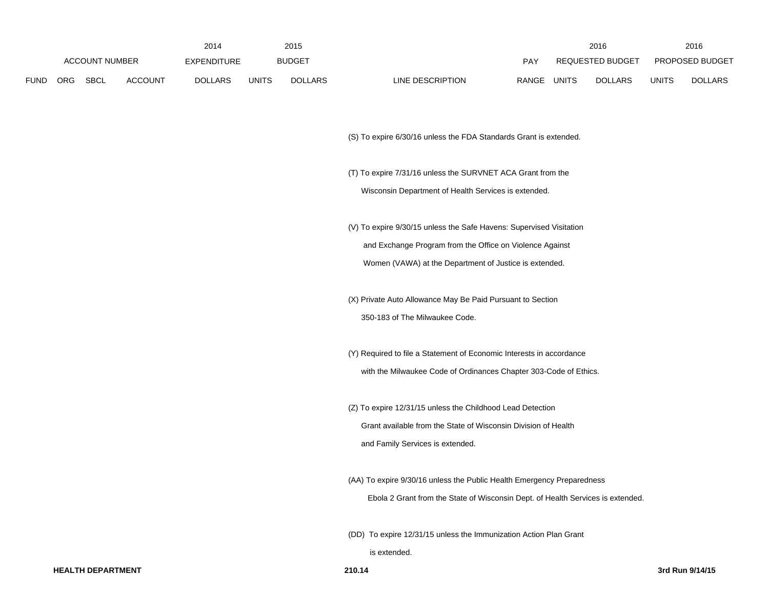| ACCOUNT NUMBER | | | | 2014 EXPENDITURE | 2015 BUDGET | | | PAY | 2016 REQUESTED BUDGET | | 2016 PROPOSED BUDGET | |
|---|---|---|---|---|---|---|---|---|---|---|---|---|
| FUND | ORG | SBCL | ACCOUNT | DOLLARS | UNITS | DOLLARS | LINE DESCRIPTION | RANGE | UNITS | DOLLARS | UNITS | DOLLARS |

(S) To expire 6/30/16 unless the FDA Standards Grant is extended.

(T) To expire 7/31/16 unless the SURVNET ACA Grant from the Wisconsin Department of Health Services is extended.

(V) To expire 9/30/15 unless the Safe Havens: Supervised Visitation and Exchange Program from the Office on Violence Against Women (VAWA) at the Department of Justice is extended.

(X) Private Auto Allowance May Be Paid Pursuant to Section 350-183 of The Milwaukee Code.

(Y) Required to file a Statement of Economic Interests in accordance with the Milwaukee Code of Ordinances Chapter 303-Code of Ethics.

(Z) To expire 12/31/15 unless the Childhood Lead Detection Grant available from the State of Wisconsin Division of Health and Family Services is extended.

(AA) To expire 9/30/16 unless the Public Health Emergency Preparedness Ebola 2 Grant from the State of Wisconsin Dept. of Health Services is extended.

(DD) To expire 12/31/15 unless the Immunization Action Plan Grant is extended.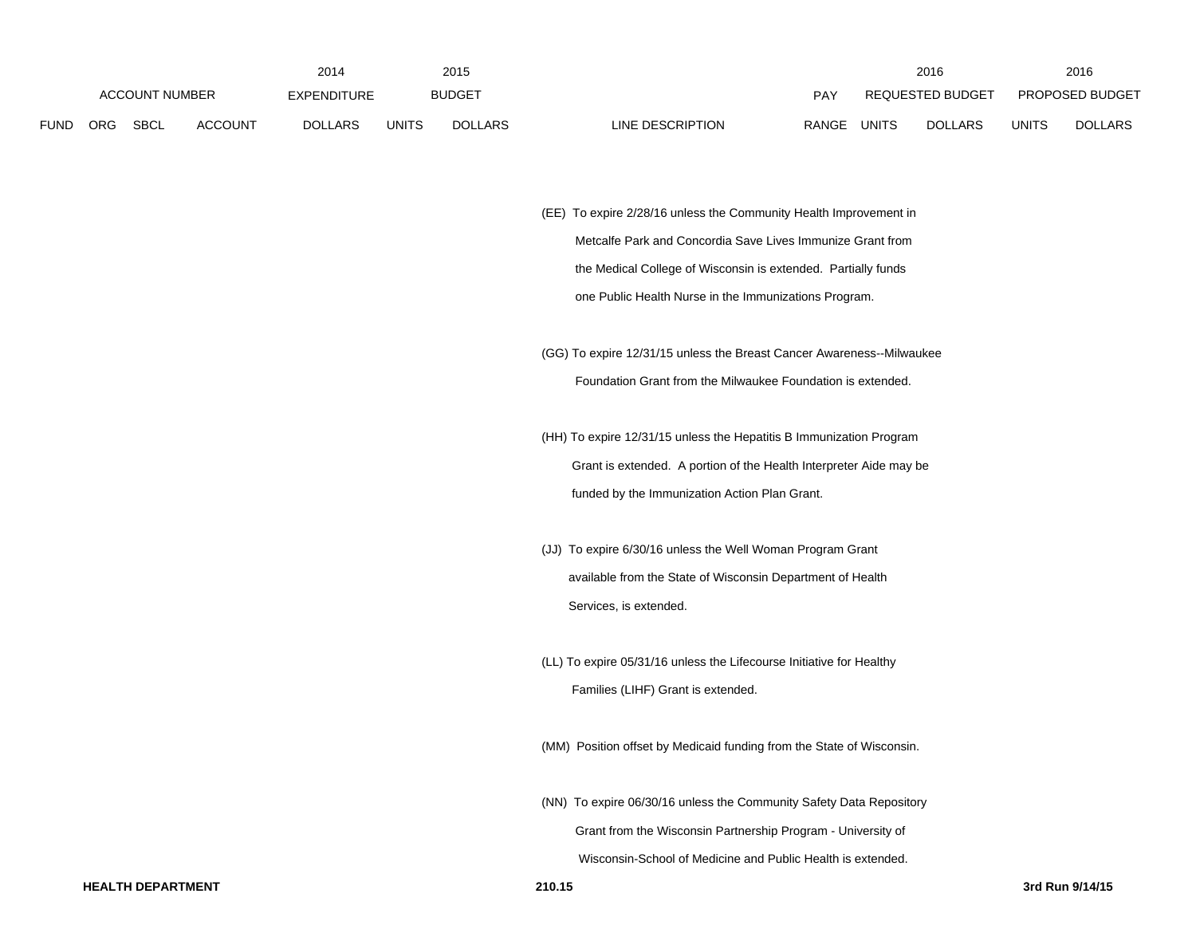| ACCOUNT NUMBER | | | | 2014 EXPENDITURE | 2015 BUDGET | | | PAY | 2016 REQUESTED BUDGET | | 2016 PROPOSED BUDGET | |
|---|---|---|---|---|---|---|---|---|---|---|---|---|
| FUND | ORG | SBCL | ACCOUNT | DOLLARS | UNITS | DOLLARS | LINE DESCRIPTION | RANGE | UNITS | DOLLARS | UNITS | DOLLARS |

(EE) To expire 2/28/16 unless the Community Health Improvement in Metcalfe Park and Concordia Save Lives Immunize Grant from the Medical College of Wisconsin is extended. Partially funds one Public Health Nurse in the Immunizations Program.

(GG) To expire 12/31/15 unless the Breast Cancer Awareness--Milwaukee Foundation Grant from the Milwaukee Foundation is extended.

(HH) To expire 12/31/15 unless the Hepatitis B Immunization Program Grant is extended. A portion of the Health Interpreter Aide may be funded by the Immunization Action Plan Grant.

(JJ) To expire 6/30/16 unless the Well Woman Program Grant available from the State of Wisconsin Department of Health Services, is extended.

(LL) To expire 05/31/16 unless the Lifecourse Initiative for Healthy Families (LIHF) Grant is extended.

(MM) Position offset by Medicaid funding from the State of Wisconsin.

(NN) To expire 06/30/16 unless the Community Safety Data Repository Grant from the Wisconsin Partnership Program - University of Wisconsin-School of Medicine and Public Health is extended.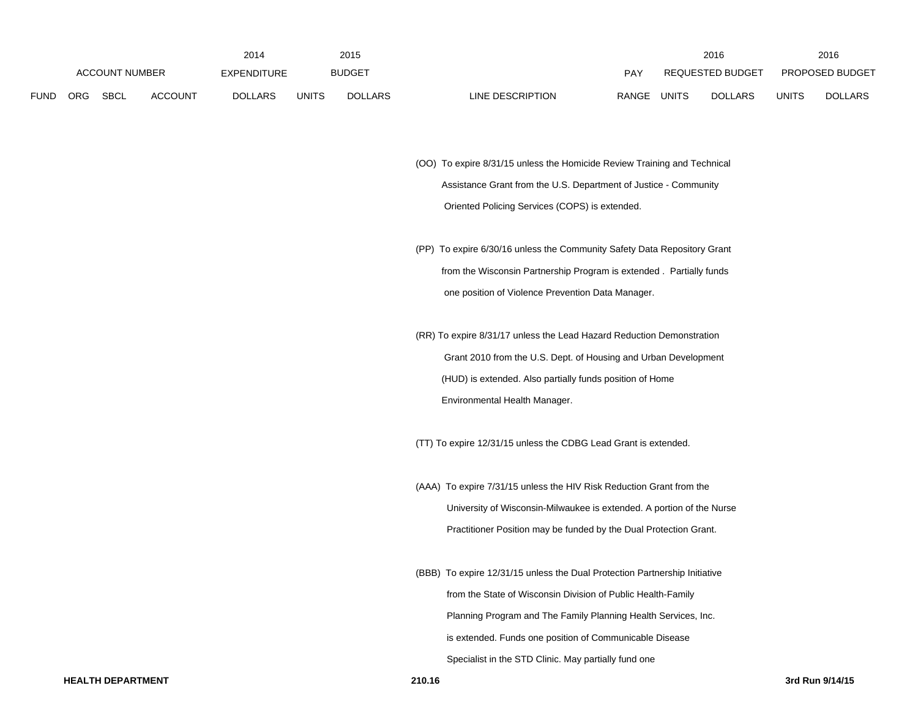| ACCOUNT NUMBER | | | | 2014 EXPENDITURE | 2015 BUDGET | | | PAY | 2016 REQUESTED BUDGET | | 2016 PROPOSED BUDGET | |
|---|---|---|---|---|---|---|---|---|---|---|---|---|
| FUND | ORG | SBCL | ACCOUNT | DOLLARS | UNITS | DOLLARS | LINE DESCRIPTION | RANGE | UNITS | DOLLARS | UNITS | DOLLARS |

(OO) To expire 8/31/15 unless the Homicide Review Training and Technical Assistance Grant from the U.S. Department of Justice - Community Oriented Policing Services (COPS) is extended.

(PP) To expire 6/30/16 unless the Community Safety Data Repository Grant from the Wisconsin Partnership Program is extended . Partially funds one position of Violence Prevention Data Manager.

(RR) To expire 8/31/17 unless the Lead Hazard Reduction Demonstration Grant 2010 from the U.S. Dept. of Housing and Urban Development (HUD) is extended. Also partially funds position of Home Environmental Health Manager.

(TT) To expire 12/31/15 unless the CDBG Lead Grant is extended.

(AAA) To expire 7/31/15 unless the HIV Risk Reduction Grant from the University of Wisconsin-Milwaukee is extended. A portion of the Nurse Practitioner Position may be funded by the Dual Protection Grant.

(BBB) To expire 12/31/15 unless the Dual Protection Partnership Initiative from the State of Wisconsin Division of Public Health-Family Planning Program and The Family Planning Health Services, Inc. is extended. Funds one position of Communicable Disease Specialist in the STD Clinic. May partially fund one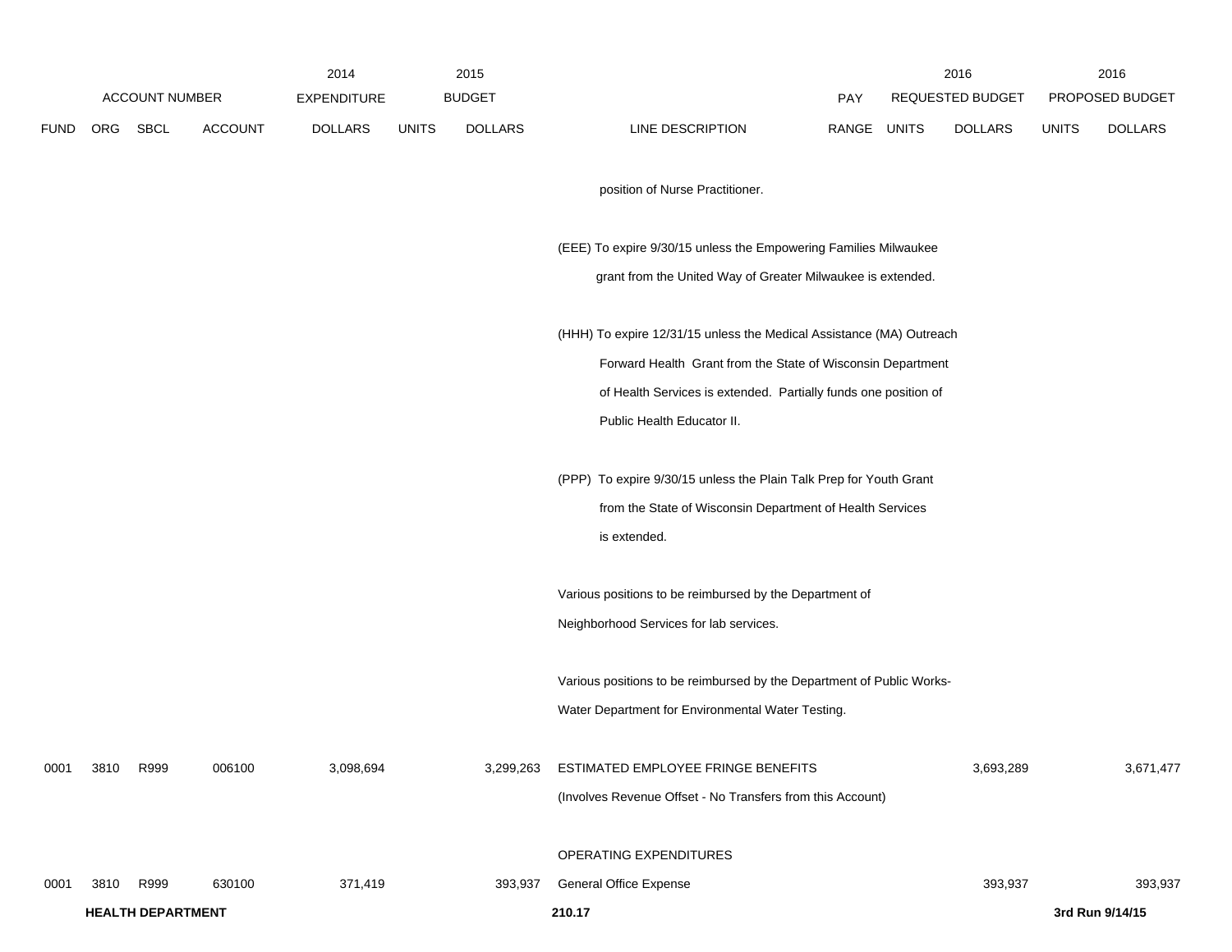| ACCOUNT NUMBER | | | | 2014 EXPENDITURE | 2015 BUDGET | | | PAY | 2016 REQUESTED BUDGET | | 2016 PROPOSED BUDGET | |
|---|---|---|---|---|---|---|---|---|---|---|---|---|
| FUND | ORG | SBCL | ACCOUNT | DOLLARS | UNITS | DOLLARS | LINE DESCRIPTION | RANGE | UNITS | DOLLARS | UNITS | DOLLARS |
| | | | | | | | position of Nurse Practitioner. | | | | | |
| | | | | | | | (EEE) To expire 9/30/15 unless the Empowering Families Milwaukee grant from the United Way of Greater Milwaukee is extended. | | | | | |
| | | | | | | | (HHH) To expire 12/31/15 unless the Medical Assistance (MA) Outreach Forward Health Grant from the State of Wisconsin Department of Health Services is extended. Partially funds one position of Public Health Educator II. | | | | | |
| | | | | | | | (PPP) To expire 9/30/15 unless the Plain Talk Prep for Youth Grant from the State of Wisconsin Department of Health Services is extended. | | | | | |
| | | | | | | | Various positions to be reimbursed by the Department of Neighborhood Services for lab services. | | | | | |
| | | | | | | | Various positions to be reimbursed by the Department of Public Works-Water Department for Environmental Water Testing. | | | | | |
| 0001 | 3810 | R999 | 006100 | 3,098,694 | | 3,299,263 | ESTIMATED EMPLOYEE FRINGE BENEFITS | | | 3,693,289 | | 3,671,477 |
| | | | | | | | (Involves Revenue Offset - No Transfers from this Account) | | | | | |
| | | | | | | | OPERATING EXPENDITURES | | | | | |
| 0001 | 3810 | R999 | 630100 | 371,419 | | 393,937 | General Office Expense | | | 393,937 | | 393,937 |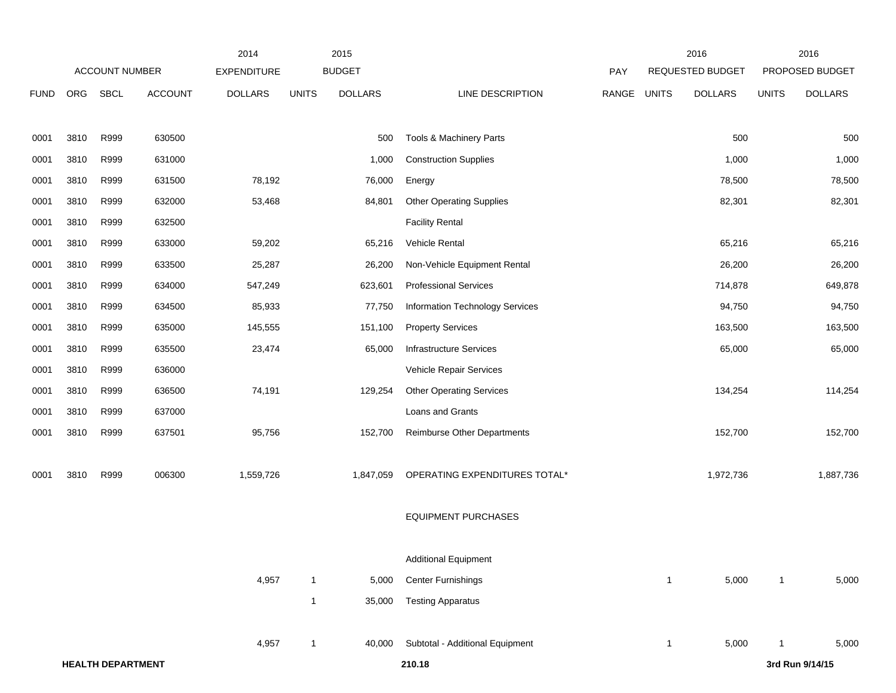| FUND | ORG | SBCL | ACCOUNT | 2014 EXPENDITURE DOLLARS | 2015 BUDGET UNITS | 2015 BUDGET DOLLARS | LINE DESCRIPTION | PAY RANGE | 2016 REQUESTED BUDGET UNITS | 2016 REQUESTED BUDGET DOLLARS | 2016 PROPOSED BUDGET UNITS | 2016 PROPOSED BUDGET DOLLARS |
|---|---|---|---|---|---|---|---|---|---|---|---|---|
| 0001 | 3810 | R999 | 630500 | | | 500 | Tools & Machinery Parts | | | 500 | | 500 |
| 0001 | 3810 | R999 | 631000 | | | 1,000 | Construction Supplies | | | 1,000 | | 1,000 |
| 0001 | 3810 | R999 | 631500 | 78,192 | | 76,000 | Energy | | | 78,500 | | 78,500 |
| 0001 | 3810 | R999 | 632000 | 53,468 | | 84,801 | Other Operating Supplies | | | 82,301 | | 82,301 |
| 0001 | 3810 | R999 | 632500 | | | | Facility Rental | | | | | |
| 0001 | 3810 | R999 | 633000 | 59,202 | | 65,216 | Vehicle Rental | | | 65,216 | | 65,216 |
| 0001 | 3810 | R999 | 633500 | 25,287 | | 26,200 | Non-Vehicle Equipment Rental | | | 26,200 | | 26,200 |
| 0001 | 3810 | R999 | 634000 | 547,249 | | 623,601 | Professional Services | | | 714,878 | | 649,878 |
| 0001 | 3810 | R999 | 634500 | 85,933 | | 77,750 | Information Technology Services | | | 94,750 | | 94,750 |
| 0001 | 3810 | R999 | 635000 | 145,555 | | 151,100 | Property Services | | | 163,500 | | 163,500 |
| 0001 | 3810 | R999 | 635500 | 23,474 | | 65,000 | Infrastructure Services | | | 65,000 | | 65,000 |
| 0001 | 3810 | R999 | 636000 | | | | Vehicle Repair Services | | | | | |
| 0001 | 3810 | R999 | 636500 | 74,191 | | 129,254 | Other Operating Services | | | 134,254 | | 114,254 |
| 0001 | 3810 | R999 | 637000 | | | | Loans and Grants | | | | | |
| 0001 | 3810 | R999 | 637501 | 95,756 | | 152,700 | Reimburse Other Departments | | | 152,700 | | 152,700 |
| 0001 | 3810 | R999 | 006300 | 1,559,726 | | 1,847,059 | OPERATING EXPENDITURES TOTAL* | | | 1,972,736 | | 1,887,736 |
| | | | | | | | EQUIPMENT PURCHASES | | | | | |
| | | | | | | | Additional Equipment | | | | | |
| | | | | 4,957 | 1 | 5,000 | Center Furnishings | | 1 | 5,000 | 1 | 5,000 |
| | | | | | 1 | 35,000 | Testing Apparatus | | | | | |
| | | | | 4,957 | 1 | 40,000 | Subtotal - Additional Equipment | | 1 | 5,000 | 1 | 5,000 |

**HEALTH DEPARTMENT** **210.18** **3rd Run 9/14/15**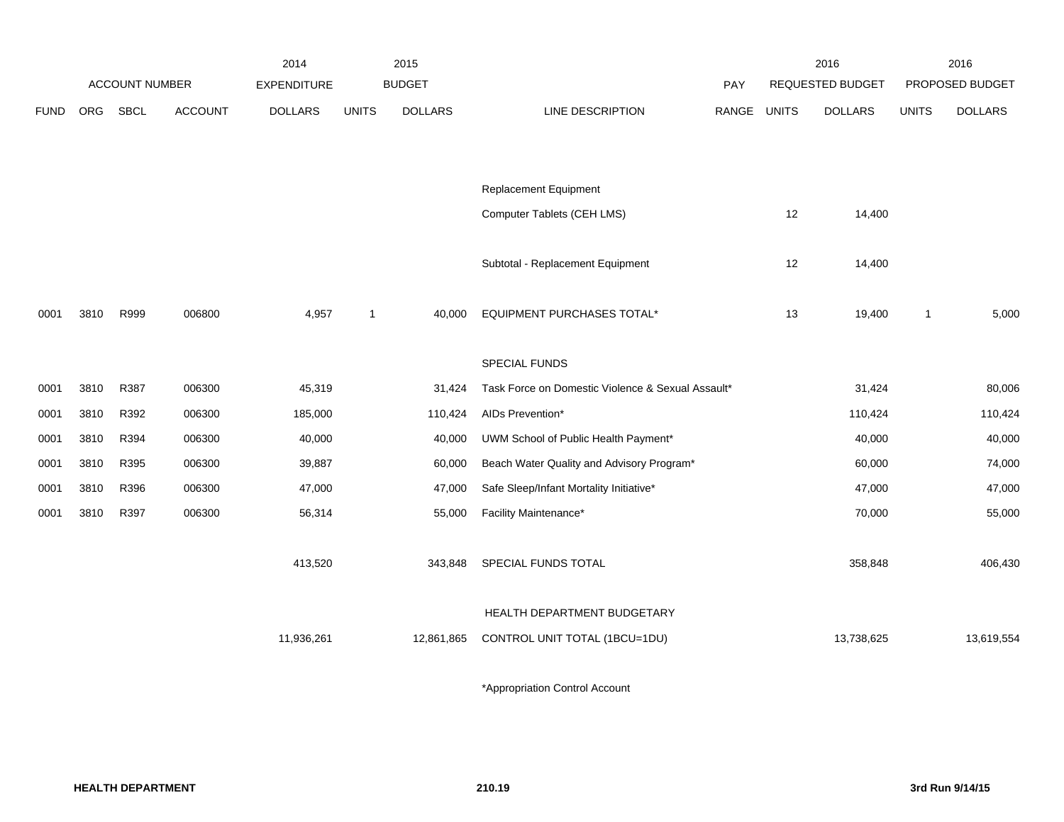| ACCOUNT NUMBER | | | | 2014 EXPENDITURE | 2015 BUDGET | | | PAY | 2016 REQUESTED BUDGET | | 2016 PROPOSED BUDGET | |
|---|---|---|---|---|---|---|---|---|---|---|---|---|
| FUND | ORG | SBCL | ACCOUNT | DOLLARS | UNITS | DOLLARS | LINE DESCRIPTION | RANGE | UNITS | DOLLARS | UNITS | DOLLARS |
| | | | | | | | Replacement Equipment | | | | | |
| | | | | | | | Computer Tablets (CEH LMS) | | 12 | 14,400 | | |
| | | | | | | | Subtotal - Replacement Equipment | | 12 | 14,400 | | |
| 0001 | 3810 | R999 | 006800 | 4,957 | 1 | 40,000 | EQUIPMENT PURCHASES TOTAL* | | 13 | 19,400 | 1 | 5,000 |
| | | | | | | | SPECIAL FUNDS | | | | | |
| 0001 | 3810 | R387 | 006300 | 45,319 | | 31,424 | Task Force on Domestic Violence & Sexual Assault* | | | 31,424 | | 80,006 |
| 0001 | 3810 | R392 | 006300 | 185,000 | | 110,424 | AIDs Prevention* | | | 110,424 | | 110,424 |
| 0001 | 3810 | R394 | 006300 | 40,000 | | 40,000 | UWM School of Public Health Payment* | | | 40,000 | | 40,000 |
| 0001 | 3810 | R395 | 006300 | 39,887 | | 60,000 | Beach Water Quality and Advisory Program* | | | 60,000 | | 74,000 |
| 0001 | 3810 | R396 | 006300 | 47,000 | | 47,000 | Safe Sleep/Infant Mortality Initiative* | | | 47,000 | | 47,000 |
| 0001 | 3810 | R397 | 006300 | 56,314 | | 55,000 | Facility Maintenance* | | | 70,000 | | 55,000 |
| | | | | 413,520 | | 343,848 | SPECIAL FUNDS TOTAL | | | 358,848 | | 406,430 |
| | | | | | | | HEALTH DEPARTMENT BUDGETARY | | | | | |
| | | | | 11,936,261 | | 12,861,865 | CONTROL UNIT TOTAL (1BCU=1DU) | | | 13,738,625 | | 13,619,554 |

*Appropriation Control Account

**HEALTH DEPARTMENT** 210.19 **3rd Run 9/14/15**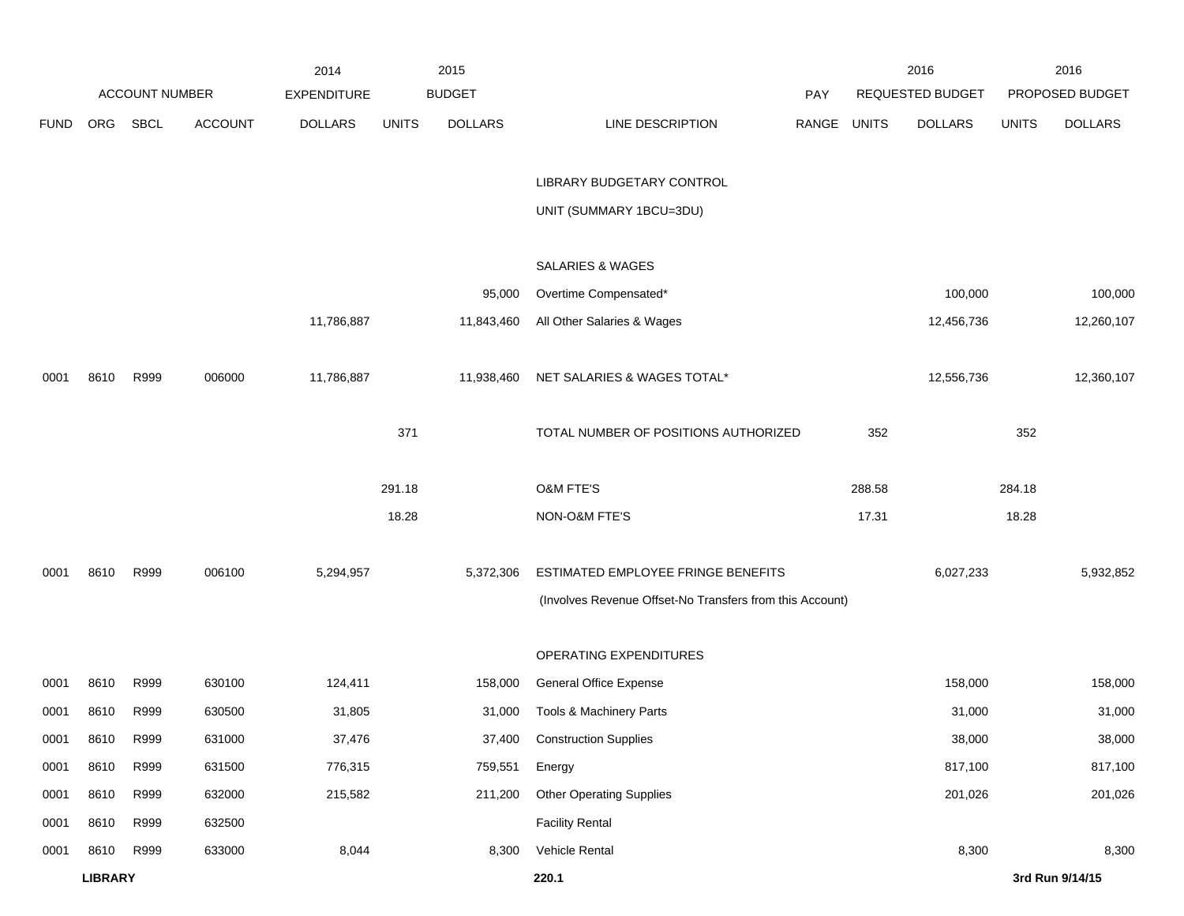| | ACCOUNT NUMBER | | | 2014 EXPENDITURE | 2015 BUDGET | | | PAY | 2016 REQUESTED BUDGET | | 2016 PROPOSED BUDGET | |
|---|---|---|---|---|---|---|---|---|---|---|---|---|
| FUND | ORG | SBCL | ACCOUNT | DOLLARS | UNITS | DOLLARS | LINE DESCRIPTION | RANGE | UNITS | DOLLARS | UNITS | DOLLARS |
| | | | | | | | LIBRARY BUDGETARY CONTROL | | | | | |
| | | | | | | | UNIT (SUMMARY 1BCU=3DU) | | | | | |
| | | | | | | | SALARIES & WAGES | | | | | |
| | | | | | | 95,000 | Overtime Compensated* | | | 100,000 | | 100,000 |
| | | | | 11,786,887 | | 11,843,460 | All Other Salaries & Wages | | | 12,456,736 | | 12,260,107 |
| 0001 | 8610 | R999 | 006000 | 11,786,887 | | 11,938,460 | NET SALARIES & WAGES TOTAL* | | | 12,556,736 | | 12,360,107 |
| | | | | | 371 | | TOTAL NUMBER OF POSITIONS AUTHORIZED | | 352 | | 352 | |
| | | | | | 291.18 | | O&M FTE'S | | 288.58 | | 284.18 | |
| | | | | | 18.28 | | NON-O&M FTE'S | | 17.31 | | 18.28 | |
| 0001 | 8610 | R999 | 006100 | 5,294,957 | | 5,372,306 | ESTIMATED EMPLOYEE FRINGE BENEFITS | | | 6,027,233 | | 5,932,852 |
| | | | | | | | (Involves Revenue Offset-No Transfers from this Account) | | | | | |
| | | | | | | | OPERATING EXPENDITURES | | | | | |
| 0001 | 8610 | R999 | 630100 | 124,411 | | 158,000 | General Office Expense | | | 158,000 | | 158,000 |
| 0001 | 8610 | R999 | 630500 | 31,805 | | 31,000 | Tools & Machinery Parts | | | 31,000 | | 31,000 |
| 0001 | 8610 | R999 | 631000 | 37,476 | | 37,400 | Construction Supplies | | | 38,000 | | 38,000 |
| 0001 | 8610 | R999 | 631500 | 776,315 | | 759,551 | Energy | | | 817,100 | | 817,100 |
| 0001 | 8610 | R999 | 632000 | 215,582 | | 211,200 | Other Operating Supplies | | | 201,026 | | 201,026 |
| 0001 | 8610 | R999 | 632500 | | | | Facility Rental | | | | | |
| 0001 | 8610 | R999 | 633000 | 8,044 | | 8,300 | Vehicle Rental | | | 8,300 | | 8,300 |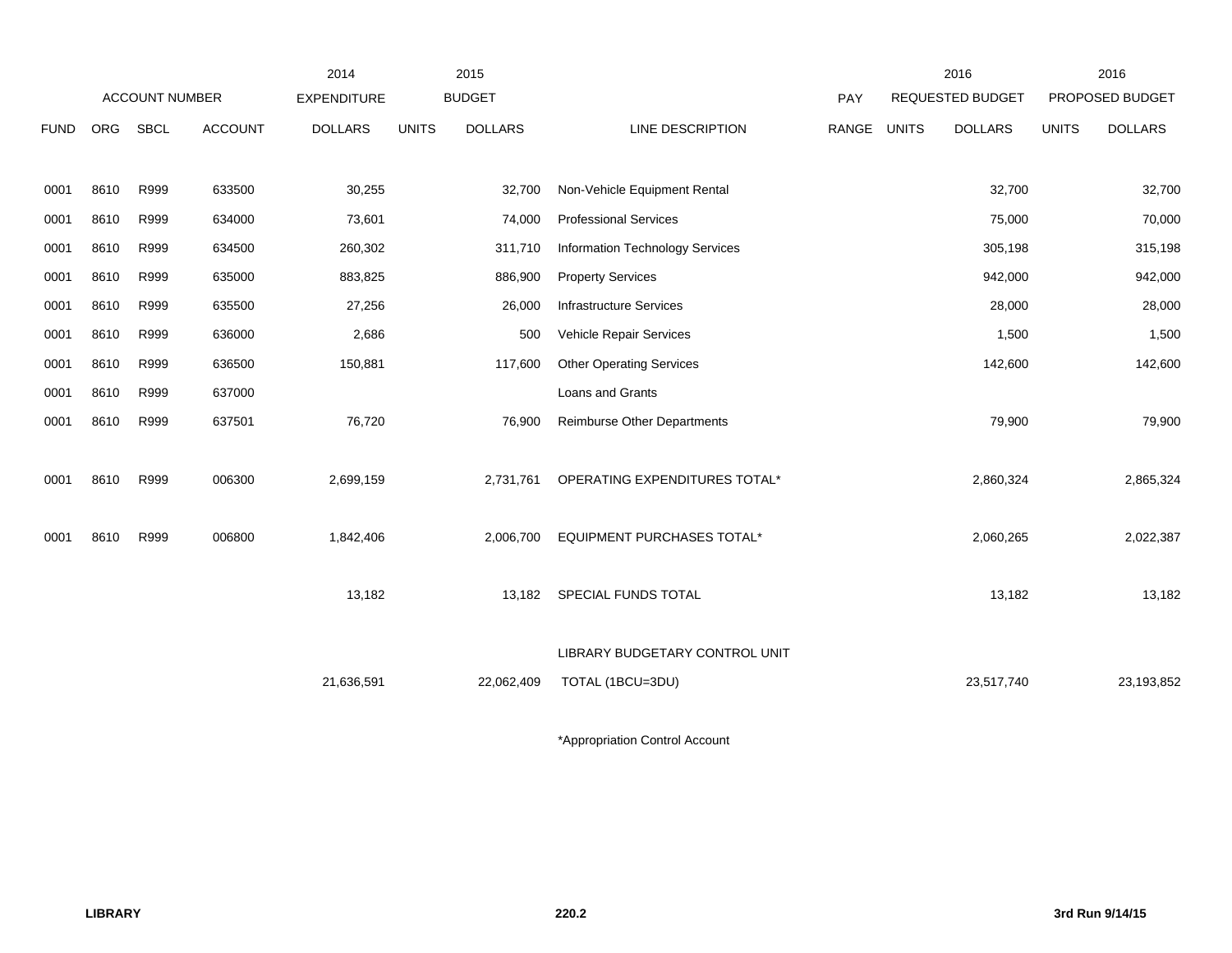| FUND | ORG | SBCL | ACCOUNT | 2014 EXPENDITURE DOLLARS | 2015 BUDGET UNITS | 2015 BUDGET DOLLARS | LINE DESCRIPTION | PAY RANGE | 2016 REQUESTED BUDGET UNITS | 2016 REQUESTED BUDGET DOLLARS | 2016 PROPOSED BUDGET UNITS | 2016 PROPOSED BUDGET DOLLARS |
|---|---|---|---|---|---|---|---|---|---|---|---|---|
| 0001 | 8610 | R999 | 633500 | 30,255 | | 32,700 | Non-Vehicle Equipment Rental | | | 32,700 | | 32,700 |
| 0001 | 8610 | R999 | 634000 | 73,601 | | 74,000 | Professional Services | | | 75,000 | | 70,000 |
| 0001 | 8610 | R999 | 634500 | 260,302 | | 311,710 | Information Technology Services | | | 305,198 | | 315,198 |
| 0001 | 8610 | R999 | 635000 | 883,825 | | 886,900 | Property Services | | | 942,000 | | 942,000 |
| 0001 | 8610 | R999 | 635500 | 27,256 | | 26,000 | Infrastructure Services | | | 28,000 | | 28,000 |
| 0001 | 8610 | R999 | 636000 | 2,686 | | 500 | Vehicle Repair Services | | | 1,500 | | 1,500 |
| 0001 | 8610 | R999 | 636500 | 150,881 | | 117,600 | Other Operating Services | | | 142,600 | | 142,600 |
| 0001 | 8610 | R999 | 637000 | | | | Loans and Grants | | | | | |
| 0001 | 8610 | R999 | 637501 | 76,720 | | 76,900 | Reimburse Other Departments | | | 79,900 | | 79,900 |
| 0001 | 8610 | R999 | 006300 | 2,699,159 | | 2,731,761 | OPERATING EXPENDITURES TOTAL* | | | 2,860,324 | | 2,865,324 |
| 0001 | 8610 | R999 | 006800 | 1,842,406 | | 2,006,700 | EQUIPMENT PURCHASES TOTAL* | | | 2,060,265 | | 2,022,387 |
| | | | | 13,182 | | 13,182 | SPECIAL FUNDS TOTAL | | | 13,182 | | 13,182 |
| | | | | 21,636,591 | | 22,062,409 | LIBRARY BUDGETARY CONTROL UNIT TOTAL (1BCU=3DU) | | | 23,517,740 | | 23,193,852 |

*Appropriation Control Account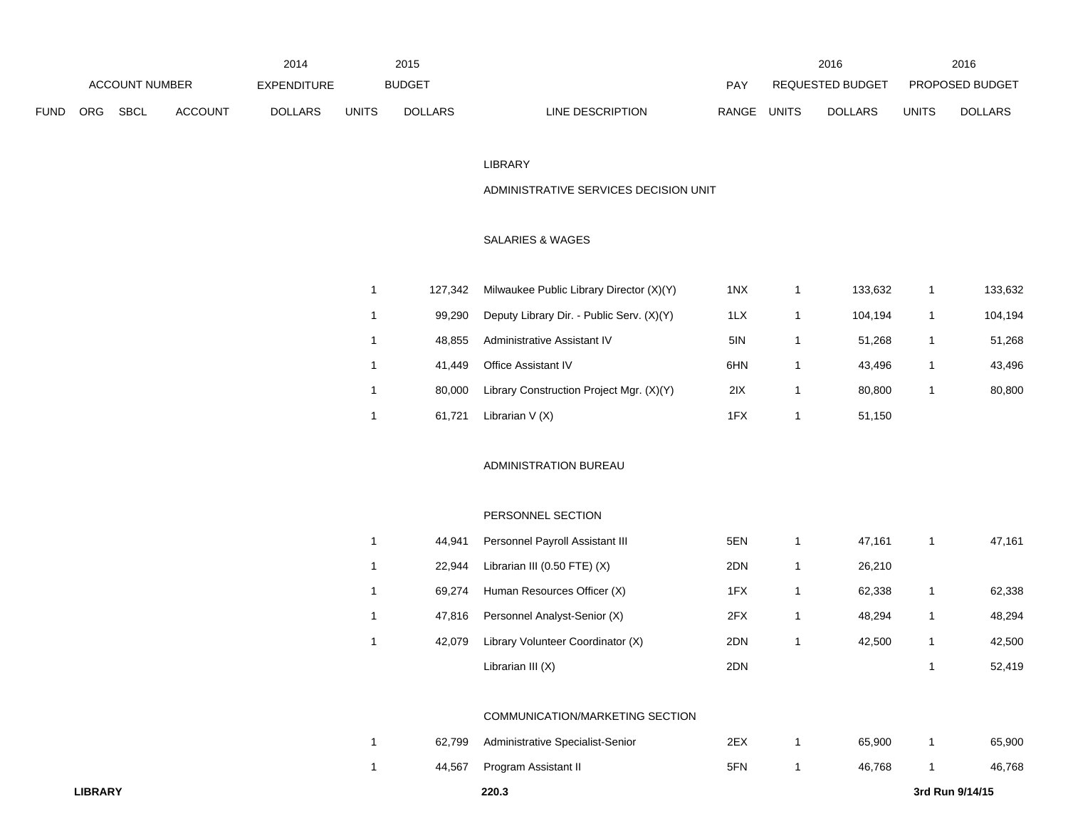| ACCOUNT NUMBER | | | | 2014 EXPENDITURE | 2015 BUDGET | | | PAY | 2016 REQUESTED BUDGET | | 2016 PROPOSED BUDGET | |
|---|---|---|---|---|---|---|---|---|---|---|---|---|
| FUND | ORG | SBCL | ACCOUNT | DOLLARS | UNITS | DOLLARS | LINE DESCRIPTION | RANGE | UNITS | DOLLARS | UNITS | DOLLARS |
| | | | | | | | LIBRARY | | | | | |
| | | | | | | | ADMINISTRATIVE SERVICES DECISION UNIT | | | | | |
| | | | | | | | SALARIES & WAGES | | | | | |
| | | | | | 1 | 127,342 | Milwaukee Public Library Director (X)(Y) | 1NX | 1 | 133,632 | 1 | 133,632 |
| | | | | | 1 | 99,290 | Deputy Library Dir. - Public Serv. (X)(Y) | 1LX | 1 | 104,194 | 1 | 104,194 |
| | | | | | 1 | 48,855 | Administrative Assistant IV | 5IN | 1 | 51,268 | 1 | 51,268 |
| | | | | | 1 | 41,449 | Office Assistant IV | 6HN | 1 | 43,496 | 1 | 43,496 |
| | | | | | 1 | 80,000 | Library Construction Project Mgr. (X)(Y) | 2IX | 1 | 80,800 | 1 | 80,800 |
| | | | | | 1 | 61,721 | Librarian V (X) | 1FX | 1 | 51,150 | | |
| | | | | | | | ADMINISTRATION BUREAU | | | | | |
| | | | | | | | PERSONNEL SECTION | | | | | |
| | | | | | 1 | 44,941 | Personnel Payroll Assistant III | 5EN | 1 | 47,161 | 1 | 47,161 |
| | | | | | 1 | 22,944 | Librarian III (0.50 FTE) (X) | 2DN | 1 | 26,210 | | |
| | | | | | 1 | 69,274 | Human Resources Officer (X) | 1FX | 1 | 62,338 | 1 | 62,338 |
| | | | | | 1 | 47,816 | Personnel Analyst-Senior (X) | 2FX | 1 | 48,294 | 1 | 48,294 |
| | | | | | 1 | 42,079 | Library Volunteer Coordinator (X) | 2DN | 1 | 42,500 | 1 | 42,500 |
| | | | | | | | Librarian III (X) | 2DN | | | 1 | 52,419 |
| | | | | | | | COMMUNICATION/MARKETING SECTION | | | | | |
| | | | | | 1 | 62,799 | Administrative Specialist-Senior | 2EX | 1 | 65,900 | 1 | 65,900 |
| | | | | | 1 | 44,567 | Program Assistant II | 5FN | 1 | 46,768 | 1 | 46,768 |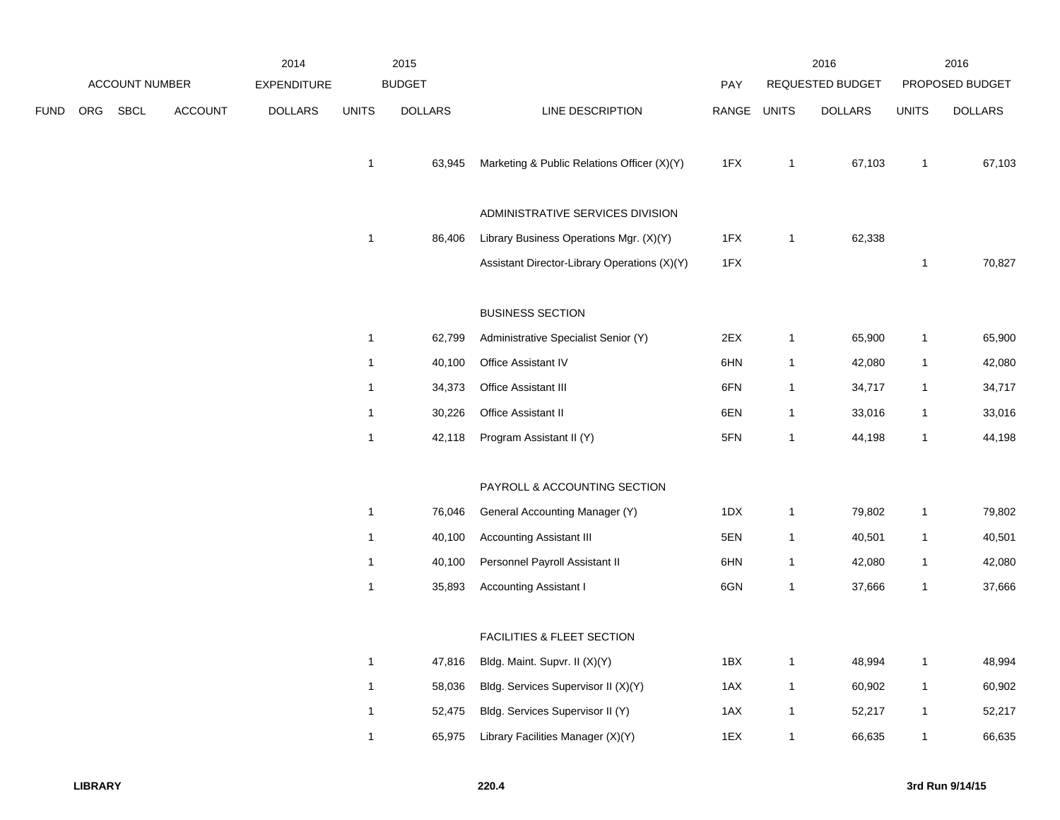| FUND | ORG | SBCL | ACCOUNT | 2014 EXPENDITURE DOLLARS | 2015 BUDGET UNITS | 2015 BUDGET DOLLARS | LINE DESCRIPTION | PAY RANGE | 2016 REQUESTED BUDGET UNITS | 2016 REQUESTED BUDGET DOLLARS | 2016 PROPOSED BUDGET UNITS | 2016 PROPOSED BUDGET DOLLARS |
|---|---|---|---|---|---|---|---|---|---|---|---|---|
| | | | | | 1 | 63,945 | Marketing & Public Relations Officer (X)(Y) | 1FX | 1 | 67,103 | 1 | 67,103 |
| | | | | | | | ADMINISTRATIVE SERVICES DIVISION | | | | | |
| | | | | | 1 | 86,406 | Library Business Operations Mgr. (X)(Y) | 1FX | 1 | 62,338 | | |
| | | | | | | | Assistant Director-Library Operations (X)(Y) | 1FX | | | 1 | 70,827 |
| | | | | | | | BUSINESS SECTION | | | | | |
| | | | | | 1 | 62,799 | Administrative Specialist Senior (Y) | 2EX | 1 | 65,900 | 1 | 65,900 |
| | | | | | 1 | 40,100 | Office Assistant IV | 6HN | 1 | 42,080 | 1 | 42,080 |
| | | | | | 1 | 34,373 | Office Assistant III | 6FN | 1 | 34,717 | 1 | 34,717 |
| | | | | | 1 | 30,226 | Office Assistant II | 6EN | 1 | 33,016 | 1 | 33,016 |
| | | | | | 1 | 42,118 | Program Assistant II (Y) | 5FN | 1 | 44,198 | 1 | 44,198 |
| | | | | | | | PAYROLL & ACCOUNTING SECTION | | | | | |
| | | | | | 1 | 76,046 | General Accounting Manager (Y) | 1DX | 1 | 79,802 | 1 | 79,802 |
| | | | | | 1 | 40,100 | Accounting Assistant III | 5EN | 1 | 40,501 | 1 | 40,501 |
| | | | | | 1 | 40,100 | Personnel Payroll Assistant II | 6HN | 1 | 42,080 | 1 | 42,080 |
| | | | | | 1 | 35,893 | Accounting Assistant I | 6GN | 1 | 37,666 | 1 | 37,666 |
| | | | | | | | FACILITIES & FLEET SECTION | | | | | |
| | | | | | 1 | 47,816 | Bldg. Maint. Supvr. II (X)(Y) | 1BX | 1 | 48,994 | 1 | 48,994 |
| | | | | | 1 | 58,036 | Bldg. Services Supervisor II (X)(Y) | 1AX | 1 | 60,902 | 1 | 60,902 |
| | | | | | 1 | 52,475 | Bldg. Services Supervisor II (Y) | 1AX | 1 | 52,217 | 1 | 52,217 |
| | | | | | 1 | 65,975 | Library Facilities Manager (X)(Y) | 1EX | 1 | 66,635 | 1 | 66,635 |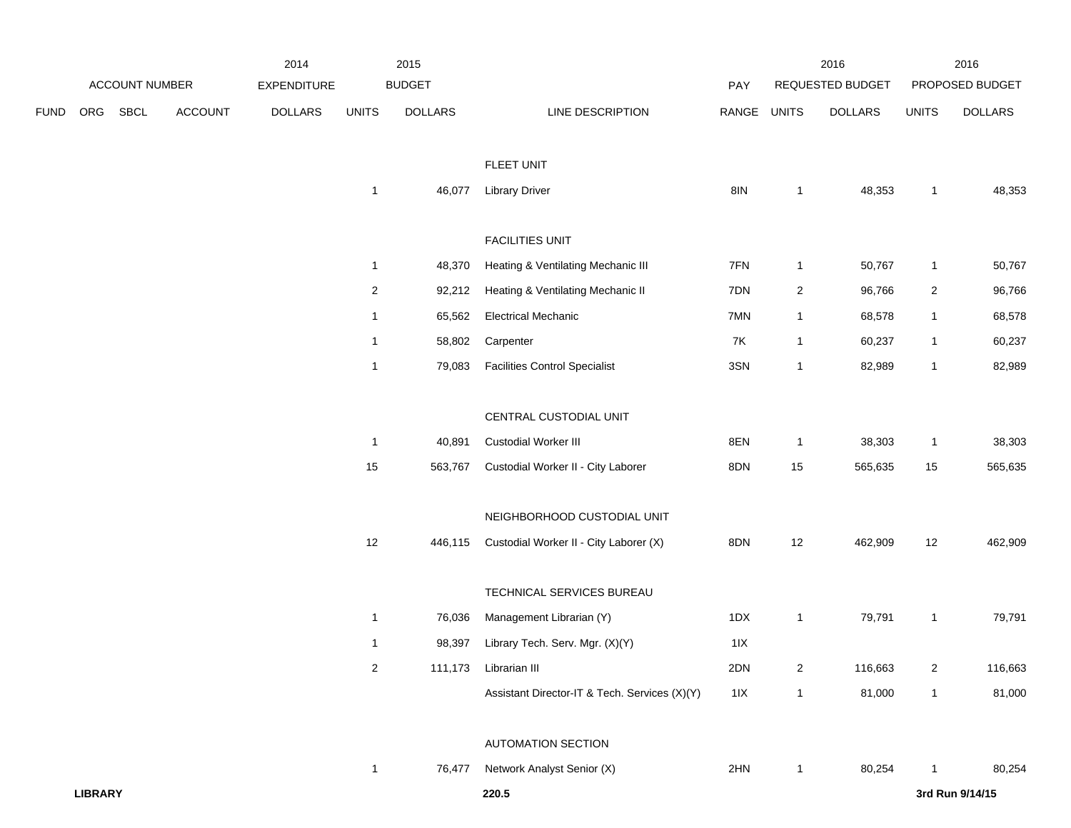| ACCOUNT NUMBER | | | | 2014 EXPENDITURE | 2015 BUDGET | | | PAY | 2016 REQUESTED BUDGET | | 2016 PROPOSED BUDGET | |
|---|---|---|---|---|---|---|---|---|---|---|---|---|
| FUND | ORG | SBCL | ACCOUNT | DOLLARS | UNITS | DOLLARS | LINE DESCRIPTION | RANGE | UNITS | DOLLARS | UNITS | DOLLARS |
| | | | | | | | FLEET UNIT | | | | | |
| | | | | | 1 | 46,077 | Library Driver | 8IN | 1 | 48,353 | 1 | 48,353 |
| | | | | | | | FACILITIES UNIT | | | | | |
| | | | | | 1 | 48,370 | Heating & Ventilating Mechanic III | 7FN | 1 | 50,767 | 1 | 50,767 |
| | | | | | 2 | 92,212 | Heating & Ventilating Mechanic II | 7DN | 2 | 96,766 | 2 | 96,766 |
| | | | | | 1 | 65,562 | Electrical Mechanic | 7MN | 1 | 68,578 | 1 | 68,578 |
| | | | | | 1 | 58,802 | Carpenter | 7K | 1 | 60,237 | 1 | 60,237 |
| | | | | | 1 | 79,083 | Facilities Control Specialist | 3SN | 1 | 82,989 | 1 | 82,989 |
| | | | | | | | CENTRAL CUSTODIAL UNIT | | | | | |
| | | | | | 1 | 40,891 | Custodial Worker III | 8EN | 1 | 38,303 | 1 | 38,303 |
| | | | | | 15 | 563,767 | Custodial Worker II - City Laborer | 8DN | 15 | 565,635 | 15 | 565,635 |
| | | | | | | | NEIGHBORHOOD CUSTODIAL UNIT | | | | | |
| | | | | | 12 | 446,115 | Custodial Worker II - City Laborer (X) | 8DN | 12 | 462,909 | 12 | 462,909 |
| | | | | | | | TECHNICAL SERVICES BUREAU | | | | | |
| | | | | | 1 | 76,036 | Management Librarian (Y) | 1DX | 1 | 79,791 | 1 | 79,791 |
| | | | | | 1 | 98,397 | Library Tech. Serv. Mgr. (X)(Y) | 1IX | | | | |
| | | | | | 2 | 111,173 | Librarian III | 2DN | 2 | 116,663 | 2 | 116,663 |
| | | | | | | | Assistant Director-IT & Tech. Services (X)(Y) | 1IX | 1 | 81,000 | 1 | 81,000 |
| | | | | | | | AUTOMATION SECTION | | | | | |
| | | | | | 1 | 76,477 | Network Analyst Senior (X) | 2HN | 1 | 80,254 | 1 | 80,254 |

**LIBRARY** 220.5 3rd Run 9/14/15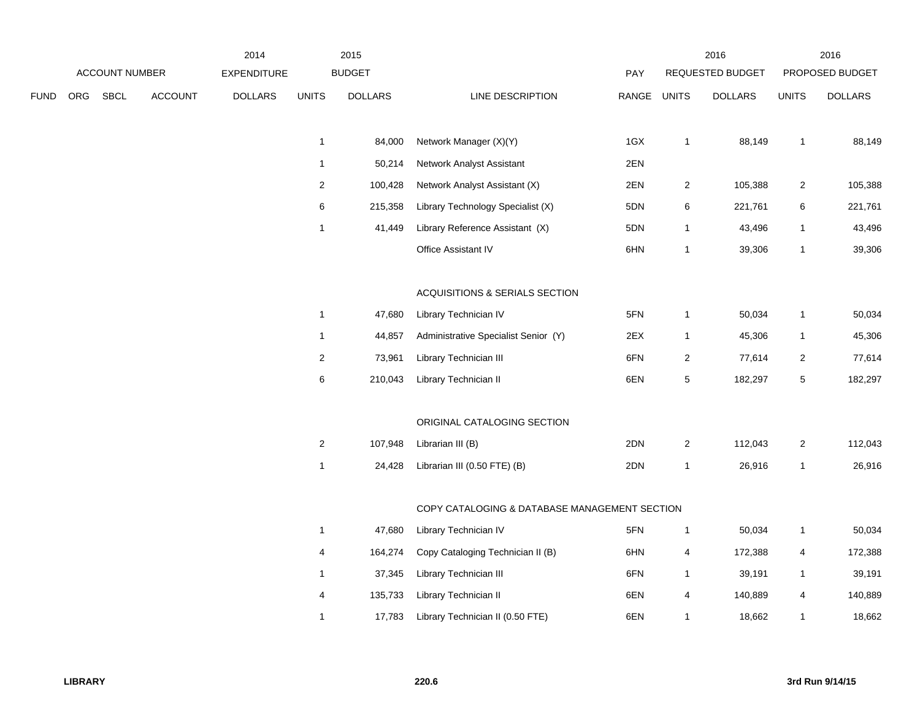| ACCOUNT NUMBER | | | | 2014 EXPENDITURE | 2015 BUDGET | | | PAY | 2016 REQUESTED BUDGET | | 2016 PROPOSED BUDGET | |
|---|---|---|---|---|---|---|---|---|---|---|---|---|
| FUND | ORG | SBCL | ACCOUNT | DOLLARS | UNITS | DOLLARS | LINE DESCRIPTION | RANGE | UNITS | DOLLARS | UNITS | DOLLARS |
| | | | | | 1 | 84,000 | Network Manager (X)(Y) | 1GX | 1 | 88,149 | 1 | 88,149 |
| | | | | | 1 | 50,214 | Network Analyst Assistant | 2EN | | | | |
| | | | | | 2 | 100,428 | Network Analyst Assistant (X) | 2EN | 2 | 105,388 | 2 | 105,388 |
| | | | | | 6 | 215,358 | Library Technology Specialist (X) | 5DN | 6 | 221,761 | 6 | 221,761 |
| | | | | | 1 | 41,449 | Library Reference Assistant (X) | 5DN | 1 | 43,496 | 1 | 43,496 |
| | | | | | | | Office Assistant IV | 6HN | 1 | 39,306 | 1 | 39,306 |
| | | | | | | | ACQUISITIONS & SERIALS SECTION | | | | | |
| | | | | | 1 | 47,680 | Library Technician IV | 5FN | 1 | 50,034 | 1 | 50,034 |
| | | | | | 1 | 44,857 | Administrative Specialist Senior (Y) | 2EX | 1 | 45,306 | 1 | 45,306 |
| | | | | | 2 | 73,961 | Library Technician III | 6FN | 2 | 77,614 | 2 | 77,614 |
| | | | | | 6 | 210,043 | Library Technician II | 6EN | 5 | 182,297 | 5 | 182,297 |
| | | | | | | | ORIGINAL CATALOGING SECTION | | | | | |
| | | | | | 2 | 107,948 | Librarian III (B) | 2DN | 2 | 112,043 | 2 | 112,043 |
| | | | | | 1 | 24,428 | Librarian III (0.50 FTE) (B) | 2DN | 1 | 26,916 | 1 | 26,916 |
| | | | | | | | COPY CATALOGING & DATABASE MANAGEMENT SECTION | | | | | |
| | | | | | 1 | 47,680 | Library Technician IV | 5FN | 1 | 50,034 | 1 | 50,034 |
| | | | | | 4 | 164,274 | Copy Cataloging Technician II (B) | 6HN | 4 | 172,388 | 4 | 172,388 |
| | | | | | 1 | 37,345 | Library Technician III | 6FN | 1 | 39,191 | 1 | 39,191 |
| | | | | | 4 | 135,733 | Library Technician II | 6EN | 4 | 140,889 | 4 | 140,889 |
| | | | | | 1 | 17,783 | Library Technician II (0.50 FTE) | 6EN | 1 | 18,662 | 1 | 18,662 |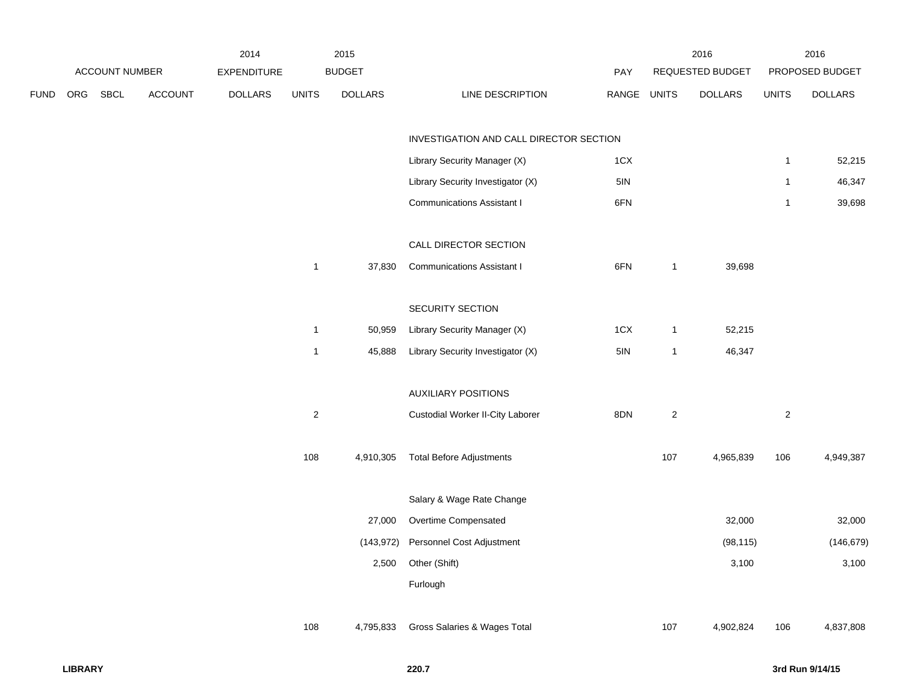| FUND | ORG | SBCL | ACCOUNT | 2014 EXPENDITURE DOLLARS | 2015 BUDGET UNITS | 2015 BUDGET DOLLARS | LINE DESCRIPTION | PAY RANGE | 2016 REQUESTED BUDGET UNITS | 2016 REQUESTED BUDGET DOLLARS | 2016 PROPOSED BUDGET UNITS | 2016 PROPOSED BUDGET DOLLARS |
|---|---|---|---|---|---|---|---|---|---|---|---|---|
| | | | | | | | INVESTIGATION AND CALL DIRECTOR SECTION | | | | | |
| | | | | | | | Library Security Manager (X) | 1CX | | | 1 | 52,215 |
| | | | | | | | Library Security Investigator (X) | 5IN | | | 1 | 46,347 |
| | | | | | | | Communications Assistant I | 6FN | | | 1 | 39,698 |
| | | | | | | | CALL DIRECTOR SECTION | | | | | |
| | | | | | 1 | 37,830 | Communications Assistant I | 6FN | 1 | 39,698 | | |
| | | | | | | | SECURITY SECTION | | | | | |
| | | | | | 1 | 50,959 | Library Security Manager (X) | 1CX | 1 | 52,215 | | |
| | | | | | 1 | 45,888 | Library Security Investigator (X) | 5IN | 1 | 46,347 | | |
| | | | | | | | AUXILIARY POSITIONS | | | | | |
| | | | | | 2 | | Custodial Worker II-City Laborer | 8DN | 2 | | 2 | |
| | | | | | 108 | 4,910,305 | Total Before Adjustments | | 107 | 4,965,839 | 106 | 4,949,387 |
| | | | | | | | Salary & Wage Rate Change | | | | | |
| | | | | | | 27,000 | Overtime Compensated | | | 32,000 | | 32,000 |
| | | | | | | (143,972) | Personnel Cost Adjustment | | | (98,115) | | (146,679) |
| | | | | | | 2,500 | Other (Shift) | | | 3,100 | | 3,100 |
| | | | | | | | Furlough | | | | | |
| | | | | | 108 | 4,795,833 | Gross Salaries & Wages Total | | 107 | 4,902,824 | 106 | 4,837,808 |

**LIBRARY** **220.7** **3rd Run 9/14/15**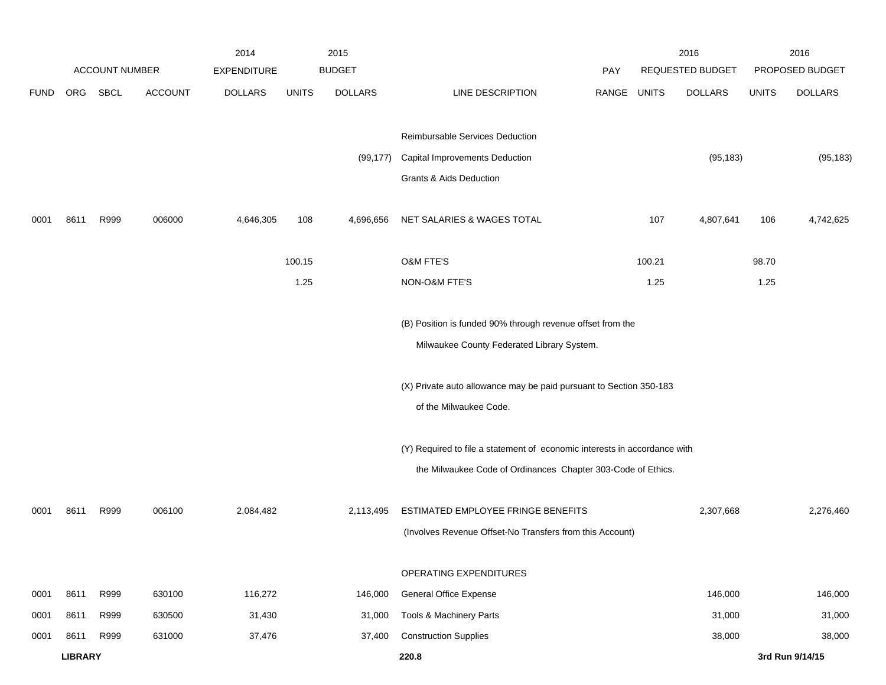| | | | | 2014 | | 2015 | | | | 2016 | | 2016 |
|---|---|---|---|---|---|---|---|---|---|---|---|---|
| | ACCOUNT NUMBER | | | EXPENDITURE | | BUDGET | | PAY | | REQUESTED BUDGET | | PROPOSED BUDGET |
| FUND | ORG | SBCL | ACCOUNT | DOLLARS | UNITS | DOLLARS | LINE DESCRIPTION | RANGE | UNITS | DOLLARS | UNITS | DOLLARS |
| | | | | | | | Reimbursable Services Deduction | | | | | |
| | | | | | | (99,177) | Capital Improvements Deduction | | | (95,183) | | (95,183) |
| | | | | | | | Grants & Aids Deduction | | | | | |
| 0001 | 8611 | R999 | 006000 | 4,646,305 | 108 | 4,696,656 | NET SALARIES & WAGES TOTAL | | 107 | 4,807,641 | 106 | 4,742,625 |
| | | | | | 100.15 | | O&M FTE'S | | 100.21 | | 98.70 | |
| | | | | | 1.25 | | NON-O&M FTE'S | | 1.25 | | 1.25 | |
| | | | | | | | (B) Position is funded 90% through revenue offset from the Milwaukee County Federated Library System. | | | | | |
| | | | | | | | (X) Private auto allowance may be paid pursuant to Section 350-183 of the Milwaukee Code. | | | | | |
| | | | | | | | (Y) Required to file a statement of economic interests in accordance with the Milwaukee Code of Ordinances Chapter 303-Code of Ethics. | | | | | |
| 0001 | 8611 | R999 | 006100 | 2,084,482 | | 2,113,495 | ESTIMATED EMPLOYEE FRINGE BENEFITS (Involves Revenue Offset-No Transfers from this Account) | | | 2,307,668 | | 2,276,460 |
| | | | | | | | OPERATING EXPENDITURES | | | | | |
| 0001 | 8611 | R999 | 630100 | 116,272 | | 146,000 | General Office Expense | | | 146,000 | | 146,000 |
| 0001 | 8611 | R999 | 630500 | 31,430 | | 31,000 | Tools & Machinery Parts | | | 31,000 | | 31,000 |
| 0001 | 8611 | R999 | 631000 | 37,476 | | 37,400 | Construction Supplies | | | 38,000 | | 38,000 |

**LIBRARY** **220.8** **3rd Run 9/14/15**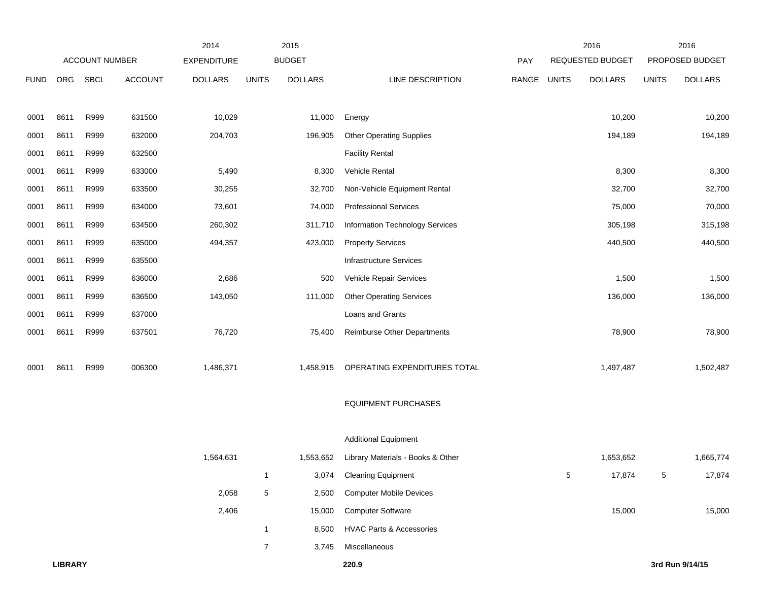| | ACCOUNT NUMBER | | | 2014 EXPENDITURE | 2015 BUDGET | | | PAY | 2016 REQUESTED BUDGET | | 2016 PROPOSED BUDGET | |
|---|---|---|---|---|---|---|---|---|---|---|---|---|
| FUND | ORG | SBCL | ACCOUNT | DOLLARS | UNITS | DOLLARS | LINE DESCRIPTION | RANGE | UNITS | DOLLARS | UNITS | DOLLARS |
| 0001 | 8611 | R999 | 631500 | 10,029 | | 11,000 | Energy | | | 10,200 | | 10,200 |
| 0001 | 8611 | R999 | 632000 | 204,703 | | 196,905 | Other Operating Supplies | | | 194,189 | | 194,189 |
| 0001 | 8611 | R999 | 632500 | | | | Facility Rental | | | | | |
| 0001 | 8611 | R999 | 633000 | 5,490 | | 8,300 | Vehicle Rental | | | 8,300 | | 8,300 |
| 0001 | 8611 | R999 | 633500 | 30,255 | | 32,700 | Non-Vehicle Equipment Rental | | | 32,700 | | 32,700 |
| 0001 | 8611 | R999 | 634000 | 73,601 | | 74,000 | Professional Services | | | 75,000 | | 70,000 |
| 0001 | 8611 | R999 | 634500 | 260,302 | | 311,710 | Information Technology Services | | | 305,198 | | 315,198 |
| 0001 | 8611 | R999 | 635000 | 494,357 | | 423,000 | Property Services | | | 440,500 | | 440,500 |
| 0001 | 8611 | R999 | 635500 | | | | Infrastructure Services | | | | | |
| 0001 | 8611 | R999 | 636000 | 2,686 | | 500 | Vehicle Repair Services | | | 1,500 | | 1,500 |
| 0001 | 8611 | R999 | 636500 | 143,050 | | 111,000 | Other Operating Services | | | 136,000 | | 136,000 |
| 0001 | 8611 | R999 | 637000 | | | | Loans and Grants | | | | | |
| 0001 | 8611 | R999 | 637501 | 76,720 | | 75,400 | Reimburse Other Departments | | | 78,900 | | 78,900 |
| 0001 | 8611 | R999 | 006300 | 1,486,371 | | 1,458,915 | OPERATING EXPENDITURES TOTAL | | | 1,497,487 | | 1,502,487 |
| | | | | | | | EQUIPMENT PURCHASES | | | | | |
| | | | | | | | Additional Equipment | | | | | |
| | | | | 1,564,631 | | 1,553,652 | Library Materials - Books & Other | | | 1,653,652 | | 1,665,774 |
| | | | | | 1 | 3,074 | Cleaning Equipment | | 5 | 17,874 | 5 | 17,874 |
| | | | | 2,058 | 5 | 2,500 | Computer Mobile Devices | | | | | |
| | | | | 2,406 | | 15,000 | Computer Software | | | 15,000 | | 15,000 |
| | | | | | 1 | 8,500 | HVAC Parts & Accessories | | | | | |
| | | | | | 7 | 3,745 | Miscellaneous | | | | | |

**LIBRARY** **220.9** **3rd Run 9/14/15**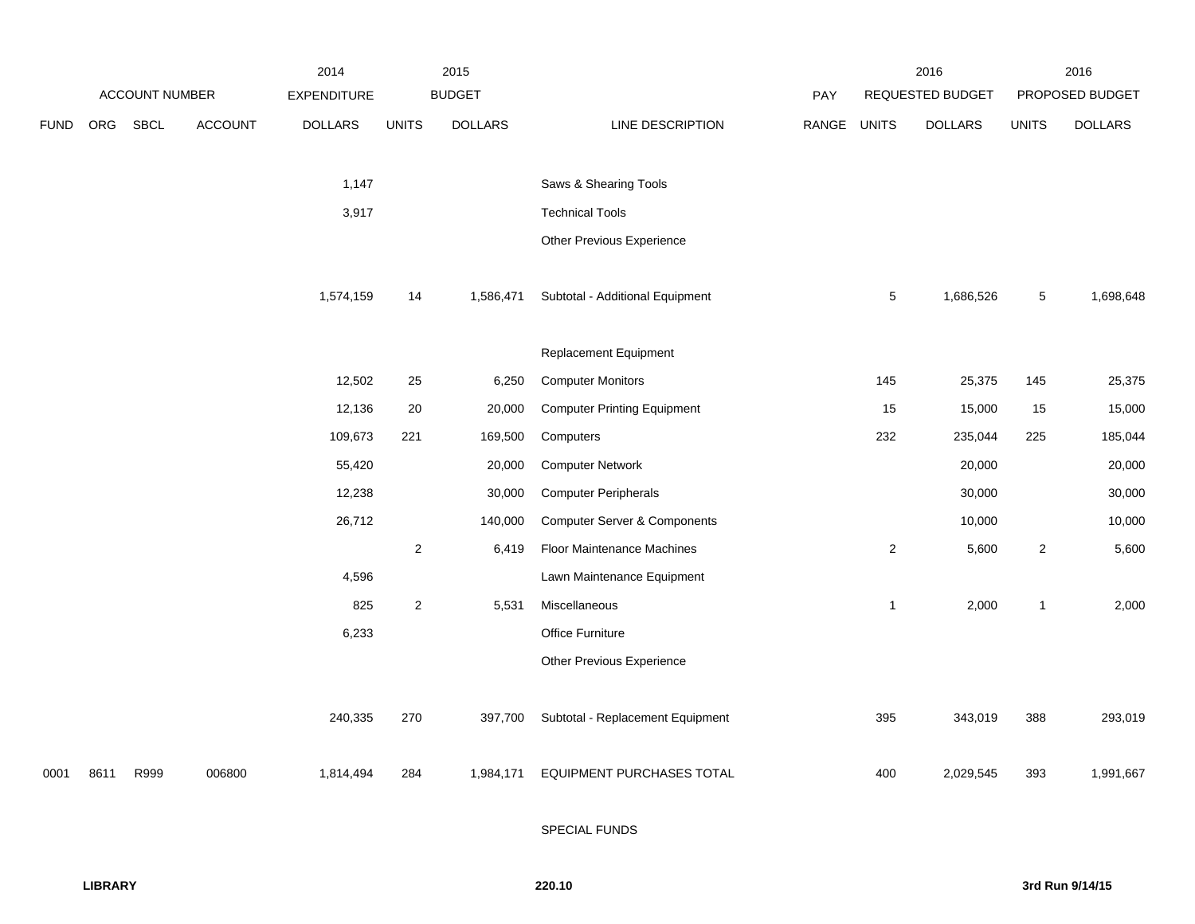| FUND | ORG | SBCL | ACCOUNT | 2014 EXPENDITURE DOLLARS | 2015 BUDGET UNITS | 2015 BUDGET DOLLARS | LINE DESCRIPTION | PAY RANGE | 2016 REQUESTED BUDGET UNITS | 2016 REQUESTED BUDGET DOLLARS | 2016 PROPOSED BUDGET UNITS | 2016 PROPOSED BUDGET DOLLARS |
|---|---|---|---|---|---|---|---|---|---|---|---|---|
| | | | | 1,147 | | | Saws & Shearing Tools | | | | | |
| | | | | 3,917 | | | Technical Tools | | | | | |
| | | | | | | | Other Previous Experience | | | | | |
| | | | | 1,574,159 | 14 | 1,586,471 | Subtotal - Additional Equipment | | 5 | 1,686,526 | 5 | 1,698,648 |
| | | | | | | | Replacement Equipment | | | | | |
| | | | | 12,502 | 25 | 6,250 | Computer Monitors | | 145 | 25,375 | 145 | 25,375 |
| | | | | 12,136 | 20 | 20,000 | Computer Printing Equipment | | 15 | 15,000 | 15 | 15,000 |
| | | | | 109,673 | 221 | 169,500 | Computers | | 232 | 235,044 | 225 | 185,044 |
| | | | | 55,420 | | 20,000 | Computer Network | | | 20,000 | | 20,000 |
| | | | | 12,238 | | 30,000 | Computer Peripherals | | | 30,000 | | 30,000 |
| | | | | 26,712 | | 140,000 | Computer Server & Components | | | 10,000 | | 10,000 |
| | | | | | 2 | 6,419 | Floor Maintenance Machines | | 2 | 5,600 | 2 | 5,600 |
| | | | | 4,596 | | | Lawn Maintenance Equipment | | | | | |
| | | | | 825 | 2 | 5,531 | Miscellaneous | | 1 | 2,000 | 1 | 2,000 |
| | | | | 6,233 | | | Office Furniture | | | | | |
| | | | | | | | Other Previous Experience | | | | | |
| | | | | 240,335 | 270 | 397,700 | Subtotal - Replacement Equipment | | 395 | 343,019 | 388 | 293,019 |
| 0001 | 8611 | R999 | 006800 | 1,814,494 | 284 | 1,984,171 | EQUIPMENT PURCHASES TOTAL | | 400 | 2,029,545 | 393 | 1,991,667 |
| | | | | | | | SPECIAL FUNDS | | | | | |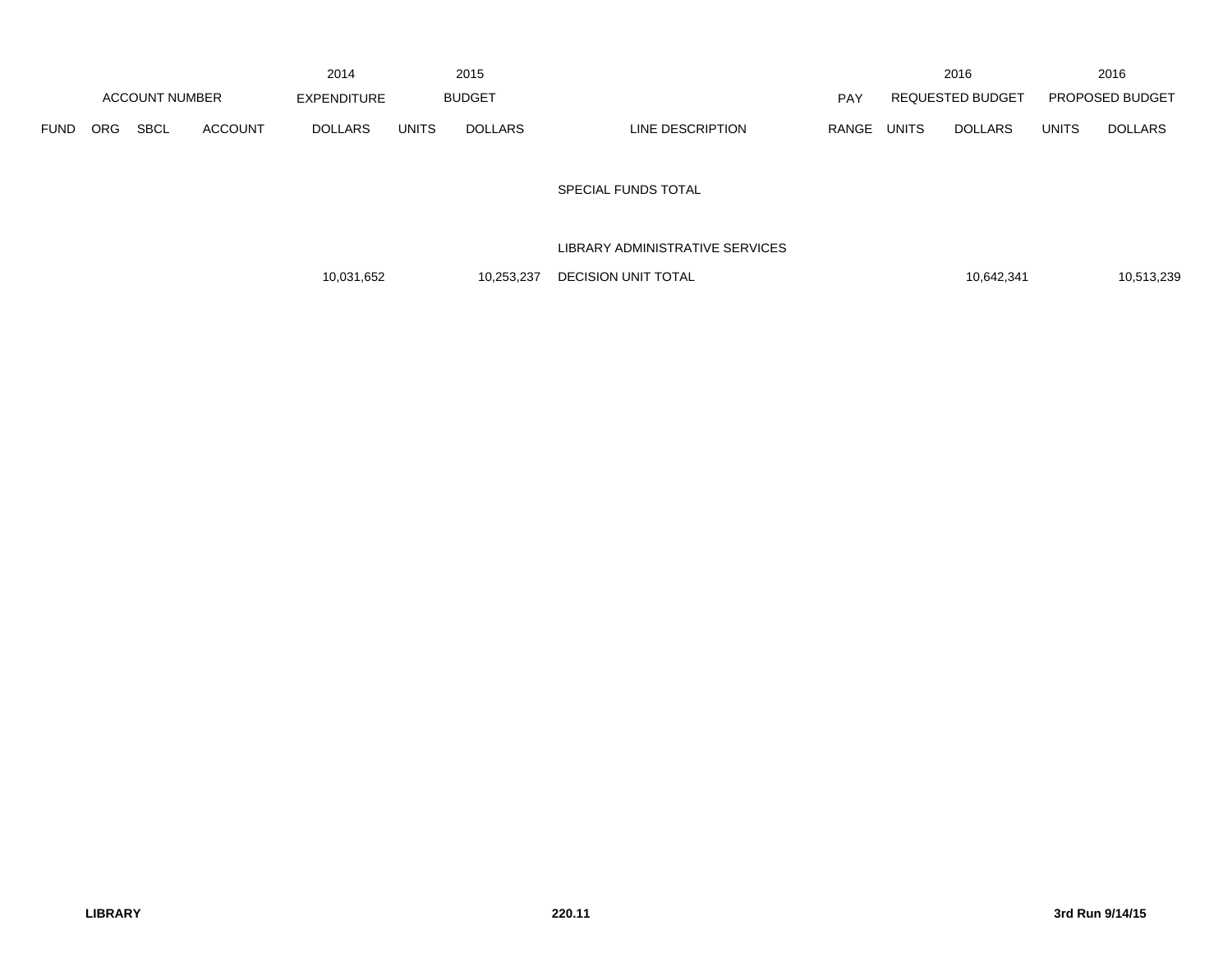| ACCOUNT NUMBER | | | | 2014 EXPENDITURE | 2015 BUDGET | | | PAY | 2016 REQUESTED BUDGET | | 2016 PROPOSED BUDGET | |
|---|---|---|---|---|---|---|---|---|---|---|---|---|
| FUND | ORG | SBCL | ACCOUNT | DOLLARS | UNITS | DOLLARS | LINE DESCRIPTION | RANGE | UNITS | DOLLARS | UNITS | DOLLARS |
| | | | | | | | SPECIAL FUNDS TOTAL | | | | | |
| | | | | | | | LIBRARY ADMINISTRATIVE SERVICES | | | | | |
| | | | | 10,031,652 | | 10,253,237 | DECISION UNIT TOTAL | | | 10,642,341 | | 10,513,239 |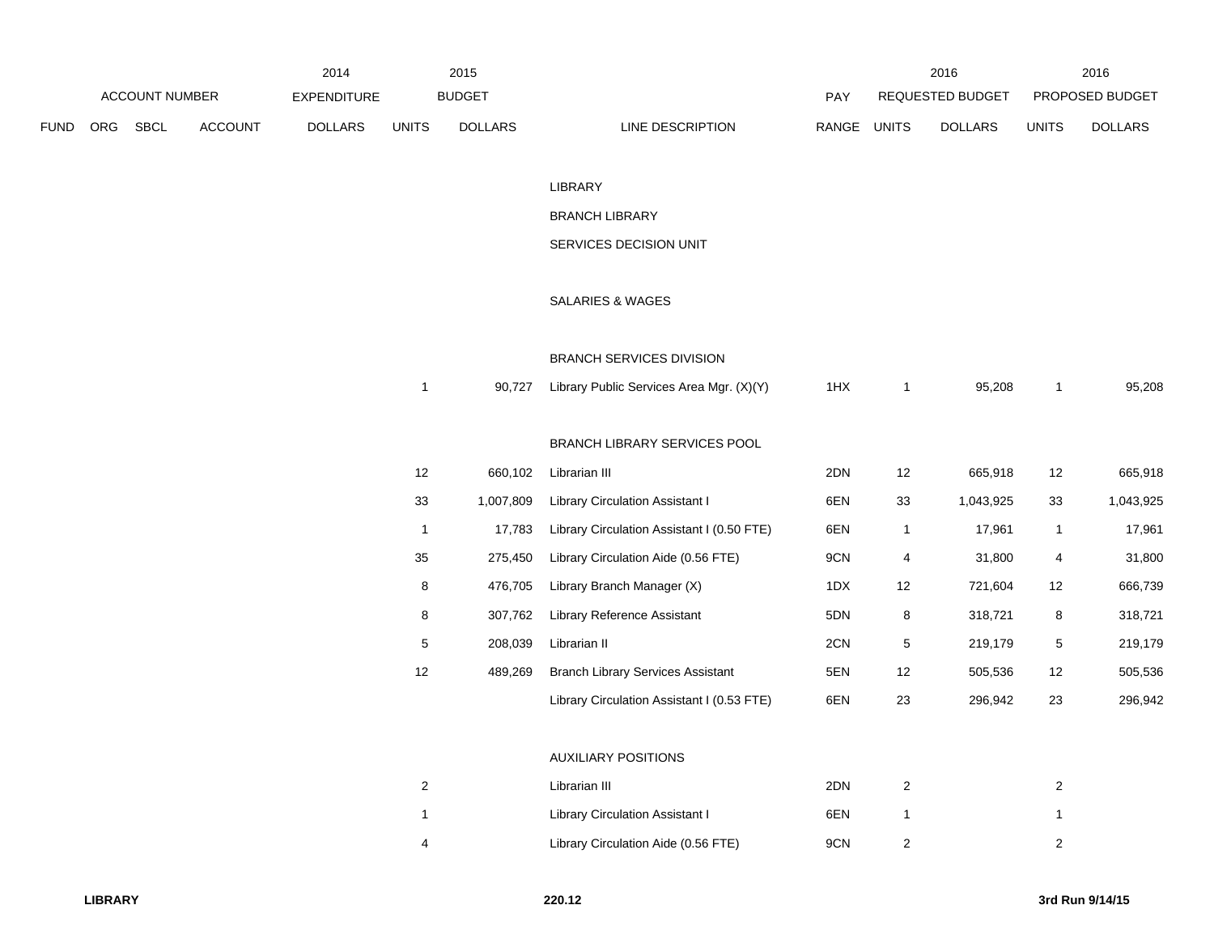| ACCOUNT NUMBER | | | | 2014 EXPENDITURE | 2015 BUDGET | | | PAY | 2016 REQUESTED BUDGET | | 2016 PROPOSED BUDGET | |
|---|---|---|---|---|---|---|---|---|---|---|---|---|
| FUND | ORG | SBCL | ACCOUNT | DOLLARS | UNITS | DOLLARS | LINE DESCRIPTION | RANGE | UNITS | DOLLARS | UNITS | DOLLARS |
| | | | | | | | LIBRARY | | | | | |
| | | | | | | | BRANCH LIBRARY | | | | | |
| | | | | | | | SERVICES DECISION UNIT | | | | | |
| | | | | | | | SALARIES & WAGES | | | | | |
| | | | | | | | BRANCH SERVICES DIVISION | | | | | |
| | | | | | 1 | 90,727 | Library Public Services Area Mgr. (X)(Y) | 1HX | 1 | 95,208 | 1 | 95,208 |
| | | | | | | | BRANCH LIBRARY SERVICES POOL | | | | | |
| | | | | | 12 | 660,102 | Librarian III | 2DN | 12 | 665,918 | 12 | 665,918 |
| | | | | | 33 | 1,007,809 | Library Circulation Assistant I | 6EN | 33 | 1,043,925 | 33 | 1,043,925 |
| | | | | | 1 | 17,783 | Library Circulation Assistant I (0.50 FTE) | 6EN | 1 | 17,961 | 1 | 17,961 |
| | | | | | 35 | 275,450 | Library Circulation Aide (0.56 FTE) | 9CN | 4 | 31,800 | 4 | 31,800 |
| | | | | | 8 | 476,705 | Library Branch Manager (X) | 1DX | 12 | 721,604 | 12 | 666,739 |
| | | | | | 8 | 307,762 | Library Reference Assistant | 5DN | 8 | 318,721 | 8 | 318,721 |
| | | | | | 5 | 208,039 | Librarian II | 2CN | 5 | 219,179 | 5 | 219,179 |
| | | | | | 12 | 489,269 | Branch Library Services Assistant | 5EN | 12 | 505,536 | 12 | 505,536 |
| | | | | | | | Library Circulation Assistant I (0.53 FTE) | 6EN | 23 | 296,942 | 23 | 296,942 |
| | | | | | | | AUXILIARY POSITIONS | | | | | |
| | | | | | 2 | | Librarian III | 2DN | 2 | | 2 | |
| | | | | | 1 | | Library Circulation Assistant I | 6EN | 1 | | 1 | |
| | | | | | 4 | | Library Circulation Aide (0.56 FTE) | 9CN | 2 | | 2 | |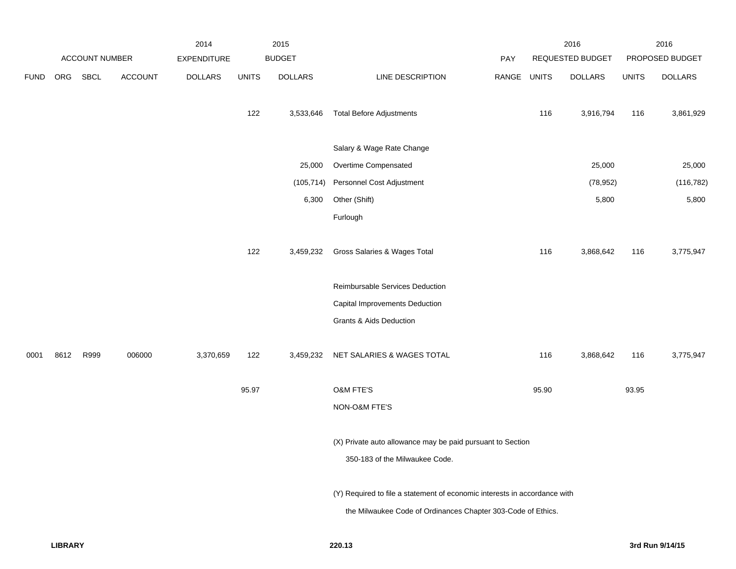| | ACCOUNT NUMBER | | | 2014 EXPENDITURE | 2015 BUDGET | | | PAY | 2016 REQUESTED BUDGET | | 2016 PROPOSED BUDGET | |
|---|---|---|---|---|---|---|---|---|---|---|---|---|
| FUND | ORG | SBCL | ACCOUNT | DOLLARS | UNITS | DOLLARS | LINE DESCRIPTION | RANGE | UNITS | DOLLARS | UNITS | DOLLARS |
| | | | | | 122 | 3,533,646 | Total Before Adjustments | | 116 | 3,916,794 | 116 | 3,861,929 |
| | | | | | | | Salary & Wage Rate Change | | | | | |
| | | | | | | 25,000 | Overtime Compensated | | | 25,000 | | 25,000 |
| | | | | | | (105,714) | Personnel Cost Adjustment | | | (78,952) | | (116,782) |
| | | | | | | 6,300 | Other (Shift) | | | 5,800 | | 5,800 |
| | | | | | | | Furlough | | | | | |
| | | | | | 122 | 3,459,232 | Gross Salaries & Wages Total | | 116 | 3,868,642 | 116 | 3,775,947 |
| | | | | | | | Reimbursable Services Deduction | | | | | |
| | | | | | | | Capital Improvements Deduction | | | | | |
| | | | | | | | Grants & Aids Deduction | | | | | |
| 0001 | 8612 | R999 | 006000 | 3,370,659 | 122 | 3,459,232 | NET SALARIES & WAGES TOTAL | | 116 | 3,868,642 | 116 | 3,775,947 |
| | | | | | 95.97 | | O&M FTE'S | | 95.90 | | 93.95 | |
| | | | | | | | NON-O&M FTE'S | | | | | |

(X) Private auto allowance may be paid pursuant to Section 350-183 of the Milwaukee Code.

(Y) Required to file a statement of economic interests in accordance with the Milwaukee Code of Ordinances Chapter 303-Code of Ethics.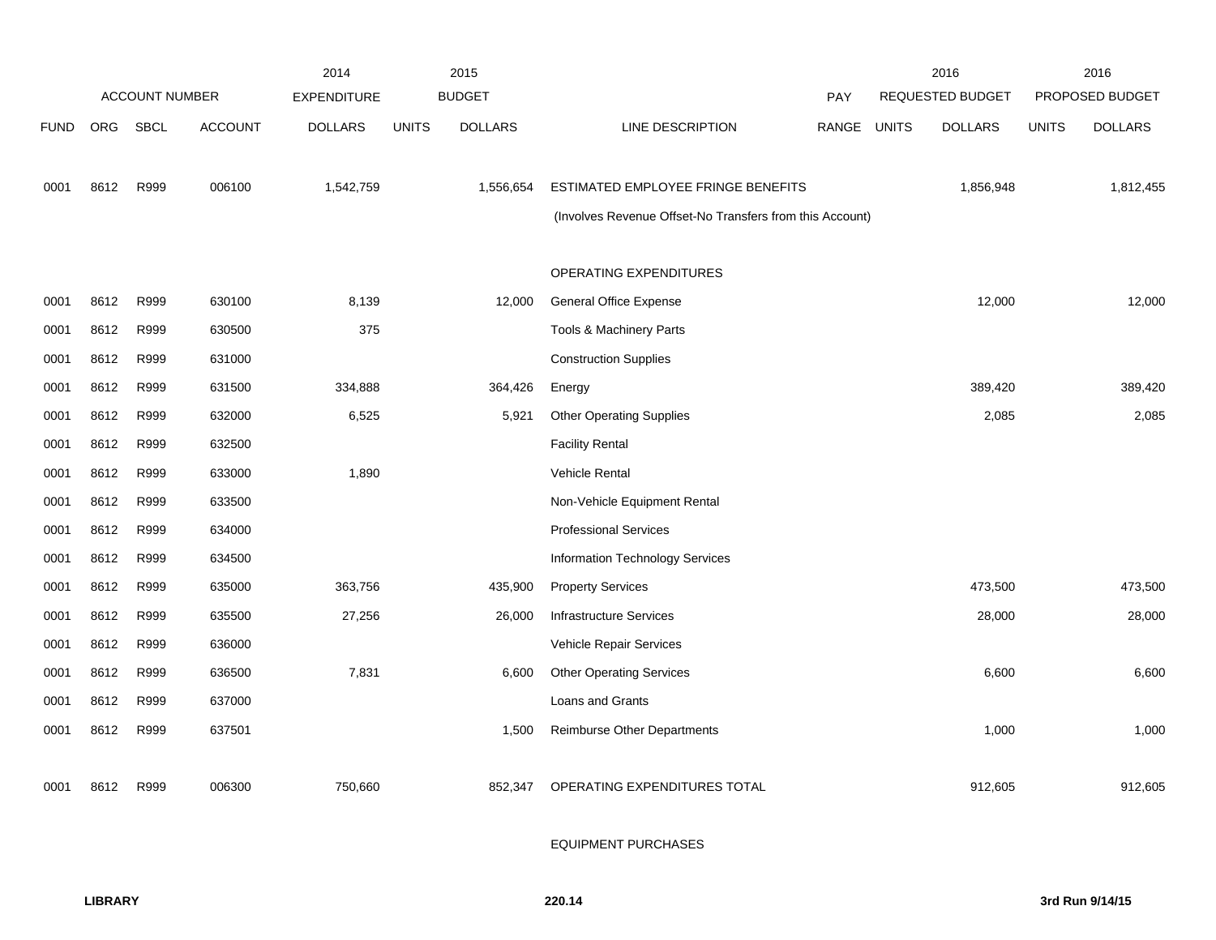| | ACCOUNT NUMBER | | | 2014 EXPENDITURE | 2015 BUDGET | | | PAY | 2016 REQUESTED BUDGET | | 2016 PROPOSED BUDGET | |
|---|---|---|---|---|---|---|---|---|---|---|---|---|
| FUND | ORG | SBCL | ACCOUNT | DOLLARS | UNITS | DOLLARS | LINE DESCRIPTION | RANGE | UNITS | DOLLARS | UNITS | DOLLARS |
| 0001 | 8612 | R999 | 006100 | 1,542,759 | | 1,556,654 | ESTIMATED EMPLOYEE FRINGE BENEFITS | | | 1,856,948 | | 1,812,455 |
| | | | | | | | (Involves Revenue Offset-No Transfers from this Account) | | | | | |
| | | | | | | | OPERATING EXPENDITURES | | | | | |
| 0001 | 8612 | R999 | 630100 | 8,139 | | 12,000 | General Office Expense | | | 12,000 | | 12,000 |
| 0001 | 8612 | R999 | 630500 | 375 | | | Tools & Machinery Parts | | | | | |
| 0001 | 8612 | R999 | 631000 | | | | Construction Supplies | | | | | |
| 0001 | 8612 | R999 | 631500 | 334,888 | | 364,426 | Energy | | | 389,420 | | 389,420 |
| 0001 | 8612 | R999 | 632000 | 6,525 | | 5,921 | Other Operating Supplies | | | 2,085 | | 2,085 |
| 0001 | 8612 | R999 | 632500 | | | | Facility Rental | | | | | |
| 0001 | 8612 | R999 | 633000 | 1,890 | | | Vehicle Rental | | | | | |
| 0001 | 8612 | R999 | 633500 | | | | Non-Vehicle Equipment Rental | | | | | |
| 0001 | 8612 | R999 | 634000 | | | | Professional Services | | | | | |
| 0001 | 8612 | R999 | 634500 | | | | Information Technology Services | | | | | |
| 0001 | 8612 | R999 | 635000 | 363,756 | | 435,900 | Property Services | | | 473,500 | | 473,500 |
| 0001 | 8612 | R999 | 635500 | 27,256 | | 26,000 | Infrastructure Services | | | 28,000 | | 28,000 |
| 0001 | 8612 | R999 | 636000 | | | | Vehicle Repair Services | | | | | |
| 0001 | 8612 | R999 | 636500 | 7,831 | | 6,600 | Other Operating Services | | | 6,600 | | 6,600 |
| 0001 | 8612 | R999 | 637000 | | | | Loans and Grants | | | | | |
| 0001 | 8612 | R999 | 637501 | | | 1,500 | Reimburse Other Departments | | | 1,000 | | 1,000 |
| 0001 | 8612 | R999 | 006300 | 750,660 | | 852,347 | OPERATING EXPENDITURES TOTAL | | | 912,605 | | 912,605 |
| | | | | | | | EQUIPMENT PURCHASES | | | | | |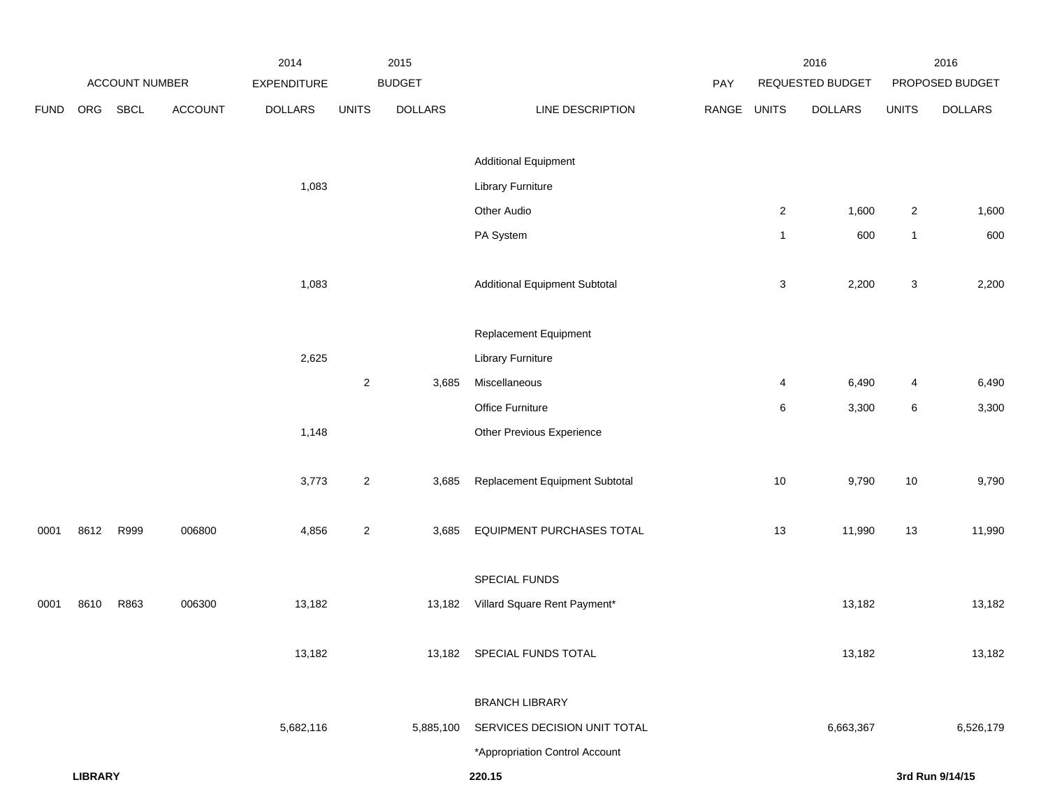| FUND | ORG | SBCL | ACCOUNT | 2014 EXPENDITURE DOLLARS | 2015 BUDGET UNITS | 2015 BUDGET DOLLARS | LINE DESCRIPTION | PAY RANGE | 2016 REQUESTED BUDGET UNITS | 2016 REQUESTED BUDGET DOLLARS | 2016 PROPOSED BUDGET UNITS | 2016 PROPOSED BUDGET DOLLARS |
|---|---|---|---|---|---|---|---|---|---|---|---|---|
| | | | | | | | Additional Equipment | | | | | |
| | | | | 1,083 | | | Library Furniture | | | | | |
| | | | | | | | Other Audio | | 2 | 1,600 | 2 | 1,600 |
| | | | | | | | PA System | | 1 | 600 | 1 | 600 |
| | | | | 1,083 | | | Additional Equipment Subtotal | | 3 | 2,200 | 3 | 2,200 |
| | | | | | | | Replacement Equipment | | | | | |
| | | | | 2,625 | | | Library Furniture | | | | | |
| | | | | | 2 | 3,685 | Miscellaneous | | 4 | 6,490 | 4 | 6,490 |
| | | | | | | | Office Furniture | | 6 | 3,300 | 6 | 3,300 |
| | | | | 1,148 | | | Other Previous Experience | | | | | |
| | | | | 3,773 | 2 | 3,685 | Replacement Equipment Subtotal | | 10 | 9,790 | 10 | 9,790 |
| 0001 | 8612 | R999 | 006800 | 4,856 | 2 | 3,685 | EQUIPMENT PURCHASES TOTAL | | 13 | 11,990 | 13 | 11,990 |
| | | | | | | | SPECIAL FUNDS | | | | | |
| 0001 | 8610 | R863 | 006300 | 13,182 | | 13,182 | Villard Square Rent Payment* | | | 13,182 | | 13,182 |
| | | | | 13,182 | | 13,182 | SPECIAL FUNDS TOTAL | | | 13,182 | | 13,182 |
| | | | | | | | BRANCH LIBRARY | | | | | |
| | | | | 5,682,116 | | 5,885,100 | SERVICES DECISION UNIT TOTAL | | | 6,663,367 | | 6,526,179 |
| | | | | | | | *Appropriation Control Account | | | | | |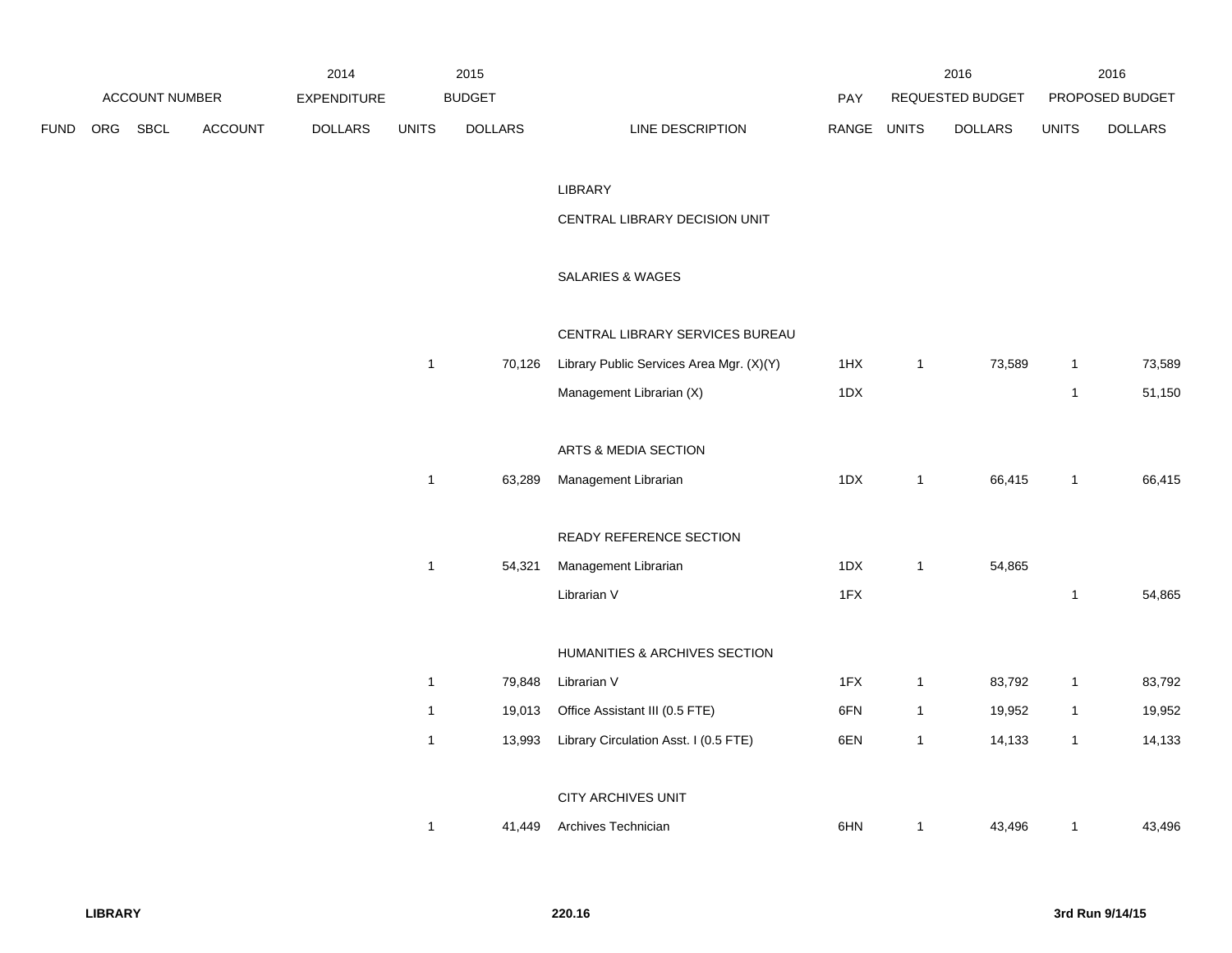| ACCOUNT NUMBER | | | | 2014 EXPENDITURE | 2015 BUDGET | | | PAY | 2016 REQUESTED BUDGET | | 2016 PROPOSED BUDGET | |
|---|---|---|---|---|---|---|---|---|---|---|---|---|
| FUND | ORG | SBCL | ACCOUNT | DOLLARS | UNITS | DOLLARS | LINE DESCRIPTION | RANGE | UNITS | DOLLARS | UNITS | DOLLARS |
| | | | | | | | LIBRARY | | | | | |
| | | | | | | | CENTRAL LIBRARY DECISION UNIT | | | | | |
| | | | | | | | SALARIES & WAGES | | | | | |
| | | | | | | | CENTRAL LIBRARY SERVICES BUREAU | | | | | |
| | | | | | 1 | 70,126 | Library Public Services Area Mgr. (X)(Y) | 1HX | 1 | 73,589 | 1 | 73,589 |
| | | | | | | | Management Librarian (X) | 1DX | | | 1 | 51,150 |
| | | | | | | | ARTS & MEDIA SECTION | | | | | |
| | | | | | 1 | 63,289 | Management Librarian | 1DX | 1 | 66,415 | 1 | 66,415 |
| | | | | | | | READY REFERENCE SECTION | | | | | |
| | | | | | 1 | 54,321 | Management Librarian | 1DX | 1 | 54,865 | | |
| | | | | | | | Librarian V | 1FX | | | 1 | 54,865 |
| | | | | | | | HUMANITIES & ARCHIVES SECTION | | | | | |
| | | | | | 1 | 79,848 | Librarian V | 1FX | 1 | 83,792 | 1 | 83,792 |
| | | | | | 1 | 19,013 | Office Assistant III (0.5 FTE) | 6FN | 1 | 19,952 | 1 | 19,952 |
| | | | | | 1 | 13,993 | Library Circulation Asst. I (0.5 FTE) | 6EN | 1 | 14,133 | 1 | 14,133 |
| | | | | | | | CITY ARCHIVES UNIT | | | | | |
| | | | | | 1 | 41,449 | Archives Technician | 6HN | 1 | 43,496 | 1 | 43,496 |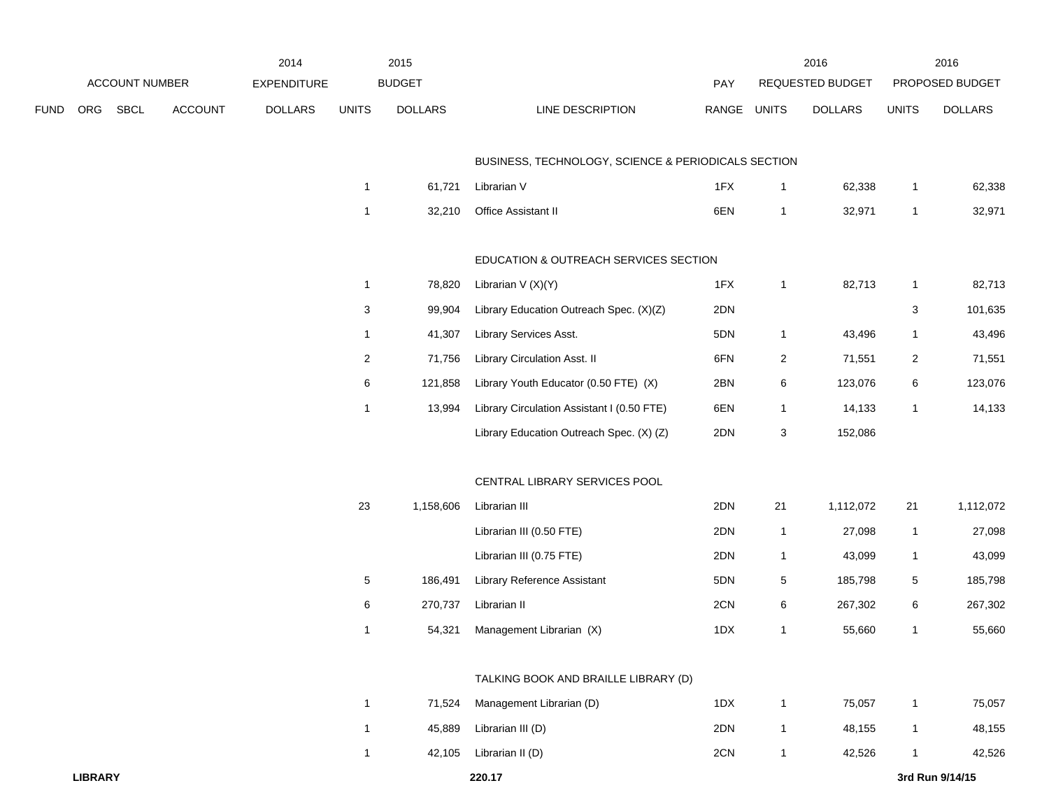| ACCOUNT NUMBER | | | | 2014 EXPENDITURE | 2015 BUDGET | | | PAY | 2016 REQUESTED BUDGET | | 2016 PROPOSED BUDGET | |
|---|---|---|---|---|---|---|---|---|---|---|---|---|
| FUND | ORG | SBCL | ACCOUNT | DOLLARS | UNITS | DOLLARS | LINE DESCRIPTION | RANGE | UNITS | DOLLARS | UNITS | DOLLARS |
| | | | | | | | BUSINESS, TECHNOLOGY, SCIENCE & PERIODICALS SECTION | | | | | |
| | | | | | 1 | 61,721 | Librarian V | 1FX | 1 | 62,338 | 1 | 62,338 |
| | | | | | 1 | 32,210 | Office Assistant II | 6EN | 1 | 32,971 | 1 | 32,971 |
| | | | | | | | EDUCATION & OUTREACH SERVICES SECTION | | | | | |
| | | | | | 1 | 78,820 | Librarian V (X)(Y) | 1FX | 1 | 82,713 | 1 | 82,713 |
| | | | | | 3 | 99,904 | Library Education Outreach Spec. (X)(Z) | 2DN | | | 3 | 101,635 |
| | | | | | 1 | 41,307 | Library Services Asst. | 5DN | 1 | 43,496 | 1 | 43,496 |
| | | | | | 2 | 71,756 | Library Circulation Asst. II | 6FN | 2 | 71,551 | 2 | 71,551 |
| | | | | | 6 | 121,858 | Library Youth Educator (0.50 FTE) (X) | 2BN | 6 | 123,076 | 6 | 123,076 |
| | | | | | 1 | 13,994 | Library Circulation Assistant I (0.50 FTE) | 6EN | 1 | 14,133 | 1 | 14,133 |
| | | | | | | | Library Education Outreach Spec. (X) (Z) | 2DN | 3 | 152,086 | | |
| | | | | | | | CENTRAL LIBRARY SERVICES POOL | | | | | |
| | | | | | 23 | 1,158,606 | Librarian III | 2DN | 21 | 1,112,072 | 21 | 1,112,072 |
| | | | | | | | Librarian III (0.50 FTE) | 2DN | 1 | 27,098 | 1 | 27,098 |
| | | | | | | | Librarian III (0.75 FTE) | 2DN | 1 | 43,099 | 1 | 43,099 |
| | | | | | 5 | 186,491 | Library Reference Assistant | 5DN | 5 | 185,798 | 5 | 185,798 |
| | | | | | 6 | 270,737 | Librarian II | 2CN | 6 | 267,302 | 6 | 267,302 |
| | | | | | 1 | 54,321 | Management Librarian (X) | 1DX | 1 | 55,660 | 1 | 55,660 |
| | | | | | | | TALKING BOOK AND BRAILLE LIBRARY (D) | | | | | |
| | | | | | 1 | 71,524 | Management Librarian (D) | 1DX | 1 | 75,057 | 1 | 75,057 |
| | | | | | 1 | 45,889 | Librarian III (D) | 2DN | 1 | 48,155 | 1 | 48,155 |
| | | | | | 1 | 42,105 | Librarian II (D) | 2CN | 1 | 42,526 | 1 | 42,526 |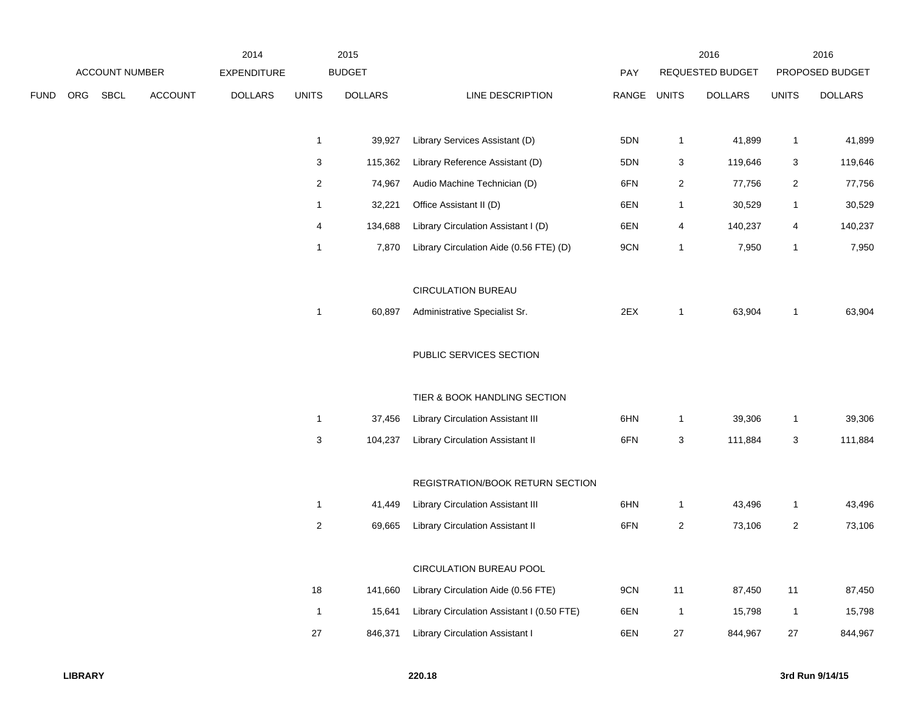| ACCOUNT NUMBER | | | | 2014 EXPENDITURE | 2015 BUDGET | | | PAY | 2016 REQUESTED BUDGET | | 2016 PROPOSED BUDGET | |
|---|---|---|---|---|---|---|---|---|---|---|---|---|
| FUND | ORG | SBCL | ACCOUNT | DOLLARS | UNITS | DOLLARS | LINE DESCRIPTION | RANGE | UNITS | DOLLARS | UNITS | DOLLARS |
| | | | | | 1 | 39,927 | Library Services Assistant (D) | 5DN | 1 | 41,899 | 1 | 41,899 |
| | | | | | 3 | 115,362 | Library Reference Assistant (D) | 5DN | 3 | 119,646 | 3 | 119,646 |
| | | | | | 2 | 74,967 | Audio Machine Technician (D) | 6FN | 2 | 77,756 | 2 | 77,756 |
| | | | | | 1 | 32,221 | Office Assistant II (D) | 6EN | 1 | 30,529 | 1 | 30,529 |
| | | | | | 4 | 134,688 | Library Circulation Assistant I (D) | 6EN | 4 | 140,237 | 4 | 140,237 |
| | | | | | 1 | 7,870 | Library Circulation Aide (0.56 FTE) (D) | 9CN | 1 | 7,950 | 1 | 7,950 |
| | | | | | | | CIRCULATION BUREAU | | | | | |
| | | | | | 1 | 60,897 | Administrative Specialist Sr. | 2EX | 1 | 63,904 | 1 | 63,904 |
| | | | | | | | PUBLIC SERVICES SECTION | | | | | |
| | | | | | | | TIER & BOOK HANDLING SECTION | | | | | |
| | | | | | 1 | 37,456 | Library Circulation Assistant III | 6HN | 1 | 39,306 | 1 | 39,306 |
| | | | | | 3 | 104,237 | Library Circulation Assistant II | 6FN | 3 | 111,884 | 3 | 111,884 |
| | | | | | | | REGISTRATION/BOOK RETURN SECTION | | | | | |
| | | | | | 1 | 41,449 | Library Circulation Assistant III | 6HN | 1 | 43,496 | 1 | 43,496 |
| | | | | | 2 | 69,665 | Library Circulation Assistant II | 6FN | 2 | 73,106 | 2 | 73,106 |
| | | | | | | | CIRCULATION BUREAU POOL | | | | | |
| | | | | | 18 | 141,660 | Library Circulation Aide (0.56 FTE) | 9CN | 11 | 87,450 | 11 | 87,450 |
| | | | | | 1 | 15,641 | Library Circulation Assistant I (0.50 FTE) | 6EN | 1 | 15,798 | 1 | 15,798 |
| | | | | | 27 | 846,371 | Library Circulation Assistant I | 6EN | 27 | 844,967 | 27 | 844,967 |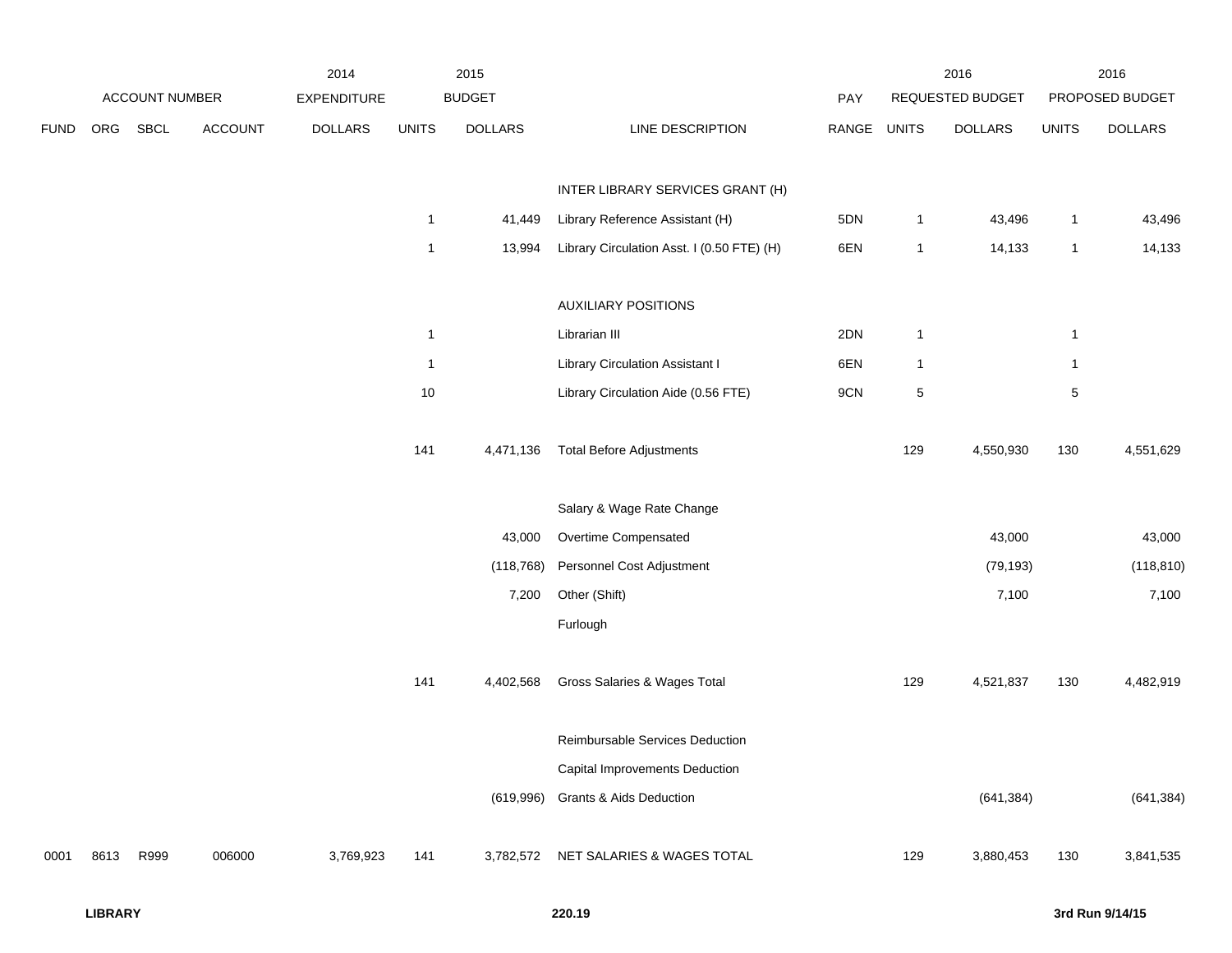| | ACCOUNT NUMBER | | | 2014 EXPENDITURE | | 2015 BUDGET | | PAY | | 2016 REQUESTED BUDGET | | 2016 PROPOSED BUDGET |
|---|---|---|---|---|---|---|---|---|---|---|---|---|
| FUND | ORG | SBCL | ACCOUNT | DOLLARS | UNITS | DOLLARS | LINE DESCRIPTION | RANGE | UNITS | DOLLARS | UNITS | DOLLARS |
| | | | | | | | INTER LIBRARY SERVICES GRANT (H) | | | | | |
| | | | | | 1 | 41,449 | Library Reference Assistant (H) | 5DN | 1 | 43,496 | 1 | 43,496 |
| | | | | | 1 | 13,994 | Library Circulation Asst. I (0.50 FTE) (H) | 6EN | 1 | 14,133 | 1 | 14,133 |
| | | | | | | | AUXILIARY POSITIONS | | | | | |
| | | | | | 1 | | Librarian III | 2DN | 1 | | 1 | |
| | | | | | 1 | | Library Circulation Assistant I | 6EN | 1 | | 1 | |
| | | | | | 10 | | Library Circulation Aide (0.56 FTE) | 9CN | 5 | | 5 | |
| | | | | | 141 | 4,471,136 | Total Before Adjustments | | 129 | 4,550,930 | 130 | 4,551,629 |
| | | | | | | | Salary & Wage Rate Change | | | | | |
| | | | | | | 43,000 | Overtime Compensated | | | 43,000 | | 43,000 |
| | | | | | | (118,768) | Personnel Cost Adjustment | | | (79,193) | | (118,810) |
| | | | | | | 7,200 | Other (Shift) | | | 7,100 | | 7,100 |
| | | | | | | | Furlough | | | | | |
| | | | | | 141 | 4,402,568 | Gross Salaries & Wages Total | | 129 | 4,521,837 | 130 | 4,482,919 |
| | | | | | | | Reimbursable Services Deduction | | | | | |
| | | | | | | | Capital Improvements Deduction | | | | | |
| | | | | | | (619,996) | Grants & Aids Deduction | | | (641,384) | | (641,384) |
| 0001 | 8613 | R999 | 006000 | 3,769,923 | 141 | 3,782,572 | NET SALARIES & WAGES TOTAL | | 129 | 3,880,453 | 130 | 3,841,535 |

**LIBRARY** **220.19** **3rd Run 9/14/15**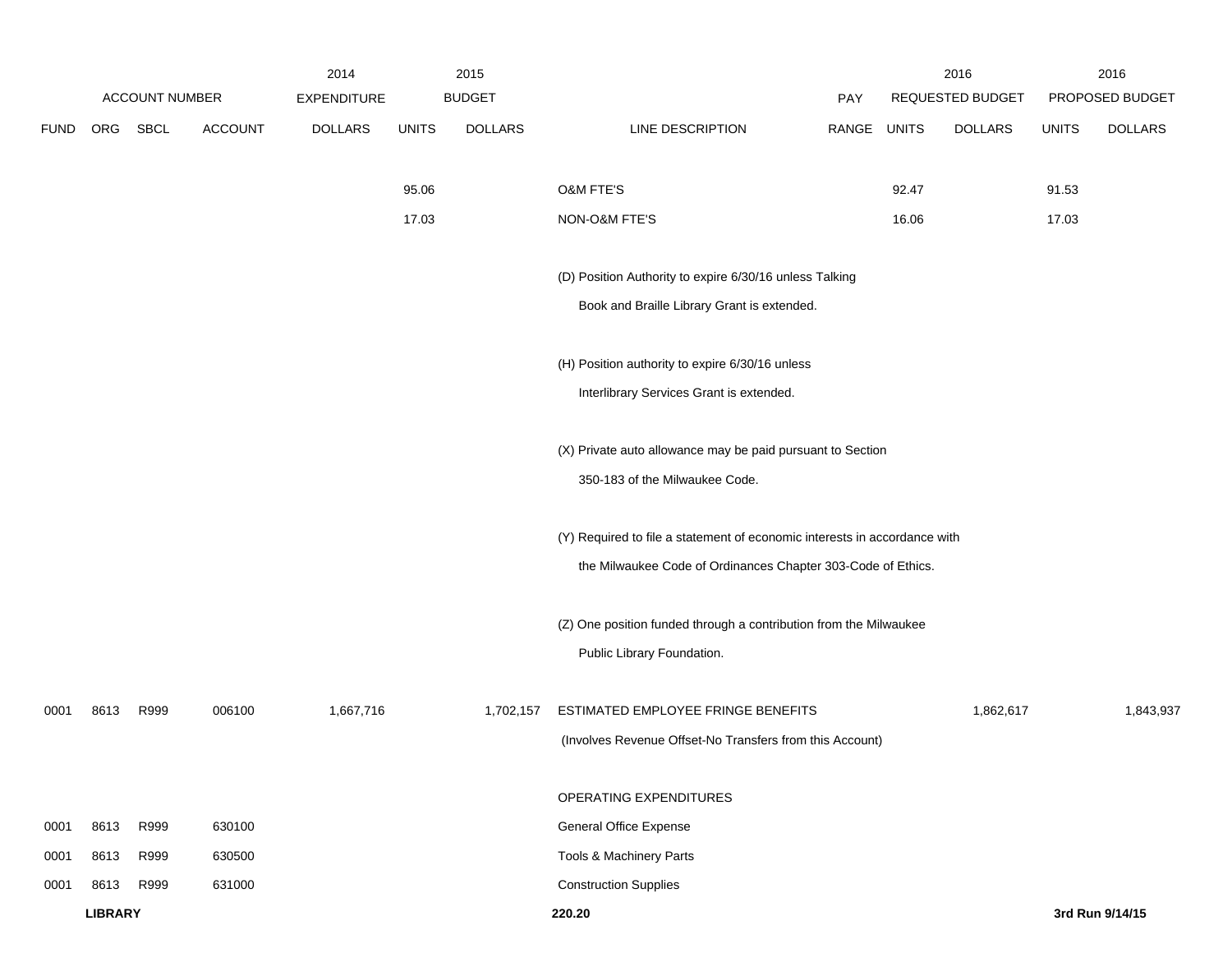| | ACCOUNT NUMBER | | | 2014 EXPENDITURE | 2015 BUDGET | | | PAY | 2016 REQUESTED BUDGET | | 2016 PROPOSED BUDGET | |
|---|---|---|---|---|---|---|---|---|---|---|---|---|
| FUND | ORG | SBCL | ACCOUNT | DOLLARS | UNITS | DOLLARS | LINE DESCRIPTION | RANGE | UNITS | DOLLARS | UNITS | DOLLARS |
| | | | | | 95.06 | | O&M FTE'S | | 92.47 | | 91.53 | |
| | | | | | 17.03 | | NON-O&M FTE'S | | 16.06 | | 17.03 | |
| | | | | | | | (D) Position Authority to expire 6/30/16 unless Talking Book and Braille Library Grant is extended. | | | | | |
| | | | | | | | (H) Position authority to expire 6/30/16 unless Interlibrary Services Grant is extended. | | | | | |
| | | | | | | | (X) Private auto allowance may be paid pursuant to Section 350-183 of the Milwaukee Code. | | | | | |
| | | | | | | | (Y) Required to file a statement of economic interests in accordance with the Milwaukee Code of Ordinances Chapter 303-Code of Ethics. | | | | | |
| | | | | | | | (Z) One position funded through a contribution from the Milwaukee Public Library Foundation. | | | | | |
| 0001 | 8613 | R999 | 006100 | 1,667,716 | | 1,702,157 | ESTIMATED EMPLOYEE FRINGE BENEFITS (Involves Revenue Offset-No Transfers from this Account) | | | 1,862,617 | | 1,843,937 |
| | | | | | | | OPERATING EXPENDITURES | | | | | |
| 0001 | 8613 | R999 | 630100 | | | | General Office Expense | | | | | |
| 0001 | 8613 | R999 | 630500 | | | | Tools & Machinery Parts | | | | | |
| 0001 | 8613 | R999 | 631000 | | | | Construction Supplies | | | | | |

**LIBRARY** 220.20 **3rd Run 9/14/15**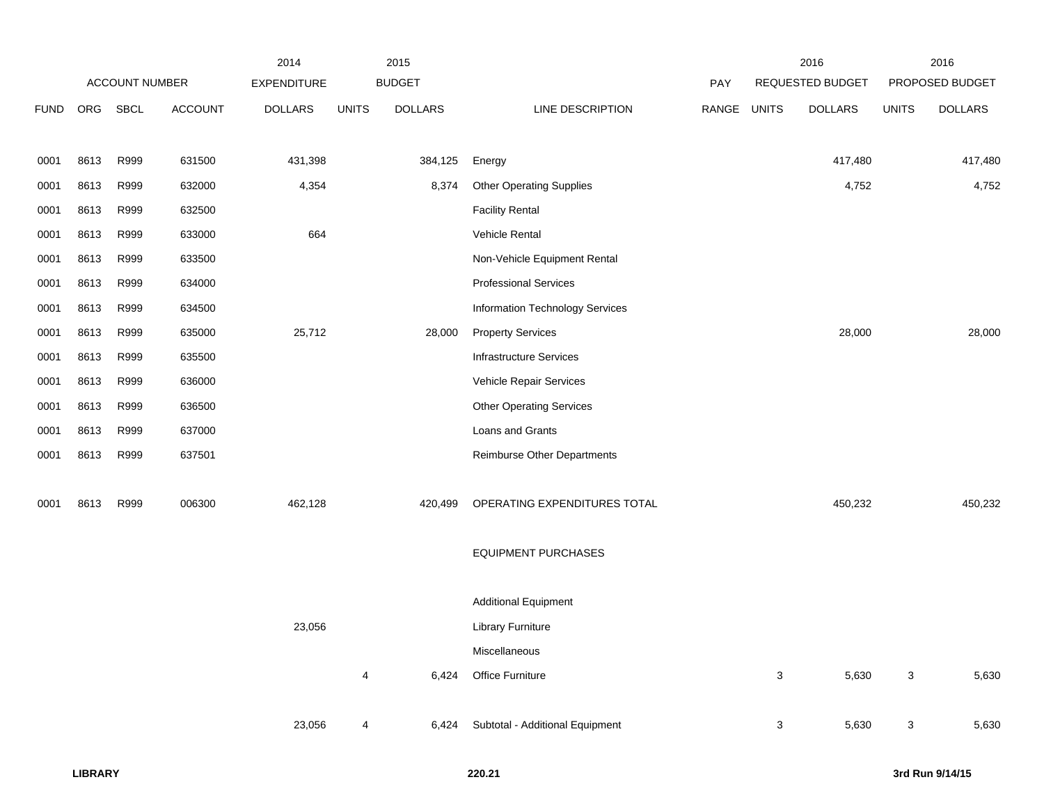| | ACCOUNT NUMBER | | | 2014 EXPENDITURE | 2015 BUDGET | | | PAY | 2016 REQUESTED BUDGET | | 2016 PROPOSED BUDGET | |
|---|---|---|---|---|---|---|---|---|---|---|---|---|
| FUND | ORG | SBCL | ACCOUNT | DOLLARS | UNITS | DOLLARS | LINE DESCRIPTION | RANGE | UNITS | DOLLARS | UNITS | DOLLARS |
| 0001 | 8613 | R999 | 631500 | 431,398 | | 384,125 | Energy | | | 417,480 | | 417,480 |
| 0001 | 8613 | R999 | 632000 | 4,354 | | 8,374 | Other Operating Supplies | | | 4,752 | | 4,752 |
| 0001 | 8613 | R999 | 632500 | | | | Facility Rental | | | | | |
| 0001 | 8613 | R999 | 633000 | 664 | | | Vehicle Rental | | | | | |
| 0001 | 8613 | R999 | 633500 | | | | Non-Vehicle Equipment Rental | | | | | |
| 0001 | 8613 | R999 | 634000 | | | | Professional Services | | | | | |
| 0001 | 8613 | R999 | 634500 | | | | Information Technology Services | | | | | |
| 0001 | 8613 | R999 | 635000 | 25,712 | | 28,000 | Property Services | | | 28,000 | | 28,000 |
| 0001 | 8613 | R999 | 635500 | | | | Infrastructure Services | | | | | |
| 0001 | 8613 | R999 | 636000 | | | | Vehicle Repair Services | | | | | |
| 0001 | 8613 | R999 | 636500 | | | | Other Operating Services | | | | | |
| 0001 | 8613 | R999 | 637000 | | | | Loans and Grants | | | | | |
| 0001 | 8613 | R999 | 637501 | | | | Reimburse Other Departments | | | | | |
| 0001 | 8613 | R999 | 006300 | 462,128 | | 420,499 | OPERATING EXPENDITURES TOTAL | | | 450,232 | | 450,232 |
| | | | | | | | EQUIPMENT PURCHASES | | | | | |
| | | | | | | | Additional Equipment | | | | | |
| | | | | 23,056 | | | Library Furniture | | | | | |
| | | | | | | | Miscellaneous | | | | | |
| | | | | | 4 | 6,424 | Office Furniture | | 3 | 5,630 | 3 | 5,630 |
| | | | | 23,056 | 4 | 6,424 | Subtotal - Additional Equipment | | 3 | 5,630 | 3 | 5,630 |

**LIBRARY** **220.21** **3rd Run 9/14/15**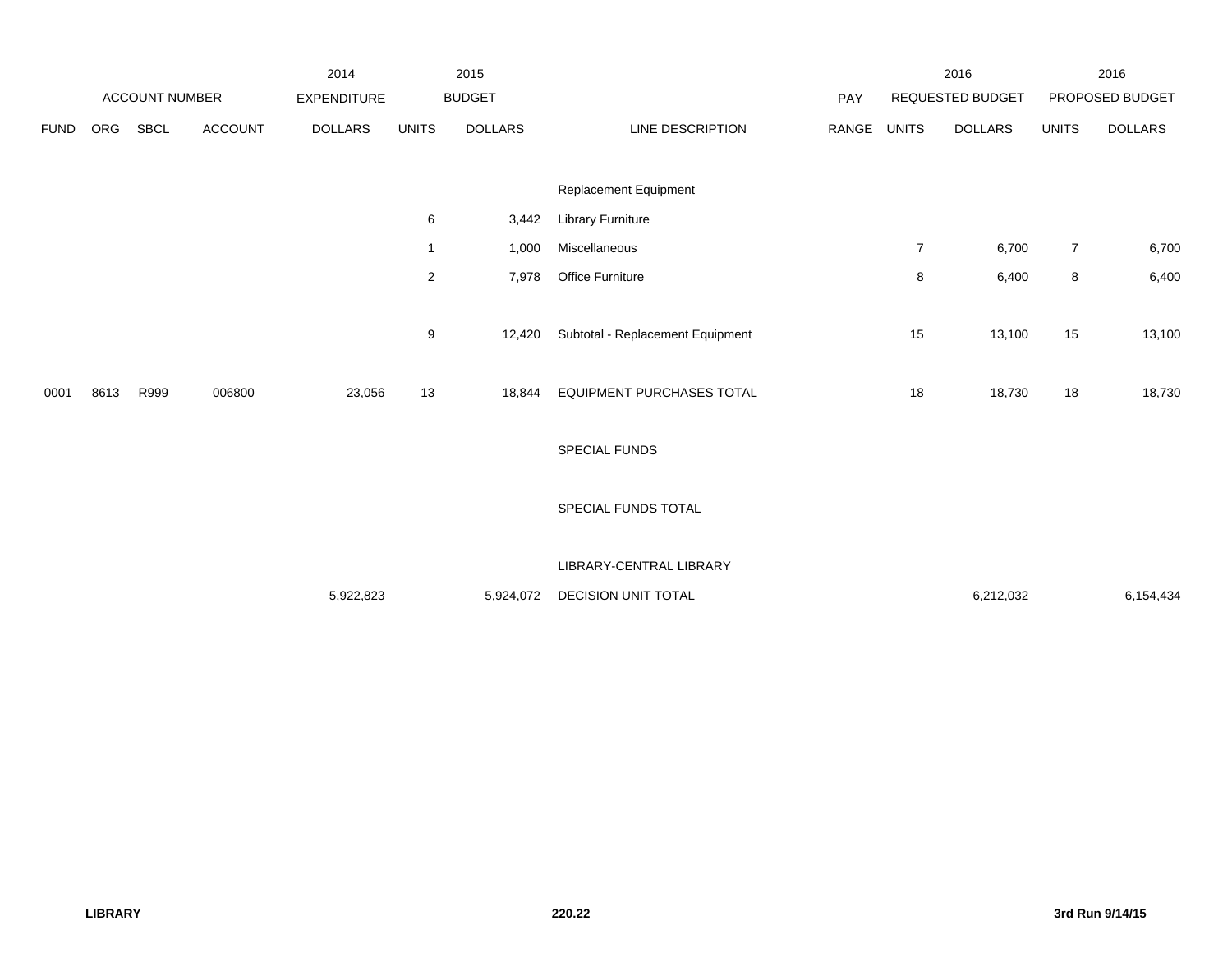| | ACCOUNT NUMBER | | | 2014 EXPENDITURE | 2015 BUDGET | | | PAY | 2016 REQUESTED BUDGET | | 2016 PROPOSED BUDGET | |
|---|---|---|---|---|---|---|---|---|---|---|---|---|
| FUND | ORG | SBCL | ACCOUNT | DOLLARS | UNITS | DOLLARS | LINE DESCRIPTION | RANGE | UNITS | DOLLARS | UNITS | DOLLARS |
| | | | | | | | Replacement Equipment | | | | | |
| | | | | | 6 | 3,442 | Library Furniture | | | | | |
| | | | | | 1 | 1,000 | Miscellaneous | | 7 | 6,700 | 7 | 6,700 |
| | | | | | 2 | 7,978 | Office Furniture | | 8 | 6,400 | 8 | 6,400 |
| | | | | | 9 | 12,420 | Subtotal - Replacement Equipment | | 15 | 13,100 | 15 | 13,100 |
| 0001 | 8613 | R999 | 006800 | 23,056 | 13 | 18,844 | EQUIPMENT PURCHASES TOTAL | | 18 | 18,730 | 18 | 18,730 |
| | | | | | | | SPECIAL FUNDS | | | | | |
| | | | | | | | SPECIAL FUNDS TOTAL | | | | | |
| | | | | | | | LIBRARY-CENTRAL LIBRARY | | | | | |
| | | | | 5,922,823 | | 5,924,072 | DECISION UNIT TOTAL | | | 6,212,032 | | 6,154,434 |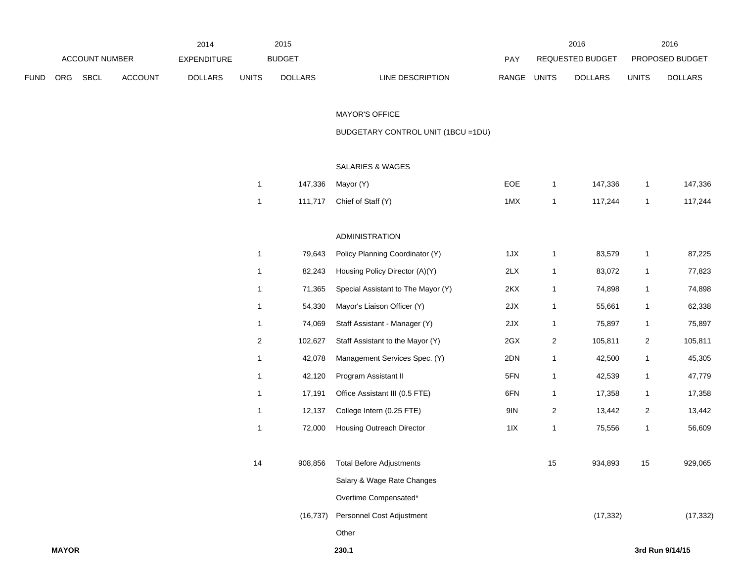| | ACCOUNT NUMBER | | | 2014 EXPENDITURE | 2015 BUDGET | | | | 2016 REQUESTED BUDGET | | 2016 PROPOSED BUDGET | |
|---|---|---|---|---|---|---|---|---|---|---|---|---|
| FUND | ORG | SBCL | ACCOUNT | DOLLARS | UNITS | DOLLARS | LINE DESCRIPTION | PAY RANGE | UNITS | DOLLARS | UNITS | DOLLARS |
| | | | | | | | MAYOR'S OFFICE | | | | | |
| | | | | | | | BUDGETARY CONTROL UNIT (1BCU =1DU) | | | | | |
| | | | | | | | SALARIES & WAGES | | | | | |
| | | | | | 1 | 147,336 | Mayor (Y) | EOE | 1 | 147,336 | 1 | 147,336 |
| | | | | | 1 | 111,717 | Chief of Staff (Y) | 1MX | 1 | 117,244 | 1 | 117,244 |
| | | | | | | | ADMINISTRATION | | | | | |
| | | | | | 1 | 79,643 | Policy Planning Coordinator (Y) | 1JX | 1 | 83,579 | 1 | 87,225 |
| | | | | | 1 | 82,243 | Housing Policy Director (A)(Y) | 2LX | 1 | 83,072 | 1 | 77,823 |
| | | | | | 1 | 71,365 | Special Assistant to The Mayor (Y) | 2KX | 1 | 74,898 | 1 | 74,898 |
| | | | | | 1 | 54,330 | Mayor's Liaison Officer (Y) | 2JX | 1 | 55,661 | 1 | 62,338 |
| | | | | | 1 | 74,069 | Staff Assistant - Manager (Y) | 2JX | 1 | 75,897 | 1 | 75,897 |
| | | | | | 2 | 102,627 | Staff Assistant to the Mayor (Y) | 2GX | 2 | 105,811 | 2 | 105,811 |
| | | | | | 1 | 42,078 | Management Services Spec. (Y) | 2DN | 1 | 42,500 | 1 | 45,305 |
| | | | | | 1 | 42,120 | Program Assistant II | 5FN | 1 | 42,539 | 1 | 47,779 |
| | | | | | 1 | 17,191 | Office Assistant III (0.5 FTE) | 6FN | 1 | 17,358 | 1 | 17,358 |
| | | | | | 1 | 12,137 | College Intern (0.25 FTE) | 9IN | 2 | 13,442 | 2 | 13,442 |
| | | | | | 1 | 72,000 | Housing Outreach Director | 1IX | 1 | 75,556 | 1 | 56,609 |
| | | | | | 14 | 908,856 | Total Before Adjustments | | 15 | 934,893 | 15 | 929,065 |
| | | | | | | | Salary & Wage Rate Changes | | | | | |
| | | | | | | | Overtime Compensated* | | | | | |
| | | | | | | (16,737) | Personnel Cost Adjustment | | | (17,332) | | (17,332) |
| | | | | | | | Other | | | | | |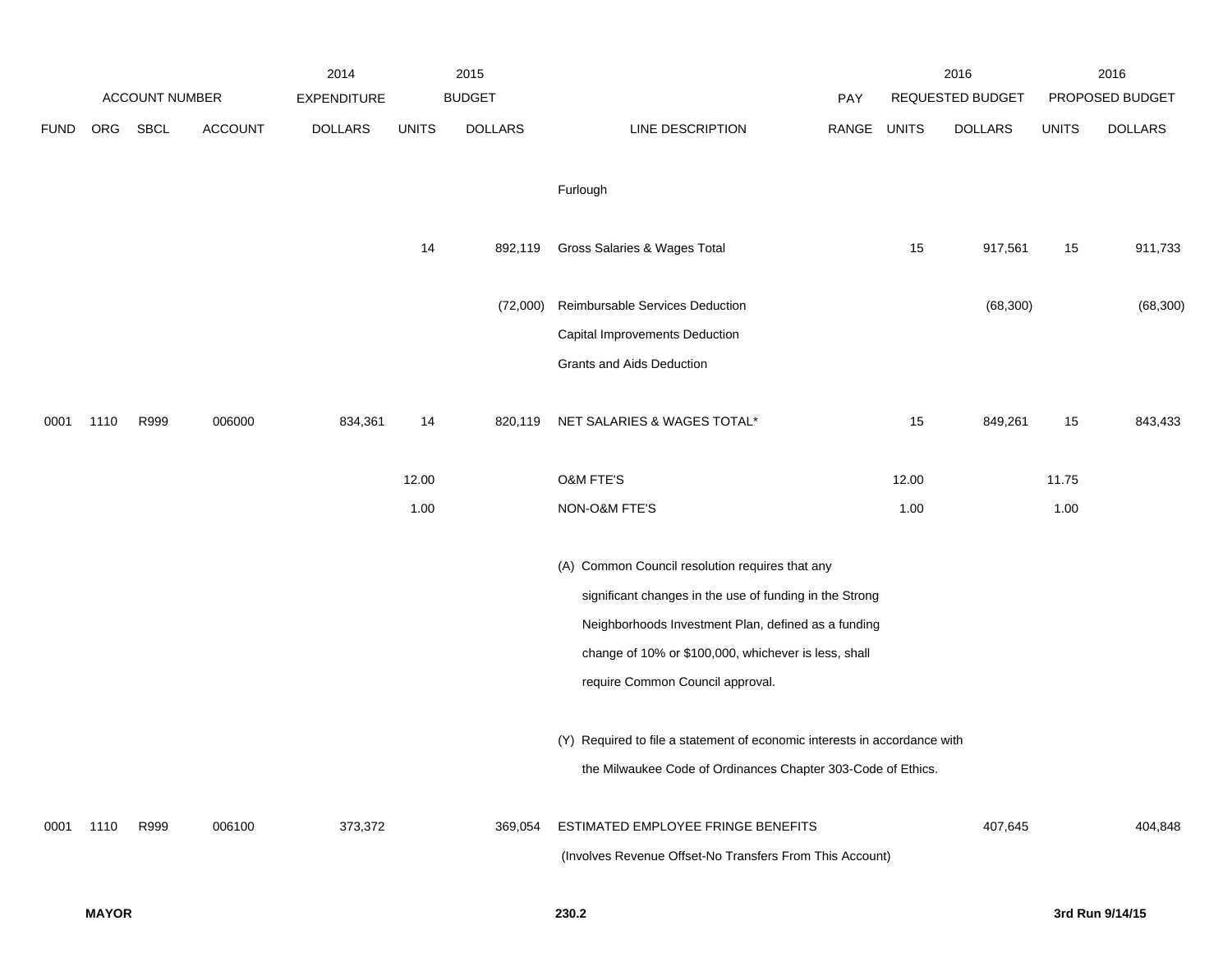| FUND | ORG | SBCL | ACCOUNT | 2014 EXPENDITURE DOLLARS | 2015 BUDGET UNITS | 2015 BUDGET DOLLARS | LINE DESCRIPTION | PAY RANGE | 2016 REQUESTED BUDGET UNITS | 2016 REQUESTED BUDGET DOLLARS | 2016 PROPOSED BUDGET UNITS | 2016 PROPOSED BUDGET DOLLARS |
|---|---|---|---|---|---|---|---|---|---|---|---|---|
| | | | | | | | Furlough | | | | | |
| | | | | | 14 | 892,119 | Gross Salaries & Wages Total | | 15 | 917,561 | 15 | 911,733 |
| | | | | | | (72,000) | Reimbursable Services Deduction | | | (68,300) | | (68,300) |
| | | | | | | | Capital Improvements Deduction | | | | | |
| | | | | | | | Grants and Aids Deduction | | | | | |
| 0001 | 1110 | R999 | 006000 | 834,361 | 14 | 820,119 | NET SALARIES & WAGES TOTAL* | | 15 | 849,261 | 15 | 843,433 |
| | | | | | 12.00 | | O&M FTE'S | | 12.00 | | 11.75 | |
| | | | | | 1.00 | | NON-O&M FTE'S | | 1.00 | | 1.00 | |
| | | | | | | | (A) Common Council resolution requires that any significant changes in the use of funding in the Strong Neighborhoods Investment Plan, defined as a funding change of 10% or $100,000, whichever is less, shall require Common Council approval. | | | | | |
| | | | | | | | (Y) Required to file a statement of economic interests in accordance with the Milwaukee Code of Ordinances Chapter 303-Code of Ethics. | | | | | |
| 0001 | 1110 | R999 | 006100 | 373,372 | | 369,054 | ESTIMATED EMPLOYEE FRINGE BENEFITS (Involves Revenue Offset-No Transfers From This Account) | | | 407,645 | | 404,848 |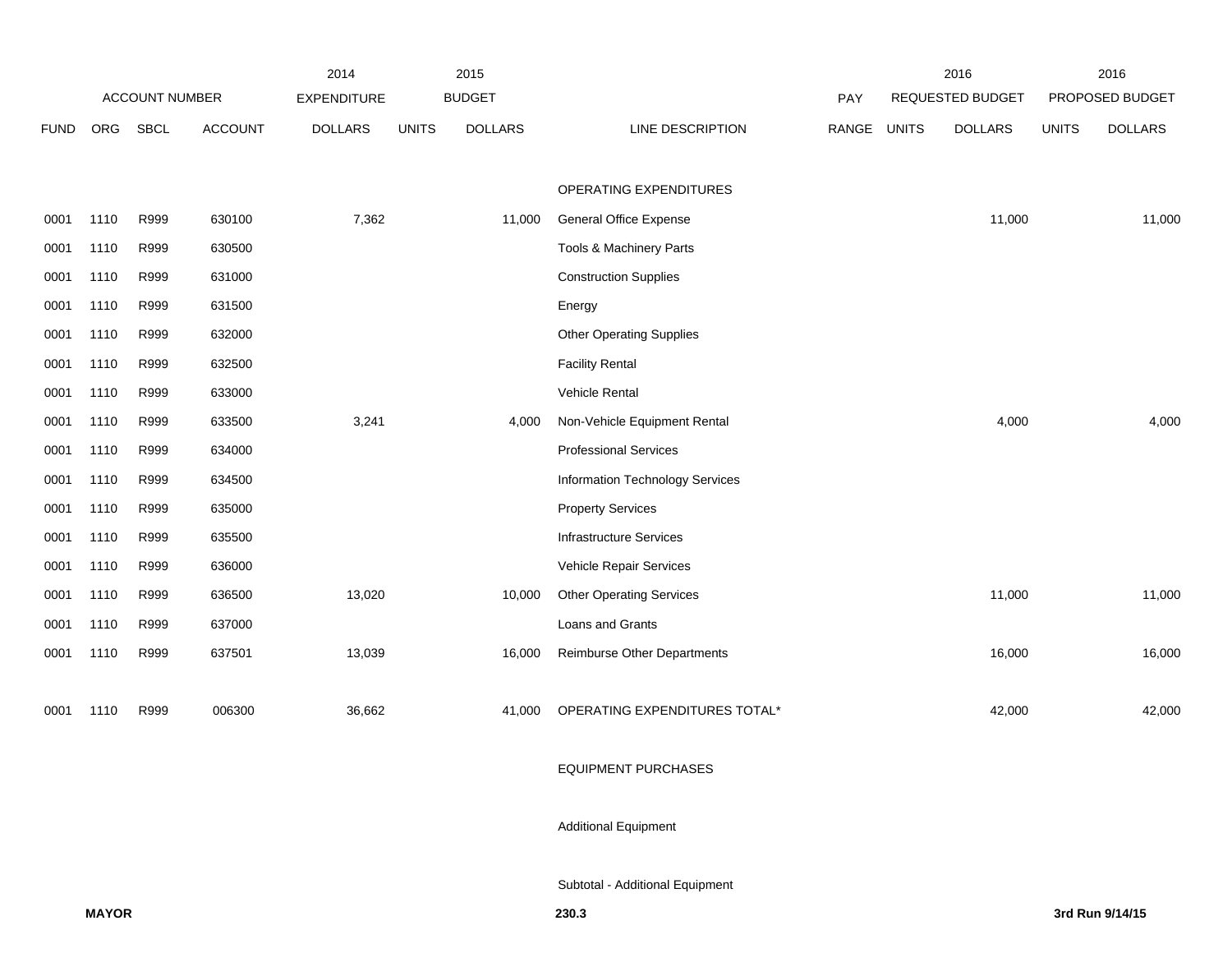| ACCOUNT NUMBER | | | | 2014 EXPENDITURE | 2015 BUDGET | | | PAY | 2016 REQUESTED BUDGET | | 2016 PROPOSED BUDGET | |
|---|---|---|---|---|---|---|---|---|---|---|---|---|
| FUND | ORG | SBCL | ACCOUNT | DOLLARS | UNITS | DOLLARS | LINE DESCRIPTION | RANGE | UNITS | DOLLARS | UNITS | DOLLARS |
| | | | | | | | OPERATING EXPENDITURES | | | | | |
| 0001 | 1110 | R999 | 630100 | 7,362 | | 11,000 | General Office Expense | | | 11,000 | | 11,000 |
| 0001 | 1110 | R999 | 630500 | | | | Tools & Machinery Parts | | | | | |
| 0001 | 1110 | R999 | 631000 | | | | Construction Supplies | | | | | |
| 0001 | 1110 | R999 | 631500 | | | | Energy | | | | | |
| 0001 | 1110 | R999 | 632000 | | | | Other Operating Supplies | | | | | |
| 0001 | 1110 | R999 | 632500 | | | | Facility Rental | | | | | |
| 0001 | 1110 | R999 | 633000 | | | | Vehicle Rental | | | | | |
| 0001 | 1110 | R999 | 633500 | 3,241 | | 4,000 | Non-Vehicle Equipment Rental | | | 4,000 | | 4,000 |
| 0001 | 1110 | R999 | 634000 | | | | Professional Services | | | | | |
| 0001 | 1110 | R999 | 634500 | | | | Information Technology Services | | | | | |
| 0001 | 1110 | R999 | 635000 | | | | Property Services | | | | | |
| 0001 | 1110 | R999 | 635500 | | | | Infrastructure Services | | | | | |
| 0001 | 1110 | R999 | 636000 | | | | Vehicle Repair Services | | | | | |
| 0001 | 1110 | R999 | 636500 | 13,020 | | 10,000 | Other Operating Services | | | 11,000 | | 11,000 |
| 0001 | 1110 | R999 | 637000 | | | | Loans and Grants | | | | | |
| 0001 | 1110 | R999 | 637501 | 13,039 | | 16,000 | Reimburse Other Departments | | | 16,000 | | 16,000 |
| 0001 | 1110 | R999 | 006300 | 36,662 | | 41,000 | OPERATING EXPENDITURES TOTAL* | | | 42,000 | | 42,000 |
| | | | | | | | EQUIPMENT PURCHASES | | | | | |
| | | | | | | | Additional Equipment | | | | | |
| | | | | | | | Subtotal - Additional Equipment | | | | | |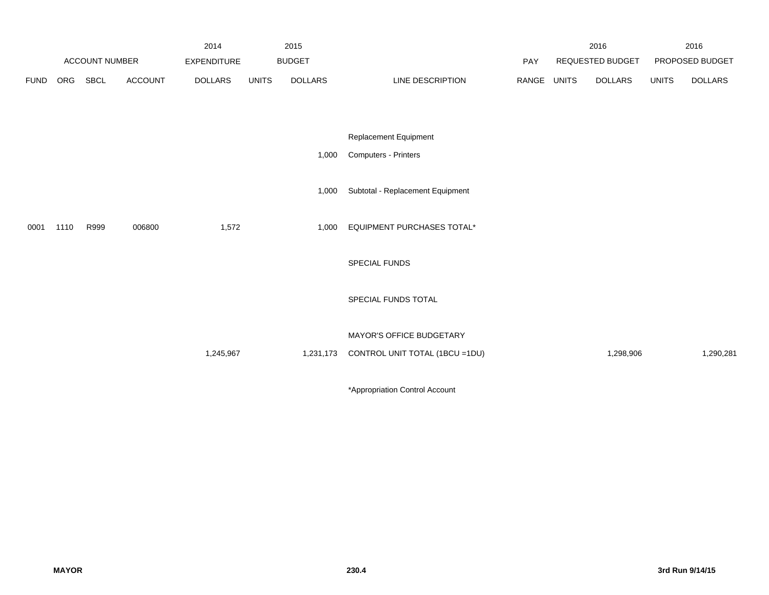| FUND | ORG | SBCL | ACCOUNT | 2014 EXPENDITURE DOLLARS | 2015 BUDGET UNITS | 2015 BUDGET DOLLARS | LINE DESCRIPTION | PAY RANGE | 2016 REQUESTED BUDGET UNITS | 2016 REQUESTED BUDGET DOLLARS | 2016 PROPOSED BUDGET UNITS | 2016 PROPOSED BUDGET DOLLARS |
|---|---|---|---|---|---|---|---|---|---|---|---|---|
| | | | | | | | Replacement Equipment | | | | | |
| | | | | | | 1,000 | Computers - Printers | | | | | |
| | | | | | | 1,000 | Subtotal - Replacement Equipment | | | | | |
| 0001 | 1110 | R999 | 006800 | 1,572 | | 1,000 | EQUIPMENT PURCHASES TOTAL* | | | | | |
| | | | | | | | SPECIAL FUNDS | | | | | |
| | | | | | | | SPECIAL FUNDS TOTAL | | | | | |
| | | | | | | | MAYOR'S OFFICE BUDGETARY | | | | | |
| | | | | 1,245,967 | | 1,231,173 | CONTROL UNIT TOTAL (1BCU =1DU) | | | 1,298,906 | | 1,290,281 |

*Appropriation Control Account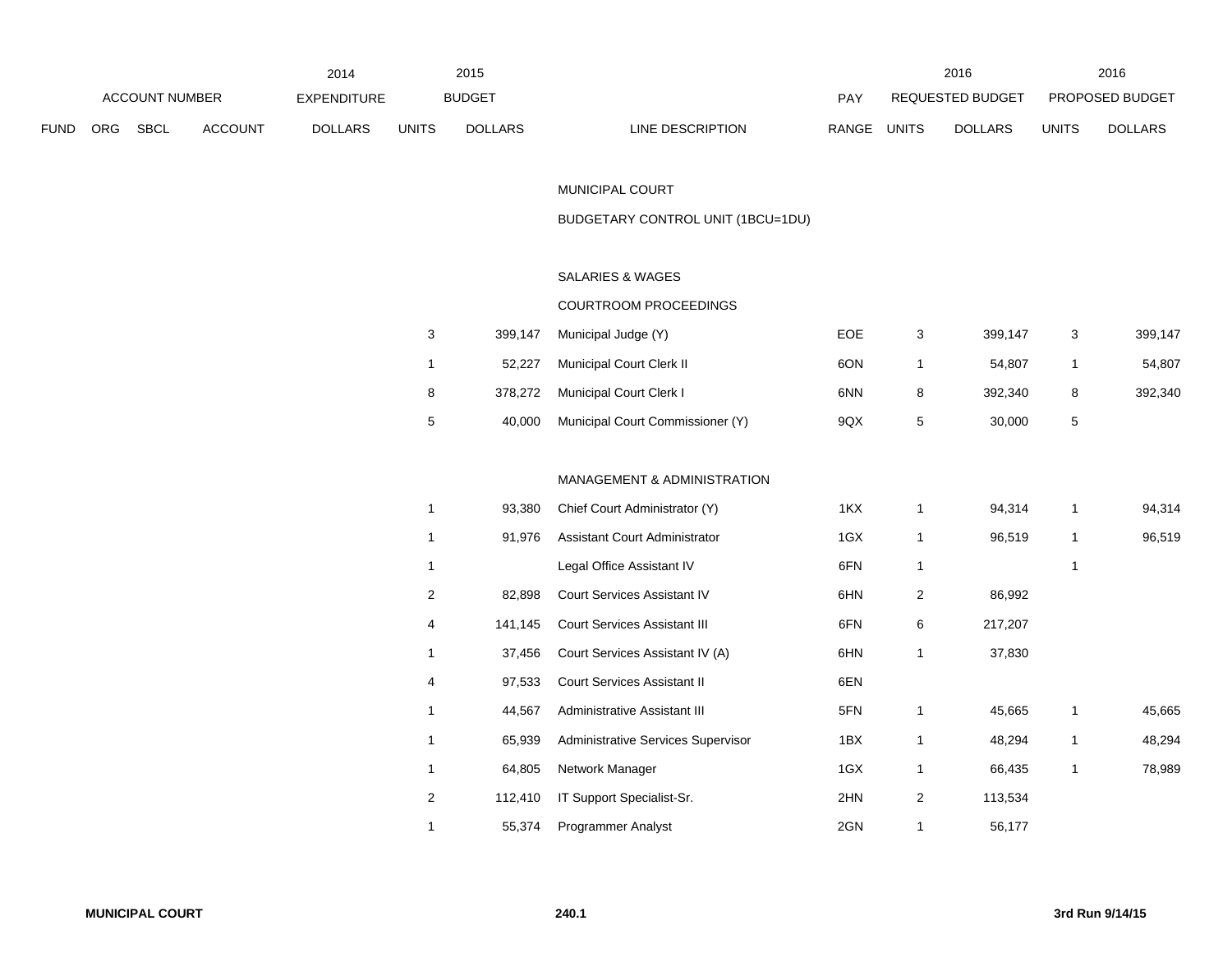| ACCOUNT NUMBER | | | | 2014 EXPENDITURE | 2015 BUDGET | | | PAY | 2016 REQUESTED BUDGET | | 2016 PROPOSED BUDGET | |
|---|---|---|---|---|---|---|---|---|---|---|---|---|
| FUND | ORG | SBCL | ACCOUNT | DOLLARS | UNITS | DOLLARS | LINE DESCRIPTION | RANGE | UNITS | DOLLARS | UNITS | DOLLARS |
| | | | | | | | MUNICIPAL COURT | | | | | |
| | | | | | | | BUDGETARY CONTROL UNIT (1BCU=1DU) | | | | | |
| | | | | | | | SALARIES & WAGES | | | | | |
| | | | | | | | COURTROOM PROCEEDINGS | | | | | |
| | | | | | 3 | 399,147 | Municipal Judge (Y) | EOE | 3 | 399,147 | 3 | 399,147 |
| | | | | | 1 | 52,227 | Municipal Court Clerk II | 6ON | 1 | 54,807 | 1 | 54,807 |
| | | | | | 8 | 378,272 | Municipal Court Clerk I | 6NN | 8 | 392,340 | 8 | 392,340 |
| | | | | | 5 | 40,000 | Municipal Court Commissioner (Y) | 9QX | 5 | 30,000 | 5 | |
| | | | | | | | MANAGEMENT & ADMINISTRATION | | | | | |
| | | | | | 1 | 93,380 | Chief Court Administrator (Y) | 1KX | 1 | 94,314 | 1 | 94,314 |
| | | | | | 1 | 91,976 | Assistant Court Administrator | 1GX | 1 | 96,519 | 1 | 96,519 |
| | | | | | 1 | | Legal Office Assistant IV | 6FN | 1 | | 1 | |
| | | | | | 2 | 82,898 | Court Services Assistant IV | 6HN | 2 | 86,992 | | |
| | | | | | 4 | 141,145 | Court Services Assistant III | 6FN | 6 | 217,207 | | |
| | | | | | 1 | 37,456 | Court Services Assistant IV (A) | 6HN | 1 | 37,830 | | |
| | | | | | 4 | 97,533 | Court Services Assistant II | 6EN | | | | |
| | | | | | 1 | 44,567 | Administrative Assistant III | 5FN | 1 | 45,665 | 1 | 45,665 |
| | | | | | 1 | 65,939 | Administrative Services Supervisor | 1BX | 1 | 48,294 | 1 | 48,294 |
| | | | | | 1 | 64,805 | Network Manager | 1GX | 1 | 66,435 | 1 | 78,989 |
| | | | | | 2 | 112,410 | IT Support Specialist-Sr. | 2HN | 2 | 113,534 | | |
| | | | | | 1 | 55,374 | Programmer Analyst | 2GN | 1 | 56,177 | | |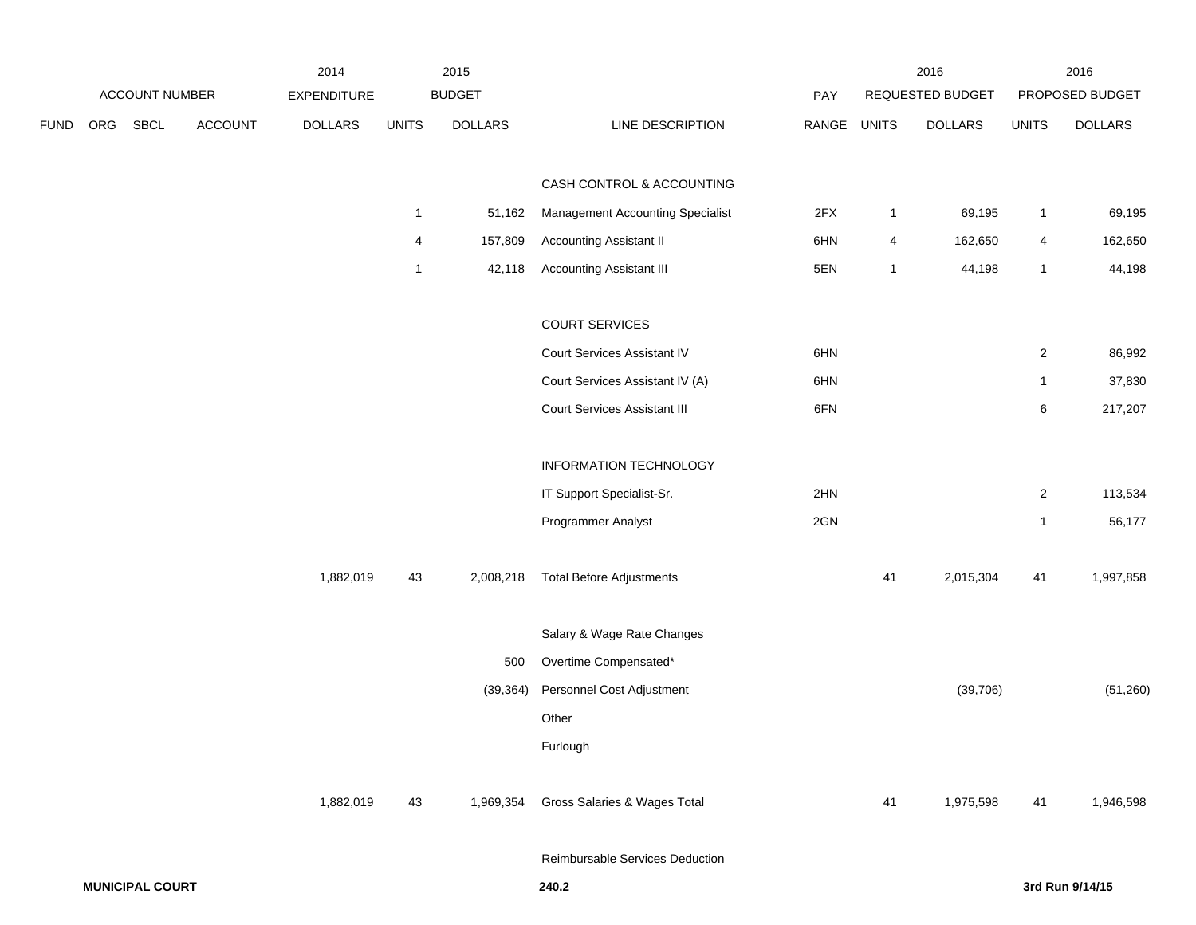| FUND | ORG | SBCL | ACCOUNT | 2014 EXPENDITURE DOLLARS | 2015 BUDGET UNITS | 2015 BUDGET DOLLARS | LINE DESCRIPTION | PAY RANGE | 2016 REQUESTED BUDGET UNITS | 2016 REQUESTED BUDGET DOLLARS | 2016 PROPOSED BUDGET UNITS | 2016 PROPOSED BUDGET DOLLARS |
|---|---|---|---|---|---|---|---|---|---|---|---|---|
| | | | | | | | CASH CONTROL & ACCOUNTING | | | | | |
| | | | | | 1 | 51,162 | Management Accounting Specialist | 2FX | 1 | 69,195 | 1 | 69,195 |
| | | | | | 4 | 157,809 | Accounting Assistant II | 6HN | 4 | 162,650 | 4 | 162,650 |
| | | | | | 1 | 42,118 | Accounting Assistant III | 5EN | 1 | 44,198 | 1 | 44,198 |
| | | | | | | | COURT SERVICES | | | | | |
| | | | | | | | Court Services Assistant IV | 6HN | | | 2 | 86,992 |
| | | | | | | | Court Services Assistant IV (A) | 6HN | | | 1 | 37,830 |
| | | | | | | | Court Services Assistant III | 6FN | | | 6 | 217,207 |
| | | | | | | | INFORMATION TECHNOLOGY | | | | | |
| | | | | | | | IT Support Specialist-Sr. | 2HN | | | 2 | 113,534 |
| | | | | | | | Programmer Analyst | 2GN | | | 1 | 56,177 |
| | | | | 1,882,019 | 43 | 2,008,218 | Total Before Adjustments | | 41 | 2,015,304 | 41 | 1,997,858 |
| | | | | | | | Salary & Wage Rate Changes | | | | | |
| | | | | | | 500 | Overtime Compensated* | | | | | |
| | | | | | | (39,364) | Personnel Cost Adjustment | | | (39,706) | | (51,260) |
| | | | | | | | Other | | | | | |
| | | | | | | | Furlough | | | | | |
| | | | | 1,882,019 | 43 | 1,969,354 | Gross Salaries & Wages Total | | 41 | 1,975,598 | 41 | 1,946,598 |
| | | | | | | | Reimbursable Services Deduction | | | | | |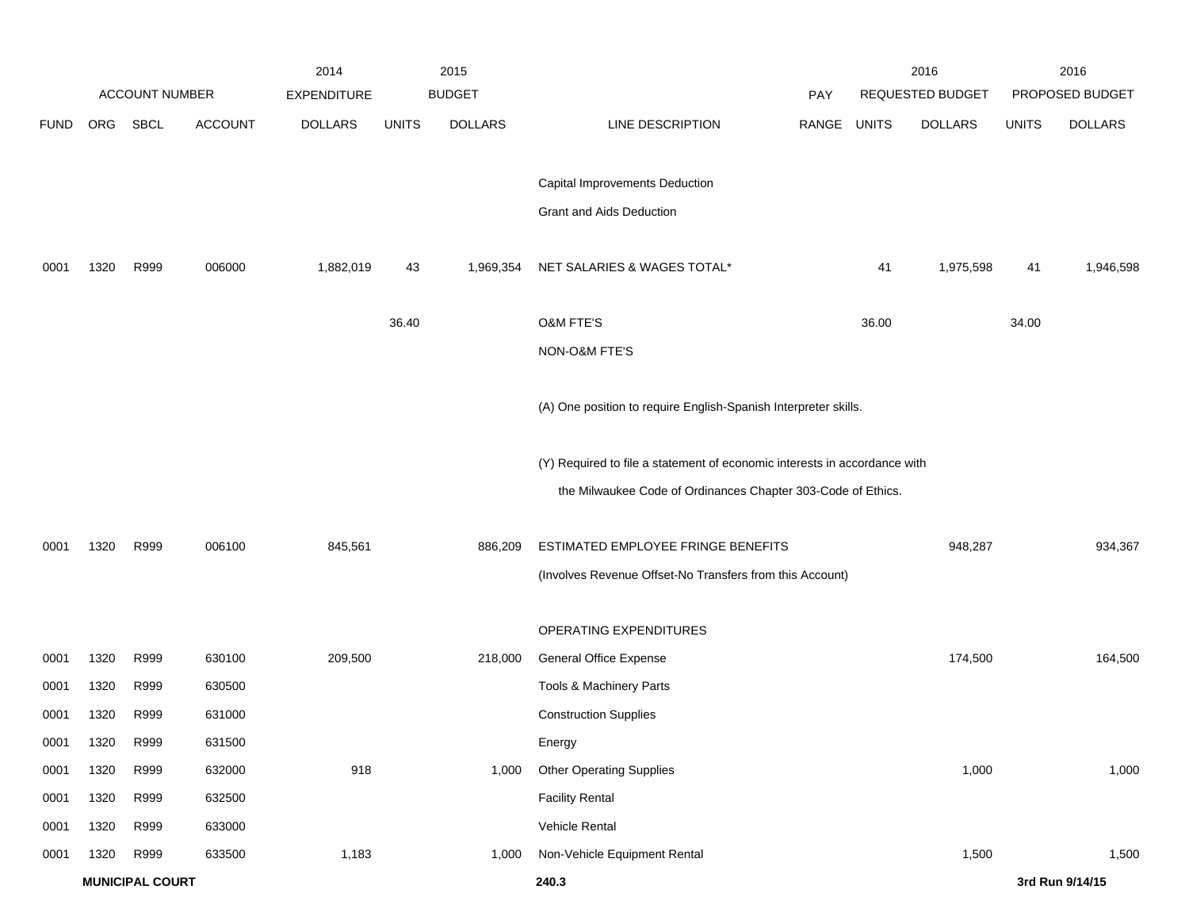| FUND | ORG | SBCL | ACCOUNT | 2014 EXPENDITURE DOLLARS | 2015 BUDGET UNITS | 2015 BUDGET DOLLARS | LINE DESCRIPTION | PAY RANGE | 2016 REQUESTED BUDGET UNITS | 2016 REQUESTED BUDGET DOLLARS | 2016 PROPOSED BUDGET UNITS | 2016 PROPOSED BUDGET DOLLARS |
|---|---|---|---|---|---|---|---|---|---|---|---|---|
| | | | | | | | Capital Improvements Deduction | | | | | |
| | | | | | | | Grant and Aids Deduction | | | | | |
| 0001 | 1320 | R999 | 006000 | 1,882,019 | 43 | 1,969,354 | NET SALARIES & WAGES TOTAL* | | 41 | 1,975,598 | 41 | 1,946,598 |
| | | | | | 36.40 | | O&M FTE'S | | 36.00 | | 34.00 | |
| | | | | | | | NON-O&M FTE'S | | | | | |
| | | | | | | | (A) One position to require English-Spanish Interpreter skills. | | | | | |
| | | | | | | | (Y) Required to file a statement of economic interests in accordance with the Milwaukee Code of Ordinances Chapter 303-Code of Ethics. | | | | | |
| 0001 | 1320 | R999 | 006100 | 845,561 | | 886,209 | ESTIMATED EMPLOYEE FRINGE BENEFITS | | | 948,287 | | 934,367 |
| | | | | | | | (Involves Revenue Offset-No Transfers from this Account) | | | | | |
| | | | | | | | OPERATING EXPENDITURES | | | | | |
| 0001 | 1320 | R999 | 630100 | 209,500 | | 218,000 | General Office Expense | | | 174,500 | | 164,500 |
| 0001 | 1320 | R999 | 630500 | | | | Tools & Machinery Parts | | | | | |
| 0001 | 1320 | R999 | 631000 | | | | Construction Supplies | | | | | |
| 0001 | 1320 | R999 | 631500 | | | | Energy | | | | | |
| 0001 | 1320 | R999 | 632000 | 918 | | 1,000 | Other Operating Supplies | | | 1,000 | | 1,000 |
| 0001 | 1320 | R999 | 632500 | | | | Facility Rental | | | | | |
| 0001 | 1320 | R999 | 633000 | | | | Vehicle Rental | | | | | |
| 0001 | 1320 | R999 | 633500 | 1,183 | | 1,000 | Non-Vehicle Equipment Rental | | | 1,500 | | 1,500 |

**MUNICIPAL COURT** 240.3 3rd Run 9/14/15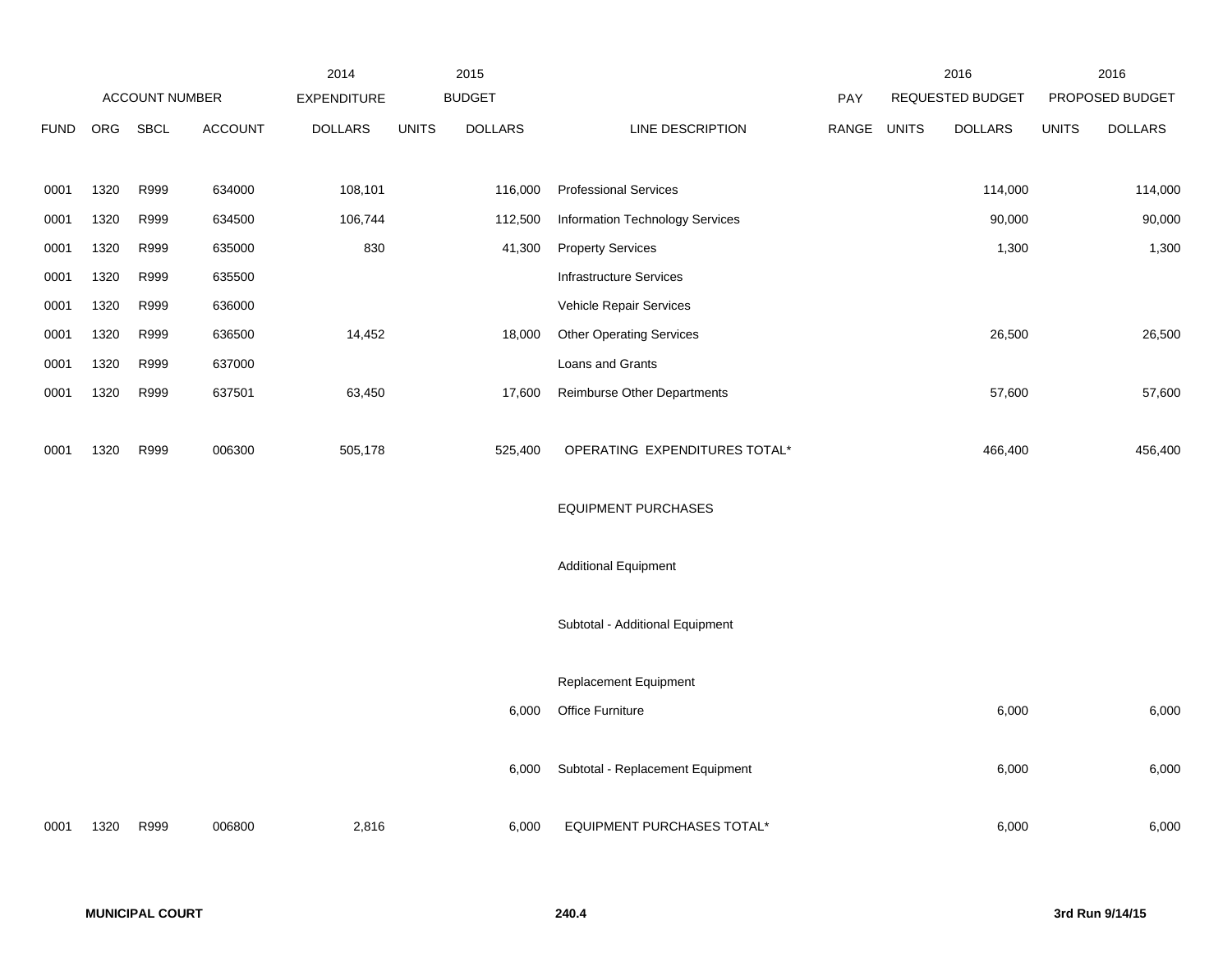| ACCOUNT NUMBER | | | | 2014 EXPENDITURE | 2015 BUDGET | | | PAY | 2016 REQUESTED BUDGET | | 2016 PROPOSED BUDGET | |
|---|---|---|---|---|---|---|---|---|---|---|---|---|
| FUND | ORG | SBCL | ACCOUNT | DOLLARS | UNITS | DOLLARS | LINE DESCRIPTION | RANGE | UNITS | DOLLARS | UNITS | DOLLARS |
| 0001 | 1320 | R999 | 634000 | 108,101 | | 116,000 | Professional Services | | | 114,000 | | 114,000 |
| 0001 | 1320 | R999 | 634500 | 106,744 | | 112,500 | Information Technology Services | | | 90,000 | | 90,000 |
| 0001 | 1320 | R999 | 635000 | 830 | | 41,300 | Property Services | | | 1,300 | | 1,300 |
| 0001 | 1320 | R999 | 635500 | | | | Infrastructure Services | | | | | |
| 0001 | 1320 | R999 | 636000 | | | | Vehicle Repair Services | | | | | |
| 0001 | 1320 | R999 | 636500 | 14,452 | | 18,000 | Other Operating Services | | | 26,500 | | 26,500 |
| 0001 | 1320 | R999 | 637000 | | | | Loans and Grants | | | | | |
| 0001 | 1320 | R999 | 637501 | 63,450 | | 17,600 | Reimburse Other Departments | | | 57,600 | | 57,600 |
| 0001 | 1320 | R999 | 006300 | 505,178 | | 525,400 | OPERATING EXPENDITURES TOTAL* | | | 466,400 | | 456,400 |
| | | | | | | | EQUIPMENT PURCHASES | | | | | |
| | | | | | | | Additional Equipment | | | | | |
| | | | | | | | Subtotal - Additional Equipment | | | | | |
| | | | | | | | Replacement Equipment | | | | | |
| | | | | | | 6,000 | Office Furniture | | | 6,000 | | 6,000 |
| | | | | | | 6,000 | Subtotal - Replacement Equipment | | | 6,000 | | 6,000 |
| 0001 | 1320 | R999 | 006800 | 2,816 | | 6,000 | EQUIPMENT PURCHASES TOTAL* | | | 6,000 | | 6,000 |

**MUNICIPAL COURT** **240.4** **3rd Run 9/14/15**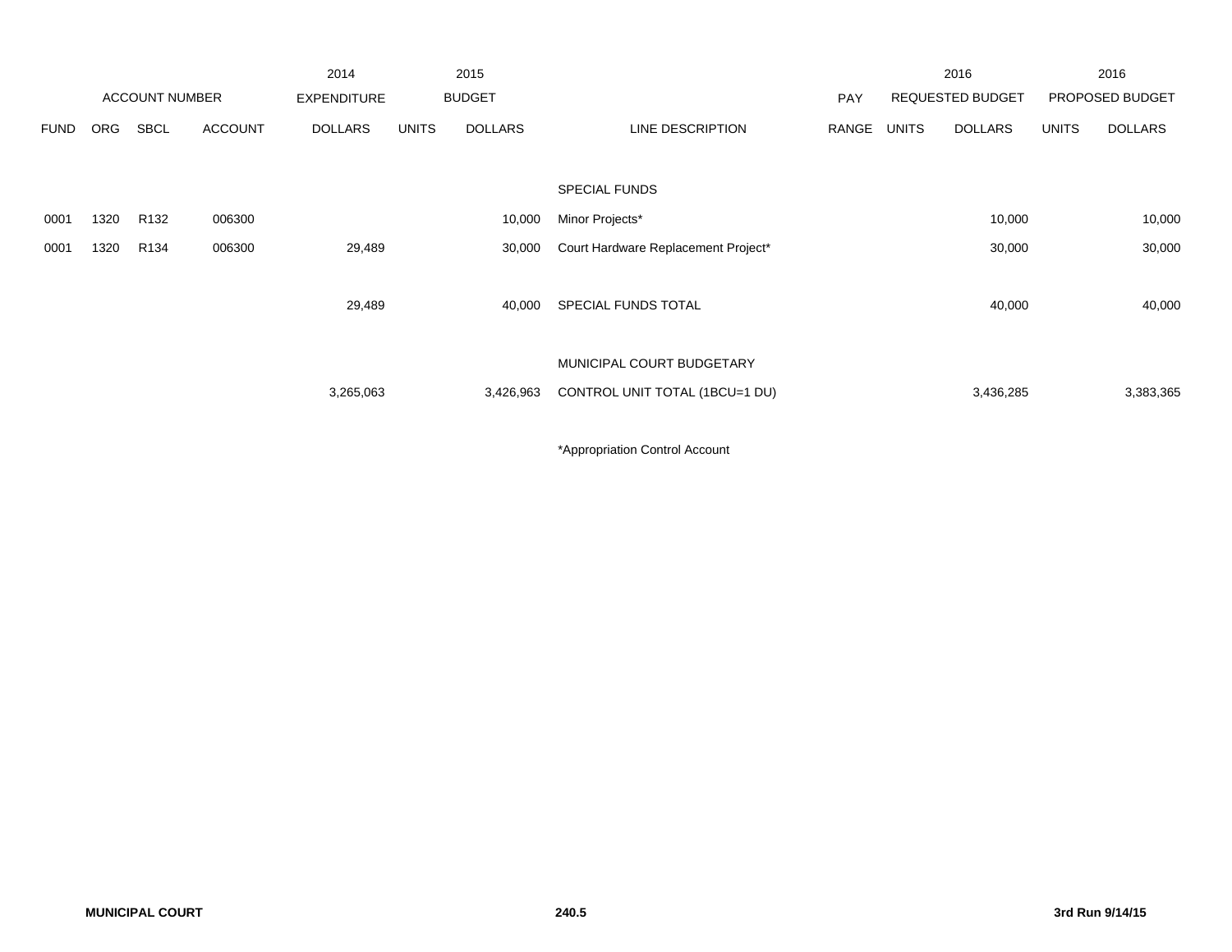| ACCOUNT NUMBER | | | | 2014 EXPENDITURE | 2015 BUDGET | | | PAY | 2016 REQUESTED BUDGET | | 2016 PROPOSED BUDGET | |
|---|---|---|---|---|---|---|---|---|---|---|---|---|
| FUND | ORG | SBCL | ACCOUNT | DOLLARS | UNITS | DOLLARS | LINE DESCRIPTION | RANGE | UNITS | DOLLARS | UNITS | DOLLARS |
| | | | | | | | SPECIAL FUNDS | | | | | |
| 0001 | 1320 | R132 | 006300 | | | 10,000 | Minor Projects* | | | 10,000 | | 10,000 |
| 0001 | 1320 | R134 | 006300 | 29,489 | | 30,000 | Court Hardware Replacement Project* | | | 30,000 | | 30,000 |
| | | | | 29,489 | | 40,000 | SPECIAL FUNDS TOTAL | | | 40,000 | | 40,000 |
| | | | | | | | MUNICIPAL COURT BUDGETARY | | | | | |
| | | | | 3,265,063 | | 3,426,963 | CONTROL UNIT TOTAL (1BCU=1 DU) | | | 3,436,285 | | 3,383,365 |

*Appropriation Control Account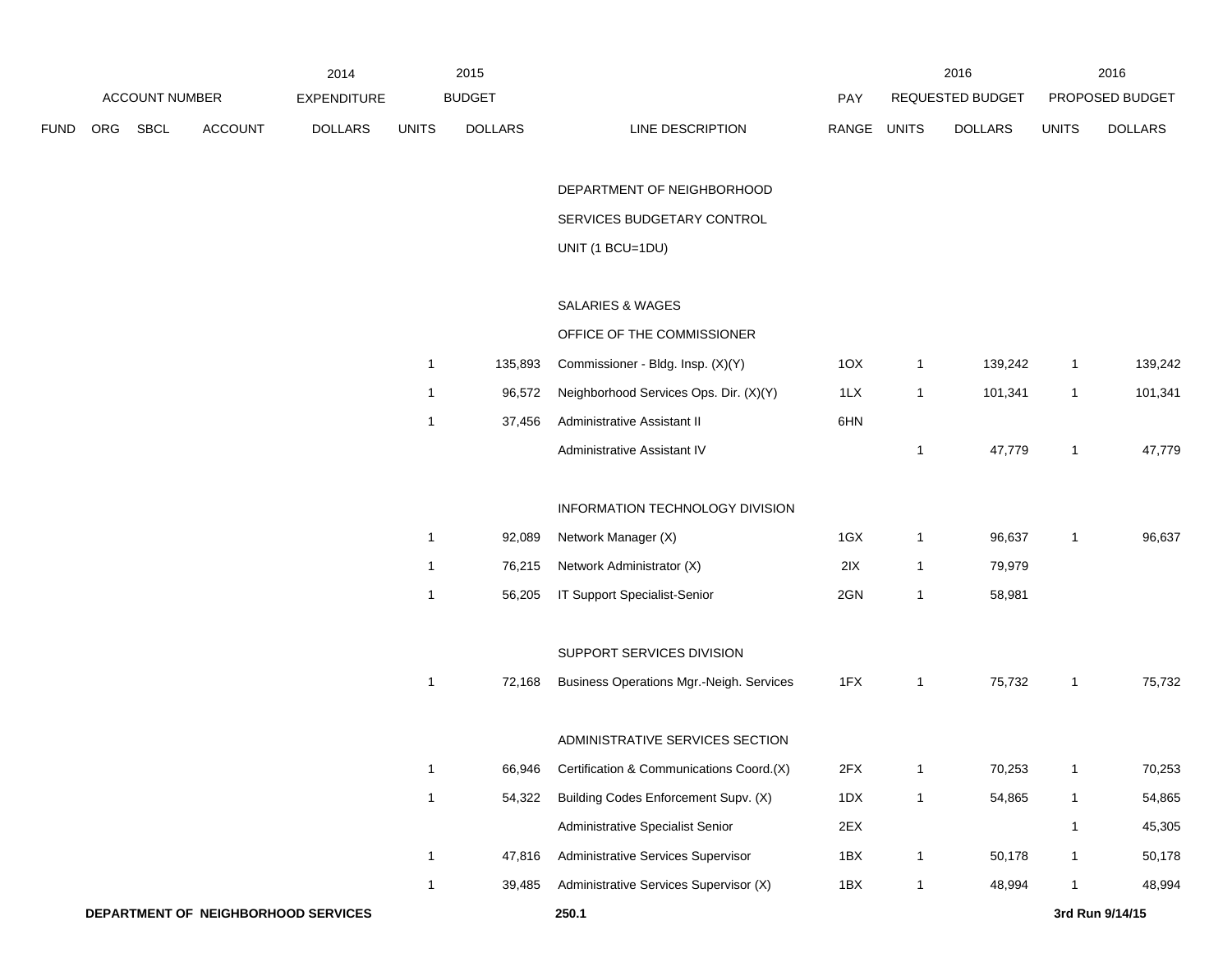| ACCOUNT NUMBER | | | | 2014 EXPENDITURE | 2015 BUDGET | | | PAY | 2016 REQUESTED BUDGET | | 2016 PROPOSED BUDGET | |
|---|---|---|---|---|---|---|---|---|---|---|---|---|
| FUND | ORG | SBCL | ACCOUNT | DOLLARS | UNITS | DOLLARS | LINE DESCRIPTION | RANGE | UNITS | DOLLARS | UNITS | DOLLARS |
| | | | | | | | DEPARTMENT OF NEIGHBORHOOD SERVICES BUDGETARY CONTROL UNIT (1 BCU=1DU) | | | | | |
| | | | | | | | SALARIES & WAGES | | | | | |
| | | | | | | | OFFICE OF THE COMMISSIONER | | | | | |
| | | | | | 1 | 135,893 | Commissioner - Bldg. Insp. (X)(Y) | 1OX | 1 | 139,242 | 1 | 139,242 |
| | | | | | 1 | 96,572 | Neighborhood Services Ops. Dir. (X)(Y) | 1LX | 1 | 101,341 | 1 | 101,341 |
| | | | | | 1 | 37,456 | Administrative Assistant II | 6HN | | | | |
| | | | | | | | Administrative Assistant IV | | 1 | 47,779 | 1 | 47,779 |
| | | | | | | | INFORMATION TECHNOLOGY DIVISION | | | | | |
| | | | | | 1 | 92,089 | Network Manager (X) | 1GX | 1 | 96,637 | 1 | 96,637 |
| | | | | | 1 | 76,215 | Network Administrator (X) | 2IX | 1 | 79,979 | | |
| | | | | | 1 | 56,205 | IT Support Specialist-Senior | 2GN | 1 | 58,981 | | |
| | | | | | | | SUPPORT SERVICES DIVISION | | | | | |
| | | | | | 1 | 72,168 | Business Operations Mgr.-Neigh. Services | 1FX | 1 | 75,732 | 1 | 75,732 |
| | | | | | | | ADMINISTRATIVE SERVICES SECTION | | | | | |
| | | | | | 1 | 66,946 | Certification & Communications Coord.(X) | 2FX | 1 | 70,253 | 1 | 70,253 |
| | | | | | 1 | 54,322 | Building Codes Enforcement Supv. (X) | 1DX | 1 | 54,865 | 1 | 54,865 |
| | | | | | | | Administrative Specialist Senior | 2EX | | | 1 | 45,305 |
| | | | | | 1 | 47,816 | Administrative Services Supervisor | 1BX | 1 | 50,178 | 1 | 50,178 |
| | | | | | 1 | 39,485 | Administrative Services Supervisor (X) | 1BX | 1 | 48,994 | 1 | 48,994 |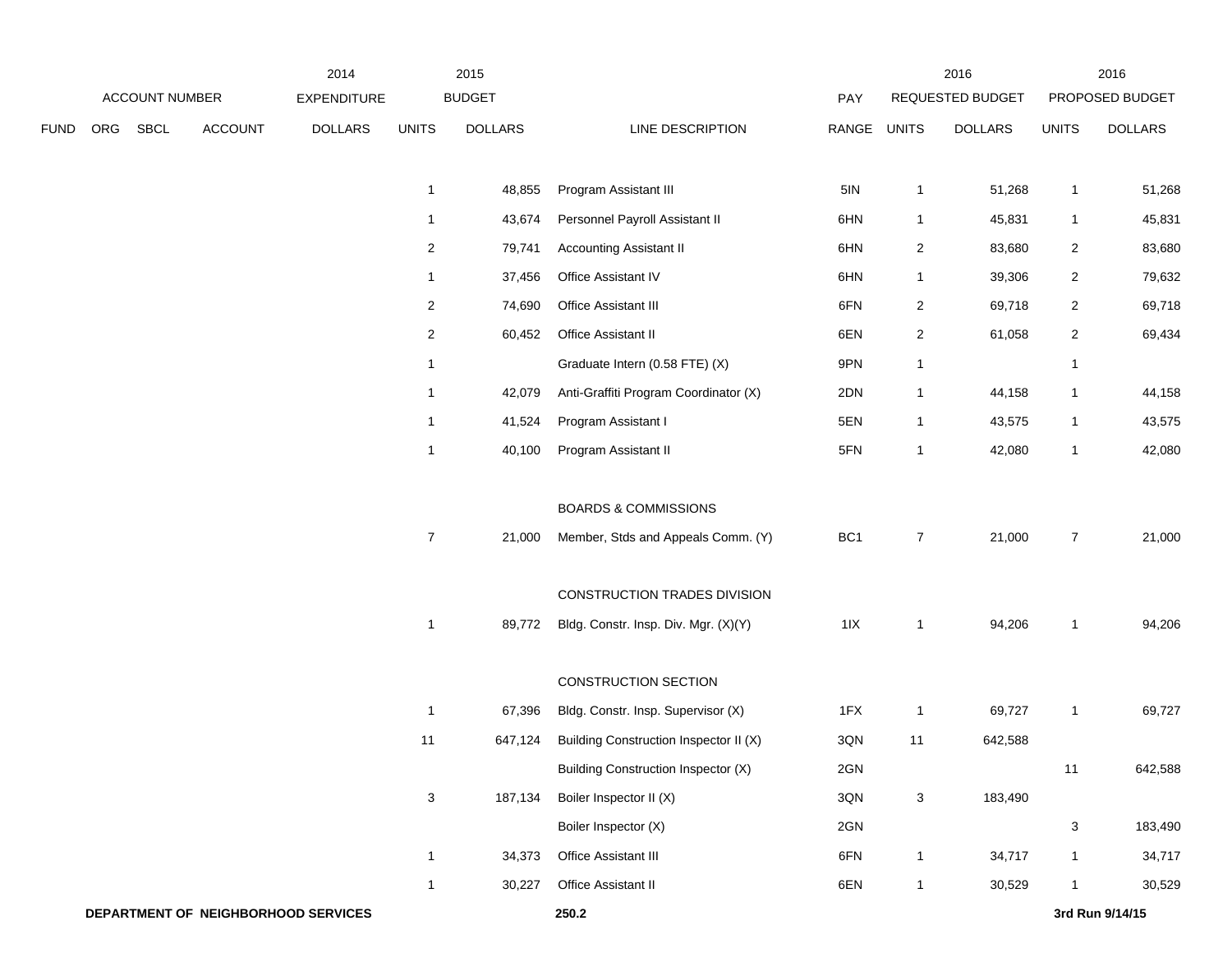| FUND | ORG | SBCL | ACCOUNT | 2014 EXPENDITURE DOLLARS | 2015 BUDGET UNITS | 2015 BUDGET DOLLARS | LINE DESCRIPTION | PAY RANGE | 2016 REQUESTED BUDGET UNITS | 2016 REQUESTED BUDGET DOLLARS | 2016 PROPOSED BUDGET UNITS | 2016 PROPOSED BUDGET DOLLARS |
|---|---|---|---|---|---|---|---|---|---|---|---|---|
| | | | | | 1 | 48,855 | Program Assistant III | 5IN | 1 | 51,268 | 1 | 51,268 |
| | | | | | 1 | 43,674 | Personnel Payroll Assistant II | 6HN | 1 | 45,831 | 1 | 45,831 |
| | | | | | 2 | 79,741 | Accounting Assistant II | 6HN | 2 | 83,680 | 2 | 83,680 |
| | | | | | 1 | 37,456 | Office Assistant IV | 6HN | 1 | 39,306 | 2 | 79,632 |
| | | | | | 2 | 74,690 | Office Assistant III | 6FN | 2 | 69,718 | 2 | 69,718 |
| | | | | | 2 | 60,452 | Office Assistant II | 6EN | 2 | 61,058 | 2 | 69,434 |
| | | | | | 1 | | Graduate Intern (0.58 FTE) (X) | 9PN | 1 | | 1 | |
| | | | | | 1 | 42,079 | Anti-Graffiti Program Coordinator (X) | 2DN | 1 | 44,158 | 1 | 44,158 |
| | | | | | 1 | 41,524 | Program Assistant I | 5EN | 1 | 43,575 | 1 | 43,575 |
| | | | | | 1 | 40,100 | Program Assistant II | 5FN | 1 | 42,080 | 1 | 42,080 |
| | | | | | | | BOARDS & COMMISSIONS | | | | | |
| | | | | | 7 | 21,000 | Member, Stds and Appeals Comm. (Y) | BC1 | 7 | 21,000 | 7 | 21,000 |
| | | | | | | | CONSTRUCTION TRADES DIVISION | | | | | |
| | | | | | 1 | 89,772 | Bldg. Constr. Insp. Div. Mgr. (X)(Y) | 1IX | 1 | 94,206 | 1 | 94,206 |
| | | | | | | | CONSTRUCTION SECTION | | | | | |
| | | | | | 1 | 67,396 | Bldg. Constr. Insp. Supervisor (X) | 1FX | 1 | 69,727 | 1 | 69,727 |
| | | | | | 11 | 647,124 | Building Construction Inspector II (X) | 3QN | 11 | 642,588 | | |
| | | | | | | | Building Construction Inspector (X) | 2GN | | | 11 | 642,588 |
| | | | | | 3 | 187,134 | Boiler Inspector II (X) | 3QN | 3 | 183,490 | | |
| | | | | | | | Boiler Inspector (X) | 2GN | | | 3 | 183,490 |
| | | | | | 1 | 34,373 | Office Assistant III | 6FN | 1 | 34,717 | 1 | 34,717 |
| | | | | | 1 | 30,227 | Office Assistant II | 6EN | 1 | 30,529 | 1 | 30,529 |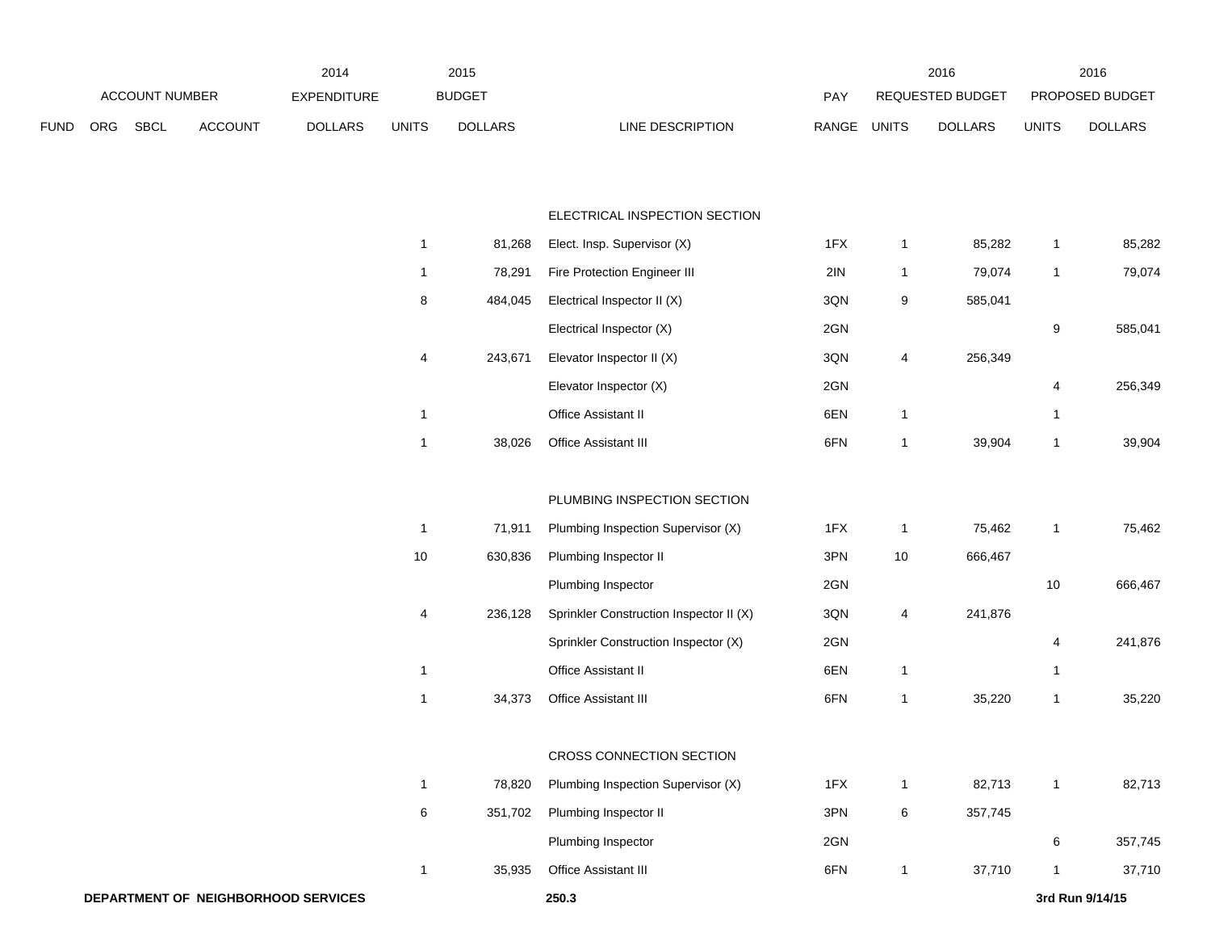| | | | | 2014 | 2015 | | | | 2016 | | 2016 | |
|---|---|---|---|---|---|---|---|---|---|---|---|---|
| ACCOUNT NUMBER | | | | EXPENDITURE | BUDGET | | | PAY | REQUESTED BUDGET | | PROPOSED BUDGET | |
| FUND | ORG | SBCL | ACCOUNT | DOLLARS | UNITS | DOLLARS | LINE DESCRIPTION | RANGE | UNITS | DOLLARS | UNITS | DOLLARS |
| | | | | | | | ELECTRICAL INSPECTION SECTION | | | | | |
| | | | | | 1 | 81,268 | Elect. Insp. Supervisor (X) | 1FX | 1 | 85,282 | 1 | 85,282 |
| | | | | | 1 | 78,291 | Fire Protection Engineer III | 2IN | 1 | 79,074 | 1 | 79,074 |
| | | | | | 8 | 484,045 | Electrical Inspector II (X) | 3QN | 9 | 585,041 | | |
| | | | | | | | Electrical Inspector (X) | 2GN | | | 9 | 585,041 |
| | | | | | 4 | 243,671 | Elevator Inspector II (X) | 3QN | 4 | 256,349 | | |
| | | | | | | | Elevator Inspector (X) | 2GN | | | 4 | 256,349 |
| | | | | | 1 | | Office Assistant II | 6EN | 1 | | 1 | |
| | | | | | 1 | 38,026 | Office Assistant III | 6FN | 1 | 39,904 | 1 | 39,904 |
| | | | | | | | PLUMBING INSPECTION SECTION | | | | | |
| | | | | | 1 | 71,911 | Plumbing Inspection Supervisor (X) | 1FX | 1 | 75,462 | 1 | 75,462 |
| | | | | | 10 | 630,836 | Plumbing Inspector II | 3PN | 10 | 666,467 | | |
| | | | | | | | Plumbing Inspector | 2GN | | | 10 | 666,467 |
| | | | | | 4 | 236,128 | Sprinkler Construction Inspector II (X) | 3QN | 4 | 241,876 | | |
| | | | | | | | Sprinkler Construction Inspector (X) | 2GN | | | 4 | 241,876 |
| | | | | | 1 | | Office Assistant II | 6EN | 1 | | 1 | |
| | | | | | 1 | 34,373 | Office Assistant III | 6FN | 1 | 35,220 | 1 | 35,220 |
| | | | | | | | CROSS CONNECTION SECTION | | | | | |
| | | | | | 1 | 78,820 | Plumbing Inspection Supervisor (X) | 1FX | 1 | 82,713 | 1 | 82,713 |
| | | | | | 6 | 351,702 | Plumbing Inspector II | 3PN | 6 | 357,745 | | |
| | | | | | | | Plumbing Inspector | 2GN | | | 6 | 357,745 |
| | | | | | 1 | 35,935 | Office Assistant III | 6FN | 1 | 37,710 | 1 | 37,710 |

**DEPARTMENT OF NEIGHBORHOOD SERVICES** **250.3** **3rd Run 9/14/15**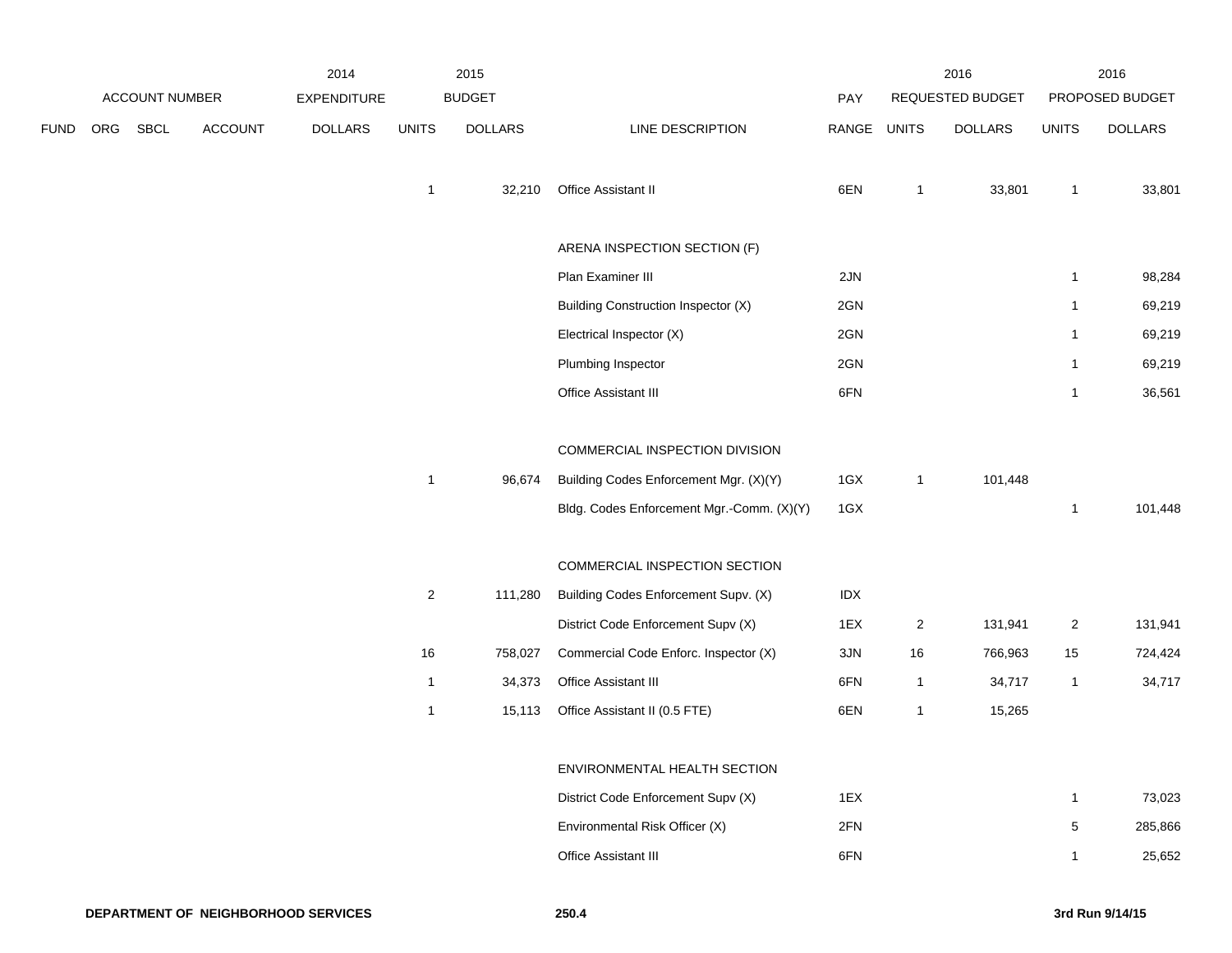| ACCOUNT NUMBER | | | | 2014 EXPENDITURE | 2015 BUDGET | | | PAY | 2016 REQUESTED BUDGET | | 2016 PROPOSED BUDGET | |
|---|---|---|---|---|---|---|---|---|---|---|---|---|
| FUND | ORG | SBCL | ACCOUNT | DOLLARS | UNITS | DOLLARS | LINE DESCRIPTION | RANGE | UNITS | DOLLARS | UNITS | DOLLARS |
| | | | | | 1 | 32,210 | Office Assistant II | 6EN | 1 | 33,801 | 1 | 33,801 |
| | | | | | | | ARENA INSPECTION SECTION (F) | | | | | |
| | | | | | | | Plan Examiner III | 2JN | | | 1 | 98,284 |
| | | | | | | | Building Construction Inspector (X) | 2GN | | | 1 | 69,219 |
| | | | | | | | Electrical Inspector (X) | 2GN | | | 1 | 69,219 |
| | | | | | | | Plumbing Inspector | 2GN | | | 1 | 69,219 |
| | | | | | | | Office Assistant III | 6FN | | | 1 | 36,561 |
| | | | | | | | COMMERCIAL INSPECTION DIVISION | | | | | |
| | | | | | 1 | 96,674 | Building Codes Enforcement Mgr. (X)(Y) | 1GX | 1 | 101,448 | | |
| | | | | | | | Bldg. Codes Enforcement Mgr.-Comm. (X)(Y) | 1GX | | | 1 | 101,448 |
| | | | | | | | COMMERCIAL INSPECTION SECTION | | | | | |
| | | | | | 2 | 111,280 | Building Codes Enforcement Supv. (X) | IDX | | | | |
| | | | | | | | District Code Enforcement Supv (X) | 1EX | 2 | 131,941 | 2 | 131,941 |
| | | | | | 16 | 758,027 | Commercial Code Enforc. Inspector (X) | 3JN | 16 | 766,963 | 15 | 724,424 |
| | | | | | 1 | 34,373 | Office Assistant III | 6FN | 1 | 34,717 | 1 | 34,717 |
| | | | | | 1 | 15,113 | Office Assistant II (0.5 FTE) | 6EN | 1 | 15,265 | | |
| | | | | | | | ENVIRONMENTAL HEALTH SECTION | | | | | |
| | | | | | | | District Code Enforcement Supv (X) | 1EX | | | 1 | 73,023 |
| | | | | | | | Environmental Risk Officer (X) | 2FN | | | 5 | 285,866 |
| | | | | | | | Office Assistant III | 6FN | | | 1 | 25,652 |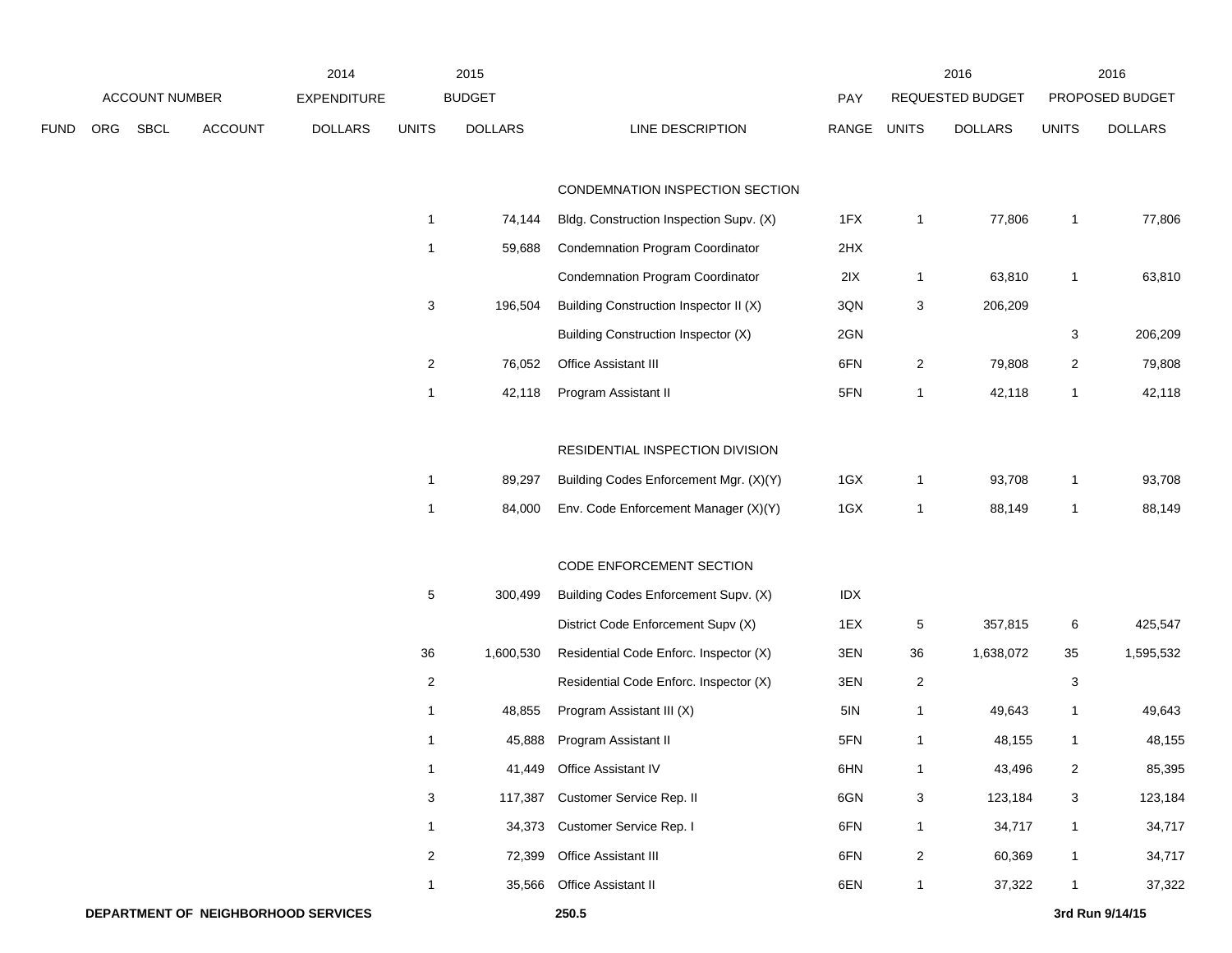| FUND | ORG | SBCL | ACCOUNT | 2014 EXPENDITURE DOLLARS | 2015 BUDGET UNITS | 2015 BUDGET DOLLARS | LINE DESCRIPTION | PAY RANGE | 2016 REQUESTED BUDGET UNITS | 2016 REQUESTED BUDGET DOLLARS | 2016 PROPOSED BUDGET UNITS | 2016 PROPOSED BUDGET DOLLARS |
|---|---|---|---|---|---|---|---|---|---|---|---|---|
| | | | | | | | CONDEMNATION INSPECTION SECTION | | | | | |
| | | | | | 1 | 74,144 | Bldg. Construction Inspection Supv. (X) | 1FX | 1 | 77,806 | 1 | 77,806 |
| | | | | | 1 | 59,688 | Condemnation Program Coordinator | 2HX | | | | |
| | | | | | | | Condemnation Program Coordinator | 2IX | 1 | 63,810 | 1 | 63,810 |
| | | | | | 3 | 196,504 | Building Construction Inspector II (X) | 3QN | 3 | 206,209 | | |
| | | | | | | | Building Construction Inspector (X) | 2GN | | | 3 | 206,209 |
| | | | | | 2 | 76,052 | Office Assistant III | 6FN | 2 | 79,808 | 2 | 79,808 |
| | | | | | 1 | 42,118 | Program Assistant II | 5FN | 1 | 42,118 | 1 | 42,118 |
| | | | | | | | RESIDENTIAL INSPECTION DIVISION | | | | | |
| | | | | | 1 | 89,297 | Building Codes Enforcement Mgr. (X)(Y) | 1GX | 1 | 93,708 | 1 | 93,708 |
| | | | | | 1 | 84,000 | Env. Code Enforcement Manager (X)(Y) | 1GX | 1 | 88,149 | 1 | 88,149 |
| | | | | | | | CODE ENFORCEMENT SECTION | | | | | |
| | | | | | 5 | 300,499 | Building Codes Enforcement Supv. (X) | IDX | | | | |
| | | | | | | | District Code Enforcement Supv (X) | 1EX | 5 | 357,815 | 6 | 425,547 |
| | | | | | 36 | 1,600,530 | Residential Code Enforc. Inspector (X) | 3EN | 36 | 1,638,072 | 35 | 1,595,532 |
| | | | | | 2 | | Residential Code Enforc. Inspector (X) | 3EN | 2 | | 3 | |
| | | | | | 1 | 48,855 | Program Assistant III (X) | 5IN | 1 | 49,643 | 1 | 49,643 |
| | | | | | 1 | 45,888 | Program Assistant II | 5FN | 1 | 48,155 | 1 | 48,155 |
| | | | | | 1 | 41,449 | Office Assistant IV | 6HN | 1 | 43,496 | 2 | 85,395 |
| | | | | | 3 | 117,387 | Customer Service Rep. II | 6GN | 3 | 123,184 | 3 | 123,184 |
| | | | | | 1 | 34,373 | Customer Service Rep. I | 6FN | 1 | 34,717 | 1 | 34,717 |
| | | | | | 2 | 72,399 | Office Assistant III | 6FN | 2 | 60,369 | 1 | 34,717 |
| | | | | | 1 | 35,566 | Office Assistant II | 6EN | 1 | 37,322 | 1 | 37,322 |

**DEPARTMENT OF NEIGHBORHOOD SERVICES** **250.5** **3rd Run 9/14/15**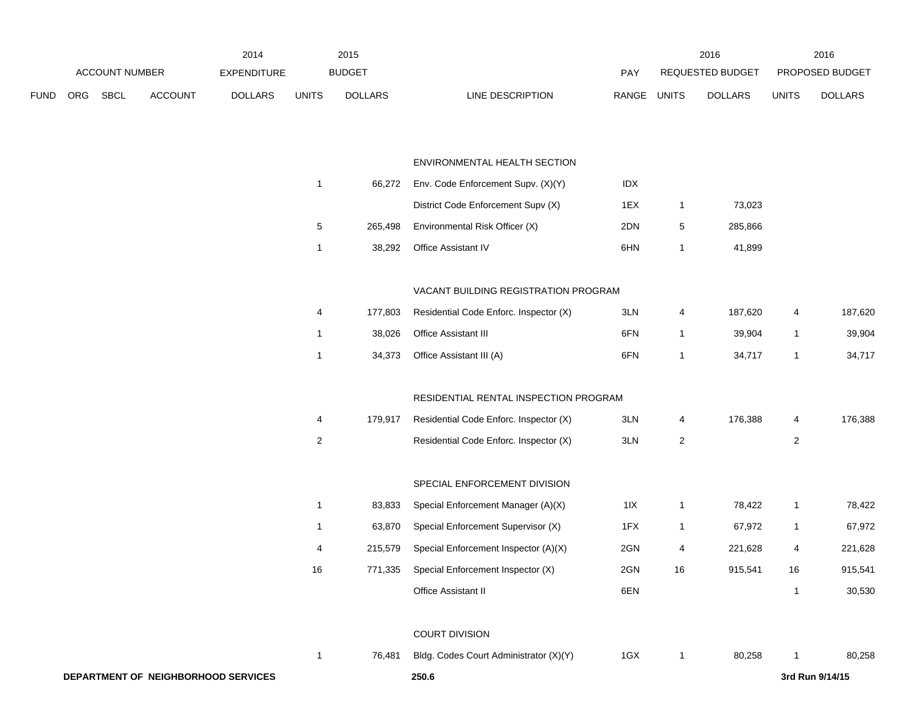| FUND | ORG | SBCL | ACCOUNT | 2014 EXPENDITURE DOLLARS | 2015 BUDGET UNITS | 2015 BUDGET DOLLARS | LINE DESCRIPTION | PAY RANGE | 2016 REQUESTED BUDGET UNITS | 2016 REQUESTED BUDGET DOLLARS | 2016 PROPOSED BUDGET UNITS | 2016 PROPOSED BUDGET DOLLARS |
|---|---|---|---|---|---|---|---|---|---|---|---|---|
| | | | | | | | ENVIRONMENTAL HEALTH SECTION | | | | | |
| | | | | | 1 | 66,272 | Env. Code Enforcement Supv. (X)(Y) | IDX | | | | |
| | | | | | | | District Code Enforcement Supv (X) | 1EX | 1 | 73,023 | | |
| | | | | | 5 | 265,498 | Environmental Risk Officer (X) | 2DN | 5 | 285,866 | | |
| | | | | | 1 | 38,292 | Office Assistant IV | 6HN | 1 | 41,899 | | |
| | | | | | | | VACANT BUILDING REGISTRATION PROGRAM | | | | | |
| | | | | | 4 | 177,803 | Residential Code Enforc. Inspector (X) | 3LN | 4 | 187,620 | 4 | 187,620 |
| | | | | | 1 | 38,026 | Office Assistant III | 6FN | 1 | 39,904 | 1 | 39,904 |
| | | | | | 1 | 34,373 | Office Assistant III (A) | 6FN | 1 | 34,717 | 1 | 34,717 |
| | | | | | | | RESIDENTIAL RENTAL INSPECTION PROGRAM | | | | | |
| | | | | | 4 | 179,917 | Residential Code Enforc. Inspector (X) | 3LN | 4 | 176,388 | 4 | 176,388 |
| | | | | | 2 | | Residential Code Enforc. Inspector (X) | 3LN | 2 | | 2 | |
| | | | | | | | SPECIAL ENFORCEMENT DIVISION | | | | | |
| | | | | | 1 | 83,833 | Special Enforcement Manager (A)(X) | 1IX | 1 | 78,422 | 1 | 78,422 |
| | | | | | 1 | 63,870 | Special Enforcement Supervisor (X) | 1FX | 1 | 67,972 | 1 | 67,972 |
| | | | | | 4 | 215,579 | Special Enforcement Inspector (A)(X) | 2GN | 4 | 221,628 | 4 | 221,628 |
| | | | | | 16 | 771,335 | Special Enforcement Inspector (X) | 2GN | 16 | 915,541 | 16 | 915,541 |
| | | | | | | | Office Assistant II | 6EN | | | 1 | 30,530 |
| | | | | | | | COURT DIVISION | | | | | |
| | | | | | 1 | 76,481 | Bldg. Codes Court Administrator (X)(Y) | 1GX | 1 | 80,258 | 1 | 80,258 |

**DEPARTMENT OF NEIGHBORHOOD SERVICES** **250.6** **3rd Run 9/14/15**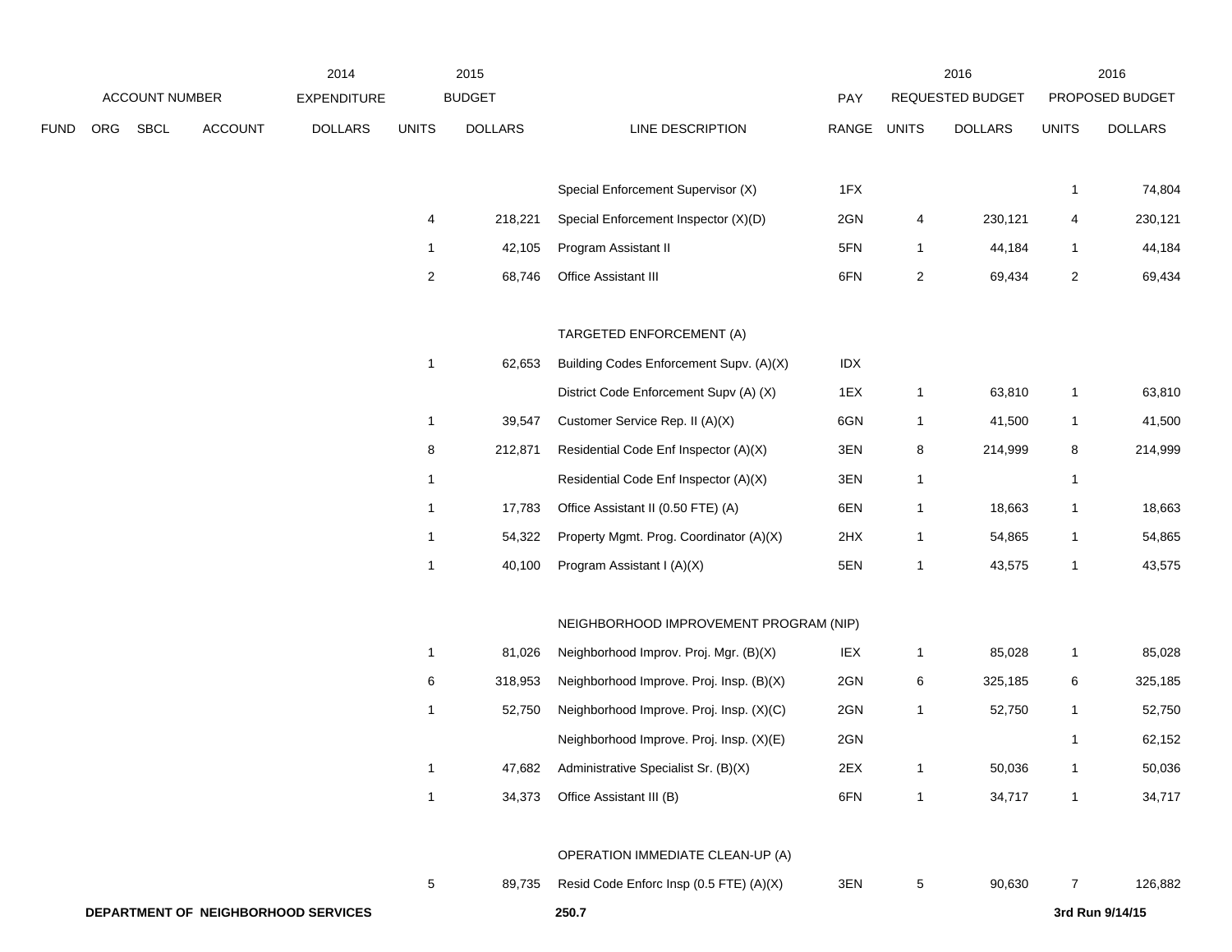| FUND | ORG | SBCL | ACCOUNT | 2014 EXPENDITURE DOLLARS | 2015 BUDGET UNITS | 2015 BUDGET DOLLARS | LINE DESCRIPTION | PAY RANGE | 2016 REQUESTED BUDGET UNITS | 2016 REQUESTED BUDGET DOLLARS | 2016 PROPOSED BUDGET UNITS | 2016 PROPOSED BUDGET DOLLARS |
|---|---|---|---|---|---|---|---|---|---|---|---|---|
| | | | | | | | Special Enforcement Supervisor (X) | 1FX | | | 1 | 74,804 |
| | | | | | 4 | 218,221 | Special Enforcement Inspector (X)(D) | 2GN | 4 | 230,121 | 4 | 230,121 |
| | | | | | 1 | 42,105 | Program Assistant II | 5FN | 1 | 44,184 | 1 | 44,184 |
| | | | | | 2 | 68,746 | Office Assistant III | 6FN | 2 | 69,434 | 2 | 69,434 |
| | | | | | | | TARGETED ENFORCEMENT (A) | | | | | |
| | | | | | 1 | 62,653 | Building Codes Enforcement Supv. (A)(X) | IDX | | | | |
| | | | | | | | District Code Enforcement Supv (A) (X) | 1EX | 1 | 63,810 | 1 | 63,810 |
| | | | | | 1 | 39,547 | Customer Service Rep. II (A)(X) | 6GN | 1 | 41,500 | 1 | 41,500 |
| | | | | | 8 | 212,871 | Residential Code Enf Inspector (A)(X) | 3EN | 8 | 214,999 | 8 | 214,999 |
| | | | | | 1 | | Residential Code Enf Inspector (A)(X) | 3EN | 1 | | 1 | |
| | | | | | 1 | 17,783 | Office Assistant II (0.50 FTE) (A) | 6EN | 1 | 18,663 | 1 | 18,663 |
| | | | | | 1 | 54,322 | Property Mgmt. Prog. Coordinator (A)(X) | 2HX | 1 | 54,865 | 1 | 54,865 |
| | | | | | 1 | 40,100 | Program Assistant I (A)(X) | 5EN | 1 | 43,575 | 1 | 43,575 |
| | | | | | | | NEIGHBORHOOD IMPROVEMENT PROGRAM (NIP) | | | | | |
| | | | | | 1 | 81,026 | Neighborhood Improv. Proj. Mgr. (B)(X) | IEX | 1 | 85,028 | 1 | 85,028 |
| | | | | | 6 | 318,953 | Neighborhood Improve. Proj. Insp. (B)(X) | 2GN | 6 | 325,185 | 6 | 325,185 |
| | | | | | 1 | 52,750 | Neighborhood Improve. Proj. Insp. (X)(C) | 2GN | 1 | 52,750 | 1 | 52,750 |
| | | | | | | | Neighborhood Improve. Proj. Insp. (X)(E) | 2GN | | | 1 | 62,152 |
| | | | | | 1 | 47,682 | Administrative Specialist Sr. (B)(X) | 2EX | 1 | 50,036 | 1 | 50,036 |
| | | | | | 1 | 34,373 | Office Assistant III (B) | 6FN | 1 | 34,717 | 1 | 34,717 |
| | | | | | | | OPERATION IMMEDIATE CLEAN-UP (A) | | | | | |
| | | | | | 5 | 89,735 | Resid Code Enforc Insp (0.5 FTE) (A)(X) | 3EN | 5 | 90,630 | 7 | 126,882 |

**DEPARTMENT OF NEIGHBORHOOD SERVICES** **250.7** **3rd Run 9/14/15**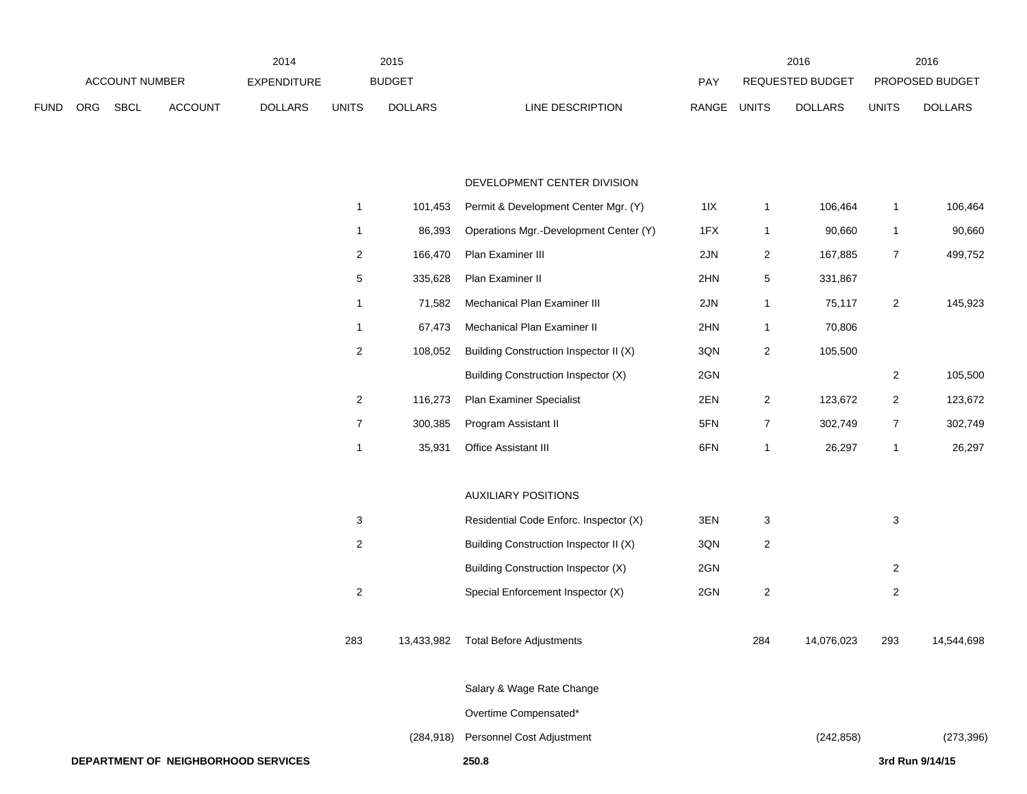| ACCOUNT NUMBER | | | | 2014 EXPENDITURE | 2015 BUDGET | | | PAY | 2016 REQUESTED BUDGET | | 2016 PROPOSED BUDGET | |
|---|---|---|---|---|---|---|---|---|---|---|---|---|
| FUND | ORG | SBCL | ACCOUNT | DOLLARS | UNITS | DOLLARS | LINE DESCRIPTION | RANGE | UNITS | DOLLARS | UNITS | DOLLARS |
| | | | | | | | DEVELOPMENT CENTER DIVISION | | | | | |
| | | | | | 1 | 101,453 | Permit & Development Center Mgr. (Y) | 1IX | 1 | 106,464 | 1 | 106,464 |
| | | | | | 1 | 86,393 | Operations Mgr.-Development Center (Y) | 1FX | 1 | 90,660 | 1 | 90,660 |
| | | | | | 2 | 166,470 | Plan Examiner III | 2JN | 2 | 167,885 | 7 | 499,752 |
| | | | | | 5 | 335,628 | Plan Examiner II | 2HN | 5 | 331,867 | | |
| | | | | | 1 | 71,582 | Mechanical Plan Examiner III | 2JN | 1 | 75,117 | 2 | 145,923 |
| | | | | | 1 | 67,473 | Mechanical Plan Examiner II | 2HN | 1 | 70,806 | | |
| | | | | | 2 | 108,052 | Building Construction Inspector II (X) | 3QN | 2 | 105,500 | | |
| | | | | | | | Building Construction Inspector (X) | 2GN | | | 2 | 105,500 |
| | | | | | 2 | 116,273 | Plan Examiner Specialist | 2EN | 2 | 123,672 | 2 | 123,672 |
| | | | | | 7 | 300,385 | Program Assistant II | 5FN | 7 | 302,749 | 7 | 302,749 |
| | | | | | 1 | 35,931 | Office Assistant III | 6FN | 1 | 26,297 | 1 | 26,297 |
| | | | | | | | AUXILIARY POSITIONS | | | | | |
| | | | | | 3 | | Residential Code Enforc. Inspector (X) | 3EN | 3 | | 3 | |
| | | | | | 2 | | Building Construction Inspector II (X) | 3QN | 2 | | | |
| | | | | | | | Building Construction Inspector (X) | 2GN | | | 2 | |
| | | | | | 2 | | Special Enforcement Inspector (X) | 2GN | 2 | | 2 | |
| | | | | | 283 | 13,433,982 | Total Before Adjustments | | 284 | 14,076,023 | 293 | 14,544,698 |
| | | | | | | | Salary & Wage Rate Change | | | | | |
| | | | | | | | Overtime Compensated* | | | | | |
| | | | | | | (284,918) | Personnel Cost Adjustment | | | (242,858) | | (273,396) |

**DEPARTMENT OF NEIGHBORHOOD SERVICES** **250.8** **3rd Run 9/14/15**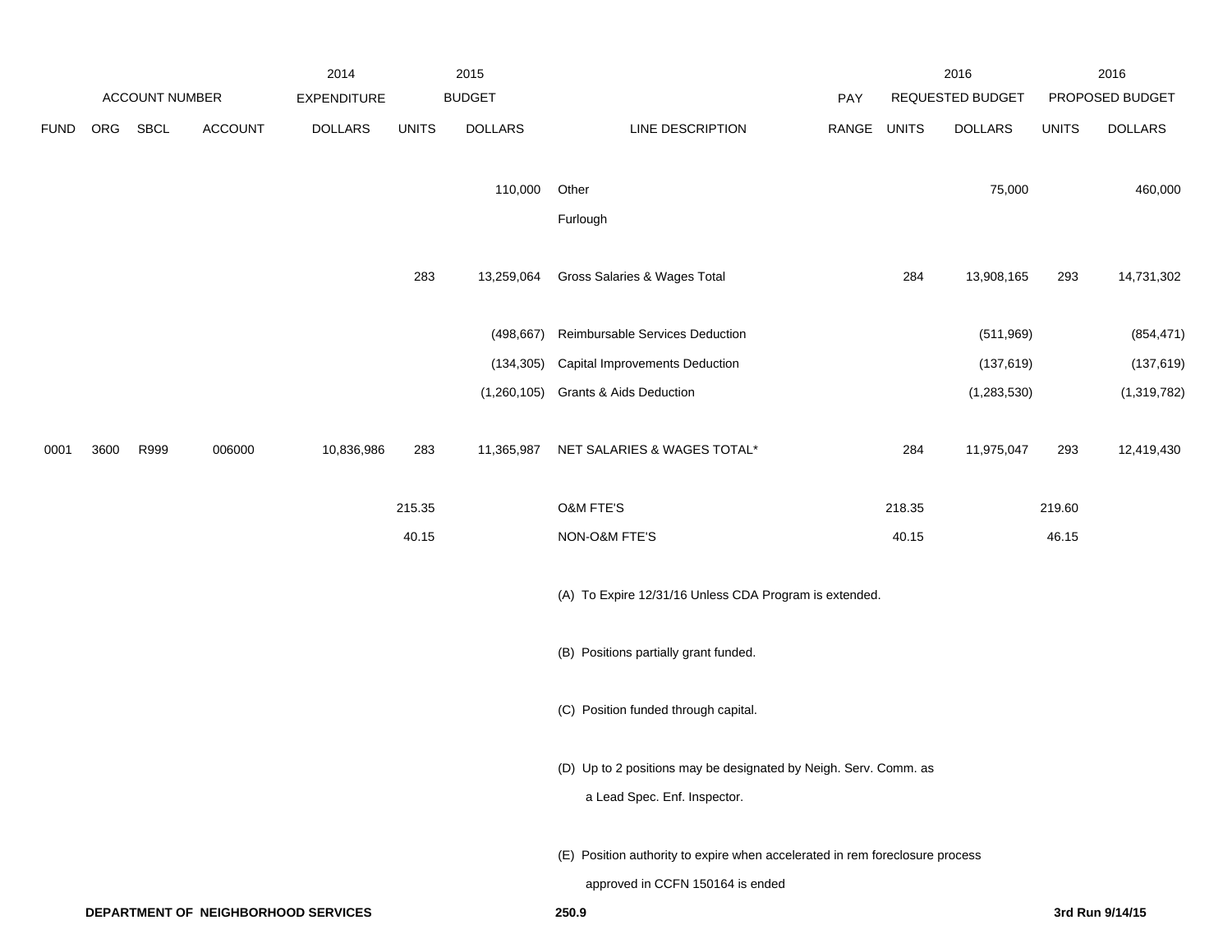| FUND | ORG | SBCL | ACCOUNT | 2014 EXPENDITURE DOLLARS | 2015 BUDGET UNITS | 2015 BUDGET DOLLARS | LINE DESCRIPTION | PAY RANGE | 2016 REQUESTED BUDGET UNITS | 2016 REQUESTED BUDGET DOLLARS | 2016 PROPOSED BUDGET UNITS | 2016 PROPOSED BUDGET DOLLARS |
|---|---|---|---|---|---|---|---|---|---|---|---|---|
| | | | | | | 110,000 | Other | | | 75,000 | | 460,000 |
| | | | | | | | Furlough | | | | | |
| | | | | | 283 | 13,259,064 | Gross Salaries & Wages Total | | 284 | 13,908,165 | 293 | 14,731,302 |
| | | | | | | (498,667) | Reimbursable Services Deduction | | | (511,969) | | (854,471) |
| | | | | | | (134,305) | Capital Improvements Deduction | | | (137,619) | | (137,619) |
| | | | | | | (1,260,105) | Grants & Aids Deduction | | | (1,283,530) | | (1,319,782) |
| 0001 | 3600 | R999 | 006000 | 10,836,986 | 283 | 11,365,987 | NET SALARIES & WAGES TOTAL* | | 284 | 11,975,047 | 293 | 12,419,430 |
| | | | | | 215.35 | | O&M FTE'S | | 218.35 | | 219.60 | |
| | | | | | 40.15 | | NON-O&M FTE'S | | 40.15 | | 46.15 | |

(A) To Expire 12/31/16 Unless CDA Program is extended.

(B) Positions partially grant funded.

(C) Position funded through capital.

(D) Up to 2 positions may be designated by Neigh. Serv. Comm. as a Lead Spec. Enf. Inspector.

(E) Position authority to expire when accelerated in rem foreclosure process approved in CCFN 150164 is ended

**DEPARTMENT OF NEIGHBORHOOD SERVICES** **250.9** **3rd Run 9/14/15**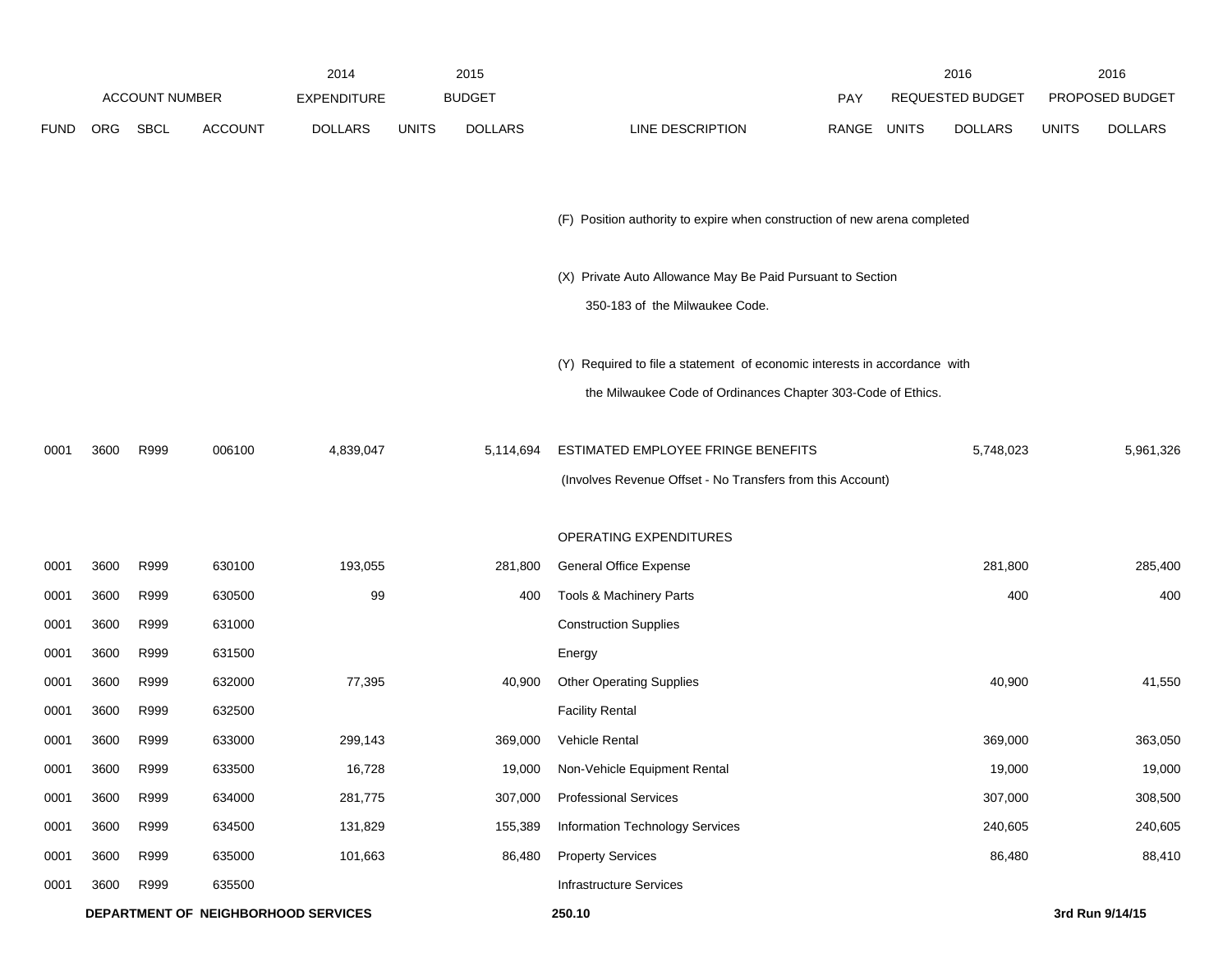| FUND | ORG | SBCL | ACCOUNT | 2014 EXPENDITURE DOLLARS | 2015 BUDGET UNITS | 2015 BUDGET DOLLARS | LINE DESCRIPTION | PAY RANGE | 2016 REQUESTED BUDGET UNITS | 2016 REQUESTED BUDGET DOLLARS | 2016 PROPOSED BUDGET UNITS | 2016 PROPOSED BUDGET DOLLARS |
|---|---|---|---|---|---|---|---|---|---|---|---|---|
| | | | | | | | (F) Position authority to expire when construction of new arena completed | | | | | |
| | | | | | | | (X) Private Auto Allowance May Be Paid Pursuant to Section 350-183 of the Milwaukee Code. | | | | | |
| | | | | | | | (Y) Required to file a statement of economic interests in accordance with the Milwaukee Code of Ordinances Chapter 303-Code of Ethics. | | | | | |
| 0001 | 3600 | R999 | 006100 | 4,839,047 | | 5,114,694 | ESTIMATED EMPLOYEE FRINGE BENEFITS (Involves Revenue Offset - No Transfers from this Account) | | | 5,748,023 | | 5,961,326 |
| | | | | | | | OPERATING EXPENDITURES | | | | | |
| 0001 | 3600 | R999 | 630100 | 193,055 | | 281,800 | General Office Expense | | | 281,800 | | 285,400 |
| 0001 | 3600 | R999 | 630500 | 99 | | 400 | Tools & Machinery Parts | | | 400 | | 400 |
| 0001 | 3600 | R999 | 631000 | | | | Construction Supplies | | | | | |
| 0001 | 3600 | R999 | 631500 | | | | Energy | | | | | |
| 0001 | 3600 | R999 | 632000 | 77,395 | | 40,900 | Other Operating Supplies | | | 40,900 | | 41,550 |
| 0001 | 3600 | R999 | 632500 | | | | Facility Rental | | | | | |
| 0001 | 3600 | R999 | 633000 | 299,143 | | 369,000 | Vehicle Rental | | | 369,000 | | 363,050 |
| 0001 | 3600 | R999 | 633500 | 16,728 | | 19,000 | Non-Vehicle Equipment Rental | | | 19,000 | | 19,000 |
| 0001 | 3600 | R999 | 634000 | 281,775 | | 307,000 | Professional Services | | | 307,000 | | 308,500 |
| 0001 | 3600 | R999 | 634500 | 131,829 | | 155,389 | Information Technology Services | | | 240,605 | | 240,605 |
| 0001 | 3600 | R999 | 635000 | 101,663 | | 86,480 | Property Services | | | 86,480 | | 88,410 |
| 0001 | 3600 | R999 | 635500 | | | | Infrastructure Services | | | | | |

**DEPARTMENT OF NEIGHBORHOOD SERVICES** — 250.10 — 3rd Run 9/14/15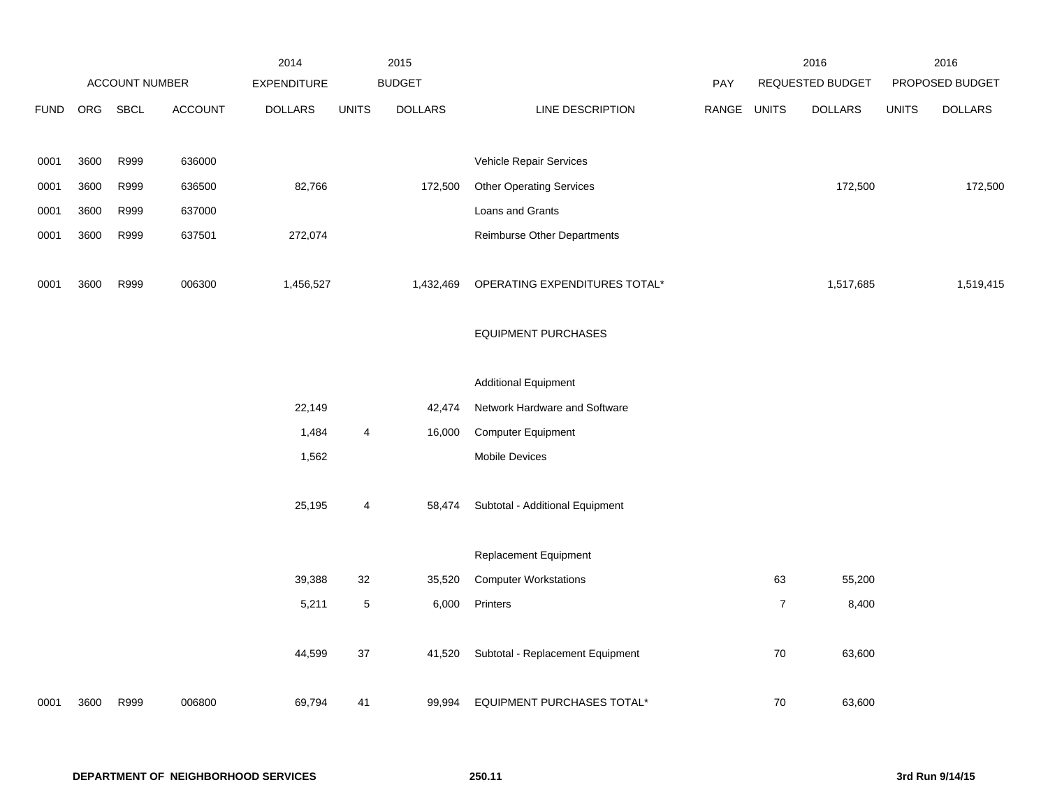| ACCOUNT NUMBER | | | | 2014 EXPENDITURE | 2015 BUDGET | | | PAY | 2016 REQUESTED BUDGET | | 2016 PROPOSED BUDGET | |
|---|---|---|---|---|---|---|---|---|---|---|---|---|
| FUND | ORG | SBCL | ACCOUNT | DOLLARS | UNITS | DOLLARS | LINE DESCRIPTION | RANGE | UNITS | DOLLARS | UNITS | DOLLARS |
| 0001 | 3600 | R999 | 636000 | | | | Vehicle Repair Services | | | | | |
| 0001 | 3600 | R999 | 636500 | 82,766 | | 172,500 | Other Operating Services | | | 172,500 | | 172,500 |
| 0001 | 3600 | R999 | 637000 | | | | Loans and Grants | | | | | |
| 0001 | 3600 | R999 | 637501 | 272,074 | | | Reimburse Other Departments | | | | | |
| 0001 | 3600 | R999 | 006300 | 1,456,527 | | 1,432,469 | OPERATING EXPENDITURES TOTAL* | | | 1,517,685 | | 1,519,415 |
| | | | | | | | EQUIPMENT PURCHASES | | | | | |
| | | | | | | | Additional Equipment | | | | | |
| | | | | 22,149 | | 42,474 | Network Hardware and Software | | | | | |
| | | | | 1,484 | 4 | 16,000 | Computer Equipment | | | | | |
| | | | | 1,562 | | | Mobile Devices | | | | | |
| | | | | 25,195 | 4 | 58,474 | Subtotal - Additional Equipment | | | | | |
| | | | | | | | Replacement Equipment | | | | | |
| | | | | 39,388 | 32 | 35,520 | Computer Workstations | | 63 | 55,200 | | |
| | | | | 5,211 | 5 | 6,000 | Printers | | 7 | 8,400 | | |
| | | | | 44,599 | 37 | 41,520 | Subtotal - Replacement Equipment | | 70 | 63,600 | | |
| 0001 | 3600 | R999 | 006800 | 69,794 | 41 | 99,994 | EQUIPMENT PURCHASES TOTAL* | | 70 | 63,600 | | |

**DEPARTMENT OF NEIGHBORHOOD SERVICES** **250.11** **3rd Run 9/14/15**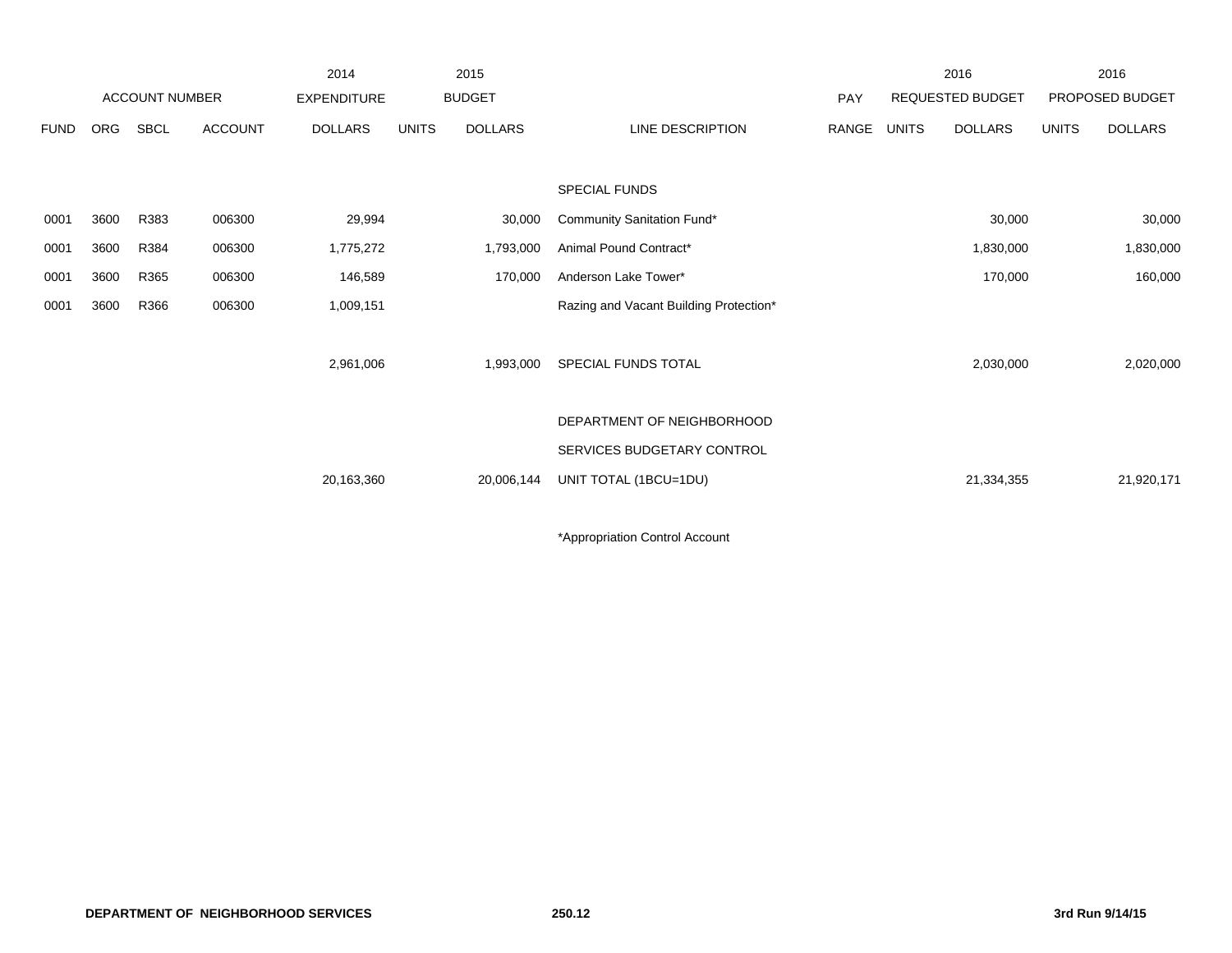| ACCOUNT NUMBER | | | | 2014 EXPENDITURE | 2015 BUDGET | | | PAY | 2016 REQUESTED BUDGET | | 2016 PROPOSED BUDGET | |
|---|---|---|---|---|---|---|---|---|---|---|---|---|
| FUND | ORG | SBCL | ACCOUNT | DOLLARS | UNITS | DOLLARS | LINE DESCRIPTION | RANGE | UNITS | DOLLARS | UNITS | DOLLARS |
| | | | | | | | SPECIAL FUNDS | | | | | |
| 0001 | 3600 | R383 | 006300 | 29,994 | | 30,000 | Community Sanitation Fund* | | | 30,000 | | 30,000 |
| 0001 | 3600 | R384 | 006300 | 1,775,272 | | 1,793,000 | Animal Pound Contract* | | | 1,830,000 | | 1,830,000 |
| 0001 | 3600 | R365 | 006300 | 146,589 | | 170,000 | Anderson Lake Tower* | | | 170,000 | | 160,000 |
| 0001 | 3600 | R366 | 006300 | 1,009,151 | | | Razing and Vacant Building Protection* | | | | | |
| | | | | 2,961,006 | | 1,993,000 | SPECIAL FUNDS TOTAL | | | 2,030,000 | | 2,020,000 |
| | | | | 20,163,360 | | 20,006,144 | DEPARTMENT OF NEIGHBORHOOD SERVICES BUDGETARY CONTROL UNIT TOTAL (1BCU=1DU) | | | 21,334,355 | | 21,920,171 |

*Appropriation Control Account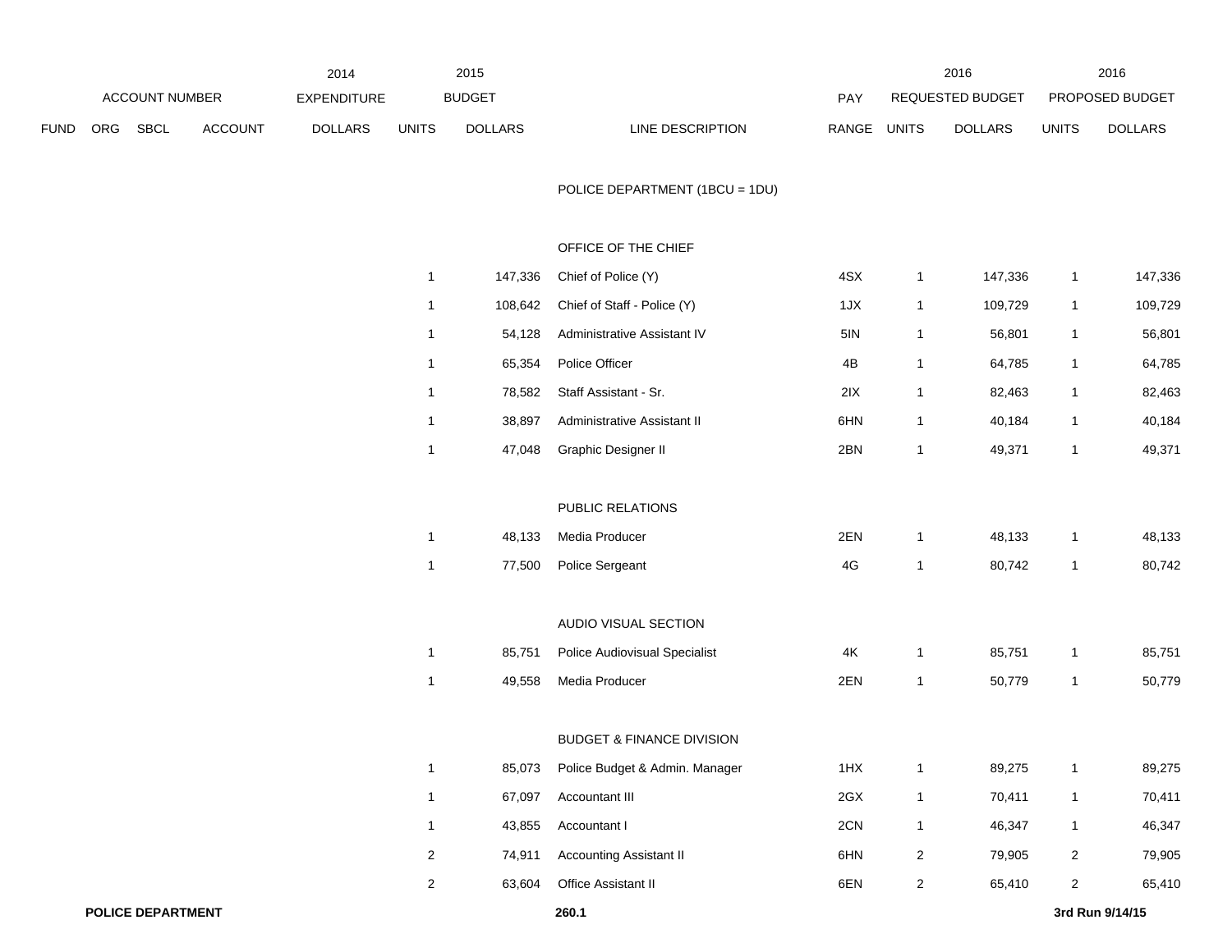| ACCOUNT NUMBER | | | | 2014 EXPENDITURE | 2015 BUDGET | | | PAY | 2016 REQUESTED BUDGET | | 2016 PROPOSED BUDGET | |
|---|---|---|---|---|---|---|---|---|---|---|---|---|
| FUND | ORG | SBCL | ACCOUNT | DOLLARS | UNITS | DOLLARS | LINE DESCRIPTION | RANGE | UNITS | DOLLARS | UNITS | DOLLARS |
| | | | | | | | POLICE DEPARTMENT (1BCU = 1DU) | | | | | |
| | | | | | | | OFFICE OF THE CHIEF | | | | | |
| | | | | | 1 | 147,336 | Chief of Police (Y) | 4SX | 1 | 147,336 | 1 | 147,336 |
| | | | | | 1 | 108,642 | Chief of Staff - Police (Y) | 1JX | 1 | 109,729 | 1 | 109,729 |
| | | | | | 1 | 54,128 | Administrative Assistant IV | 5IN | 1 | 56,801 | 1 | 56,801 |
| | | | | | 1 | 65,354 | Police Officer | 4B | 1 | 64,785 | 1 | 64,785 |
| | | | | | 1 | 78,582 | Staff Assistant - Sr. | 2IX | 1 | 82,463 | 1 | 82,463 |
| | | | | | 1 | 38,897 | Administrative Assistant II | 6HN | 1 | 40,184 | 1 | 40,184 |
| | | | | | 1 | 47,048 | Graphic Designer II | 2BN | 1 | 49,371 | 1 | 49,371 |
| | | | | | | | PUBLIC RELATIONS | | | | | |
| | | | | | 1 | 48,133 | Media Producer | 2EN | 1 | 48,133 | 1 | 48,133 |
| | | | | | 1 | 77,500 | Police Sergeant | 4G | 1 | 80,742 | 1 | 80,742 |
| | | | | | | | AUDIO VISUAL SECTION | | | | | |
| | | | | | 1 | 85,751 | Police Audiovisual Specialist | 4K | 1 | 85,751 | 1 | 85,751 |
| | | | | | 1 | 49,558 | Media Producer | 2EN | 1 | 50,779 | 1 | 50,779 |
| | | | | | | | BUDGET & FINANCE DIVISION | | | | | |
| | | | | | 1 | 85,073 | Police Budget & Admin. Manager | 1HX | 1 | 89,275 | 1 | 89,275 |
| | | | | | 1 | 67,097 | Accountant III | 2GX | 1 | 70,411 | 1 | 70,411 |
| | | | | | 1 | 43,855 | Accountant I | 2CN | 1 | 46,347 | 1 | 46,347 |
| | | | | | 2 | 74,911 | Accounting Assistant II | 6HN | 2 | 79,905 | 2 | 79,905 |
| | | | | | 2 | 63,604 | Office Assistant II | 6EN | 2 | 65,410 | 2 | 65,410 |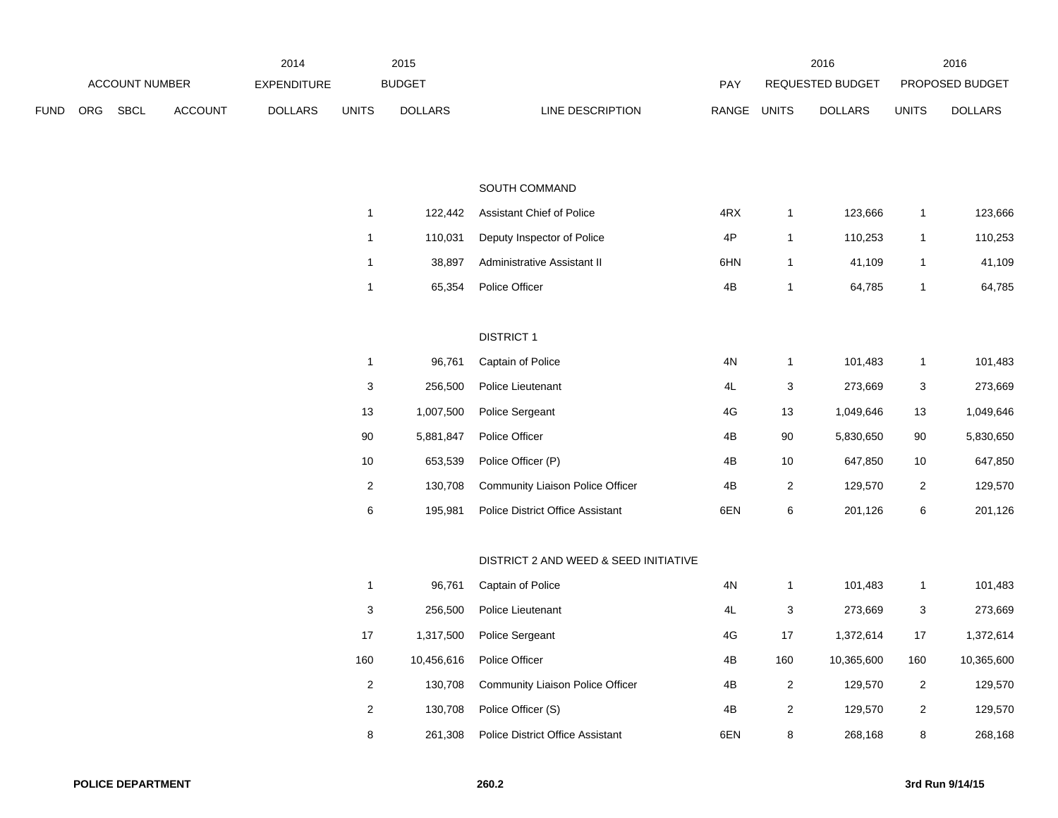| ACCOUNT NUMBER | | | | 2014 EXPENDITURE | 2015 BUDGET | | | PAY | 2016 REQUESTED BUDGET | | 2016 PROPOSED BUDGET | |
|---|---|---|---|---|---|---|---|---|---|---|---|---|
| FUND | ORG | SBCL | ACCOUNT | DOLLARS | UNITS | DOLLARS | LINE DESCRIPTION | RANGE | UNITS | DOLLARS | UNITS | DOLLARS |
| | | | | | | | SOUTH COMMAND | | | | | |
| | | | | | 1 | 122,442 | Assistant Chief of Police | 4RX | 1 | 123,666 | 1 | 123,666 |
| | | | | | 1 | 110,031 | Deputy Inspector of Police | 4P | 1 | 110,253 | 1 | 110,253 |
| | | | | | 1 | 38,897 | Administrative Assistant II | 6HN | 1 | 41,109 | 1 | 41,109 |
| | | | | | 1 | 65,354 | Police Officer | 4B | 1 | 64,785 | 1 | 64,785 |
| | | | | | | | DISTRICT 1 | | | | | |
| | | | | | 1 | 96,761 | Captain of Police | 4N | 1 | 101,483 | 1 | 101,483 |
| | | | | | 3 | 256,500 | Police Lieutenant | 4L | 3 | 273,669 | 3 | 273,669 |
| | | | | | 13 | 1,007,500 | Police Sergeant | 4G | 13 | 1,049,646 | 13 | 1,049,646 |
| | | | | | 90 | 5,881,847 | Police Officer | 4B | 90 | 5,830,650 | 90 | 5,830,650 |
| | | | | | 10 | 653,539 | Police Officer (P) | 4B | 10 | 647,850 | 10 | 647,850 |
| | | | | | 2 | 130,708 | Community Liaison Police Officer | 4B | 2 | 129,570 | 2 | 129,570 |
| | | | | | 6 | 195,981 | Police District Office Assistant | 6EN | 6 | 201,126 | 6 | 201,126 |
| | | | | | | | DISTRICT 2 AND WEED & SEED INITIATIVE | | | | | |
| | | | | | 1 | 96,761 | Captain of Police | 4N | 1 | 101,483 | 1 | 101,483 |
| | | | | | 3 | 256,500 | Police Lieutenant | 4L | 3 | 273,669 | 3 | 273,669 |
| | | | | | 17 | 1,317,500 | Police Sergeant | 4G | 17 | 1,372,614 | 17 | 1,372,614 |
| | | | | | 160 | 10,456,616 | Police Officer | 4B | 160 | 10,365,600 | 160 | 10,365,600 |
| | | | | | 2 | 130,708 | Community Liaison Police Officer | 4B | 2 | 129,570 | 2 | 129,570 |
| | | | | | 2 | 130,708 | Police Officer (S) | 4B | 2 | 129,570 | 2 | 129,570 |
| | | | | | 8 | 261,308 | Police District Office Assistant | 6EN | 8 | 268,168 | 8 | 268,168 |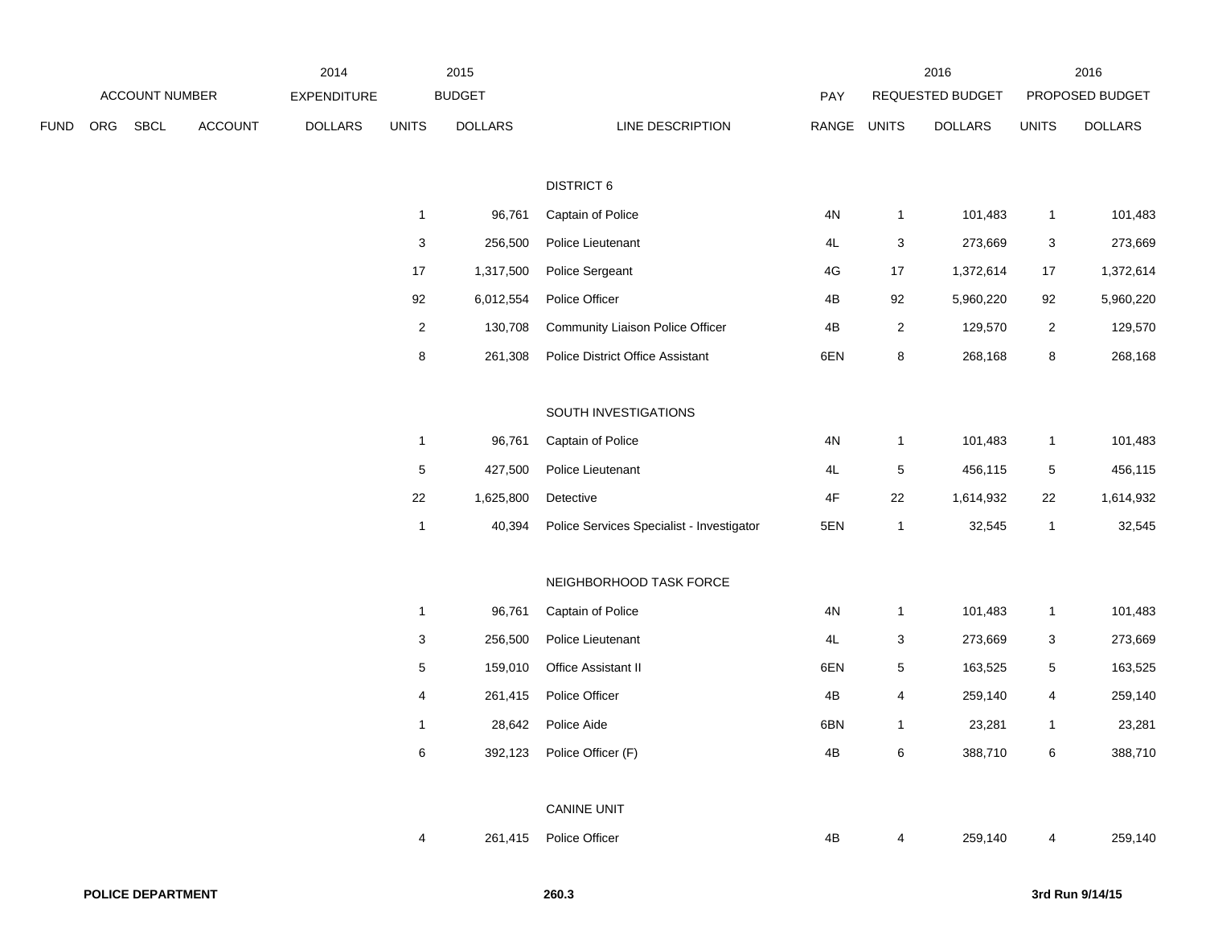| FUND | ORG | SBCL | ACCOUNT | 2014 EXPENDITURE DOLLARS | 2015 BUDGET UNITS | 2015 BUDGET DOLLARS | LINE DESCRIPTION | PAY RANGE | 2016 REQUESTED BUDGET UNITS | 2016 REQUESTED BUDGET DOLLARS | 2016 PROPOSED BUDGET UNITS | 2016 PROPOSED BUDGET DOLLARS |
|---|---|---|---|---|---|---|---|---|---|---|---|---|
| | | | | | | | DISTRICT 6 | | | | | |
| | | | | | 1 | 96,761 | Captain of Police | 4N | 1 | 101,483 | 1 | 101,483 |
| | | | | | 3 | 256,500 | Police Lieutenant | 4L | 3 | 273,669 | 3 | 273,669 |
| | | | | | 17 | 1,317,500 | Police Sergeant | 4G | 17 | 1,372,614 | 17 | 1,372,614 |
| | | | | | 92 | 6,012,554 | Police Officer | 4B | 92 | 5,960,220 | 92 | 5,960,220 |
| | | | | | 2 | 130,708 | Community Liaison Police Officer | 4B | 2 | 129,570 | 2 | 129,570 |
| | | | | | 8 | 261,308 | Police District Office Assistant | 6EN | 8 | 268,168 | 8 | 268,168 |
| | | | | | | | SOUTH INVESTIGATIONS | | | | | |
| | | | | | 1 | 96,761 | Captain of Police | 4N | 1 | 101,483 | 1 | 101,483 |
| | | | | | 5 | 427,500 | Police Lieutenant | 4L | 5 | 456,115 | 5 | 456,115 |
| | | | | | 22 | 1,625,800 | Detective | 4F | 22 | 1,614,932 | 22 | 1,614,932 |
| | | | | | 1 | 40,394 | Police Services Specialist - Investigator | 5EN | 1 | 32,545 | 1 | 32,545 |
| | | | | | | | NEIGHBORHOOD TASK FORCE | | | | | |
| | | | | | 1 | 96,761 | Captain of Police | 4N | 1 | 101,483 | 1 | 101,483 |
| | | | | | 3 | 256,500 | Police Lieutenant | 4L | 3 | 273,669 | 3 | 273,669 |
| | | | | | 5 | 159,010 | Office Assistant II | 6EN | 5 | 163,525 | 5 | 163,525 |
| | | | | | 4 | 261,415 | Police Officer | 4B | 4 | 259,140 | 4 | 259,140 |
| | | | | | 1 | 28,642 | Police Aide | 6BN | 1 | 23,281 | 1 | 23,281 |
| | | | | | 6 | 392,123 | Police Officer (F) | 4B | 6 | 388,710 | 6 | 388,710 |
| | | | | | | | CANINE UNIT | | | | | |
| | | | | | 4 | 261,415 | Police Officer | 4B | 4 | 259,140 | 4 | 259,140 |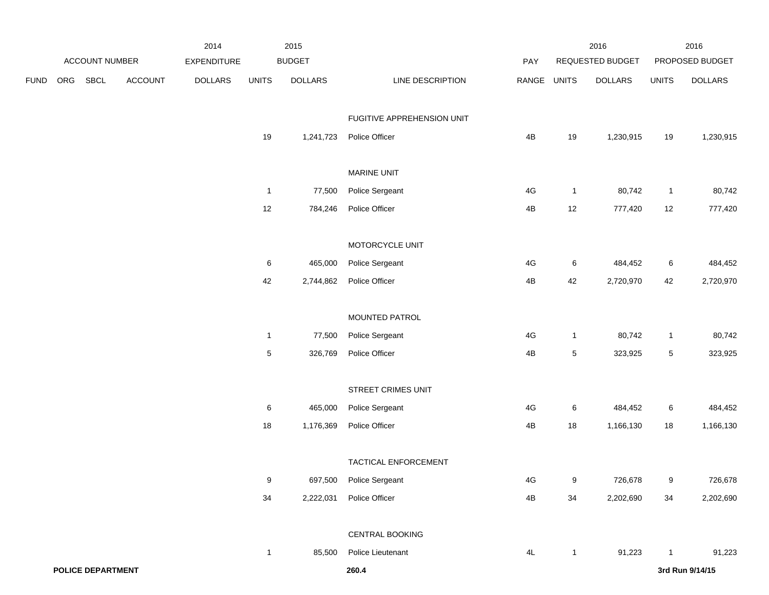| FUND | ORG | SBCL | ACCOUNT | 2014 EXPENDITURE DOLLARS | 2015 BUDGET UNITS | 2015 BUDGET DOLLARS | LINE DESCRIPTION | PAY RANGE | 2016 REQUESTED BUDGET UNITS | 2016 REQUESTED BUDGET DOLLARS | 2016 PROPOSED BUDGET UNITS | 2016 PROPOSED BUDGET DOLLARS |
|---|---|---|---|---|---|---|---|---|---|---|---|---|
| | | | | | | | FUGITIVE APPREHENSION UNIT | | | | | |
| | | | | | 19 | 1,241,723 | Police Officer | 4B | 19 | 1,230,915 | 19 | 1,230,915 |
| | | | | | | | MARINE UNIT | | | | | |
| | | | | | 1 | 77,500 | Police Sergeant | 4G | 1 | 80,742 | 1 | 80,742 |
| | | | | | 12 | 784,246 | Police Officer | 4B | 12 | 777,420 | 12 | 777,420 |
| | | | | | | | MOTORCYCLE UNIT | | | | | |
| | | | | | 6 | 465,000 | Police Sergeant | 4G | 6 | 484,452 | 6 | 484,452 |
| | | | | | 42 | 2,744,862 | Police Officer | 4B | 42 | 2,720,970 | 42 | 2,720,970 |
| | | | | | | | MOUNTED PATROL | | | | | |
| | | | | | 1 | 77,500 | Police Sergeant | 4G | 1 | 80,742 | 1 | 80,742 |
| | | | | | 5 | 326,769 | Police Officer | 4B | 5 | 323,925 | 5 | 323,925 |
| | | | | | | | STREET CRIMES UNIT | | | | | |
| | | | | | 6 | 465,000 | Police Sergeant | 4G | 6 | 484,452 | 6 | 484,452 |
| | | | | | 18 | 1,176,369 | Police Officer | 4B | 18 | 1,166,130 | 18 | 1,166,130 |
| | | | | | | | TACTICAL ENFORCEMENT | | | | | |
| | | | | | 9 | 697,500 | Police Sergeant | 4G | 9 | 726,678 | 9 | 726,678 |
| | | | | | 34 | 2,222,031 | Police Officer | 4B | 34 | 2,202,690 | 34 | 2,202,690 |
| | | | | | | | CENTRAL BOOKING | | | | | |
| | | | | | 1 | 85,500 | Police Lieutenant | 4L | 1 | 91,223 | 1 | 91,223 |

**POLICE DEPARTMENT** **260.4** **3rd Run 9/14/15**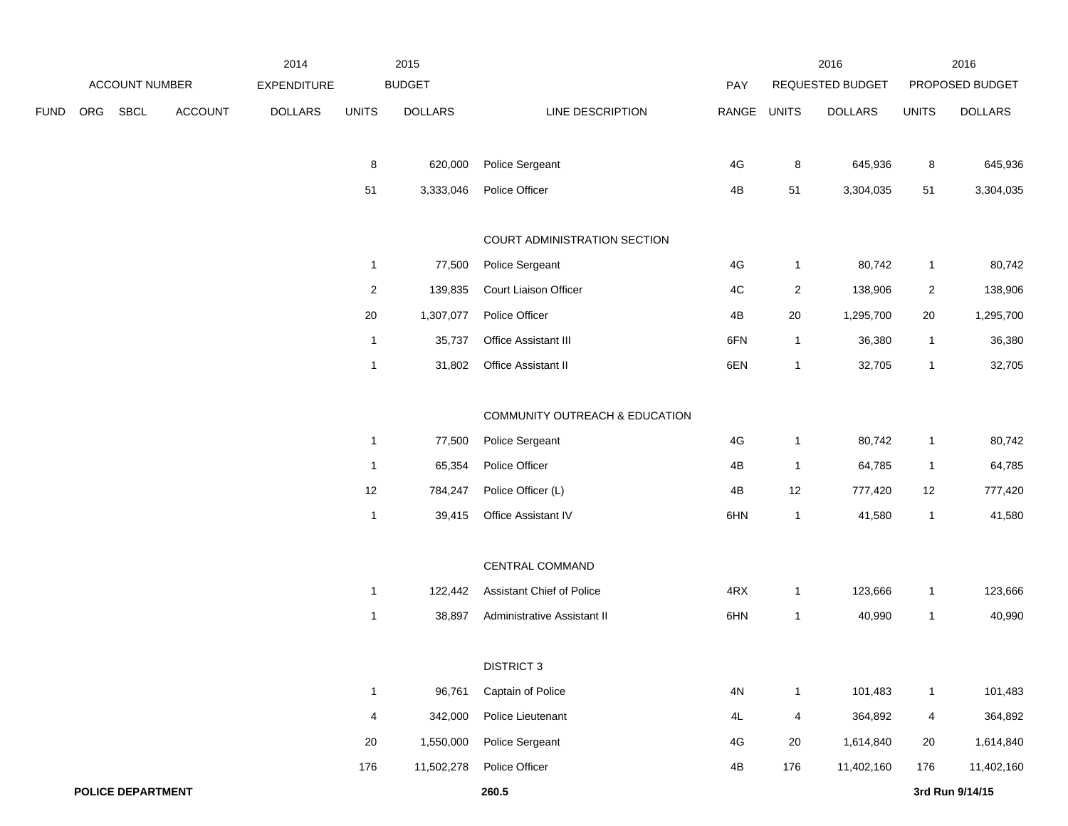| FUND | ORG | SBCL | ACCOUNT | 2014 EXPENDITURE DOLLARS | 2015 BUDGET UNITS | 2015 BUDGET DOLLARS | LINE DESCRIPTION | PAY RANGE | 2016 REQUESTED BUDGET UNITS | 2016 REQUESTED BUDGET DOLLARS | 2016 PROPOSED BUDGET UNITS | 2016 PROPOSED BUDGET DOLLARS |
|---|---|---|---|---|---|---|---|---|---|---|---|---|
| | | | | | 8 | 620,000 | Police Sergeant | 4G | 8 | 645,936 | 8 | 645,936 |
| | | | | | 51 | 3,333,046 | Police Officer | 4B | 51 | 3,304,035 | 51 | 3,304,035 |
| | | | | | | | COURT ADMINISTRATION SECTION | | | | | |
| | | | | | 1 | 77,500 | Police Sergeant | 4G | 1 | 80,742 | 1 | 80,742 |
| | | | | | 2 | 139,835 | Court Liaison Officer | 4C | 2 | 138,906 | 2 | 138,906 |
| | | | | | 20 | 1,307,077 | Police Officer | 4B | 20 | 1,295,700 | 20 | 1,295,700 |
| | | | | | 1 | 35,737 | Office Assistant III | 6FN | 1 | 36,380 | 1 | 36,380 |
| | | | | | 1 | 31,802 | Office Assistant II | 6EN | 1 | 32,705 | 1 | 32,705 |
| | | | | | | | COMMUNITY OUTREACH & EDUCATION | | | | | |
| | | | | | 1 | 77,500 | Police Sergeant | 4G | 1 | 80,742 | 1 | 80,742 |
| | | | | | 1 | 65,354 | Police Officer | 4B | 1 | 64,785 | 1 | 64,785 |
| | | | | | 12 | 784,247 | Police Officer (L) | 4B | 12 | 777,420 | 12 | 777,420 |
| | | | | | 1 | 39,415 | Office Assistant IV | 6HN | 1 | 41,580 | 1 | 41,580 |
| | | | | | | | CENTRAL COMMAND | | | | | |
| | | | | | 1 | 122,442 | Assistant Chief of Police | 4RX | 1 | 123,666 | 1 | 123,666 |
| | | | | | 1 | 38,897 | Administrative Assistant II | 6HN | 1 | 40,990 | 1 | 40,990 |
| | | | | | | | DISTRICT 3 | | | | | |
| | | | | | 1 | 96,761 | Captain of Police | 4N | 1 | 101,483 | 1 | 101,483 |
| | | | | | 4 | 342,000 | Police Lieutenant | 4L | 4 | 364,892 | 4 | 364,892 |
| | | | | | 20 | 1,550,000 | Police Sergeant | 4G | 20 | 1,614,840 | 20 | 1,614,840 |
| | | | | | 176 | 11,502,278 | Police Officer | 4B | 176 | 11,402,160 | 176 | 11,402,160 |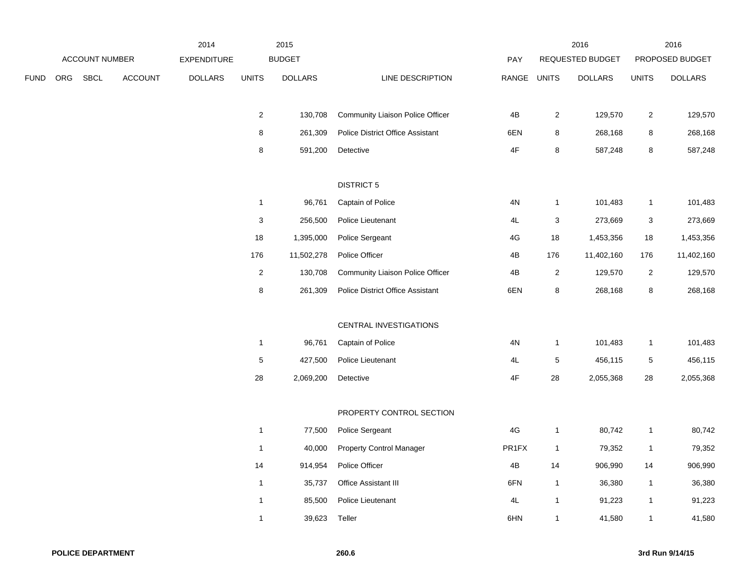| | ACCOUNT NUMBER | | | 2014 EXPENDITURE | 2015 BUDGET | | | PAY | 2016 REQUESTED BUDGET | | 2016 PROPOSED BUDGET | |
|---|---|---|---|---|---|---|---|---|---|---|---|---|
| FUND | ORG | SBCL | ACCOUNT | DOLLARS | UNITS | DOLLARS | LINE DESCRIPTION | RANGE | UNITS | DOLLARS | UNITS | DOLLARS |
| | | | | | 2 | 130,708 | Community Liaison Police Officer | 4B | 2 | 129,570 | 2 | 129,570 |
| | | | | | 8 | 261,309 | Police District Office Assistant | 6EN | 8 | 268,168 | 8 | 268,168 |
| | | | | | 8 | 591,200 | Detective | 4F | 8 | 587,248 | 8 | 587,248 |
| | | | | | | | DISTRICT 5 | | | | | |
| | | | | | 1 | 96,761 | Captain of Police | 4N | 1 | 101,483 | 1 | 101,483 |
| | | | | | 3 | 256,500 | Police Lieutenant | 4L | 3 | 273,669 | 3 | 273,669 |
| | | | | | 18 | 1,395,000 | Police Sergeant | 4G | 18 | 1,453,356 | 18 | 1,453,356 |
| | | | | | 176 | 11,502,278 | Police Officer | 4B | 176 | 11,402,160 | 176 | 11,402,160 |
| | | | | | 2 | 130,708 | Community Liaison Police Officer | 4B | 2 | 129,570 | 2 | 129,570 |
| | | | | | 8 | 261,309 | Police District Office Assistant | 6EN | 8 | 268,168 | 8 | 268,168 |
| | | | | | | | CENTRAL INVESTIGATIONS | | | | | |
| | | | | | 1 | 96,761 | Captain of Police | 4N | 1 | 101,483 | 1 | 101,483 |
| | | | | | 5 | 427,500 | Police Lieutenant | 4L | 5 | 456,115 | 5 | 456,115 |
| | | | | | 28 | 2,069,200 | Detective | 4F | 28 | 2,055,368 | 28 | 2,055,368 |
| | | | | | | | PROPERTY CONTROL SECTION | | | | | |
| | | | | | 1 | 77,500 | Police Sergeant | 4G | 1 | 80,742 | 1 | 80,742 |
| | | | | | 1 | 40,000 | Property Control Manager | PR1FX | 1 | 79,352 | 1 | 79,352 |
| | | | | | 14 | 914,954 | Police Officer | 4B | 14 | 906,990 | 14 | 906,990 |
| | | | | | 1 | 35,737 | Office Assistant III | 6FN | 1 | 36,380 | 1 | 36,380 |
| | | | | | 1 | 85,500 | Police Lieutenant | 4L | 1 | 91,223 | 1 | 91,223 |
| | | | | | 1 | 39,623 | Teller | 6HN | 1 | 41,580 | 1 | 41,580 |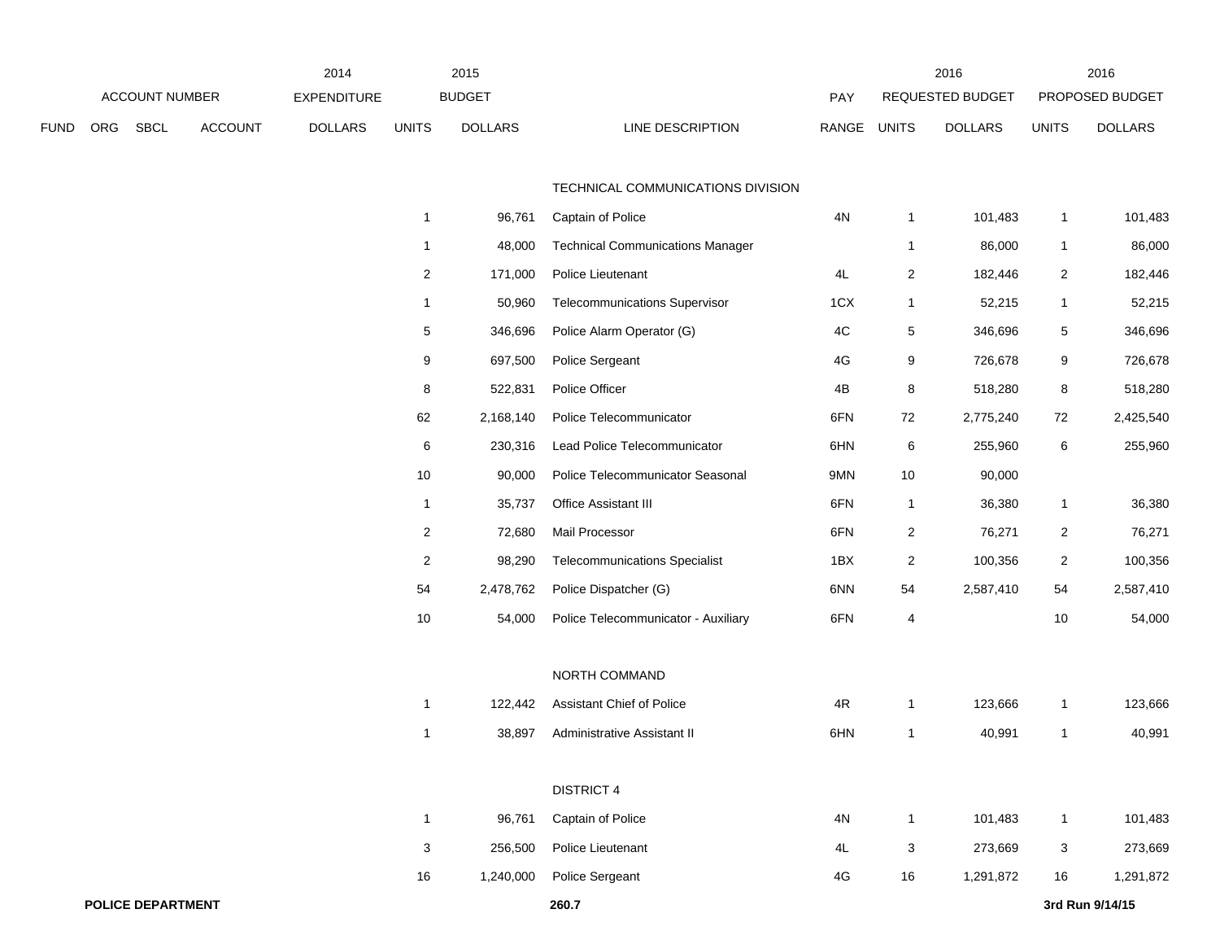| ACCOUNT NUMBER | | | | 2014 EXPENDITURE | 2015 BUDGET | | | PAY | 2016 REQUESTED BUDGET | | 2016 PROPOSED BUDGET | |
|---|---|---|---|---|---|---|---|---|---|---|---|---|
| FUND | ORG | SBCL | ACCOUNT | DOLLARS | UNITS | DOLLARS | LINE DESCRIPTION | RANGE | UNITS | DOLLARS | UNITS | DOLLARS |
| | | | | | | | TECHNICAL COMMUNICATIONS DIVISION | | | | | |
| | | | | | 1 | 96,761 | Captain of Police | 4N | 1 | 101,483 | 1 | 101,483 |
| | | | | | 1 | 48,000 | Technical Communications Manager | | 1 | 86,000 | 1 | 86,000 |
| | | | | | 2 | 171,000 | Police Lieutenant | 4L | 2 | 182,446 | 2 | 182,446 |
| | | | | | 1 | 50,960 | Telecommunications Supervisor | 1CX | 1 | 52,215 | 1 | 52,215 |
| | | | | | 5 | 346,696 | Police Alarm Operator (G) | 4C | 5 | 346,696 | 5 | 346,696 |
| | | | | | 9 | 697,500 | Police Sergeant | 4G | 9 | 726,678 | 9 | 726,678 |
| | | | | | 8 | 522,831 | Police Officer | 4B | 8 | 518,280 | 8 | 518,280 |
| | | | | | 62 | 2,168,140 | Police Telecommunicator | 6FN | 72 | 2,775,240 | 72 | 2,425,540 |
| | | | | | 6 | 230,316 | Lead Police Telecommunicator | 6HN | 6 | 255,960 | 6 | 255,960 |
| | | | | | 10 | 90,000 | Police Telecommunicator Seasonal | 9MN | 10 | 90,000 | | |
| | | | | | 1 | 35,737 | Office Assistant III | 6FN | 1 | 36,380 | 1 | 36,380 |
| | | | | | 2 | 72,680 | Mail Processor | 6FN | 2 | 76,271 | 2 | 76,271 |
| | | | | | 2 | 98,290 | Telecommunications Specialist | 1BX | 2 | 100,356 | 2 | 100,356 |
| | | | | | 54 | 2,478,762 | Police Dispatcher (G) | 6NN | 54 | 2,587,410 | 54 | 2,587,410 |
| | | | | | 10 | 54,000 | Police Telecommunicator - Auxiliary | 6FN | 4 | | 10 | 54,000 |
| | | | | | | | NORTH COMMAND | | | | | |
| | | | | | 1 | 122,442 | Assistant Chief of Police | 4R | 1 | 123,666 | 1 | 123,666 |
| | | | | | 1 | 38,897 | Administrative Assistant II | 6HN | 1 | 40,991 | 1 | 40,991 |
| | | | | | | | DISTRICT 4 | | | | | |
| | | | | | 1 | 96,761 | Captain of Police | 4N | 1 | 101,483 | 1 | 101,483 |
| | | | | | 3 | 256,500 | Police Lieutenant | 4L | 3 | 273,669 | 3 | 273,669 |
| | | | | | 16 | 1,240,000 | Police Sergeant | 4G | 16 | 1,291,872 | 16 | 1,291,872 |

**POLICE DEPARTMENT** **260.7** **3rd Run 9/14/15**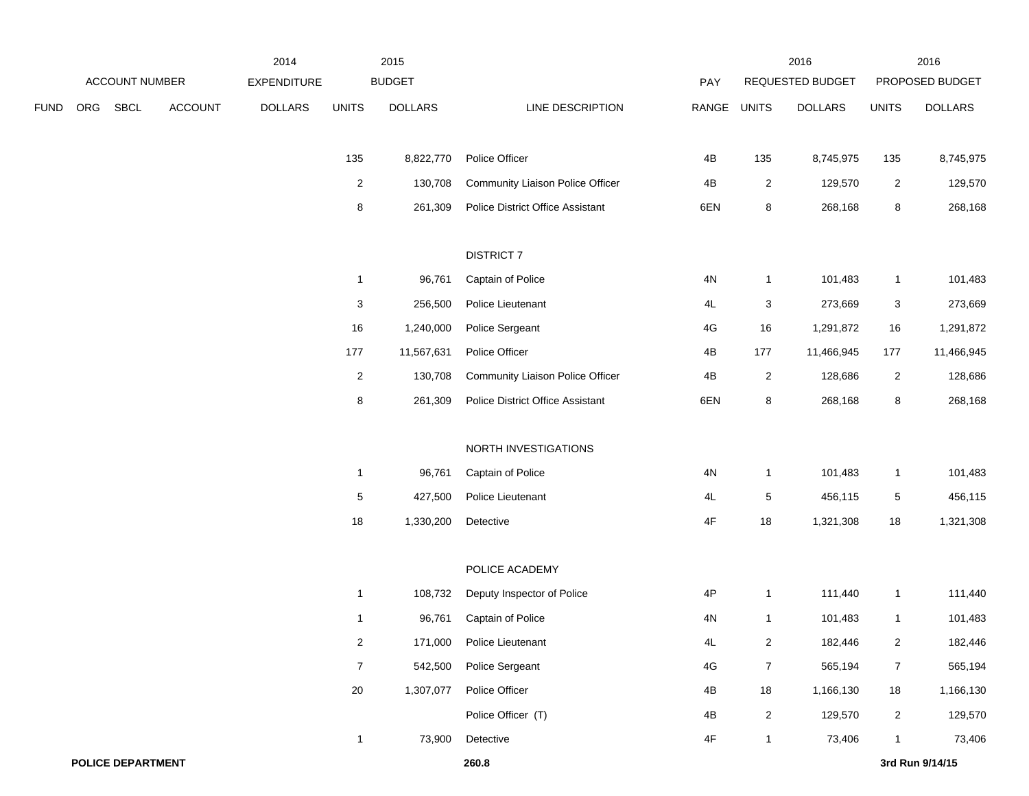| FUND | ORG | SBCL | ACCOUNT | 2014 EXPENDITURE DOLLARS | 2015 BUDGET UNITS | 2015 BUDGET DOLLARS | LINE DESCRIPTION | PAY RANGE | 2016 REQUESTED BUDGET UNITS | 2016 REQUESTED BUDGET DOLLARS | 2016 PROPOSED BUDGET UNITS | 2016 PROPOSED BUDGET DOLLARS |
|---|---|---|---|---|---|---|---|---|---|---|---|---|
| | | | | | 135 | 8,822,770 | Police Officer | 4B | 135 | 8,745,975 | 135 | 8,745,975 |
| | | | | | 2 | 130,708 | Community Liaison Police Officer | 4B | 2 | 129,570 | 2 | 129,570 |
| | | | | | 8 | 261,309 | Police District Office Assistant | 6EN | 8 | 268,168 | 8 | 268,168 |
| | | | | | | | DISTRICT 7 | | | | | |
| | | | | | 1 | 96,761 | Captain of Police | 4N | 1 | 101,483 | 1 | 101,483 |
| | | | | | 3 | 256,500 | Police Lieutenant | 4L | 3 | 273,669 | 3 | 273,669 |
| | | | | | 16 | 1,240,000 | Police Sergeant | 4G | 16 | 1,291,872 | 16 | 1,291,872 |
| | | | | | 177 | 11,567,631 | Police Officer | 4B | 177 | 11,466,945 | 177 | 11,466,945 |
| | | | | | 2 | 130,708 | Community Liaison Police Officer | 4B | 2 | 128,686 | 2 | 128,686 |
| | | | | | 8 | 261,309 | Police District Office Assistant | 6EN | 8 | 268,168 | 8 | 268,168 |
| | | | | | | | NORTH INVESTIGATIONS | | | | | |
| | | | | | 1 | 96,761 | Captain of Police | 4N | 1 | 101,483 | 1 | 101,483 |
| | | | | | 5 | 427,500 | Police Lieutenant | 4L | 5 | 456,115 | 5 | 456,115 |
| | | | | | 18 | 1,330,200 | Detective | 4F | 18 | 1,321,308 | 18 | 1,321,308 |
| | | | | | | | POLICE ACADEMY | | | | | |
| | | | | | 1 | 108,732 | Deputy Inspector of Police | 4P | 1 | 111,440 | 1 | 111,440 |
| | | | | | 1 | 96,761 | Captain of Police | 4N | 1 | 101,483 | 1 | 101,483 |
| | | | | | 2 | 171,000 | Police Lieutenant | 4L | 2 | 182,446 | 2 | 182,446 |
| | | | | | 7 | 542,500 | Police Sergeant | 4G | 7 | 565,194 | 7 | 565,194 |
| | | | | | 20 | 1,307,077 | Police Officer | 4B | 18 | 1,166,130 | 18 | 1,166,130 |
| | | | | | | | Police Officer (T) | 4B | 2 | 129,570 | 2 | 129,570 |
| | | | | | 1 | 73,900 | Detective | 4F | 1 | 73,406 | 1 | 73,406 |

**POLICE DEPARTMENT** **260.8** **3rd Run 9/14/15**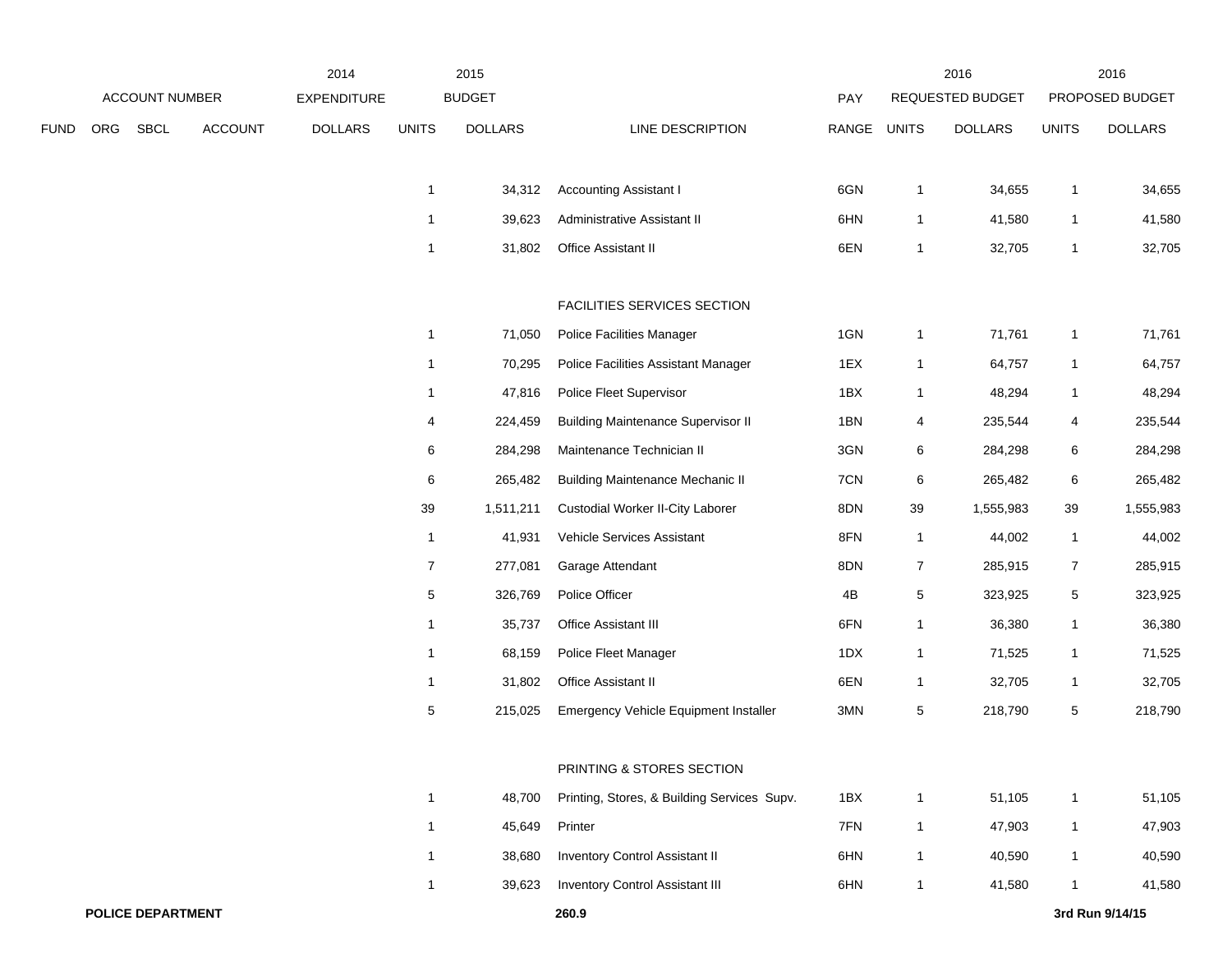| | ACCOUNT NUMBER | | | 2014 EXPENDITURE | 2015 BUDGET | | | PAY | 2016 REQUESTED BUDGET | | 2016 PROPOSED BUDGET | |
|---|---|---|---|---|---|---|---|---|---|---|---|---|
| FUND | ORG | SBCL | ACCOUNT | DOLLARS | UNITS | DOLLARS | LINE DESCRIPTION | RANGE | UNITS | DOLLARS | UNITS | DOLLARS |
| | | | | | 1 | 34,312 | Accounting Assistant I | 6GN | 1 | 34,655 | 1 | 34,655 |
| | | | | | 1 | 39,623 | Administrative Assistant II | 6HN | 1 | 41,580 | 1 | 41,580 |
| | | | | | 1 | 31,802 | Office Assistant II | 6EN | 1 | 32,705 | 1 | 32,705 |
| | | | | | | | FACILITIES SERVICES SECTION | | | | | |
| | | | | | 1 | 71,050 | Police Facilities Manager | 1GN | 1 | 71,761 | 1 | 71,761 |
| | | | | | 1 | 70,295 | Police Facilities Assistant Manager | 1EX | 1 | 64,757 | 1 | 64,757 |
| | | | | | 1 | 47,816 | Police Fleet Supervisor | 1BX | 1 | 48,294 | 1 | 48,294 |
| | | | | | 4 | 224,459 | Building Maintenance Supervisor II | 1BN | 4 | 235,544 | 4 | 235,544 |
| | | | | | 6 | 284,298 | Maintenance Technician II | 3GN | 6 | 284,298 | 6 | 284,298 |
| | | | | | 6 | 265,482 | Building Maintenance Mechanic II | 7CN | 6 | 265,482 | 6 | 265,482 |
| | | | | | 39 | 1,511,211 | Custodial Worker II-City Laborer | 8DN | 39 | 1,555,983 | 39 | 1,555,983 |
| | | | | | 1 | 41,931 | Vehicle Services Assistant | 8FN | 1 | 44,002 | 1 | 44,002 |
| | | | | | 7 | 277,081 | Garage Attendant | 8DN | 7 | 285,915 | 7 | 285,915 |
| | | | | | 5 | 326,769 | Police Officer | 4B | 5 | 323,925 | 5 | 323,925 |
| | | | | | 1 | 35,737 | Office Assistant III | 6FN | 1 | 36,380 | 1 | 36,380 |
| | | | | | 1 | 68,159 | Police Fleet Manager | 1DX | 1 | 71,525 | 1 | 71,525 |
| | | | | | 1 | 31,802 | Office Assistant II | 6EN | 1 | 32,705 | 1 | 32,705 |
| | | | | | 5 | 215,025 | Emergency Vehicle Equipment Installer | 3MN | 5 | 218,790 | 5 | 218,790 |
| | | | | | | | PRINTING & STORES SECTION | | | | | |
| | | | | | 1 | 48,700 | Printing, Stores, & Building Services Supv. | 1BX | 1 | 51,105 | 1 | 51,105 |
| | | | | | 1 | 45,649 | Printer | 7FN | 1 | 47,903 | 1 | 47,903 |
| | | | | | 1 | 38,680 | Inventory Control Assistant II | 6HN | 1 | 40,590 | 1 | 40,590 |
| | | | | | 1 | 39,623 | Inventory Control Assistant III | 6HN | 1 | 41,580 | 1 | 41,580 |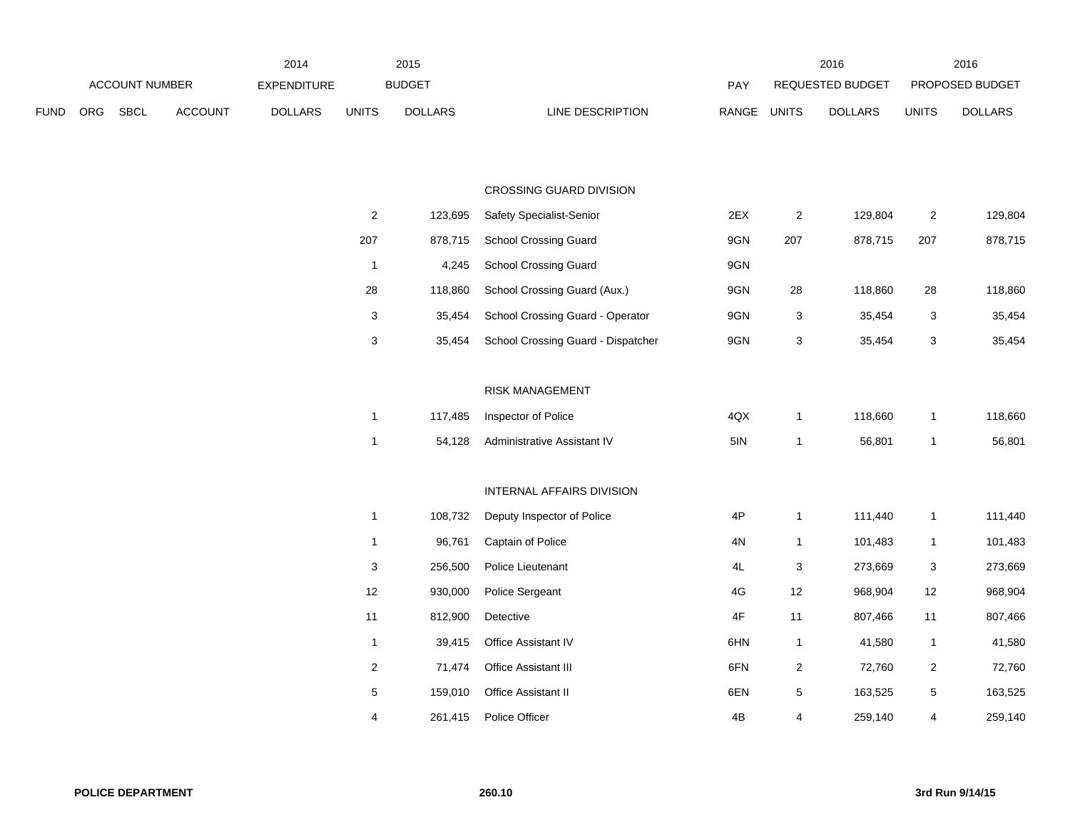| FUND | ORG | SBCL | ACCOUNT | 2014 EXPENDITURE DOLLARS | 2015 BUDGET UNITS | 2015 BUDGET DOLLARS | LINE DESCRIPTION | PAY RANGE | 2016 REQUESTED BUDGET UNITS | 2016 REQUESTED BUDGET DOLLARS | 2016 PROPOSED BUDGET UNITS | 2016 PROPOSED BUDGET DOLLARS |
|---|---|---|---|---|---|---|---|---|---|---|---|---|
| | | | | | | | CROSSING GUARD DIVISION | | | | | |
| | | | | | 2 | 123,695 | Safety Specialist-Senior | 2EX | 2 | 129,804 | 2 | 129,804 |
| | | | | | 207 | 878,715 | School Crossing Guard | 9GN | 207 | 878,715 | 207 | 878,715 |
| | | | | | 1 | 4,245 | School Crossing Guard | 9GN | | | | |
| | | | | | 28 | 118,860 | School Crossing Guard (Aux.) | 9GN | 28 | 118,860 | 28 | 118,860 |
| | | | | | 3 | 35,454 | School Crossing Guard - Operator | 9GN | 3 | 35,454 | 3 | 35,454 |
| | | | | | 3 | 35,454 | School Crossing Guard - Dispatcher | 9GN | 3 | 35,454 | 3 | 35,454 |
| | | | | | | | RISK MANAGEMENT | | | | | |
| | | | | | 1 | 117,485 | Inspector of Police | 4QX | 1 | 118,660 | 1 | 118,660 |
| | | | | | 1 | 54,128 | Administrative Assistant IV | 5IN | 1 | 56,801 | 1 | 56,801 |
| | | | | | | | INTERNAL AFFAIRS DIVISION | | | | | |
| | | | | | 1 | 108,732 | Deputy Inspector of Police | 4P | 1 | 111,440 | 1 | 111,440 |
| | | | | | 1 | 96,761 | Captain of Police | 4N | 1 | 101,483 | 1 | 101,483 |
| | | | | | 3 | 256,500 | Police Lieutenant | 4L | 3 | 273,669 | 3 | 273,669 |
| | | | | | 12 | 930,000 | Police Sergeant | 4G | 12 | 968,904 | 12 | 968,904 |
| | | | | | 11 | 812,900 | Detective | 4F | 11 | 807,466 | 11 | 807,466 |
| | | | | | 1 | 39,415 | Office Assistant IV | 6HN | 1 | 41,580 | 1 | 41,580 |
| | | | | | 2 | 71,474 | Office Assistant III | 6FN | 2 | 72,760 | 2 | 72,760 |
| | | | | | 5 | 159,010 | Office Assistant II | 6EN | 5 | 163,525 | 5 | 163,525 |
| | | | | | 4 | 261,415 | Police Officer | 4B | 4 | 259,140 | 4 | 259,140 |

**POLICE DEPARTMENT** **260.10** **3rd Run 9/14/15**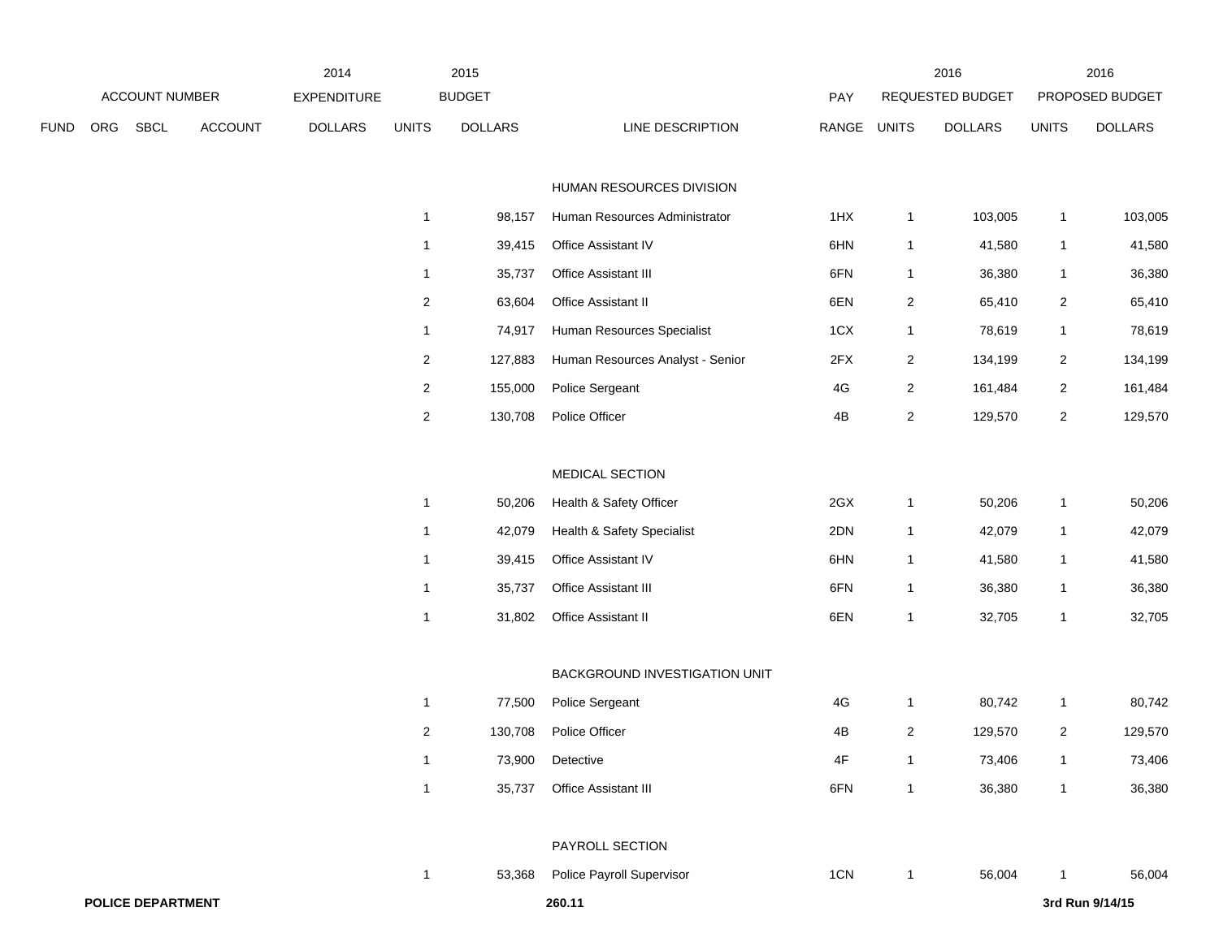| ACCOUNT NUMBER | | | | 2014 EXPENDITURE | 2015 BUDGET | | | PAY | 2016 REQUESTED BUDGET | | 2016 PROPOSED BUDGET | |
|---|---|---|---|---|---|---|---|---|---|---|---|---|
| FUND | ORG | SBCL | ACCOUNT | DOLLARS | UNITS | DOLLARS | LINE DESCRIPTION | RANGE | UNITS | DOLLARS | UNITS | DOLLARS |
| | | | | | | | HUMAN RESOURCES DIVISION | | | | | |
| | | | | | 1 | 98,157 | Human Resources Administrator | 1HX | 1 | 103,005 | 1 | 103,005 |
| | | | | | 1 | 39,415 | Office Assistant IV | 6HN | 1 | 41,580 | 1 | 41,580 |
| | | | | | 1 | 35,737 | Office Assistant III | 6FN | 1 | 36,380 | 1 | 36,380 |
| | | | | | 2 | 63,604 | Office Assistant II | 6EN | 2 | 65,410 | 2 | 65,410 |
| | | | | | 1 | 74,917 | Human Resources Specialist | 1CX | 1 | 78,619 | 1 | 78,619 |
| | | | | | 2 | 127,883 | Human Resources Analyst - Senior | 2FX | 2 | 134,199 | 2 | 134,199 |
| | | | | | 2 | 155,000 | Police Sergeant | 4G | 2 | 161,484 | 2 | 161,484 |
| | | | | | 2 | 130,708 | Police Officer | 4B | 2 | 129,570 | 2 | 129,570 |
| | | | | | | | MEDICAL SECTION | | | | | |
| | | | | | 1 | 50,206 | Health & Safety Officer | 2GX | 1 | 50,206 | 1 | 50,206 |
| | | | | | 1 | 42,079 | Health & Safety Specialist | 2DN | 1 | 42,079 | 1 | 42,079 |
| | | | | | 1 | 39,415 | Office Assistant IV | 6HN | 1 | 41,580 | 1 | 41,580 |
| | | | | | 1 | 35,737 | Office Assistant III | 6FN | 1 | 36,380 | 1 | 36,380 |
| | | | | | 1 | 31,802 | Office Assistant II | 6EN | 1 | 32,705 | 1 | 32,705 |
| | | | | | | | BACKGROUND INVESTIGATION UNIT | | | | | |
| | | | | | 1 | 77,500 | Police Sergeant | 4G | 1 | 80,742 | 1 | 80,742 |
| | | | | | 2 | 130,708 | Police Officer | 4B | 2 | 129,570 | 2 | 129,570 |
| | | | | | 1 | 73,900 | Detective | 4F | 1 | 73,406 | 1 | 73,406 |
| | | | | | 1 | 35,737 | Office Assistant III | 6FN | 1 | 36,380 | 1 | 36,380 |
| | | | | | | | PAYROLL SECTION | | | | | |
| | | | | | 1 | 53,368 | Police Payroll Supervisor | 1CN | 1 | 56,004 | 1 | 56,004 |

**POLICE DEPARTMENT** **260.11** **3rd Run 9/14/15**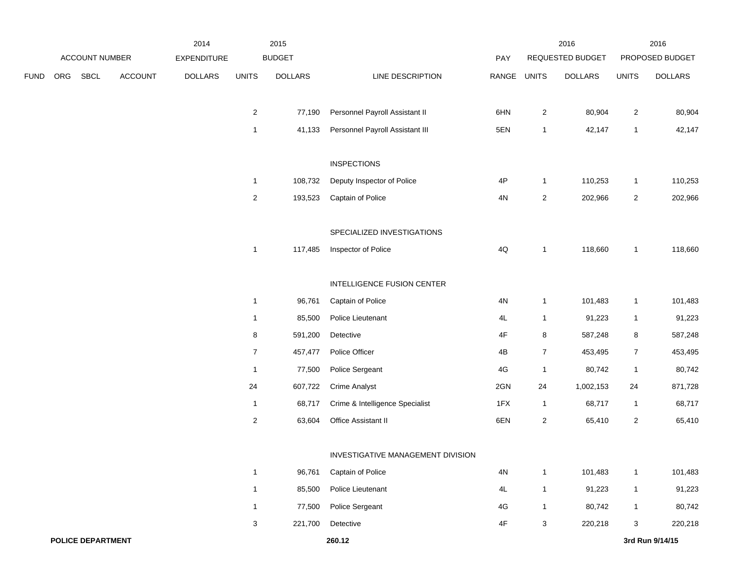| ACCOUNT NUMBER | | | | 2014 EXPENDITURE | 2015 BUDGET | | | PAY | 2016 REQUESTED BUDGET | | 2016 PROPOSED BUDGET | |
|---|---|---|---|---|---|---|---|---|---|---|---|---|
| FUND | ORG | SBCL | ACCOUNT | DOLLARS | UNITS | DOLLARS | LINE DESCRIPTION | RANGE | UNITS | DOLLARS | UNITS | DOLLARS |
| | | | | | 2 | 77,190 | Personnel Payroll Assistant II | 6HN | 2 | 80,904 | 2 | 80,904 |
| | | | | | 1 | 41,133 | Personnel Payroll Assistant III | 5EN | 1 | 42,147 | 1 | 42,147 |
| | | | | | | | INSPECTIONS | | | | | |
| | | | | | 1 | 108,732 | Deputy Inspector of Police | 4P | 1 | 110,253 | 1 | 110,253 |
| | | | | | 2 | 193,523 | Captain of Police | 4N | 2 | 202,966 | 2 | 202,966 |
| | | | | | | | SPECIALIZED INVESTIGATIONS | | | | | |
| | | | | | 1 | 117,485 | Inspector of Police | 4Q | 1 | 118,660 | 1 | 118,660 |
| | | | | | | | INTELLIGENCE FUSION CENTER | | | | | |
| | | | | | 1 | 96,761 | Captain of Police | 4N | 1 | 101,483 | 1 | 101,483 |
| | | | | | 1 | 85,500 | Police Lieutenant | 4L | 1 | 91,223 | 1 | 91,223 |
| | | | | | 8 | 591,200 | Detective | 4F | 8 | 587,248 | 8 | 587,248 |
| | | | | | 7 | 457,477 | Police Officer | 4B | 7 | 453,495 | 7 | 453,495 |
| | | | | | 1 | 77,500 | Police Sergeant | 4G | 1 | 80,742 | 1 | 80,742 |
| | | | | | 24 | 607,722 | Crime Analyst | 2GN | 24 | 1,002,153 | 24 | 871,728 |
| | | | | | 1 | 68,717 | Crime & Intelligence Specialist | 1FX | 1 | 68,717 | 1 | 68,717 |
| | | | | | 2 | 63,604 | Office Assistant II | 6EN | 2 | 65,410 | 2 | 65,410 |
| | | | | | | | INVESTIGATIVE MANAGEMENT DIVISION | | | | | |
| | | | | | 1 | 96,761 | Captain of Police | 4N | 1 | 101,483 | 1 | 101,483 |
| | | | | | 1 | 85,500 | Police Lieutenant | 4L | 1 | 91,223 | 1 | 91,223 |
| | | | | | 1 | 77,500 | Police Sergeant | 4G | 1 | 80,742 | 1 | 80,742 |
| | | | | | 3 | 221,700 | Detective | 4F | 3 | 220,218 | 3 | 220,218 |

**POLICE DEPARTMENT** **260.12** **3rd Run 9/14/15**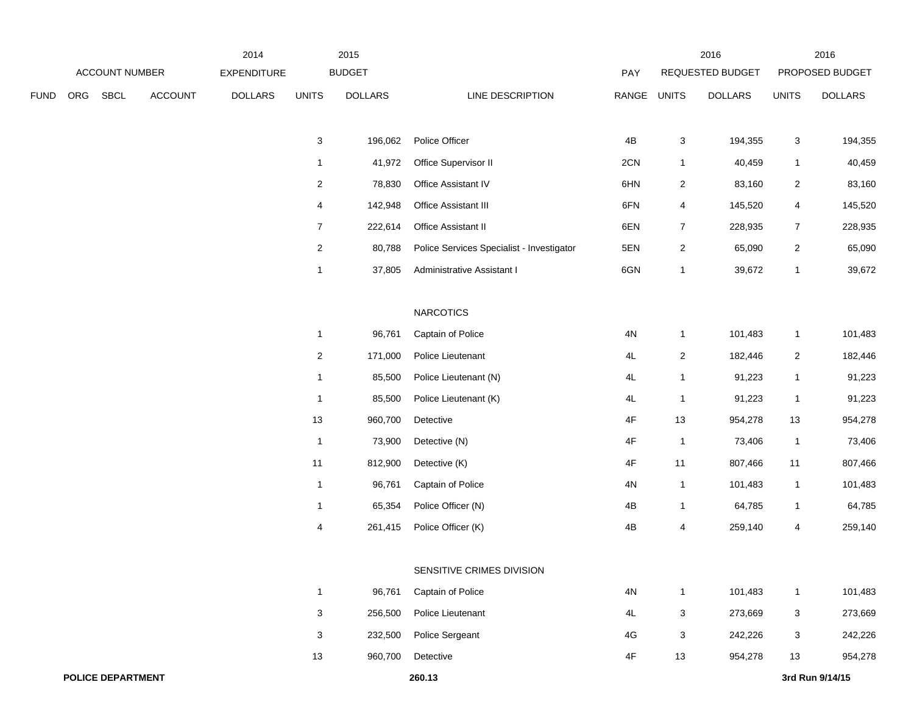| ACCOUNT NUMBER | | | | 2014 EXPENDITURE | 2015 BUDGET | | | PAY | 2016 REQUESTED BUDGET | | 2016 PROPOSED BUDGET | |
|---|---|---|---|---|---|---|---|---|---|---|---|---|
| FUND | ORG | SBCL | ACCOUNT | DOLLARS | UNITS | DOLLARS | LINE DESCRIPTION | RANGE | UNITS | DOLLARS | UNITS | DOLLARS |
| | | | | | 3 | 196,062 | Police Officer | 4B | 3 | 194,355 | 3 | 194,355 |
| | | | | | 1 | 41,972 | Office Supervisor II | 2CN | 1 | 40,459 | 1 | 40,459 |
| | | | | | 2 | 78,830 | Office Assistant IV | 6HN | 2 | 83,160 | 2 | 83,160 |
| | | | | | 4 | 142,948 | Office Assistant III | 6FN | 4 | 145,520 | 4 | 145,520 |
| | | | | | 7 | 222,614 | Office Assistant II | 6EN | 7 | 228,935 | 7 | 228,935 |
| | | | | | 2 | 80,788 | Police Services Specialist - Investigator | 5EN | 2 | 65,090 | 2 | 65,090 |
| | | | | | 1 | 37,805 | Administrative Assistant I | 6GN | 1 | 39,672 | 1 | 39,672 |
| | | | | | | | NARCOTICS | | | | | |
| | | | | | 1 | 96,761 | Captain of Police | 4N | 1 | 101,483 | 1 | 101,483 |
| | | | | | 2 | 171,000 | Police Lieutenant | 4L | 2 | 182,446 | 2 | 182,446 |
| | | | | | 1 | 85,500 | Police Lieutenant (N) | 4L | 1 | 91,223 | 1 | 91,223 |
| | | | | | 1 | 85,500 | Police Lieutenant (K) | 4L | 1 | 91,223 | 1 | 91,223 |
| | | | | | 13 | 960,700 | Detective | 4F | 13 | 954,278 | 13 | 954,278 |
| | | | | | 1 | 73,900 | Detective (N) | 4F | 1 | 73,406 | 1 | 73,406 |
| | | | | | 11 | 812,900 | Detective (K) | 4F | 11 | 807,466 | 11 | 807,466 |
| | | | | | 1 | 96,761 | Captain of Police | 4N | 1 | 101,483 | 1 | 101,483 |
| | | | | | 1 | 65,354 | Police Officer (N) | 4B | 1 | 64,785 | 1 | 64,785 |
| | | | | | 4 | 261,415 | Police Officer (K) | 4B | 4 | 259,140 | 4 | 259,140 |
| | | | | | | | SENSITIVE CRIMES DIVISION | | | | | |
| | | | | | 1 | 96,761 | Captain of Police | 4N | 1 | 101,483 | 1 | 101,483 |
| | | | | | 3 | 256,500 | Police Lieutenant | 4L | 3 | 273,669 | 3 | 273,669 |
| | | | | | 3 | 232,500 | Police Sergeant | 4G | 3 | 242,226 | 3 | 242,226 |
| | | | | | 13 | 960,700 | Detective | 4F | 13 | 954,278 | 13 | 954,278 |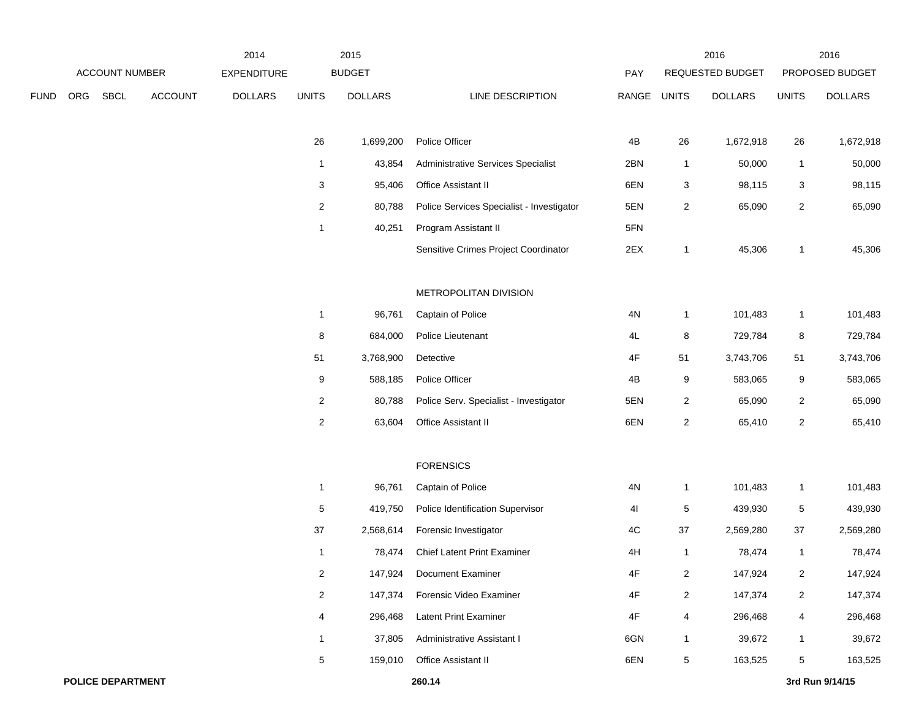| ACCOUNT NUMBER | | | | 2014 EXPENDITURE | 2015 BUDGET | | | | 2016 REQUESTED BUDGET | | 2016 PROPOSED BUDGET | |
|---|---|---|---|---|---|---|---|---|---|---|---|---|
| FUND | ORG | SBCL | ACCOUNT | DOLLARS | UNITS | DOLLARS | LINE DESCRIPTION | PAY RANGE | UNITS | DOLLARS | UNITS | DOLLARS |
| | | | | | 26 | 1,699,200 | Police Officer | 4B | 26 | 1,672,918 | 26 | 1,672,918 |
| | | | | | 1 | 43,854 | Administrative Services Specialist | 2BN | 1 | 50,000 | 1 | 50,000 |
| | | | | | 3 | 95,406 | Office Assistant II | 6EN | 3 | 98,115 | 3 | 98,115 |
| | | | | | 2 | 80,788 | Police Services Specialist - Investigator | 5EN | 2 | 65,090 | 2 | 65,090 |
| | | | | | 1 | 40,251 | Program Assistant II | 5FN | | | | |
| | | | | | | | Sensitive Crimes Project Coordinator | 2EX | 1 | 45,306 | 1 | 45,306 |
| | | | | | | | METROPOLITAN DIVISION | | | | | |
| | | | | | 1 | 96,761 | Captain of Police | 4N | 1 | 101,483 | 1 | 101,483 |
| | | | | | 8 | 684,000 | Police Lieutenant | 4L | 8 | 729,784 | 8 | 729,784 |
| | | | | | 51 | 3,768,900 | Detective | 4F | 51 | 3,743,706 | 51 | 3,743,706 |
| | | | | | 9 | 588,185 | Police Officer | 4B | 9 | 583,065 | 9 | 583,065 |
| | | | | | 2 | 80,788 | Police Serv. Specialist - Investigator | 5EN | 2 | 65,090 | 2 | 65,090 |
| | | | | | 2 | 63,604 | Office Assistant II | 6EN | 2 | 65,410 | 2 | 65,410 |
| | | | | | | | FORENSICS | | | | | |
| | | | | | 1 | 96,761 | Captain of Police | 4N | 1 | 101,483 | 1 | 101,483 |
| | | | | | 5 | 419,750 | Police Identification Supervisor | 4I | 5 | 439,930 | 5 | 439,930 |
| | | | | | 37 | 2,568,614 | Forensic Investigator | 4C | 37 | 2,569,280 | 37 | 2,569,280 |
| | | | | | 1 | 78,474 | Chief Latent Print Examiner | 4H | 1 | 78,474 | 1 | 78,474 |
| | | | | | 2 | 147,924 | Document Examiner | 4F | 2 | 147,924 | 2 | 147,924 |
| | | | | | 2 | 147,374 | Forensic Video Examiner | 4F | 2 | 147,374 | 2 | 147,374 |
| | | | | | 4 | 296,468 | Latent Print Examiner | 4F | 4 | 296,468 | 4 | 296,468 |
| | | | | | 1 | 37,805 | Administrative Assistant I | 6GN | 1 | 39,672 | 1 | 39,672 |
| | | | | | 5 | 159,010 | Office Assistant II | 6EN | 5 | 163,525 | 5 | 163,525 |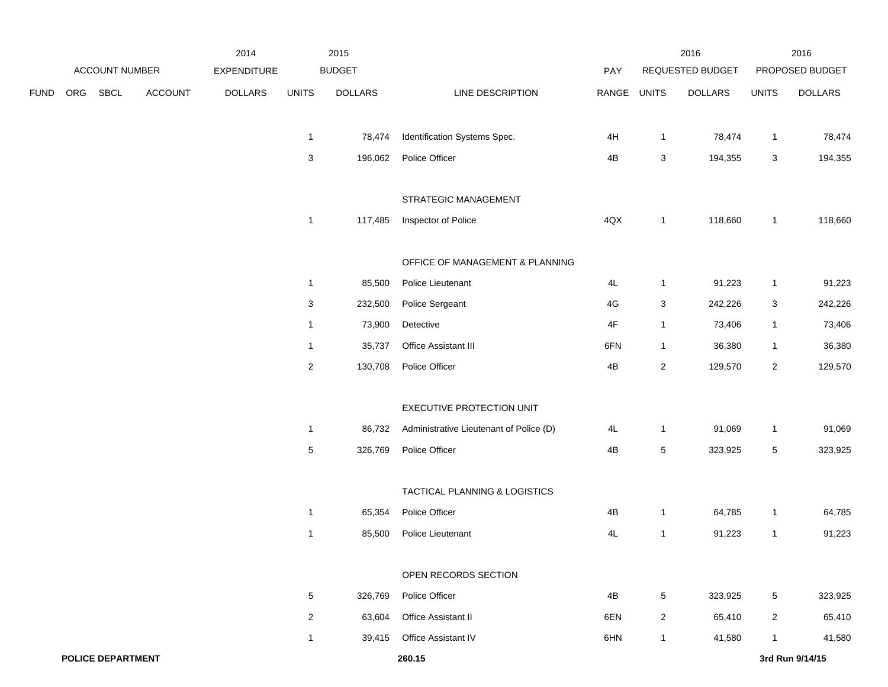| FUND | ORG | SBCL | ACCOUNT | 2014 EXPENDITURE DOLLARS | 2015 BUDGET UNITS | 2015 BUDGET DOLLARS | LINE DESCRIPTION | PAY RANGE | 2016 REQUESTED BUDGET UNITS | 2016 REQUESTED BUDGET DOLLARS | 2016 PROPOSED BUDGET UNITS | 2016 PROPOSED BUDGET DOLLARS |
|---|---|---|---|---|---|---|---|---|---|---|---|---|
| | | | | | 1 | 78,474 | Identification Systems Spec. | 4H | 1 | 78,474 | 1 | 78,474 |
| | | | | | 3 | 196,062 | Police Officer | 4B | 3 | 194,355 | 3 | 194,355 |
| | | | | | | | STRATEGIC MANAGEMENT | | | | | |
| | | | | | 1 | 117,485 | Inspector of Police | 4QX | 1 | 118,660 | 1 | 118,660 |
| | | | | | | | OFFICE OF MANAGEMENT & PLANNING | | | | | |
| | | | | | 1 | 85,500 | Police Lieutenant | 4L | 1 | 91,223 | 1 | 91,223 |
| | | | | | 3 | 232,500 | Police Sergeant | 4G | 3 | 242,226 | 3 | 242,226 |
| | | | | | 1 | 73,900 | Detective | 4F | 1 | 73,406 | 1 | 73,406 |
| | | | | | 1 | 35,737 | Office Assistant III | 6FN | 1 | 36,380 | 1 | 36,380 |
| | | | | | 2 | 130,708 | Police Officer | 4B | 2 | 129,570 | 2 | 129,570 |
| | | | | | | | EXECUTIVE PROTECTION UNIT | | | | | |
| | | | | | 1 | 86,732 | Administrative Lieutenant of Police (D) | 4L | 1 | 91,069 | 1 | 91,069 |
| | | | | | 5 | 326,769 | Police Officer | 4B | 5 | 323,925 | 5 | 323,925 |
| | | | | | | | TACTICAL PLANNING & LOGISTICS | | | | | |
| | | | | | 1 | 65,354 | Police Officer | 4B | 1 | 64,785 | 1 | 64,785 |
| | | | | | 1 | 85,500 | Police Lieutenant | 4L | 1 | 91,223 | 1 | 91,223 |
| | | | | | | | OPEN RECORDS SECTION | | | | | |
| | | | | | 5 | 326,769 | Police Officer | 4B | 5 | 323,925 | 5 | 323,925 |
| | | | | | 2 | 63,604 | Office Assistant II | 6EN | 2 | 65,410 | 2 | 65,410 |
| | | | | | 1 | 39,415 | Office Assistant IV | 6HN | 1 | 41,580 | 1 | 41,580 |

**POLICE DEPARTMENT** **260.15** **3rd Run 9/14/15**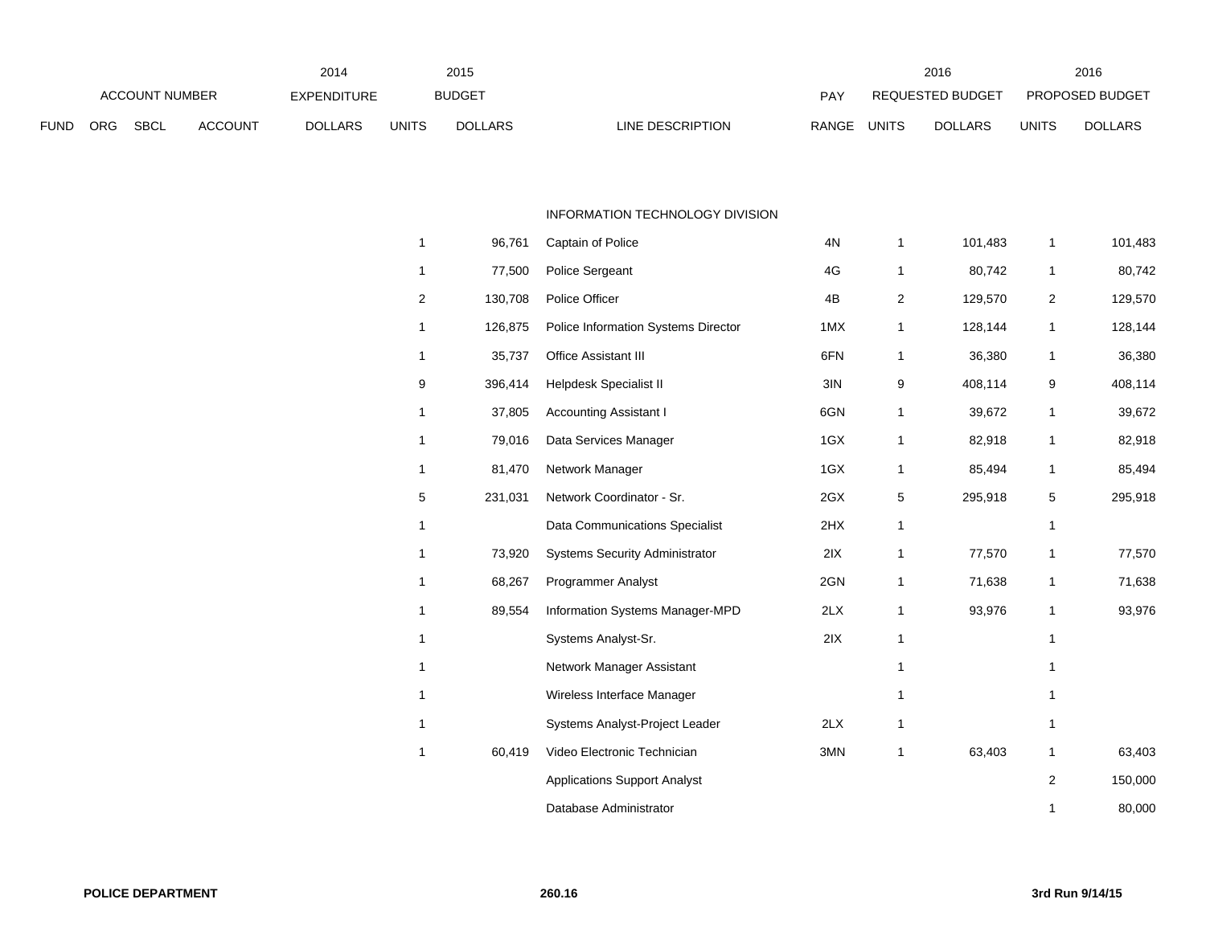| FUND | ORG | SBCL | ACCOUNT | 2014 EXPENDITURE DOLLARS | 2015 BUDGET UNITS | 2015 BUDGET DOLLARS | LINE DESCRIPTION | PAY RANGE | 2016 REQUESTED BUDGET UNITS | 2016 REQUESTED BUDGET DOLLARS | 2016 PROPOSED BUDGET UNITS | 2016 PROPOSED BUDGET DOLLARS |
|---|---|---|---|---|---|---|---|---|---|---|---|---|
| | | | | | | | INFORMATION TECHNOLOGY DIVISION | | | | | |
| | | | | | 1 | 96,761 | Captain of Police | 4N | 1 | 101,483 | 1 | 101,483 |
| | | | | | 1 | 77,500 | Police Sergeant | 4G | 1 | 80,742 | 1 | 80,742 |
| | | | | | 2 | 130,708 | Police Officer | 4B | 2 | 129,570 | 2 | 129,570 |
| | | | | | 1 | 126,875 | Police Information Systems Director | 1MX | 1 | 128,144 | 1 | 128,144 |
| | | | | | 1 | 35,737 | Office Assistant III | 6FN | 1 | 36,380 | 1 | 36,380 |
| | | | | | 9 | 396,414 | Helpdesk Specialist II | 3IN | 9 | 408,114 | 9 | 408,114 |
| | | | | | 1 | 37,805 | Accounting Assistant I | 6GN | 1 | 39,672 | 1 | 39,672 |
| | | | | | 1 | 79,016 | Data Services Manager | 1GX | 1 | 82,918 | 1 | 82,918 |
| | | | | | 1 | 81,470 | Network Manager | 1GX | 1 | 85,494 | 1 | 85,494 |
| | | | | | 5 | 231,031 | Network Coordinator - Sr. | 2GX | 5 | 295,918 | 5 | 295,918 |
| | | | | | 1 | | Data Communications Specialist | 2HX | 1 | | 1 | |
| | | | | | 1 | 73,920 | Systems Security Administrator | 2IX | 1 | 77,570 | 1 | 77,570 |
| | | | | | 1 | 68,267 | Programmer Analyst | 2GN | 1 | 71,638 | 1 | 71,638 |
| | | | | | 1 | 89,554 | Information Systems Manager-MPD | 2LX | 1 | 93,976 | 1 | 93,976 |
| | | | | | 1 | | Systems Analyst-Sr. | 2IX | 1 | | 1 | |
| | | | | | 1 | | Network Manager Assistant | | 1 | | 1 | |
| | | | | | 1 | | Wireless Interface Manager | | 1 | | 1 | |
| | | | | | 1 | | Systems Analyst-Project Leader | 2LX | 1 | | 1 | |
| | | | | | 1 | 60,419 | Video Electronic Technician | 3MN | 1 | 63,403 | 1 | 63,403 |
| | | | | | | | Applications Support Analyst | | | | 2 | 150,000 |
| | | | | | | | Database Administrator | | | | 1 | 80,000 |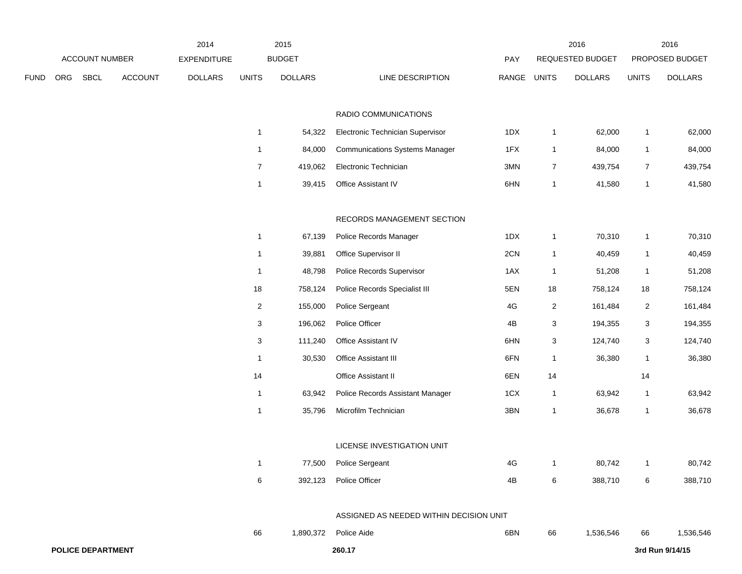| FUND | ORG | SBCL | ACCOUNT | 2014 EXPENDITURE DOLLARS | 2015 BUDGET UNITS | 2015 BUDGET DOLLARS | LINE DESCRIPTION | PAY RANGE | 2016 REQUESTED BUDGET UNITS | 2016 REQUESTED BUDGET DOLLARS | 2016 PROPOSED BUDGET UNITS | 2016 PROPOSED BUDGET DOLLARS |
|---|---|---|---|---|---|---|---|---|---|---|---|---|
| | | | | | | | RADIO COMMUNICATIONS | | | | | |
| | | | | | 1 | 54,322 | Electronic Technician Supervisor | 1DX | 1 | 62,000 | 1 | 62,000 |
| | | | | | 1 | 84,000 | Communications Systems Manager | 1FX | 1 | 84,000 | 1 | 84,000 |
| | | | | | 7 | 419,062 | Electronic Technician | 3MN | 7 | 439,754 | 7 | 439,754 |
| | | | | | 1 | 39,415 | Office Assistant IV | 6HN | 1 | 41,580 | 1 | 41,580 |
| | | | | | | | RECORDS MANAGEMENT SECTION | | | | | |
| | | | | | 1 | 67,139 | Police Records Manager | 1DX | 1 | 70,310 | 1 | 70,310 |
| | | | | | 1 | 39,881 | Office Supervisor II | 2CN | 1 | 40,459 | 1 | 40,459 |
| | | | | | 1 | 48,798 | Police Records Supervisor | 1AX | 1 | 51,208 | 1 | 51,208 |
| | | | | | 18 | 758,124 | Police Records Specialist III | 5EN | 18 | 758,124 | 18 | 758,124 |
| | | | | | 2 | 155,000 | Police Sergeant | 4G | 2 | 161,484 | 2 | 161,484 |
| | | | | | 3 | 196,062 | Police Officer | 4B | 3 | 194,355 | 3 | 194,355 |
| | | | | | 3 | 111,240 | Office Assistant IV | 6HN | 3 | 124,740 | 3 | 124,740 |
| | | | | | 1 | 30,530 | Office Assistant III | 6FN | 1 | 36,380 | 1 | 36,380 |
| | | | | | 14 | | Office Assistant II | 6EN | 14 | | 14 | |
| | | | | | 1 | 63,942 | Police Records Assistant Manager | 1CX | 1 | 63,942 | 1 | 63,942 |
| | | | | | 1 | 35,796 | Microfilm Technician | 3BN | 1 | 36,678 | 1 | 36,678 |
| | | | | | | | LICENSE INVESTIGATION UNIT | | | | | |
| | | | | | 1 | 77,500 | Police Sergeant | 4G | 1 | 80,742 | 1 | 80,742 |
| | | | | | 6 | 392,123 | Police Officer | 4B | 6 | 388,710 | 6 | 388,710 |
| | | | | | | | ASSIGNED AS NEEDED WITHIN DECISION UNIT | | | | | |
| | | | | | 66 | 1,890,372 | Police Aide | 6BN | 66 | 1,536,546 | 66 | 1,536,546 |

**POLICE DEPARTMENT** **260.17** **3rd Run 9/14/15**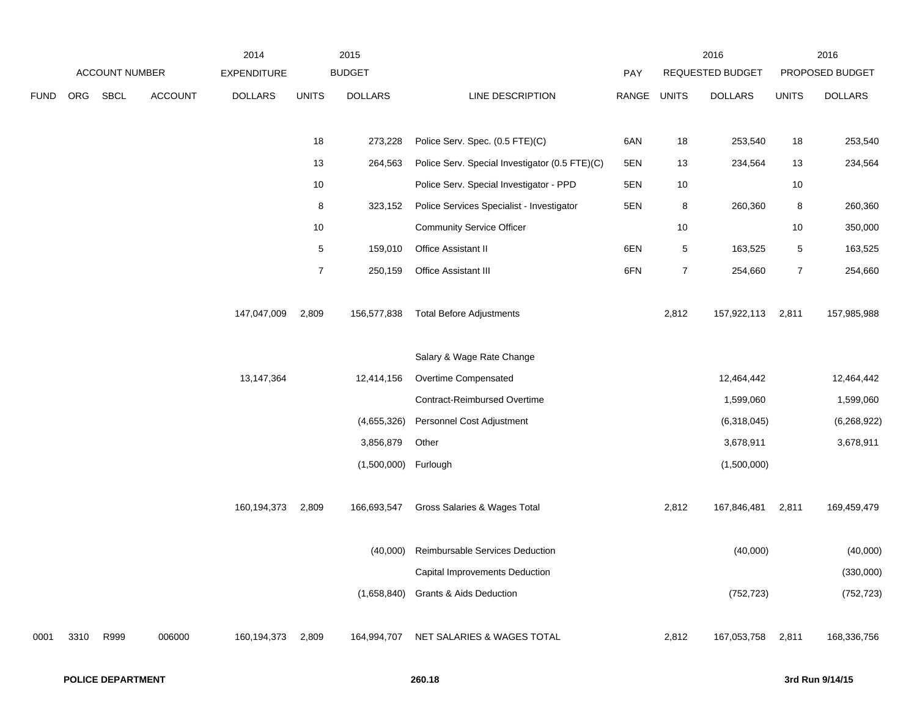| FUND | ORG | SBCL | ACCOUNT | 2014 EXPENDITURE DOLLARS | 2015 BUDGET UNITS | 2015 BUDGET DOLLARS | LINE DESCRIPTION | PAY RANGE | 2016 REQUESTED BUDGET UNITS | 2016 REQUESTED BUDGET DOLLARS | 2016 PROPOSED BUDGET UNITS | 2016 PROPOSED BUDGET DOLLARS |
|---|---|---|---|---|---|---|---|---|---|---|---|---|
| | | | | | 18 | 273,228 | Police Serv. Spec. (0.5 FTE)(C) | 6AN | 18 | 253,540 | 18 | 253,540 |
| | | | | | 13 | 264,563 | Police Serv. Special Investigator (0.5 FTE)(C) | 5EN | 13 | 234,564 | 13 | 234,564 |
| | | | | | 10 | | Police Serv. Special Investigator - PPD | 5EN | 10 | | 10 | |
| | | | | | 8 | 323,152 | Police Services Specialist - Investigator | 5EN | 8 | 260,360 | 8 | 260,360 |
| | | | | | 10 | | Community Service Officer | | 10 | | 10 | 350,000 |
| | | | | | 5 | 159,010 | Office Assistant II | 6EN | 5 | 163,525 | 5 | 163,525 |
| | | | | | 7 | 250,159 | Office Assistant III | 6FN | 7 | 254,660 | 7 | 254,660 |
| | | | | 147,047,009 | 2,809 | 156,577,838 | Total Before Adjustments | | 2,812 | 157,922,113 | 2,811 | 157,985,988 |
| | | | | | | | Salary & Wage Rate Change | | | | | |
| | | | | 13,147,364 | | 12,414,156 | Overtime Compensated | | | 12,464,442 | | 12,464,442 |
| | | | | | | | Contract-Reimbursed Overtime | | | 1,599,060 | | 1,599,060 |
| | | | | | | (4,655,326) | Personnel Cost Adjustment | | | (6,318,045) | | (6,268,922) |
| | | | | | | 3,856,879 | Other | | | 3,678,911 | | 3,678,911 |
| | | | | | | (1,500,000) | Furlough | | | (1,500,000) | | |
| | | | | 160,194,373 | 2,809 | 166,693,547 | Gross Salaries & Wages Total | | 2,812 | 167,846,481 | 2,811 | 169,459,479 |
| | | | | | | (40,000) | Reimbursable Services Deduction | | | (40,000) | | (40,000) |
| | | | | | | | Capital Improvements Deduction | | | | | (330,000) |
| | | | | | | (1,658,840) | Grants & Aids Deduction | | | (752,723) | | (752,723) |
| 0001 | 3310 | R999 | 006000 | 160,194,373 | 2,809 | 164,994,707 | NET SALARIES & WAGES TOTAL | | 2,812 | 167,053,758 | 2,811 | 168,336,756 |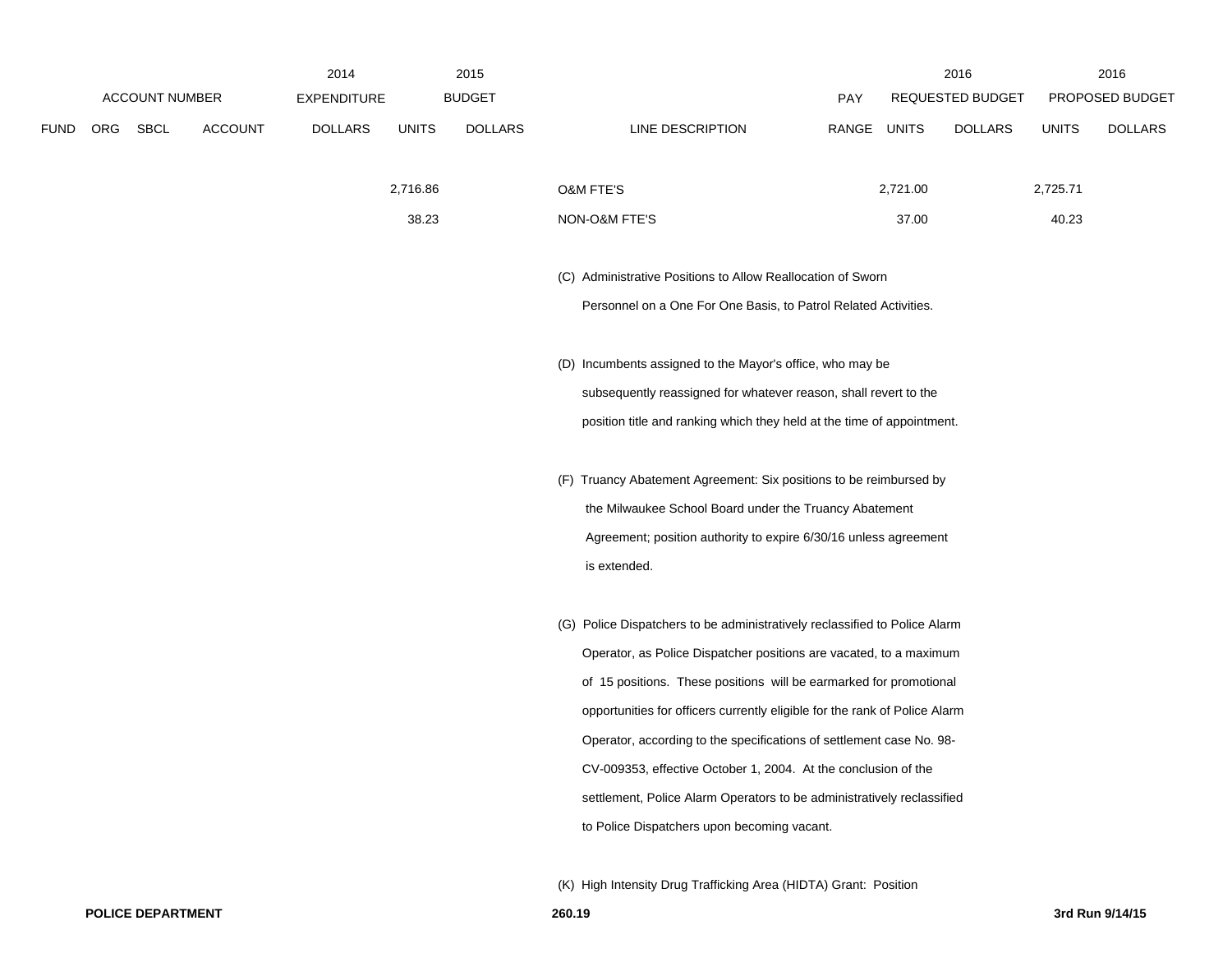| ACCOUNT NUMBER | | | | 2014 EXPENDITURE | 2015 BUDGET | | | PAY | 2016 REQUESTED BUDGET | | 2016 PROPOSED BUDGET | |
|---|---|---|---|---|---|---|---|---|---|---|---|---|
| FUND | ORG | SBCL | ACCOUNT | DOLLARS | UNITS | DOLLARS | LINE DESCRIPTION | RANGE | UNITS | DOLLARS | UNITS | DOLLARS |
| | | | | | 2,716.86 | | O&M FTE'S | | 2,721.00 | | 2,725.71 | |
| | | | | | 38.23 | | NON-O&M FTE'S | | 37.00 | | 40.23 | |

(C) Administrative Positions to Allow Reallocation of Sworn Personnel on a One For One Basis, to Patrol Related Activities.

(D) Incumbents assigned to the Mayor's office, who may be subsequently reassigned for whatever reason, shall revert to the position title and ranking which they held at the time of appointment.

(F) Truancy Abatement Agreement: Six positions to be reimbursed by the Milwaukee School Board under the Truancy Abatement Agreement; position authority to expire 6/30/16 unless agreement is extended.

(G) Police Dispatchers to be administratively reclassified to Police Alarm Operator, as Police Dispatcher positions are vacated, to a maximum of 15 positions. These positions will be earmarked for promotional opportunities for officers currently eligible for the rank of Police Alarm Operator, according to the specifications of settlement case No. 98-CV-009353, effective October 1, 2004. At the conclusion of the settlement, Police Alarm Operators to be administratively reclassified to Police Dispatchers upon becoming vacant.

(K) High Intensity Drug Trafficking Area (HIDTA) Grant: Position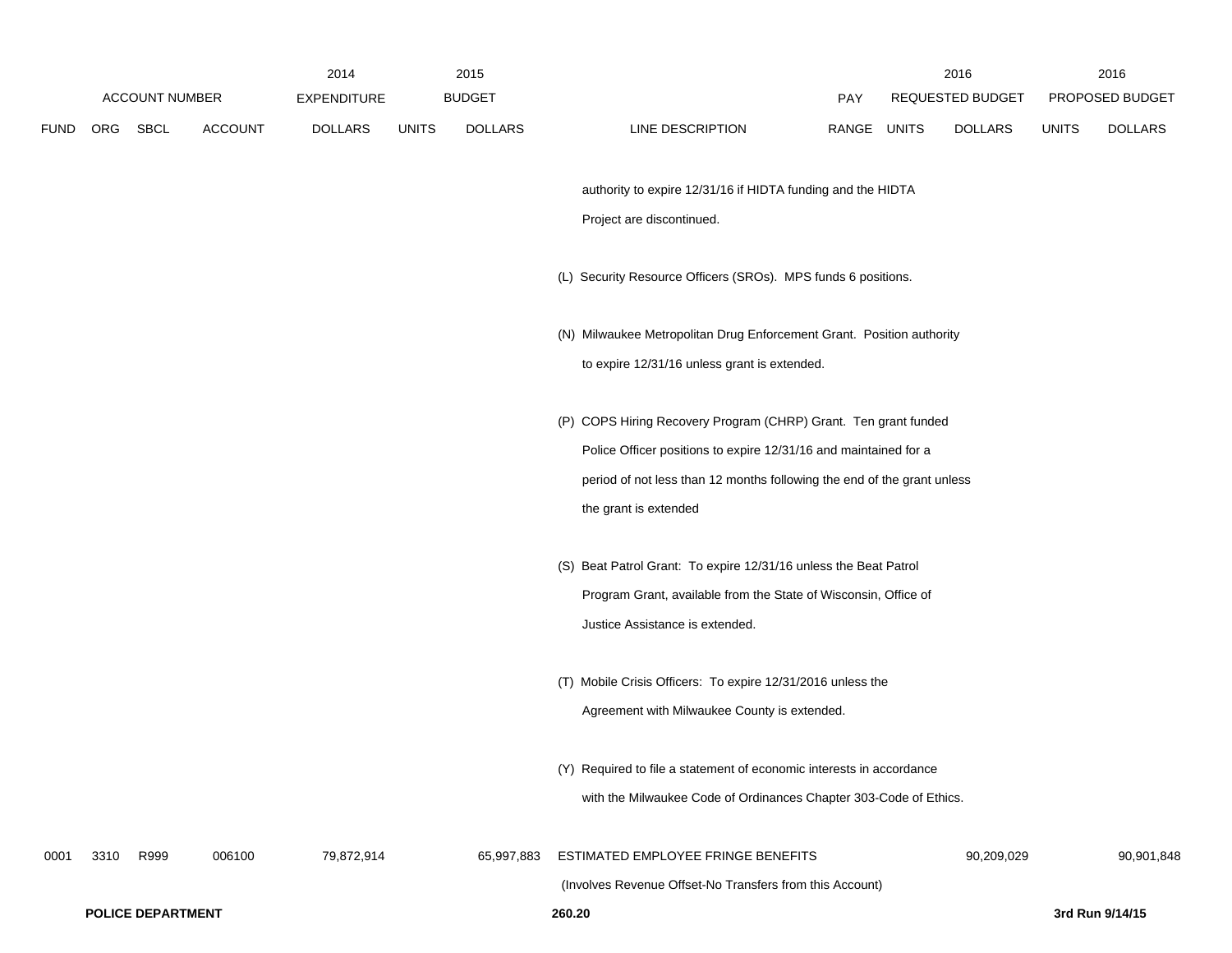| ACCOUNT NUMBER | | | | 2014 EXPENDITURE | 2015 BUDGET | | | PAY | 2016 REQUESTED BUDGET | | 2016 PROPOSED BUDGET | |
|---|---|---|---|---|---|---|---|---|---|---|---|---|
| FUND | ORG | SBCL | ACCOUNT | DOLLARS | UNITS | DOLLARS | LINE DESCRIPTION | RANGE | UNITS | DOLLARS | UNITS | DOLLARS |
| | | | | | | | authority to expire 12/31/16 if HIDTA funding and the HIDTA Project are discontinued. | | | | | |
| | | | | | | | (L) Security Resource Officers (SROs). MPS funds 6 positions. | | | | | |
| | | | | | | | (N) Milwaukee Metropolitan Drug Enforcement Grant. Position authority to expire 12/31/16 unless grant is extended. | | | | | |
| | | | | | | | (P) COPS Hiring Recovery Program (CHRP) Grant. Ten grant funded Police Officer positions to expire 12/31/16 and maintained for a period of not less than 12 months following the end of the grant unless the grant is extended | | | | | |
| | | | | | | | (S) Beat Patrol Grant: To expire 12/31/16 unless the Beat Patrol Program Grant, available from the State of Wisconsin, Office of Justice Assistance is extended. | | | | | |
| | | | | | | | (T) Mobile Crisis Officers: To expire 12/31/2016 unless the Agreement with Milwaukee County is extended. | | | | | |
| | | | | | | | (Y) Required to file a statement of economic interests in accordance with the Milwaukee Code of Ordinances Chapter 303-Code of Ethics. | | | | | |
| 0001 | 3310 | R999 | 006100 | 79,872,914 | | 65,997,883 | ESTIMATED EMPLOYEE FRINGE BENEFITS (Involves Revenue Offset-No Transfers from this Account) | | | 90,209,029 | | 90,901,848 |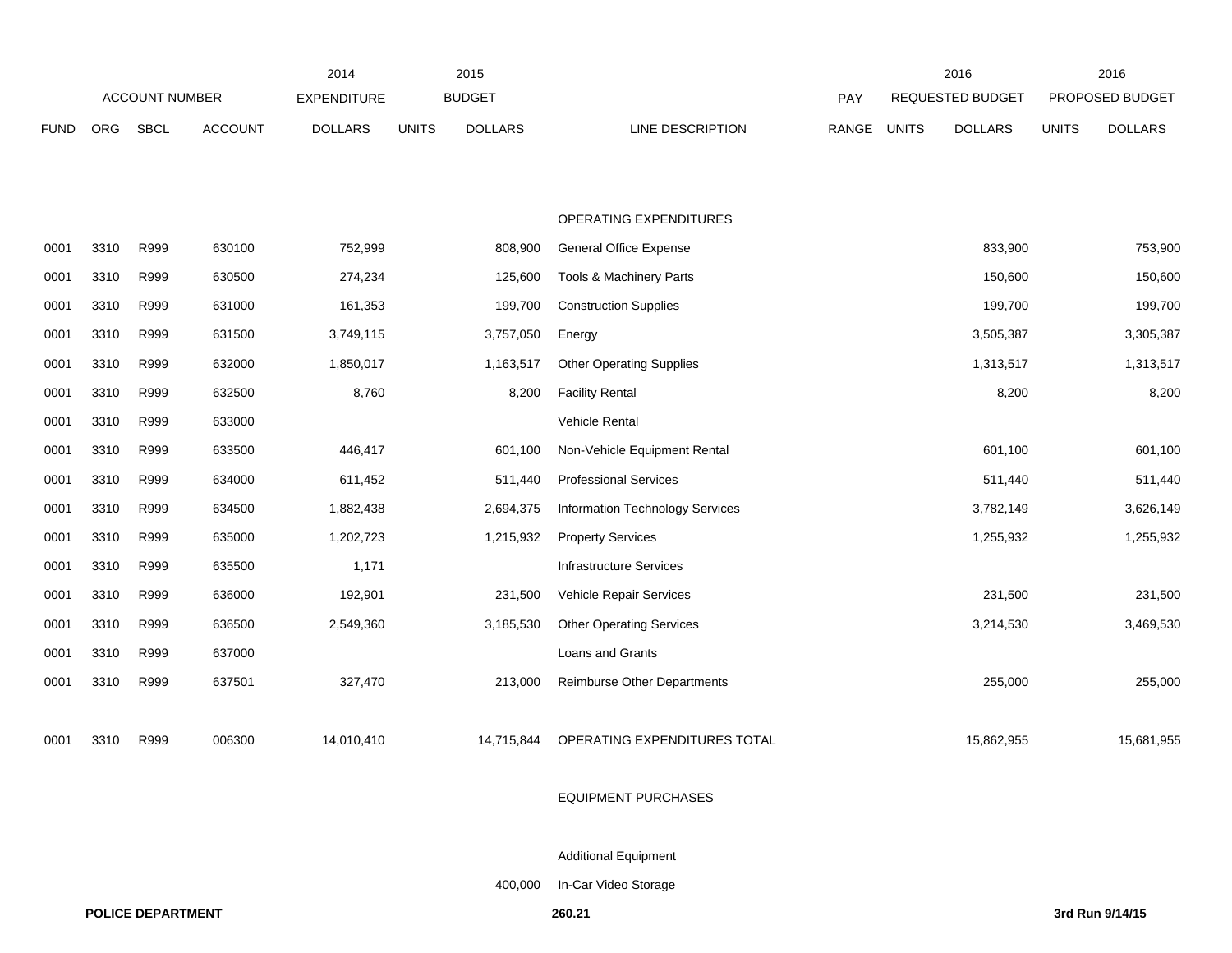| ACCOUNT NUMBER | | | | 2014 EXPENDITURE | 2015 BUDGET | | | PAY | 2016 REQUESTED BUDGET | | 2016 PROPOSED BUDGET | |
|---|---|---|---|---|---|---|---|---|---|---|---|---|
| FUND | ORG | SBCL | ACCOUNT | DOLLARS | UNITS | DOLLARS | LINE DESCRIPTION | RANGE | UNITS | DOLLARS | UNITS | DOLLARS |
| | | | | | | | OPERATING EXPENDITURES | | | | | |
| 0001 | 3310 | R999 | 630100 | 752,999 | | 808,900 | General Office Expense | | | 833,900 | | 753,900 |
| 0001 | 3310 | R999 | 630500 | 274,234 | | 125,600 | Tools & Machinery Parts | | | 150,600 | | 150,600 |
| 0001 | 3310 | R999 | 631000 | 161,353 | | 199,700 | Construction Supplies | | | 199,700 | | 199,700 |
| 0001 | 3310 | R999 | 631500 | 3,749,115 | | 3,757,050 | Energy | | | 3,505,387 | | 3,305,387 |
| 0001 | 3310 | R999 | 632000 | 1,850,017 | | 1,163,517 | Other Operating Supplies | | | 1,313,517 | | 1,313,517 |
| 0001 | 3310 | R999 | 632500 | 8,760 | | 8,200 | Facility Rental | | | 8,200 | | 8,200 |
| 0001 | 3310 | R999 | 633000 | | | | Vehicle Rental | | | | | |
| 0001 | 3310 | R999 | 633500 | 446,417 | | 601,100 | Non-Vehicle Equipment Rental | | | 601,100 | | 601,100 |
| 0001 | 3310 | R999 | 634000 | 611,452 | | 511,440 | Professional Services | | | 511,440 | | 511,440 |
| 0001 | 3310 | R999 | 634500 | 1,882,438 | | 2,694,375 | Information Technology Services | | | 3,782,149 | | 3,626,149 |
| 0001 | 3310 | R999 | 635000 | 1,202,723 | | 1,215,932 | Property Services | | | 1,255,932 | | 1,255,932 |
| 0001 | 3310 | R999 | 635500 | 1,171 | | | Infrastructure Services | | | | | |
| 0001 | 3310 | R999 | 636000 | 192,901 | | 231,500 | Vehicle Repair Services | | | 231,500 | | 231,500 |
| 0001 | 3310 | R999 | 636500 | 2,549,360 | | 3,185,530 | Other Operating Services | | | 3,214,530 | | 3,469,530 |
| 0001 | 3310 | R999 | 637000 | | | | Loans and Grants | | | | | |
| 0001 | 3310 | R999 | 637501 | 327,470 | | 213,000 | Reimburse Other Departments | | | 255,000 | | 255,000 |
| 0001 | 3310 | R999 | 006300 | 14,010,410 | | 14,715,844 | OPERATING EXPENDITURES TOTAL | | | 15,862,955 | | 15,681,955 |
| | | | | | | | EQUIPMENT PURCHASES | | | | | |
| | | | | | | | Additional Equipment | | | | | |
| | | | | | | 400,000 | In-Car Video Storage | | | | | |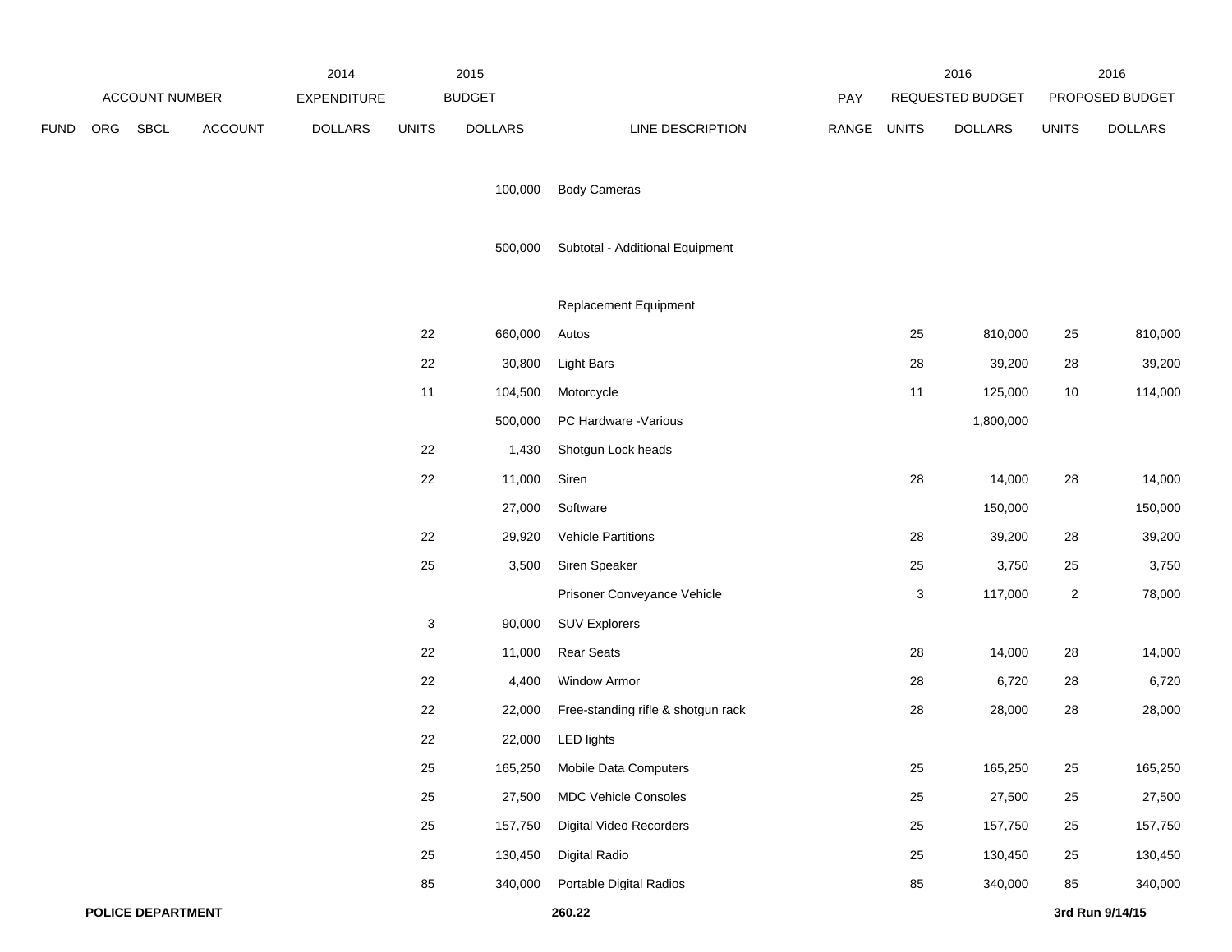| ACCOUNT NUMBER | | | | 2014 EXPENDITURE | 2015 BUDGET | | | PAY | 2016 REQUESTED BUDGET | | 2016 PROPOSED BUDGET | |
|---|---|---|---|---|---|---|---|---|---|---|---|---|
| FUND | ORG | SBCL | ACCOUNT | DOLLARS | UNITS | DOLLARS | LINE DESCRIPTION | RANGE | UNITS | DOLLARS | UNITS | DOLLARS |
| | | | | | | 100,000 | Body Cameras | | | | | |
| | | | | | | 500,000 | Subtotal - Additional Equipment | | | | | |
| | | | | | | | Replacement Equipment | | | | | |
| | | | | | 22 | 660,000 | Autos | | 25 | 810,000 | 25 | 810,000 |
| | | | | | 22 | 30,800 | Light Bars | | 28 | 39,200 | 28 | 39,200 |
| | | | | | 11 | 104,500 | Motorcycle | | 11 | 125,000 | 10 | 114,000 |
| | | | | | | 500,000 | PC Hardware -Various | | | 1,800,000 | | |
| | | | | | 22 | 1,430 | Shotgun Lock heads | | | | | |
| | | | | | 22 | 11,000 | Siren | | 28 | 14,000 | 28 | 14,000 |
| | | | | | | 27,000 | Software | | | 150,000 | | 150,000 |
| | | | | | 22 | 29,920 | Vehicle Partitions | | 28 | 39,200 | 28 | 39,200 |
| | | | | | 25 | 3,500 | Siren Speaker | | 25 | 3,750 | 25 | 3,750 |
| | | | | | | | Prisoner Conveyance Vehicle | | 3 | 117,000 | 2 | 78,000 |
| | | | | | 3 | 90,000 | SUV Explorers | | | | | |
| | | | | | 22 | 11,000 | Rear Seats | | 28 | 14,000 | 28 | 14,000 |
| | | | | | 22 | 4,400 | Window Armor | | 28 | 6,720 | 28 | 6,720 |
| | | | | | 22 | 22,000 | Free-standing rifle & shotgun rack | | 28 | 28,000 | 28 | 28,000 |
| | | | | | 22 | 22,000 | LED lights | | | | | |
| | | | | | 25 | 165,250 | Mobile Data Computers | | 25 | 165,250 | 25 | 165,250 |
| | | | | | 25 | 27,500 | MDC Vehicle Consoles | | 25 | 27,500 | 25 | 27,500 |
| | | | | | 25 | 157,750 | Digital Video Recorders | | 25 | 157,750 | 25 | 157,750 |
| | | | | | 25 | 130,450 | Digital Radio | | 25 | 130,450 | 25 | 130,450 |
| | | | | | 85 | 340,000 | Portable Digital Radios | | 85 | 340,000 | 85 | 340,000 |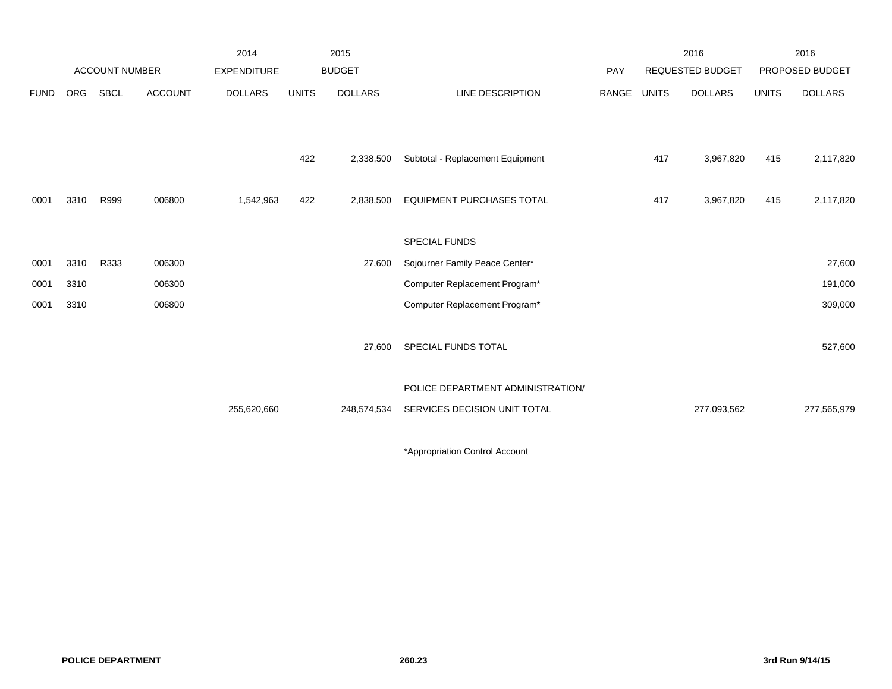| | | | | 2014 | | 2015 | | | | 2016 | | 2016 |
|---|---|---|---|---|---|---|---|---|---|---|---|---|
| | ACCOUNT NUMBER | | | EXPENDITURE | | BUDGET | | PAY | | REQUESTED BUDGET | | PROPOSED BUDGET |
| FUND | ORG | SBCL | ACCOUNT | DOLLARS | UNITS | DOLLARS | LINE DESCRIPTION | RANGE | UNITS | DOLLARS | UNITS | DOLLARS |
| | | | | | 422 | 2,338,500 | Subtotal - Replacement Equipment | | 417 | 3,967,820 | 415 | 2,117,820 |
| 0001 | 3310 | R999 | 006800 | 1,542,963 | 422 | 2,838,500 | EQUIPMENT PURCHASES TOTAL | | 417 | 3,967,820 | 415 | 2,117,820 |
| | | | | | | | SPECIAL FUNDS | | | | | |
| 0001 | 3310 | R333 | 006300 | | | 27,600 | Sojourner Family Peace Center* | | | | | 27,600 |
| 0001 | 3310 | | 006300 | | | | Computer Replacement Program* | | | | | 191,000 |
| 0001 | 3310 | | 006800 | | | | Computer Replacement Program* | | | | | 309,000 |
| | | | | | | 27,600 | SPECIAL FUNDS TOTAL | | | | | 527,600 |
| | | | | | | | POLICE DEPARTMENT ADMINISTRATION/ | | | | | |
| | | | | 255,620,660 | | 248,574,534 | SERVICES DECISION UNIT TOTAL | | | 277,093,562 | | 277,565,979 |

*Appropriation Control Account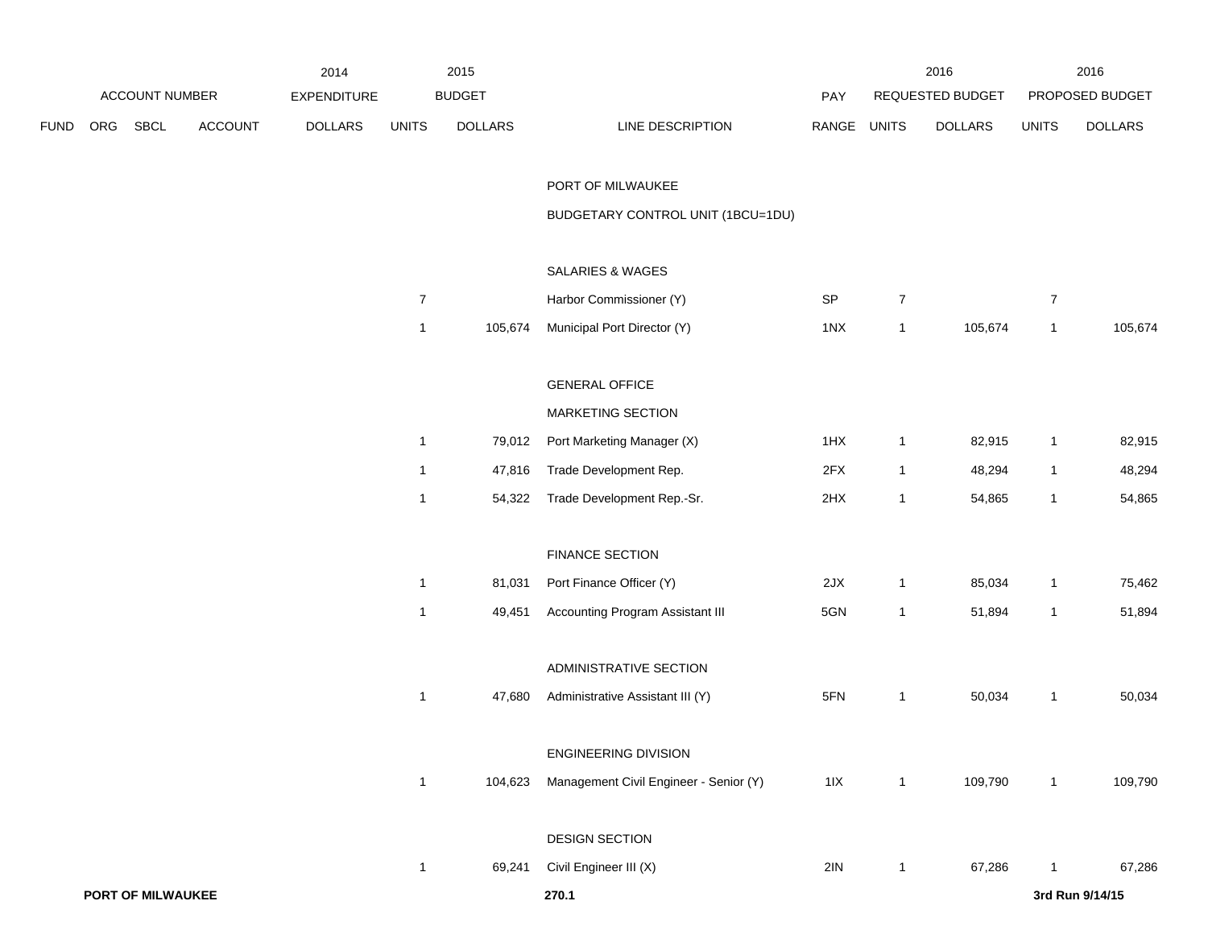| ACCOUNT NUMBER | | | | 2014 EXPENDITURE | 2015 BUDGET | | | PAY | 2016 REQUESTED BUDGET | | 2016 PROPOSED BUDGET | |
|---|---|---|---|---|---|---|---|---|---|---|---|---|
| FUND | ORG | SBCL | ACCOUNT | DOLLARS | UNITS | DOLLARS | LINE DESCRIPTION | RANGE | UNITS | DOLLARS | UNITS | DOLLARS |
| | | | | | | | PORT OF MILWAUKEE | | | | | |
| | | | | | | | BUDGETARY CONTROL UNIT (1BCU=1DU) | | | | | |
| | | | | | | | SALARIES & WAGES | | | | | |
| | | | | | 7 | | Harbor Commissioner (Y) | SP | 7 | | 7 | |
| | | | | | 1 | 105,674 | Municipal Port Director (Y) | 1NX | 1 | 105,674 | 1 | 105,674 |
| | | | | | | | GENERAL OFFICE | | | | | |
| | | | | | | | MARKETING SECTION | | | | | |
| | | | | | 1 | 79,012 | Port Marketing Manager (X) | 1HX | 1 | 82,915 | 1 | 82,915 |
| | | | | | 1 | 47,816 | Trade Development Rep. | 2FX | 1 | 48,294 | 1 | 48,294 |
| | | | | | 1 | 54,322 | Trade Development Rep.-Sr. | 2HX | 1 | 54,865 | 1 | 54,865 |
| | | | | | | | FINANCE SECTION | | | | | |
| | | | | | 1 | 81,031 | Port Finance Officer (Y) | 2JX | 1 | 85,034 | 1 | 75,462 |
| | | | | | 1 | 49,451 | Accounting Program Assistant III | 5GN | 1 | 51,894 | 1 | 51,894 |
| | | | | | | | ADMINISTRATIVE SECTION | | | | | |
| | | | | | 1 | 47,680 | Administrative Assistant III (Y) | 5FN | 1 | 50,034 | 1 | 50,034 |
| | | | | | | | ENGINEERING DIVISION | | | | | |
| | | | | | 1 | 104,623 | Management Civil Engineer - Senior (Y) | 1IX | 1 | 109,790 | 1 | 109,790 |
| | | | | | | | DESIGN SECTION | | | | | |
| | | | | | 1 | 69,241 | Civil Engineer III (X) | 2IN | 1 | 67,286 | 1 | 67,286 |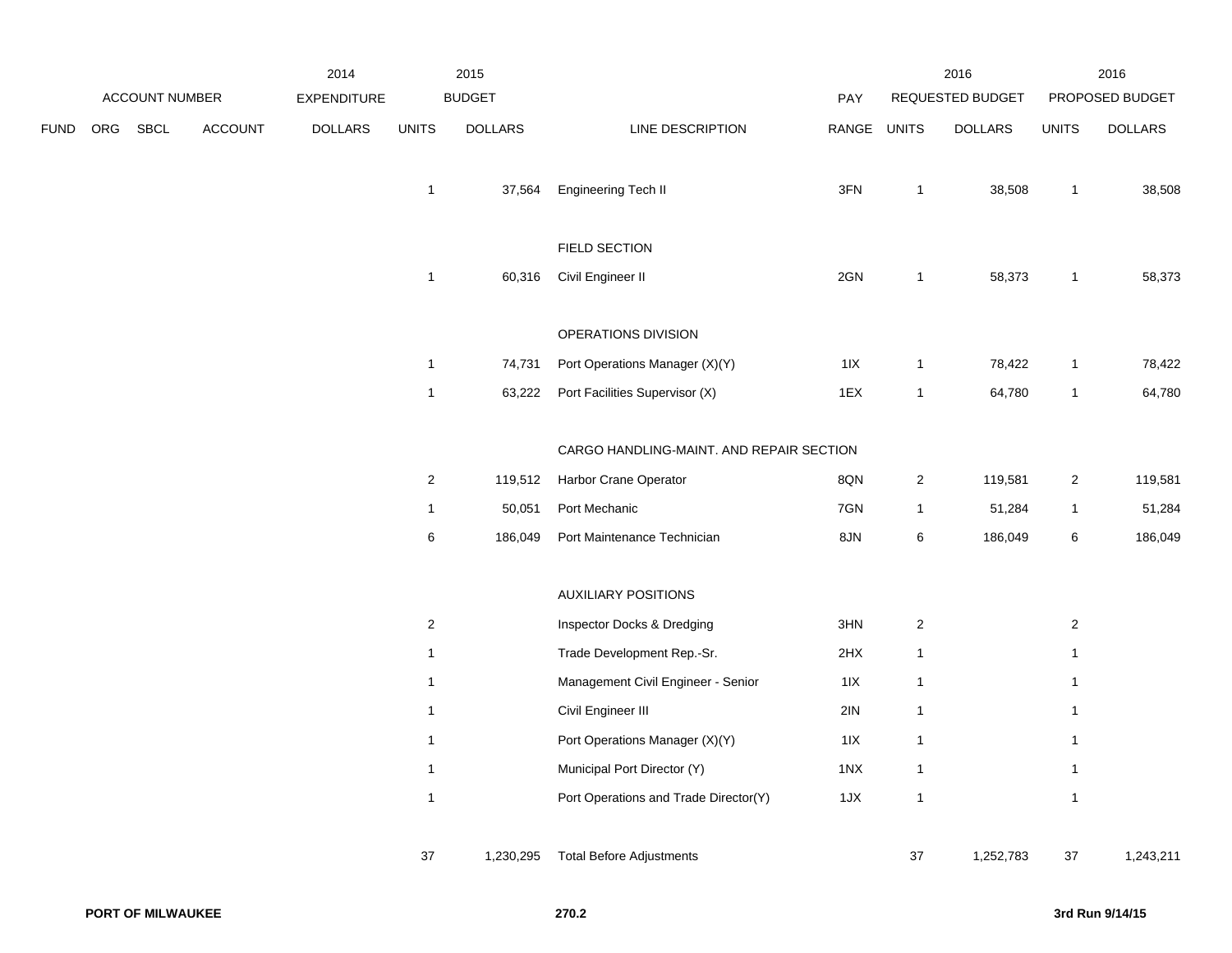| ACCOUNT NUMBER | | | | 2014 EXPENDITURE | 2015 BUDGET | | | PAY | 2016 REQUESTED BUDGET | | 2016 PROPOSED BUDGET | |
|---|---|---|---|---|---|---|---|---|---|---|---|---|
| FUND | ORG | SBCL | ACCOUNT | DOLLARS | UNITS | DOLLARS | LINE DESCRIPTION | RANGE | UNITS | DOLLARS | UNITS | DOLLARS |
| | | | | | 1 | 37,564 | Engineering Tech II | 3FN | 1 | 38,508 | 1 | 38,508 |
| | | | | | | | FIELD SECTION | | | | | |
| | | | | | 1 | 60,316 | Civil Engineer II | 2GN | 1 | 58,373 | 1 | 58,373 |
| | | | | | | | OPERATIONS DIVISION | | | | | |
| | | | | | 1 | 74,731 | Port Operations Manager (X)(Y) | 1IX | 1 | 78,422 | 1 | 78,422 |
| | | | | | 1 | 63,222 | Port Facilities Supervisor (X) | 1EX | 1 | 64,780 | 1 | 64,780 |
| | | | | | | | CARGO HANDLING-MAINT. AND REPAIR SECTION | | | | | |
| | | | | | 2 | 119,512 | Harbor Crane Operator | 8QN | 2 | 119,581 | 2 | 119,581 |
| | | | | | 1 | 50,051 | Port Mechanic | 7GN | 1 | 51,284 | 1 | 51,284 |
| | | | | | 6 | 186,049 | Port Maintenance Technician | 8JN | 6 | 186,049 | 6 | 186,049 |
| | | | | | | | AUXILIARY POSITIONS | | | | | |
| | | | | | 2 | | Inspector Docks & Dredging | 3HN | 2 | | 2 | |
| | | | | | 1 | | Trade Development Rep.-Sr. | 2HX | 1 | | 1 | |
| | | | | | 1 | | Management Civil Engineer - Senior | 1IX | 1 | | 1 | |
| | | | | | 1 | | Civil Engineer III | 2IN | 1 | | 1 | |
| | | | | | 1 | | Port Operations Manager (X)(Y) | 1IX | 1 | | 1 | |
| | | | | | 1 | | Municipal Port Director (Y) | 1NX | 1 | | 1 | |
| | | | | | 1 | | Port Operations and Trade Director(Y) | 1JX | 1 | | 1 | |
| | | | | | 37 | 1,230,295 | Total Before Adjustments | | 37 | 1,252,783 | 37 | 1,243,211 |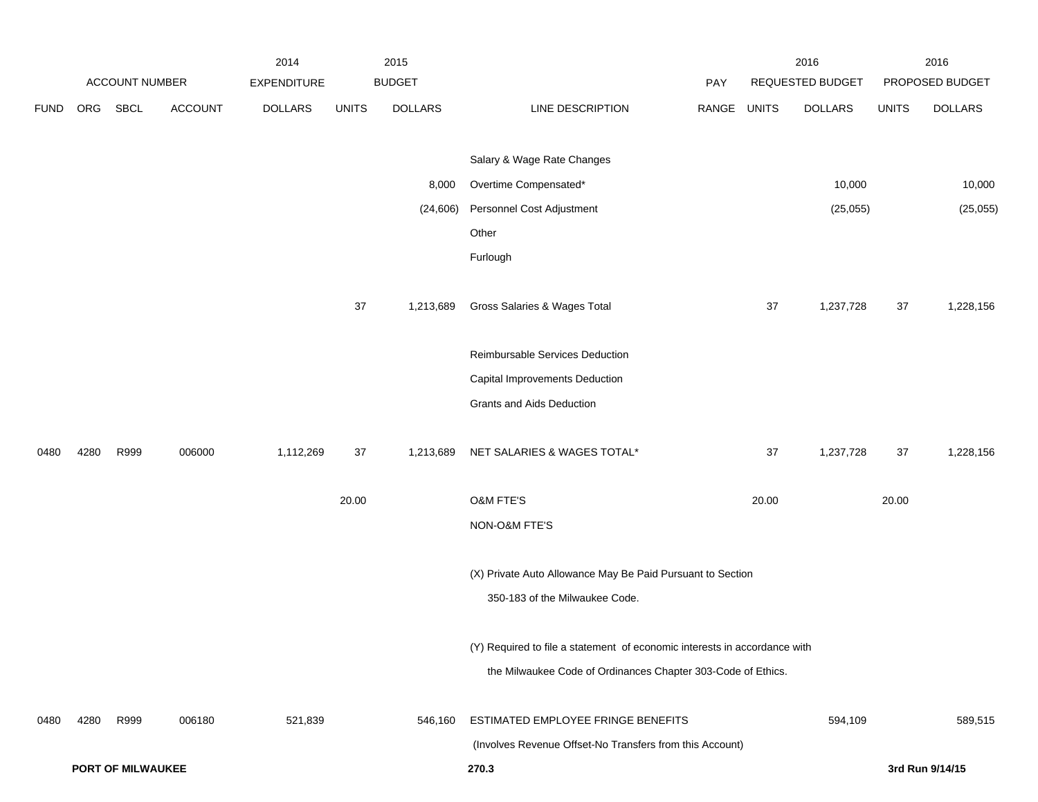| ACCOUNT NUMBER | | | | 2014 EXPENDITURE | 2015 BUDGET | | | | 2016 REQUESTED BUDGET | | 2016 PROPOSED BUDGET | |
|---|---|---|---|---|---|---|---|---|---|---|---|---|
| FUND | ORG | SBCL | ACCOUNT | DOLLARS | UNITS | DOLLARS | LINE DESCRIPTION | PAY RANGE | UNITS | DOLLARS | UNITS | DOLLARS |
| | | | | | | | Salary & Wage Rate Changes | | | | | |
| | | | | | | 8,000 | Overtime Compensated* | | | 10,000 | | 10,000 |
| | | | | | | (24,606) | Personnel Cost Adjustment | | | (25,055) | | (25,055) |
| | | | | | | | Other | | | | | |
| | | | | | | | Furlough | | | | | |
| | | | | | 37 | 1,213,689 | Gross Salaries & Wages Total | | 37 | 1,237,728 | 37 | 1,228,156 |
| | | | | | | | Reimbursable Services Deduction | | | | | |
| | | | | | | | Capital Improvements Deduction | | | | | |
| | | | | | | | Grants and Aids Deduction | | | | | |
| 0480 | 4280 | R999 | 006000 | 1,112,269 | 37 | 1,213,689 | NET SALARIES & WAGES TOTAL* | | 37 | 1,237,728 | 37 | 1,228,156 |
| | | | | | 20.00 | | O&M FTE'S | | 20.00 | | 20.00 | |
| | | | | | | | NON-O&M FTE'S | | | | | |
| | | | | | | | (X) Private Auto Allowance May Be Paid Pursuant to Section 350-183 of the Milwaukee Code. | | | | | |
| | | | | | | | (Y) Required to file a statement of economic interests in accordance with the Milwaukee Code of Ordinances Chapter 303-Code of Ethics. | | | | | |
| 0480 | 4280 | R999 | 006180 | 521,839 | | 546,160 | ESTIMATED EMPLOYEE FRINGE BENEFITS (Involves Revenue Offset-No Transfers from this Account) | | | 594,109 | | 589,515 |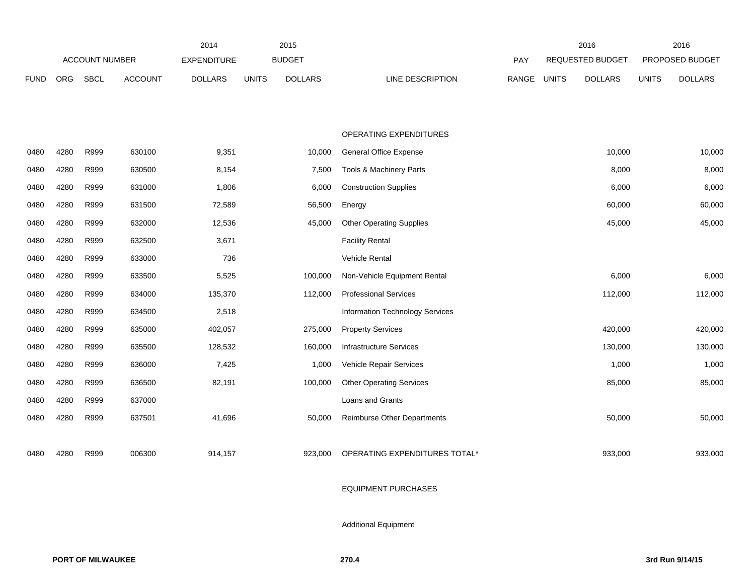| ACCOUNT NUMBER | | | | 2014 EXPENDITURE | 2015 BUDGET | | | PAY | 2016 REQUESTED BUDGET | | 2016 PROPOSED BUDGET | |
|---|---|---|---|---|---|---|---|---|---|---|---|---|
| FUND | ORG | SBCL | ACCOUNT | DOLLARS | UNITS | DOLLARS | LINE DESCRIPTION | RANGE | UNITS | DOLLARS | UNITS | DOLLARS |
| | | | | | | | OPERATING EXPENDITURES | | | | | |
| 0480 | 4280 | R999 | 630100 | 9,351 | | 10,000 | General Office Expense | | | 10,000 | | 10,000 |
| 0480 | 4280 | R999 | 630500 | 8,154 | | 7,500 | Tools & Machinery Parts | | | 8,000 | | 8,000 |
| 0480 | 4280 | R999 | 631000 | 1,806 | | 6,000 | Construction Supplies | | | 6,000 | | 6,000 |
| 0480 | 4280 | R999 | 631500 | 72,589 | | 56,500 | Energy | | | 60,000 | | 60,000 |
| 0480 | 4280 | R999 | 632000 | 12,536 | | 45,000 | Other Operating Supplies | | | 45,000 | | 45,000 |
| 0480 | 4280 | R999 | 632500 | 3,671 | | | Facility Rental | | | | | |
| 0480 | 4280 | R999 | 633000 | 736 | | | Vehicle Rental | | | | | |
| 0480 | 4280 | R999 | 633500 | 5,525 | | 100,000 | Non-Vehicle Equipment Rental | | | 6,000 | | 6,000 |
| 0480 | 4280 | R999 | 634000 | 135,370 | | 112,000 | Professional Services | | | 112,000 | | 112,000 |
| 0480 | 4280 | R999 | 634500 | 2,518 | | | Information Technology Services | | | | | |
| 0480 | 4280 | R999 | 635000 | 402,057 | | 275,000 | Property Services | | | 420,000 | | 420,000 |
| 0480 | 4280 | R999 | 635500 | 128,532 | | 160,000 | Infrastructure Services | | | 130,000 | | 130,000 |
| 0480 | 4280 | R999 | 636000 | 7,425 | | 1,000 | Vehicle Repair Services | | | 1,000 | | 1,000 |
| 0480 | 4280 | R999 | 636500 | 82,191 | | 100,000 | Other Operating Services | | | 85,000 | | 85,000 |
| 0480 | 4280 | R999 | 637000 | | | | Loans and Grants | | | | | |
| 0480 | 4280 | R999 | 637501 | 41,696 | | 50,000 | Reimburse Other Departments | | | 50,000 | | 50,000 |
| 0480 | 4280 | R999 | 006300 | 914,157 | | 923,000 | OPERATING EXPENDITURES TOTAL* | | | 933,000 | | 933,000 |
| | | | | | | | EQUIPMENT PURCHASES | | | | | |
| | | | | | | | Additional Equipment | | | | | |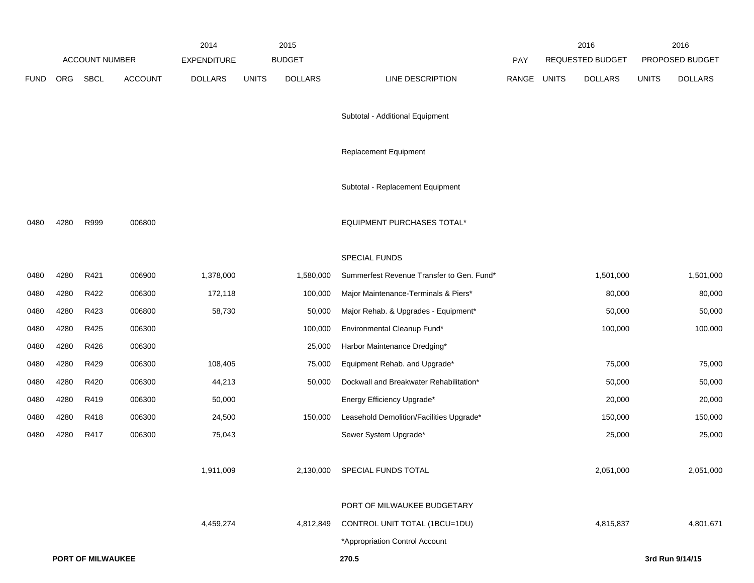| ACCOUNT NUMBER | | | | 2014 EXPENDITURE | 2015 BUDGET | | | | 2016 REQUESTED BUDGET | | 2016 PROPOSED BUDGET | |
|---|---|---|---|---|---|---|---|---|---|---|---|---|
| FUND | ORG | SBCL | ACCOUNT | DOLLARS | UNITS | DOLLARS | LINE DESCRIPTION | PAY RANGE | UNITS | DOLLARS | UNITS | DOLLARS |
| | | | | | | | Subtotal - Additional Equipment | | | | | |
| | | | | | | | Replacement Equipment | | | | | |
| | | | | | | | Subtotal - Replacement Equipment | | | | | |
| 0480 | 4280 | R999 | 006800 | | | | EQUIPMENT PURCHASES TOTAL* | | | | | |
| | | | | | | | SPECIAL FUNDS | | | | | |
| 0480 | 4280 | R421 | 006900 | 1,378,000 | | 1,580,000 | Summerfest Revenue Transfer to Gen. Fund* | | | 1,501,000 | | 1,501,000 |
| 0480 | 4280 | R422 | 006300 | 172,118 | | 100,000 | Major Maintenance-Terminals & Piers* | | | 80,000 | | 80,000 |
| 0480 | 4280 | R423 | 006800 | 58,730 | | 50,000 | Major Rehab. & Upgrades - Equipment* | | | 50,000 | | 50,000 |
| 0480 | 4280 | R425 | 006300 | | | 100,000 | Environmental Cleanup Fund* | | | 100,000 | | 100,000 |
| 0480 | 4280 | R426 | 006300 | | | 25,000 | Harbor Maintenance Dredging* | | | | | |
| 0480 | 4280 | R429 | 006300 | 108,405 | | 75,000 | Equipment Rehab. and Upgrade* | | | 75,000 | | 75,000 |
| 0480 | 4280 | R420 | 006300 | 44,213 | | 50,000 | Dockwall and Breakwater Rehabilitation* | | | 50,000 | | 50,000 |
| 0480 | 4280 | R419 | 006300 | 50,000 | | | Energy Efficiency Upgrade* | | | 20,000 | | 20,000 |
| 0480 | 4280 | R418 | 006300 | 24,500 | | 150,000 | Leasehold Demolition/Facilities Upgrade* | | | 150,000 | | 150,000 |
| 0480 | 4280 | R417 | 006300 | 75,043 | | | Sewer System Upgrade* | | | 25,000 | | 25,000 |
| | | | | 1,911,009 | | 2,130,000 | SPECIAL FUNDS TOTAL | | | 2,051,000 | | 2,051,000 |
| | | | | 4,459,274 | | 4,812,849 | PORT OF MILWAUKEE BUDGETARY CONTROL UNIT TOTAL (1BCU=1DU) | | | 4,815,837 | | 4,801,671 |

*Appropriation Control Account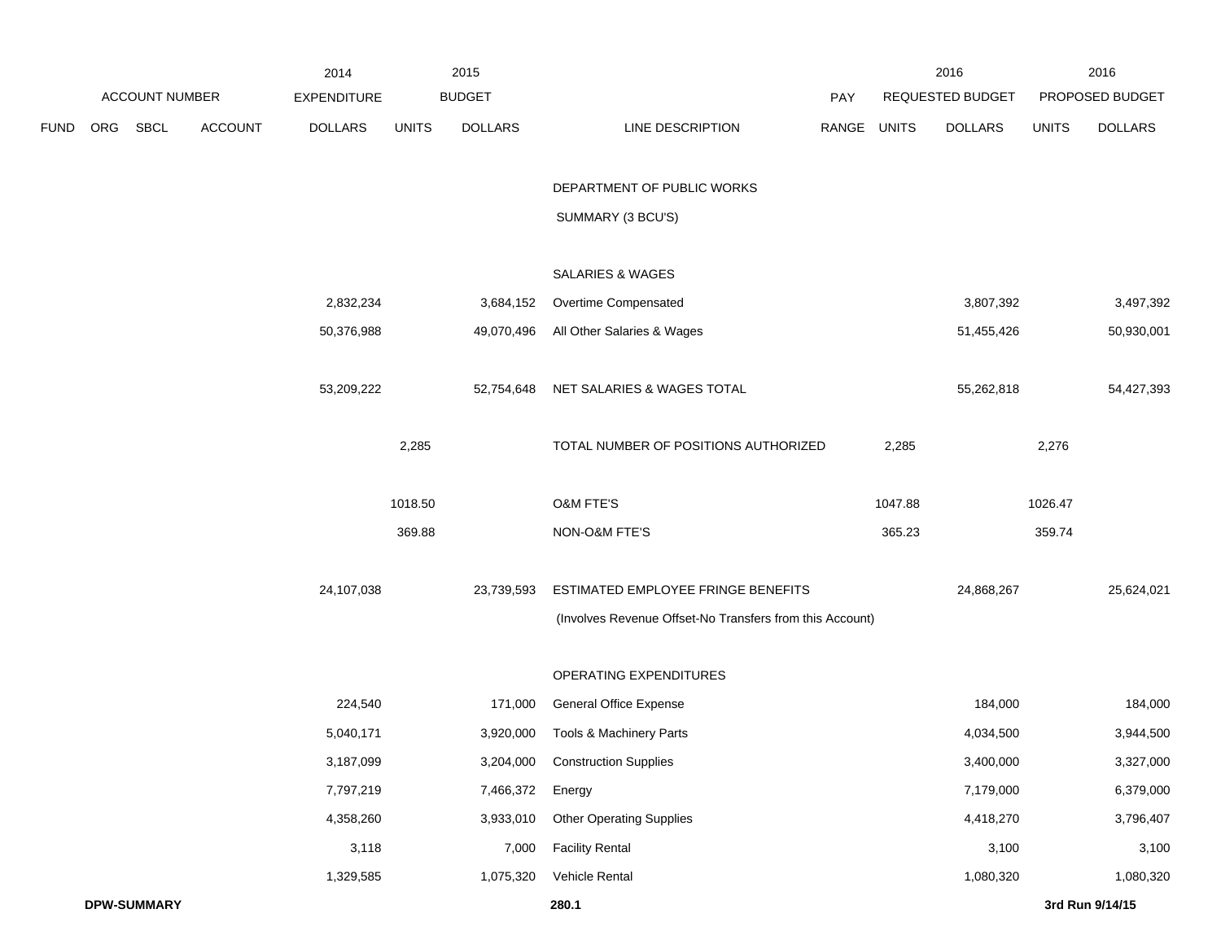| FUND | ORG | SBCL | ACCOUNT | 2014 EXPENDITURE DOLLARS | 2015 BUDGET UNITS | 2015 BUDGET DOLLARS | LINE DESCRIPTION | PAY RANGE | 2016 REQUESTED BUDGET UNITS | 2016 REQUESTED BUDGET DOLLARS | 2016 PROPOSED BUDGET UNITS | 2016 PROPOSED BUDGET DOLLARS |
|---|---|---|---|---|---|---|---|---|---|---|---|---|
| | | | | | | | DEPARTMENT OF PUBLIC WORKS | | | | | |
| | | | | | | | SUMMARY (3 BCU'S) | | | | | |
| | | | | | | | SALARIES & WAGES | | | | | |
| | | | | 2,832,234 | | 3,684,152 | Overtime Compensated | | | 3,807,392 | | 3,497,392 |
| | | | | 50,376,988 | | 49,070,496 | All Other Salaries & Wages | | | 51,455,426 | | 50,930,001 |
| | | | | 53,209,222 | | 52,754,648 | NET SALARIES & WAGES TOTAL | | | 55,262,818 | | 54,427,393 |
| | | | | | 2,285 | | TOTAL NUMBER OF POSITIONS AUTHORIZED | | 2,285 | | 2,276 | |
| | | | | | 1018.50 | | O&M FTE'S | | 1047.88 | | 1026.47 | |
| | | | | | 369.88 | | NON-O&M FTE'S | | 365.23 | | 359.74 | |
| | | | | 24,107,038 | | 23,739,593 | ESTIMATED EMPLOYEE FRINGE BENEFITS | | | 24,868,267 | | 25,624,021 |
| | | | | | | | (Involves Revenue Offset-No Transfers from this Account) | | | | | |
| | | | | | | | OPERATING EXPENDITURES | | | | | |
| | | | | 224,540 | | 171,000 | General Office Expense | | | 184,000 | | 184,000 |
| | | | | 5,040,171 | | 3,920,000 | Tools & Machinery Parts | | | 4,034,500 | | 3,944,500 |
| | | | | 3,187,099 | | 3,204,000 | Construction Supplies | | | 3,400,000 | | 3,327,000 |
| | | | | 7,797,219 | | 7,466,372 | Energy | | | 7,179,000 | | 6,379,000 |
| | | | | 4,358,260 | | 3,933,010 | Other Operating Supplies | | | 4,418,270 | | 3,796,407 |
| | | | | 3,118 | | 7,000 | Facility Rental | | | 3,100 | | 3,100 |
| | | | | 1,329,585 | | 1,075,320 | Vehicle Rental | | | 1,080,320 | | 1,080,320 |

DPW-SUMMARY 280.1 3rd Run 9/14/15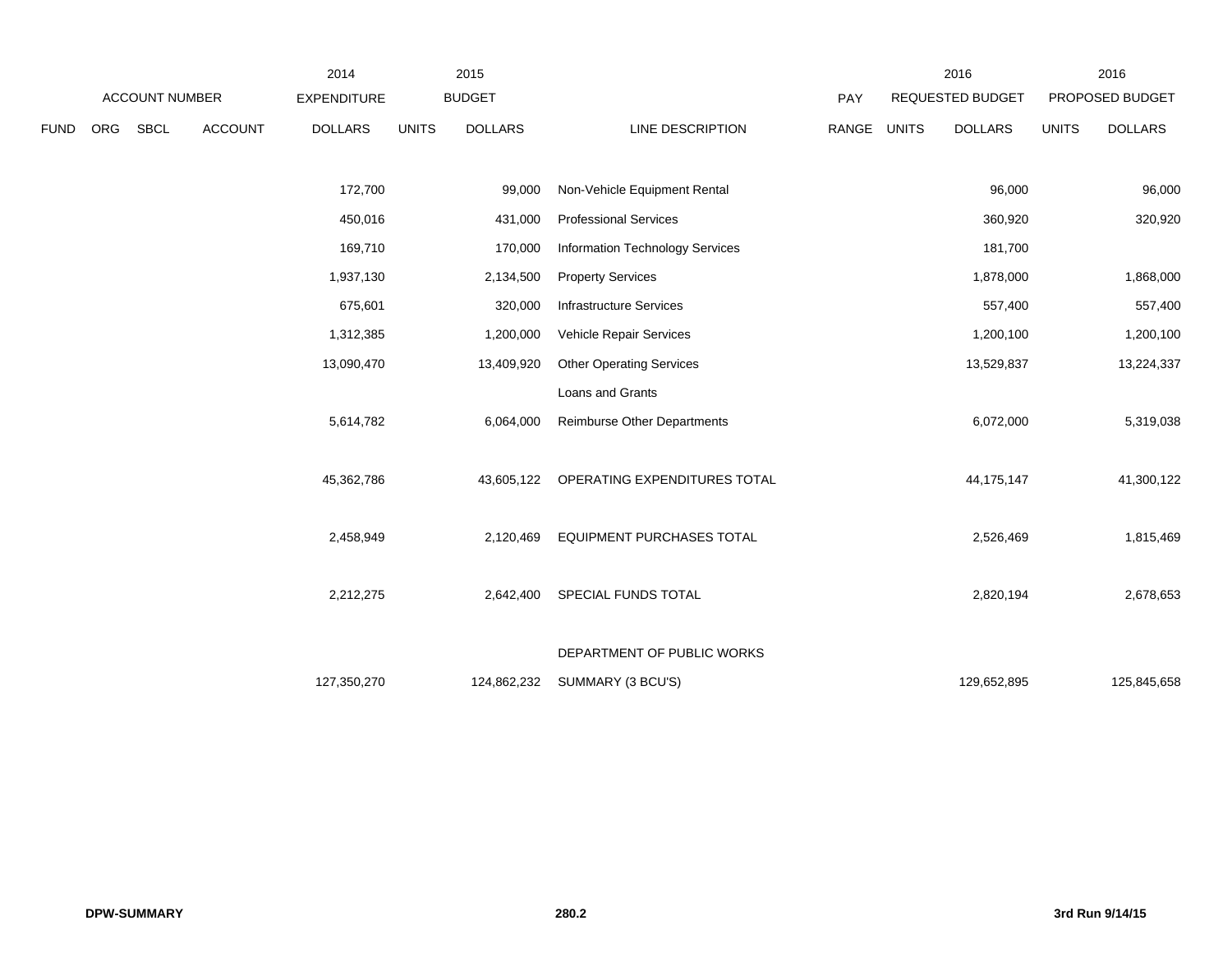| FUND | ORG | SBCL | ACCOUNT | 2014 EXPENDITURE DOLLARS | 2015 BUDGET UNITS | 2015 BUDGET DOLLARS | LINE DESCRIPTION | PAY RANGE | 2016 REQUESTED BUDGET UNITS | 2016 REQUESTED BUDGET DOLLARS | 2016 PROPOSED BUDGET UNITS | 2016 PROPOSED BUDGET DOLLARS |
|---|---|---|---|---|---|---|---|---|---|---|---|---|
| | | | | 172,700 | | 99,000 | Non-Vehicle Equipment Rental | | | 96,000 | | 96,000 |
| | | | | 450,016 | | 431,000 | Professional Services | | | 360,920 | | 320,920 |
| | | | | 169,710 | | 170,000 | Information Technology Services | | | 181,700 | | |
| | | | | 1,937,130 | | 2,134,500 | Property Services | | | 1,878,000 | | 1,868,000 |
| | | | | 675,601 | | 320,000 | Infrastructure Services | | | 557,400 | | 557,400 |
| | | | | 1,312,385 | | 1,200,000 | Vehicle Repair Services | | | 1,200,100 | | 1,200,100 |
| | | | | 13,090,470 | | 13,409,920 | Other Operating Services | | | 13,529,837 | | 13,224,337 |
| | | | | | | | Loans and Grants | | | | | |
| | | | | 5,614,782 | | 6,064,000 | Reimburse Other Departments | | | 6,072,000 | | 5,319,038 |
| | | | | 45,362,786 | | 43,605,122 | OPERATING EXPENDITURES TOTAL | | | 44,175,147 | | 41,300,122 |
| | | | | 2,458,949 | | 2,120,469 | EQUIPMENT PURCHASES TOTAL | | | 2,526,469 | | 1,815,469 |
| | | | | 2,212,275 | | 2,642,400 | SPECIAL FUNDS TOTAL | | | 2,820,194 | | 2,678,653 |
| | | | | 127,350,270 | | 124,862,232 | DEPARTMENT OF PUBLIC WORKS SUMMARY (3 BCU'S) | | | 129,652,895 | | 125,845,658 |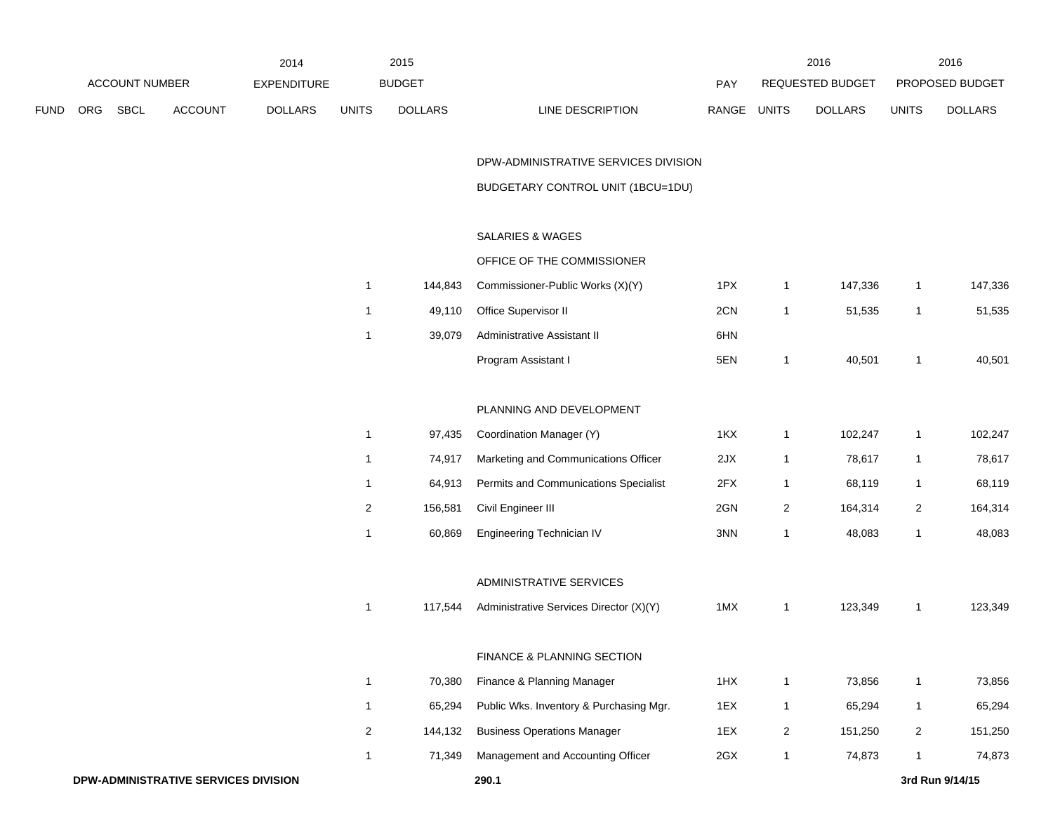| ACCOUNT NUMBER | | | | 2014 EXPENDITURE | 2015 BUDGET | | | PAY | 2016 REQUESTED BUDGET | | 2016 PROPOSED BUDGET | |
|---|---|---|---|---|---|---|---|---|---|---|---|---|
| FUND | ORG | SBCL | ACCOUNT | DOLLARS | UNITS | DOLLARS | LINE DESCRIPTION | RANGE | UNITS | DOLLARS | UNITS | DOLLARS |
| | | | | | | | DPW-ADMINISTRATIVE SERVICES DIVISION | | | | | |
| | | | | | | | BUDGETARY CONTROL UNIT (1BCU=1DU) | | | | | |
| | | | | | | | SALARIES & WAGES | | | | | |
| | | | | | | | OFFICE OF THE COMMISSIONER | | | | | |
| | | | | | 1 | 144,843 | Commissioner-Public Works (X)(Y) | 1PX | 1 | 147,336 | 1 | 147,336 |
| | | | | | 1 | 49,110 | Office Supervisor II | 2CN | 1 | 51,535 | 1 | 51,535 |
| | | | | | 1 | 39,079 | Administrative Assistant II | 6HN | | | | |
| | | | | | | | Program Assistant I | 5EN | 1 | 40,501 | 1 | 40,501 |
| | | | | | | | PLANNING AND DEVELOPMENT | | | | | |
| | | | | | 1 | 97,435 | Coordination Manager (Y) | 1KX | 1 | 102,247 | 1 | 102,247 |
| | | | | | 1 | 74,917 | Marketing and Communications Officer | 2JX | 1 | 78,617 | 1 | 78,617 |
| | | | | | 1 | 64,913 | Permits and Communications Specialist | 2FX | 1 | 68,119 | 1 | 68,119 |
| | | | | | 2 | 156,581 | Civil Engineer III | 2GN | 2 | 164,314 | 2 | 164,314 |
| | | | | | 1 | 60,869 | Engineering Technician IV | 3NN | 1 | 48,083 | 1 | 48,083 |
| | | | | | | | ADMINISTRATIVE SERVICES | | | | | |
| | | | | | 1 | 117,544 | Administrative Services Director (X)(Y) | 1MX | 1 | 123,349 | 1 | 123,349 |
| | | | | | | | FINANCE & PLANNING SECTION | | | | | |
| | | | | | 1 | 70,380 | Finance & Planning Manager | 1HX | 1 | 73,856 | 1 | 73,856 |
| | | | | | 1 | 65,294 | Public Wks. Inventory & Purchasing Mgr. | 1EX | 1 | 65,294 | 1 | 65,294 |
| | | | | | 2 | 144,132 | Business Operations Manager | 1EX | 2 | 151,250 | 2 | 151,250 |
| | | | | | 1 | 71,349 | Management and Accounting Officer | 2GX | 1 | 74,873 | 1 | 74,873 |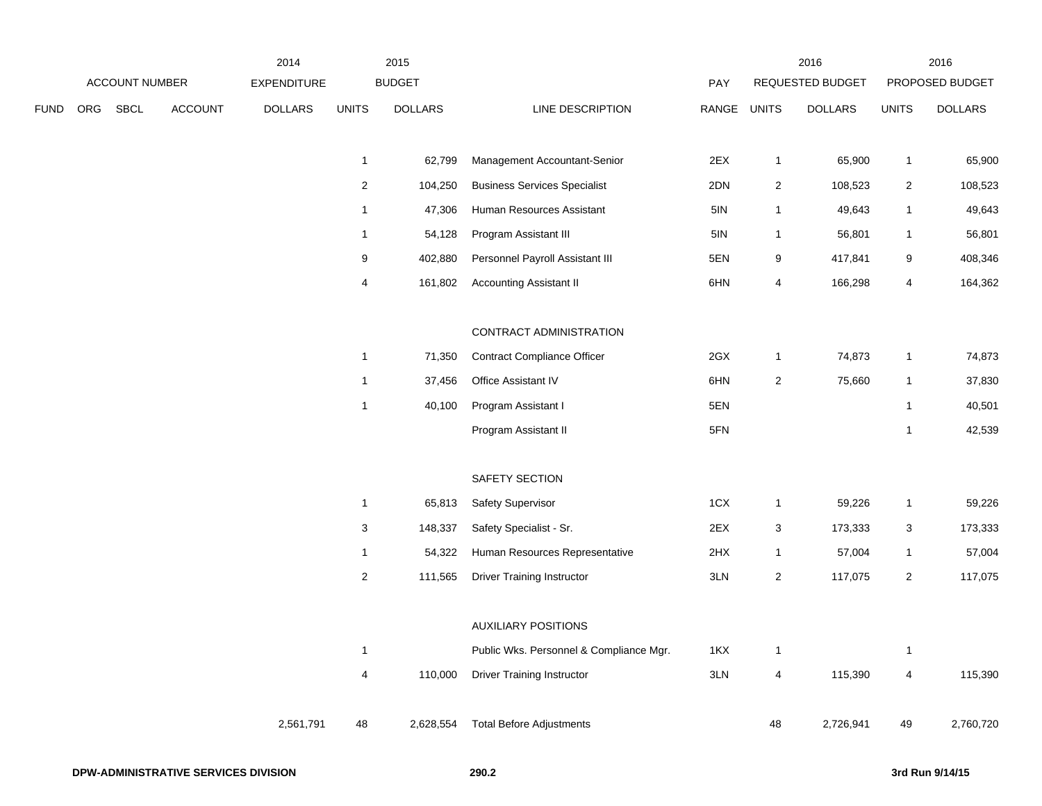| FUND | ORG | SBCL | ACCOUNT | 2014 EXPENDITURE DOLLARS | 2015 BUDGET UNITS | 2015 BUDGET DOLLARS | LINE DESCRIPTION | PAY RANGE | 2016 REQUESTED BUDGET UNITS | 2016 REQUESTED BUDGET DOLLARS | 2016 PROPOSED BUDGET UNITS | 2016 PROPOSED BUDGET DOLLARS |
|---|---|---|---|---|---|---|---|---|---|---|---|---|
| | | | | | 1 | 62,799 | Management Accountant-Senior | 2EX | 1 | 65,900 | 1 | 65,900 |
| | | | | | 2 | 104,250 | Business Services Specialist | 2DN | 2 | 108,523 | 2 | 108,523 |
| | | | | | 1 | 47,306 | Human Resources Assistant | 5IN | 1 | 49,643 | 1 | 49,643 |
| | | | | | 1 | 54,128 | Program Assistant III | 5IN | 1 | 56,801 | 1 | 56,801 |
| | | | | | 9 | 402,880 | Personnel Payroll Assistant III | 5EN | 9 | 417,841 | 9 | 408,346 |
| | | | | | 4 | 161,802 | Accounting Assistant II | 6HN | 4 | 166,298 | 4 | 164,362 |
| | | | | | | | CONTRACT ADMINISTRATION | | | | | |
| | | | | | 1 | 71,350 | Contract Compliance Officer | 2GX | 1 | 74,873 | 1 | 74,873 |
| | | | | | 1 | 37,456 | Office Assistant IV | 6HN | 2 | 75,660 | 1 | 37,830 |
| | | | | | 1 | 40,100 | Program Assistant I | 5EN | | | 1 | 40,501 |
| | | | | | | | Program Assistant II | 5FN | | | 1 | 42,539 |
| | | | | | | | SAFETY SECTION | | | | | |
| | | | | | 1 | 65,813 | Safety Supervisor | 1CX | 1 | 59,226 | 1 | 59,226 |
| | | | | | 3 | 148,337 | Safety Specialist - Sr. | 2EX | 3 | 173,333 | 3 | 173,333 |
| | | | | | 1 | 54,322 | Human Resources Representative | 2HX | 1 | 57,004 | 1 | 57,004 |
| | | | | | 2 | 111,565 | Driver Training Instructor | 3LN | 2 | 117,075 | 2 | 117,075 |
| | | | | | | | AUXILIARY POSITIONS | | | | | |
| | | | | | 1 | | Public Wks. Personnel & Compliance Mgr. | 1KX | 1 | | 1 | |
| | | | | | 4 | 110,000 | Driver Training Instructor | 3LN | 4 | 115,390 | 4 | 115,390 |
| | | | | 2,561,791 | 48 | 2,628,554 | Total Before Adjustments | | 48 | 2,726,941 | 49 | 2,760,720 |

DPW-ADMINISTRATIVE SERVICES DIVISION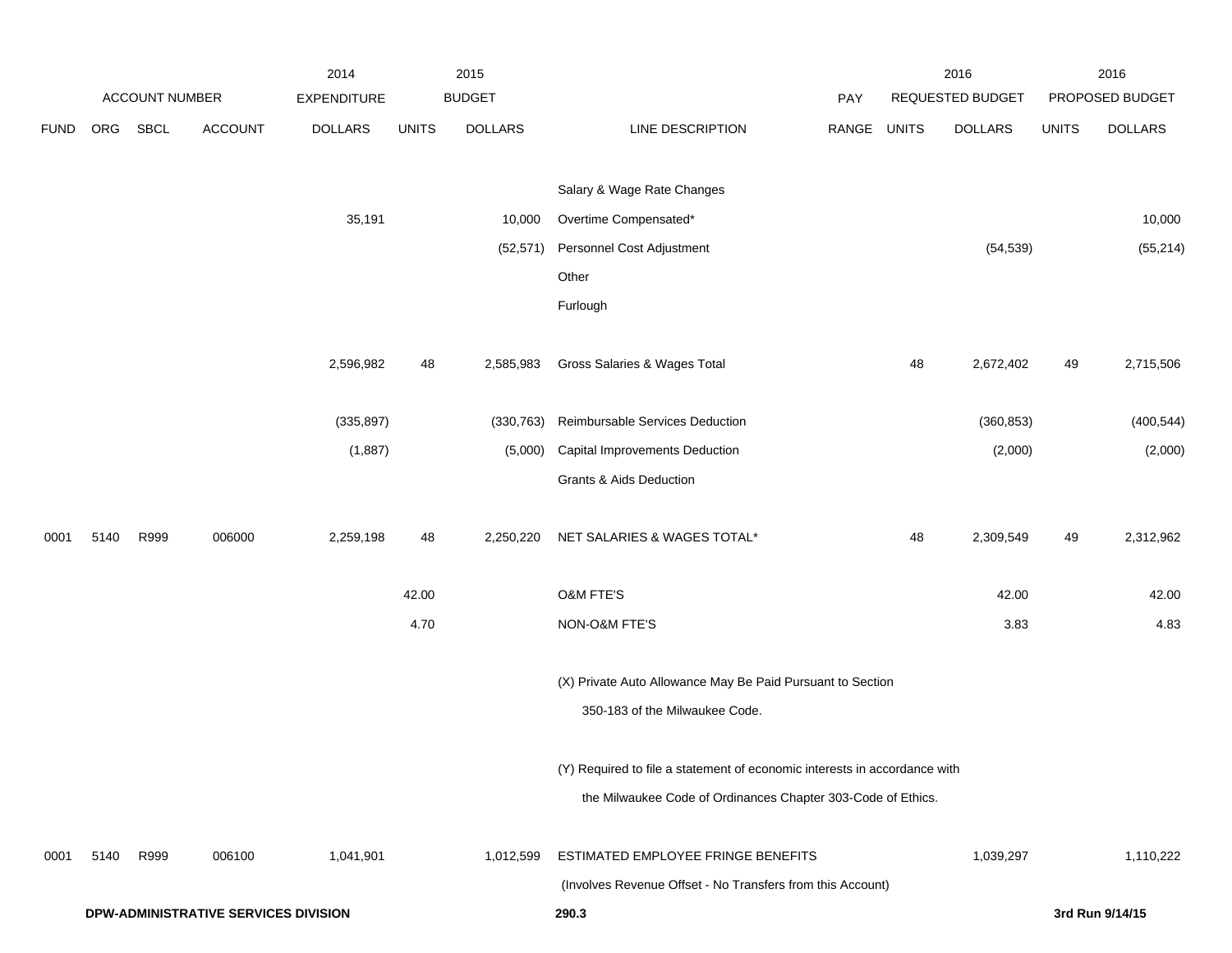| ACCOUNT NUMBER | | | | 2014 EXPENDITURE | 2015 BUDGET | | | PAY | 2016 REQUESTED BUDGET | | 2016 PROPOSED BUDGET | |
|---|---|---|---|---|---|---|---|---|---|---|---|---|
| FUND | ORG | SBCL | ACCOUNT | DOLLARS | UNITS | DOLLARS | LINE DESCRIPTION | RANGE | UNITS | DOLLARS | UNITS | DOLLARS |
| | | | | | | | Salary & Wage Rate Changes | | | | | |
| | | | | 35,191 | | 10,000 | Overtime Compensated* | | | | | 10,000 |
| | | | | | | (52,571) | Personnel Cost Adjustment | | | (54,539) | | (55,214) |
| | | | | | | | Other | | | | | |
| | | | | | | | Furlough | | | | | |
| | | | | 2,596,982 | 48 | 2,585,983 | Gross Salaries & Wages Total | | 48 | 2,672,402 | 49 | 2,715,506 |
| | | | | (335,897) | | (330,763) | Reimbursable Services Deduction | | | (360,853) | | (400,544) |
| | | | | (1,887) | | (5,000) | Capital Improvements Deduction | | | (2,000) | | (2,000) |
| | | | | | | | Grants & Aids Deduction | | | | | |
| 0001 | 5140 | R999 | 006000 | 2,259,198 | 48 | 2,250,220 | NET SALARIES & WAGES TOTAL* | | 48 | 2,309,549 | 49 | 2,312,962 |
| | | | | | 42.00 | | O&M FTE'S | | | 42.00 | | 42.00 |
| | | | | | 4.70 | | NON-O&M FTE'S | | | 3.83 | | 4.83 |
| | | | | | | | (X) Private Auto Allowance May Be Paid Pursuant to Section 350-183 of the Milwaukee Code. | | | | | |
| | | | | | | | (Y) Required to file a statement of economic interests in accordance with the Milwaukee Code of Ordinances Chapter 303-Code of Ethics. | | | | | |
| 0001 | 5140 | R999 | 006100 | 1,041,901 | | 1,012,599 | ESTIMATED EMPLOYEE FRINGE BENEFITS (Involves Revenue Offset - No Transfers from this Account) | | | 1,039,297 | | 1,110,222 |

DPW-ADMINISTRATIVE SERVICES DIVISION

3rd Run 9/14/15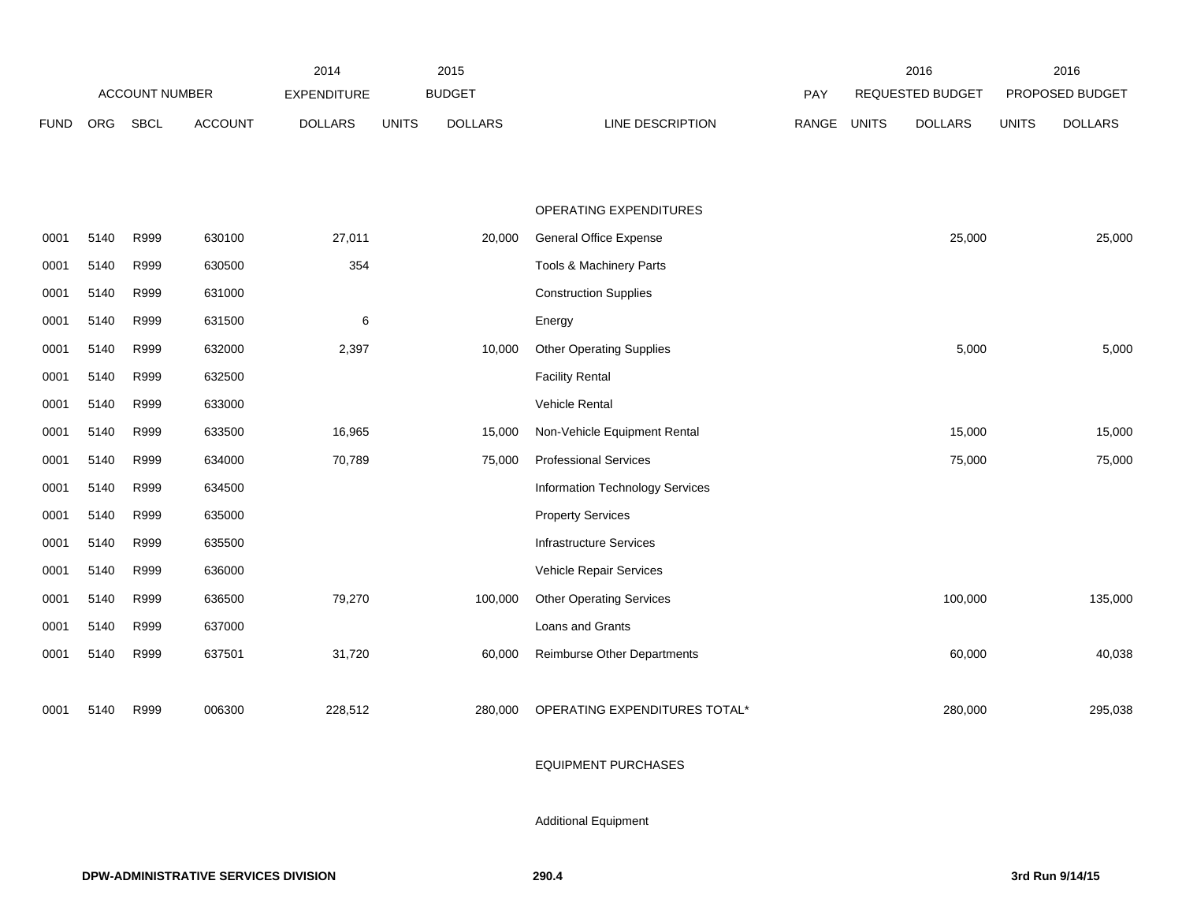| ACCOUNT NUMBER | | | | 2014 EXPENDITURE | 2015 BUDGET | | | PAY | 2016 REQUESTED BUDGET | | 2016 PROPOSED BUDGET | |
|---|---|---|---|---|---|---|---|---|---|---|---|---|
| FUND | ORG | SBCL | ACCOUNT | DOLLARS | UNITS | DOLLARS | LINE DESCRIPTION | RANGE | UNITS | DOLLARS | UNITS | DOLLARS |
| | | | | | | | OPERATING EXPENDITURES | | | | | |
| 0001 | 5140 | R999 | 630100 | 27,011 | | 20,000 | General Office Expense | | | 25,000 | | 25,000 |
| 0001 | 5140 | R999 | 630500 | 354 | | | Tools & Machinery Parts | | | | | |
| 0001 | 5140 | R999 | 631000 | | | | Construction Supplies | | | | | |
| 0001 | 5140 | R999 | 631500 | 6 | | | Energy | | | | | |
| 0001 | 5140 | R999 | 632000 | 2,397 | | 10,000 | Other Operating Supplies | | | 5,000 | | 5,000 |
| 0001 | 5140 | R999 | 632500 | | | | Facility Rental | | | | | |
| 0001 | 5140 | R999 | 633000 | | | | Vehicle Rental | | | | | |
| 0001 | 5140 | R999 | 633500 | 16,965 | | 15,000 | Non-Vehicle Equipment Rental | | | 15,000 | | 15,000 |
| 0001 | 5140 | R999 | 634000 | 70,789 | | 75,000 | Professional Services | | | 75,000 | | 75,000 |
| 0001 | 5140 | R999 | 634500 | | | | Information Technology Services | | | | | |
| 0001 | 5140 | R999 | 635000 | | | | Property Services | | | | | |
| 0001 | 5140 | R999 | 635500 | | | | Infrastructure Services | | | | | |
| 0001 | 5140 | R999 | 636000 | | | | Vehicle Repair Services | | | | | |
| 0001 | 5140 | R999 | 636500 | 79,270 | | 100,000 | Other Operating Services | | | 100,000 | | 135,000 |
| 0001 | 5140 | R999 | 637000 | | | | Loans and Grants | | | | | |
| 0001 | 5140 | R999 | 637501 | 31,720 | | 60,000 | Reimburse Other Departments | | | 60,000 | | 40,038 |
| 0001 | 5140 | R999 | 006300 | 228,512 | | 280,000 | OPERATING EXPENDITURES TOTAL* | | | 280,000 | | 295,038 |
| | | | | | | | EQUIPMENT PURCHASES | | | | | |
| | | | | | | | Additional Equipment | | | | | |

**DPW-ADMINISTRATIVE SERVICES DIVISION** **290.4** **3rd Run 9/14/15**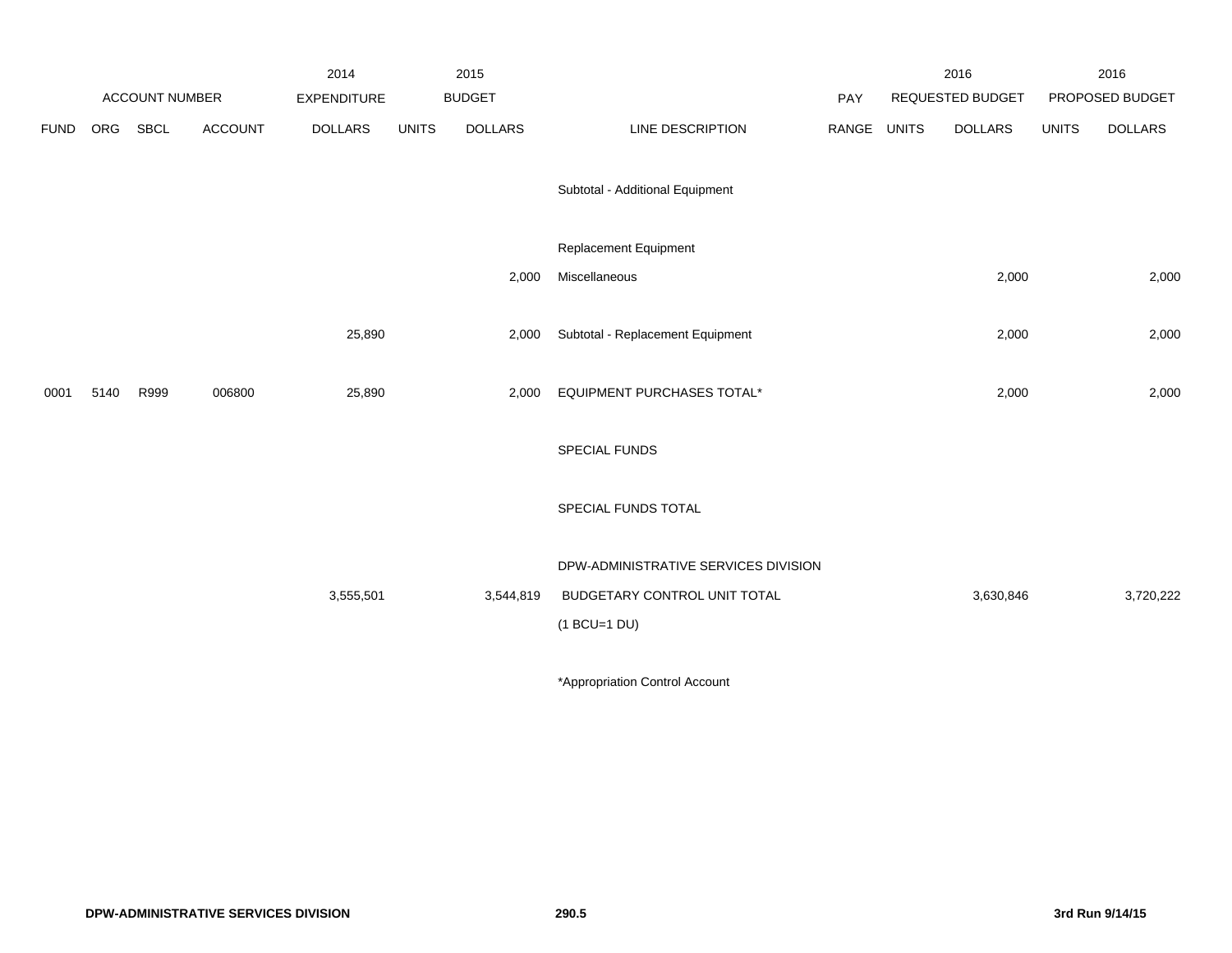| | | | | 2014 | | 2015 | | | | 2016 | | 2016 |
|---|---|---|---|---|---|---|---|---|---|---|---|---|
| | ACCOUNT NUMBER | | | EXPENDITURE | | BUDGET | | PAY | | REQUESTED BUDGET | | PROPOSED BUDGET |
| FUND | ORG | SBCL | ACCOUNT | DOLLARS | UNITS | DOLLARS | LINE DESCRIPTION | RANGE | UNITS | DOLLARS | UNITS | DOLLARS |
| | | | | | | | Subtotal - Additional Equipment | | | | | |
| | | | | | | | Replacement Equipment | | | | | |
| | | | | | | 2,000 | Miscellaneous | | | 2,000 | | 2,000 |
| | | | | 25,890 | | 2,000 | Subtotal - Replacement Equipment | | | 2,000 | | 2,000 |
| 0001 | 5140 | R999 | 006800 | 25,890 | | 2,000 | EQUIPMENT PURCHASES TOTAL* | | | 2,000 | | 2,000 |
| | | | | | | | SPECIAL FUNDS | | | | | |
| | | | | | | | SPECIAL FUNDS TOTAL | | | | | |
| | | | | | | | DPW-ADMINISTRATIVE SERVICES DIVISION | | | | | |
| | | | | 3,555,501 | | 3,544,819 | BUDGETARY CONTROL UNIT TOTAL | | | 3,630,846 | | 3,720,222 |
| | | | | | | | (1 BCU=1 DU) | | | | | |

*Appropriation Control Account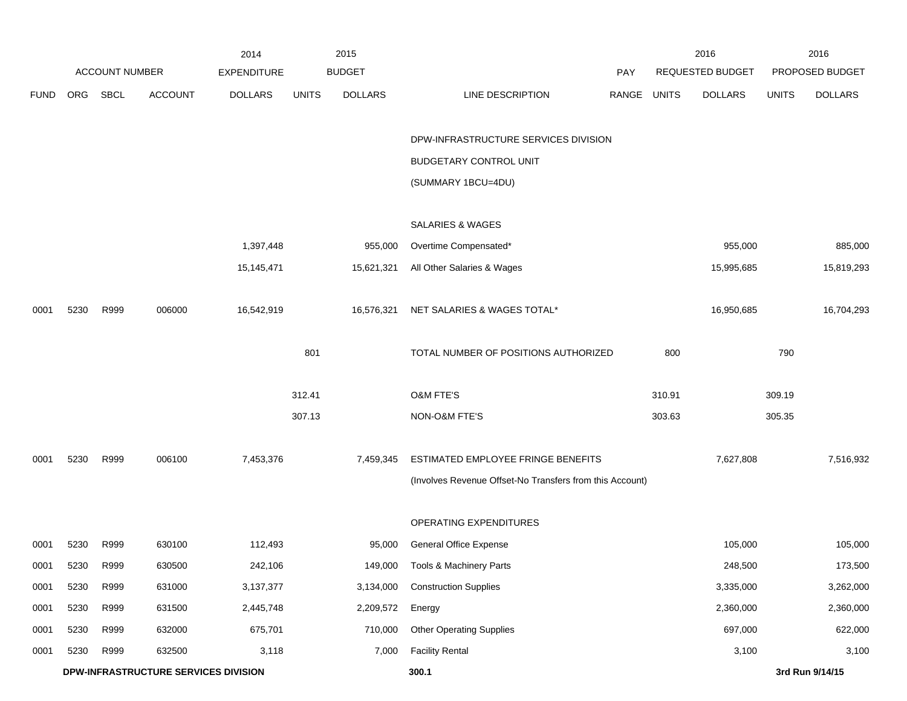| FUND | ORG | SBCL | ACCOUNT | 2014 EXPENDITURE DOLLARS | 2015 BUDGET UNITS | 2015 BUDGET DOLLARS | LINE DESCRIPTION | PAY RANGE | 2016 REQUESTED BUDGET UNITS | 2016 REQUESTED BUDGET DOLLARS | 2016 PROPOSED BUDGET UNITS | 2016 PROPOSED BUDGET DOLLARS |
|---|---|---|---|---|---|---|---|---|---|---|---|---|
| | | | | | | | DPW-INFRASTRUCTURE SERVICES DIVISION | | | | | |
| | | | | | | | BUDGETARY CONTROL UNIT | | | | | |
| | | | | | | | (SUMMARY 1BCU=4DU) | | | | | |
| | | | | | | | SALARIES & WAGES | | | | | |
| | | | | 1,397,448 | | 955,000 | Overtime Compensated* | | | 955,000 | | 885,000 |
| | | | | 15,145,471 | | 15,621,321 | All Other Salaries & Wages | | | 15,995,685 | | 15,819,293 |
| 0001 | 5230 | R999 | 006000 | 16,542,919 | | 16,576,321 | NET SALARIES & WAGES TOTAL* | | | 16,950,685 | | 16,704,293 |
| | | | | | 801 | | TOTAL NUMBER OF POSITIONS AUTHORIZED | | 800 | | 790 | |
| | | | | | 312.41 | | O&M FTE'S | | 310.91 | | 309.19 | |
| | | | | | 307.13 | | NON-O&M FTE'S | | 303.63 | | 305.35 | |
| 0001 | 5230 | R999 | 006100 | 7,453,376 | | 7,459,345 | ESTIMATED EMPLOYEE FRINGE BENEFITS | | | 7,627,808 | | 7,516,932 |
| | | | | | | | (Involves Revenue Offset-No Transfers from this Account) | | | | | |
| | | | | | | | OPERATING EXPENDITURES | | | | | |
| 0001 | 5230 | R999 | 630100 | 112,493 | | 95,000 | General Office Expense | | | 105,000 | | 105,000 |
| 0001 | 5230 | R999 | 630500 | 242,106 | | 149,000 | Tools & Machinery Parts | | | 248,500 | | 173,500 |
| 0001 | 5230 | R999 | 631000 | 3,137,377 | | 3,134,000 | Construction Supplies | | | 3,335,000 | | 3,262,000 |
| 0001 | 5230 | R999 | 631500 | 2,445,748 | | 2,209,572 | Energy | | | 2,360,000 | | 2,360,000 |
| 0001 | 5230 | R999 | 632000 | 675,701 | | 710,000 | Other Operating Supplies | | | 697,000 | | 622,000 |
| 0001 | 5230 | R999 | 632500 | 3,118 | | 7,000 | Facility Rental | | | 3,100 | | 3,100 |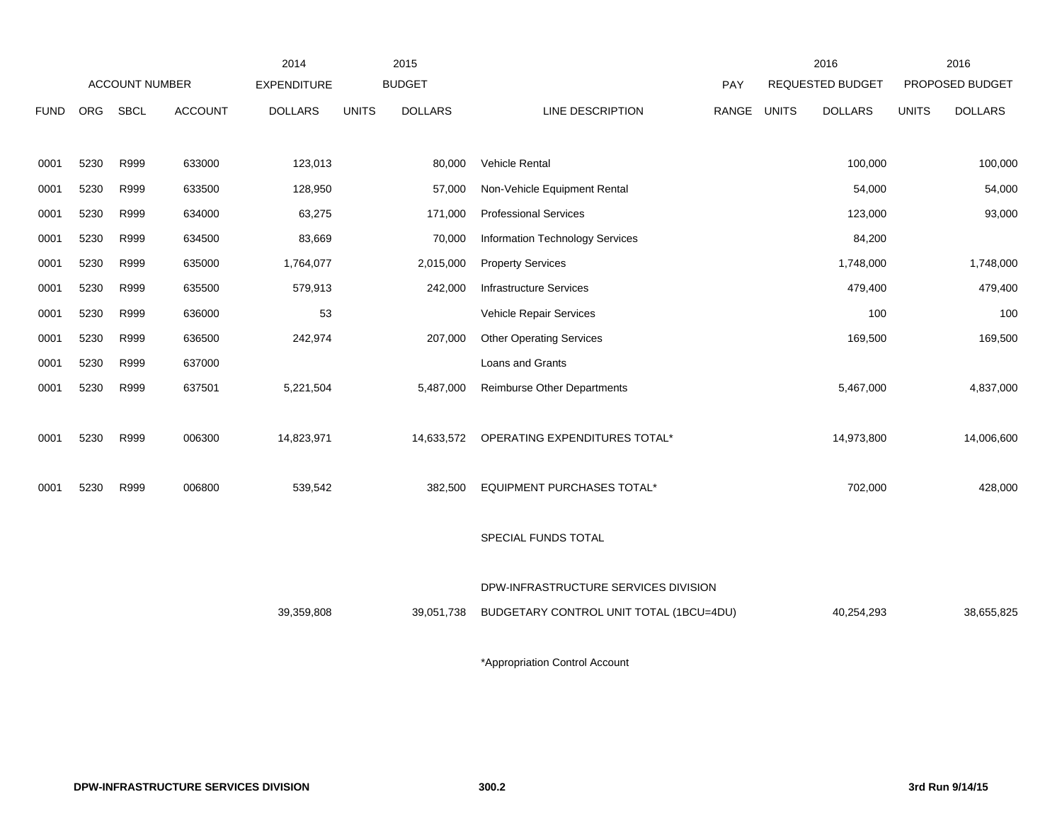| FUND | ORG | SBCL | ACCOUNT | 2014 EXPENDITURE DOLLARS | 2015 BUDGET UNITS | 2015 BUDGET DOLLARS | LINE DESCRIPTION | PAY RANGE | 2016 REQUESTED BUDGET UNITS | 2016 REQUESTED BUDGET DOLLARS | 2016 PROPOSED BUDGET UNITS | 2016 PROPOSED BUDGET DOLLARS |
|---|---|---|---|---|---|---|---|---|---|---|---|---|
| 0001 | 5230 | R999 | 633000 | 123,013 | | 80,000 | Vehicle Rental | | | 100,000 | | 100,000 |
| 0001 | 5230 | R999 | 633500 | 128,950 | | 57,000 | Non-Vehicle Equipment Rental | | | 54,000 | | 54,000 |
| 0001 | 5230 | R999 | 634000 | 63,275 | | 171,000 | Professional Services | | | 123,000 | | 93,000 |
| 0001 | 5230 | R999 | 634500 | 83,669 | | 70,000 | Information Technology Services | | | 84,200 | | |
| 0001 | 5230 | R999 | 635000 | 1,764,077 | | 2,015,000 | Property Services | | | 1,748,000 | | 1,748,000 |
| 0001 | 5230 | R999 | 635500 | 579,913 | | 242,000 | Infrastructure Services | | | 479,400 | | 479,400 |
| 0001 | 5230 | R999 | 636000 | 53 | | | Vehicle Repair Services | | | 100 | | 100 |
| 0001 | 5230 | R999 | 636500 | 242,974 | | 207,000 | Other Operating Services | | | 169,500 | | 169,500 |
| 0001 | 5230 | R999 | 637000 | | | | Loans and Grants | | | | | |
| 0001 | 5230 | R999 | 637501 | 5,221,504 | | 5,487,000 | Reimburse Other Departments | | | 5,467,000 | | 4,837,000 |
| 0001 | 5230 | R999 | 006300 | 14,823,971 | | 14,633,572 | OPERATING EXPENDITURES TOTAL* | | | 14,973,800 | | 14,006,600 |
| 0001 | 5230 | R999 | 006800 | 539,542 | | 382,500 | EQUIPMENT PURCHASES TOTAL* | | | 702,000 | | 428,000 |
| | | | | | | | SPECIAL FUNDS TOTAL | | | | | |
| | | | | | | | DPW-INFRASTRUCTURE SERVICES DIVISION | | | | | |
| | | | | 39,359,808 | | 39,051,738 | BUDGETARY CONTROL UNIT TOTAL (1BCU=4DU) | | | 40,254,293 | | 38,655,825 |

*Appropriation Control Account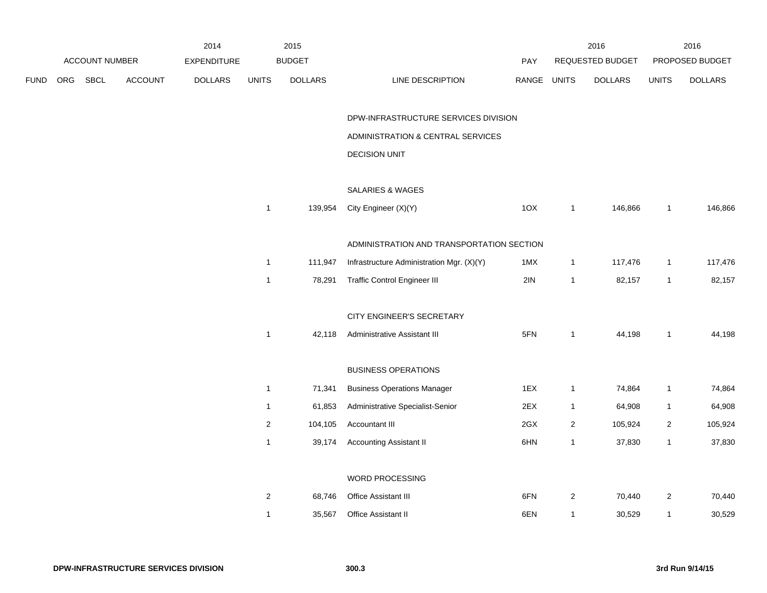| FUND | ORG | SBCL | ACCOUNT | 2014 EXPENDITURE DOLLARS | 2015 BUDGET UNITS | 2015 BUDGET DOLLARS | LINE DESCRIPTION | PAY RANGE | 2016 REQUESTED BUDGET UNITS | 2016 REQUESTED BUDGET DOLLARS | 2016 PROPOSED BUDGET UNITS | 2016 PROPOSED BUDGET DOLLARS |
|---|---|---|---|---|---|---|---|---|---|---|---|---|
| | | | | | | | DPW-INFRASTRUCTURE SERVICES DIVISION | | | | | |
| | | | | | | | ADMINISTRATION & CENTRAL SERVICES | | | | | |
| | | | | | | | DECISION UNIT | | | | | |
| | | | | | | | SALARIES & WAGES | | | | | |
| | | | | | 1 | 139,954 | City Engineer (X)(Y) | 1OX | 1 | 146,866 | 1 | 146,866 |
| | | | | | | | ADMINISTRATION AND TRANSPORTATION SECTION | | | | | |
| | | | | | 1 | 111,947 | Infrastructure Administration Mgr. (X)(Y) | 1MX | 1 | 117,476 | 1 | 117,476 |
| | | | | | 1 | 78,291 | Traffic Control Engineer III | 2IN | 1 | 82,157 | 1 | 82,157 |
| | | | | | | | CITY ENGINEER'S SECRETARY | | | | | |
| | | | | | 1 | 42,118 | Administrative Assistant III | 5FN | 1 | 44,198 | 1 | 44,198 |
| | | | | | | | BUSINESS OPERATIONS | | | | | |
| | | | | | 1 | 71,341 | Business Operations Manager | 1EX | 1 | 74,864 | 1 | 74,864 |
| | | | | | 1 | 61,853 | Administrative Specialist-Senior | 2EX | 1 | 64,908 | 1 | 64,908 |
| | | | | | 2 | 104,105 | Accountant III | 2GX | 2 | 105,924 | 2 | 105,924 |
| | | | | | 1 | 39,174 | Accounting Assistant II | 6HN | 1 | 37,830 | 1 | 37,830 |
| | | | | | | | WORD PROCESSING | | | | | |
| | | | | | 2 | 68,746 | Office Assistant III | 6FN | 2 | 70,440 | 2 | 70,440 |
| | | | | | 1 | 35,567 | Office Assistant II | 6EN | 1 | 30,529 | 1 | 30,529 |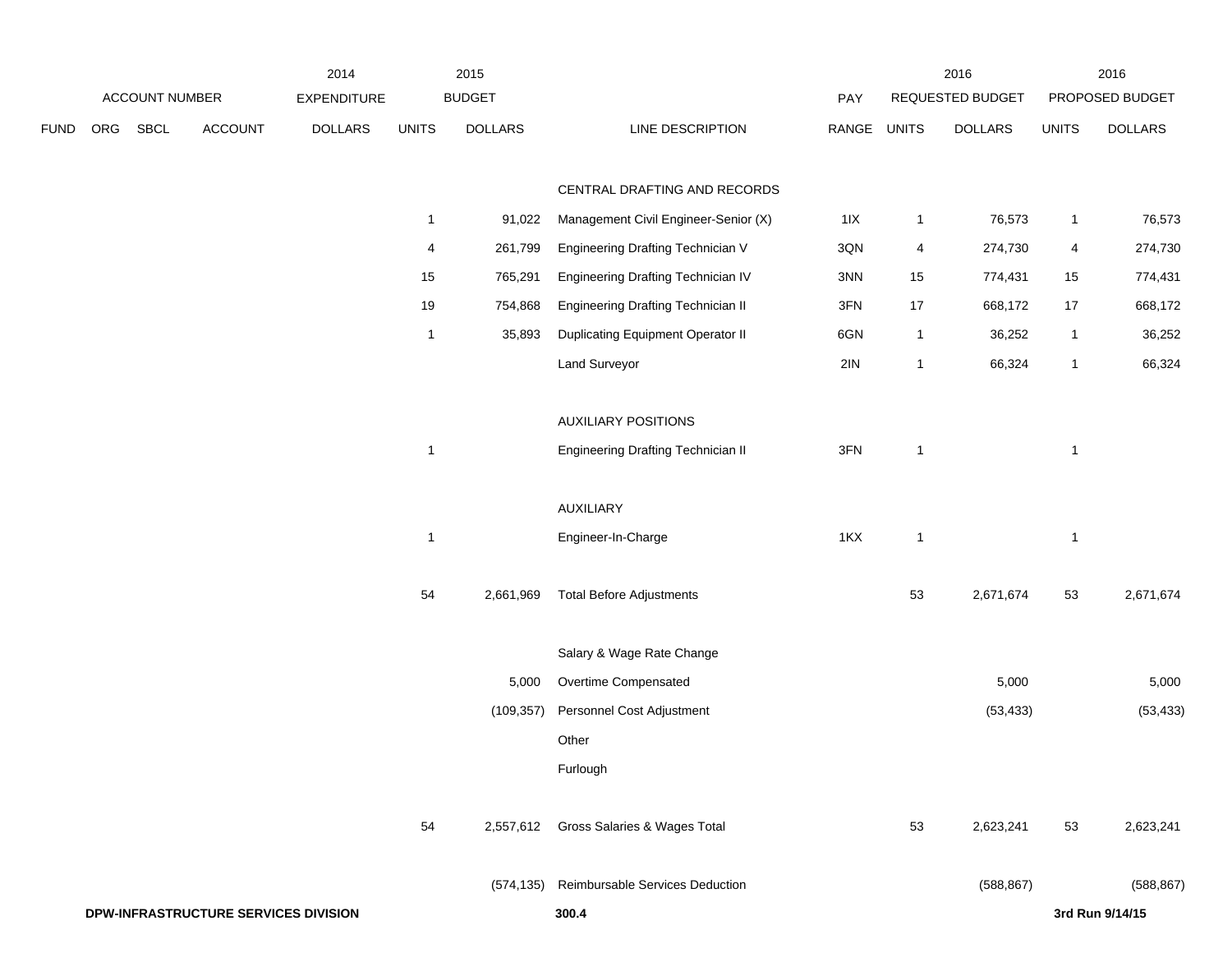| FUND | ORG | SBCL | ACCOUNT | 2014 EXPENDITURE DOLLARS | 2015 BUDGET UNITS | 2015 BUDGET DOLLARS | LINE DESCRIPTION | PAY RANGE | 2016 REQUESTED BUDGET UNITS | 2016 REQUESTED BUDGET DOLLARS | 2016 PROPOSED BUDGET UNITS | 2016 PROPOSED BUDGET DOLLARS |
|---|---|---|---|---|---|---|---|---|---|---|---|---|
| | | | | | | | CENTRAL DRAFTING AND RECORDS | | | | | |
| | | | | | 1 | 91,022 | Management Civil Engineer-Senior (X) | 1IX | 1 | 76,573 | 1 | 76,573 |
| | | | | | 4 | 261,799 | Engineering Drafting Technician V | 3QN | 4 | 274,730 | 4 | 274,730 |
| | | | | | 15 | 765,291 | Engineering Drafting Technician IV | 3NN | 15 | 774,431 | 15 | 774,431 |
| | | | | | 19 | 754,868 | Engineering Drafting Technician II | 3FN | 17 | 668,172 | 17 | 668,172 |
| | | | | | 1 | 35,893 | Duplicating Equipment Operator II | 6GN | 1 | 36,252 | 1 | 36,252 |
| | | | | | | | Land Surveyor | 2IN | 1 | 66,324 | 1 | 66,324 |
| | | | | | | | AUXILIARY POSITIONS | | | | | |
| | | | | | 1 | | Engineering Drafting Technician II | 3FN | 1 | | 1 | |
| | | | | | | | AUXILIARY | | | | | |
| | | | | | 1 | | Engineer-In-Charge | 1KX | 1 | | 1 | |
| | | | | | 54 | 2,661,969 | Total Before Adjustments | | 53 | 2,671,674 | 53 | 2,671,674 |
| | | | | | | | Salary & Wage Rate Change | | | | | |
| | | | | | | 5,000 | Overtime Compensated | | | 5,000 | | 5,000 |
| | | | | | | (109,357) | Personnel Cost Adjustment | | | (53,433) | | (53,433) |
| | | | | | | | Other | | | | | |
| | | | | | | | Furlough | | | | | |
| | | | | | 54 | 2,557,612 | Gross Salaries & Wages Total | | 53 | 2,623,241 | 53 | 2,623,241 |
| | | | | | | (574,135) | Reimbursable Services Deduction | | | (588,867) | | (588,867) |

**DPW-INFRASTRUCTURE SERVICES DIVISION** **300.4** **3rd Run 9/14/15**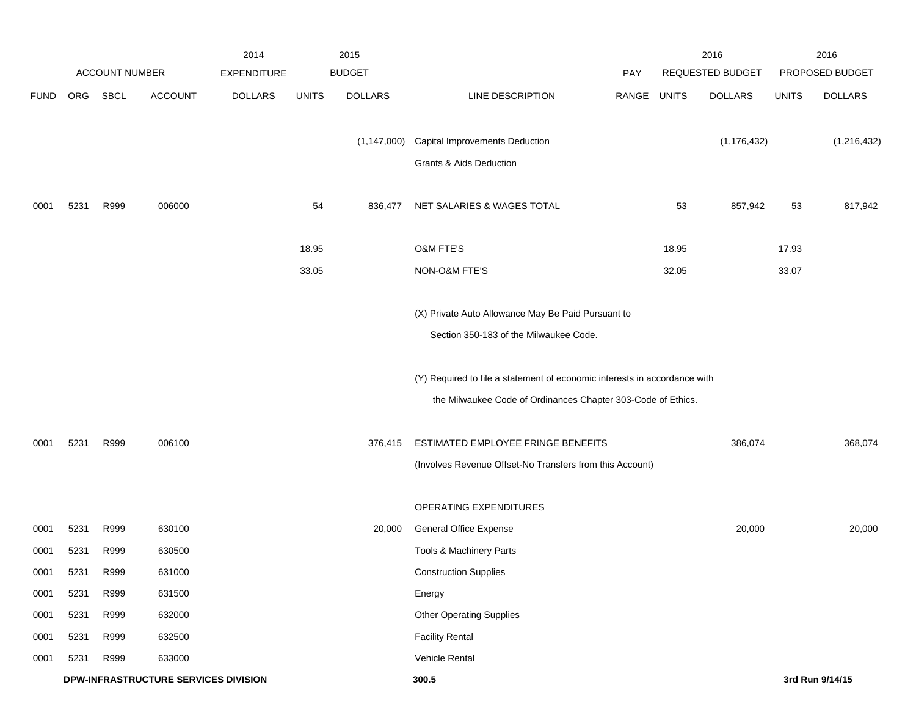| FUND | ORG | SBCL | ACCOUNT | 2014 EXPENDITURE DOLLARS | 2015 BUDGET UNITS | 2015 BUDGET DOLLARS | LINE DESCRIPTION | PAY RANGE | 2016 REQUESTED BUDGET UNITS | 2016 REQUESTED BUDGET DOLLARS | 2016 PROPOSED BUDGET UNITS | 2016 PROPOSED BUDGET DOLLARS |
|---|---|---|---|---|---|---|---|---|---|---|---|---|
| | | | | | | (1,147,000) | Capital Improvements Deduction | | | (1,176,432) | | (1,216,432) |
| | | | | | | | Grants & Aids Deduction | | | | | |
| 0001 | 5231 | R999 | 006000 | | 54 | 836,477 | NET SALARIES & WAGES TOTAL | | 53 | 857,942 | 53 | 817,942 |
| | | | | | 18.95 | | O&M FTE'S | | 18.95 | | 17.93 | |
| | | | | | 33.05 | | NON-O&M FTE'S | | 32.05 | | 33.07 | |
| | | | | | | | (X) Private Auto Allowance May Be Paid Pursuant to Section 350-183 of the Milwaukee Code. | | | | | |
| | | | | | | | (Y) Required to file a statement of economic interests in accordance with the Milwaukee Code of Ordinances Chapter 303-Code of Ethics. | | | | | |
| 0001 | 5231 | R999 | 006100 | | | 376,415 | ESTIMATED EMPLOYEE FRINGE BENEFITS (Involves Revenue Offset-No Transfers from this Account) | | | 386,074 | | 368,074 |
| | | | | | | | OPERATING EXPENDITURES | | | | | |
| 0001 | 5231 | R999 | 630100 | | | 20,000 | General Office Expense | | | 20,000 | | 20,000 |
| 0001 | 5231 | R999 | 630500 | | | | Tools & Machinery Parts | | | | | |
| 0001 | 5231 | R999 | 631000 | | | | Construction Supplies | | | | | |
| 0001 | 5231 | R999 | 631500 | | | | Energy | | | | | |
| 0001 | 5231 | R999 | 632000 | | | | Other Operating Supplies | | | | | |
| 0001 | 5231 | R999 | 632500 | | | | Facility Rental | | | | | |
| 0001 | 5231 | R999 | 633000 | | | | Vehicle Rental | | | | | |

DPW-INFRASTRUCTURE SERVICES DIVISION — 300.5 — 3rd Run 9/14/15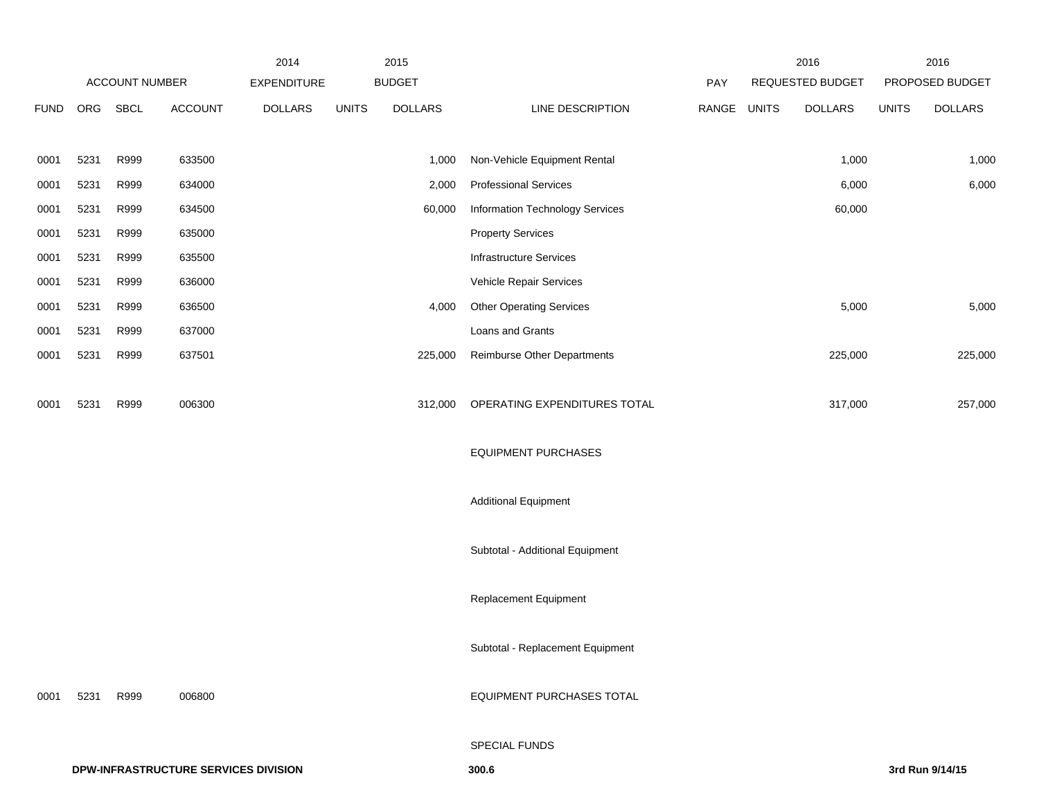| FUND | ORG | SBCL | ACCOUNT | 2014 EXPENDITURE DOLLARS | 2015 BUDGET UNITS | 2015 BUDGET DOLLARS | LINE DESCRIPTION | PAY RANGE | 2016 REQUESTED BUDGET UNITS | 2016 REQUESTED BUDGET DOLLARS | 2016 PROPOSED BUDGET UNITS | 2016 PROPOSED BUDGET DOLLARS |
|---|---|---|---|---|---|---|---|---|---|---|---|---|
| 0001 | 5231 | R999 | 633500 | | | 1,000 | Non-Vehicle Equipment Rental | | | 1,000 | | 1,000 |
| 0001 | 5231 | R999 | 634000 | | | 2,000 | Professional Services | | | 6,000 | | 6,000 |
| 0001 | 5231 | R999 | 634500 | | | 60,000 | Information Technology Services | | | 60,000 | | |
| 0001 | 5231 | R999 | 635000 | | | | Property Services | | | | | |
| 0001 | 5231 | R999 | 635500 | | | | Infrastructure Services | | | | | |
| 0001 | 5231 | R999 | 636000 | | | | Vehicle Repair Services | | | | | |
| 0001 | 5231 | R999 | 636500 | | | 4,000 | Other Operating Services | | | 5,000 | | 5,000 |
| 0001 | 5231 | R999 | 637000 | | | | Loans and Grants | | | | | |
| 0001 | 5231 | R999 | 637501 | | | 225,000 | Reimburse Other Departments | | | 225,000 | | 225,000 |
| 0001 | 5231 | R999 | 006300 | | | 312,000 | OPERATING EXPENDITURES TOTAL | | | 317,000 | | 257,000 |
| | | | | | | | EQUIPMENT PURCHASES | | | | | |
| | | | | | | | Additional Equipment | | | | | |
| | | | | | | | Subtotal - Additional Equipment | | | | | |
| | | | | | | | Replacement Equipment | | | | | |
| | | | | | | | Subtotal - Replacement Equipment | | | | | |
| 0001 | 5231 | R999 | 006800 | | | | EQUIPMENT PURCHASES TOTAL | | | | | |
| | | | | | | | SPECIAL FUNDS | | | | | |

**DPW-INFRASTRUCTURE SERVICES DIVISION** **300.6** **3rd Run 9/14/15**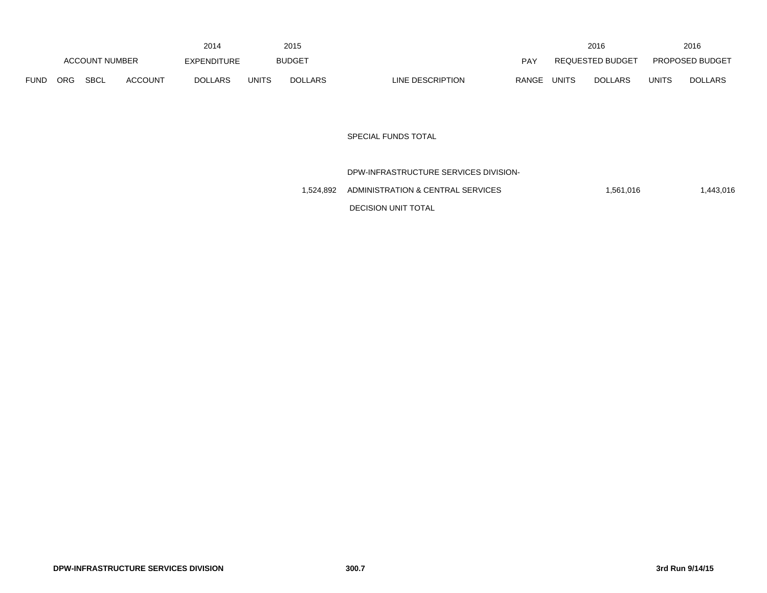| FUND | ORG | SBCL | ACCOUNT | 2014 EXPENDITURE DOLLARS | 2015 BUDGET UNITS | 2015 BUDGET DOLLARS | LINE DESCRIPTION | PAY RANGE | 2016 REQUESTED BUDGET UNITS | 2016 REQUESTED BUDGET DOLLARS | 2016 PROPOSED BUDGET UNITS | 2016 PROPOSED BUDGET DOLLARS |
|---|---|---|---|---|---|---|---|---|---|---|---|---|
| | | | | | | | SPECIAL FUNDS TOTAL | | | | | |
| | | | | | | 1,524,892 | DPW-INFRASTRUCTURE SERVICES DIVISION-ADMINISTRATION & CENTRAL SERVICES DECISION UNIT TOTAL | | | 1,561,016 | | 1,443,016 |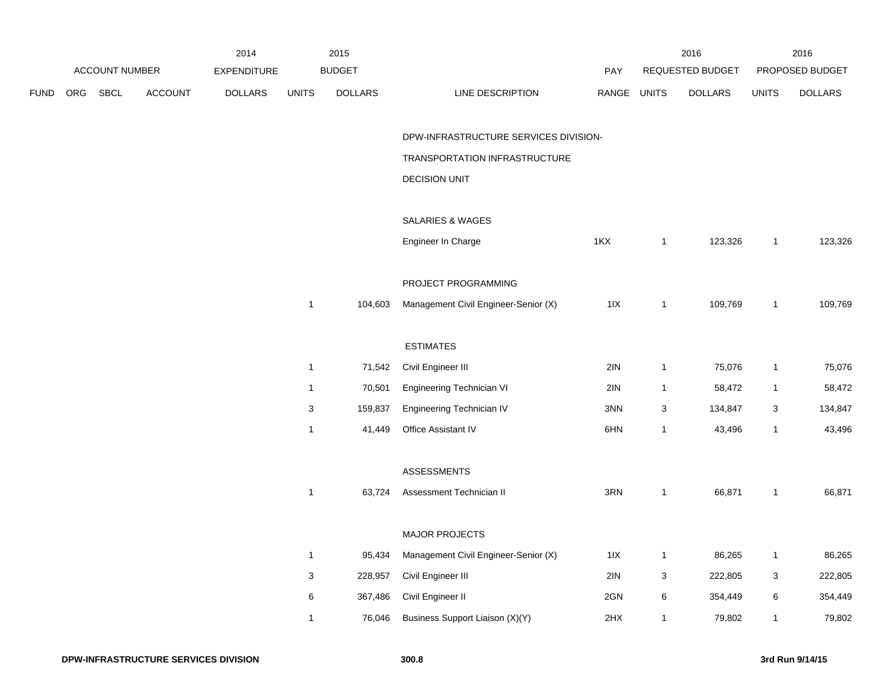| ACCOUNT NUMBER | | | | 2014 EXPENDITURE | 2015 BUDGET | | | PAY | 2016 REQUESTED BUDGET | | 2016 PROPOSED BUDGET | |
|---|---|---|---|---|---|---|---|---|---|---|---|---|
| FUND | ORG | SBCL | ACCOUNT | DOLLARS | UNITS | DOLLARS | LINE DESCRIPTION | RANGE | UNITS | DOLLARS | UNITS | DOLLARS |
| | | | | | | | DPW-INFRASTRUCTURE SERVICES DIVISION- | | | | | |
| | | | | | | | TRANSPORTATION INFRASTRUCTURE | | | | | |
| | | | | | | | DECISION UNIT | | | | | |
| | | | | | | | SALARIES & WAGES | | | | | |
| | | | | | | | Engineer In Charge | 1KX | 1 | 123,326 | 1 | 123,326 |
| | | | | | | | PROJECT PROGRAMMING | | | | | |
| | | | | | 1 | 104,603 | Management Civil Engineer-Senior (X) | 1IX | 1 | 109,769 | 1 | 109,769 |
| | | | | | | | ESTIMATES | | | | | |
| | | | | | 1 | 71,542 | Civil Engineer III | 2IN | 1 | 75,076 | 1 | 75,076 |
| | | | | | 1 | 70,501 | Engineering Technician VI | 2IN | 1 | 58,472 | 1 | 58,472 |
| | | | | | 3 | 159,837 | Engineering Technician IV | 3NN | 3 | 134,847 | 3 | 134,847 |
| | | | | | 1 | 41,449 | Office Assistant IV | 6HN | 1 | 43,496 | 1 | 43,496 |
| | | | | | | | ASSESSMENTS | | | | | |
| | | | | | 1 | 63,724 | Assessment Technician II | 3RN | 1 | 66,871 | 1 | 66,871 |
| | | | | | | | MAJOR PROJECTS | | | | | |
| | | | | | 1 | 95,434 | Management Civil Engineer-Senior (X) | 1IX | 1 | 86,265 | 1 | 86,265 |
| | | | | | 3 | 228,957 | Civil Engineer III | 2IN | 3 | 222,805 | 3 | 222,805 |
| | | | | | 6 | 367,486 | Civil Engineer II | 2GN | 6 | 354,449 | 6 | 354,449 |
| | | | | | 1 | 76,046 | Business Support Liaison (X)(Y) | 2HX | 1 | 79,802 | 1 | 79,802 |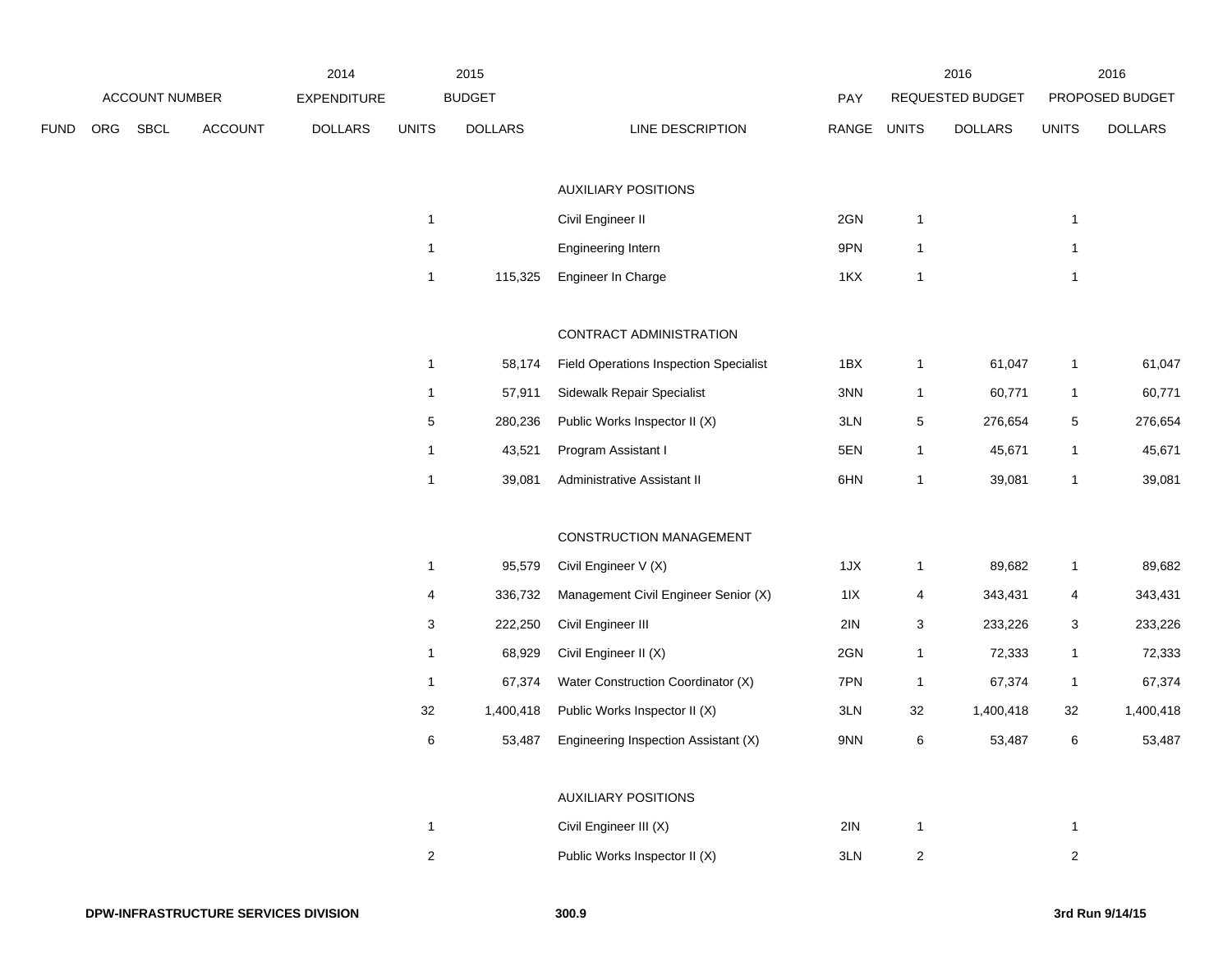| ACCOUNT NUMBER | | | | 2014 EXPENDITURE | 2015 BUDGET | | | PAY | 2016 REQUESTED BUDGET | | 2016 PROPOSED BUDGET | |
|---|---|---|---|---|---|---|---|---|---|---|---|---|
| FUND | ORG | SBCL | ACCOUNT | DOLLARS | UNITS | DOLLARS | LINE DESCRIPTION | RANGE | UNITS | DOLLARS | UNITS | DOLLARS |
| | | | | | | | AUXILIARY POSITIONS | | | | | |
| | | | | | 1 | | Civil Engineer II | 2GN | 1 | | 1 | |
| | | | | | 1 | | Engineering Intern | 9PN | 1 | | 1 | |
| | | | | | 1 | 115,325 | Engineer In Charge | 1KX | 1 | | 1 | |
| | | | | | | | CONTRACT ADMINISTRATION | | | | | |
| | | | | | 1 | 58,174 | Field Operations Inspection Specialist | 1BX | 1 | 61,047 | 1 | 61,047 |
| | | | | | 1 | 57,911 | Sidewalk Repair Specialist | 3NN | 1 | 60,771 | 1 | 60,771 |
| | | | | | 5 | 280,236 | Public Works Inspector II (X) | 3LN | 5 | 276,654 | 5 | 276,654 |
| | | | | | 1 | 43,521 | Program Assistant I | 5EN | 1 | 45,671 | 1 | 45,671 |
| | | | | | 1 | 39,081 | Administrative Assistant II | 6HN | 1 | 39,081 | 1 | 39,081 |
| | | | | | | | CONSTRUCTION MANAGEMENT | | | | | |
| | | | | | 1 | 95,579 | Civil Engineer V (X) | 1JX | 1 | 89,682 | 1 | 89,682 |
| | | | | | 4 | 336,732 | Management Civil Engineer Senior (X) | 1IX | 4 | 343,431 | 4 | 343,431 |
| | | | | | 3 | 222,250 | Civil Engineer III | 2IN | 3 | 233,226 | 3 | 233,226 |
| | | | | | 1 | 68,929 | Civil Engineer II (X) | 2GN | 1 | 72,333 | 1 | 72,333 |
| | | | | | 1 | 67,374 | Water Construction Coordinator (X) | 7PN | 1 | 67,374 | 1 | 67,374 |
| | | | | | 32 | 1,400,418 | Public Works Inspector II (X) | 3LN | 32 | 1,400,418 | 32 | 1,400,418 |
| | | | | | 6 | 53,487 | Engineering Inspection Assistant (X) | 9NN | 6 | 53,487 | 6 | 53,487 |
| | | | | | | | AUXILIARY POSITIONS | | | | | |
| | | | | | 1 | | Civil Engineer III (X) | 2IN | 1 | | 1 | |
| | | | | | 2 | | Public Works Inspector II (X) | 3LN | 2 | | 2 | |

**DPW-INFRASTRUCTURE SERVICES DIVISION** **300.9** **3rd Run 9/14/15**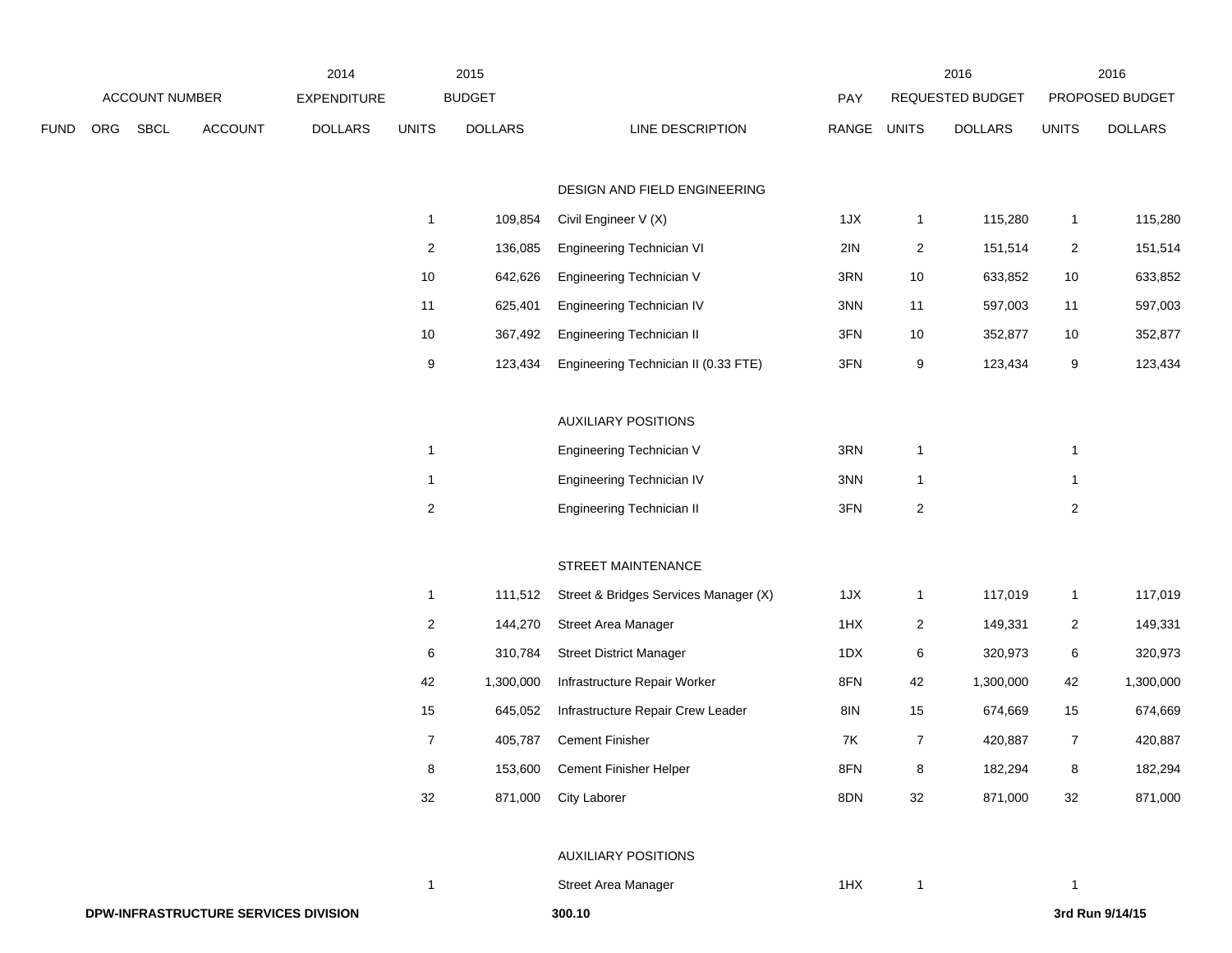| FUND | ORG | SBCL | ACCOUNT | 2014 EXPENDITURE DOLLARS | 2015 BUDGET UNITS | 2015 BUDGET DOLLARS | LINE DESCRIPTION | PAY RANGE | 2016 REQUESTED BUDGET UNITS | 2016 REQUESTED BUDGET DOLLARS | 2016 PROPOSED BUDGET UNITS | 2016 PROPOSED BUDGET DOLLARS |
|---|---|---|---|---|---|---|---|---|---|---|---|---|
| | | | | | | | DESIGN AND FIELD ENGINEERING | | | | | |
| | | | | | 1 | 109,854 | Civil Engineer V (X) | 1JX | 1 | 115,280 | 1 | 115,280 |
| | | | | | 2 | 136,085 | Engineering Technician VI | 2IN | 2 | 151,514 | 2 | 151,514 |
| | | | | | 10 | 642,626 | Engineering Technician V | 3RN | 10 | 633,852 | 10 | 633,852 |
| | | | | | 11 | 625,401 | Engineering Technician IV | 3NN | 11 | 597,003 | 11 | 597,003 |
| | | | | | 10 | 367,492 | Engineering Technician II | 3FN | 10 | 352,877 | 10 | 352,877 |
| | | | | | 9 | 123,434 | Engineering Technician II (0.33 FTE) | 3FN | 9 | 123,434 | 9 | 123,434 |
| | | | | | | | AUXILIARY POSITIONS | | | | | |
| | | | | | 1 | | Engineering Technician V | 3RN | 1 | | 1 | |
| | | | | | 1 | | Engineering Technician IV | 3NN | 1 | | 1 | |
| | | | | | 2 | | Engineering Technician II | 3FN | 2 | | 2 | |
| | | | | | | | STREET MAINTENANCE | | | | | |
| | | | | | 1 | 111,512 | Street & Bridges Services Manager (X) | 1JX | 1 | 117,019 | 1 | 117,019 |
| | | | | | 2 | 144,270 | Street Area Manager | 1HX | 2 | 149,331 | 2 | 149,331 |
| | | | | | 6 | 310,784 | Street District Manager | 1DX | 6 | 320,973 | 6 | 320,973 |
| | | | | | 42 | 1,300,000 | Infrastructure Repair Worker | 8FN | 42 | 1,300,000 | 42 | 1,300,000 |
| | | | | | 15 | 645,052 | Infrastructure Repair Crew Leader | 8IN | 15 | 674,669 | 15 | 674,669 |
| | | | | | 7 | 405,787 | Cement Finisher | 7K | 7 | 420,887 | 7 | 420,887 |
| | | | | | 8 | 153,600 | Cement Finisher Helper | 8FN | 8 | 182,294 | 8 | 182,294 |
| | | | | | 32 | 871,000 | City Laborer | 8DN | 32 | 871,000 | 32 | 871,000 |
| | | | | | | | AUXILIARY POSITIONS | | | | | |
| | | | | | 1 | | Street Area Manager | 1HX | 1 | | 1 | |

**DPW-INFRASTRUCTURE SERVICES DIVISION** **300.10** **3rd Run 9/14/15**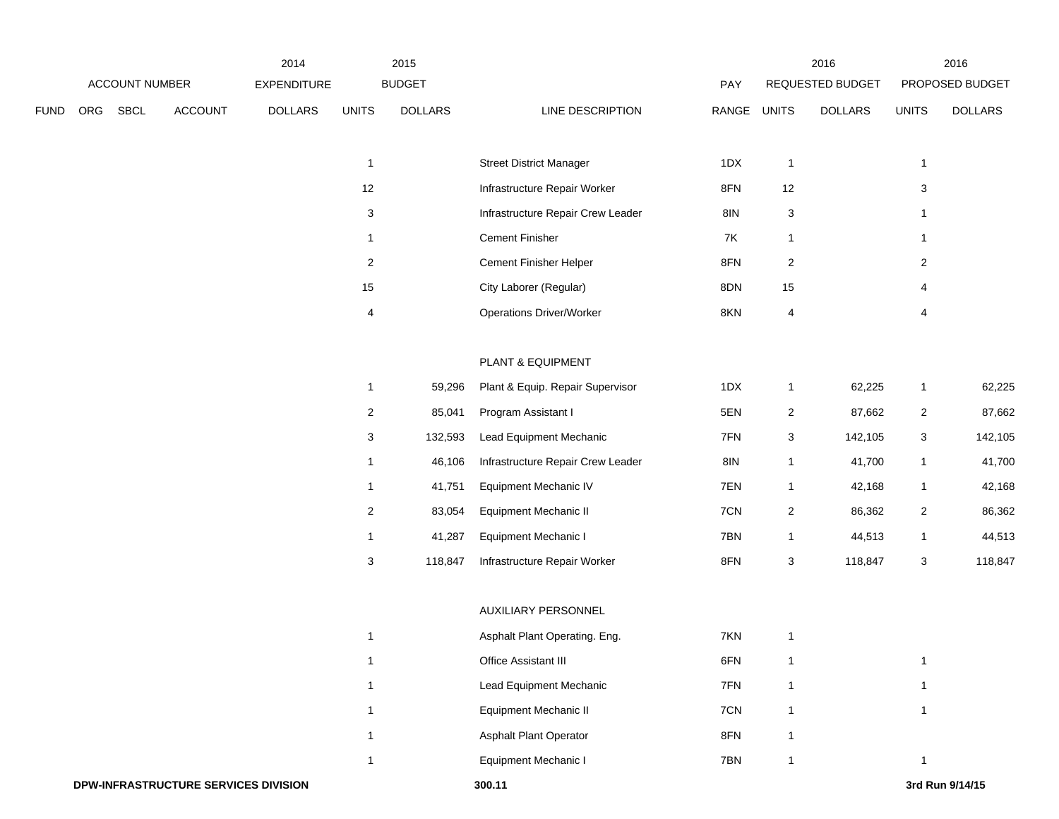| ACCOUNT NUMBER | | | | 2014 EXPENDITURE | 2015 BUDGET | | | PAY | 2016 REQUESTED BUDGET | | 2016 PROPOSED BUDGET | |
|---|---|---|---|---|---|---|---|---|---|---|---|---|
| FUND | ORG | SBCL | ACCOUNT | DOLLARS | UNITS | DOLLARS | LINE DESCRIPTION | RANGE | UNITS | DOLLARS | UNITS | DOLLARS |
| | | | | | 1 | | Street District Manager | 1DX | 1 | | 1 | |
| | | | | | 12 | | Infrastructure Repair Worker | 8FN | 12 | | 3 | |
| | | | | | 3 | | Infrastructure Repair Crew Leader | 8IN | 3 | | 1 | |
| | | | | | 1 | | Cement Finisher | 7K | 1 | | 1 | |
| | | | | | 2 | | Cement Finisher Helper | 8FN | 2 | | 2 | |
| | | | | | 15 | | City Laborer (Regular) | 8DN | 15 | | 4 | |
| | | | | | 4 | | Operations Driver/Worker | 8KN | 4 | | 4 | |
| | | | | | | | PLANT & EQUIPMENT | | | | | |
| | | | | | 1 | 59,296 | Plant & Equip. Repair Supervisor | 1DX | 1 | 62,225 | 1 | 62,225 |
| | | | | | 2 | 85,041 | Program Assistant I | 5EN | 2 | 87,662 | 2 | 87,662 |
| | | | | | 3 | 132,593 | Lead Equipment Mechanic | 7FN | 3 | 142,105 | 3 | 142,105 |
| | | | | | 1 | 46,106 | Infrastructure Repair Crew Leader | 8IN | 1 | 41,700 | 1 | 41,700 |
| | | | | | 1 | 41,751 | Equipment Mechanic IV | 7EN | 1 | 42,168 | 1 | 42,168 |
| | | | | | 2 | 83,054 | Equipment Mechanic II | 7CN | 2 | 86,362 | 2 | 86,362 |
| | | | | | 1 | 41,287 | Equipment Mechanic I | 7BN | 1 | 44,513 | 1 | 44,513 |
| | | | | | 3 | 118,847 | Infrastructure Repair Worker | 8FN | 3 | 118,847 | 3 | 118,847 |
| | | | | | | | AUXILIARY PERSONNEL | | | | | |
| | | | | | 1 | | Asphalt Plant Operating. Eng. | 7KN | 1 | | | |
| | | | | | 1 | | Office Assistant III | 6FN | 1 | | 1 | |
| | | | | | 1 | | Lead Equipment Mechanic | 7FN | 1 | | 1 | |
| | | | | | 1 | | Equipment Mechanic II | 7CN | 1 | | 1 | |
| | | | | | 1 | | Asphalt Plant Operator | 8FN | 1 | | | |
| | | | | | 1 | | Equipment Mechanic I | 7BN | 1 | | 1 | |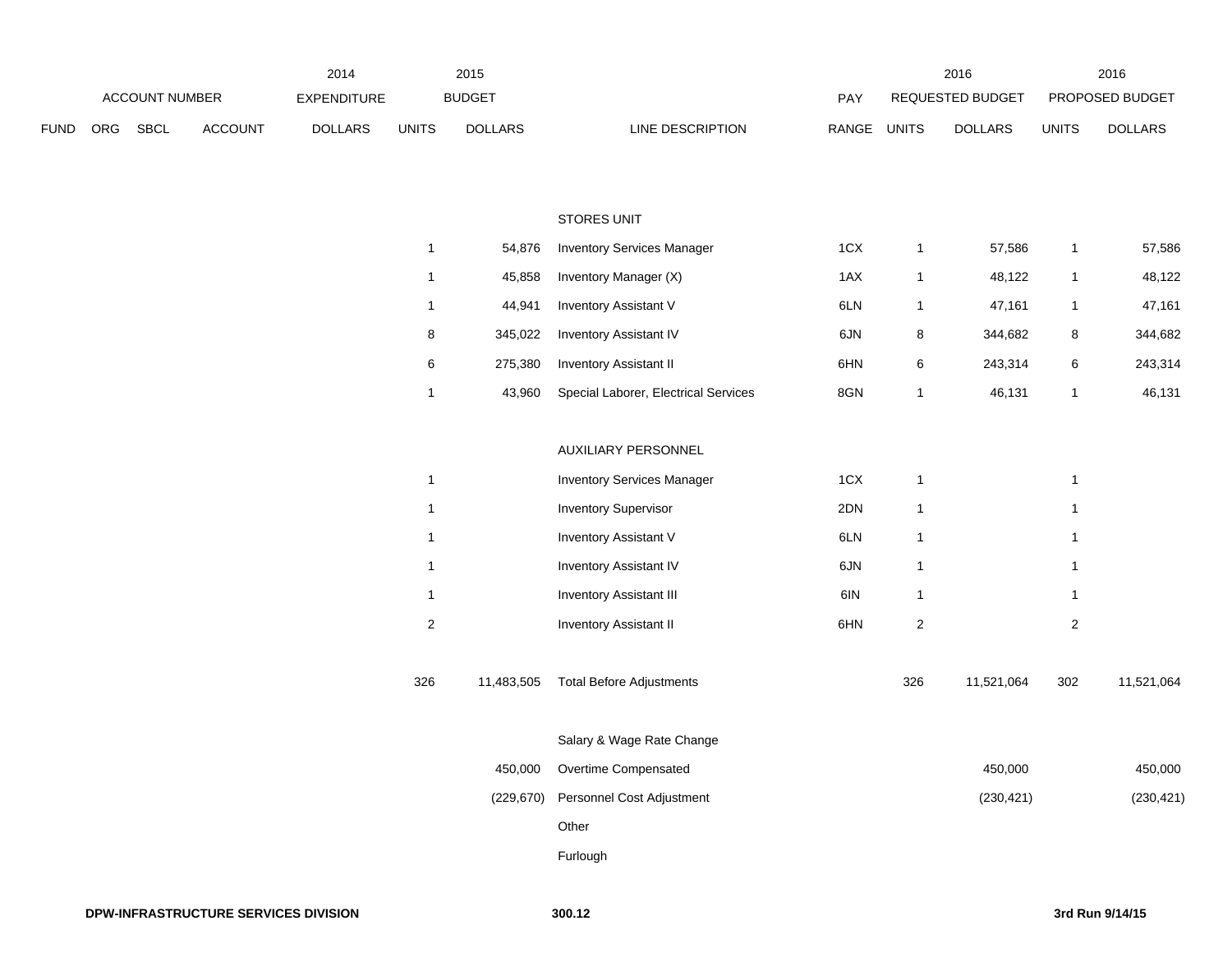| FUND | ORG | SBCL | ACCOUNT | 2014 EXPENDITURE DOLLARS | 2015 BUDGET UNITS | 2015 BUDGET DOLLARS | LINE DESCRIPTION | PAY RANGE | 2016 REQUESTED BUDGET UNITS | 2016 REQUESTED BUDGET DOLLARS | 2016 PROPOSED BUDGET UNITS | 2016 PROPOSED BUDGET DOLLARS |
|---|---|---|---|---|---|---|---|---|---|---|---|---|
| | | | | | | | STORES UNIT | | | | | |
| | | | | | 1 | 54,876 | Inventory Services Manager | 1CX | 1 | 57,586 | 1 | 57,586 |
| | | | | | 1 | 45,858 | Inventory Manager (X) | 1AX | 1 | 48,122 | 1 | 48,122 |
| | | | | | 1 | 44,941 | Inventory Assistant V | 6LN | 1 | 47,161 | 1 | 47,161 |
| | | | | | 8 | 345,022 | Inventory Assistant IV | 6JN | 8 | 344,682 | 8 | 344,682 |
| | | | | | 6 | 275,380 | Inventory Assistant II | 6HN | 6 | 243,314 | 6 | 243,314 |
| | | | | | 1 | 43,960 | Special Laborer, Electrical Services | 8GN | 1 | 46,131 | 1 | 46,131 |
| | | | | | | | AUXILIARY PERSONNEL | | | | | |
| | | | | | 1 | | Inventory Services Manager | 1CX | 1 | | 1 | |
| | | | | | 1 | | Inventory Supervisor | 2DN | 1 | | 1 | |
| | | | | | 1 | | Inventory Assistant V | 6LN | 1 | | 1 | |
| | | | | | 1 | | Inventory Assistant IV | 6JN | 1 | | 1 | |
| | | | | | 1 | | Inventory Assistant III | 6IN | 1 | | 1 | |
| | | | | | 2 | | Inventory Assistant II | 6HN | 2 | | 2 | |
| | | | | | 326 | 11,483,505 | Total Before Adjustments | | 326 | 11,521,064 | 302 | 11,521,064 |
| | | | | | | | Salary & Wage Rate Change | | | | | |
| | | | | | | 450,000 | Overtime Compensated | | | 450,000 | | 450,000 |
| | | | | | | (229,670) | Personnel Cost Adjustment | | | (230,421) | | (230,421) |
| | | | | | | | Other | | | | | |
| | | | | | | | Furlough | | | | | |

**DPW-INFRASTRUCTURE SERVICES DIVISION** **300.12** **3rd Run 9/14/15**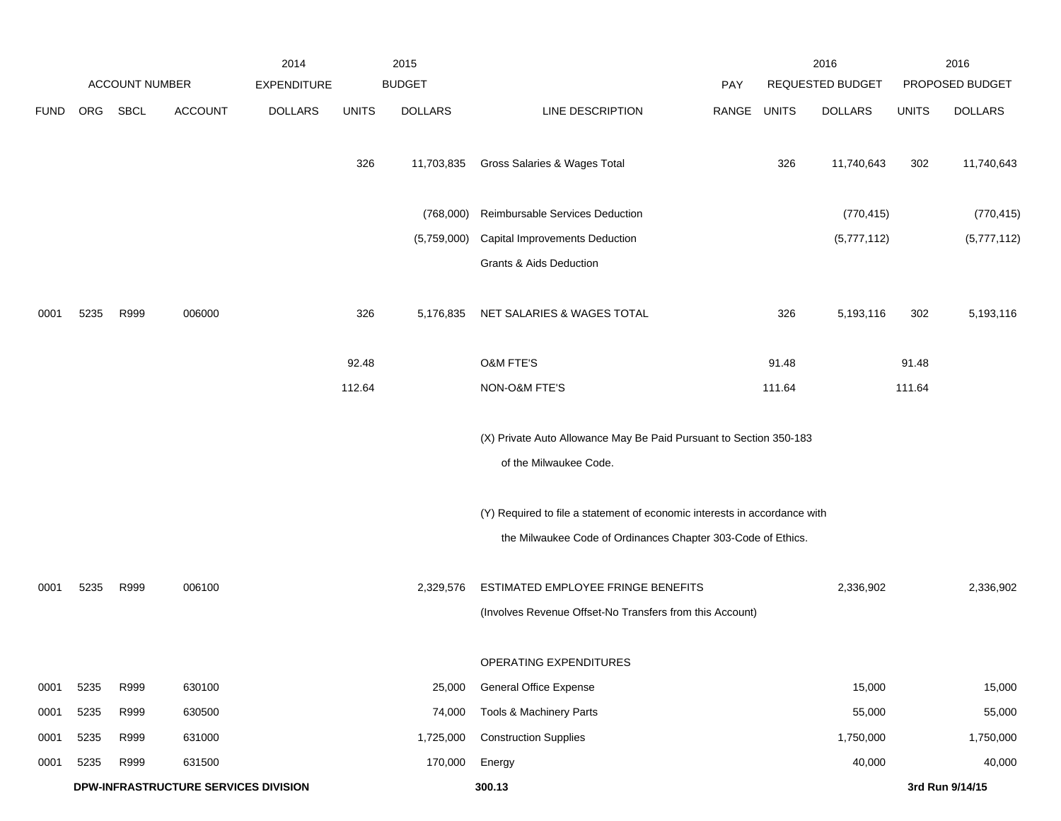| | | | | 2014 | 2015 | | | | 2016 | | 2016 | |
|---|---|---|---|---|---|---|---|---|---|---|---|---|
| ACCOUNT NUMBER | | | | EXPENDITURE | BUDGET | | | PAY | REQUESTED BUDGET | | PROPOSED BUDGET | |
| FUND | ORG | SBCL | ACCOUNT | DOLLARS | UNITS | DOLLARS | LINE DESCRIPTION | RANGE | UNITS | DOLLARS | UNITS | DOLLARS |
| | | | | | 326 | 11,703,835 | Gross Salaries & Wages Total | | 326 | 11,740,643 | 302 | 11,740,643 |
| | | | | | | (768,000) | Reimbursable Services Deduction | | | (770,415) | | (770,415) |
| | | | | | | (5,759,000) | Capital Improvements Deduction | | | (5,777,112) | | (5,777,112) |
| | | | | | | | Grants & Aids Deduction | | | | | |
| 0001 | 5235 | R999 | 006000 | | 326 | 5,176,835 | NET SALARIES & WAGES TOTAL | | 326 | 5,193,116 | 302 | 5,193,116 |
| | | | | | 92.48 | | O&M FTE'S | | 91.48 | | 91.48 | |
| | | | | | 112.64 | | NON-O&M FTE'S | | 111.64 | | 111.64 | |
| | | | | | | | (X) Private Auto Allowance May Be Paid Pursuant to Section 350-183 of the Milwaukee Code. | | | | | |
| | | | | | | | (Y) Required to file a statement of economic interests in accordance with the Milwaukee Code of Ordinances Chapter 303-Code of Ethics. | | | | | |
| 0001 | 5235 | R999 | 006100 | | | 2,329,576 | ESTIMATED EMPLOYEE FRINGE BENEFITS (Involves Revenue Offset-No Transfers from this Account) | | | 2,336,902 | | 2,336,902 |
| | | | | | | | OPERATING EXPENDITURES | | | | | |
| 0001 | 5235 | R999 | 630100 | | | 25,000 | General Office Expense | | | 15,000 | | 15,000 |
| 0001 | 5235 | R999 | 630500 | | | 74,000 | Tools & Machinery Parts | | | 55,000 | | 55,000 |
| 0001 | 5235 | R999 | 631000 | | | 1,725,000 | Construction Supplies | | | 1,750,000 | | 1,750,000 |
| 0001 | 5235 | R999 | 631500 | | | 170,000 | Energy | | | 40,000 | | 40,000 |

**DPW-INFRASTRUCTURE SERVICES DIVISION** **300.13** **3rd Run 9/14/15**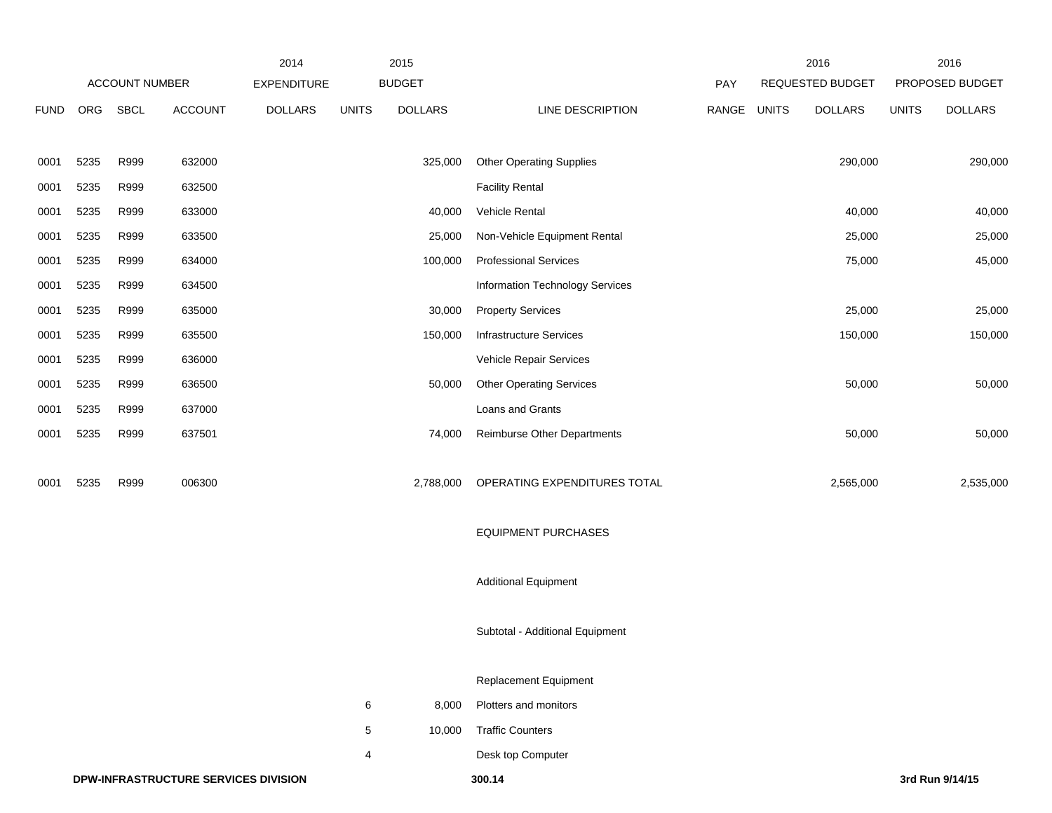| FUND | ORG | SBCL | ACCOUNT | 2014 EXPENDITURE DOLLARS | 2015 BUDGET UNITS | 2015 BUDGET DOLLARS | LINE DESCRIPTION | PAY RANGE | 2016 REQUESTED BUDGET UNITS | 2016 REQUESTED BUDGET DOLLARS | 2016 PROPOSED BUDGET UNITS | 2016 PROPOSED BUDGET DOLLARS |
|---|---|---|---|---|---|---|---|---|---|---|---|---|
| 0001 | 5235 | R999 | 632000 | | | 325,000 | Other Operating Supplies | | | 290,000 | | 290,000 |
| 0001 | 5235 | R999 | 632500 | | | | Facility Rental | | | | | |
| 0001 | 5235 | R999 | 633000 | | | 40,000 | Vehicle Rental | | | 40,000 | | 40,000 |
| 0001 | 5235 | R999 | 633500 | | | 25,000 | Non-Vehicle Equipment Rental | | | 25,000 | | 25,000 |
| 0001 | 5235 | R999 | 634000 | | | 100,000 | Professional Services | | | 75,000 | | 45,000 |
| 0001 | 5235 | R999 | 634500 | | | | Information Technology Services | | | | | |
| 0001 | 5235 | R999 | 635000 | | | 30,000 | Property Services | | | 25,000 | | 25,000 |
| 0001 | 5235 | R999 | 635500 | | | 150,000 | Infrastructure Services | | | 150,000 | | 150,000 |
| 0001 | 5235 | R999 | 636000 | | | | Vehicle Repair Services | | | | | |
| 0001 | 5235 | R999 | 636500 | | | 50,000 | Other Operating Services | | | 50,000 | | 50,000 |
| 0001 | 5235 | R999 | 637000 | | | | Loans and Grants | | | | | |
| 0001 | 5235 | R999 | 637501 | | | 74,000 | Reimburse Other Departments | | | 50,000 | | 50,000 |
| 0001 | 5235 | R999 | 006300 | | | 2,788,000 | OPERATING EXPENDITURES TOTAL | | | 2,565,000 | | 2,535,000 |
| | | | | | | | EQUIPMENT PURCHASES | | | | | |
| | | | | | | | Additional Equipment | | | | | |
| | | | | | | | Subtotal - Additional Equipment | | | | | |
| | | | | | | | Replacement Equipment | | | | | |
| | | | | | 6 | 8,000 | Plotters and monitors | | | | | |
| | | | | | 5 | 10,000 | Traffic Counters | | | | | |
| | | | | | 4 | | Desk top Computer | | | | | |

DPW-INFRASTRUCTURE SERVICES DIVISION 300.14 3rd Run 9/14/15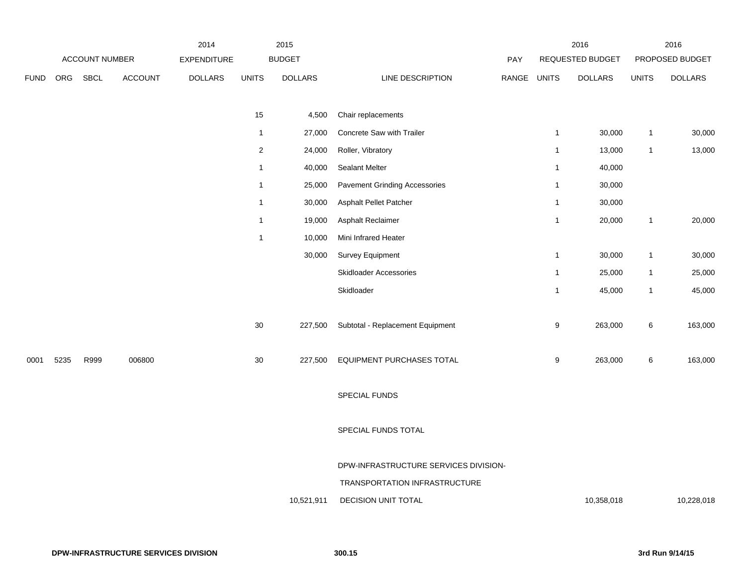| FUND | ORG | SBCL | ACCOUNT | 2014 EXPENDITURE DOLLARS | 2015 BUDGET UNITS | 2015 BUDGET DOLLARS | LINE DESCRIPTION | PAY RANGE | 2016 REQUESTED BUDGET UNITS | 2016 REQUESTED BUDGET DOLLARS | 2016 PROPOSED BUDGET UNITS | 2016 PROPOSED BUDGET DOLLARS |
|---|---|---|---|---|---|---|---|---|---|---|---|---|
| | | | | | 15 | 4,500 | Chair replacements | | | | | |
| | | | | | 1 | 27,000 | Concrete Saw with Trailer | | 1 | 30,000 | 1 | 30,000 |
| | | | | | 2 | 24,000 | Roller, Vibratory | | 1 | 13,000 | 1 | 13,000 |
| | | | | | 1 | 40,000 | Sealant Melter | | 1 | 40,000 | | |
| | | | | | 1 | 25,000 | Pavement Grinding Accessories | | 1 | 30,000 | | |
| | | | | | 1 | 30,000 | Asphalt Pellet Patcher | | 1 | 30,000 | | |
| | | | | | 1 | 19,000 | Asphalt Reclaimer | | 1 | 20,000 | 1 | 20,000 |
| | | | | | 1 | 10,000 | Mini Infrared Heater | | | | | |
| | | | | | | 30,000 | Survey Equipment | | 1 | 30,000 | 1 | 30,000 |
| | | | | | | | Skidloader Accessories | | 1 | 25,000 | 1 | 25,000 |
| | | | | | | | Skidloader | | 1 | 45,000 | 1 | 45,000 |
| | | | | | 30 | 227,500 | Subtotal - Replacement Equipment | | 9 | 263,000 | 6 | 163,000 |
| 0001 | 5235 | R999 | 006800 | | 30 | 227,500 | EQUIPMENT PURCHASES TOTAL | | 9 | 263,000 | 6 | 163,000 |
| | | | | | | | SPECIAL FUNDS | | | | | |
| | | | | | | | SPECIAL FUNDS TOTAL | | | | | |
| | | | | | | 10,521,911 | DPW-INFRASTRUCTURE SERVICES DIVISION- TRANSPORTATION INFRASTRUCTURE DECISION UNIT TOTAL | | | 10,358,018 | | 10,228,018 |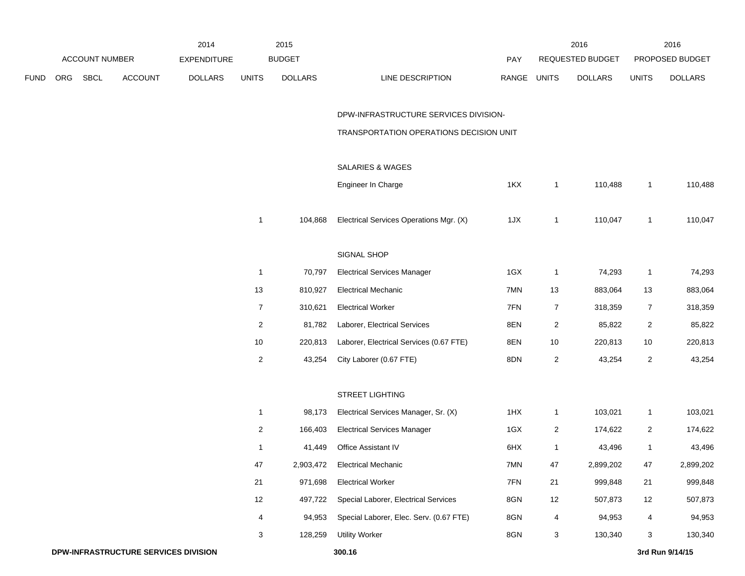| FUND | ORG | SBCL | ACCOUNT | 2014 EXPENDITURE DOLLARS | 2015 BUDGET UNITS | 2015 BUDGET DOLLARS | LINE DESCRIPTION | PAY RANGE | 2016 REQUESTED BUDGET UNITS | 2016 REQUESTED BUDGET DOLLARS | 2016 PROPOSED BUDGET UNITS | 2016 PROPOSED BUDGET DOLLARS |
|---|---|---|---|---|---|---|---|---|---|---|---|---|
| | | | | | | | DPW-INFRASTRUCTURE SERVICES DIVISION- | | | | | |
| | | | | | | | TRANSPORTATION OPERATIONS DECISION UNIT | | | | | |
| | | | | | | | SALARIES & WAGES | | | | | |
| | | | | | | | Engineer In Charge | 1KX | 1 | 110,488 | 1 | 110,488 |
| | | | | | 1 | 104,868 | Electrical Services Operations Mgr. (X) | 1JX | 1 | 110,047 | 1 | 110,047 |
| | | | | | | | SIGNAL SHOP | | | | | |
| | | | | | 1 | 70,797 | Electrical Services Manager | 1GX | 1 | 74,293 | 1 | 74,293 |
| | | | | | 13 | 810,927 | Electrical Mechanic | 7MN | 13 | 883,064 | 13 | 883,064 |
| | | | | | 7 | 310,621 | Electrical Worker | 7FN | 7 | 318,359 | 7 | 318,359 |
| | | | | | 2 | 81,782 | Laborer, Electrical Services | 8EN | 2 | 85,822 | 2 | 85,822 |
| | | | | | 10 | 220,813 | Laborer, Electrical Services (0.67 FTE) | 8EN | 10 | 220,813 | 10 | 220,813 |
| | | | | | 2 | 43,254 | City Laborer (0.67 FTE) | 8DN | 2 | 43,254 | 2 | 43,254 |
| | | | | | | | STREET LIGHTING | | | | | |
| | | | | | 1 | 98,173 | Electrical Services Manager, Sr. (X) | 1HX | 1 | 103,021 | 1 | 103,021 |
| | | | | | 2 | 166,403 | Electrical Services Manager | 1GX | 2 | 174,622 | 2 | 174,622 |
| | | | | | 1 | 41,449 | Office Assistant IV | 6HX | 1 | 43,496 | 1 | 43,496 |
| | | | | | 47 | 2,903,472 | Electrical Mechanic | 7MN | 47 | 2,899,202 | 47 | 2,899,202 |
| | | | | | 21 | 971,698 | Electrical Worker | 7FN | 21 | 999,848 | 21 | 999,848 |
| | | | | | 12 | 497,722 | Special Laborer, Electrical Services | 8GN | 12 | 507,873 | 12 | 507,873 |
| | | | | | 4 | 94,953 | Special Laborer, Elec. Serv. (0.67 FTE) | 8GN | 4 | 94,953 | 4 | 94,953 |
| | | | | | 3 | 128,259 | Utility Worker | 8GN | 3 | 130,340 | 3 | 130,340 |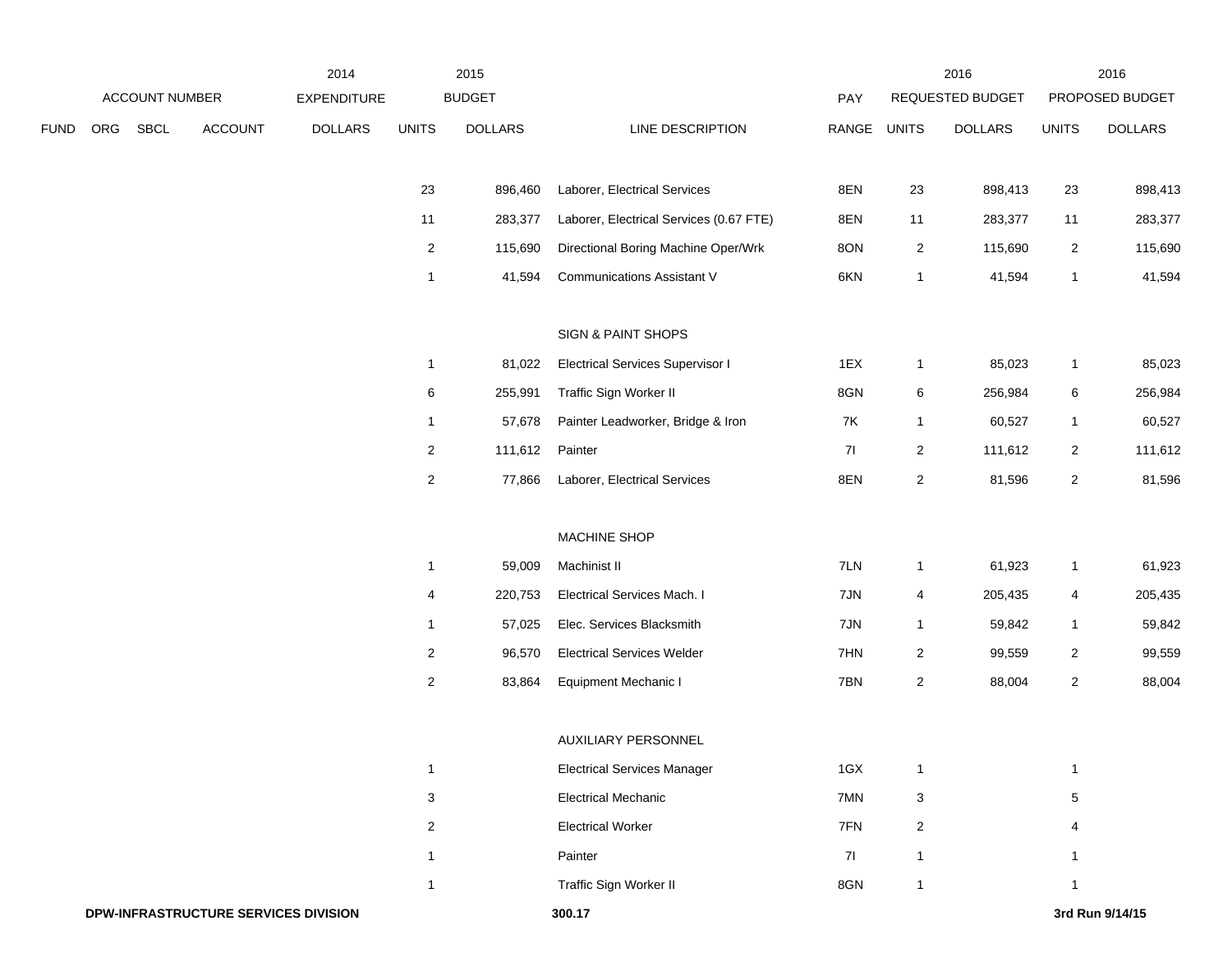| ACCOUNT NUMBER | | | | 2014 EXPENDITURE | 2015 BUDGET | | | PAY | 2016 REQUESTED BUDGET | | 2016 PROPOSED BUDGET | |
|---|---|---|---|---|---|---|---|---|---|---|---|---|
| FUND | ORG | SBCL | ACCOUNT | DOLLARS | UNITS | DOLLARS | LINE DESCRIPTION | RANGE | UNITS | DOLLARS | UNITS | DOLLARS |
| | | | | | 23 | 896,460 | Laborer, Electrical Services | 8EN | 23 | 898,413 | 23 | 898,413 |
| | | | | | 11 | 283,377 | Laborer, Electrical Services (0.67 FTE) | 8EN | 11 | 283,377 | 11 | 283,377 |
| | | | | | 2 | 115,690 | Directional Boring Machine Oper/Wrk | 8ON | 2 | 115,690 | 2 | 115,690 |
| | | | | | 1 | 41,594 | Communications Assistant V | 6KN | 1 | 41,594 | 1 | 41,594 |
| | | | | | | | SIGN & PAINT SHOPS | | | | | |
| | | | | | 1 | 81,022 | Electrical Services Supervisor I | 1EX | 1 | 85,023 | 1 | 85,023 |
| | | | | | 6 | 255,991 | Traffic Sign Worker II | 8GN | 6 | 256,984 | 6 | 256,984 |
| | | | | | 1 | 57,678 | Painter Leadworker, Bridge & Iron | 7K | 1 | 60,527 | 1 | 60,527 |
| | | | | | 2 | 111,612 | Painter | 7I | 2 | 111,612 | 2 | 111,612 |
| | | | | | 2 | 77,866 | Laborer, Electrical Services | 8EN | 2 | 81,596 | 2 | 81,596 |
| | | | | | | | MACHINE SHOP | | | | | |
| | | | | | 1 | 59,009 | Machinist II | 7LN | 1 | 61,923 | 1 | 61,923 |
| | | | | | 4 | 220,753 | Electrical Services Mach. I | 7JN | 4 | 205,435 | 4 | 205,435 |
| | | | | | 1 | 57,025 | Elec. Services Blacksmith | 7JN | 1 | 59,842 | 1 | 59,842 |
| | | | | | 2 | 96,570 | Electrical Services Welder | 7HN | 2 | 99,559 | 2 | 99,559 |
| | | | | | 2 | 83,864 | Equipment Mechanic I | 7BN | 2 | 88,004 | 2 | 88,004 |
| | | | | | | | AUXILIARY PERSONNEL | | | | | |
| | | | | | 1 | | Electrical Services Manager | 1GX | 1 | | 1 | |
| | | | | | 3 | | Electrical Mechanic | 7MN | 3 | | 5 | |
| | | | | | 2 | | Electrical Worker | 7FN | 2 | | 4 | |
| | | | | | 1 | | Painter | 7I | 1 | | 1 | |
| | | | | | 1 | | Traffic Sign Worker II | 8GN | 1 | | 1 | |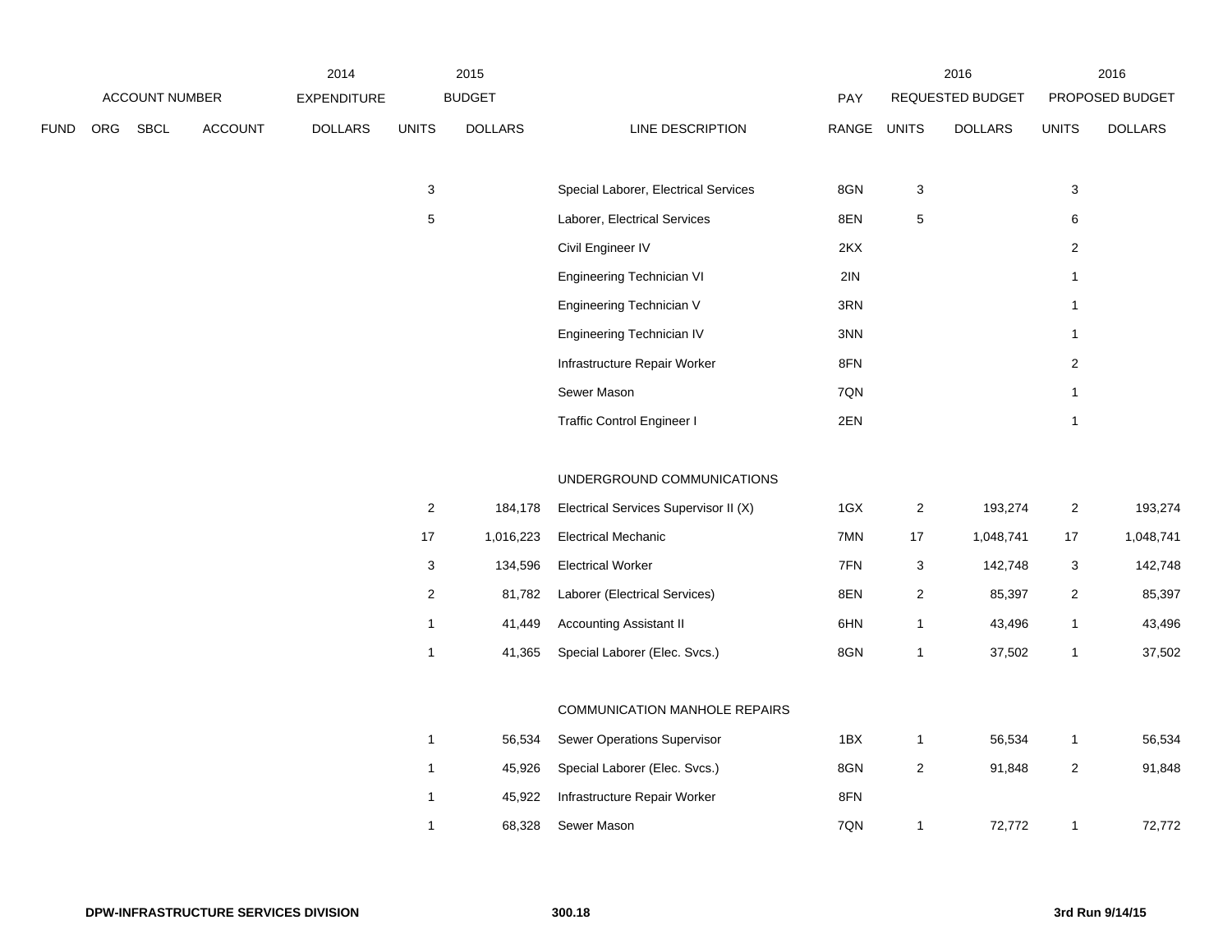| ACCOUNT NUMBER | | | | 2014 EXPENDITURE | 2015 BUDGET | | | PAY | 2016 REQUESTED BUDGET | | 2016 PROPOSED BUDGET | |
|---|---|---|---|---|---|---|---|---|---|---|---|---|
| FUND | ORG | SBCL | ACCOUNT | DOLLARS | UNITS | DOLLARS | LINE DESCRIPTION | RANGE | UNITS | DOLLARS | UNITS | DOLLARS |
| | | | | | 3 | | Special Laborer, Electrical Services | 8GN | 3 | | 3 | |
| | | | | | 5 | | Laborer, Electrical Services | 8EN | 5 | | 6 | |
| | | | | | | | Civil Engineer IV | 2KX | | | 2 | |
| | | | | | | | Engineering Technician VI | 2IN | | | 1 | |
| | | | | | | | Engineering Technician V | 3RN | | | 1 | |
| | | | | | | | Engineering Technician IV | 3NN | | | 1 | |
| | | | | | | | Infrastructure Repair Worker | 8FN | | | 2 | |
| | | | | | | | Sewer Mason | 7QN | | | 1 | |
| | | | | | | | Traffic Control Engineer I | 2EN | | | 1 | |
| | | | | | | | UNDERGROUND COMMUNICATIONS | | | | | |
| | | | | | 2 | 184,178 | Electrical Services Supervisor II (X) | 1GX | 2 | 193,274 | 2 | 193,274 |
| | | | | | 17 | 1,016,223 | Electrical Mechanic | 7MN | 17 | 1,048,741 | 17 | 1,048,741 |
| | | | | | 3 | 134,596 | Electrical Worker | 7FN | 3 | 142,748 | 3 | 142,748 |
| | | | | | 2 | 81,782 | Laborer (Electrical Services) | 8EN | 2 | 85,397 | 2 | 85,397 |
| | | | | | 1 | 41,449 | Accounting Assistant II | 6HN | 1 | 43,496 | 1 | 43,496 |
| | | | | | 1 | 41,365 | Special Laborer (Elec. Svcs.) | 8GN | 1 | 37,502 | 1 | 37,502 |
| | | | | | | | COMMUNICATION MANHOLE REPAIRS | | | | | |
| | | | | | 1 | 56,534 | Sewer Operations Supervisor | 1BX | 1 | 56,534 | 1 | 56,534 |
| | | | | | 1 | 45,926 | Special Laborer (Elec. Svcs.) | 8GN | 2 | 91,848 | 2 | 91,848 |
| | | | | | 1 | 45,922 | Infrastructure Repair Worker | 8FN | | | | |
| | | | | | 1 | 68,328 | Sewer Mason | 7QN | 1 | 72,772 | 1 | 72,772 |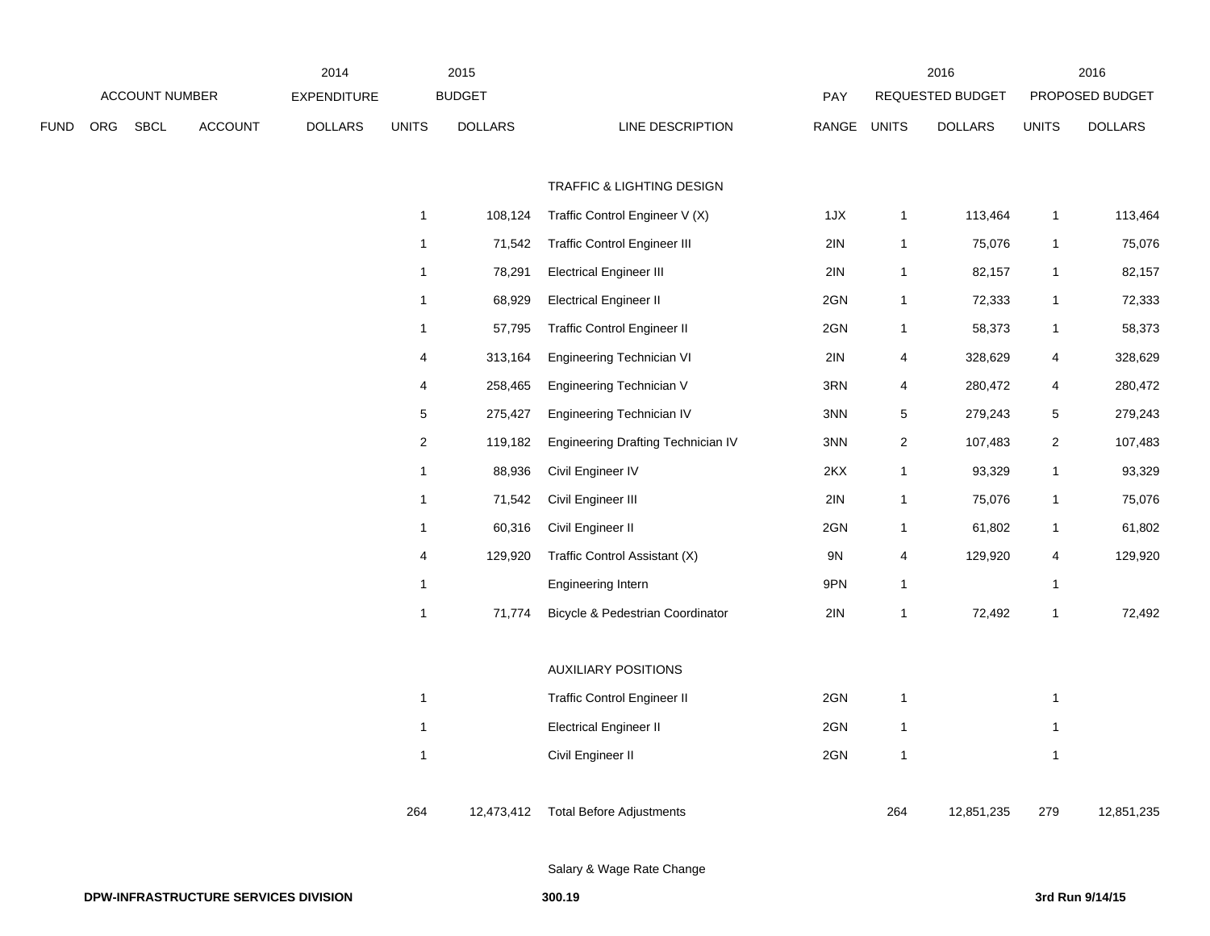| ACCOUNT NUMBER | | | | 2014 EXPENDITURE | 2015 BUDGET | | | PAY | 2016 REQUESTED BUDGET | | 2016 PROPOSED BUDGET | |
|---|---|---|---|---|---|---|---|---|---|---|---|---|
| FUND | ORG | SBCL | ACCOUNT | DOLLARS | UNITS | DOLLARS | LINE DESCRIPTION | RANGE | UNITS | DOLLARS | UNITS | DOLLARS |
| | | | | | | | TRAFFIC & LIGHTING DESIGN | | | | | |
| | | | | | 1 | 108,124 | Traffic Control Engineer V (X) | 1JX | 1 | 113,464 | 1 | 113,464 |
| | | | | | 1 | 71,542 | Traffic Control Engineer III | 2IN | 1 | 75,076 | 1 | 75,076 |
| | | | | | 1 | 78,291 | Electrical Engineer III | 2IN | 1 | 82,157 | 1 | 82,157 |
| | | | | | 1 | 68,929 | Electrical Engineer II | 2GN | 1 | 72,333 | 1 | 72,333 |
| | | | | | 1 | 57,795 | Traffic Control Engineer II | 2GN | 1 | 58,373 | 1 | 58,373 |
| | | | | | 4 | 313,164 | Engineering Technician VI | 2IN | 4 | 328,629 | 4 | 328,629 |
| | | | | | 4 | 258,465 | Engineering Technician V | 3RN | 4 | 280,472 | 4 | 280,472 |
| | | | | | 5 | 275,427 | Engineering Technician IV | 3NN | 5 | 279,243 | 5 | 279,243 |
| | | | | | 2 | 119,182 | Engineering Drafting Technician IV | 3NN | 2 | 107,483 | 2 | 107,483 |
| | | | | | 1 | 88,936 | Civil Engineer IV | 2KX | 1 | 93,329 | 1 | 93,329 |
| | | | | | 1 | 71,542 | Civil Engineer III | 2IN | 1 | 75,076 | 1 | 75,076 |
| | | | | | 1 | 60,316 | Civil Engineer II | 2GN | 1 | 61,802 | 1 | 61,802 |
| | | | | | 4 | 129,920 | Traffic Control Assistant (X) | 9N | 4 | 129,920 | 4 | 129,920 |
| | | | | | 1 | | Engineering Intern | 9PN | 1 | | 1 | |
| | | | | | 1 | 71,774 | Bicycle & Pedestrian Coordinator | 2IN | 1 | 72,492 | 1 | 72,492 |
| | | | | | | | AUXILIARY POSITIONS | | | | | |
| | | | | | 1 | | Traffic Control Engineer II | 2GN | 1 | | 1 | |
| | | | | | 1 | | Electrical Engineer II | 2GN | 1 | | 1 | |
| | | | | | 1 | | Civil Engineer II | 2GN | 1 | | 1 | |
| | | | | | 264 | 12,473,412 | Total Before Adjustments | | 264 | 12,851,235 | 279 | 12,851,235 |
| | | | | | | | Salary & Wage Rate Change | | | | | |

DPW-INFRASTRUCTURE SERVICES DIVISION 300.19 3rd Run 9/14/15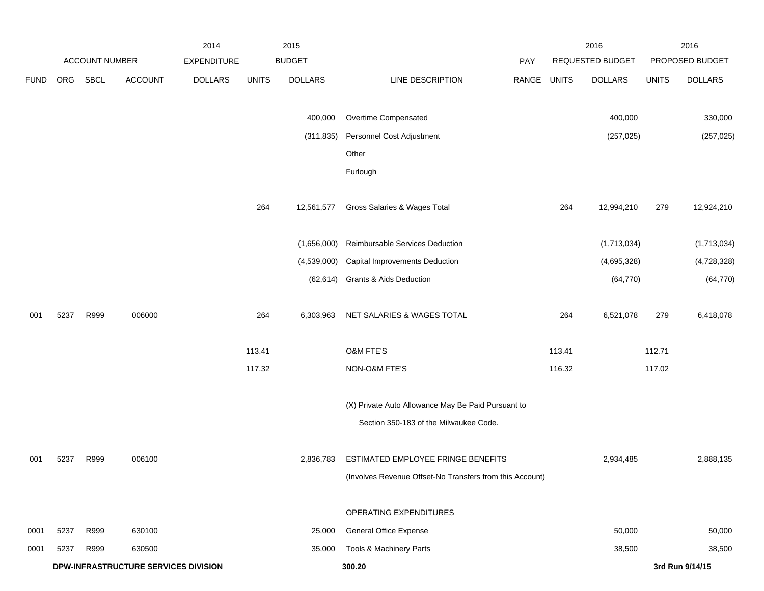| | ACCOUNT NUMBER | | | 2014 EXPENDITURE | 2015 BUDGET | | | PAY | 2016 REQUESTED BUDGET | | 2016 PROPOSED BUDGET | |
|---|---|---|---|---|---|---|---|---|---|---|---|---|
| FUND | ORG | SBCL | ACCOUNT | DOLLARS | UNITS | DOLLARS | LINE DESCRIPTION | RANGE | UNITS | DOLLARS | UNITS | DOLLARS |
| | | | | | | 400,000 | Overtime Compensated | | | 400,000 | | 330,000 |
| | | | | | | (311,835) | Personnel Cost Adjustment | | | (257,025) | | (257,025) |
| | | | | | | | Other | | | | | |
| | | | | | | | Furlough | | | | | |
| | | | | | 264 | 12,561,577 | Gross Salaries & Wages Total | | 264 | 12,994,210 | 279 | 12,924,210 |
| | | | | | | (1,656,000) | Reimbursable Services Deduction | | | (1,713,034) | | (1,713,034) |
| | | | | | | (4,539,000) | Capital Improvements Deduction | | | (4,695,328) | | (4,728,328) |
| | | | | | | (62,614) | Grants & Aids Deduction | | | (64,770) | | (64,770) |
| 001 | 5237 | R999 | 006000 | | 264 | 6,303,963 | NET SALARIES & WAGES TOTAL | | 264 | 6,521,078 | 279 | 6,418,078 |
| | | | | | 113.41 | | O&M FTE'S | | 113.41 | | 112.71 | |
| | | | | | 117.32 | | NON-O&M FTE'S | | 116.32 | | 117.02 | |
| | | | | | | | (X) Private Auto Allowance May Be Paid Pursuant to Section 350-183 of the Milwaukee Code. | | | | | |
| 001 | 5237 | R999 | 006100 | | | 2,836,783 | ESTIMATED EMPLOYEE FRINGE BENEFITS (Involves Revenue Offset-No Transfers from this Account) | | | 2,934,485 | | 2,888,135 |
| | | | | | | | OPERATING EXPENDITURES | | | | | |
| 0001 | 5237 | R999 | 630100 | | | 25,000 | General Office Expense | | | 50,000 | | 50,000 |
| 0001 | 5237 | R999 | 630500 | | | 35,000 | Tools & Machinery Parts | | | 38,500 | | 38,500 |

**DPW-INFRASTRUCTURE SERVICES DIVISION** **300.20** **3rd Run 9/14/15**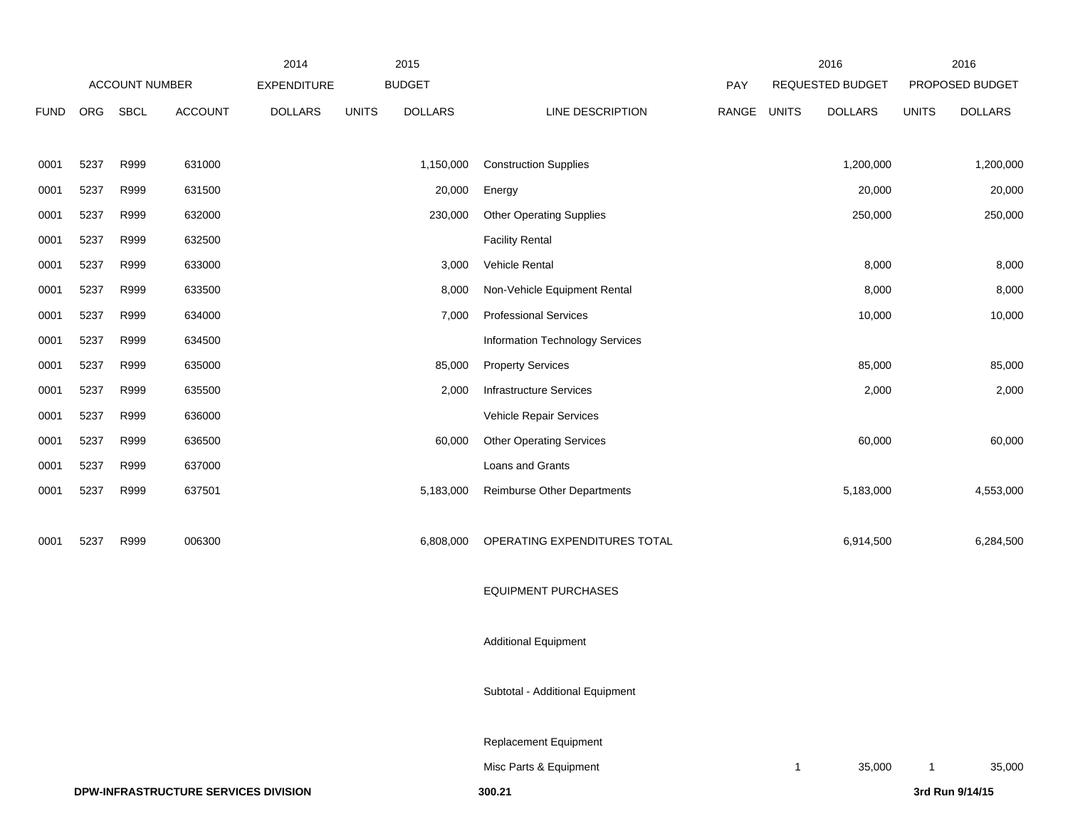| | | | | 2014 | 2015 | | | | 2016 | | 2016 | |
|---|---|---|---|---|---|---|---|---|---|---|---|---|
| ACCOUNT NUMBER | | | | EXPENDITURE | BUDGET | | | PAY | REQUESTED BUDGET | | PROPOSED BUDGET | |
| FUND | ORG | SBCL | ACCOUNT | DOLLARS | UNITS | DOLLARS | LINE DESCRIPTION | RANGE | UNITS | DOLLARS | UNITS | DOLLARS |
| 0001 | 5237 | R999 | 631000 | | | 1,150,000 | Construction Supplies | | | 1,200,000 | | 1,200,000 |
| 0001 | 5237 | R999 | 631500 | | | 20,000 | Energy | | | 20,000 | | 20,000 |
| 0001 | 5237 | R999 | 632000 | | | 230,000 | Other Operating Supplies | | | 250,000 | | 250,000 |
| 0001 | 5237 | R999 | 632500 | | | | Facility Rental | | | | | |
| 0001 | 5237 | R999 | 633000 | | | 3,000 | Vehicle Rental | | | 8,000 | | 8,000 |
| 0001 | 5237 | R999 | 633500 | | | 8,000 | Non-Vehicle Equipment Rental | | | 8,000 | | 8,000 |
| 0001 | 5237 | R999 | 634000 | | | 7,000 | Professional Services | | | 10,000 | | 10,000 |
| 0001 | 5237 | R999 | 634500 | | | | Information Technology Services | | | | | |
| 0001 | 5237 | R999 | 635000 | | | 85,000 | Property Services | | | 85,000 | | 85,000 |
| 0001 | 5237 | R999 | 635500 | | | 2,000 | Infrastructure Services | | | 2,000 | | 2,000 |
| 0001 | 5237 | R999 | 636000 | | | | Vehicle Repair Services | | | | | |
| 0001 | 5237 | R999 | 636500 | | | 60,000 | Other Operating Services | | | 60,000 | | 60,000 |
| 0001 | 5237 | R999 | 637000 | | | | Loans and Grants | | | | | |
| 0001 | 5237 | R999 | 637501 | | | 5,183,000 | Reimburse Other Departments | | | 5,183,000 | | 4,553,000 |
| 0001 | 5237 | R999 | 006300 | | | 6,808,000 | OPERATING EXPENDITURES TOTAL | | | 6,914,500 | | 6,284,500 |
| | | | | | | | EQUIPMENT PURCHASES | | | | | |
| | | | | | | | Additional Equipment | | | | | |
| | | | | | | | Subtotal - Additional Equipment | | | | | |
| | | | | | | | Replacement Equipment | | | | | |
| | | | | | | | Misc Parts & Equipment | | 1 | 35,000 | 1 | 35,000 |

DPW-INFRASTRUCTURE SERVICES DIVISION

300.21

3rd Run 9/14/15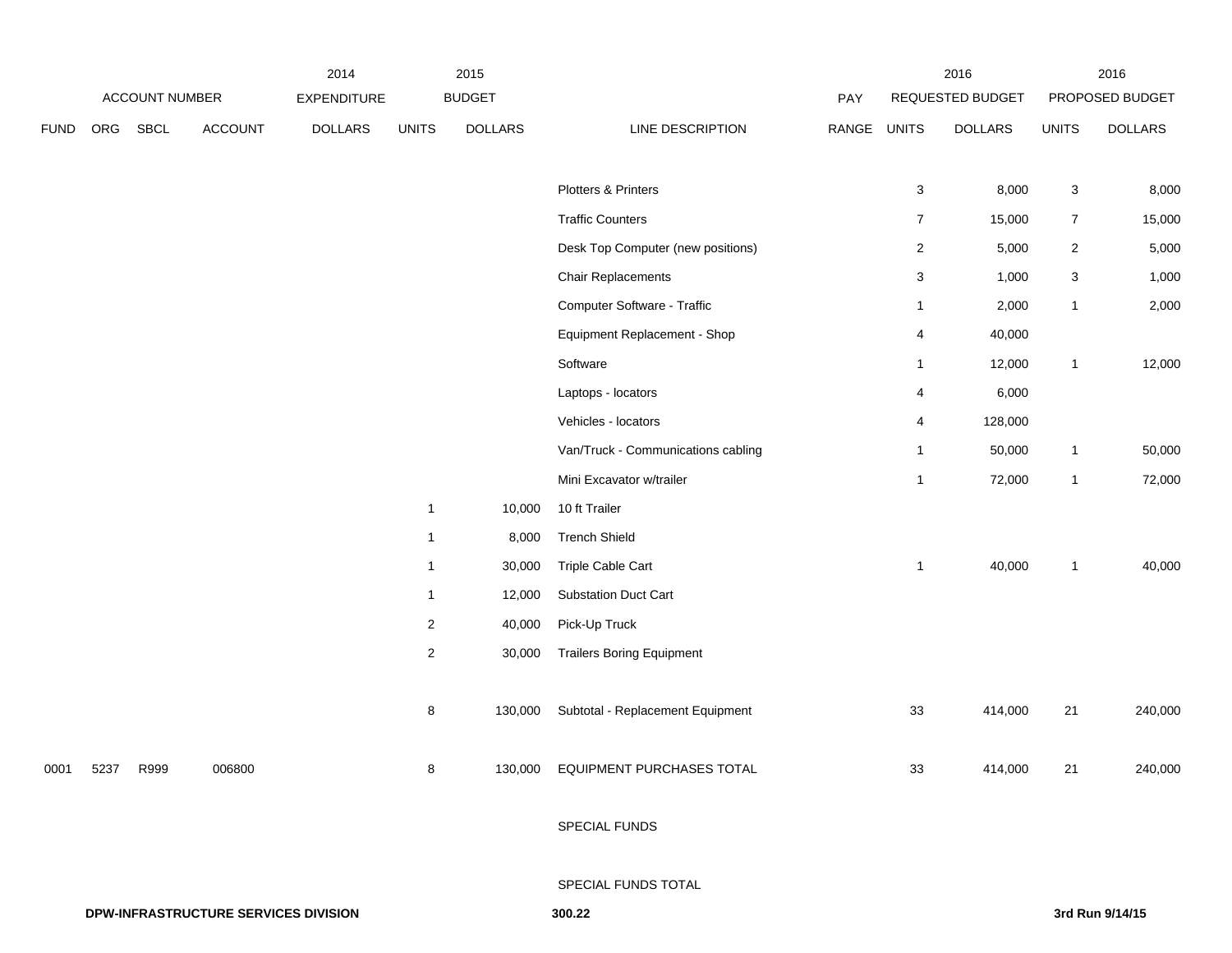| FUND | ORG | SBCL | ACCOUNT | 2014 EXPENDITURE DOLLARS | 2015 BUDGET UNITS | 2015 BUDGET DOLLARS | LINE DESCRIPTION | PAY RANGE | 2016 REQUESTED BUDGET UNITS | 2016 REQUESTED BUDGET DOLLARS | 2016 PROPOSED BUDGET UNITS | 2016 PROPOSED BUDGET DOLLARS |
|---|---|---|---|---|---|---|---|---|---|---|---|---|
| | | | | | | | Plotters & Printers | | 3 | 8,000 | 3 | 8,000 |
| | | | | | | | Traffic Counters | | 7 | 15,000 | 7 | 15,000 |
| | | | | | | | Desk Top Computer (new positions) | | 2 | 5,000 | 2 | 5,000 |
| | | | | | | | Chair Replacements | | 3 | 1,000 | 3 | 1,000 |
| | | | | | | | Computer Software - Traffic | | 1 | 2,000 | 1 | 2,000 |
| | | | | | | | Equipment Replacement - Shop | | 4 | 40,000 | | |
| | | | | | | | Software | | 1 | 12,000 | 1 | 12,000 |
| | | | | | | | Laptops - locators | | 4 | 6,000 | | |
| | | | | | | | Vehicles - locators | | 4 | 128,000 | | |
| | | | | | | | Van/Truck - Communications cabling | | 1 | 50,000 | 1 | 50,000 |
| | | | | | | | Mini Excavator w/trailer | | 1 | 72,000 | 1 | 72,000 |
| | | | | | 1 | 10,000 | 10 ft Trailer | | | | | |
| | | | | | 1 | 8,000 | Trench Shield | | | | | |
| | | | | | 1 | 30,000 | Triple Cable Cart | | 1 | 40,000 | 1 | 40,000 |
| | | | | | 1 | 12,000 | Substation Duct Cart | | | | | |
| | | | | | 2 | 40,000 | Pick-Up Truck | | | | | |
| | | | | | 2 | 30,000 | Trailers Boring Equipment | | | | | |
| | | | | | 8 | 130,000 | Subtotal - Replacement Equipment | | 33 | 414,000 | 21 | 240,000 |
| 0001 | 5237 | R999 | 006800 | | 8 | 130,000 | EQUIPMENT PURCHASES TOTAL | | 33 | 414,000 | 21 | 240,000 |
| | | | | | | | SPECIAL FUNDS | | | | | |
| | | | | | | | SPECIAL FUNDS TOTAL | | | | | |

**DPW-INFRASTRUCTURE SERVICES DIVISION** **300.22** **3rd Run 9/14/15**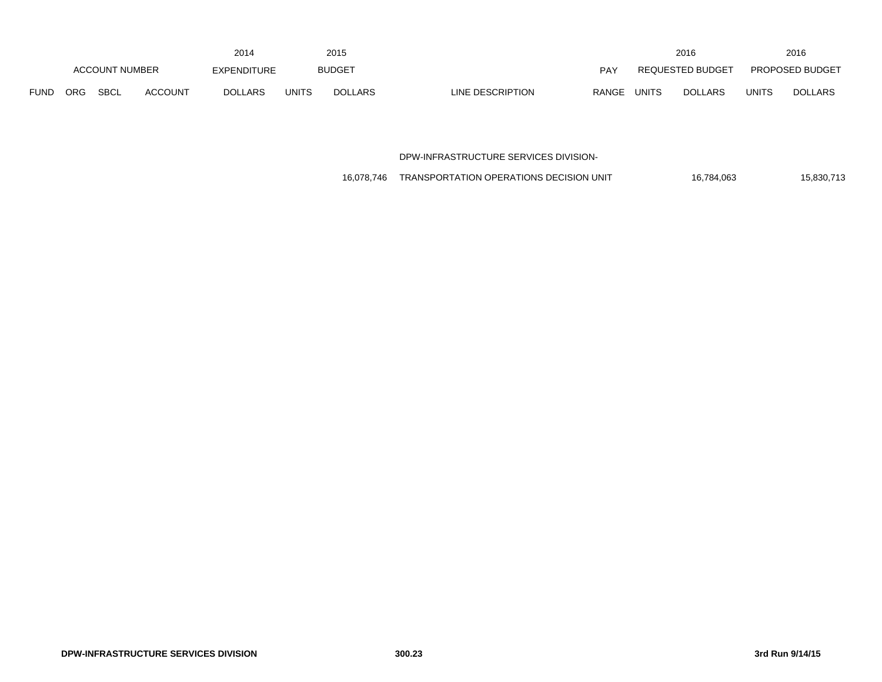| ACCOUNT NUMBER | | | | 2014 EXPENDITURE | 2015 BUDGET | | | PAY | 2016 REQUESTED BUDGET | | 2016 PROPOSED BUDGET | |
|---|---|---|---|---|---|---|---|---|---|---|---|---|
| FUND | ORG | SBCL | ACCOUNT | DOLLARS | UNITS | DOLLARS | LINE DESCRIPTION | RANGE | UNITS | DOLLARS | UNITS | DOLLARS |
| | | | | | | | DPW-INFRASTRUCTURE SERVICES DIVISION- | | | | | |
| | | | | | | 16,078,746 | TRANSPORTATION OPERATIONS DECISION UNIT | | | 16,784,063 | | 15,830,713 |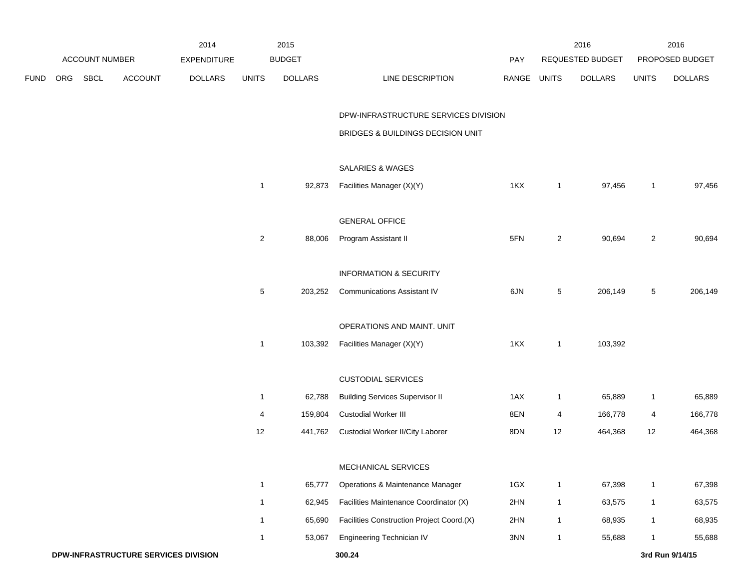| ACCOUNT NUMBER | | | | 2014 EXPENDITURE | 2015 BUDGET | | | PAY | 2016 REQUESTED BUDGET | | 2016 PROPOSED BUDGET | |
|---|---|---|---|---|---|---|---|---|---|---|---|---|
| FUND | ORG | SBCL | ACCOUNT | DOLLARS | UNITS | DOLLARS | LINE DESCRIPTION | RANGE | UNITS | DOLLARS | UNITS | DOLLARS |
| | | | | | | | DPW-INFRASTRUCTURE SERVICES DIVISION | | | | | |
| | | | | | | | BRIDGES & BUILDINGS DECISION UNIT | | | | | |
| | | | | | | | SALARIES & WAGES | | | | | |
| | | | | | 1 | 92,873 | Facilities Manager (X)(Y) | 1KX | 1 | 97,456 | 1 | 97,456 |
| | | | | | | | GENERAL OFFICE | | | | | |
| | | | | | 2 | 88,006 | Program Assistant II | 5FN | 2 | 90,694 | 2 | 90,694 |
| | | | | | | | INFORMATION & SECURITY | | | | | |
| | | | | | 5 | 203,252 | Communications Assistant IV | 6JN | 5 | 206,149 | 5 | 206,149 |
| | | | | | | | OPERATIONS AND MAINT. UNIT | | | | | |
| | | | | | 1 | 103,392 | Facilities Manager (X)(Y) | 1KX | 1 | 103,392 | | |
| | | | | | | | CUSTODIAL SERVICES | | | | | |
| | | | | | 1 | 62,788 | Building Services Supervisor II | 1AX | 1 | 65,889 | 1 | 65,889 |
| | | | | | 4 | 159,804 | Custodial Worker III | 8EN | 4 | 166,778 | 4 | 166,778 |
| | | | | | 12 | 441,762 | Custodial Worker II/City Laborer | 8DN | 12 | 464,368 | 12 | 464,368 |
| | | | | | | | MECHANICAL SERVICES | | | | | |
| | | | | | 1 | 65,777 | Operations & Maintenance Manager | 1GX | 1 | 67,398 | 1 | 67,398 |
| | | | | | 1 | 62,945 | Facilities Maintenance Coordinator (X) | 2HN | 1 | 63,575 | 1 | 63,575 |
| | | | | | 1 | 65,690 | Facilities Construction Project Coord.(X) | 2HN | 1 | 68,935 | 1 | 68,935 |
| | | | | | 1 | 53,067 | Engineering Technician IV | 3NN | 1 | 55,688 | 1 | 55,688 |

**DPW-INFRASTRUCTURE SERVICES DIVISION** **300.24** **3rd Run 9/14/15**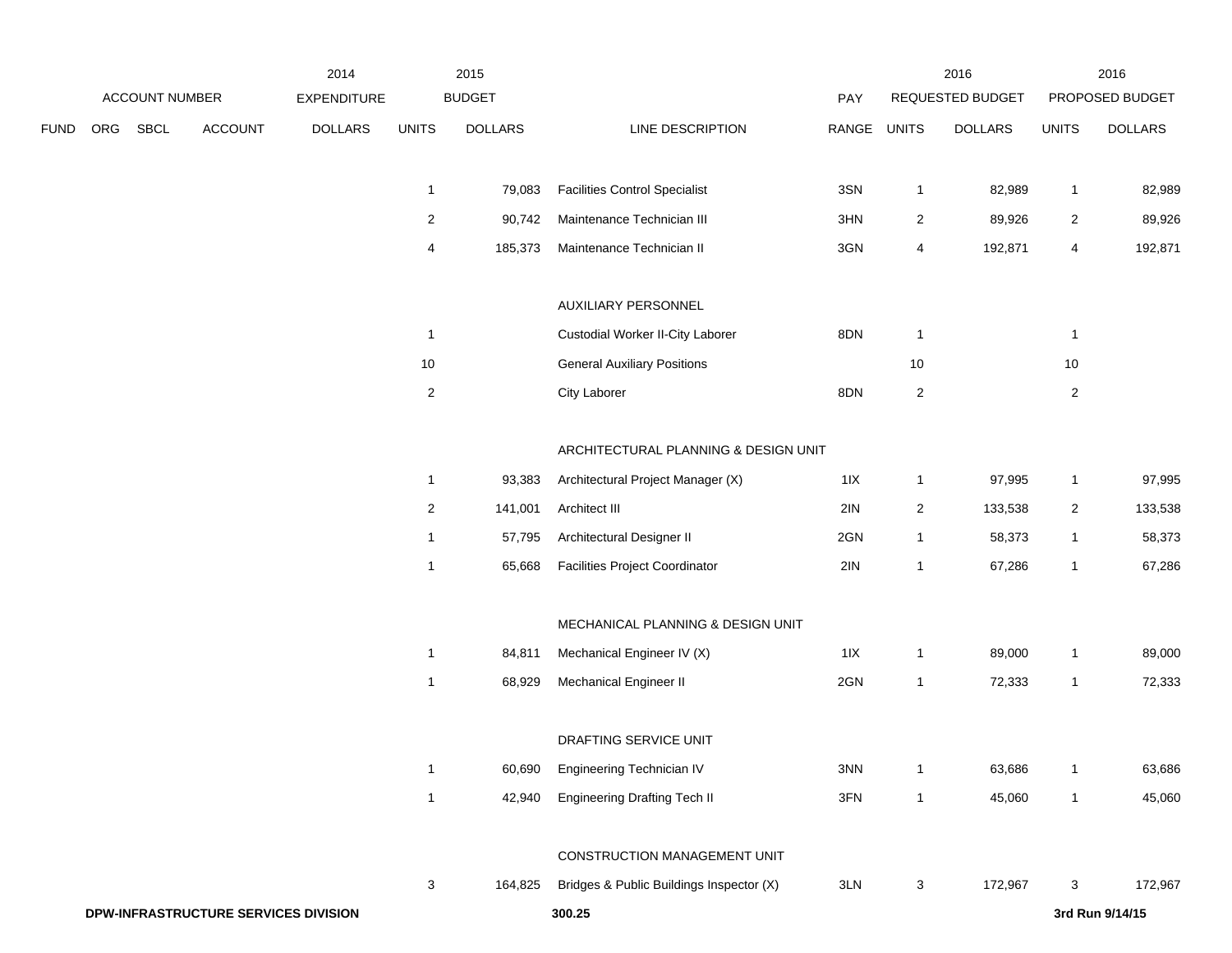| | | | | 2014 | 2015 | | | | 2016 | | 2016 | |
|---|---|---|---|---|---|---|---|---|---|---|---|---|
| ACCOUNT NUMBER | | | | EXPENDITURE | BUDGET | | | PAY | REQUESTED BUDGET | | PROPOSED BUDGET | |
| FUND | ORG | SBCL | ACCOUNT | DOLLARS | UNITS | DOLLARS | LINE DESCRIPTION | RANGE | UNITS | DOLLARS | UNITS | DOLLARS |
| | | | | | 1 | 79,083 | Facilities Control Specialist | 3SN | 1 | 82,989 | 1 | 82,989 |
| | | | | | 2 | 90,742 | Maintenance Technician III | 3HN | 2 | 89,926 | 2 | 89,926 |
| | | | | | 4 | 185,373 | Maintenance Technician II | 3GN | 4 | 192,871 | 4 | 192,871 |
| | | | | | | | AUXILIARY PERSONNEL | | | | | |
| | | | | | 1 | | Custodial Worker II-City Laborer | 8DN | 1 | | 1 | |
| | | | | | 10 | | General Auxiliary Positions | | 10 | | 10 | |
| | | | | | 2 | | City Laborer | 8DN | 2 | | 2 | |
| | | | | | | | ARCHITECTURAL PLANNING & DESIGN UNIT | | | | | |
| | | | | | 1 | 93,383 | Architectural Project Manager (X) | 1IX | 1 | 97,995 | 1 | 97,995 |
| | | | | | 2 | 141,001 | Architect III | 2IN | 2 | 133,538 | 2 | 133,538 |
| | | | | | 1 | 57,795 | Architectural Designer II | 2GN | 1 | 58,373 | 1 | 58,373 |
| | | | | | 1 | 65,668 | Facilities Project Coordinator | 2IN | 1 | 67,286 | 1 | 67,286 |
| | | | | | | | MECHANICAL PLANNING & DESIGN UNIT | | | | | |
| | | | | | 1 | 84,811 | Mechanical Engineer IV (X) | 1IX | 1 | 89,000 | 1 | 89,000 |
| | | | | | 1 | 68,929 | Mechanical Engineer II | 2GN | 1 | 72,333 | 1 | 72,333 |
| | | | | | | | DRAFTING SERVICE UNIT | | | | | |
| | | | | | 1 | 60,690 | Engineering Technician IV | 3NN | 1 | 63,686 | 1 | 63,686 |
| | | | | | 1 | 42,940 | Engineering Drafting Tech II | 3FN | 1 | 45,060 | 1 | 45,060 |
| | | | | | | | CONSTRUCTION MANAGEMENT UNIT | | | | | |
| | | | | | 3 | 164,825 | Bridges & Public Buildings Inspector (X) | 3LN | 3 | 172,967 | 3 | 172,967 |

**DPW-INFRASTRUCTURE SERVICES DIVISION** **300.25** **3rd Run 9/14/15**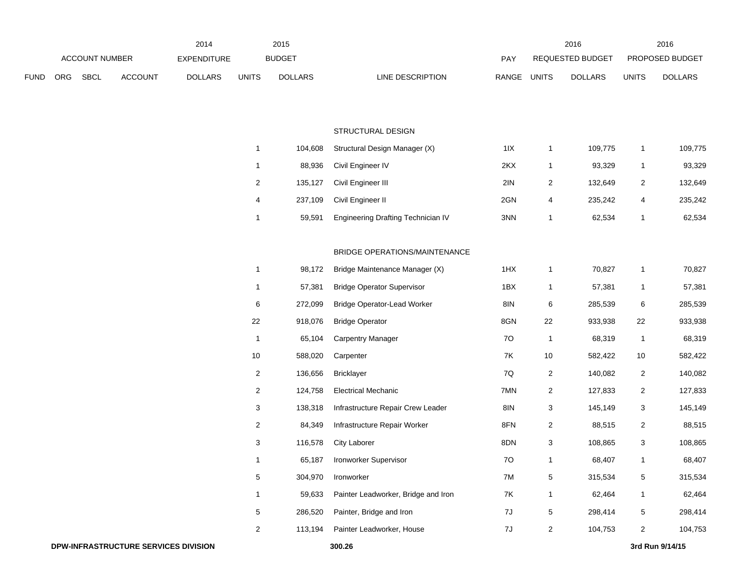| ACCOUNT NUMBER | | | | 2014 EXPENDITURE | 2015 BUDGET | | | PAY | 2016 REQUESTED BUDGET | | 2016 PROPOSED BUDGET | |
|---|---|---|---|---|---|---|---|---|---|---|---|---|
| FUND | ORG | SBCL | ACCOUNT | DOLLARS | UNITS | DOLLARS | LINE DESCRIPTION | RANGE | UNITS | DOLLARS | UNITS | DOLLARS |
| | | | | | | | STRUCTURAL DESIGN | | | | | |
| | | | | | 1 | 104,608 | Structural Design Manager (X) | 1IX | 1 | 109,775 | 1 | 109,775 |
| | | | | | 1 | 88,936 | Civil Engineer IV | 2KX | 1 | 93,329 | 1 | 93,329 |
| | | | | | 2 | 135,127 | Civil Engineer III | 2IN | 2 | 132,649 | 2 | 132,649 |
| | | | | | 4 | 237,109 | Civil Engineer II | 2GN | 4 | 235,242 | 4 | 235,242 |
| | | | | | 1 | 59,591 | Engineering Drafting Technician IV | 3NN | 1 | 62,534 | 1 | 62,534 |
| | | | | | | | BRIDGE OPERATIONS/MAINTENANCE | | | | | |
| | | | | | 1 | 98,172 | Bridge Maintenance Manager (X) | 1HX | 1 | 70,827 | 1 | 70,827 |
| | | | | | 1 | 57,381 | Bridge Operator Supervisor | 1BX | 1 | 57,381 | 1 | 57,381 |
| | | | | | 6 | 272,099 | Bridge Operator-Lead Worker | 8IN | 6 | 285,539 | 6 | 285,539 |
| | | | | | 22 | 918,076 | Bridge Operator | 8GN | 22 | 933,938 | 22 | 933,938 |
| | | | | | 1 | 65,104 | Carpentry Manager | 7O | 1 | 68,319 | 1 | 68,319 |
| | | | | | 10 | 588,020 | Carpenter | 7K | 10 | 582,422 | 10 | 582,422 |
| | | | | | 2 | 136,656 | Bricklayer | 7Q | 2 | 140,082 | 2 | 140,082 |
| | | | | | 2 | 124,758 | Electrical Mechanic | 7MN | 2 | 127,833 | 2 | 127,833 |
| | | | | | 3 | 138,318 | Infrastructure Repair Crew Leader | 8IN | 3 | 145,149 | 3 | 145,149 |
| | | | | | 2 | 84,349 | Infrastructure Repair Worker | 8FN | 2 | 88,515 | 2 | 88,515 |
| | | | | | 3 | 116,578 | City Laborer | 8DN | 3 | 108,865 | 3 | 108,865 |
| | | | | | 1 | 65,187 | Ironworker Supervisor | 7O | 1 | 68,407 | 1 | 68,407 |
| | | | | | 5 | 304,970 | Ironworker | 7M | 5 | 315,534 | 5 | 315,534 |
| | | | | | 1 | 59,633 | Painter Leadworker, Bridge and Iron | 7K | 1 | 62,464 | 1 | 62,464 |
| | | | | | 5 | 286,520 | Painter, Bridge and Iron | 7J | 5 | 298,414 | 5 | 298,414 |
| | | | | | 2 | 113,194 | Painter Leadworker, House | 7J | 2 | 104,753 | 2 | 104,753 |

DPW-INFRASTRUCTURE SERVICES DIVISION — 300.26 — 3rd Run 9/14/15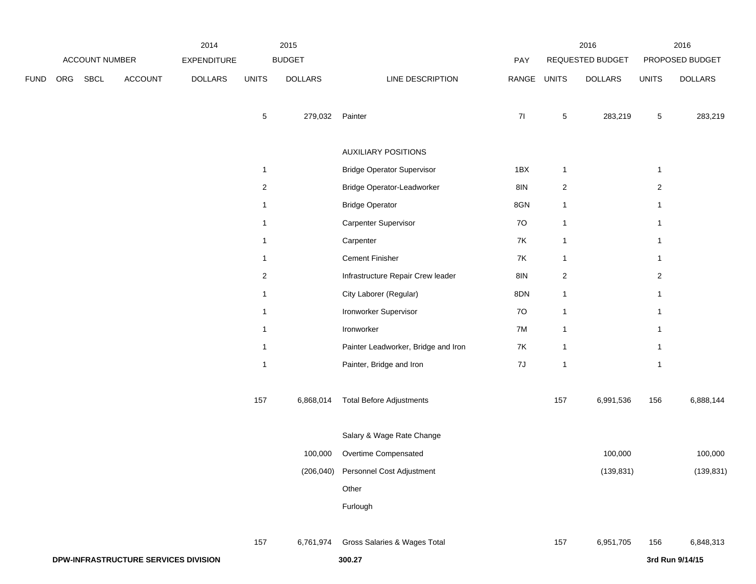| ACCOUNT NUMBER | | | | 2014 EXPENDITURE | 2015 BUDGET | | | PAY | 2016 REQUESTED BUDGET | | 2016 PROPOSED BUDGET | |
|---|---|---|---|---|---|---|---|---|---|---|---|---|
| FUND | ORG | SBCL | ACCOUNT | DOLLARS | UNITS | DOLLARS | LINE DESCRIPTION | RANGE | UNITS | DOLLARS | UNITS | DOLLARS |
| | | | | | 5 | 279,032 | Painter | 7I | 5 | 283,219 | 5 | 283,219 |
| | | | | | | | AUXILIARY POSITIONS | | | | | |
| | | | | | 1 | | Bridge Operator Supervisor | 1BX | 1 | | 1 | |
| | | | | | 2 | | Bridge Operator-Leadworker | 8IN | 2 | | 2 | |
| | | | | | 1 | | Bridge Operator | 8GN | 1 | | 1 | |
| | | | | | 1 | | Carpenter Supervisor | 7O | 1 | | 1 | |
| | | | | | 1 | | Carpenter | 7K | 1 | | 1 | |
| | | | | | 1 | | Cement Finisher | 7K | 1 | | 1 | |
| | | | | | 2 | | Infrastructure Repair Crew leader | 8IN | 2 | | 2 | |
| | | | | | 1 | | City Laborer (Regular) | 8DN | 1 | | 1 | |
| | | | | | 1 | | Ironworker Supervisor | 7O | 1 | | 1 | |
| | | | | | 1 | | Ironworker | 7M | 1 | | 1 | |
| | | | | | 1 | | Painter Leadworker, Bridge and Iron | 7K | 1 | | 1 | |
| | | | | | 1 | | Painter, Bridge and Iron | 7J | 1 | | 1 | |
| | | | | | 157 | 6,868,014 | Total Before Adjustments | | 157 | 6,991,536 | 156 | 6,888,144 |
| | | | | | | | Salary & Wage Rate Change | | | | | |
| | | | | | | 100,000 | Overtime Compensated | | | 100,000 | | 100,000 |
| | | | | | | (206,040) | Personnel Cost Adjustment | | | (139,831) | | (139,831) |
| | | | | | | | Other | | | | | |
| | | | | | | | Furlough | | | | | |
| | | | | | 157 | 6,761,974 | Gross Salaries & Wages Total | | 157 | 6,951,705 | 156 | 6,848,313 |

**DPW-INFRASTRUCTURE SERVICES DIVISION** 300.27 **3rd Run 9/14/15**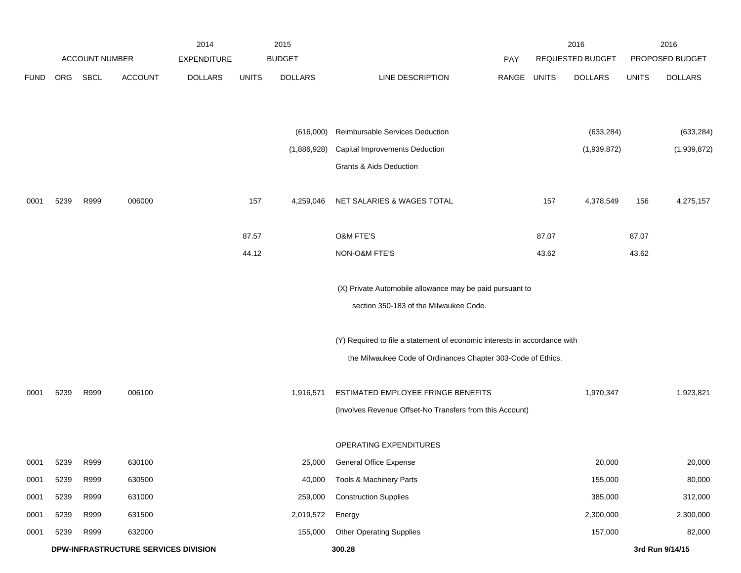| FUND | ORG | SBCL | ACCOUNT | 2014 EXPENDITURE DOLLARS | 2015 BUDGET UNITS | 2015 BUDGET DOLLARS | LINE DESCRIPTION | PAY RANGE | 2016 REQUESTED BUDGET UNITS | 2016 REQUESTED BUDGET DOLLARS | 2016 PROPOSED BUDGET UNITS | 2016 PROPOSED BUDGET DOLLARS |
|---|---|---|---|---|---|---|---|---|---|---|---|---|
| | | | | | | (616,000) | Reimbursable Services Deduction | | | (633,284) | | (633,284) |
| | | | | | | (1,886,928) | Capital Improvements Deduction | | | (1,939,872) | | (1,939,872) |
| | | | | | | | Grants & Aids Deduction | | | | | |
| 0001 | 5239 | R999 | 006000 | | 157 | 4,259,046 | NET SALARIES & WAGES TOTAL | | 157 | 4,378,549 | 156 | 4,275,157 |
| | | | | | 87.57 | | O&M FTE'S | | 87.07 | | 87.07 | |
| | | | | | 44.12 | | NON-O&M FTE'S | | 43.62 | | 43.62 | |
| | | | | | | | (X) Private Automobile allowance may be paid pursuant to section 350-183 of the Milwaukee Code. | | | | | |
| | | | | | | | (Y) Required to file a statement of economic interests in accordance with the Milwaukee Code of Ordinances Chapter 303-Code of Ethics. | | | | | |
| 0001 | 5239 | R999 | 006100 | | | 1,916,571 | ESTIMATED EMPLOYEE FRINGE BENEFITS | | | 1,970,347 | | 1,923,821 |
| | | | | | | | (Involves Revenue Offset-No Transfers from this Account) | | | | | |
| | | | | | | | OPERATING EXPENDITURES | | | | | |
| 0001 | 5239 | R999 | 630100 | | | 25,000 | General Office Expense | | | 20,000 | | 20,000 |
| 0001 | 5239 | R999 | 630500 | | | 40,000 | Tools & Machinery Parts | | | 155,000 | | 80,000 |
| 0001 | 5239 | R999 | 631000 | | | 259,000 | Construction Supplies | | | 385,000 | | 312,000 |
| 0001 | 5239 | R999 | 631500 | | | 2,019,572 | Energy | | | 2,300,000 | | 2,300,000 |
| 0001 | 5239 | R999 | 632000 | | | 155,000 | Other Operating Supplies | | | 157,000 | | 82,000 |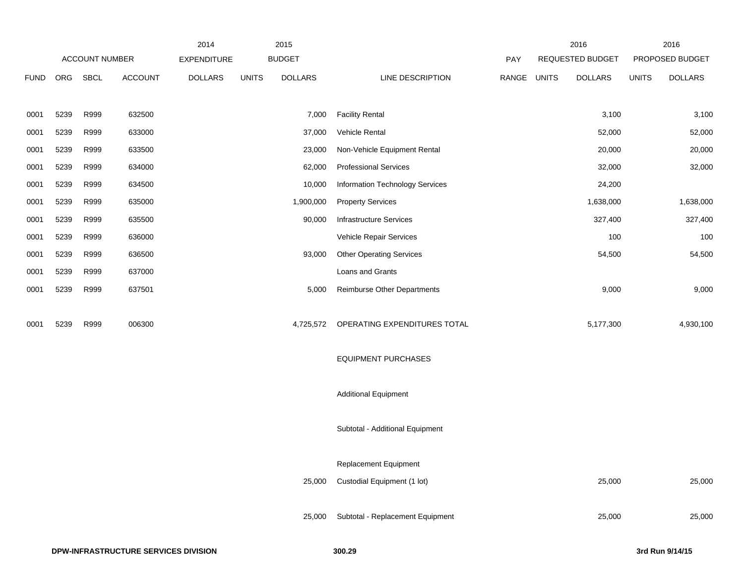| | ACCOUNT NUMBER | | | 2014 EXPENDITURE | 2015 BUDGET | | | PAY | 2016 REQUESTED BUDGET | | 2016 PROPOSED BUDGET | |
|---|---|---|---|---|---|---|---|---|---|---|---|---|
| FUND | ORG | SBCL | ACCOUNT | DOLLARS | UNITS | DOLLARS | LINE DESCRIPTION | RANGE | UNITS | DOLLARS | UNITS | DOLLARS |
| 0001 | 5239 | R999 | 632500 | | | 7,000 | Facility Rental | | | 3,100 | | 3,100 |
| 0001 | 5239 | R999 | 633000 | | | 37,000 | Vehicle Rental | | | 52,000 | | 52,000 |
| 0001 | 5239 | R999 | 633500 | | | 23,000 | Non-Vehicle Equipment Rental | | | 20,000 | | 20,000 |
| 0001 | 5239 | R999 | 634000 | | | 62,000 | Professional Services | | | 32,000 | | 32,000 |
| 0001 | 5239 | R999 | 634500 | | | 10,000 | Information Technology Services | | | 24,200 | | |
| 0001 | 5239 | R999 | 635000 | | | 1,900,000 | Property Services | | | 1,638,000 | | 1,638,000 |
| 0001 | 5239 | R999 | 635500 | | | 90,000 | Infrastructure Services | | | 327,400 | | 327,400 |
| 0001 | 5239 | R999 | 636000 | | | | Vehicle Repair Services | | | 100 | | 100 |
| 0001 | 5239 | R999 | 636500 | | | 93,000 | Other Operating Services | | | 54,500 | | 54,500 |
| 0001 | 5239 | R999 | 637000 | | | | Loans and Grants | | | | | |
| 0001 | 5239 | R999 | 637501 | | | 5,000 | Reimburse Other Departments | | | 9,000 | | 9,000 |
| 0001 | 5239 | R999 | 006300 | | | 4,725,572 | OPERATING EXPENDITURES TOTAL | | | 5,177,300 | | 4,930,100 |
| | | | | | | | EQUIPMENT PURCHASES | | | | | |
| | | | | | | | Additional Equipment | | | | | |
| | | | | | | | Subtotal - Additional Equipment | | | | | |
| | | | | | | | Replacement Equipment | | | | | |
| | | | | | | 25,000 | Custodial Equipment (1 lot) | | | 25,000 | | 25,000 |
| | | | | | | 25,000 | Subtotal - Replacement Equipment | | | 25,000 | | 25,000 |

DPW-INFRASTRUCTURE SERVICES DIVISION

300.29

3rd Run 9/14/15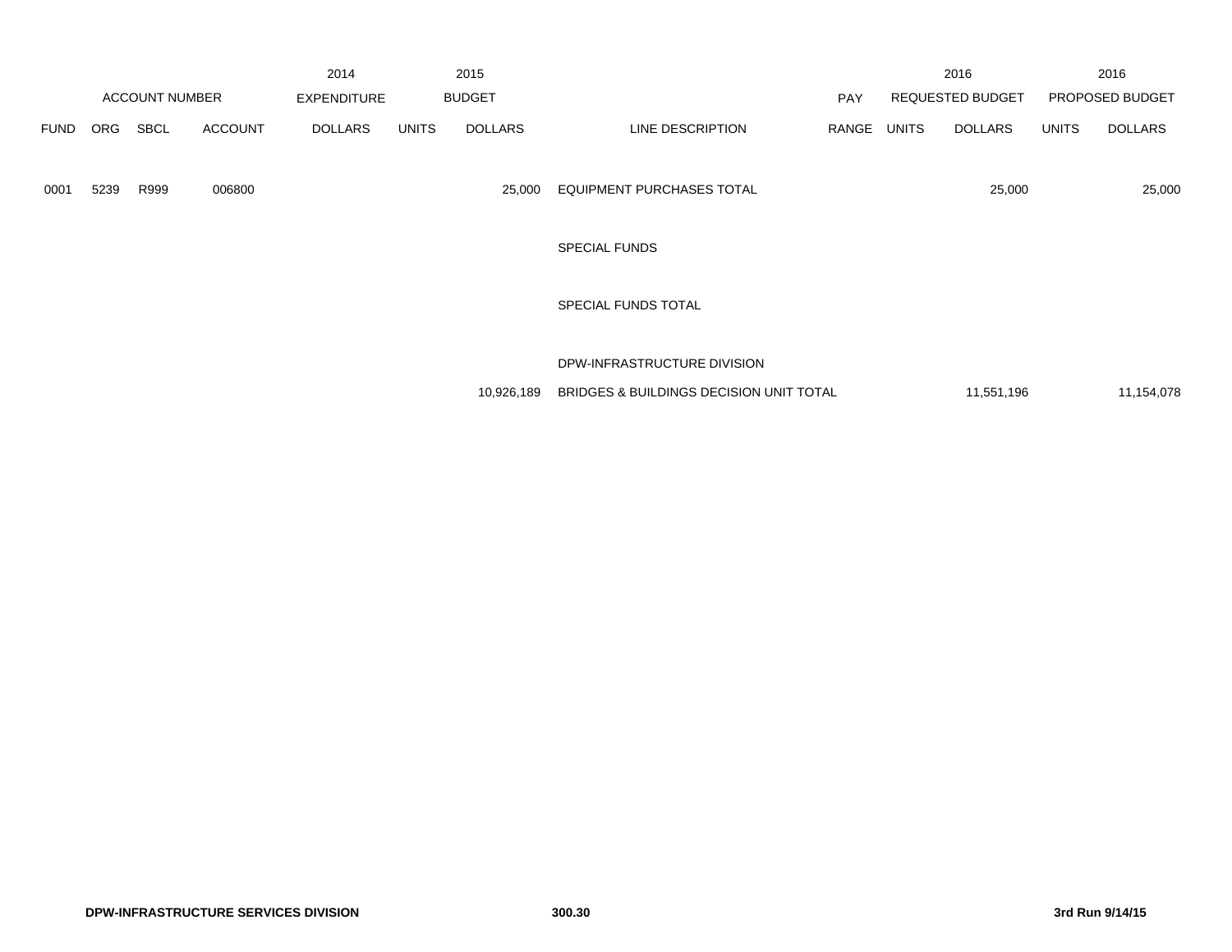| | ACCOUNT NUMBER | | | 2014 EXPENDITURE | 2015 BUDGET | | | PAY | 2016 REQUESTED BUDGET | | 2016 PROPOSED BUDGET | |
|---|---|---|---|---|---|---|---|---|---|---|---|---|
| FUND | ORG | SBCL | ACCOUNT | DOLLARS | UNITS | DOLLARS | LINE DESCRIPTION | RANGE | UNITS | DOLLARS | UNITS | DOLLARS |
| 0001 | 5239 | R999 | 006800 | | | 25,000 | EQUIPMENT PURCHASES TOTAL | | | 25,000 | | 25,000 |
| | | | | | | | SPECIAL FUNDS | | | | | |
| | | | | | | | SPECIAL FUNDS TOTAL | | | | | |
| | | | | | | | DPW-INFRASTRUCTURE DIVISION | | | | | |
| | | | | | | 10,926,189 | BRIDGES & BUILDINGS DECISION UNIT TOTAL | | | 11,551,196 | | 11,154,078 |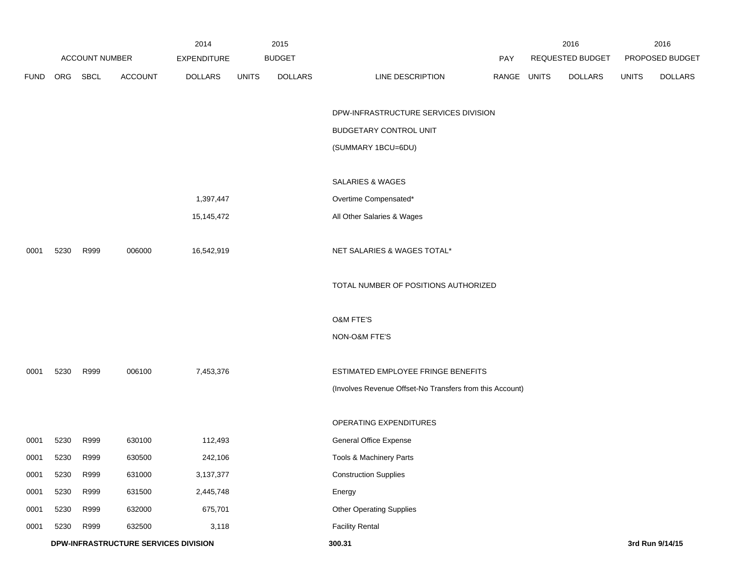| | ACCOUNT NUMBER | | | 2014 EXPENDITURE | 2015 BUDGET | | | PAY | 2016 REQUESTED BUDGET | | 2016 PROPOSED BUDGET | |
|---|---|---|---|---|---|---|---|---|---|---|---|---|
| FUND | ORG | SBCL | ACCOUNT | DOLLARS | UNITS | DOLLARS | LINE DESCRIPTION | RANGE | UNITS | DOLLARS | UNITS | DOLLARS |
| | | | | | | | DPW-INFRASTRUCTURE SERVICES DIVISION | | | | | |
| | | | | | | | BUDGETARY CONTROL UNIT | | | | | |
| | | | | | | | (SUMMARY 1BCU=6DU) | | | | | |
| | | | | | | | SALARIES & WAGES | | | | | |
| | | | | 1,397,447 | | | Overtime Compensated* | | | | | |
| | | | | 15,145,472 | | | All Other Salaries & Wages | | | | | |
| 0001 | 5230 | R999 | 006000 | 16,542,919 | | | NET SALARIES & WAGES TOTAL* | | | | | |
| | | | | | | | TOTAL NUMBER OF POSITIONS AUTHORIZED | | | | | |
| | | | | | | | O&M FTE'S | | | | | |
| | | | | | | | NON-O&M FTE'S | | | | | |
| 0001 | 5230 | R999 | 006100 | 7,453,376 | | | ESTIMATED EMPLOYEE FRINGE BENEFITS | | | | | |
| | | | | | | | (Involves Revenue Offset-No Transfers from this Account) | | | | | |
| | | | | | | | OPERATING EXPENDITURES | | | | | |
| 0001 | 5230 | R999 | 630100 | 112,493 | | | General Office Expense | | | | | |
| 0001 | 5230 | R999 | 630500 | 242,106 | | | Tools & Machinery Parts | | | | | |
| 0001 | 5230 | R999 | 631000 | 3,137,377 | | | Construction Supplies | | | | | |
| 0001 | 5230 | R999 | 631500 | 2,445,748 | | | Energy | | | | | |
| 0001 | 5230 | R999 | 632000 | 675,701 | | | Other Operating Supplies | | | | | |
| 0001 | 5230 | R999 | 632500 | 3,118 | | | Facility Rental | | | | | |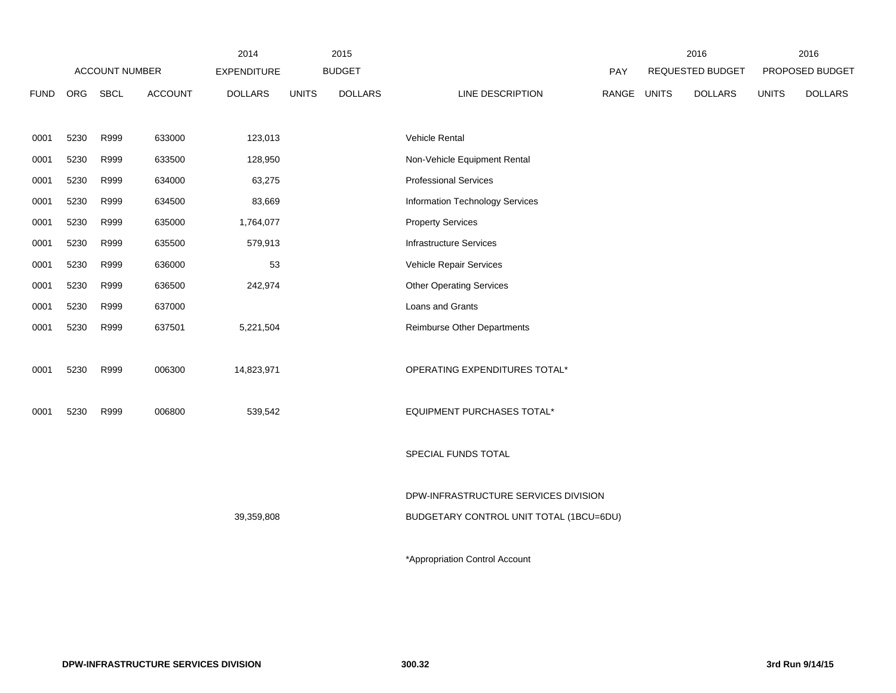| FUND | ORG | SBCL | ACCOUNT | 2014 EXPENDITURE DOLLARS | 2015 BUDGET UNITS | 2015 BUDGET DOLLARS | LINE DESCRIPTION | PAY RANGE | 2016 REQUESTED BUDGET UNITS | 2016 REQUESTED BUDGET DOLLARS | 2016 PROPOSED BUDGET UNITS | 2016 PROPOSED BUDGET DOLLARS |
|---|---|---|---|---|---|---|---|---|---|---|---|---|
| 0001 | 5230 | R999 | 633000 | 123,013 | | | Vehicle Rental | | | | | |
| 0001 | 5230 | R999 | 633500 | 128,950 | | | Non-Vehicle Equipment Rental | | | | | |
| 0001 | 5230 | R999 | 634000 | 63,275 | | | Professional Services | | | | | |
| 0001 | 5230 | R999 | 634500 | 83,669 | | | Information Technology Services | | | | | |
| 0001 | 5230 | R999 | 635000 | 1,764,077 | | | Property Services | | | | | |
| 0001 | 5230 | R999 | 635500 | 579,913 | | | Infrastructure Services | | | | | |
| 0001 | 5230 | R999 | 636000 | 53 | | | Vehicle Repair Services | | | | | |
| 0001 | 5230 | R999 | 636500 | 242,974 | | | Other Operating Services | | | | | |
| 0001 | 5230 | R999 | 637000 | | | | Loans and Grants | | | | | |
| 0001 | 5230 | R999 | 637501 | 5,221,504 | | | Reimburse Other Departments | | | | | |
| 0001 | 5230 | R999 | 006300 | 14,823,971 | | | OPERATING EXPENDITURES TOTAL* | | | | | |
| 0001 | 5230 | R999 | 006800 | 539,542 | | | EQUIPMENT PURCHASES TOTAL* | | | | | |
| | | | | | | | SPECIAL FUNDS TOTAL | | | | | |
| | | | | | | | DPW-INFRASTRUCTURE SERVICES DIVISION | | | | | |
| | | | | 39,359,808 | | | BUDGETARY CONTROL UNIT TOTAL (1BCU=6DU) | | | | | |

*Appropriation Control Account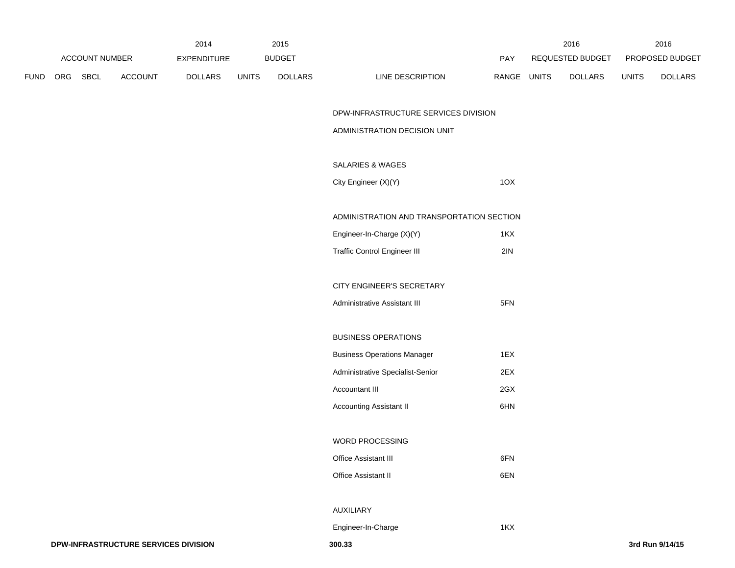| ACCOUNT NUMBER | | | | 2014 EXPENDITURE | 2015 BUDGET | | | | 2016 REQUESTED BUDGET | | 2016 PROPOSED BUDGET | |
|---|---|---|---|---|---|---|---|---|---|---|---|---|
| FUND | ORG | SBCL | ACCOUNT | DOLLARS | UNITS | DOLLARS | LINE DESCRIPTION | PAY RANGE | UNITS | DOLLARS | UNITS | DOLLARS |
| | | | | | | | DPW-INFRASTRUCTURE SERVICES DIVISION | | | | | |
| | | | | | | | ADMINISTRATION DECISION UNIT | | | | | |
| | | | | | | | SALARIES & WAGES | | | | | |
| | | | | | | | City Engineer (X)(Y) | 1OX | | | | |
| | | | | | | | ADMINISTRATION AND TRANSPORTATION SECTION | | | | | |
| | | | | | | | Engineer-In-Charge (X)(Y) | 1KX | | | | |
| | | | | | | | Traffic Control Engineer III | 2IN | | | | |
| | | | | | | | CITY ENGINEER'S SECRETARY | | | | | |
| | | | | | | | Administrative Assistant III | 5FN | | | | |
| | | | | | | | BUSINESS OPERATIONS | | | | | |
| | | | | | | | Business Operations Manager | 1EX | | | | |
| | | | | | | | Administrative Specialist-Senior | 2EX | | | | |
| | | | | | | | Accountant III | 2GX | | | | |
| | | | | | | | Accounting Assistant II | 6HN | | | | |
| | | | | | | | WORD PROCESSING | | | | | |
| | | | | | | | Office Assistant III | 6FN | | | | |
| | | | | | | | Office Assistant II | 6EN | | | | |
| | | | | | | | AUXILIARY | | | | | |
| | | | | | | | Engineer-In-Charge | 1KX | | | | |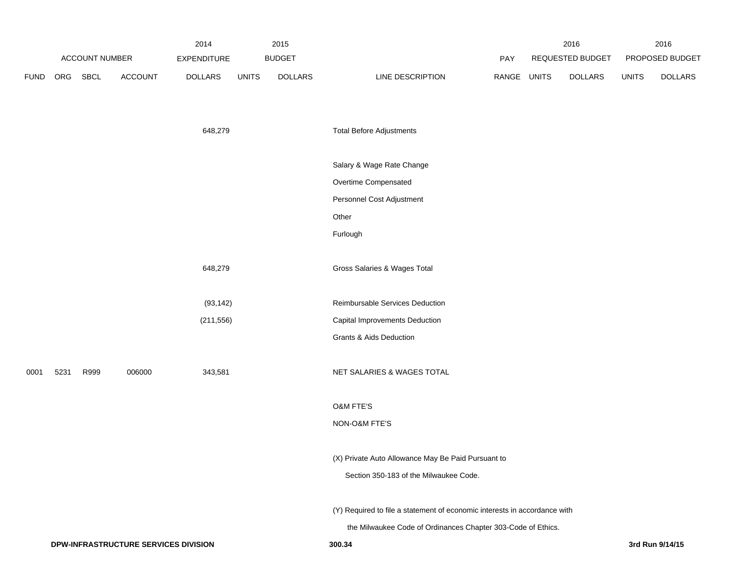| ACCOUNT NUMBER | | | | 2014 EXPENDITURE | 2015 BUDGET | | | PAY | 2016 REQUESTED BUDGET | | 2016 PROPOSED BUDGET | |
|---|---|---|---|---|---|---|---|---|---|---|---|---|
| FUND | ORG | SBCL | ACCOUNT | DOLLARS | UNITS | DOLLARS | LINE DESCRIPTION | RANGE | UNITS | DOLLARS | UNITS | DOLLARS |
| | | | | 648,279 | | | Total Before Adjustments | | | | | |
| | | | | | | | Salary & Wage Rate Change | | | | | |
| | | | | | | | Overtime Compensated | | | | | |
| | | | | | | | Personnel Cost Adjustment | | | | | |
| | | | | | | | Other | | | | | |
| | | | | | | | Furlough | | | | | |
| | | | | 648,279 | | | Gross Salaries & Wages Total | | | | | |
| | | | | (93,142) | | | Reimbursable Services Deduction | | | | | |
| | | | | (211,556) | | | Capital Improvements Deduction | | | | | |
| | | | | | | | Grants & Aids Deduction | | | | | |
| 0001 | 5231 | R999 | 006000 | 343,581 | | | NET SALARIES & WAGES TOTAL | | | | | |
| | | | | | | | O&M FTE'S | | | | | |
| | | | | | | | NON-O&M FTE'S | | | | | |

(X) Private Auto Allowance May Be Paid Pursuant to Section 350-183 of the Milwaukee Code.

(Y) Required to file a statement of economic interests in accordance with the Milwaukee Code of Ordinances Chapter 303-Code of Ethics.

DPW-INFRASTRUCTURE SERVICES DIVISION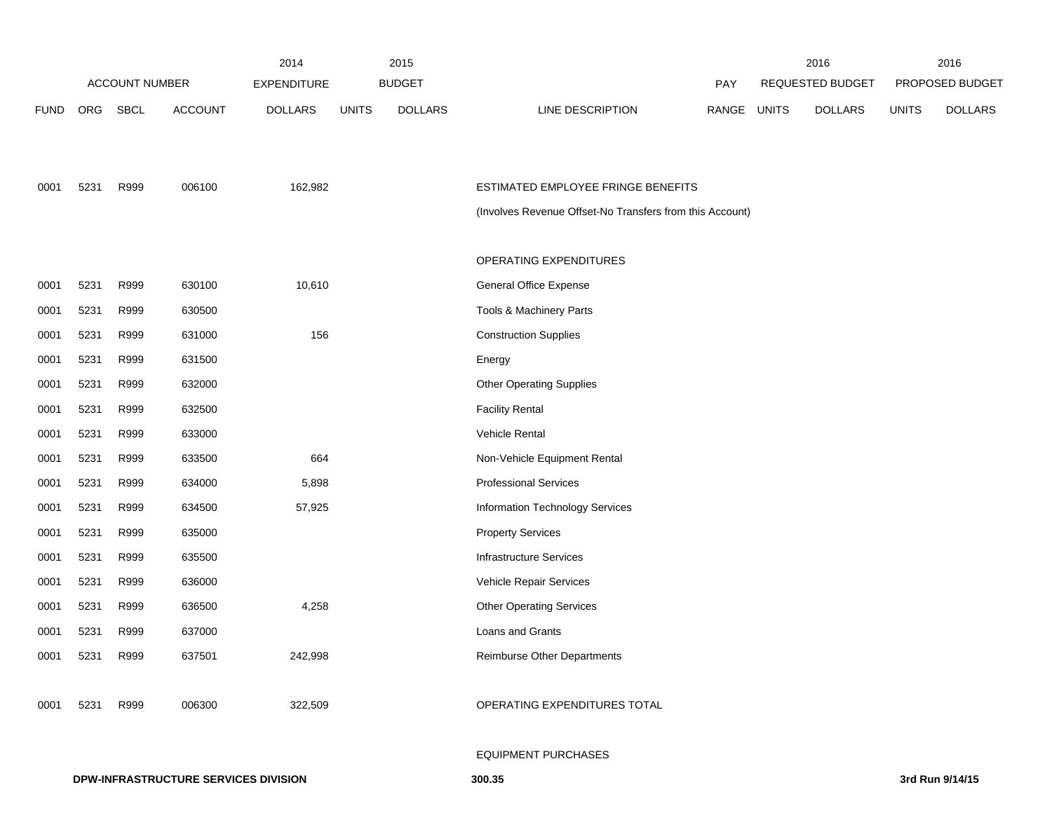| ACCOUNT NUMBER | | | | 2014 EXPENDITURE | 2015 BUDGET | | | PAY | 2016 REQUESTED BUDGET | | 2016 PROPOSED BUDGET | |
|---|---|---|---|---|---|---|---|---|---|---|---|---|
| FUND | ORG | SBCL | ACCOUNT | DOLLARS | UNITS | DOLLARS | LINE DESCRIPTION | RANGE | UNITS | DOLLARS | UNITS | DOLLARS |
| 0001 | 5231 | R999 | 006100 | 162,982 | | | ESTIMATED EMPLOYEE FRINGE BENEFITS | | | | | |
| | | | | | | | (Involves Revenue Offset-No Transfers from this Account) | | | | | |
| | | | | | | | OPERATING EXPENDITURES | | | | | |
| 0001 | 5231 | R999 | 630100 | 10,610 | | | General Office Expense | | | | | |
| 0001 | 5231 | R999 | 630500 | | | | Tools & Machinery Parts | | | | | |
| 0001 | 5231 | R999 | 631000 | 156 | | | Construction Supplies | | | | | |
| 0001 | 5231 | R999 | 631500 | | | | Energy | | | | | |
| 0001 | 5231 | R999 | 632000 | | | | Other Operating Supplies | | | | | |
| 0001 | 5231 | R999 | 632500 | | | | Facility Rental | | | | | |
| 0001 | 5231 | R999 | 633000 | | | | Vehicle Rental | | | | | |
| 0001 | 5231 | R999 | 633500 | 664 | | | Non-Vehicle Equipment Rental | | | | | |
| 0001 | 5231 | R999 | 634000 | 5,898 | | | Professional Services | | | | | |
| 0001 | 5231 | R999 | 634500 | 57,925 | | | Information Technology Services | | | | | |
| 0001 | 5231 | R999 | 635000 | | | | Property Services | | | | | |
| 0001 | 5231 | R999 | 635500 | | | | Infrastructure Services | | | | | |
| 0001 | 5231 | R999 | 636000 | | | | Vehicle Repair Services | | | | | |
| 0001 | 5231 | R999 | 636500 | 4,258 | | | Other Operating Services | | | | | |
| 0001 | 5231 | R999 | 637000 | | | | Loans and Grants | | | | | |
| 0001 | 5231 | R999 | 637501 | 242,998 | | | Reimburse Other Departments | | | | | |
| 0001 | 5231 | R999 | 006300 | 322,509 | | | OPERATING EXPENDITURES TOTAL | | | | | |
| | | | | | | | EQUIPMENT PURCHASES | | | | | |

**DPW-INFRASTRUCTURE SERVICES DIVISION** **300.35** **3rd Run 9/14/15**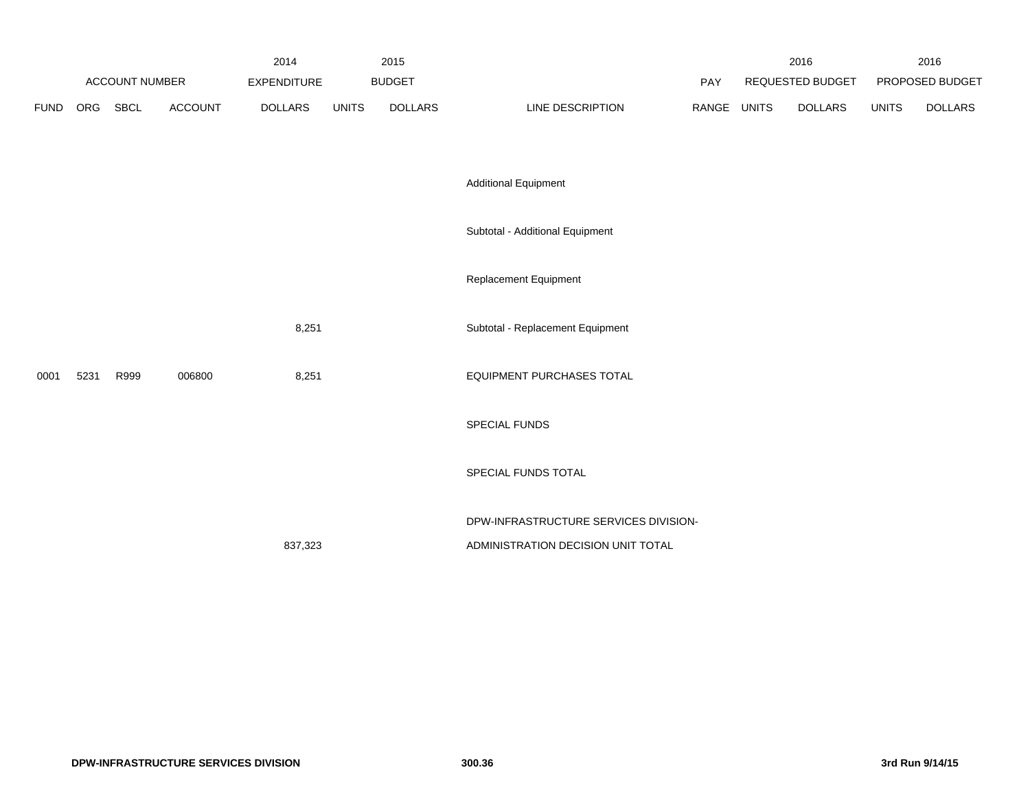| FUND | ORG | SBCL | ACCOUNT | 2014 EXPENDITURE DOLLARS | 2015 BUDGET UNITS | 2015 BUDGET DOLLARS | LINE DESCRIPTION | PAY RANGE | 2016 REQUESTED BUDGET UNITS | 2016 REQUESTED BUDGET DOLLARS | 2016 PROPOSED BUDGET UNITS | 2016 PROPOSED BUDGET DOLLARS |
|---|---|---|---|---|---|---|---|---|---|---|---|---|
| | | | | | | | Additional Equipment | | | | | |
| | | | | | | | Subtotal - Additional Equipment | | | | | |
| | | | | | | | Replacement Equipment | | | | | |
| | | | | 8,251 | | | Subtotal - Replacement Equipment | | | | | |
| 0001 | 5231 | R999 | 006800 | 8,251 | | | EQUIPMENT PURCHASES TOTAL | | | | | |
| | | | | | | | SPECIAL FUNDS | | | | | |
| | | | | | | | SPECIAL FUNDS TOTAL | | | | | |
| | | | | 837,323 | | | DPW-INFRASTRUCTURE SERVICES DIVISION-ADMINISTRATION DECISION UNIT TOTAL | | | | | |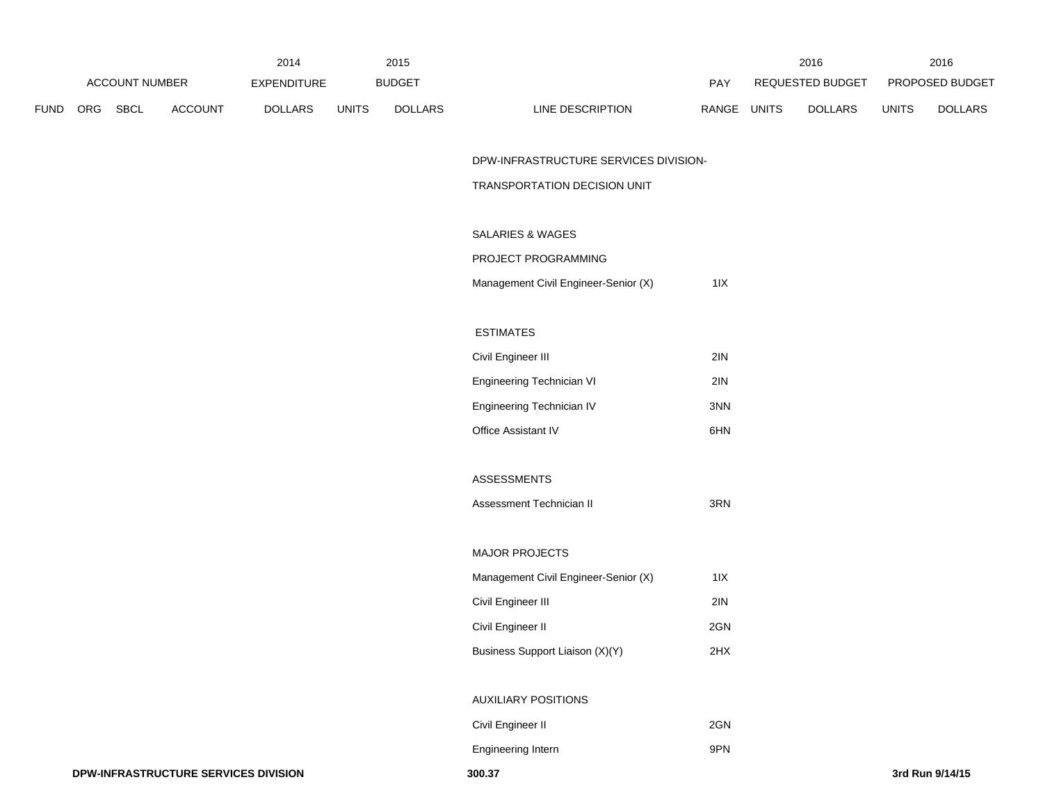| ACCOUNT NUMBER | | | | 2014 EXPENDITURE | 2015 BUDGET | | | PAY | 2016 REQUESTED BUDGET | | 2016 PROPOSED BUDGET | |
|---|---|---|---|---|---|---|---|---|---|---|---|---|
| FUND | ORG | SBCL | ACCOUNT | DOLLARS | UNITS | DOLLARS | LINE DESCRIPTION | RANGE | UNITS | DOLLARS | UNITS | DOLLARS |
| | | | | | | | DPW-INFRASTRUCTURE SERVICES DIVISION- | | | | | |
| | | | | | | | TRANSPORTATION DECISION UNIT | | | | | |
| | | | | | | | SALARIES & WAGES | | | | | |
| | | | | | | | PROJECT PROGRAMMING | | | | | |
| | | | | | | | Management Civil Engineer-Senior (X) | 1IX | | | | |
| | | | | | | | ESTIMATES | | | | | |
| | | | | | | | Civil Engineer III | 2IN | | | | |
| | | | | | | | Engineering Technician VI | 2IN | | | | |
| | | | | | | | Engineering Technician IV | 3NN | | | | |
| | | | | | | | Office Assistant IV | 6HN | | | | |
| | | | | | | | ASSESSMENTS | | | | | |
| | | | | | | | Assessment Technician II | 3RN | | | | |
| | | | | | | | MAJOR PROJECTS | | | | | |
| | | | | | | | Management Civil Engineer-Senior (X) | 1IX | | | | |
| | | | | | | | Civil Engineer III | 2IN | | | | |
| | | | | | | | Civil Engineer II | 2GN | | | | |
| | | | | | | | Business Support Liaison (X)(Y) | 2HX | | | | |
| | | | | | | | AUXILIARY POSITIONS | | | | | |
| | | | | | | | Civil Engineer II | 2GN | | | | |
| | | | | | | | Engineering Intern | 9PN | | | | |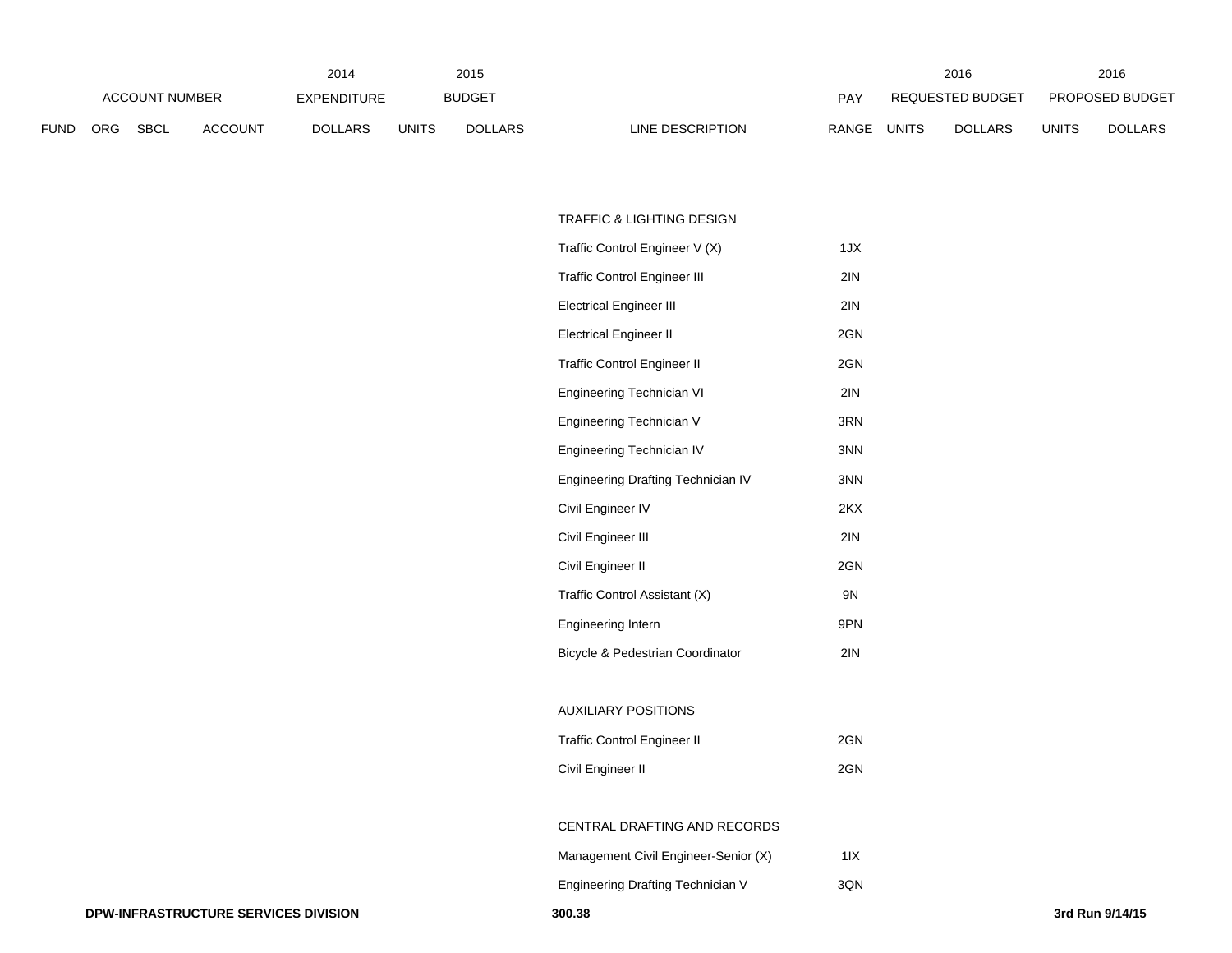| FUND | ORG | SBCL | ACCOUNT | 2014 EXPENDITURE DOLLARS | 2015 BUDGET UNITS | 2015 BUDGET DOLLARS | LINE DESCRIPTION | PAY RANGE | 2016 REQUESTED BUDGET UNITS | 2016 REQUESTED BUDGET DOLLARS | 2016 PROPOSED BUDGET UNITS | 2016 PROPOSED BUDGET DOLLARS |
|---|---|---|---|---|---|---|---|---|---|---|---|---|
| | | | | | | | TRAFFIC & LIGHTING DESIGN | | | | | |
| | | | | | | | Traffic Control Engineer V (X) | 1JX | | | | |
| | | | | | | | Traffic Control Engineer III | 2IN | | | | |
| | | | | | | | Electrical Engineer III | 2IN | | | | |
| | | | | | | | Electrical Engineer II | 2GN | | | | |
| | | | | | | | Traffic Control Engineer II | 2GN | | | | |
| | | | | | | | Engineering Technician VI | 2IN | | | | |
| | | | | | | | Engineering Technician V | 3RN | | | | |
| | | | | | | | Engineering Technician IV | 3NN | | | | |
| | | | | | | | Engineering Drafting Technician IV | 3NN | | | | |
| | | | | | | | Civil Engineer IV | 2KX | | | | |
| | | | | | | | Civil Engineer III | 2IN | | | | |
| | | | | | | | Civil Engineer II | 2GN | | | | |
| | | | | | | | Traffic Control Assistant (X) | 9N | | | | |
| | | | | | | | Engineering Intern | 9PN | | | | |
| | | | | | | | Bicycle & Pedestrian Coordinator | 2IN | | | | |
| | | | | | | | AUXILIARY POSITIONS | | | | | |
| | | | | | | | Traffic Control Engineer II | 2GN | | | | |
| | | | | | | | Civil Engineer II | 2GN | | | | |
| | | | | | | | CENTRAL DRAFTING AND RECORDS | | | | | |
| | | | | | | | Management Civil Engineer-Senior (X) | 1IX | | | | |
| | | | | | | | Engineering Drafting Technician V | 3QN | | | | |

DPW-INFRASTRUCTURE SERVICES DIVISION

300.38

3rd Run 9/14/15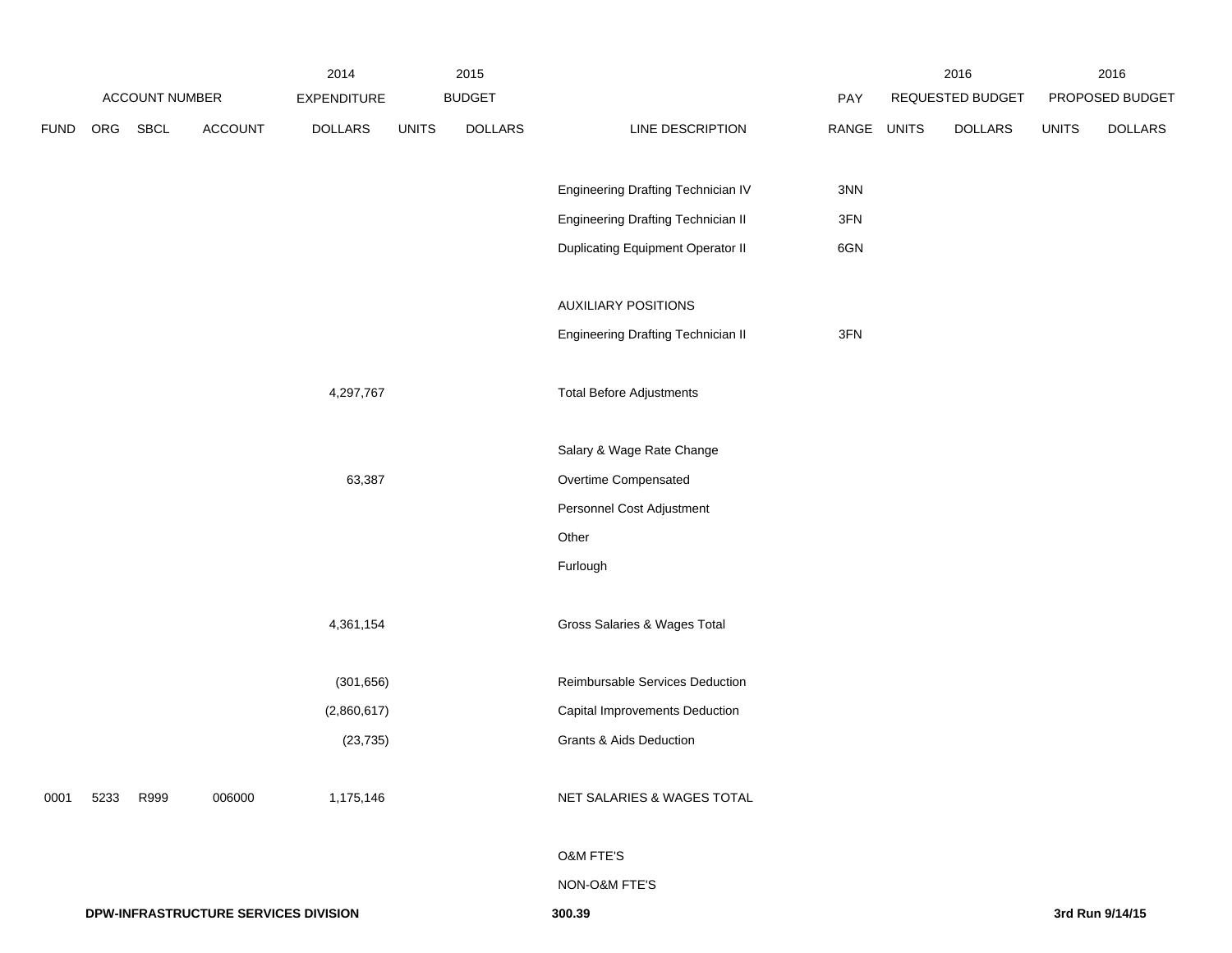| FUND | ORG | SBCL | ACCOUNT | 2014 EXPENDITURE DOLLARS | 2015 BUDGET UNITS | 2015 BUDGET DOLLARS | LINE DESCRIPTION | PAY RANGE | 2016 REQUESTED BUDGET UNITS | 2016 REQUESTED BUDGET DOLLARS | 2016 PROPOSED BUDGET UNITS | 2016 PROPOSED BUDGET DOLLARS |
|---|---|---|---|---|---|---|---|---|---|---|---|---|
| | | | | | | | Engineering Drafting Technician IV | 3NN | | | | |
| | | | | | | | Engineering Drafting Technician II | 3FN | | | | |
| | | | | | | | Duplicating Equipment Operator II | 6GN | | | | |
| | | | | | | | AUXILIARY POSITIONS | | | | | |
| | | | | | | | Engineering Drafting Technician II | 3FN | | | | |
| | | | | 4,297,767 | | | Total Before Adjustments | | | | | |
| | | | | | | | Salary & Wage Rate Change | | | | | |
| | | | | 63,387 | | | Overtime Compensated | | | | | |
| | | | | | | | Personnel Cost Adjustment | | | | | |
| | | | | | | | Other | | | | | |
| | | | | | | | Furlough | | | | | |
| | | | | 4,361,154 | | | Gross Salaries & Wages Total | | | | | |
| | | | | (301,656) | | | Reimbursable Services Deduction | | | | | |
| | | | | (2,860,617) | | | Capital Improvements Deduction | | | | | |
| | | | | (23,735) | | | Grants & Aids Deduction | | | | | |
| 0001 | 5233 | R999 | 006000 | 1,175,146 | | | NET SALARIES & WAGES TOTAL | | | | | |
| | | | | | | | O&M FTE'S | | | | | |
| | | | | | | | NON-O&M FTE'S | | | | | |

DPW-INFRASTRUCTURE SERVICES DIVISION 300.39 3rd Run 9/14/15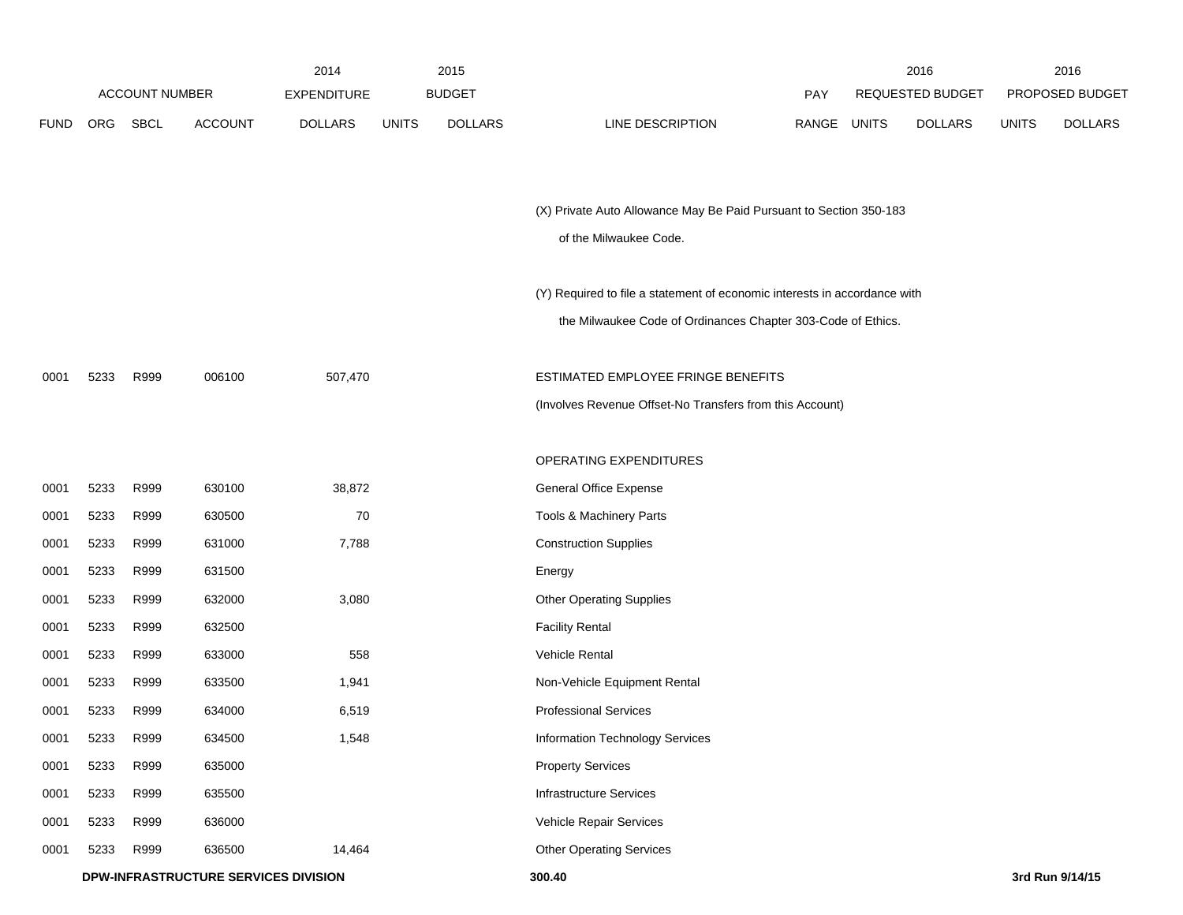| FUND | ORG | SBCL | ACCOUNT | 2014 EXPENDITURE DOLLARS | 2015 BUDGET UNITS | 2015 BUDGET DOLLARS | LINE DESCRIPTION | PAY RANGE | 2016 REQUESTED BUDGET UNITS | 2016 REQUESTED BUDGET DOLLARS | 2016 PROPOSED BUDGET UNITS | 2016 PROPOSED BUDGET DOLLARS |
|---|---|---|---|---|---|---|---|---|---|---|---|---|
| | | | | | | | (X) Private Auto Allowance May Be Paid Pursuant to Section 350-183 of the Milwaukee Code. | | | | | |
| | | | | | | | (Y) Required to file a statement of economic interests in accordance with the Milwaukee Code of Ordinances Chapter 303-Code of Ethics. | | | | | |
| 0001 | 5233 | R999 | 006100 | 507,470 | | | ESTIMATED EMPLOYEE FRINGE BENEFITS (Involves Revenue Offset-No Transfers from this Account) | | | | | |
| | | | | | | | OPERATING EXPENDITURES | | | | | |
| 0001 | 5233 | R999 | 630100 | 38,872 | | | General Office Expense | | | | | |
| 0001 | 5233 | R999 | 630500 | 70 | | | Tools & Machinery Parts | | | | | |
| 0001 | 5233 | R999 | 631000 | 7,788 | | | Construction Supplies | | | | | |
| 0001 | 5233 | R999 | 631500 | | | | Energy | | | | | |
| 0001 | 5233 | R999 | 632000 | 3,080 | | | Other Operating Supplies | | | | | |
| 0001 | 5233 | R999 | 632500 | | | | Facility Rental | | | | | |
| 0001 | 5233 | R999 | 633000 | 558 | | | Vehicle Rental | | | | | |
| 0001 | 5233 | R999 | 633500 | 1,941 | | | Non-Vehicle Equipment Rental | | | | | |
| 0001 | 5233 | R999 | 634000 | 6,519 | | | Professional Services | | | | | |
| 0001 | 5233 | R999 | 634500 | 1,548 | | | Information Technology Services | | | | | |
| 0001 | 5233 | R999 | 635000 | | | | Property Services | | | | | |
| 0001 | 5233 | R999 | 635500 | | | | Infrastructure Services | | | | | |
| 0001 | 5233 | R999 | 636000 | | | | Vehicle Repair Services | | | | | |
| 0001 | 5233 | R999 | 636500 | 14,464 | | | Other Operating Services | | | | | |

**DPW-INFRASTRUCTURE SERVICES DIVISION** **300.40** **3rd Run 9/14/15**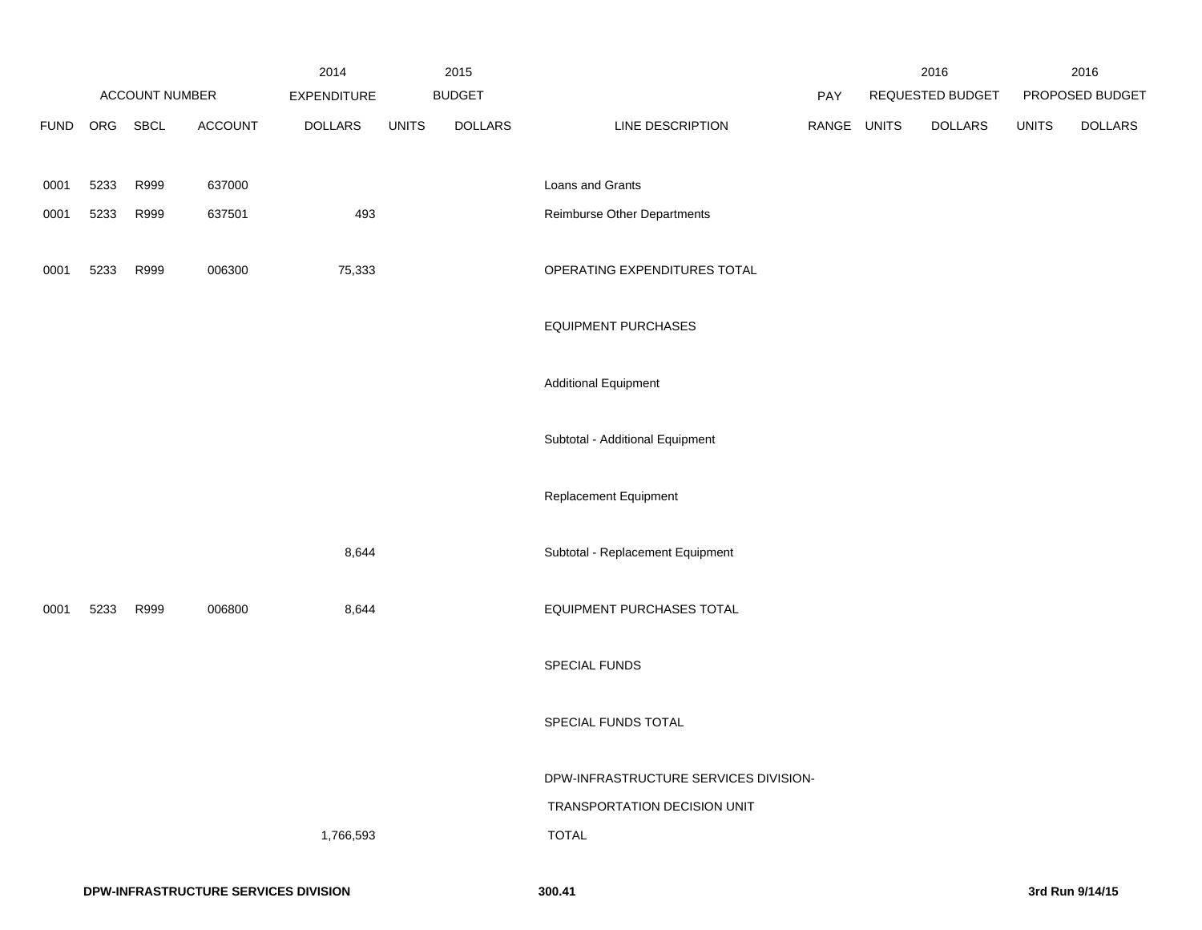| | ACCOUNT NUMBER | | | 2014 EXPENDITURE | 2015 BUDGET | | | PAY | 2016 REQUESTED BUDGET | | 2016 PROPOSED BUDGET | |
|---|---|---|---|---|---|---|---|---|---|---|---|---|
| FUND | ORG | SBCL | ACCOUNT | DOLLARS | UNITS | DOLLARS | LINE DESCRIPTION | RANGE | UNITS | DOLLARS | UNITS | DOLLARS |
| 0001 | 5233 | R999 | 637000 | | | | Loans and Grants | | | | | |
| 0001 | 5233 | R999 | 637501 | 493 | | | Reimburse Other Departments | | | | | |
| 0001 | 5233 | R999 | 006300 | 75,333 | | | OPERATING EXPENDITURES TOTAL | | | | | |
| | | | | | | | EQUIPMENT PURCHASES | | | | | |
| | | | | | | | Additional Equipment | | | | | |
| | | | | | | | Subtotal - Additional Equipment | | | | | |
| | | | | | | | Replacement Equipment | | | | | |
| | | | | 8,644 | | | Subtotal - Replacement Equipment | | | | | |
| 0001 | 5233 | R999 | 006800 | 8,644 | | | EQUIPMENT PURCHASES TOTAL | | | | | |
| | | | | | | | SPECIAL FUNDS | | | | | |
| | | | | | | | SPECIAL FUNDS TOTAL | | | | | |
| | | | | 1,766,593 | | | DPW-INFRASTRUCTURE SERVICES DIVISION- TRANSPORTATION DECISION UNIT TOTAL | | | | | |

DPW-INFRASTRUCTURE SERVICES DIVISION 300.41 3rd Run 9/14/15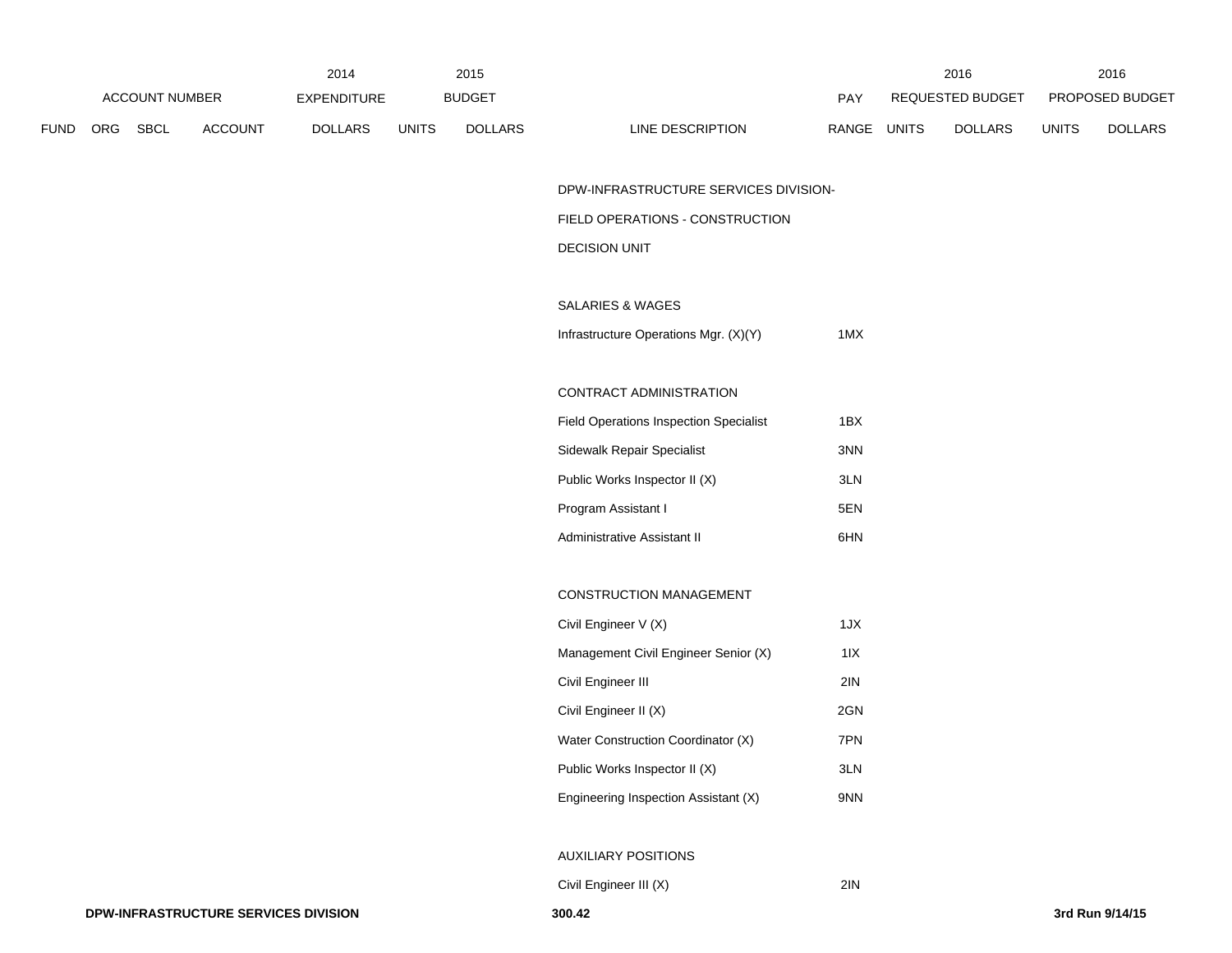| ACCOUNT NUMBER | | | | 2014 EXPENDITURE | 2015 BUDGET | | | PAY | 2016 REQUESTED BUDGET | | 2016 PROPOSED BUDGET | |
|---|---|---|---|---|---|---|---|---|---|---|---|---|
| FUND | ORG | SBCL | ACCOUNT | DOLLARS | UNITS | DOLLARS | LINE DESCRIPTION | RANGE | UNITS | DOLLARS | UNITS | DOLLARS |
| | | | | | | | DPW-INFRASTRUCTURE SERVICES DIVISION- | | | | | |
| | | | | | | | FIELD OPERATIONS - CONSTRUCTION | | | | | |
| | | | | | | | DECISION UNIT | | | | | |
| | | | | | | | SALARIES & WAGES | | | | | |
| | | | | | | | Infrastructure Operations Mgr. (X)(Y) | 1MX | | | | |
| | | | | | | | CONTRACT ADMINISTRATION | | | | | |
| | | | | | | | Field Operations Inspection Specialist | 1BX | | | | |
| | | | | | | | Sidewalk Repair Specialist | 3NN | | | | |
| | | | | | | | Public Works Inspector II (X) | 3LN | | | | |
| | | | | | | | Program Assistant I | 5EN | | | | |
| | | | | | | | Administrative Assistant II | 6HN | | | | |
| | | | | | | | CONSTRUCTION MANAGEMENT | | | | | |
| | | | | | | | Civil Engineer V (X) | 1JX | | | | |
| | | | | | | | Management Civil Engineer Senior (X) | 1IX | | | | |
| | | | | | | | Civil Engineer III | 2IN | | | | |
| | | | | | | | Civil Engineer II (X) | 2GN | | | | |
| | | | | | | | Water Construction Coordinator (X) | 7PN | | | | |
| | | | | | | | Public Works Inspector II (X) | 3LN | | | | |
| | | | | | | | Engineering Inspection Assistant (X) | 9NN | | | | |
| | | | | | | | AUXILIARY POSITIONS | | | | | |
| | | | | | | | Civil Engineer III (X) | 2IN | | | | |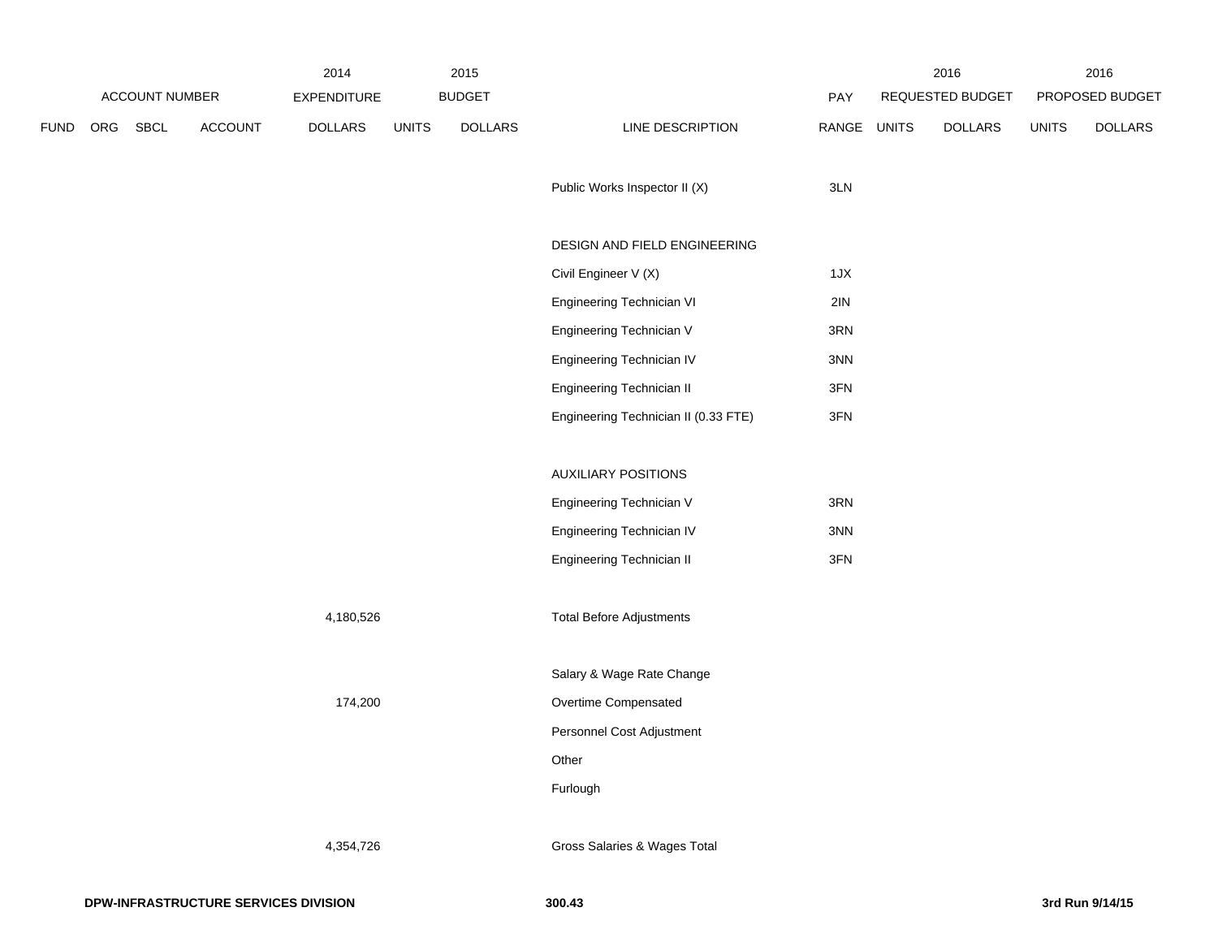| ACCOUNT NUMBER | | | | 2014 EXPENDITURE | 2015 BUDGET | | | PAY | 2016 REQUESTED BUDGET | | 2016 PROPOSED BUDGET | |
|---|---|---|---|---|---|---|---|---|---|---|---|---|
| FUND | ORG | SBCL | ACCOUNT | DOLLARS | UNITS | DOLLARS | LINE DESCRIPTION | RANGE | UNITS | DOLLARS | UNITS | DOLLARS |
| | | | | | | | Public Works Inspector II (X) | 3LN | | | | |
| | | | | | | | DESIGN AND FIELD ENGINEERING | | | | | |
| | | | | | | | Civil Engineer V (X) | 1JX | | | | |
| | | | | | | | Engineering Technician VI | 2IN | | | | |
| | | | | | | | Engineering Technician V | 3RN | | | | |
| | | | | | | | Engineering Technician IV | 3NN | | | | |
| | | | | | | | Engineering Technician II | 3FN | | | | |
| | | | | | | | Engineering Technician II (0.33 FTE) | 3FN | | | | |
| | | | | | | | AUXILIARY POSITIONS | | | | | |
| | | | | | | | Engineering Technician V | 3RN | | | | |
| | | | | | | | Engineering Technician IV | 3NN | | | | |
| | | | | | | | Engineering Technician II | 3FN | | | | |
| | | | | 4,180,526 | | | Total Before Adjustments | | | | | |
| | | | | | | | Salary & Wage Rate Change | | | | | |
| | | | | 174,200 | | | Overtime Compensated | | | | | |
| | | | | | | | Personnel Cost Adjustment | | | | | |
| | | | | | | | Other | | | | | |
| | | | | | | | Furlough | | | | | |
| | | | | 4,354,726 | | | Gross Salaries & Wages Total | | | | | |

**DPW-INFRASTRUCTURE SERVICES DIVISION** **300.43** **3rd Run 9/14/15**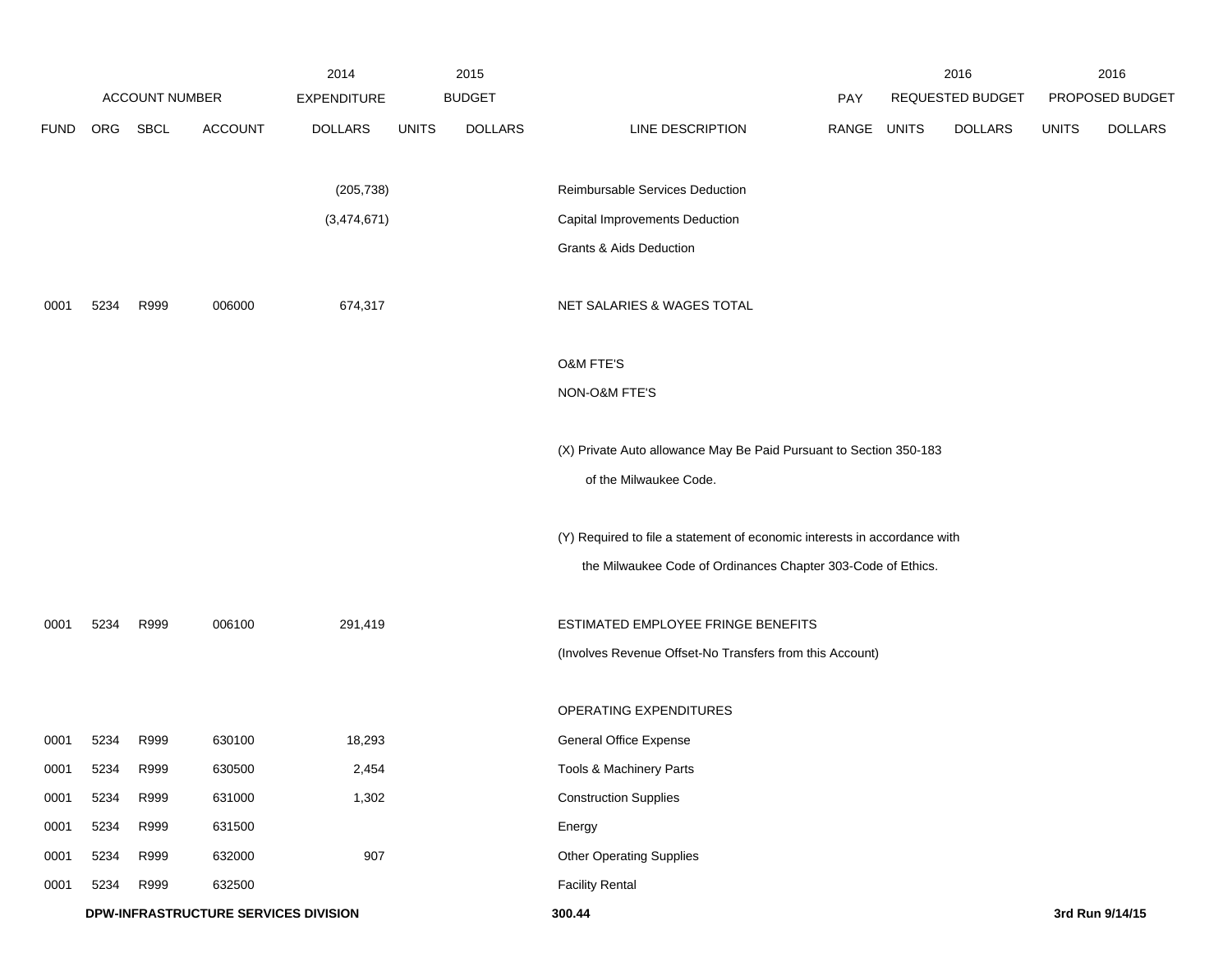| | ACCOUNT NUMBER | | | 2014 EXPENDITURE | 2015 BUDGET | | | PAY | 2016 REQUESTED BUDGET | | 2016 PROPOSED BUDGET | |
|---|---|---|---|---|---|---|---|---|---|---|---|---|
| FUND | ORG | SBCL | ACCOUNT | DOLLARS | UNITS | DOLLARS | LINE DESCRIPTION | RANGE | UNITS | DOLLARS | UNITS | DOLLARS |
| | | | | (205,738) | | | Reimbursable Services Deduction | | | | | |
| | | | | (3,474,671) | | | Capital Improvements Deduction | | | | | |
| | | | | | | | Grants & Aids Deduction | | | | | |
| 0001 | 5234 | R999 | 006000 | 674,317 | | | NET SALARIES & WAGES TOTAL | | | | | |
| | | | | | | | O&M FTE'S | | | | | |
| | | | | | | | NON-O&M FTE'S | | | | | |
| | | | | | | | (X) Private Auto allowance May Be Paid Pursuant to Section 350-183 of the Milwaukee Code. | | | | | |
| | | | | | | | (Y) Required to file a statement of economic interests in accordance with the Milwaukee Code of Ordinances Chapter 303-Code of Ethics. | | | | | |
| 0001 | 5234 | R999 | 006100 | 291,419 | | | ESTIMATED EMPLOYEE FRINGE BENEFITS | | | | | |
| | | | | | | | (Involves Revenue Offset-No Transfers from this Account) | | | | | |
| | | | | | | | OPERATING EXPENDITURES | | | | | |
| 0001 | 5234 | R999 | 630100 | 18,293 | | | General Office Expense | | | | | |
| 0001 | 5234 | R999 | 630500 | 2,454 | | | Tools & Machinery Parts | | | | | |
| 0001 | 5234 | R999 | 631000 | 1,302 | | | Construction Supplies | | | | | |
| 0001 | 5234 | R999 | 631500 | | | | Energy | | | | | |
| 0001 | 5234 | R999 | 632000 | 907 | | | Other Operating Supplies | | | | | |
| 0001 | 5234 | R999 | 632500 | | | | Facility Rental | | | | | |

**DPW-INFRASTRUCTURE SERVICES DIVISION** **300.44** **3rd Run 9/14/15**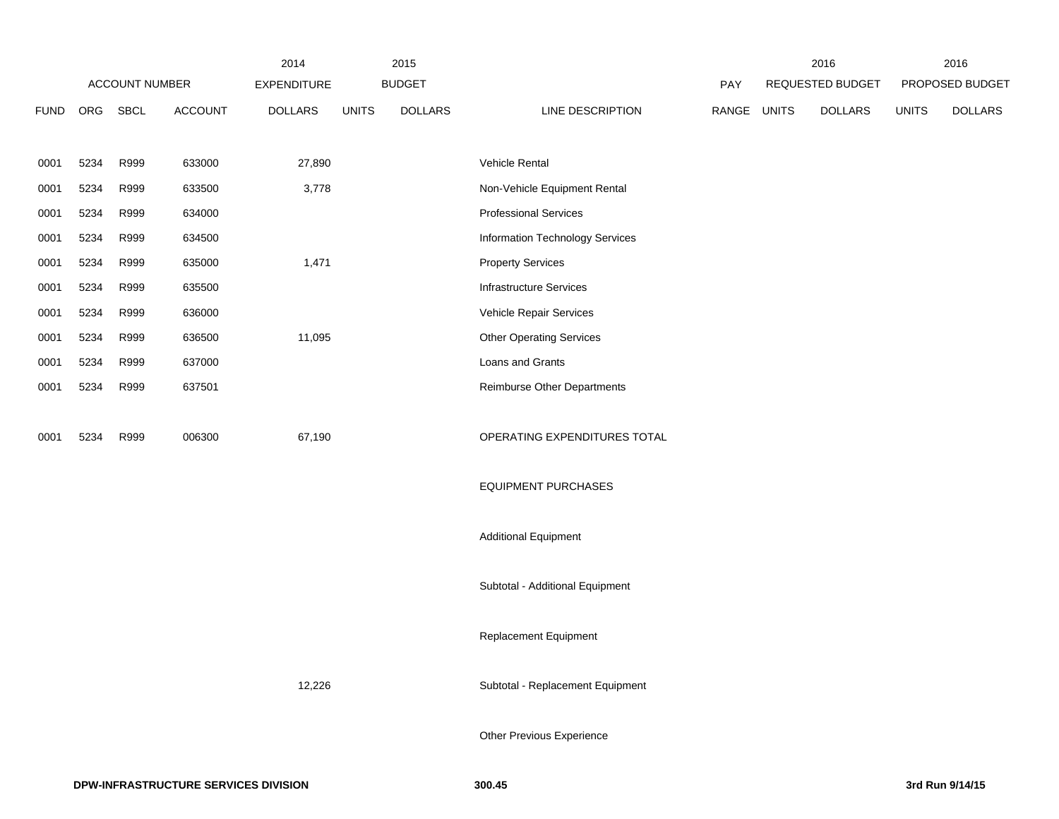| ACCOUNT NUMBER | | | | 2014 EXPENDITURE | 2015 BUDGET | | | | 2016 REQUESTED BUDGET | | 2016 PROPOSED BUDGET | |
|---|---|---|---|---|---|---|---|---|---|---|---|---|
| FUND | ORG | SBCL | ACCOUNT | DOLLARS | UNITS | DOLLARS | LINE DESCRIPTION | PAY RANGE | UNITS | DOLLARS | UNITS | DOLLARS |
| 0001 | 5234 | R999 | 633000 | 27,890 | | | Vehicle Rental | | | | | |
| 0001 | 5234 | R999 | 633500 | 3,778 | | | Non-Vehicle Equipment Rental | | | | | |
| 0001 | 5234 | R999 | 634000 | | | | Professional Services | | | | | |
| 0001 | 5234 | R999 | 634500 | | | | Information Technology Services | | | | | |
| 0001 | 5234 | R999 | 635000 | 1,471 | | | Property Services | | | | | |
| 0001 | 5234 | R999 | 635500 | | | | Infrastructure Services | | | | | |
| 0001 | 5234 | R999 | 636000 | | | | Vehicle Repair Services | | | | | |
| 0001 | 5234 | R999 | 636500 | 11,095 | | | Other Operating Services | | | | | |
| 0001 | 5234 | R999 | 637000 | | | | Loans and Grants | | | | | |
| 0001 | 5234 | R999 | 637501 | | | | Reimburse Other Departments | | | | | |
| 0001 | 5234 | R999 | 006300 | 67,190 | | | OPERATING EXPENDITURES TOTAL | | | | | |
| | | | | | | | EQUIPMENT PURCHASES | | | | | |
| | | | | | | | Additional Equipment | | | | | |
| | | | | | | | Subtotal - Additional Equipment | | | | | |
| | | | | | | | Replacement Equipment | | | | | |
| | | | | 12,226 | | | Subtotal - Replacement Equipment | | | | | |
| | | | | | | | Other Previous Experience | | | | | |

DPW-INFRASTRUCTURE SERVICES DIVISION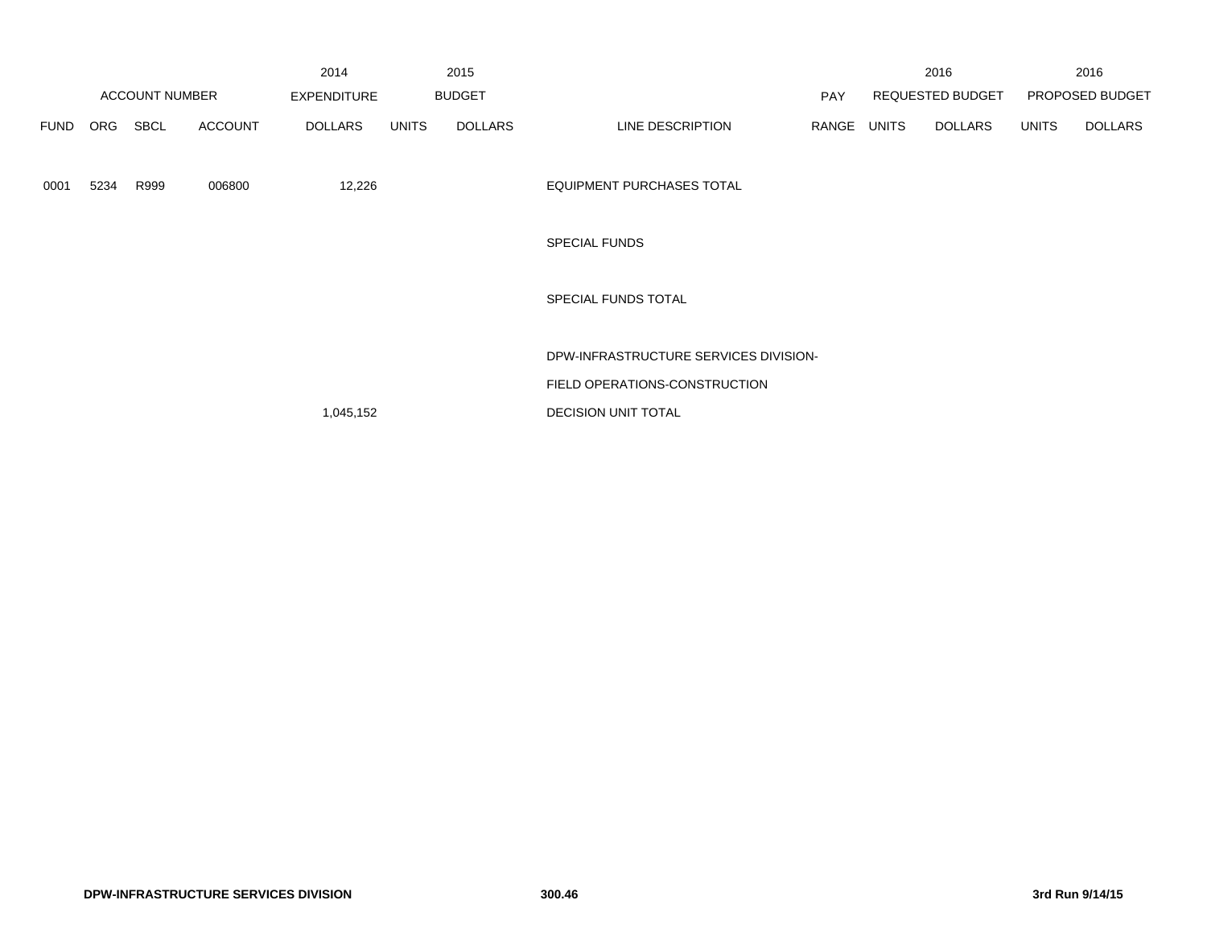| ACCOUNT NUMBER | | | | 2014 EXPENDITURE | 2015 BUDGET | | | PAY | 2016 REQUESTED BUDGET | | 2016 PROPOSED BUDGET | |
|---|---|---|---|---|---|---|---|---|---|---|---|---|
| FUND | ORG | SBCL | ACCOUNT | DOLLARS | UNITS | DOLLARS | LINE DESCRIPTION | RANGE | UNITS | DOLLARS | UNITS | DOLLARS |
| 0001 | 5234 | R999 | 006800 | 12,226 | | | EQUIPMENT PURCHASES TOTAL | | | | | |
| | | | | | | | SPECIAL FUNDS | | | | | |
| | | | | | | | SPECIAL FUNDS TOTAL | | | | | |
| | | | | | | | DPW-INFRASTRUCTURE SERVICES DIVISION- | | | | | |
| | | | | | | | FIELD OPERATIONS-CONSTRUCTION | | | | | |
| | | | | 1,045,152 | | | DECISION UNIT TOTAL | | | | | |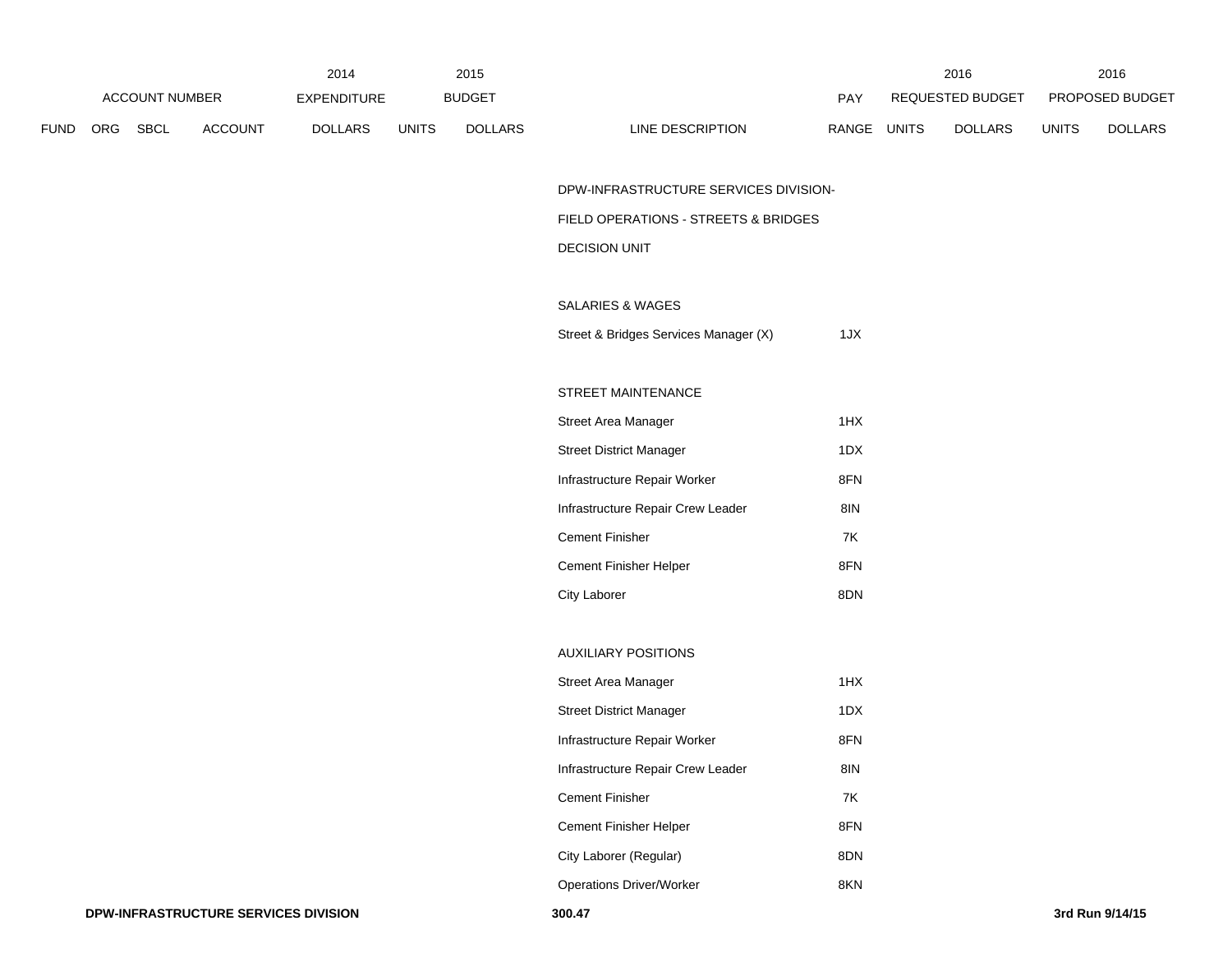| ACCOUNT NUMBER | | | | 2014 EXPENDITURE | 2015 BUDGET | | | PAY | 2016 REQUESTED BUDGET | | 2016 PROPOSED BUDGET | |
|---|---|---|---|---|---|---|---|---|---|---|---|---|
| FUND | ORG | SBCL | ACCOUNT | DOLLARS | UNITS | DOLLARS | LINE DESCRIPTION | RANGE | UNITS | DOLLARS | UNITS | DOLLARS |
| | | | | | | | DPW-INFRASTRUCTURE SERVICES DIVISION- | | | | | |
| | | | | | | | FIELD OPERATIONS - STREETS & BRIDGES | | | | | |
| | | | | | | | DECISION UNIT | | | | | |
| | | | | | | | SALARIES & WAGES | | | | | |
| | | | | | | | Street & Bridges Services Manager (X) | 1JX | | | | |
| | | | | | | | STREET MAINTENANCE | | | | | |
| | | | | | | | Street Area Manager | 1HX | | | | |
| | | | | | | | Street District Manager | 1DX | | | | |
| | | | | | | | Infrastructure Repair Worker | 8FN | | | | |
| | | | | | | | Infrastructure Repair Crew Leader | 8IN | | | | |
| | | | | | | | Cement Finisher | 7K | | | | |
| | | | | | | | Cement Finisher Helper | 8FN | | | | |
| | | | | | | | City Laborer | 8DN | | | | |
| | | | | | | | AUXILIARY POSITIONS | | | | | |
| | | | | | | | Street Area Manager | 1HX | | | | |
| | | | | | | | Street District Manager | 1DX | | | | |
| | | | | | | | Infrastructure Repair Worker | 8FN | | | | |
| | | | | | | | Infrastructure Repair Crew Leader | 8IN | | | | |
| | | | | | | | Cement Finisher | 7K | | | | |
| | | | | | | | Cement Finisher Helper | 8FN | | | | |
| | | | | | | | City Laborer (Regular) | 8DN | | | | |
| | | | | | | | Operations Driver/Worker | 8KN | | | | |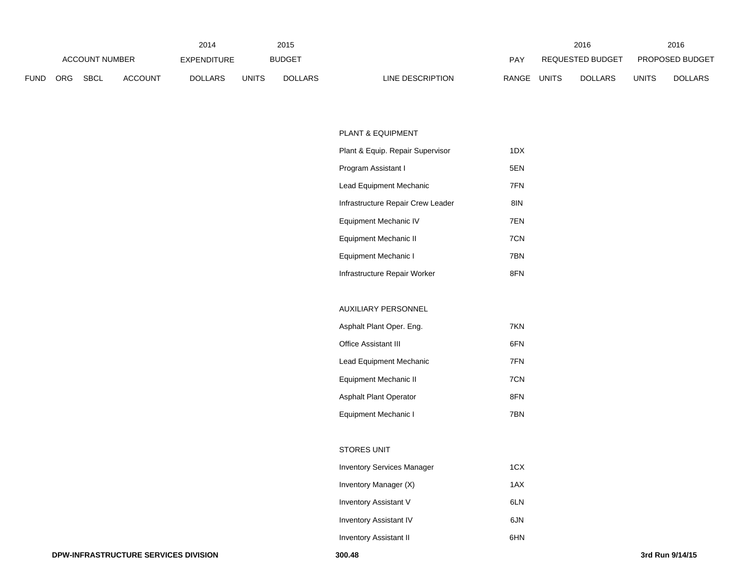| ACCOUNT NUMBER | | | | 2014 EXPENDITURE | 2015 BUDGET | | | PAY | 2016 REQUESTED BUDGET | | 2016 PROPOSED BUDGET | |
|---|---|---|---|---|---|---|---|---|---|---|---|---|
| FUND | ORG | SBCL | ACCOUNT | DOLLARS | UNITS | DOLLARS | LINE DESCRIPTION | RANGE | UNITS | DOLLARS | UNITS | DOLLARS |
| | | | | | | | PLANT & EQUIPMENT | | | | | |
| | | | | | | | Plant & Equip. Repair Supervisor | 1DX | | | | |
| | | | | | | | Program Assistant I | 5EN | | | | |
| | | | | | | | Lead Equipment Mechanic | 7FN | | | | |
| | | | | | | | Infrastructure Repair Crew Leader | 8IN | | | | |
| | | | | | | | Equipment Mechanic IV | 7EN | | | | |
| | | | | | | | Equipment Mechanic II | 7CN | | | | |
| | | | | | | | Equipment Mechanic I | 7BN | | | | |
| | | | | | | | Infrastructure Repair Worker | 8FN | | | | |
| | | | | | | | AUXILIARY PERSONNEL | | | | | |
| | | | | | | | Asphalt Plant Oper. Eng. | 7KN | | | | |
| | | | | | | | Office Assistant III | 6FN | | | | |
| | | | | | | | Lead Equipment Mechanic | 7FN | | | | |
| | | | | | | | Equipment Mechanic II | 7CN | | | | |
| | | | | | | | Asphalt Plant Operator | 8FN | | | | |
| | | | | | | | Equipment Mechanic I | 7BN | | | | |
| | | | | | | | STORES UNIT | | | | | |
| | | | | | | | Inventory Services Manager | 1CX | | | | |
| | | | | | | | Inventory Manager (X) | 1AX | | | | |
| | | | | | | | Inventory Assistant V | 6LN | | | | |
| | | | | | | | Inventory Assistant IV | 6JN | | | | |
| | | | | | | | Inventory Assistant II | 6HN | | | | |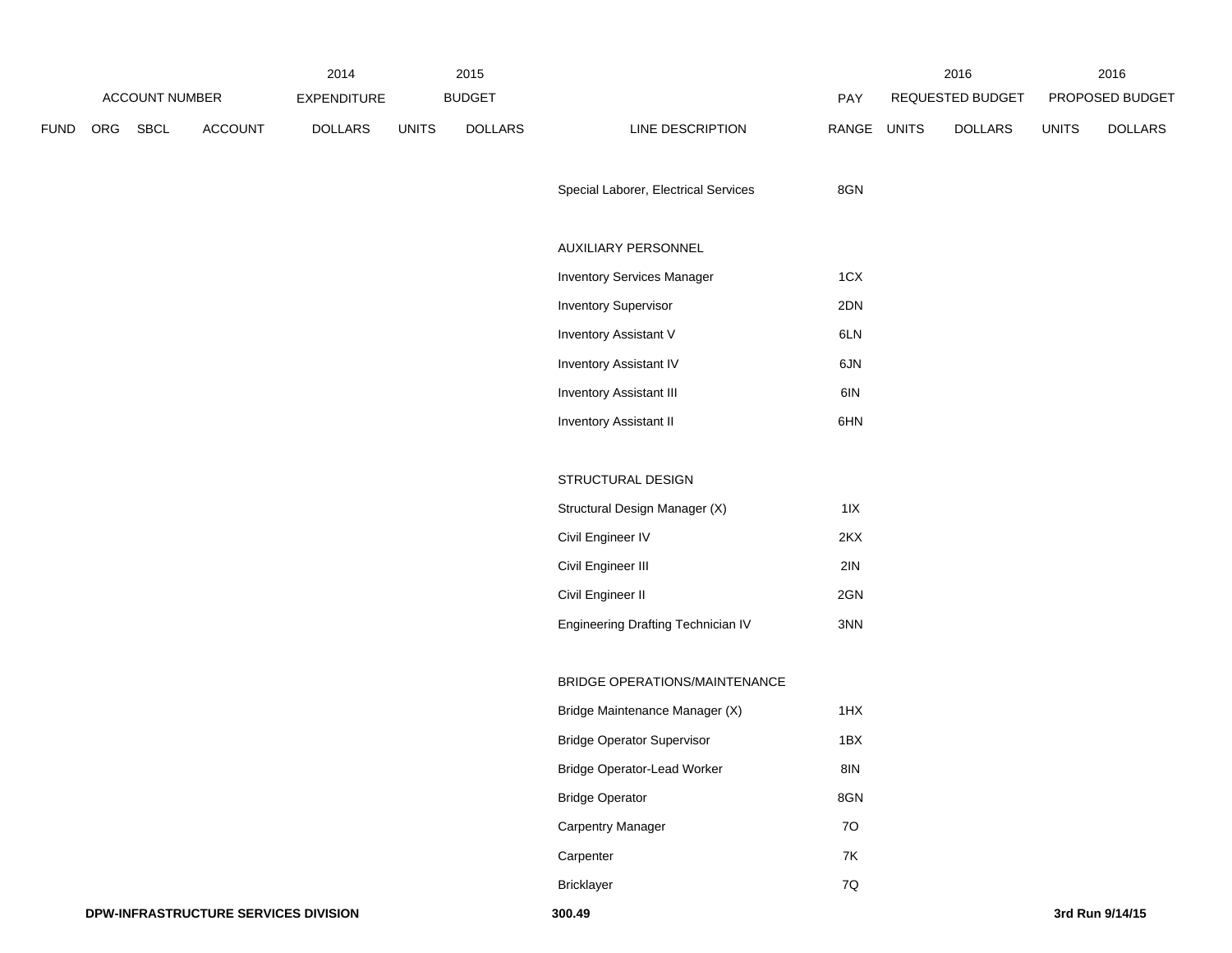| ACCOUNT NUMBER | | | | 2014 EXPENDITURE | 2015 BUDGET | | | PAY | 2016 REQUESTED BUDGET | | 2016 PROPOSED BUDGET | |
|---|---|---|---|---|---|---|---|---|---|---|---|---|
| FUND | ORG | SBCL | ACCOUNT | DOLLARS | UNITS | DOLLARS | LINE DESCRIPTION | RANGE | UNITS | DOLLARS | UNITS | DOLLARS |
| | | | | | | | Special Laborer, Electrical Services | 8GN | | | | |
| | | | | | | | AUXILIARY PERSONNEL | | | | | |
| | | | | | | | Inventory Services Manager | 1CX | | | | |
| | | | | | | | Inventory Supervisor | 2DN | | | | |
| | | | | | | | Inventory Assistant V | 6LN | | | | |
| | | | | | | | Inventory Assistant IV | 6JN | | | | |
| | | | | | | | Inventory Assistant III | 6IN | | | | |
| | | | | | | | Inventory Assistant II | 6HN | | | | |
| | | | | | | | STRUCTURAL DESIGN | | | | | |
| | | | | | | | Structural Design Manager (X) | 1IX | | | | |
| | | | | | | | Civil Engineer IV | 2KX | | | | |
| | | | | | | | Civil Engineer III | 2IN | | | | |
| | | | | | | | Civil Engineer II | 2GN | | | | |
| | | | | | | | Engineering Drafting Technician IV | 3NN | | | | |
| | | | | | | | BRIDGE OPERATIONS/MAINTENANCE | | | | | |
| | | | | | | | Bridge Maintenance Manager (X) | 1HX | | | | |
| | | | | | | | Bridge Operator Supervisor | 1BX | | | | |
| | | | | | | | Bridge Operator-Lead Worker | 8IN | | | | |
| | | | | | | | Bridge Operator | 8GN | | | | |
| | | | | | | | Carpentry Manager | 7O | | | | |
| | | | | | | | Carpenter | 7K | | | | |
| | | | | | | | Bricklayer | 7Q | | | | |

**DPW-INFRASTRUCTURE SERVICES DIVISION** **300.49** **3rd Run 9/14/15**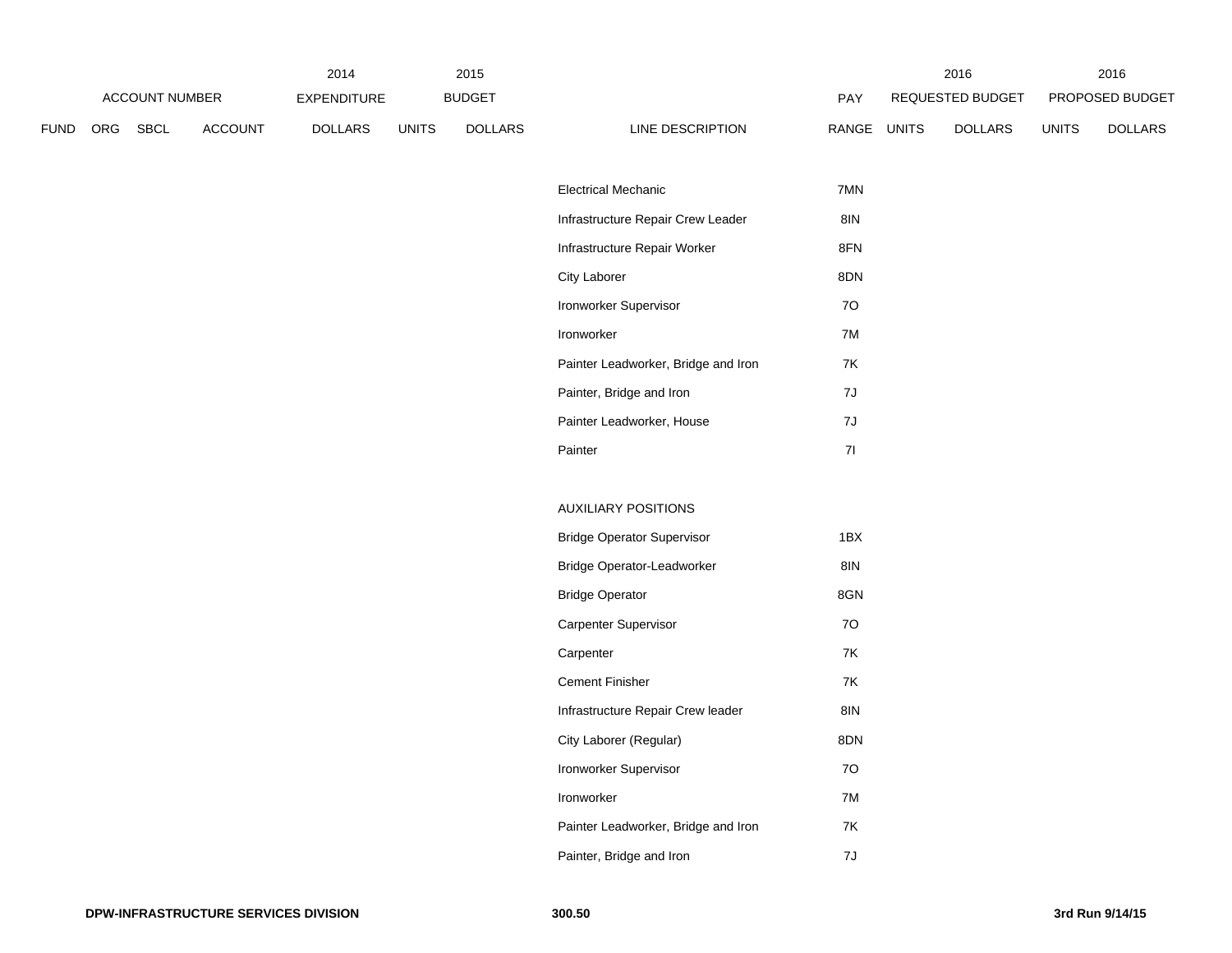| ACCOUNT NUMBER | | | | 2014 EXPENDITURE | 2015 BUDGET | | | PAY | 2016 REQUESTED BUDGET | | 2016 PROPOSED BUDGET | |
|---|---|---|---|---|---|---|---|---|---|---|---|---|
| FUND | ORG | SBCL | ACCOUNT | DOLLARS | UNITS | DOLLARS | LINE DESCRIPTION | RANGE | UNITS | DOLLARS | UNITS | DOLLARS |
| | | | | | | | Electrical Mechanic | 7MN | | | | |
| | | | | | | | Infrastructure Repair Crew Leader | 8IN | | | | |
| | | | | | | | Infrastructure Repair Worker | 8FN | | | | |
| | | | | | | | City Laborer | 8DN | | | | |
| | | | | | | | Ironworker Supervisor | 7O | | | | |
| | | | | | | | Ironworker | 7M | | | | |
| | | | | | | | Painter Leadworker, Bridge and Iron | 7K | | | | |
| | | | | | | | Painter, Bridge and Iron | 7J | | | | |
| | | | | | | | Painter Leadworker, House | 7J | | | | |
| | | | | | | | Painter | 7I | | | | |
| | | | | | | | AUXILIARY POSITIONS | | | | | |
| | | | | | | | Bridge Operator Supervisor | 1BX | | | | |
| | | | | | | | Bridge Operator-Leadworker | 8IN | | | | |
| | | | | | | | Bridge Operator | 8GN | | | | |
| | | | | | | | Carpenter Supervisor | 7O | | | | |
| | | | | | | | Carpenter | 7K | | | | |
| | | | | | | | Cement Finisher | 7K | | | | |
| | | | | | | | Infrastructure Repair Crew leader | 8IN | | | | |
| | | | | | | | City Laborer (Regular) | 8DN | | | | |
| | | | | | | | Ironworker Supervisor | 7O | | | | |
| | | | | | | | Ironworker | 7M | | | | |
| | | | | | | | Painter Leadworker, Bridge and Iron | 7K | | | | |
| | | | | | | | Painter, Bridge and Iron | 7J | | | | |

DPW-INFRASTRUCTURE SERVICES DIVISION

300.50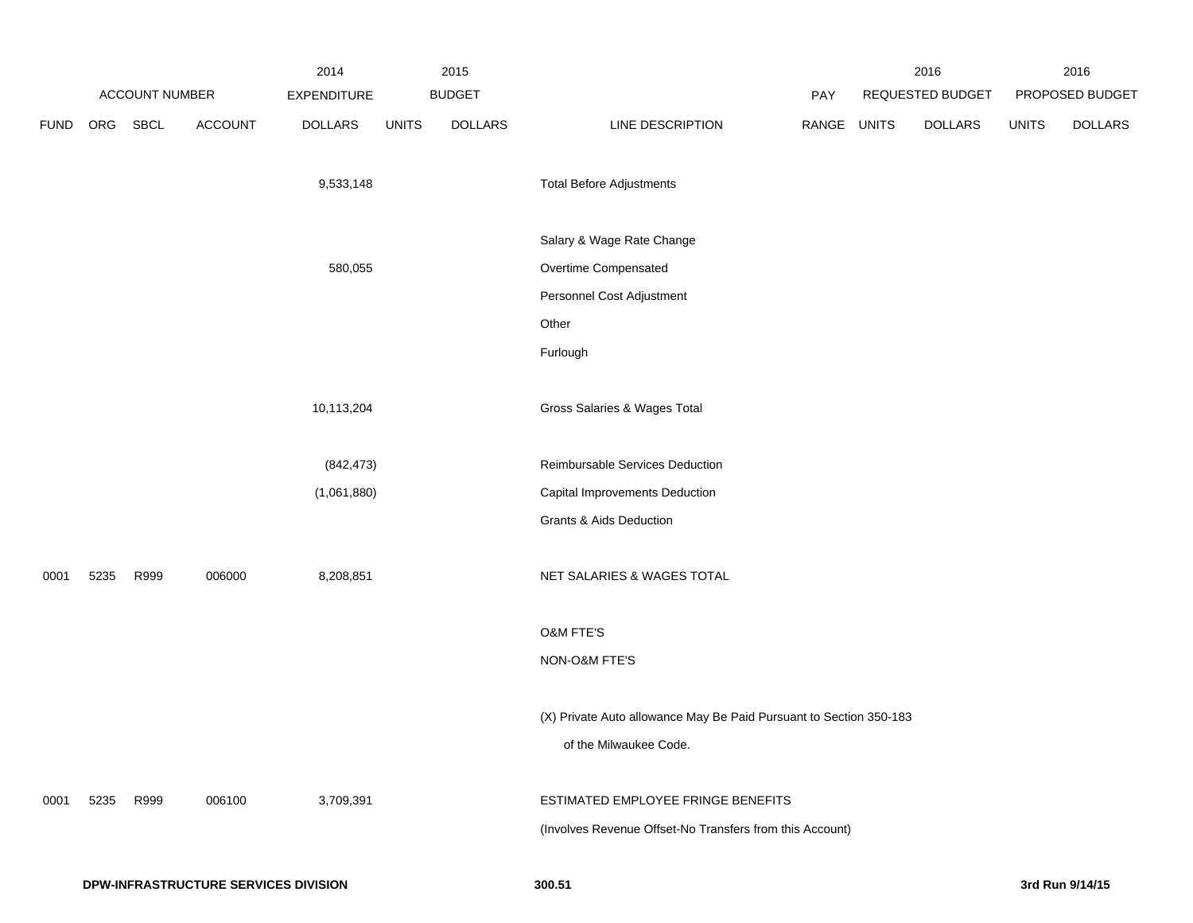| ACCOUNT NUMBER | | | | 2014 EXPENDITURE | 2015 BUDGET | | | PAY | 2016 REQUESTED BUDGET | | 2016 PROPOSED BUDGET | |
|---|---|---|---|---|---|---|---|---|---|---|---|---|
| FUND | ORG | SBCL | ACCOUNT | DOLLARS | UNITS | DOLLARS | LINE DESCRIPTION | RANGE | UNITS | DOLLARS | UNITS | DOLLARS |
| | | | | 9,533,148 | | | Total Before Adjustments | | | | | |
| | | | | | | | Salary & Wage Rate Change | | | | | |
| | | | | 580,055 | | | Overtime Compensated | | | | | |
| | | | | | | | Personnel Cost Adjustment | | | | | |
| | | | | | | | Other | | | | | |
| | | | | | | | Furlough | | | | | |
| | | | | 10,113,204 | | | Gross Salaries & Wages Total | | | | | |
| | | | | (842,473) | | | Reimbursable Services Deduction | | | | | |
| | | | | (1,061,880) | | | Capital Improvements Deduction | | | | | |
| | | | | | | | Grants & Aids Deduction | | | | | |
| 0001 | 5235 | R999 | 006000 | 8,208,851 | | | NET SALARIES & WAGES TOTAL | | | | | |
| | | | | | | | O&M FTE'S | | | | | |
| | | | | | | | NON-O&M FTE'S | | | | | |
| | | | | | | | (X) Private Auto allowance May Be Paid Pursuant to Section 350-183 of the Milwaukee Code. | | | | | |
| 0001 | 5235 | R999 | 006100 | 3,709,391 | | | ESTIMATED EMPLOYEE FRINGE BENEFITS | | | | | |
| | | | | | | | (Involves Revenue Offset-No Transfers from this Account) | | | | | |

DPW-INFRASTRUCTURE SERVICES DIVISION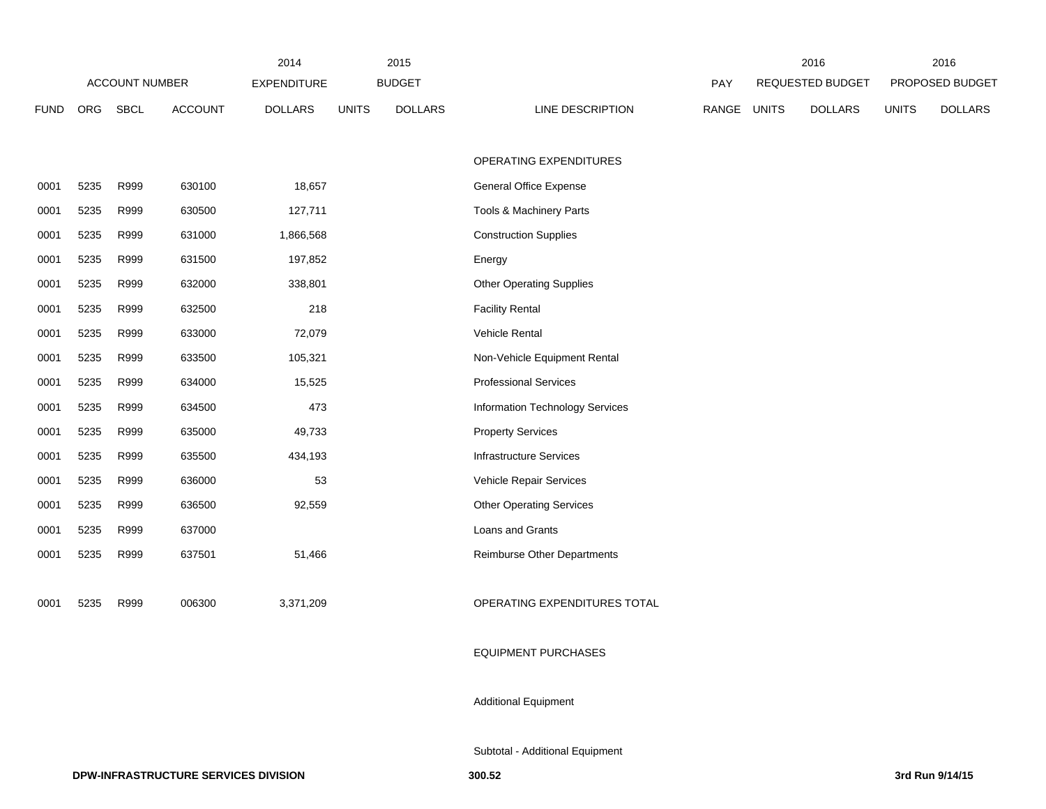| FUND | ORG | SBCL | ACCOUNT | 2014 EXPENDITURE DOLLARS | 2015 BUDGET UNITS | 2015 BUDGET DOLLARS | LINE DESCRIPTION | PAY RANGE | 2016 REQUESTED BUDGET UNITS | 2016 REQUESTED BUDGET DOLLARS | 2016 PROPOSED BUDGET UNITS | 2016 PROPOSED BUDGET DOLLARS |
|---|---|---|---|---|---|---|---|---|---|---|---|---|
| | | | | | | | OPERATING EXPENDITURES | | | | | |
| 0001 | 5235 | R999 | 630100 | 18,657 | | | General Office Expense | | | | | |
| 0001 | 5235 | R999 | 630500 | 127,711 | | | Tools & Machinery Parts | | | | | |
| 0001 | 5235 | R999 | 631000 | 1,866,568 | | | Construction Supplies | | | | | |
| 0001 | 5235 | R999 | 631500 | 197,852 | | | Energy | | | | | |
| 0001 | 5235 | R999 | 632000 | 338,801 | | | Other Operating Supplies | | | | | |
| 0001 | 5235 | R999 | 632500 | 218 | | | Facility Rental | | | | | |
| 0001 | 5235 | R999 | 633000 | 72,079 | | | Vehicle Rental | | | | | |
| 0001 | 5235 | R999 | 633500 | 105,321 | | | Non-Vehicle Equipment Rental | | | | | |
| 0001 | 5235 | R999 | 634000 | 15,525 | | | Professional Services | | | | | |
| 0001 | 5235 | R999 | 634500 | 473 | | | Information Technology Services | | | | | |
| 0001 | 5235 | R999 | 635000 | 49,733 | | | Property Services | | | | | |
| 0001 | 5235 | R999 | 635500 | 434,193 | | | Infrastructure Services | | | | | |
| 0001 | 5235 | R999 | 636000 | 53 | | | Vehicle Repair Services | | | | | |
| 0001 | 5235 | R999 | 636500 | 92,559 | | | Other Operating Services | | | | | |
| 0001 | 5235 | R999 | 637000 | | | | Loans and Grants | | | | | |
| 0001 | 5235 | R999 | 637501 | 51,466 | | | Reimburse Other Departments | | | | | |
| 0001 | 5235 | R999 | 006300 | 3,371,209 | | | OPERATING EXPENDITURES TOTAL | | | | | |
| | | | | | | | EQUIPMENT PURCHASES | | | | | |
| | | | | | | | Additional Equipment | | | | | |
| | | | | | | | Subtotal - Additional Equipment | | | | | |

DPW-INFRASTRUCTURE SERVICES DIVISION 300.52 3rd Run 9/14/15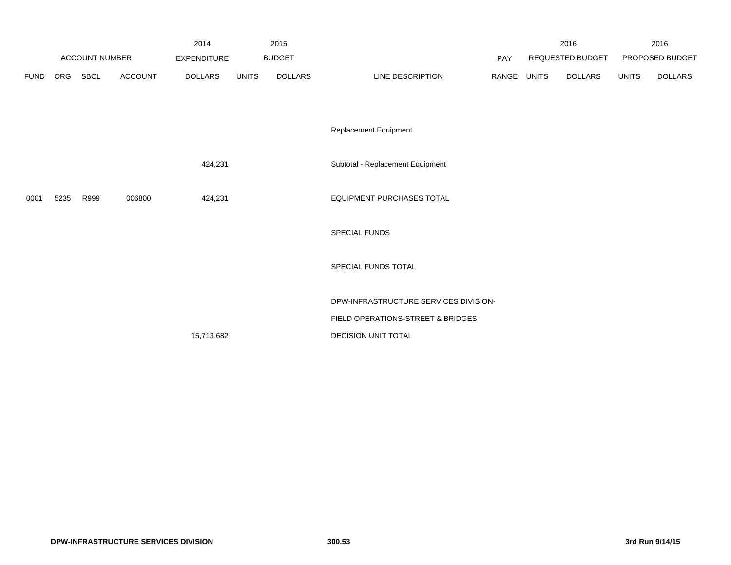| ACCOUNT NUMBER | | | | 2014 EXPENDITURE | 2015 BUDGET | | | PAY | 2016 REQUESTED BUDGET | | 2016 PROPOSED BUDGET | |
|---|---|---|---|---|---|---|---|---|---|---|---|---|
| FUND | ORG | SBCL | ACCOUNT | DOLLARS | UNITS | DOLLARS | LINE DESCRIPTION | RANGE | UNITS | DOLLARS | UNITS | DOLLARS |
| | | | | | | | Replacement Equipment | | | | | |
| | | | | 424,231 | | | Subtotal - Replacement Equipment | | | | | |
| 0001 | 5235 | R999 | 006800 | 424,231 | | | EQUIPMENT PURCHASES TOTAL | | | | | |
| | | | | | | | SPECIAL FUNDS | | | | | |
| | | | | | | | SPECIAL FUNDS TOTAL | | | | | |
| | | | | 15,713,682 | | | DPW-INFRASTRUCTURE SERVICES DIVISION-FIELD OPERATIONS-STREET & BRIDGES DECISION UNIT TOTAL | | | | | |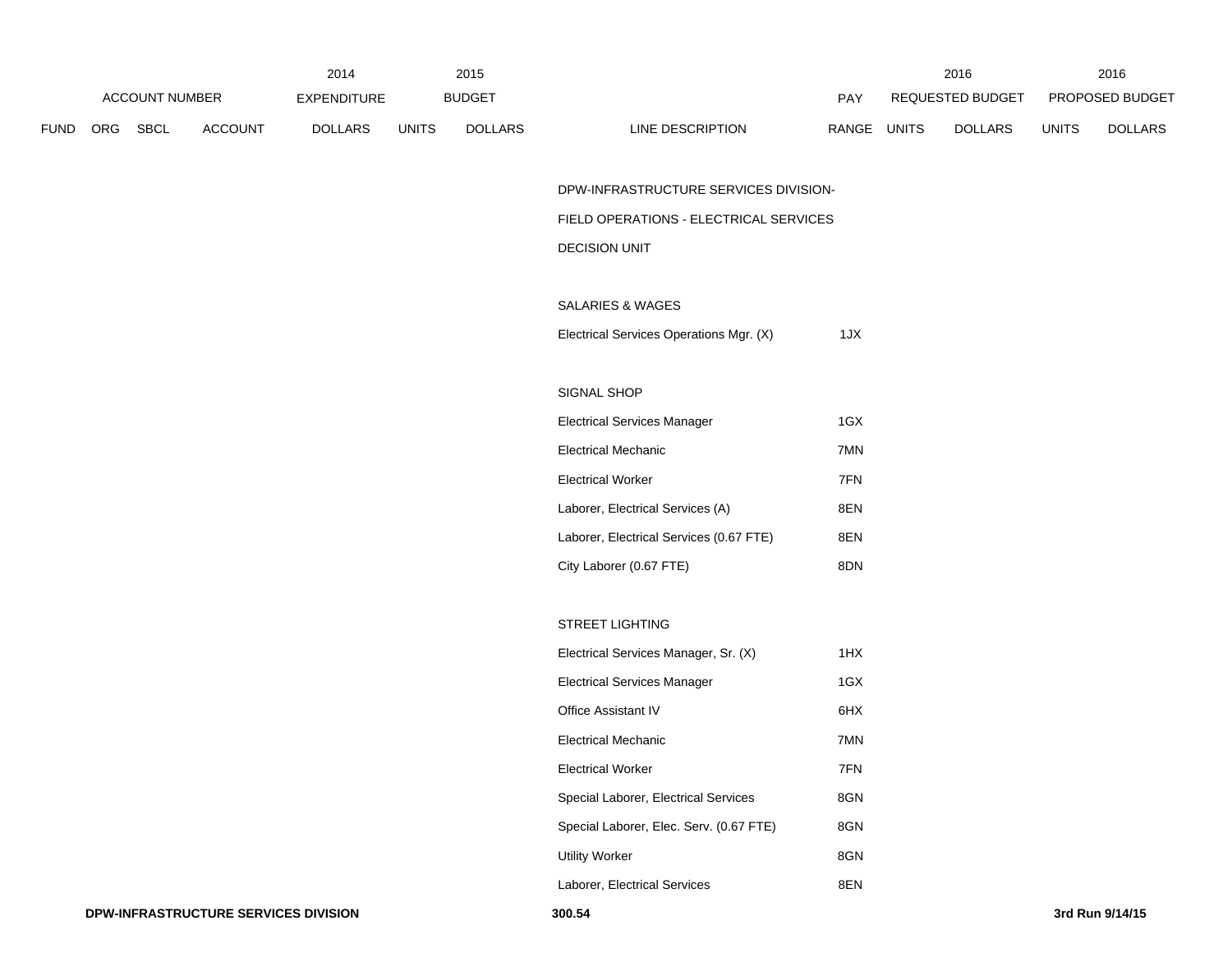| ACCOUNT NUMBER | | | | 2014 EXPENDITURE | 2015 BUDGET | | | PAY | 2016 REQUESTED BUDGET | | 2016 PROPOSED BUDGET | |
|---|---|---|---|---|---|---|---|---|---|---|---|---|
| FUND | ORG | SBCL | ACCOUNT | DOLLARS | UNITS | DOLLARS | LINE DESCRIPTION | RANGE | UNITS | DOLLARS | UNITS | DOLLARS |
| | | | | | | | DPW-INFRASTRUCTURE SERVICES DIVISION- | | | | | |
| | | | | | | | FIELD OPERATIONS - ELECTRICAL SERVICES | | | | | |
| | | | | | | | DECISION UNIT | | | | | |
| | | | | | | | SALARIES & WAGES | | | | | |
| | | | | | | | Electrical Services Operations Mgr. (X) | 1JX | | | | |
| | | | | | | | SIGNAL SHOP | | | | | |
| | | | | | | | Electrical Services Manager | 1GX | | | | |
| | | | | | | | Electrical Mechanic | 7MN | | | | |
| | | | | | | | Electrical Worker | 7FN | | | | |
| | | | | | | | Laborer, Electrical Services (A) | 8EN | | | | |
| | | | | | | | Laborer, Electrical Services (0.67 FTE) | 8EN | | | | |
| | | | | | | | City Laborer (0.67 FTE) | 8DN | | | | |
| | | | | | | | STREET LIGHTING | | | | | |
| | | | | | | | Electrical Services Manager, Sr. (X) | 1HX | | | | |
| | | | | | | | Electrical Services Manager | 1GX | | | | |
| | | | | | | | Office Assistant IV | 6HX | | | | |
| | | | | | | | Electrical Mechanic | 7MN | | | | |
| | | | | | | | Electrical Worker | 7FN | | | | |
| | | | | | | | Special Laborer, Electrical Services | 8GN | | | | |
| | | | | | | | Special Laborer, Elec. Serv. (0.67 FTE) | 8GN | | | | |
| | | | | | | | Utility Worker | 8GN | | | | |
| | | | | | | | Laborer, Electrical Services | 8EN | | | | |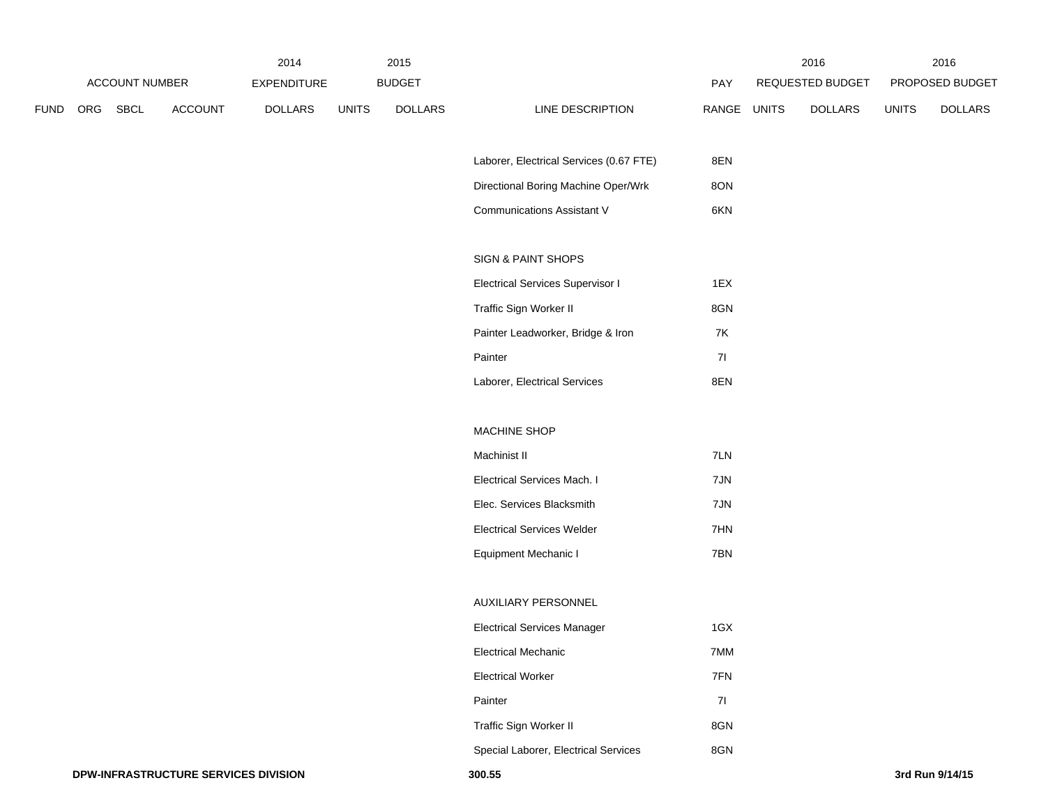| ACCOUNT NUMBER | | | | 2014 EXPENDITURE | 2015 BUDGET | | | PAY | 2016 REQUESTED BUDGET | | 2016 PROPOSED BUDGET | |
|---|---|---|---|---|---|---|---|---|---|---|---|---|
| FUND | ORG | SBCL | ACCOUNT | DOLLARS | UNITS | DOLLARS | LINE DESCRIPTION | RANGE | UNITS | DOLLARS | UNITS | DOLLARS |
| | | | | | | | Laborer, Electrical Services (0.67 FTE) | 8EN | | | | |
| | | | | | | | Directional Boring Machine Oper/Wrk | 8ON | | | | |
| | | | | | | | Communications Assistant V | 6KN | | | | |
| | | | | | | | SIGN & PAINT SHOPS | | | | | |
| | | | | | | | Electrical Services Supervisor I | 1EX | | | | |
| | | | | | | | Traffic Sign Worker II | 8GN | | | | |
| | | | | | | | Painter Leadworker, Bridge & Iron | 7K | | | | |
| | | | | | | | Painter | 7I | | | | |
| | | | | | | | Laborer, Electrical Services | 8EN | | | | |
| | | | | | | | MACHINE SHOP | | | | | |
| | | | | | | | Machinist II | 7LN | | | | |
| | | | | | | | Electrical Services Mach. I | 7JN | | | | |
| | | | | | | | Elec. Services Blacksmith | 7JN | | | | |
| | | | | | | | Electrical Services Welder | 7HN | | | | |
| | | | | | | | Equipment Mechanic I | 7BN | | | | |
| | | | | | | | AUXILIARY PERSONNEL | | | | | |
| | | | | | | | Electrical Services Manager | 1GX | | | | |
| | | | | | | | Electrical Mechanic | 7MM | | | | |
| | | | | | | | Electrical Worker | 7FN | | | | |
| | | | | | | | Painter | 7I | | | | |
| | | | | | | | Traffic Sign Worker II | 8GN | | | | |
| | | | | | | | Special Laborer, Electrical Services | 8GN | | | | |

**DPW-INFRASTRUCTURE SERVICES DIVISION** **300.55** **3rd Run 9/14/15**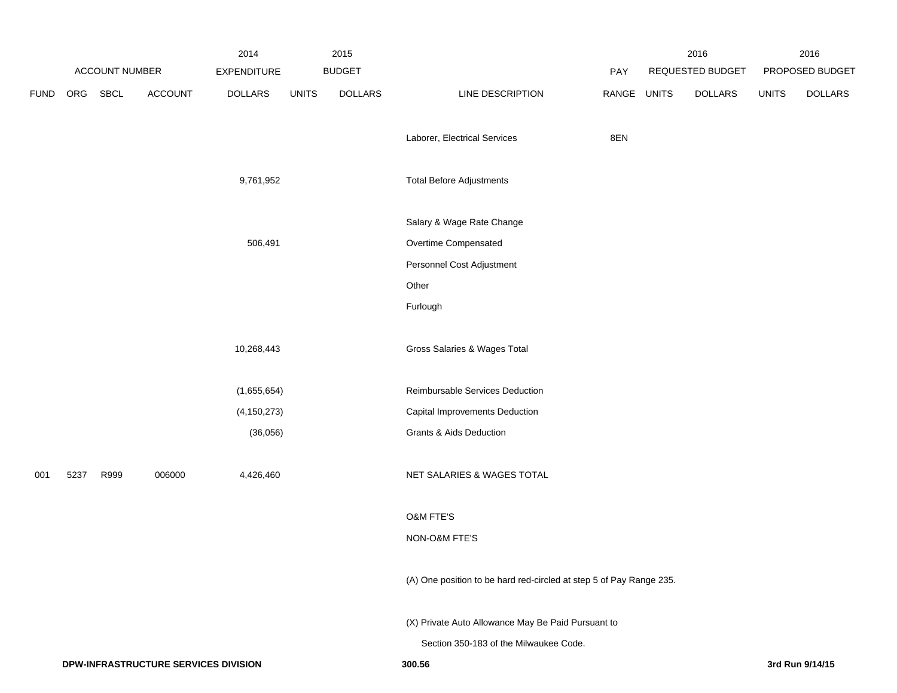| ACCOUNT NUMBER | | | | 2014 EXPENDITURE | 2015 BUDGET | | | PAY | 2016 REQUESTED BUDGET | | 2016 PROPOSED BUDGET | |
|---|---|---|---|---|---|---|---|---|---|---|---|---|
| FUND | ORG | SBCL | ACCOUNT | DOLLARS | UNITS | DOLLARS | LINE DESCRIPTION | RANGE | UNITS | DOLLARS | UNITS | DOLLARS |
| | | | | | | | Laborer, Electrical Services | 8EN | | | | |
| | | | | 9,761,952 | | | Total Before Adjustments | | | | | |
| | | | | | | | Salary & Wage Rate Change | | | | | |
| | | | | 506,491 | | | Overtime Compensated | | | | | |
| | | | | | | | Personnel Cost Adjustment | | | | | |
| | | | | | | | Other | | | | | |
| | | | | | | | Furlough | | | | | |
| | | | | 10,268,443 | | | Gross Salaries & Wages Total | | | | | |
| | | | | (1,655,654) | | | Reimbursable Services Deduction | | | | | |
| | | | | (4,150,273) | | | Capital Improvements Deduction | | | | | |
| | | | | (36,056) | | | Grants & Aids Deduction | | | | | |
| 001 | 5237 | R999 | 006000 | 4,426,460 | | | NET SALARIES & WAGES TOTAL | | | | | |
| | | | | | | | O&M FTE'S | | | | | |
| | | | | | | | NON-O&M FTE'S | | | | | |

(A) One position to be hard red-circled at step 5 of Pay Range 235.

(X) Private Auto Allowance May Be Paid Pursuant to
Section 350-183 of the Milwaukee Code.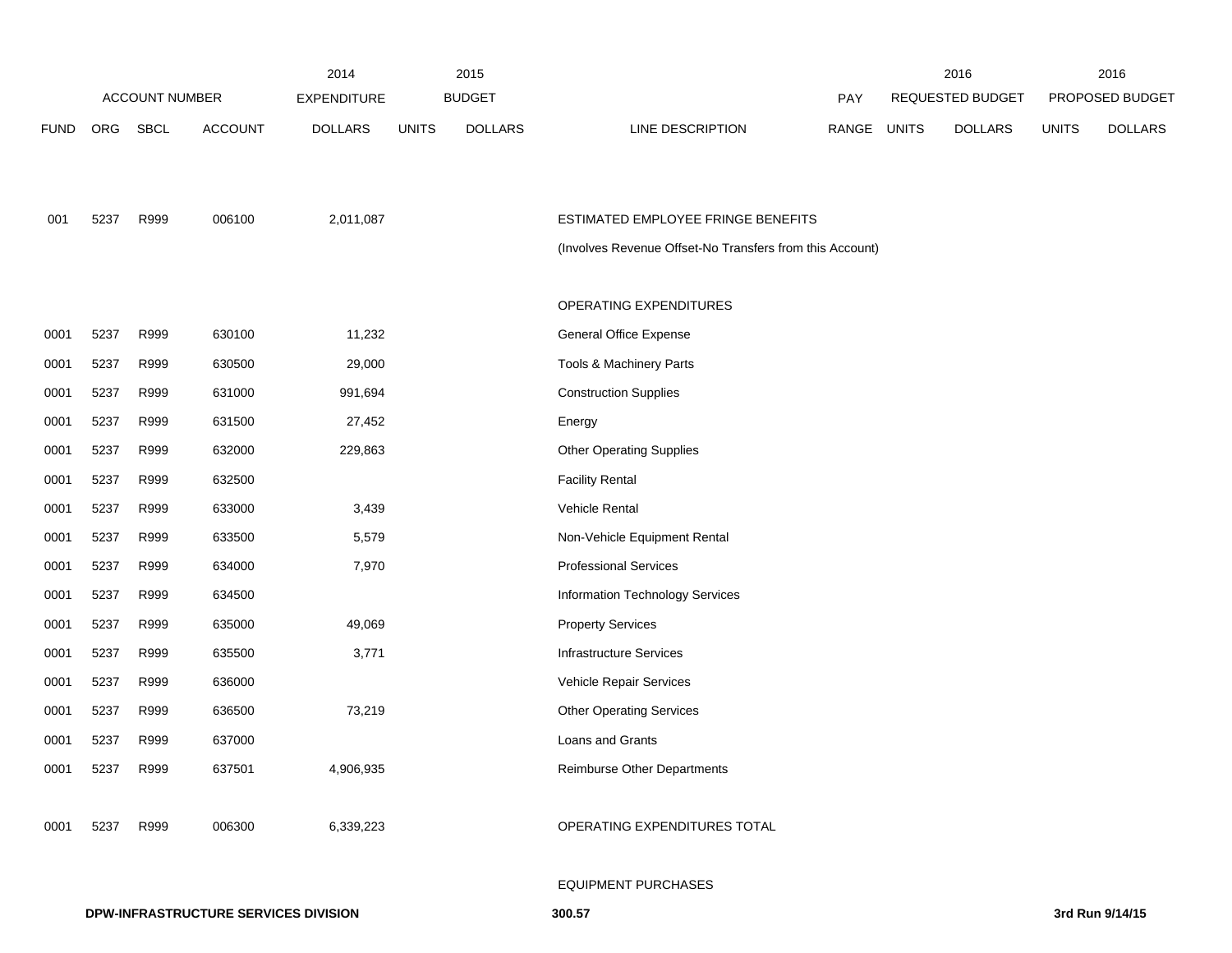| FUND | ORG | SBCL | ACCOUNT | 2014 EXPENDITURE DOLLARS | 2015 BUDGET UNITS | 2015 BUDGET DOLLARS | LINE DESCRIPTION | PAY RANGE | 2016 REQUESTED BUDGET UNITS | 2016 REQUESTED BUDGET DOLLARS | 2016 PROPOSED BUDGET UNITS | 2016 PROPOSED BUDGET DOLLARS |
|---|---|---|---|---|---|---|---|---|---|---|---|---|
| 001 | 5237 | R999 | 006100 | 2,011,087 | | | ESTIMATED EMPLOYEE FRINGE BENEFITS | | | | | |
| | | | | | | | (Involves Revenue Offset-No Transfers from this Account) | | | | | |
| | | | | | | | OPERATING EXPENDITURES | | | | | |
| 0001 | 5237 | R999 | 630100 | 11,232 | | | General Office Expense | | | | | |
| 0001 | 5237 | R999 | 630500 | 29,000 | | | Tools & Machinery Parts | | | | | |
| 0001 | 5237 | R999 | 631000 | 991,694 | | | Construction Supplies | | | | | |
| 0001 | 5237 | R999 | 631500 | 27,452 | | | Energy | | | | | |
| 0001 | 5237 | R999 | 632000 | 229,863 | | | Other Operating Supplies | | | | | |
| 0001 | 5237 | R999 | 632500 | | | | Facility Rental | | | | | |
| 0001 | 5237 | R999 | 633000 | 3,439 | | | Vehicle Rental | | | | | |
| 0001 | 5237 | R999 | 633500 | 5,579 | | | Non-Vehicle Equipment Rental | | | | | |
| 0001 | 5237 | R999 | 634000 | 7,970 | | | Professional Services | | | | | |
| 0001 | 5237 | R999 | 634500 | | | | Information Technology Services | | | | | |
| 0001 | 5237 | R999 | 635000 | 49,069 | | | Property Services | | | | | |
| 0001 | 5237 | R999 | 635500 | 3,771 | | | Infrastructure Services | | | | | |
| 0001 | 5237 | R999 | 636000 | | | | Vehicle Repair Services | | | | | |
| 0001 | 5237 | R999 | 636500 | 73,219 | | | Other Operating Services | | | | | |
| 0001 | 5237 | R999 | 637000 | | | | Loans and Grants | | | | | |
| 0001 | 5237 | R999 | 637501 | 4,906,935 | | | Reimburse Other Departments | | | | | |
| 0001 | 5237 | R999 | 006300 | 6,339,223 | | | OPERATING EXPENDITURES TOTAL | | | | | |
| | | | | | | | EQUIPMENT PURCHASES | | | | | |

DPW-INFRASTRUCTURE SERVICES DIVISION 300.57 3rd Run 9/14/15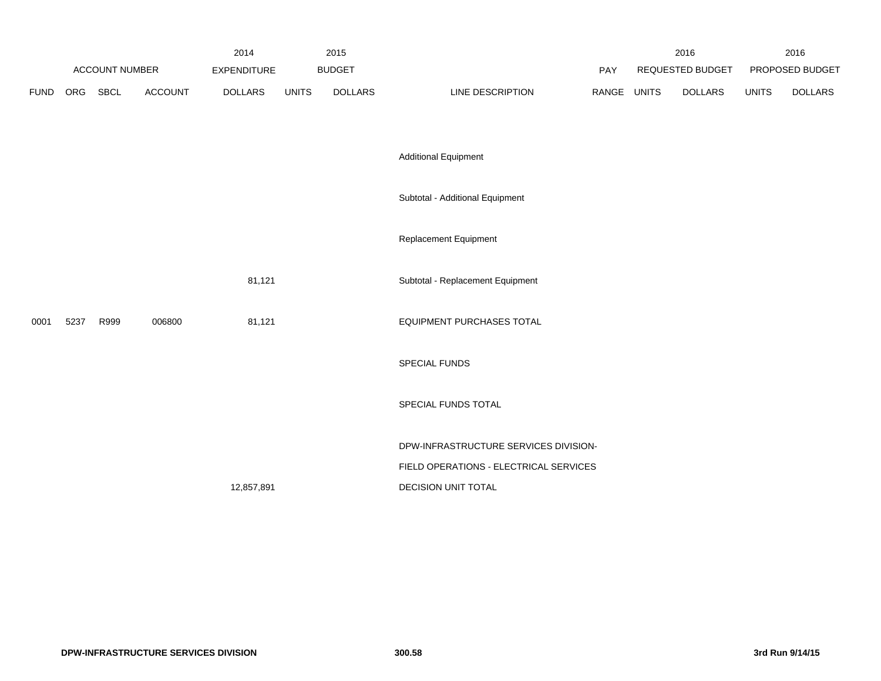| ACCOUNT NUMBER | | | | 2014 EXPENDITURE | 2015 BUDGET | | | PAY | 2016 REQUESTED BUDGET | | 2016 PROPOSED BUDGET | |
|---|---|---|---|---|---|---|---|---|---|---|---|---|
| FUND | ORG | SBCL | ACCOUNT | DOLLARS | UNITS | DOLLARS | LINE DESCRIPTION | RANGE | UNITS | DOLLARS | UNITS | DOLLARS |
| | | | | | | | Additional Equipment | | | | | |
| | | | | | | | Subtotal - Additional Equipment | | | | | |
| | | | | | | | Replacement Equipment | | | | | |
| | | | | 81,121 | | | Subtotal - Replacement Equipment | | | | | |
| 0001 | 5237 | R999 | 006800 | 81,121 | | | EQUIPMENT PURCHASES TOTAL | | | | | |
| | | | | | | | SPECIAL FUNDS | | | | | |
| | | | | | | | SPECIAL FUNDS TOTAL | | | | | |
| | | | | 12,857,891 | | | DPW-INFRASTRUCTURE SERVICES DIVISION- FIELD OPERATIONS - ELECTRICAL SERVICES DECISION UNIT TOTAL | | | | | |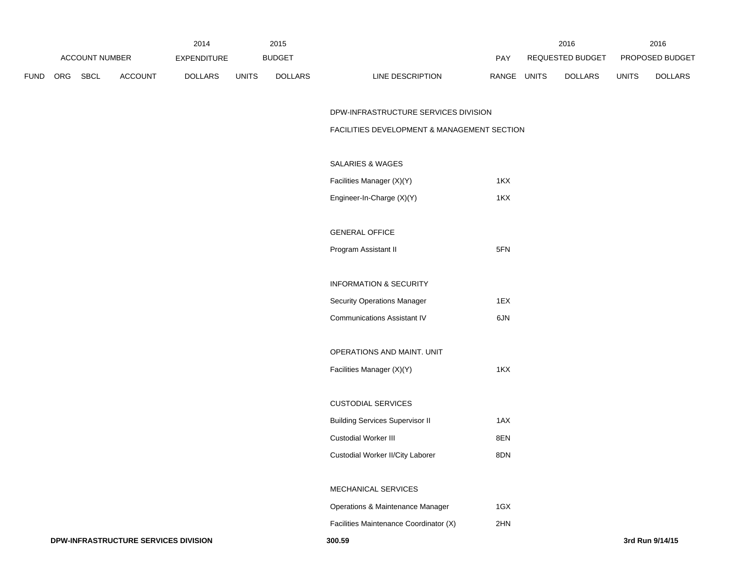| ACCOUNT NUMBER | | | | 2014 EXPENDITURE | 2015 BUDGET | | | PAY | 2016 REQUESTED BUDGET | | 2016 PROPOSED BUDGET | |
|---|---|---|---|---|---|---|---|---|---|---|---|---|
| FUND | ORG | SBCL | ACCOUNT | DOLLARS | UNITS | DOLLARS | LINE DESCRIPTION | RANGE | UNITS | DOLLARS | UNITS | DOLLARS |
| | | | | | | | DPW-INFRASTRUCTURE SERVICES DIVISION | | | | | |
| | | | | | | | FACILITIES DEVELOPMENT & MANAGEMENT SECTION | | | | | |
| | | | | | | | SALARIES & WAGES | | | | | |
| | | | | | | | Facilities Manager (X)(Y) | 1KX | | | | |
| | | | | | | | Engineer-In-Charge (X)(Y) | 1KX | | | | |
| | | | | | | | GENERAL OFFICE | | | | | |
| | | | | | | | Program Assistant II | 5FN | | | | |
| | | | | | | | INFORMATION & SECURITY | | | | | |
| | | | | | | | Security Operations Manager | 1EX | | | | |
| | | | | | | | Communications Assistant IV | 6JN | | | | |
| | | | | | | | OPERATIONS AND MAINT. UNIT | | | | | |
| | | | | | | | Facilities Manager (X)(Y) | 1KX | | | | |
| | | | | | | | CUSTODIAL SERVICES | | | | | |
| | | | | | | | Building Services Supervisor II | 1AX | | | | |
| | | | | | | | Custodial Worker III | 8EN | | | | |
| | | | | | | | Custodial Worker II/City Laborer | 8DN | | | | |
| | | | | | | | MECHANICAL SERVICES | | | | | |
| | | | | | | | Operations & Maintenance Manager | 1GX | | | | |
| | | | | | | | Facilities Maintenance Coordinator (X) | 2HN | | | | |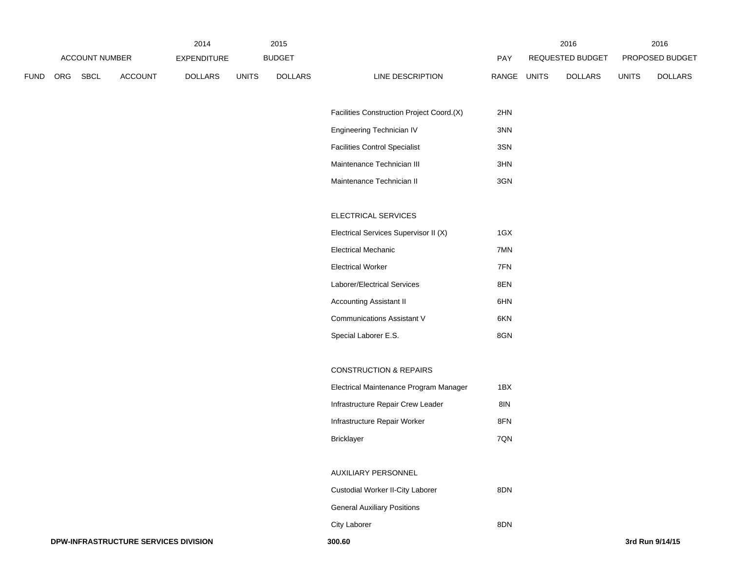| ACCOUNT NUMBER | | | | 2014 EXPENDITURE | 2015 BUDGET | | | PAY | 2016 REQUESTED BUDGET | | 2016 PROPOSED BUDGET | |
|---|---|---|---|---|---|---|---|---|---|---|---|---|
| FUND | ORG | SBCL | ACCOUNT | DOLLARS | UNITS | DOLLARS | LINE DESCRIPTION | RANGE | UNITS | DOLLARS | UNITS | DOLLARS |
| | | | | | | | Facilities Construction Project Coord.(X) | 2HN | | | | |
| | | | | | | | Engineering Technician IV | 3NN | | | | |
| | | | | | | | Facilities Control Specialist | 3SN | | | | |
| | | | | | | | Maintenance Technician III | 3HN | | | | |
| | | | | | | | Maintenance Technician II | 3GN | | | | |
| | | | | | | | ELECTRICAL SERVICES | | | | | |
| | | | | | | | Electrical Services Supervisor II (X) | 1GX | | | | |
| | | | | | | | Electrical Mechanic | 7MN | | | | |
| | | | | | | | Electrical Worker | 7FN | | | | |
| | | | | | | | Laborer/Electrical Services | 8EN | | | | |
| | | | | | | | Accounting Assistant II | 6HN | | | | |
| | | | | | | | Communications Assistant V | 6KN | | | | |
| | | | | | | | Special Laborer E.S. | 8GN | | | | |
| | | | | | | | CONSTRUCTION & REPAIRS | | | | | |
| | | | | | | | Electrical Maintenance Program Manager | 1BX | | | | |
| | | | | | | | Infrastructure Repair Crew Leader | 8IN | | | | |
| | | | | | | | Infrastructure Repair Worker | 8FN | | | | |
| | | | | | | | Bricklayer | 7QN | | | | |
| | | | | | | | AUXILIARY PERSONNEL | | | | | |
| | | | | | | | Custodial Worker II-City Laborer | 8DN | | | | |
| | | | | | | | General Auxiliary Positions | | | | | |
| | | | | | | | City Laborer | 8DN | | | | |

**DPW-INFRASTRUCTURE SERVICES DIVISION** **300.60** **3rd Run 9/14/15**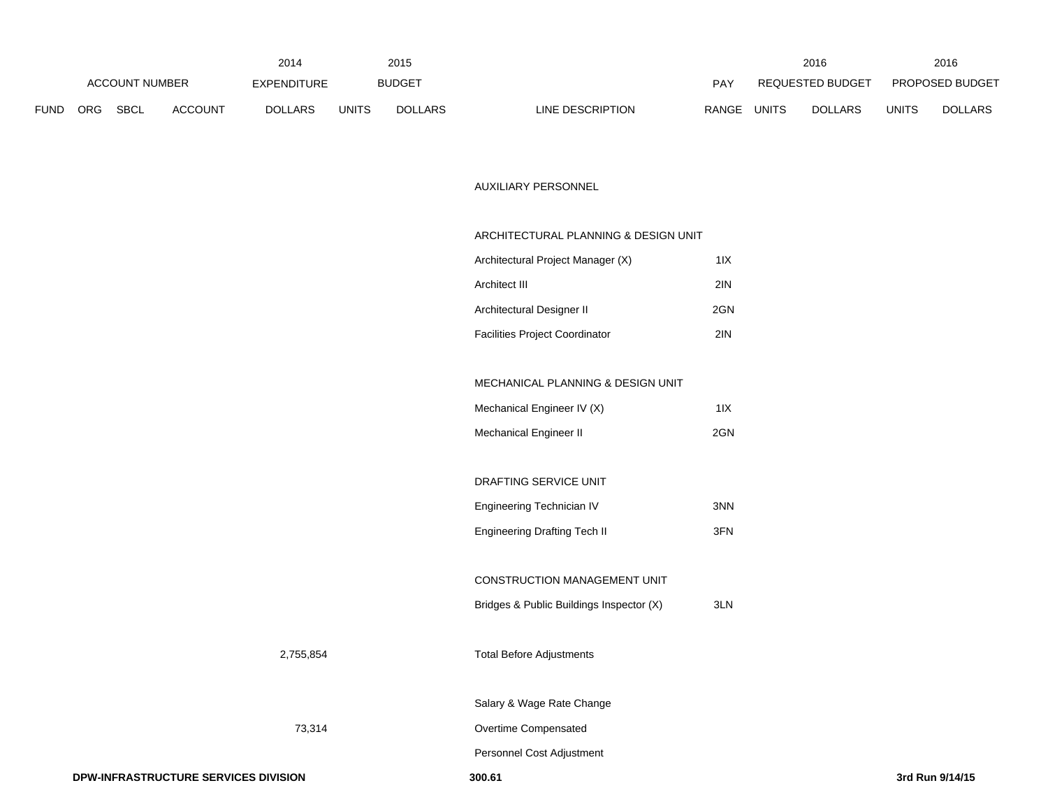| ACCOUNT NUMBER | | | | 2014 EXPENDITURE | 2015 BUDGET | | | PAY | 2016 REQUESTED BUDGET | | 2016 PROPOSED BUDGET | |
|---|---|---|---|---|---|---|---|---|---|---|---|---|
| FUND | ORG | SBCL | ACCOUNT | DOLLARS | UNITS | DOLLARS | LINE DESCRIPTION | RANGE | UNITS | DOLLARS | UNITS | DOLLARS |
| | | | | | | | AUXILIARY PERSONNEL | | | | | |
| | | | | | | | ARCHITECTURAL PLANNING & DESIGN UNIT | | | | | |
| | | | | | | | Architectural Project Manager (X) | 1IX | | | | |
| | | | | | | | Architect III | 2IN | | | | |
| | | | | | | | Architectural Designer II | 2GN | | | | |
| | | | | | | | Facilities Project Coordinator | 2IN | | | | |
| | | | | | | | MECHANICAL PLANNING & DESIGN UNIT | | | | | |
| | | | | | | | Mechanical Engineer IV (X) | 1IX | | | | |
| | | | | | | | Mechanical Engineer II | 2GN | | | | |
| | | | | | | | DRAFTING SERVICE UNIT | | | | | |
| | | | | | | | Engineering Technician IV | 3NN | | | | |
| | | | | | | | Engineering Drafting Tech II | 3FN | | | | |
| | | | | | | | CONSTRUCTION MANAGEMENT UNIT | | | | | |
| | | | | | | | Bridges & Public Buildings Inspector (X) | 3LN | | | | |
| | | | | 2,755,854 | | | Total Before Adjustments | | | | | |
| | | | | | | | Salary & Wage Rate Change | | | | | |
| | | | | 73,314 | | | Overtime Compensated | | | | | |
| | | | | | | | Personnel Cost Adjustment | | | | | |

**DPW-INFRASTRUCTURE SERVICES DIVISION** **300.61** **3rd Run 9/14/15**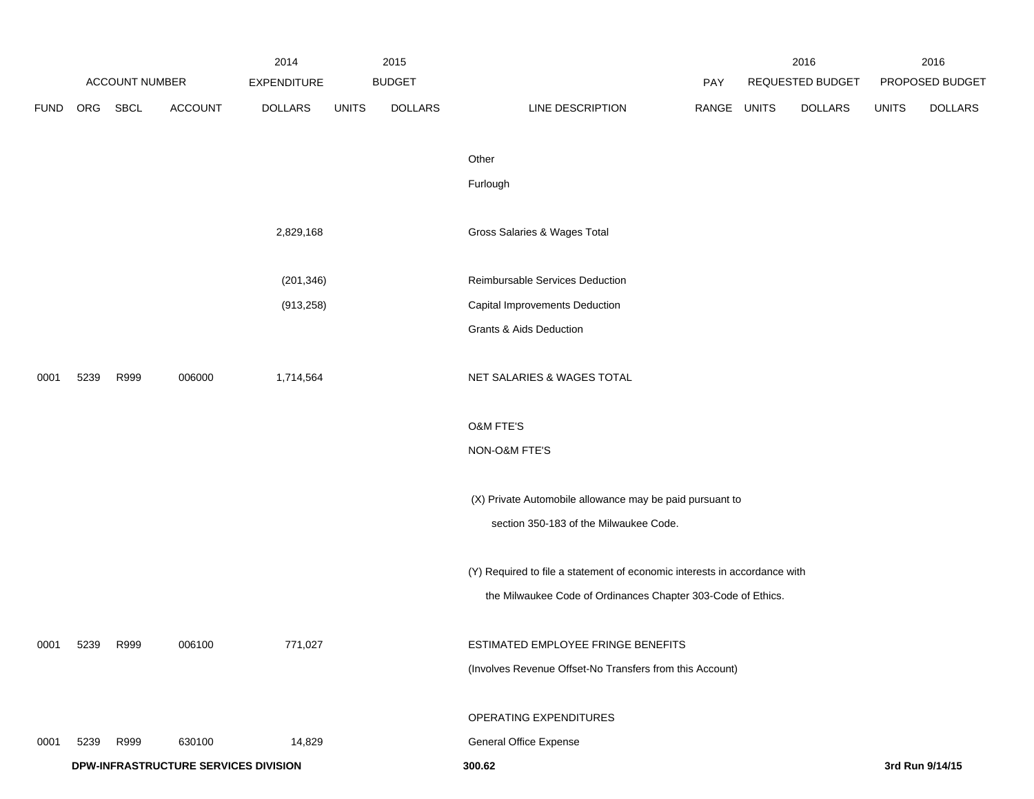| FUND | ORG | SBCL | ACCOUNT | 2014 EXPENDITURE DOLLARS | 2015 BUDGET UNITS | 2015 BUDGET DOLLARS | LINE DESCRIPTION | PAY RANGE | 2016 REQUESTED BUDGET UNITS | 2016 REQUESTED BUDGET DOLLARS | 2016 PROPOSED BUDGET UNITS | 2016 PROPOSED BUDGET DOLLARS |
|---|---|---|---|---|---|---|---|---|---|---|---|---|
| | | | | | | | Other | | | | | |
| | | | | | | | Furlough | | | | | |
| | | | | 2,829,168 | | | Gross Salaries & Wages Total | | | | | |
| | | | | (201,346) | | | Reimbursable Services Deduction | | | | | |
| | | | | (913,258) | | | Capital Improvements Deduction | | | | | |
| | | | | | | | Grants & Aids Deduction | | | | | |
| 0001 | 5239 | R999 | 006000 | 1,714,564 | | | NET SALARIES & WAGES TOTAL | | | | | |
| | | | | | | | O&M FTE'S | | | | | |
| | | | | | | | NON-O&M FTE'S | | | | | |
| | | | | | | | (X) Private Automobile allowance may be paid pursuant to section 350-183 of the Milwaukee Code. | | | | | |
| | | | | | | | (Y) Required to file a statement of economic interests in accordance with the Milwaukee Code of Ordinances Chapter 303-Code of Ethics. | | | | | |
| 0001 | 5239 | R999 | 006100 | 771,027 | | | ESTIMATED EMPLOYEE FRINGE BENEFITS | | | | | |
| | | | | | | | (Involves Revenue Offset-No Transfers from this Account) | | | | | |
| | | | | | | | OPERATING EXPENDITURES | | | | | |
| 0001 | 5239 | R999 | 630100 | 14,829 | | | General Office Expense | | | | | |

**DPW-INFRASTRUCTURE SERVICES DIVISION** **300.62** **3rd Run 9/14/15**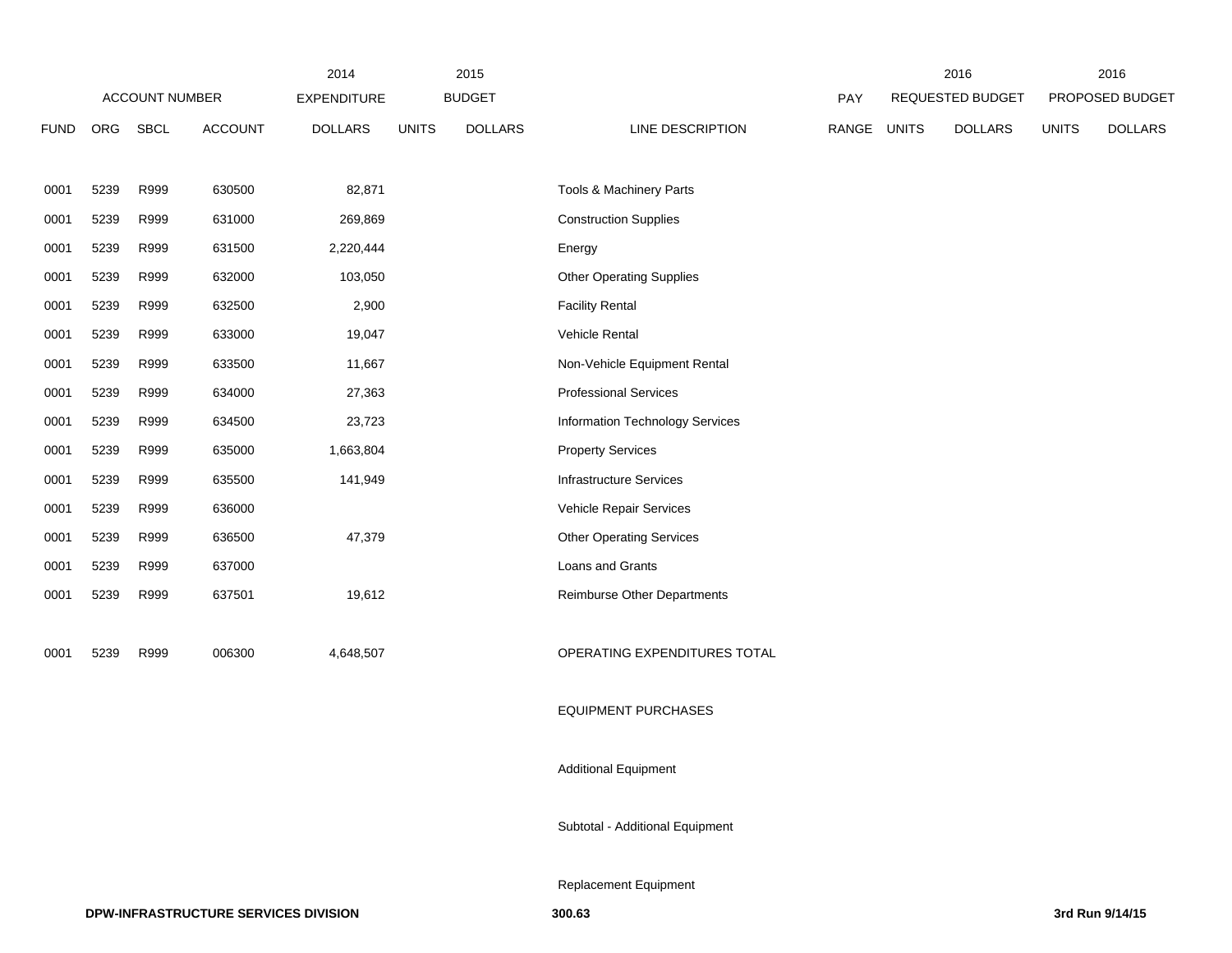| ACCOUNT NUMBER | | | | 2014 EXPENDITURE | 2015 BUDGET | | | PAY | 2016 REQUESTED BUDGET | | 2016 PROPOSED BUDGET | |
|---|---|---|---|---|---|---|---|---|---|---|---|---|
| FUND | ORG | SBCL | ACCOUNT | DOLLARS | UNITS | DOLLARS | LINE DESCRIPTION | RANGE | UNITS | DOLLARS | UNITS | DOLLARS |
| 0001 | 5239 | R999 | 630500 | 82,871 | | | Tools & Machinery Parts | | | | | |
| 0001 | 5239 | R999 | 631000 | 269,869 | | | Construction Supplies | | | | | |
| 0001 | 5239 | R999 | 631500 | 2,220,444 | | | Energy | | | | | |
| 0001 | 5239 | R999 | 632000 | 103,050 | | | Other Operating Supplies | | | | | |
| 0001 | 5239 | R999 | 632500 | 2,900 | | | Facility Rental | | | | | |
| 0001 | 5239 | R999 | 633000 | 19,047 | | | Vehicle Rental | | | | | |
| 0001 | 5239 | R999 | 633500 | 11,667 | | | Non-Vehicle Equipment Rental | | | | | |
| 0001 | 5239 | R999 | 634000 | 27,363 | | | Professional Services | | | | | |
| 0001 | 5239 | R999 | 634500 | 23,723 | | | Information Technology Services | | | | | |
| 0001 | 5239 | R999 | 635000 | 1,663,804 | | | Property Services | | | | | |
| 0001 | 5239 | R999 | 635500 | 141,949 | | | Infrastructure Services | | | | | |
| 0001 | 5239 | R999 | 636000 | | | | Vehicle Repair Services | | | | | |
| 0001 | 5239 | R999 | 636500 | 47,379 | | | Other Operating Services | | | | | |
| 0001 | 5239 | R999 | 637000 | | | | Loans and Grants | | | | | |
| 0001 | 5239 | R999 | 637501 | 19,612 | | | Reimburse Other Departments | | | | | |
| 0001 | 5239 | R999 | 006300 | 4,648,507 | | | OPERATING EXPENDITURES TOTAL | | | | | |
| | | | | | | | EQUIPMENT PURCHASES | | | | | |
| | | | | | | | Additional Equipment | | | | | |
| | | | | | | | Subtotal - Additional Equipment | | | | | |
| | | | | | | | Replacement Equipment | | | | | |

**DPW-INFRASTRUCTURE SERVICES DIVISION** **300.63** **3rd Run 9/14/15**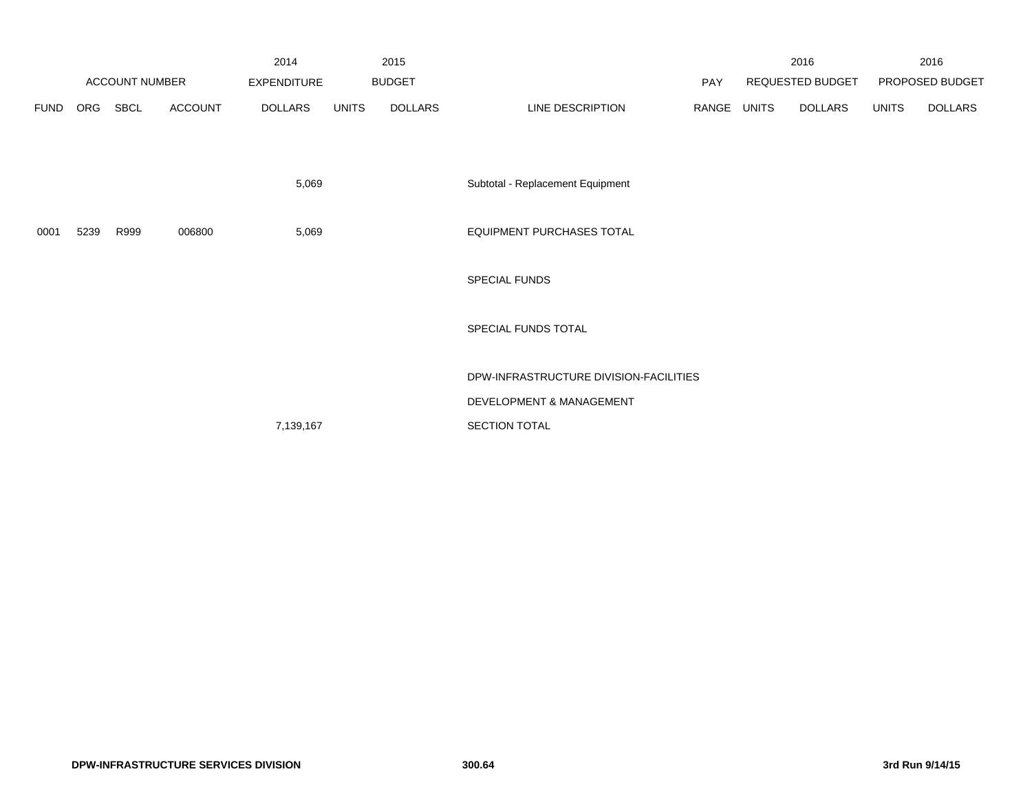| | ACCOUNT NUMBER | | | 2014 EXPENDITURE | 2015 BUDGET | | | PAY | 2016 REQUESTED BUDGET | | 2016 PROPOSED BUDGET | |
|---|---|---|---|---|---|---|---|---|---|---|---|---|
| FUND | ORG | SBCL | ACCOUNT | DOLLARS | UNITS | DOLLARS | LINE DESCRIPTION | RANGE | UNITS | DOLLARS | UNITS | DOLLARS |
| | | | | 5,069 | | | Subtotal - Replacement Equipment | | | | | |
| 0001 | 5239 | R999 | 006800 | 5,069 | | | EQUIPMENT PURCHASES TOTAL | | | | | |
| | | | | | | | SPECIAL FUNDS | | | | | |
| | | | | | | | SPECIAL FUNDS TOTAL | | | | | |
| | | | | 7,139,167 | | | DPW-INFRASTRUCTURE DIVISION-FACILITIES DEVELOPMENT & MANAGEMENT SECTION TOTAL | | | | | |

DPW-INFRASTRUCTURE SERVICES DIVISION

3rd Run 9/14/15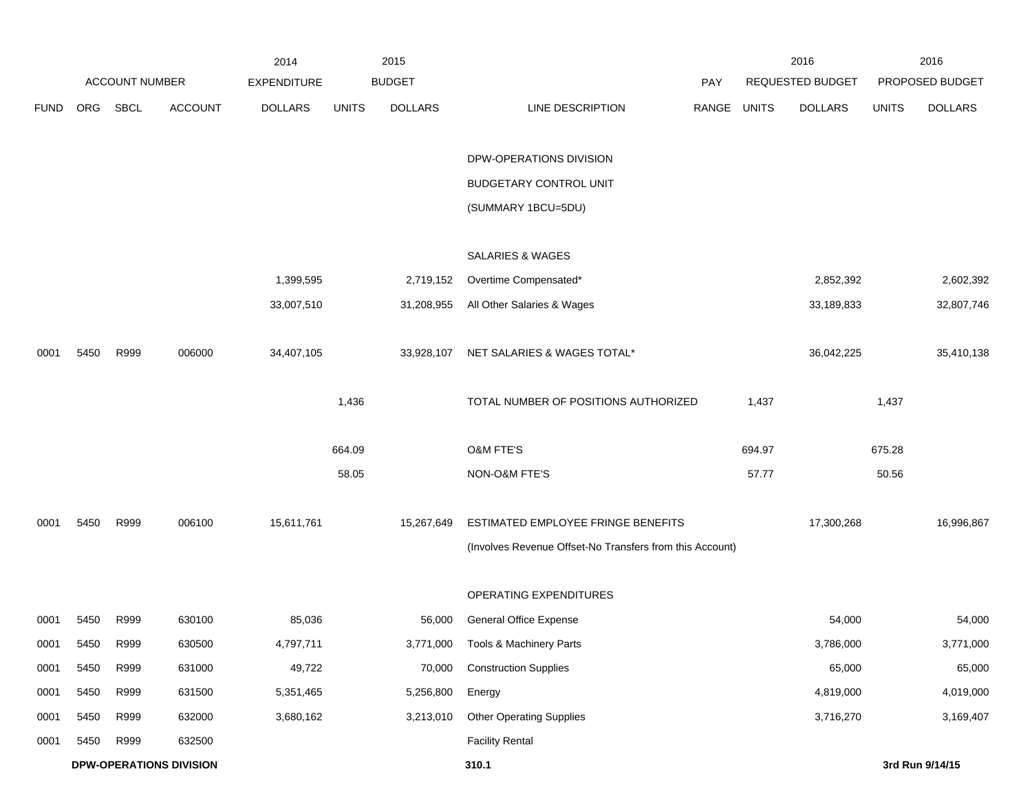| | ACCOUNT NUMBER | | | 2014 EXPENDITURE | 2015 BUDGET | | | PAY | 2016 REQUESTED BUDGET | | 2016 PROPOSED BUDGET | |
|---|---|---|---|---|---|---|---|---|---|---|---|---|
| FUND | ORG | SBCL | ACCOUNT | DOLLARS | UNITS | DOLLARS | LINE DESCRIPTION | RANGE | UNITS | DOLLARS | UNITS | DOLLARS |
| | | | | | | | DPW-OPERATIONS DIVISION | | | | | |
| | | | | | | | BUDGETARY CONTROL UNIT | | | | | |
| | | | | | | | (SUMMARY 1BCU=5DU) | | | | | |
| | | | | | | | SALARIES & WAGES | | | | | |
| | | | | 1,399,595 | | 2,719,152 | Overtime Compensated* | | | 2,852,392 | | 2,602,392 |
| | | | | 33,007,510 | | 31,208,955 | All Other Salaries & Wages | | | 33,189,833 | | 32,807,746 |
| 0001 | 5450 | R999 | 006000 | 34,407,105 | | 33,928,107 | NET SALARIES & WAGES TOTAL* | | | 36,042,225 | | 35,410,138 |
| | | | | | 1,436 | | TOTAL NUMBER OF POSITIONS AUTHORIZED | | 1,437 | | 1,437 | |
| | | | | | 664.09 | | O&M FTE'S | | 694.97 | | 675.28 | |
| | | | | | 58.05 | | NON-O&M FTE'S | | 57.77 | | 50.56 | |
| 0001 | 5450 | R999 | 006100 | 15,611,761 | | 15,267,649 | ESTIMATED EMPLOYEE FRINGE BENEFITS | | | 17,300,268 | | 16,996,867 |
| | | | | | | | (Involves Revenue Offset-No Transfers from this Account) | | | | | |
| | | | | | | | OPERATING EXPENDITURES | | | | | |
| 0001 | 5450 | R999 | 630100 | 85,036 | | 56,000 | General Office Expense | | | 54,000 | | 54,000 |
| 0001 | 5450 | R999 | 630500 | 4,797,711 | | 3,771,000 | Tools & Machinery Parts | | | 3,786,000 | | 3,771,000 |
| 0001 | 5450 | R999 | 631000 | 49,722 | | 70,000 | Construction Supplies | | | 65,000 | | 65,000 |
| 0001 | 5450 | R999 | 631500 | 5,351,465 | | 5,256,800 | Energy | | | 4,819,000 | | 4,019,000 |
| 0001 | 5450 | R999 | 632000 | 3,680,162 | | 3,213,010 | Other Operating Supplies | | | 3,716,270 | | 3,169,407 |
| 0001 | 5450 | R999 | 632500 | | | | Facility Rental | | | | | |

**DPW-OPERATIONS DIVISION** **310.1** **3rd Run 9/14/15**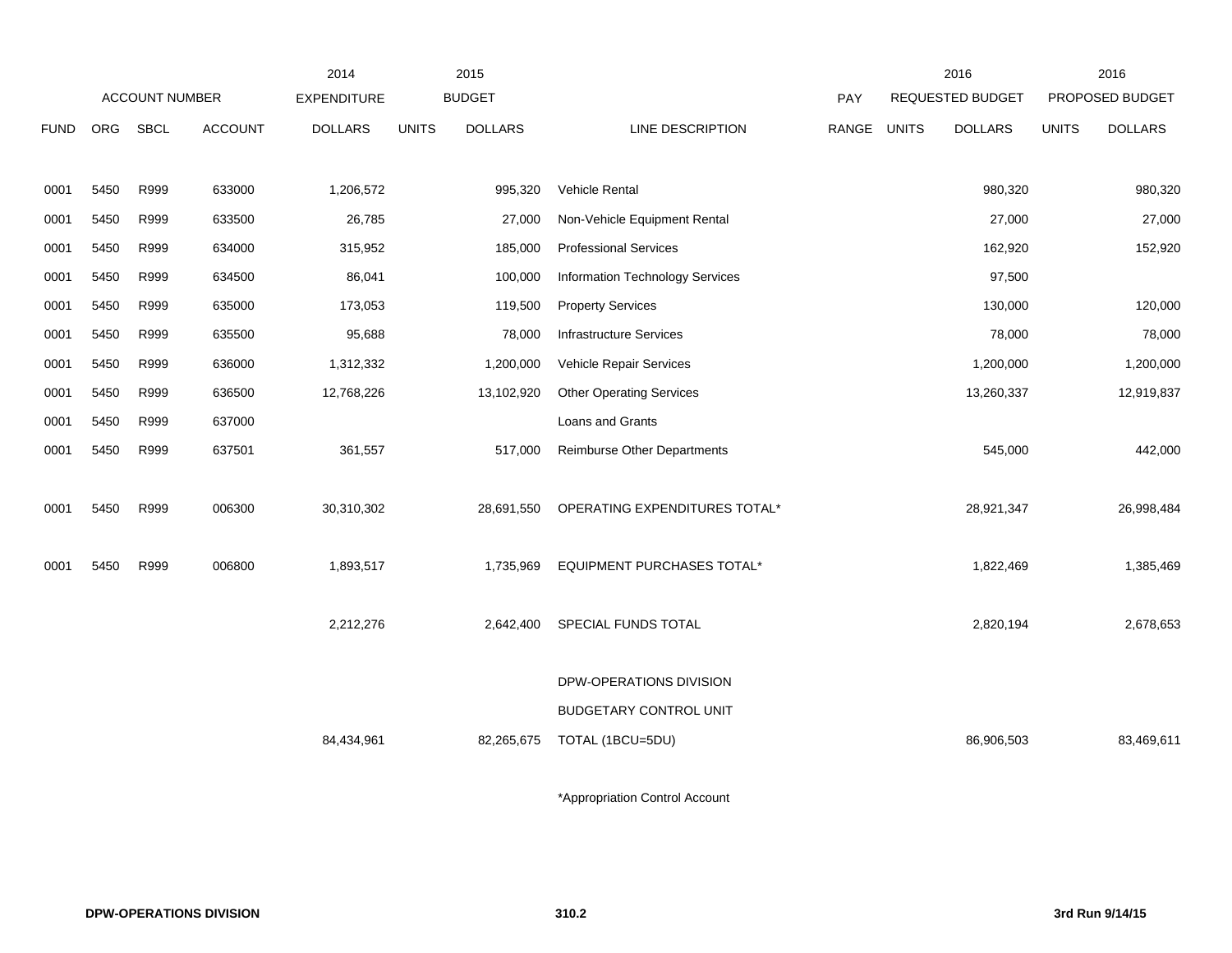| | | | | 2014 | | 2015 | | | | 2016 | | 2016 |
|---|---|---|---|---|---|---|---|---|---|---|---|---|
| | ACCOUNT NUMBER | | | EXPENDITURE | | BUDGET | | PAY | | REQUESTED BUDGET | | PROPOSED BUDGET |
| FUND | ORG | SBCL | ACCOUNT | DOLLARS | UNITS | DOLLARS | LINE DESCRIPTION | RANGE | UNITS | DOLLARS | UNITS | DOLLARS |
| 0001 | 5450 | R999 | 633000 | 1,206,572 | | 995,320 | Vehicle Rental | | | 980,320 | | 980,320 |
| 0001 | 5450 | R999 | 633500 | 26,785 | | 27,000 | Non-Vehicle Equipment Rental | | | 27,000 | | 27,000 |
| 0001 | 5450 | R999 | 634000 | 315,952 | | 185,000 | Professional Services | | | 162,920 | | 152,920 |
| 0001 | 5450 | R999 | 634500 | 86,041 | | 100,000 | Information Technology Services | | | 97,500 | | |
| 0001 | 5450 | R999 | 635000 | 173,053 | | 119,500 | Property Services | | | 130,000 | | 120,000 |
| 0001 | 5450 | R999 | 635500 | 95,688 | | 78,000 | Infrastructure Services | | | 78,000 | | 78,000 |
| 0001 | 5450 | R999 | 636000 | 1,312,332 | | 1,200,000 | Vehicle Repair Services | | | 1,200,000 | | 1,200,000 |
| 0001 | 5450 | R999 | 636500 | 12,768,226 | | 13,102,920 | Other Operating Services | | | 13,260,337 | | 12,919,837 |
| 0001 | 5450 | R999 | 637000 | | | | Loans and Grants | | | | | |
| 0001 | 5450 | R999 | 637501 | 361,557 | | 517,000 | Reimburse Other Departments | | | 545,000 | | 442,000 |
| 0001 | 5450 | R999 | 006300 | 30,310,302 | | 28,691,550 | OPERATING EXPENDITURES TOTAL* | | | 28,921,347 | | 26,998,484 |
| 0001 | 5450 | R999 | 006800 | 1,893,517 | | 1,735,969 | EQUIPMENT PURCHASES TOTAL* | | | 1,822,469 | | 1,385,469 |
| | | | | 2,212,276 | | 2,642,400 | SPECIAL FUNDS TOTAL | | | 2,820,194 | | 2,678,653 |
| | | | | | | | DPW-OPERATIONS DIVISION | | | | | |
| | | | | | | | BUDGETARY CONTROL UNIT | | | | | |
| | | | | 84,434,961 | | 82,265,675 | TOTAL (1BCU=5DU) | | | 86,906,503 | | 83,469,611 |

*Appropriation Control Account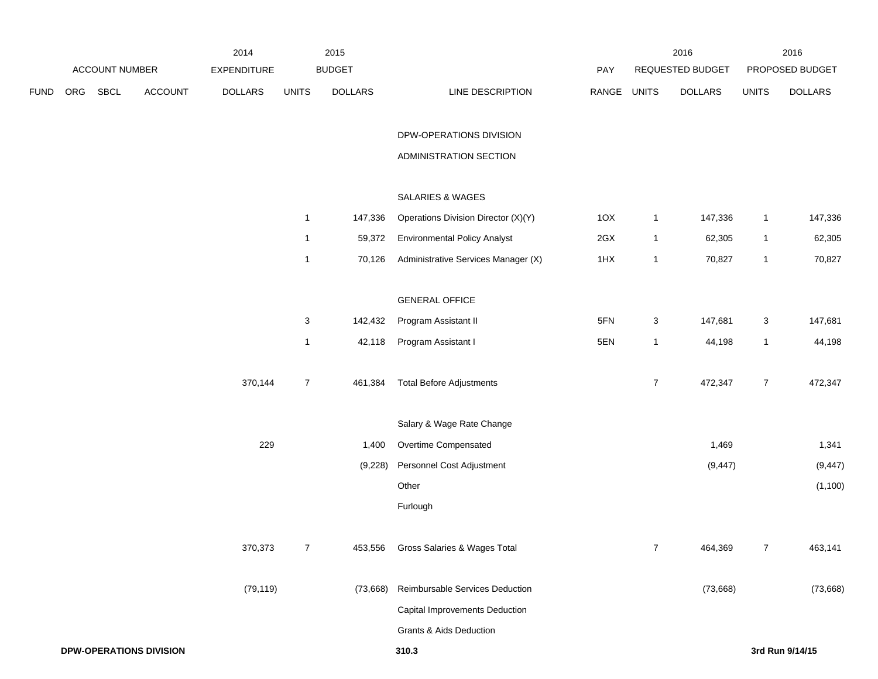| FUND | ORG | SBCL | ACCOUNT | 2014 EXPENDITURE DOLLARS | 2015 BUDGET UNITS | 2015 BUDGET DOLLARS | LINE DESCRIPTION | PAY RANGE | 2016 REQUESTED BUDGET UNITS | 2016 REQUESTED BUDGET DOLLARS | 2016 PROPOSED BUDGET UNITS | 2016 PROPOSED BUDGET DOLLARS |
|---|---|---|---|---|---|---|---|---|---|---|---|---|
| | | | | | | | DPW-OPERATIONS DIVISION | | | | | |
| | | | | | | | ADMINISTRATION SECTION | | | | | |
| | | | | | | | SALARIES & WAGES | | | | | |
| | | | | | 1 | 147,336 | Operations Division Director (X)(Y) | 1OX | 1 | 147,336 | 1 | 147,336 |
| | | | | | 1 | 59,372 | Environmental Policy Analyst | 2GX | 1 | 62,305 | 1 | 62,305 |
| | | | | | 1 | 70,126 | Administrative Services Manager (X) | 1HX | 1 | 70,827 | 1 | 70,827 |
| | | | | | | | GENERAL OFFICE | | | | | |
| | | | | | 3 | 142,432 | Program Assistant II | 5FN | 3 | 147,681 | 3 | 147,681 |
| | | | | | 1 | 42,118 | Program Assistant I | 5EN | 1 | 44,198 | 1 | 44,198 |
| | | | | 370,144 | 7 | 461,384 | Total Before Adjustments | | 7 | 472,347 | 7 | 472,347 |
| | | | | | | | Salary & Wage Rate Change | | | | | |
| | | | | 229 | | 1,400 | Overtime Compensated | | | 1,469 | | 1,341 |
| | | | | | | (9,228) | Personnel Cost Adjustment | | | (9,447) | | (9,447) |
| | | | | | | | Other | | | | | (1,100) |
| | | | | | | | Furlough | | | | | |
| | | | | 370,373 | 7 | 453,556 | Gross Salaries & Wages Total | | 7 | 464,369 | 7 | 463,141 |
| | | | | (79,119) | | (73,668) | Reimbursable Services Deduction | | | (73,668) | | (73,668) |
| | | | | | | | Capital Improvements Deduction | | | | | |
| | | | | | | | Grants & Aids Deduction | | | | | |

**DPW-OPERATIONS DIVISION** **310.3** **3rd Run 9/14/15**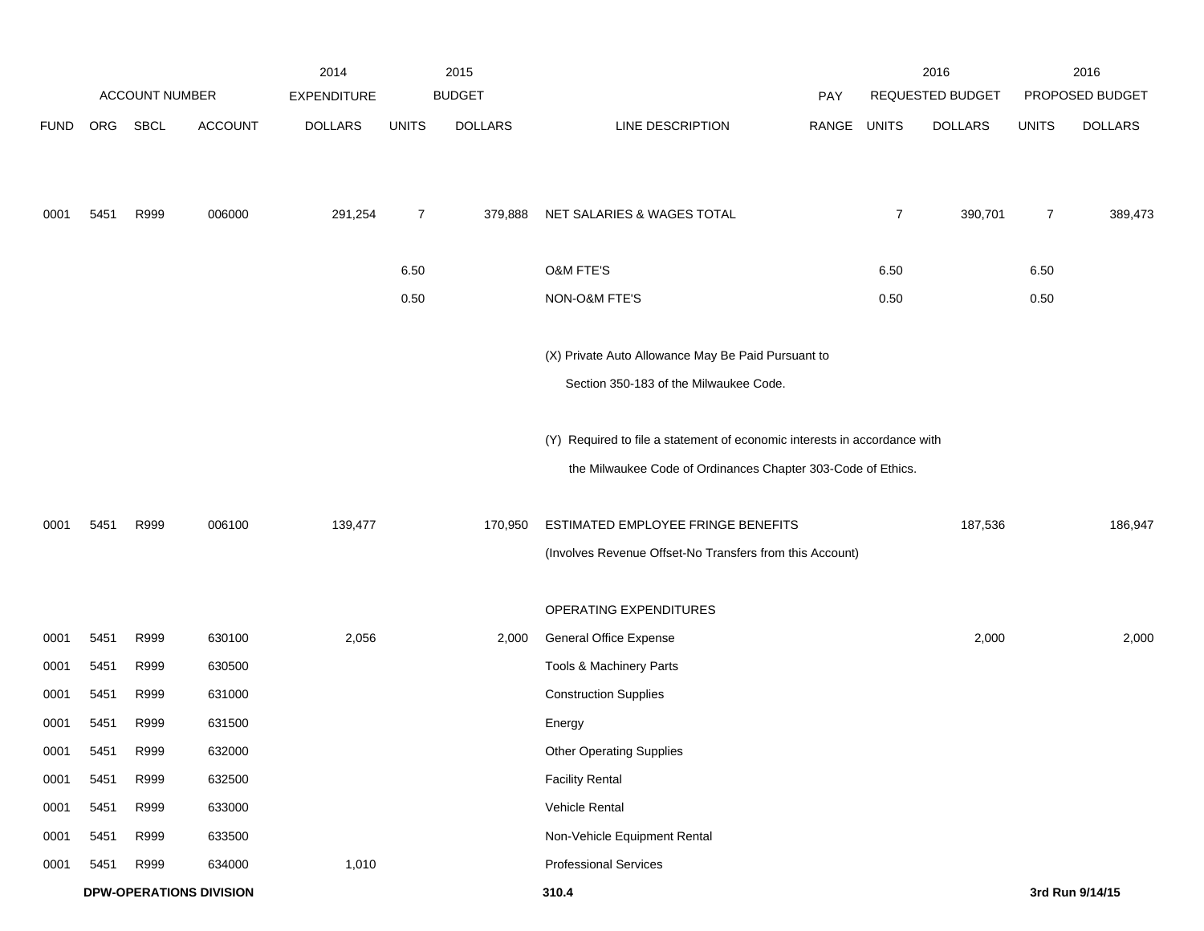| FUND | ORG | SBCL | ACCOUNT | 2014 EXPENDITURE DOLLARS | 2015 BUDGET UNITS | 2015 BUDGET DOLLARS | LINE DESCRIPTION | PAY RANGE | 2016 REQUESTED BUDGET UNITS | 2016 REQUESTED BUDGET DOLLARS | 2016 PROPOSED BUDGET UNITS | 2016 PROPOSED BUDGET DOLLARS |
|---|---|---|---|---|---|---|---|---|---|---|---|---|
| 0001 | 5451 | R999 | 006000 | 291,254 | 7 | 379,888 | NET SALARIES & WAGES TOTAL | | 7 | 390,701 | 7 | 389,473 |
| | | | | | 6.50 | | O&M FTE'S | | 6.50 | | 6.50 | |
| | | | | | 0.50 | | NON-O&M FTE'S | | 0.50 | | 0.50 | |
| | | | | | | | (X) Private Auto Allowance May Be Paid Pursuant to Section 350-183 of the Milwaukee Code. | | | | | |
| | | | | | | | (Y) Required to file a statement of economic interests in accordance with the Milwaukee Code of Ordinances Chapter 303-Code of Ethics. | | | | | |
| 0001 | 5451 | R999 | 006100 | 139,477 | | 170,950 | ESTIMATED EMPLOYEE FRINGE BENEFITS | | | 187,536 | | 186,947 |
| | | | | | | | (Involves Revenue Offset-No Transfers from this Account) | | | | | |
| | | | | | | | OPERATING EXPENDITURES | | | | | |
| 0001 | 5451 | R999 | 630100 | 2,056 | | 2,000 | General Office Expense | | | 2,000 | | 2,000 |
| 0001 | 5451 | R999 | 630500 | | | | Tools & Machinery Parts | | | | | |
| 0001 | 5451 | R999 | 631000 | | | | Construction Supplies | | | | | |
| 0001 | 5451 | R999 | 631500 | | | | Energy | | | | | |
| 0001 | 5451 | R999 | 632000 | | | | Other Operating Supplies | | | | | |
| 0001 | 5451 | R999 | 632500 | | | | Facility Rental | | | | | |
| 0001 | 5451 | R999 | 633000 | | | | Vehicle Rental | | | | | |
| 0001 | 5451 | R999 | 633500 | | | | Non-Vehicle Equipment Rental | | | | | |
| 0001 | 5451 | R999 | 634000 | 1,010 | | | Professional Services | | | | | |

**DPW-OPERATIONS DIVISION**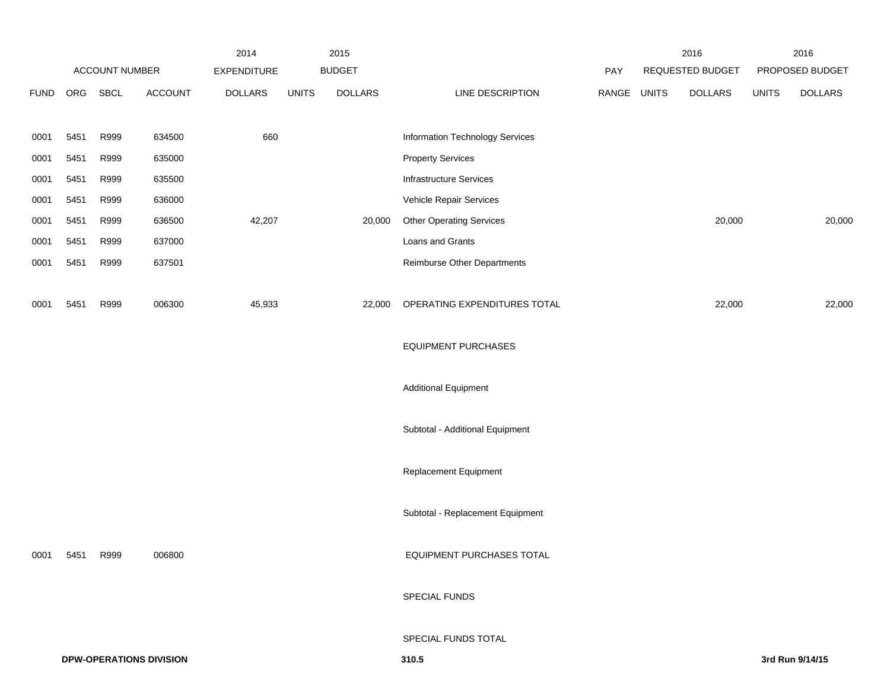| FUND | ORG | SBCL | ACCOUNT | 2014 EXPENDITURE DOLLARS | 2015 BUDGET UNITS | 2015 BUDGET DOLLARS | LINE DESCRIPTION | PAY RANGE | 2016 REQUESTED BUDGET UNITS | 2016 REQUESTED BUDGET DOLLARS | 2016 PROPOSED BUDGET UNITS | 2016 PROPOSED BUDGET DOLLARS |
|---|---|---|---|---|---|---|---|---|---|---|---|---|
| 0001 | 5451 | R999 | 634500 | 660 | | | Information Technology Services | | | | | |
| 0001 | 5451 | R999 | 635000 | | | | Property Services | | | | | |
| 0001 | 5451 | R999 | 635500 | | | | Infrastructure Services | | | | | |
| 0001 | 5451 | R999 | 636000 | | | | Vehicle Repair Services | | | | | |
| 0001 | 5451 | R999 | 636500 | 42,207 | | 20,000 | Other Operating Services | | | 20,000 | | 20,000 |
| 0001 | 5451 | R999 | 637000 | | | | Loans and Grants | | | | | |
| 0001 | 5451 | R999 | 637501 | | | | Reimburse Other Departments | | | | | |
| 0001 | 5451 | R999 | 006300 | 45,933 | | 22,000 | OPERATING EXPENDITURES TOTAL | | | 22,000 | | 22,000 |
| | | | | | | | EQUIPMENT PURCHASES | | | | | |
| | | | | | | | Additional Equipment | | | | | |
| | | | | | | | Subtotal - Additional Equipment | | | | | |
| | | | | | | | Replacement Equipment | | | | | |
| | | | | | | | Subtotal - Replacement Equipment | | | | | |
| 0001 | 5451 | R999 | 006800 | | | | EQUIPMENT PURCHASES TOTAL | | | | | |
| | | | | | | | SPECIAL FUNDS | | | | | |
| | | | | | | | SPECIAL FUNDS TOTAL | | | | | |

**DPW-OPERATIONS DIVISION** **310.5** **3rd Run 9/14/15**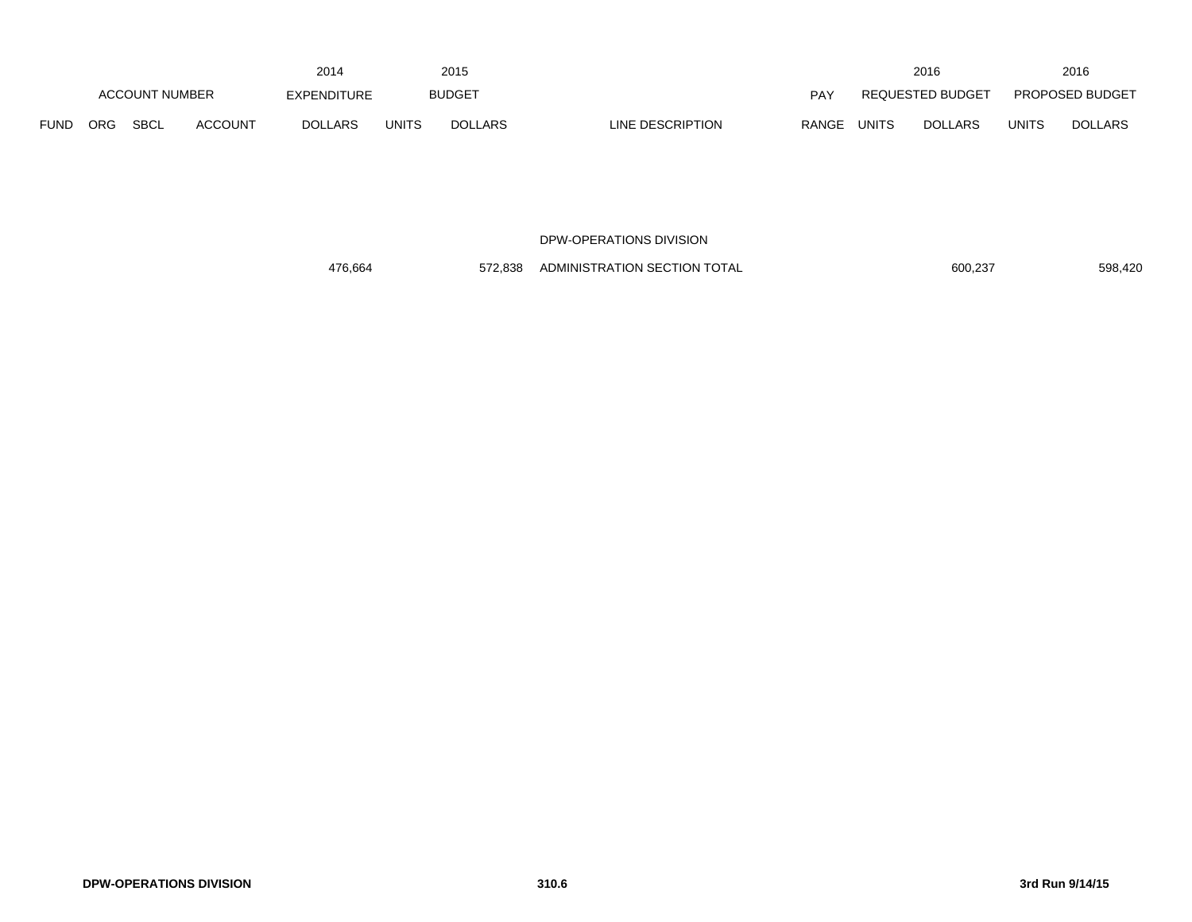| | ACCOUNT NUMBER | | | 2014 EXPENDITURE | 2015 BUDGET | | | PAY | 2016 REQUESTED BUDGET | | 2016 PROPOSED BUDGET | |
|---|---|---|---|---|---|---|---|---|---|---|---|---|
| FUND | ORG | SBCL | ACCOUNT | DOLLARS | UNITS | DOLLARS | LINE DESCRIPTION | RANGE | UNITS | DOLLARS | UNITS | DOLLARS |
| | | | | | | | DPW-OPERATIONS DIVISION | | | | | |
| | | | | 476,664 | | 572,838 | ADMINISTRATION SECTION TOTAL | | | 600,237 | | 598,420 |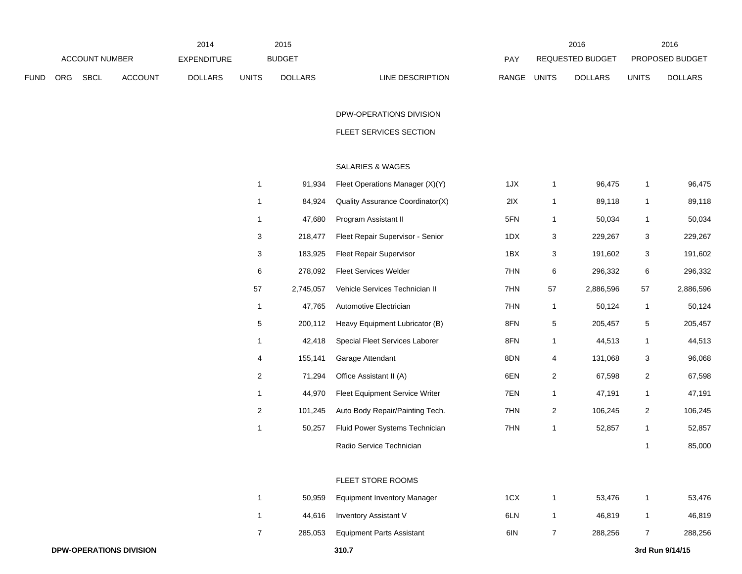| ACCOUNT NUMBER | | | | 2014 EXPENDITURE | 2015 BUDGET | | | PAY | 2016 REQUESTED BUDGET | | 2016 PROPOSED BUDGET | |
|---|---|---|---|---|---|---|---|---|---|---|---|---|
| FUND | ORG | SBCL | ACCOUNT | DOLLARS | UNITS | DOLLARS | LINE DESCRIPTION | RANGE | UNITS | DOLLARS | UNITS | DOLLARS |
| | | | | | | | DPW-OPERATIONS DIVISION | | | | | |
| | | | | | | | FLEET SERVICES SECTION | | | | | |
| | | | | | | | SALARIES & WAGES | | | | | |
| | | | | | 1 | 91,934 | Fleet Operations Manager (X)(Y) | 1JX | 1 | 96,475 | 1 | 96,475 |
| | | | | | 1 | 84,924 | Quality Assurance Coordinator(X) | 2IX | 1 | 89,118 | 1 | 89,118 |
| | | | | | 1 | 47,680 | Program Assistant II | 5FN | 1 | 50,034 | 1 | 50,034 |
| | | | | | 3 | 218,477 | Fleet Repair Supervisor - Senior | 1DX | 3 | 229,267 | 3 | 229,267 |
| | | | | | 3 | 183,925 | Fleet Repair Supervisor | 1BX | 3 | 191,602 | 3 | 191,602 |
| | | | | | 6 | 278,092 | Fleet Services Welder | 7HN | 6 | 296,332 | 6 | 296,332 |
| | | | | | 57 | 2,745,057 | Vehicle Services Technician II | 7HN | 57 | 2,886,596 | 57 | 2,886,596 |
| | | | | | 1 | 47,765 | Automotive Electrician | 7HN | 1 | 50,124 | 1 | 50,124 |
| | | | | | 5 | 200,112 | Heavy Equipment Lubricator (B) | 8FN | 5 | 205,457 | 5 | 205,457 |
| | | | | | 1 | 42,418 | Special Fleet Services Laborer | 8FN | 1 | 44,513 | 1 | 44,513 |
| | | | | | 4 | 155,141 | Garage Attendant | 8DN | 4 | 131,068 | 3 | 96,068 |
| | | | | | 2 | 71,294 | Office Assistant II (A) | 6EN | 2 | 67,598 | 2 | 67,598 |
| | | | | | 1 | 44,970 | Fleet Equipment Service Writer | 7EN | 1 | 47,191 | 1 | 47,191 |
| | | | | | 2 | 101,245 | Auto Body Repair/Painting Tech. | 7HN | 2 | 106,245 | 2 | 106,245 |
| | | | | | 1 | 50,257 | Fluid Power Systems Technician | 7HN | 1 | 52,857 | 1 | 52,857 |
| | | | | | | | Radio Service Technician | | | | 1 | 85,000 |
| | | | | | | | FLEET STORE ROOMS | | | | | |
| | | | | | 1 | 50,959 | Equipment Inventory Manager | 1CX | 1 | 53,476 | 1 | 53,476 |
| | | | | | 1 | 44,616 | Inventory Assistant V | 6LN | 1 | 46,819 | 1 | 46,819 |
| | | | | | 7 | 285,053 | Equipment Parts Assistant | 6IN | 7 | 288,256 | 7 | 288,256 |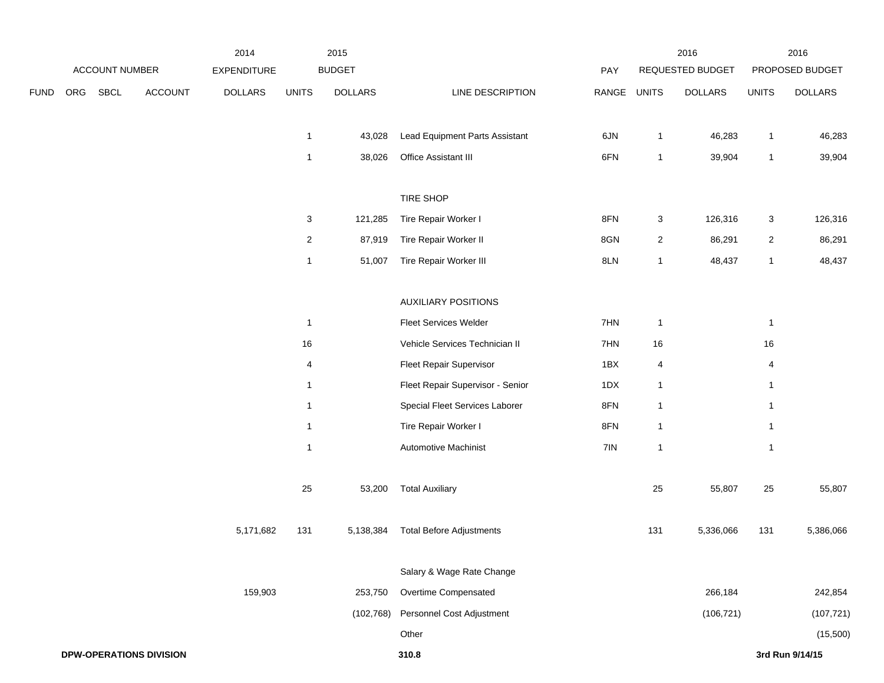| FUND | ORG | SBCL | ACCOUNT | 2014 EXPENDITURE DOLLARS | 2015 BUDGET UNITS | 2015 BUDGET DOLLARS | LINE DESCRIPTION | PAY RANGE | 2016 REQUESTED BUDGET UNITS | 2016 REQUESTED BUDGET DOLLARS | 2016 PROPOSED BUDGET UNITS | 2016 PROPOSED BUDGET DOLLARS |
|---|---|---|---|---|---|---|---|---|---|---|---|---|
| | | | | | 1 | 43,028 | Lead Equipment Parts Assistant | 6JN | 1 | 46,283 | 1 | 46,283 |
| | | | | | 1 | 38,026 | Office Assistant III | 6FN | 1 | 39,904 | 1 | 39,904 |
| | | | | | | | TIRE SHOP | | | | | |
| | | | | | 3 | 121,285 | Tire Repair Worker I | 8FN | 3 | 126,316 | 3 | 126,316 |
| | | | | | 2 | 87,919 | Tire Repair Worker II | 8GN | 2 | 86,291 | 2 | 86,291 |
| | | | | | 1 | 51,007 | Tire Repair Worker III | 8LN | 1 | 48,437 | 1 | 48,437 |
| | | | | | | | AUXILIARY POSITIONS | | | | | |
| | | | | | 1 | | Fleet Services Welder | 7HN | 1 | | 1 | |
| | | | | | 16 | | Vehicle Services Technician II | 7HN | 16 | | 16 | |
| | | | | | 4 | | Fleet Repair Supervisor | 1BX | 4 | | 4 | |
| | | | | | 1 | | Fleet Repair Supervisor - Senior | 1DX | 1 | | 1 | |
| | | | | | 1 | | Special Fleet Services Laborer | 8FN | 1 | | 1 | |
| | | | | | 1 | | Tire Repair Worker I | 8FN | 1 | | 1 | |
| | | | | | 1 | | Automotive Machinist | 7IN | 1 | | 1 | |
| | | | | | 25 | 53,200 | Total Auxiliary | | 25 | 55,807 | 25 | 55,807 |
| | | | | 5,171,682 | 131 | 5,138,384 | Total Before Adjustments | | 131 | 5,336,066 | 131 | 5,386,066 |
| | | | | | | | Salary & Wage Rate Change | | | | | |
| | | | | 159,903 | | 253,750 | Overtime Compensated | | | 266,184 | | 242,854 |
| | | | | | | (102,768) | Personnel Cost Adjustment | | | (106,721) | | (107,721) |
| | | | | | | | Other | | | | | (15,500) |

**DPW-OPERATIONS DIVISION** **310.8** **3rd Run 9/14/15**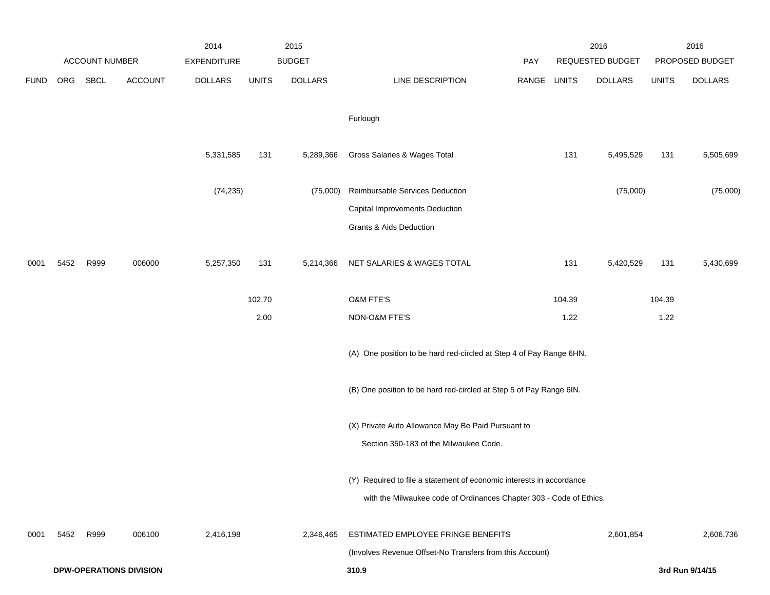| FUND | ORG | SBCL | ACCOUNT | 2014 EXPENDITURE DOLLARS | 2015 BUDGET UNITS | 2015 BUDGET DOLLARS | LINE DESCRIPTION | PAY RANGE | 2016 REQUESTED BUDGET UNITS | 2016 REQUESTED BUDGET DOLLARS | 2016 PROPOSED BUDGET UNITS | 2016 PROPOSED BUDGET DOLLARS |
|---|---|---|---|---|---|---|---|---|---|---|---|---|
| | | | | | | | Furlough | | | | | |
| | | | | 5,331,585 | 131 | 5,289,366 | Gross Salaries & Wages Total | | 131 | 5,495,529 | 131 | 5,505,699 |
| | | | | (74,235) | | (75,000) | Reimbursable Services Deduction | | | (75,000) | | (75,000) |
| | | | | | | | Capital Improvements Deduction | | | | | |
| | | | | | | | Grants & Aids Deduction | | | | | |
| 0001 | 5452 | R999 | 006000 | 5,257,350 | 131 | 5,214,366 | NET SALARIES & WAGES TOTAL | | 131 | 5,420,529 | 131 | 5,430,699 |
| | | | | | 102.70 | | O&M FTE'S | | 104.39 | | 104.39 | |
| | | | | | 2.00 | | NON-O&M FTE'S | | 1.22 | | 1.22 | |
| | | | | | | | (A) One position to be hard red-circled at Step 4 of Pay Range 6HN. | | | | | |
| | | | | | | | (B) One position to be hard red-circled at Step 5 of Pay Range 6IN. | | | | | |
| | | | | | | | (X) Private Auto Allowance May Be Paid Pursuant to Section 350-183 of the Milwaukee Code. | | | | | |
| | | | | | | | (Y) Required to file a statement of economic interests in accordance with the Milwaukee code of Ordinances Chapter 303 - Code of Ethics. | | | | | |
| 0001 | 5452 | R999 | 006100 | 2,416,198 | | 2,346,465 | ESTIMATED EMPLOYEE FRINGE BENEFITS | | | 2,601,854 | | 2,606,736 |
| | | | | | | | (Involves Revenue Offset-No Transfers from this Account) | | | | | |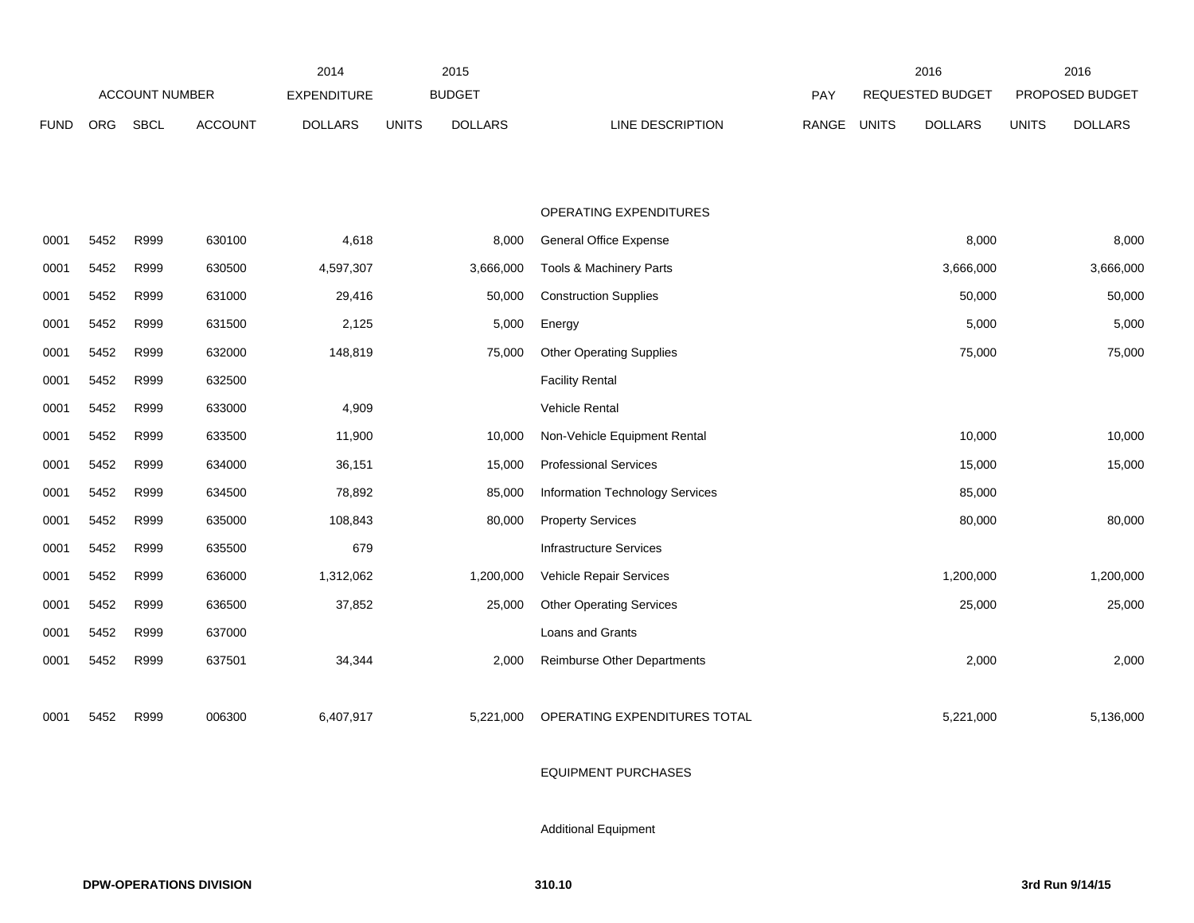| FUND | ORG | SBCL | ACCOUNT | 2014 EXPENDITURE DOLLARS | 2015 BUDGET UNITS | 2015 BUDGET DOLLARS | LINE DESCRIPTION | PAY RANGE | 2016 REQUESTED BUDGET UNITS | 2016 REQUESTED BUDGET DOLLARS | 2016 PROPOSED BUDGET UNITS | 2016 PROPOSED BUDGET DOLLARS |
|---|---|---|---|---|---|---|---|---|---|---|---|---|
| | | | | | | | OPERATING EXPENDITURES | | | | | |
| 0001 | 5452 | R999 | 630100 | 4,618 | | 8,000 | General Office Expense | | | 8,000 | | 8,000 |
| 0001 | 5452 | R999 | 630500 | 4,597,307 | | 3,666,000 | Tools & Machinery Parts | | | 3,666,000 | | 3,666,000 |
| 0001 | 5452 | R999 | 631000 | 29,416 | | 50,000 | Construction Supplies | | | 50,000 | | 50,000 |
| 0001 | 5452 | R999 | 631500 | 2,125 | | 5,000 | Energy | | | 5,000 | | 5,000 |
| 0001 | 5452 | R999 | 632000 | 148,819 | | 75,000 | Other Operating Supplies | | | 75,000 | | 75,000 |
| 0001 | 5452 | R999 | 632500 | | | | Facility Rental | | | | | |
| 0001 | 5452 | R999 | 633000 | 4,909 | | | Vehicle Rental | | | | | |
| 0001 | 5452 | R999 | 633500 | 11,900 | | 10,000 | Non-Vehicle Equipment Rental | | | 10,000 | | 10,000 |
| 0001 | 5452 | R999 | 634000 | 36,151 | | 15,000 | Professional Services | | | 15,000 | | 15,000 |
| 0001 | 5452 | R999 | 634500 | 78,892 | | 85,000 | Information Technology Services | | | 85,000 | | |
| 0001 | 5452 | R999 | 635000 | 108,843 | | 80,000 | Property Services | | | 80,000 | | 80,000 |
| 0001 | 5452 | R999 | 635500 | 679 | | | Infrastructure Services | | | | | |
| 0001 | 5452 | R999 | 636000 | 1,312,062 | | 1,200,000 | Vehicle Repair Services | | | 1,200,000 | | 1,200,000 |
| 0001 | 5452 | R999 | 636500 | 37,852 | | 25,000 | Other Operating Services | | | 25,000 | | 25,000 |
| 0001 | 5452 | R999 | 637000 | | | | Loans and Grants | | | | | |
| 0001 | 5452 | R999 | 637501 | 34,344 | | 2,000 | Reimburse Other Departments | | | 2,000 | | 2,000 |
| 0001 | 5452 | R999 | 006300 | 6,407,917 | | 5,221,000 | OPERATING EXPENDITURES TOTAL | | | 5,221,000 | | 5,136,000 |
| | | | | | | | EQUIPMENT PURCHASES | | | | | |
| | | | | | | | Additional Equipment | | | | | |

DPW-OPERATIONS DIVISION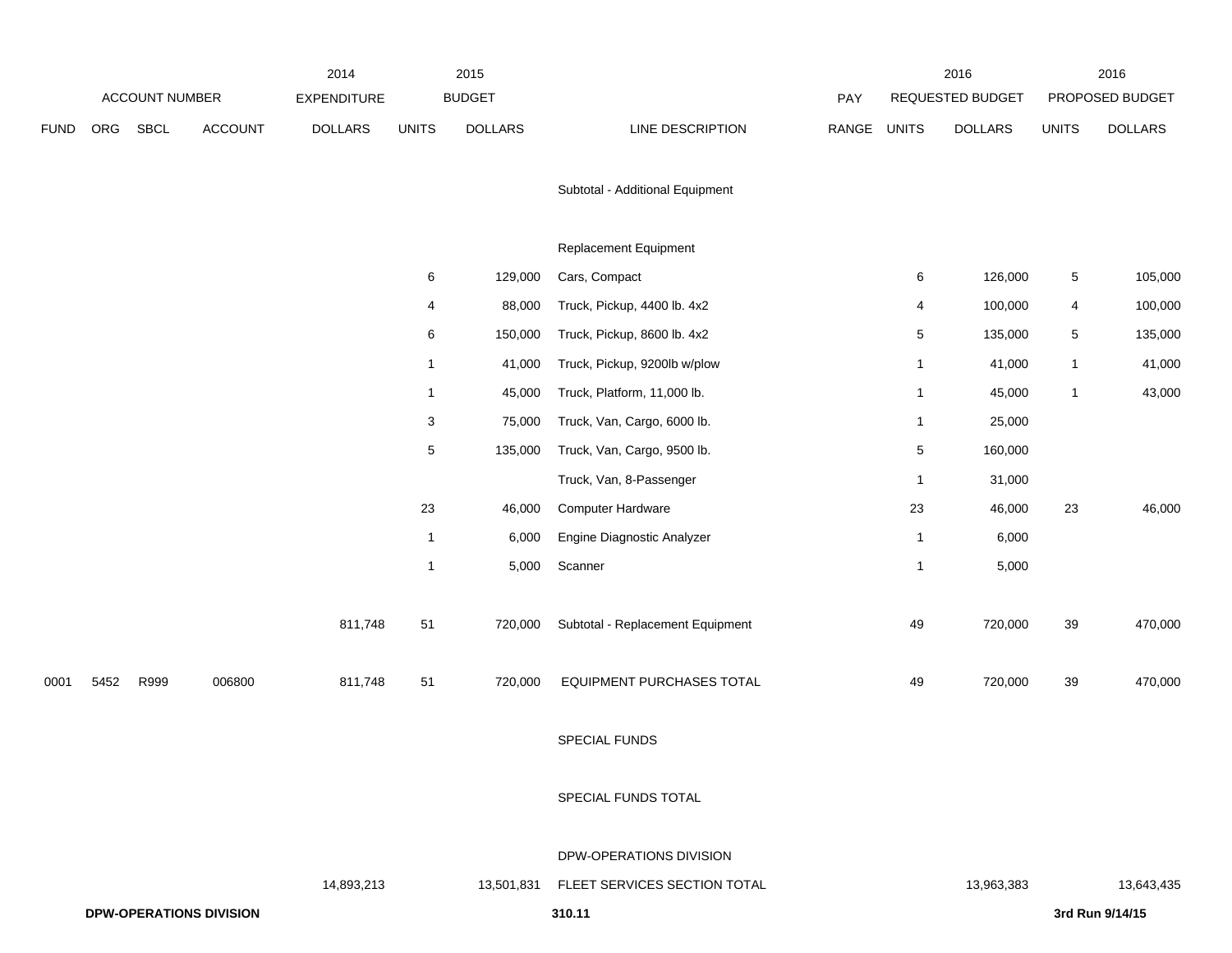| FUND | ORG | SBCL | ACCOUNT | 2014 EXPENDITURE DOLLARS | 2015 BUDGET UNITS | 2015 BUDGET DOLLARS | LINE DESCRIPTION | PAY RANGE | 2016 REQUESTED BUDGET UNITS | 2016 REQUESTED BUDGET DOLLARS | 2016 PROPOSED BUDGET UNITS | 2016 PROPOSED BUDGET DOLLARS |
|---|---|---|---|---|---|---|---|---|---|---|---|---|
| | | | | | | | Subtotal - Additional Equipment | | | | | |
| | | | | | | | Replacement Equipment | | | | | |
| | | | | | 6 | 129,000 | Cars, Compact | | 6 | 126,000 | 5 | 105,000 |
| | | | | | 4 | 88,000 | Truck, Pickup, 4400 lb. 4x2 | | 4 | 100,000 | 4 | 100,000 |
| | | | | | 6 | 150,000 | Truck, Pickup, 8600 lb. 4x2 | | 5 | 135,000 | 5 | 135,000 |
| | | | | | 1 | 41,000 | Truck, Pickup, 9200lb w/plow | | 1 | 41,000 | 1 | 41,000 |
| | | | | | 1 | 45,000 | Truck, Platform, 11,000 lb. | | 1 | 45,000 | 1 | 43,000 |
| | | | | | 3 | 75,000 | Truck, Van, Cargo, 6000 lb. | | 1 | 25,000 | | |
| | | | | | 5 | 135,000 | Truck, Van, Cargo, 9500 lb. | | 5 | 160,000 | | |
| | | | | | | | Truck, Van, 8-Passenger | | 1 | 31,000 | | |
| | | | | | 23 | 46,000 | Computer Hardware | | 23 | 46,000 | 23 | 46,000 |
| | | | | | 1 | 6,000 | Engine Diagnostic Analyzer | | 1 | 6,000 | | |
| | | | | | 1 | 5,000 | Scanner | | 1 | 5,000 | | |
| | | | | 811,748 | 51 | 720,000 | Subtotal - Replacement Equipment | | 49 | 720,000 | 39 | 470,000 |
| 0001 | 5452 | R999 | 006800 | 811,748 | 51 | 720,000 | EQUIPMENT PURCHASES TOTAL | | 49 | 720,000 | 39 | 470,000 |
| | | | | | | | SPECIAL FUNDS | | | | | |
| | | | | | | | SPECIAL FUNDS TOTAL | | | | | |
| | | | | | | | DPW-OPERATIONS DIVISION | | | | | |
| | | | | 14,893,213 | | 13,501,831 | FLEET SERVICES SECTION TOTAL | | | 13,963,383 | | 13,643,435 |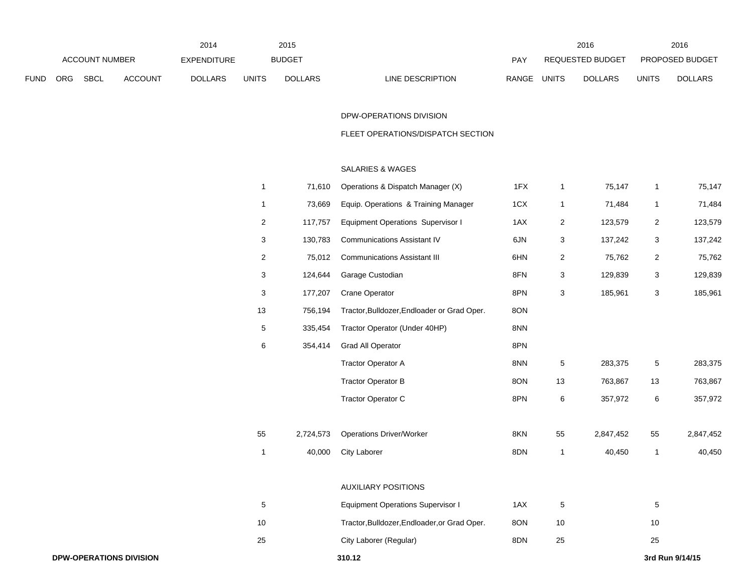| FUND | ORG | SBCL | ACCOUNT | 2014 EXPENDITURE DOLLARS | 2015 BUDGET UNITS | 2015 BUDGET DOLLARS | LINE DESCRIPTION | PAY RANGE | 2016 REQUESTED BUDGET UNITS | 2016 REQUESTED BUDGET DOLLARS | 2016 PROPOSED BUDGET UNITS | 2016 PROPOSED BUDGET DOLLARS |
|---|---|---|---|---|---|---|---|---|---|---|---|---|
| | | | | | | | DPW-OPERATIONS DIVISION | | | | | |
| | | | | | | | FLEET OPERATIONS/DISPATCH SECTION | | | | | |
| | | | | | | | SALARIES & WAGES | | | | | |
| | | | | | 1 | 71,610 | Operations & Dispatch Manager (X) | 1FX | 1 | 75,147 | 1 | 75,147 |
| | | | | | 1 | 73,669 | Equip. Operations & Training Manager | 1CX | 1 | 71,484 | 1 | 71,484 |
| | | | | | 2 | 117,757 | Equipment Operations Supervisor I | 1AX | 2 | 123,579 | 2 | 123,579 |
| | | | | | 3 | 130,783 | Communications Assistant IV | 6JN | 3 | 137,242 | 3 | 137,242 |
| | | | | | 2 | 75,012 | Communications Assistant III | 6HN | 2 | 75,762 | 2 | 75,762 |
| | | | | | 3 | 124,644 | Garage Custodian | 8FN | 3 | 129,839 | 3 | 129,839 |
| | | | | | 3 | 177,207 | Crane Operator | 8PN | 3 | 185,961 | 3 | 185,961 |
| | | | | | 13 | 756,194 | Tractor,Bulldozer,Endloader or Grad Oper. | 8ON | | | | |
| | | | | | 5 | 335,454 | Tractor Operator (Under 40HP) | 8NN | | | | |
| | | | | | 6 | 354,414 | Grad All Operator | 8PN | | | | |
| | | | | | | | Tractor Operator A | 8NN | 5 | 283,375 | 5 | 283,375 |
| | | | | | | | Tractor Operator B | 8ON | 13 | 763,867 | 13 | 763,867 |
| | | | | | | | Tractor Operator C | 8PN | 6 | 357,972 | 6 | 357,972 |
| | | | | | 55 | 2,724,573 | Operations Driver/Worker | 8KN | 55 | 2,847,452 | 55 | 2,847,452 |
| | | | | | 1 | 40,000 | City Laborer | 8DN | 1 | 40,450 | 1 | 40,450 |
| | | | | | | | AUXILIARY POSITIONS | | | | | |
| | | | | | 5 | | Equipment Operations Supervisor I | 1AX | 5 | | 5 | |
| | | | | | 10 | | Tractor,Bulldozer,Endloader,or Grad Oper. | 8ON | 10 | | 10 | |
| | | | | | 25 | | City Laborer (Regular) | 8DN | 25 | | 25 | |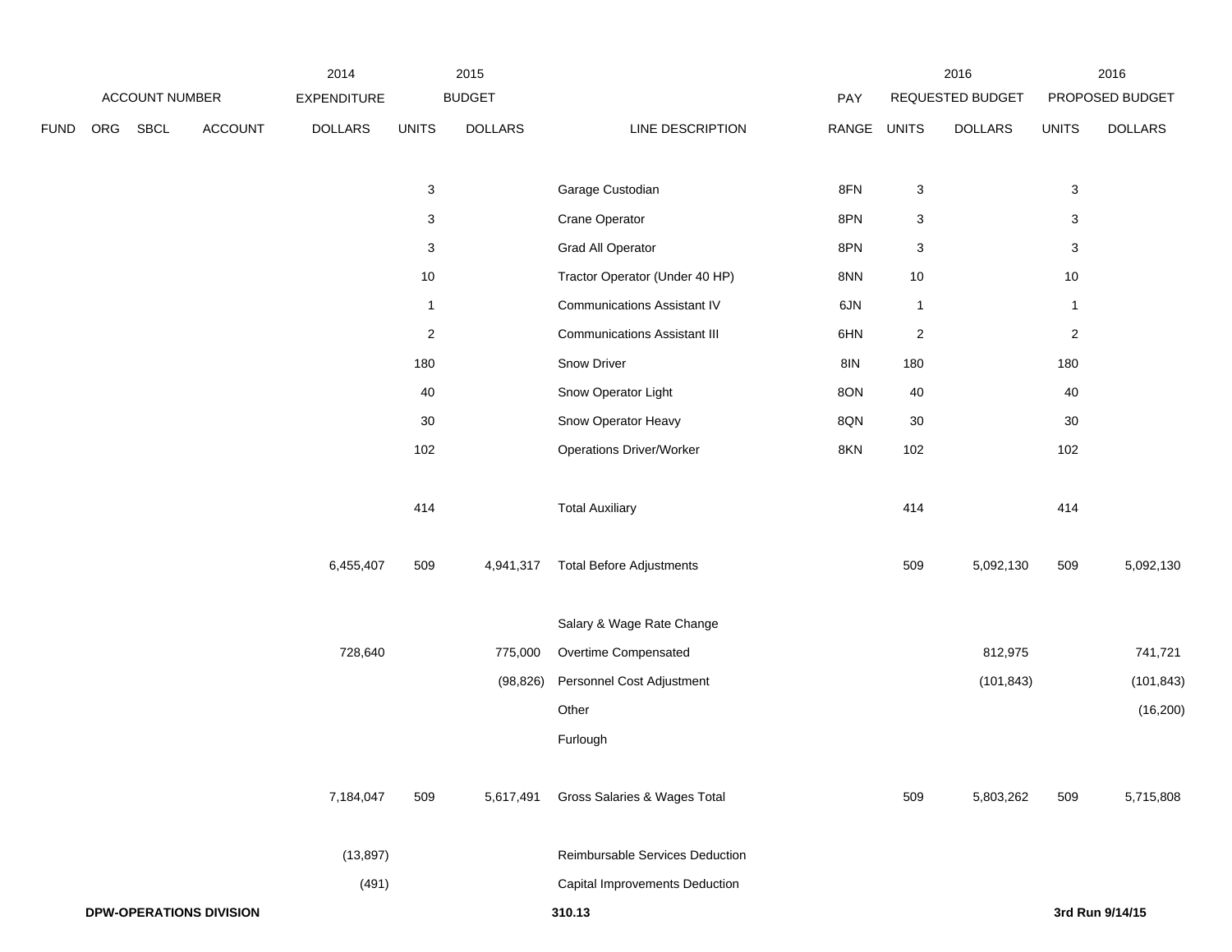| | | | | 2014 | 2015 | | | | 2016 | | 2016 | |
|---|---|---|---|---|---|---|---|---|---|---|---|---|
| ACCOUNT NUMBER | | | | EXPENDITURE | BUDGET | | | PAY | REQUESTED BUDGET | | PROPOSED BUDGET | |
| FUND | ORG | SBCL | ACCOUNT | DOLLARS | UNITS | DOLLARS | LINE DESCRIPTION | RANGE | UNITS | DOLLARS | UNITS | DOLLARS |
| | | | | | 3 | | Garage Custodian | 8FN | 3 | | 3 | |
| | | | | | 3 | | Crane Operator | 8PN | 3 | | 3 | |
| | | | | | 3 | | Grad All Operator | 8PN | 3 | | 3 | |
| | | | | | 10 | | Tractor Operator (Under 40 HP) | 8NN | 10 | | 10 | |
| | | | | | 1 | | Communications Assistant IV | 6JN | 1 | | 1 | |
| | | | | | 2 | | Communications Assistant III | 6HN | 2 | | 2 | |
| | | | | | 180 | | Snow Driver | 8IN | 180 | | 180 | |
| | | | | | 40 | | Snow Operator Light | 8ON | 40 | | 40 | |
| | | | | | 30 | | Snow Operator Heavy | 8QN | 30 | | 30 | |
| | | | | | 102 | | Operations Driver/Worker | 8KN | 102 | | 102 | |
| | | | | | 414 | | Total Auxiliary | | 414 | | 414 | |
| | | | | 6,455,407 | 509 | 4,941,317 | Total Before Adjustments | | 509 | 5,092,130 | 509 | 5,092,130 |
| | | | | | | | Salary & Wage Rate Change | | | | | |
| | | | | 728,640 | | 775,000 | Overtime Compensated | | | 812,975 | | 741,721 |
| | | | | | | (98,826) | Personnel Cost Adjustment | | | (101,843) | | (101,843) |
| | | | | | | | Other | | | | | (16,200) |
| | | | | | | | Furlough | | | | | |
| | | | | 7,184,047 | 509 | 5,617,491 | Gross Salaries & Wages Total | | 509 | 5,803,262 | 509 | 5,715,808 |
| | | | | (13,897) | | | Reimbursable Services Deduction | | | | | |
| | | | | (491) | | | Capital Improvements Deduction | | | | | |

**DPW-OPERATIONS DIVISION** 310.13 3rd Run 9/14/15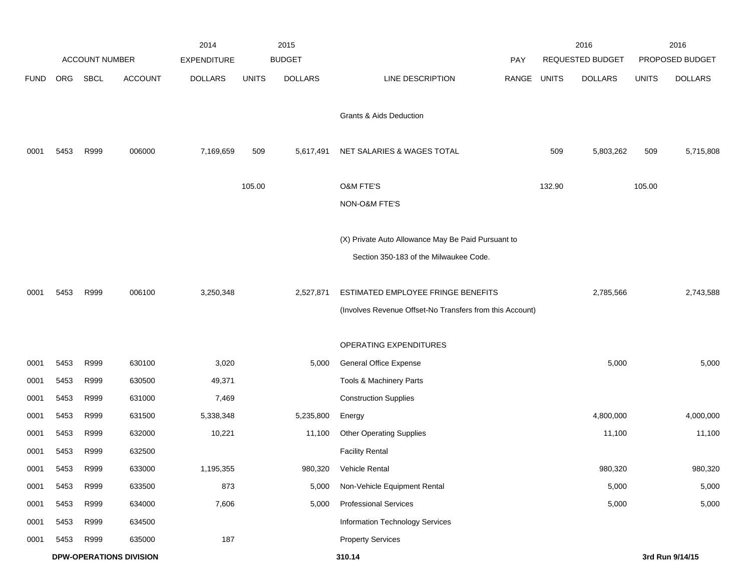| FUND | ORG | SBCL | ACCOUNT | 2014 EXPENDITURE DOLLARS | 2015 BUDGET UNITS | 2015 BUDGET DOLLARS | LINE DESCRIPTION | PAY RANGE | 2016 REQUESTED BUDGET UNITS | 2016 REQUESTED BUDGET DOLLARS | 2016 PROPOSED BUDGET UNITS | 2016 PROPOSED BUDGET DOLLARS |
|---|---|---|---|---|---|---|---|---|---|---|---|---|
| | | | | | | | Grants & Aids Deduction | | | | | |
| 0001 | 5453 | R999 | 006000 | 7,169,659 | 509 | 5,617,491 | NET SALARIES & WAGES TOTAL | | 509 | 5,803,262 | 509 | 5,715,808 |
| | | | | | 105.00 | | O&M FTE'S | | 132.90 | | 105.00 | |
| | | | | | | | NON-O&M FTE'S | | | | | |
| | | | | | | | (X) Private Auto Allowance May Be Paid Pursuant to Section 350-183 of the Milwaukee Code. | | | | | |
| 0001 | 5453 | R999 | 006100 | 3,250,348 | | 2,527,871 | ESTIMATED EMPLOYEE FRINGE BENEFITS (Involves Revenue Offset-No Transfers from this Account) | | | 2,785,566 | | 2,743,588 |
| | | | | | | | OPERATING EXPENDITURES | | | | | |
| 0001 | 5453 | R999 | 630100 | 3,020 | | 5,000 | General Office Expense | | | 5,000 | | 5,000 |
| 0001 | 5453 | R999 | 630500 | 49,371 | | | Tools & Machinery Parts | | | | | |
| 0001 | 5453 | R999 | 631000 | 7,469 | | | Construction Supplies | | | | | |
| 0001 | 5453 | R999 | 631500 | 5,338,348 | | 5,235,800 | Energy | | | 4,800,000 | | 4,000,000 |
| 0001 | 5453 | R999 | 632000 | 10,221 | | 11,100 | Other Operating Supplies | | | 11,100 | | 11,100 |
| 0001 | 5453 | R999 | 632500 | | | | Facility Rental | | | | | |
| 0001 | 5453 | R999 | 633000 | 1,195,355 | | 980,320 | Vehicle Rental | | | 980,320 | | 980,320 |
| 0001 | 5453 | R999 | 633500 | 873 | | 5,000 | Non-Vehicle Equipment Rental | | | 5,000 | | 5,000 |
| 0001 | 5453 | R999 | 634000 | 7,606 | | 5,000 | Professional Services | | | 5,000 | | 5,000 |
| 0001 | 5453 | R999 | 634500 | | | | Information Technology Services | | | | | |
| 0001 | 5453 | R999 | 635000 | 187 | | | Property Services | | | | | |

**DPW-OPERATIONS DIVISION** 310.14 **3rd Run 9/14/15**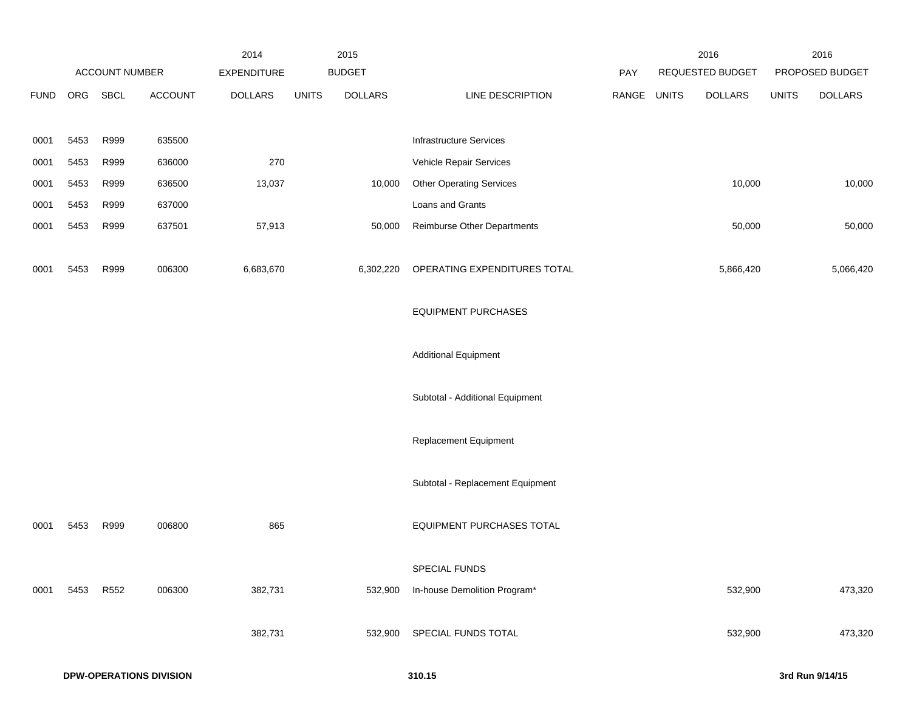| FUND | ORG | SBCL | ACCOUNT | 2014 EXPENDITURE DOLLARS | 2015 BUDGET UNITS | 2015 BUDGET DOLLARS | LINE DESCRIPTION | PAY RANGE | 2016 REQUESTED BUDGET UNITS | 2016 REQUESTED BUDGET DOLLARS | 2016 PROPOSED BUDGET UNITS | 2016 PROPOSED BUDGET DOLLARS |
|---|---|---|---|---|---|---|---|---|---|---|---|---|
| 0001 | 5453 | R999 | 635500 | | | | Infrastructure Services | | | | | |
| 0001 | 5453 | R999 | 636000 | 270 | | | Vehicle Repair Services | | | | | |
| 0001 | 5453 | R999 | 636500 | 13,037 | | 10,000 | Other Operating Services | | | 10,000 | | 10,000 |
| 0001 | 5453 | R999 | 637000 | | | | Loans and Grants | | | | | |
| 0001 | 5453 | R999 | 637501 | 57,913 | | 50,000 | Reimburse Other Departments | | | 50,000 | | 50,000 |
| 0001 | 5453 | R999 | 006300 | 6,683,670 | | 6,302,220 | OPERATING EXPENDITURES TOTAL | | | 5,866,420 | | 5,066,420 |
| | | | | | | | EQUIPMENT PURCHASES | | | | | |
| | | | | | | | Additional Equipment | | | | | |
| | | | | | | | Subtotal - Additional Equipment | | | | | |
| | | | | | | | Replacement Equipment | | | | | |
| | | | | | | | Subtotal - Replacement Equipment | | | | | |
| 0001 | 5453 | R999 | 006800 | 865 | | | EQUIPMENT PURCHASES TOTAL | | | | | |
| | | | | | | | SPECIAL FUNDS | | | | | |
| 0001 | 5453 | R552 | 006300 | 382,731 | | 532,900 | In-house Demolition Program* | | | 532,900 | | 473,320 |
| | | | | 382,731 | | 532,900 | SPECIAL FUNDS TOTAL | | | 532,900 | | 473,320 |

**DPW-OPERATIONS DIVISION** **310.15** **3rd Run 9/14/15**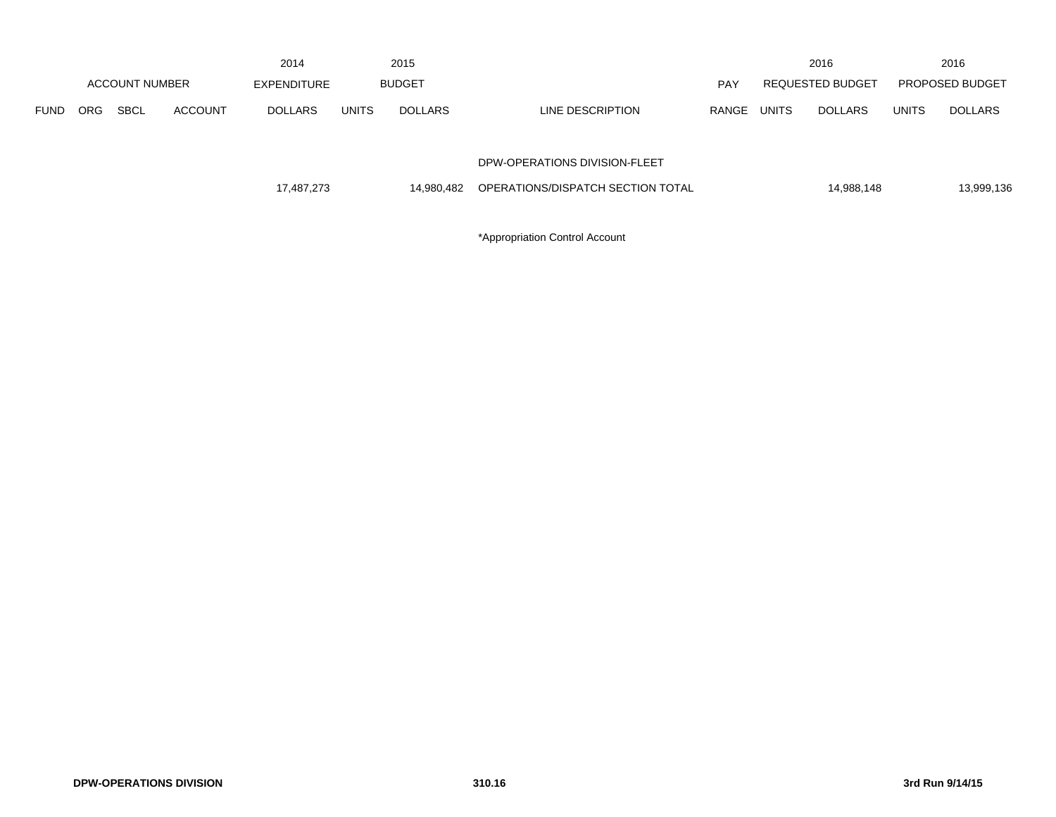| FUND | ORG | SBCL | ACCOUNT | 2014 EXPENDITURE DOLLARS | 2015 BUDGET UNITS | 2015 BUDGET DOLLARS | LINE DESCRIPTION | PAY RANGE | 2016 REQUESTED BUDGET UNITS | 2016 REQUESTED BUDGET DOLLARS | 2016 PROPOSED BUDGET UNITS | 2016 PROPOSED BUDGET DOLLARS |
|---|---|---|---|---|---|---|---|---|---|---|---|---|
| | | | | | | | DPW-OPERATIONS DIVISION-FLEET | | | | | |
| | | | | 17,487,273 | | 14,980,482 | OPERATIONS/DISPATCH SECTION TOTAL | | | 14,988,148 | | 13,999,136 |

*Appropriation Control Account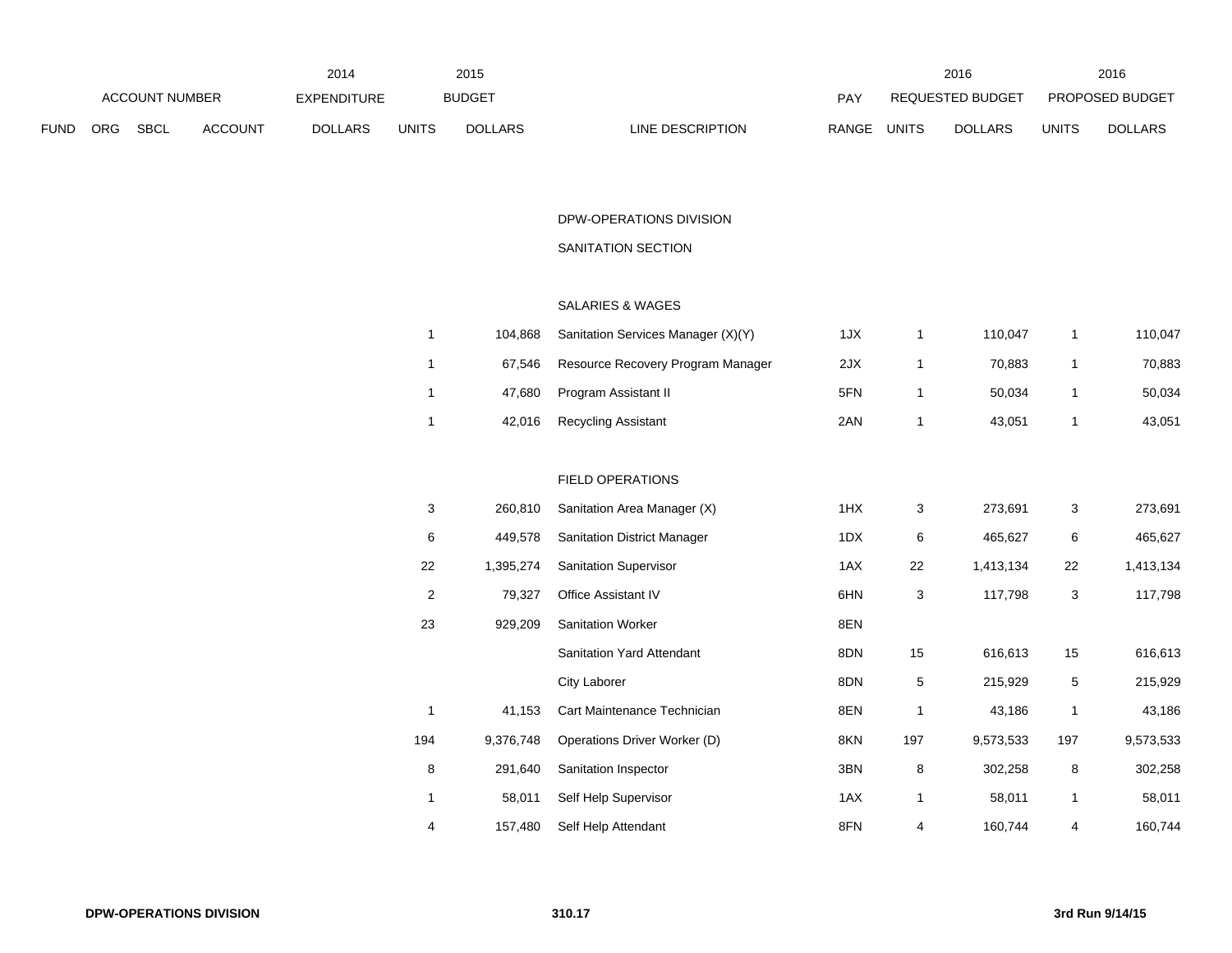| FUND | ORG | SBCL | ACCOUNT | 2014 EXPENDITURE DOLLARS | 2015 BUDGET UNITS | 2015 BUDGET DOLLARS | LINE DESCRIPTION | PAY RANGE | 2016 REQUESTED BUDGET UNITS | 2016 REQUESTED BUDGET DOLLARS | 2016 PROPOSED BUDGET UNITS | 2016 PROPOSED BUDGET DOLLARS |
|---|---|---|---|---|---|---|---|---|---|---|---|---|
| | | | | | | | DPW-OPERATIONS DIVISION | | | | | |
| | | | | | | | SANITATION SECTION | | | | | |
| | | | | | | | SALARIES & WAGES | | | | | |
| | | | | | 1 | 104,868 | Sanitation Services Manager (X)(Y) | 1JX | 1 | 110,047 | 1 | 110,047 |
| | | | | | 1 | 67,546 | Resource Recovery Program Manager | 2JX | 1 | 70,883 | 1 | 70,883 |
| | | | | | 1 | 47,680 | Program Assistant II | 5FN | 1 | 50,034 | 1 | 50,034 |
| | | | | | 1 | 42,016 | Recycling Assistant | 2AN | 1 | 43,051 | 1 | 43,051 |
| | | | | | | | FIELD OPERATIONS | | | | | |
| | | | | | 3 | 260,810 | Sanitation Area Manager (X) | 1HX | 3 | 273,691 | 3 | 273,691 |
| | | | | | 6 | 449,578 | Sanitation District Manager | 1DX | 6 | 465,627 | 6 | 465,627 |
| | | | | | 22 | 1,395,274 | Sanitation Supervisor | 1AX | 22 | 1,413,134 | 22 | 1,413,134 |
| | | | | | 2 | 79,327 | Office Assistant IV | 6HN | 3 | 117,798 | 3 | 117,798 |
| | | | | | 23 | 929,209 | Sanitation Worker | 8EN | | | | |
| | | | | | | | Sanitation Yard Attendant | 8DN | 15 | 616,613 | 15 | 616,613 |
| | | | | | | | City Laborer | 8DN | 5 | 215,929 | 5 | 215,929 |
| | | | | | 1 | 41,153 | Cart Maintenance Technician | 8EN | 1 | 43,186 | 1 | 43,186 |
| | | | | | 194 | 9,376,748 | Operations Driver Worker (D) | 8KN | 197 | 9,573,533 | 197 | 9,573,533 |
| | | | | | 8 | 291,640 | Sanitation Inspector | 3BN | 8 | 302,258 | 8 | 302,258 |
| | | | | | 1 | 58,011 | Self Help Supervisor | 1AX | 1 | 58,011 | 1 | 58,011 |
| | | | | | 4 | 157,480 | Self Help Attendant | 8FN | 4 | 160,744 | 4 | 160,744 |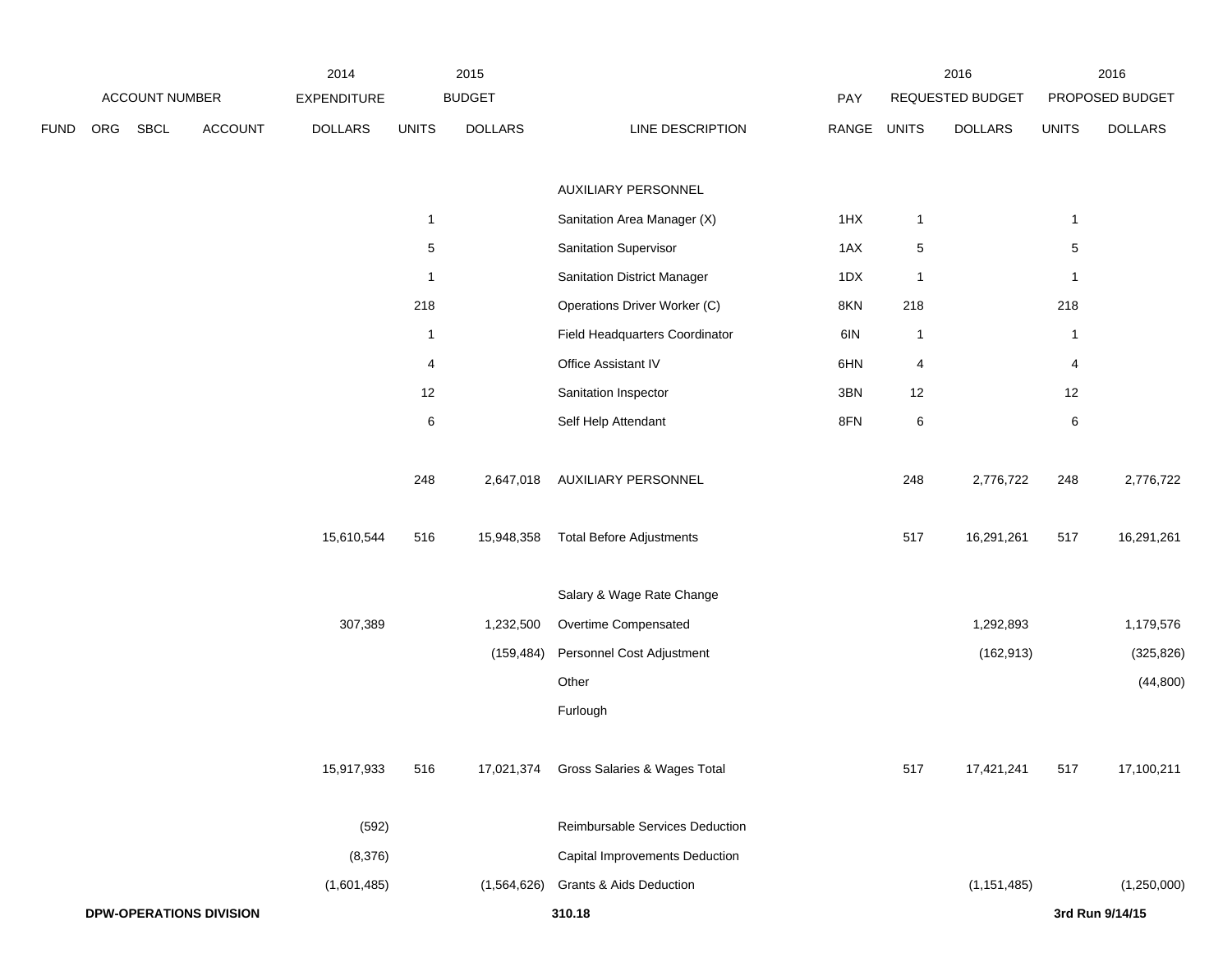| FUND | ORG | SBCL | ACCOUNT | 2014 EXPENDITURE DOLLARS | 2015 BUDGET UNITS | 2015 BUDGET DOLLARS | LINE DESCRIPTION | PAY RANGE | 2016 REQUESTED BUDGET UNITS | 2016 REQUESTED BUDGET DOLLARS | 2016 PROPOSED BUDGET UNITS | 2016 PROPOSED BUDGET DOLLARS |
|---|---|---|---|---|---|---|---|---|---|---|---|---|
| | | | | | | | AUXILIARY PERSONNEL | | | | | |
| | | | | | 1 | | Sanitation Area Manager (X) | 1HX | 1 | | 1 | |
| | | | | | 5 | | Sanitation Supervisor | 1AX | 5 | | 5 | |
| | | | | | 1 | | Sanitation District Manager | 1DX | 1 | | 1 | |
| | | | | | 218 | | Operations Driver Worker (C) | 8KN | 218 | | 218 | |
| | | | | | 1 | | Field Headquarters Coordinator | 6IN | 1 | | 1 | |
| | | | | | 4 | | Office Assistant IV | 6HN | 4 | | 4 | |
| | | | | | 12 | | Sanitation Inspector | 3BN | 12 | | 12 | |
| | | | | | 6 | | Self Help Attendant | 8FN | 6 | | 6 | |
| | | | | | 248 | 2,647,018 | AUXILIARY PERSONNEL | | 248 | 2,776,722 | 248 | 2,776,722 |
| | | | | 15,610,544 | 516 | 15,948,358 | Total Before Adjustments | | 517 | 16,291,261 | 517 | 16,291,261 |
| | | | | | | | Salary & Wage Rate Change | | | | | |
| | | | | 307,389 | | 1,232,500 | Overtime Compensated | | | 1,292,893 | | 1,179,576 |
| | | | | | | (159,484) | Personnel Cost Adjustment | | | (162,913) | | (325,826) |
| | | | | | | | Other | | | | | (44,800) |
| | | | | | | | Furlough | | | | | |
| | | | | 15,917,933 | 516 | 17,021,374 | Gross Salaries & Wages Total | | 517 | 17,421,241 | 517 | 17,100,211 |
| | | | | (592) | | | Reimbursable Services Deduction | | | | | |
| | | | | (8,376) | | | Capital Improvements Deduction | | | | | |
| | | | | (1,601,485) | | (1,564,626) | Grants & Aids Deduction | | | (1,151,485) | | (1,250,000) |

**DPW-OPERATIONS DIVISION**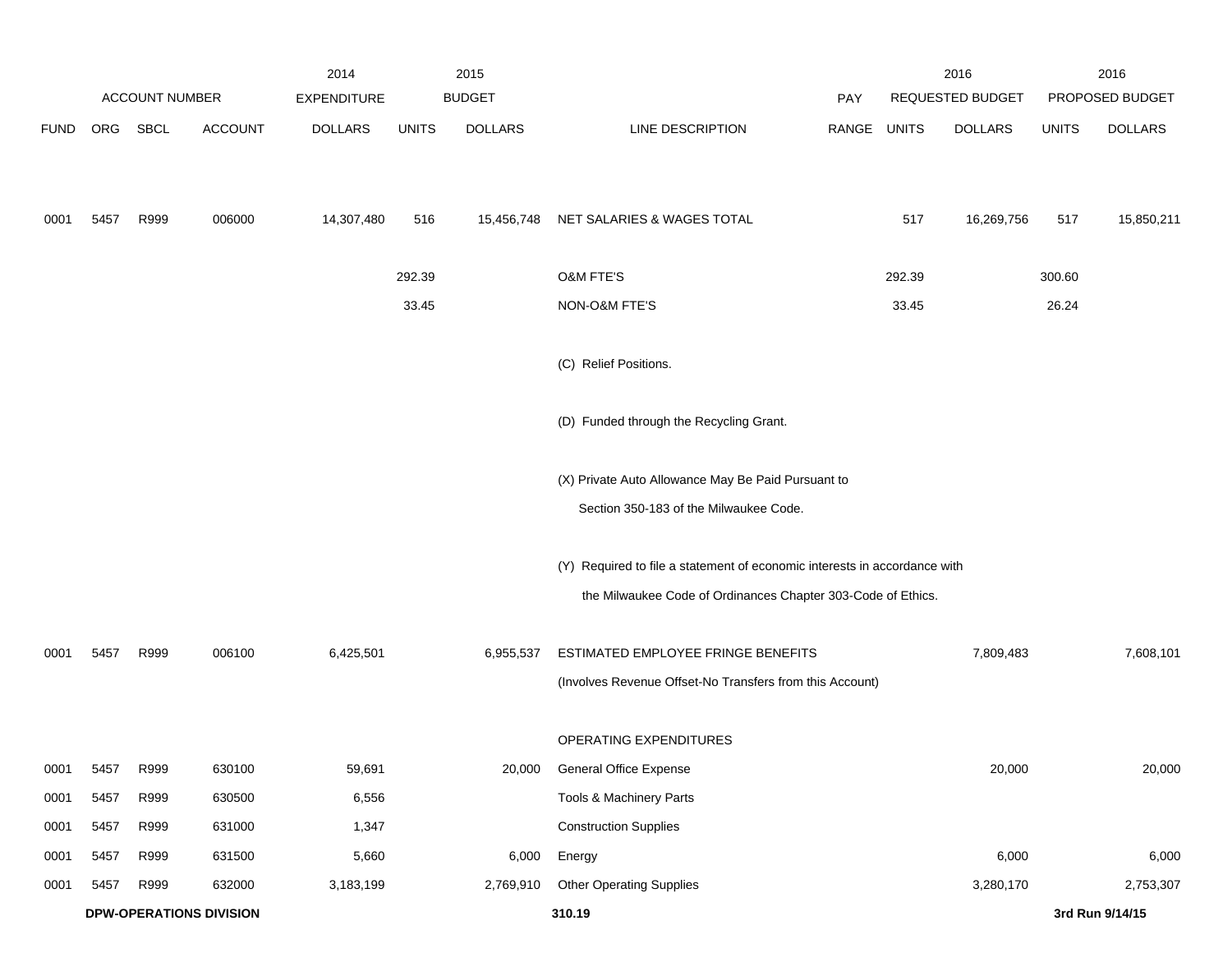| FUND | ORG | SBCL | ACCOUNT | 2014 EXPENDITURE DOLLARS | 2015 BUDGET UNITS | 2015 BUDGET DOLLARS | LINE DESCRIPTION | PAY RANGE | 2016 REQUESTED BUDGET UNITS | 2016 REQUESTED BUDGET DOLLARS | 2016 PROPOSED BUDGET UNITS | 2016 PROPOSED BUDGET DOLLARS |
|---|---|---|---|---|---|---|---|---|---|---|---|---|
| 0001 | 5457 | R999 | 006000 | 14,307,480 | 516 | 15,456,748 | NET SALARIES & WAGES TOTAL | | 517 | 16,269,756 | 517 | 15,850,211 |
| | | | | | 292.39 | | O&M FTE'S | | 292.39 | | 300.60 | |
| | | | | | 33.45 | | NON-O&M FTE'S | | 33.45 | | 26.24 | |
| | | | | | | | (C) Relief Positions. | | | | | |
| | | | | | | | (D) Funded through the Recycling Grant. | | | | | |
| | | | | | | | (X) Private Auto Allowance May Be Paid Pursuant to Section 350-183 of the Milwaukee Code. | | | | | |
| | | | | | | | (Y) Required to file a statement of economic interests in accordance with the Milwaukee Code of Ordinances Chapter 303-Code of Ethics. | | | | | |
| 0001 | 5457 | R999 | 006100 | 6,425,501 | | 6,955,537 | ESTIMATED EMPLOYEE FRINGE BENEFITS (Involves Revenue Offset-No Transfers from this Account) | | | 7,809,483 | | 7,608,101 |
| | | | | | | | OPERATING EXPENDITURES | | | | | |
| 0001 | 5457 | R999 | 630100 | 59,691 | | 20,000 | General Office Expense | | | 20,000 | | 20,000 |
| 0001 | 5457 | R999 | 630500 | 6,556 | | | Tools & Machinery Parts | | | | | |
| 0001 | 5457 | R999 | 631000 | 1,347 | | | Construction Supplies | | | | | |
| 0001 | 5457 | R999 | 631500 | 5,660 | | 6,000 | Energy | | | 6,000 | | 6,000 |
| 0001 | 5457 | R999 | 632000 | 3,183,199 | | 2,769,910 | Other Operating Supplies | | | 3,280,170 | | 2,753,307 |

**DPW-OPERATIONS DIVISION** 310.19 3rd Run 9/14/15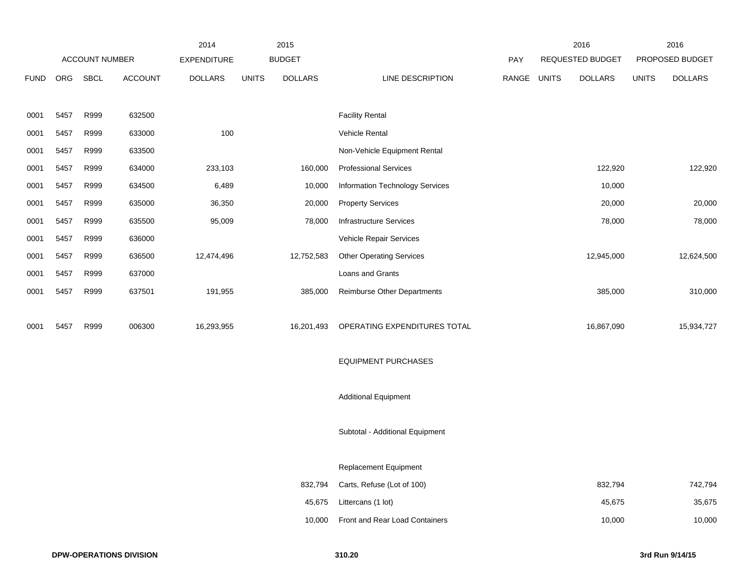| FUND | ORG | SBCL | ACCOUNT | 2014 EXPENDITURE DOLLARS | 2015 BUDGET UNITS | 2015 BUDGET DOLLARS | LINE DESCRIPTION | PAY RANGE | 2016 REQUESTED BUDGET UNITS | 2016 REQUESTED BUDGET DOLLARS | 2016 PROPOSED BUDGET UNITS | 2016 PROPOSED BUDGET DOLLARS |
|---|---|---|---|---|---|---|---|---|---|---|---|---|
| 0001 | 5457 | R999 | 632500 | | | | Facility Rental | | | | | |
| 0001 | 5457 | R999 | 633000 | 100 | | | Vehicle Rental | | | | | |
| 0001 | 5457 | R999 | 633500 | | | | Non-Vehicle Equipment Rental | | | | | |
| 0001 | 5457 | R999 | 634000 | 233,103 | | 160,000 | Professional Services | | | 122,920 | | 122,920 |
| 0001 | 5457 | R999 | 634500 | 6,489 | | 10,000 | Information Technology Services | | | 10,000 | | |
| 0001 | 5457 | R999 | 635000 | 36,350 | | 20,000 | Property Services | | | 20,000 | | 20,000 |
| 0001 | 5457 | R999 | 635500 | 95,009 | | 78,000 | Infrastructure Services | | | 78,000 | | 78,000 |
| 0001 | 5457 | R999 | 636000 | | | | Vehicle Repair Services | | | | | |
| 0001 | 5457 | R999 | 636500 | 12,474,496 | | 12,752,583 | Other Operating Services | | | 12,945,000 | | 12,624,500 |
| 0001 | 5457 | R999 | 637000 | | | | Loans and Grants | | | | | |
| 0001 | 5457 | R999 | 637501 | 191,955 | | 385,000 | Reimburse Other Departments | | | 385,000 | | 310,000 |
| 0001 | 5457 | R999 | 006300 | 16,293,955 | | 16,201,493 | OPERATING EXPENDITURES TOTAL | | | 16,867,090 | | 15,934,727 |
| | | | | | | | EQUIPMENT PURCHASES | | | | | |
| | | | | | | | Additional Equipment | | | | | |
| | | | | | | | Subtotal - Additional Equipment | | | | | |
| | | | | | | | Replacement Equipment | | | | | |
| | | | | | | 832,794 | Carts, Refuse (Lot of 100) | | | 832,794 | | 742,794 |
| | | | | | | 45,675 | Littercans (1 lot) | | | 45,675 | | 35,675 |
| | | | | | | 10,000 | Front and Rear Load Containers | | | 10,000 | | 10,000 |

DPW-OPERATIONS DIVISION 310.20 3rd Run 9/14/15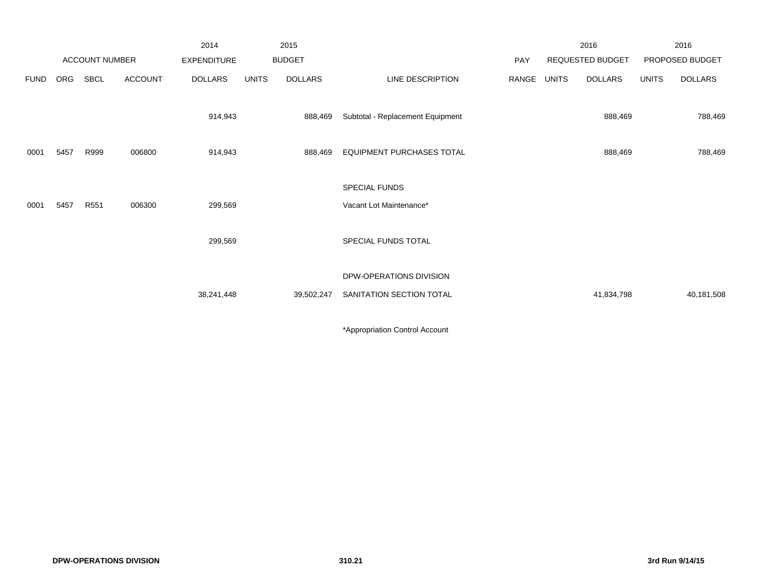| FUND | ORG | SBCL | ACCOUNT | 2014 EXPENDITURE DOLLARS | 2015 BUDGET UNITS | 2015 BUDGET DOLLARS | LINE DESCRIPTION | PAY RANGE | 2016 REQUESTED BUDGET UNITS | 2016 REQUESTED BUDGET DOLLARS | 2016 PROPOSED BUDGET UNITS | 2016 PROPOSED BUDGET DOLLARS |
|---|---|---|---|---|---|---|---|---|---|---|---|---|
| | | | | 914,943 | | 888,469 | Subtotal - Replacement Equipment | | | 888,469 | | 788,469 |
| 0001 | 5457 | R999 | 006800 | 914,943 | | 888,469 | EQUIPMENT PURCHASES TOTAL | | | 888,469 | | 788,469 |
| | | | | | | | SPECIAL FUNDS | | | | | |
| 0001 | 5457 | R551 | 006300 | 299,569 | | | Vacant Lot Maintenance* | | | | | |
| | | | | 299,569 | | | SPECIAL FUNDS TOTAL | | | | | |
| | | | | | | | DPW-OPERATIONS DIVISION | | | | | |
| | | | | 38,241,448 | | 39,502,247 | SANITATION SECTION TOTAL | | | 41,834,798 | | 40,181,508 |

*Appropriation Control Account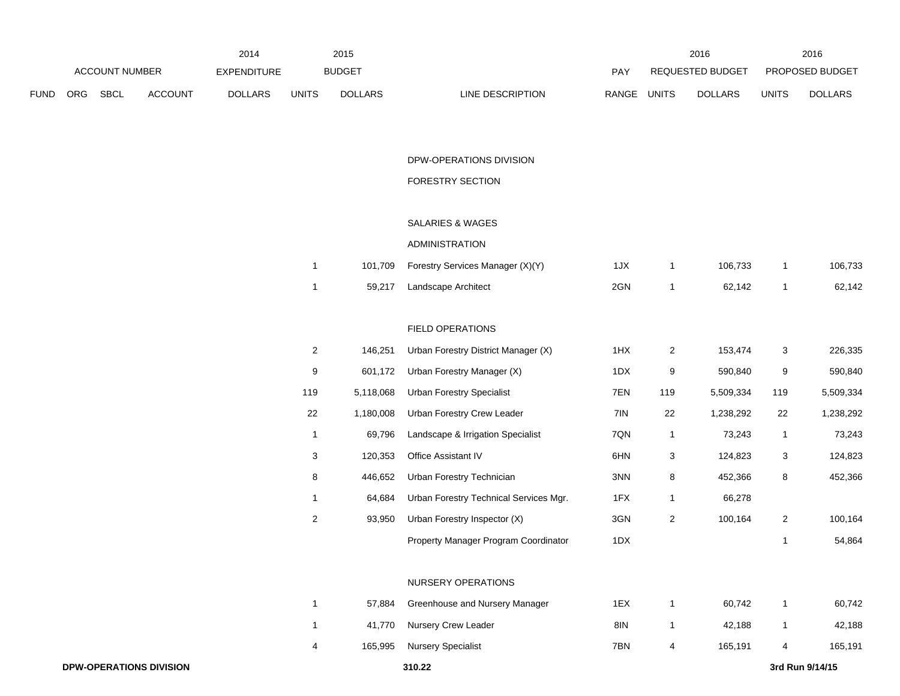| FUND | ORG | SBCL | ACCOUNT | 2014 EXPENDITURE DOLLARS | 2015 BUDGET UNITS | 2015 BUDGET DOLLARS | LINE DESCRIPTION | PAY RANGE | 2016 REQUESTED BUDGET UNITS | 2016 REQUESTED BUDGET DOLLARS | 2016 PROPOSED BUDGET UNITS | 2016 PROPOSED BUDGET DOLLARS |
|---|---|---|---|---|---|---|---|---|---|---|---|---|
| | | | | | | | DPW-OPERATIONS DIVISION | | | | | |
| | | | | | | | FORESTRY SECTION | | | | | |
| | | | | | | | SALARIES & WAGES | | | | | |
| | | | | | | | ADMINISTRATION | | | | | |
| | | | | | 1 | 101,709 | Forestry Services Manager (X)(Y) | 1JX | 1 | 106,733 | 1 | 106,733 |
| | | | | | 1 | 59,217 | Landscape Architect | 2GN | 1 | 62,142 | 1 | 62,142 |
| | | | | | | | FIELD OPERATIONS | | | | | |
| | | | | | 2 | 146,251 | Urban Forestry District Manager (X) | 1HX | 2 | 153,474 | 3 | 226,335 |
| | | | | | 9 | 601,172 | Urban Forestry Manager (X) | 1DX | 9 | 590,840 | 9 | 590,840 |
| | | | | | 119 | 5,118,068 | Urban Forestry Specialist | 7EN | 119 | 5,509,334 | 119 | 5,509,334 |
| | | | | | 22 | 1,180,008 | Urban Forestry Crew Leader | 7IN | 22 | 1,238,292 | 22 | 1,238,292 |
| | | | | | 1 | 69,796 | Landscape & Irrigation Specialist | 7QN | 1 | 73,243 | 1 | 73,243 |
| | | | | | 3 | 120,353 | Office Assistant IV | 6HN | 3 | 124,823 | 3 | 124,823 |
| | | | | | 8 | 446,652 | Urban Forestry Technician | 3NN | 8 | 452,366 | 8 | 452,366 |
| | | | | | 1 | 64,684 | Urban Forestry Technical Services Mgr. | 1FX | 1 | 66,278 | | |
| | | | | | 2 | 93,950 | Urban Forestry Inspector (X) | 3GN | 2 | 100,164 | 2 | 100,164 |
| | | | | | | | Property Manager Program Coordinator | 1DX | | | 1 | 54,864 |
| | | | | | | | NURSERY OPERATIONS | | | | | |
| | | | | | 1 | 57,884 | Greenhouse and Nursery Manager | 1EX | 1 | 60,742 | 1 | 60,742 |
| | | | | | 1 | 41,770 | Nursery Crew Leader | 8IN | 1 | 42,188 | 1 | 42,188 |
| | | | | | 4 | 165,995 | Nursery Specialist | 7BN | 4 | 165,191 | 4 | 165,191 |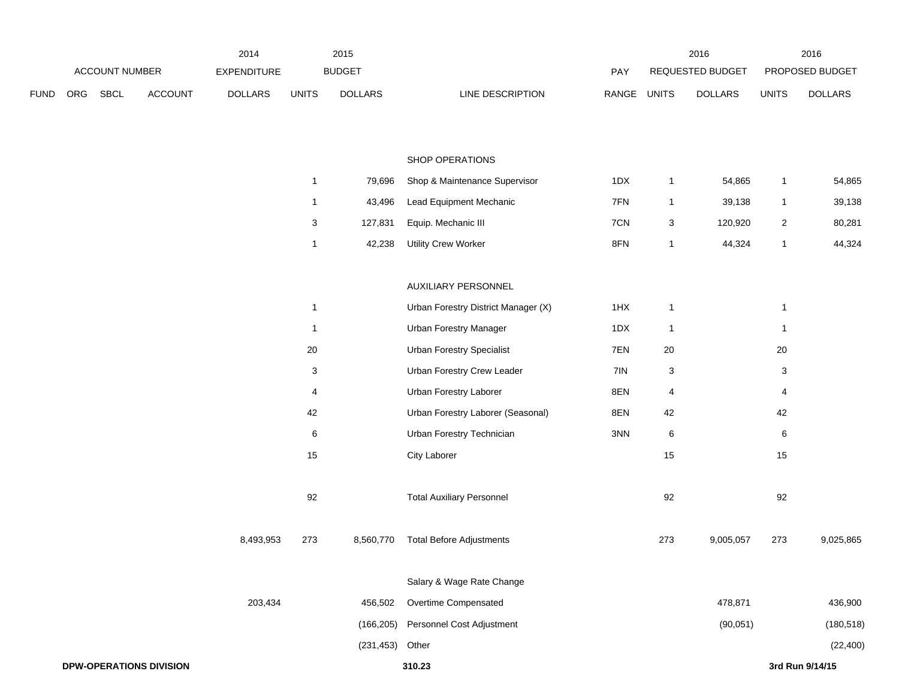| FUND | ORG | SBCL | ACCOUNT | 2014 EXPENDITURE DOLLARS | 2015 BUDGET UNITS | 2015 BUDGET DOLLARS | LINE DESCRIPTION | PAY RANGE | 2016 REQUESTED BUDGET UNITS | 2016 REQUESTED BUDGET DOLLARS | 2016 PROPOSED BUDGET UNITS | 2016 PROPOSED BUDGET DOLLARS |
|---|---|---|---|---|---|---|---|---|---|---|---|---|
| | | | | | | | SHOP OPERATIONS | | | | | |
| | | | | | 1 | 79,696 | Shop & Maintenance Supervisor | 1DX | 1 | 54,865 | 1 | 54,865 |
| | | | | | 1 | 43,496 | Lead Equipment Mechanic | 7FN | 1 | 39,138 | 1 | 39,138 |
| | | | | | 3 | 127,831 | Equip. Mechanic III | 7CN | 3 | 120,920 | 2 | 80,281 |
| | | | | | 1 | 42,238 | Utility Crew Worker | 8FN | 1 | 44,324 | 1 | 44,324 |
| | | | | | | | AUXILIARY PERSONNEL | | | | | |
| | | | | | 1 | | Urban Forestry District Manager (X) | 1HX | 1 | | 1 | |
| | | | | | 1 | | Urban Forestry Manager | 1DX | 1 | | 1 | |
| | | | | | 20 | | Urban Forestry Specialist | 7EN | 20 | | 20 | |
| | | | | | 3 | | Urban Forestry Crew Leader | 7IN | 3 | | 3 | |
| | | | | | 4 | | Urban Forestry Laborer | 8EN | 4 | | 4 | |
| | | | | | 42 | | Urban Forestry Laborer (Seasonal) | 8EN | 42 | | 42 | |
| | | | | | 6 | | Urban Forestry Technician | 3NN | 6 | | 6 | |
| | | | | | 15 | | City Laborer | | 15 | | 15 | |
| | | | | | 92 | | Total Auxiliary Personnel | | 92 | | 92 | |
| | | | | 8,493,953 | 273 | 8,560,770 | Total Before Adjustments | | 273 | 9,005,057 | 273 | 9,025,865 |
| | | | | | | | Salary & Wage Rate Change | | | | | |
| | | | | 203,434 | | 456,502 | Overtime Compensated | | | 478,871 | | 436,900 |
| | | | | | | (166,205) | Personnel Cost Adjustment | | | (90,051) | | (180,518) |
| | | | | | | (231,453) | Other | | | | | (22,400) |

**DPW-OPERATIONS DIVISION** **310.23** **3rd Run 9/14/15**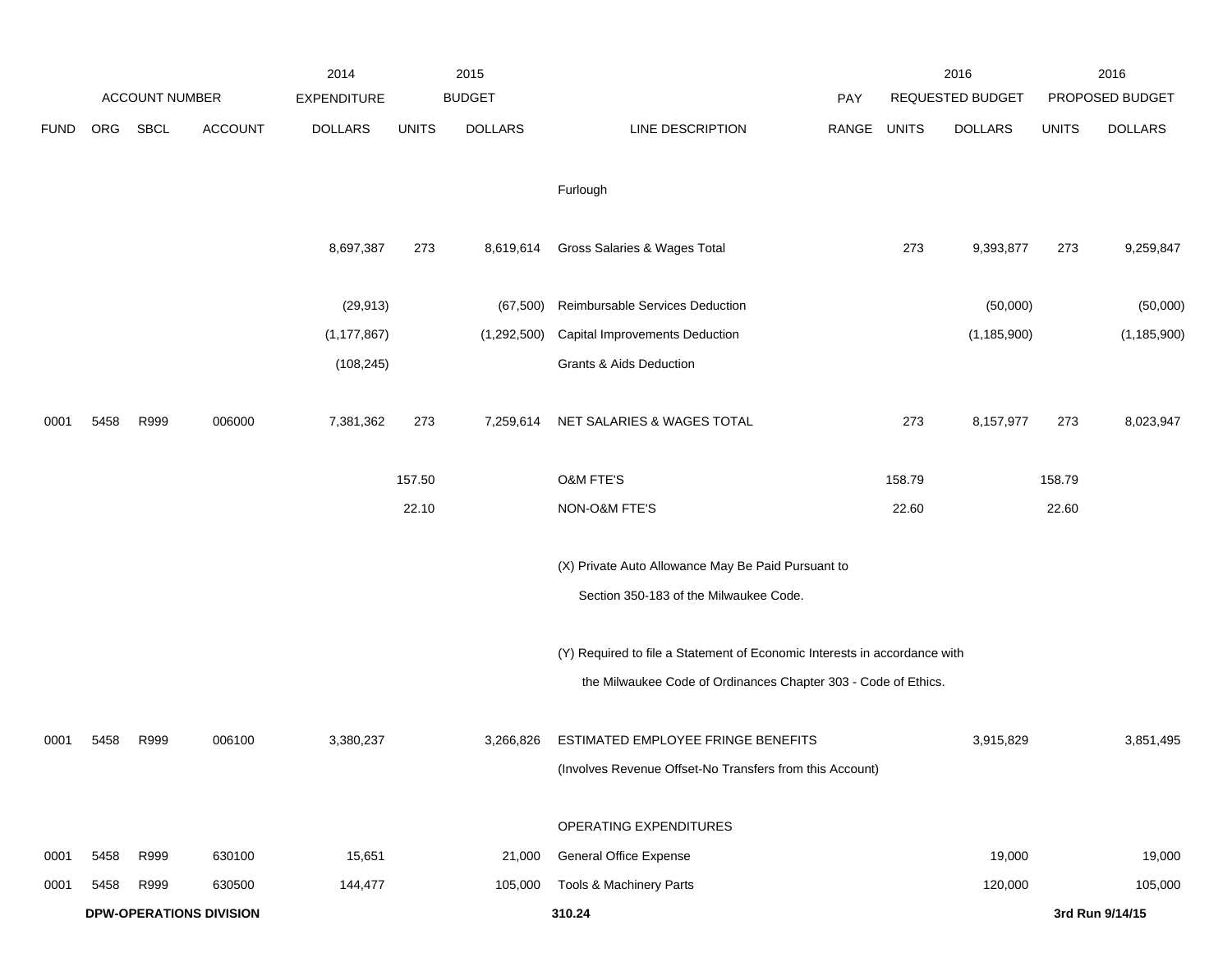| FUND | ORG | SBCL | ACCOUNT | 2014 EXPENDITURE DOLLARS | 2015 BUDGET UNITS | 2015 BUDGET DOLLARS | LINE DESCRIPTION | PAY RANGE | 2016 REQUESTED BUDGET UNITS | 2016 REQUESTED BUDGET DOLLARS | 2016 PROPOSED BUDGET UNITS | 2016 PROPOSED BUDGET DOLLARS |
|---|---|---|---|---|---|---|---|---|---|---|---|---|
| | | | | | | | Furlough | | | | | |
| | | | | 8,697,387 | 273 | 8,619,614 | Gross Salaries & Wages Total | | 273 | 9,393,877 | 273 | 9,259,847 |
| | | | | (29,913) | | (67,500) | Reimbursable Services Deduction | | | (50,000) | | (50,000) |
| | | | | (1,177,867) | | (1,292,500) | Capital Improvements Deduction | | | (1,185,900) | | (1,185,900) |
| | | | | (108,245) | | | Grants & Aids Deduction | | | | | |
| 0001 | 5458 | R999 | 006000 | 7,381,362 | 273 | 7,259,614 | NET SALARIES & WAGES TOTAL | | 273 | 8,157,977 | 273 | 8,023,947 |
| | | | | | 157.50 | | O&M FTE'S | | 158.79 | | 158.79 | |
| | | | | | 22.10 | | NON-O&M FTE'S | | 22.60 | | 22.60 | |
| | | | | | | | (X) Private Auto Allowance May Be Paid Pursuant to Section 350-183 of the Milwaukee Code. | | | | | |
| | | | | | | | (Y) Required to file a Statement of Economic Interests in accordance with the Milwaukee Code of Ordinances Chapter 303 - Code of Ethics. | | | | | |
| 0001 | 5458 | R999 | 006100 | 3,380,237 | | 3,266,826 | ESTIMATED EMPLOYEE FRINGE BENEFITS (Involves Revenue Offset-No Transfers from this Account) | | | 3,915,829 | | 3,851,495 |
| | | | | | | | OPERATING EXPENDITURES | | | | | |
| 0001 | 5458 | R999 | 630100 | 15,651 | | 21,000 | General Office Expense | | | 19,000 | | 19,000 |
| 0001 | 5458 | R999 | 630500 | 144,477 | | 105,000 | Tools & Machinery Parts | | | 120,000 | | 105,000 |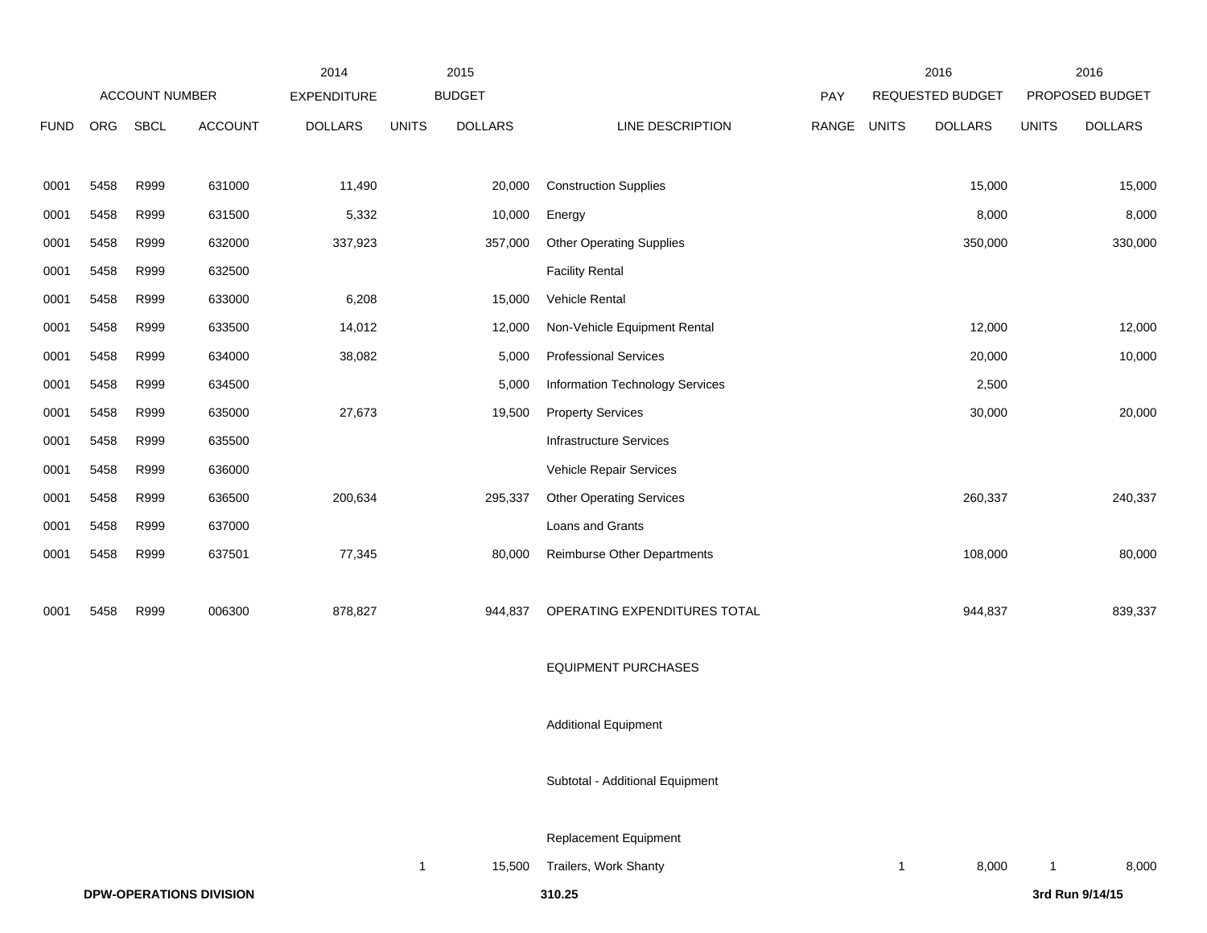| FUND | ORG | SBCL | ACCOUNT | 2014 EXPENDITURE DOLLARS | 2015 BUDGET UNITS | 2015 BUDGET DOLLARS | LINE DESCRIPTION | PAY RANGE | 2016 REQUESTED BUDGET UNITS | 2016 REQUESTED BUDGET DOLLARS | 2016 PROPOSED BUDGET UNITS | 2016 PROPOSED BUDGET DOLLARS |
|---|---|---|---|---|---|---|---|---|---|---|---|---|
| 0001 | 5458 | R999 | 631000 | 11,490 | | 20,000 | Construction Supplies | | | 15,000 | | 15,000 |
| 0001 | 5458 | R999 | 631500 | 5,332 | | 10,000 | Energy | | | 8,000 | | 8,000 |
| 0001 | 5458 | R999 | 632000 | 337,923 | | 357,000 | Other Operating Supplies | | | 350,000 | | 330,000 |
| 0001 | 5458 | R999 | 632500 | | | | Facility Rental | | | | | |
| 0001 | 5458 | R999 | 633000 | 6,208 | | 15,000 | Vehicle Rental | | | | | |
| 0001 | 5458 | R999 | 633500 | 14,012 | | 12,000 | Non-Vehicle Equipment Rental | | | 12,000 | | 12,000 |
| 0001 | 5458 | R999 | 634000 | 38,082 | | 5,000 | Professional Services | | | 20,000 | | 10,000 |
| 0001 | 5458 | R999 | 634500 | | | 5,000 | Information Technology Services | | | 2,500 | | |
| 0001 | 5458 | R999 | 635000 | 27,673 | | 19,500 | Property Services | | | 30,000 | | 20,000 |
| 0001 | 5458 | R999 | 635500 | | | | Infrastructure Services | | | | | |
| 0001 | 5458 | R999 | 636000 | | | | Vehicle Repair Services | | | | | |
| 0001 | 5458 | R999 | 636500 | 200,634 | | 295,337 | Other Operating Services | | | 260,337 | | 240,337 |
| 0001 | 5458 | R999 | 637000 | | | | Loans and Grants | | | | | |
| 0001 | 5458 | R999 | 637501 | 77,345 | | 80,000 | Reimburse Other Departments | | | 108,000 | | 80,000 |
| 0001 | 5458 | R999 | 006300 | 878,827 | | 944,837 | OPERATING EXPENDITURES TOTAL | | | 944,837 | | 839,337 |
| | | | | | | | EQUIPMENT PURCHASES | | | | | |
| | | | | | | | Additional Equipment | | | | | |
| | | | | | | | Subtotal - Additional Equipment | | | | | |
| | | | | | | | Replacement Equipment | | | | | |
| | | | | | 1 | 15,500 | Trailers, Work Shanty | | 1 | 8,000 | 1 | 8,000 |

**DPW-OPERATIONS DIVISION** **310.25** **3rd Run 9/14/15**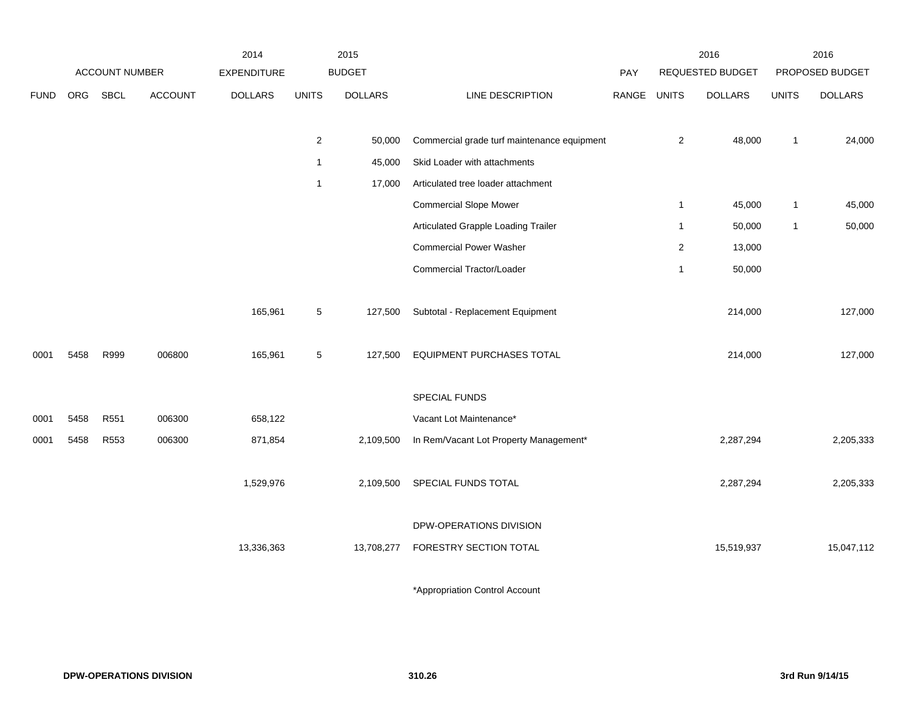| FUND | ORG | SBCL | ACCOUNT | 2014 EXPENDITURE DOLLARS | 2015 BUDGET UNITS | 2015 BUDGET DOLLARS | LINE DESCRIPTION | PAY RANGE | 2016 REQUESTED BUDGET UNITS | 2016 REQUESTED BUDGET DOLLARS | 2016 PROPOSED BUDGET UNITS | 2016 PROPOSED BUDGET DOLLARS |
|---|---|---|---|---|---|---|---|---|---|---|---|---|
| | | | | | 2 | 50,000 | Commercial grade turf maintenance equipment | | 2 | 48,000 | 1 | 24,000 |
| | | | | | 1 | 45,000 | Skid Loader with attachments | | | | | |
| | | | | | 1 | 17,000 | Articulated tree loader attachment | | | | | |
| | | | | | | | Commercial Slope Mower | | 1 | 45,000 | 1 | 45,000 |
| | | | | | | | Articulated Grapple Loading Trailer | | 1 | 50,000 | 1 | 50,000 |
| | | | | | | | Commercial Power Washer | | 2 | 13,000 | | |
| | | | | | | | Commercial Tractor/Loader | | 1 | 50,000 | | |
| | | | | 165,961 | 5 | 127,500 | Subtotal - Replacement Equipment | | | 214,000 | | 127,000 |
| 0001 | 5458 | R999 | 006800 | 165,961 | 5 | 127,500 | EQUIPMENT PURCHASES TOTAL | | | 214,000 | | 127,000 |
| | | | | | | | SPECIAL FUNDS | | | | | |
| 0001 | 5458 | R551 | 006300 | 658,122 | | | Vacant Lot Maintenance* | | | | | |
| 0001 | 5458 | R553 | 006300 | 871,854 | | 2,109,500 | In Rem/Vacant Lot Property Management* | | | 2,287,294 | | 2,205,333 |
| | | | | 1,529,976 | | 2,109,500 | SPECIAL FUNDS TOTAL | | | 2,287,294 | | 2,205,333 |
| | | | | | | | DPW-OPERATIONS DIVISION | | | | | |
| | | | | 13,336,363 | | 13,708,277 | FORESTRY SECTION TOTAL | | | 15,519,937 | | 15,047,112 |

*Appropriation Control Account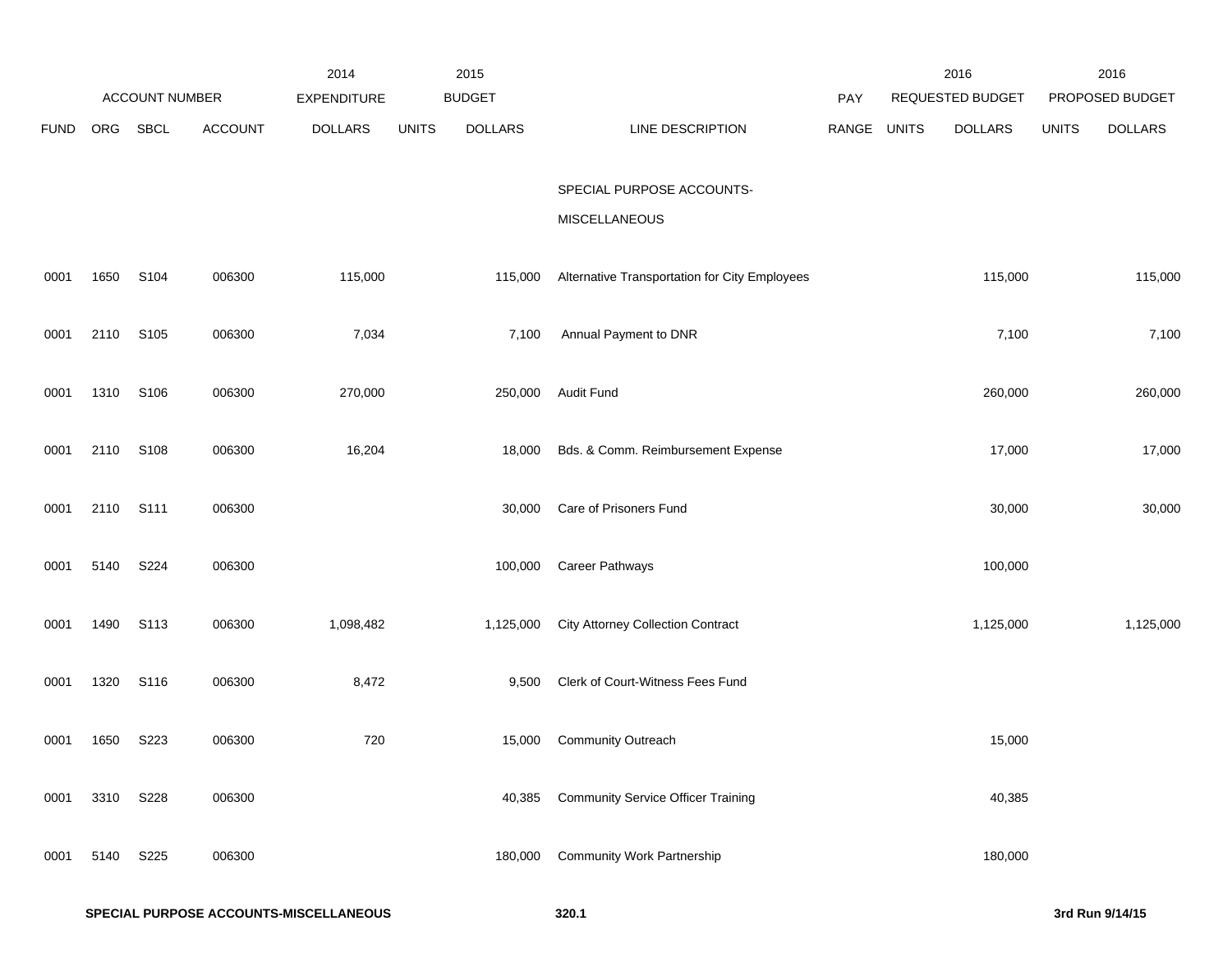| ACCOUNT NUMBER | | | | 2014 EXPENDITURE | 2015 BUDGET | | | PAY | 2016 REQUESTED BUDGET | | 2016 PROPOSED BUDGET | |
|---|---|---|---|---|---|---|---|---|---|---|---|---|
| FUND | ORG | SBCL | ACCOUNT | DOLLARS | UNITS | DOLLARS | LINE DESCRIPTION | RANGE | UNITS | DOLLARS | UNITS | DOLLARS |
| | | | | | | | SPECIAL PURPOSE ACCOUNTS-MISCELLANEOUS | | | | | |
| 0001 | 1650 | S104 | 006300 | 115,000 | | 115,000 | Alternative Transportation for City Employees | | | 115,000 | | 115,000 |
| 0001 | 2110 | S105 | 006300 | 7,034 | | 7,100 | Annual Payment to DNR | | | 7,100 | | 7,100 |
| 0001 | 1310 | S106 | 006300 | 270,000 | | 250,000 | Audit Fund | | | 260,000 | | 260,000 |
| 0001 | 2110 | S108 | 006300 | 16,204 | | 18,000 | Bds. & Comm. Reimbursement Expense | | | 17,000 | | 17,000 |
| 0001 | 2110 | S111 | 006300 | | | 30,000 | Care of Prisoners Fund | | | 30,000 | | 30,000 |
| 0001 | 5140 | S224 | 006300 | | | 100,000 | Career Pathways | | | 100,000 | | |
| 0001 | 1490 | S113 | 006300 | 1,098,482 | | 1,125,000 | City Attorney Collection Contract | | | 1,125,000 | | 1,125,000 |
| 0001 | 1320 | S116 | 006300 | 8,472 | | 9,500 | Clerk of Court-Witness Fees Fund | | | | | |
| 0001 | 1650 | S223 | 006300 | 720 | | 15,000 | Community Outreach | | | 15,000 | | |
| 0001 | 3310 | S228 | 006300 | | | 40,385 | Community Service Officer Training | | | 40,385 | | |
| 0001 | 5140 | S225 | 006300 | | | 180,000 | Community Work Partnership | | | 180,000 | | |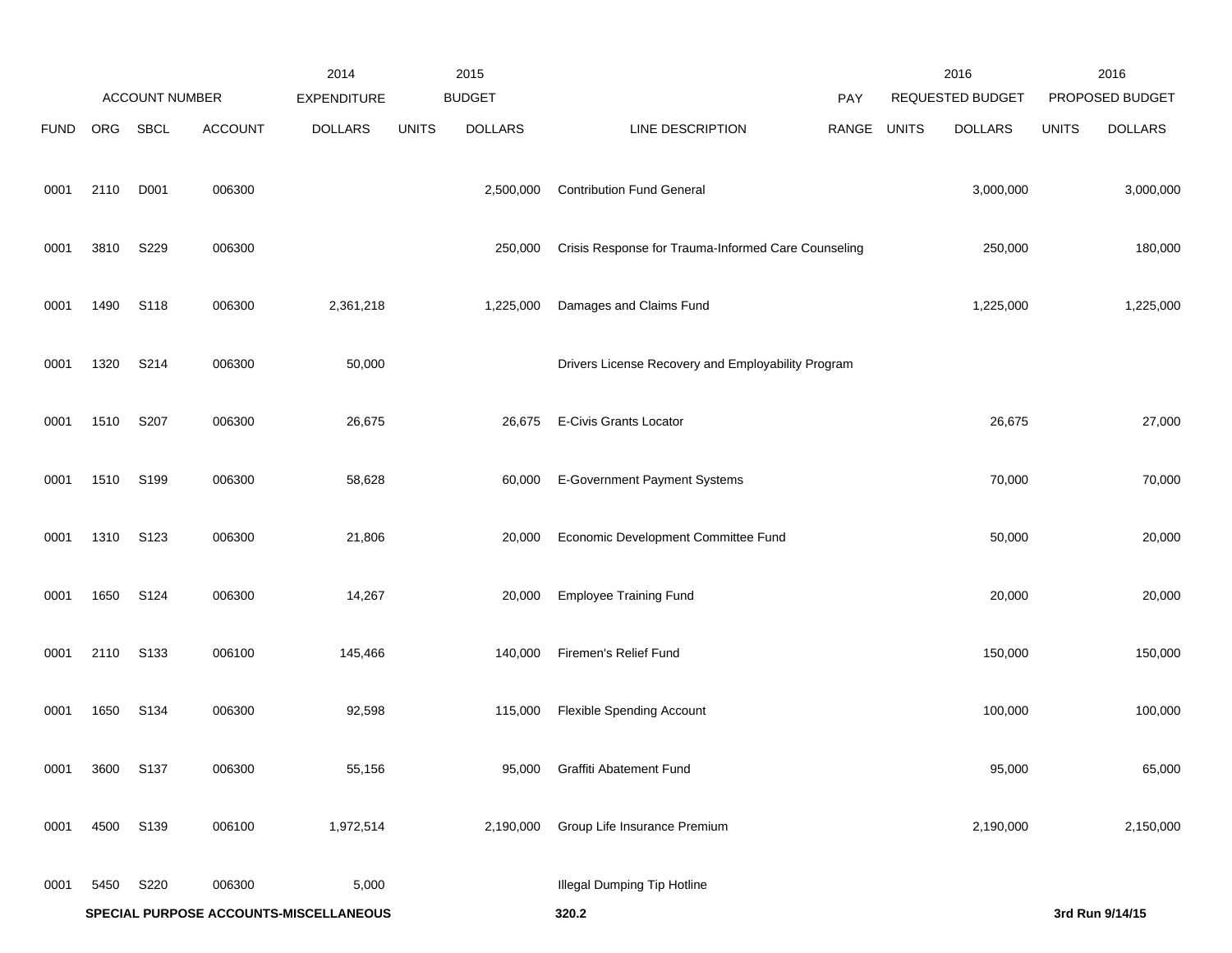| FUND | ORG | SBCL | ACCOUNT | 2014 EXPENDITURE DOLLARS | 2015 BUDGET UNITS | 2015 BUDGET DOLLARS | LINE DESCRIPTION | PAY RANGE | 2016 REQUESTED BUDGET UNITS | 2016 REQUESTED BUDGET DOLLARS | 2016 PROPOSED BUDGET UNITS | 2016 PROPOSED BUDGET DOLLARS |
|---|---|---|---|---|---|---|---|---|---|---|---|---|
| 0001 | 2110 | D001 | 006300 | | | 2,500,000 | Contribution Fund General | | | 3,000,000 | | 3,000,000 |
| 0001 | 3810 | S229 | 006300 | | | 250,000 | Crisis Response for Trauma-Informed Care Counseling | | | 250,000 | | 180,000 |
| 0001 | 1490 | S118 | 006300 | 2,361,218 | | 1,225,000 | Damages and Claims Fund | | | 1,225,000 | | 1,225,000 |
| 0001 | 1320 | S214 | 006300 | 50,000 | | | Drivers License Recovery and Employability Program | | | | | |
| 0001 | 1510 | S207 | 006300 | 26,675 | | 26,675 | E-Civis Grants Locator | | | 26,675 | | 27,000 |
| 0001 | 1510 | S199 | 006300 | 58,628 | | 60,000 | E-Government Payment Systems | | | 70,000 | | 70,000 |
| 0001 | 1310 | S123 | 006300 | 21,806 | | 20,000 | Economic Development Committee Fund | | | 50,000 | | 20,000 |
| 0001 | 1650 | S124 | 006300 | 14,267 | | 20,000 | Employee Training Fund | | | 20,000 | | 20,000 |
| 0001 | 2110 | S133 | 006100 | 145,466 | | 140,000 | Firemen's Relief Fund | | | 150,000 | | 150,000 |
| 0001 | 1650 | S134 | 006300 | 92,598 | | 115,000 | Flexible Spending Account | | | 100,000 | | 100,000 |
| 0001 | 3600 | S137 | 006300 | 55,156 | | 95,000 | Graffiti Abatement Fund | | | 95,000 | | 65,000 |
| 0001 | 4500 | S139 | 006100 | 1,972,514 | | 2,190,000 | Group Life Insurance Premium | | | 2,190,000 | | 2,150,000 |
| 0001 | 5450 | S220 | 006300 | 5,000 | | | Illegal Dumping Tip Hotline | | | | | |

**SPECIAL PURPOSE ACCOUNTS-MISCELLANEOUS** 320.2 3rd Run 9/14/15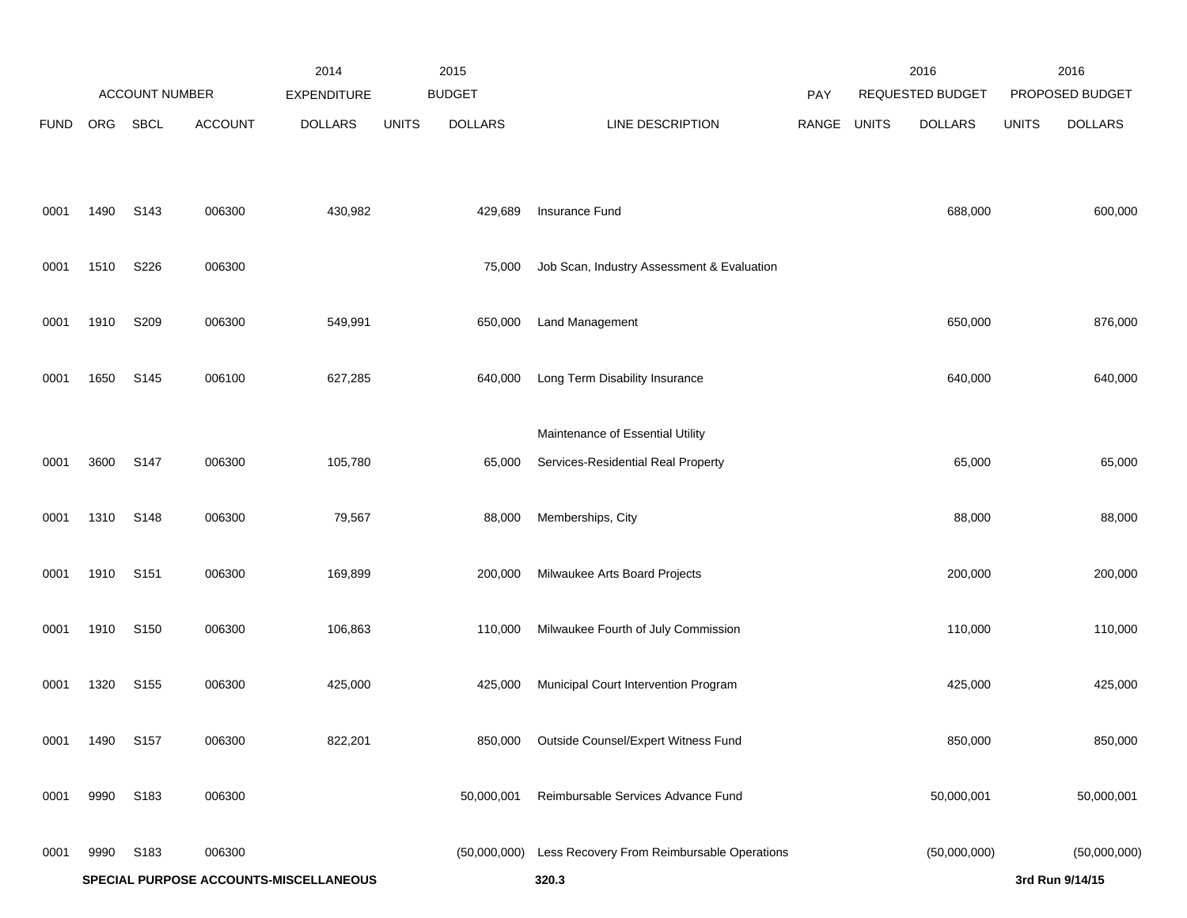| FUND | ORG | SBCL | ACCOUNT | 2014 EXPENDITURE DOLLARS | 2015 BUDGET UNITS | 2015 BUDGET DOLLARS | LINE DESCRIPTION | PAY RANGE | 2016 REQUESTED BUDGET UNITS | 2016 REQUESTED BUDGET DOLLARS | 2016 PROPOSED BUDGET UNITS | 2016 PROPOSED BUDGET DOLLARS |
|---|---|---|---|---|---|---|---|---|---|---|---|---|
| 0001 | 1490 | S143 | 006300 | 430,982 | | 429,689 | Insurance Fund | | | 688,000 | | 600,000 |
| 0001 | 1510 | S226 | 006300 | | | 75,000 | Job Scan, Industry Assessment & Evaluation | | | | | |
| 0001 | 1910 | S209 | 006300 | 549,991 | | 650,000 | Land Management | | | 650,000 | | 876,000 |
| 0001 | 1650 | S145 | 006100 | 627,285 | | 640,000 | Long Term Disability Insurance | | | 640,000 | | 640,000 |
| 0001 | 3600 | S147 | 006300 | 105,780 | | 65,000 | Maintenance of Essential Utility Services-Residential Real Property | | | 65,000 | | 65,000 |
| 0001 | 1310 | S148 | 006300 | 79,567 | | 88,000 | Memberships, City | | | 88,000 | | 88,000 |
| 0001 | 1910 | S151 | 006300 | 169,899 | | 200,000 | Milwaukee Arts Board Projects | | | 200,000 | | 200,000 |
| 0001 | 1910 | S150 | 006300 | 106,863 | | 110,000 | Milwaukee Fourth of July Commission | | | 110,000 | | 110,000 |
| 0001 | 1320 | S155 | 006300 | 425,000 | | 425,000 | Municipal Court Intervention Program | | | 425,000 | | 425,000 |
| 0001 | 1490 | S157 | 006300 | 822,201 | | 850,000 | Outside Counsel/Expert Witness Fund | | | 850,000 | | 850,000 |
| 0001 | 9990 | S183 | 006300 | | | 50,000,001 | Reimbursable Services Advance Fund | | | 50,000,001 | | 50,000,001 |
| 0001 | 9990 | S183 | 006300 | | | (50,000,000) | Less Recovery From Reimbursable Operations | | | (50,000,000) | | (50,000,000) |

**SPECIAL PURPOSE ACCOUNTS-MISCELLANEOUS** 320.3 **3rd Run 9/14/15**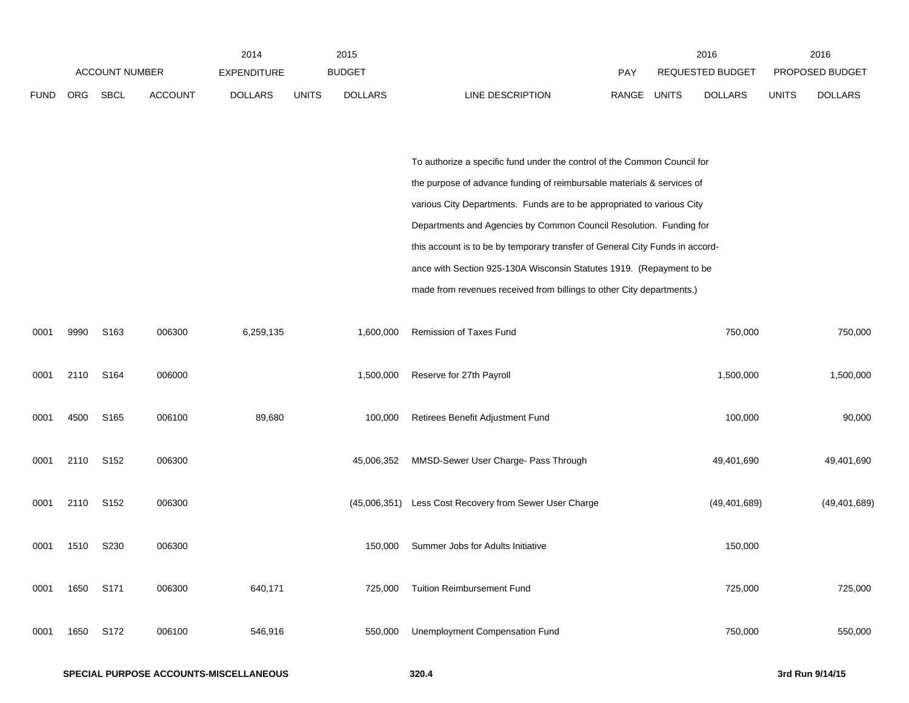| FUND | ORG | SBCL | ACCOUNT | 2014 EXPENDITURE DOLLARS | 2015 BUDGET UNITS | 2015 BUDGET DOLLARS | LINE DESCRIPTION | PAY RANGE | 2016 REQUESTED BUDGET UNITS | 2016 REQUESTED BUDGET DOLLARS | 2016 PROPOSED BUDGET UNITS | 2016 PROPOSED BUDGET DOLLARS |
|---|---|---|---|---|---|---|---|---|---|---|---|---|
| | | | | | | | To authorize a specific fund under the control of the Common Council for the purpose of advance funding of reimbursable materials & services of various City Departments. Funds are to be appropriated to various City Departments and Agencies by Common Council Resolution. Funding for this account is to be by temporary transfer of General City Funds in accord-ance with Section 925-130A Wisconsin Statutes 1919. (Repayment to be made from revenues received from billings to other City departments.) | | | | | |
| 0001 | 9990 | S163 | 006300 | 6,259,135 | | 1,600,000 | Remission of Taxes Fund | | | 750,000 | | 750,000 |
| 0001 | 2110 | S164 | 006000 | | | 1,500,000 | Reserve for 27th Payroll | | | 1,500,000 | | 1,500,000 |
| 0001 | 4500 | S165 | 006100 | 89,680 | | 100,000 | Retirees Benefit Adjustment Fund | | | 100,000 | | 90,000 |
| 0001 | 2110 | S152 | 006300 | | | 45,006,352 | MMSD-Sewer User Charge- Pass Through | | | 49,401,690 | | 49,401,690 |
| 0001 | 2110 | S152 | 006300 | | | (45,006,351) | Less Cost Recovery from Sewer User Charge | | | (49,401,689) | | (49,401,689) |
| 0001 | 1510 | S230 | 006300 | | | 150,000 | Summer Jobs for Adults Initiative | | | 150,000 | | |
| 0001 | 1650 | S171 | 006300 | 640,171 | | 725,000 | Tuition Reimbursement Fund | | | 725,000 | | 725,000 |
| 0001 | 1650 | S172 | 006100 | 546,916 | | 550,000 | Unemployment Compensation Fund | | | 750,000 | | 550,000 |

**SPECIAL PURPOSE ACCOUNTS-MISCELLANEOUS** **320.4** **3rd Run 9/14/15**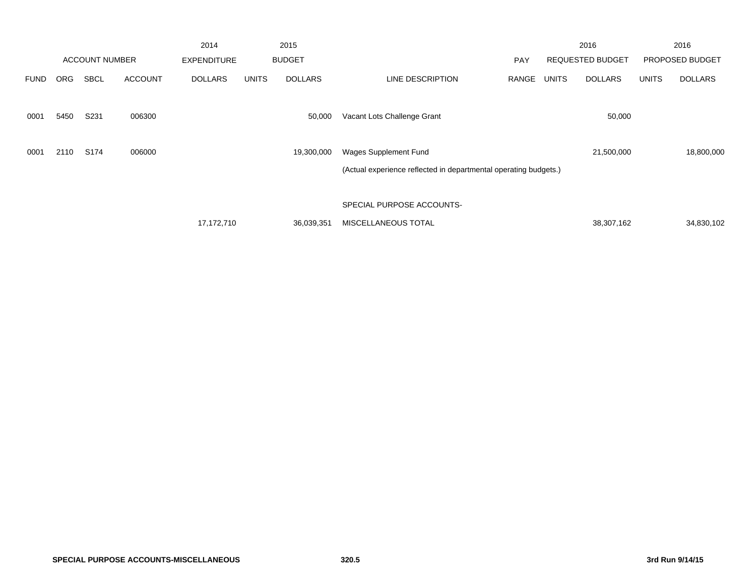| | ACCOUNT NUMBER | | | 2014 EXPENDITURE | 2015 BUDGET | | | PAY | 2016 REQUESTED BUDGET | | 2016 PROPOSED BUDGET | |
|---|---|---|---|---|---|---|---|---|---|---|---|---|
| FUND | ORG | SBCL | ACCOUNT | DOLLARS | UNITS | DOLLARS | LINE DESCRIPTION | RANGE | UNITS | DOLLARS | UNITS | DOLLARS |
| 0001 | 5450 | S231 | 006300 | | | 50,000 | Vacant Lots Challenge Grant | | | 50,000 | | |
| 0001 | 2110 | S174 | 006000 | | | 19,300,000 | Wages Supplement Fund | | | 21,500,000 | | 18,800,000 |
| | | | | | | | (Actual experience reflected in departmental operating budgets.) | | | | | |
| | | | | | | | SPECIAL PURPOSE ACCOUNTS- | | | | | |
| | | | | 17,172,710 | | 36,039,351 | MISCELLANEOUS TOTAL | | | 38,307,162 | | 34,830,102 |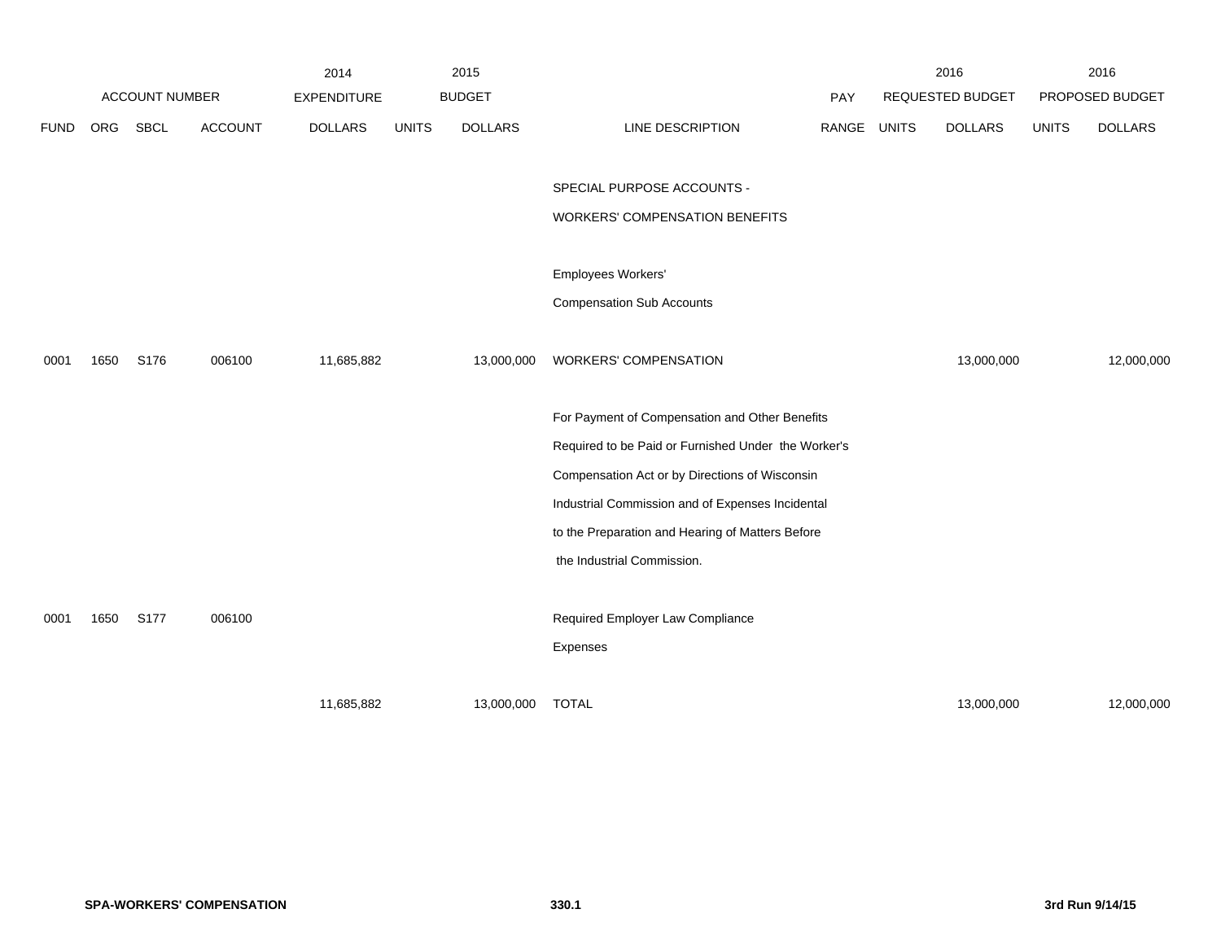| FUND | ORG | SBCL | ACCOUNT | 2014 EXPENDITURE DOLLARS | 2015 BUDGET UNITS | 2015 BUDGET DOLLARS | LINE DESCRIPTION | PAY RANGE | 2016 REQUESTED BUDGET UNITS | 2016 REQUESTED BUDGET DOLLARS | 2016 PROPOSED BUDGET UNITS | 2016 PROPOSED BUDGET DOLLARS |
|---|---|---|---|---|---|---|---|---|---|---|---|---|
| | | | | | | | SPECIAL PURPOSE ACCOUNTS - WORKERS' COMPENSATION BENEFITS | | | | | |
| | | | | | | | Employees Workers' Compensation Sub Accounts | | | | | |
| 0001 | 1650 | S176 | 006100 | 11,685,882 | | 13,000,000 | WORKERS' COMPENSATION | | | 13,000,000 | | 12,000,000 |
| | | | | | | | For Payment of Compensation and Other Benefits Required to be Paid or Furnished Under the Worker's Compensation Act or by Directions of Wisconsin Industrial Commission and of Expenses Incidental to the Preparation and Hearing of Matters Before the Industrial Commission. | | | | | |
| 0001 | 1650 | S177 | 006100 | | | | Required Employer Law Compliance Expenses | | | | | |
| | | | | 11,685,882 | | 13,000,000 | TOTAL | | | 13,000,000 | | 12,000,000 |

**SPA-WORKERS' COMPENSATION** **330.1** **3rd Run 9/14/15**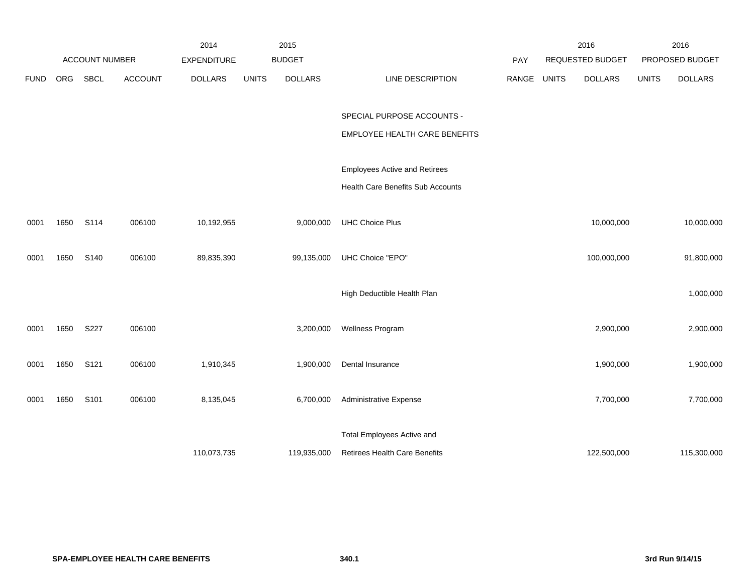| FUND | ORG | SBCL | ACCOUNT | 2014 EXPENDITURE DOLLARS | 2015 BUDGET UNITS | 2015 BUDGET DOLLARS | LINE DESCRIPTION | PAY RANGE | 2016 REQUESTED BUDGET UNITS | 2016 REQUESTED BUDGET DOLLARS | 2016 PROPOSED BUDGET UNITS | 2016 PROPOSED BUDGET DOLLARS |
|---|---|---|---|---|---|---|---|---|---|---|---|---|
| | | | | | | | SPECIAL PURPOSE ACCOUNTS - EMPLOYEE HEALTH CARE BENEFITS | | | | | |
| | | | | | | | Employees Active and Retirees Health Care Benefits Sub Accounts | | | | | |
| 0001 | 1650 | S114 | 006100 | 10,192,955 | | 9,000,000 | UHC Choice Plus | | | 10,000,000 | | 10,000,000 |
| 0001 | 1650 | S140 | 006100 | 89,835,390 | | 99,135,000 | UHC Choice "EPO" | | | 100,000,000 | | 91,800,000 |
| | | | | | | | High Deductible Health Plan | | | | | 1,000,000 |
| 0001 | 1650 | S227 | 006100 | | | 3,200,000 | Wellness Program | | | 2,900,000 | | 2,900,000 |
| 0001 | 1650 | S121 | 006100 | 1,910,345 | | 1,900,000 | Dental Insurance | | | 1,900,000 | | 1,900,000 |
| 0001 | 1650 | S101 | 006100 | 8,135,045 | | 6,700,000 | Administrative Expense | | | 7,700,000 | | 7,700,000 |
| | | | | 110,073,735 | | 119,935,000 | Total Employees Active and Retirees Health Care Benefits | | | 122,500,000 | | 115,300,000 |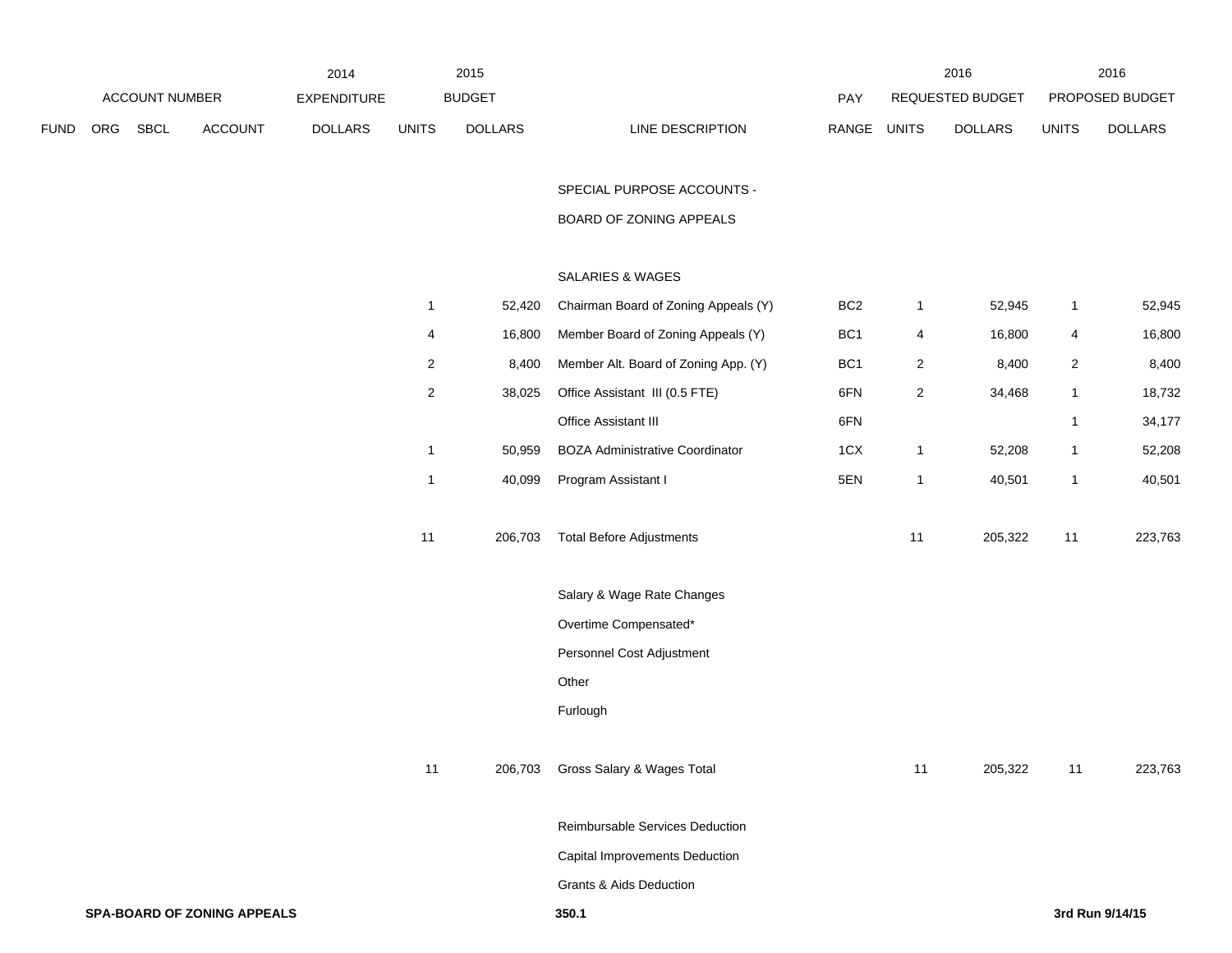| ACCOUNT NUMBER | | | | 2014 EXPENDITURE | 2015 BUDGET | | | PAY | 2016 REQUESTED BUDGET | | 2016 PROPOSED BUDGET | |
|---|---|---|---|---|---|---|---|---|---|---|---|---|
| FUND | ORG | SBCL | ACCOUNT | DOLLARS | UNITS | DOLLARS | LINE DESCRIPTION | RANGE | UNITS | DOLLARS | UNITS | DOLLARS |
| | | | | | | | SPECIAL PURPOSE ACCOUNTS - | | | | | |
| | | | | | | | BOARD OF ZONING APPEALS | | | | | |
| | | | | | | | SALARIES & WAGES | | | | | |
| | | | | | 1 | 52,420 | Chairman Board of Zoning Appeals (Y) | BC2 | 1 | 52,945 | 1 | 52,945 |
| | | | | | 4 | 16,800 | Member Board of Zoning Appeals (Y) | BC1 | 4 | 16,800 | 4 | 16,800 |
| | | | | | 2 | 8,400 | Member Alt. Board of Zoning App. (Y) | BC1 | 2 | 8,400 | 2 | 8,400 |
| | | | | | 2 | 38,025 | Office Assistant III (0.5 FTE) | 6FN | 2 | 34,468 | 1 | 18,732 |
| | | | | | | | Office Assistant III | 6FN | | | 1 | 34,177 |
| | | | | | 1 | 50,959 | BOZA Administrative Coordinator | 1CX | 1 | 52,208 | 1 | 52,208 |
| | | | | | 1 | 40,099 | Program Assistant I | 5EN | 1 | 40,501 | 1 | 40,501 |
| | | | | | 11 | 206,703 | Total Before Adjustments | | 11 | 205,322 | 11 | 223,763 |
| | | | | | | | Salary & Wage Rate Changes | | | | | |
| | | | | | | | Overtime Compensated* | | | | | |
| | | | | | | | Personnel Cost Adjustment | | | | | |
| | | | | | | | Other | | | | | |
| | | | | | | | Furlough | | | | | |
| | | | | | 11 | 206,703 | Gross Salary & Wages Total | | 11 | 205,322 | 11 | 223,763 |
| | | | | | | | Reimbursable Services Deduction | | | | | |
| | | | | | | | Capital Improvements Deduction | | | | | |
| | | | | | | | Grants & Aids Deduction | | | | | |

**SPA-BOARD OF ZONING APPEALS** **350.1** **3rd Run 9/14/15**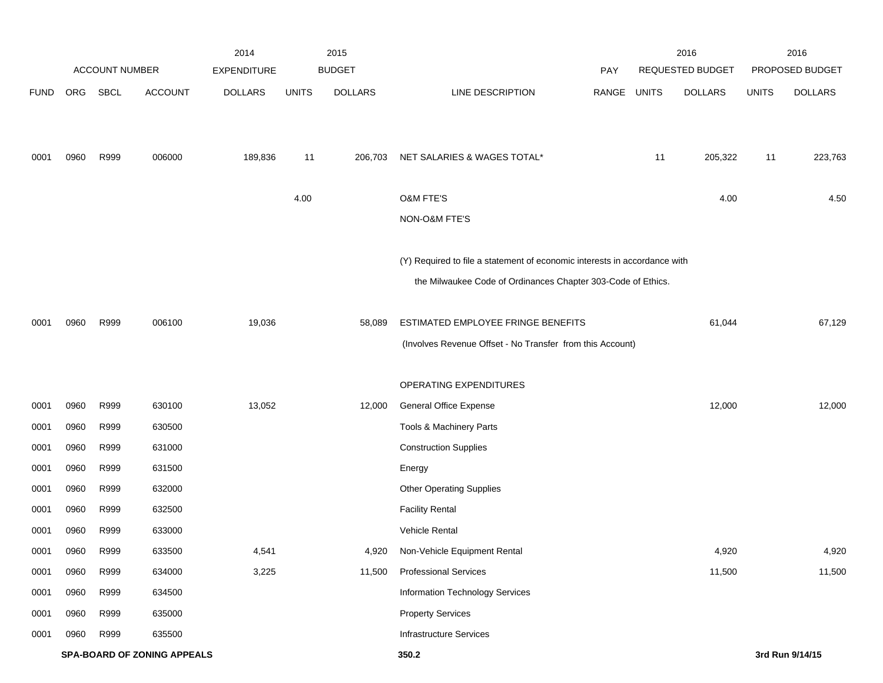| | ACCOUNT NUMBER | | | 2014 EXPENDITURE | 2015 BUDGET | | | | 2016 REQUESTED BUDGET | | 2016 PROPOSED BUDGET | |
|---|---|---|---|---|---|---|---|---|---|---|---|---|
| FUND | ORG | SBCL | ACCOUNT | DOLLARS | UNITS | DOLLARS | LINE DESCRIPTION | PAY RANGE | UNITS | DOLLARS | UNITS | DOLLARS |
| 0001 | 0960 | R999 | 006000 | 189,836 | 11 | 206,703 | NET SALARIES & WAGES TOTAL* | | 11 | 205,322 | 11 | 223,763 |
| | | | | | 4.00 | | O&M FTE'S | | | 4.00 | | 4.50 |
| | | | | | | | NON-O&M FTE'S | | | | | |
| | | | | | | | (Y) Required to file a statement of economic interests in accordance with the Milwaukee Code of Ordinances Chapter 303-Code of Ethics. | | | | | |
| 0001 | 0960 | R999 | 006100 | 19,036 | | 58,089 | ESTIMATED EMPLOYEE FRINGE BENEFITS | | | 61,044 | | 67,129 |
| | | | | | | | (Involves Revenue Offset - No Transfer from this Account) | | | | | |
| | | | | | | | OPERATING EXPENDITURES | | | | | |
| 0001 | 0960 | R999 | 630100 | 13,052 | | 12,000 | General Office Expense | | | 12,000 | | 12,000 |
| 0001 | 0960 | R999 | 630500 | | | | Tools & Machinery Parts | | | | | |
| 0001 | 0960 | R999 | 631000 | | | | Construction Supplies | | | | | |
| 0001 | 0960 | R999 | 631500 | | | | Energy | | | | | |
| 0001 | 0960 | R999 | 632000 | | | | Other Operating Supplies | | | | | |
| 0001 | 0960 | R999 | 632500 | | | | Facility Rental | | | | | |
| 0001 | 0960 | R999 | 633000 | | | | Vehicle Rental | | | | | |
| 0001 | 0960 | R999 | 633500 | 4,541 | | 4,920 | Non-Vehicle Equipment Rental | | | 4,920 | | 4,920 |
| 0001 | 0960 | R999 | 634000 | 3,225 | | 11,500 | Professional Services | | | 11,500 | | 11,500 |
| 0001 | 0960 | R999 | 634500 | | | | Information Technology Services | | | | | |
| 0001 | 0960 | R999 | 635000 | | | | Property Services | | | | | |
| 0001 | 0960 | R999 | 635500 | | | | Infrastructure Services | | | | | |

SPA-BOARD OF ZONING APPEALS — 350.2 — 3rd Run 9/14/15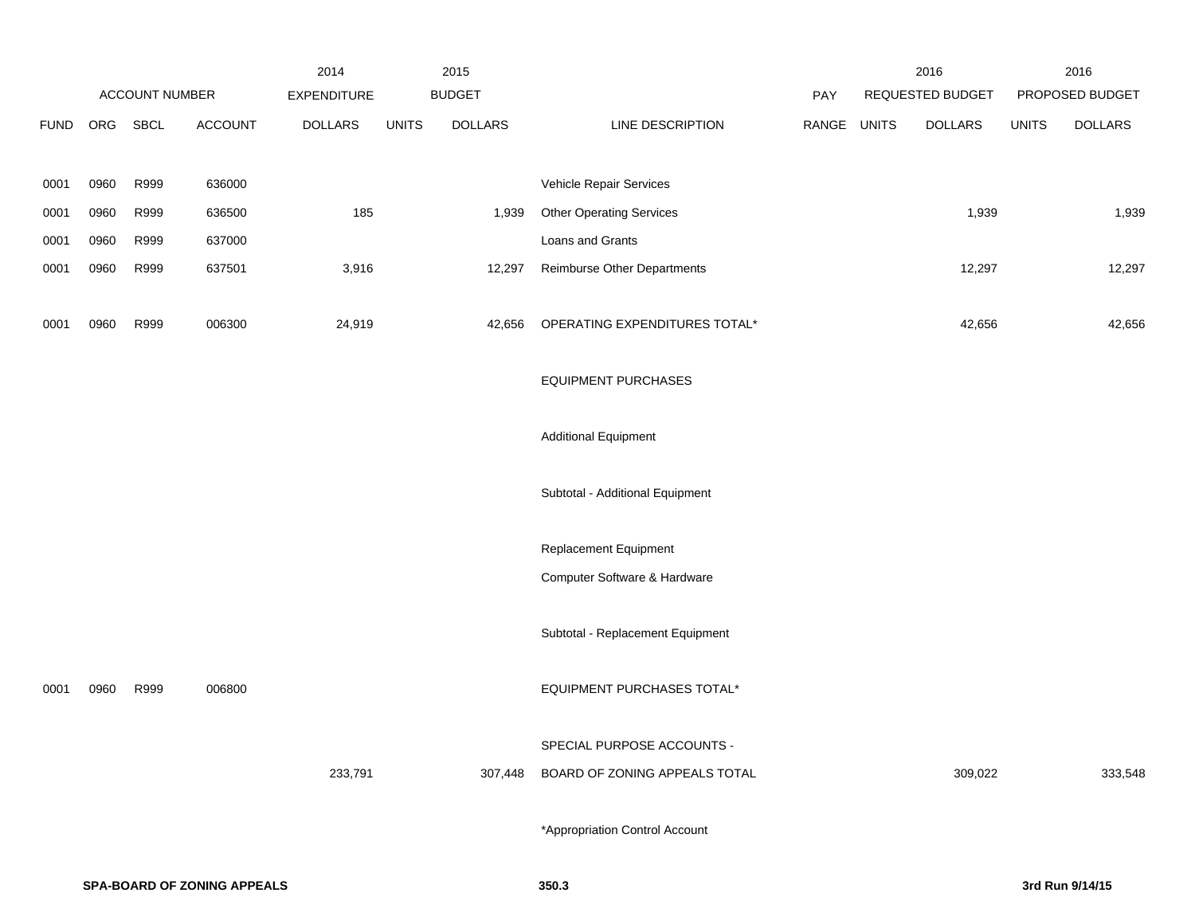| FUND | ORG | SBCL | ACCOUNT | 2014 EXPENDITURE DOLLARS | 2015 BUDGET UNITS | 2015 BUDGET DOLLARS | LINE DESCRIPTION | PAY RANGE | 2016 REQUESTED BUDGET UNITS | 2016 REQUESTED BUDGET DOLLARS | 2016 PROPOSED BUDGET UNITS | 2016 PROPOSED BUDGET DOLLARS |
|---|---|---|---|---|---|---|---|---|---|---|---|---|
| 0001 | 0960 | R999 | 636000 | | | | Vehicle Repair Services | | | | | |
| 0001 | 0960 | R999 | 636500 | 185 | | 1,939 | Other Operating Services | | | 1,939 | | 1,939 |
| 0001 | 0960 | R999 | 637000 | | | | Loans and Grants | | | | | |
| 0001 | 0960 | R999 | 637501 | 3,916 | | 12,297 | Reimburse Other Departments | | | 12,297 | | 12,297 |
| 0001 | 0960 | R999 | 006300 | 24,919 | | 42,656 | OPERATING EXPENDITURES TOTAL* | | | 42,656 | | 42,656 |
| | | | | | | | EQUIPMENT PURCHASES | | | | | |
| | | | | | | | Additional Equipment | | | | | |
| | | | | | | | Subtotal - Additional Equipment | | | | | |
| | | | | | | | Replacement Equipment | | | | | |
| | | | | | | | Computer Software & Hardware | | | | | |
| | | | | | | | Subtotal - Replacement Equipment | | | | | |
| 0001 | 0960 | R999 | 006800 | | | | EQUIPMENT PURCHASES TOTAL* | | | | | |
| | | | | | | | SPECIAL PURPOSE ACCOUNTS - | | | | | |
| | | | | 233,791 | | 307,448 | BOARD OF ZONING APPEALS TOTAL | | | 309,022 | | 333,548 |

*Appropriation Control Account

**SPA-BOARD OF ZONING APPEALS** **350.3** **3rd Run 9/14/15**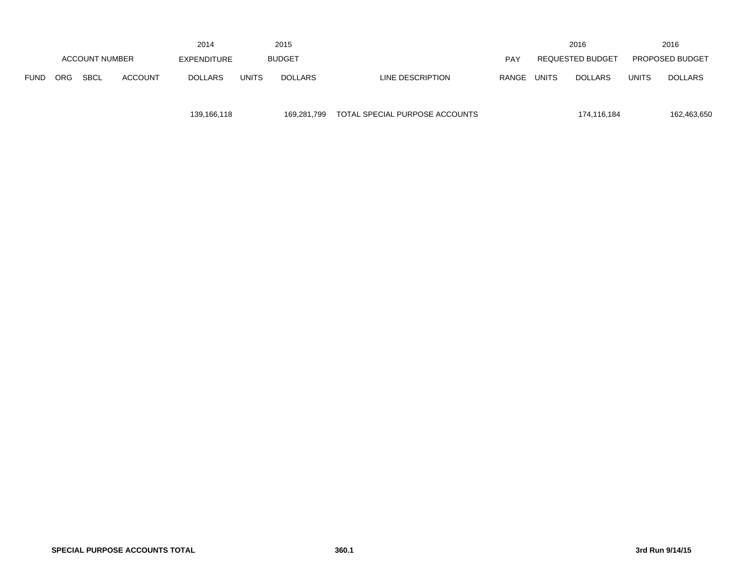| ACCOUNT NUMBER | | | | 2014 EXPENDITURE | 2015 BUDGET | | | PAY | 2016 REQUESTED BUDGET | | 2016 PROPOSED BUDGET | |
|---|---|---|---|---|---|---|---|---|---|---|---|---|
| FUND | ORG | SBCL | ACCOUNT | DOLLARS | UNITS | DOLLARS | LINE DESCRIPTION | RANGE | UNITS | DOLLARS | UNITS | DOLLARS |
| | | | | 139,166,118 | | 169,281,799 | TOTAL SPECIAL PURPOSE ACCOUNTS | | | 174,116,184 | | 162,463,650 |

**SPECIAL PURPOSE ACCOUNTS TOTAL** **360.1** **3rd Run 9/14/15**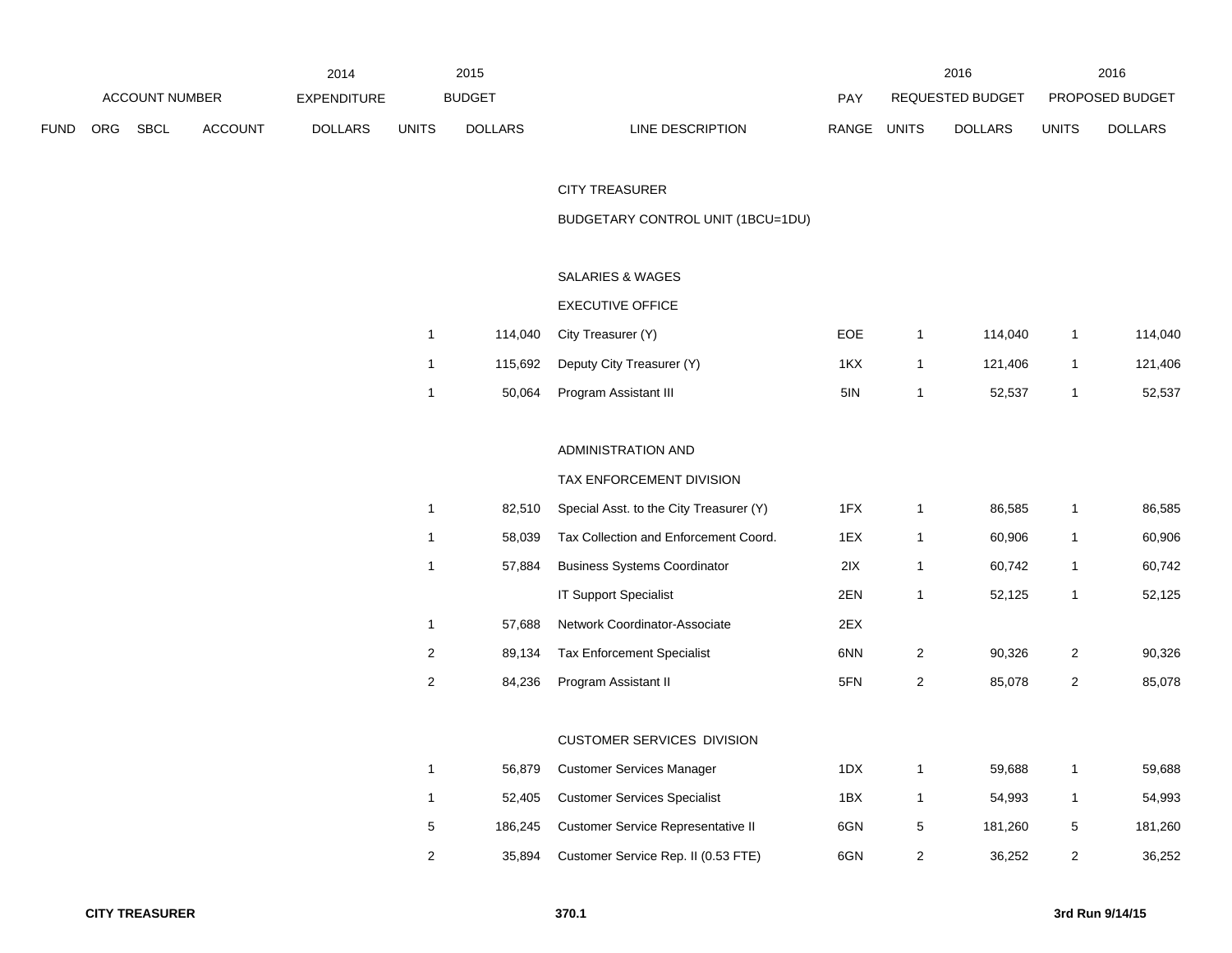| ACCOUNT NUMBER | | | | 2014 EXPENDITURE | 2015 BUDGET | | | PAY | 2016 REQUESTED BUDGET | | 2016 PROPOSED BUDGET | |
|---|---|---|---|---|---|---|---|---|---|---|---|---|
| FUND | ORG | SBCL | ACCOUNT | DOLLARS | UNITS | DOLLARS | LINE DESCRIPTION | RANGE | UNITS | DOLLARS | UNITS | DOLLARS |
| | | | | | | | CITY TREASURER | | | | | |
| | | | | | | | BUDGETARY CONTROL UNIT (1BCU=1DU) | | | | | |
| | | | | | | | SALARIES & WAGES | | | | | |
| | | | | | | | EXECUTIVE OFFICE | | | | | |
| | | | | | 1 | 114,040 | City Treasurer (Y) | EOE | 1 | 114,040 | 1 | 114,040 |
| | | | | | 1 | 115,692 | Deputy City Treasurer (Y) | 1KX | 1 | 121,406 | 1 | 121,406 |
| | | | | | 1 | 50,064 | Program Assistant III | 5IN | 1 | 52,537 | 1 | 52,537 |
| | | | | | | | ADMINISTRATION AND | | | | | |
| | | | | | | | TAX ENFORCEMENT DIVISION | | | | | |
| | | | | | 1 | 82,510 | Special Asst. to the City Treasurer (Y) | 1FX | 1 | 86,585 | 1 | 86,585 |
| | | | | | 1 | 58,039 | Tax Collection and Enforcement Coord. | 1EX | 1 | 60,906 | 1 | 60,906 |
| | | | | | 1 | 57,884 | Business Systems Coordinator | 2IX | 1 | 60,742 | 1 | 60,742 |
| | | | | | | | IT Support Specialist | 2EN | 1 | 52,125 | 1 | 52,125 |
| | | | | | 1 | 57,688 | Network Coordinator-Associate | 2EX | | | | |
| | | | | | 2 | 89,134 | Tax Enforcement Specialist | 6NN | 2 | 90,326 | 2 | 90,326 |
| | | | | | 2 | 84,236 | Program Assistant II | 5FN | 2 | 85,078 | 2 | 85,078 |
| | | | | | | | CUSTOMER SERVICES DIVISION | | | | | |
| | | | | | 1 | 56,879 | Customer Services Manager | 1DX | 1 | 59,688 | 1 | 59,688 |
| | | | | | 1 | 52,405 | Customer Services Specialist | 1BX | 1 | 54,993 | 1 | 54,993 |
| | | | | | 5 | 186,245 | Customer Service Representative II | 6GN | 5 | 181,260 | 5 | 181,260 |
| | | | | | 2 | 35,894 | Customer Service Rep. II (0.53 FTE) | 6GN | 2 | 36,252 | 2 | 36,252 |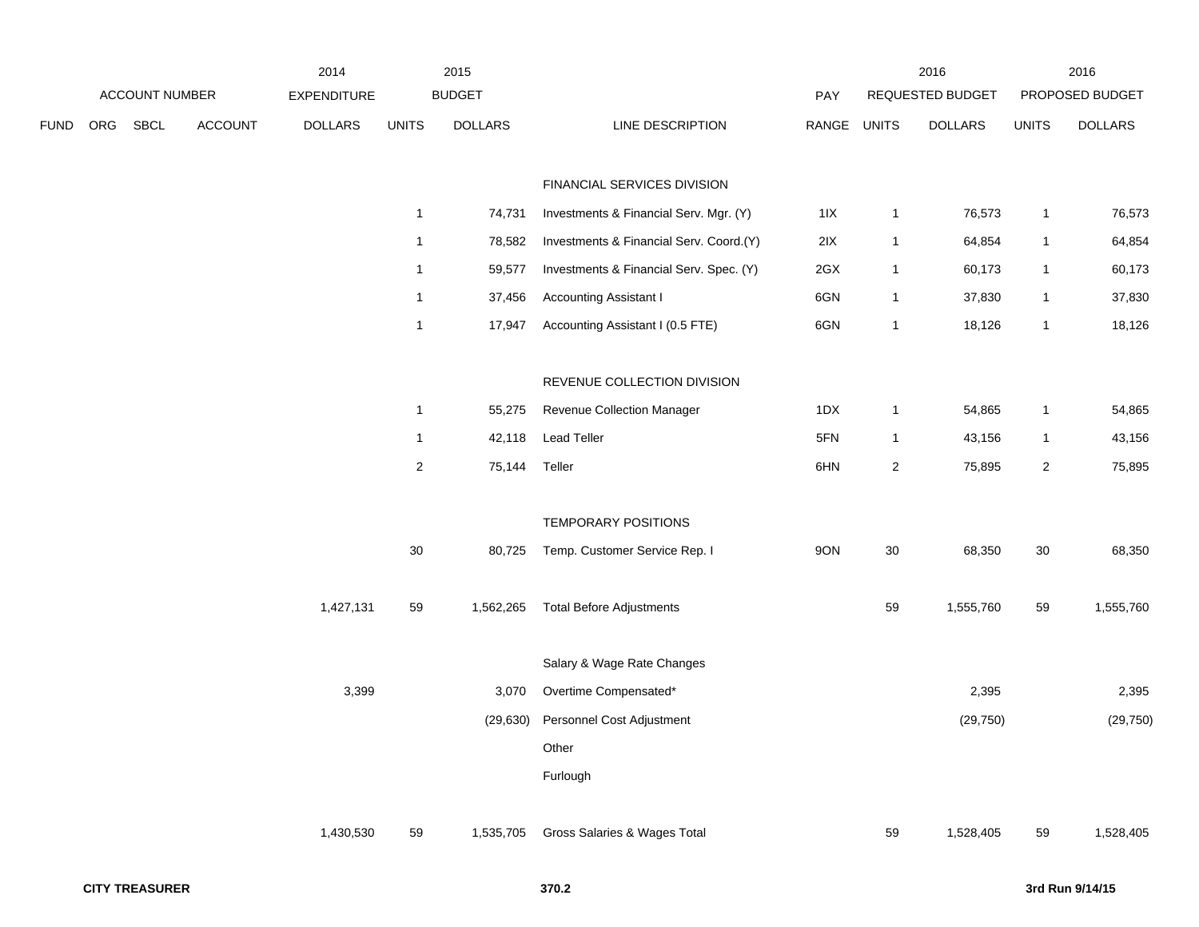| FUND | ORG | SBCL | ACCOUNT | 2014 EXPENDITURE DOLLARS | 2015 BUDGET UNITS | 2015 BUDGET DOLLARS | LINE DESCRIPTION | PAY RANGE | 2016 REQUESTED BUDGET UNITS | 2016 REQUESTED BUDGET DOLLARS | 2016 PROPOSED BUDGET UNITS | 2016 PROPOSED BUDGET DOLLARS |
|---|---|---|---|---|---|---|---|---|---|---|---|---|
| | | | | | | | FINANCIAL SERVICES DIVISION | | | | | |
| | | | | | 1 | 74,731 | Investments & Financial Serv. Mgr. (Y) | 1IX | 1 | 76,573 | 1 | 76,573 |
| | | | | | 1 | 78,582 | Investments & Financial Serv. Coord.(Y) | 2IX | 1 | 64,854 | 1 | 64,854 |
| | | | | | 1 | 59,577 | Investments & Financial Serv. Spec. (Y) | 2GX | 1 | 60,173 | 1 | 60,173 |
| | | | | | 1 | 37,456 | Accounting Assistant I | 6GN | 1 | 37,830 | 1 | 37,830 |
| | | | | | 1 | 17,947 | Accounting Assistant I (0.5 FTE) | 6GN | 1 | 18,126 | 1 | 18,126 |
| | | | | | | | REVENUE COLLECTION DIVISION | | | | | |
| | | | | | 1 | 55,275 | Revenue Collection Manager | 1DX | 1 | 54,865 | 1 | 54,865 |
| | | | | | 1 | 42,118 | Lead Teller | 5FN | 1 | 43,156 | 1 | 43,156 |
| | | | | | 2 | 75,144 | Teller | 6HN | 2 | 75,895 | 2 | 75,895 |
| | | | | | | | TEMPORARY POSITIONS | | | | | |
| | | | | | 30 | 80,725 | Temp. Customer Service Rep. I | 9ON | 30 | 68,350 | 30 | 68,350 |
| | | | | 1,427,131 | 59 | 1,562,265 | Total Before Adjustments | | 59 | 1,555,760 | 59 | 1,555,760 |
| | | | | | | | Salary & Wage Rate Changes | | | | | |
| | | | | 3,399 | | 3,070 | Overtime Compensated* | | | 2,395 | | 2,395 |
| | | | | | | (29,630) | Personnel Cost Adjustment | | | (29,750) | | (29,750) |
| | | | | | | | Other | | | | | |
| | | | | | | | Furlough | | | | | |
| | | | | 1,430,530 | 59 | 1,535,705 | Gross Salaries & Wages Total | | 59 | 1,528,405 | 59 | 1,528,405 |

**CITY TREASURER** **370.2** **3rd Run 9/14/15**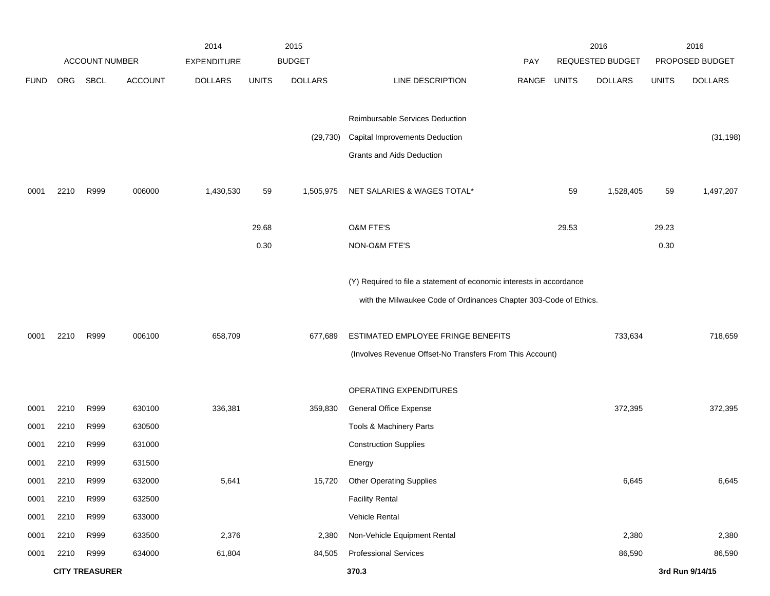| | | | | 2014 | 2015 | | | | 2016 | | 2016 | |
|---|---|---|---|---|---|---|---|---|---|---|---|---|
| ACCOUNT NUMBER | | | | EXPENDITURE | BUDGET | | | PAY | REQUESTED BUDGET | | PROPOSED BUDGET | |
| FUND | ORG | SBCL | ACCOUNT | DOLLARS | UNITS | DOLLARS | LINE DESCRIPTION | RANGE | UNITS | DOLLARS | UNITS | DOLLARS |
| | | | | | | | Reimbursable Services Deduction | | | | | |
| | | | | | | (29,730) | Capital Improvements Deduction | | | | | (31,198) |
| | | | | | | | Grants and Aids Deduction | | | | | |
| 0001 | 2210 | R999 | 006000 | 1,430,530 | 59 | 1,505,975 | NET SALARIES & WAGES TOTAL* | | 59 | 1,528,405 | 59 | 1,497,207 |
| | | | | | 29.68 | | O&M FTE'S | | 29.53 | | 29.23 | |
| | | | | | 0.30 | | NON-O&M FTE'S | | | | 0.30 | |
| | | | | | | | (Y) Required to file a statement of economic interests in accordance with the Milwaukee Code of Ordinances Chapter 303-Code of Ethics. | | | | | |
| 0001 | 2210 | R999 | 006100 | 658,709 | | 677,689 | ESTIMATED EMPLOYEE FRINGE BENEFITS (Involves Revenue Offset-No Transfers From This Account) | | | 733,634 | | 718,659 |
| | | | | | | | OPERATING EXPENDITURES | | | | | |
| 0001 | 2210 | R999 | 630100 | 336,381 | | 359,830 | General Office Expense | | | 372,395 | | 372,395 |
| 0001 | 2210 | R999 | 630500 | | | | Tools & Machinery Parts | | | | | |
| 0001 | 2210 | R999 | 631000 | | | | Construction Supplies | | | | | |
| 0001 | 2210 | R999 | 631500 | | | | Energy | | | | | |
| 0001 | 2210 | R999 | 632000 | 5,641 | | 15,720 | Other Operating Supplies | | | 6,645 | | 6,645 |
| 0001 | 2210 | R999 | 632500 | | | | Facility Rental | | | | | |
| 0001 | 2210 | R999 | 633000 | | | | Vehicle Rental | | | | | |
| 0001 | 2210 | R999 | 633500 | 2,376 | | 2,380 | Non-Vehicle Equipment Rental | | | 2,380 | | 2,380 |
| 0001 | 2210 | R999 | 634000 | 61,804 | | 84,505 | Professional Services | | | 86,590 | | 86,590 |

**CITY TREASURER** 370.3 3rd Run 9/14/15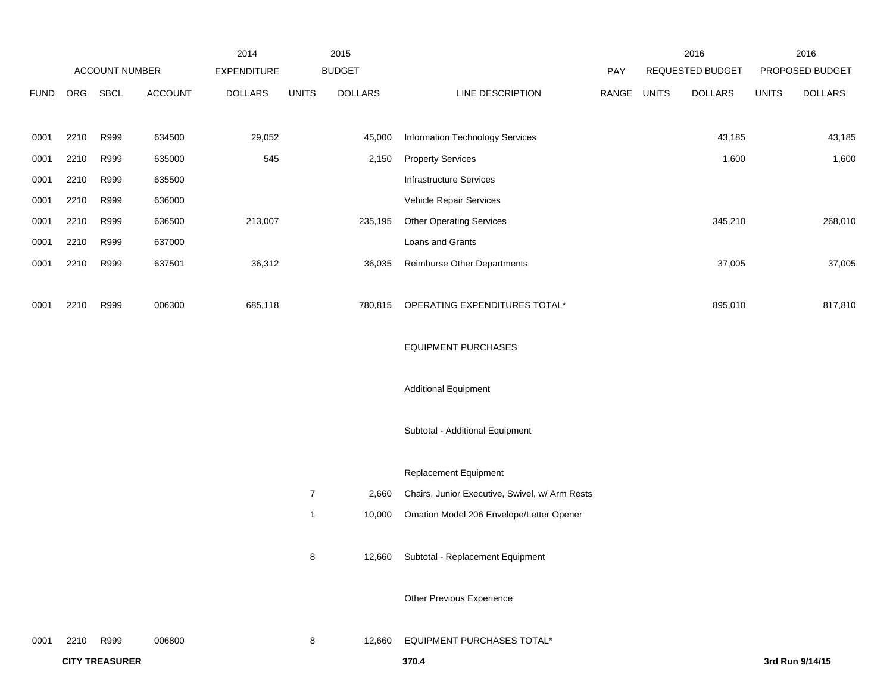| ACCOUNT NUMBER | | | | 2014 EXPENDITURE | 2015 BUDGET | | | PAY | 2016 REQUESTED BUDGET | | 2016 PROPOSED BUDGET | |
|---|---|---|---|---|---|---|---|---|---|---|---|---|
| FUND | ORG | SBCL | ACCOUNT | DOLLARS | UNITS | DOLLARS | LINE DESCRIPTION | RANGE | UNITS | DOLLARS | UNITS | DOLLARS |
| 0001 | 2210 | R999 | 634500 | 29,052 | | 45,000 | Information Technology Services | | | 43,185 | | 43,185 |
| 0001 | 2210 | R999 | 635000 | 545 | | 2,150 | Property Services | | | 1,600 | | 1,600 |
| 0001 | 2210 | R999 | 635500 | | | | Infrastructure Services | | | | | |
| 0001 | 2210 | R999 | 636000 | | | | Vehicle Repair Services | | | | | |
| 0001 | 2210 | R999 | 636500 | 213,007 | | 235,195 | Other Operating Services | | | 345,210 | | 268,010 |
| 0001 | 2210 | R999 | 637000 | | | | Loans and Grants | | | | | |
| 0001 | 2210 | R999 | 637501 | 36,312 | | 36,035 | Reimburse Other Departments | | | 37,005 | | 37,005 |
| 0001 | 2210 | R999 | 006300 | 685,118 | | 780,815 | OPERATING EXPENDITURES TOTAL* | | | 895,010 | | 817,810 |
| | | | | | | | EQUIPMENT PURCHASES | | | | | |
| | | | | | | | Additional Equipment | | | | | |
| | | | | | | | Subtotal - Additional Equipment | | | | | |
| | | | | | | | Replacement Equipment | | | | | |
| | | | | | 7 | 2,660 | Chairs, Junior Executive, Swivel, w/ Arm Rests | | | | | |
| | | | | | 1 | 10,000 | Omation Model 206 Envelope/Letter Opener | | | | | |
| | | | | | 8 | 12,660 | Subtotal - Replacement Equipment | | | | | |
| | | | | | | | Other Previous Experience | | | | | |
| 0001 | 2210 | R999 | 006800 | | 8 | 12,660 | EQUIPMENT PURCHASES TOTAL* | | | | | |

**CITY TREASURER** **370.4** **3rd Run 9/14/15**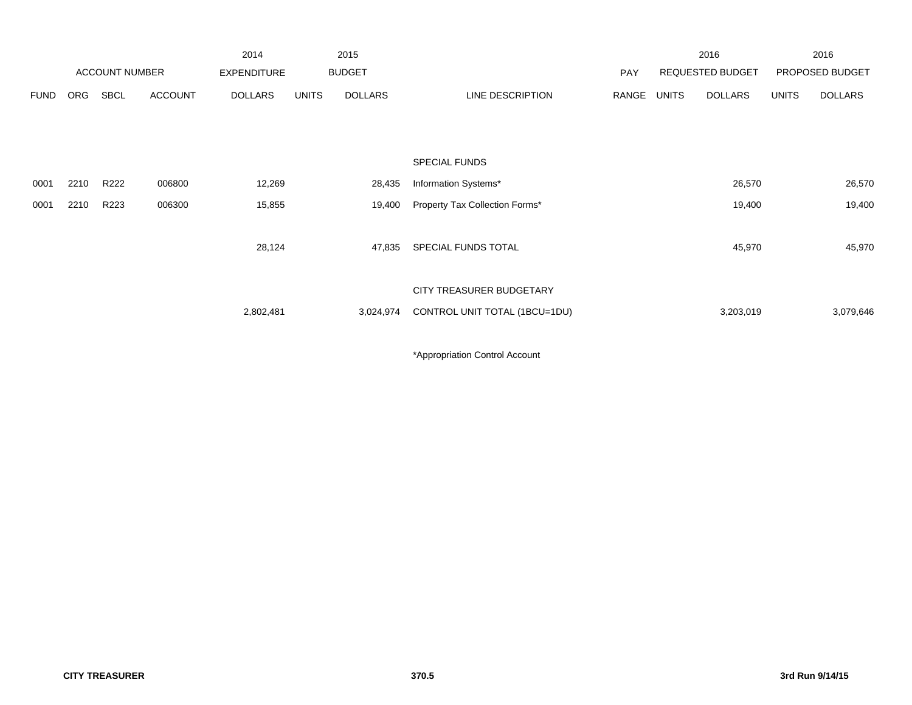| | ACCOUNT NUMBER | | | 2014 EXPENDITURE | 2015 BUDGET | | | PAY | 2016 REQUESTED BUDGET | | 2016 PROPOSED BUDGET | |
|---|---|---|---|---|---|---|---|---|---|---|---|---|
| FUND | ORG | SBCL | ACCOUNT | DOLLARS | UNITS | DOLLARS | LINE DESCRIPTION | RANGE | UNITS | DOLLARS | UNITS | DOLLARS |
| | | | | | | | SPECIAL FUNDS | | | | | |
| 0001 | 2210 | R222 | 006800 | 12,269 | | 28,435 | Information Systems* | | | 26,570 | | 26,570 |
| 0001 | 2210 | R223 | 006300 | 15,855 | | 19,400 | Property Tax Collection Forms* | | | 19,400 | | 19,400 |
| | | | | 28,124 | | 47,835 | SPECIAL FUNDS TOTAL | | | 45,970 | | 45,970 |
| | | | | | | | CITY TREASURER BUDGETARY | | | | | |
| | | | | 2,802,481 | | 3,024,974 | CONTROL UNIT TOTAL (1BCU=1DU) | | | 3,203,019 | | 3,079,646 |

*Appropriation Control Account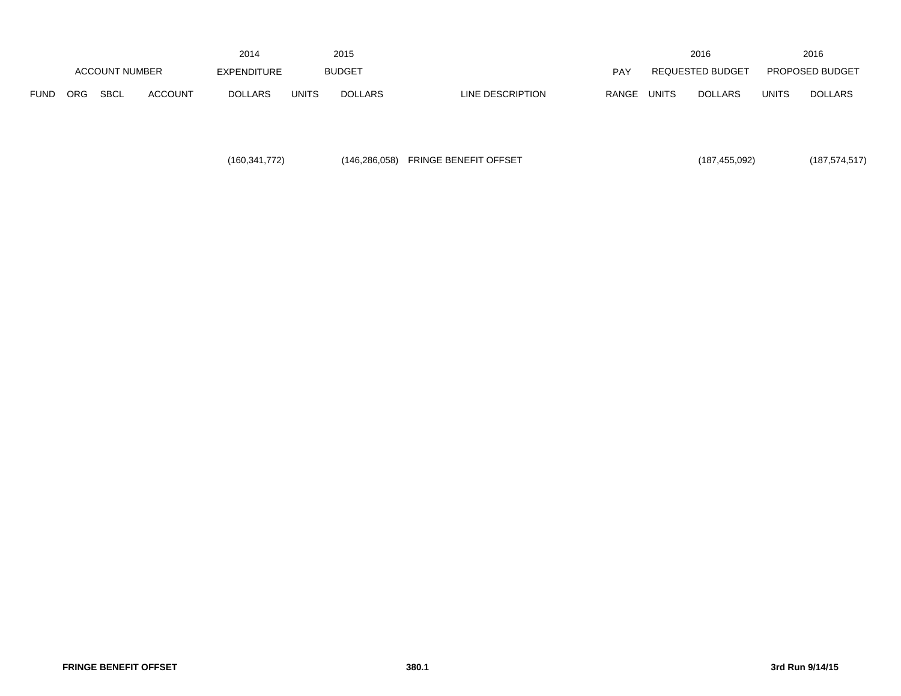| ACCOUNT NUMBER | | | | 2014 EXPENDITURE | 2015 BUDGET | | | PAY | 2016 REQUESTED BUDGET | | 2016 PROPOSED BUDGET | |
|---|---|---|---|---|---|---|---|---|---|---|---|---|
| FUND | ORG | SBCL | ACCOUNT | DOLLARS | UNITS | DOLLARS | LINE DESCRIPTION | RANGE | UNITS | DOLLARS | UNITS | DOLLARS |
| | | | | (160,341,772) | | (146,286,058) | FRINGE BENEFIT OFFSET | | | (187,455,092) | | (187,574,517) |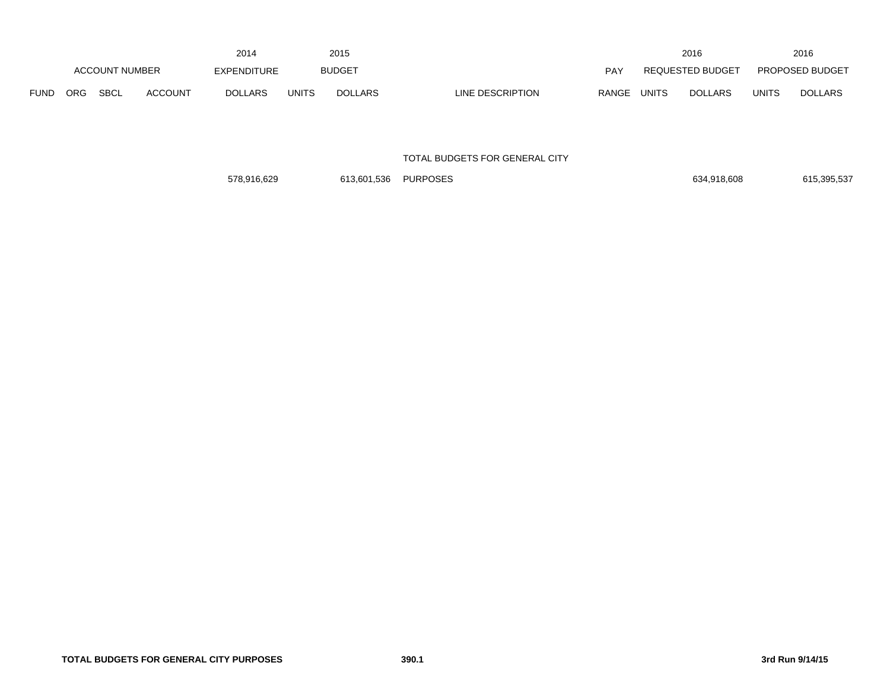| ACCOUNT NUMBER | | | | 2014 EXPENDITURE | 2015 BUDGET | | | PAY | 2016 REQUESTED BUDGET | | 2016 PROPOSED BUDGET | |
|---|---|---|---|---|---|---|---|---|---|---|---|---|
| FUND | ORG | SBCL | ACCOUNT | DOLLARS | UNITS | DOLLARS | LINE DESCRIPTION | RANGE | UNITS | DOLLARS | UNITS | DOLLARS |
| | | | | 578,916,629 | | 613,601,536 | TOTAL BUDGETS FOR GENERAL CITY PURPOSES | | | 634,918,608 | | 615,395,537 |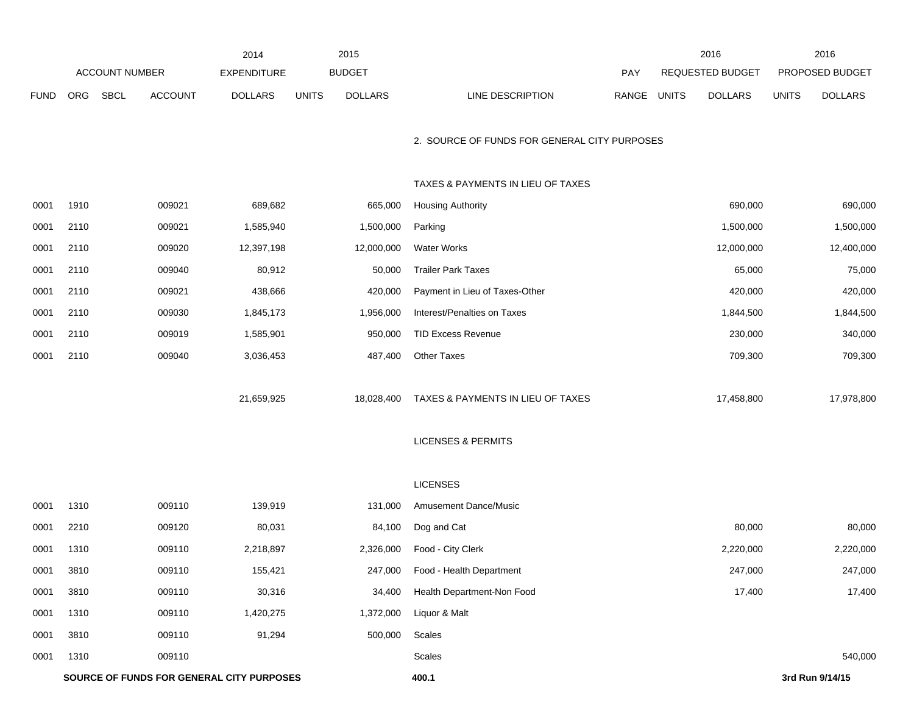| ACCOUNT NUMBER | | | | 2014 EXPENDITURE | 2015 BUDGET | | | PAY | 2016 REQUESTED BUDGET | | 2016 PROPOSED BUDGET | |
|---|---|---|---|---|---|---|---|---|---|---|---|---|
| FUND | ORG | SBCL | ACCOUNT | DOLLARS | UNITS | DOLLARS | LINE DESCRIPTION | RANGE | UNITS | DOLLARS | UNITS | DOLLARS |
| | | | | | | | 2. SOURCE OF FUNDS FOR GENERAL CITY PURPOSES | | | | | |
| | | | | | | | TAXES & PAYMENTS IN LIEU OF TAXES | | | | | |
| 0001 | 1910 | | 009021 | 689,682 | | 665,000 | Housing Authority | | | 690,000 | | 690,000 |
| 0001 | 2110 | | 009021 | 1,585,940 | | 1,500,000 | Parking | | | 1,500,000 | | 1,500,000 |
| 0001 | 2110 | | 009020 | 12,397,198 | | 12,000,000 | Water Works | | | 12,000,000 | | 12,400,000 |
| 0001 | 2110 | | 009040 | 80,912 | | 50,000 | Trailer Park Taxes | | | 65,000 | | 75,000 |
| 0001 | 2110 | | 009021 | 438,666 | | 420,000 | Payment in Lieu of Taxes-Other | | | 420,000 | | 420,000 |
| 0001 | 2110 | | 009030 | 1,845,173 | | 1,956,000 | Interest/Penalties on Taxes | | | 1,844,500 | | 1,844,500 |
| 0001 | 2110 | | 009019 | 1,585,901 | | 950,000 | TID Excess Revenue | | | 230,000 | | 340,000 |
| 0001 | 2110 | | 009040 | 3,036,453 | | 487,400 | Other Taxes | | | 709,300 | | 709,300 |
| | | | | 21,659,925 | | 18,028,400 | TAXES & PAYMENTS IN LIEU OF TAXES | | | 17,458,800 | | 17,978,800 |
| | | | | | | | LICENSES & PERMITS | | | | | |
| | | | | | | | LICENSES | | | | | |
| 0001 | 1310 | | 009110 | 139,919 | | 131,000 | Amusement Dance/Music | | | | | |
| 0001 | 2210 | | 009120 | 80,031 | | 84,100 | Dog and Cat | | | 80,000 | | 80,000 |
| 0001 | 1310 | | 009110 | 2,218,897 | | 2,326,000 | Food - City Clerk | | | 2,220,000 | | 2,220,000 |
| 0001 | 3810 | | 009110 | 155,421 | | 247,000 | Food - Health Department | | | 247,000 | | 247,000 |
| 0001 | 3810 | | 009110 | 30,316 | | 34,400 | Health Department-Non Food | | | 17,400 | | 17,400 |
| 0001 | 1310 | | 009110 | 1,420,275 | | 1,372,000 | Liquor & Malt | | | | | |
| 0001 | 3810 | | 009110 | 91,294 | | 500,000 | Scales | | | | | |
| 0001 | 1310 | | 009110 | | | | Scales | | | | | 540,000 |

**SOURCE OF FUNDS FOR GENERAL CITY PURPOSES** **400.1** **3rd Run 9/14/15**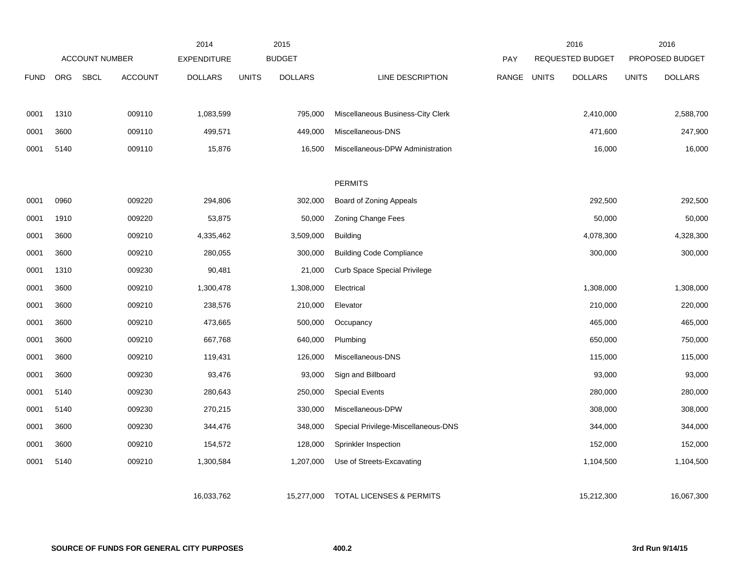| | ACCOUNT NUMBER | | | 2014 EXPENDITURE | 2015 BUDGET | | | PAY | 2016 REQUESTED BUDGET | | 2016 PROPOSED BUDGET | |
|---|---|---|---|---|---|---|---|---|---|---|---|---|
| FUND | ORG | SBCL | ACCOUNT | DOLLARS | UNITS | DOLLARS | LINE DESCRIPTION | RANGE | UNITS | DOLLARS | UNITS | DOLLARS |
| 0001 | 1310 | | 009110 | 1,083,599 | | 795,000 | Miscellaneous Business-City Clerk | | | 2,410,000 | | 2,588,700 |
| 0001 | 3600 | | 009110 | 499,571 | | 449,000 | Miscellaneous-DNS | | | 471,600 | | 247,900 |
| 0001 | 5140 | | 009110 | 15,876 | | 16,500 | Miscellaneous-DPW Administration | | | 16,000 | | 16,000 |
| | | | | | | | PERMITS | | | | | |
| 0001 | 0960 | | 009220 | 294,806 | | 302,000 | Board of Zoning Appeals | | | 292,500 | | 292,500 |
| 0001 | 1910 | | 009220 | 53,875 | | 50,000 | Zoning Change Fees | | | 50,000 | | 50,000 |
| 0001 | 3600 | | 009210 | 4,335,462 | | 3,509,000 | Building | | | 4,078,300 | | 4,328,300 |
| 0001 | 3600 | | 009210 | 280,055 | | 300,000 | Building Code Compliance | | | 300,000 | | 300,000 |
| 0001 | 1310 | | 009230 | 90,481 | | 21,000 | Curb Space Special Privilege | | | | | |
| 0001 | 3600 | | 009210 | 1,300,478 | | 1,308,000 | Electrical | | | 1,308,000 | | 1,308,000 |
| 0001 | 3600 | | 009210 | 238,576 | | 210,000 | Elevator | | | 210,000 | | 220,000 |
| 0001 | 3600 | | 009210 | 473,665 | | 500,000 | Occupancy | | | 465,000 | | 465,000 |
| 0001 | 3600 | | 009210 | 667,768 | | 640,000 | Plumbing | | | 650,000 | | 750,000 |
| 0001 | 3600 | | 009210 | 119,431 | | 126,000 | Miscellaneous-DNS | | | 115,000 | | 115,000 |
| 0001 | 3600 | | 009230 | 93,476 | | 93,000 | Sign and Billboard | | | 93,000 | | 93,000 |
| 0001 | 5140 | | 009230 | 280,643 | | 250,000 | Special Events | | | 280,000 | | 280,000 |
| 0001 | 5140 | | 009230 | 270,215 | | 330,000 | Miscellaneous-DPW | | | 308,000 | | 308,000 |
| 0001 | 3600 | | 009230 | 344,476 | | 348,000 | Special Privilege-Miscellaneous-DNS | | | 344,000 | | 344,000 |
| 0001 | 3600 | | 009210 | 154,572 | | 128,000 | Sprinkler Inspection | | | 152,000 | | 152,000 |
| 0001 | 5140 | | 009210 | 1,300,584 | | 1,207,000 | Use of Streets-Excavating | | | 1,104,500 | | 1,104,500 |
| | | | | 16,033,762 | | 15,277,000 | TOTAL LICENSES & PERMITS | | | 15,212,300 | | 16,067,300 |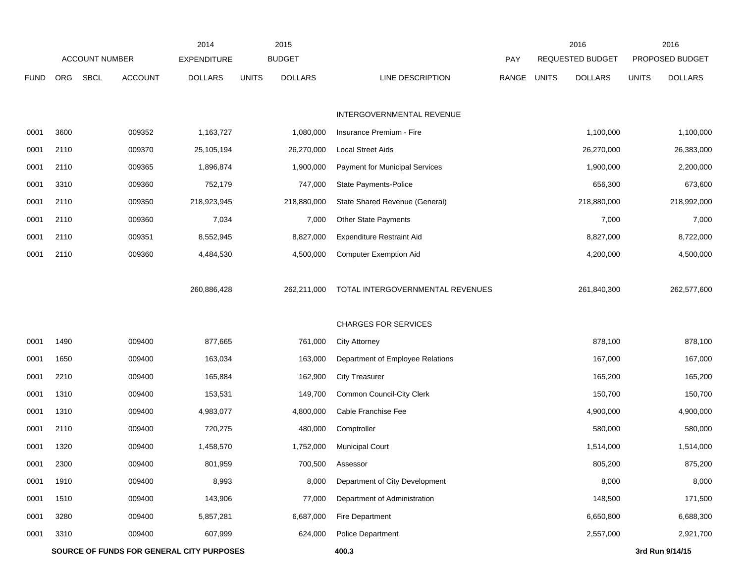| ACCOUNT NUMBER | | | | 2014 EXPENDITURE | 2015 BUDGET | | | PAY | 2016 REQUESTED BUDGET | | 2016 PROPOSED BUDGET | |
|---|---|---|---|---|---|---|---|---|---|---|---|---|
| FUND | ORG | SBCL | ACCOUNT | DOLLARS | UNITS | DOLLARS | LINE DESCRIPTION | RANGE | UNITS | DOLLARS | UNITS | DOLLARS |
| | | | | | | | INTERGOVERNMENTAL REVENUE | | | | | |
| 0001 | 3600 | | 009352 | 1,163,727 | | 1,080,000 | Insurance Premium - Fire | | | 1,100,000 | | 1,100,000 |
| 0001 | 2110 | | 009370 | 25,105,194 | | 26,270,000 | Local Street Aids | | | 26,270,000 | | 26,383,000 |
| 0001 | 2110 | | 009365 | 1,896,874 | | 1,900,000 | Payment for Municipal Services | | | 1,900,000 | | 2,200,000 |
| 0001 | 3310 | | 009360 | 752,179 | | 747,000 | State Payments-Police | | | 656,300 | | 673,600 |
| 0001 | 2110 | | 009350 | 218,923,945 | | 218,880,000 | State Shared Revenue (General) | | | 218,880,000 | | 218,992,000 |
| 0001 | 2110 | | 009360 | 7,034 | | 7,000 | Other State Payments | | | 7,000 | | 7,000 |
| 0001 | 2110 | | 009351 | 8,552,945 | | 8,827,000 | Expenditure Restraint Aid | | | 8,827,000 | | 8,722,000 |
| 0001 | 2110 | | 009360 | 4,484,530 | | 4,500,000 | Computer Exemption Aid | | | 4,200,000 | | 4,500,000 |
| | | | | 260,886,428 | | 262,211,000 | TOTAL INTERGOVERNMENTAL REVENUES | | | 261,840,300 | | 262,577,600 |
| | | | | | | | CHARGES FOR SERVICES | | | | | |
| 0001 | 1490 | | 009400 | 877,665 | | 761,000 | City Attorney | | | 878,100 | | 878,100 |
| 0001 | 1650 | | 009400 | 163,034 | | 163,000 | Department of Employee Relations | | | 167,000 | | 167,000 |
| 0001 | 2210 | | 009400 | 165,884 | | 162,900 | City Treasurer | | | 165,200 | | 165,200 |
| 0001 | 1310 | | 009400 | 153,531 | | 149,700 | Common Council-City Clerk | | | 150,700 | | 150,700 |
| 0001 | 1310 | | 009400 | 4,983,077 | | 4,800,000 | Cable Franchise Fee | | | 4,900,000 | | 4,900,000 |
| 0001 | 2110 | | 009400 | 720,275 | | 480,000 | Comptroller | | | 580,000 | | 580,000 |
| 0001 | 1320 | | 009400 | 1,458,570 | | 1,752,000 | Municipal Court | | | 1,514,000 | | 1,514,000 |
| 0001 | 2300 | | 009400 | 801,959 | | 700,500 | Assessor | | | 805,200 | | 875,200 |
| 0001 | 1910 | | 009400 | 8,993 | | 8,000 | Department of City Development | | | 8,000 | | 8,000 |
| 0001 | 1510 | | 009400 | 143,906 | | 77,000 | Department of Administration | | | 148,500 | | 171,500 |
| 0001 | 3280 | | 009400 | 5,857,281 | | 6,687,000 | Fire Department | | | 6,650,800 | | 6,688,300 |
| 0001 | 3310 | | 009400 | 607,999 | | 624,000 | Police Department | | | 2,557,000 | | 2,921,700 |

**SOURCE OF FUNDS FOR GENERAL CITY PURPOSES** **400.3** **3rd Run 9/14/15**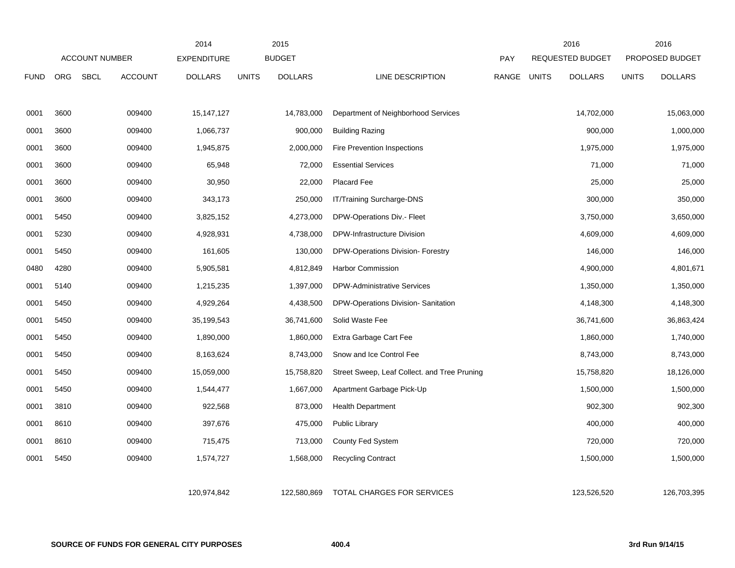| FUND | ORG | SBCL | ACCOUNT | 2014 EXPENDITURE DOLLARS | 2015 BUDGET UNITS | 2015 BUDGET DOLLARS | LINE DESCRIPTION | PAY RANGE | 2016 REQUESTED BUDGET UNITS | 2016 REQUESTED BUDGET DOLLARS | 2016 PROPOSED BUDGET UNITS | 2016 PROPOSED BUDGET DOLLARS |
|---|---|---|---|---|---|---|---|---|---|---|---|---|
| 0001 | 3600 | | 009400 | 15,147,127 | | 14,783,000 | Department of Neighborhood Services | | | 14,702,000 | | 15,063,000 |
| 0001 | 3600 | | 009400 | 1,066,737 | | 900,000 | Building Razing | | | 900,000 | | 1,000,000 |
| 0001 | 3600 | | 009400 | 1,945,875 | | 2,000,000 | Fire Prevention Inspections | | | 1,975,000 | | 1,975,000 |
| 0001 | 3600 | | 009400 | 65,948 | | 72,000 | Essential Services | | | 71,000 | | 71,000 |
| 0001 | 3600 | | 009400 | 30,950 | | 22,000 | Placard Fee | | | 25,000 | | 25,000 |
| 0001 | 3600 | | 009400 | 343,173 | | 250,000 | IT/Training Surcharge-DNS | | | 300,000 | | 350,000 |
| 0001 | 5450 | | 009400 | 3,825,152 | | 4,273,000 | DPW-Operations Div.- Fleet | | | 3,750,000 | | 3,650,000 |
| 0001 | 5230 | | 009400 | 4,928,931 | | 4,738,000 | DPW-Infrastructure Division | | | 4,609,000 | | 4,609,000 |
| 0001 | 5450 | | 009400 | 161,605 | | 130,000 | DPW-Operations Division- Forestry | | | 146,000 | | 146,000 |
| 0480 | 4280 | | 009400 | 5,905,581 | | 4,812,849 | Harbor Commission | | | 4,900,000 | | 4,801,671 |
| 0001 | 5140 | | 009400 | 1,215,235 | | 1,397,000 | DPW-Administrative Services | | | 1,350,000 | | 1,350,000 |
| 0001 | 5450 | | 009400 | 4,929,264 | | 4,438,500 | DPW-Operations Division- Sanitation | | | 4,148,300 | | 4,148,300 |
| 0001 | 5450 | | 009400 | 35,199,543 | | 36,741,600 | Solid Waste Fee | | | 36,741,600 | | 36,863,424 |
| 0001 | 5450 | | 009400 | 1,890,000 | | 1,860,000 | Extra Garbage Cart Fee | | | 1,860,000 | | 1,740,000 |
| 0001 | 5450 | | 009400 | 8,163,624 | | 8,743,000 | Snow and Ice Control Fee | | | 8,743,000 | | 8,743,000 |
| 0001 | 5450 | | 009400 | 15,059,000 | | 15,758,820 | Street Sweep, Leaf Collect. and Tree Pruning | | | 15,758,820 | | 18,126,000 |
| 0001 | 5450 | | 009400 | 1,544,477 | | 1,667,000 | Apartment Garbage Pick-Up | | | 1,500,000 | | 1,500,000 |
| 0001 | 3810 | | 009400 | 922,568 | | 873,000 | Health Department | | | 902,300 | | 902,300 |
| 0001 | 8610 | | 009400 | 397,676 | | 475,000 | Public Library | | | 400,000 | | 400,000 |
| 0001 | 8610 | | 009400 | 715,475 | | 713,000 | County Fed System | | | 720,000 | | 720,000 |
| 0001 | 5450 | | 009400 | 1,574,727 | | 1,568,000 | Recycling Contract | | | 1,500,000 | | 1,500,000 |
| | | | | 120,974,842 | | 122,580,869 | TOTAL CHARGES FOR SERVICES | | | 123,526,520 | | 126,703,395 |

**SOURCE OF FUNDS FOR GENERAL CITY PURPOSES** **400.4** **3rd Run 9/14/15**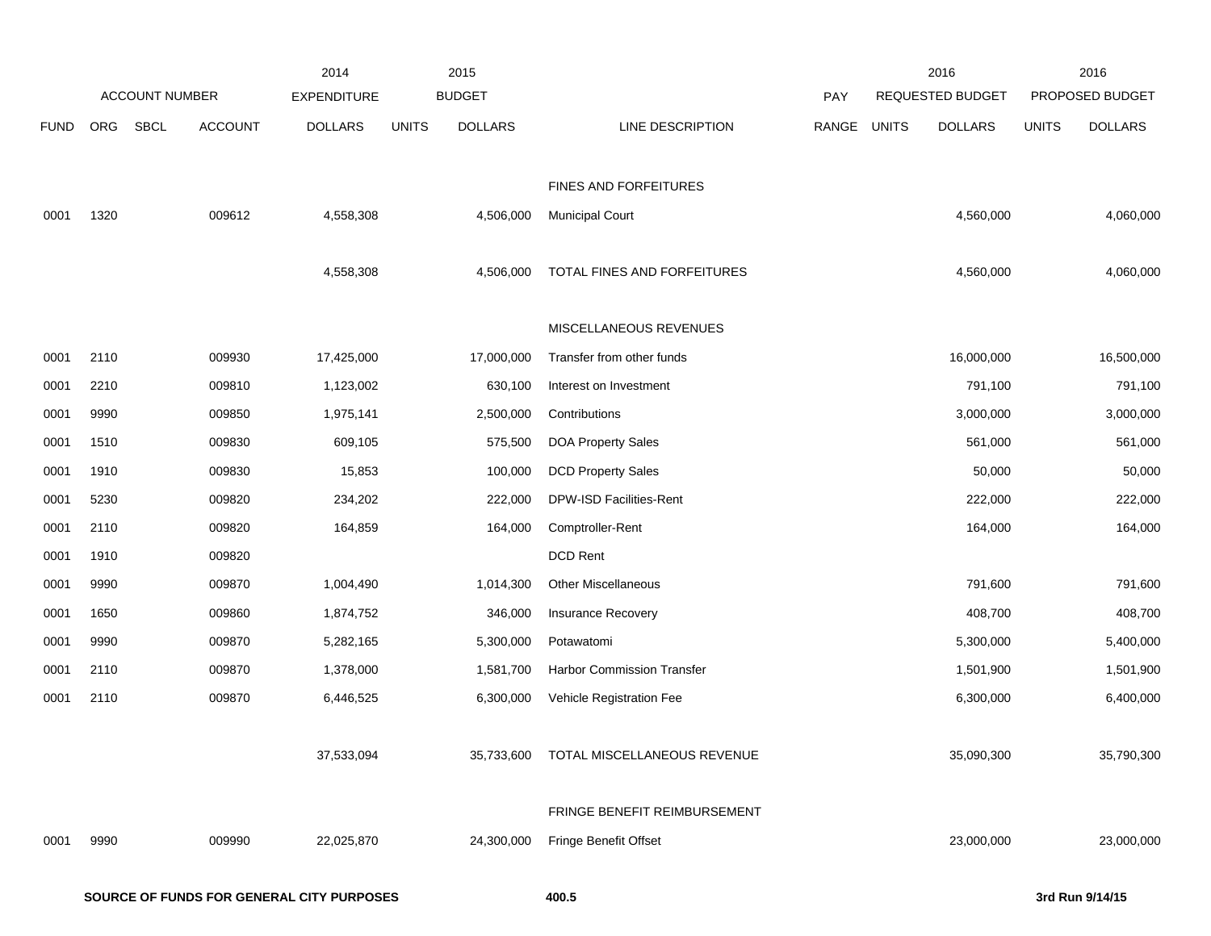| FUND | ORG | SBCL | ACCOUNT | 2014 EXPENDITURE DOLLARS | 2015 BUDGET UNITS | 2015 BUDGET DOLLARS | LINE DESCRIPTION | PAY RANGE | 2016 REQUESTED BUDGET UNITS | 2016 REQUESTED BUDGET DOLLARS | 2016 PROPOSED BUDGET UNITS | 2016 PROPOSED BUDGET DOLLARS |
|---|---|---|---|---|---|---|---|---|---|---|---|---|
| | | | | | | | FINES AND FORFEITURES | | | | | |
| 0001 | 1320 | | 009612 | 4,558,308 | | 4,506,000 | Municipal Court | | | 4,560,000 | | 4,060,000 |
| | | | | 4,558,308 | | 4,506,000 | TOTAL FINES AND FORFEITURES | | | 4,560,000 | | 4,060,000 |
| | | | | | | | MISCELLANEOUS REVENUES | | | | | |
| 0001 | 2110 | | 009930 | 17,425,000 | | 17,000,000 | Transfer from other funds | | | 16,000,000 | | 16,500,000 |
| 0001 | 2210 | | 009810 | 1,123,002 | | 630,100 | Interest on Investment | | | 791,100 | | 791,100 |
| 0001 | 9990 | | 009850 | 1,975,141 | | 2,500,000 | Contributions | | | 3,000,000 | | 3,000,000 |
| 0001 | 1510 | | 009830 | 609,105 | | 575,500 | DOA Property Sales | | | 561,000 | | 561,000 |
| 0001 | 1910 | | 009830 | 15,853 | | 100,000 | DCD Property Sales | | | 50,000 | | 50,000 |
| 0001 | 5230 | | 009820 | 234,202 | | 222,000 | DPW-ISD Facilities-Rent | | | 222,000 | | 222,000 |
| 0001 | 2110 | | 009820 | 164,859 | | 164,000 | Comptroller-Rent | | | 164,000 | | 164,000 |
| 0001 | 1910 | | 009820 | | | | DCD Rent | | | | | |
| 0001 | 9990 | | 009870 | 1,004,490 | | 1,014,300 | Other Miscellaneous | | | 791,600 | | 791,600 |
| 0001 | 1650 | | 009860 | 1,874,752 | | 346,000 | Insurance Recovery | | | 408,700 | | 408,700 |
| 0001 | 9990 | | 009870 | 5,282,165 | | 5,300,000 | Potawatomi | | | 5,300,000 | | 5,400,000 |
| 0001 | 2110 | | 009870 | 1,378,000 | | 1,581,700 | Harbor Commission Transfer | | | 1,501,900 | | 1,501,900 |
| 0001 | 2110 | | 009870 | 6,446,525 | | 6,300,000 | Vehicle Registration Fee | | | 6,300,000 | | 6,400,000 |
| | | | | 37,533,094 | | 35,733,600 | TOTAL MISCELLANEOUS REVENUE | | | 35,090,300 | | 35,790,300 |
| | | | | | | | FRINGE BENEFIT REIMBURSEMENT | | | | | |
| 0001 | 9990 | | 009990 | 22,025,870 | | 24,300,000 | Fringe Benefit Offset | | | 23,000,000 | | 23,000,000 |

**SOURCE OF FUNDS FOR GENERAL CITY PURPOSES** **400.5** **3rd Run 9/14/15**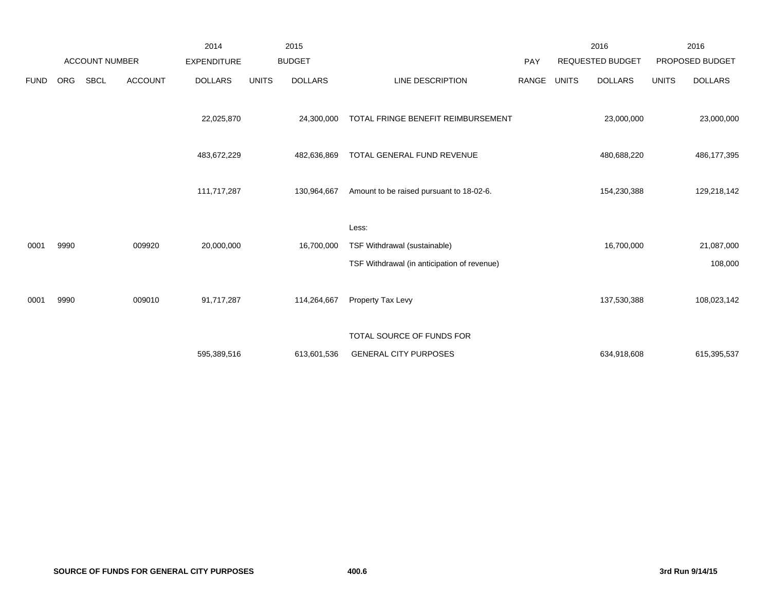| ACCOUNT NUMBER | | | | 2014 EXPENDITURE | 2015 BUDGET | | | PAY | 2016 REQUESTED BUDGET | | 2016 PROPOSED BUDGET | |
|---|---|---|---|---|---|---|---|---|---|---|---|---|
| FUND | ORG | SBCL | ACCOUNT | DOLLARS | UNITS | DOLLARS | LINE DESCRIPTION | RANGE | UNITS | DOLLARS | UNITS | DOLLARS |
| | | | | 22,025,870 | | 24,300,000 | TOTAL FRINGE BENEFIT REIMBURSEMENT | | | 23,000,000 | | 23,000,000 |
| | | | | 483,672,229 | | 482,636,869 | TOTAL GENERAL FUND REVENUE | | | 480,688,220 | | 486,177,395 |
| | | | | 111,717,287 | | 130,964,667 | Amount to be raised pursuant to 18-02-6. | | | 154,230,388 | | 129,218,142 |
| | | | | | | | Less: | | | | | |
| 0001 | 9990 | | 009920 | 20,000,000 | | 16,700,000 | TSF Withdrawal (sustainable) | | | 16,700,000 | | 21,087,000 |
| | | | | | | | TSF Withdrawal (in anticipation of revenue) | | | | | 108,000 |
| 0001 | 9990 | | 009010 | 91,717,287 | | 114,264,667 | Property Tax Levy | | | 137,530,388 | | 108,023,142 |
| | | | | 595,389,516 | | 613,601,536 | TOTAL SOURCE OF FUNDS FOR GENERAL CITY PURPOSES | | | 634,918,608 | | 615,395,537 |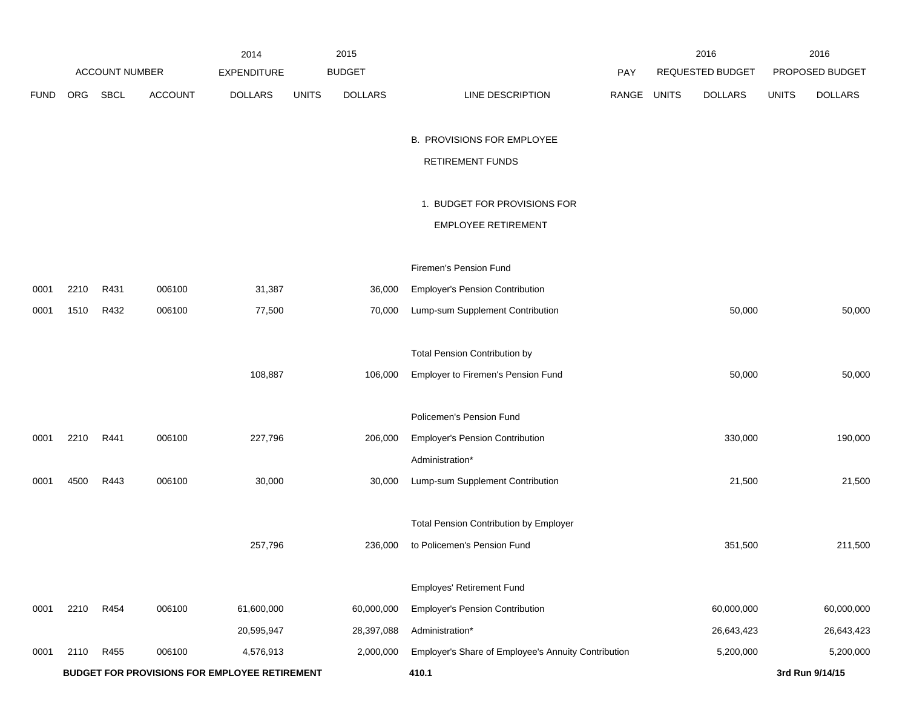| ACCOUNT NUMBER | | | | 2014 EXPENDITURE | 2015 BUDGET | | | PAY | 2016 REQUESTED BUDGET | | 2016 PROPOSED BUDGET | |
|---|---|---|---|---|---|---|---|---|---|---|---|---|
| FUND | ORG | SBCL | ACCOUNT | DOLLARS | UNITS | DOLLARS | LINE DESCRIPTION | RANGE | UNITS | DOLLARS | UNITS | DOLLARS |
| | | | | | | | B. PROVISIONS FOR EMPLOYEE RETIREMENT FUNDS | | | | | |
| | | | | | | | 1. BUDGET FOR PROVISIONS FOR EMPLOYEE RETIREMENT | | | | | |
| | | | | | | | Firemen's Pension Fund | | | | | |
| 0001 | 2210 | R431 | 006100 | 31,387 | | 36,000 | Employer's Pension Contribution | | | | | |
| 0001 | 1510 | R432 | 006100 | 77,500 | | 70,000 | Lump-sum Supplement Contribution | | | 50,000 | | 50,000 |
| | | | | | | | Total Pension Contribution by | | | | | |
| | | | | 108,887 | | 106,000 | Employer to Firemen's Pension Fund | | | 50,000 | | 50,000 |
| | | | | | | | Policemen's Pension Fund | | | | | |
| 0001 | 2210 | R441 | 006100 | 227,796 | | 206,000 | Employer's Pension Contribution | | | 330,000 | | 190,000 |
| | | | | | | | Administration* | | | | | |
| 0001 | 4500 | R443 | 006100 | 30,000 | | 30,000 | Lump-sum Supplement Contribution | | | 21,500 | | 21,500 |
| | | | | | | | Total Pension Contribution by Employer | | | | | |
| | | | | 257,796 | | 236,000 | to Policemen's Pension Fund | | | 351,500 | | 211,500 |
| | | | | | | | Employes' Retirement Fund | | | | | |
| 0001 | 2210 | R454 | 006100 | 61,600,000 | | 60,000,000 | Employer's Pension Contribution | | | 60,000,000 | | 60,000,000 |
| | | | | 20,595,947 | | 28,397,088 | Administration* | | | 26,643,423 | | 26,643,423 |
| 0001 | 2110 | R455 | 006100 | 4,576,913 | | 2,000,000 | Employer's Share of Employee's Annuity Contribution | | | 5,200,000 | | 5,200,000 |

**BUDGET FOR PROVISIONS FOR EMPLOYEE RETIREMENT** **410.1** **3rd Run 9/14/15**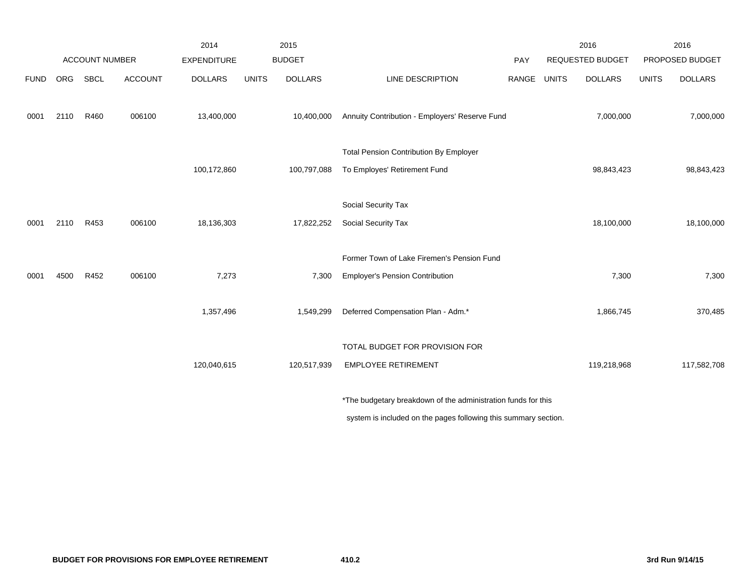| FUND | ORG | SBCL | ACCOUNT | 2014 EXPENDITURE DOLLARS | 2015 BUDGET UNITS | 2015 BUDGET DOLLARS | LINE DESCRIPTION | PAY RANGE | 2016 REQUESTED BUDGET UNITS | 2016 REQUESTED BUDGET DOLLARS | 2016 PROPOSED BUDGET UNITS | 2016 PROPOSED BUDGET DOLLARS |
|---|---|---|---|---|---|---|---|---|---|---|---|---|
| 0001 | 2110 | R460 | 006100 | 13,400,000 | | 10,400,000 | Annuity Contribution - Employers' Reserve Fund | | | 7,000,000 | | 7,000,000 |
| | | | | | | | Total Pension Contribution By Employer | | | | | |
| | | | | 100,172,860 | | 100,797,088 | To Employes' Retirement Fund | | | 98,843,423 | | 98,843,423 |
| | | | | | | | Social Security Tax | | | | | |
| 0001 | 2110 | R453 | 006100 | 18,136,303 | | 17,822,252 | Social Security Tax | | | 18,100,000 | | 18,100,000 |
| | | | | | | | Former Town of Lake Firemen's Pension Fund | | | | | |
| 0001 | 4500 | R452 | 006100 | 7,273 | | 7,300 | Employer's Pension Contribution | | | 7,300 | | 7,300 |
| | | | | 1,357,496 | | 1,549,299 | Deferred Compensation Plan - Adm.* | | | 1,866,745 | | 370,485 |
| | | | | | | | TOTAL BUDGET FOR PROVISION FOR | | | | | |
| | | | | 120,040,615 | | 120,517,939 | EMPLOYEE RETIREMENT | | | 119,218,968 | | 117,582,708 |

*The budgetary breakdown of the administration funds for this system is included on the pages following this summary section.

**BUDGET FOR PROVISIONS FOR EMPLOYEE RETIREMENT** **410.2** **3rd Run 9/14/15**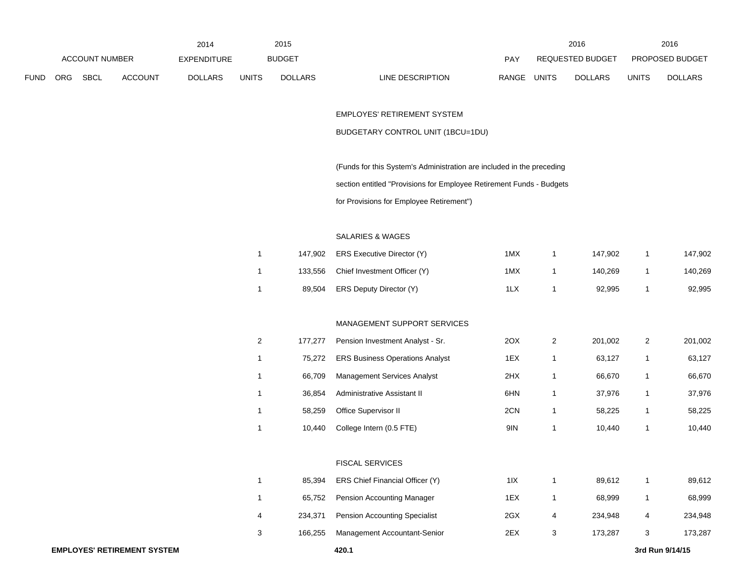| ACCOUNT NUMBER | | | | 2014 EXPENDITURE | 2015 BUDGET | | | | 2016 REQUESTED BUDGET | | 2016 PROPOSED BUDGET | |
|---|---|---|---|---|---|---|---|---|---|---|---|---|
| FUND | ORG | SBCL | ACCOUNT | DOLLARS | UNITS | DOLLARS | LINE DESCRIPTION | PAY RANGE | UNITS | DOLLARS | UNITS | DOLLARS |
| | | | | | | | EMPLOYES' RETIREMENT SYSTEM | | | | | |
| | | | | | | | BUDGETARY CONTROL UNIT (1BCU=1DU) | | | | | |
| | | | | | | | (Funds for this System's Administration are included in the preceding section entitled "Provisions for Employee Retirement Funds - Budgets for Provisions for Employee Retirement") | | | | | |
| | | | | | | | SALARIES & WAGES | | | | | |
| | | | | | 1 | 147,902 | ERS Executive Director (Y) | 1MX | 1 | 147,902 | 1 | 147,902 |
| | | | | | 1 | 133,556 | Chief Investment Officer (Y) | 1MX | 1 | 140,269 | 1 | 140,269 |
| | | | | | 1 | 89,504 | ERS Deputy Director (Y) | 1LX | 1 | 92,995 | 1 | 92,995 |
| | | | | | | | MANAGEMENT SUPPORT SERVICES | | | | | |
| | | | | | 2 | 177,277 | Pension Investment Analyst - Sr. | 2OX | 2 | 201,002 | 2 | 201,002 |
| | | | | | 1 | 75,272 | ERS Business Operations Analyst | 1EX | 1 | 63,127 | 1 | 63,127 |
| | | | | | 1 | 66,709 | Management Services Analyst | 2HX | 1 | 66,670 | 1 | 66,670 |
| | | | | | 1 | 36,854 | Administrative Assistant II | 6HN | 1 | 37,976 | 1 | 37,976 |
| | | | | | 1 | 58,259 | Office Supervisor II | 2CN | 1 | 58,225 | 1 | 58,225 |
| | | | | | 1 | 10,440 | College Intern (0.5 FTE) | 9IN | 1 | 10,440 | 1 | 10,440 |
| | | | | | | | FISCAL SERVICES | | | | | |
| | | | | | 1 | 85,394 | ERS Chief Financial Officer (Y) | 1IX | 1 | 89,612 | 1 | 89,612 |
| | | | | | 1 | 65,752 | Pension Accounting Manager | 1EX | 1 | 68,999 | 1 | 68,999 |
| | | | | | 4 | 234,371 | Pension Accounting Specialist | 2GX | 4 | 234,948 | 4 | 234,948 |
| | | | | | 3 | 166,255 | Management Accountant-Senior | 2EX | 3 | 173,287 | 3 | 173,287 |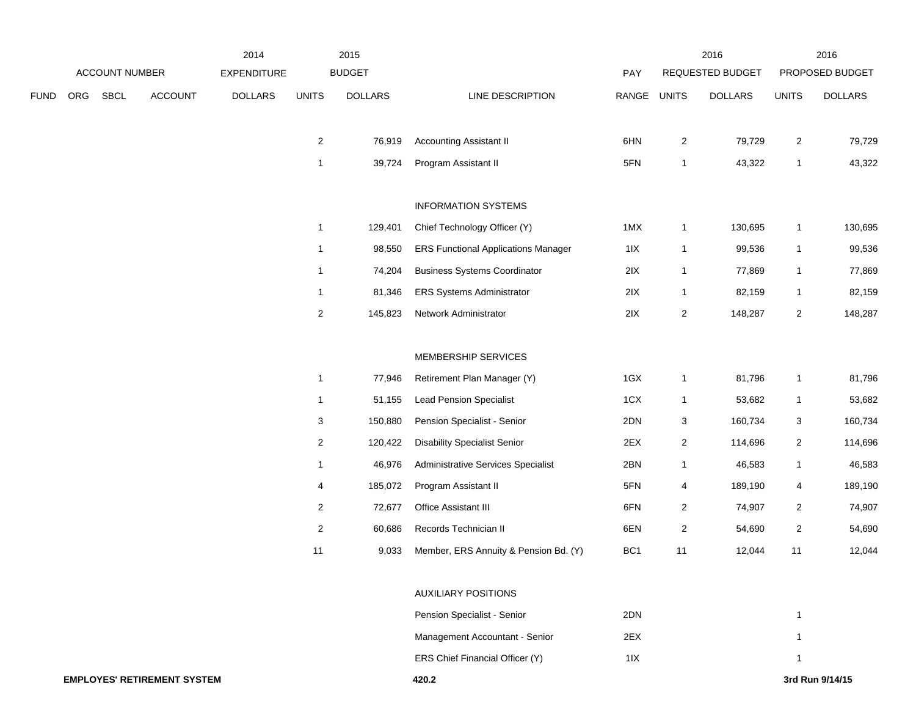| ACCOUNT NUMBER | | | | 2014 EXPENDITURE | 2015 BUDGET | | | PAY | 2016 REQUESTED BUDGET | | 2016 PROPOSED BUDGET | |
|---|---|---|---|---|---|---|---|---|---|---|---|---|
| FUND | ORG | SBCL | ACCOUNT | DOLLARS | UNITS | DOLLARS | LINE DESCRIPTION | RANGE | UNITS | DOLLARS | UNITS | DOLLARS |
| | | | | | 2 | 76,919 | Accounting Assistant II | 6HN | 2 | 79,729 | 2 | 79,729 |
| | | | | | 1 | 39,724 | Program Assistant II | 5FN | 1 | 43,322 | 1 | 43,322 |
| | | | | | | | INFORMATION SYSTEMS | | | | | |
| | | | | | 1 | 129,401 | Chief Technology Officer (Y) | 1MX | 1 | 130,695 | 1 | 130,695 |
| | | | | | 1 | 98,550 | ERS Functional Applications Manager | 1IX | 1 | 99,536 | 1 | 99,536 |
| | | | | | 1 | 74,204 | Business Systems Coordinator | 2IX | 1 | 77,869 | 1 | 77,869 |
| | | | | | 1 | 81,346 | ERS Systems Administrator | 2IX | 1 | 82,159 | 1 | 82,159 |
| | | | | | 2 | 145,823 | Network Administrator | 2IX | 2 | 148,287 | 2 | 148,287 |
| | | | | | | | MEMBERSHIP SERVICES | | | | | |
| | | | | | 1 | 77,946 | Retirement Plan Manager (Y) | 1GX | 1 | 81,796 | 1 | 81,796 |
| | | | | | 1 | 51,155 | Lead Pension Specialist | 1CX | 1 | 53,682 | 1 | 53,682 |
| | | | | | 3 | 150,880 | Pension Specialist - Senior | 2DN | 3 | 160,734 | 3 | 160,734 |
| | | | | | 2 | 120,422 | Disability Specialist Senior | 2EX | 2 | 114,696 | 2 | 114,696 |
| | | | | | 1 | 46,976 | Administrative Services Specialist | 2BN | 1 | 46,583 | 1 | 46,583 |
| | | | | | 4 | 185,072 | Program Assistant II | 5FN | 4 | 189,190 | 4 | 189,190 |
| | | | | | 2 | 72,677 | Office Assistant III | 6FN | 2 | 74,907 | 2 | 74,907 |
| | | | | | 2 | 60,686 | Records Technician II | 6EN | 2 | 54,690 | 2 | 54,690 |
| | | | | | 11 | 9,033 | Member, ERS Annuity & Pension Bd. (Y) | BC1 | 11 | 12,044 | 11 | 12,044 |
| | | | | | | | AUXILIARY POSITIONS | | | | | |
| | | | | | | | Pension Specialist - Senior | 2DN | | | 1 | |
| | | | | | | | Management Accountant - Senior | 2EX | | | 1 | |
| | | | | | | | ERS Chief Financial Officer (Y) | 1IX | | | 1 | |

**EMPLOYES' RETIREMENT SYSTEM** **420.2** **3rd Run 9/14/15**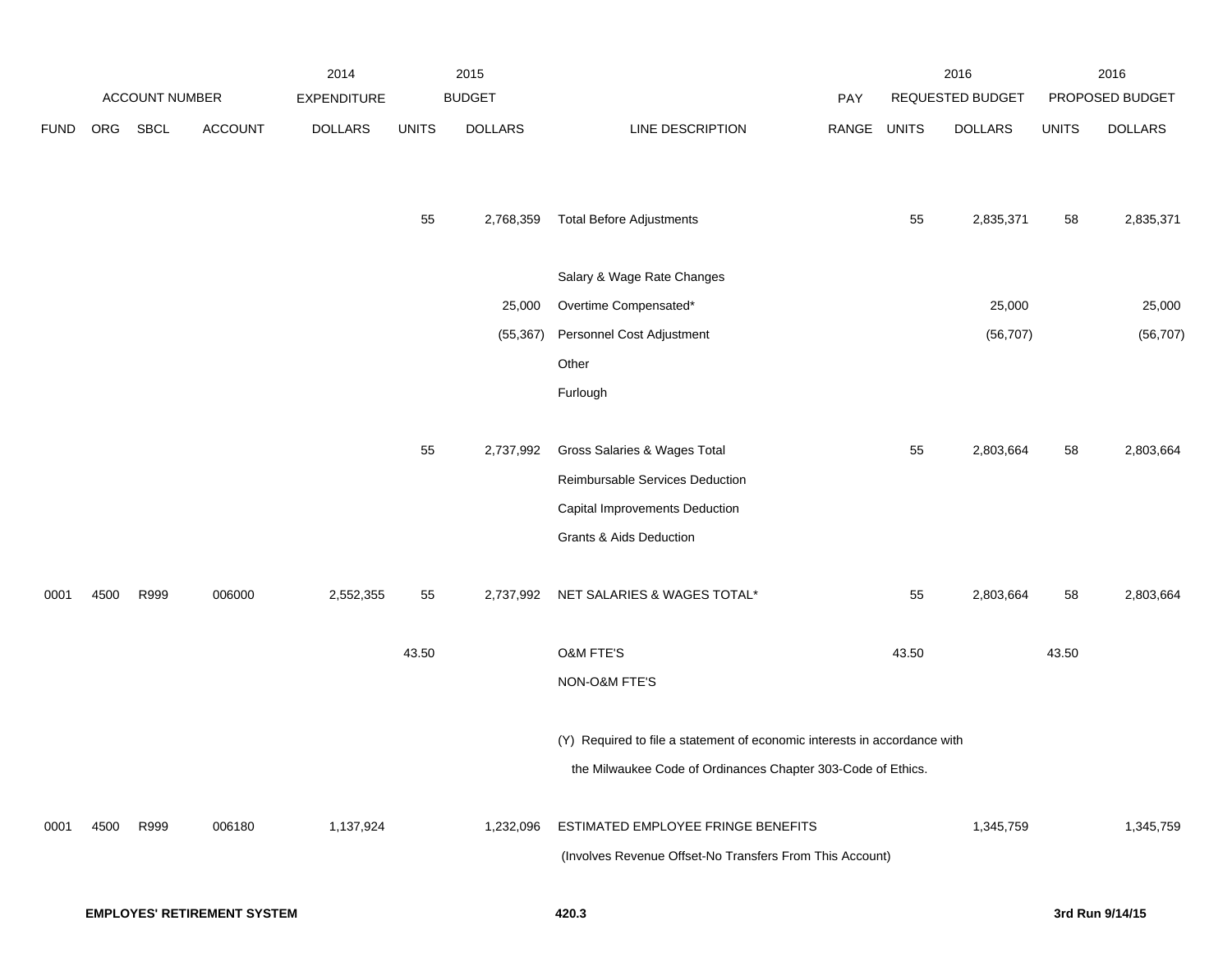| FUND | ORG | SBCL | ACCOUNT | 2014 EXPENDITURE DOLLARS | 2015 BUDGET UNITS | 2015 BUDGET DOLLARS | LINE DESCRIPTION | PAY RANGE | 2016 REQUESTED BUDGET UNITS | 2016 REQUESTED BUDGET DOLLARS | 2016 PROPOSED BUDGET UNITS | 2016 PROPOSED BUDGET DOLLARS |
|---|---|---|---|---|---|---|---|---|---|---|---|---|
| | | | | | 55 | 2,768,359 | Total Before Adjustments | | 55 | 2,835,371 | 58 | 2,835,371 |
| | | | | | | | Salary & Wage Rate Changes | | | | | |
| | | | | | | 25,000 | Overtime Compensated* | | | 25,000 | | 25,000 |
| | | | | | | (55,367) | Personnel Cost Adjustment | | | (56,707) | | (56,707) |
| | | | | | | | Other | | | | | |
| | | | | | | | Furlough | | | | | |
| | | | | | 55 | 2,737,992 | Gross Salaries & Wages Total | | 55 | 2,803,664 | 58 | 2,803,664 |
| | | | | | | | Reimbursable Services Deduction | | | | | |
| | | | | | | | Capital Improvements Deduction | | | | | |
| | | | | | | | Grants & Aids Deduction | | | | | |
| 0001 | 4500 | R999 | 006000 | 2,552,355 | 55 | 2,737,992 | NET SALARIES & WAGES TOTAL* | | 55 | 2,803,664 | 58 | 2,803,664 |
| | | | | | 43.50 | | O&M FTE'S | | 43.50 | | 43.50 | |
| | | | | | | | NON-O&M FTE'S | | | | | |
| | | | | | | | (Y) Required to file a statement of economic interests in accordance with the Milwaukee Code of Ordinances Chapter 303-Code of Ethics. | | | | | |
| 0001 | 4500 | R999 | 006180 | 1,137,924 | | 1,232,096 | ESTIMATED EMPLOYEE FRINGE BENEFITS (Involves Revenue Offset-No Transfers From This Account) | | | 1,345,759 | | 1,345,759 |

**EMPLOYES' RETIREMENT SYSTEM**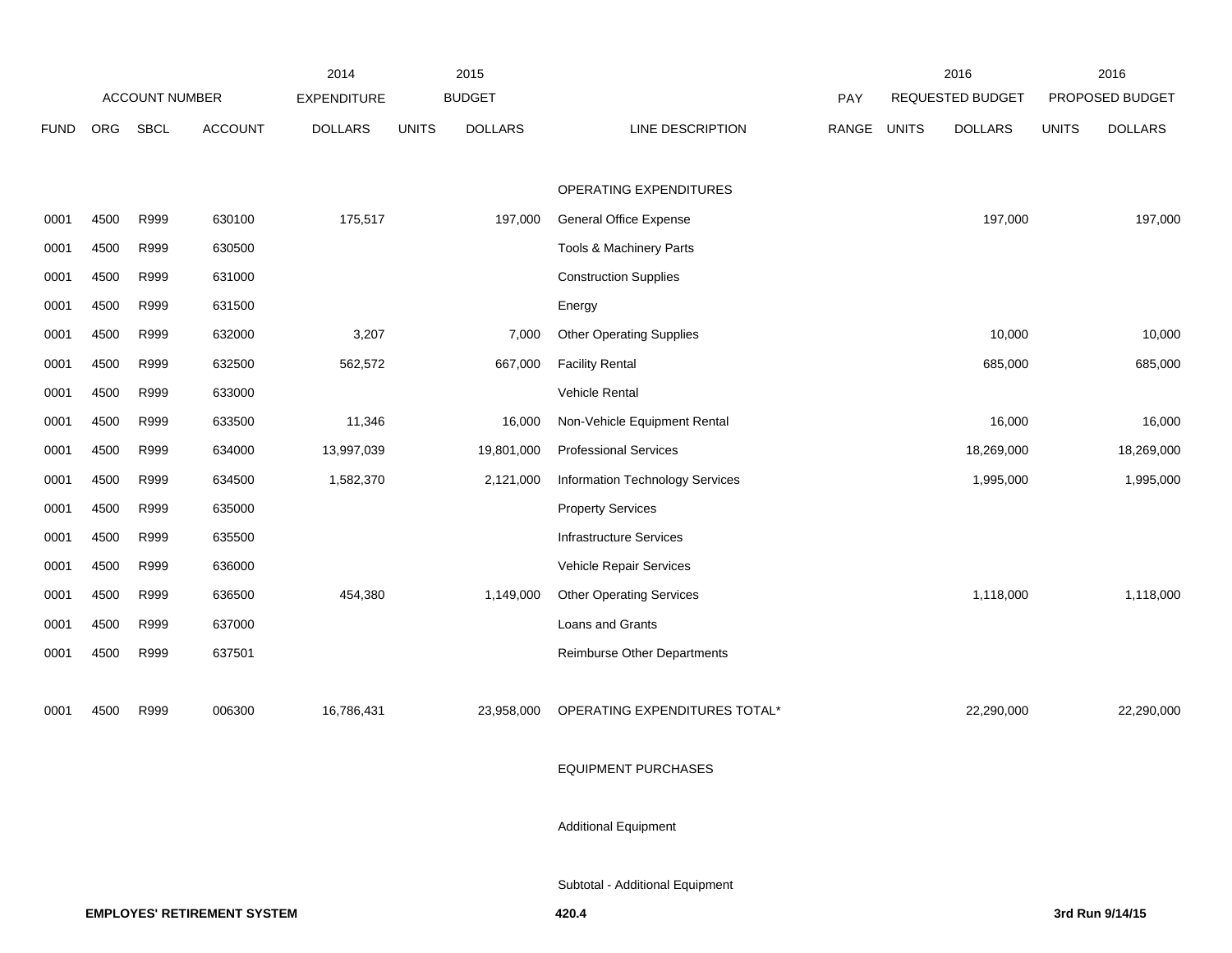| ACCOUNT NUMBER | | | | 2014 EXPENDITURE | 2015 BUDGET | | | PAY | 2016 REQUESTED BUDGET | | 2016 PROPOSED BUDGET | |
|---|---|---|---|---|---|---|---|---|---|---|---|---|
| FUND | ORG | SBCL | ACCOUNT | DOLLARS | UNITS | DOLLARS | LINE DESCRIPTION | RANGE | UNITS | DOLLARS | UNITS | DOLLARS |
| | | | | | | | OPERATING EXPENDITURES | | | | | |
| 0001 | 4500 | R999 | 630100 | 175,517 | | 197,000 | General Office Expense | | | 197,000 | | 197,000 |
| 0001 | 4500 | R999 | 630500 | | | | Tools & Machinery Parts | | | | | |
| 0001 | 4500 | R999 | 631000 | | | | Construction Supplies | | | | | |
| 0001 | 4500 | R999 | 631500 | | | | Energy | | | | | |
| 0001 | 4500 | R999 | 632000 | 3,207 | | 7,000 | Other Operating Supplies | | | 10,000 | | 10,000 |
| 0001 | 4500 | R999 | 632500 | 562,572 | | 667,000 | Facility Rental | | | 685,000 | | 685,000 |
| 0001 | 4500 | R999 | 633000 | | | | Vehicle Rental | | | | | |
| 0001 | 4500 | R999 | 633500 | 11,346 | | 16,000 | Non-Vehicle Equipment Rental | | | 16,000 | | 16,000 |
| 0001 | 4500 | R999 | 634000 | 13,997,039 | | 19,801,000 | Professional Services | | | 18,269,000 | | 18,269,000 |
| 0001 | 4500 | R999 | 634500 | 1,582,370 | | 2,121,000 | Information Technology Services | | | 1,995,000 | | 1,995,000 |
| 0001 | 4500 | R999 | 635000 | | | | Property Services | | | | | |
| 0001 | 4500 | R999 | 635500 | | | | Infrastructure Services | | | | | |
| 0001 | 4500 | R999 | 636000 | | | | Vehicle Repair Services | | | | | |
| 0001 | 4500 | R999 | 636500 | 454,380 | | 1,149,000 | Other Operating Services | | | 1,118,000 | | 1,118,000 |
| 0001 | 4500 | R999 | 637000 | | | | Loans and Grants | | | | | |
| 0001 | 4500 | R999 | 637501 | | | | Reimburse Other Departments | | | | | |
| 0001 | 4500 | R999 | 006300 | 16,786,431 | | 23,958,000 | OPERATING EXPENDITURES TOTAL* | | | 22,290,000 | | 22,290,000 |
| | | | | | | | EQUIPMENT PURCHASES | | | | | |
| | | | | | | | Additional Equipment | | | | | |
| | | | | | | | Subtotal - Additional Equipment | | | | | |

**EMPLOYES' RETIREMENT SYSTEM** 420.4 3rd Run 9/14/15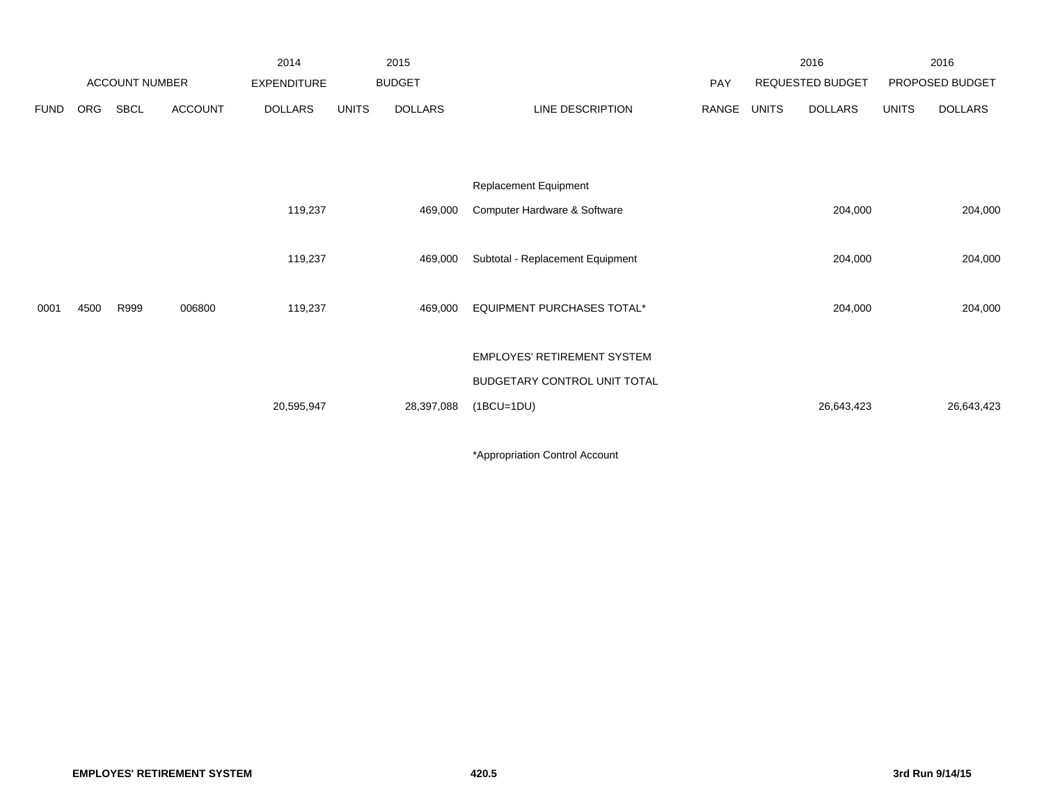| ACCOUNT NUMBER | | | | 2014 EXPENDITURE | 2015 BUDGET | | | PAY | 2016 REQUESTED BUDGET | | 2016 PROPOSED BUDGET | |
|---|---|---|---|---|---|---|---|---|---|---|---|---|
| FUND | ORG | SBCL | ACCOUNT | DOLLARS | UNITS | DOLLARS | LINE DESCRIPTION | RANGE | UNITS | DOLLARS | UNITS | DOLLARS |
| | | | | | | | Replacement Equipment | | | | | |
| | | | | 119,237 | | 469,000 | Computer Hardware & Software | | | 204,000 | | 204,000 |
| | | | | 119,237 | | 469,000 | Subtotal - Replacement Equipment | | | 204,000 | | 204,000 |
| 0001 | 4500 | R999 | 006800 | 119,237 | | 469,000 | EQUIPMENT PURCHASES TOTAL* | | | 204,000 | | 204,000 |
| | | | | | | | EMPLOYES' RETIREMENT SYSTEM | | | | | |
| | | | | | | | BUDGETARY CONTROL UNIT TOTAL | | | | | |
| | | | | 20,595,947 | | 28,397,088 | (1BCU=1DU) | | | 26,643,423 | | 26,643,423 |

*Appropriation Control Account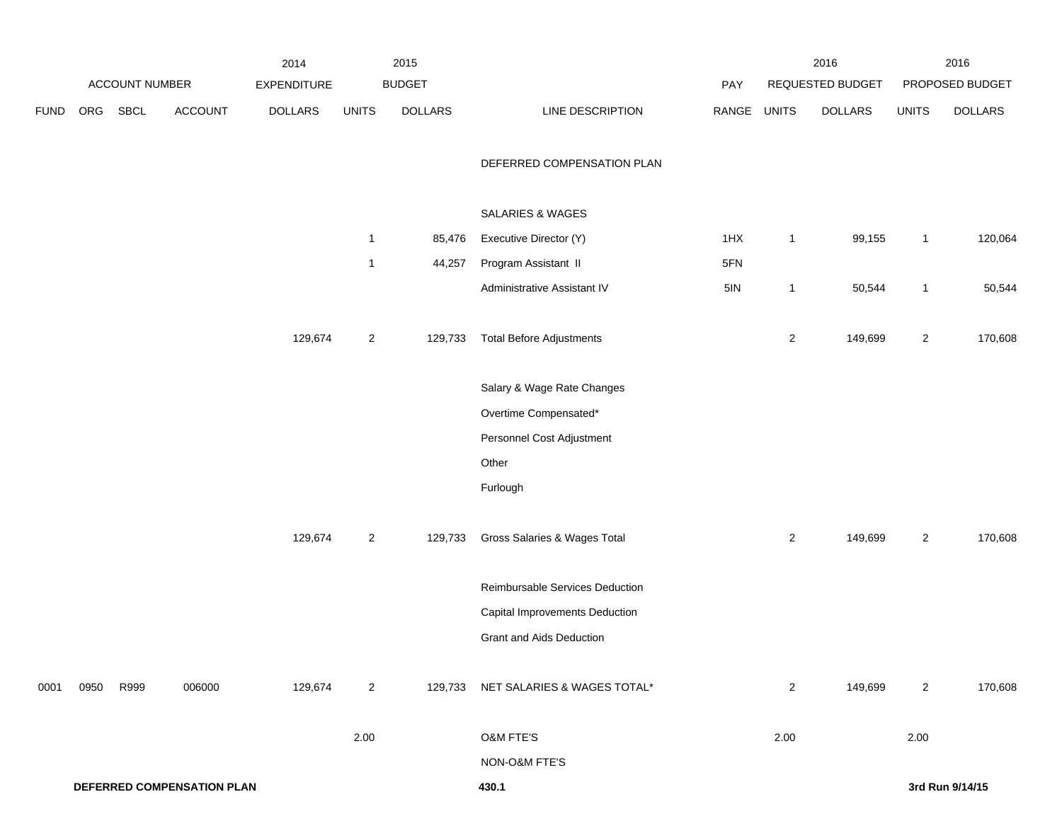| FUND | ORG | SBCL | ACCOUNT | 2014 EXPENDITURE DOLLARS | 2015 BUDGET UNITS | 2015 BUDGET DOLLARS | LINE DESCRIPTION | PAY RANGE | 2016 REQUESTED BUDGET UNITS | 2016 REQUESTED BUDGET DOLLARS | 2016 PROPOSED BUDGET UNITS | 2016 PROPOSED BUDGET DOLLARS |
|---|---|---|---|---|---|---|---|---|---|---|---|---|
| | | | | | | | DEFERRED COMPENSATION PLAN | | | | | |
| | | | | | | | SALARIES & WAGES | | | | | |
| | | | | | 1 | 85,476 | Executive Director (Y) | 1HX | 1 | 99,155 | 1 | 120,064 |
| | | | | | 1 | 44,257 | Program Assistant II | 5FN | | | | |
| | | | | | | | Administrative Assistant IV | 5IN | 1 | 50,544 | 1 | 50,544 |
| | | | | 129,674 | 2 | 129,733 | Total Before Adjustments | | 2 | 149,699 | 2 | 170,608 |
| | | | | | | | Salary & Wage Rate Changes | | | | | |
| | | | | | | | Overtime Compensated* | | | | | |
| | | | | | | | Personnel Cost Adjustment | | | | | |
| | | | | | | | Other | | | | | |
| | | | | | | | Furlough | | | | | |
| | | | | 129,674 | 2 | 129,733 | Gross Salaries & Wages Total | | 2 | 149,699 | 2 | 170,608 |
| | | | | | | | Reimbursable Services Deduction | | | | | |
| | | | | | | | Capital Improvements Deduction | | | | | |
| | | | | | | | Grant and Aids Deduction | | | | | |
| 0001 | 0950 | R999 | 006000 | 129,674 | 2 | 129,733 | NET SALARIES & WAGES TOTAL* | | 2 | 149,699 | 2 | 170,608 |
| | | | | | 2.00 | | O&M FTE'S | | 2.00 | | 2.00 | |
| | | | | | | | NON-O&M FTE'S | | | | | |

**DEFERRED COMPENSATION PLAN** **430.1** **3rd Run 9/14/15**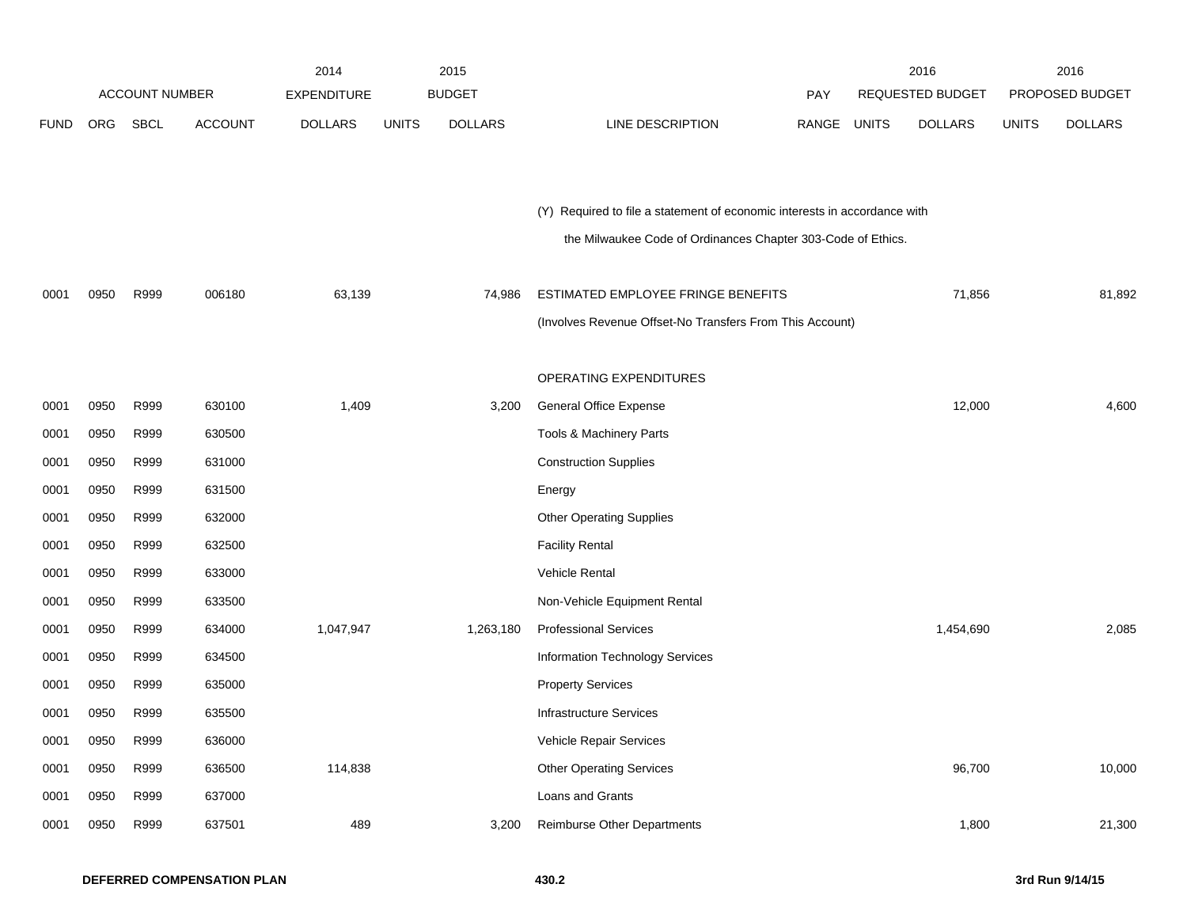| FUND | ORG | SBCL | ACCOUNT | 2014 EXPENDITURE DOLLARS | 2015 BUDGET UNITS | 2015 BUDGET DOLLARS | LINE DESCRIPTION | PAY RANGE | 2016 REQUESTED BUDGET UNITS | 2016 REQUESTED BUDGET DOLLARS | 2016 PROPOSED BUDGET UNITS | 2016 PROPOSED BUDGET DOLLARS |
|---|---|---|---|---|---|---|---|---|---|---|---|---|
| | | | | | | | (Y) Required to file a statement of economic interests in accordance with the Milwaukee Code of Ordinances Chapter 303-Code of Ethics. | | | | | |
| 0001 | 0950 | R999 | 006180 | 63,139 | | 74,986 | ESTIMATED EMPLOYEE FRINGE BENEFITS | | | 71,856 | | 81,892 |
| | | | | | | | (Involves Revenue Offset-No Transfers From This Account) | | | | | |
| | | | | | | | OPERATING EXPENDITURES | | | | | |
| 0001 | 0950 | R999 | 630100 | 1,409 | | 3,200 | General Office Expense | | | 12,000 | | 4,600 |
| 0001 | 0950 | R999 | 630500 | | | | Tools & Machinery Parts | | | | | |
| 0001 | 0950 | R999 | 631000 | | | | Construction Supplies | | | | | |
| 0001 | 0950 | R999 | 631500 | | | | Energy | | | | | |
| 0001 | 0950 | R999 | 632000 | | | | Other Operating Supplies | | | | | |
| 0001 | 0950 | R999 | 632500 | | | | Facility Rental | | | | | |
| 0001 | 0950 | R999 | 633000 | | | | Vehicle Rental | | | | | |
| 0001 | 0950 | R999 | 633500 | | | | Non-Vehicle Equipment Rental | | | | | |
| 0001 | 0950 | R999 | 634000 | 1,047,947 | | 1,263,180 | Professional Services | | | 1,454,690 | | 2,085 |
| 0001 | 0950 | R999 | 634500 | | | | Information Technology Services | | | | | |
| 0001 | 0950 | R999 | 635000 | | | | Property Services | | | | | |
| 0001 | 0950 | R999 | 635500 | | | | Infrastructure Services | | | | | |
| 0001 | 0950 | R999 | 636000 | | | | Vehicle Repair Services | | | | | |
| 0001 | 0950 | R999 | 636500 | 114,838 | | | Other Operating Services | | | 96,700 | | 10,000 |
| 0001 | 0950 | R999 | 637000 | | | | Loans and Grants | | | | | |
| 0001 | 0950 | R999 | 637501 | 489 | | 3,200 | Reimburse Other Departments | | | 1,800 | | 21,300 |

**DEFERRED COMPENSATION PLAN** **430.2** **3rd Run 9/14/15**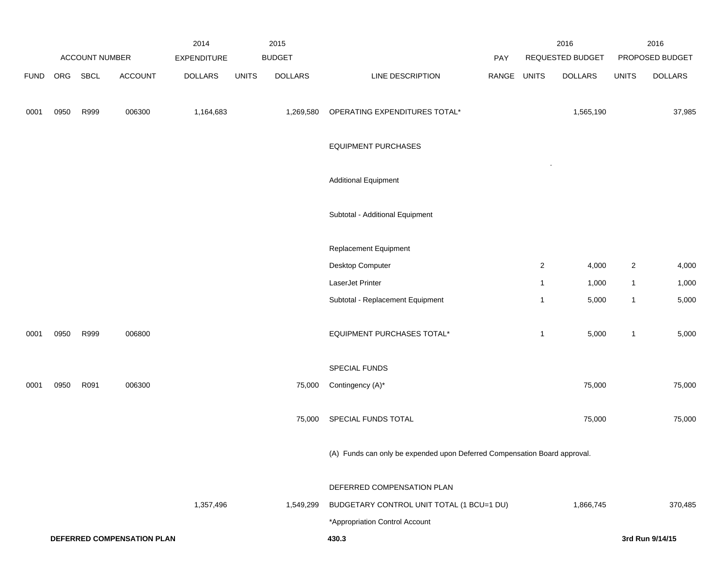| | ACCOUNT NUMBER | | | 2014 EXPENDITURE | | 2015 BUDGET | | PAY | 2016 REQUESTED BUDGET | | 2016 PROPOSED BUDGET | |
|---|---|---|---|---|---|---|---|---|---|---|---|---|
| FUND | ORG | SBCL | ACCOUNT | DOLLARS | UNITS | DOLLARS | LINE DESCRIPTION | RANGE | UNITS | DOLLARS | UNITS | DOLLARS |
| 0001 | 0950 | R999 | 006300 | 1,164,683 | | 1,269,580 | OPERATING EXPENDITURES TOTAL* | | | 1,565,190 | | 37,985 |
| | | | | | | | EQUIPMENT PURCHASES | | | | | |
| | | | | | | | Additional Equipment | | | | | |
| | | | | | | | Subtotal - Additional Equipment | | | | | |
| | | | | | | | Replacement Equipment | | | | | |
| | | | | | | | Desktop Computer | | 2 | 4,000 | 2 | 4,000 |
| | | | | | | | LaserJet Printer | | 1 | 1,000 | 1 | 1,000 |
| | | | | | | | Subtotal - Replacement Equipment | | 1 | 5,000 | 1 | 5,000 |
| 0001 | 0950 | R999 | 006800 | | | | EQUIPMENT PURCHASES TOTAL* | | 1 | 5,000 | 1 | 5,000 |
| | | | | | | | SPECIAL FUNDS | | | | | |
| 0001 | 0950 | R091 | 006300 | | | 75,000 | Contingency (A)* | | | 75,000 | | 75,000 |
| | | | | | | 75,000 | SPECIAL FUNDS TOTAL | | | 75,000 | | 75,000 |
| | | | | | | | (A) Funds can only be expended upon Deferred Compensation Board approval. | | | | | |
| | | | | | | | DEFERRED COMPENSATION PLAN | | | | | |
| | | | | 1,357,496 | | 1,549,299 | BUDGETARY CONTROL UNIT TOTAL (1 BCU=1 DU) | | | 1,866,745 | | 370,485 |
| | | | | | | | *Appropriation Control Account | | | | | |

**DEFERRED COMPENSATION PLAN** **430.3** **3rd Run 9/14/15**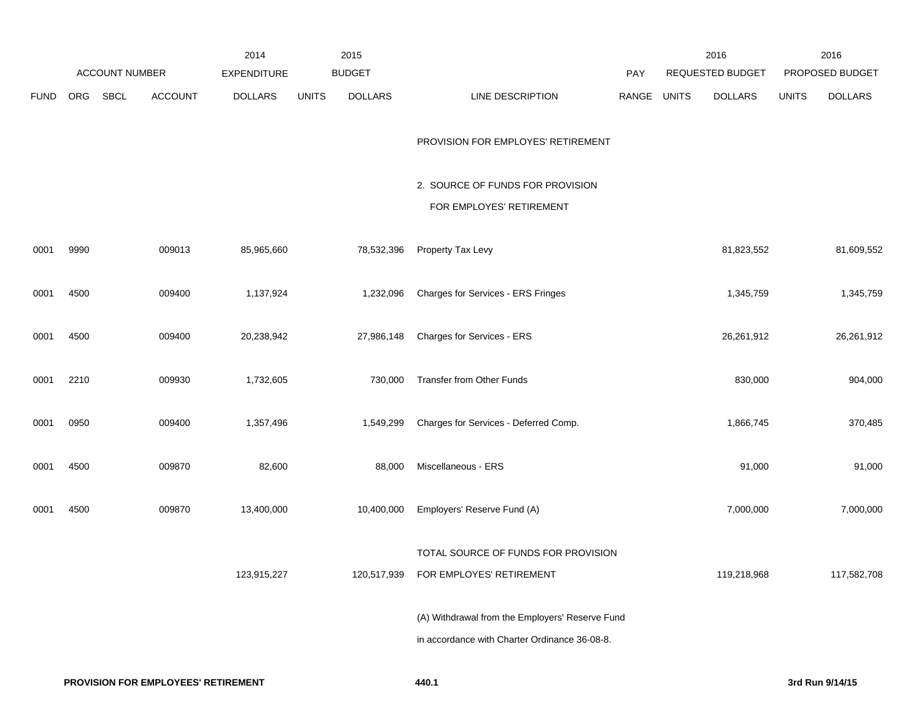| FUND | ORG | SBCL | ACCOUNT | 2014 EXPENDITURE DOLLARS | 2015 BUDGET UNITS | 2015 BUDGET DOLLARS | LINE DESCRIPTION | PAY RANGE | 2016 REQUESTED BUDGET UNITS | 2016 REQUESTED BUDGET DOLLARS | 2016 PROPOSED BUDGET UNITS | 2016 PROPOSED BUDGET DOLLARS |
|---|---|---|---|---|---|---|---|---|---|---|---|---|
| | | | | | | | PROVISION FOR EMPLOYES' RETIREMENT | | | | | |
| | | | | | | | 2. SOURCE OF FUNDS FOR PROVISION FOR EMPLOYES' RETIREMENT | | | | | |
| 0001 | 9990 | | 009013 | 85,965,660 | | 78,532,396 | Property Tax Levy | | | 81,823,552 | | 81,609,552 |
| 0001 | 4500 | | 009400 | 1,137,924 | | 1,232,096 | Charges for Services - ERS Fringes | | | 1,345,759 | | 1,345,759 |
| 0001 | 4500 | | 009400 | 20,238,942 | | 27,986,148 | Charges for Services - ERS | | | 26,261,912 | | 26,261,912 |
| 0001 | 2210 | | 009930 | 1,732,605 | | 730,000 | Transfer from Other Funds | | | 830,000 | | 904,000 |
| 0001 | 0950 | | 009400 | 1,357,496 | | 1,549,299 | Charges for Services - Deferred Comp. | | | 1,866,745 | | 370,485 |
| 0001 | 4500 | | 009870 | 82,600 | | 88,000 | Miscellaneous - ERS | | | 91,000 | | 91,000 |
| 0001 | 4500 | | 009870 | 13,400,000 | | 10,400,000 | Employers' Reserve Fund (A) | | | 7,000,000 | | 7,000,000 |
| | | | | 123,915,227 | | 120,517,939 | TOTAL SOURCE OF FUNDS FOR PROVISION FOR EMPLOYES' RETIREMENT | | | 119,218,968 | | 117,582,708 |

(A) Withdrawal from the Employers' Reserve Fund in accordance with Charter Ordinance 36-08-8.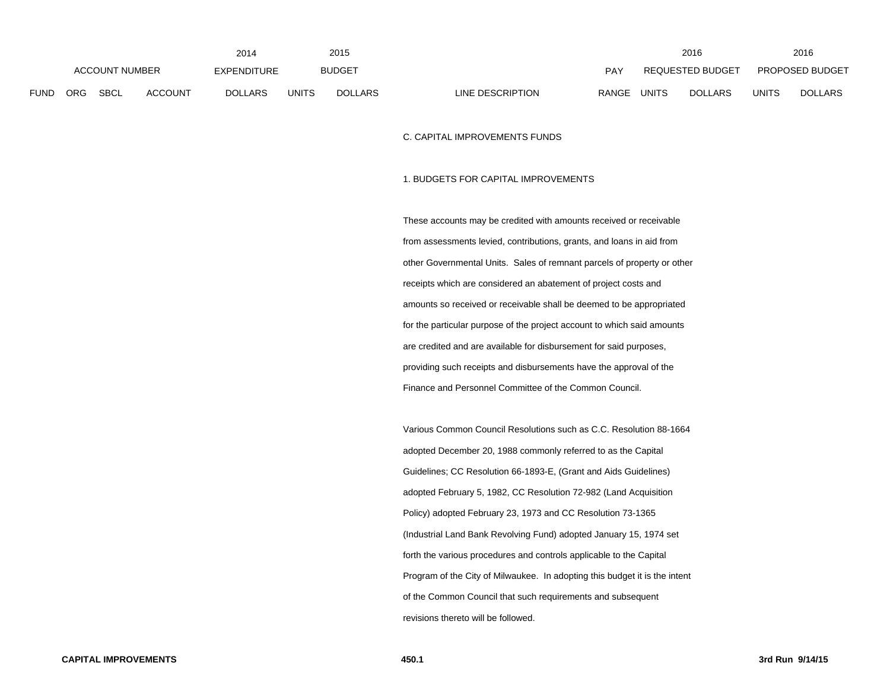| ACCOUNT NUMBER | | | | 2014 EXPENDITURE | 2015 BUDGET | | | PAY | 2016 REQUESTED BUDGET | | 2016 PROPOSED BUDGET | |
|---|---|---|---|---|---|---|---|---|---|---|---|---|
| FUND | ORG | SBCL | ACCOUNT | DOLLARS | UNITS | DOLLARS | LINE DESCRIPTION | RANGE | UNITS | DOLLARS | UNITS | DOLLARS |

C. CAPITAL IMPROVEMENTS FUNDS

1. BUDGETS FOR CAPITAL IMPROVEMENTS

These accounts may be credited with amounts received or receivable from assessments levied, contributions, grants, and loans in aid from other Governmental Units. Sales of remnant parcels of property or other receipts which are considered an abatement of project costs and amounts so received or receivable shall be deemed to be appropriated for the particular purpose of the project account to which said amounts are credited and are available for disbursement for said purposes, providing such receipts and disbursements have the approval of the Finance and Personnel Committee of the Common Council.

Various Common Council Resolutions such as C.C. Resolution 88-1664 adopted December 20, 1988 commonly referred to as the Capital Guidelines; CC Resolution 66-1893-E, (Grant and Aids Guidelines) adopted February 5, 1982, CC Resolution 72-982 (Land Acquisition Policy) adopted February 23, 1973 and CC Resolution 73-1365 (Industrial Land Bank Revolving Fund) adopted January 15, 1974 set forth the various procedures and controls applicable to the Capital Program of the City of Milwaukee. In adopting this budget it is the intent of the Common Council that such requirements and subsequent revisions thereto will be followed.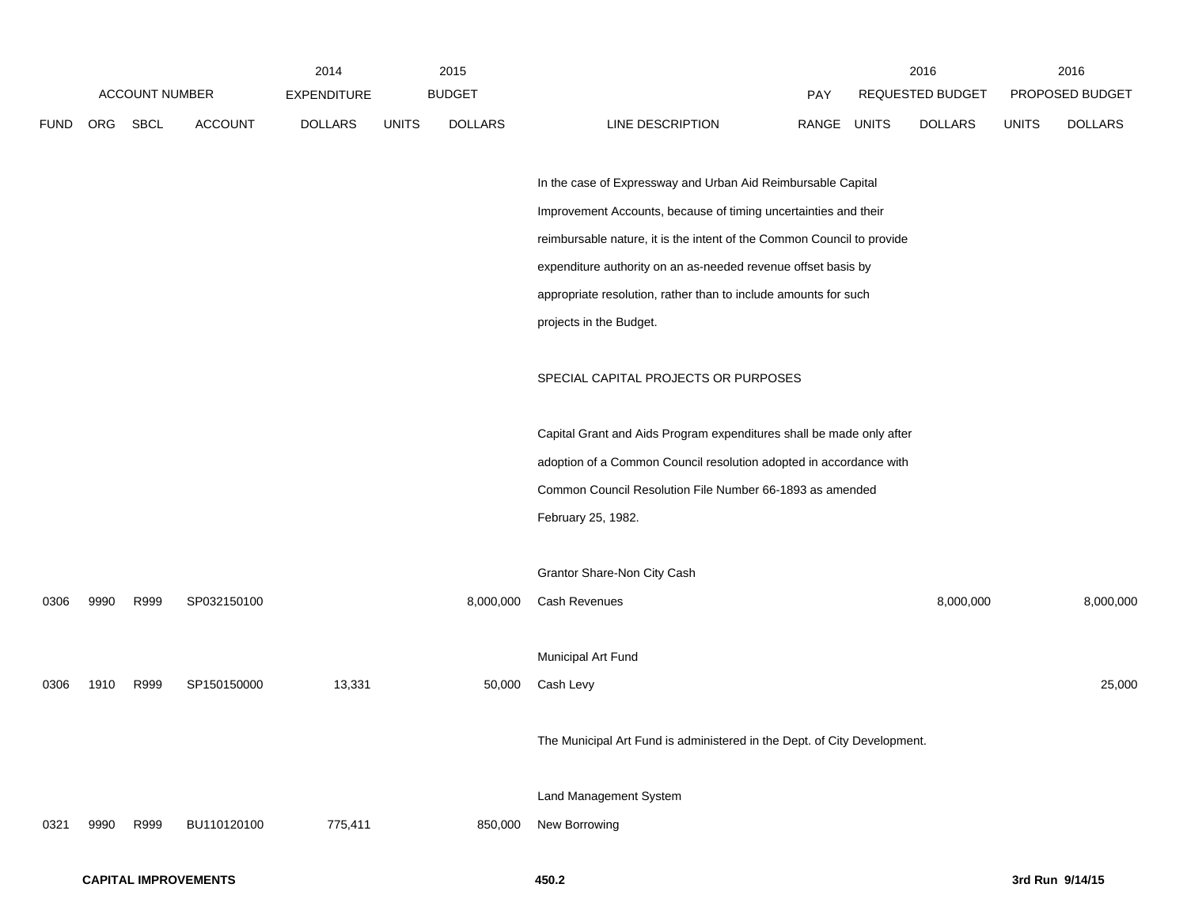| FUND | ORG | SBCL | ACCOUNT | 2014 EXPENDITURE DOLLARS | 2015 BUDGET UNITS | 2015 BUDGET DOLLARS | LINE DESCRIPTION | PAY RANGE | 2016 REQUESTED BUDGET UNITS | 2016 REQUESTED BUDGET DOLLARS | 2016 PROPOSED BUDGET UNITS | 2016 PROPOSED BUDGET DOLLARS |
|---|---|---|---|---|---|---|---|---|---|---|---|---|
| | | | | | | | In the case of Expressway and Urban Aid Reimbursable Capital Improvement Accounts, because of timing uncertainties and their reimbursable nature, it is the intent of the Common Council to provide expenditure authority on an as-needed revenue offset basis by appropriate resolution, rather than to include amounts for such projects in the Budget. | | | | | |
| | | | | | | | SPECIAL CAPITAL PROJECTS OR PURPOSES | | | | | |
| | | | | | | | Capital Grant and Aids Program expenditures shall be made only after adoption of a Common Council resolution adopted in accordance with Common Council Resolution File Number 66-1893 as amended February 25, 1982. | | | | | |
| | | | | | | | Grantor Share-Non City Cash | | | | | |
| 0306 | 9990 | R999 | SP032150100 | | | 8,000,000 | Cash Revenues | | | 8,000,000 | | 8,000,000 |
| | | | | | | | Municipal Art Fund | | | | | |
| 0306 | 1910 | R999 | SP150150000 | 13,331 | | 50,000 | Cash Levy | | | | | 25,000 |
| | | | | | | | The Municipal Art Fund is administered in the Dept. of City Development. | | | | | |
| | | | | | | | Land Management System | | | | | |
| 0321 | 9990 | R999 | BU110120100 | 775,411 | | 850,000 | New Borrowing | | | | | |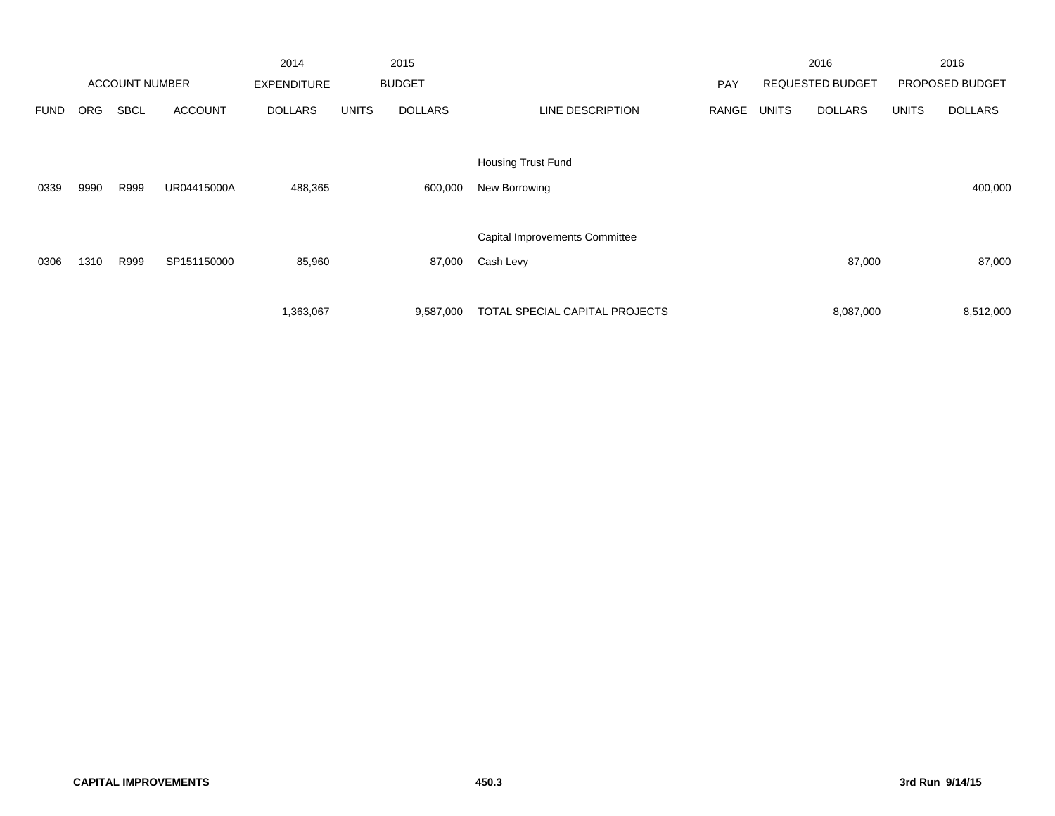| ACCOUNT NUMBER | | | | 2014 EXPENDITURE | 2015 BUDGET | | | PAY | 2016 REQUESTED BUDGET | | 2016 PROPOSED BUDGET | |
|---|---|---|---|---|---|---|---|---|---|---|---|---|
| FUND | ORG | SBCL | ACCOUNT | DOLLARS | UNITS | DOLLARS | LINE DESCRIPTION | RANGE | UNITS | DOLLARS | UNITS | DOLLARS |
| | | | | | | | Housing Trust Fund | | | | | |
| 0339 | 9990 | R999 | UR04415000A | 488,365 | | 600,000 | New Borrowing | | | | | 400,000 |
| | | | | | | | Capital Improvements Committee | | | | | |
| 0306 | 1310 | R999 | SP151150000 | 85,960 | | 87,000 | Cash Levy | | | 87,000 | | 87,000 |
| | | | | 1,363,067 | | 9,587,000 | TOTAL SPECIAL CAPITAL PROJECTS | | | 8,087,000 | | 8,512,000 |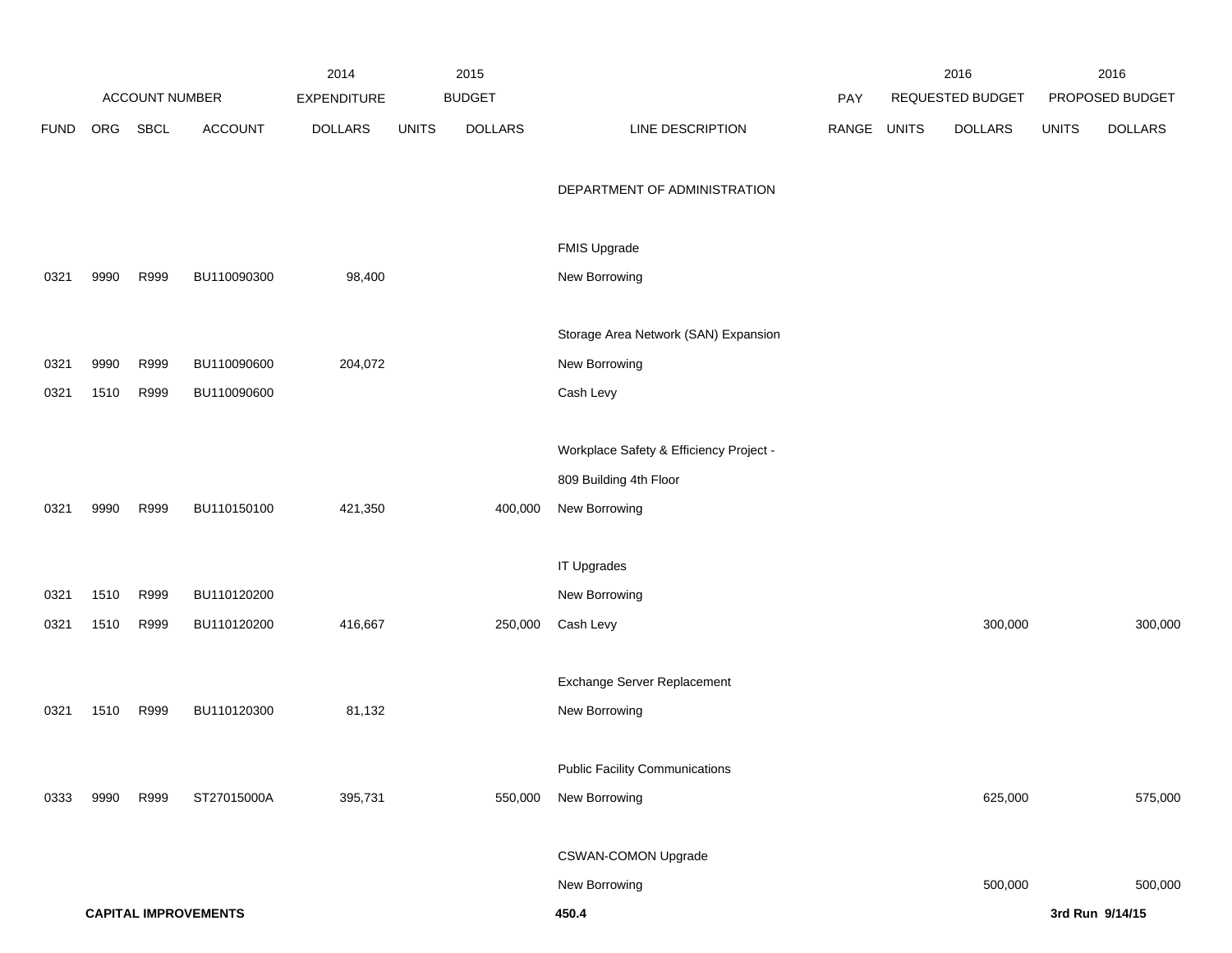| FUND | ORG | SBCL | ACCOUNT | 2014 EXPENDITURE DOLLARS | 2015 BUDGET UNITS | 2015 BUDGET DOLLARS | LINE DESCRIPTION | PAY RANGE | 2016 REQUESTED BUDGET UNITS | 2016 REQUESTED BUDGET DOLLARS | 2016 PROPOSED BUDGET UNITS | 2016 PROPOSED BUDGET DOLLARS |
|---|---|---|---|---|---|---|---|---|---|---|---|---|
| | | | | | | | DEPARTMENT OF ADMINISTRATION | | | | | |
| | | | | | | | FMIS Upgrade | | | | | |
| 0321 | 9990 | R999 | BU110090300 | 98,400 | | | New Borrowing | | | | | |
| | | | | | | | Storage Area Network (SAN) Expansion | | | | | |
| 0321 | 9990 | R999 | BU110090600 | 204,072 | | | New Borrowing | | | | | |
| 0321 | 1510 | R999 | BU110090600 | | | | Cash Levy | | | | | |
| | | | | | | | Workplace Safety & Efficiency Project - | | | | | |
| | | | | | | | 809 Building 4th Floor | | | | | |
| 0321 | 9990 | R999 | BU110150100 | 421,350 | | 400,000 | New Borrowing | | | | | |
| | | | | | | | IT Upgrades | | | | | |
| 0321 | 1510 | R999 | BU110120200 | | | | New Borrowing | | | | | |
| 0321 | 1510 | R999 | BU110120200 | 416,667 | | 250,000 | Cash Levy | | | 300,000 | | 300,000 |
| | | | | | | | Exchange Server Replacement | | | | | |
| 0321 | 1510 | R999 | BU110120300 | 81,132 | | | New Borrowing | | | | | |
| | | | | | | | Public Facility Communications | | | | | |
| 0333 | 9990 | R999 | ST27015000A | 395,731 | | 550,000 | New Borrowing | | | 625,000 | | 575,000 |
| | | | | | | | CSWAN-COMON Upgrade | | | | | |
| | | | | | | | New Borrowing | | | 500,000 | | 500,000 |

**CAPITAL IMPROVEMENTS** **450.4** **3rd Run 9/14/15**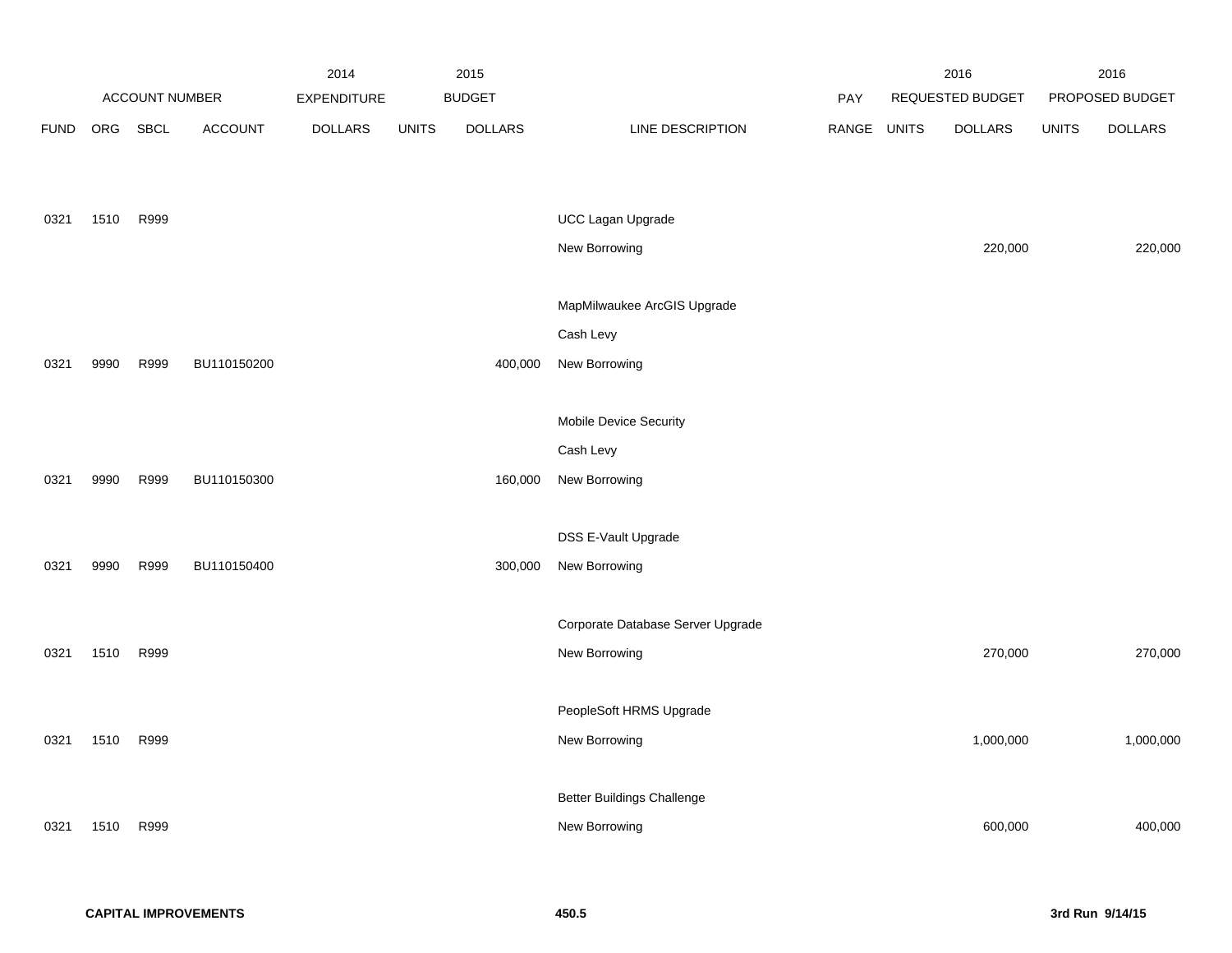| FUND | ORG | SBCL | ACCOUNT | 2014 EXPENDITURE DOLLARS | 2015 BUDGET UNITS | 2015 BUDGET DOLLARS | LINE DESCRIPTION | PAY RANGE | 2016 REQUESTED BUDGET UNITS | 2016 REQUESTED BUDGET DOLLARS | 2016 PROPOSED BUDGET UNITS | 2016 PROPOSED BUDGET DOLLARS |
|---|---|---|---|---|---|---|---|---|---|---|---|---|
| 0321 | 1510 | R999 | | | | | UCC Lagan Upgrade | | | | | |
| | | | | | | | New Borrowing | | | 220,000 | | 220,000 |
| | | | | | | | MapMilwaukee ArcGIS Upgrade | | | | | |
| | | | | | | | Cash Levy | | | | | |
| 0321 | 9990 | R999 | BU110150200 | | | 400,000 | New Borrowing | | | | | |
| | | | | | | | Mobile Device Security | | | | | |
| | | | | | | | Cash Levy | | | | | |
| 0321 | 9990 | R999 | BU110150300 | | | 160,000 | New Borrowing | | | | | |
| | | | | | | | DSS E-Vault Upgrade | | | | | |
| 0321 | 9990 | R999 | BU110150400 | | | 300,000 | New Borrowing | | | | | |
| | | | | | | | Corporate Database Server Upgrade | | | | | |
| 0321 | 1510 | R999 | | | | | New Borrowing | | | 270,000 | | 270,000 |
| | | | | | | | PeopleSoft HRMS Upgrade | | | | | |
| 0321 | 1510 | R999 | | | | | New Borrowing | | | 1,000,000 | | 1,000,000 |
| | | | | | | | Better Buildings Challenge | | | | | |
| 0321 | 1510 | R999 | | | | | New Borrowing | | | 600,000 | | 400,000 |

**CAPITAL IMPROVEMENTS** 450.5 **3rd Run 9/14/15**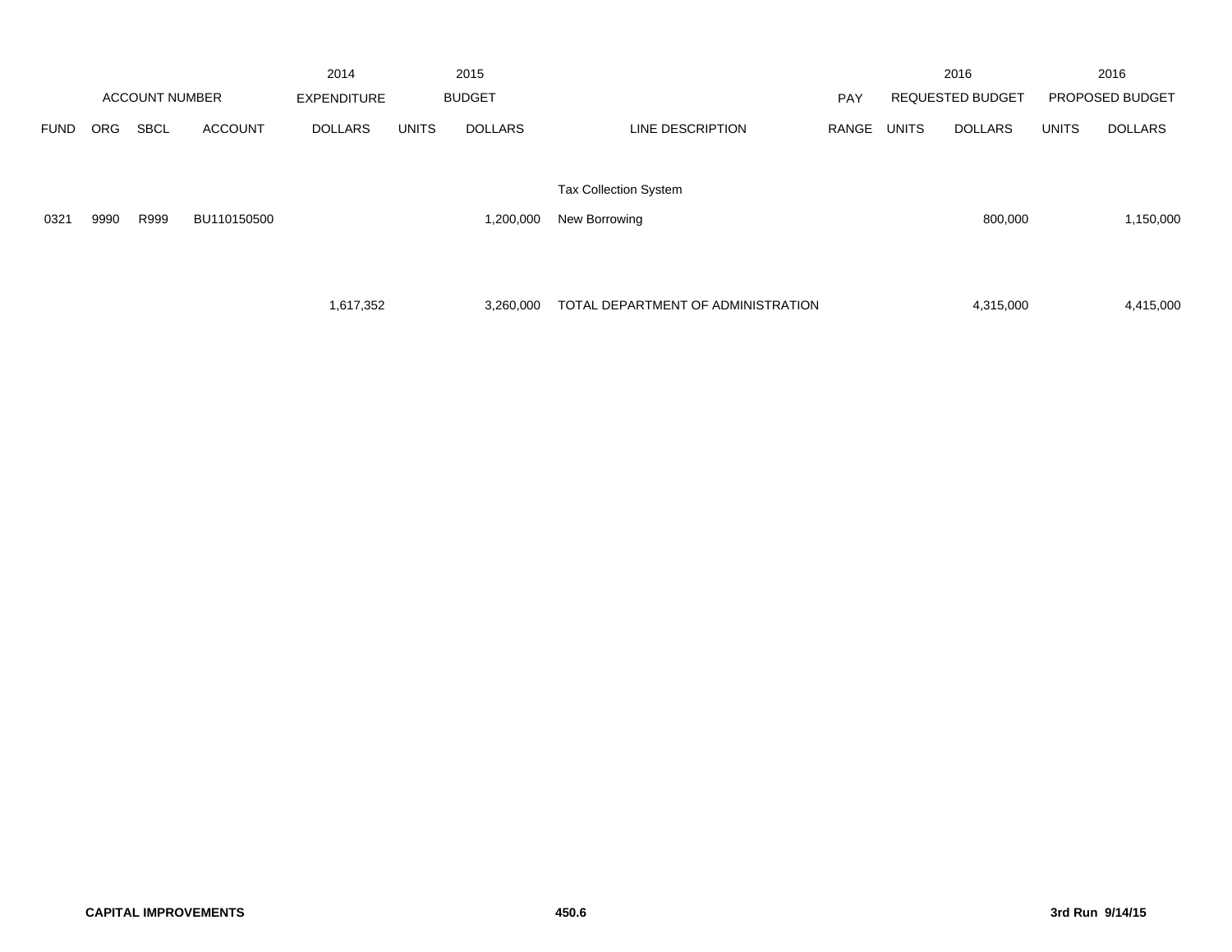| FUND | ORG | SBCL | ACCOUNT | 2014 EXPENDITURE DOLLARS | 2015 BUDGET UNITS | 2015 BUDGET DOLLARS | LINE DESCRIPTION | PAY RANGE | 2016 REQUESTED BUDGET UNITS | 2016 REQUESTED BUDGET DOLLARS | 2016 PROPOSED BUDGET UNITS | 2016 PROPOSED BUDGET DOLLARS |
|---|---|---|---|---|---|---|---|---|---|---|---|---|
| | | | | | | | Tax Collection System | | | | | |
| 0321 | 9990 | R999 | BU110150500 | | | 1,200,000 | New Borrowing | | | 800,000 | | 1,150,000 |
| | | | | 1,617,352 | | 3,260,000 | TOTAL DEPARTMENT OF ADMINISTRATION | | | 4,315,000 | | 4,415,000 |

CAPITAL IMPROVEMENTS

450.6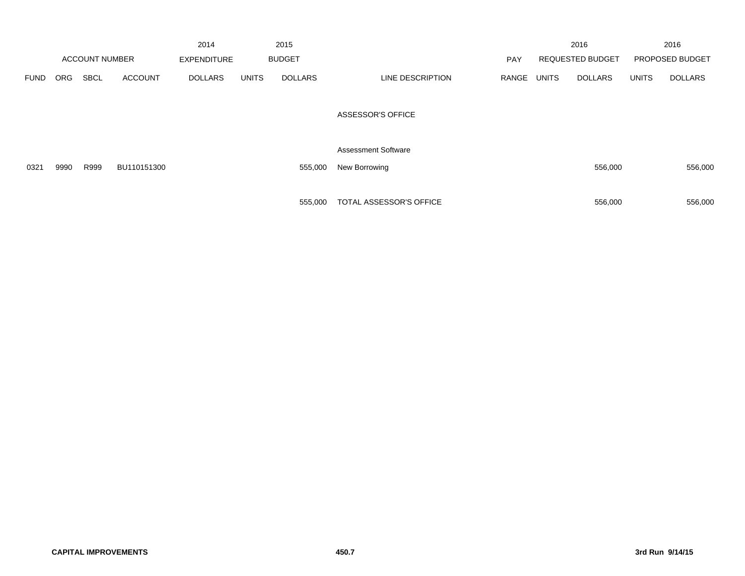| ACCOUNT NUMBER | | | | 2014 EXPENDITURE | 2015 BUDGET | | | PAY | 2016 REQUESTED BUDGET | | 2016 PROPOSED BUDGET | |
|---|---|---|---|---|---|---|---|---|---|---|---|---|
| FUND | ORG | SBCL | ACCOUNT | DOLLARS | UNITS | DOLLARS | LINE DESCRIPTION | RANGE | UNITS | DOLLARS | UNITS | DOLLARS |
| | | | | | | | ASSESSOR'S OFFICE | | | | | |
| | | | | | | | Assessment Software | | | | | |
| 0321 | 9990 | R999 | BU110151300 | | | 555,000 | New Borrowing | | | 556,000 | | 556,000 |
| | | | | | | 555,000 | TOTAL ASSESSOR'S OFFICE | | | 556,000 | | 556,000 |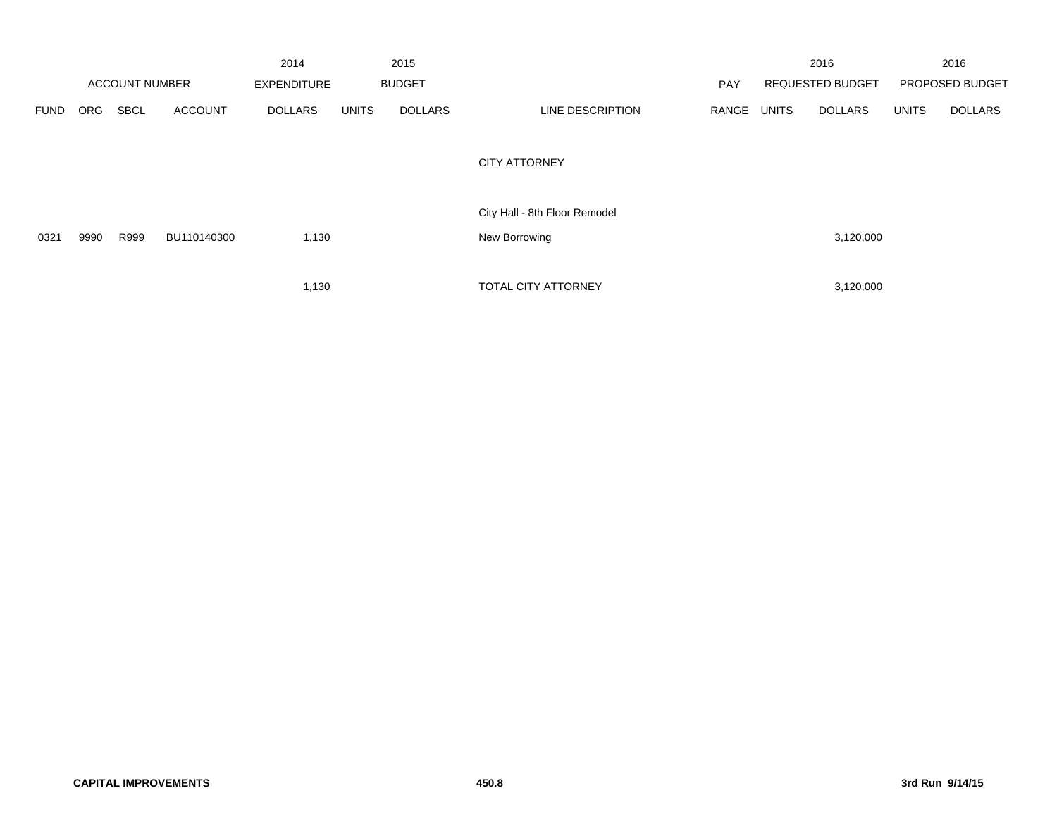| ACCOUNT NUMBER | | | | 2014 EXPENDITURE | 2015 BUDGET | | | PAY | 2016 REQUESTED BUDGET | | 2016 PROPOSED BUDGET | |
|---|---|---|---|---|---|---|---|---|---|---|---|---|
| FUND | ORG | SBCL | ACCOUNT | DOLLARS | UNITS | DOLLARS | LINE DESCRIPTION | RANGE | UNITS | DOLLARS | UNITS | DOLLARS |
| | | | | | | | CITY ATTORNEY | | | | | |
| | | | | | | | City Hall - 8th Floor Remodel | | | | | |
| 0321 | 9990 | R999 | BU110140300 | 1,130 | | | New Borrowing | | | 3,120,000 | | |
| | | | | 1,130 | | | TOTAL CITY ATTORNEY | | | 3,120,000 | | |

**CAPITAL IMPROVEMENTS** **450.8** **3rd Run 9/14/15**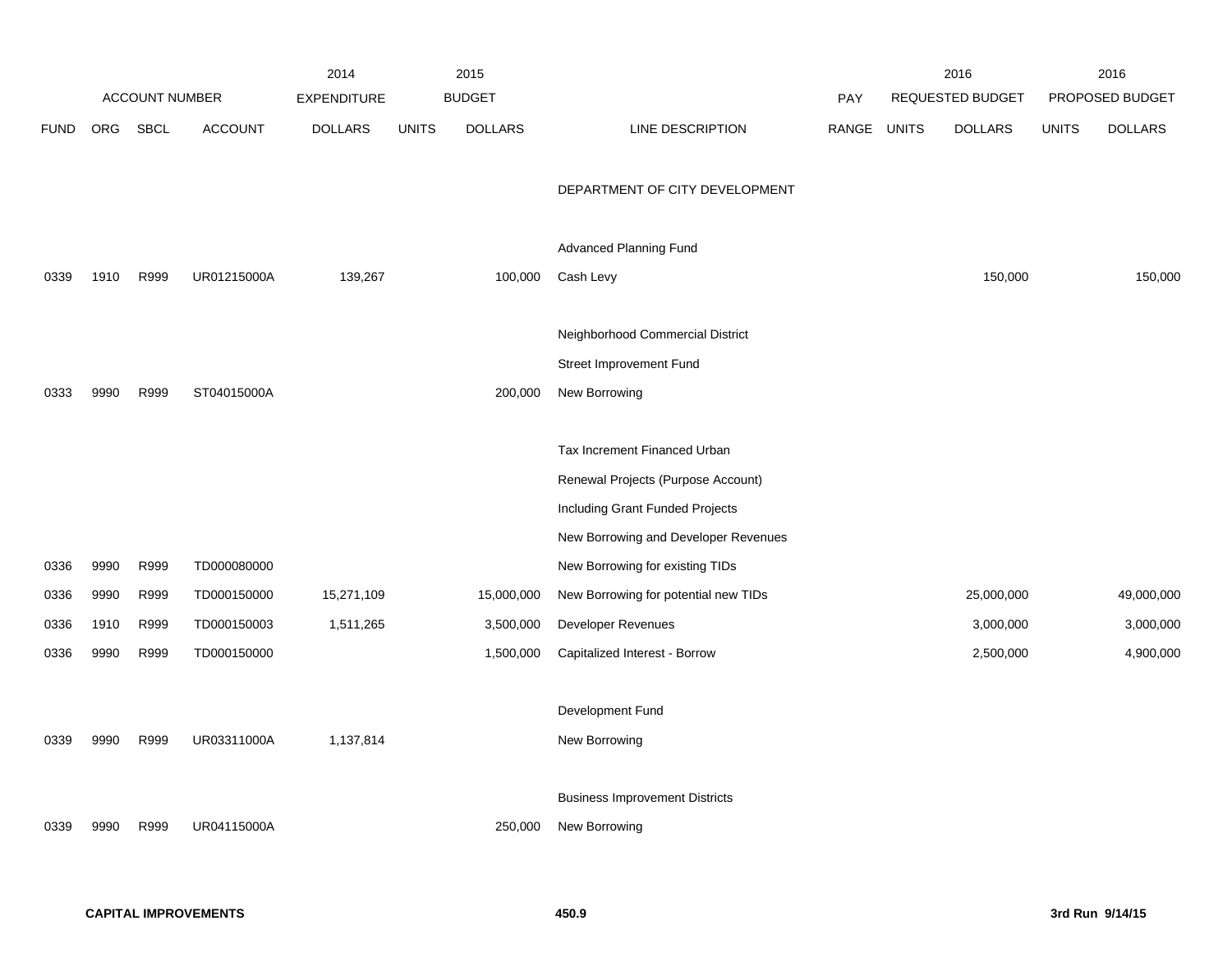| FUND | ORG | SBCL | ACCOUNT | 2014 EXPENDITURE DOLLARS | 2015 BUDGET UNITS | 2015 BUDGET DOLLARS | LINE DESCRIPTION | PAY RANGE | 2016 REQUESTED BUDGET UNITS | 2016 REQUESTED BUDGET DOLLARS | 2016 PROPOSED BUDGET UNITS | 2016 PROPOSED BUDGET DOLLARS |
|---|---|---|---|---|---|---|---|---|---|---|---|---|
| | | | | | | | DEPARTMENT OF CITY DEVELOPMENT | | | | | |
| | | | | | | | Advanced Planning Fund | | | | | |
| 0339 | 1910 | R999 | UR01215000A | 139,267 | | 100,000 | Cash Levy | | | 150,000 | | 150,000 |
| | | | | | | | Neighborhood Commercial District | | | | | |
| | | | | | | | Street Improvement Fund | | | | | |
| 0333 | 9990 | R999 | ST04015000A | | | 200,000 | New Borrowing | | | | | |
| | | | | | | | Tax Increment Financed Urban | | | | | |
| | | | | | | | Renewal Projects (Purpose Account) | | | | | |
| | | | | | | | Including Grant Funded Projects | | | | | |
| | | | | | | | New Borrowing and Developer Revenues | | | | | |
| 0336 | 9990 | R999 | TD000080000 | | | | New Borrowing for existing TIDs | | | | | |
| 0336 | 9990 | R999 | TD000150000 | 15,271,109 | | 15,000,000 | New Borrowing for potential new TIDs | | | 25,000,000 | | 49,000,000 |
| 0336 | 1910 | R999 | TD000150003 | 1,511,265 | | 3,500,000 | Developer Revenues | | | 3,000,000 | | 3,000,000 |
| 0336 | 9990 | R999 | TD000150000 | | | 1,500,000 | Capitalized Interest - Borrow | | | 2,500,000 | | 4,900,000 |
| | | | | | | | Development Fund | | | | | |
| 0339 | 9990 | R999 | UR03311000A | 1,137,814 | | | New Borrowing | | | | | |
| | | | | | | | Business Improvement Districts | | | | | |
| 0339 | 9990 | R999 | UR04115000A | | | 250,000 | New Borrowing | | | | | |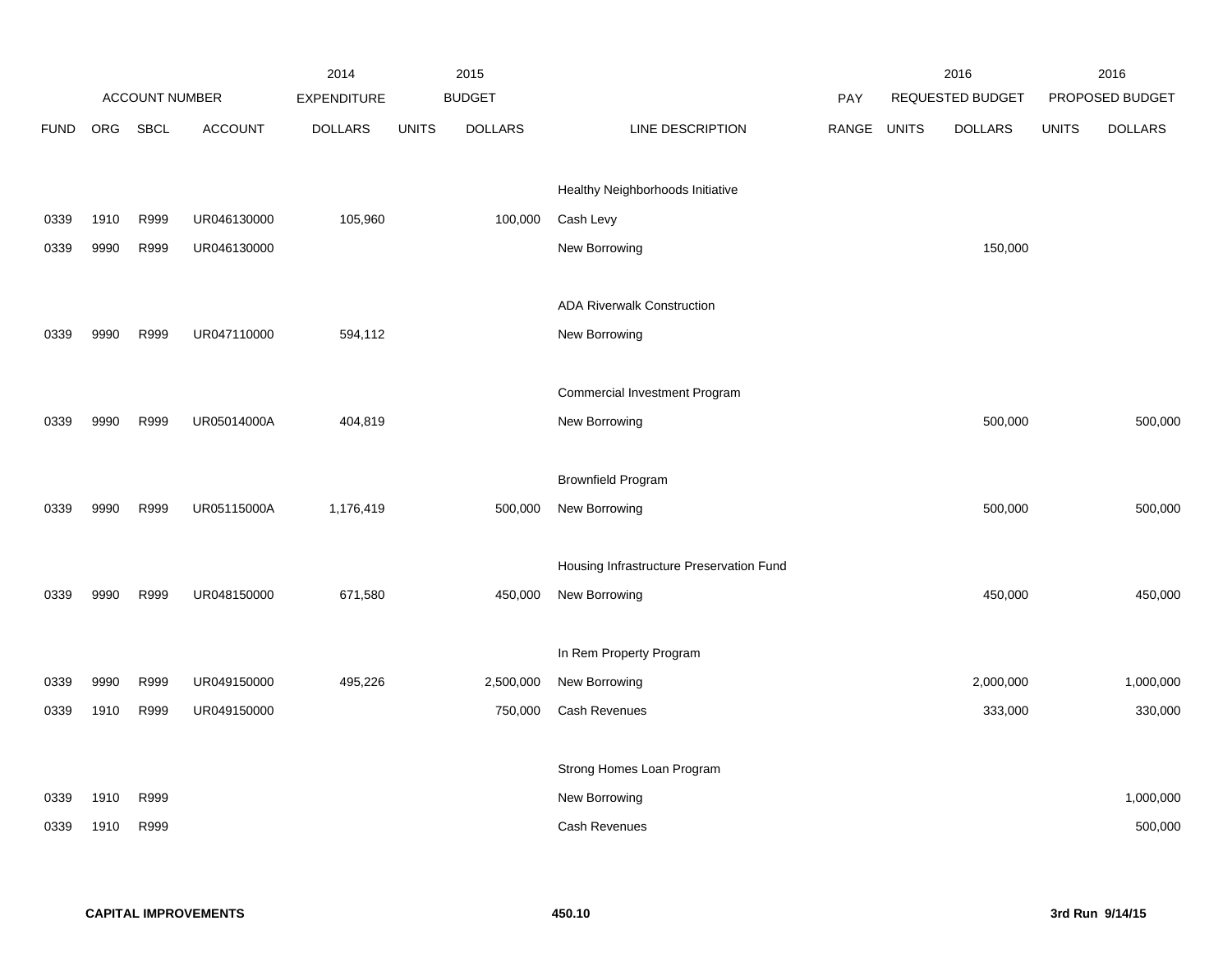| FUND | ORG | SBCL | ACCOUNT | 2014 EXPENDITURE DOLLARS | 2015 BUDGET UNITS | 2015 BUDGET DOLLARS | LINE DESCRIPTION | PAY RANGE | 2016 REQUESTED BUDGET UNITS | 2016 REQUESTED BUDGET DOLLARS | 2016 PROPOSED BUDGET UNITS | 2016 PROPOSED BUDGET DOLLARS |
|---|---|---|---|---|---|---|---|---|---|---|---|---|
| | | | | | | | Healthy Neighborhoods Initiative | | | | | |
| 0339 | 1910 | R999 | UR046130000 | 105,960 | | 100,000 | Cash Levy | | | | | |
| 0339 | 9990 | R999 | UR046130000 | | | | New Borrowing | | | 150,000 | | |
| | | | | | | | ADA Riverwalk Construction | | | | | |
| 0339 | 9990 | R999 | UR047110000 | 594,112 | | | New Borrowing | | | | | |
| | | | | | | | Commercial Investment Program | | | | | |
| 0339 | 9990 | R999 | UR05014000A | 404,819 | | | New Borrowing | | | 500,000 | | 500,000 |
| | | | | | | | Brownfield Program | | | | | |
| 0339 | 9990 | R999 | UR05115000A | 1,176,419 | | 500,000 | New Borrowing | | | 500,000 | | 500,000 |
| | | | | | | | Housing Infrastructure Preservation Fund | | | | | |
| 0339 | 9990 | R999 | UR048150000 | 671,580 | | 450,000 | New Borrowing | | | 450,000 | | 450,000 |
| | | | | | | | In Rem Property Program | | | | | |
| 0339 | 9990 | R999 | UR049150000 | 495,226 | | 2,500,000 | New Borrowing | | | 2,000,000 | | 1,000,000 |
| 0339 | 1910 | R999 | UR049150000 | | | 750,000 | Cash Revenues | | | 333,000 | | 330,000 |
| | | | | | | | Strong Homes Loan Program | | | | | |
| 0339 | 1910 | R999 | | | | | New Borrowing | | | | | 1,000,000 |
| 0339 | 1910 | R999 | | | | | Cash Revenues | | | | | 500,000 |

**CAPITAL IMPROVEMENTS** 450.10 **3rd Run 9/14/15**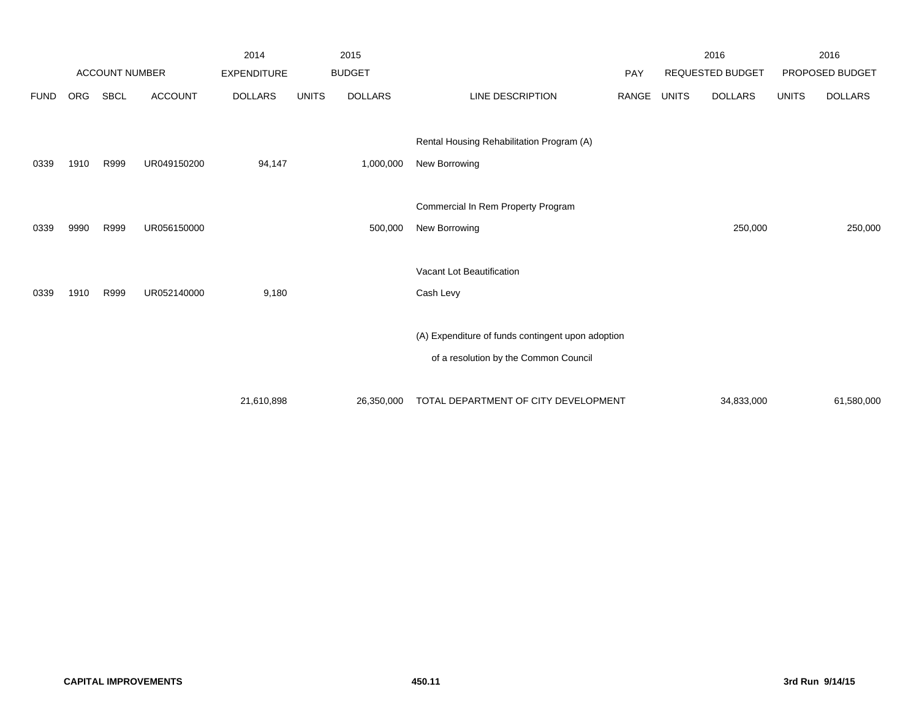| ACCOUNT NUMBER | | | | 2014 EXPENDITURE | 2015 BUDGET | | | PAY | 2016 REQUESTED BUDGET | | 2016 PROPOSED BUDGET | |
|---|---|---|---|---|---|---|---|---|---|---|---|---|
| FUND | ORG | SBCL | ACCOUNT | DOLLARS | UNITS | DOLLARS | LINE DESCRIPTION | RANGE | UNITS | DOLLARS | UNITS | DOLLARS |
| | | | | | | | Rental Housing Rehabilitation Program (A) | | | | | |
| 0339 | 1910 | R999 | UR049150200 | 94,147 | | 1,000,000 | New Borrowing | | | | | |
| | | | | | | | Commercial In Rem Property Program | | | | | |
| 0339 | 9990 | R999 | UR056150000 | | | 500,000 | New Borrowing | | | 250,000 | | 250,000 |
| | | | | | | | Vacant Lot Beautification | | | | | |
| 0339 | 1910 | R999 | UR052140000 | 9,180 | | | Cash Levy | | | | | |
| | | | | | | | (A) Expenditure of funds contingent upon adoption of a resolution by the Common Council | | | | | |
| | | | | 21,610,898 | | 26,350,000 | TOTAL DEPARTMENT OF CITY DEVELOPMENT | | | 34,833,000 | | 61,580,000 |

**CAPITAL IMPROVEMENTS** **450.11** **3rd Run 9/14/15**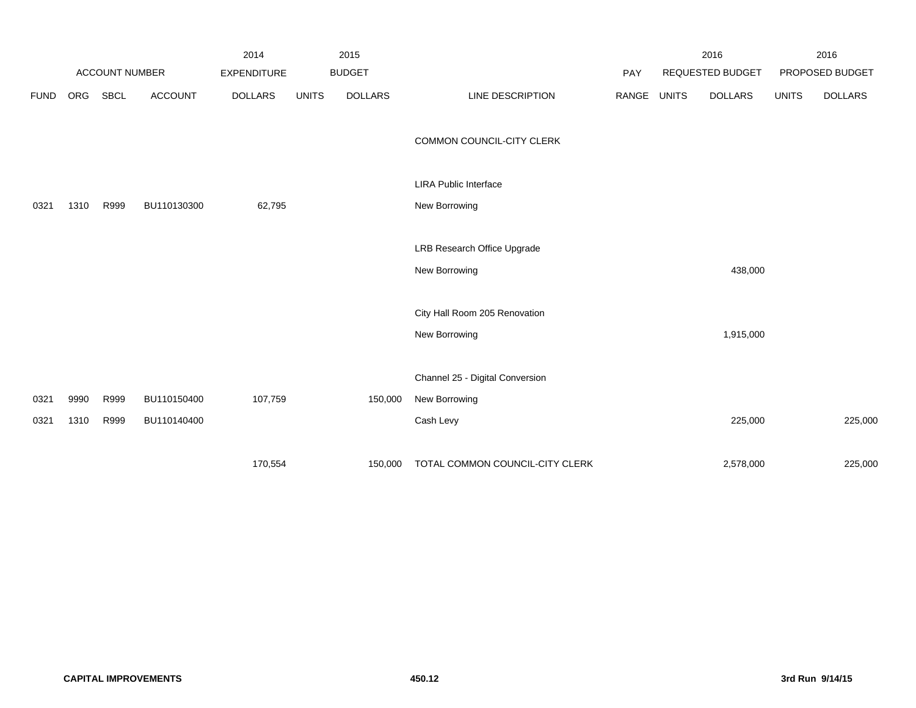| | ACCOUNT NUMBER | | | 2014 EXPENDITURE | 2015 BUDGET | | | PAY | 2016 REQUESTED BUDGET | | 2016 PROPOSED BUDGET | |
|---|---|---|---|---|---|---|---|---|---|---|---|---|
| FUND | ORG | SBCL | ACCOUNT | DOLLARS | UNITS | DOLLARS | LINE DESCRIPTION | RANGE | UNITS | DOLLARS | UNITS | DOLLARS |
| | | | | | | | COMMON COUNCIL-CITY CLERK | | | | | |
| | | | | | | | LIRA Public Interface | | | | | |
| 0321 | 1310 | R999 | BU110130300 | 62,795 | | | New Borrowing | | | | | |
| | | | | | | | LRB Research Office Upgrade | | | | | |
| | | | | | | | New Borrowing | | | 438,000 | | |
| | | | | | | | City Hall Room 205 Renovation | | | | | |
| | | | | | | | New Borrowing | | | 1,915,000 | | |
| | | | | | | | Channel 25 - Digital Conversion | | | | | |
| 0321 | 9990 | R999 | BU110150400 | 107,759 | | 150,000 | New Borrowing | | | | | |
| 0321 | 1310 | R999 | BU110140400 | | | | Cash Levy | | | 225,000 | | 225,000 |
| | | | | 170,554 | | 150,000 | TOTAL COMMON COUNCIL-CITY CLERK | | | 2,578,000 | | 225,000 |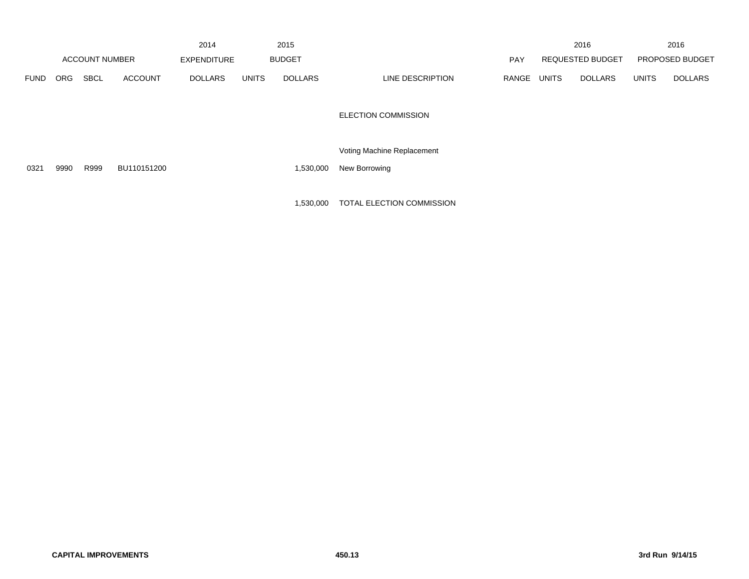| ACCOUNT NUMBER | | | | 2014 EXPENDITURE | 2015 BUDGET | | | PAY | 2016 REQUESTED BUDGET | | 2016 PROPOSED BUDGET | |
|---|---|---|---|---|---|---|---|---|---|---|---|---|
| FUND | ORG | SBCL | ACCOUNT | DOLLARS | UNITS | DOLLARS | LINE DESCRIPTION | RANGE | UNITS | DOLLARS | UNITS | DOLLARS |
| | | | | | | | ELECTION COMMISSION | | | | | |
| | | | | | | | Voting Machine Replacement | | | | | |
| 0321 | 9990 | R999 | BU110151200 | | | 1,530,000 | New Borrowing | | | | | |
| | | | | | | 1,530,000 | TOTAL ELECTION COMMISSION | | | | | |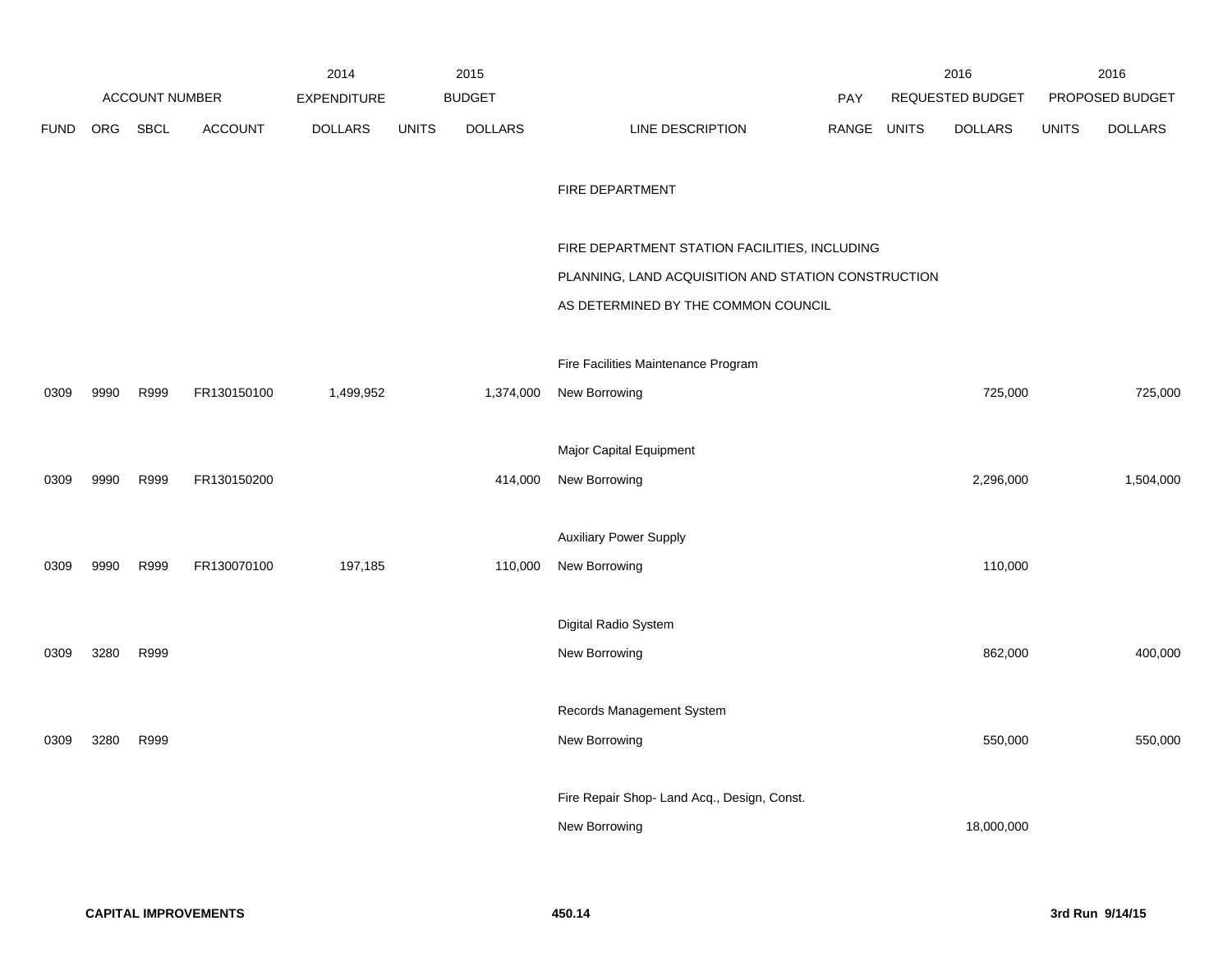| ACCOUNT NUMBER | | | | 2014 EXPENDITURE | 2015 BUDGET | | | PAY | 2016 REQUESTED BUDGET | | 2016 PROPOSED BUDGET | |
|---|---|---|---|---|---|---|---|---|---|---|---|---|
| FUND | ORG | SBCL | ACCOUNT | DOLLARS | UNITS | DOLLARS | LINE DESCRIPTION | RANGE | UNITS | DOLLARS | UNITS | DOLLARS |
| | | | | | | | FIRE DEPARTMENT | | | | | |
| | | | | | | | FIRE DEPARTMENT STATION FACILITIES, INCLUDING PLANNING, LAND ACQUISITION AND STATION CONSTRUCTION AS DETERMINED BY THE COMMON COUNCIL | | | | | |
| | | | | | | | Fire Facilities Maintenance Program | | | | | |
| 0309 | 9990 | R999 | FR130150100 | 1,499,952 | | 1,374,000 | New Borrowing | | | 725,000 | | 725,000 |
| | | | | | | | Major Capital Equipment | | | | | |
| 0309 | 9990 | R999 | FR130150200 | | | 414,000 | New Borrowing | | | 2,296,000 | | 1,504,000 |
| | | | | | | | Auxiliary Power Supply | | | | | |
| 0309 | 9990 | R999 | FR130070100 | 197,185 | | 110,000 | New Borrowing | | | 110,000 | | |
| | | | | | | | Digital Radio System | | | | | |
| 0309 | 3280 | R999 | | | | | New Borrowing | | | 862,000 | | 400,000 |
| | | | | | | | Records Management System | | | | | |
| 0309 | 3280 | R999 | | | | | New Borrowing | | | 550,000 | | 550,000 |
| | | | | | | | Fire Repair Shop- Land Acq., Design, Const. | | | | | |
| | | | | | | | New Borrowing | | | 18,000,000 | | |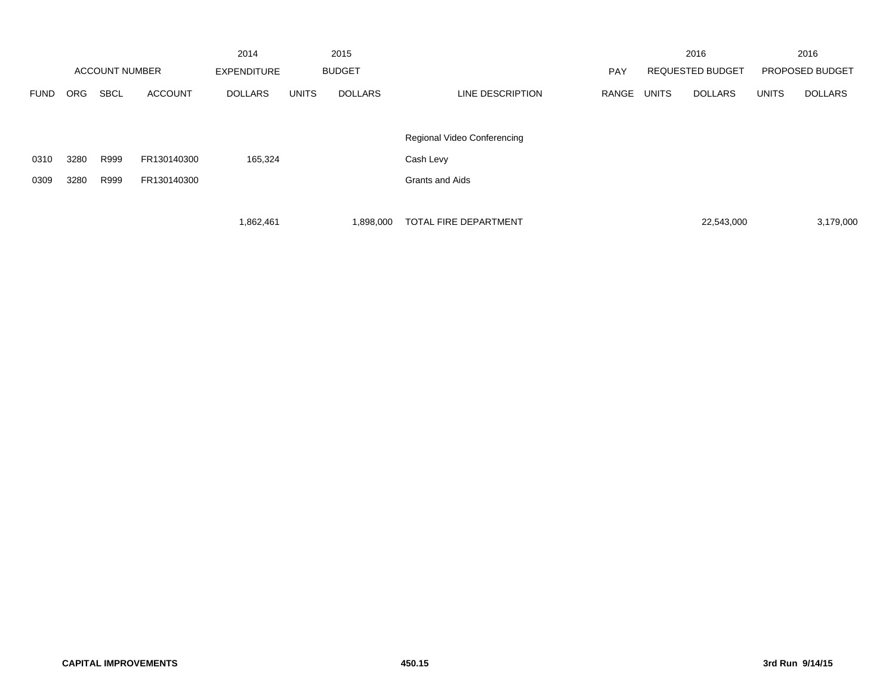| | | | | 2014 | 2015 | | | | 2016 | | 2016 | |
|---|---|---|---|---|---|---|---|---|---|---|---|---|
| ACCOUNT NUMBER | | | | EXPENDITURE | BUDGET | | | PAY | REQUESTED BUDGET | | PROPOSED BUDGET | |
| FUND | ORG | SBCL | ACCOUNT | DOLLARS | UNITS | DOLLARS | LINE DESCRIPTION | RANGE | UNITS | DOLLARS | UNITS | DOLLARS |
| | | | | | | | Regional Video Conferencing | | | | | |
| 0310 | 3280 | R999 | FR130140300 | 165,324 | | | Cash Levy | | | | | |
| 0309 | 3280 | R999 | FR130140300 | | | | Grants and Aids | | | | | |
| | | | | 1,862,461 | | 1,898,000 | TOTAL FIRE DEPARTMENT | | | 22,543,000 | | 3,179,000 |

**CAPITAL IMPROVEMENTS** **450.15** **3rd Run 9/14/15**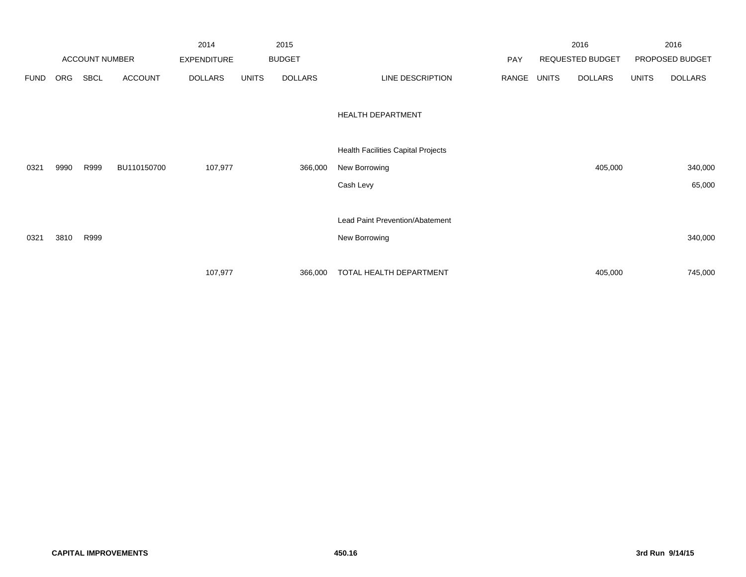| | | | | 2014 | | 2015 | | | | 2016 | | 2016 |
|---|---|---|---|---|---|---|---|---|---|---|---|---|
| ACCOUNT NUMBER | | | | EXPENDITURE | | BUDGET | | PAY | | REQUESTED BUDGET | | PROPOSED BUDGET |
| FUND | ORG | SBCL | ACCOUNT | DOLLARS | UNITS | DOLLARS | LINE DESCRIPTION | RANGE | UNITS | DOLLARS | UNITS | DOLLARS |
| | | | | | | | HEALTH DEPARTMENT | | | | | |
| | | | | | | | Health Facilities Capital Projects | | | | | |
| 0321 | 9990 | R999 | BU110150700 | 107,977 | | 366,000 | New Borrowing | | | 405,000 | | 340,000 |
| | | | | | | | Cash Levy | | | | | 65,000 |
| | | | | | | | Lead Paint Prevention/Abatement | | | | | |
| 0321 | 3810 | R999 | | | | | New Borrowing | | | | | 340,000 |
| | | | | 107,977 | | 366,000 | TOTAL HEALTH DEPARTMENT | | | 405,000 | | 745,000 |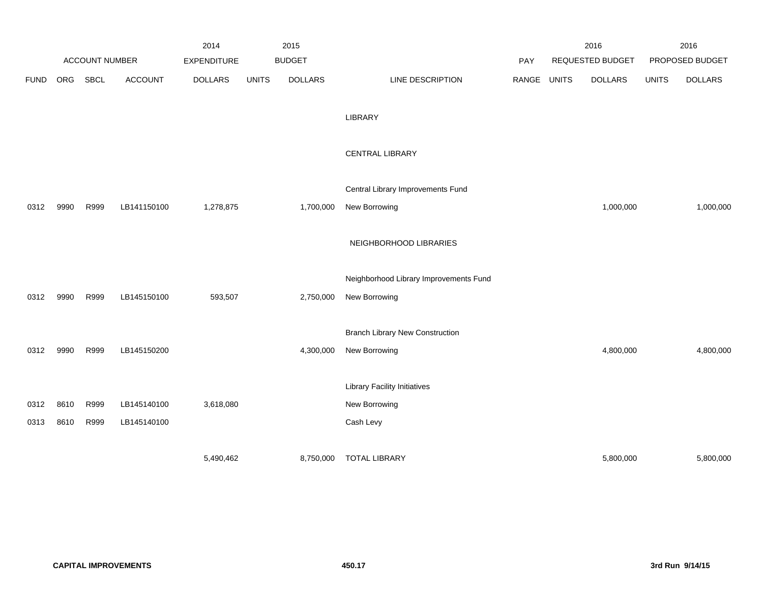| ACCOUNT NUMBER | | | | 2014 EXPENDITURE | 2015 BUDGET | | | | 2016 REQUESTED BUDGET | | 2016 PROPOSED BUDGET | |
|---|---|---|---|---|---|---|---|---|---|---|---|---|
| FUND | ORG | SBCL | ACCOUNT | DOLLARS | UNITS | DOLLARS | LINE DESCRIPTION | PAY RANGE | UNITS | DOLLARS | UNITS | DOLLARS |
| | | | | | | | LIBRARY | | | | | |
| | | | | | | | CENTRAL LIBRARY | | | | | |
| | | | | | | | Central Library Improvements Fund | | | | | |
| 0312 | 9990 | R999 | LB141150100 | 1,278,875 | | 1,700,000 | New Borrowing | | | 1,000,000 | | 1,000,000 |
| | | | | | | | NEIGHBORHOOD LIBRARIES | | | | | |
| | | | | | | | Neighborhood Library Improvements Fund | | | | | |
| 0312 | 9990 | R999 | LB145150100 | 593,507 | | 2,750,000 | New Borrowing | | | | | |
| | | | | | | | Branch Library New Construction | | | | | |
| 0312 | 9990 | R999 | LB145150200 | | | 4,300,000 | New Borrowing | | | 4,800,000 | | 4,800,000 |
| | | | | | | | Library Facility Initiatives | | | | | |
| 0312 | 8610 | R999 | LB145140100 | 3,618,080 | | | New Borrowing | | | | | |
| 0313 | 8610 | R999 | LB145140100 | | | | Cash Levy | | | | | |
| | | | | 5,490,462 | | 8,750,000 | TOTAL LIBRARY | | | 5,800,000 | | 5,800,000 |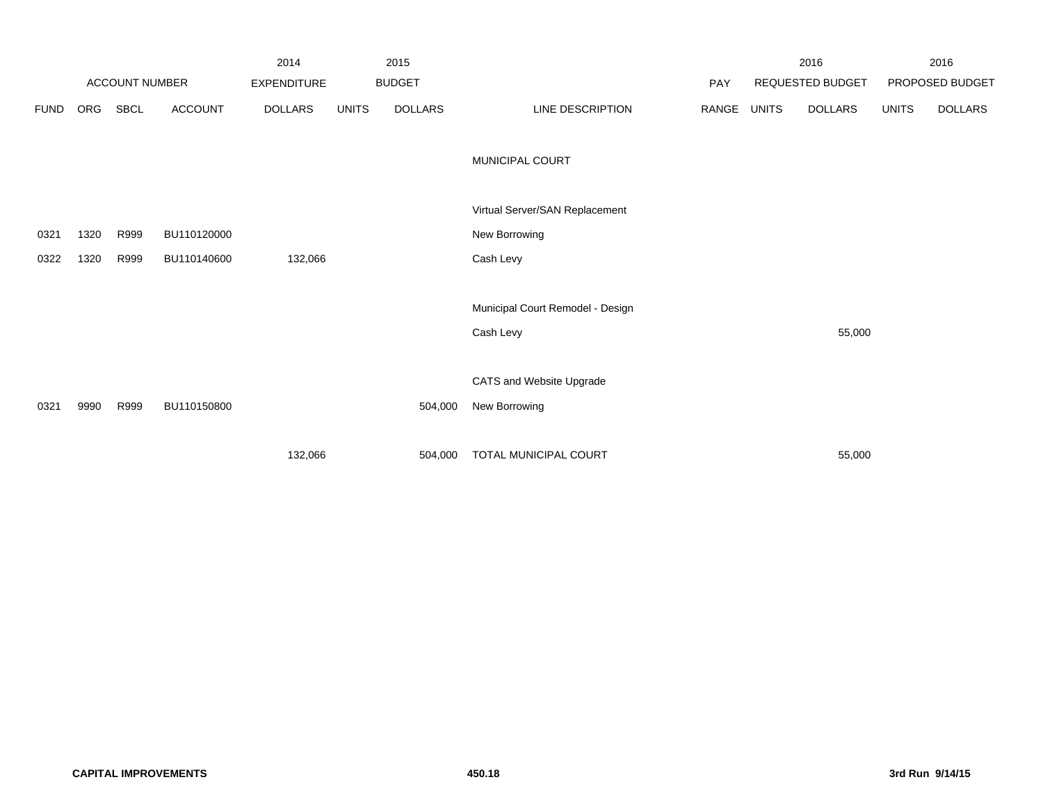| | | | | 2014 | | 2015 | | | | 2016 | | 2016 |
|---|---|---|---|---|---|---|---|---|---|---|---|---|
| ACCOUNT NUMBER | | | | EXPENDITURE | | BUDGET | | PAY | | REQUESTED BUDGET | | PROPOSED BUDGET |
| FUND | ORG | SBCL | ACCOUNT | DOLLARS | UNITS | DOLLARS | LINE DESCRIPTION | RANGE | UNITS | DOLLARS | UNITS | DOLLARS |
| | | | | | | | MUNICIPAL COURT | | | | | |
| | | | | | | | Virtual Server/SAN Replacement | | | | | |
| 0321 | 1320 | R999 | BU110120000 | | | | New Borrowing | | | | | |
| 0322 | 1320 | R999 | BU110140600 | 132,066 | | | Cash Levy | | | | | |
| | | | | | | | Municipal Court Remodel - Design | | | | | |
| | | | | | | | Cash Levy | | | 55,000 | | |
| | | | | | | | CATS and Website Upgrade | | | | | |
| 0321 | 9990 | R999 | BU110150800 | | | 504,000 | New Borrowing | | | | | |
| | | | | 132,066 | | 504,000 | TOTAL MUNICIPAL COURT | | | 55,000 | | |

CAPITAL IMPROVEMENTS

3rd Run 9/14/15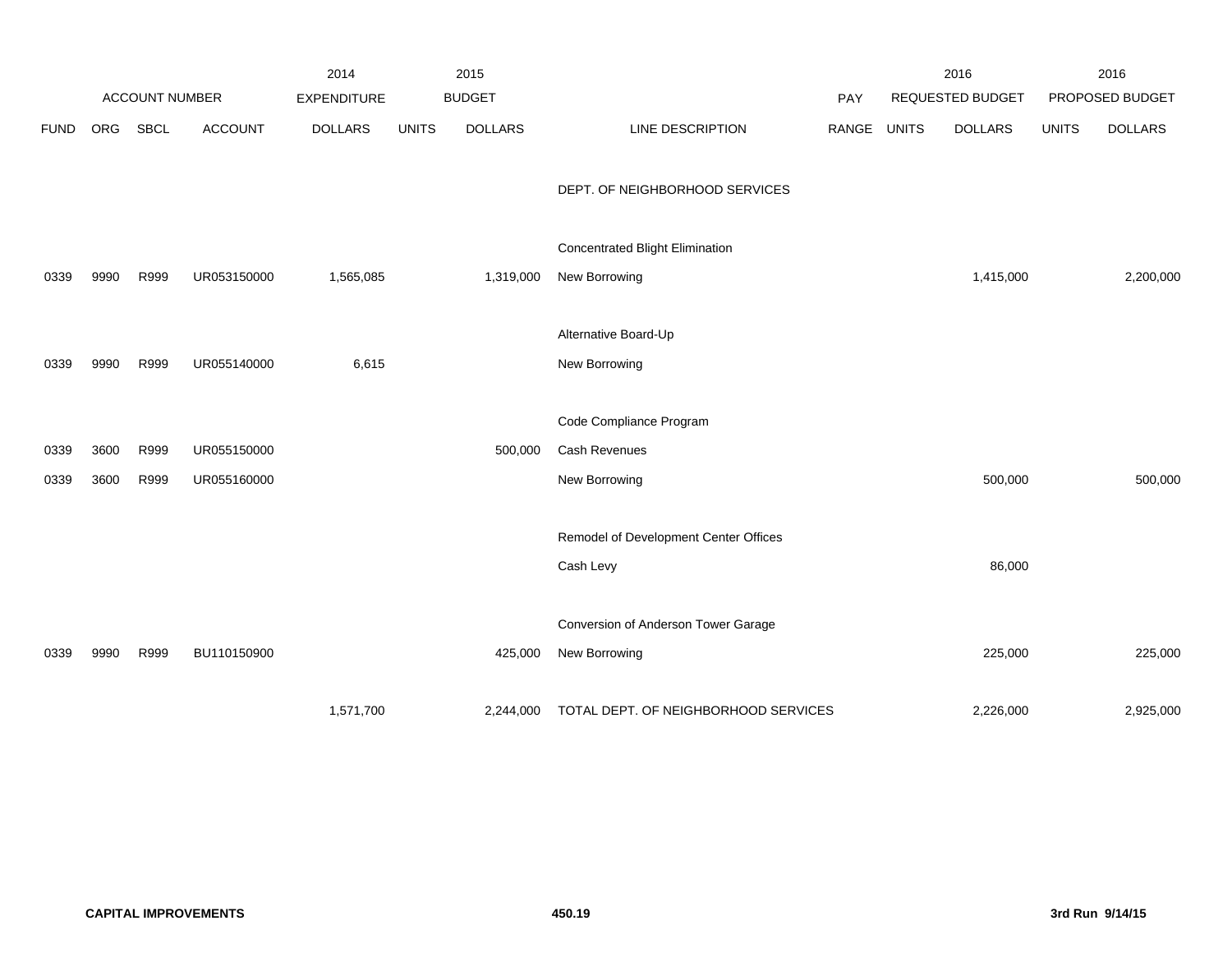| | ACCOUNT NUMBER | | | 2014 EXPENDITURE | 2015 BUDGET | | | PAY | 2016 REQUESTED BUDGET | | 2016 PROPOSED BUDGET | |
|---|---|---|---|---|---|---|---|---|---|---|---|---|
| FUND | ORG | SBCL | ACCOUNT | DOLLARS | UNITS | DOLLARS | LINE DESCRIPTION | RANGE | UNITS | DOLLARS | UNITS | DOLLARS |
| | | | | | | | DEPT. OF NEIGHBORHOOD SERVICES | | | | | |
| | | | | | | | Concentrated Blight Elimination | | | | | |
| 0339 | 9990 | R999 | UR053150000 | 1,565,085 | | 1,319,000 | New Borrowing | | | 1,415,000 | | 2,200,000 |
| | | | | | | | Alternative Board-Up | | | | | |
| 0339 | 9990 | R999 | UR055140000 | 6,615 | | | New Borrowing | | | | | |
| | | | | | | | Code Compliance Program | | | | | |
| 0339 | 3600 | R999 | UR055150000 | | | 500,000 | Cash Revenues | | | | | |
| 0339 | 3600 | R999 | UR055160000 | | | | New Borrowing | | | 500,000 | | 500,000 |
| | | | | | | | Remodel of Development Center Offices | | | | | |
| | | | | | | | Cash Levy | | | 86,000 | | |
| | | | | | | | Conversion of Anderson Tower Garage | | | | | |
| 0339 | 9990 | R999 | BU110150900 | | | 425,000 | New Borrowing | | | 225,000 | | 225,000 |
| | | | | 1,571,700 | | 2,244,000 | TOTAL DEPT. OF NEIGHBORHOOD SERVICES | | | 2,226,000 | | 2,925,000 |

**CAPITAL IMPROVEMENTS** **450.19** **3rd Run 9/14/15**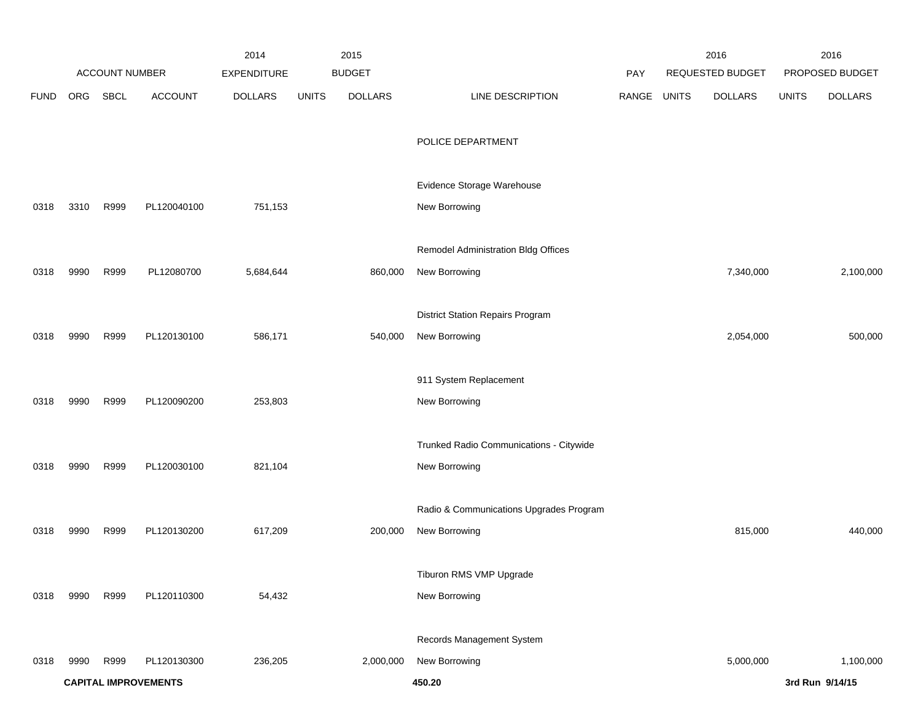| ACCOUNT NUMBER | | | | 2014 EXPENDITURE | 2015 BUDGET | | | PAY | 2016 REQUESTED BUDGET | | 2016 PROPOSED BUDGET | |
|---|---|---|---|---|---|---|---|---|---|---|---|---|
| FUND | ORG | SBCL | ACCOUNT | DOLLARS | UNITS | DOLLARS | LINE DESCRIPTION | RANGE | UNITS | DOLLARS | UNITS | DOLLARS |
| | | | | | | | POLICE DEPARTMENT | | | | | |
| | | | | | | | Evidence Storage Warehouse | | | | | |
| 0318 | 3310 | R999 | PL120040100 | 751,153 | | | New Borrowing | | | | | |
| | | | | | | | Remodel Administration Bldg Offices | | | | | |
| 0318 | 9990 | R999 | PL12080700 | 5,684,644 | | 860,000 | New Borrowing | | | 7,340,000 | | 2,100,000 |
| | | | | | | | District Station Repairs Program | | | | | |
| 0318 | 9990 | R999 | PL120130100 | 586,171 | | 540,000 | New Borrowing | | | 2,054,000 | | 500,000 |
| | | | | | | | 911 System Replacement | | | | | |
| 0318 | 9990 | R999 | PL120090200 | 253,803 | | | New Borrowing | | | | | |
| | | | | | | | Trunked Radio Communications - Citywide | | | | | |
| 0318 | 9990 | R999 | PL120030100 | 821,104 | | | New Borrowing | | | | | |
| | | | | | | | Radio & Communications Upgrades Program | | | | | |
| 0318 | 9990 | R999 | PL120130200 | 617,209 | | 200,000 | New Borrowing | | | 815,000 | | 440,000 |
| | | | | | | | Tiburon RMS VMP Upgrade | | | | | |
| 0318 | 9990 | R999 | PL120110300 | 54,432 | | | New Borrowing | | | | | |
| | | | | | | | Records Management System | | | | | |
| 0318 | 9990 | R999 | PL120130300 | 236,205 | | 2,000,000 | New Borrowing | | | 5,000,000 | | 1,100,000 |

**CAPITAL IMPROVEMENTS** **450.20** **3rd Run 9/14/15**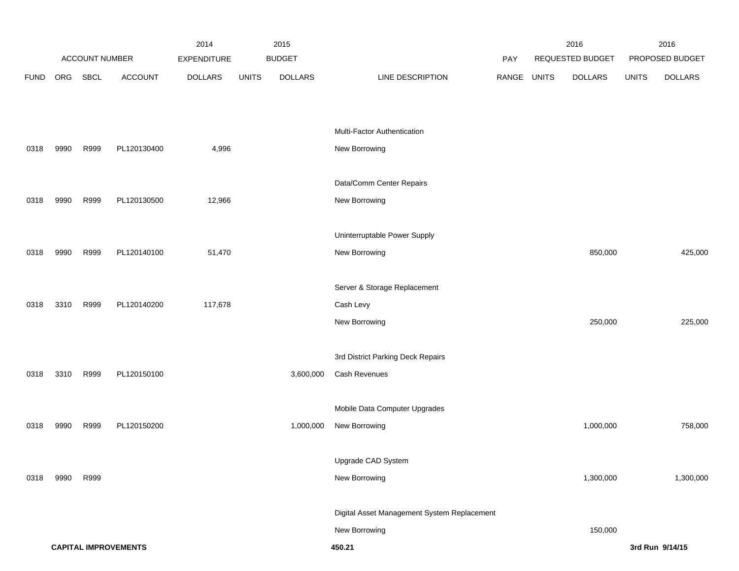| ACCOUNT NUMBER | | | | 2014 EXPENDITURE | 2015 BUDGET | | | PAY | 2016 REQUESTED BUDGET | | 2016 PROPOSED BUDGET | |
|---|---|---|---|---|---|---|---|---|---|---|---|---|
| FUND | ORG | SBCL | ACCOUNT | DOLLARS | UNITS | DOLLARS | LINE DESCRIPTION | RANGE | UNITS | DOLLARS | UNITS | DOLLARS |
| | | | | | | | Multi-Factor Authentication | | | | | |
| 0318 | 9990 | R999 | PL120130400 | 4,996 | | | New Borrowing | | | | | |
| | | | | | | | Data/Comm Center Repairs | | | | | |
| 0318 | 9990 | R999 | PL120130500 | 12,966 | | | New Borrowing | | | | | |
| | | | | | | | Uninterruptable Power Supply | | | | | |
| 0318 | 9990 | R999 | PL120140100 | 51,470 | | | New Borrowing | | | 850,000 | | 425,000 |
| | | | | | | | Server & Storage Replacement | | | | | |
| 0318 | 3310 | R999 | PL120140200 | 117,678 | | | Cash Levy | | | | | |
| | | | | | | | New Borrowing | | | 250,000 | | 225,000 |
| | | | | | | | 3rd District Parking Deck Repairs | | | | | |
| 0318 | 3310 | R999 | PL120150100 | | | 3,600,000 | Cash Revenues | | | | | |
| | | | | | | | Mobile Data Computer Upgrades | | | | | |
| 0318 | 9990 | R999 | PL120150200 | | | 1,000,000 | New Borrowing | | | 1,000,000 | | 758,000 |
| | | | | | | | Upgrade CAD System | | | | | |
| 0318 | 9990 | R999 | | | | | New Borrowing | | | 1,300,000 | | 1,300,000 |
| | | | | | | | Digital Asset Management System Replacement | | | | | |
| | | | | | | | New Borrowing | | | 150,000 | | |

**CAPITAL IMPROVEMENTS** **450.21** **3rd Run 9/14/15**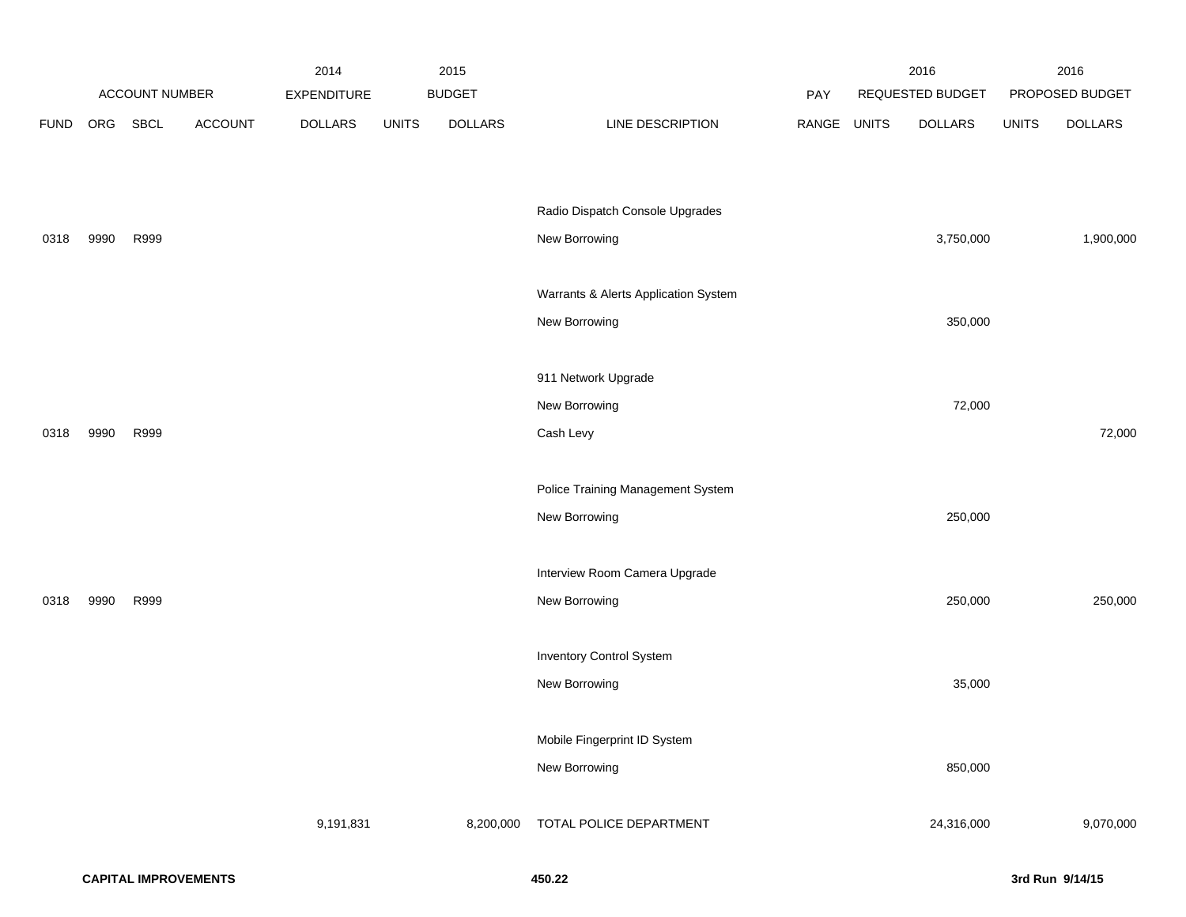| FUND | ORG | SBCL | ACCOUNT | 2014 EXPENDITURE DOLLARS | 2015 BUDGET UNITS | 2015 BUDGET DOLLARS | LINE DESCRIPTION | PAY RANGE | 2016 REQUESTED BUDGET UNITS | 2016 REQUESTED BUDGET DOLLARS | 2016 PROPOSED BUDGET UNITS | 2016 PROPOSED BUDGET DOLLARS |
|---|---|---|---|---|---|---|---|---|---|---|---|---|
| | | | | | | | Radio Dispatch Console Upgrades | | | | | |
| 0318 | 9990 | R999 | | | | | New Borrowing | | | 3,750,000 | | 1,900,000 |
| | | | | | | | Warrants & Alerts Application System | | | | | |
| | | | | | | | New Borrowing | | | 350,000 | | |
| | | | | | | | 911 Network Upgrade | | | | | |
| | | | | | | | New Borrowing | | | 72,000 | | |
| 0318 | 9990 | R999 | | | | | Cash Levy | | | | | 72,000 |
| | | | | | | | Police Training Management System | | | | | |
| | | | | | | | New Borrowing | | | 250,000 | | |
| | | | | | | | Interview Room Camera Upgrade | | | | | |
| 0318 | 9990 | R999 | | | | | New Borrowing | | | 250,000 | | 250,000 |
| | | | | | | | Inventory Control System | | | | | |
| | | | | | | | New Borrowing | | | 35,000 | | |
| | | | | | | | Mobile Fingerprint ID System | | | | | |
| | | | | | | | New Borrowing | | | 850,000 | | |
| | | | | 9,191,831 | | 8,200,000 | TOTAL POLICE DEPARTMENT | | | 24,316,000 | | 9,070,000 |

**CAPITAL IMPROVEMENTS** 450.22 **3rd Run 9/14/15**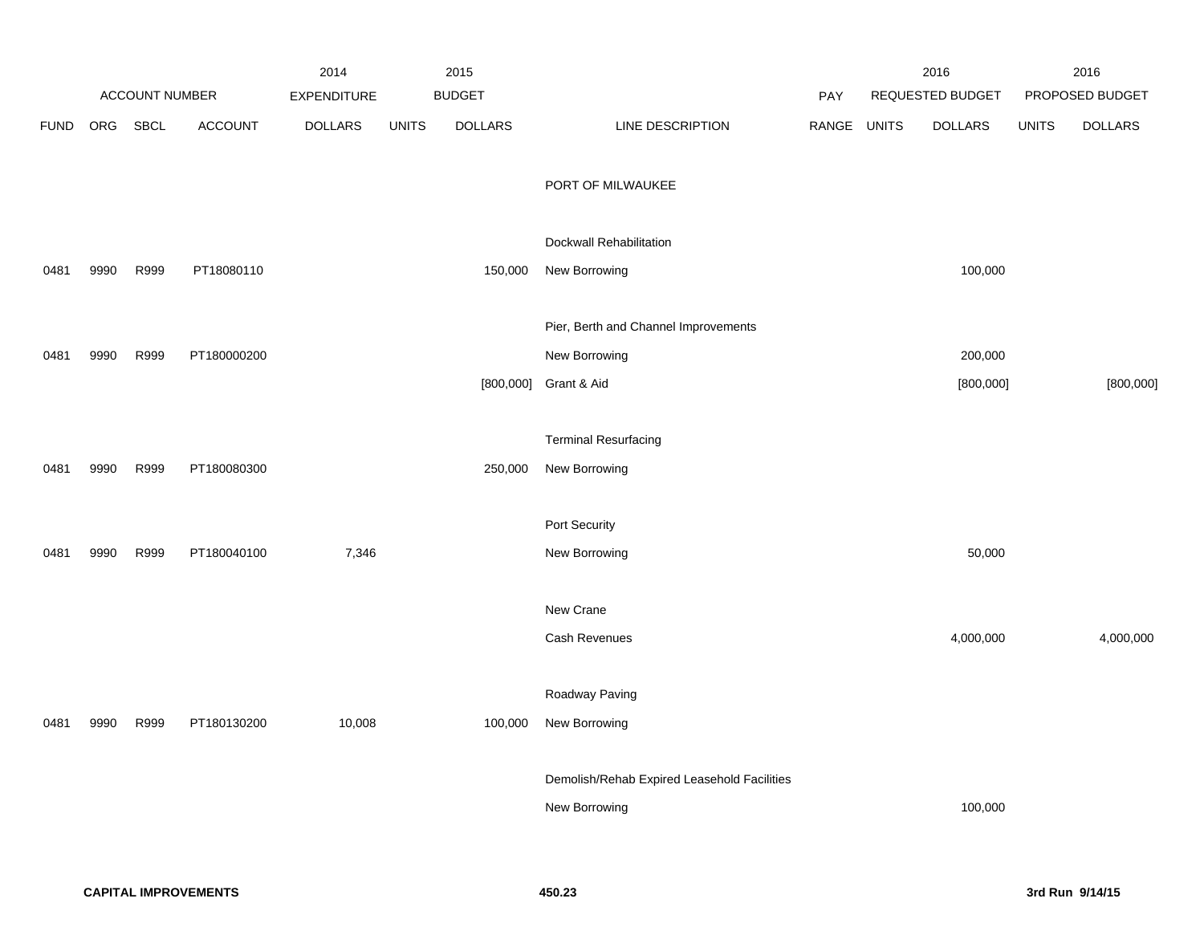| ACCOUNT NUMBER | | | | 2014 EXPENDITURE | 2015 BUDGET | | | PAY | 2016 REQUESTED BUDGET | | 2016 PROPOSED BUDGET | |
|---|---|---|---|---|---|---|---|---|---|---|---|---|
| FUND | ORG | SBCL | ACCOUNT | DOLLARS | UNITS | DOLLARS | LINE DESCRIPTION | RANGE | UNITS | DOLLARS | UNITS | DOLLARS |
| | | | | | | | PORT OF MILWAUKEE | | | | | |
| | | | | | | | Dockwall Rehabilitation | | | | | |
| 0481 | 9990 | R999 | PT18080110 | | | 150,000 | New Borrowing | | | 100,000 | | |
| | | | | | | | Pier, Berth and Channel Improvements | | | | | |
| 0481 | 9990 | R999 | PT180000200 | | | | New Borrowing | | | 200,000 | | |
| | | | | | | [800,000] | Grant & Aid | | | [800,000] | | [800,000] |
| | | | | | | | Terminal Resurfacing | | | | | |
| 0481 | 9990 | R999 | PT180080300 | | | 250,000 | New Borrowing | | | | | |
| | | | | | | | Port Security | | | | | |
| 0481 | 9990 | R999 | PT180040100 | 7,346 | | | New Borrowing | | | 50,000 | | |
| | | | | | | | New Crane | | | | | |
| | | | | | | | Cash Revenues | | | 4,000,000 | | 4,000,000 |
| | | | | | | | Roadway Paving | | | | | |
| 0481 | 9990 | R999 | PT180130200 | 10,008 | | 100,000 | New Borrowing | | | | | |
| | | | | | | | Demolish/Rehab Expired Leasehold Facilities | | | | | |
| | | | | | | | New Borrowing | | | 100,000 | | |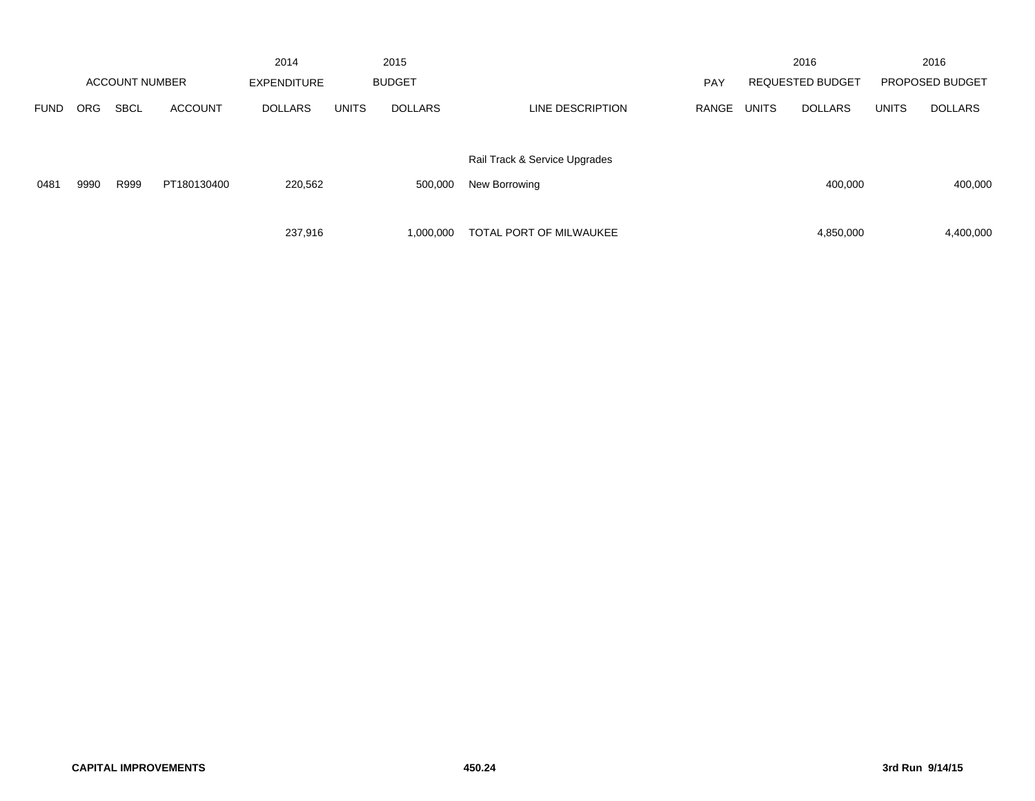| ACCOUNT NUMBER | | | | 2014 EXPENDITURE | 2015 BUDGET | | | PAY | 2016 REQUESTED BUDGET | | 2016 PROPOSED BUDGET | |
|---|---|---|---|---|---|---|---|---|---|---|---|---|
| FUND | ORG | SBCL | ACCOUNT | DOLLARS | UNITS | DOLLARS | LINE DESCRIPTION | RANGE | UNITS | DOLLARS | UNITS | DOLLARS |
| | | | | | | | Rail Track & Service Upgrades | | | | | |
| 0481 | 9990 | R999 | PT180130400 | 220,562 | | 500,000 | New Borrowing | | | 400,000 | | 400,000 |
| | | | | 237,916 | | 1,000,000 | TOTAL PORT OF MILWAUKEE | | | 4,850,000 | | 4,400,000 |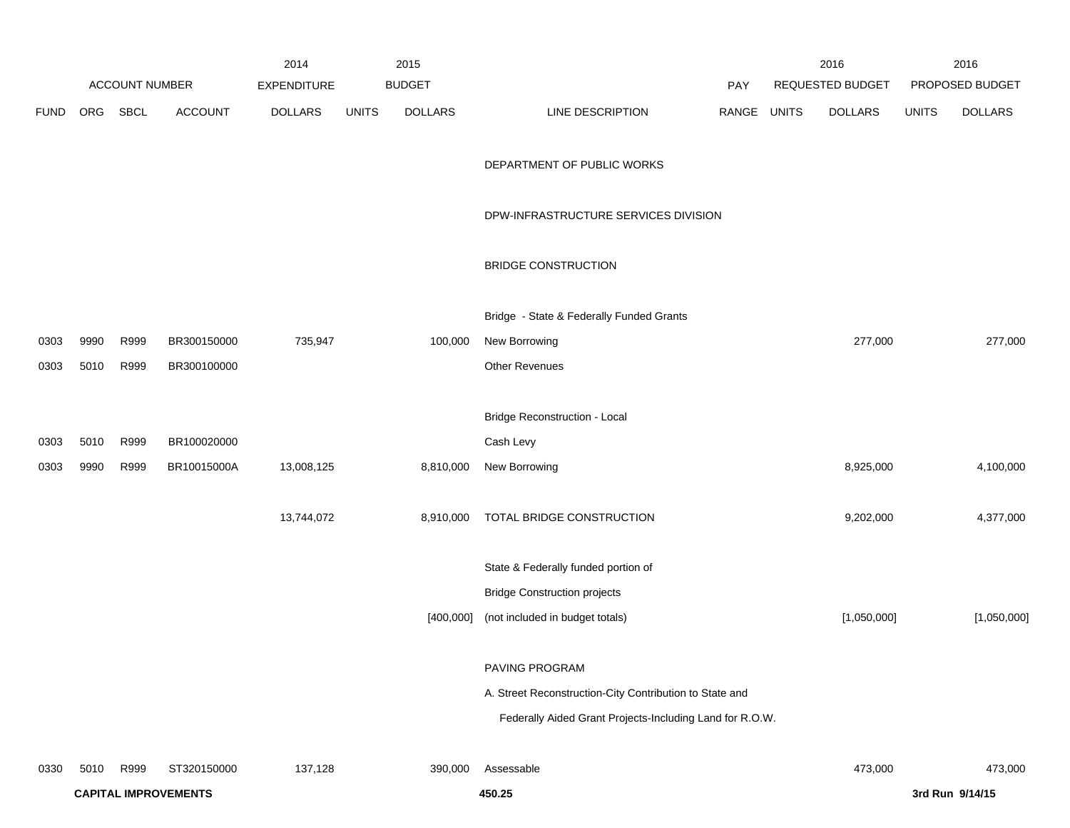| | ACCOUNT NUMBER | | | 2014 EXPENDITURE | 2015 BUDGET | | | PAY | 2016 REQUESTED BUDGET | | 2016 PROPOSED BUDGET | |
|---|---|---|---|---|---|---|---|---|---|---|---|---|
| FUND | ORG | SBCL | ACCOUNT | DOLLARS | UNITS | DOLLARS | LINE DESCRIPTION | RANGE | UNITS | DOLLARS | UNITS | DOLLARS |
| | | | | | | | DEPARTMENT OF PUBLIC WORKS | | | | | |
| | | | | | | | DPW-INFRASTRUCTURE SERVICES DIVISION | | | | | |
| | | | | | | | BRIDGE CONSTRUCTION | | | | | |
| | | | | | | | Bridge - State & Federally Funded Grants | | | | | |
| 0303 | 9990 | R999 | BR300150000 | 735,947 | | 100,000 | New Borrowing | | | 277,000 | | 277,000 |
| 0303 | 5010 | R999 | BR300100000 | | | | Other Revenues | | | | | |
| | | | | | | | Bridge Reconstruction - Local | | | | | |
| 0303 | 5010 | R999 | BR100020000 | | | | Cash Levy | | | | | |
| 0303 | 9990 | R999 | BR10015000A | 13,008,125 | | 8,810,000 | New Borrowing | | | 8,925,000 | | 4,100,000 |
| | | | | 13,744,072 | | 8,910,000 | TOTAL BRIDGE CONSTRUCTION | | | 9,202,000 | | 4,377,000 |
| | | | | | | | State & Federally funded portion of | | | | | |
| | | | | | | | Bridge Construction projects | | | | | |
| | | | | | | [400,000] | (not included in budget totals) | | | [1,050,000] | | [1,050,000] |
| | | | | | | | PAVING PROGRAM | | | | | |
| | | | | | | | A. Street Reconstruction-City Contribution to State and | | | | | |
| | | | | | | | Federally Aided Grant Projects-Including Land for R.O.W. | | | | | |
| 0330 | 5010 | R999 | ST320150000 | 137,128 | | 390,000 | Assessable | | | 473,000 | | 473,000 |

**CAPITAL IMPROVEMENTS** 450.25 3rd Run 9/14/15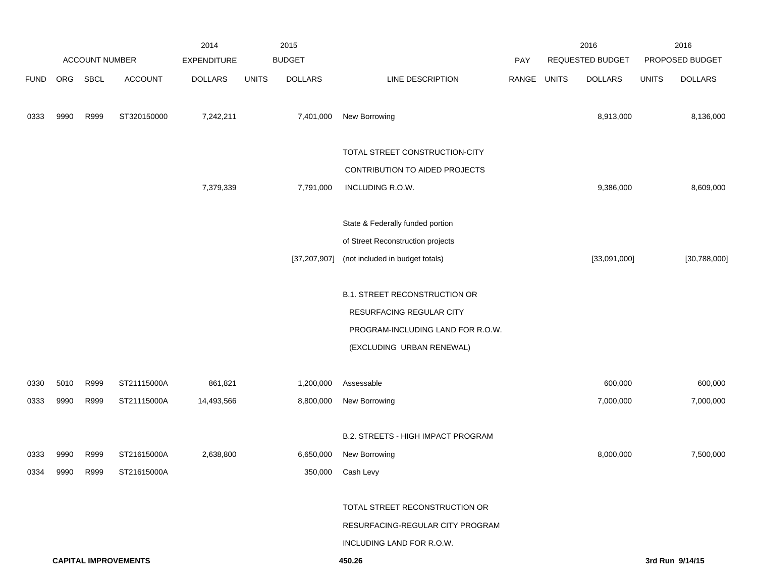| ACCOUNT NUMBER | | | | 2014 EXPENDITURE | 2015 BUDGET | | | PAY | 2016 REQUESTED BUDGET | | 2016 PROPOSED BUDGET | |
|---|---|---|---|---|---|---|---|---|---|---|---|---|
| FUND | ORG | SBCL | ACCOUNT | DOLLARS | UNITS | DOLLARS | LINE DESCRIPTION | RANGE | UNITS | DOLLARS | UNITS | DOLLARS |
| 0333 | 9990 | R999 | ST320150000 | 7,242,211 | | 7,401,000 | New Borrowing | | | 8,913,000 | | 8,136,000 |
| | | | | | | | TOTAL STREET CONSTRUCTION-CITY CONTRIBUTION TO AIDED PROJECTS | | | | | |
| | | | | 7,379,339 | | 7,791,000 | INCLUDING R.O.W. | | | 9,386,000 | | 8,609,000 |
| | | | | | | | State & Federally funded portion of Street Reconstruction projects | | | | | |
| | | | | | | [37,207,907] | (not included in budget totals) | | | [33,091,000] | | [30,788,000] |
| | | | | | | | B.1. STREET RECONSTRUCTION OR RESURFACING REGULAR CITY PROGRAM-INCLUDING LAND FOR R.O.W. (EXCLUDING URBAN RENEWAL) | | | | | |
| 0330 | 5010 | R999 | ST21115000A | 861,821 | | 1,200,000 | Assessable | | | 600,000 | | 600,000 |
| 0333 | 9990 | R999 | ST21115000A | 14,493,566 | | 8,800,000 | New Borrowing | | | 7,000,000 | | 7,000,000 |
| | | | | | | | B.2. STREETS - HIGH IMPACT PROGRAM | | | | | |
| 0333 | 9990 | R999 | ST21615000A | 2,638,800 | | 6,650,000 | New Borrowing | | | 8,000,000 | | 7,500,000 |
| 0334 | 9990 | R999 | ST21615000A | | | 350,000 | Cash Levy | | | | | |
| | | | | | | | TOTAL STREET RECONSTRUCTION OR RESURFACING-REGULAR CITY PROGRAM INCLUDING LAND FOR R.O.W. | | | | | |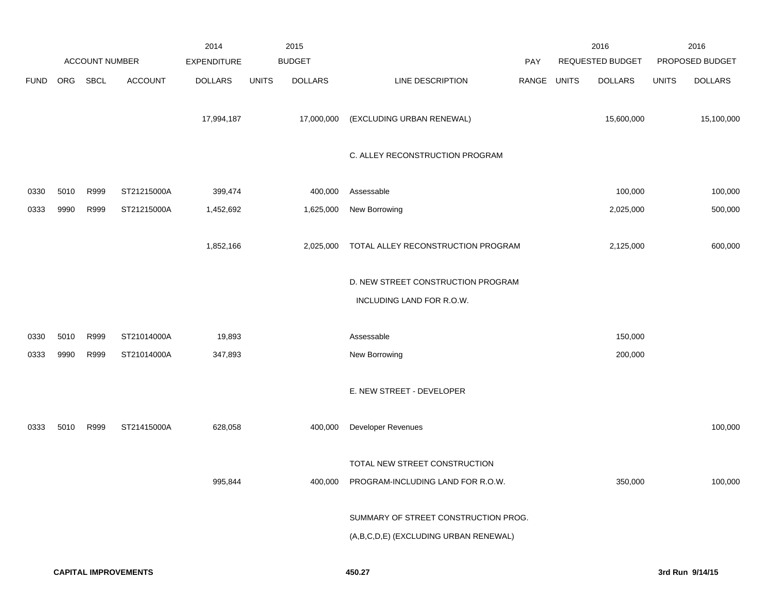| FUND | ORG | SBCL | ACCOUNT | 2014 EXPENDITURE DOLLARS | 2015 BUDGET UNITS | 2015 BUDGET DOLLARS | LINE DESCRIPTION | PAY RANGE | 2016 REQUESTED BUDGET UNITS | 2016 REQUESTED BUDGET DOLLARS | 2016 PROPOSED BUDGET UNITS | 2016 PROPOSED BUDGET DOLLARS |
|---|---|---|---|---|---|---|---|---|---|---|---|---|
| | | | | 17,994,187 | | 17,000,000 | (EXCLUDING URBAN RENEWAL) | | | 15,600,000 | | 15,100,000 |
| | | | | | | | C. ALLEY RECONSTRUCTION PROGRAM | | | | | |
| 0330 | 5010 | R999 | ST21215000A | 399,474 | | 400,000 | Assessable | | | 100,000 | | 100,000 |
| 0333 | 9990 | R999 | ST21215000A | 1,452,692 | | 1,625,000 | New Borrowing | | | 2,025,000 | | 500,000 |
| | | | | 1,852,166 | | 2,025,000 | TOTAL ALLEY RECONSTRUCTION PROGRAM | | | 2,125,000 | | 600,000 |
| | | | | | | | D. NEW STREET CONSTRUCTION PROGRAM INCLUDING LAND FOR R.O.W. | | | | | |
| 0330 | 5010 | R999 | ST21014000A | 19,893 | | | Assessable | | | 150,000 | | |
| 0333 | 9990 | R999 | ST21014000A | 347,893 | | | New Borrowing | | | 200,000 | | |
| | | | | | | | E. NEW STREET - DEVELOPER | | | | | |
| 0333 | 5010 | R999 | ST21415000A | 628,058 | | 400,000 | Developer Revenues | | | | | 100,000 |
| | | | | 995,844 | | 400,000 | TOTAL NEW STREET CONSTRUCTION PROGRAM-INCLUDING LAND FOR R.O.W. | | | 350,000 | | 100,000 |
| | | | | | | | SUMMARY OF STREET CONSTRUCTION PROG. (A,B,C,D,E) (EXCLUDING URBAN RENEWAL) | | | | | |

**CAPITAL IMPROVEMENTS** **450.27** **3rd Run 9/14/15**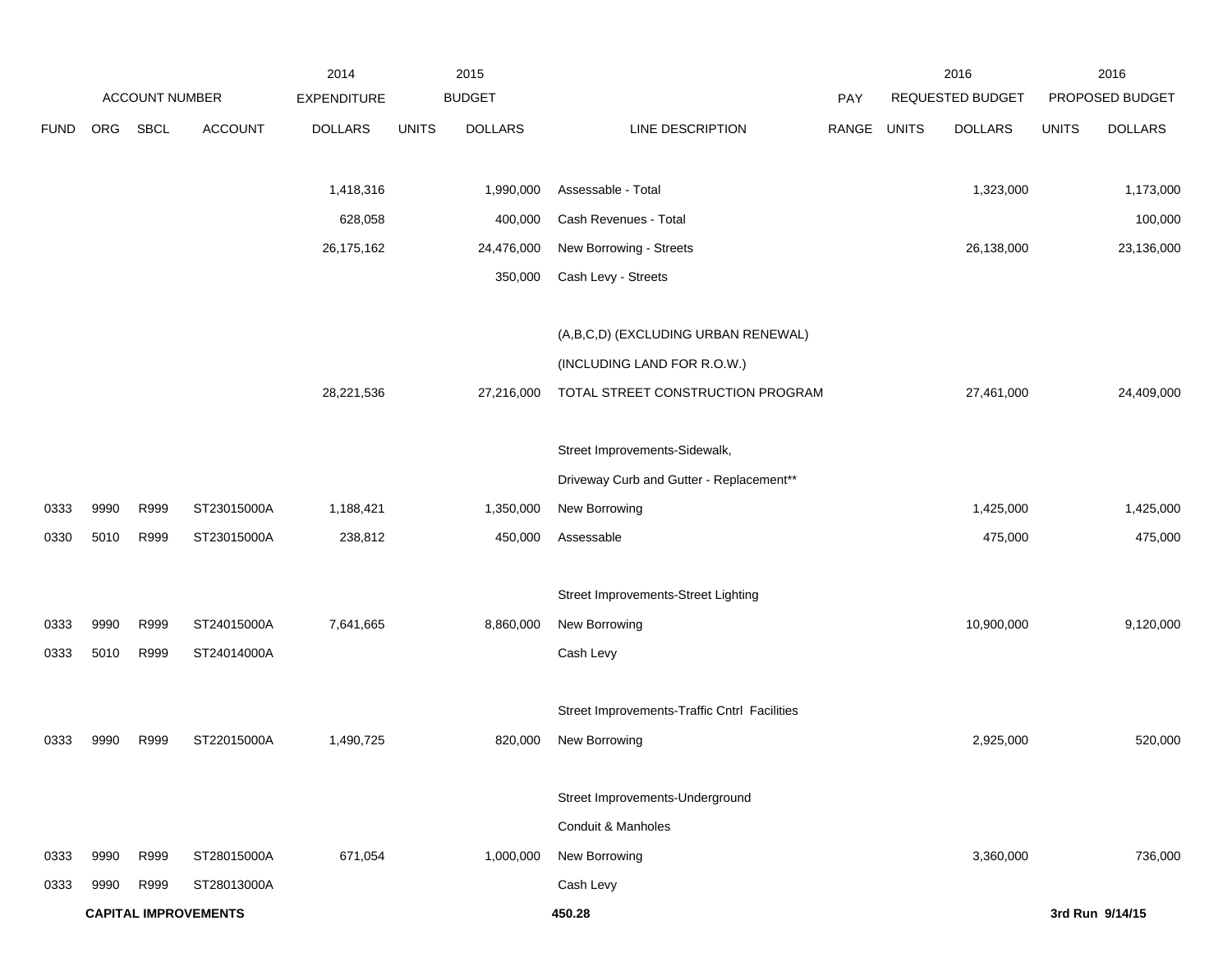| ACCOUNT NUMBER | | | | 2014 EXPENDITURE | 2015 BUDGET | | | PAY | 2016 REQUESTED BUDGET | | 2016 PROPOSED BUDGET | |
|---|---|---|---|---|---|---|---|---|---|---|---|---|
| FUND | ORG | SBCL | ACCOUNT | DOLLARS | UNITS | DOLLARS | LINE DESCRIPTION | RANGE | UNITS | DOLLARS | UNITS | DOLLARS |
| | | | | 1,418,316 | | 1,990,000 | Assessable - Total | | | 1,323,000 | | 1,173,000 |
| | | | | 628,058 | | 400,000 | Cash Revenues - Total | | | | | 100,000 |
| | | | | 26,175,162 | | 24,476,000 | New Borrowing - Streets | | | 26,138,000 | | 23,136,000 |
| | | | | | | 350,000 | Cash Levy - Streets | | | | | |
| | | | | | | | (A,B,C,D) (EXCLUDING URBAN RENEWAL) | | | | | |
| | | | | | | | (INCLUDING LAND FOR R.O.W.) | | | | | |
| | | | | 28,221,536 | | 27,216,000 | TOTAL STREET CONSTRUCTION PROGRAM | | | 27,461,000 | | 24,409,000 |
| | | | | | | | Street Improvements-Sidewalk, | | | | | |
| | | | | | | | Driveway Curb and Gutter - Replacement** | | | | | |
| 0333 | 9990 | R999 | ST23015000A | 1,188,421 | | 1,350,000 | New Borrowing | | | 1,425,000 | | 1,425,000 |
| 0330 | 5010 | R999 | ST23015000A | 238,812 | | 450,000 | Assessable | | | 475,000 | | 475,000 |
| | | | | | | | Street Improvements-Street Lighting | | | | | |
| 0333 | 9990 | R999 | ST24015000A | 7,641,665 | | 8,860,000 | New Borrowing | | | 10,900,000 | | 9,120,000 |
| 0333 | 5010 | R999 | ST24014000A | | | | Cash Levy | | | | | |
| | | | | | | | Street Improvements-Traffic Cntrl Facilities | | | | | |
| 0333 | 9990 | R999 | ST22015000A | 1,490,725 | | 820,000 | New Borrowing | | | 2,925,000 | | 520,000 |
| | | | | | | | Street Improvements-Underground | | | | | |
| | | | | | | | Conduit & Manholes | | | | | |
| 0333 | 9990 | R999 | ST28015000A | 671,054 | | 1,000,000 | New Borrowing | | | 3,360,000 | | 736,000 |
| 0333 | 9990 | R999 | ST28013000A | | | | Cash Levy | | | | | |

**CAPITAL IMPROVEMENTS** **450.28** **3rd Run 9/14/15**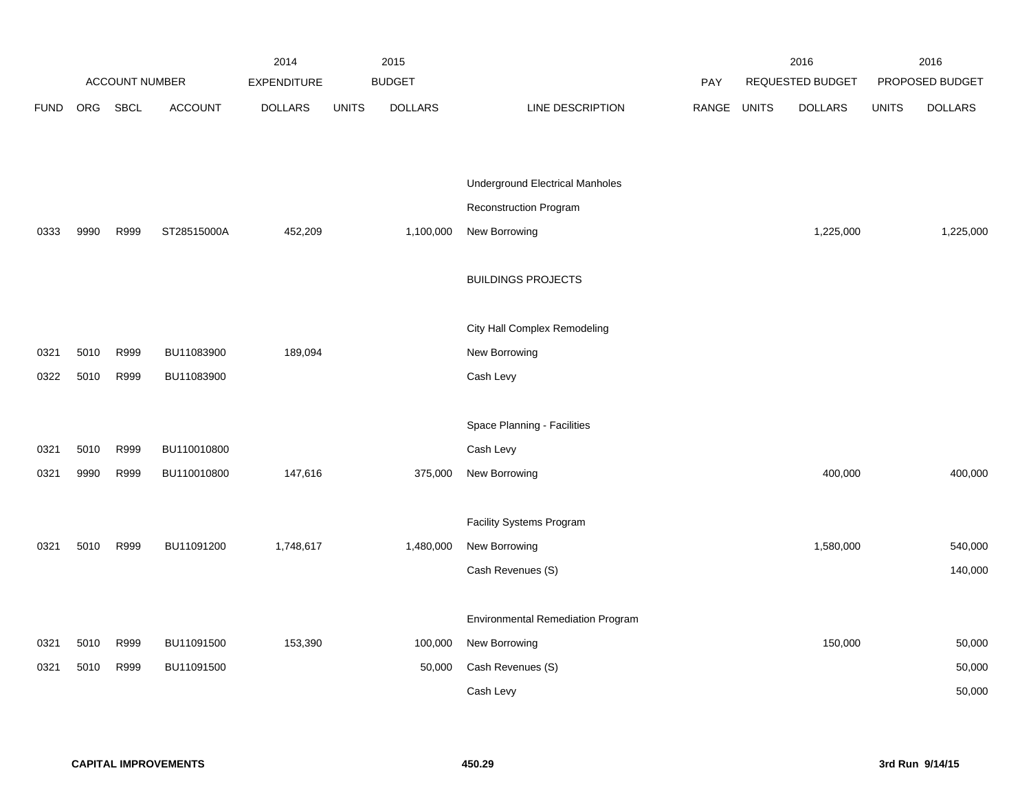| FUND | ORG | SBCL | ACCOUNT | 2014 EXPENDITURE DOLLARS | 2015 BUDGET UNITS | 2015 BUDGET DOLLARS | LINE DESCRIPTION | PAY RANGE | 2016 REQUESTED BUDGET UNITS | 2016 REQUESTED BUDGET DOLLARS | 2016 PROPOSED BUDGET UNITS | 2016 PROPOSED BUDGET DOLLARS |
|---|---|---|---|---|---|---|---|---|---|---|---|---|
| | | | | | | | Underground Electrical Manholes | | | | | |
| | | | | | | | Reconstruction Program | | | | | |
| 0333 | 9990 | R999 | ST28515000A | 452,209 | | 1,100,000 | New Borrowing | | | 1,225,000 | | 1,225,000 |
| | | | | | | | BUILDINGS PROJECTS | | | | | |
| | | | | | | | City Hall Complex Remodeling | | | | | |
| 0321 | 5010 | R999 | BU11083900 | 189,094 | | | New Borrowing | | | | | |
| 0322 | 5010 | R999 | BU11083900 | | | | Cash Levy | | | | | |
| | | | | | | | Space Planning - Facilities | | | | | |
| 0321 | 5010 | R999 | BU110010800 | | | | Cash Levy | | | | | |
| 0321 | 9990 | R999 | BU110010800 | 147,616 | | 375,000 | New Borrowing | | | 400,000 | | 400,000 |
| | | | | | | | Facility Systems Program | | | | | |
| 0321 | 5010 | R999 | BU11091200 | 1,748,617 | | 1,480,000 | New Borrowing | | | 1,580,000 | | 540,000 |
| | | | | | | | Cash Revenues (S) | | | | | 140,000 |
| | | | | | | | Environmental Remediation Program | | | | | |
| 0321 | 5010 | R999 | BU11091500 | 153,390 | | 100,000 | New Borrowing | | | 150,000 | | 50,000 |
| 0321 | 5010 | R999 | BU11091500 | | | 50,000 | Cash Revenues (S) | | | | | 50,000 |
| | | | | | | | Cash Levy | | | | | 50,000 |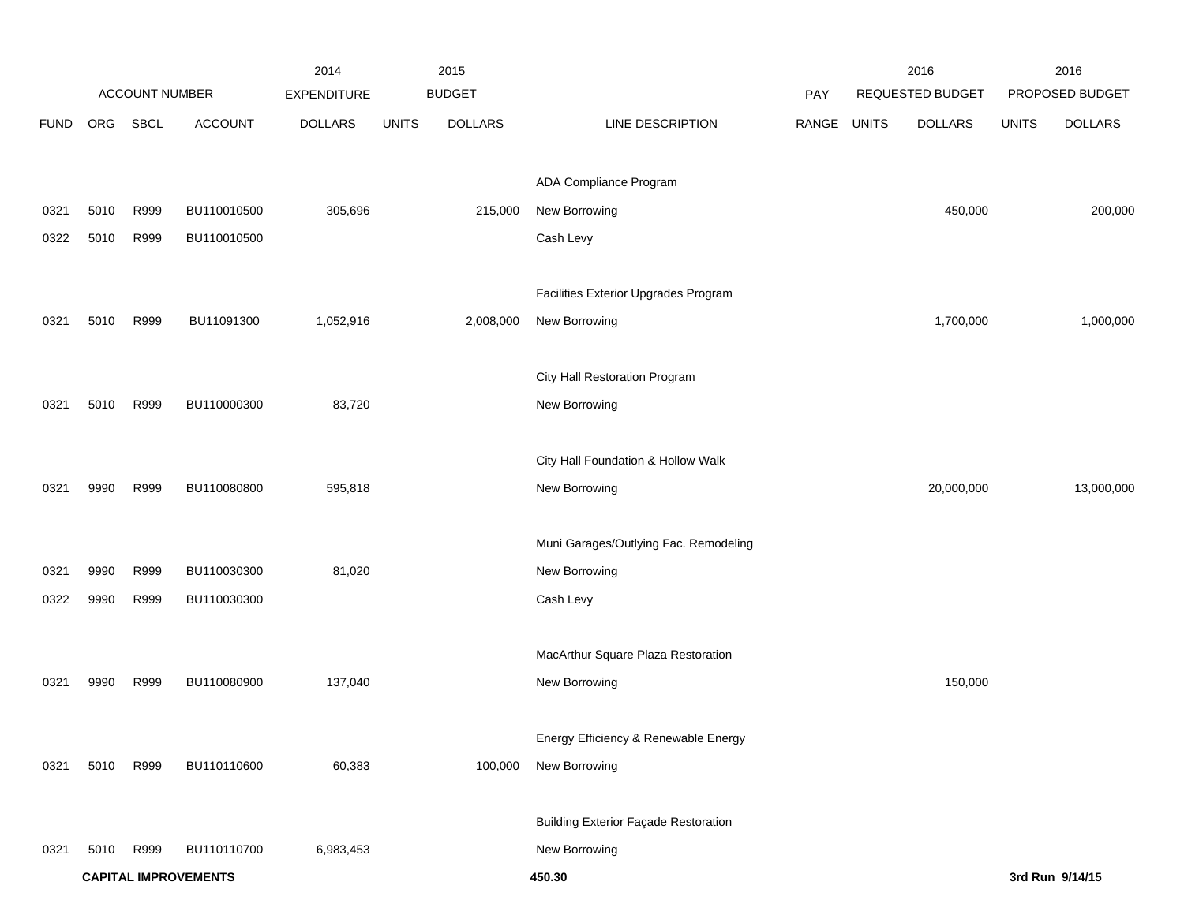| ACCOUNT NUMBER | | | | 2014 EXPENDITURE | 2015 BUDGET | | | PAY | 2016 REQUESTED BUDGET | | 2016 PROPOSED BUDGET | |
|---|---|---|---|---|---|---|---|---|---|---|---|---|
| FUND | ORG | SBCL | ACCOUNT | DOLLARS | UNITS | DOLLARS | LINE DESCRIPTION | RANGE | UNITS | DOLLARS | UNITS | DOLLARS |
| | | | | | | | ADA Compliance Program | | | | | |
| 0321 | 5010 | R999 | BU110010500 | 305,696 | | 215,000 | New Borrowing | | | 450,000 | | 200,000 |
| 0322 | 5010 | R999 | BU110010500 | | | | Cash Levy | | | | | |
| | | | | | | | Facilities Exterior Upgrades Program | | | | | |
| 0321 | 5010 | R999 | BU11091300 | 1,052,916 | | 2,008,000 | New Borrowing | | | 1,700,000 | | 1,000,000 |
| | | | | | | | City Hall Restoration Program | | | | | |
| 0321 | 5010 | R999 | BU110000300 | 83,720 | | | New Borrowing | | | | | |
| | | | | | | | City Hall Foundation & Hollow Walk | | | | | |
| 0321 | 9990 | R999 | BU110080800 | 595,818 | | | New Borrowing | | | 20,000,000 | | 13,000,000 |
| | | | | | | | Muni Garages/Outlying Fac. Remodeling | | | | | |
| 0321 | 9990 | R999 | BU110030300 | 81,020 | | | New Borrowing | | | | | |
| 0322 | 9990 | R999 | BU110030300 | | | | Cash Levy | | | | | |
| | | | | | | | MacArthur Square Plaza Restoration | | | | | |
| 0321 | 9990 | R999 | BU110080900 | 137,040 | | | New Borrowing | | | 150,000 | | |
| | | | | | | | Energy Efficiency & Renewable Energy | | | | | |
| 0321 | 5010 | R999 | BU110110600 | 60,383 | | 100,000 | New Borrowing | | | | | |
| | | | | | | | Building Exterior Façade Restoration | | | | | |
| 0321 | 5010 | R999 | BU110110700 | 6,983,453 | | | New Borrowing | | | | | |

**CAPITAL IMPROVEMENTS** **450.30** **3rd Run 9/14/15**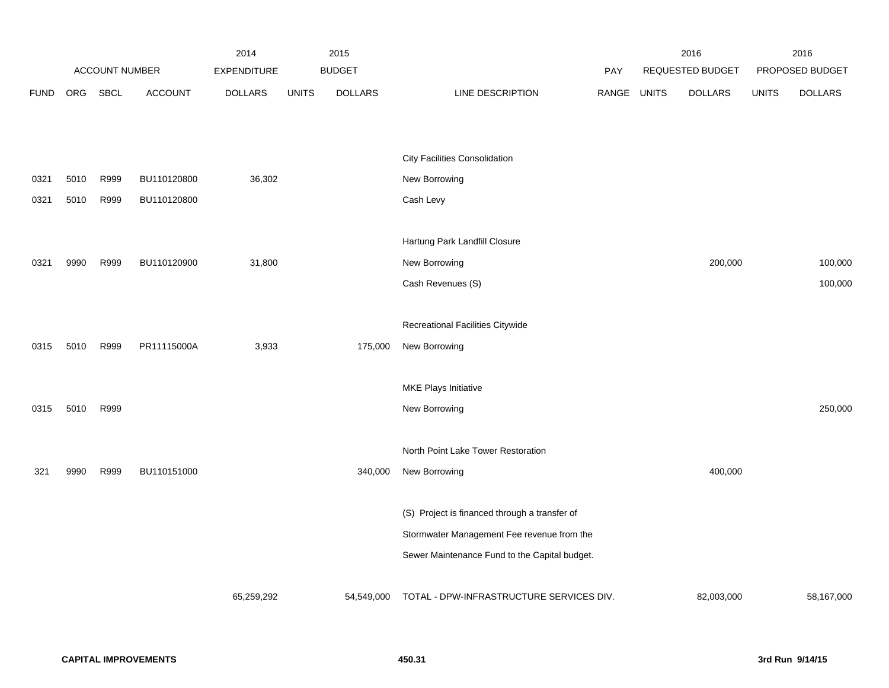| ACCOUNT NUMBER | | | | 2014 EXPENDITURE | 2015 BUDGET | | | PAY | 2016 REQUESTED BUDGET | | 2016 PROPOSED BUDGET | |
|---|---|---|---|---|---|---|---|---|---|---|---|---|
| FUND | ORG | SBCL | ACCOUNT | DOLLARS | UNITS | DOLLARS | LINE DESCRIPTION | RANGE | UNITS | DOLLARS | UNITS | DOLLARS |
| | | | | | | | City Facilities Consolidation | | | | | |
| 0321 | 5010 | R999 | BU110120800 | 36,302 | | | New Borrowing | | | | | |
| 0321 | 5010 | R999 | BU110120800 | | | | Cash Levy | | | | | |
| | | | | | | | Hartung Park Landfill Closure | | | | | |
| 0321 | 9990 | R999 | BU110120900 | 31,800 | | | New Borrowing | | | 200,000 | | 100,000 |
| | | | | | | | Cash Revenues (S) | | | | | 100,000 |
| | | | | | | | Recreational Facilities Citywide | | | | | |
| 0315 | 5010 | R999 | PR11115000A | 3,933 | | 175,000 | New Borrowing | | | | | |
| | | | | | | | MKE Plays Initiative | | | | | |
| 0315 | 5010 | R999 | | | | | New Borrowing | | | | | 250,000 |
| | | | | | | | North Point Lake Tower Restoration | | | | | |
| 321 | 9990 | R999 | BU110151000 | | | 340,000 | New Borrowing | | | 400,000 | | |
| | | | | | | | (S) Project is financed through a transfer of Stormwater Management Fee revenue from the Sewer Maintenance Fund to the Capital budget. | | | | | |
| | | | | 65,259,292 | | 54,549,000 | TOTAL - DPW-INFRASTRUCTURE SERVICES DIV. | | | 82,003,000 | | 58,167,000 |

**CAPITAL IMPROVEMENTS** 450.31 3rd Run 9/14/15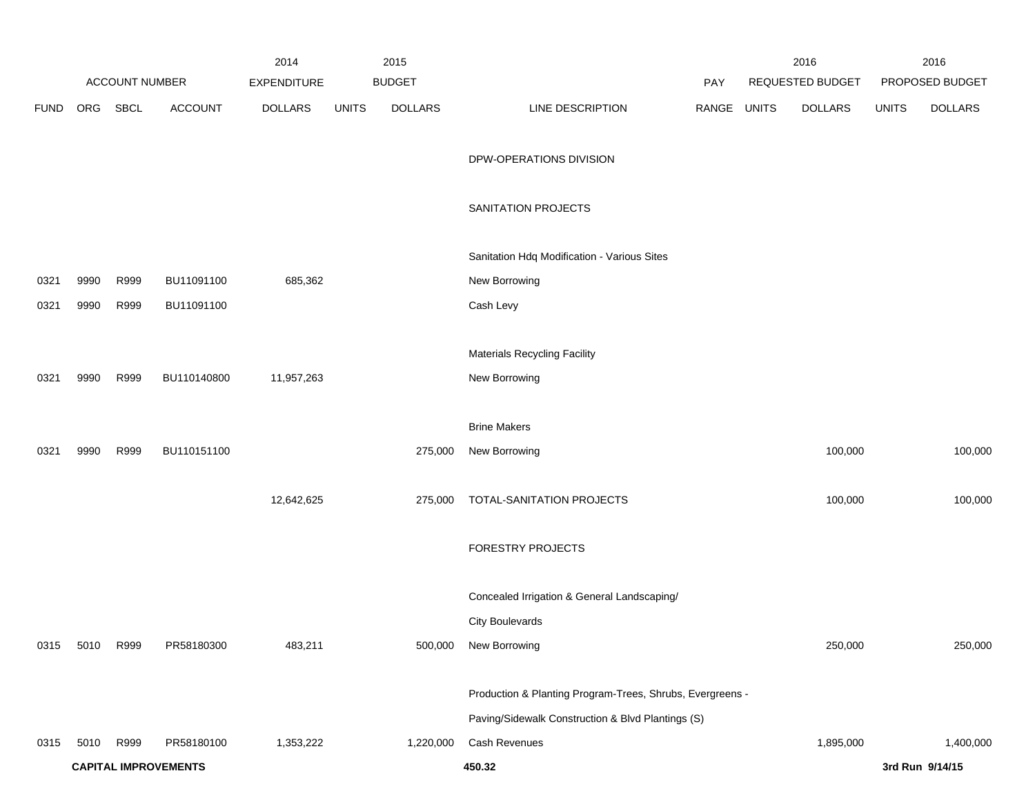| FUND | ORG | SBCL | ACCOUNT | 2014 EXPENDITURE DOLLARS | 2015 BUDGET UNITS | 2015 BUDGET DOLLARS | LINE DESCRIPTION | PAY RANGE | 2016 REQUESTED BUDGET UNITS | 2016 REQUESTED BUDGET DOLLARS | 2016 PROPOSED BUDGET UNITS | 2016 PROPOSED BUDGET DOLLARS |
|---|---|---|---|---|---|---|---|---|---|---|---|---|
| | | | | | | | DPW-OPERATIONS DIVISION | | | | | |
| | | | | | | | SANITATION PROJECTS | | | | | |
| | | | | | | | Sanitation Hdq Modification - Various Sites | | | | | |
| 0321 | 9990 | R999 | BU11091100 | 685,362 | | | New Borrowing | | | | | |
| 0321 | 9990 | R999 | BU11091100 | | | | Cash Levy | | | | | |
| | | | | | | | Materials Recycling Facility | | | | | |
| 0321 | 9990 | R999 | BU110140800 | 11,957,263 | | | New Borrowing | | | | | |
| | | | | | | | Brine Makers | | | | | |
| 0321 | 9990 | R999 | BU110151100 | | | 275,000 | New Borrowing | | | 100,000 | | 100,000 |
| | | | | 12,642,625 | | 275,000 | TOTAL-SANITATION PROJECTS | | | 100,000 | | 100,000 |
| | | | | | | | FORESTRY PROJECTS | | | | | |
| | | | | | | | Concealed Irrigation & General Landscaping/ City Boulevards | | | | | |
| 0315 | 5010 | R999 | PR58180300 | 483,211 | | 500,000 | New Borrowing | | | 250,000 | | 250,000 |
| | | | | | | | Production & Planting Program-Trees, Shrubs, Evergreens - Paving/Sidewalk Construction & Blvd Plantings (S) | | | | | |
| 0315 | 5010 | R999 | PR58180100 | 1,353,222 | | 1,220,000 | Cash Revenues | | | 1,895,000 | | 1,400,000 |

**CAPITAL IMPROVEMENTS** 450.32 **3rd Run 9/14/15**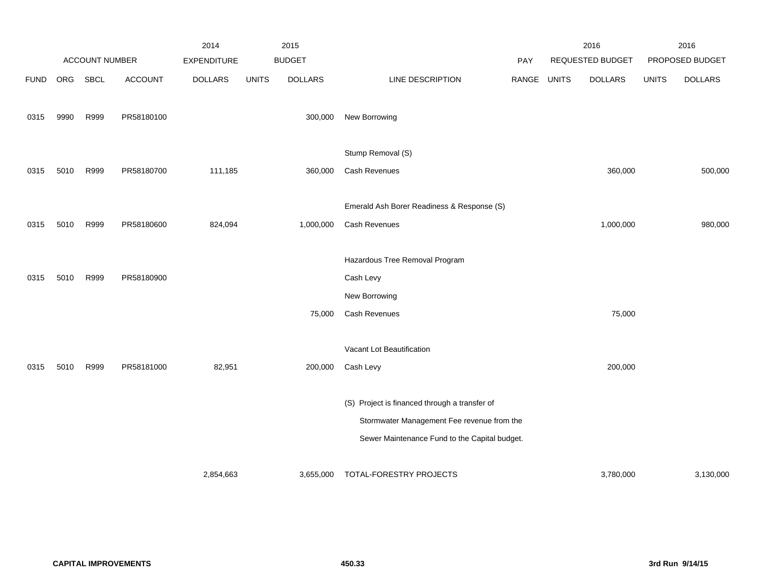| | ACCOUNT NUMBER | | | 2014 EXPENDITURE | 2015 BUDGET | | | PAY | 2016 REQUESTED BUDGET | | 2016 PROPOSED BUDGET | |
|---|---|---|---|---|---|---|---|---|---|---|---|---|
| FUND | ORG | SBCL | ACCOUNT | DOLLARS | UNITS | DOLLARS | LINE DESCRIPTION | RANGE | UNITS | DOLLARS | UNITS | DOLLARS |
| 0315 | 9990 | R999 | PR58180100 | | | 300,000 | New Borrowing | | | | | |
| | | | | | | | Stump Removal (S) | | | | | |
| 0315 | 5010 | R999 | PR58180700 | 111,185 | | 360,000 | Cash Revenues | | | 360,000 | | 500,000 |
| | | | | | | | Emerald Ash Borer Readiness & Response (S) | | | | | |
| 0315 | 5010 | R999 | PR58180600 | 824,094 | | 1,000,000 | Cash Revenues | | | 1,000,000 | | 980,000 |
| | | | | | | | Hazardous Tree Removal Program | | | | | |
| 0315 | 5010 | R999 | PR58180900 | | | | Cash Levy | | | | | |
| | | | | | | | New Borrowing | | | | | |
| | | | | | | 75,000 | Cash Revenues | | | 75,000 | | |
| | | | | | | | Vacant Lot Beautification | | | | | |
| 0315 | 5010 | R999 | PR58181000 | 82,951 | | 200,000 | Cash Levy | | | 200,000 | | |
| | | | | | | | (S) Project is financed through a transfer of Stormwater Management Fee revenue from the Sewer Maintenance Fund to the Capital budget. | | | | | |
| | | | | 2,854,663 | | 3,655,000 | TOTAL-FORESTRY PROJECTS | | | 3,780,000 | | 3,130,000 |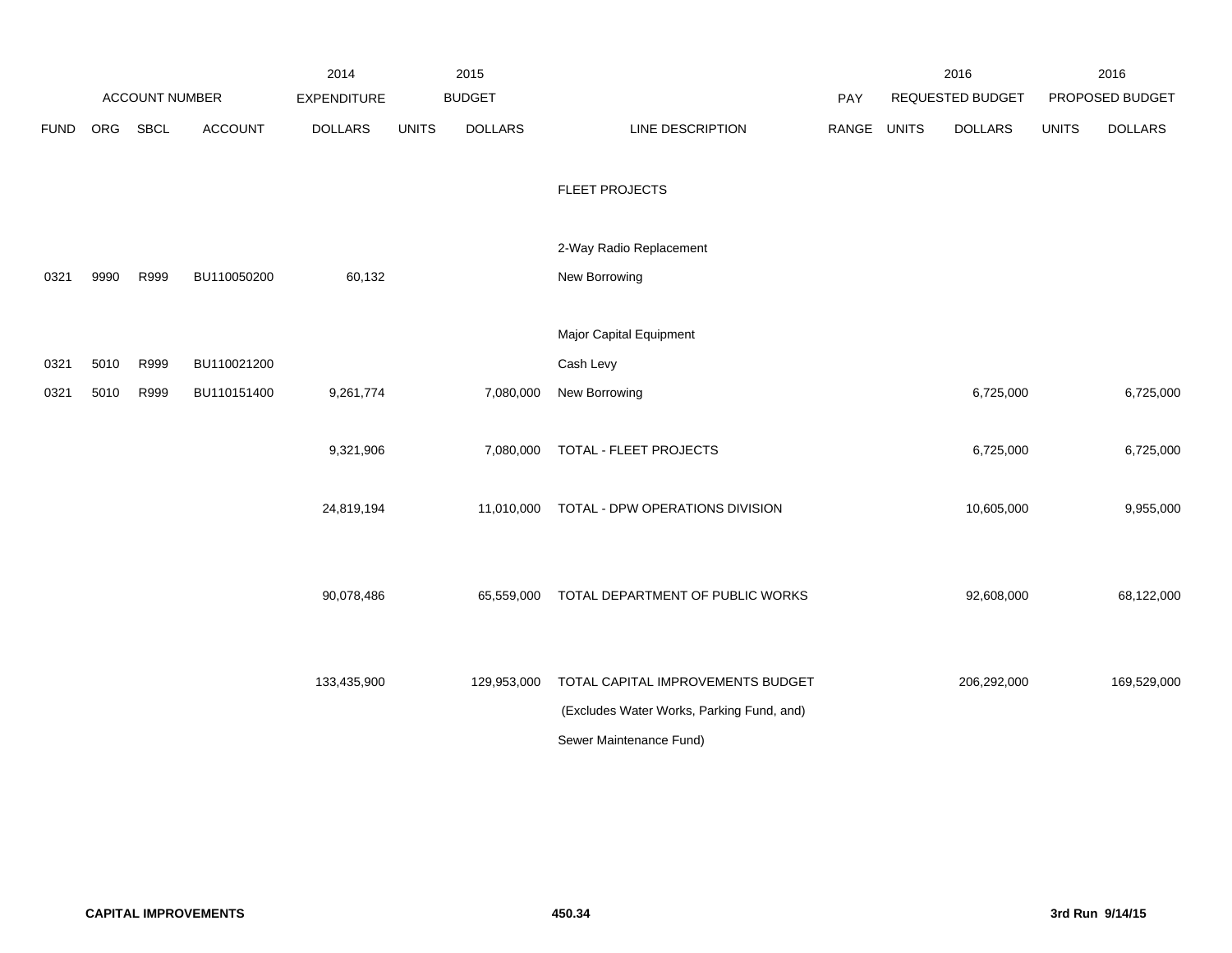| ACCOUNT NUMBER | | | | 2014 EXPENDITURE | 2015 BUDGET | | | PAY | 2016 REQUESTED BUDGET | | 2016 PROPOSED BUDGET | |
|---|---|---|---|---|---|---|---|---|---|---|---|---|
| FUND | ORG | SBCL | ACCOUNT | DOLLARS | UNITS | DOLLARS | LINE DESCRIPTION | RANGE | UNITS | DOLLARS | UNITS | DOLLARS |
| | | | | | | | FLEET PROJECTS | | | | | |
| | | | | | | | 2-Way Radio Replacement | | | | | |
| 0321 | 9990 | R999 | BU110050200 | 60,132 | | | New Borrowing | | | | | |
| | | | | | | | Major Capital Equipment | | | | | |
| 0321 | 5010 | R999 | BU110021200 | | | | Cash Levy | | | | | |
| 0321 | 5010 | R999 | BU110151400 | 9,261,774 | | 7,080,000 | New Borrowing | | | 6,725,000 | | 6,725,000 |
| | | | | 9,321,906 | | 7,080,000 | TOTAL - FLEET PROJECTS | | | 6,725,000 | | 6,725,000 |
| | | | | 24,819,194 | | 11,010,000 | TOTAL - DPW OPERATIONS DIVISION | | | 10,605,000 | | 9,955,000 |
| | | | | 90,078,486 | | 65,559,000 | TOTAL DEPARTMENT OF PUBLIC WORKS | | | 92,608,000 | | 68,122,000 |
| | | | | 133,435,900 | | 129,953,000 | TOTAL CAPITAL IMPROVEMENTS BUDGET (Excludes Water Works, Parking Fund, and) Sewer Maintenance Fund) | | | 206,292,000 | | 169,529,000 |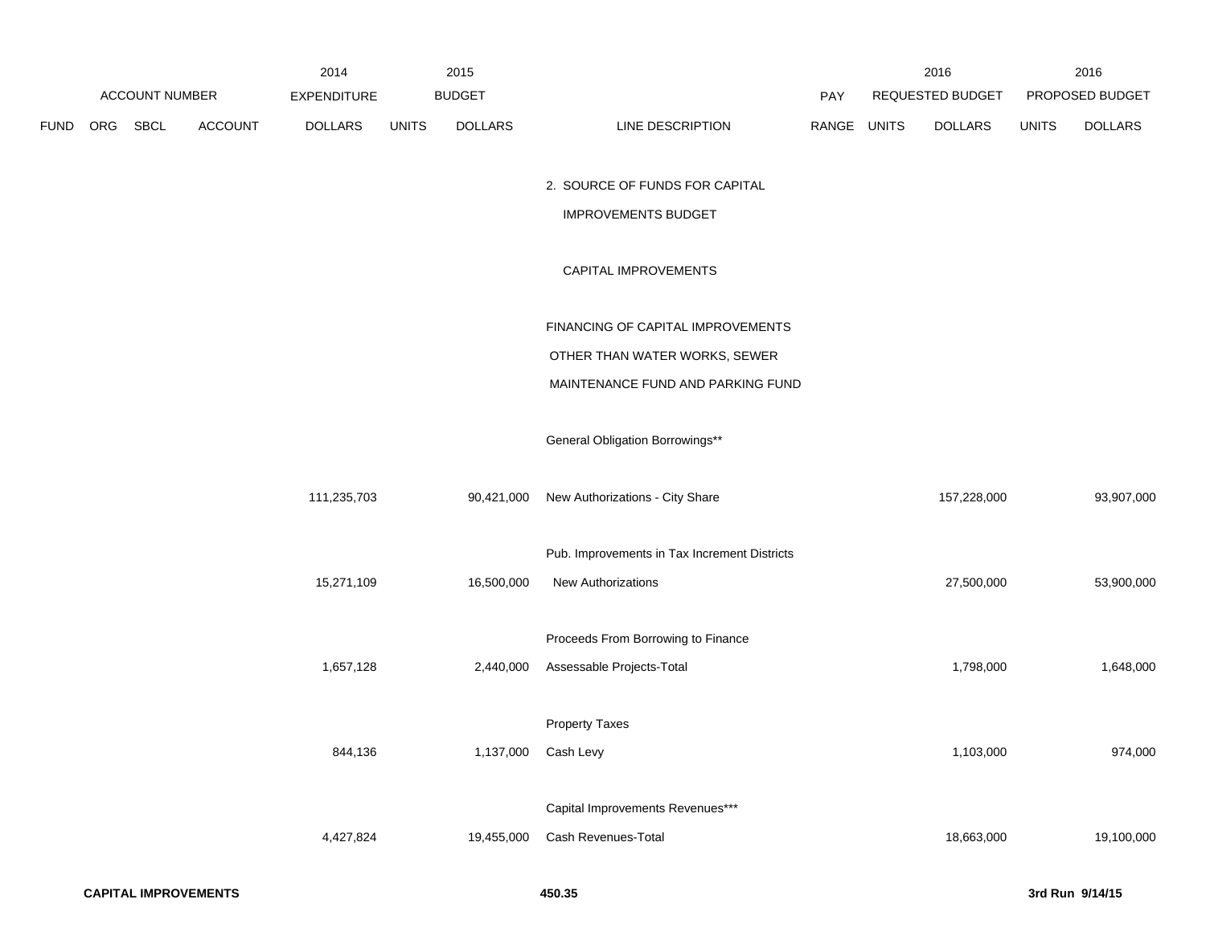| ACCOUNT NUMBER | | | | 2014 EXPENDITURE | 2015 BUDGET | | | PAY | 2016 REQUESTED BUDGET | | 2016 PROPOSED BUDGET | |
|---|---|---|---|---|---|---|---|---|---|---|---|---|
| FUND | ORG | SBCL | ACCOUNT | DOLLARS | UNITS | DOLLARS | LINE DESCRIPTION | RANGE | UNITS | DOLLARS | UNITS | DOLLARS |
| | | | | | | | 2. SOURCE OF FUNDS FOR CAPITAL IMPROVEMENTS BUDGET | | | | | |
| | | | | | | | CAPITAL IMPROVEMENTS | | | | | |
| | | | | | | | FINANCING OF CAPITAL IMPROVEMENTS OTHER THAN WATER WORKS, SEWER MAINTENANCE FUND AND PARKING FUND | | | | | |
| | | | | | | | General Obligation Borrowings** | | | | | |
| | | | | 111,235,703 | | 90,421,000 | New Authorizations - City Share | | | 157,228,000 | | 93,907,000 |
| | | | | | | | Pub. Improvements in Tax Increment Districts | | | | | |
| | | | | 15,271,109 | | 16,500,000 | New Authorizations | | | 27,500,000 | | 53,900,000 |
| | | | | | | | Proceeds From Borrowing to Finance | | | | | |
| | | | | 1,657,128 | | 2,440,000 | Assessable Projects-Total | | | 1,798,000 | | 1,648,000 |
| | | | | | | | Property Taxes | | | | | |
| | | | | 844,136 | | 1,137,000 | Cash Levy | | | 1,103,000 | | 974,000 |
| | | | | | | | Capital Improvements Revenues*** | | | | | |
| | | | | 4,427,824 | | 19,455,000 | Cash Revenues-Total | | | 18,663,000 | | 19,100,000 |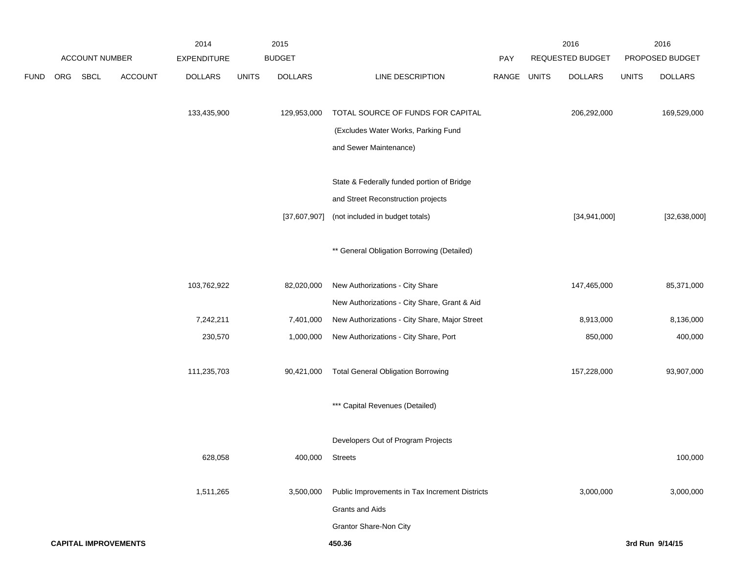| FUND | ORG | SBCL | ACCOUNT | 2014 EXPENDITURE DOLLARS | 2015 BUDGET UNITS | 2015 BUDGET DOLLARS | LINE DESCRIPTION | PAY RANGE | 2016 REQUESTED BUDGET UNITS | 2016 REQUESTED BUDGET DOLLARS | 2016 PROPOSED BUDGET UNITS | 2016 PROPOSED BUDGET DOLLARS |
|---|---|---|---|---|---|---|---|---|---|---|---|---|
| | | | | 133,435,900 | | 129,953,000 | TOTAL SOURCE OF FUNDS FOR CAPITAL | | | 206,292,000 | | 169,529,000 |
| | | | | | | | (Excludes Water Works, Parking Fund | | | | | |
| | | | | | | | and Sewer Maintenance) | | | | | |
| | | | | | | | State & Federally funded portion of Bridge | | | | | |
| | | | | | | | and Street Reconstruction projects | | | | | |
| | | | | | | [37,607,907] | (not included in budget totals) | | | [34,941,000] | | [32,638,000] |
| | | | | | | | ** General Obligation Borrowing (Detailed) | | | | | |
| | | | | 103,762,922 | | 82,020,000 | New Authorizations - City Share | | | 147,465,000 | | 85,371,000 |
| | | | | | | | New Authorizations - City Share, Grant & Aid | | | | | |
| | | | | 7,242,211 | | 7,401,000 | New Authorizations - City Share, Major Street | | | 8,913,000 | | 8,136,000 |
| | | | | 230,570 | | 1,000,000 | New Authorizations - City Share, Port | | | 850,000 | | 400,000 |
| | | | | 111,235,703 | | 90,421,000 | Total General Obligation Borrowing | | | 157,228,000 | | 93,907,000 |
| | | | | | | | *** Capital Revenues (Detailed) | | | | | |
| | | | | | | | Developers Out of Program Projects | | | | | |
| | | | | 628,058 | | 400,000 | Streets | | | | | 100,000 |
| | | | | 1,511,265 | | 3,500,000 | Public Improvements in Tax Increment Districts | | | 3,000,000 | | 3,000,000 |
| | | | | | | | Grants and Aids | | | | | |
| | | | | | | | Grantor Share-Non City | | | | | |

**CAPITAL IMPROVEMENTS** 450.36 3rd Run 9/14/15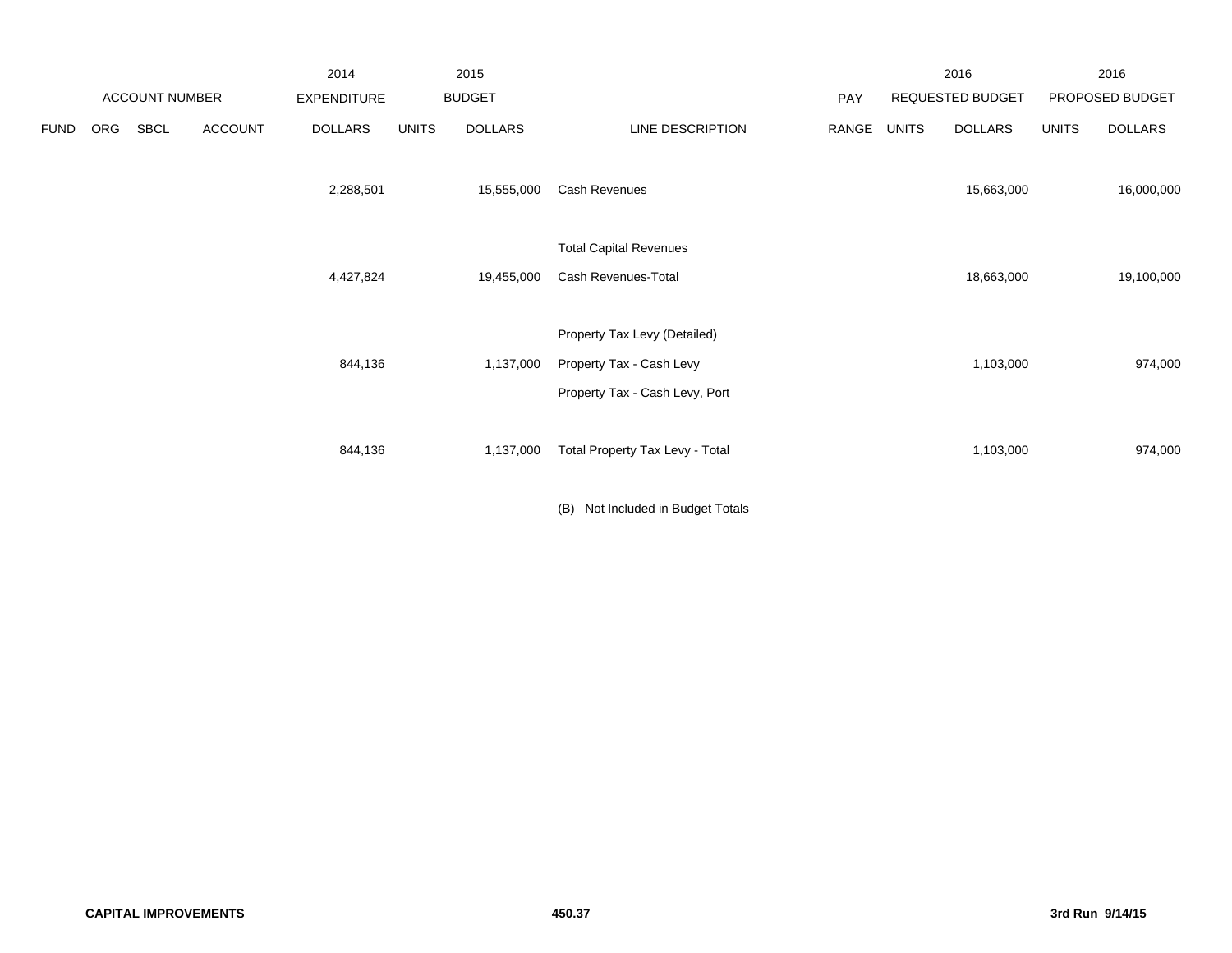| | ACCOUNT NUMBER | | | 2014 EXPENDITURE | 2015 BUDGET | | | PAY | 2016 REQUESTED BUDGET | | 2016 PROPOSED BUDGET | |
|---|---|---|---|---|---|---|---|---|---|---|---|---|
| FUND | ORG | SBCL | ACCOUNT | DOLLARS | UNITS | DOLLARS | LINE DESCRIPTION | RANGE | UNITS | DOLLARS | UNITS | DOLLARS |
| | | | | 2,288,501 | | 15,555,000 | Cash Revenues | | | 15,663,000 | | 16,000,000 |
| | | | | | | | Total Capital Revenues | | | | | |
| | | | | 4,427,824 | | 19,455,000 | Cash Revenues-Total | | | 18,663,000 | | 19,100,000 |
| | | | | | | | Property Tax Levy (Detailed) | | | | | |
| | | | | 844,136 | | 1,137,000 | Property Tax - Cash Levy | | | 1,103,000 | | 974,000 |
| | | | | | | | Property Tax - Cash Levy, Port | | | | | |
| | | | | 844,136 | | 1,137,000 | Total Property Tax Levy - Total | | | 1,103,000 | | 974,000 |

(B) Not Included in Budget Totals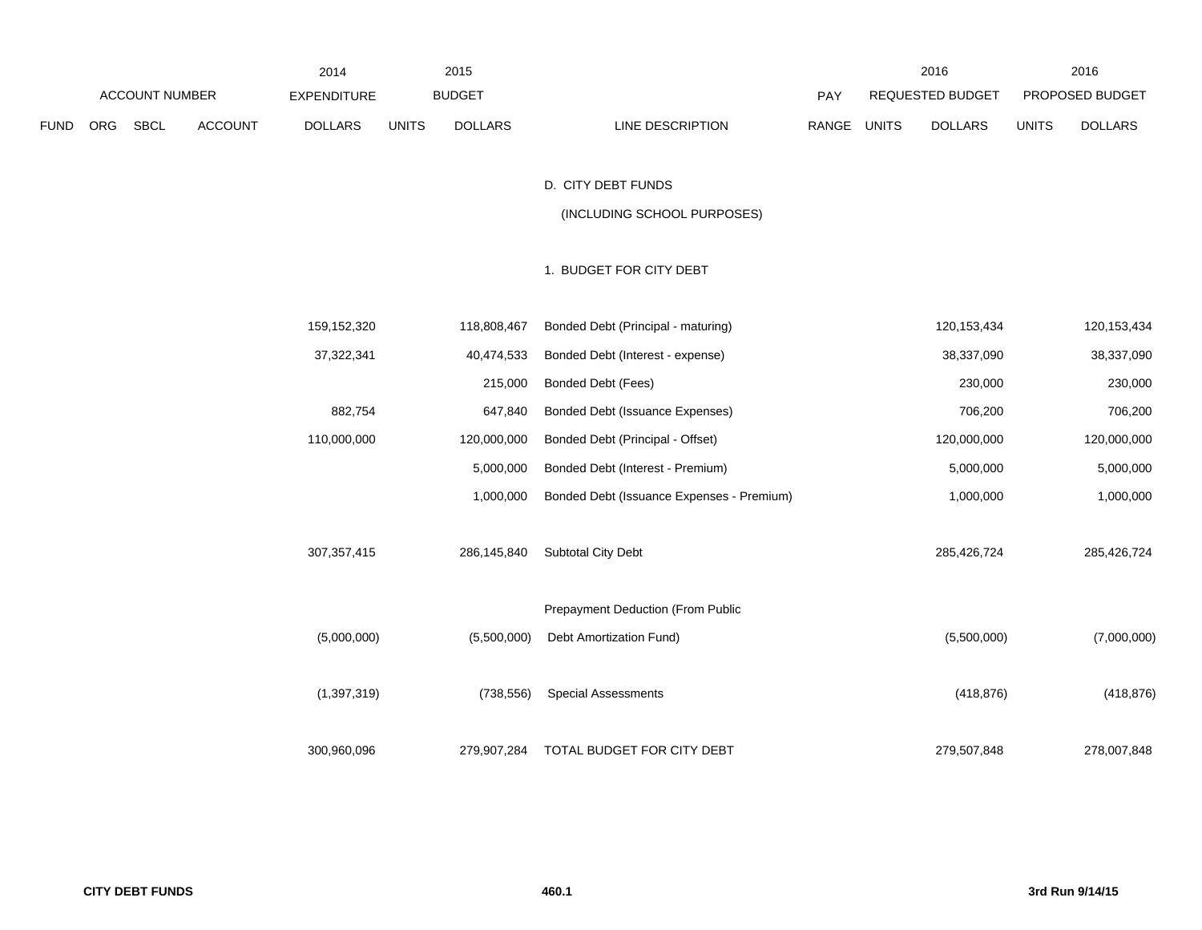| ACCOUNT NUMBER | | | | 2014 EXPENDITURE | 2015 BUDGET | | | | 2016 REQUESTED BUDGET | | 2016 PROPOSED BUDGET | |
|---|---|---|---|---|---|---|---|---|---|---|---|---|
| FUND | ORG | SBCL | ACCOUNT | DOLLARS | UNITS | DOLLARS | LINE DESCRIPTION | PAY RANGE | UNITS | DOLLARS | UNITS | DOLLARS |
| | | | | | | | D. CITY DEBT FUNDS | | | | | |
| | | | | | | | (INCLUDING SCHOOL PURPOSES) | | | | | |
| | | | | | | | 1. BUDGET FOR CITY DEBT | | | | | |
| | | | | 159,152,320 | | 118,808,467 | Bonded Debt (Principal - maturing) | | | 120,153,434 | | 120,153,434 |
| | | | | 37,322,341 | | 40,474,533 | Bonded Debt (Interest - expense) | | | 38,337,090 | | 38,337,090 |
| | | | | | | 215,000 | Bonded Debt (Fees) | | | 230,000 | | 230,000 |
| | | | | 882,754 | | 647,840 | Bonded Debt (Issuance Expenses) | | | 706,200 | | 706,200 |
| | | | | 110,000,000 | | 120,000,000 | Bonded Debt (Principal - Offset) | | | 120,000,000 | | 120,000,000 |
| | | | | | | 5,000,000 | Bonded Debt (Interest - Premium) | | | 5,000,000 | | 5,000,000 |
| | | | | | | 1,000,000 | Bonded Debt (Issuance Expenses - Premium) | | | 1,000,000 | | 1,000,000 |
| | | | | 307,357,415 | | 286,145,840 | Subtotal City Debt | | | 285,426,724 | | 285,426,724 |
| | | | | (5,000,000) | | (5,500,000) | Prepayment Deduction (From Public Debt Amortization Fund) | | | (5,500,000) | | (7,000,000) |
| | | | | (1,397,319) | | (738,556) | Special Assessments | | | (418,876) | | (418,876) |
| | | | | 300,960,096 | | 279,907,284 | TOTAL BUDGET FOR CITY DEBT | | | 279,507,848 | | 278,007,848 |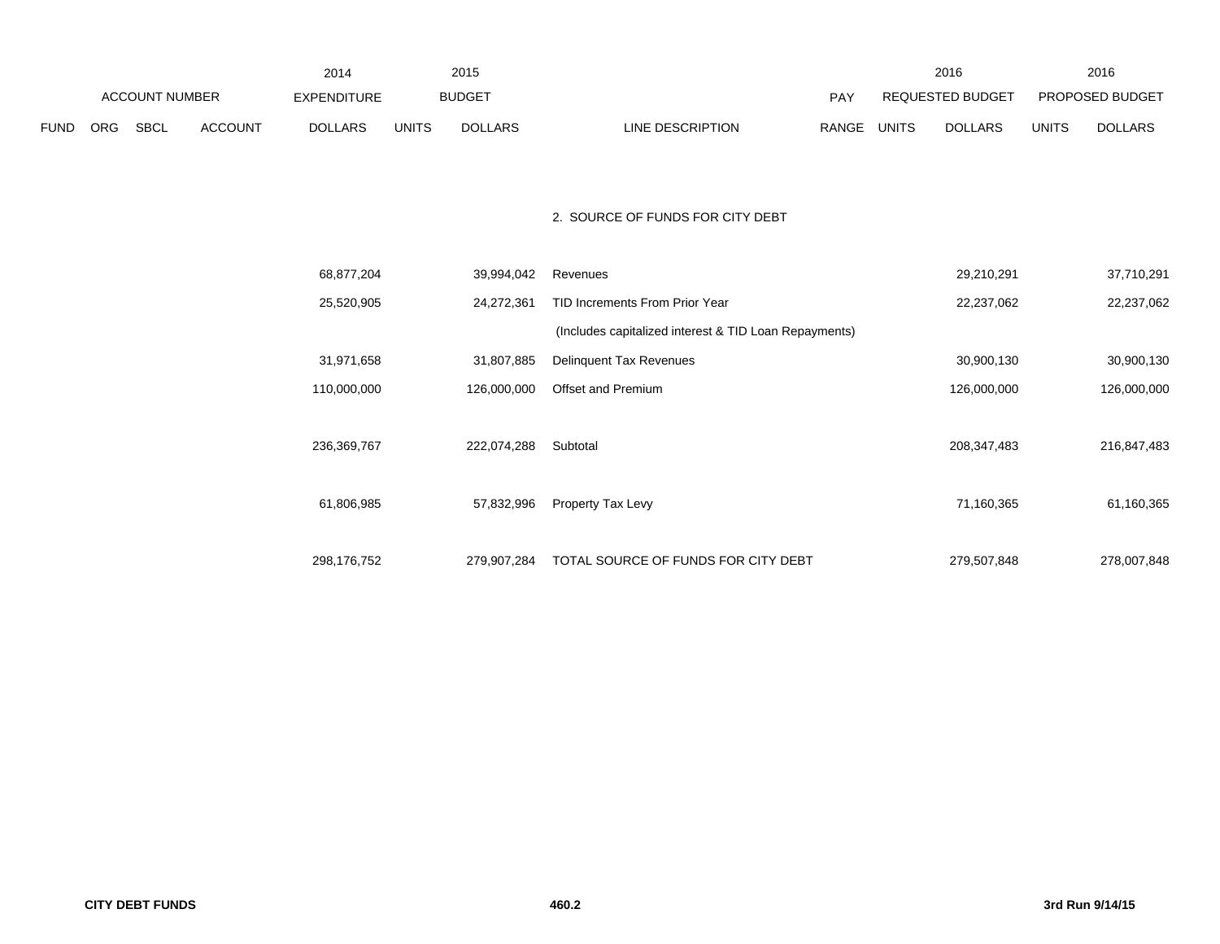| | | | | 2014 | 2015 | | | | 2016 | | 2016 | |
|---|---|---|---|---|---|---|---|---|---|---|---|---|
| ACCOUNT NUMBER | | | | EXPENDITURE | BUDGET | | | PAY | REQUESTED BUDGET | | PROPOSED BUDGET | |
| FUND | ORG | SBCL | ACCOUNT | DOLLARS | UNITS | DOLLARS | LINE DESCRIPTION | RANGE | UNITS | DOLLARS | UNITS | DOLLARS |
| | | | | | | | 2. SOURCE OF FUNDS FOR CITY DEBT | | | | | |
| | | | | 68,877,204 | | 39,994,042 | Revenues | | | 29,210,291 | | 37,710,291 |
| | | | | 25,520,905 | | 24,272,361 | TID Increments From Prior Year | | | 22,237,062 | | 22,237,062 |
| | | | | | | | (Includes capitalized interest & TID Loan Repayments) | | | | | |
| | | | | 31,971,658 | | 31,807,885 | Delinquent Tax Revenues | | | 30,900,130 | | 30,900,130 |
| | | | | 110,000,000 | | 126,000,000 | Offset and Premium | | | 126,000,000 | | 126,000,000 |
| | | | | 236,369,767 | | 222,074,288 | Subtotal | | | 208,347,483 | | 216,847,483 |
| | | | | 61,806,985 | | 57,832,996 | Property Tax Levy | | | 71,160,365 | | 61,160,365 |
| | | | | 298,176,752 | | 279,907,284 | TOTAL SOURCE OF FUNDS FOR CITY DEBT | | | 279,507,848 | | 278,007,848 |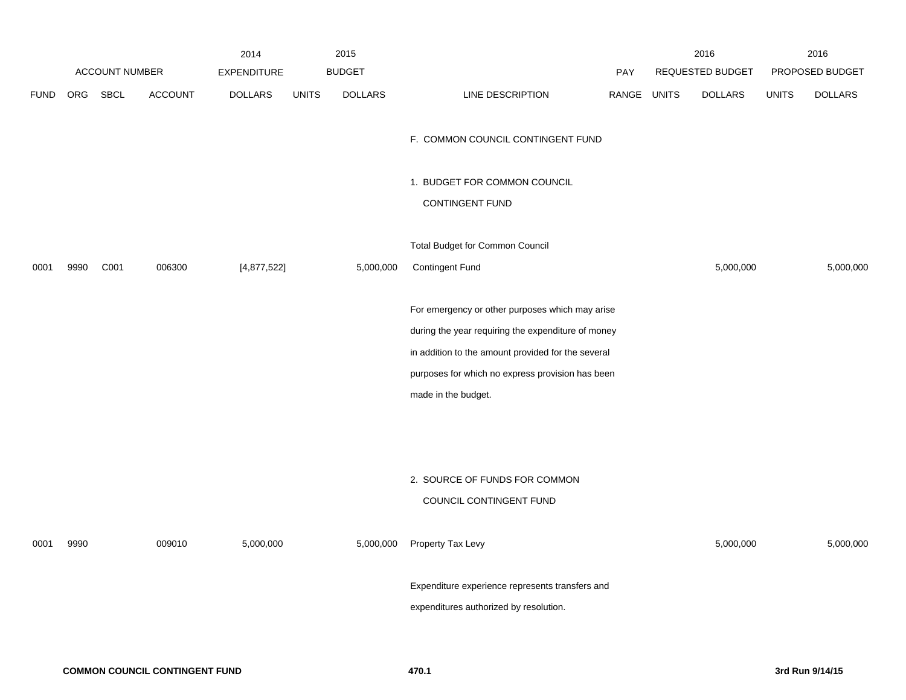| ACCOUNT NUMBER | | | | 2014 EXPENDITURE | 2015 BUDGET | | | PAY | 2016 REQUESTED BUDGET | | 2016 PROPOSED BUDGET | |
|---|---|---|---|---|---|---|---|---|---|---|---|---|
| FUND | ORG | SBCL | ACCOUNT | DOLLARS | UNITS | DOLLARS | LINE DESCRIPTION | RANGE | UNITS | DOLLARS | UNITS | DOLLARS |
| | | | | | | | F. COMMON COUNCIL CONTINGENT FUND | | | | | |
| | | | | | | | 1. BUDGET FOR COMMON COUNCIL CONTINGENT FUND | | | | | |
| 0001 | 9990 | C001 | 006300 | [4,877,522] | | 5,000,000 | Total Budget for Common Council Contingent Fund | | | 5,000,000 | | 5,000,000 |
| | | | | | | | For emergency or other purposes which may arise during the year requiring the expenditure of money in addition to the amount provided for the several purposes for which no express provision has been made in the budget. | | | | | |
| | | | | | | | 2. SOURCE OF FUNDS FOR COMMON COUNCIL CONTINGENT FUND | | | | | |
| 0001 | 9990 | | 009010 | 5,000,000 | | 5,000,000 | Property Tax Levy | | | 5,000,000 | | 5,000,000 |
| | | | | | | | Expenditure experience represents transfers and expenditures authorized by resolution. | | | | | |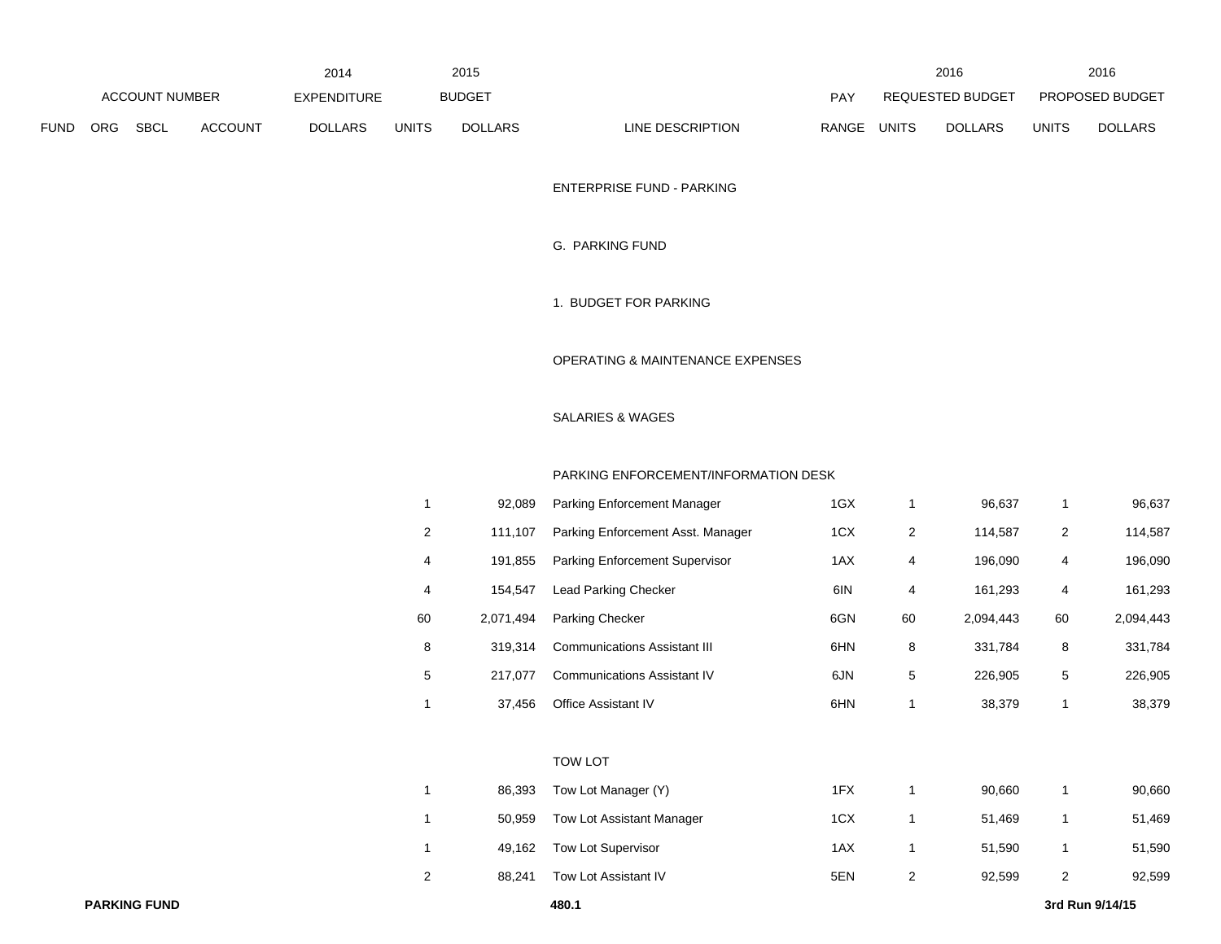| FUND | ORG | SBCL | ACCOUNT | 2014 EXPENDITURE DOLLARS | 2015 BUDGET UNITS | 2015 BUDGET DOLLARS | LINE DESCRIPTION | PAY RANGE | 2016 REQUESTED BUDGET UNITS | 2016 REQUESTED BUDGET DOLLARS | 2016 PROPOSED BUDGET UNITS | 2016 PROPOSED BUDGET DOLLARS |
|---|---|---|---|---|---|---|---|---|---|---|---|---|
| | | | | | | | ENTERPRISE FUND - PARKING | | | | | |
| | | | | | | | G. PARKING FUND | | | | | |
| | | | | | | | 1. BUDGET FOR PARKING | | | | | |
| | | | | | | | OPERATING & MAINTENANCE EXPENSES | | | | | |
| | | | | | | | SALARIES & WAGES | | | | | |
| | | | | | | | PARKING ENFORCEMENT/INFORMATION DESK | | | | | |
| | | | | | 1 | 92,089 | Parking Enforcement Manager | 1GX | 1 | 96,637 | 1 | 96,637 |
| | | | | | 2 | 111,107 | Parking Enforcement Asst. Manager | 1CX | 2 | 114,587 | 2 | 114,587 |
| | | | | | 4 | 191,855 | Parking Enforcement Supervisor | 1AX | 4 | 196,090 | 4 | 196,090 |
| | | | | | 4 | 154,547 | Lead Parking Checker | 6IN | 4 | 161,293 | 4 | 161,293 |
| | | | | | 60 | 2,071,494 | Parking Checker | 6GN | 60 | 2,094,443 | 60 | 2,094,443 |
| | | | | | 8 | 319,314 | Communications Assistant III | 6HN | 8 | 331,784 | 8 | 331,784 |
| | | | | | 5 | 217,077 | Communications Assistant IV | 6JN | 5 | 226,905 | 5 | 226,905 |
| | | | | | 1 | 37,456 | Office Assistant IV | 6HN | 1 | 38,379 | 1 | 38,379 |
| | | | | | | | TOW LOT | | | | | |
| | | | | | 1 | 86,393 | Tow Lot Manager (Y) | 1FX | 1 | 90,660 | 1 | 90,660 |
| | | | | | 1 | 50,959 | Tow Lot Assistant Manager | 1CX | 1 | 51,469 | 1 | 51,469 |
| | | | | | 1 | 49,162 | Tow Lot Supervisor | 1AX | 1 | 51,590 | 1 | 51,590 |
| | | | | | 2 | 88,241 | Tow Lot Assistant IV | 5EN | 2 | 92,599 | 2 | 92,599 |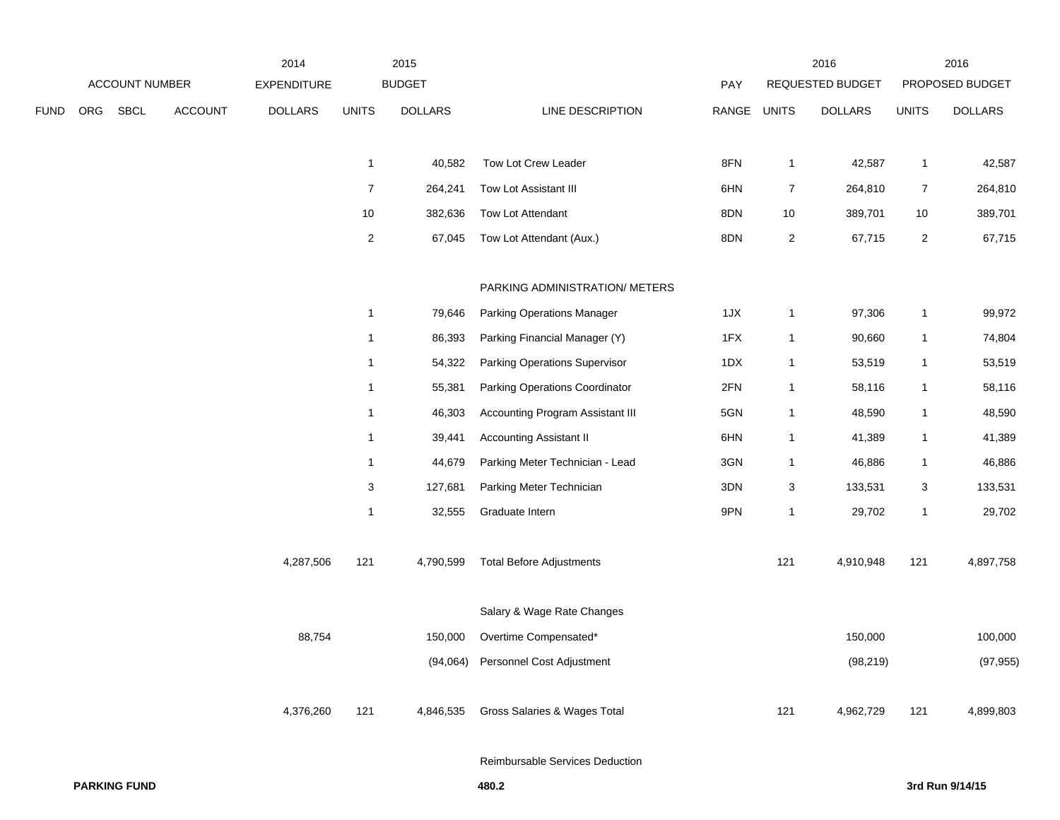| FUND | ORG | SBCL | ACCOUNT | 2014 EXPENDITURE DOLLARS | 2015 BUDGET UNITS | 2015 BUDGET DOLLARS | LINE DESCRIPTION | PAY RANGE | 2016 REQUESTED BUDGET UNITS | 2016 REQUESTED BUDGET DOLLARS | 2016 PROPOSED BUDGET UNITS | 2016 PROPOSED BUDGET DOLLARS |
|---|---|---|---|---|---|---|---|---|---|---|---|---|
| | | | | | 1 | 40,582 | Tow Lot Crew Leader | 8FN | 1 | 42,587 | 1 | 42,587 |
| | | | | | 7 | 264,241 | Tow Lot Assistant III | 6HN | 7 | 264,810 | 7 | 264,810 |
| | | | | | 10 | 382,636 | Tow Lot Attendant | 8DN | 10 | 389,701 | 10 | 389,701 |
| | | | | | 2 | 67,045 | Tow Lot Attendant (Aux.) | 8DN | 2 | 67,715 | 2 | 67,715 |
| | | | | | | | PARKING ADMINISTRATION/ METERS | | | | | |
| | | | | | 1 | 79,646 | Parking Operations Manager | 1JX | 1 | 97,306 | 1 | 99,972 |
| | | | | | 1 | 86,393 | Parking Financial Manager (Y) | 1FX | 1 | 90,660 | 1 | 74,804 |
| | | | | | 1 | 54,322 | Parking Operations Supervisor | 1DX | 1 | 53,519 | 1 | 53,519 |
| | | | | | 1 | 55,381 | Parking Operations Coordinator | 2FN | 1 | 58,116 | 1 | 58,116 |
| | | | | | 1 | 46,303 | Accounting Program Assistant III | 5GN | 1 | 48,590 | 1 | 48,590 |
| | | | | | 1 | 39,441 | Accounting Assistant II | 6HN | 1 | 41,389 | 1 | 41,389 |
| | | | | | 1 | 44,679 | Parking Meter Technician - Lead | 3GN | 1 | 46,886 | 1 | 46,886 |
| | | | | | 3 | 127,681 | Parking Meter Technician | 3DN | 3 | 133,531 | 3 | 133,531 |
| | | | | | 1 | 32,555 | Graduate Intern | 9PN | 1 | 29,702 | 1 | 29,702 |
| | | | | 4,287,506 | 121 | 4,790,599 | Total Before Adjustments | | 121 | 4,910,948 | 121 | 4,897,758 |
| | | | | | | | Salary & Wage Rate Changes | | | | | |
| | | | | 88,754 | | 150,000 | Overtime Compensated* | | | 150,000 | | 100,000 |
| | | | | | | (94,064) | Personnel Cost Adjustment | | | (98,219) | | (97,955) |
| | | | | 4,376,260 | 121 | 4,846,535 | Gross Salaries & Wages Total | | 121 | 4,962,729 | 121 | 4,899,803 |
| | | | | | | | Reimbursable Services Deduction | | | | | |

**PARKING FUND** 480.2 3rd Run 9/14/15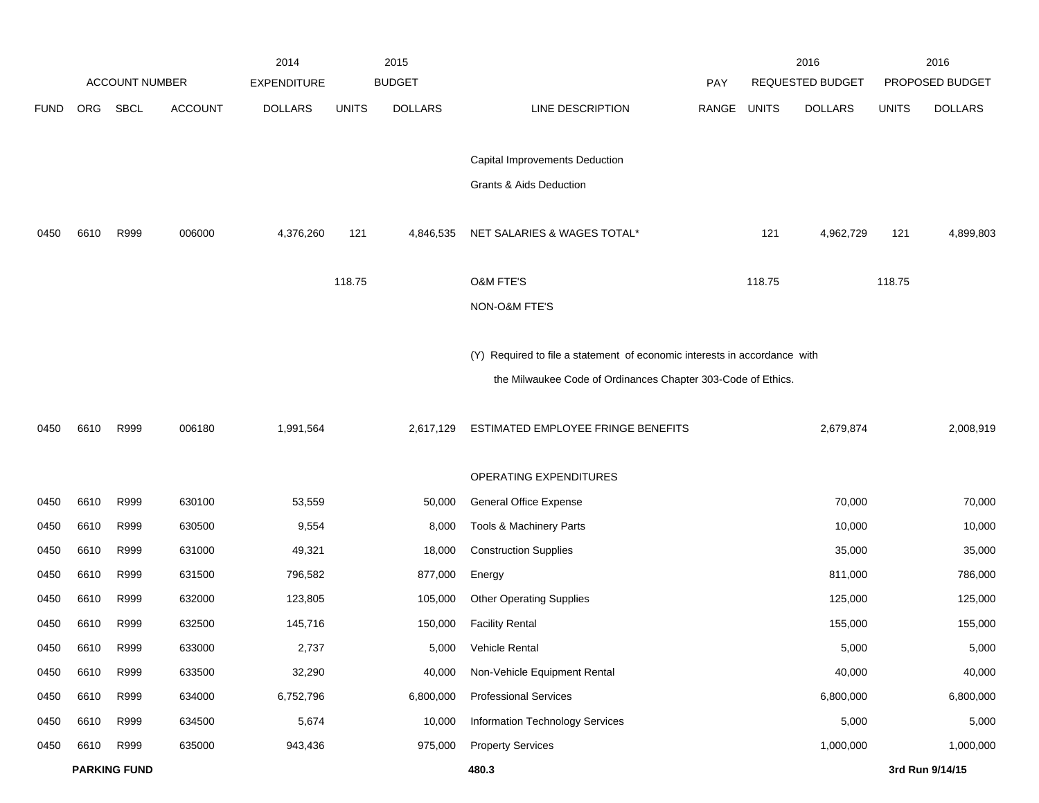| ACCOUNT NUMBER | | | | 2014 EXPENDITURE | 2015 BUDGET | | | PAY | 2016 REQUESTED BUDGET | | 2016 PROPOSED BUDGET | |
|---|---|---|---|---|---|---|---|---|---|---|---|---|
| FUND | ORG | SBCL | ACCOUNT | DOLLARS | UNITS | DOLLARS | LINE DESCRIPTION | RANGE | UNITS | DOLLARS | UNITS | DOLLARS |
| | | | | | | | Capital Improvements Deduction | | | | | |
| | | | | | | | Grants & Aids Deduction | | | | | |
| 0450 | 6610 | R999 | 006000 | 4,376,260 | 121 | 4,846,535 | NET SALARIES & WAGES TOTAL* | | 121 | 4,962,729 | 121 | 4,899,803 |
| | | | | | 118.75 | | O&M FTE'S | | 118.75 | | 118.75 | |
| | | | | | | | NON-O&M FTE'S | | | | | |
| | | | | | | | (Y) Required to file a statement of economic interests in accordance with the Milwaukee Code of Ordinances Chapter 303-Code of Ethics. | | | | | |
| 0450 | 6610 | R999 | 006180 | 1,991,564 | | 2,617,129 | ESTIMATED EMPLOYEE FRINGE BENEFITS | | | 2,679,874 | | 2,008,919 |
| | | | | | | | OPERATING EXPENDITURES | | | | | |
| 0450 | 6610 | R999 | 630100 | 53,559 | | 50,000 | General Office Expense | | | 70,000 | | 70,000 |
| 0450 | 6610 | R999 | 630500 | 9,554 | | 8,000 | Tools & Machinery Parts | | | 10,000 | | 10,000 |
| 0450 | 6610 | R999 | 631000 | 49,321 | | 18,000 | Construction Supplies | | | 35,000 | | 35,000 |
| 0450 | 6610 | R999 | 631500 | 796,582 | | 877,000 | Energy | | | 811,000 | | 786,000 |
| 0450 | 6610 | R999 | 632000 | 123,805 | | 105,000 | Other Operating Supplies | | | 125,000 | | 125,000 |
| 0450 | 6610 | R999 | 632500 | 145,716 | | 150,000 | Facility Rental | | | 155,000 | | 155,000 |
| 0450 | 6610 | R999 | 633000 | 2,737 | | 5,000 | Vehicle Rental | | | 5,000 | | 5,000 |
| 0450 | 6610 | R999 | 633500 | 32,290 | | 40,000 | Non-Vehicle Equipment Rental | | | 40,000 | | 40,000 |
| 0450 | 6610 | R999 | 634000 | 6,752,796 | | 6,800,000 | Professional Services | | | 6,800,000 | | 6,800,000 |
| 0450 | 6610 | R999 | 634500 | 5,674 | | 10,000 | Information Technology Services | | | 5,000 | | 5,000 |
| 0450 | 6610 | R999 | 635000 | 943,436 | | 975,000 | Property Services | | | 1,000,000 | | 1,000,000 |

**PARKING FUND** 480.3 **3rd Run 9/14/15**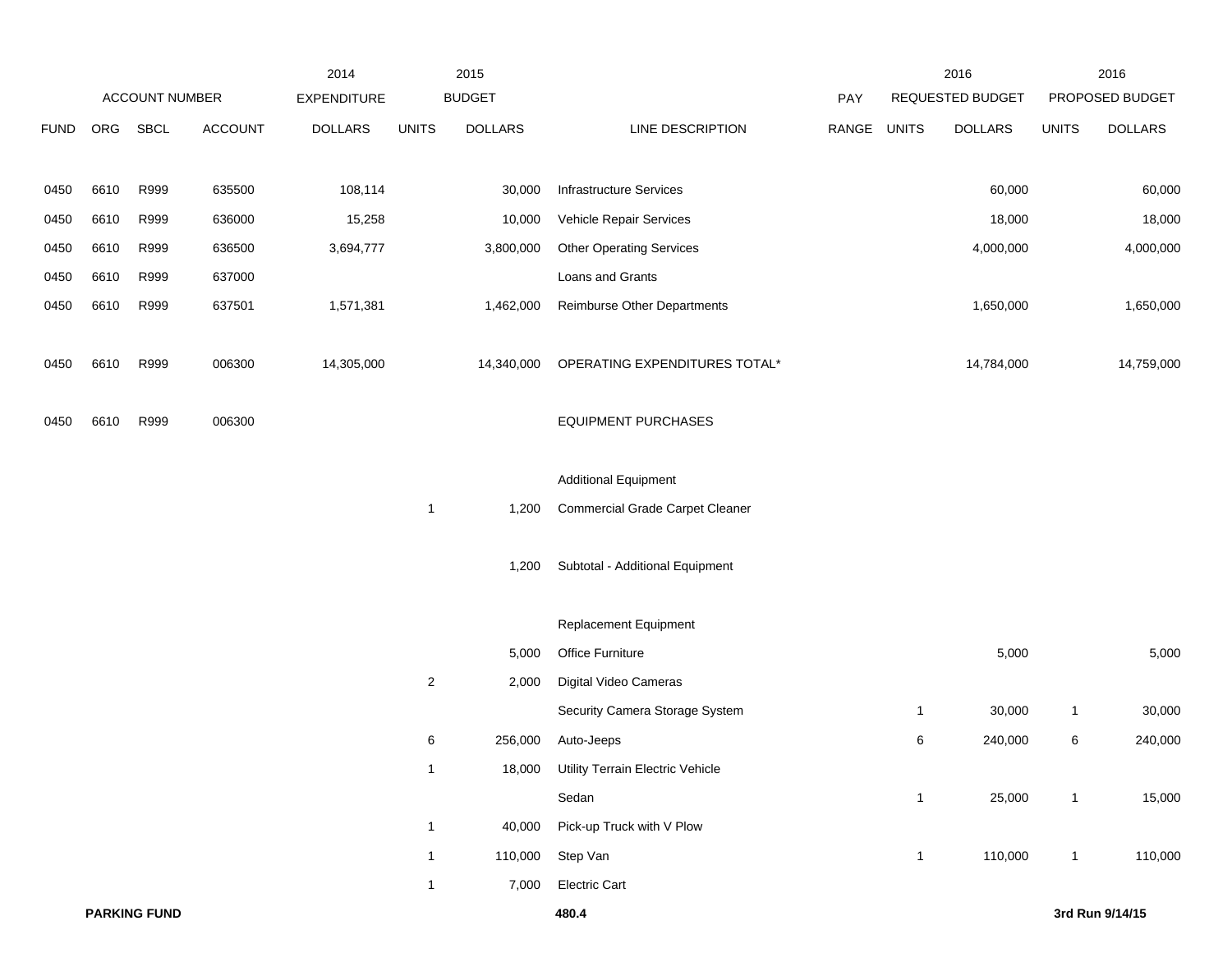| ACCOUNT NUMBER | | | | 2014 EXPENDITURE | 2015 BUDGET | | | PAY | 2016 REQUESTED BUDGET | | 2016 PROPOSED BUDGET | |
|---|---|---|---|---|---|---|---|---|---|---|---|---|
| FUND | ORG | SBCL | ACCOUNT | DOLLARS | UNITS | DOLLARS | LINE DESCRIPTION | RANGE | UNITS | DOLLARS | UNITS | DOLLARS |
| 0450 | 6610 | R999 | 635500 | 108,114 | | 30,000 | Infrastructure Services | | | 60,000 | | 60,000 |
| 0450 | 6610 | R999 | 636000 | 15,258 | | 10,000 | Vehicle Repair Services | | | 18,000 | | 18,000 |
| 0450 | 6610 | R999 | 636500 | 3,694,777 | | 3,800,000 | Other Operating Services | | | 4,000,000 | | 4,000,000 |
| 0450 | 6610 | R999 | 637000 | | | | Loans and Grants | | | | | |
| 0450 | 6610 | R999 | 637501 | 1,571,381 | | 1,462,000 | Reimburse Other Departments | | | 1,650,000 | | 1,650,000 |
| 0450 | 6610 | R999 | 006300 | 14,305,000 | | 14,340,000 | OPERATING EXPENDITURES TOTAL* | | | 14,784,000 | | 14,759,000 |
| 0450 | 6610 | R999 | 006300 | | | | EQUIPMENT PURCHASES | | | | | |
| | | | | | | | Additional Equipment | | | | | |
| | | | | | 1 | 1,200 | Commercial Grade Carpet Cleaner | | | | | |
| | | | | | | 1,200 | Subtotal - Additional Equipment | | | | | |
| | | | | | | | Replacement Equipment | | | | | |
| | | | | | | 5,000 | Office Furniture | | | 5,000 | | 5,000 |
| | | | | | 2 | 2,000 | Digital Video Cameras | | | | | |
| | | | | | | | Security Camera Storage System | | 1 | 30,000 | 1 | 30,000 |
| | | | | | 6 | 256,000 | Auto-Jeeps | | 6 | 240,000 | 6 | 240,000 |
| | | | | | 1 | 18,000 | Utility Terrain Electric Vehicle | | | | | |
| | | | | | | | Sedan | | 1 | 25,000 | 1 | 15,000 |
| | | | | | 1 | 40,000 | Pick-up Truck with V Plow | | | | | |
| | | | | | 1 | 110,000 | Step Van | | 1 | 110,000 | 1 | 110,000 |
| | | | | | 1 | 7,000 | Electric Cart | | | | | |

**PARKING FUND** **480.4** **3rd Run 9/14/15**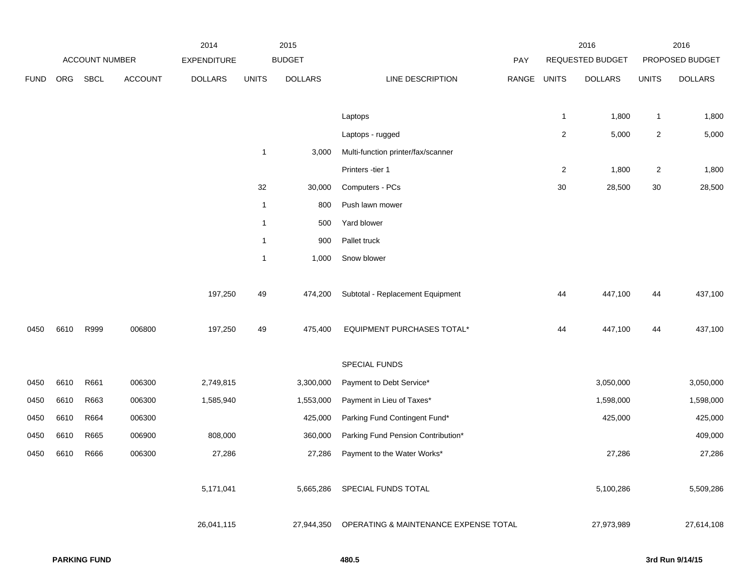| | ACCOUNT NUMBER | | | 2014 EXPENDITURE | 2015 BUDGET | | | PAY | 2016 REQUESTED BUDGET | | 2016 PROPOSED BUDGET | |
|---|---|---|---|---|---|---|---|---|---|---|---|---|
| FUND | ORG | SBCL | ACCOUNT | DOLLARS | UNITS | DOLLARS | LINE DESCRIPTION | RANGE | UNITS | DOLLARS | UNITS | DOLLARS |
| | | | | | | | Laptops | | 1 | 1,800 | 1 | 1,800 |
| | | | | | | | Laptops - rugged | | 2 | 5,000 | 2 | 5,000 |
| | | | | | 1 | 3,000 | Multi-function printer/fax/scanner | | | | | |
| | | | | | | | Printers -tier 1 | | 2 | 1,800 | 2 | 1,800 |
| | | | | | 32 | 30,000 | Computers - PCs | | 30 | 28,500 | 30 | 28,500 |
| | | | | | 1 | 800 | Push lawn mower | | | | | |
| | | | | | 1 | 500 | Yard blower | | | | | |
| | | | | | 1 | 900 | Pallet truck | | | | | |
| | | | | | 1 | 1,000 | Snow blower | | | | | |
| | | | | 197,250 | 49 | 474,200 | Subtotal - Replacement Equipment | | 44 | 447,100 | 44 | 437,100 |
| 0450 | 6610 | R999 | 006800 | 197,250 | 49 | 475,400 | EQUIPMENT PURCHASES TOTAL* | | 44 | 447,100 | 44 | 437,100 |
| | | | | | | | SPECIAL FUNDS | | | | | |
| 0450 | 6610 | R661 | 006300 | 2,749,815 | | 3,300,000 | Payment to Debt Service* | | | 3,050,000 | | 3,050,000 |
| 0450 | 6610 | R663 | 006300 | 1,585,940 | | 1,553,000 | Payment in Lieu of Taxes* | | | 1,598,000 | | 1,598,000 |
| 0450 | 6610 | R664 | 006300 | | | 425,000 | Parking Fund Contingent Fund* | | | 425,000 | | 425,000 |
| 0450 | 6610 | R665 | 006900 | 808,000 | | 360,000 | Parking Fund Pension Contribution* | | | | | 409,000 |
| 0450 | 6610 | R666 | 006300 | 27,286 | | 27,286 | Payment to the Water Works* | | | 27,286 | | 27,286 |
| | | | | 5,171,041 | | 5,665,286 | SPECIAL FUNDS TOTAL | | | 5,100,286 | | 5,509,286 |
| | | | | 26,041,115 | | 27,944,350 | OPERATING & MAINTENANCE EXPENSE TOTAL | | | 27,973,989 | | 27,614,108 |

**PARKING FUND** **480.5** **3rd Run 9/14/15**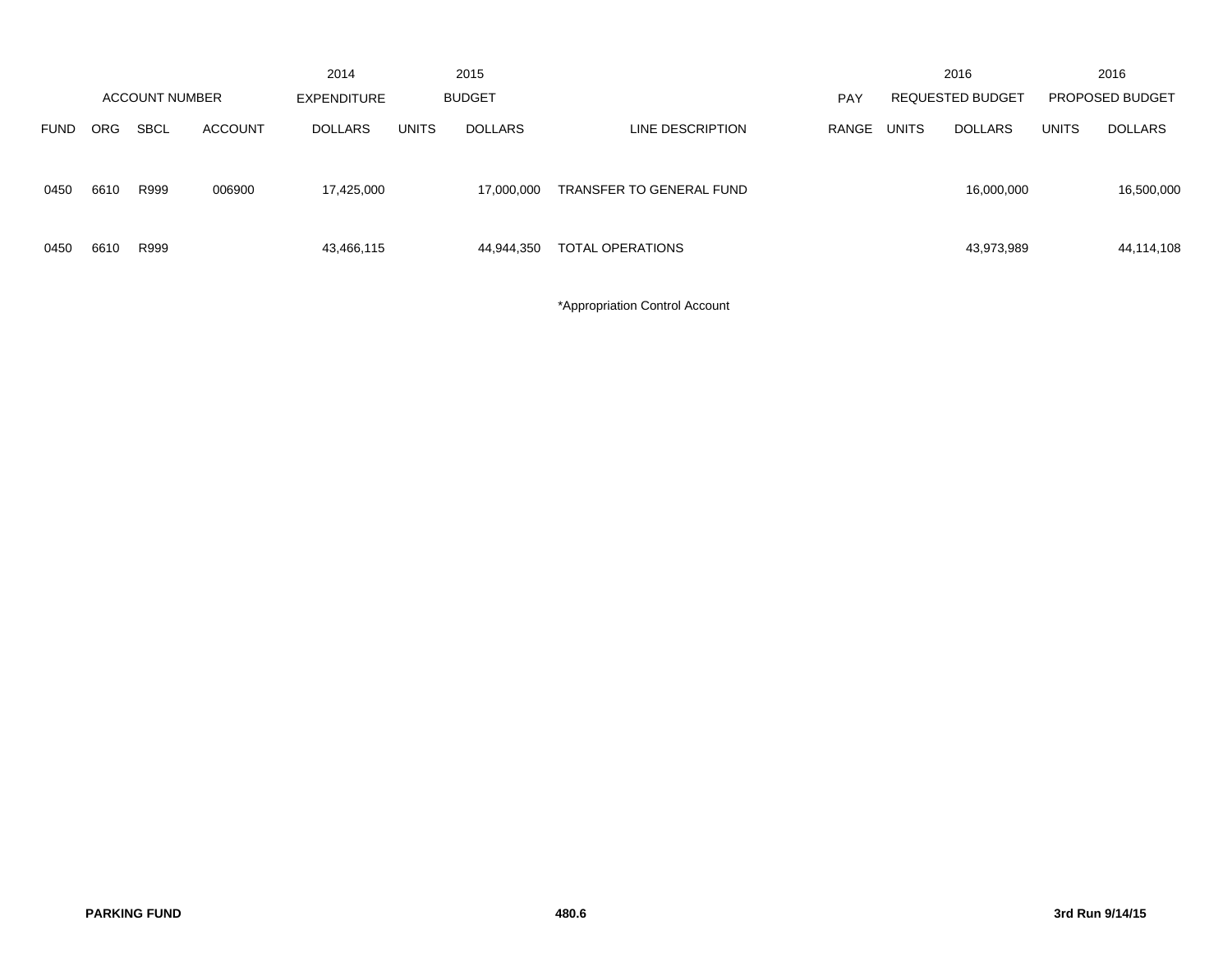| ACCOUNT NUMBER | | | | 2014 EXPENDITURE | 2015 BUDGET | | | PAY | 2016 REQUESTED BUDGET | | 2016 PROPOSED BUDGET | |
|---|---|---|---|---|---|---|---|---|---|---|---|---|
| FUND | ORG | SBCL | ACCOUNT | DOLLARS | UNITS | DOLLARS | LINE DESCRIPTION | RANGE | UNITS | DOLLARS | UNITS | DOLLARS |
| 0450 | 6610 | R999 | 006900 | 17,425,000 | | 17,000,000 | TRANSFER TO GENERAL FUND | | | 16,000,000 | | 16,500,000 |
| 0450 | 6610 | R999 | | 43,466,115 | | 44,944,350 | TOTAL OPERATIONS | | | 43,973,989 | | 44,114,108 |

*Appropriation Control Account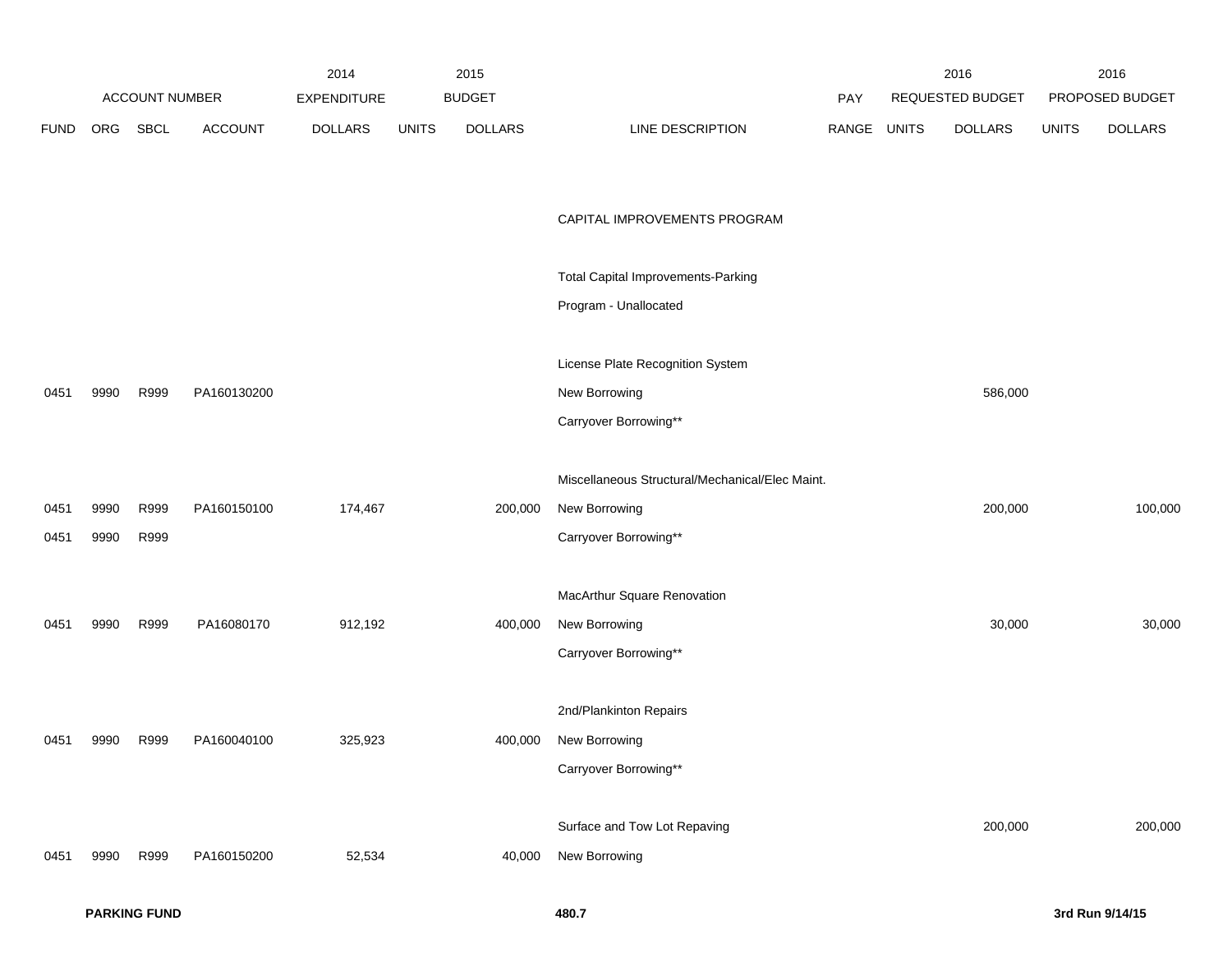| ACCOUNT NUMBER | | | | 2014 EXPENDITURE | 2015 BUDGET | | | PAY | 2016 REQUESTED BUDGET | | 2016 PROPOSED BUDGET | |
|---|---|---|---|---|---|---|---|---|---|---|---|---|
| FUND | ORG | SBCL | ACCOUNT | DOLLARS | UNITS | DOLLARS | LINE DESCRIPTION | RANGE | UNITS | DOLLARS | UNITS | DOLLARS |
| | | | | | | | CAPITAL IMPROVEMENTS PROGRAM | | | | | |
| | | | | | | | Total Capital Improvements-Parking | | | | | |
| | | | | | | | Program - Unallocated | | | | | |
| | | | | | | | License Plate Recognition System | | | | | |
| 0451 | 9990 | R999 | PA160130200 | | | | New Borrowing | | | 586,000 | | |
| | | | | | | | Carryover Borrowing** | | | | | |
| | | | | | | | Miscellaneous Structural/Mechanical/Elec Maint. | | | | | |
| 0451 | 9990 | R999 | PA160150100 | 174,467 | | 200,000 | New Borrowing | | | 200,000 | | 100,000 |
| 0451 | 9990 | R999 | | | | | Carryover Borrowing** | | | | | |
| | | | | | | | MacArthur Square Renovation | | | | | |
| 0451 | 9990 | R999 | PA16080170 | 912,192 | | 400,000 | New Borrowing | | | 30,000 | | 30,000 |
| | | | | | | | Carryover Borrowing** | | | | | |
| | | | | | | | 2nd/Plankinton Repairs | | | | | |
| 0451 | 9990 | R999 | PA160040100 | 325,923 | | 400,000 | New Borrowing | | | | | |
| | | | | | | | Carryover Borrowing** | | | | | |
| | | | | | | | Surface and Tow Lot Repaving | | | 200,000 | | 200,000 |
| 0451 | 9990 | R999 | PA160150200 | 52,534 | | 40,000 | New Borrowing | | | | | |

**PARKING FUND** **480.7** **3rd Run 9/14/15**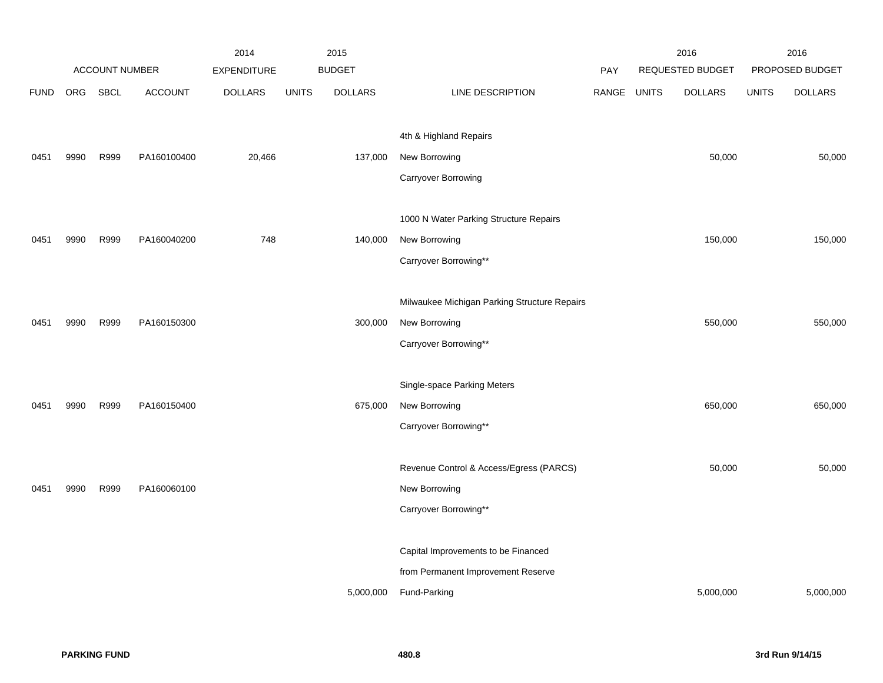| | ACCOUNT NUMBER | | | 2014 EXPENDITURE | 2015 BUDGET | | | PAY | 2016 REQUESTED BUDGET | | 2016 PROPOSED BUDGET | |
|---|---|---|---|---|---|---|---|---|---|---|---|---|
| FUND | ORG | SBCL | ACCOUNT | DOLLARS | UNITS | DOLLARS | LINE DESCRIPTION | RANGE | UNITS | DOLLARS | UNITS | DOLLARS |
| | | | | | | | 4th & Highland Repairs | | | | | |
| 0451 | 9990 | R999 | PA160100400 | 20,466 | | 137,000 | New Borrowing | | | 50,000 | | 50,000 |
| | | | | | | | Carryover Borrowing | | | | | |
| | | | | | | | 1000 N Water Parking Structure Repairs | | | | | |
| 0451 | 9990 | R999 | PA160040200 | 748 | | 140,000 | New Borrowing | | | 150,000 | | 150,000 |
| | | | | | | | Carryover Borrowing** | | | | | |
| | | | | | | | Milwaukee Michigan Parking Structure Repairs | | | | | |
| 0451 | 9990 | R999 | PA160150300 | | | 300,000 | New Borrowing | | | 550,000 | | 550,000 |
| | | | | | | | Carryover Borrowing** | | | | | |
| | | | | | | | Single-space Parking Meters | | | | | |
| 0451 | 9990 | R999 | PA160150400 | | | 675,000 | New Borrowing | | | 650,000 | | 650,000 |
| | | | | | | | Carryover Borrowing** | | | | | |
| | | | | | | | Revenue Control & Access/Egress (PARCS) | | | 50,000 | | 50,000 |
| 0451 | 9990 | R999 | PA160060100 | | | | New Borrowing | | | | | |
| | | | | | | | Carryover Borrowing** | | | | | |
| | | | | | | | Capital Improvements to be Financed | | | | | |
| | | | | | | | from Permanent Improvement Reserve | | | | | |
| | | | | | | 5,000,000 | Fund-Parking | | | 5,000,000 | | 5,000,000 |

**PARKING FUND** **480.8** **3rd Run 9/14/15**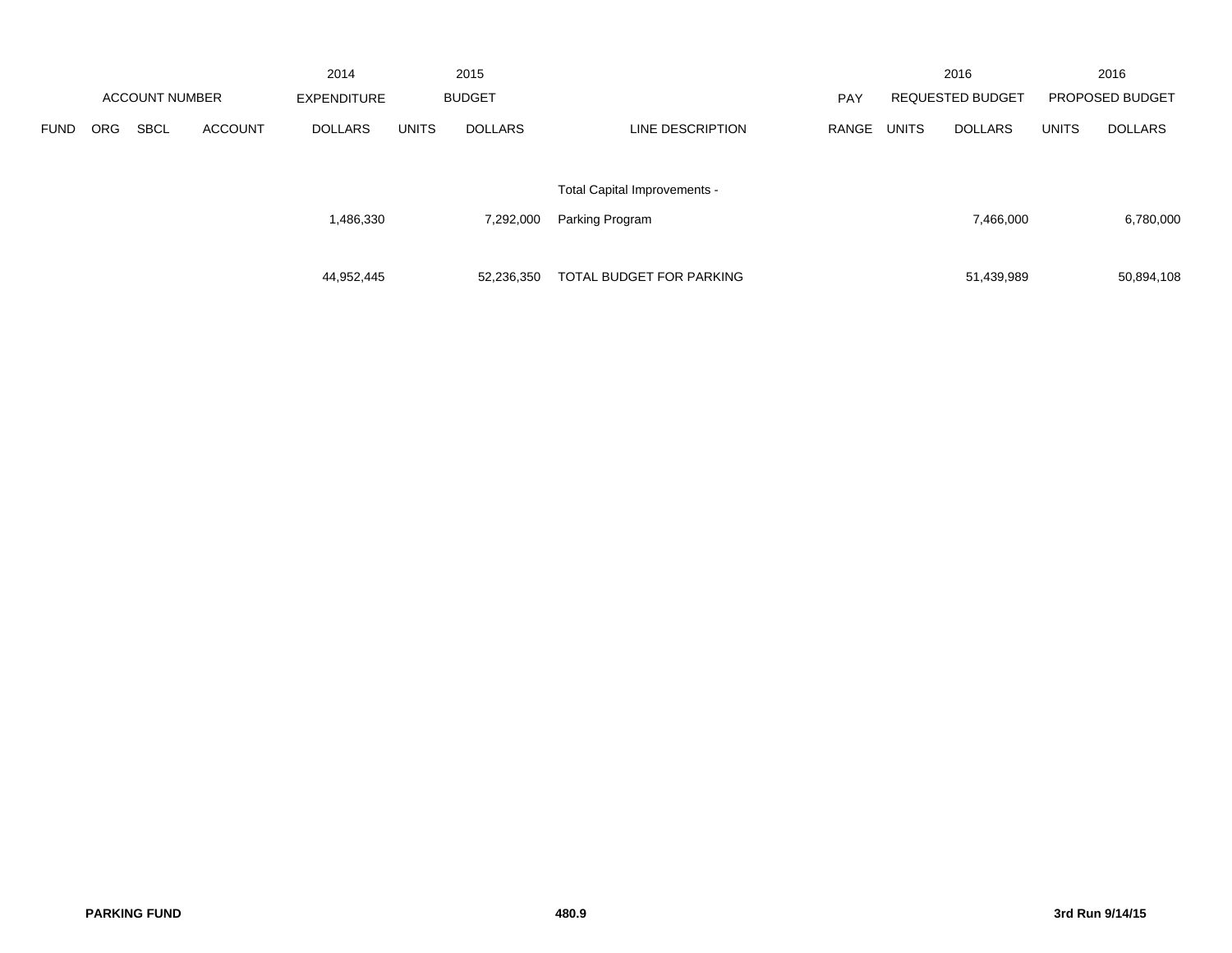| ACCOUNT NUMBER | | | | 2014 EXPENDITURE | 2015 BUDGET | | | PAY | 2016 REQUESTED BUDGET | | 2016 PROPOSED BUDGET | |
|---|---|---|---|---|---|---|---|---|---|---|---|---|
| FUND | ORG | SBCL | ACCOUNT | DOLLARS | UNITS | DOLLARS | LINE DESCRIPTION | RANGE | UNITS | DOLLARS | UNITS | DOLLARS |
| | | | | 1,486,330 | | 7,292,000 | Total Capital Improvements - Parking Program | | | 7,466,000 | | 6,780,000 |
| | | | | 44,952,445 | | 52,236,350 | TOTAL BUDGET FOR PARKING | | | 51,439,989 | | 50,894,108 |

**PARKING FUND** 480.9 **3rd Run 9/14/15**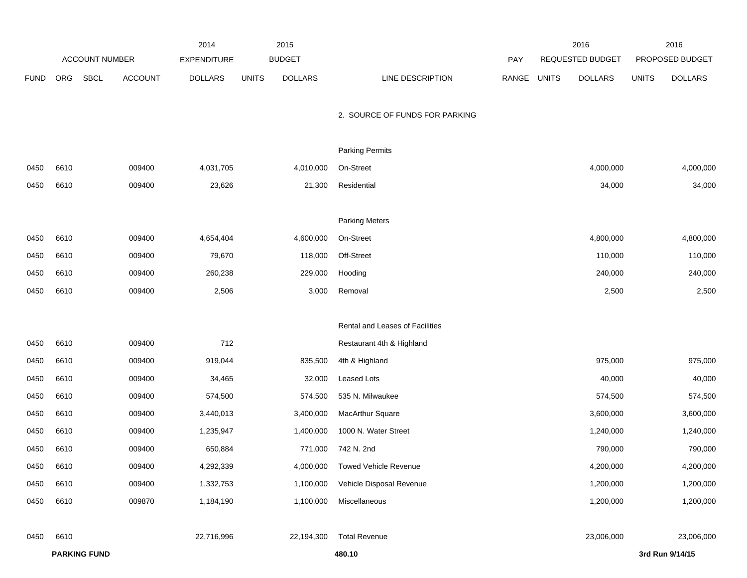| | ACCOUNT NUMBER | | | 2014 EXPENDITURE | 2015 BUDGET | | | PAY | 2016 REQUESTED BUDGET | | 2016 PROPOSED BUDGET | |
|---|---|---|---|---|---|---|---|---|---|---|---|---|
| FUND | ORG | SBCL | ACCOUNT | DOLLARS | UNITS | DOLLARS | LINE DESCRIPTION | RANGE | UNITS | DOLLARS | UNITS | DOLLARS |
| | | | | | | | 2. SOURCE OF FUNDS FOR PARKING | | | | | |
| | | | | | | | Parking Permits | | | | | |
| 0450 | 6610 | | 009400 | 4,031,705 | | 4,010,000 | On-Street | | | 4,000,000 | | 4,000,000 |
| 0450 | 6610 | | 009400 | 23,626 | | 21,300 | Residential | | | 34,000 | | 34,000 |
| | | | | | | | Parking Meters | | | | | |
| 0450 | 6610 | | 009400 | 4,654,404 | | 4,600,000 | On-Street | | | 4,800,000 | | 4,800,000 |
| 0450 | 6610 | | 009400 | 79,670 | | 118,000 | Off-Street | | | 110,000 | | 110,000 |
| 0450 | 6610 | | 009400 | 260,238 | | 229,000 | Hooding | | | 240,000 | | 240,000 |
| 0450 | 6610 | | 009400 | 2,506 | | 3,000 | Removal | | | 2,500 | | 2,500 |
| | | | | | | | Rental and Leases of Facilities | | | | | |
| 0450 | 6610 | | 009400 | 712 | | | Restaurant 4th & Highland | | | | | |
| 0450 | 6610 | | 009400 | 919,044 | | 835,500 | 4th & Highland | | | 975,000 | | 975,000 |
| 0450 | 6610 | | 009400 | 34,465 | | 32,000 | Leased Lots | | | 40,000 | | 40,000 |
| 0450 | 6610 | | 009400 | 574,500 | | 574,500 | 535 N. Milwaukee | | | 574,500 | | 574,500 |
| 0450 | 6610 | | 009400 | 3,440,013 | | 3,400,000 | MacArthur Square | | | 3,600,000 | | 3,600,000 |
| 0450 | 6610 | | 009400 | 1,235,947 | | 1,400,000 | 1000 N. Water Street | | | 1,240,000 | | 1,240,000 |
| 0450 | 6610 | | 009400 | 650,884 | | 771,000 | 742 N. 2nd | | | 790,000 | | 790,000 |
| 0450 | 6610 | | 009400 | 4,292,339 | | 4,000,000 | Towed Vehicle Revenue | | | 4,200,000 | | 4,200,000 |
| 0450 | 6610 | | 009400 | 1,332,753 | | 1,100,000 | Vehicle Disposal Revenue | | | 1,200,000 | | 1,200,000 |
| 0450 | 6610 | | 009870 | 1,184,190 | | 1,100,000 | Miscellaneous | | | 1,200,000 | | 1,200,000 |
| 0450 | 6610 | | | 22,716,996 | | 22,194,300 | Total Revenue | | | 23,006,000 | | 23,006,000 |

**PARKING FUND** **480.10** **3rd Run 9/14/15**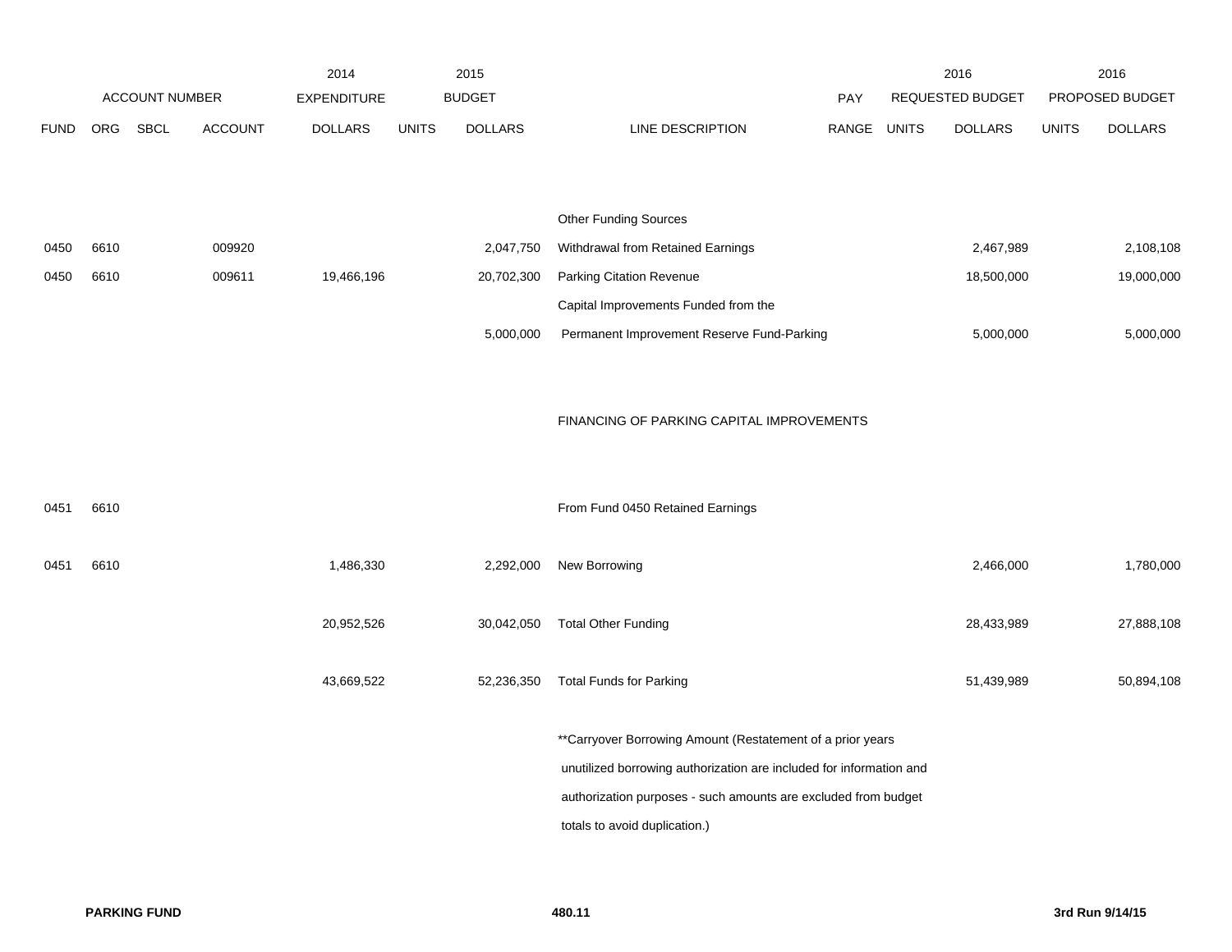| ACCOUNT NUMBER | | | | 2014 EXPENDITURE | 2015 BUDGET | | | PAY | 2016 REQUESTED BUDGET | | 2016 PROPOSED BUDGET | |
|---|---|---|---|---|---|---|---|---|---|---|---|---|
| FUND | ORG | SBCL | ACCOUNT | DOLLARS | UNITS | DOLLARS | LINE DESCRIPTION | RANGE | UNITS | DOLLARS | UNITS | DOLLARS |
| | | | | | | | Other Funding Sources | | | | | |
| 0450 | 6610 | | 009920 | | | 2,047,750 | Withdrawal from Retained Earnings | | | 2,467,989 | | 2,108,108 |
| 0450 | 6610 | | 009611 | 19,466,196 | | 20,702,300 | Parking Citation Revenue | | | 18,500,000 | | 19,000,000 |
| | | | | | | | Capital Improvements Funded from the | | | | | |
| | | | | | | 5,000,000 | Permanent Improvement Reserve Fund-Parking | | | 5,000,000 | | 5,000,000 |
| | | | | | | | FINANCING OF PARKING CAPITAL IMPROVEMENTS | | | | | |
| 0451 | 6610 | | | | | | From Fund 0450 Retained Earnings | | | | | |
| 0451 | 6610 | | | 1,486,330 | | 2,292,000 | New Borrowing | | | 2,466,000 | | 1,780,000 |
| | | | | 20,952,526 | | 30,042,050 | Total Other Funding | | | 28,433,989 | | 27,888,108 |
| | | | | 43,669,522 | | 52,236,350 | Total Funds for Parking | | | 51,439,989 | | 50,894,108 |

**Carryover Borrowing Amount (Restatement of a prior years unutilized borrowing authorization are included for information and authorization purposes - such amounts are excluded from budget totals to avoid duplication.)

**PARKING FUND** **480.11** **3rd Run 9/14/15**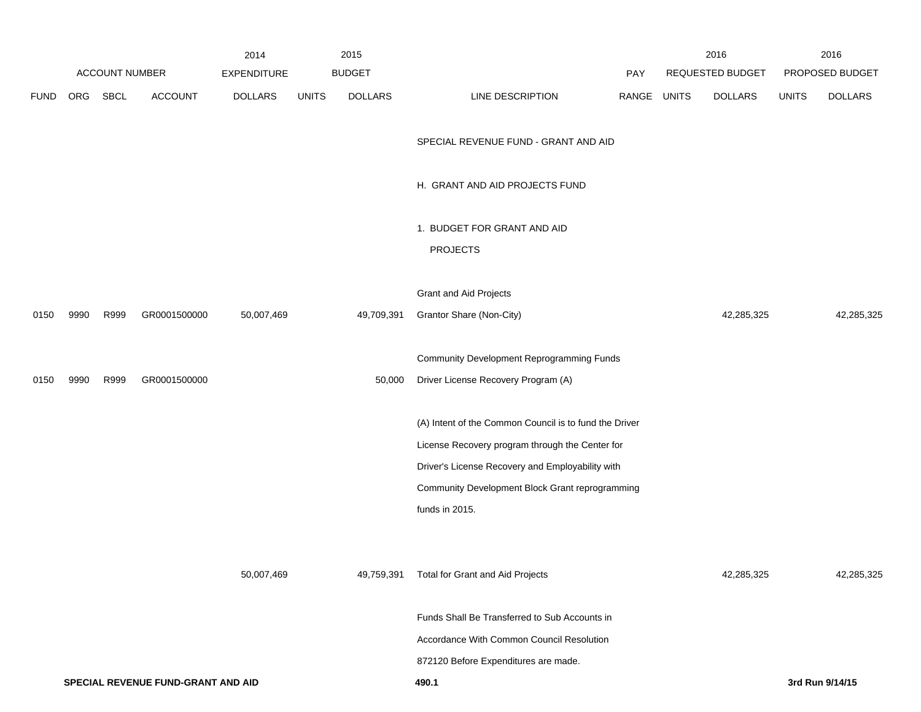| ACCOUNT NUMBER | | | | 2014 EXPENDITURE | 2015 BUDGET | | | PAY | 2016 REQUESTED BUDGET | | 2016 PROPOSED BUDGET | |
|---|---|---|---|---|---|---|---|---|---|---|---|---|
| FUND | ORG | SBCL | ACCOUNT | DOLLARS | UNITS | DOLLARS | LINE DESCRIPTION | RANGE | UNITS | DOLLARS | UNITS | DOLLARS |
| | | | | | | | SPECIAL REVENUE FUND - GRANT AND AID | | | | | |
| | | | | | | | H. GRANT AND AID PROJECTS FUND | | | | | |
| | | | | | | | 1. BUDGET FOR GRANT AND AID PROJECTS | | | | | |
| | | | | | | | Grant and Aid Projects | | | | | |
| 0150 | 9990 | R999 | GR0001500000 | 50,007,469 | | 49,709,391 | Grantor Share (Non-City) | | | 42,285,325 | | 42,285,325 |
| | | | | | | | Community Development Reprogramming Funds | | | | | |
| 0150 | 9990 | R999 | GR0001500000 | | | 50,000 | Driver License Recovery Program (A) | | | | | |
| | | | | | | | (A) Intent of the Common Council is to fund the Driver License Recovery program through the Center for Driver's License Recovery and Employability with Community Development Block Grant reprogramming funds in 2015. | | | | | |
| | | | | 50,007,469 | | 49,759,391 | Total for Grant and Aid Projects | | | 42,285,325 | | 42,285,325 |
| | | | | | | | Funds Shall Be Transferred to Sub Accounts in Accordance With Common Council Resolution 872120 Before Expenditures are made. | | | | | |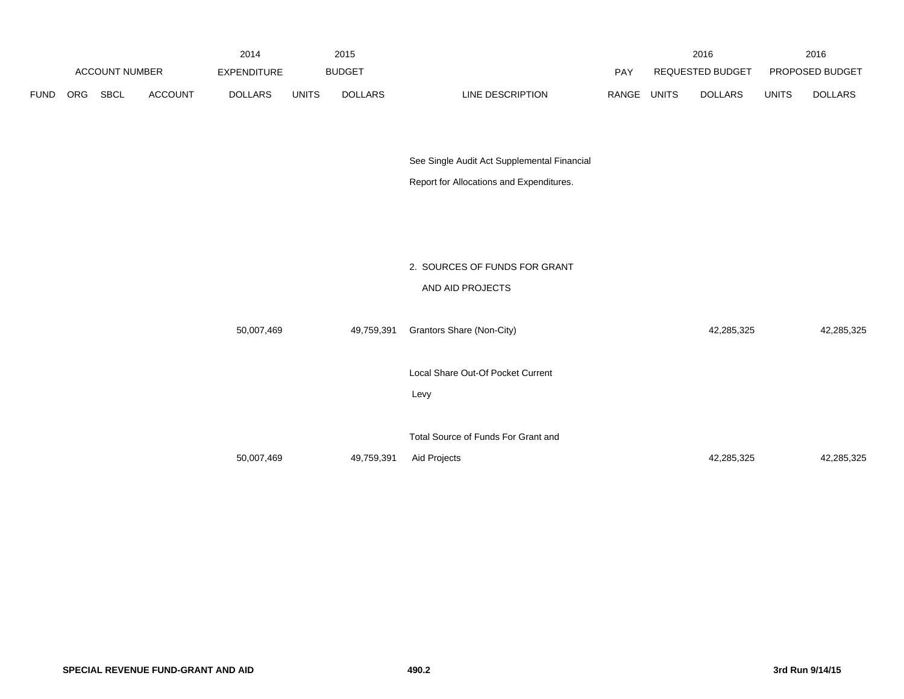| | | | | 2014 | 2015 | | | | | 2016 | | 2016 |
|---|---|---|---|---|---|---|---|---|---|---|---|---|
| ACCOUNT NUMBER | | | | EXPENDITURE | BUDGET | | | PAY | | REQUESTED BUDGET | | PROPOSED BUDGET |
| FUND | ORG | SBCL | ACCOUNT | DOLLARS | UNITS | DOLLARS | LINE DESCRIPTION | RANGE | UNITS | DOLLARS | UNITS | DOLLARS |
| | | | | | | | See Single Audit Act Supplemental Financial Report for Allocations and Expenditures. | | | | | |
| | | | | | | | 2. SOURCES OF FUNDS FOR GRANT AND AID PROJECTS | | | | | |
| | | | | 50,007,469 | | 49,759,391 | Grantors Share (Non-City) | | | 42,285,325 | | 42,285,325 |
| | | | | | | | Local Share Out-Of Pocket Current Levy | | | | | |
| | | | | 50,007,469 | | 49,759,391 | Total Source of Funds For Grant and Aid Projects | | | 42,285,325 | | 42,285,325 |

SPECIAL REVENUE FUND-GRANT AND AID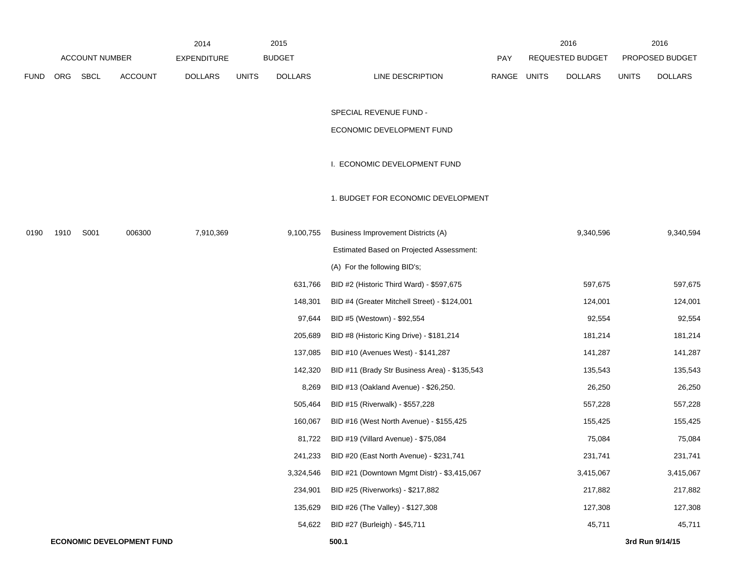| ACCOUNT NUMBER | | | | 2014 EXPENDITURE | 2015 BUDGET | | | PAY | 2016 REQUESTED BUDGET | | 2016 PROPOSED BUDGET | |
|---|---|---|---|---|---|---|---|---|---|---|---|---|
| FUND | ORG | SBCL | ACCOUNT | DOLLARS | UNITS | DOLLARS | LINE DESCRIPTION | RANGE | UNITS | DOLLARS | UNITS | DOLLARS |
| | | | | | | | SPECIAL REVENUE FUND - | | | | | |
| | | | | | | | ECONOMIC DEVELOPMENT FUND | | | | | |
| | | | | | | | I. ECONOMIC DEVELOPMENT FUND | | | | | |
| | | | | | | | 1. BUDGET FOR ECONOMIC DEVELOPMENT | | | | | |
| 0190 | 1910 | S001 | 006300 | 7,910,369 | | 9,100,755 | Business Improvement Districts (A) | | | 9,340,596 | | 9,340,594 |
| | | | | | | | Estimated Based on Projected Assessment: | | | | | |
| | | | | | | | (A) For the following BID's; | | | | | |
| | | | | | | 631,766 | BID #2 (Historic Third Ward) - $597,675 | | | 597,675 | | 597,675 |
| | | | | | | 148,301 | BID #4 (Greater Mitchell Street) - $124,001 | | | 124,001 | | 124,001 |
| | | | | | | 97,644 | BID #5 (Westown) - $92,554 | | | 92,554 | | 92,554 |
| | | | | | | 205,689 | BID #8 (Historic King Drive) - $181,214 | | | 181,214 | | 181,214 |
| | | | | | | 137,085 | BID #10 (Avenues West) - $141,287 | | | 141,287 | | 141,287 |
| | | | | | | 142,320 | BID #11 (Brady Str Business Area) - $135,543 | | | 135,543 | | 135,543 |
| | | | | | | 8,269 | BID #13 (Oakland Avenue) - $26,250. | | | 26,250 | | 26,250 |
| | | | | | | 505,464 | BID #15 (Riverwalk) - $557,228 | | | 557,228 | | 557,228 |
| | | | | | | 160,067 | BID #16 (West North Avenue) - $155,425 | | | 155,425 | | 155,425 |
| | | | | | | 81,722 | BID #19 (Villard Avenue) - $75,084 | | | 75,084 | | 75,084 |
| | | | | | | 241,233 | BID #20 (East North Avenue) - $231,741 | | | 231,741 | | 231,741 |
| | | | | | | 3,324,546 | BID #21 (Downtown Mgmt Distr) - $3,415,067 | | | 3,415,067 | | 3,415,067 |
| | | | | | | 234,901 | BID #25 (Riverworks) - $217,882 | | | 217,882 | | 217,882 |
| | | | | | | 135,629 | BID #26 (The Valley) - $127,308 | | | 127,308 | | 127,308 |
| | | | | | | 54,622 | BID #27 (Burleigh) - $45,711 | | | 45,711 | | 45,711 |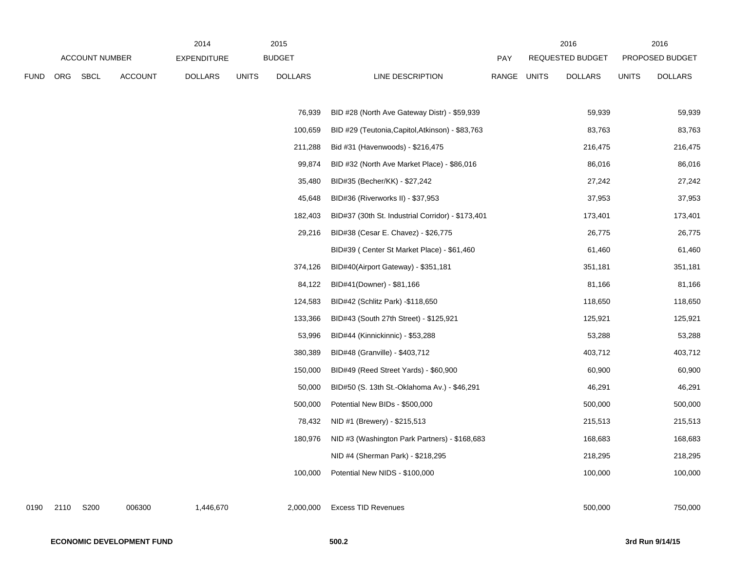| | ACCOUNT NUMBER | | | 2014 EXPENDITURE | 2015 BUDGET | | | PAY | 2016 REQUESTED BUDGET | | 2016 PROPOSED BUDGET | |
|---|---|---|---|---|---|---|---|---|---|---|---|---|
| FUND | ORG | SBCL | ACCOUNT | DOLLARS | UNITS | DOLLARS | LINE DESCRIPTION | RANGE | UNITS | DOLLARS | UNITS | DOLLARS |
| | | | | | | 76,939 | BID #28 (North Ave Gateway Distr) - $59,939 | | | 59,939 | | 59,939 |
| | | | | | | 100,659 | BID #29 (Teutonia,Capitol,Atkinson) - $83,763 | | | 83,763 | | 83,763 |
| | | | | | | 211,288 | Bid #31 (Havenwoods) - $216,475 | | | 216,475 | | 216,475 |
| | | | | | | 99,874 | BID #32 (North Ave Market Place) - $86,016 | | | 86,016 | | 86,016 |
| | | | | | | 35,480 | BID#35 (Becher/KK) - $27,242 | | | 27,242 | | 27,242 |
| | | | | | | 45,648 | BID#36 (Riverworks II) - $37,953 | | | 37,953 | | 37,953 |
| | | | | | | 182,403 | BID#37 (30th St. Industrial Corridor) - $173,401 | | | 173,401 | | 173,401 |
| | | | | | | 29,216 | BID#38 (Cesar E. Chavez) - $26,775 | | | 26,775 | | 26,775 |
| | | | | | | | BID#39 ( Center St Market Place) - $61,460 | | | 61,460 | | 61,460 |
| | | | | | | 374,126 | BID#40(Airport Gateway) - $351,181 | | | 351,181 | | 351,181 |
| | | | | | | 84,122 | BID#41(Downer) - $81,166 | | | 81,166 | | 81,166 |
| | | | | | | 124,583 | BID#42 (Schlitz Park) -$118,650 | | | 118,650 | | 118,650 |
| | | | | | | 133,366 | BID#43 (South 27th Street) - $125,921 | | | 125,921 | | 125,921 |
| | | | | | | 53,996 | BID#44 (Kinnickinnic) - $53,288 | | | 53,288 | | 53,288 |
| | | | | | | 380,389 | BID#48 (Granville) - $403,712 | | | 403,712 | | 403,712 |
| | | | | | | 150,000 | BID#49 (Reed Street Yards) - $60,900 | | | 60,900 | | 60,900 |
| | | | | | | 50,000 | BID#50 (S. 13th St.-Oklahoma Av.) - $46,291 | | | 46,291 | | 46,291 |
| | | | | | | 500,000 | Potential New BIDs - $500,000 | | | 500,000 | | 500,000 |
| | | | | | | 78,432 | NID #1 (Brewery) - $215,513 | | | 215,513 | | 215,513 |
| | | | | | | 180,976 | NID #3 (Washington Park Partners) - $168,683 | | | 168,683 | | 168,683 |
| | | | | | | | NID #4 (Sherman Park) - $218,295 | | | 218,295 | | 218,295 |
| | | | | | | 100,000 | Potential New NIDS - $100,000 | | | 100,000 | | 100,000 |
| 0190 | 2110 | S200 | 006300 | 1,446,670 | | 2,000,000 | Excess TID Revenues | | | 500,000 | | 750,000 |

**ECONOMIC DEVELOPMENT FUND** **500.2** **3rd Run 9/14/15**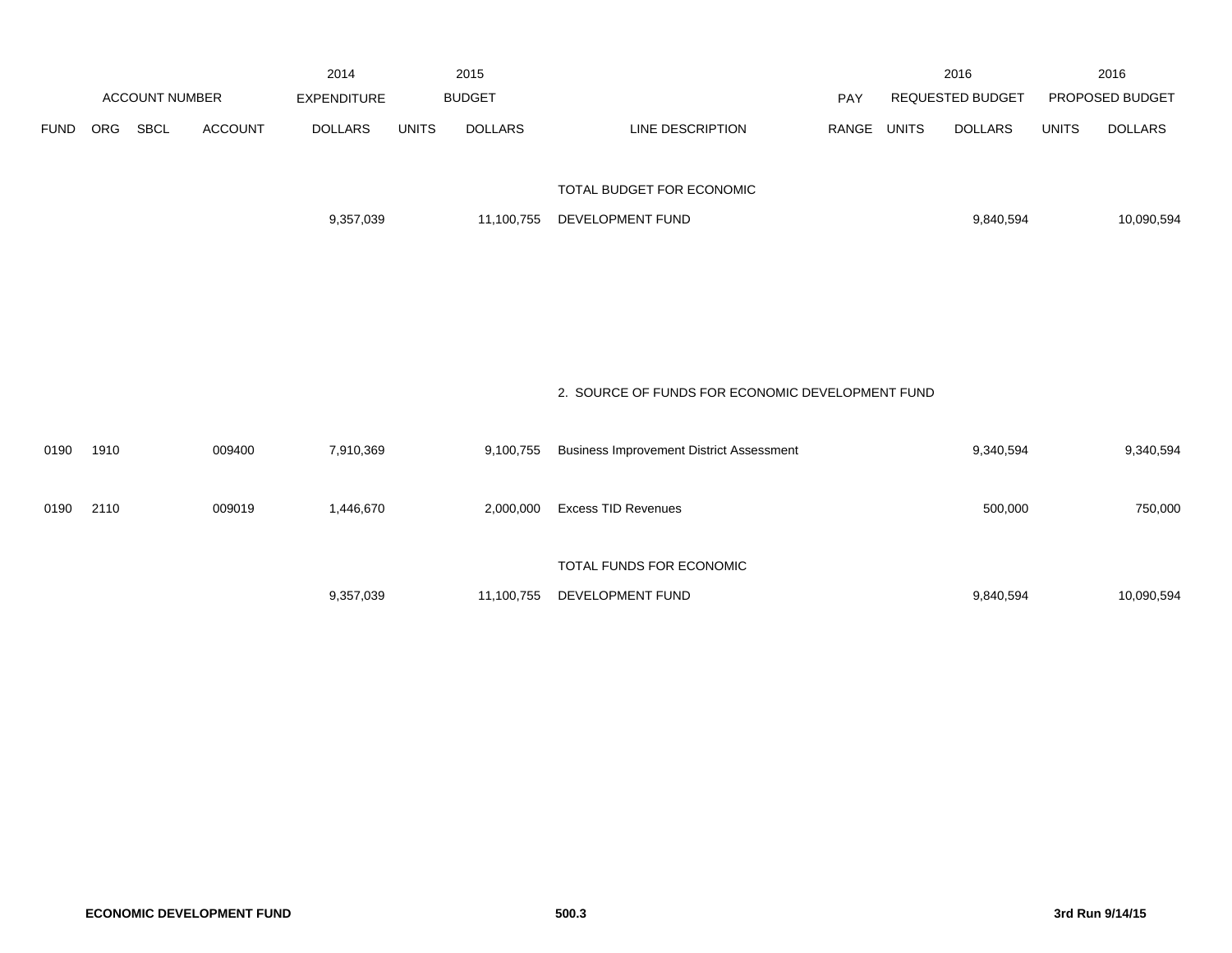| | ACCOUNT NUMBER | | | 2014 EXPENDITURE | 2015 BUDGET | | | PAY | 2016 REQUESTED BUDGET | | 2016 PROPOSED BUDGET | |
|---|---|---|---|---|---|---|---|---|---|---|---|---|
| FUND | ORG | SBCL | ACCOUNT | DOLLARS | UNITS | DOLLARS | LINE DESCRIPTION | RANGE | UNITS | DOLLARS | UNITS | DOLLARS |
| | | | | 9,357,039 | | 11,100,755 | TOTAL BUDGET FOR ECONOMIC DEVELOPMENT FUND | | | 9,840,594 | | 10,090,594 |
| | | | | | | | 2. SOURCE OF FUNDS FOR ECONOMIC DEVELOPMENT FUND | | | | | |
| 0190 | 1910 | | 009400 | 7,910,369 | | 9,100,755 | Business Improvement District Assessment | | | 9,340,594 | | 9,340,594 |
| 0190 | 2110 | | 009019 | 1,446,670 | | 2,000,000 | Excess TID Revenues | | | 500,000 | | 750,000 |
| | | | | 9,357,039 | | 11,100,755 | TOTAL FUNDS FOR ECONOMIC DEVELOPMENT FUND | | | 9,840,594 | | 10,090,594 |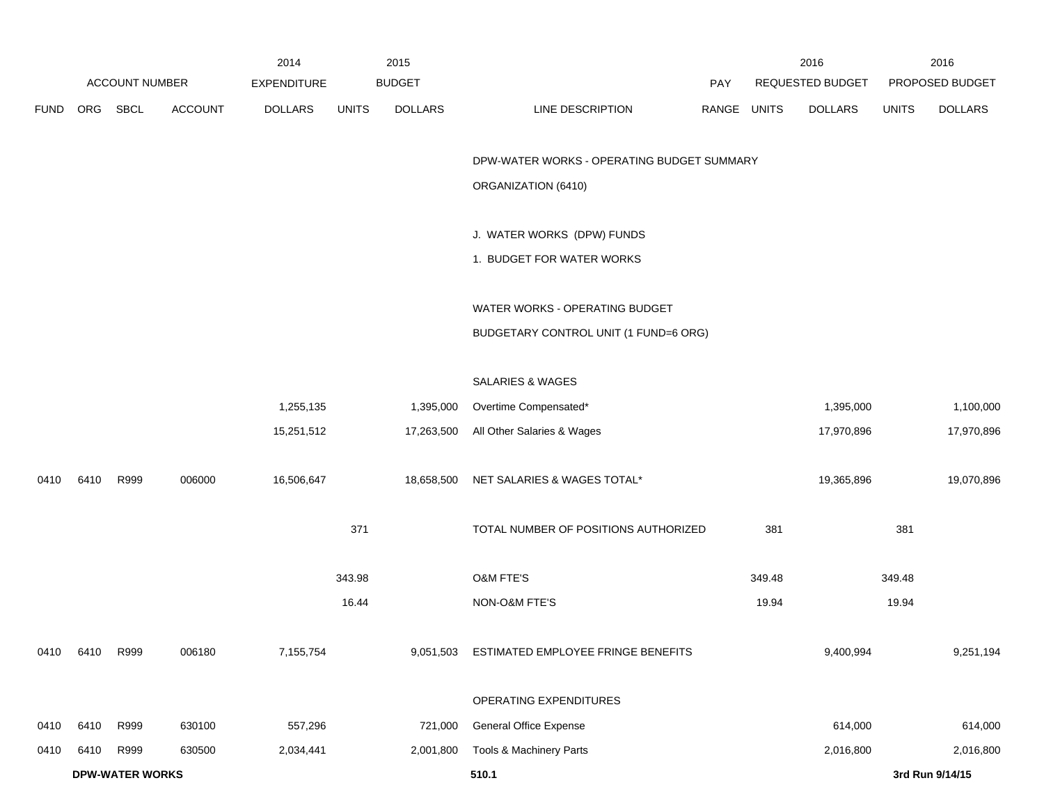| FUND | ORG | SBCL | ACCOUNT | 2014 EXPENDITURE DOLLARS | 2015 BUDGET UNITS | 2015 BUDGET DOLLARS | LINE DESCRIPTION | PAY RANGE | 2016 REQUESTED BUDGET UNITS | 2016 REQUESTED BUDGET DOLLARS | 2016 PROPOSED BUDGET UNITS | 2016 PROPOSED BUDGET DOLLARS |
|---|---|---|---|---|---|---|---|---|---|---|---|---|
| | | | | | | | DPW-WATER WORKS - OPERATING BUDGET SUMMARY | | | | | |
| | | | | | | | ORGANIZATION (6410) | | | | | |
| | | | | | | | J. WATER WORKS (DPW) FUNDS | | | | | |
| | | | | | | | 1. BUDGET FOR WATER WORKS | | | | | |
| | | | | | | | WATER WORKS - OPERATING BUDGET | | | | | |
| | | | | | | | BUDGETARY CONTROL UNIT (1 FUND=6 ORG) | | | | | |
| | | | | | | | SALARIES & WAGES | | | | | |
| | | | | 1,255,135 | | 1,395,000 | Overtime Compensated* | | | 1,395,000 | | 1,100,000 |
| | | | | 15,251,512 | | 17,263,500 | All Other Salaries & Wages | | | 17,970,896 | | 17,970,896 |
| 0410 | 6410 | R999 | 006000 | 16,506,647 | | 18,658,500 | NET SALARIES & WAGES TOTAL* | | | 19,365,896 | | 19,070,896 |
| | | | | | 371 | | TOTAL NUMBER OF POSITIONS AUTHORIZED | | 381 | | 381 | |
| | | | | | 343.98 | | O&M FTE'S | | 349.48 | | 349.48 | |
| | | | | | 16.44 | | NON-O&M FTE'S | | 19.94 | | 19.94 | |
| 0410 | 6410 | R999 | 006180 | 7,155,754 | | 9,051,503 | ESTIMATED EMPLOYEE FRINGE BENEFITS | | | 9,400,994 | | 9,251,194 |
| | | | | | | | OPERATING EXPENDITURES | | | | | |
| 0410 | 6410 | R999 | 630100 | 557,296 | | 721,000 | General Office Expense | | | 614,000 | | 614,000 |
| 0410 | 6410 | R999 | 630500 | 2,034,441 | | 2,001,800 | Tools & Machinery Parts | | | 2,016,800 | | 2,016,800 |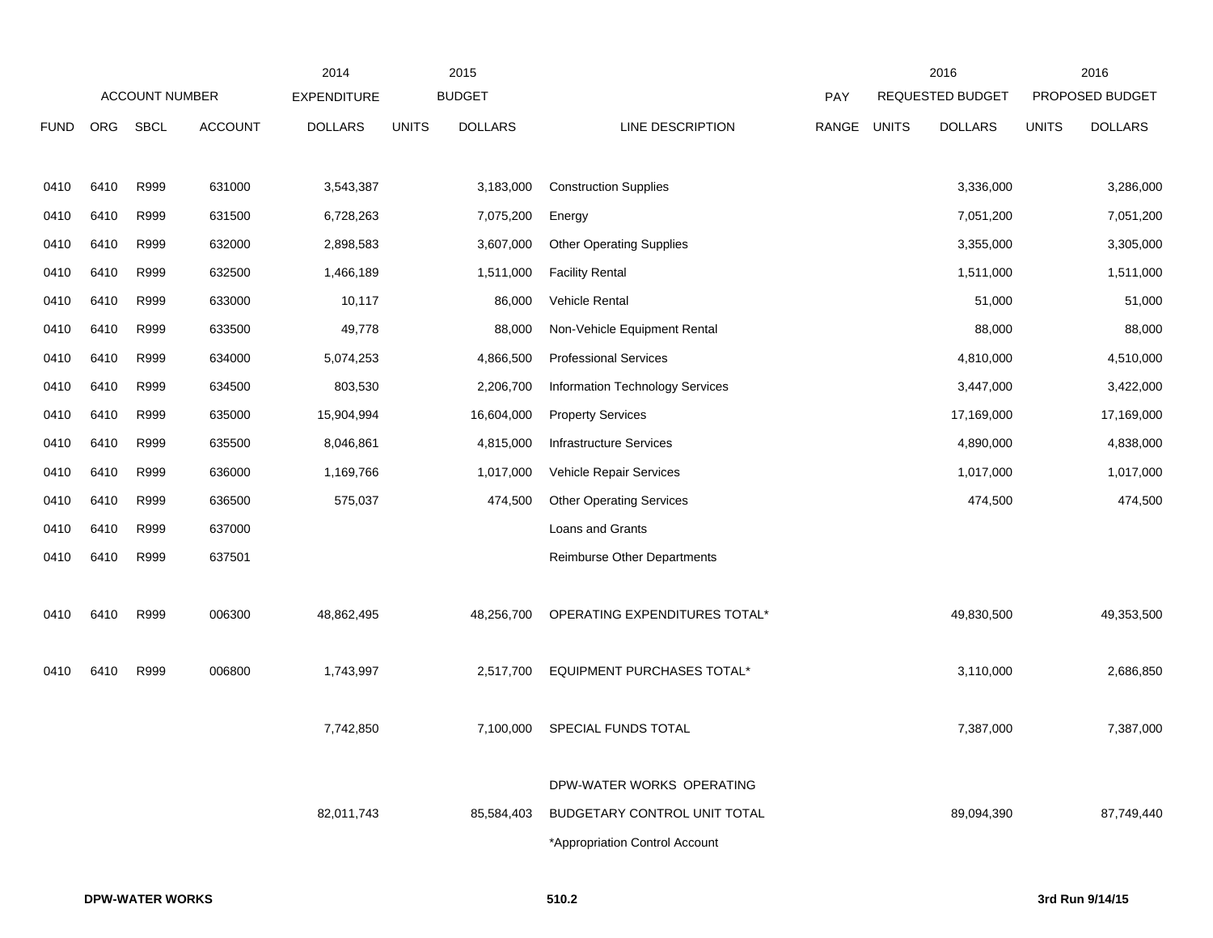| ACCOUNT NUMBER | | | | 2014 EXPENDITURE | 2015 BUDGET | | | PAY | 2016 REQUESTED BUDGET | | 2016 PROPOSED BUDGET | |
|---|---|---|---|---|---|---|---|---|---|---|---|---|
| FUND | ORG | SBCL | ACCOUNT | DOLLARS | UNITS | DOLLARS | LINE DESCRIPTION | RANGE | UNITS | DOLLARS | UNITS | DOLLARS |
| 0410 | 6410 | R999 | 631000 | 3,543,387 | | 3,183,000 | Construction Supplies | | | 3,336,000 | | 3,286,000 |
| 0410 | 6410 | R999 | 631500 | 6,728,263 | | 7,075,200 | Energy | | | 7,051,200 | | 7,051,200 |
| 0410 | 6410 | R999 | 632000 | 2,898,583 | | 3,607,000 | Other Operating Supplies | | | 3,355,000 | | 3,305,000 |
| 0410 | 6410 | R999 | 632500 | 1,466,189 | | 1,511,000 | Facility Rental | | | 1,511,000 | | 1,511,000 |
| 0410 | 6410 | R999 | 633000 | 10,117 | | 86,000 | Vehicle Rental | | | 51,000 | | 51,000 |
| 0410 | 6410 | R999 | 633500 | 49,778 | | 88,000 | Non-Vehicle Equipment Rental | | | 88,000 | | 88,000 |
| 0410 | 6410 | R999 | 634000 | 5,074,253 | | 4,866,500 | Professional Services | | | 4,810,000 | | 4,510,000 |
| 0410 | 6410 | R999 | 634500 | 803,530 | | 2,206,700 | Information Technology Services | | | 3,447,000 | | 3,422,000 |
| 0410 | 6410 | R999 | 635000 | 15,904,994 | | 16,604,000 | Property Services | | | 17,169,000 | | 17,169,000 |
| 0410 | 6410 | R999 | 635500 | 8,046,861 | | 4,815,000 | Infrastructure Services | | | 4,890,000 | | 4,838,000 |
| 0410 | 6410 | R999 | 636000 | 1,169,766 | | 1,017,000 | Vehicle Repair Services | | | 1,017,000 | | 1,017,000 |
| 0410 | 6410 | R999 | 636500 | 575,037 | | 474,500 | Other Operating Services | | | 474,500 | | 474,500 |
| 0410 | 6410 | R999 | 637000 | | | | Loans and Grants | | | | | |
| 0410 | 6410 | R999 | 637501 | | | | Reimburse Other Departments | | | | | |
| 0410 | 6410 | R999 | 006300 | 48,862,495 | | 48,256,700 | OPERATING EXPENDITURES TOTAL* | | | 49,830,500 | | 49,353,500 |
| 0410 | 6410 | R999 | 006800 | 1,743,997 | | 2,517,700 | EQUIPMENT PURCHASES TOTAL* | | | 3,110,000 | | 2,686,850 |
| | | | | 7,742,850 | | 7,100,000 | SPECIAL FUNDS TOTAL | | | 7,387,000 | | 7,387,000 |
| | | | | 82,011,743 | | 85,584,403 | DPW-WATER WORKS OPERATING BUDGETARY CONTROL UNIT TOTAL | | | 89,094,390 | | 87,749,440 |

*Appropriation Control Account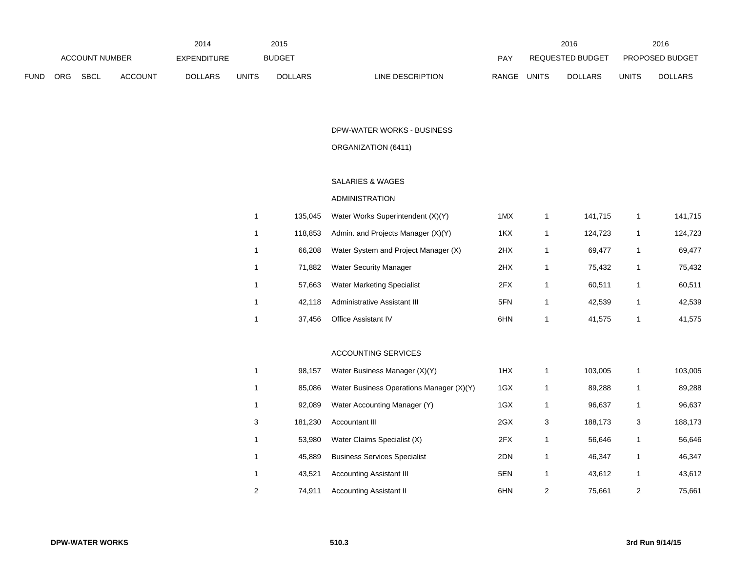| FUND | ORG | SBCL | ACCOUNT | 2014 EXPENDITURE DOLLARS | 2015 BUDGET UNITS | 2015 BUDGET DOLLARS | LINE DESCRIPTION | PAY RANGE | 2016 REQUESTED BUDGET UNITS | 2016 REQUESTED BUDGET DOLLARS | 2016 PROPOSED BUDGET UNITS | 2016 PROPOSED BUDGET DOLLARS |
|---|---|---|---|---|---|---|---|---|---|---|---|---|
| | | | | | | | DPW-WATER WORKS - BUSINESS | | | | | |
| | | | | | | | ORGANIZATION (6411) | | | | | |
| | | | | | | | SALARIES & WAGES | | | | | |
| | | | | | | | ADMINISTRATION | | | | | |
| | | | | | 1 | 135,045 | Water Works Superintendent (X)(Y) | 1MX | 1 | 141,715 | 1 | 141,715 |
| | | | | | 1 | 118,853 | Admin. and Projects Manager (X)(Y) | 1KX | 1 | 124,723 | 1 | 124,723 |
| | | | | | 1 | 66,208 | Water System and Project Manager (X) | 2HX | 1 | 69,477 | 1 | 69,477 |
| | | | | | 1 | 71,882 | Water Security Manager | 2HX | 1 | 75,432 | 1 | 75,432 |
| | | | | | 1 | 57,663 | Water Marketing Specialist | 2FX | 1 | 60,511 | 1 | 60,511 |
| | | | | | 1 | 42,118 | Administrative Assistant III | 5FN | 1 | 42,539 | 1 | 42,539 |
| | | | | | 1 | 37,456 | Office Assistant IV | 6HN | 1 | 41,575 | 1 | 41,575 |
| | | | | | | | ACCOUNTING SERVICES | | | | | |
| | | | | | 1 | 98,157 | Water Business Manager (X)(Y) | 1HX | 1 | 103,005 | 1 | 103,005 |
| | | | | | 1 | 85,086 | Water Business Operations Manager (X)(Y) | 1GX | 1 | 89,288 | 1 | 89,288 |
| | | | | | 1 | 92,089 | Water Accounting Manager (Y) | 1GX | 1 | 96,637 | 1 | 96,637 |
| | | | | | 3 | 181,230 | Accountant III | 2GX | 3 | 188,173 | 3 | 188,173 |
| | | | | | 1 | 53,980 | Water Claims Specialist (X) | 2FX | 1 | 56,646 | 1 | 56,646 |
| | | | | | 1 | 45,889 | Business Services Specialist | 2DN | 1 | 46,347 | 1 | 46,347 |
| | | | | | 1 | 43,521 | Accounting Assistant III | 5EN | 1 | 43,612 | 1 | 43,612 |
| | | | | | 2 | 74,911 | Accounting Assistant II | 6HN | 2 | 75,661 | 2 | 75,661 |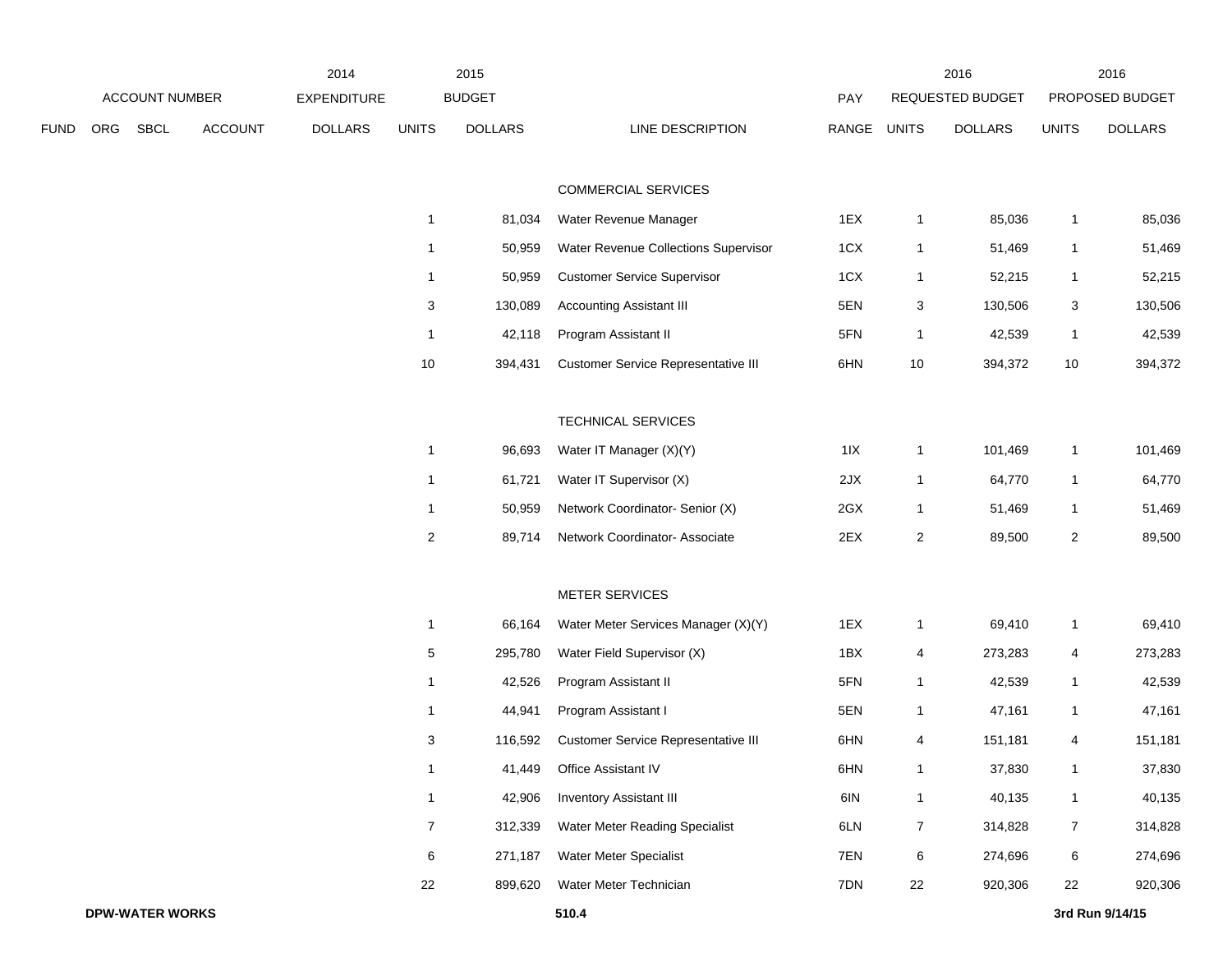| ACCOUNT NUMBER | | | | 2014 EXPENDITURE | 2015 BUDGET | | | PAY | 2016 REQUESTED BUDGET | | 2016 PROPOSED BUDGET | |
|---|---|---|---|---|---|---|---|---|---|---|---|---|
| FUND | ORG | SBCL | ACCOUNT | DOLLARS | UNITS | DOLLARS | LINE DESCRIPTION | RANGE | UNITS | DOLLARS | UNITS | DOLLARS |
| | | | | | | | COMMERCIAL SERVICES | | | | | |
| | | | | | 1 | 81,034 | Water Revenue Manager | 1EX | 1 | 85,036 | 1 | 85,036 |
| | | | | | 1 | 50,959 | Water Revenue Collections Supervisor | 1CX | 1 | 51,469 | 1 | 51,469 |
| | | | | | 1 | 50,959 | Customer Service Supervisor | 1CX | 1 | 52,215 | 1 | 52,215 |
| | | | | | 3 | 130,089 | Accounting Assistant III | 5EN | 3 | 130,506 | 3 | 130,506 |
| | | | | | 1 | 42,118 | Program Assistant II | 5FN | 1 | 42,539 | 1 | 42,539 |
| | | | | | 10 | 394,431 | Customer Service Representative III | 6HN | 10 | 394,372 | 10 | 394,372 |
| | | | | | | | TECHNICAL SERVICES | | | | | |
| | | | | | 1 | 96,693 | Water IT Manager (X)(Y) | 1IX | 1 | 101,469 | 1 | 101,469 |
| | | | | | 1 | 61,721 | Water IT Supervisor (X) | 2JX | 1 | 64,770 | 1 | 64,770 |
| | | | | | 1 | 50,959 | Network Coordinator- Senior (X) | 2GX | 1 | 51,469 | 1 | 51,469 |
| | | | | | 2 | 89,714 | Network Coordinator- Associate | 2EX | 2 | 89,500 | 2 | 89,500 |
| | | | | | | | METER SERVICES | | | | | |
| | | | | | 1 | 66,164 | Water Meter Services Manager (X)(Y) | 1EX | 1 | 69,410 | 1 | 69,410 |
| | | | | | 5 | 295,780 | Water Field Supervisor (X) | 1BX | 4 | 273,283 | 4 | 273,283 |
| | | | | | 1 | 42,526 | Program Assistant II | 5FN | 1 | 42,539 | 1 | 42,539 |
| | | | | | 1 | 44,941 | Program Assistant I | 5EN | 1 | 47,161 | 1 | 47,161 |
| | | | | | 3 | 116,592 | Customer Service Representative III | 6HN | 4 | 151,181 | 4 | 151,181 |
| | | | | | 1 | 41,449 | Office Assistant IV | 6HN | 1 | 37,830 | 1 | 37,830 |
| | | | | | 1 | 42,906 | Inventory Assistant III | 6IN | 1 | 40,135 | 1 | 40,135 |
| | | | | | 7 | 312,339 | Water Meter Reading Specialist | 6LN | 7 | 314,828 | 7 | 314,828 |
| | | | | | 6 | 271,187 | Water Meter Specialist | 7EN | 6 | 274,696 | 6 | 274,696 |
| | | | | | 22 | 899,620 | Water Meter Technician | 7DN | 22 | 920,306 | 22 | 920,306 |

**DPW-WATER WORKS** 510.4 3rd Run 9/14/15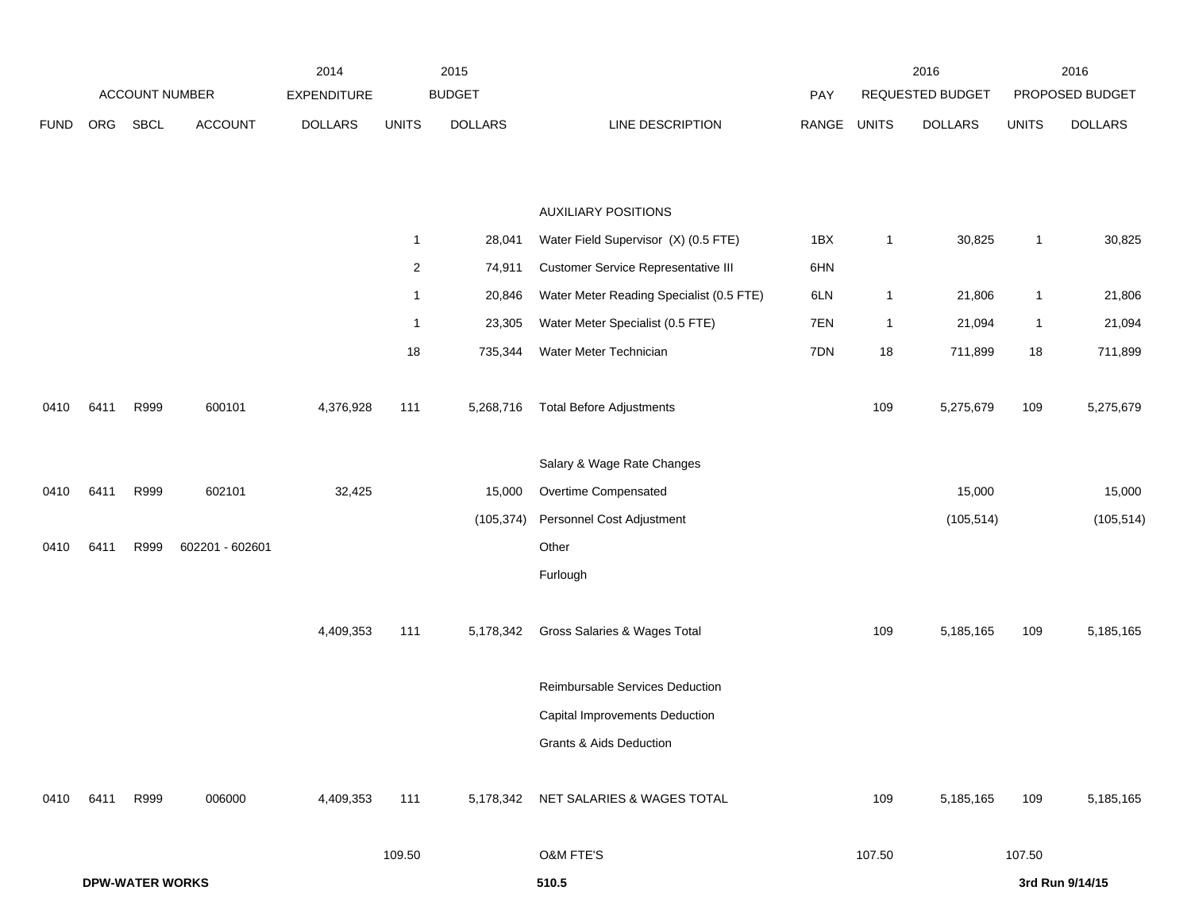| FUND | ORG | SBCL | ACCOUNT | 2014 EXPENDITURE DOLLARS | 2015 BUDGET UNITS | 2015 BUDGET DOLLARS | LINE DESCRIPTION | PAY RANGE | 2016 REQUESTED BUDGET UNITS | 2016 REQUESTED BUDGET DOLLARS | 2016 PROPOSED BUDGET UNITS | 2016 PROPOSED BUDGET DOLLARS |
|---|---|---|---|---|---|---|---|---|---|---|---|---|
| | | | | | | | AUXILIARY POSITIONS | | | | | |
| | | | | | 1 | 28,041 | Water Field Supervisor (X) (0.5 FTE) | 1BX | 1 | 30,825 | 1 | 30,825 |
| | | | | | 2 | 74,911 | Customer Service Representative III | 6HN | | | | |
| | | | | | 1 | 20,846 | Water Meter Reading Specialist (0.5 FTE) | 6LN | 1 | 21,806 | 1 | 21,806 |
| | | | | | 1 | 23,305 | Water Meter Specialist (0.5 FTE) | 7EN | 1 | 21,094 | 1 | 21,094 |
| | | | | | 18 | 735,344 | Water Meter Technician | 7DN | 18 | 711,899 | 18 | 711,899 |
| 0410 | 6411 | R999 | 600101 | 4,376,928 | 111 | 5,268,716 | Total Before Adjustments | | 109 | 5,275,679 | 109 | 5,275,679 |
| | | | | | | | Salary & Wage Rate Changes | | | | | |
| 0410 | 6411 | R999 | 602101 | 32,425 | | 15,000 | Overtime Compensated | | | 15,000 | | 15,000 |
| | | | | | | (105,374) | Personnel Cost Adjustment | | | (105,514) | | (105,514) |
| 0410 | 6411 | R999 | 602201 - 602601 | | | | Other | | | | | |
| | | | | | | | Furlough | | | | | |
| | | | | 4,409,353 | 111 | 5,178,342 | Gross Salaries & Wages Total | | 109 | 5,185,165 | 109 | 5,185,165 |
| | | | | | | | Reimbursable Services Deduction | | | | | |
| | | | | | | | Capital Improvements Deduction | | | | | |
| | | | | | | | Grants & Aids Deduction | | | | | |
| 0410 | 6411 | R999 | 006000 | 4,409,353 | 111 | 5,178,342 | NET SALARIES & WAGES TOTAL | | 109 | 5,185,165 | 109 | 5,185,165 |
| | | | | | 109.50 | | O&M FTE'S | | 107.50 | | 107.50 | |

**DPW-WATER WORKS** 510.5 **3rd Run 9/14/15**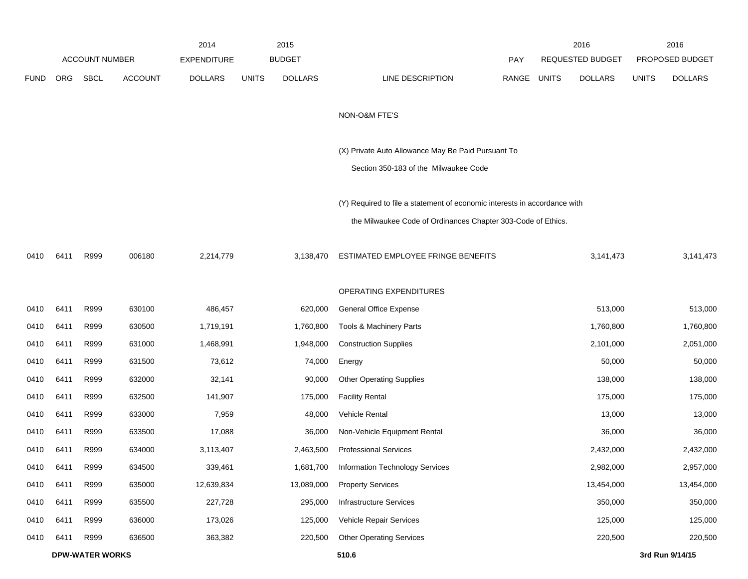| FUND | ORG | SBCL | ACCOUNT | 2014 EXPENDITURE DOLLARS | 2015 BUDGET UNITS | 2015 BUDGET DOLLARS | LINE DESCRIPTION | PAY RANGE | 2016 REQUESTED BUDGET UNITS | 2016 REQUESTED BUDGET DOLLARS | 2016 PROPOSED BUDGET UNITS | 2016 PROPOSED BUDGET DOLLARS |
|---|---|---|---|---|---|---|---|---|---|---|---|---|
| | | | | | | | NON-O&M FTE'S | | | | | |
| | | | | | | | (X) Private Auto Allowance May Be Paid Pursuant To Section 350-183 of the Milwaukee Code | | | | | |
| | | | | | | | (Y) Required to file a statement of economic interests in accordance with the Milwaukee Code of Ordinances Chapter 303-Code of Ethics. | | | | | |
| 0410 | 6411 | R999 | 006180 | 2,214,779 | | 3,138,470 | ESTIMATED EMPLOYEE FRINGE BENEFITS | | | 3,141,473 | | 3,141,473 |
| | | | | | | | OPERATING EXPENDITURES | | | | | |
| 0410 | 6411 | R999 | 630100 | 486,457 | | 620,000 | General Office Expense | | | 513,000 | | 513,000 |
| 0410 | 6411 | R999 | 630500 | 1,719,191 | | 1,760,800 | Tools & Machinery Parts | | | 1,760,800 | | 1,760,800 |
| 0410 | 6411 | R999 | 631000 | 1,468,991 | | 1,948,000 | Construction Supplies | | | 2,101,000 | | 2,051,000 |
| 0410 | 6411 | R999 | 631500 | 73,612 | | 74,000 | Energy | | | 50,000 | | 50,000 |
| 0410 | 6411 | R999 | 632000 | 32,141 | | 90,000 | Other Operating Supplies | | | 138,000 | | 138,000 |
| 0410 | 6411 | R999 | 632500 | 141,907 | | 175,000 | Facility Rental | | | 175,000 | | 175,000 |
| 0410 | 6411 | R999 | 633000 | 7,959 | | 48,000 | Vehicle Rental | | | 13,000 | | 13,000 |
| 0410 | 6411 | R999 | 633500 | 17,088 | | 36,000 | Non-Vehicle Equipment Rental | | | 36,000 | | 36,000 |
| 0410 | 6411 | R999 | 634000 | 3,113,407 | | 2,463,500 | Professional Services | | | 2,432,000 | | 2,432,000 |
| 0410 | 6411 | R999 | 634500 | 339,461 | | 1,681,700 | Information Technology Services | | | 2,982,000 | | 2,957,000 |
| 0410 | 6411 | R999 | 635000 | 12,639,834 | | 13,089,000 | Property Services | | | 13,454,000 | | 13,454,000 |
| 0410 | 6411 | R999 | 635500 | 227,728 | | 295,000 | Infrastructure Services | | | 350,000 | | 350,000 |
| 0410 | 6411 | R999 | 636000 | 173,026 | | 125,000 | Vehicle Repair Services | | | 125,000 | | 125,000 |
| 0410 | 6411 | R999 | 636500 | 363,382 | | 220,500 | Other Operating Services | | | 220,500 | | 220,500 |

**DPW-WATER WORKS** 510.6 **3rd Run 9/14/15**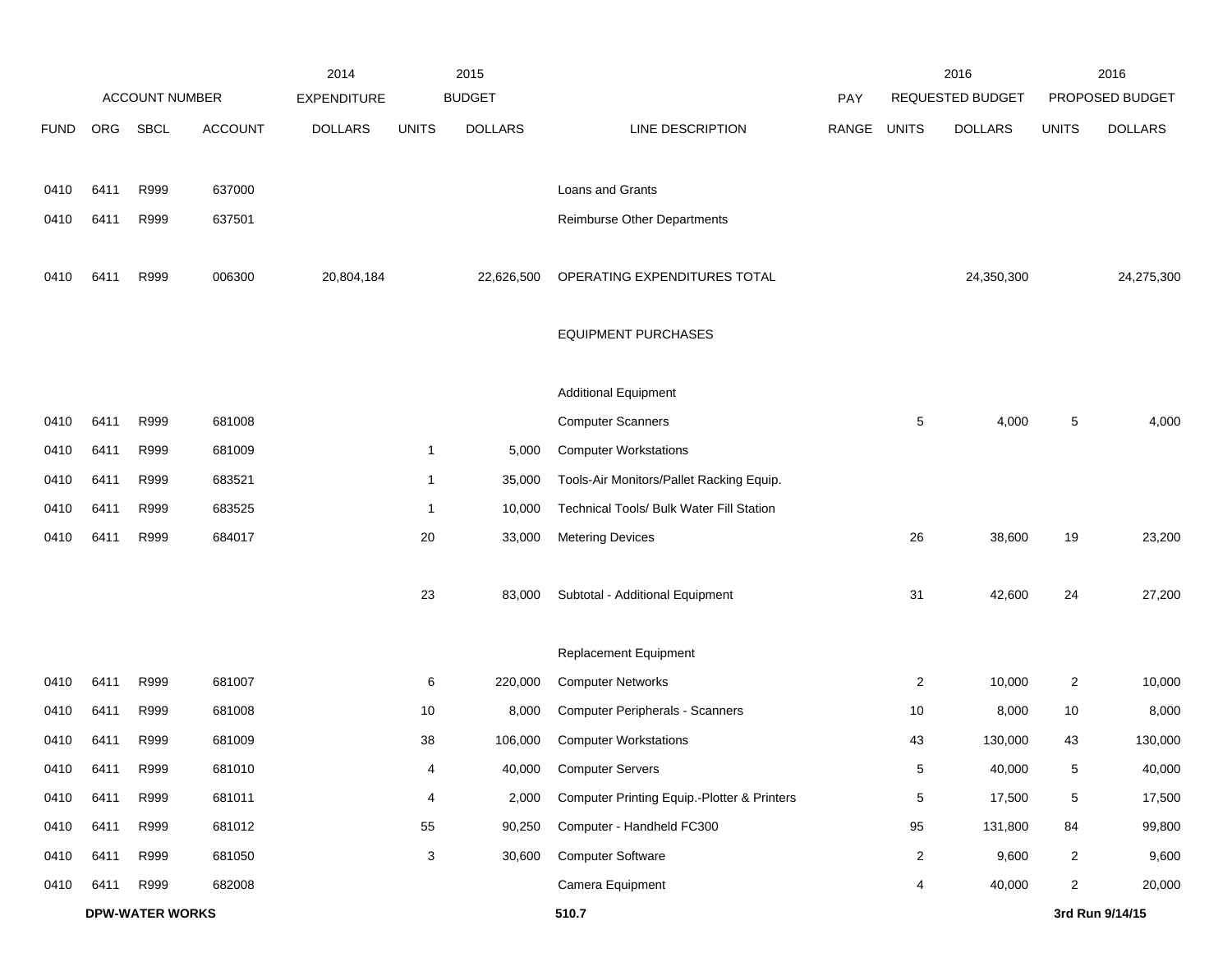| ACCOUNT NUMBER | | | | 2014 EXPENDITURE | 2015 BUDGET | | | PAY | 2016 REQUESTED BUDGET | | 2016 PROPOSED BUDGET | |
|---|---|---|---|---|---|---|---|---|---|---|---|---|
| FUND | ORG | SBCL | ACCOUNT | DOLLARS | UNITS | DOLLARS | LINE DESCRIPTION | RANGE | UNITS | DOLLARS | UNITS | DOLLARS |
| 0410 | 6411 | R999 | 637000 | | | | Loans and Grants | | | | | |
| 0410 | 6411 | R999 | 637501 | | | | Reimburse Other Departments | | | | | |
| 0410 | 6411 | R999 | 006300 | 20,804,184 | | 22,626,500 | OPERATING EXPENDITURES TOTAL | | | 24,350,300 | | 24,275,300 |
| | | | | | | | EQUIPMENT PURCHASES | | | | | |
| | | | | | | | Additional Equipment | | | | | |
| 0410 | 6411 | R999 | 681008 | | | | Computer Scanners | | 5 | 4,000 | 5 | 4,000 |
| 0410 | 6411 | R999 | 681009 | | 1 | 5,000 | Computer Workstations | | | | | |
| 0410 | 6411 | R999 | 683521 | | 1 | 35,000 | Tools-Air Monitors/Pallet Racking Equip. | | | | | |
| 0410 | 6411 | R999 | 683525 | | 1 | 10,000 | Technical Tools/ Bulk Water Fill Station | | | | | |
| 0410 | 6411 | R999 | 684017 | | 20 | 33,000 | Metering Devices | | 26 | 38,600 | 19 | 23,200 |
| | | | | | 23 | 83,000 | Subtotal - Additional Equipment | | 31 | 42,600 | 24 | 27,200 |
| | | | | | | | Replacement Equipment | | | | | |
| 0410 | 6411 | R999 | 681007 | | 6 | 220,000 | Computer Networks | | 2 | 10,000 | 2 | 10,000 |
| 0410 | 6411 | R999 | 681008 | | 10 | 8,000 | Computer Peripherals - Scanners | | 10 | 8,000 | 10 | 8,000 |
| 0410 | 6411 | R999 | 681009 | | 38 | 106,000 | Computer Workstations | | 43 | 130,000 | 43 | 130,000 |
| 0410 | 6411 | R999 | 681010 | | 4 | 40,000 | Computer Servers | | 5 | 40,000 | 5 | 40,000 |
| 0410 | 6411 | R999 | 681011 | | 4 | 2,000 | Computer Printing Equip.-Plotter & Printers | | 5 | 17,500 | 5 | 17,500 |
| 0410 | 6411 | R999 | 681012 | | 55 | 90,250 | Computer - Handheld FC300 | | 95 | 131,800 | 84 | 99,800 |
| 0410 | 6411 | R999 | 681050 | | 3 | 30,600 | Computer Software | | 2 | 9,600 | 2 | 9,600 |
| 0410 | 6411 | R999 | 682008 | | | | Camera Equipment | | 4 | 40,000 | 2 | 20,000 |

**DPW-WATER WORKS** 510.7 **3rd Run 9/14/15**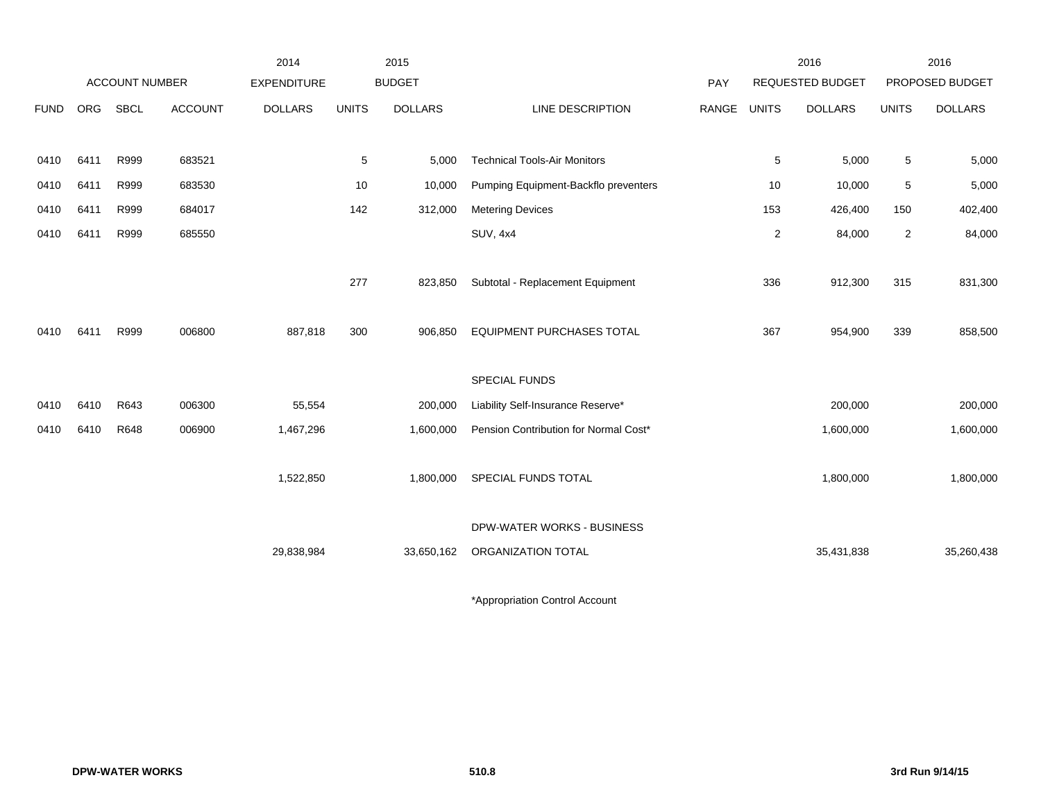| | ACCOUNT NUMBER | | | 2014 EXPENDITURE | 2015 BUDGET | | | PAY | 2016 REQUESTED BUDGET | | 2016 PROPOSED BUDGET | |
|---|---|---|---|---|---|---|---|---|---|---|---|---|
| FUND | ORG | SBCL | ACCOUNT | DOLLARS | UNITS | DOLLARS | LINE DESCRIPTION | RANGE | UNITS | DOLLARS | UNITS | DOLLARS |
| 0410 | 6411 | R999 | 683521 | | 5 | 5,000 | Technical Tools-Air Monitors | | 5 | 5,000 | 5 | 5,000 |
| 0410 | 6411 | R999 | 683530 | | 10 | 10,000 | Pumping Equipment-Backflo preventers | | 10 | 10,000 | 5 | 5,000 |
| 0410 | 6411 | R999 | 684017 | | 142 | 312,000 | Metering Devices | | 153 | 426,400 | 150 | 402,400 |
| 0410 | 6411 | R999 | 685550 | | | | SUV, 4x4 | | 2 | 84,000 | 2 | 84,000 |
| | | | | | 277 | 823,850 | Subtotal - Replacement Equipment | | 336 | 912,300 | 315 | 831,300 |
| 0410 | 6411 | R999 | 006800 | 887,818 | 300 | 906,850 | EQUIPMENT PURCHASES TOTAL | | 367 | 954,900 | 339 | 858,500 |
| | | | | | | | SPECIAL FUNDS | | | | | |
| 0410 | 6410 | R643 | 006300 | 55,554 | | 200,000 | Liability Self-Insurance Reserve* | | | 200,000 | | 200,000 |
| 0410 | 6410 | R648 | 006900 | 1,467,296 | | 1,600,000 | Pension Contribution for Normal Cost* | | | 1,600,000 | | 1,600,000 |
| | | | | 1,522,850 | | 1,800,000 | SPECIAL FUNDS TOTAL | | | 1,800,000 | | 1,800,000 |
| | | | | 29,838,984 | | 33,650,162 | DPW-WATER WORKS - BUSINESS ORGANIZATION TOTAL | | | 35,431,838 | | 35,260,438 |

*Appropriation Control Account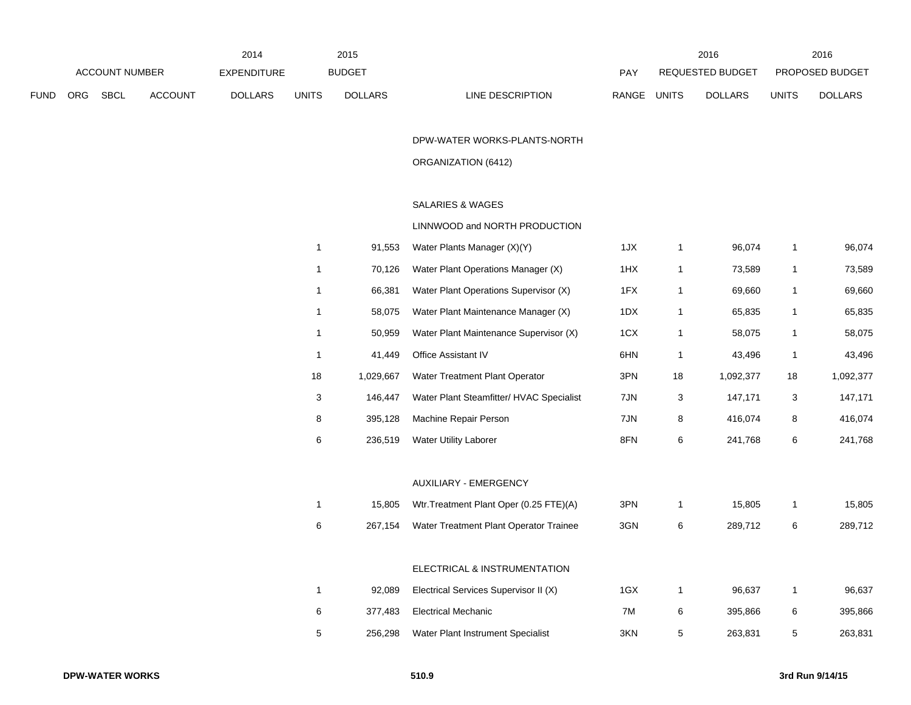| FUND | ORG | SBCL | ACCOUNT | 2014 EXPENDITURE DOLLARS | 2015 BUDGET UNITS | 2015 BUDGET DOLLARS | LINE DESCRIPTION | PAY RANGE | 2016 REQUESTED BUDGET UNITS | 2016 REQUESTED BUDGET DOLLARS | 2016 PROPOSED BUDGET UNITS | 2016 PROPOSED BUDGET DOLLARS |
|---|---|---|---|---|---|---|---|---|---|---|---|---|
| | | | | | | | DPW-WATER WORKS-PLANTS-NORTH | | | | | |
| | | | | | | | ORGANIZATION (6412) | | | | | |
| | | | | | | | SALARIES & WAGES | | | | | |
| | | | | | | | LINNWOOD and NORTH PRODUCTION | | | | | |
| | | | | | 1 | 91,553 | Water Plants Manager (X)(Y) | 1JX | 1 | 96,074 | 1 | 96,074 |
| | | | | | 1 | 70,126 | Water Plant Operations Manager (X) | 1HX | 1 | 73,589 | 1 | 73,589 |
| | | | | | 1 | 66,381 | Water Plant Operations Supervisor (X) | 1FX | 1 | 69,660 | 1 | 69,660 |
| | | | | | 1 | 58,075 | Water Plant Maintenance Manager (X) | 1DX | 1 | 65,835 | 1 | 65,835 |
| | | | | | 1 | 50,959 | Water Plant Maintenance Supervisor (X) | 1CX | 1 | 58,075 | 1 | 58,075 |
| | | | | | 1 | 41,449 | Office Assistant IV | 6HN | 1 | 43,496 | 1 | 43,496 |
| | | | | | 18 | 1,029,667 | Water Treatment Plant Operator | 3PN | 18 | 1,092,377 | 18 | 1,092,377 |
| | | | | | 3 | 146,447 | Water Plant Steamfitter/ HVAC Specialist | 7JN | 3 | 147,171 | 3 | 147,171 |
| | | | | | 8 | 395,128 | Machine Repair Person | 7JN | 8 | 416,074 | 8 | 416,074 |
| | | | | | 6 | 236,519 | Water Utility Laborer | 8FN | 6 | 241,768 | 6 | 241,768 |
| | | | | | | | AUXILIARY - EMERGENCY | | | | | |
| | | | | | 1 | 15,805 | Wtr.Treatment Plant Oper (0.25 FTE)(A) | 3PN | 1 | 15,805 | 1 | 15,805 |
| | | | | | 6 | 267,154 | Water Treatment Plant Operator Trainee | 3GN | 6 | 289,712 | 6 | 289,712 |
| | | | | | | | ELECTRICAL & INSTRUMENTATION | | | | | |
| | | | | | 1 | 92,089 | Electrical Services Supervisor II (X) | 1GX | 1 | 96,637 | 1 | 96,637 |
| | | | | | 6 | 377,483 | Electrical Mechanic | 7M | 6 | 395,866 | 6 | 395,866 |
| | | | | | 5 | 256,298 | Water Plant Instrument Specialist | 3KN | 5 | 263,831 | 5 | 263,831 |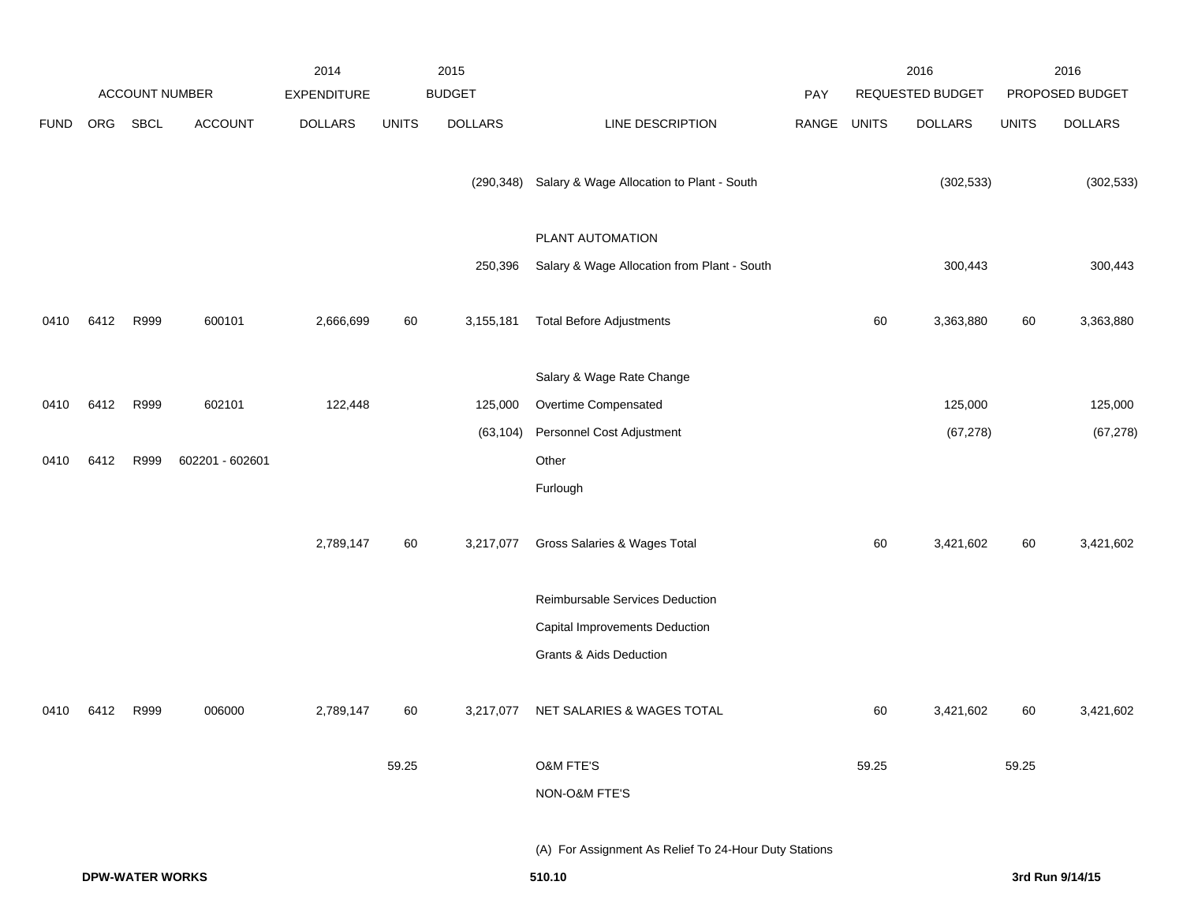| | ACCOUNT NUMBER | | | 2014 EXPENDITURE | 2015 BUDGET | | | PAY | 2016 REQUESTED BUDGET | | 2016 PROPOSED BUDGET | |
|---|---|---|---|---|---|---|---|---|---|---|---|---|
| FUND | ORG | SBCL | ACCOUNT | DOLLARS | UNITS | DOLLARS | LINE DESCRIPTION | RANGE | UNITS | DOLLARS | UNITS | DOLLARS |
| | | | | | | (290,348) | Salary & Wage Allocation to Plant - South | | | (302,533) | | (302,533) |
| | | | | | | | PLANT AUTOMATION | | | | | |
| | | | | | | 250,396 | Salary & Wage Allocation from Plant - South | | | 300,443 | | 300,443 |
| 0410 | 6412 | R999 | 600101 | 2,666,699 | 60 | 3,155,181 | Total Before Adjustments | | 60 | 3,363,880 | 60 | 3,363,880 |
| | | | | | | | Salary & Wage Rate Change | | | | | |
| 0410 | 6412 | R999 | 602101 | 122,448 | | 125,000 | Overtime Compensated | | | 125,000 | | 125,000 |
| | | | | | | (63,104) | Personnel Cost Adjustment | | | (67,278) | | (67,278) |
| 0410 | 6412 | R999 | 602201 - 602601 | | | | Other | | | | | |
| | | | | | | | Furlough | | | | | |
| | | | | 2,789,147 | 60 | 3,217,077 | Gross Salaries & Wages Total | | 60 | 3,421,602 | 60 | 3,421,602 |
| | | | | | | | Reimbursable Services Deduction | | | | | |
| | | | | | | | Capital Improvements Deduction | | | | | |
| | | | | | | | Grants & Aids Deduction | | | | | |
| 0410 | 6412 | R999 | 006000 | 2,789,147 | 60 | 3,217,077 | NET SALARIES & WAGES TOTAL | | 60 | 3,421,602 | 60 | 3,421,602 |
| | | | | | 59.25 | | O&M FTE'S | | 59.25 | | 59.25 | |
| | | | | | | | NON-O&M FTE'S | | | | | |

(A) For Assignment As Relief To 24-Hour Duty Stations

**DPW-WATER WORKS** **510.10** **3rd Run 9/14/15**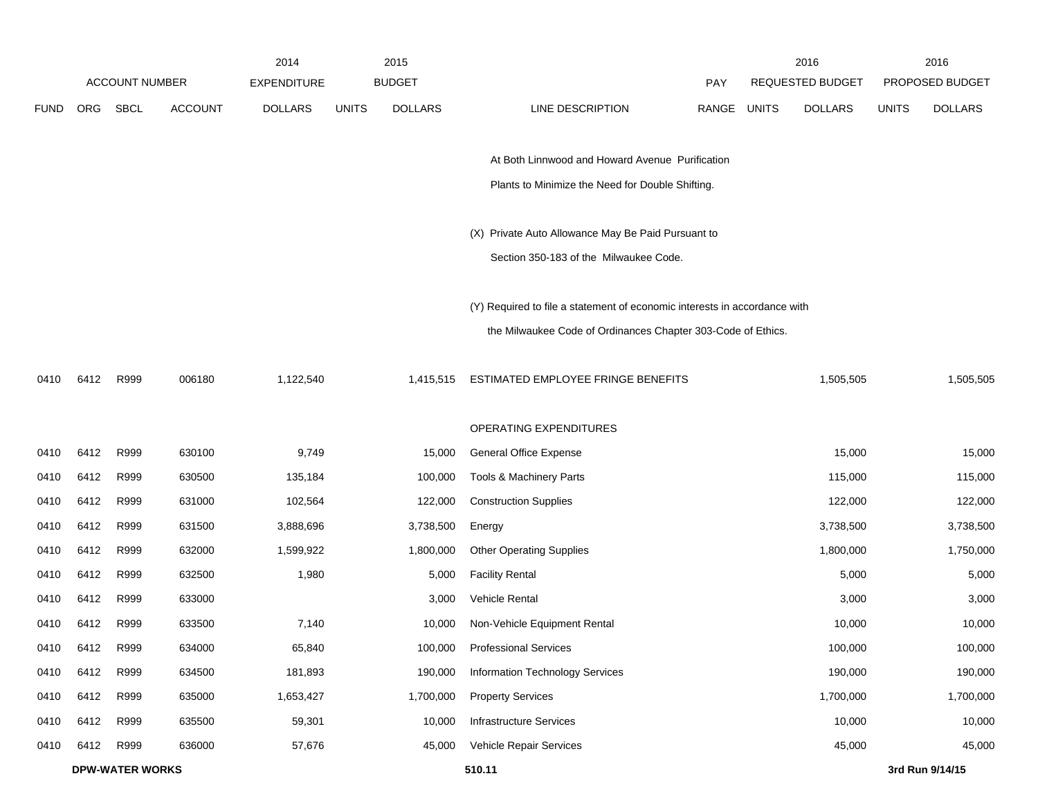| FUND | ORG | SBCL | ACCOUNT | 2014 EXPENDITURE DOLLARS | 2015 BUDGET UNITS | 2015 BUDGET DOLLARS | LINE DESCRIPTION | PAY RANGE | 2016 REQUESTED BUDGET UNITS | 2016 REQUESTED BUDGET DOLLARS | 2016 PROPOSED BUDGET UNITS | 2016 PROPOSED BUDGET DOLLARS |
|---|---|---|---|---|---|---|---|---|---|---|---|---|
| | | | | | | | At Both Linnwood and Howard Avenue Purification Plants to Minimize the Need for Double Shifting. | | | | | |
| | | | | | | | (X) Private Auto Allowance May Be Paid Pursuant to Section 350-183 of the Milwaukee Code. | | | | | |
| | | | | | | | (Y) Required to file a statement of economic interests in accordance with the Milwaukee Code of Ordinances Chapter 303-Code of Ethics. | | | | | |
| 0410 | 6412 | R999 | 006180 | 1,122,540 | | 1,415,515 | ESTIMATED EMPLOYEE FRINGE BENEFITS | | | 1,505,505 | | 1,505,505 |
| | | | | | | | OPERATING EXPENDITURES | | | | | |
| 0410 | 6412 | R999 | 630100 | 9,749 | | 15,000 | General Office Expense | | | 15,000 | | 15,000 |
| 0410 | 6412 | R999 | 630500 | 135,184 | | 100,000 | Tools & Machinery Parts | | | 115,000 | | 115,000 |
| 0410 | 6412 | R999 | 631000 | 102,564 | | 122,000 | Construction Supplies | | | 122,000 | | 122,000 |
| 0410 | 6412 | R999 | 631500 | 3,888,696 | | 3,738,500 | Energy | | | 3,738,500 | | 3,738,500 |
| 0410 | 6412 | R999 | 632000 | 1,599,922 | | 1,800,000 | Other Operating Supplies | | | 1,800,000 | | 1,750,000 |
| 0410 | 6412 | R999 | 632500 | 1,980 | | 5,000 | Facility Rental | | | 5,000 | | 5,000 |
| 0410 | 6412 | R999 | 633000 | | | 3,000 | Vehicle Rental | | | 3,000 | | 3,000 |
| 0410 | 6412 | R999 | 633500 | 7,140 | | 10,000 | Non-Vehicle Equipment Rental | | | 10,000 | | 10,000 |
| 0410 | 6412 | R999 | 634000 | 65,840 | | 100,000 | Professional Services | | | 100,000 | | 100,000 |
| 0410 | 6412 | R999 | 634500 | 181,893 | | 190,000 | Information Technology Services | | | 190,000 | | 190,000 |
| 0410 | 6412 | R999 | 635000 | 1,653,427 | | 1,700,000 | Property Services | | | 1,700,000 | | 1,700,000 |
| 0410 | 6412 | R999 | 635500 | 59,301 | | 10,000 | Infrastructure Services | | | 10,000 | | 10,000 |
| 0410 | 6412 | R999 | 636000 | 57,676 | | 45,000 | Vehicle Repair Services | | | 45,000 | | 45,000 |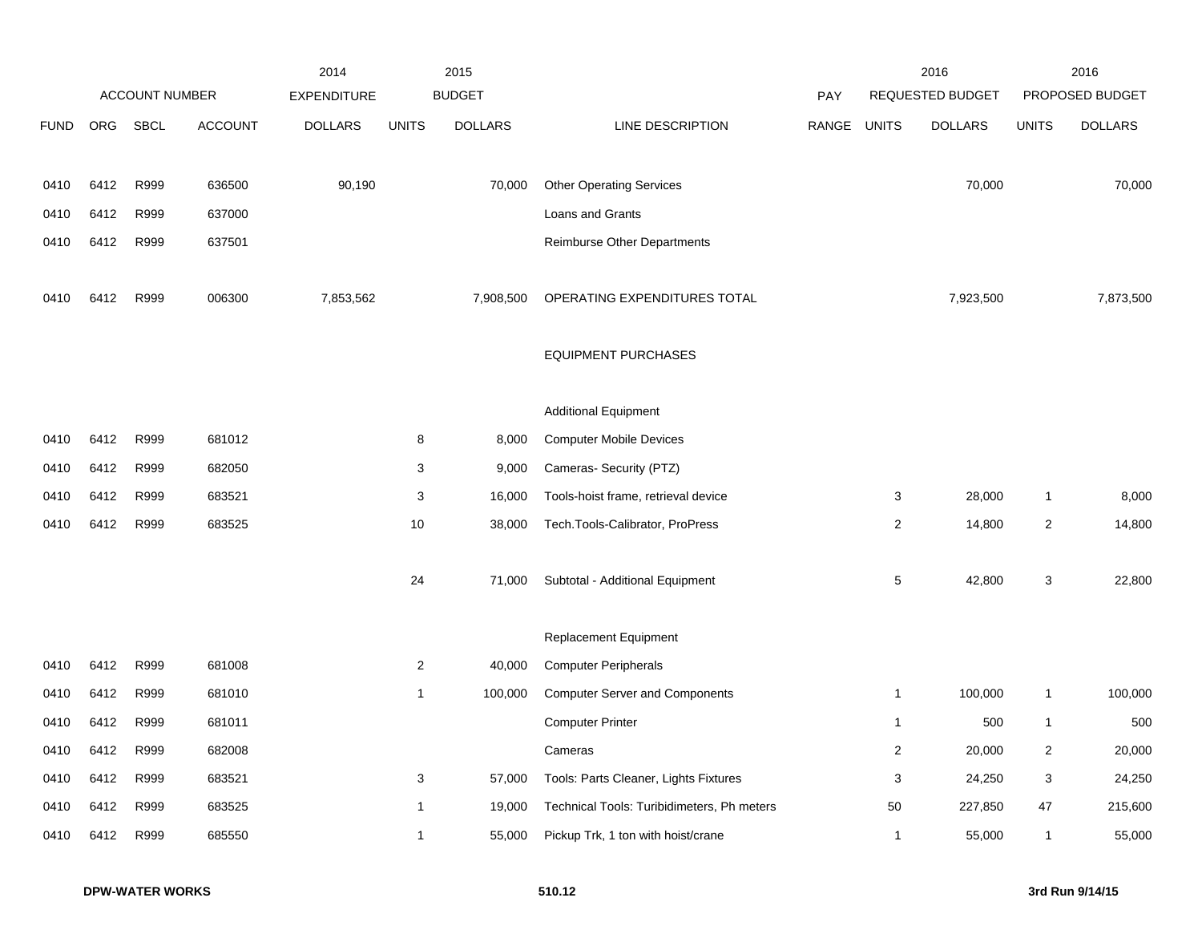| | ACCOUNT NUMBER | | | 2014 EXPENDITURE | 2015 BUDGET | | | PAY | 2016 REQUESTED BUDGET | | 2016 PROPOSED BUDGET | |
|---|---|---|---|---|---|---|---|---|---|---|---|---|
| FUND | ORG | SBCL | ACCOUNT | DOLLARS | UNITS | DOLLARS | LINE DESCRIPTION | RANGE | UNITS | DOLLARS | UNITS | DOLLARS |
| 0410 | 6412 | R999 | 636500 | 90,190 | | 70,000 | Other Operating Services | | | 70,000 | | 70,000 |
| 0410 | 6412 | R999 | 637000 | | | | Loans and Grants | | | | | |
| 0410 | 6412 | R999 | 637501 | | | | Reimburse Other Departments | | | | | |
| 0410 | 6412 | R999 | 006300 | 7,853,562 | | 7,908,500 | OPERATING EXPENDITURES TOTAL | | | 7,923,500 | | 7,873,500 |
| | | | | | | | EQUIPMENT PURCHASES | | | | | |
| | | | | | | | Additional Equipment | | | | | |
| 0410 | 6412 | R999 | 681012 | | 8 | 8,000 | Computer Mobile Devices | | | | | |
| 0410 | 6412 | R999 | 682050 | | 3 | 9,000 | Cameras- Security (PTZ) | | | | | |
| 0410 | 6412 | R999 | 683521 | | 3 | 16,000 | Tools-hoist frame, retrieval device | | 3 | 28,000 | 1 | 8,000 |
| 0410 | 6412 | R999 | 683525 | | 10 | 38,000 | Tech.Tools-Calibrator, ProPress | | 2 | 14,800 | 2 | 14,800 |
| | | | | | 24 | 71,000 | Subtotal - Additional Equipment | | 5 | 42,800 | 3 | 22,800 |
| | | | | | | | Replacement Equipment | | | | | |
| 0410 | 6412 | R999 | 681008 | | 2 | 40,000 | Computer Peripherals | | | | | |
| 0410 | 6412 | R999 | 681010 | | 1 | 100,000 | Computer Server and Components | | 1 | 100,000 | 1 | 100,000 |
| 0410 | 6412 | R999 | 681011 | | | | Computer Printer | | 1 | 500 | 1 | 500 |
| 0410 | 6412 | R999 | 682008 | | | | Cameras | | 2 | 20,000 | 2 | 20,000 |
| 0410 | 6412 | R999 | 683521 | | 3 | 57,000 | Tools: Parts Cleaner, Lights Fixtures | | 3 | 24,250 | 3 | 24,250 |
| 0410 | 6412 | R999 | 683525 | | 1 | 19,000 | Technical Tools: Turibidimeters, Ph meters | | 50 | 227,850 | 47 | 215,600 |
| 0410 | 6412 | R999 | 685550 | | 1 | 55,000 | Pickup Trk, 1 ton with hoist/crane | | 1 | 55,000 | 1 | 55,000 |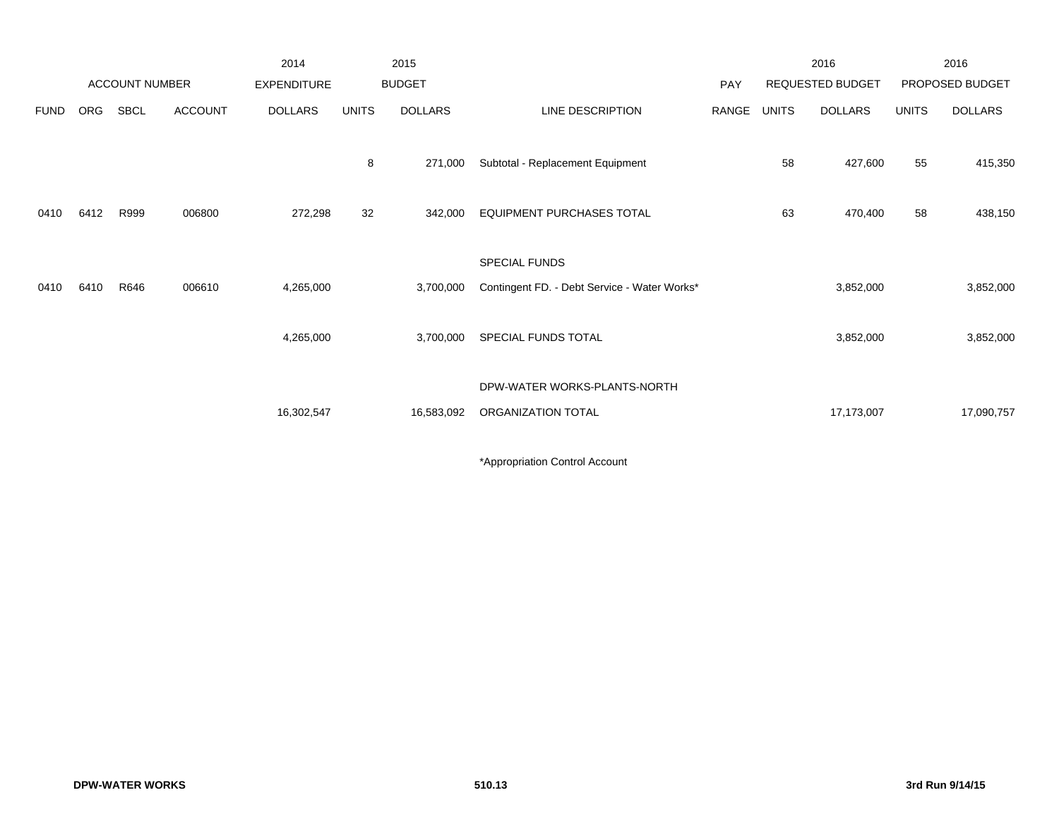| ACCOUNT NUMBER | | | | 2014 EXPENDITURE | 2015 BUDGET | | | | 2016 REQUESTED BUDGET | | 2016 PROPOSED BUDGET | |
|---|---|---|---|---|---|---|---|---|---|---|---|---|
| FUND | ORG | SBCL | ACCOUNT | DOLLARS | UNITS | DOLLARS | LINE DESCRIPTION | PAY RANGE | UNITS | DOLLARS | UNITS | DOLLARS |
| | | | | | 8 | 271,000 | Subtotal - Replacement Equipment | | 58 | 427,600 | 55 | 415,350 |
| 0410 | 6412 | R999 | 006800 | 272,298 | 32 | 342,000 | EQUIPMENT PURCHASES TOTAL | | 63 | 470,400 | 58 | 438,150 |
| | | | | | | | SPECIAL FUNDS | | | | | |
| 0410 | 6410 | R646 | 006610 | 4,265,000 | | 3,700,000 | Contingent FD. - Debt Service - Water Works* | | | 3,852,000 | | 3,852,000 |
| | | | | 4,265,000 | | 3,700,000 | SPECIAL FUNDS TOTAL | | | 3,852,000 | | 3,852,000 |
| | | | | | | | DPW-WATER WORKS-PLANTS-NORTH | | | | | |
| | | | | 16,302,547 | | 16,583,092 | ORGANIZATION TOTAL | | | 17,173,007 | | 17,090,757 |

*Appropriation Control Account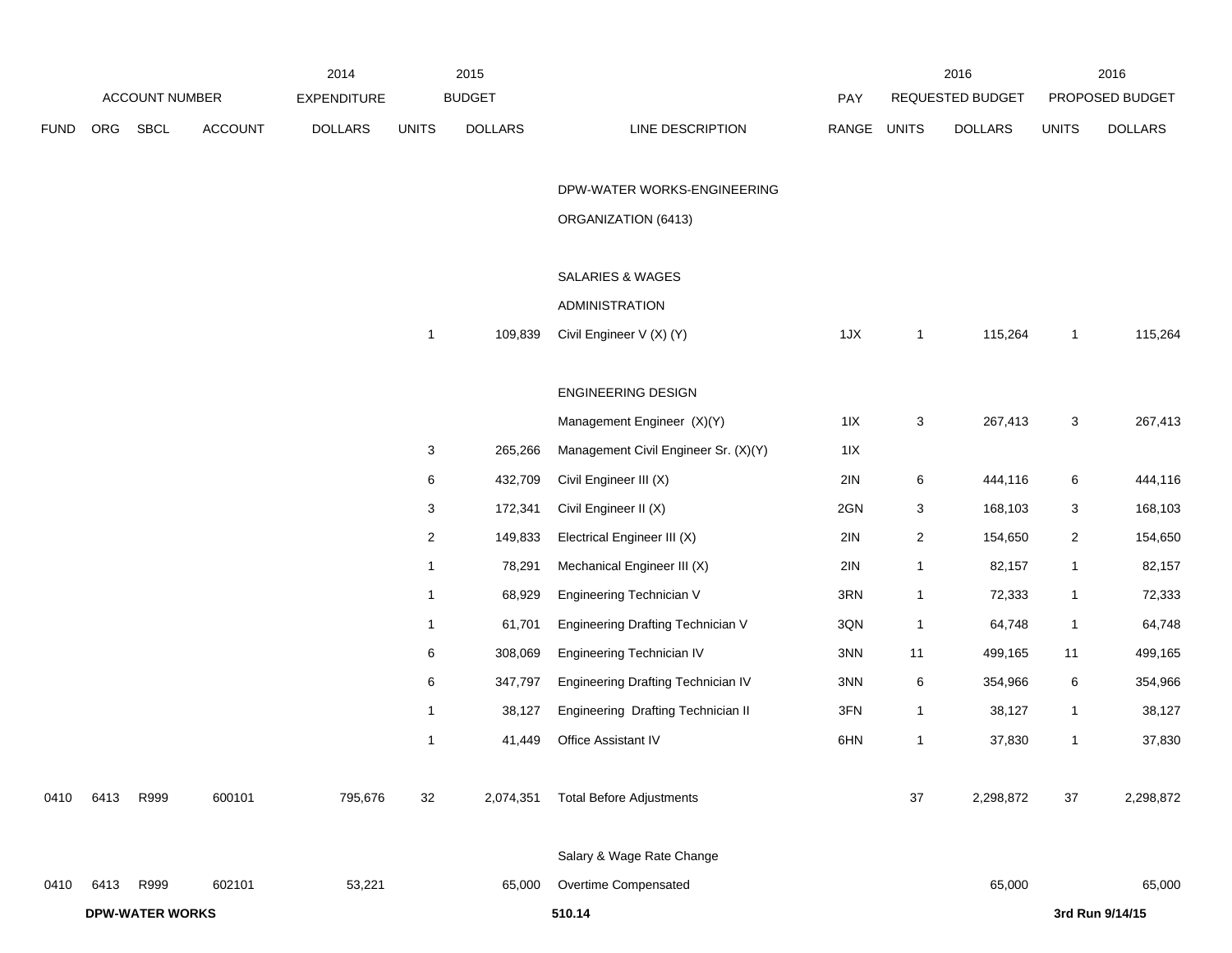| FUND | ORG | SBCL | ACCOUNT | 2014 EXPENDITURE DOLLARS | 2015 BUDGET UNITS | 2015 BUDGET DOLLARS | LINE DESCRIPTION | PAY RANGE | 2016 REQUESTED BUDGET UNITS | 2016 REQUESTED BUDGET DOLLARS | 2016 PROPOSED BUDGET UNITS | 2016 PROPOSED BUDGET DOLLARS |
|---|---|---|---|---|---|---|---|---|---|---|---|---|
| | | | | | | | DPW-WATER WORKS-ENGINEERING | | | | | |
| | | | | | | | ORGANIZATION (6413) | | | | | |
| | | | | | | | SALARIES & WAGES | | | | | |
| | | | | | | | ADMINISTRATION | | | | | |
| | | | | | 1 | 109,839 | Civil Engineer V (X) (Y) | 1JX | 1 | 115,264 | 1 | 115,264 |
| | | | | | | | ENGINEERING DESIGN | | | | | |
| | | | | | | | Management Engineer (X)(Y) | 1IX | 3 | 267,413 | 3 | 267,413 |
| | | | | | 3 | 265,266 | Management Civil Engineer Sr. (X)(Y) | 1IX | | | | |
| | | | | | 6 | 432,709 | Civil Engineer III (X) | 2IN | 6 | 444,116 | 6 | 444,116 |
| | | | | | 3 | 172,341 | Civil Engineer II (X) | 2GN | 3 | 168,103 | 3 | 168,103 |
| | | | | | 2 | 149,833 | Electrical Engineer III (X) | 2IN | 2 | 154,650 | 2 | 154,650 |
| | | | | | 1 | 78,291 | Mechanical Engineer III (X) | 2IN | 1 | 82,157 | 1 | 82,157 |
| | | | | | 1 | 68,929 | Engineering Technician V | 3RN | 1 | 72,333 | 1 | 72,333 |
| | | | | | 1 | 61,701 | Engineering Drafting Technician V | 3QN | 1 | 64,748 | 1 | 64,748 |
| | | | | | 6 | 308,069 | Engineering Technician IV | 3NN | 11 | 499,165 | 11 | 499,165 |
| | | | | | 6 | 347,797 | Engineering Drafting Technician IV | 3NN | 6 | 354,966 | 6 | 354,966 |
| | | | | | 1 | 38,127 | Engineering Drafting Technician II | 3FN | 1 | 38,127 | 1 | 38,127 |
| | | | | | 1 | 41,449 | Office Assistant IV | 6HN | 1 | 37,830 | 1 | 37,830 |
| 0410 | 6413 | R999 | 600101 | 795,676 | 32 | 2,074,351 | Total Before Adjustments | | 37 | 2,298,872 | 37 | 2,298,872 |
| | | | | | | | Salary & Wage Rate Change | | | | | |
| 0410 | 6413 | R999 | 602101 | 53,221 | | 65,000 | Overtime Compensated | | | 65,000 | | 65,000 |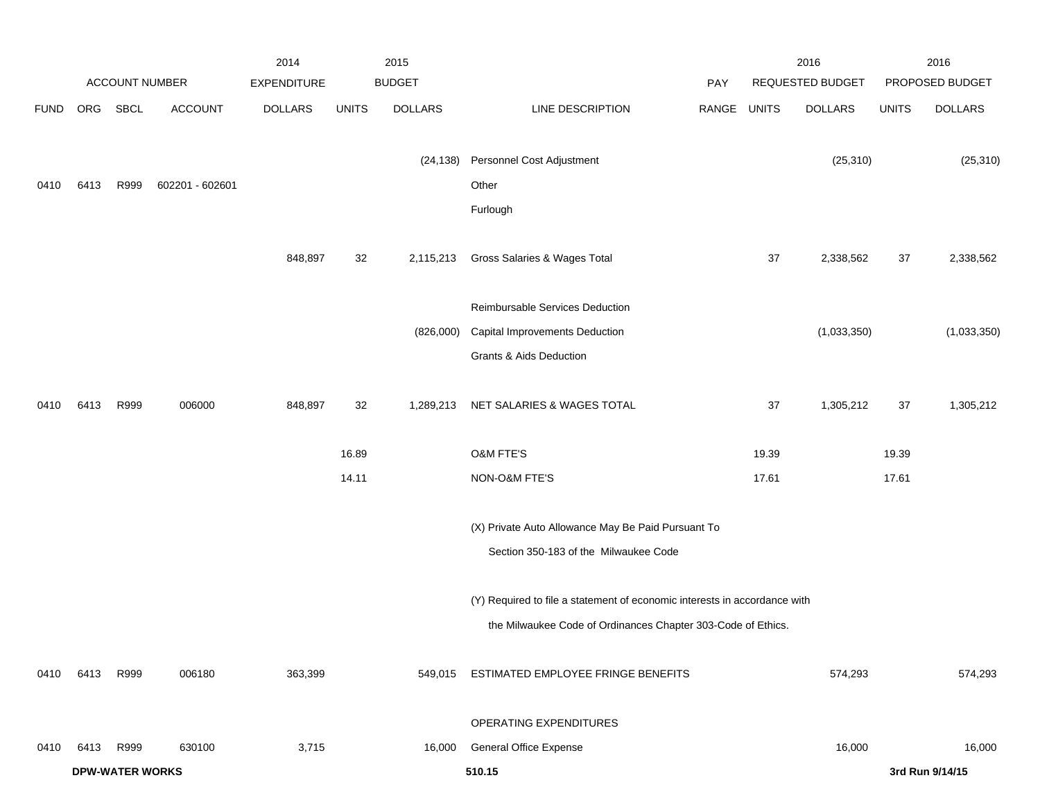| FUND | ORG | SBCL | ACCOUNT | 2014 EXPENDITURE DOLLARS | 2015 BUDGET UNITS | 2015 BUDGET DOLLARS | LINE DESCRIPTION | PAY RANGE | 2016 REQUESTED BUDGET UNITS | 2016 REQUESTED BUDGET DOLLARS | 2016 PROPOSED BUDGET UNITS | 2016 PROPOSED BUDGET DOLLARS |
|---|---|---|---|---|---|---|---|---|---|---|---|---|
| | | | | | | (24,138) | Personnel Cost Adjustment | | | (25,310) | | (25,310) |
| 0410 | 6413 | R999 | 602201 - 602601 | | | | Other | | | | | |
| | | | | | | | Furlough | | | | | |
| | | | | 848,897 | 32 | 2,115,213 | Gross Salaries & Wages Total | | 37 | 2,338,562 | 37 | 2,338,562 |
| | | | | | | | Reimbursable Services Deduction | | | | | |
| | | | | | | (826,000) | Capital Improvements Deduction | | | (1,033,350) | | (1,033,350) |
| | | | | | | | Grants & Aids Deduction | | | | | |
| 0410 | 6413 | R999 | 006000 | 848,897 | 32 | 1,289,213 | NET SALARIES & WAGES TOTAL | | 37 | 1,305,212 | 37 | 1,305,212 |
| | | | | | 16.89 | | O&M FTE'S | | 19.39 | | 19.39 | |
| | | | | | 14.11 | | NON-O&M FTE'S | | 17.61 | | 17.61 | |
| | | | | | | | (X) Private Auto Allowance May Be Paid Pursuant To Section 350-183 of the Milwaukee Code | | | | | |
| | | | | | | | (Y) Required to file a statement of economic interests in accordance with the Milwaukee Code of Ordinances Chapter 303-Code of Ethics. | | | | | |
| 0410 | 6413 | R999 | 006180 | 363,399 | | 549,015 | ESTIMATED EMPLOYEE FRINGE BENEFITS | | | 574,293 | | 574,293 |
| | | | | | | | OPERATING EXPENDITURES | | | | | |
| 0410 | 6413 | R999 | 630100 | 3,715 | | 16,000 | General Office Expense | | | 16,000 | | 16,000 |

**DPW-WATER WORKS** 510.15 3rd Run 9/14/15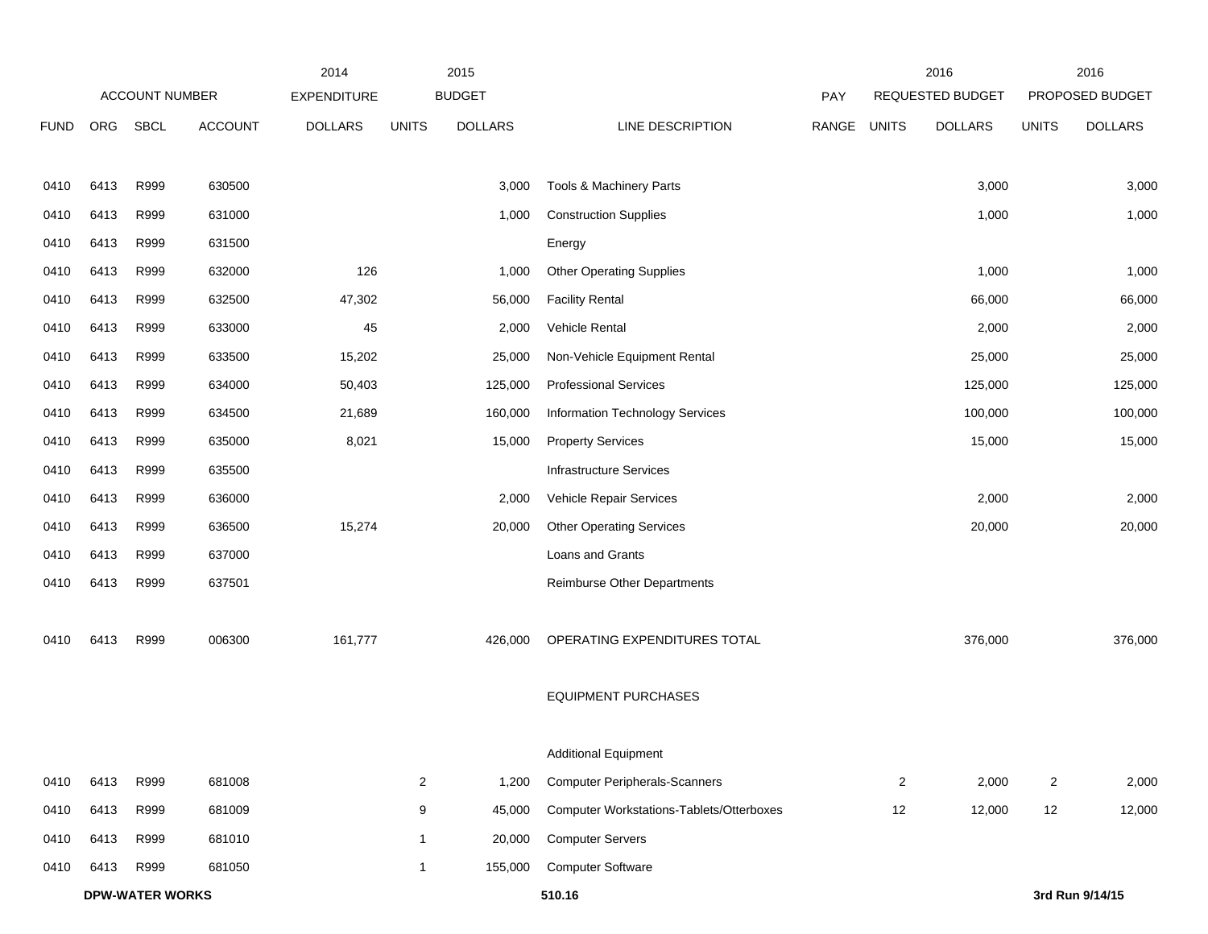| | ACCOUNT NUMBER | | | 2014 EXPENDITURE | 2015 BUDGET | | | PAY | 2016 REQUESTED BUDGET | | 2016 PROPOSED BUDGET | |
|---|---|---|---|---|---|---|---|---|---|---|---|---|
| FUND | ORG | SBCL | ACCOUNT | DOLLARS | UNITS | DOLLARS | LINE DESCRIPTION | RANGE | UNITS | DOLLARS | UNITS | DOLLARS |
| 0410 | 6413 | R999 | 630500 | | | 3,000 | Tools & Machinery Parts | | | 3,000 | | 3,000 |
| 0410 | 6413 | R999 | 631000 | | | 1,000 | Construction Supplies | | | 1,000 | | 1,000 |
| 0410 | 6413 | R999 | 631500 | | | | Energy | | | | | |
| 0410 | 6413 | R999 | 632000 | 126 | | 1,000 | Other Operating Supplies | | | 1,000 | | 1,000 |
| 0410 | 6413 | R999 | 632500 | 47,302 | | 56,000 | Facility Rental | | | 66,000 | | 66,000 |
| 0410 | 6413 | R999 | 633000 | 45 | | 2,000 | Vehicle Rental | | | 2,000 | | 2,000 |
| 0410 | 6413 | R999 | 633500 | 15,202 | | 25,000 | Non-Vehicle Equipment Rental | | | 25,000 | | 25,000 |
| 0410 | 6413 | R999 | 634000 | 50,403 | | 125,000 | Professional Services | | | 125,000 | | 125,000 |
| 0410 | 6413 | R999 | 634500 | 21,689 | | 160,000 | Information Technology Services | | | 100,000 | | 100,000 |
| 0410 | 6413 | R999 | 635000 | 8,021 | | 15,000 | Property Services | | | 15,000 | | 15,000 |
| 0410 | 6413 | R999 | 635500 | | | | Infrastructure Services | | | | | |
| 0410 | 6413 | R999 | 636000 | | | 2,000 | Vehicle Repair Services | | | 2,000 | | 2,000 |
| 0410 | 6413 | R999 | 636500 | 15,274 | | 20,000 | Other Operating Services | | | 20,000 | | 20,000 |
| 0410 | 6413 | R999 | 637000 | | | | Loans and Grants | | | | | |
| 0410 | 6413 | R999 | 637501 | | | | Reimburse Other Departments | | | | | |
| 0410 | 6413 | R999 | 006300 | 161,777 | | 426,000 | OPERATING EXPENDITURES TOTAL | | | 376,000 | | 376,000 |
| | | | | | | | EQUIPMENT PURCHASES | | | | | |
| | | | | | | | Additional Equipment | | | | | |
| 0410 | 6413 | R999 | 681008 | | 2 | 1,200 | Computer Peripherals-Scanners | | 2 | 2,000 | 2 | 2,000 |
| 0410 | 6413 | R999 | 681009 | | 9 | 45,000 | Computer Workstations-Tablets/Otterboxes | | 12 | 12,000 | 12 | 12,000 |
| 0410 | 6413 | R999 | 681010 | | 1 | 20,000 | Computer Servers | | | | | |
| 0410 | 6413 | R999 | 681050 | | 1 | 155,000 | Computer Software | | | | | |

**DPW-WATER WORKS** 510.16 **3rd Run 9/14/15**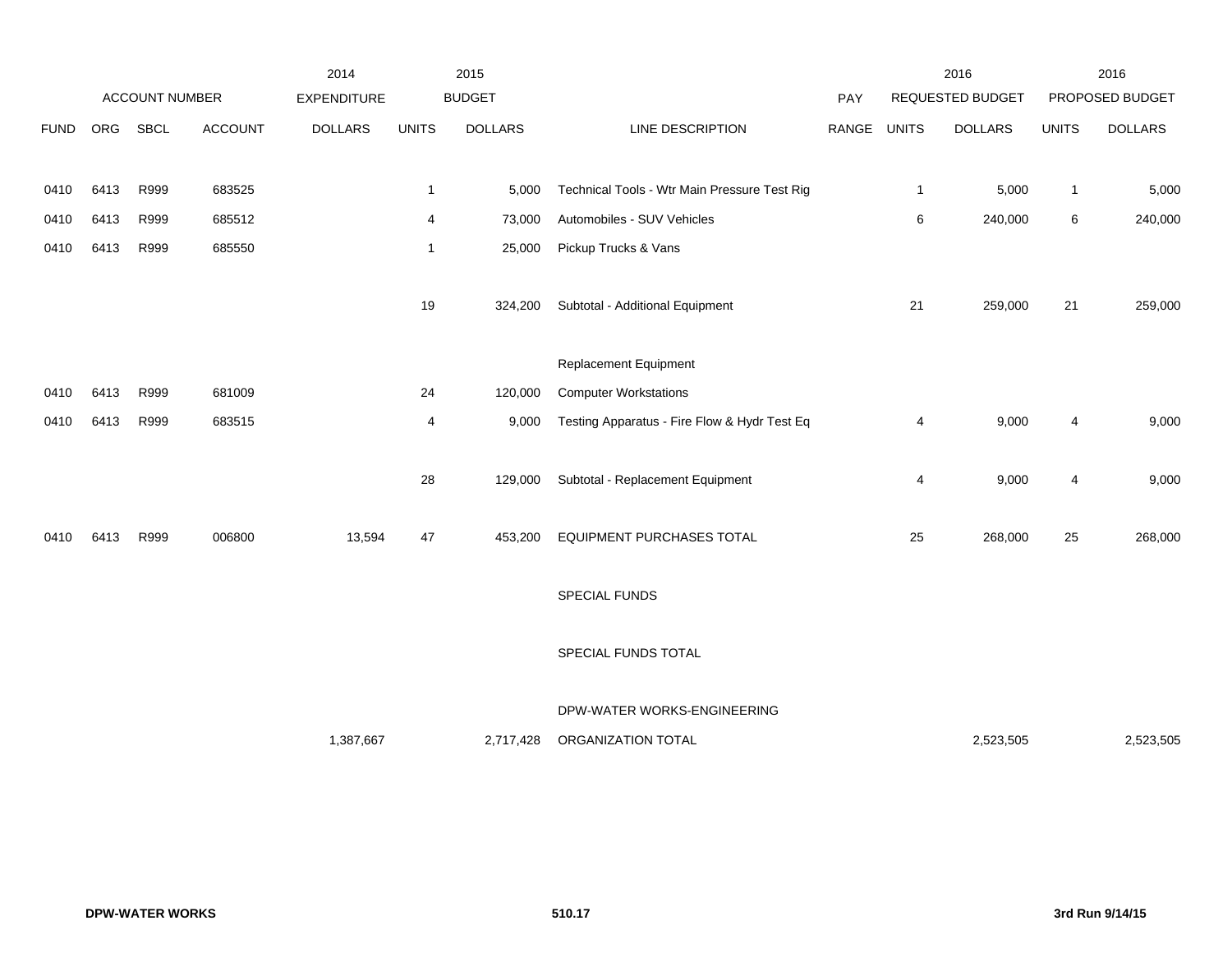| ACCOUNT NUMBER | | | | 2014 EXPENDITURE | 2015 BUDGET | | | PAY | 2016 REQUESTED BUDGET | | 2016 PROPOSED BUDGET | |
|---|---|---|---|---|---|---|---|---|---|---|---|---|
| FUND | ORG | SBCL | ACCOUNT | DOLLARS | UNITS | DOLLARS | LINE DESCRIPTION | RANGE | UNITS | DOLLARS | UNITS | DOLLARS |
| 0410 | 6413 | R999 | 683525 | | 1 | 5,000 | Technical Tools - Wtr Main Pressure Test Rig | | 1 | 5,000 | 1 | 5,000 |
| 0410 | 6413 | R999 | 685512 | | 4 | 73,000 | Automobiles - SUV Vehicles | | 6 | 240,000 | 6 | 240,000 |
| 0410 | 6413 | R999 | 685550 | | 1 | 25,000 | Pickup Trucks & Vans | | | | | |
| | | | | | 19 | 324,200 | Subtotal - Additional Equipment | | 21 | 259,000 | 21 | 259,000 |
| | | | | | | | Replacement Equipment | | | | | |
| 0410 | 6413 | R999 | 681009 | | 24 | 120,000 | Computer Workstations | | | | | |
| 0410 | 6413 | R999 | 683515 | | 4 | 9,000 | Testing Apparatus - Fire Flow & Hydr Test Eq | | 4 | 9,000 | 4 | 9,000 |
| | | | | | 28 | 129,000 | Subtotal - Replacement Equipment | | 4 | 9,000 | 4 | 9,000 |
| 0410 | 6413 | R999 | 006800 | 13,594 | 47 | 453,200 | EQUIPMENT PURCHASES TOTAL | | 25 | 268,000 | 25 | 268,000 |
| | | | | | | | SPECIAL FUNDS | | | | | |
| | | | | | | | SPECIAL FUNDS TOTAL | | | | | |
| | | | | | | | DPW-WATER WORKS-ENGINEERING | | | | | |
| | | | | 1,387,667 | | 2,717,428 | ORGANIZATION TOTAL | | | 2,523,505 | | 2,523,505 |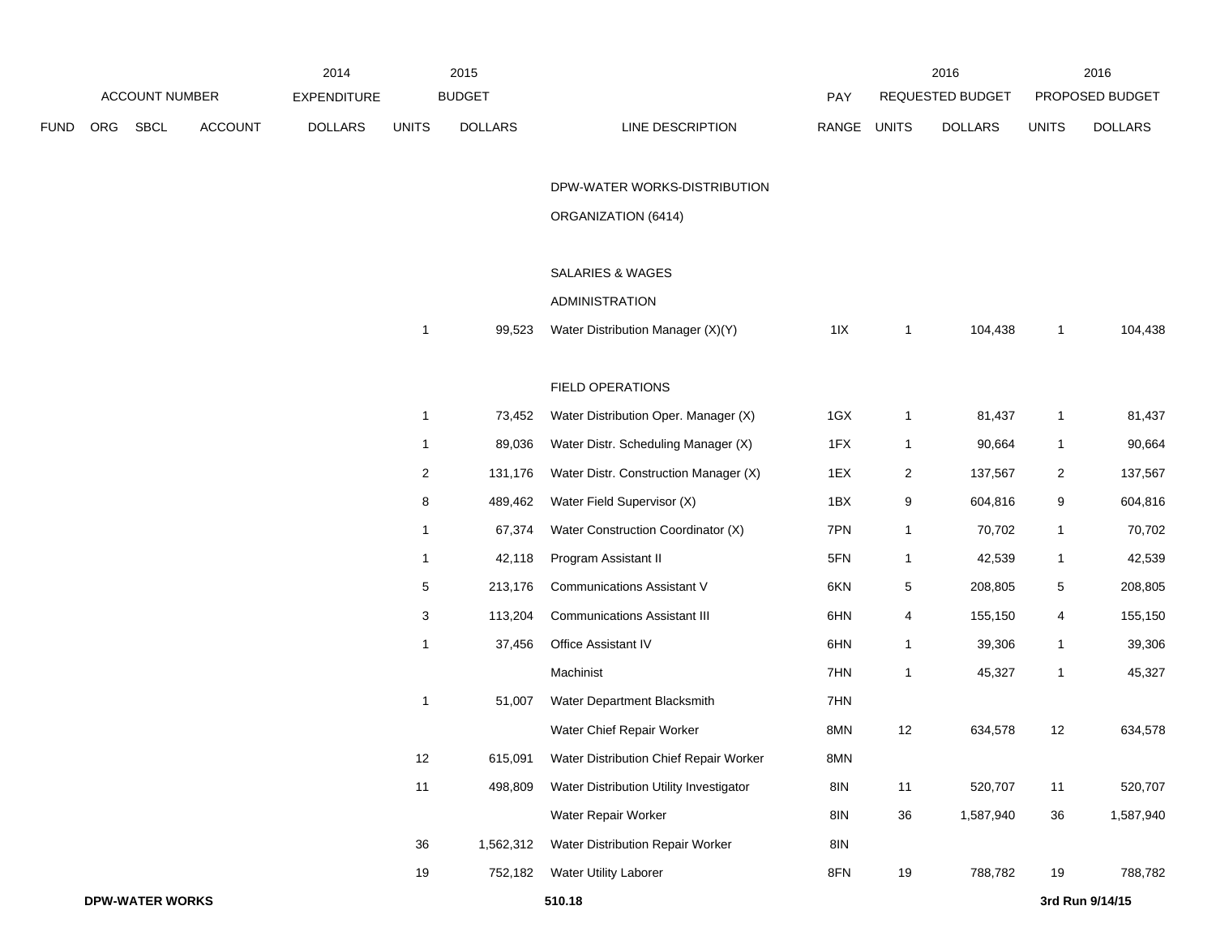| FUND | ORG | SBCL | ACCOUNT | 2014 EXPENDITURE DOLLARS | 2015 BUDGET UNITS | 2015 BUDGET DOLLARS | LINE DESCRIPTION | PAY RANGE | 2016 REQUESTED BUDGET UNITS | 2016 REQUESTED BUDGET DOLLARS | 2016 PROPOSED BUDGET UNITS | 2016 PROPOSED BUDGET DOLLARS |
|---|---|---|---|---|---|---|---|---|---|---|---|---|
| | | | | | | | DPW-WATER WORKS-DISTRIBUTION | | | | | |
| | | | | | | | ORGANIZATION (6414) | | | | | |
| | | | | | | | SALARIES & WAGES | | | | | |
| | | | | | | | ADMINISTRATION | | | | | |
| | | | | | 1 | 99,523 | Water Distribution Manager (X)(Y) | 1IX | 1 | 104,438 | 1 | 104,438 |
| | | | | | | | FIELD OPERATIONS | | | | | |
| | | | | | 1 | 73,452 | Water Distribution Oper. Manager (X) | 1GX | 1 | 81,437 | 1 | 81,437 |
| | | | | | 1 | 89,036 | Water Distr. Scheduling Manager (X) | 1FX | 1 | 90,664 | 1 | 90,664 |
| | | | | | 2 | 131,176 | Water Distr. Construction Manager (X) | 1EX | 2 | 137,567 | 2 | 137,567 |
| | | | | | 8 | 489,462 | Water Field Supervisor (X) | 1BX | 9 | 604,816 | 9 | 604,816 |
| | | | | | 1 | 67,374 | Water Construction Coordinator (X) | 7PN | 1 | 70,702 | 1 | 70,702 |
| | | | | | 1 | 42,118 | Program Assistant II | 5FN | 1 | 42,539 | 1 | 42,539 |
| | | | | | 5 | 213,176 | Communications Assistant V | 6KN | 5 | 208,805 | 5 | 208,805 |
| | | | | | 3 | 113,204 | Communications Assistant III | 6HN | 4 | 155,150 | 4 | 155,150 |
| | | | | | 1 | 37,456 | Office Assistant IV | 6HN | 1 | 39,306 | 1 | 39,306 |
| | | | | | | | Machinist | 7HN | 1 | 45,327 | 1 | 45,327 |
| | | | | | 1 | 51,007 | Water Department Blacksmith | 7HN | | | | |
| | | | | | | | Water Chief Repair Worker | 8MN | 12 | 634,578 | 12 | 634,578 |
| | | | | | 12 | 615,091 | Water Distribution Chief Repair Worker | 8MN | | | | |
| | | | | | 11 | 498,809 | Water Distribution Utility Investigator | 8IN | 11 | 520,707 | 11 | 520,707 |
| | | | | | | | Water Repair Worker | 8IN | 36 | 1,587,940 | 36 | 1,587,940 |
| | | | | | 36 | 1,562,312 | Water Distribution Repair Worker | 8IN | | | | |
| | | | | | 19 | 752,182 | Water Utility Laborer | 8FN | 19 | 788,782 | 19 | 788,782 |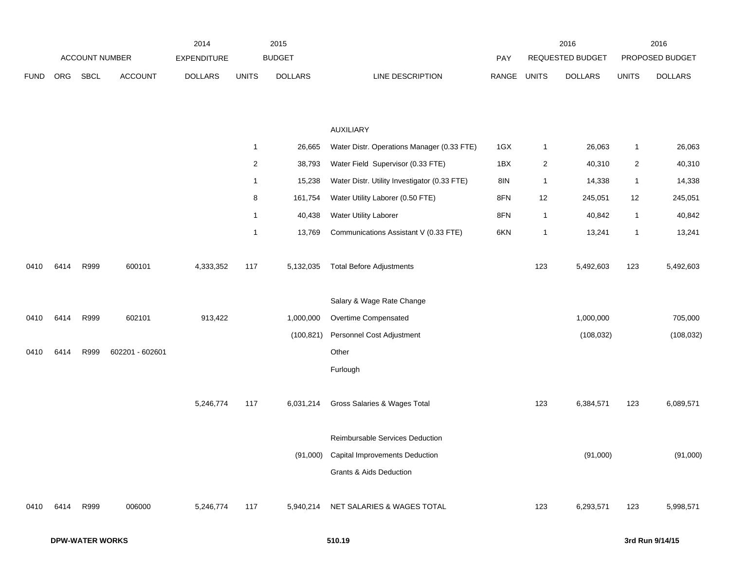| ACCOUNT NUMBER | | | | 2014 EXPENDITURE | 2015 BUDGET | | | PAY | 2016 REQUESTED BUDGET | | 2016 PROPOSED BUDGET | |
|---|---|---|---|---|---|---|---|---|---|---|---|---|
| FUND | ORG | SBCL | ACCOUNT | DOLLARS | UNITS | DOLLARS | LINE DESCRIPTION | RANGE | UNITS | DOLLARS | UNITS | DOLLARS |
| | | | | | | | AUXILIARY | | | | | |
| | | | | | 1 | 26,665 | Water Distr. Operations Manager (0.33 FTE) | 1GX | 1 | 26,063 | 1 | 26,063 |
| | | | | | 2 | 38,793 | Water Field Supervisor (0.33 FTE) | 1BX | 2 | 40,310 | 2 | 40,310 |
| | | | | | 1 | 15,238 | Water Distr. Utility Investigator (0.33 FTE) | 8IN | 1 | 14,338 | 1 | 14,338 |
| | | | | | 8 | 161,754 | Water Utility Laborer (0.50 FTE) | 8FN | 12 | 245,051 | 12 | 245,051 |
| | | | | | 1 | 40,438 | Water Utility Laborer | 8FN | 1 | 40,842 | 1 | 40,842 |
| | | | | | 1 | 13,769 | Communications Assistant V (0.33 FTE) | 6KN | 1 | 13,241 | 1 | 13,241 |
| 0410 | 6414 | R999 | 600101 | 4,333,352 | 117 | 5,132,035 | Total Before Adjustments | | 123 | 5,492,603 | 123 | 5,492,603 |
| | | | | | | | Salary & Wage Rate Change | | | | | |
| 0410 | 6414 | R999 | 602101 | 913,422 | | 1,000,000 | Overtime Compensated | | | 1,000,000 | | 705,000 |
| | | | | | | (100,821) | Personnel Cost Adjustment | | | (108,032) | | (108,032) |
| 0410 | 6414 | R999 | 602201 - 602601 | | | | Other | | | | | |
| | | | | | | | Furlough | | | | | |
| | | | | 5,246,774 | 117 | 6,031,214 | Gross Salaries & Wages Total | | 123 | 6,384,571 | 123 | 6,089,571 |
| | | | | | | | Reimbursable Services Deduction | | | | | |
| | | | | | | (91,000) | Capital Improvements Deduction | | | (91,000) | | (91,000) |
| | | | | | | | Grants & Aids Deduction | | | | | |
| 0410 | 6414 | R999 | 006000 | 5,246,774 | 117 | 5,940,214 | NET SALARIES & WAGES TOTAL | | 123 | 6,293,571 | 123 | 5,998,571 |

**DPW-WATER WORKS** 510.19 **3rd Run 9/14/15**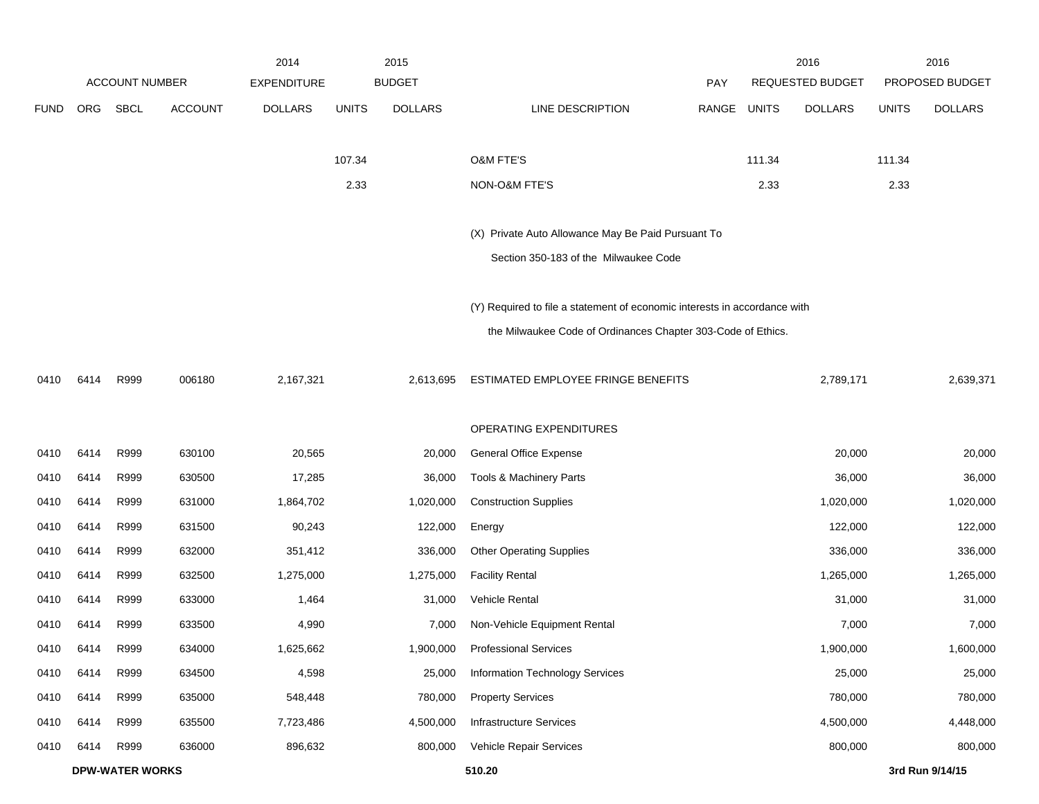| | | | | 2014 | 2015 | | | | 2016 | | 2016 | |
|---|---|---|---|---|---|---|---|---|---|---|---|---|
| ACCOUNT NUMBER | | | | EXPENDITURE | BUDGET | | | PAY | REQUESTED BUDGET | | PROPOSED BUDGET | |
| FUND | ORG | SBCL | ACCOUNT | DOLLARS | UNITS | DOLLARS | LINE DESCRIPTION | RANGE | UNITS | DOLLARS | UNITS | DOLLARS |
| | | | | | 107.34 | | O&M FTE'S | | 111.34 | | 111.34 | |
| | | | | | 2.33 | | NON-O&M FTE'S | | 2.33 | | 2.33 | |
| | | | | | | | (X) Private Auto Allowance May Be Paid Pursuant To Section 350-183 of the Milwaukee Code | | | | | |
| | | | | | | | (Y) Required to file a statement of economic interests in accordance with the Milwaukee Code of Ordinances Chapter 303-Code of Ethics. | | | | | |
| 0410 | 6414 | R999 | 006180 | 2,167,321 | | 2,613,695 | ESTIMATED EMPLOYEE FRINGE BENEFITS | | | 2,789,171 | | 2,639,371 |
| | | | | | | | OPERATING EXPENDITURES | | | | | |
| 0410 | 6414 | R999 | 630100 | 20,565 | | 20,000 | General Office Expense | | | 20,000 | | 20,000 |
| 0410 | 6414 | R999 | 630500 | 17,285 | | 36,000 | Tools & Machinery Parts | | | 36,000 | | 36,000 |
| 0410 | 6414 | R999 | 631000 | 1,864,702 | | 1,020,000 | Construction Supplies | | | 1,020,000 | | 1,020,000 |
| 0410 | 6414 | R999 | 631500 | 90,243 | | 122,000 | Energy | | | 122,000 | | 122,000 |
| 0410 | 6414 | R999 | 632000 | 351,412 | | 336,000 | Other Operating Supplies | | | 336,000 | | 336,000 |
| 0410 | 6414 | R999 | 632500 | 1,275,000 | | 1,275,000 | Facility Rental | | | 1,265,000 | | 1,265,000 |
| 0410 | 6414 | R999 | 633000 | 1,464 | | 31,000 | Vehicle Rental | | | 31,000 | | 31,000 |
| 0410 | 6414 | R999 | 633500 | 4,990 | | 7,000 | Non-Vehicle Equipment Rental | | | 7,000 | | 7,000 |
| 0410 | 6414 | R999 | 634000 | 1,625,662 | | 1,900,000 | Professional Services | | | 1,900,000 | | 1,600,000 |
| 0410 | 6414 | R999 | 634500 | 4,598 | | 25,000 | Information Technology Services | | | 25,000 | | 25,000 |
| 0410 | 6414 | R999 | 635000 | 548,448 | | 780,000 | Property Services | | | 780,000 | | 780,000 |
| 0410 | 6414 | R999 | 635500 | 7,723,486 | | 4,500,000 | Infrastructure Services | | | 4,500,000 | | 4,448,000 |
| 0410 | 6414 | R999 | 636000 | 896,632 | | 800,000 | Vehicle Repair Services | | | 800,000 | | 800,000 |

**DPW-WATER WORKS** 510.20 **3rd Run 9/14/15**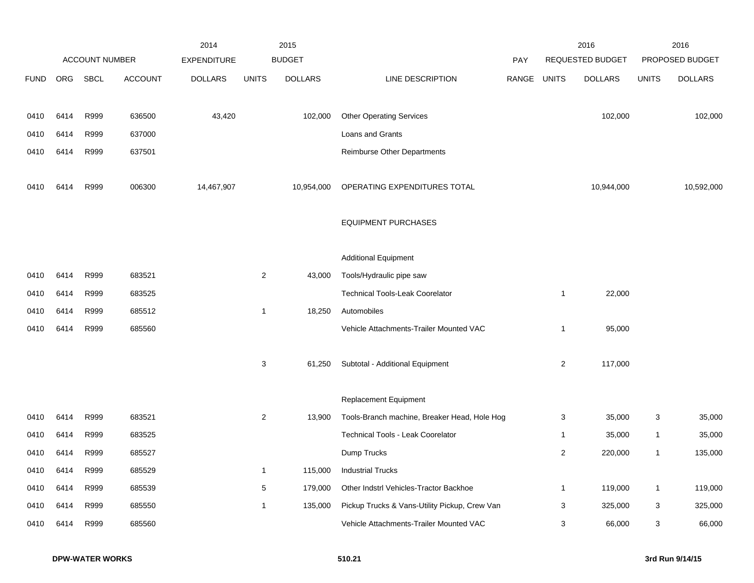| ACCOUNT NUMBER | | | | 2014 EXPENDITURE | 2015 BUDGET | | | PAY | 2016 REQUESTED BUDGET | | 2016 PROPOSED BUDGET | |
|---|---|---|---|---|---|---|---|---|---|---|---|---|
| FUND | ORG | SBCL | ACCOUNT | DOLLARS | UNITS | DOLLARS | LINE DESCRIPTION | RANGE | UNITS | DOLLARS | UNITS | DOLLARS |
| 0410 | 6414 | R999 | 636500 | 43,420 | | 102,000 | Other Operating Services | | | 102,000 | | 102,000 |
| 0410 | 6414 | R999 | 637000 | | | | Loans and Grants | | | | | |
| 0410 | 6414 | R999 | 637501 | | | | Reimburse Other Departments | | | | | |
| 0410 | 6414 | R999 | 006300 | 14,467,907 | | 10,954,000 | OPERATING EXPENDITURES TOTAL | | | 10,944,000 | | 10,592,000 |
| | | | | | | | EQUIPMENT PURCHASES | | | | | |
| | | | | | | | Additional Equipment | | | | | |
| 0410 | 6414 | R999 | 683521 | | 2 | 43,000 | Tools/Hydraulic pipe saw | | | | | |
| 0410 | 6414 | R999 | 683525 | | | | Technical Tools-Leak Coorelator | | 1 | 22,000 | | |
| 0410 | 6414 | R999 | 685512 | | 1 | 18,250 | Automobiles | | | | | |
| 0410 | 6414 | R999 | 685560 | | | | Vehicle Attachments-Trailer Mounted VAC | | 1 | 95,000 | | |
| | | | | | 3 | 61,250 | Subtotal - Additional Equipment | | 2 | 117,000 | | |
| | | | | | | | Replacement Equipment | | | | | |
| 0410 | 6414 | R999 | 683521 | | 2 | 13,900 | Tools-Branch machine, Breaker Head, Hole Hog | | 3 | 35,000 | 3 | 35,000 |
| 0410 | 6414 | R999 | 683525 | | | | Technical Tools - Leak Coorelator | | 1 | 35,000 | 1 | 35,000 |
| 0410 | 6414 | R999 | 685527 | | | | Dump Trucks | | 2 | 220,000 | 1 | 135,000 |
| 0410 | 6414 | R999 | 685529 | | 1 | 115,000 | Industrial Trucks | | | | | |
| 0410 | 6414 | R999 | 685539 | | 5 | 179,000 | Other Indstrl Vehicles-Tractor Backhoe | | 1 | 119,000 | 1 | 119,000 |
| 0410 | 6414 | R999 | 685550 | | 1 | 135,000 | Pickup Trucks & Vans-Utility Pickup, Crew Van | | 3 | 325,000 | 3 | 325,000 |
| 0410 | 6414 | R999 | 685560 | | | | Vehicle Attachments-Trailer Mounted VAC | | 3 | 66,000 | 3 | 66,000 |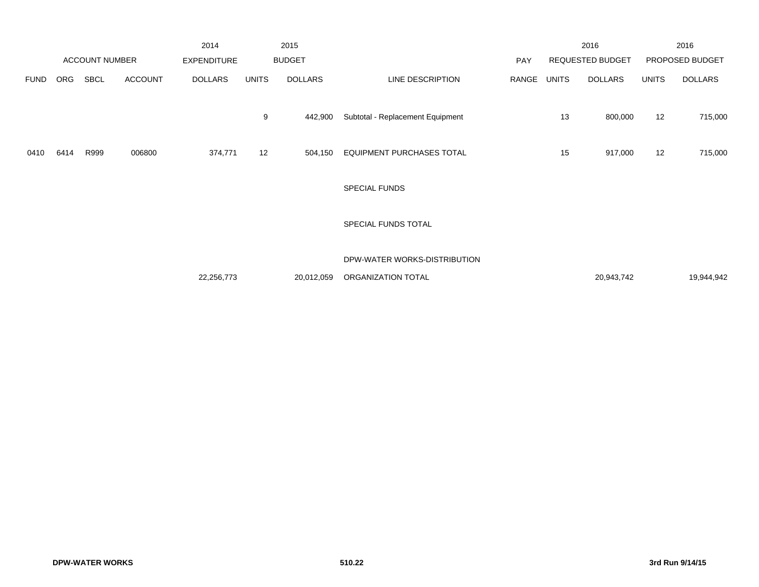| ACCOUNT NUMBER | | | | 2014 EXPENDITURE | 2015 BUDGET | | | PAY | 2016 REQUESTED BUDGET | | 2016 PROPOSED BUDGET | |
|---|---|---|---|---|---|---|---|---|---|---|---|---|
| FUND | ORG | SBCL | ACCOUNT | DOLLARS | UNITS | DOLLARS | LINE DESCRIPTION | RANGE | UNITS | DOLLARS | UNITS | DOLLARS |
| | | | | | 9 | 442,900 | Subtotal - Replacement Equipment | | 13 | 800,000 | 12 | 715,000 |
| 0410 | 6414 | R999 | 006800 | 374,771 | 12 | 504,150 | EQUIPMENT PURCHASES TOTAL | | 15 | 917,000 | 12 | 715,000 |
| | | | | | | | SPECIAL FUNDS | | | | | |
| | | | | | | | SPECIAL FUNDS TOTAL | | | | | |
| | | | | 22,256,773 | | 20,012,059 | DPW-WATER WORKS-DISTRIBUTION ORGANIZATION TOTAL | | | 20,943,742 | | 19,944,942 |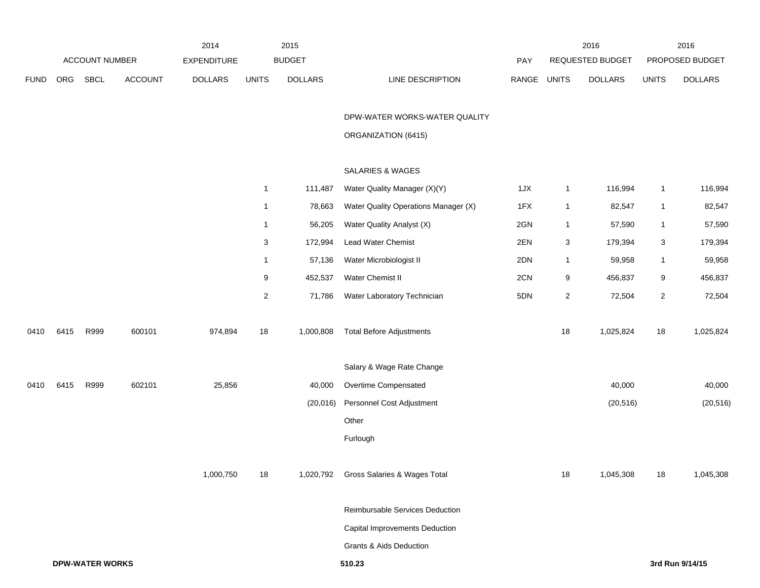| ACCOUNT NUMBER | | | | 2014 EXPENDITURE | 2015 BUDGET | | | PAY | 2016 REQUESTED BUDGET | | 2016 PROPOSED BUDGET | |
|---|---|---|---|---|---|---|---|---|---|---|---|---|
| FUND | ORG | SBCL | ACCOUNT | DOLLARS | UNITS | DOLLARS | LINE DESCRIPTION | RANGE | UNITS | DOLLARS | UNITS | DOLLARS |
| | | | | | | | DPW-WATER WORKS-WATER QUALITY | | | | | |
| | | | | | | | ORGANIZATION (6415) | | | | | |
| | | | | | | | SALARIES & WAGES | | | | | |
| | | | | | 1 | 111,487 | Water Quality Manager (X)(Y) | 1JX | 1 | 116,994 | 1 | 116,994 |
| | | | | | 1 | 78,663 | Water Quality Operations Manager (X) | 1FX | 1 | 82,547 | 1 | 82,547 |
| | | | | | 1 | 56,205 | Water Quality Analyst (X) | 2GN | 1 | 57,590 | 1 | 57,590 |
| | | | | | 3 | 172,994 | Lead Water Chemist | 2EN | 3 | 179,394 | 3 | 179,394 |
| | | | | | 1 | 57,136 | Water Microbiologist II | 2DN | 1 | 59,958 | 1 | 59,958 |
| | | | | | 9 | 452,537 | Water Chemist II | 2CN | 9 | 456,837 | 9 | 456,837 |
| | | | | | 2 | 71,786 | Water Laboratory Technician | 5DN | 2 | 72,504 | 2 | 72,504 |
| 0410 | 6415 | R999 | 600101 | 974,894 | 18 | 1,000,808 | Total Before Adjustments | | 18 | 1,025,824 | 18 | 1,025,824 |
| | | | | | | | Salary & Wage Rate Change | | | | | |
| 0410 | 6415 | R999 | 602101 | 25,856 | | 40,000 | Overtime Compensated | | | 40,000 | | 40,000 |
| | | | | | | (20,016) | Personnel Cost Adjustment | | | (20,516) | | (20,516) |
| | | | | | | | Other | | | | | |
| | | | | | | | Furlough | | | | | |
| | | | | 1,000,750 | 18 | 1,020,792 | Gross Salaries & Wages Total | | 18 | 1,045,308 | 18 | 1,045,308 |
| | | | | | | | Reimbursable Services Deduction | | | | | |
| | | | | | | | Capital Improvements Deduction | | | | | |
| | | | | | | | Grants & Aids Deduction | | | | | |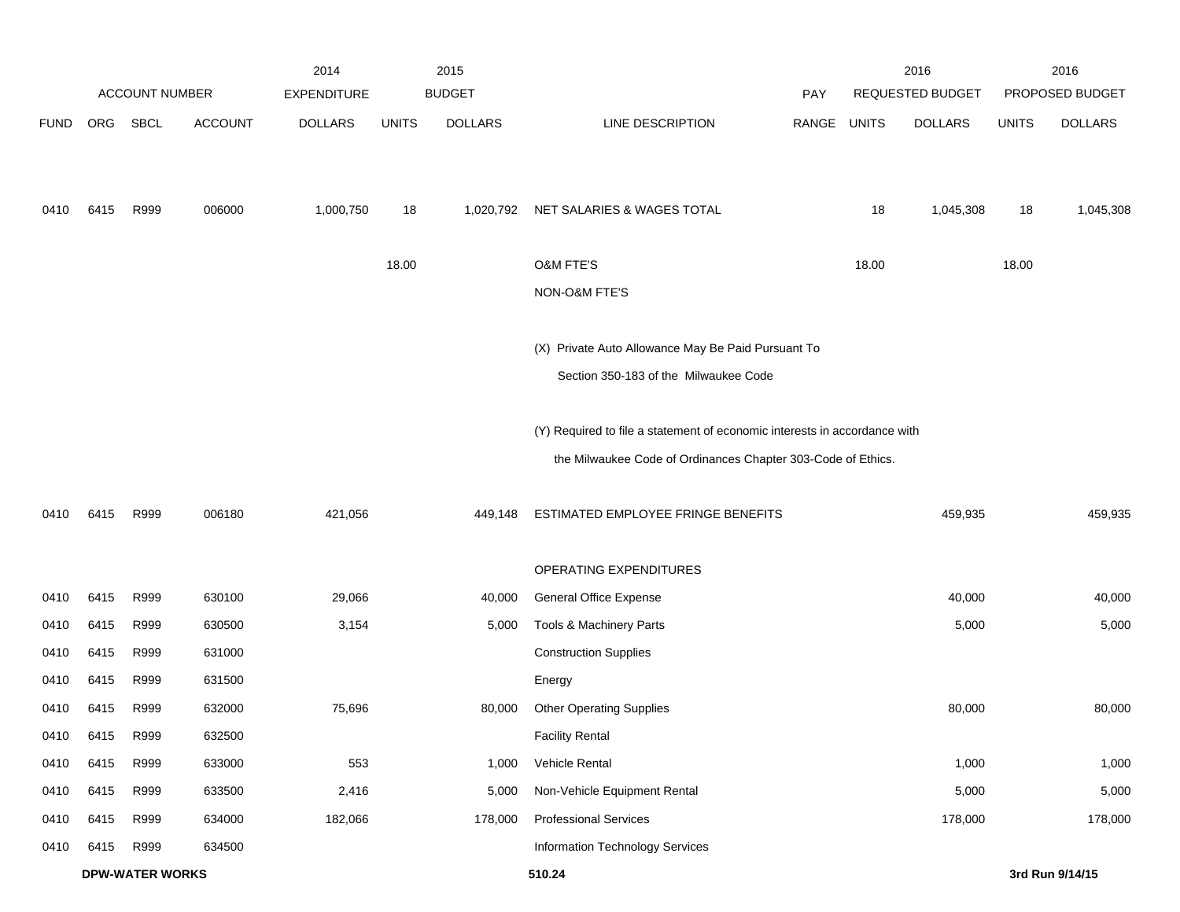| | ACCOUNT NUMBER | | | 2014 EXPENDITURE | 2015 BUDGET | | | PAY | 2016 REQUESTED BUDGET | | 2016 PROPOSED BUDGET | |
|---|---|---|---|---|---|---|---|---|---|---|---|---|
| FUND | ORG | SBCL | ACCOUNT | DOLLARS | UNITS | DOLLARS | LINE DESCRIPTION | RANGE | UNITS | DOLLARS | UNITS | DOLLARS |
| 0410 | 6415 | R999 | 006000 | 1,000,750 | 18 | 1,020,792 | NET SALARIES & WAGES TOTAL | | 18 | 1,045,308 | 18 | 1,045,308 |
| | | | | | 18.00 | | O&M FTE'S | | 18.00 | | 18.00 | |
| | | | | | | | NON-O&M FTE'S | | | | | |
| | | | | | | | (X) Private Auto Allowance May Be Paid Pursuant To Section 350-183 of the Milwaukee Code | | | | | |
| | | | | | | | (Y) Required to file a statement of economic interests in accordance with the Milwaukee Code of Ordinances Chapter 303-Code of Ethics. | | | | | |
| 0410 | 6415 | R999 | 006180 | 421,056 | | 449,148 | ESTIMATED EMPLOYEE FRINGE BENEFITS | | | 459,935 | | 459,935 |
| | | | | | | | OPERATING EXPENDITURES | | | | | |
| 0410 | 6415 | R999 | 630100 | 29,066 | | 40,000 | General Office Expense | | | 40,000 | | 40,000 |
| 0410 | 6415 | R999 | 630500 | 3,154 | | 5,000 | Tools & Machinery Parts | | | 5,000 | | 5,000 |
| 0410 | 6415 | R999 | 631000 | | | | Construction Supplies | | | | | |
| 0410 | 6415 | R999 | 631500 | | | | Energy | | | | | |
| 0410 | 6415 | R999 | 632000 | 75,696 | | 80,000 | Other Operating Supplies | | | 80,000 | | 80,000 |
| 0410 | 6415 | R999 | 632500 | | | | Facility Rental | | | | | |
| 0410 | 6415 | R999 | 633000 | 553 | | 1,000 | Vehicle Rental | | | 1,000 | | 1,000 |
| 0410 | 6415 | R999 | 633500 | 2,416 | | 5,000 | Non-Vehicle Equipment Rental | | | 5,000 | | 5,000 |
| 0410 | 6415 | R999 | 634000 | 182,066 | | 178,000 | Professional Services | | | 178,000 | | 178,000 |
| 0410 | 6415 | R999 | 634500 | | | | Information Technology Services | | | | | |

**DPW-WATER WORKS** 510.24 **3rd Run 9/14/15**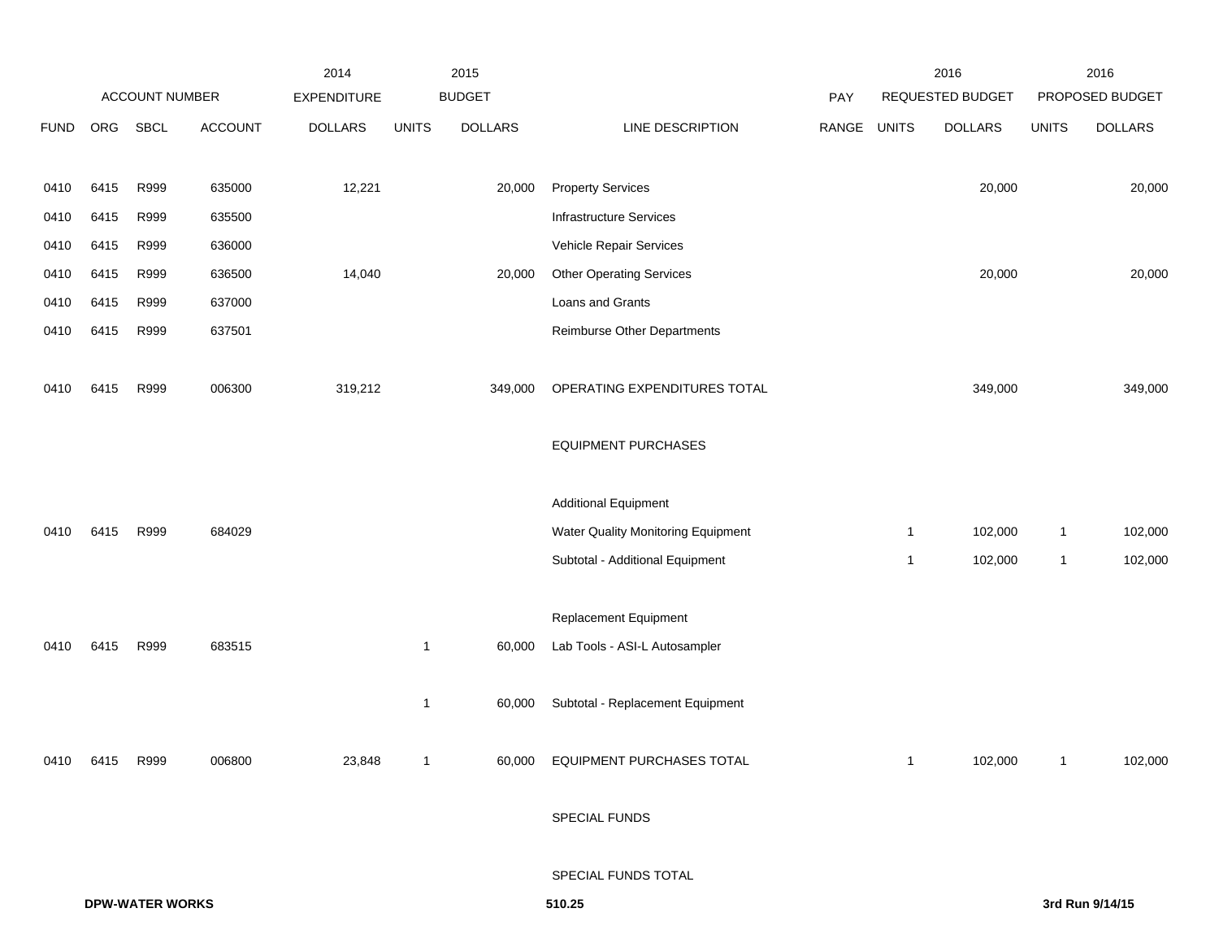| | ACCOUNT NUMBER | | | 2014 EXPENDITURE | 2015 BUDGET | | | PAY | 2016 REQUESTED BUDGET | | 2016 PROPOSED BUDGET | |
|---|---|---|---|---|---|---|---|---|---|---|---|---|
| FUND | ORG | SBCL | ACCOUNT | DOLLARS | UNITS | DOLLARS | LINE DESCRIPTION | RANGE | UNITS | DOLLARS | UNITS | DOLLARS |
| 0410 | 6415 | R999 | 635000 | 12,221 | | 20,000 | Property Services | | | 20,000 | | 20,000 |
| 0410 | 6415 | R999 | 635500 | | | | Infrastructure Services | | | | | |
| 0410 | 6415 | R999 | 636000 | | | | Vehicle Repair Services | | | | | |
| 0410 | 6415 | R999 | 636500 | 14,040 | | 20,000 | Other Operating Services | | | 20,000 | | 20,000 |
| 0410 | 6415 | R999 | 637000 | | | | Loans and Grants | | | | | |
| 0410 | 6415 | R999 | 637501 | | | | Reimburse Other Departments | | | | | |
| 0410 | 6415 | R999 | 006300 | 319,212 | | 349,000 | OPERATING EXPENDITURES TOTAL | | | 349,000 | | 349,000 |
| | | | | | | | EQUIPMENT PURCHASES | | | | | |
| | | | | | | | Additional Equipment | | | | | |
| 0410 | 6415 | R999 | 684029 | | | | Water Quality Monitoring Equipment | | 1 | 102,000 | 1 | 102,000 |
| | | | | | | | Subtotal - Additional Equipment | | 1 | 102,000 | 1 | 102,000 |
| | | | | | | | Replacement Equipment | | | | | |
| 0410 | 6415 | R999 | 683515 | | 1 | 60,000 | Lab Tools - ASI-L Autosampler | | | | | |
| | | | | | 1 | 60,000 | Subtotal - Replacement Equipment | | | | | |
| 0410 | 6415 | R999 | 006800 | 23,848 | 1 | 60,000 | EQUIPMENT PURCHASES TOTAL | | 1 | 102,000 | 1 | 102,000 |
| | | | | | | | SPECIAL FUNDS | | | | | |
| | | | | | | | SPECIAL FUNDS TOTAL | | | | | |

**DPW-WATER WORKS** 510.25 **3rd Run 9/14/15**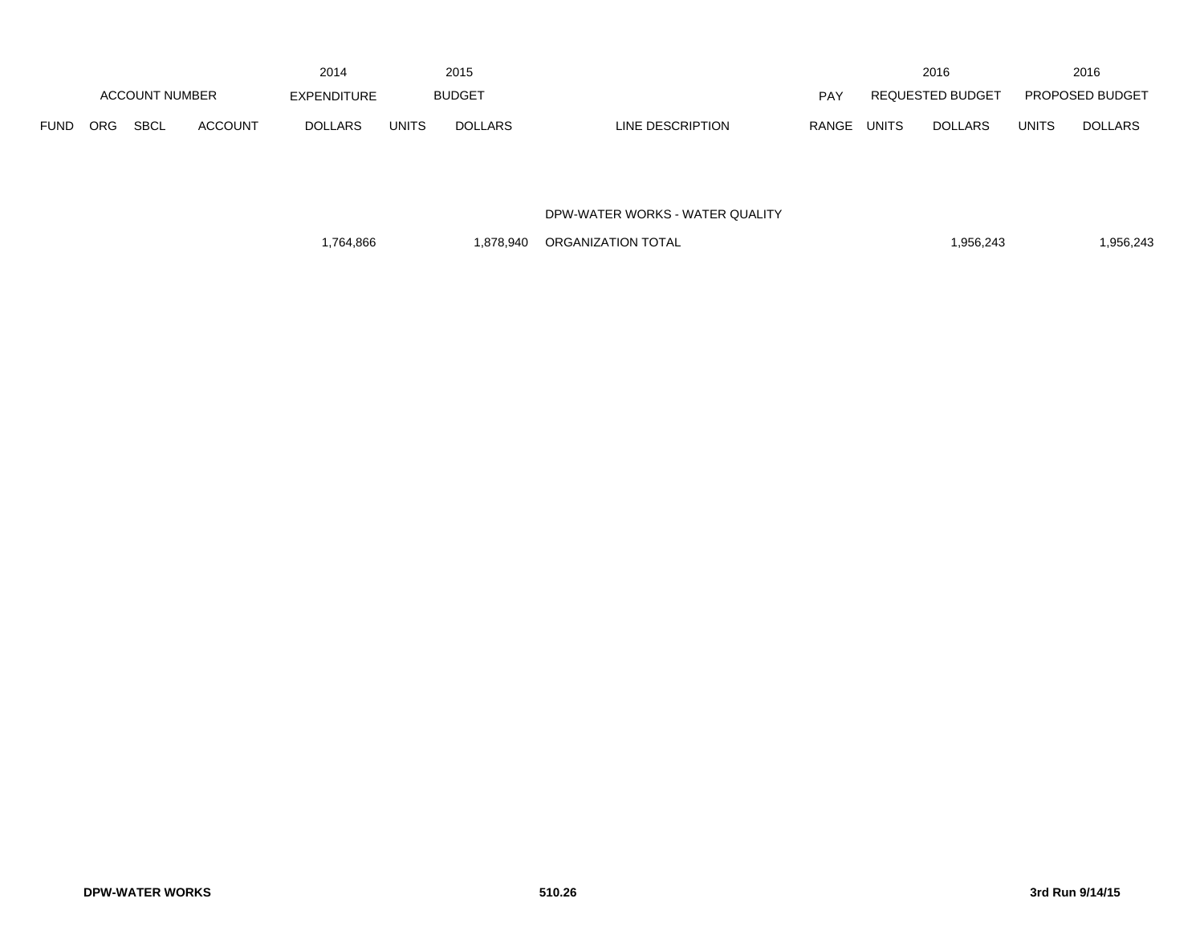| | ACCOUNT NUMBER | | | 2014 EXPENDITURE | 2015 BUDGET | | | PAY | 2016 REQUESTED BUDGET | | 2016 PROPOSED BUDGET | |
|---|---|---|---|---|---|---|---|---|---|---|---|---|
| FUND | ORG | SBCL | ACCOUNT | DOLLARS | UNITS | DOLLARS | LINE DESCRIPTION | RANGE | UNITS | DOLLARS | UNITS | DOLLARS |
| | | | | | | | DPW-WATER WORKS - WATER QUALITY | | | | | |
| | | | | 1,764,866 | | 1,878,940 | ORGANIZATION TOTAL | | | 1,956,243 | | 1,956,243 |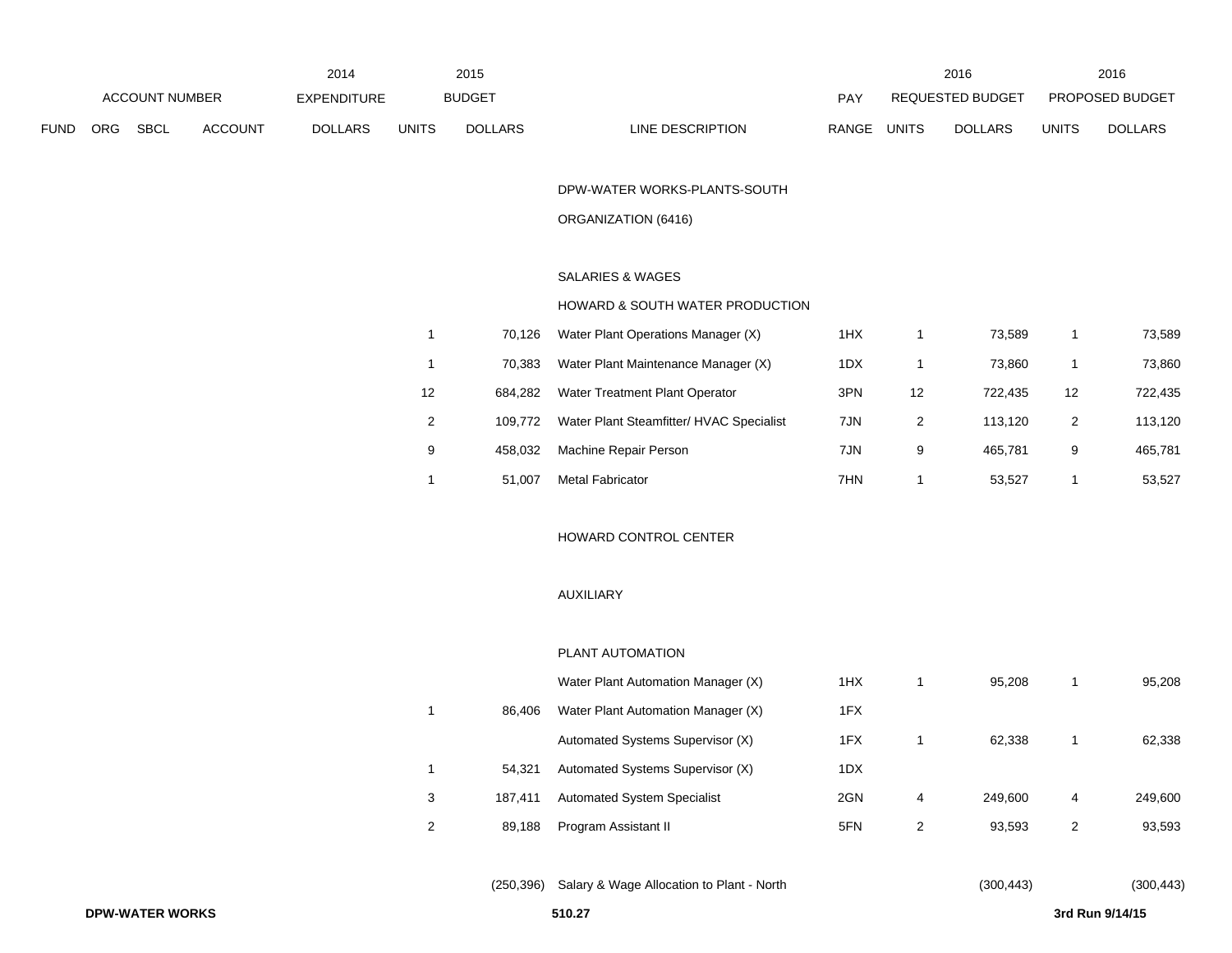| ACCOUNT NUMBER | | | | 2014 EXPENDITURE | 2015 BUDGET | | | PAY | 2016 REQUESTED BUDGET | | 2016 PROPOSED BUDGET | |
|---|---|---|---|---|---|---|---|---|---|---|---|---|
| FUND | ORG | SBCL | ACCOUNT | DOLLARS | UNITS | DOLLARS | LINE DESCRIPTION | RANGE | UNITS | DOLLARS | UNITS | DOLLARS |
| | | | | | | | DPW-WATER WORKS-PLANTS-SOUTH | | | | | |
| | | | | | | | ORGANIZATION (6416) | | | | | |
| | | | | | | | SALARIES & WAGES | | | | | |
| | | | | | | | HOWARD & SOUTH WATER PRODUCTION | | | | | |
| | | | | | 1 | 70,126 | Water Plant Operations Manager (X) | 1HX | 1 | 73,589 | 1 | 73,589 |
| | | | | | 1 | 70,383 | Water Plant Maintenance Manager (X) | 1DX | 1 | 73,860 | 1 | 73,860 |
| | | | | | 12 | 684,282 | Water Treatment Plant Operator | 3PN | 12 | 722,435 | 12 | 722,435 |
| | | | | | 2 | 109,772 | Water Plant Steamfitter/ HVAC Specialist | 7JN | 2 | 113,120 | 2 | 113,120 |
| | | | | | 9 | 458,032 | Machine Repair Person | 7JN | 9 | 465,781 | 9 | 465,781 |
| | | | | | 1 | 51,007 | Metal Fabricator | 7HN | 1 | 53,527 | 1 | 53,527 |
| | | | | | | | HOWARD CONTROL CENTER | | | | | |
| | | | | | | | AUXILIARY | | | | | |
| | | | | | | | PLANT AUTOMATION | | | | | |
| | | | | | | | Water Plant Automation Manager (X) | 1HX | 1 | 95,208 | 1 | 95,208 |
| | | | | | 1 | 86,406 | Water Plant Automation Manager (X) | 1FX | | | | |
| | | | | | | | Automated Systems Supervisor (X) | 1FX | 1 | 62,338 | 1 | 62,338 |
| | | | | | 1 | 54,321 | Automated Systems Supervisor (X) | 1DX | | | | |
| | | | | | 3 | 187,411 | Automated System Specialist | 2GN | 4 | 249,600 | 4 | 249,600 |
| | | | | | 2 | 89,188 | Program Assistant II | 5FN | 2 | 93,593 | 2 | 93,593 |
| | | | | | | (250,396) | Salary & Wage Allocation to Plant - North | | | (300,443) | | (300,443) |

**DPW-WATER WORKS** 510.27 3rd Run 9/14/15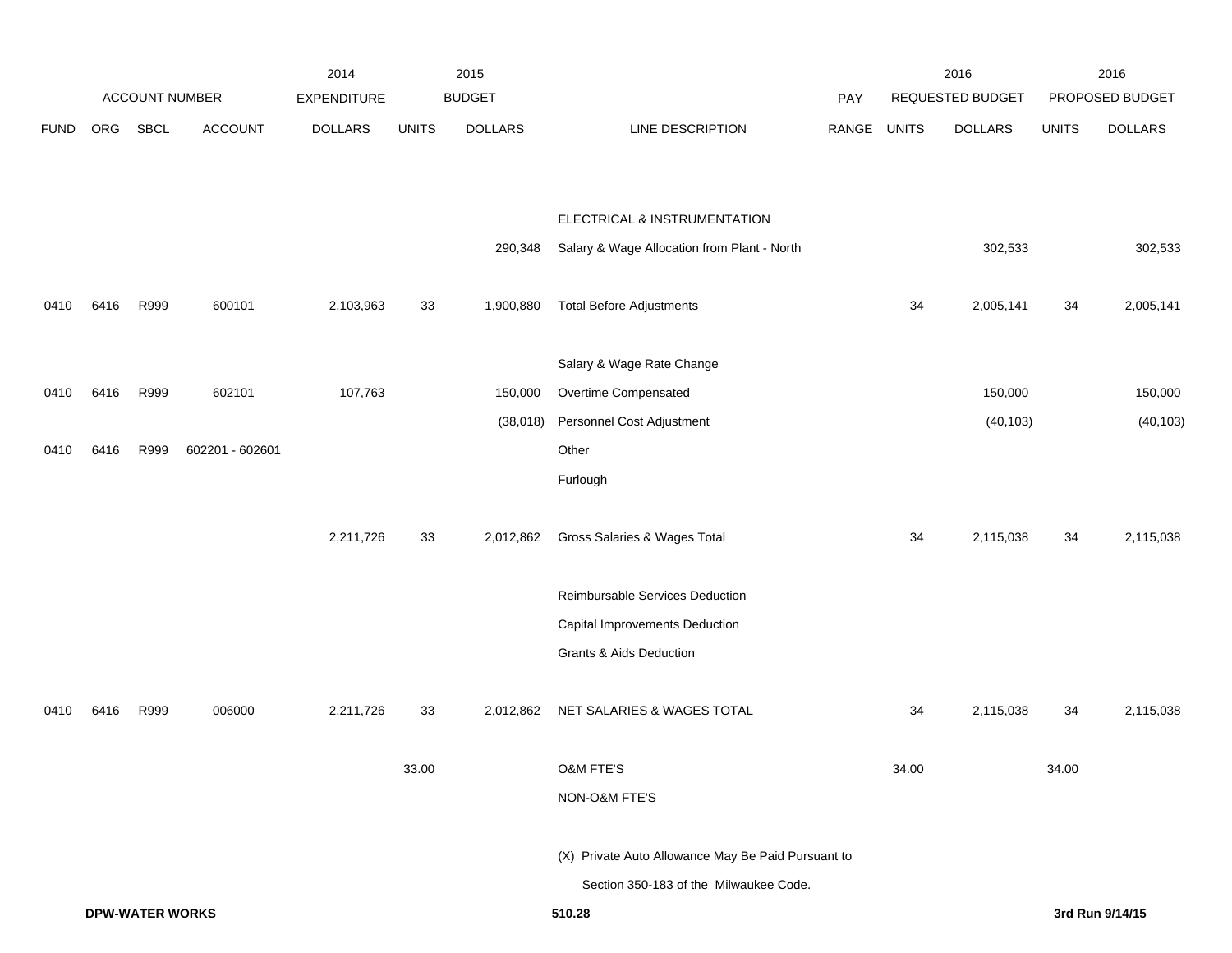| | ACCOUNT NUMBER | | | 2014 EXPENDITURE | 2015 BUDGET | | | PAY | 2016 REQUESTED BUDGET | | 2016 PROPOSED BUDGET | |
|---|---|---|---|---|---|---|---|---|---|---|---|---|
| FUND | ORG | SBCL | ACCOUNT | DOLLARS | UNITS | DOLLARS | LINE DESCRIPTION | RANGE | UNITS | DOLLARS | UNITS | DOLLARS |
| | | | | | | | ELECTRICAL & INSTRUMENTATION | | | | | |
| | | | | | | 290,348 | Salary & Wage Allocation from Plant - North | | | 302,533 | | 302,533 |
| 0410 | 6416 | R999 | 600101 | 2,103,963 | 33 | 1,900,880 | Total Before Adjustments | | 34 | 2,005,141 | 34 | 2,005,141 |
| | | | | | | | Salary & Wage Rate Change | | | | | |
| 0410 | 6416 | R999 | 602101 | 107,763 | | 150,000 | Overtime Compensated | | | 150,000 | | 150,000 |
| | | | | | | (38,018) | Personnel Cost Adjustment | | | (40,103) | | (40,103) |
| 0410 | 6416 | R999 | 602201 - 602601 | | | | Other | | | | | |
| | | | | | | | Furlough | | | | | |
| | | | | 2,211,726 | 33 | 2,012,862 | Gross Salaries & Wages Total | | 34 | 2,115,038 | 34 | 2,115,038 |
| | | | | | | | Reimbursable Services Deduction | | | | | |
| | | | | | | | Capital Improvements Deduction | | | | | |
| | | | | | | | Grants & Aids Deduction | | | | | |
| 0410 | 6416 | R999 | 006000 | 2,211,726 | 33 | 2,012,862 | NET SALARIES & WAGES TOTAL | | 34 | 2,115,038 | 34 | 2,115,038 |
| | | | | | 33.00 | | O&M FTE'S | | 34.00 | | 34.00 | |
| | | | | | | | NON-O&M FTE'S | | | | | |

(X) Private Auto Allowance May Be Paid Pursuant to Section 350-183 of the Milwaukee Code.

**DPW-WATER WORKS** 510.28 **3rd Run 9/14/15**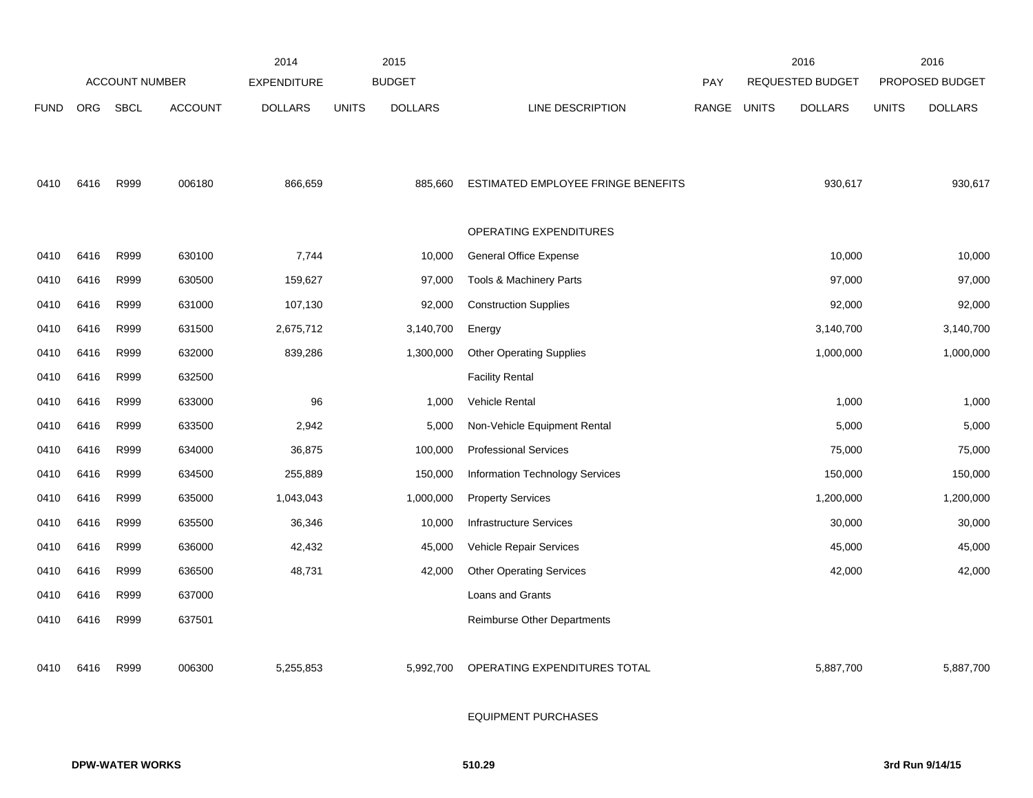| | ACCOUNT NUMBER | | | 2014 EXPENDITURE | 2015 BUDGET | | | PAY | 2016 REQUESTED BUDGET | | 2016 PROPOSED BUDGET | |
|---|---|---|---|---|---|---|---|---|---|---|---|---|
| FUND | ORG | SBCL | ACCOUNT | DOLLARS | UNITS | DOLLARS | LINE DESCRIPTION | RANGE | UNITS | DOLLARS | UNITS | DOLLARS |
| 0410 | 6416 | R999 | 006180 | 866,659 | | 885,660 | ESTIMATED EMPLOYEE FRINGE BENEFITS | | | 930,617 | | 930,617 |
| | | | | | | | OPERATING EXPENDITURES | | | | | |
| 0410 | 6416 | R999 | 630100 | 7,744 | | 10,000 | General Office Expense | | | 10,000 | | 10,000 |
| 0410 | 6416 | R999 | 630500 | 159,627 | | 97,000 | Tools & Machinery Parts | | | 97,000 | | 97,000 |
| 0410 | 6416 | R999 | 631000 | 107,130 | | 92,000 | Construction Supplies | | | 92,000 | | 92,000 |
| 0410 | 6416 | R999 | 631500 | 2,675,712 | | 3,140,700 | Energy | | | 3,140,700 | | 3,140,700 |
| 0410 | 6416 | R999 | 632000 | 839,286 | | 1,300,000 | Other Operating Supplies | | | 1,000,000 | | 1,000,000 |
| 0410 | 6416 | R999 | 632500 | | | | Facility Rental | | | | | |
| 0410 | 6416 | R999 | 633000 | 96 | | 1,000 | Vehicle Rental | | | 1,000 | | 1,000 |
| 0410 | 6416 | R999 | 633500 | 2,942 | | 5,000 | Non-Vehicle Equipment Rental | | | 5,000 | | 5,000 |
| 0410 | 6416 | R999 | 634000 | 36,875 | | 100,000 | Professional Services | | | 75,000 | | 75,000 |
| 0410 | 6416 | R999 | 634500 | 255,889 | | 150,000 | Information Technology Services | | | 150,000 | | 150,000 |
| 0410 | 6416 | R999 | 635000 | 1,043,043 | | 1,000,000 | Property Services | | | 1,200,000 | | 1,200,000 |
| 0410 | 6416 | R999 | 635500 | 36,346 | | 10,000 | Infrastructure Services | | | 30,000 | | 30,000 |
| 0410 | 6416 | R999 | 636000 | 42,432 | | 45,000 | Vehicle Repair Services | | | 45,000 | | 45,000 |
| 0410 | 6416 | R999 | 636500 | 48,731 | | 42,000 | Other Operating Services | | | 42,000 | | 42,000 |
| 0410 | 6416 | R999 | 637000 | | | | Loans and Grants | | | | | |
| 0410 | 6416 | R999 | 637501 | | | | Reimburse Other Departments | | | | | |
| 0410 | 6416 | R999 | 006300 | 5,255,853 | | 5,992,700 | OPERATING EXPENDITURES TOTAL | | | 5,887,700 | | 5,887,700 |
| | | | | | | | EQUIPMENT PURCHASES | | | | | |

DPW-WATER WORKS 510.29 3rd Run 9/14/15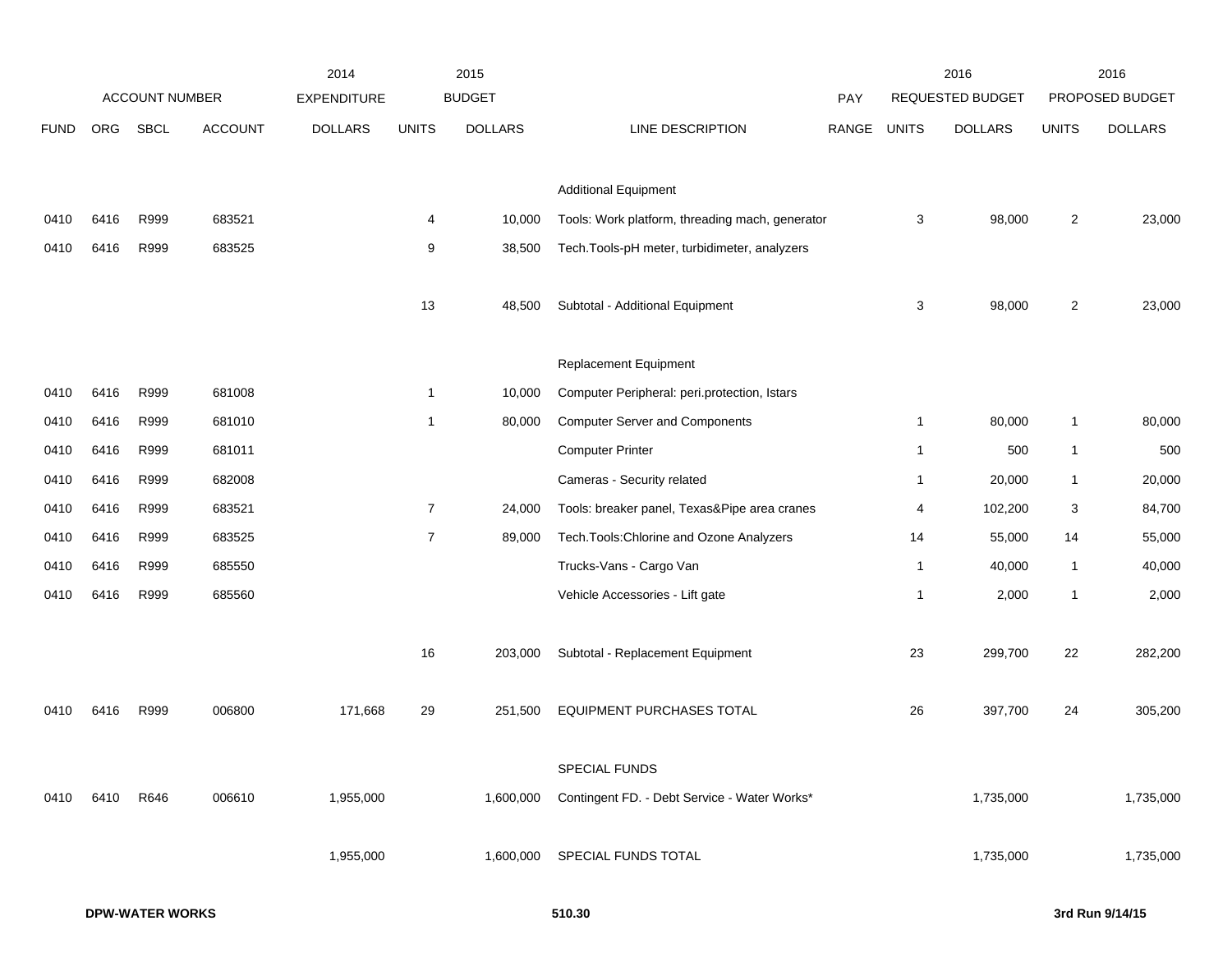| FUND | ORG | SBCL | ACCOUNT | 2014 EXPENDITURE DOLLARS | 2015 BUDGET UNITS | 2015 BUDGET DOLLARS | LINE DESCRIPTION | PAY RANGE | 2016 REQUESTED BUDGET UNITS | 2016 REQUESTED BUDGET DOLLARS | 2016 PROPOSED BUDGET UNITS | 2016 PROPOSED BUDGET DOLLARS |
|---|---|---|---|---|---|---|---|---|---|---|---|---|
| | | | | | | | Additional Equipment | | | | | |
| 0410 | 6416 | R999 | 683521 | | 4 | 10,000 | Tools: Work platform, threading mach, generator | | 3 | 98,000 | 2 | 23,000 |
| 0410 | 6416 | R999 | 683525 | | 9 | 38,500 | Tech.Tools-pH meter, turbidimeter, analyzers | | | | | |
| | | | | | 13 | 48,500 | Subtotal - Additional Equipment | | 3 | 98,000 | 2 | 23,000 |
| | | | | | | | Replacement Equipment | | | | | |
| 0410 | 6416 | R999 | 681008 | | 1 | 10,000 | Computer Peripheral: peri.protection, Istars | | | | | |
| 0410 | 6416 | R999 | 681010 | | 1 | 80,000 | Computer Server and Components | | 1 | 80,000 | 1 | 80,000 |
| 0410 | 6416 | R999 | 681011 | | | | Computer Printer | | 1 | 500 | 1 | 500 |
| 0410 | 6416 | R999 | 682008 | | | | Cameras - Security related | | 1 | 20,000 | 1 | 20,000 |
| 0410 | 6416 | R999 | 683521 | | 7 | 24,000 | Tools: breaker panel, Texas&Pipe area cranes | | 4 | 102,200 | 3 | 84,700 |
| 0410 | 6416 | R999 | 683525 | | 7 | 89,000 | Tech.Tools:Chlorine and Ozone Analyzers | | 14 | 55,000 | 14 | 55,000 |
| 0410 | 6416 | R999 | 685550 | | | | Trucks-Vans - Cargo Van | | 1 | 40,000 | 1 | 40,000 |
| 0410 | 6416 | R999 | 685560 | | | | Vehicle Accessories - Lift gate | | 1 | 2,000 | 1 | 2,000 |
| | | | | | 16 | 203,000 | Subtotal - Replacement Equipment | | 23 | 299,700 | 22 | 282,200 |
| 0410 | 6416 | R999 | 006800 | 171,668 | 29 | 251,500 | EQUIPMENT PURCHASES TOTAL | | 26 | 397,700 | 24 | 305,200 |
| | | | | | | | SPECIAL FUNDS | | | | | |
| 0410 | 6410 | R646 | 006610 | 1,955,000 | | 1,600,000 | Contingent FD. - Debt Service - Water Works* | | | 1,735,000 | | 1,735,000 |
| | | | | 1,955,000 | | 1,600,000 | SPECIAL FUNDS TOTAL | | | 1,735,000 | | 1,735,000 |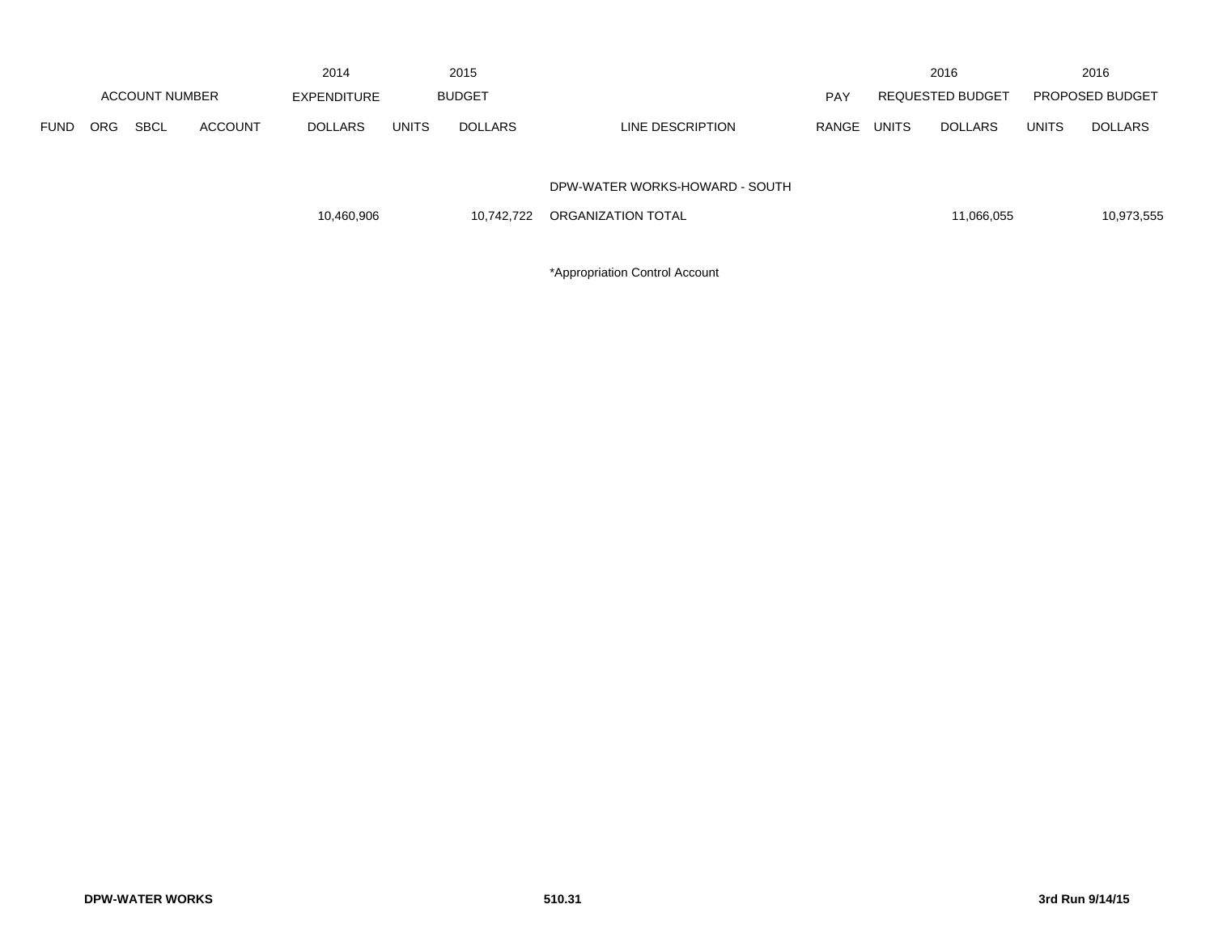| ACCOUNT NUMBER | | | | 2014 EXPENDITURE | 2015 BUDGET | | | PAY | 2016 REQUESTED BUDGET | | 2016 PROPOSED BUDGET | |
|---|---|---|---|---|---|---|---|---|---|---|---|---|
| FUND | ORG | SBCL | ACCOUNT | DOLLARS | UNITS | DOLLARS | LINE DESCRIPTION | RANGE | UNITS | DOLLARS | UNITS | DOLLARS |
| | | | | | | | DPW-WATER WORKS-HOWARD - SOUTH | | | | | |
| | | | | 10,460,906 | | 10,742,722 | ORGANIZATION TOTAL | | | 11,066,055 | | 10,973,555 |

*Appropriation Control Account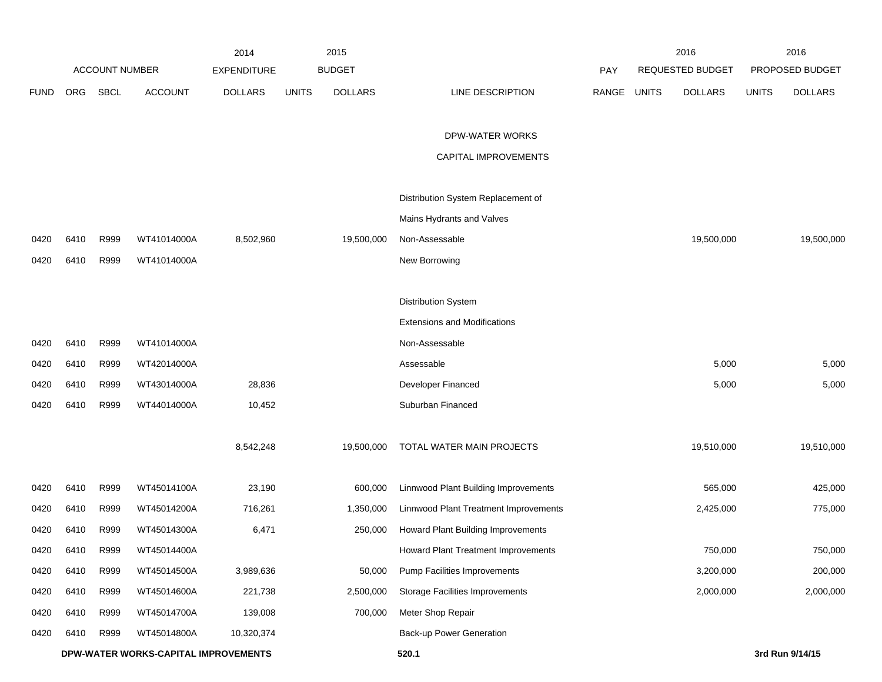| FUND | ORG | SBCL | ACCOUNT | 2014 EXPENDITURE DOLLARS | 2015 BUDGET UNITS | 2015 BUDGET DOLLARS | LINE DESCRIPTION | PAY RANGE | 2016 REQUESTED BUDGET UNITS | 2016 REQUESTED BUDGET DOLLARS | 2016 PROPOSED BUDGET UNITS | 2016 PROPOSED BUDGET DOLLARS |
|---|---|---|---|---|---|---|---|---|---|---|---|---|
| | | | | | | | DPW-WATER WORKS | | | | | |
| | | | | | | | CAPITAL IMPROVEMENTS | | | | | |
| | | | | | | | Distribution System Replacement of | | | | | |
| | | | | | | | Mains Hydrants and Valves | | | | | |
| 0420 | 6410 | R999 | WT41014000A | 8,502,960 | | 19,500,000 | Non-Assessable | | | 19,500,000 | | 19,500,000 |
| 0420 | 6410 | R999 | WT41014000A | | | | New Borrowing | | | | | |
| | | | | | | | Distribution System | | | | | |
| | | | | | | | Extensions and Modifications | | | | | |
| 0420 | 6410 | R999 | WT41014000A | | | | Non-Assessable | | | | | |
| 0420 | 6410 | R999 | WT42014000A | | | | Assessable | | | 5,000 | | 5,000 |
| 0420 | 6410 | R999 | WT43014000A | 28,836 | | | Developer Financed | | | 5,000 | | 5,000 |
| 0420 | 6410 | R999 | WT44014000A | 10,452 | | | Suburban Financed | | | | | |
| | | | | 8,542,248 | | 19,500,000 | TOTAL WATER MAIN PROJECTS | | | 19,510,000 | | 19,510,000 |
| 0420 | 6410 | R999 | WT45014100A | 23,190 | | 600,000 | Linnwood Plant Building Improvements | | | 565,000 | | 425,000 |
| 0420 | 6410 | R999 | WT45014200A | 716,261 | | 1,350,000 | Linnwood Plant Treatment Improvements | | | 2,425,000 | | 775,000 |
| 0420 | 6410 | R999 | WT45014300A | 6,471 | | 250,000 | Howard Plant Building Improvements | | | | | |
| 0420 | 6410 | R999 | WT45014400A | | | | Howard Plant Treatment Improvements | | | 750,000 | | 750,000 |
| 0420 | 6410 | R999 | WT45014500A | 3,989,636 | | 50,000 | Pump Facilities Improvements | | | 3,200,000 | | 200,000 |
| 0420 | 6410 | R999 | WT45014600A | 221,738 | | 2,500,000 | Storage Facilities Improvements | | | 2,000,000 | | 2,000,000 |
| 0420 | 6410 | R999 | WT45014700A | 139,008 | | 700,000 | Meter Shop Repair | | | | | |
| 0420 | 6410 | R999 | WT45014800A | 10,320,374 | | | Back-up Power Generation | | | | | |

**DPW-WATER WORKS-CAPITAL IMPROVEMENTS** **520.1** **3rd Run 9/14/15**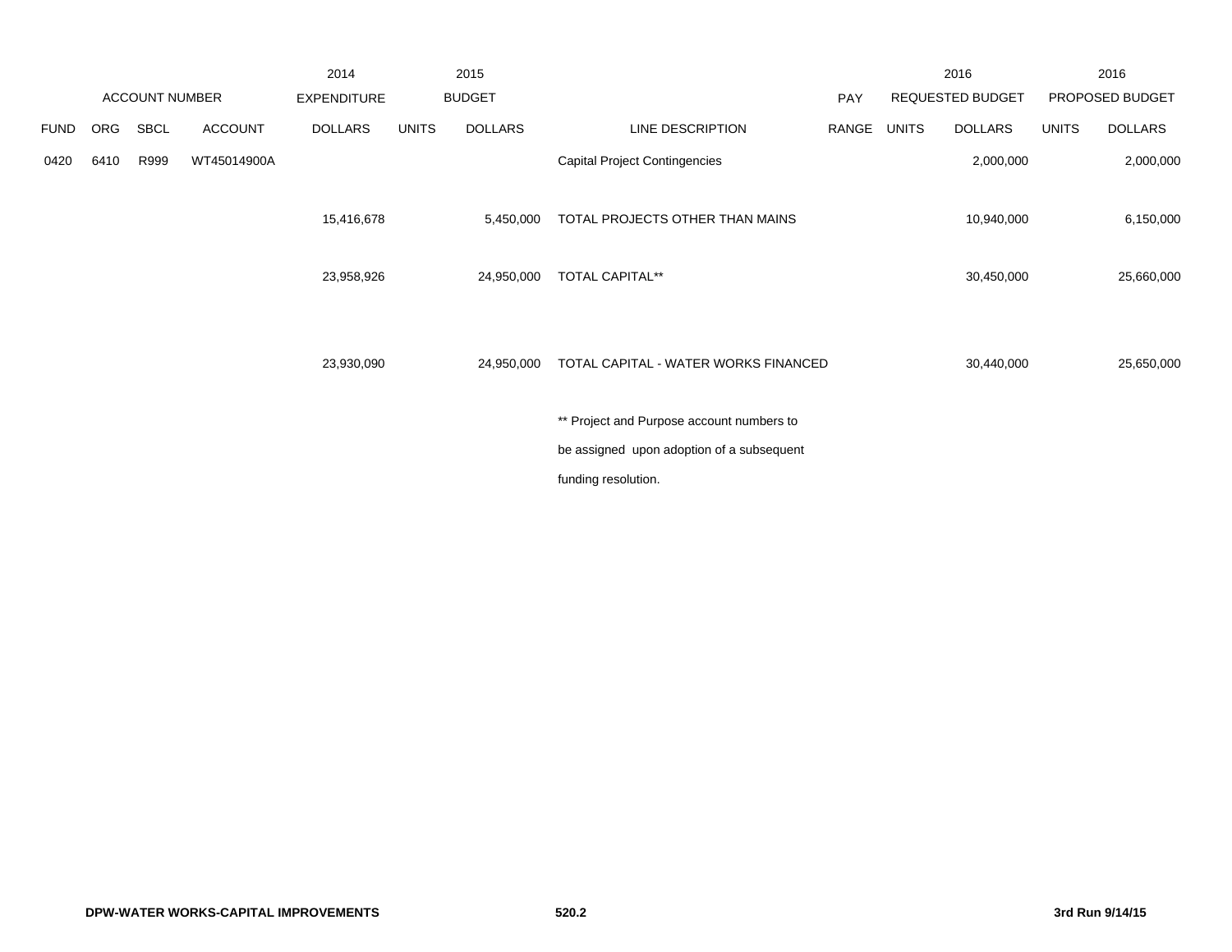| | ACCOUNT NUMBER | | | 2014 EXPENDITURE | 2015 BUDGET | | | PAY | 2016 REQUESTED BUDGET | | 2016 PROPOSED BUDGET | |
|---|---|---|---|---|---|---|---|---|---|---|---|---|
| FUND | ORG | SBCL | ACCOUNT | DOLLARS | UNITS | DOLLARS | LINE DESCRIPTION | RANGE | UNITS | DOLLARS | UNITS | DOLLARS |
| 0420 | 6410 | R999 | WT45014900A | | | | Capital Project Contingencies | | | 2,000,000 | | 2,000,000 |
| | | | | 15,416,678 | | 5,450,000 | TOTAL PROJECTS OTHER THAN MAINS | | | 10,940,000 | | 6,150,000 |
| | | | | 23,958,926 | | 24,950,000 | TOTAL CAPITAL** | | | 30,450,000 | | 25,660,000 |
| | | | | 23,930,090 | | 24,950,000 | TOTAL CAPITAL - WATER WORKS FINANCED | | | 30,440,000 | | 25,650,000 |

** Project and Purpose account numbers to be assigned upon adoption of a subsequent funding resolution.

**DPW-WATER WORKS-CAPITAL IMPROVEMENTS** **520.2** **3rd Run 9/14/15**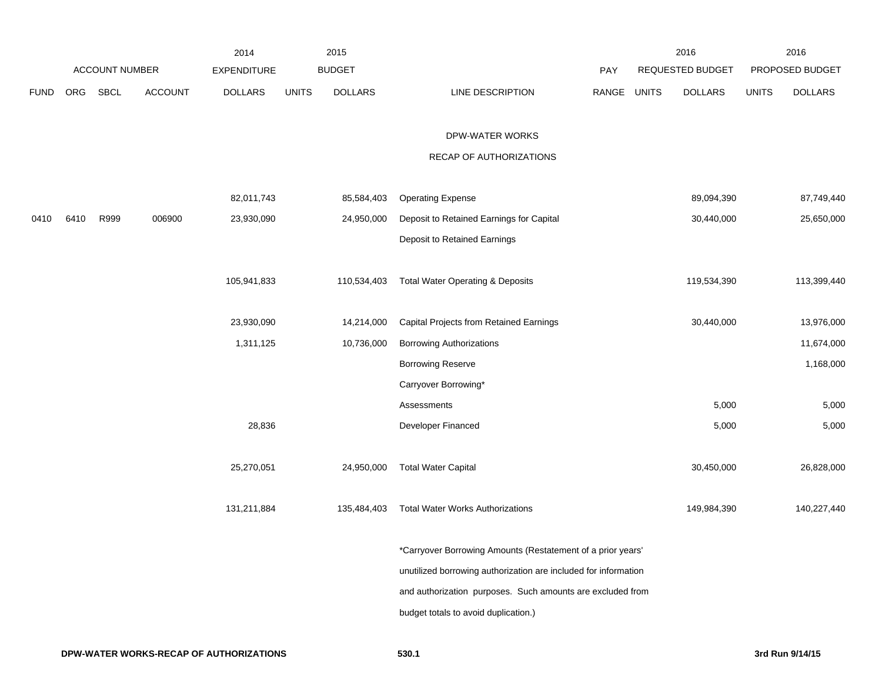## DPW-WATER WORKS

### RECAP OF AUTHORIZATIONS

| FUND | ORG | SBCL | ACCOUNT | 2014 EXPENDITURE DOLLARS | 2015 BUDGET UNITS | 2015 BUDGET DOLLARS | LINE DESCRIPTION | PAY RANGE | 2016 REQUESTED BUDGET UNITS | 2016 REQUESTED BUDGET DOLLARS | 2016 PROPOSED BUDGET UNITS | 2016 PROPOSED BUDGET DOLLARS |
|---|---|---|---|---|---|---|---|---|---|---|---|---|
| | | | | 82,011,743 | | 85,584,403 | Operating Expense | | | 89,094,390 | | 87,749,440 |
| 0410 | 6410 | R999 | 006900 | 23,930,090 | | 24,950,000 | Deposit to Retained Earnings for Capital | | | 30,440,000 | | 25,650,000 |
| | | | | | | | Deposit to Retained Earnings | | | | | |
| | | | | 105,941,833 | | 110,534,403 | Total Water Operating & Deposits | | | 119,534,390 | | 113,399,440 |
| | | | | 23,930,090 | | 14,214,000 | Capital Projects from Retained Earnings | | | 30,440,000 | | 13,976,000 |
| | | | | 1,311,125 | | 10,736,000 | Borrowing Authorizations | | | | | 11,674,000 |
| | | | | | | | Borrowing Reserve | | | | | 1,168,000 |
| | | | | | | | Carryover Borrowing* | | | | | |
| | | | | | | | Assessments | | | 5,000 | | 5,000 |
| | | | | 28,836 | | | Developer Financed | | | 5,000 | | 5,000 |
| | | | | 25,270,051 | | 24,950,000 | Total Water Capital | | | 30,450,000 | | 26,828,000 |
| | | | | 131,211,884 | | 135,484,403 | Total Water Works Authorizations | | | 149,984,390 | | 140,227,440 |

*Carryover Borrowing Amounts (Restatement of a prior years' unutilized borrowing authorization are included for information and authorization purposes. Such amounts are excluded from budget totals to avoid duplication.)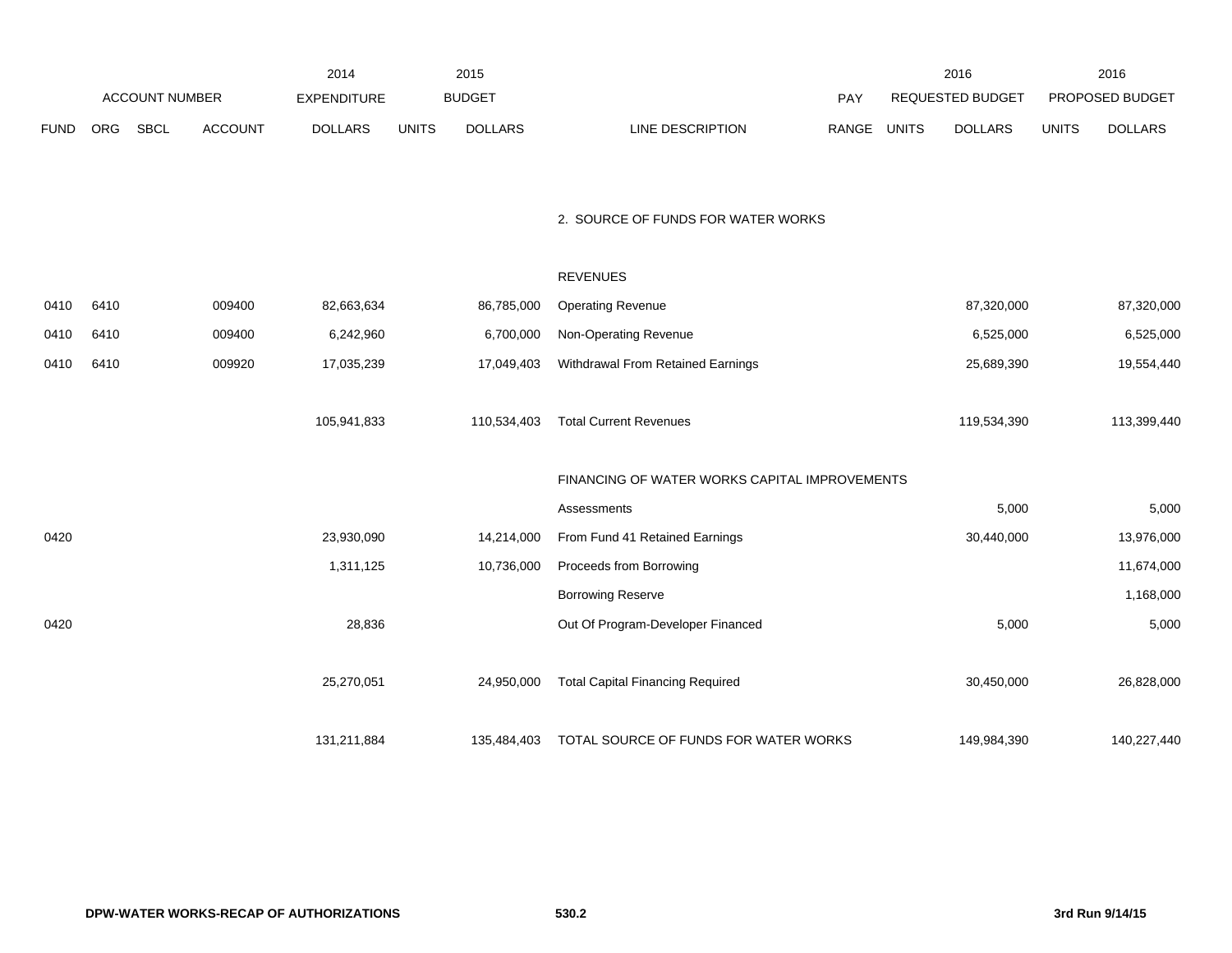| ACCOUNT NUMBER | | | | 2014 EXPENDITURE | 2015 BUDGET | | | PAY | 2016 REQUESTED BUDGET | | 2016 PROPOSED BUDGET | |
|---|---|---|---|---|---|---|---|---|---|---|---|---|
| FUND | ORG | SBCL | ACCOUNT | DOLLARS | UNITS | DOLLARS | LINE DESCRIPTION | RANGE | UNITS | DOLLARS | UNITS | DOLLARS |
| | | | | | | | 2. SOURCE OF FUNDS FOR WATER WORKS | | | | | |
| | | | | | | | REVENUES | | | | | |
| 0410 | 6410 | | 009400 | 82,663,634 | | 86,785,000 | Operating Revenue | | | 87,320,000 | | 87,320,000 |
| 0410 | 6410 | | 009400 | 6,242,960 | | 6,700,000 | Non-Operating Revenue | | | 6,525,000 | | 6,525,000 |
| 0410 | 6410 | | 009920 | 17,035,239 | | 17,049,403 | Withdrawal From Retained Earnings | | | 25,689,390 | | 19,554,440 |
| | | | | 105,941,833 | | 110,534,403 | Total Current Revenues | | | 119,534,390 | | 113,399,440 |
| | | | | | | | FINANCING OF WATER WORKS CAPITAL IMPROVEMENTS | | | | | |
| | | | | | | | Assessments | | | 5,000 | | 5,000 |
| 0420 | | | | 23,930,090 | | 14,214,000 | From Fund 41 Retained Earnings | | | 30,440,000 | | 13,976,000 |
| | | | | 1,311,125 | | 10,736,000 | Proceeds from Borrowing | | | | | 11,674,000 |
| | | | | | | | Borrowing Reserve | | | | | 1,168,000 |
| 0420 | | | | 28,836 | | | Out Of Program-Developer Financed | | | 5,000 | | 5,000 |
| | | | | 25,270,051 | | 24,950,000 | Total Capital Financing Required | | | 30,450,000 | | 26,828,000 |
| | | | | 131,211,884 | | 135,484,403 | TOTAL SOURCE OF FUNDS FOR WATER WORKS | | | 149,984,390 | | 140,227,440 |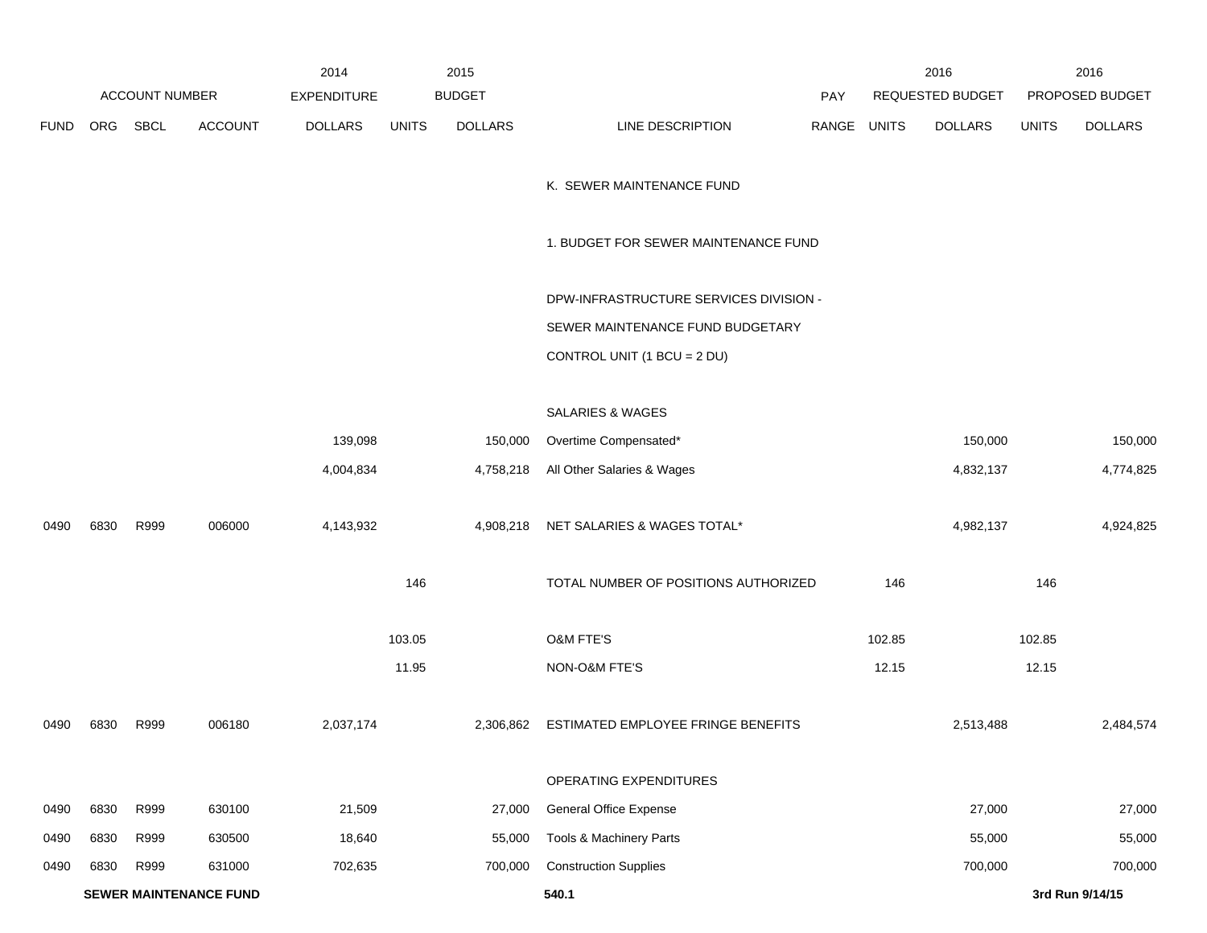| | ACCOUNT NUMBER | | | 2014 EXPENDITURE | 2015 BUDGET | | | PAY | 2016 REQUESTED BUDGET | | 2016 PROPOSED BUDGET | |
|---|---|---|---|---|---|---|---|---|---|---|---|---|
| FUND | ORG | SBCL | ACCOUNT | DOLLARS | UNITS | DOLLARS | LINE DESCRIPTION | RANGE | UNITS | DOLLARS | UNITS | DOLLARS |
| | | | | | | | K. SEWER MAINTENANCE FUND | | | | | |
| | | | | | | | 1. BUDGET FOR SEWER MAINTENANCE FUND | | | | | |
| | | | | | | | DPW-INFRASTRUCTURE SERVICES DIVISION - SEWER MAINTENANCE FUND BUDGETARY CONTROL UNIT (1 BCU = 2 DU) | | | | | |
| | | | | | | | SALARIES & WAGES | | | | | |
| | | | | 139,098 | | 150,000 | Overtime Compensated* | | | 150,000 | | 150,000 |
| | | | | 4,004,834 | | 4,758,218 | All Other Salaries & Wages | | | 4,832,137 | | 4,774,825 |
| 0490 | 6830 | R999 | 006000 | 4,143,932 | | 4,908,218 | NET SALARIES & WAGES TOTAL* | | | 4,982,137 | | 4,924,825 |
| | | | | | 146 | | TOTAL NUMBER OF POSITIONS AUTHORIZED | | 146 | | 146 | |
| | | | | | 103.05 | | O&M FTE'S | | 102.85 | | 102.85 | |
| | | | | | 11.95 | | NON-O&M FTE'S | | 12.15 | | 12.15 | |
| 0490 | 6830 | R999 | 006180 | 2,037,174 | | 2,306,862 | ESTIMATED EMPLOYEE FRINGE BENEFITS | | | 2,513,488 | | 2,484,574 |
| | | | | | | | OPERATING EXPENDITURES | | | | | |
| 0490 | 6830 | R999 | 630100 | 21,509 | | 27,000 | General Office Expense | | | 27,000 | | 27,000 |
| 0490 | 6830 | R999 | 630500 | 18,640 | | 55,000 | Tools & Machinery Parts | | | 55,000 | | 55,000 |
| 0490 | 6830 | R999 | 631000 | 702,635 | | 700,000 | Construction Supplies | | | 700,000 | | 700,000 |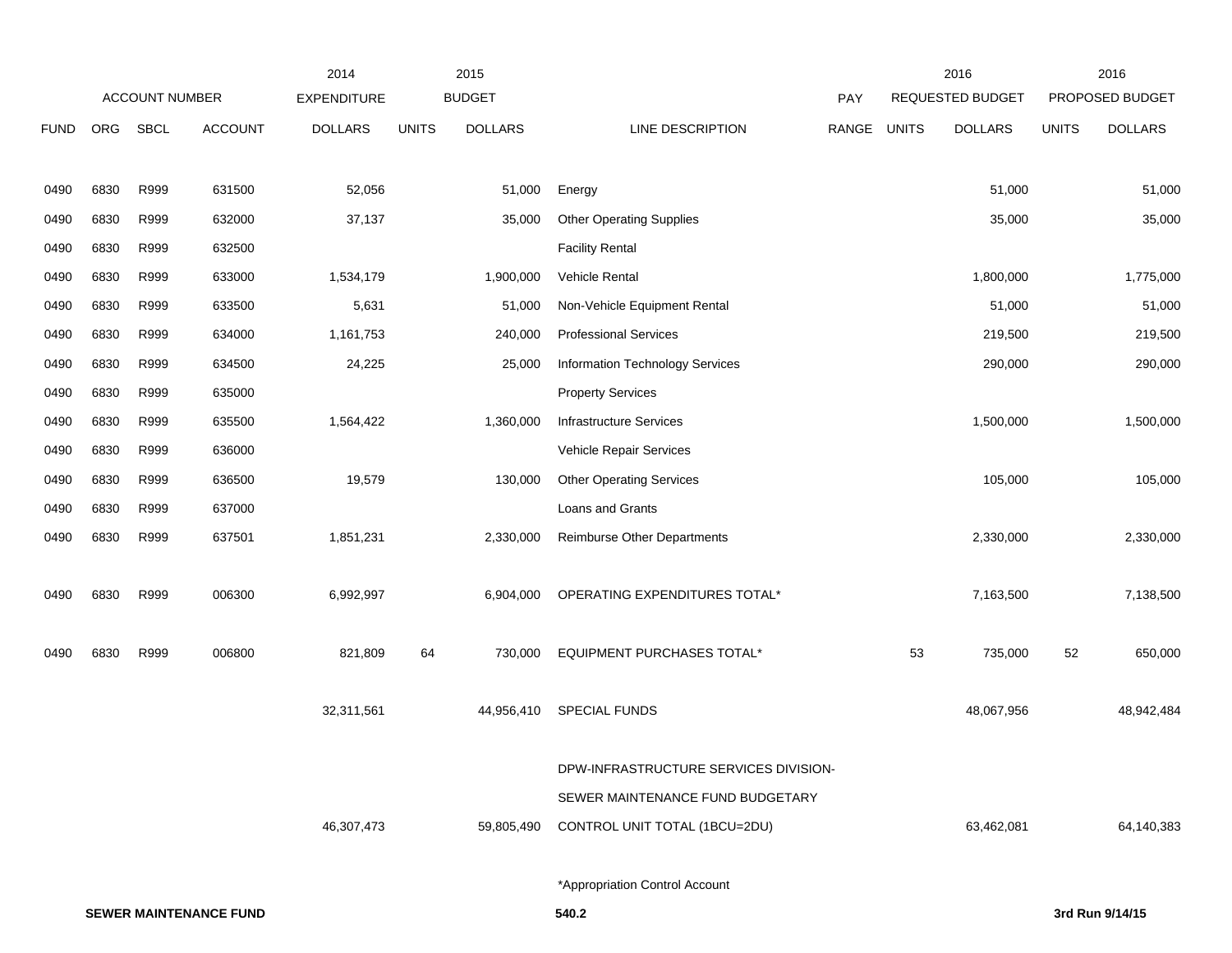| | ACCOUNT NUMBER | | | 2014 EXPENDITURE | 2015 BUDGET | | | PAY | 2016 REQUESTED BUDGET | | 2016 PROPOSED BUDGET | |
|---|---|---|---|---|---|---|---|---|---|---|---|---|
| FUND | ORG | SBCL | ACCOUNT | DOLLARS | UNITS | DOLLARS | LINE DESCRIPTION | RANGE | UNITS | DOLLARS | UNITS | DOLLARS |
| 0490 | 6830 | R999 | 631500 | 52,056 | | 51,000 | Energy | | | 51,000 | | 51,000 |
| 0490 | 6830 | R999 | 632000 | 37,137 | | 35,000 | Other Operating Supplies | | | 35,000 | | 35,000 |
| 0490 | 6830 | R999 | 632500 | | | | Facility Rental | | | | | |
| 0490 | 6830 | R999 | 633000 | 1,534,179 | | 1,900,000 | Vehicle Rental | | | 1,800,000 | | 1,775,000 |
| 0490 | 6830 | R999 | 633500 | 5,631 | | 51,000 | Non-Vehicle Equipment Rental | | | 51,000 | | 51,000 |
| 0490 | 6830 | R999 | 634000 | 1,161,753 | | 240,000 | Professional Services | | | 219,500 | | 219,500 |
| 0490 | 6830 | R999 | 634500 | 24,225 | | 25,000 | Information Technology Services | | | 290,000 | | 290,000 |
| 0490 | 6830 | R999 | 635000 | | | | Property Services | | | | | |
| 0490 | 6830 | R999 | 635500 | 1,564,422 | | 1,360,000 | Infrastructure Services | | | 1,500,000 | | 1,500,000 |
| 0490 | 6830 | R999 | 636000 | | | | Vehicle Repair Services | | | | | |
| 0490 | 6830 | R999 | 636500 | 19,579 | | 130,000 | Other Operating Services | | | 105,000 | | 105,000 |
| 0490 | 6830 | R999 | 637000 | | | | Loans and Grants | | | | | |
| 0490 | 6830 | R999 | 637501 | 1,851,231 | | 2,330,000 | Reimburse Other Departments | | | 2,330,000 | | 2,330,000 |
| 0490 | 6830 | R999 | 006300 | 6,992,997 | | 6,904,000 | OPERATING EXPENDITURES TOTAL* | | | 7,163,500 | | 7,138,500 |
| 0490 | 6830 | R999 | 006800 | 821,809 | 64 | 730,000 | EQUIPMENT PURCHASES TOTAL* | | 53 | 735,000 | 52 | 650,000 |
| | | | | 32,311,561 | | 44,956,410 | SPECIAL FUNDS | | | 48,067,956 | | 48,942,484 |
| | | | | 46,307,473 | | 59,805,490 | DPW-INFRASTRUCTURE SERVICES DIVISION-SEWER MAINTENANCE FUND BUDGETARY CONTROL UNIT TOTAL (1BCU=2DU) | | | 63,462,081 | | 64,140,383 |

*Appropriation Control Account

**SEWER MAINTENANCE FUND** 540.2 **3rd Run 9/14/15**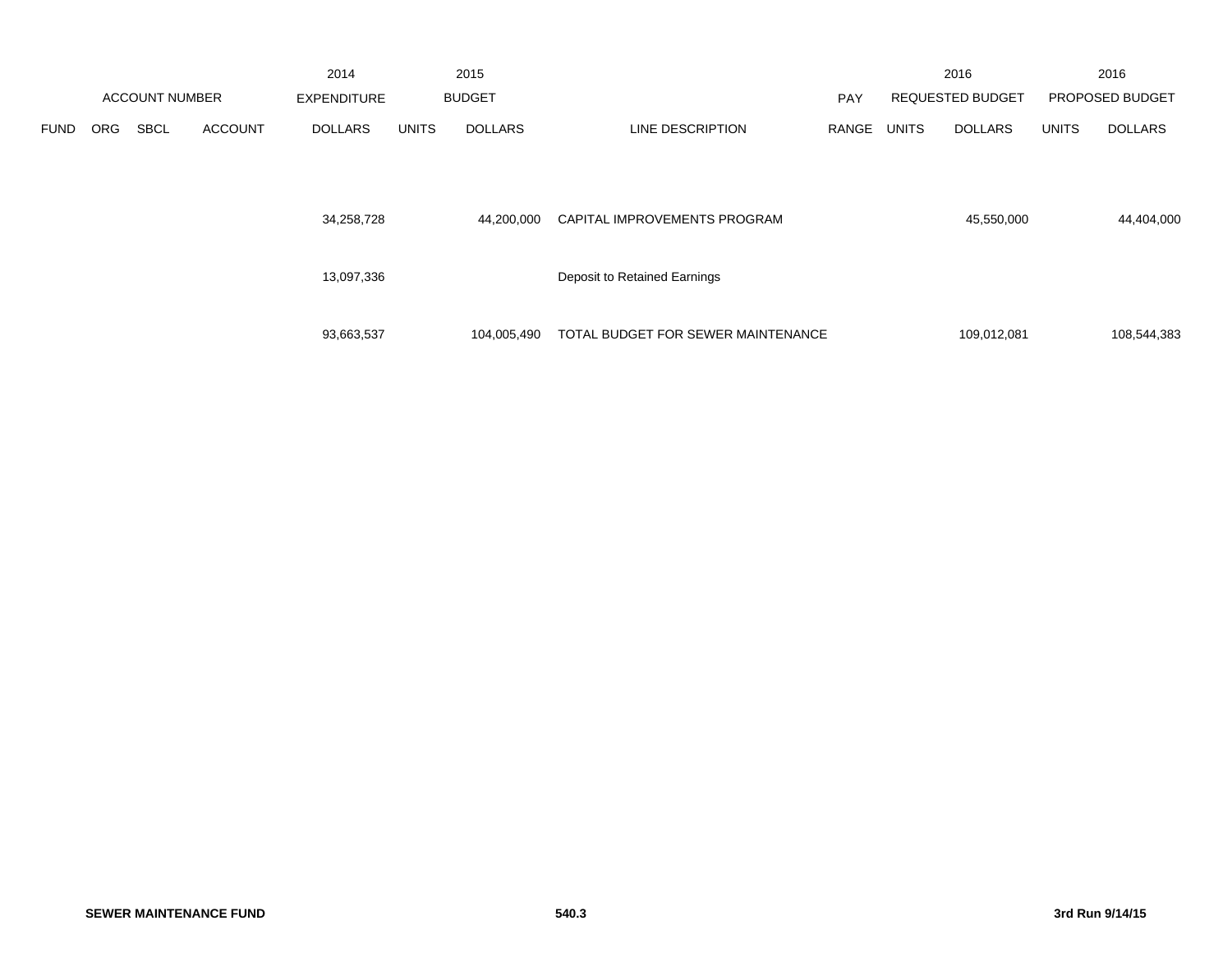| ACCOUNT NUMBER | | | | 2014 EXPENDITURE | 2015 BUDGET | | | PAY | 2016 REQUESTED BUDGET | | 2016 PROPOSED BUDGET | |
|---|---|---|---|---|---|---|---|---|---|---|---|---|
| FUND | ORG | SBCL | ACCOUNT | DOLLARS | UNITS | DOLLARS | LINE DESCRIPTION | RANGE | UNITS | DOLLARS | UNITS | DOLLARS |
| | | | | 34,258,728 | | 44,200,000 | CAPITAL IMPROVEMENTS PROGRAM | | | 45,550,000 | | 44,404,000 |
| | | | | 13,097,336 | | | Deposit to Retained Earnings | | | | | |
| | | | | 93,663,537 | | 104,005,490 | TOTAL BUDGET FOR SEWER MAINTENANCE | | | 109,012,081 | | 108,544,383 |

**SEWER MAINTENANCE FUND** **540.3** **3rd Run 9/14/15**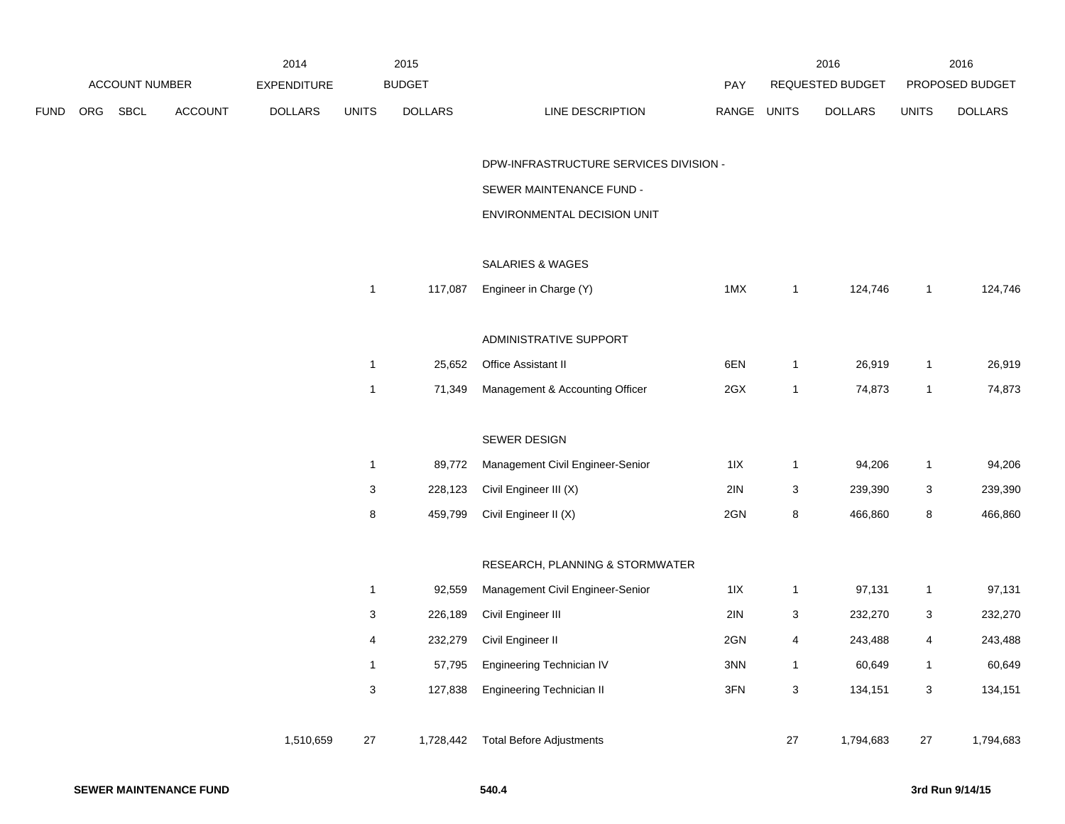| ACCOUNT NUMBER | | | | 2014 EXPENDITURE | 2015 BUDGET | | | PAY | 2016 REQUESTED BUDGET | | 2016 PROPOSED BUDGET | |
|---|---|---|---|---|---|---|---|---|---|---|---|---|
| FUND | ORG | SBCL | ACCOUNT | DOLLARS | UNITS | DOLLARS | LINE DESCRIPTION | RANGE | UNITS | DOLLARS | UNITS | DOLLARS |
| | | | | | | | DPW-INFRASTRUCTURE SERVICES DIVISION - | | | | | |
| | | | | | | | SEWER MAINTENANCE FUND - | | | | | |
| | | | | | | | ENVIRONMENTAL DECISION UNIT | | | | | |
| | | | | | | | SALARIES & WAGES | | | | | |
| | | | | | 1 | 117,087 | Engineer in Charge (Y) | 1MX | 1 | 124,746 | 1 | 124,746 |
| | | | | | | | ADMINISTRATIVE SUPPORT | | | | | |
| | | | | | 1 | 25,652 | Office Assistant II | 6EN | 1 | 26,919 | 1 | 26,919 |
| | | | | | 1 | 71,349 | Management & Accounting Officer | 2GX | 1 | 74,873 | 1 | 74,873 |
| | | | | | | | SEWER DESIGN | | | | | |
| | | | | | 1 | 89,772 | Management Civil Engineer-Senior | 1IX | 1 | 94,206 | 1 | 94,206 |
| | | | | | 3 | 228,123 | Civil Engineer III (X) | 2IN | 3 | 239,390 | 3 | 239,390 |
| | | | | | 8 | 459,799 | Civil Engineer II (X) | 2GN | 8 | 466,860 | 8 | 466,860 |
| | | | | | | | RESEARCH, PLANNING & STORMWATER | | | | | |
| | | | | | 1 | 92,559 | Management Civil Engineer-Senior | 1IX | 1 | 97,131 | 1 | 97,131 |
| | | | | | 3 | 226,189 | Civil Engineer III | 2IN | 3 | 232,270 | 3 | 232,270 |
| | | | | | 4 | 232,279 | Civil Engineer II | 2GN | 4 | 243,488 | 4 | 243,488 |
| | | | | | 1 | 57,795 | Engineering Technician IV | 3NN | 1 | 60,649 | 1 | 60,649 |
| | | | | | 3 | 127,838 | Engineering Technician II | 3FN | 3 | 134,151 | 3 | 134,151 |
| | | | | 1,510,659 | 27 | 1,728,442 | Total Before Adjustments | | 27 | 1,794,683 | 27 | 1,794,683 |

**SEWER MAINTENANCE FUND** **540.4** **3rd Run 9/14/15**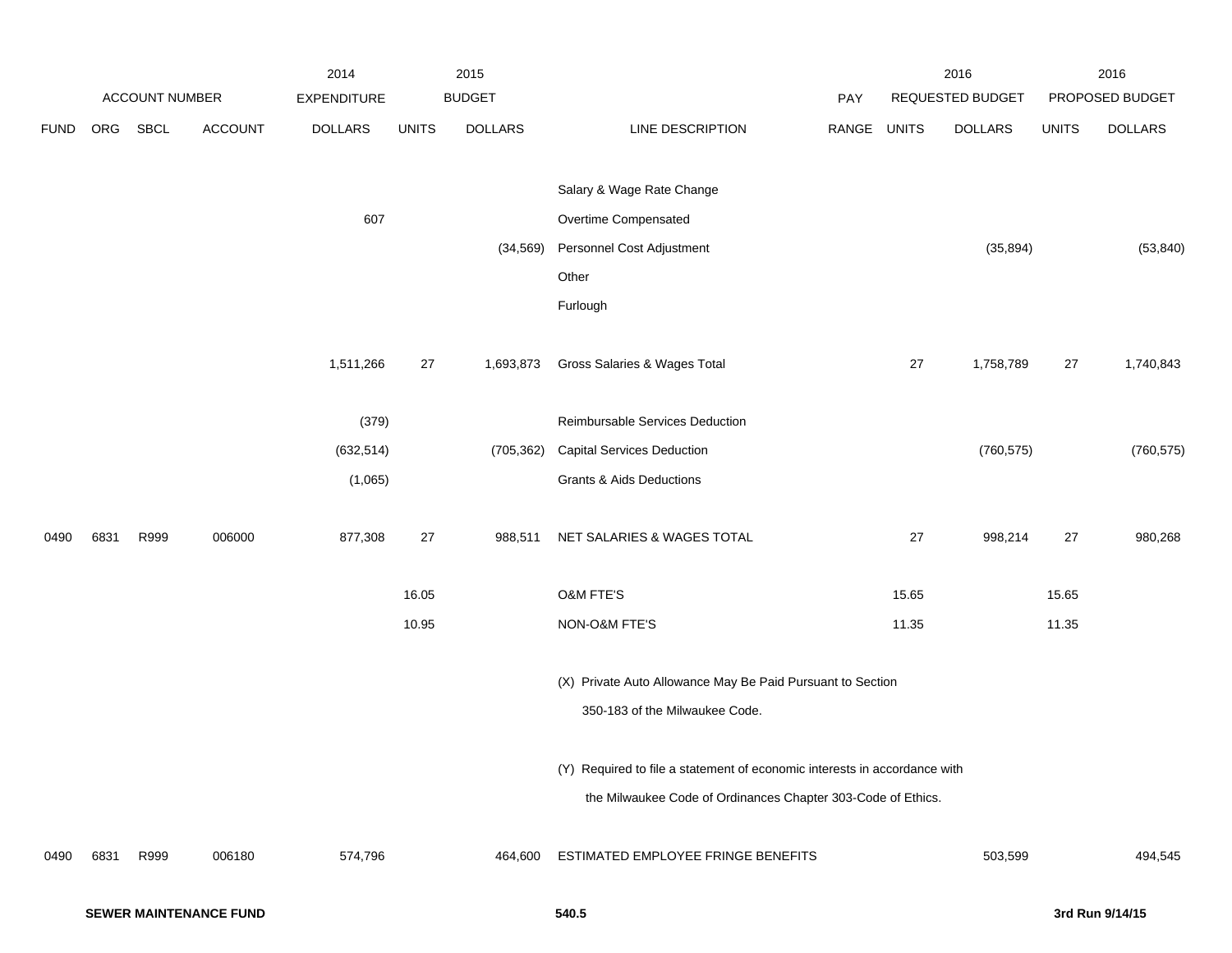| | ACCOUNT NUMBER | | | 2014 EXPENDITURE | 2015 BUDGET | | | PAY | 2016 REQUESTED BUDGET | | 2016 PROPOSED BUDGET | |
|---|---|---|---|---|---|---|---|---|---|---|---|---|
| FUND | ORG | SBCL | ACCOUNT | DOLLARS | UNITS | DOLLARS | LINE DESCRIPTION | RANGE | UNITS | DOLLARS | UNITS | DOLLARS |
| | | | | | | | Salary & Wage Rate Change | | | | | |
| | | | | 607 | | | Overtime Compensated | | | | | |
| | | | | | | (34,569) | Personnel Cost Adjustment | | | (35,894) | | (53,840) |
| | | | | | | | Other | | | | | |
| | | | | | | | Furlough | | | | | |
| | | | | 1,511,266 | 27 | 1,693,873 | Gross Salaries & Wages Total | | 27 | 1,758,789 | 27 | 1,740,843 |
| | | | | (379) | | | Reimbursable Services Deduction | | | | | |
| | | | | (632,514) | | (705,362) | Capital Services Deduction | | | (760,575) | | (760,575) |
| | | | | (1,065) | | | Grants & Aids Deductions | | | | | |
| 0490 | 6831 | R999 | 006000 | 877,308 | 27 | 988,511 | NET SALARIES & WAGES TOTAL | | 27 | 998,214 | 27 | 980,268 |
| | | | | | 16.05 | | O&M FTE'S | | 15.65 | | 15.65 | |
| | | | | | 10.95 | | NON-O&M FTE'S | | 11.35 | | 11.35 | |
| | | | | | | | (X) Private Auto Allowance May Be Paid Pursuant to Section 350-183 of the Milwaukee Code. | | | | | |
| | | | | | | | (Y) Required to file a statement of economic interests in accordance with the Milwaukee Code of Ordinances Chapter 303-Code of Ethics. | | | | | |
| 0490 | 6831 | R999 | 006180 | 574,796 | | 464,600 | ESTIMATED EMPLOYEE FRINGE BENEFITS | | | 503,599 | | 494,545 |

**SEWER MAINTENANCE FUND** **540.5** **3rd Run 9/14/15**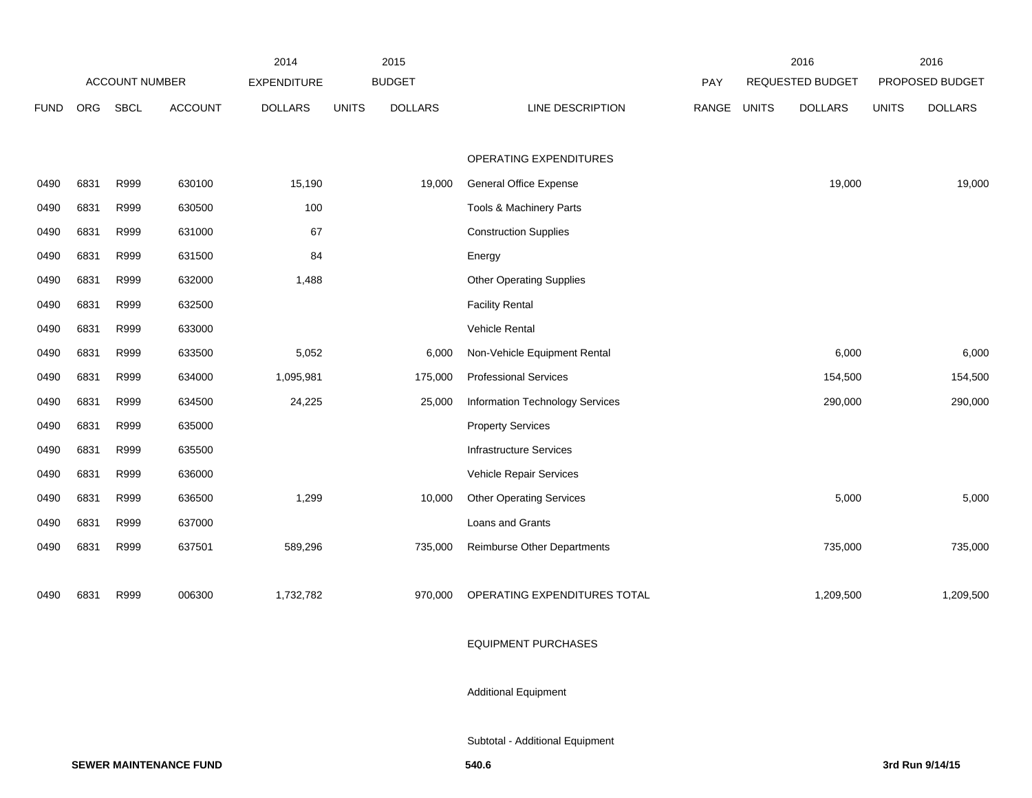| ACCOUNT NUMBER | | | | 2014 EXPENDITURE | 2015 BUDGET | | | PAY | 2016 REQUESTED BUDGET | | 2016 PROPOSED BUDGET | |
|---|---|---|---|---|---|---|---|---|---|---|---|---|
| FUND | ORG | SBCL | ACCOUNT | DOLLARS | UNITS | DOLLARS | LINE DESCRIPTION | RANGE | UNITS | DOLLARS | UNITS | DOLLARS |
| | | | | | | | OPERATING EXPENDITURES | | | | | |
| 0490 | 6831 | R999 | 630100 | 15,190 | | 19,000 | General Office Expense | | | 19,000 | | 19,000 |
| 0490 | 6831 | R999 | 630500 | 100 | | | Tools & Machinery Parts | | | | | |
| 0490 | 6831 | R999 | 631000 | 67 | | | Construction Supplies | | | | | |
| 0490 | 6831 | R999 | 631500 | 84 | | | Energy | | | | | |
| 0490 | 6831 | R999 | 632000 | 1,488 | | | Other Operating Supplies | | | | | |
| 0490 | 6831 | R999 | 632500 | | | | Facility Rental | | | | | |
| 0490 | 6831 | R999 | 633000 | | | | Vehicle Rental | | | | | |
| 0490 | 6831 | R999 | 633500 | 5,052 | | 6,000 | Non-Vehicle Equipment Rental | | | 6,000 | | 6,000 |
| 0490 | 6831 | R999 | 634000 | 1,095,981 | | 175,000 | Professional Services | | | 154,500 | | 154,500 |
| 0490 | 6831 | R999 | 634500 | 24,225 | | 25,000 | Information Technology Services | | | 290,000 | | 290,000 |
| 0490 | 6831 | R999 | 635000 | | | | Property Services | | | | | |
| 0490 | 6831 | R999 | 635500 | | | | Infrastructure Services | | | | | |
| 0490 | 6831 | R999 | 636000 | | | | Vehicle Repair Services | | | | | |
| 0490 | 6831 | R999 | 636500 | 1,299 | | 10,000 | Other Operating Services | | | 5,000 | | 5,000 |
| 0490 | 6831 | R999 | 637000 | | | | Loans and Grants | | | | | |
| 0490 | 6831 | R999 | 637501 | 589,296 | | 735,000 | Reimburse Other Departments | | | 735,000 | | 735,000 |
| 0490 | 6831 | R999 | 006300 | 1,732,782 | | 970,000 | OPERATING EXPENDITURES TOTAL | | | 1,209,500 | | 1,209,500 |
| | | | | | | | EQUIPMENT PURCHASES | | | | | |
| | | | | | | | Additional Equipment | | | | | |
| | | | | | | | Subtotal - Additional Equipment | | | | | |

**SEWER MAINTENANCE FUND** 540.6 3rd Run 9/14/15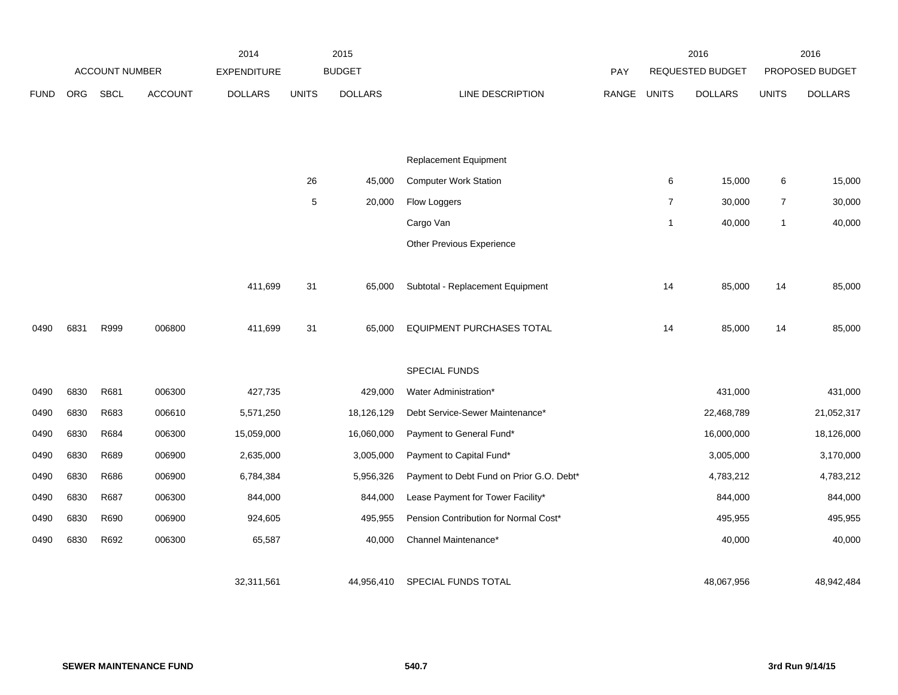| ACCOUNT NUMBER | | | | 2014 EXPENDITURE | 2015 BUDGET | | | PAY | 2016 REQUESTED BUDGET | | 2016 PROPOSED BUDGET | |
|---|---|---|---|---|---|---|---|---|---|---|---|---|
| FUND | ORG | SBCL | ACCOUNT | DOLLARS | UNITS | DOLLARS | LINE DESCRIPTION | RANGE | UNITS | DOLLARS | UNITS | DOLLARS |
| | | | | | | | Replacement Equipment | | | | | |
| | | | | | 26 | 45,000 | Computer Work Station | | 6 | 15,000 | 6 | 15,000 |
| | | | | | 5 | 20,000 | Flow Loggers | | 7 | 30,000 | 7 | 30,000 |
| | | | | | | | Cargo Van | | 1 | 40,000 | 1 | 40,000 |
| | | | | | | | Other Previous Experience | | | | | |
| | | | | 411,699 | 31 | 65,000 | Subtotal - Replacement Equipment | | 14 | 85,000 | 14 | 85,000 |
| 0490 | 6831 | R999 | 006800 | 411,699 | 31 | 65,000 | EQUIPMENT PURCHASES TOTAL | | 14 | 85,000 | 14 | 85,000 |
| | | | | | | | SPECIAL FUNDS | | | | | |
| 0490 | 6830 | R681 | 006300 | 427,735 | | 429,000 | Water Administration* | | | 431,000 | | 431,000 |
| 0490 | 6830 | R683 | 006610 | 5,571,250 | | 18,126,129 | Debt Service-Sewer Maintenance* | | | 22,468,789 | | 21,052,317 |
| 0490 | 6830 | R684 | 006300 | 15,059,000 | | 16,060,000 | Payment to General Fund* | | | 16,000,000 | | 18,126,000 |
| 0490 | 6830 | R689 | 006900 | 2,635,000 | | 3,005,000 | Payment to Capital Fund* | | | 3,005,000 | | 3,170,000 |
| 0490 | 6830 | R686 | 006900 | 6,784,384 | | 5,956,326 | Payment to Debt Fund on Prior G.O. Debt* | | | 4,783,212 | | 4,783,212 |
| 0490 | 6830 | R687 | 006300 | 844,000 | | 844,000 | Lease Payment for Tower Facility* | | | 844,000 | | 844,000 |
| 0490 | 6830 | R690 | 006900 | 924,605 | | 495,955 | Pension Contribution for Normal Cost* | | | 495,955 | | 495,955 |
| 0490 | 6830 | R692 | 006300 | 65,587 | | 40,000 | Channel Maintenance* | | | 40,000 | | 40,000 |
| | | | | 32,311,561 | | 44,956,410 | SPECIAL FUNDS TOTAL | | | 48,067,956 | | 48,942,484 |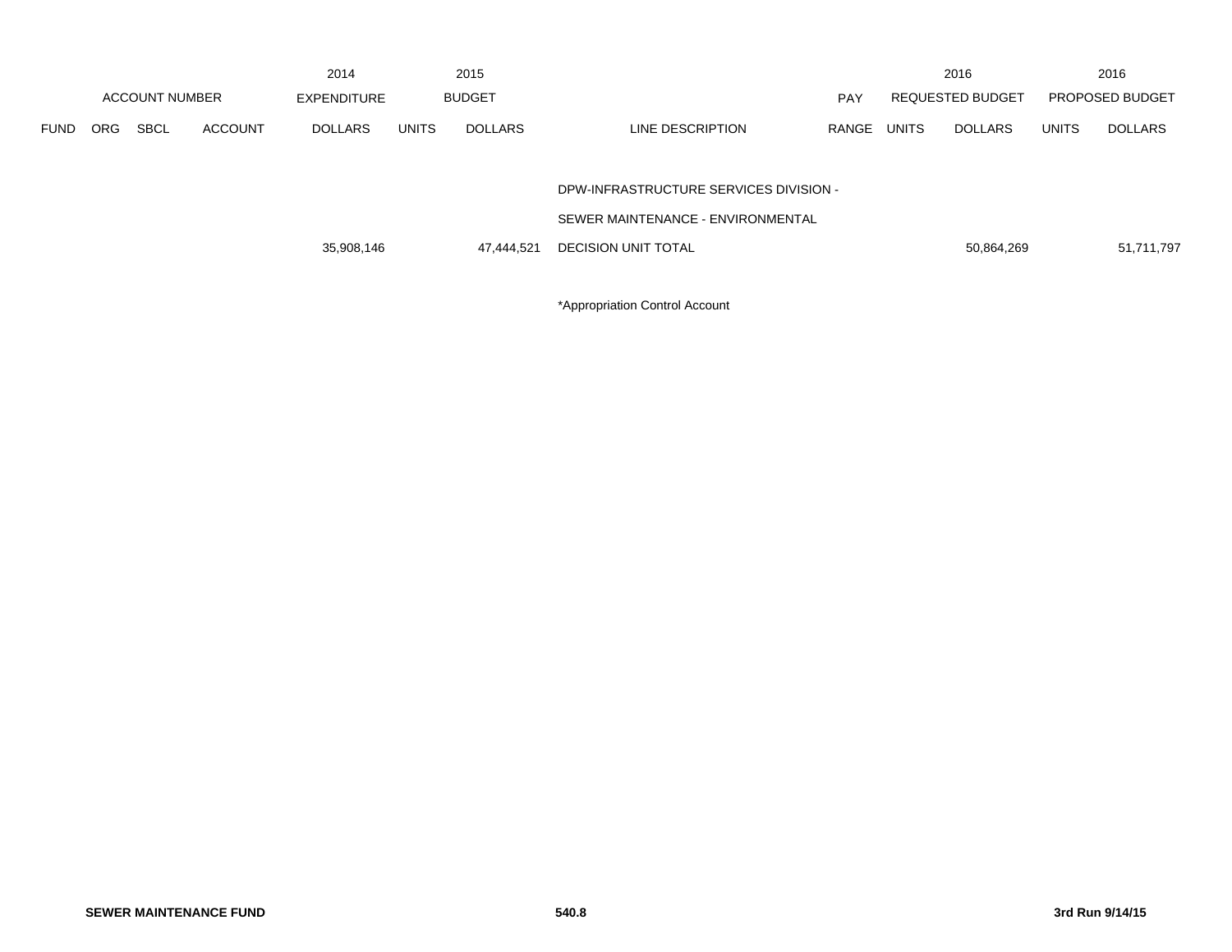| ACCOUNT NUMBER | | | | 2014 EXPENDITURE | 2015 BUDGET | | | PAY | 2016 REQUESTED BUDGET | | 2016 PROPOSED BUDGET | |
|---|---|---|---|---|---|---|---|---|---|---|---|---|
| FUND | ORG | SBCL | ACCOUNT | DOLLARS | UNITS | DOLLARS | LINE DESCRIPTION | RANGE | UNITS | DOLLARS | UNITS | DOLLARS |
| | | | | | | | DPW-INFRASTRUCTURE SERVICES DIVISION - | | | | | |
| | | | | | | | SEWER MAINTENANCE - ENVIRONMENTAL | | | | | |
| | | | | 35,908,146 | | 47,444,521 | DECISION UNIT TOTAL | | | 50,864,269 | | 51,711,797 |

*Appropriation Control Account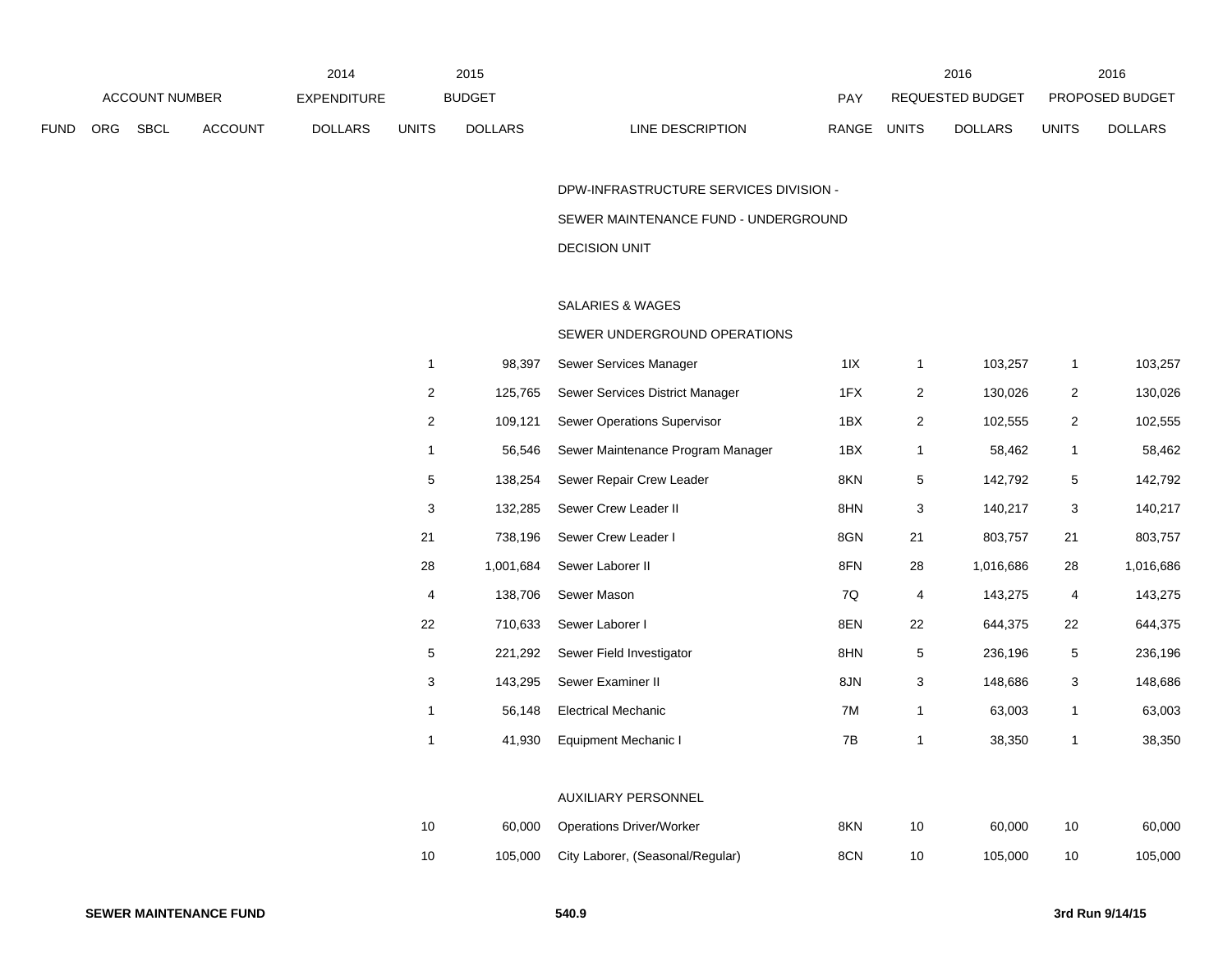| ACCOUNT NUMBER | | | | 2014 EXPENDITURE | 2015 BUDGET | | | PAY | 2016 REQUESTED BUDGET | | 2016 PROPOSED BUDGET | |
|---|---|---|---|---|---|---|---|---|---|---|---|---|
| FUND | ORG | SBCL | ACCOUNT | DOLLARS | UNITS | DOLLARS | LINE DESCRIPTION | RANGE | UNITS | DOLLARS | UNITS | DOLLARS |
| | | | | | | | DPW-INFRASTRUCTURE SERVICES DIVISION - | | | | | |
| | | | | | | | SEWER MAINTENANCE FUND - UNDERGROUND | | | | | |
| | | | | | | | DECISION UNIT | | | | | |
| | | | | | | | SALARIES & WAGES | | | | | |
| | | | | | | | SEWER UNDERGROUND OPERATIONS | | | | | |
| | | | | | 1 | 98,397 | Sewer Services Manager | 1IX | 1 | 103,257 | 1 | 103,257 |
| | | | | | 2 | 125,765 | Sewer Services District Manager | 1FX | 2 | 130,026 | 2 | 130,026 |
| | | | | | 2 | 109,121 | Sewer Operations Supervisor | 1BX | 2 | 102,555 | 2 | 102,555 |
| | | | | | 1 | 56,546 | Sewer Maintenance Program Manager | 1BX | 1 | 58,462 | 1 | 58,462 |
| | | | | | 5 | 138,254 | Sewer Repair Crew Leader | 8KN | 5 | 142,792 | 5 | 142,792 |
| | | | | | 3 | 132,285 | Sewer Crew Leader II | 8HN | 3 | 140,217 | 3 | 140,217 |
| | | | | | 21 | 738,196 | Sewer Crew Leader I | 8GN | 21 | 803,757 | 21 | 803,757 |
| | | | | | 28 | 1,001,684 | Sewer Laborer II | 8FN | 28 | 1,016,686 | 28 | 1,016,686 |
| | | | | | 4 | 138,706 | Sewer Mason | 7Q | 4 | 143,275 | 4 | 143,275 |
| | | | | | 22 | 710,633 | Sewer Laborer I | 8EN | 22 | 644,375 | 22 | 644,375 |
| | | | | | 5 | 221,292 | Sewer Field Investigator | 8HN | 5 | 236,196 | 5 | 236,196 |
| | | | | | 3 | 143,295 | Sewer Examiner II | 8JN | 3 | 148,686 | 3 | 148,686 |
| | | | | | 1 | 56,148 | Electrical Mechanic | 7M | 1 | 63,003 | 1 | 63,003 |
| | | | | | 1 | 41,930 | Equipment Mechanic I | 7B | 1 | 38,350 | 1 | 38,350 |
| | | | | | | | AUXILIARY PERSONNEL | | | | | |
| | | | | | 10 | 60,000 | Operations Driver/Worker | 8KN | 10 | 60,000 | 10 | 60,000 |
| | | | | | 10 | 105,000 | City Laborer, (Seasonal/Regular) | 8CN | 10 | 105,000 | 10 | 105,000 |

**SEWER MAINTENANCE FUND** **540.9** **3rd Run 9/14/15**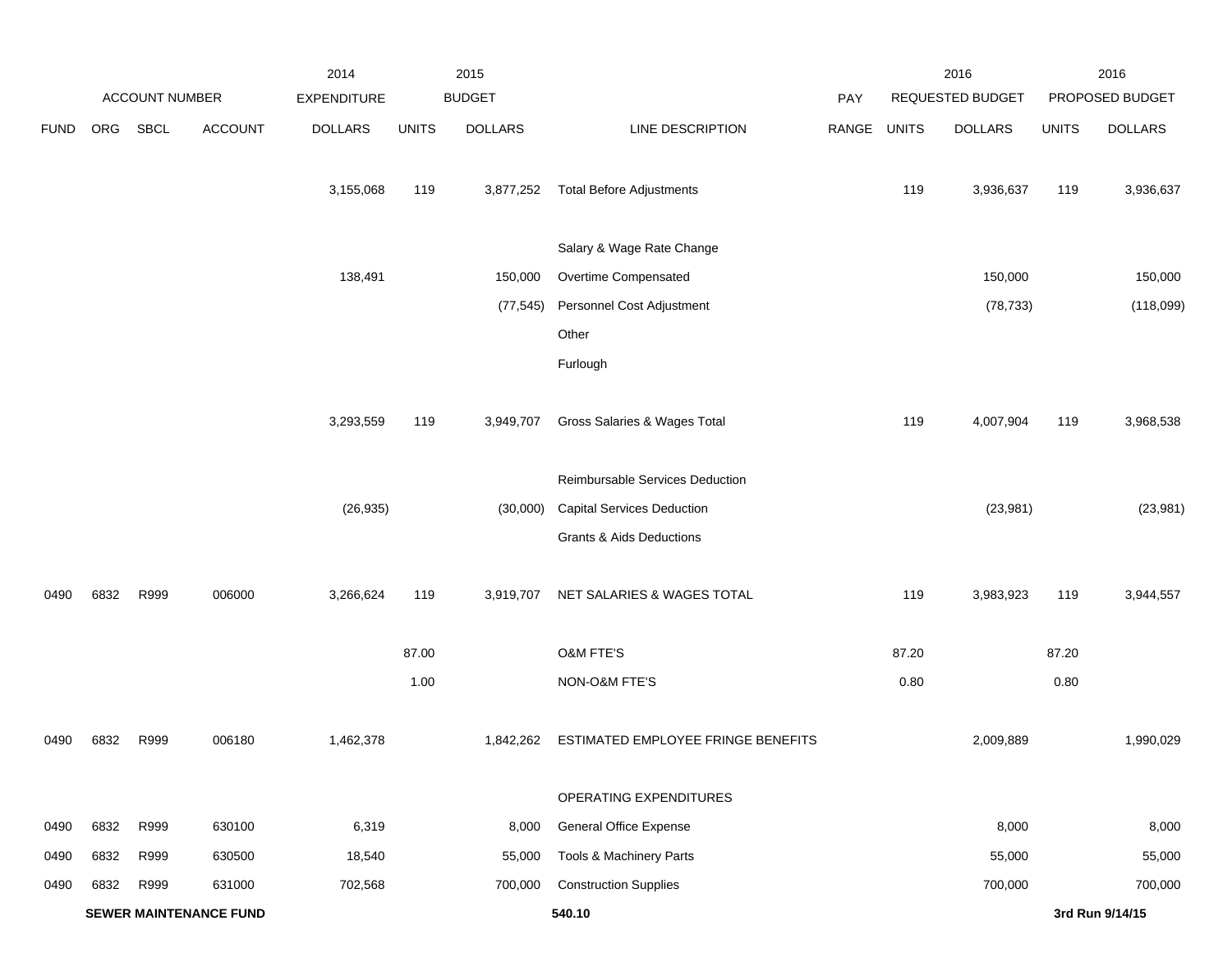| ACCOUNT NUMBER | | | | 2014 EXPENDITURE | 2015 BUDGET | | | PAY | 2016 REQUESTED BUDGET | | 2016 PROPOSED BUDGET | |
|---|---|---|---|---|---|---|---|---|---|---|---|---|
| FUND | ORG | SBCL | ACCOUNT | DOLLARS | UNITS | DOLLARS | LINE DESCRIPTION | RANGE | UNITS | DOLLARS | UNITS | DOLLARS |
| | | | | 3,155,068 | 119 | 3,877,252 | Total Before Adjustments | | 119 | 3,936,637 | 119 | 3,936,637 |
| | | | | | | | Salary & Wage Rate Change | | | | | |
| | | | | 138,491 | | 150,000 | Overtime Compensated | | | 150,000 | | 150,000 |
| | | | | | | (77,545) | Personnel Cost Adjustment | | | (78,733) | | (118,099) |
| | | | | | | | Other | | | | | |
| | | | | | | | Furlough | | | | | |
| | | | | 3,293,559 | 119 | 3,949,707 | Gross Salaries & Wages Total | | 119 | 4,007,904 | 119 | 3,968,538 |
| | | | | | | | Reimbursable Services Deduction | | | | | |
| | | | | (26,935) | | (30,000) | Capital Services Deduction | | | (23,981) | | (23,981) |
| | | | | | | | Grants & Aids Deductions | | | | | |
| 0490 | 6832 | R999 | 006000 | 3,266,624 | 119 | 3,919,707 | NET SALARIES & WAGES TOTAL | | 119 | 3,983,923 | 119 | 3,944,557 |
| | | | | | 87.00 | | O&M FTE'S | | 87.20 | | 87.20 | |
| | | | | | 1.00 | | NON-O&M FTE'S | | 0.80 | | 0.80 | |
| 0490 | 6832 | R999 | 006180 | 1,462,378 | | 1,842,262 | ESTIMATED EMPLOYEE FRINGE BENEFITS | | | 2,009,889 | | 1,990,029 |
| | | | | | | | OPERATING EXPENDITURES | | | | | |
| 0490 | 6832 | R999 | 630100 | 6,319 | | 8,000 | General Office Expense | | | 8,000 | | 8,000 |
| 0490 | 6832 | R999 | 630500 | 18,540 | | 55,000 | Tools & Machinery Parts | | | 55,000 | | 55,000 |
| 0490 | 6832 | R999 | 631000 | 702,568 | | 700,000 | Construction Supplies | | | 700,000 | | 700,000 |

**SEWER MAINTENANCE FUND** **540.10** **3rd Run 9/14/15**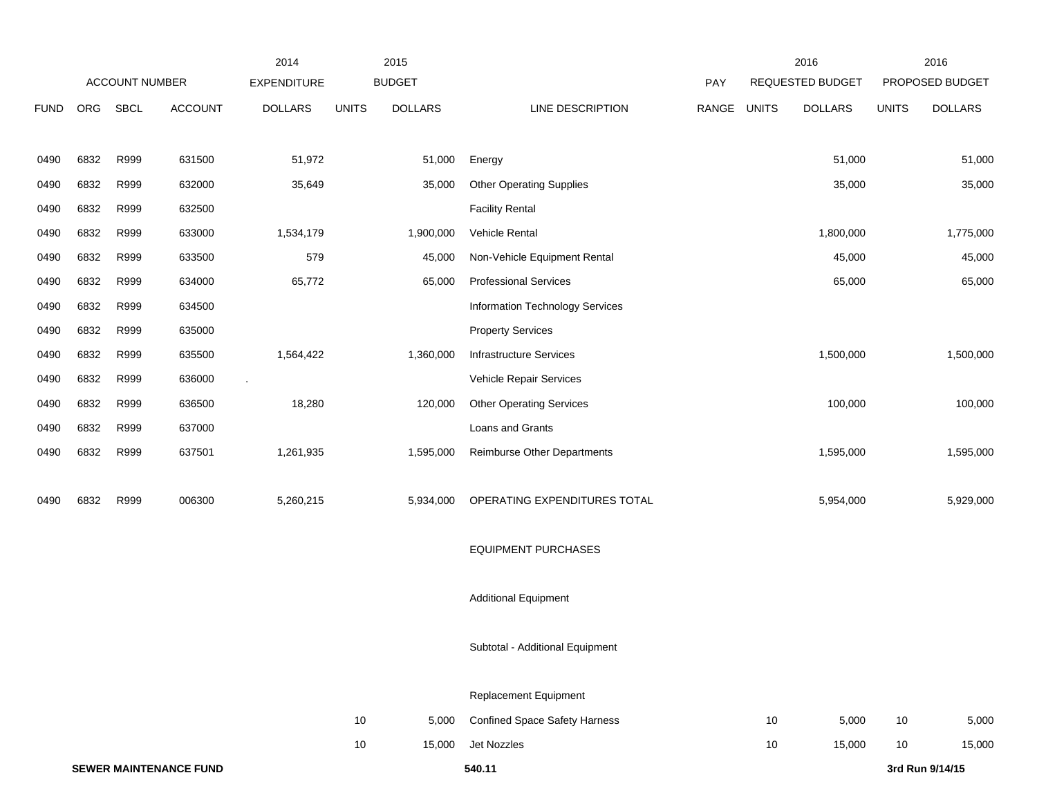| ACCOUNT NUMBER | | | | 2014 EXPENDITURE | 2015 BUDGET | | | PAY | 2016 REQUESTED BUDGET | | 2016 PROPOSED BUDGET | |
|---|---|---|---|---|---|---|---|---|---|---|---|---|
| FUND | ORG | SBCL | ACCOUNT | DOLLARS | UNITS | DOLLARS | LINE DESCRIPTION | RANGE | UNITS | DOLLARS | UNITS | DOLLARS |
| 0490 | 6832 | R999 | 631500 | 51,972 | | 51,000 | Energy | | | 51,000 | | 51,000 |
| 0490 | 6832 | R999 | 632000 | 35,649 | | 35,000 | Other Operating Supplies | | | 35,000 | | 35,000 |
| 0490 | 6832 | R999 | 632500 | | | | Facility Rental | | | | | |
| 0490 | 6832 | R999 | 633000 | 1,534,179 | | 1,900,000 | Vehicle Rental | | | 1,800,000 | | 1,775,000 |
| 0490 | 6832 | R999 | 633500 | 579 | | 45,000 | Non-Vehicle Equipment Rental | | | 45,000 | | 45,000 |
| 0490 | 6832 | R999 | 634000 | 65,772 | | 65,000 | Professional Services | | | 65,000 | | 65,000 |
| 0490 | 6832 | R999 | 634500 | | | | Information Technology Services | | | | | |
| 0490 | 6832 | R999 | 635000 | | | | Property Services | | | | | |
| 0490 | 6832 | R999 | 635500 | 1,564,422 | | 1,360,000 | Infrastructure Services | | | 1,500,000 | | 1,500,000 |
| 0490 | 6832 | R999 | 636000 | . | | | Vehicle Repair Services | | | | | |
| 0490 | 6832 | R999 | 636500 | 18,280 | | 120,000 | Other Operating Services | | | 100,000 | | 100,000 |
| 0490 | 6832 | R999 | 637000 | | | | Loans and Grants | | | | | |
| 0490 | 6832 | R999 | 637501 | 1,261,935 | | 1,595,000 | Reimburse Other Departments | | | 1,595,000 | | 1,595,000 |
| 0490 | 6832 | R999 | 006300 | 5,260,215 | | 5,934,000 | OPERATING EXPENDITURES TOTAL | | | 5,954,000 | | 5,929,000 |
| | | | | | | | EQUIPMENT PURCHASES | | | | | |
| | | | | | | | Additional Equipment | | | | | |
| | | | | | | | Subtotal - Additional Equipment | | | | | |
| | | | | | | | Replacement Equipment | | | | | |
| | | | | | 10 | 5,000 | Confined Space Safety Harness | | 10 | 5,000 | 10 | 5,000 |
| | | | | | 10 | 15,000 | Jet Nozzles | | 10 | 15,000 | 10 | 15,000 |

**SEWER MAINTENANCE FUND** **540.11** **3rd Run 9/14/15**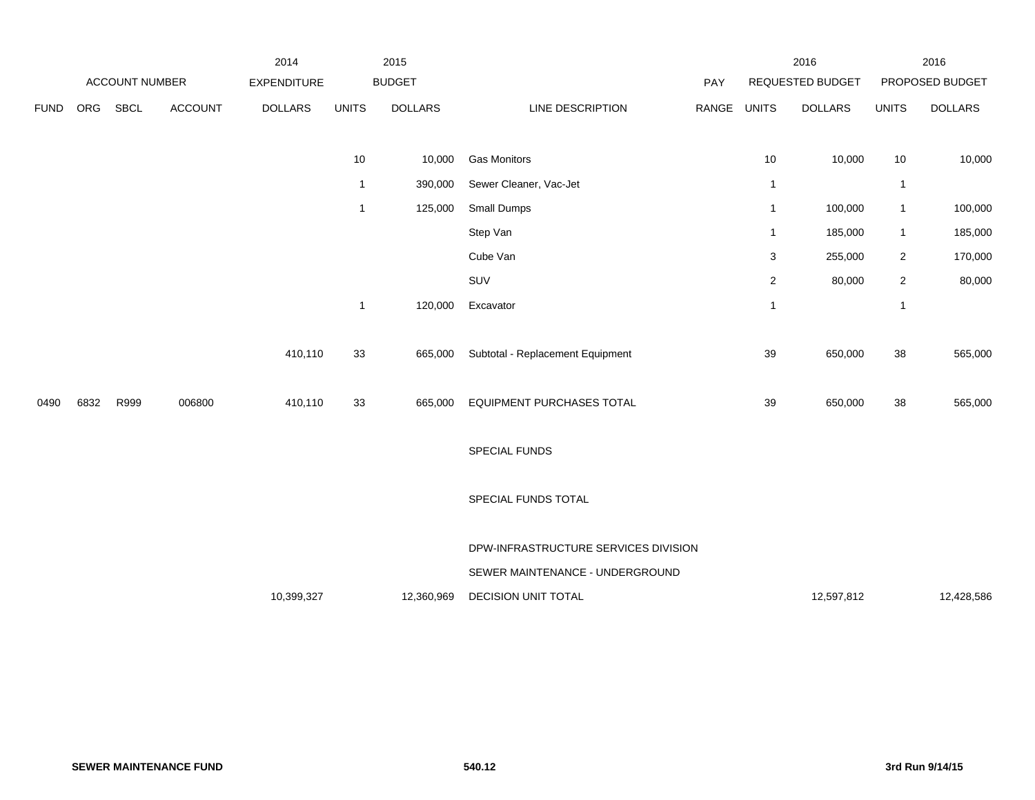| ACCOUNT NUMBER | | | | 2014 EXPENDITURE | 2015 BUDGET | | | PAY | 2016 REQUESTED BUDGET | | 2016 PROPOSED BUDGET | |
|---|---|---|---|---|---|---|---|---|---|---|---|---|
| FUND | ORG | SBCL | ACCOUNT | DOLLARS | UNITS | DOLLARS | LINE DESCRIPTION | RANGE | UNITS | DOLLARS | UNITS | DOLLARS |
| | | | | | 10 | 10,000 | Gas Monitors | | 10 | 10,000 | 10 | 10,000 |
| | | | | | 1 | 390,000 | Sewer Cleaner, Vac-Jet | | 1 | | 1 | |
| | | | | | 1 | 125,000 | Small Dumps | | 1 | 100,000 | 1 | 100,000 |
| | | | | | | | Step Van | | 1 | 185,000 | 1 | 185,000 |
| | | | | | | | Cube Van | | 3 | 255,000 | 2 | 170,000 |
| | | | | | | | SUV | | 2 | 80,000 | 2 | 80,000 |
| | | | | | 1 | 120,000 | Excavator | | 1 | | 1 | |
| | | | | 410,110 | 33 | 665,000 | Subtotal - Replacement Equipment | | 39 | 650,000 | 38 | 565,000 |
| 0490 | 6832 | R999 | 006800 | 410,110 | 33 | 665,000 | EQUIPMENT PURCHASES TOTAL | | 39 | 650,000 | 38 | 565,000 |
| | | | | | | | SPECIAL FUNDS | | | | | |
| | | | | | | | SPECIAL FUNDS TOTAL | | | | | |
| | | | | | | | DPW-INFRASTRUCTURE SERVICES DIVISION | | | | | |
| | | | | | | | SEWER MAINTENANCE - UNDERGROUND | | | | | |
| | | | | 10,399,327 | | 12,360,969 | DECISION UNIT TOTAL | | | 12,597,812 | | 12,428,586 |

SEWER MAINTENANCE FUND

540.12

3rd Run 9/14/15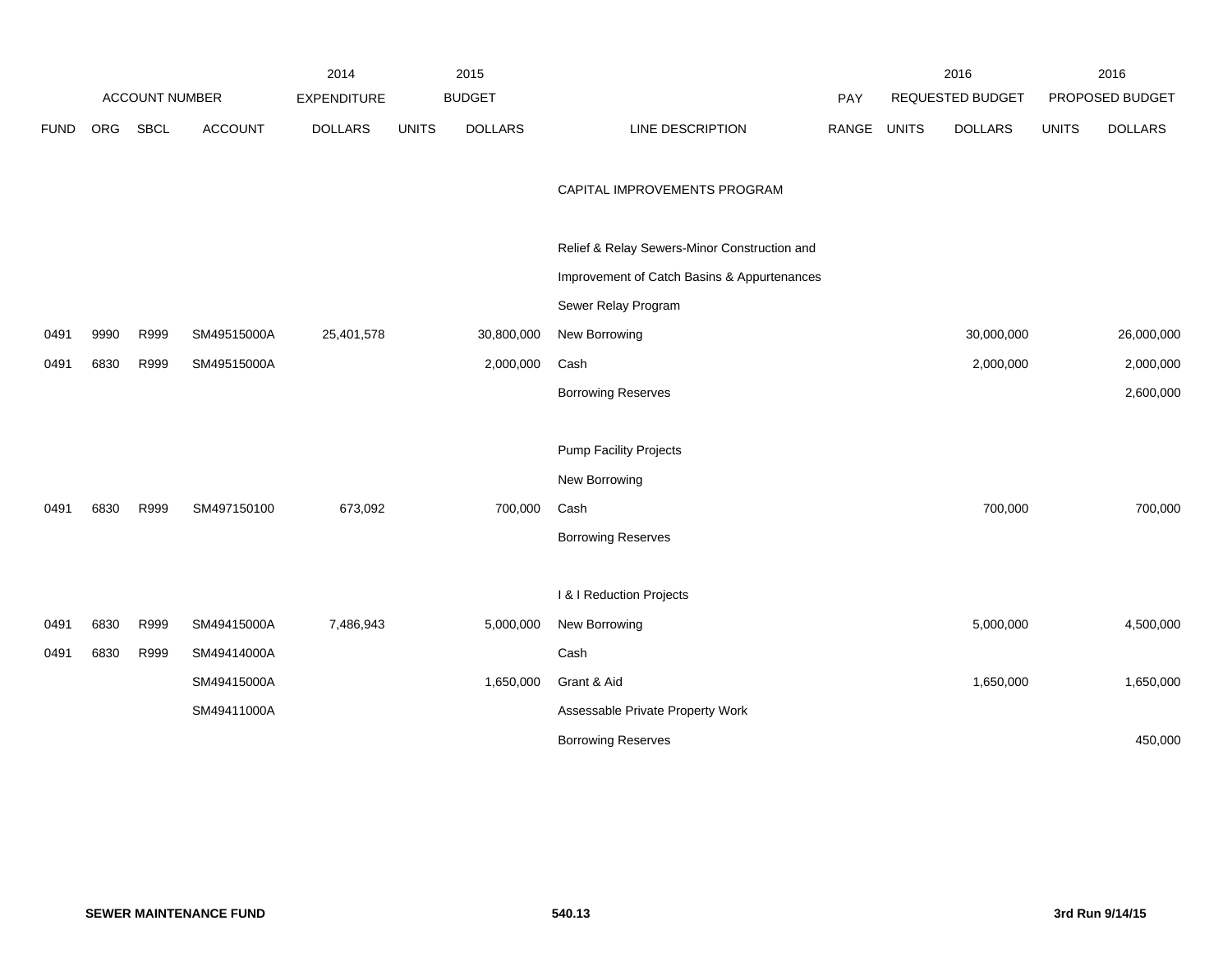| | ACCOUNT NUMBER | | | 2014 EXPENDITURE | 2015 BUDGET | | | PAY | 2016 REQUESTED BUDGET | | 2016 PROPOSED BUDGET | |
|---|---|---|---|---|---|---|---|---|---|---|---|---|
| FUND | ORG | SBCL | ACCOUNT | DOLLARS | UNITS | DOLLARS | LINE DESCRIPTION | RANGE | UNITS | DOLLARS | UNITS | DOLLARS |
| | | | | | | | CAPITAL IMPROVEMENTS PROGRAM | | | | | |
| | | | | | | | Relief & Relay Sewers-Minor Construction and | | | | | |
| | | | | | | | Improvement of Catch Basins & Appurtenances | | | | | |
| | | | | | | | Sewer Relay Program | | | | | |
| 0491 | 9990 | R999 | SM49515000A | 25,401,578 | | 30,800,000 | New Borrowing | | | 30,000,000 | | 26,000,000 |
| 0491 | 6830 | R999 | SM49515000A | | | 2,000,000 | Cash | | | 2,000,000 | | 2,000,000 |
| | | | | | | | Borrowing Reserves | | | | | 2,600,000 |
| | | | | | | | Pump Facility Projects | | | | | |
| | | | | | | | New Borrowing | | | | | |
| 0491 | 6830 | R999 | SM497150100 | 673,092 | | 700,000 | Cash | | | 700,000 | | 700,000 |
| | | | | | | | Borrowing Reserves | | | | | |
| | | | | | | | I & I Reduction Projects | | | | | |
| 0491 | 6830 | R999 | SM49415000A | 7,486,943 | | 5,000,000 | New Borrowing | | | 5,000,000 | | 4,500,000 |
| 0491 | 6830 | R999 | SM49414000A | | | | Cash | | | | | |
| | | | SM49415000A | | | 1,650,000 | Grant & Aid | | | 1,650,000 | | 1,650,000 |
| | | | SM49411000A | | | | Assessable Private Property Work | | | | | |
| | | | | | | | Borrowing Reserves | | | | | 450,000 |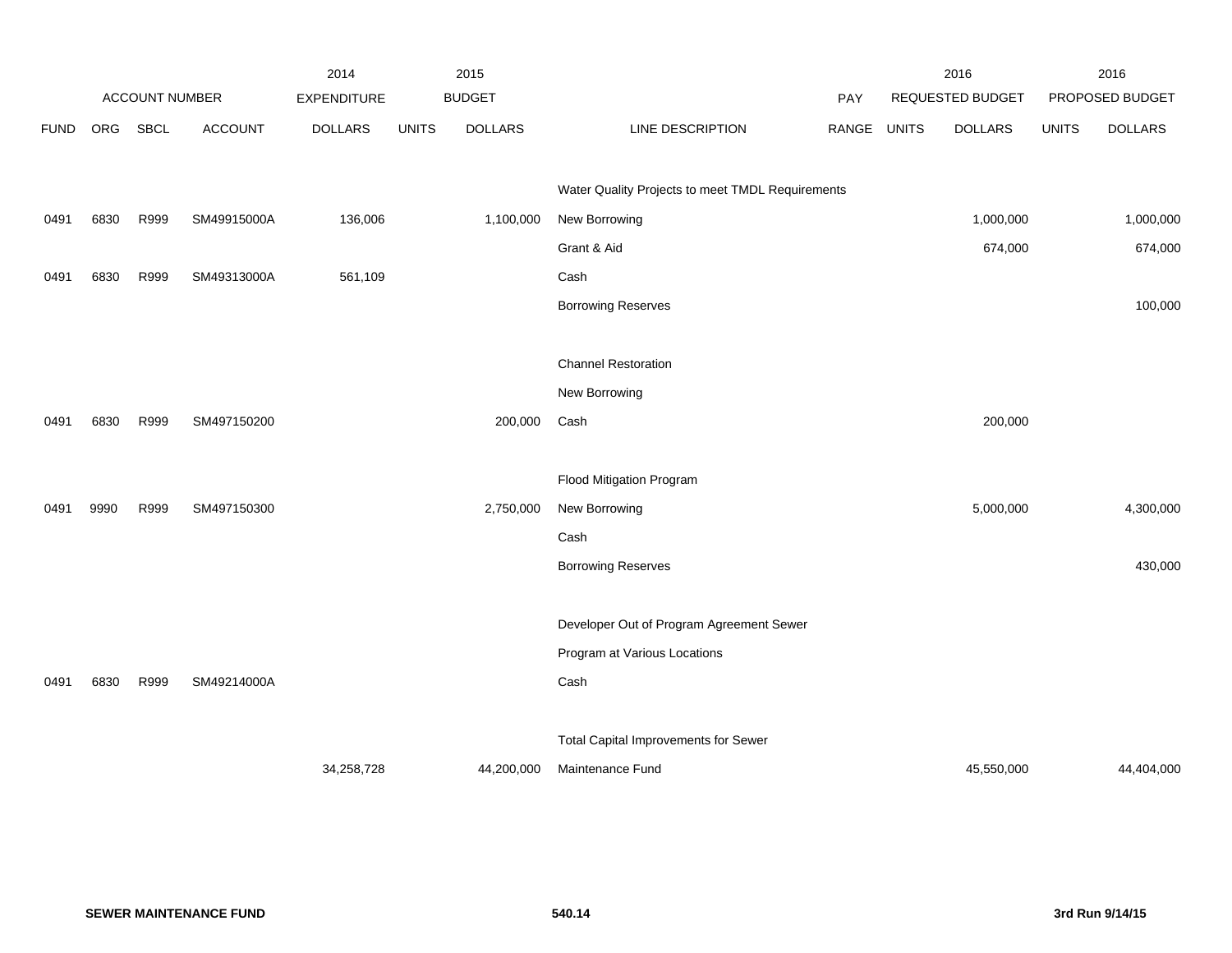| FUND | ORG | SBCL | ACCOUNT | 2014 EXPENDITURE DOLLARS | 2015 BUDGET UNITS | 2015 BUDGET DOLLARS | LINE DESCRIPTION | PAY RANGE | 2016 REQUESTED BUDGET UNITS | 2016 REQUESTED BUDGET DOLLARS | 2016 PROPOSED BUDGET UNITS | 2016 PROPOSED BUDGET DOLLARS |
|---|---|---|---|---|---|---|---|---|---|---|---|---|
| | | | | | | | Water Quality Projects to meet TMDL Requirements | | | | | |
| 0491 | 6830 | R999 | SM49915000A | 136,006 | | 1,100,000 | New Borrowing | | | 1,000,000 | | 1,000,000 |
| | | | | | | | Grant & Aid | | | 674,000 | | 674,000 |
| 0491 | 6830 | R999 | SM49313000A | 561,109 | | | Cash | | | | | |
| | | | | | | | Borrowing Reserves | | | | | 100,000 |
| | | | | | | | Channel Restoration | | | | | |
| | | | | | | | New Borrowing | | | | | |
| 0491 | 6830 | R999 | SM497150200 | | | 200,000 | Cash | | | 200,000 | | |
| | | | | | | | Flood Mitigation Program | | | | | |
| 0491 | 9990 | R999 | SM497150300 | | | 2,750,000 | New Borrowing | | | 5,000,000 | | 4,300,000 |
| | | | | | | | Cash | | | | | |
| | | | | | | | Borrowing Reserves | | | | | 430,000 |
| | | | | | | | Developer Out of Program Agreement Sewer | | | | | |
| | | | | | | | Program at Various Locations | | | | | |
| 0491 | 6830 | R999 | SM49214000A | | | | Cash | | | | | |
| | | | | | | | Total Capital Improvements for Sewer | | | | | |
| | | | | 34,258,728 | | 44,200,000 | Maintenance Fund | | | 45,550,000 | | 44,404,000 |

**SEWER MAINTENANCE FUND** **540.14** **3rd Run 9/14/15**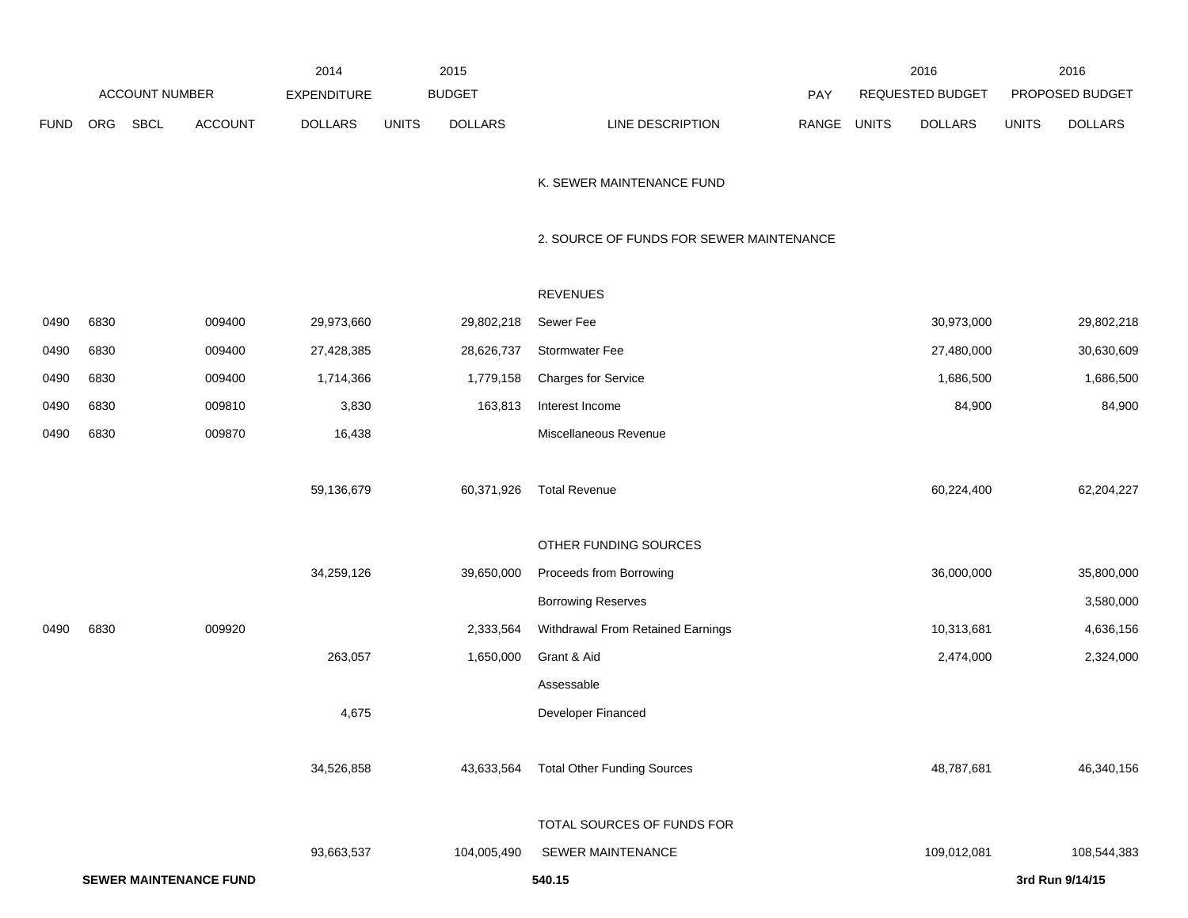| | ACCOUNT NUMBER | | | 2014 EXPENDITURE | 2015 BUDGET | | | PAY | 2016 REQUESTED BUDGET | | 2016 PROPOSED BUDGET | |
|---|---|---|---|---|---|---|---|---|---|---|---|---|
| FUND | ORG | SBCL | ACCOUNT | DOLLARS | UNITS | DOLLARS | LINE DESCRIPTION | RANGE | UNITS | DOLLARS | UNITS | DOLLARS |
| | | | | | | | K. SEWER MAINTENANCE FUND | | | | | |
| | | | | | | | 2. SOURCE OF FUNDS FOR SEWER MAINTENANCE | | | | | |
| | | | | | | | REVENUES | | | | | |
| 0490 | 6830 | | 009400 | 29,973,660 | | 29,802,218 | Sewer Fee | | | 30,973,000 | | 29,802,218 |
| 0490 | 6830 | | 009400 | 27,428,385 | | 28,626,737 | Stormwater Fee | | | 27,480,000 | | 30,630,609 |
| 0490 | 6830 | | 009400 | 1,714,366 | | 1,779,158 | Charges for Service | | | 1,686,500 | | 1,686,500 |
| 0490 | 6830 | | 009810 | 3,830 | | 163,813 | Interest Income | | | 84,900 | | 84,900 |
| 0490 | 6830 | | 009870 | 16,438 | | | Miscellaneous Revenue | | | | | |
| | | | | 59,136,679 | | 60,371,926 | Total Revenue | | | 60,224,400 | | 62,204,227 |
| | | | | | | | OTHER FUNDING SOURCES | | | | | |
| | | | | 34,259,126 | | 39,650,000 | Proceeds from Borrowing | | | 36,000,000 | | 35,800,000 |
| | | | | | | | Borrowing Reserves | | | | | 3,580,000 |
| 0490 | 6830 | | 009920 | | | 2,333,564 | Withdrawal From Retained Earnings | | | 10,313,681 | | 4,636,156 |
| | | | | 263,057 | | 1,650,000 | Grant & Aid | | | 2,474,000 | | 2,324,000 |
| | | | | | | | Assessable | | | | | |
| | | | | 4,675 | | | Developer Financed | | | | | |
| | | | | 34,526,858 | | 43,633,564 | Total Other Funding Sources | | | 48,787,681 | | 46,340,156 |
| | | | | 93,663,537 | | 104,005,490 | TOTAL SOURCES OF FUNDS FOR SEWER MAINTENANCE | | | 109,012,081 | | 108,544,383 |

**SEWER MAINTENANCE FUND** **540.15** **3rd Run 9/14/15**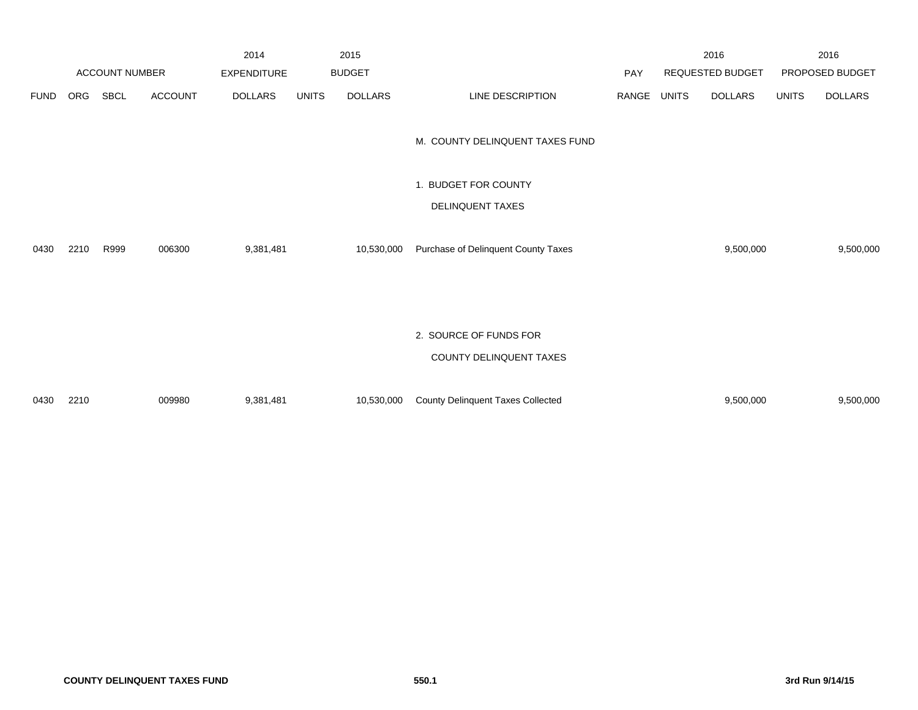| | ACCOUNT NUMBER | | | 2014 EXPENDITURE | 2015 BUDGET | | | PAY | 2016 REQUESTED BUDGET | | 2016 PROPOSED BUDGET | |
|---|---|---|---|---|---|---|---|---|---|---|---|---|
| FUND | ORG | SBCL | ACCOUNT | DOLLARS | UNITS | DOLLARS | LINE DESCRIPTION | RANGE | UNITS | DOLLARS | UNITS | DOLLARS |
| | | | | | | | M. COUNTY DELINQUENT TAXES FUND | | | | | |
| | | | | | | | 1. BUDGET FOR COUNTY DELINQUENT TAXES | | | | | |
| 0430 | 2210 | R999 | 006300 | 9,381,481 | | 10,530,000 | Purchase of Delinquent County Taxes | | | 9,500,000 | | 9,500,000 |
| | | | | | | | 2. SOURCE OF FUNDS FOR COUNTY DELINQUENT TAXES | | | | | |
| 0430 | 2210 | | 009980 | 9,381,481 | | 10,530,000 | County Delinquent Taxes Collected | | | 9,500,000 | | 9,500,000 |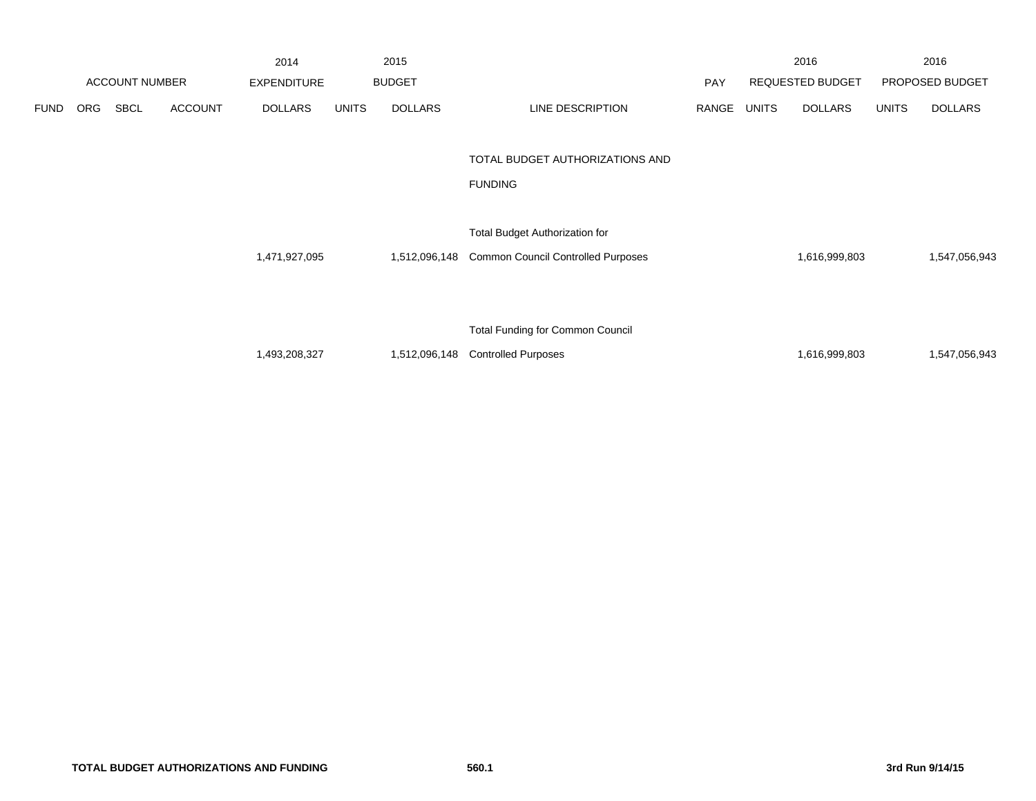| | | | | 2014 | | 2015 | | | | 2016 | | 2016 |
|---|---|---|---|---|---|---|---|---|---|---|---|---|
| ACCOUNT NUMBER | | | | EXPENDITURE | | BUDGET | | PAY | | REQUESTED BUDGET | | PROPOSED BUDGET |
| FUND | ORG | SBCL | ACCOUNT | DOLLARS | UNITS | DOLLARS | LINE DESCRIPTION | RANGE | UNITS | DOLLARS | UNITS | DOLLARS |
| | | | | | | | TOTAL BUDGET AUTHORIZATIONS AND FUNDING | | | | | |
| | | | | 1,471,927,095 | | 1,512,096,148 | Total Budget Authorization for Common Council Controlled Purposes | | | 1,616,999,803 | | 1,547,056,943 |
| | | | | 1,493,208,327 | | 1,512,096,148 | Total Funding for Common Council Controlled Purposes | | | 1,616,999,803 | | 1,547,056,943 |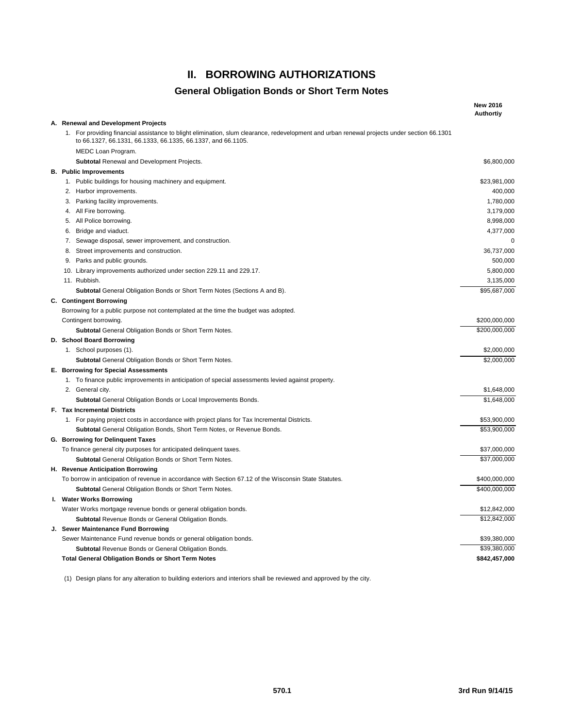# II. BORROWING AUTHORIZATIONS

## General Obligation Bonds or Short Term Notes

| | New 2016 Authortiy |
|---|---|
| **A. Renewal and Development Projects** | |
| 1. For providing financial assistance to blight elimination, slum clearance, redevelopment and urban renewal projects under section 66.1301 to 66.1327, 66.1331, 66.1333, 66.1335, 66.1337, and 66.1105. | |
| MEDC Loan Program. | |
| **Subtotal** Renewal and Development Projects. | $6,800,000 |
| **B. Public Improvements** | |
| 1. Public buildings for housing machinery and equipment. | $23,981,000 |
| 2. Harbor improvements. | 400,000 |
| 3. Parking facility improvements. | 1,780,000 |
| 4. All Fire borrowing. | 3,179,000 |
| 5. All Police borrowing. | 8,998,000 |
| 6. Bridge and viaduct. | 4,377,000 |
| 7. Sewage disposal, sewer improvement, and construction. | 0 |
| 8. Street improvements and construction. | 36,737,000 |
| 9. Parks and public grounds. | 500,000 |
| 10. Library improvements authorized under section 229.11 and 229.17. | 5,800,000 |
| 11. Rubbish. | 3,135,000 |
| **Subtotal** General Obligation Bonds or Short Term Notes (Sections A and B). | $95,687,000 |
| **C. Contingent Borrowing** | |
| Borrowing for a public purpose not contemplated at the time the budget was adopted. | |
| Contingent borrowing. | $200,000,000 |
| **Subtotal** General Obligation Bonds or Short Term Notes. | $200,000,000 |
| **D. School Board Borrowing** | |
| 1. School purposes (1). | $2,000,000 |
| **Subtotal** General Obligation Bonds or Short Term Notes. | $2,000,000 |
| **E. Borrowing for Special Assessments** | |
| 1. To finance public improvements in anticipation of special assessments levied against property. | |
| 2. General city. | $1,648,000 |
| **Subtotal** General Obligation Bonds or Local Improvements Bonds. | $1,648,000 |
| **F. Tax Incremental Districts** | |
| 1. For paying project costs in accordance with project plans for Tax Incremental Districts. | $53,900,000 |
| **Subtotal** General Obligation Bonds, Short Term Notes, or Revenue Bonds. | $53,900,000 |
| **G. Borrowing for Delinquent Taxes** | |
| To finance general city purposes for anticipated delinquent taxes. | $37,000,000 |
| **Subtotal** General Obligation Bonds or Short Term Notes. | $37,000,000 |
| **H. Revenue Anticipation Borrowing** | |
| To borrow in anticipation of revenue in accordance with Section 67.12 of the Wisconsin State Statutes. | $400,000,000 |
| **Subtotal** General Obligation Bonds or Short Term Notes. | $400,000,000 |
| **I. Water Works Borrowing** | |
| Water Works mortgage revenue bonds or general obligation bonds. | $12,842,000 |
| **Subtotal** Revenue Bonds or General Obligation Bonds. | $12,842,000 |
| **J. Sewer Maintenance Fund Borrowing** | |
| Sewer Maintenance Fund revenue bonds or general obligation bonds. | $39,380,000 |
| **Subtotal** Revenue Bonds or General Obligation Bonds. | $39,380,000 |
| **Total General Obligation Bonds or Short Term Notes** | **$842,457,000** |

(1) Design plans for any alteration to building exteriors and interiors shall be reviewed and approved by the city.

570.1 3rd Run 9/14/15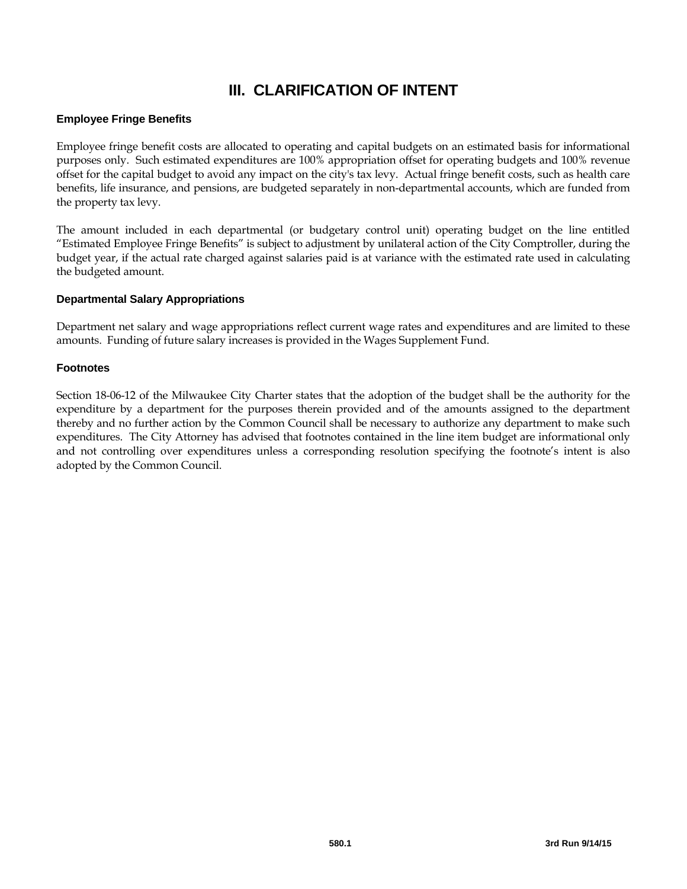# III. CLARIFICATION OF INTENT

### Employee Fringe Benefits

Employee fringe benefit costs are allocated to operating and capital budgets on an estimated basis for informational purposes only. Such estimated expenditures are 100% appropriation offset for operating budgets and 100% revenue offset for the capital budget to avoid any impact on the city's tax levy. Actual fringe benefit costs, such as health care benefits, life insurance, and pensions, are budgeted separately in non-departmental accounts, which are funded from the property tax levy.

The amount included in each departmental (or budgetary control unit) operating budget on the line entitled "Estimated Employee Fringe Benefits" is subject to adjustment by unilateral action of the City Comptroller, during the budget year, if the actual rate charged against salaries paid is at variance with the estimated rate used in calculating the budgeted amount.

### Departmental Salary Appropriations

Department net salary and wage appropriations reflect current wage rates and expenditures and are limited to these amounts. Funding of future salary increases is provided in the Wages Supplement Fund.

### Footnotes

Section 18-06-12 of the Milwaukee City Charter states that the adoption of the budget shall be the authority for the expenditure by a department for the purposes therein provided and of the amounts assigned to the department thereby and no further action by the Common Council shall be necessary to authorize any department to make such expenditures. The City Attorney has advised that footnotes contained in the line item budget are informational only and not controlling over expenditures unless a corresponding resolution specifying the footnote's intent is also adopted by the Common Council.